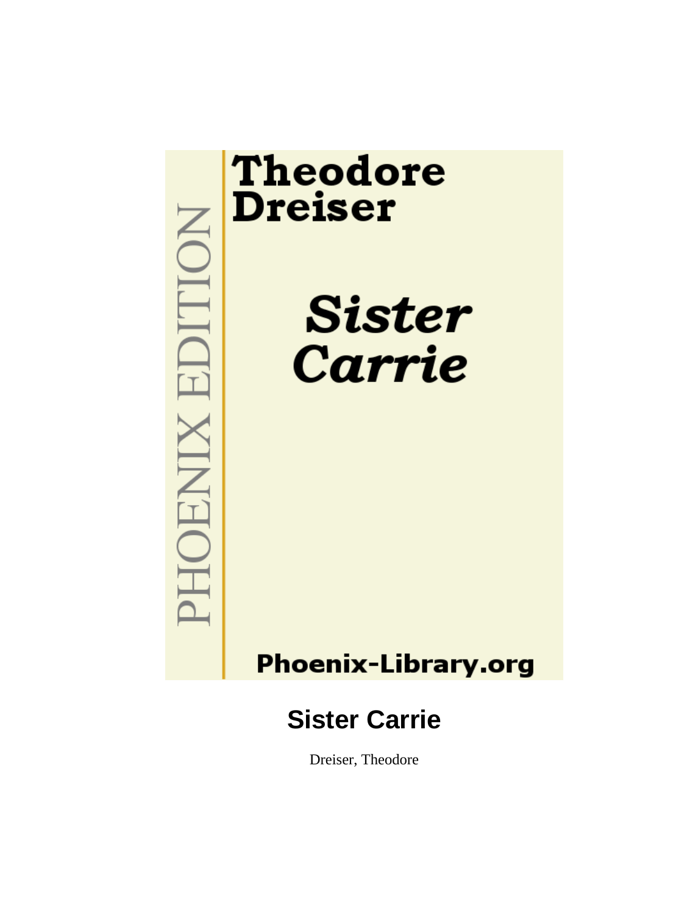PHOENIX EDITION

Theodore Dreiser

*Sister Carrie*

Phoenix-Library.org

# Sister Carrie

Dreiser, Theodore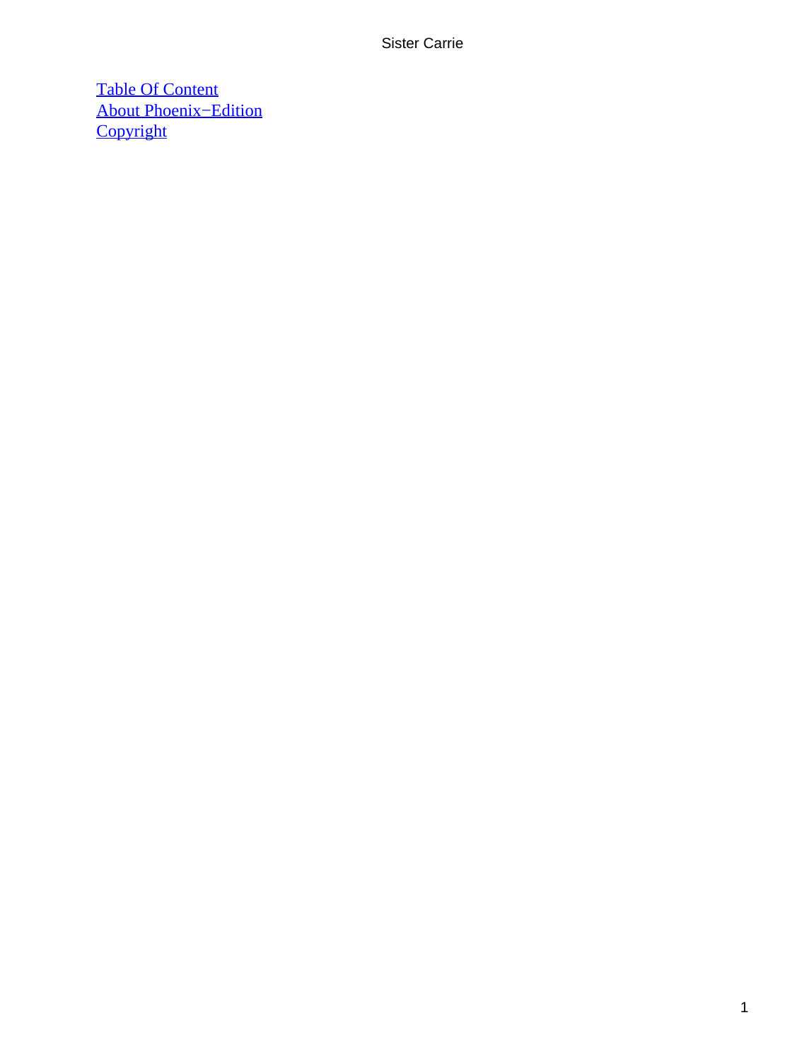[Table Of Content](#)
[About Phoenix−Edition](#)
[Copyright](#)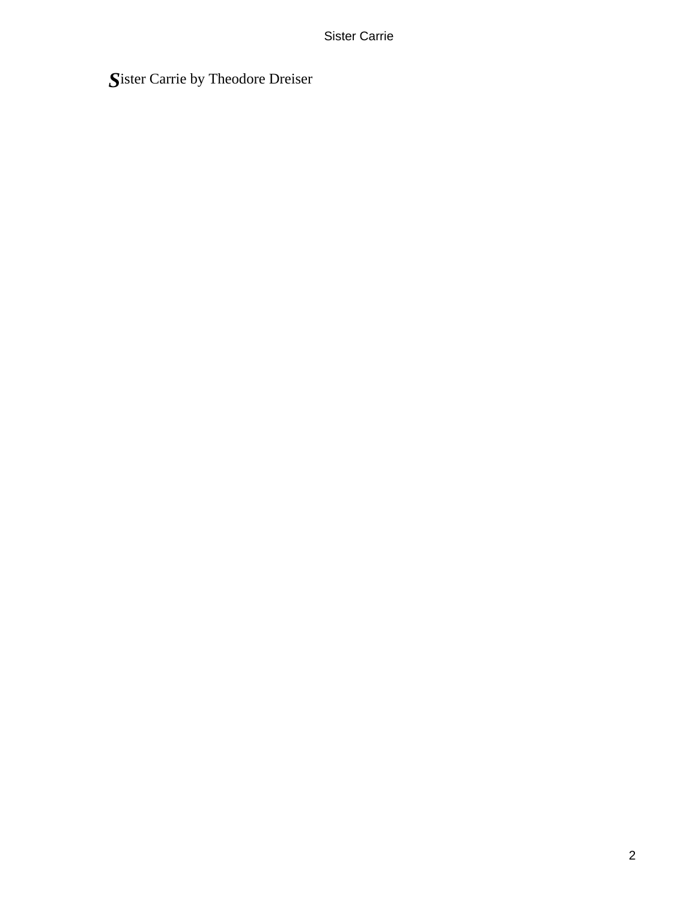Sister Carrie by Theodore Dreiser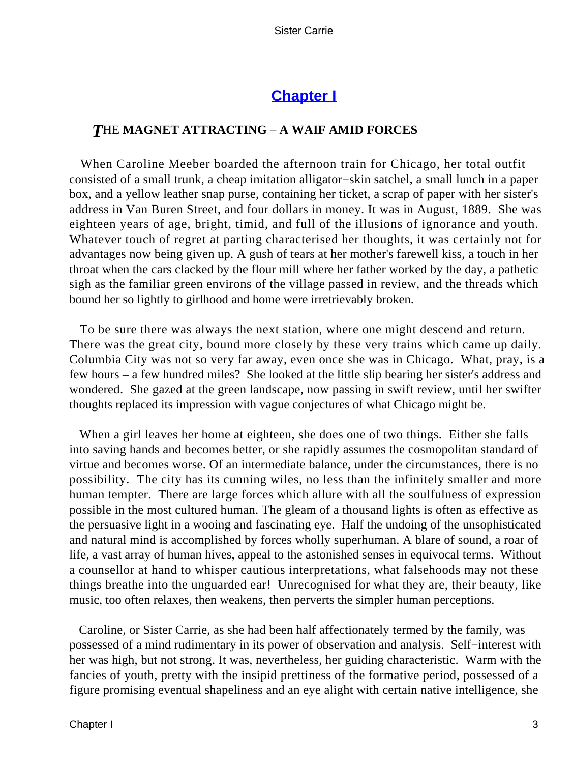## Chapter I

### *T*HE MAGNET ATTRACTING – A WAIF AMID FORCES

When Caroline Meeber boarded the afternoon train for Chicago, her total outfit consisted of a small trunk, a cheap imitation alligator−skin satchel, a small lunch in a paper box, and a yellow leather snap purse, containing her ticket, a scrap of paper with her sister's address in Van Buren Street, and four dollars in money. It was in August, 1889. She was eighteen years of age, bright, timid, and full of the illusions of ignorance and youth. Whatever touch of regret at parting characterised her thoughts, it was certainly not for advantages now being given up. A gush of tears at her mother's farewell kiss, a touch in her throat when the cars clacked by the flour mill where her father worked by the day, a pathetic sigh as the familiar green environs of the village passed in review, and the threads which bound her so lightly to girlhood and home were irretrievably broken.

To be sure there was always the next station, where one might descend and return. There was the great city, bound more closely by these very trains which came up daily. Columbia City was not so very far away, even once she was in Chicago. What, pray, is a few hours – a few hundred miles? She looked at the little slip bearing her sister's address and wondered. She gazed at the green landscape, now passing in swift review, until her swifter thoughts replaced its impression with vague conjectures of what Chicago might be.

When a girl leaves her home at eighteen, she does one of two things. Either she falls into saving hands and becomes better, or she rapidly assumes the cosmopolitan standard of virtue and becomes worse. Of an intermediate balance, under the circumstances, there is no possibility. The city has its cunning wiles, no less than the infinitely smaller and more human tempter. There are large forces which allure with all the soulfulness of expression possible in the most cultured human. The gleam of a thousand lights is often as effective as the persuasive light in a wooing and fascinating eye. Half the undoing of the unsophisticated and natural mind is accomplished by forces wholly superhuman. A blare of sound, a roar of life, a vast array of human hives, appeal to the astonished senses in equivocal terms. Without a counsellor at hand to whisper cautious interpretations, what falsehoods may not these things breathe into the unguarded ear! Unrecognised for what they are, their beauty, like music, too often relaxes, then weakens, then perverts the simpler human perceptions.

Caroline, or Sister Carrie, as she had been half affectionately termed by the family, was possessed of a mind rudimentary in its power of observation and analysis. Self−interest with her was high, but not strong. It was, nevertheless, her guiding characteristic. Warm with the fancies of youth, pretty with the insipid prettiness of the formative period, possessed of a figure promising eventual shapeliness and an eye alight with certain native intelligence, she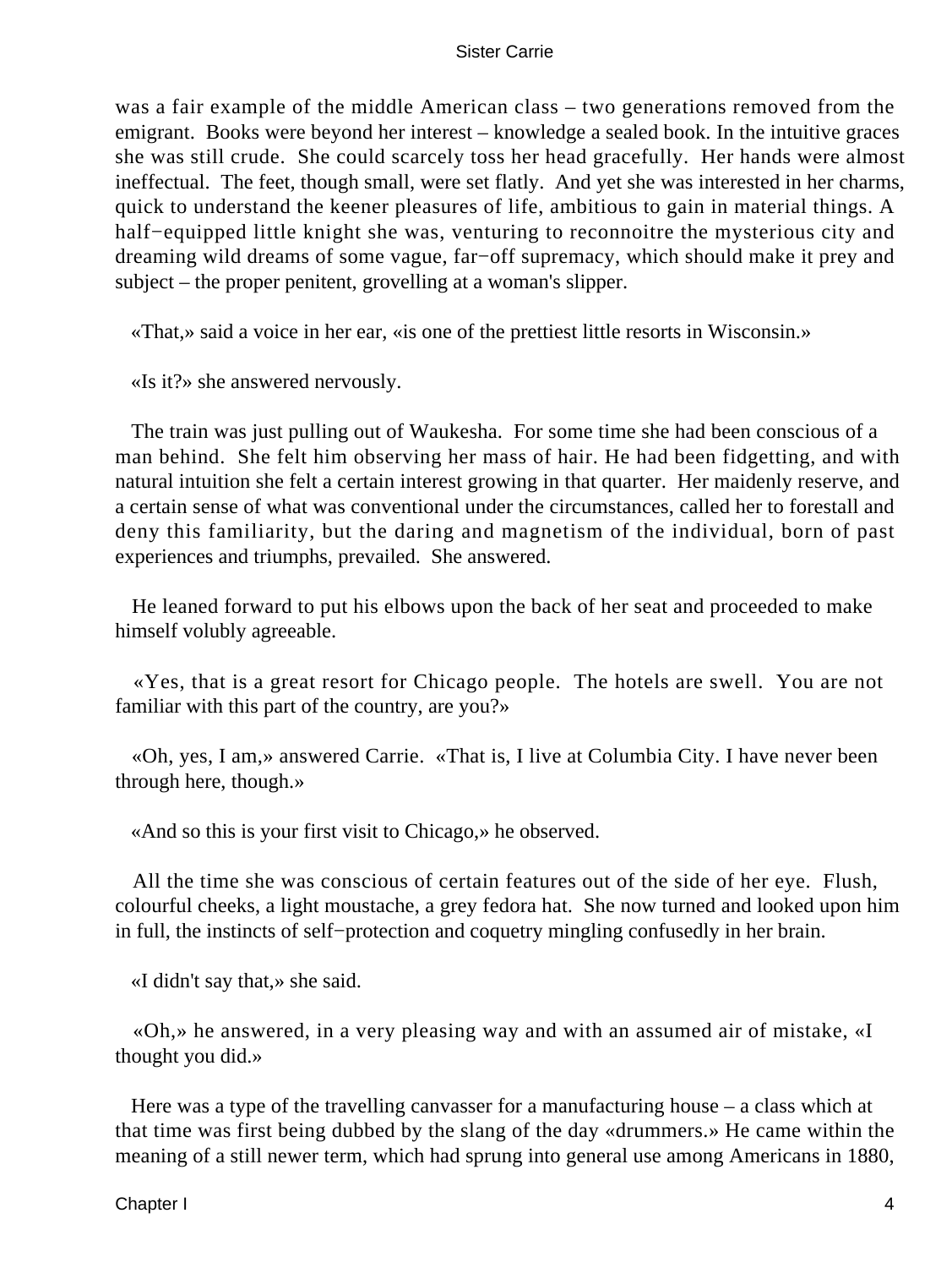was a fair example of the middle American class – two generations removed from the emigrant. Books were beyond her interest – knowledge a sealed book. In the intuitive graces she was still crude. She could scarcely toss her head gracefully. Her hands were almost ineffectual. The feet, though small, were set flatly. And yet she was interested in her charms, quick to understand the keener pleasures of life, ambitious to gain in material things. A half−equipped little knight she was, venturing to reconnoitre the mysterious city and dreaming wild dreams of some vague, far−off supremacy, which should make it prey and subject – the proper penitent, grovelling at a woman's slipper.

«That,» said a voice in her ear, «is one of the prettiest little resorts in Wisconsin.»

«Is it?» she answered nervously.

The train was just pulling out of Waukesha. For some time she had been conscious of a man behind. She felt him observing her mass of hair. He had been fidgetting, and with natural intuition she felt a certain interest growing in that quarter. Her maidenly reserve, and a certain sense of what was conventional under the circumstances, called her to forestall and deny this familiarity, but the daring and magnetism of the individual, born of past experiences and triumphs, prevailed. She answered.

He leaned forward to put his elbows upon the back of her seat and proceeded to make himself volubly agreeable.

«Yes, that is a great resort for Chicago people. The hotels are swell. You are not familiar with this part of the country, are you?»

«Oh, yes, I am,» answered Carrie. «That is, I live at Columbia City. I have never been through here, though.»

«And so this is your first visit to Chicago,» he observed.

All the time she was conscious of certain features out of the side of her eye. Flush, colourful cheeks, a light moustache, a grey fedora hat. She now turned and looked upon him in full, the instincts of self−protection and coquetry mingling confusedly in her brain.

«I didn't say that,» she said.

«Oh,» he answered, in a very pleasing way and with an assumed air of mistake, «I thought you did.»

Here was a type of the travelling canvasser for a manufacturing house – a class which at that time was first being dubbed by the slang of the day «drummers.» He came within the meaning of a still newer term, which had sprung into general use among Americans in 1880,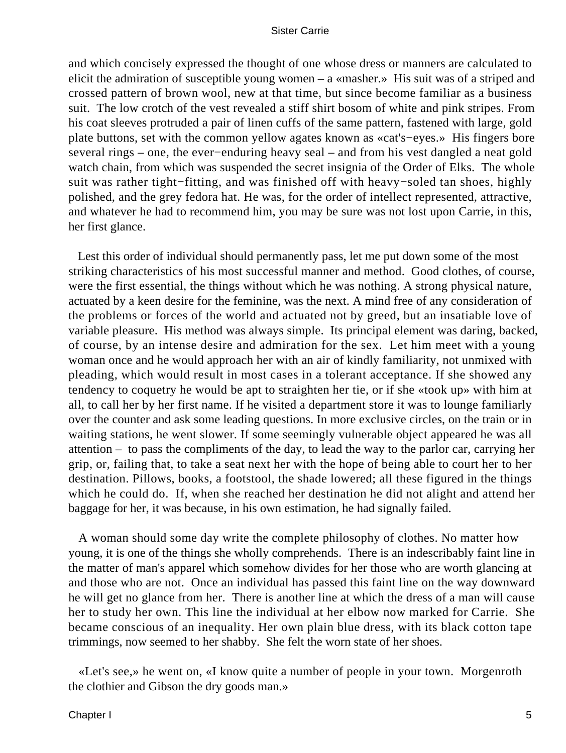and which concisely expressed the thought of one whose dress or manners are calculated to elicit the admiration of susceptible young women – a «masher.» His suit was of a striped and crossed pattern of brown wool, new at that time, but since become familiar as a business suit. The low crotch of the vest revealed a stiff shirt bosom of white and pink stripes. From his coat sleeves protruded a pair of linen cuffs of the same pattern, fastened with large, gold plate buttons, set with the common yellow agates known as «cat's−eyes.» His fingers bore several rings – one, the ever−enduring heavy seal – and from his vest dangled a neat gold watch chain, from which was suspended the secret insignia of the Order of Elks. The whole suit was rather tight−fitting, and was finished off with heavy−soled tan shoes, highly polished, and the grey fedora hat. He was, for the order of intellect represented, attractive, and whatever he had to recommend him, you may be sure was not lost upon Carrie, in this, her first glance.

Lest this order of individual should permanently pass, let me put down some of the most striking characteristics of his most successful manner and method. Good clothes, of course, were the first essential, the things without which he was nothing. A strong physical nature, actuated by a keen desire for the feminine, was the next. A mind free of any consideration of the problems or forces of the world and actuated not by greed, but an insatiable love of variable pleasure. His method was always simple. Its principal element was daring, backed, of course, by an intense desire and admiration for the sex. Let him meet with a young woman once and he would approach her with an air of kindly familiarity, not unmixed with pleading, which would result in most cases in a tolerant acceptance. If she showed any tendency to coquetry he would be apt to straighten her tie, or if she «took up» with him at all, to call her by her first name. If he visited a department store it was to lounge familiarly over the counter and ask some leading questions. In more exclusive circles, on the train or in waiting stations, he went slower. If some seemingly vulnerable object appeared he was all attention – to pass the compliments of the day, to lead the way to the parlor car, carrying her grip, or, failing that, to take a seat next her with the hope of being able to court her to her destination. Pillows, books, a footstool, the shade lowered; all these figured in the things which he could do. If, when she reached her destination he did not alight and attend her baggage for her, it was because, in his own estimation, he had signally failed.

A woman should some day write the complete philosophy of clothes. No matter how young, it is one of the things she wholly comprehends. There is an indescribably faint line in the matter of man's apparel which somehow divides for her those who are worth glancing at and those who are not. Once an individual has passed this faint line on the way downward he will get no glance from her. There is another line at which the dress of a man will cause her to study her own. This line the individual at her elbow now marked for Carrie. She became conscious of an inequality. Her own plain blue dress, with its black cotton tape trimmings, now seemed to her shabby. She felt the worn state of her shoes.

«Let's see,» he went on, «I know quite a number of people in your town. Morgenroth the clothier and Gibson the dry goods man.»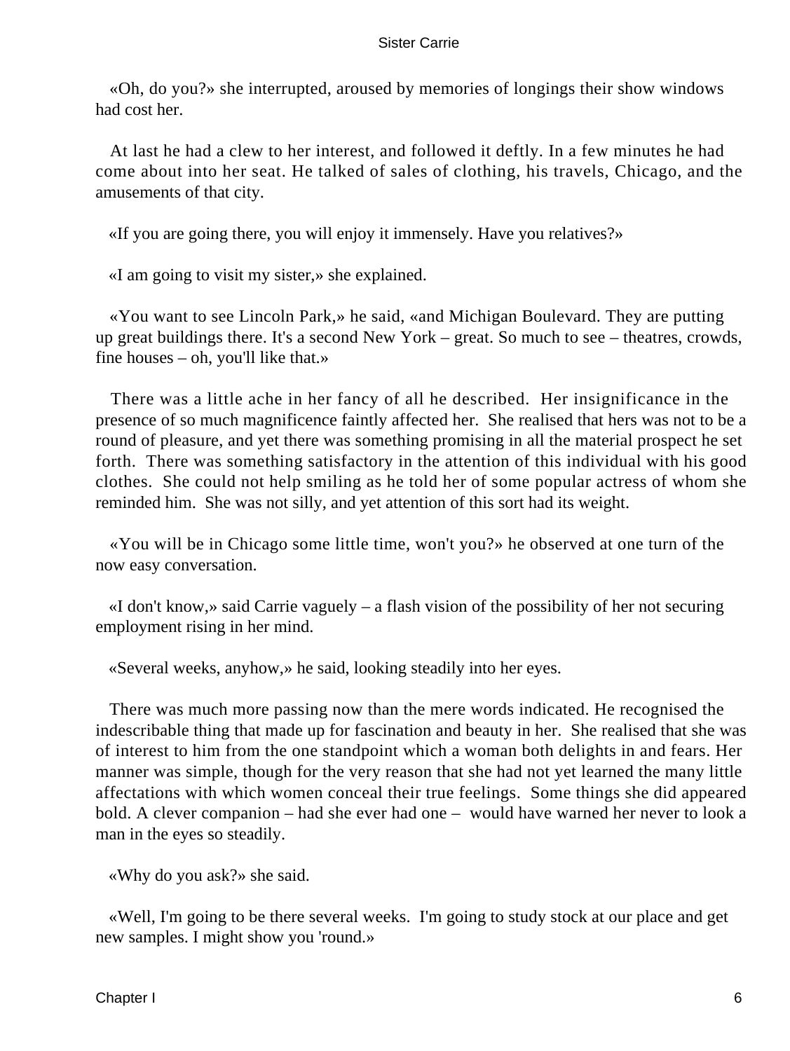«Oh, do you?» she interrupted, aroused by memories of longings their show windows had cost her.

At last he had a clew to her interest, and followed it deftly. In a few minutes he had come about into her seat. He talked of sales of clothing, his travels, Chicago, and the amusements of that city.

«If you are going there, you will enjoy it immensely. Have you relatives?»

«I am going to visit my sister,» she explained.

«You want to see Lincoln Park,» he said, «and Michigan Boulevard. They are putting up great buildings there. It's a second New York – great. So much to see – theatres, crowds, fine houses – oh, you'll like that.»

There was a little ache in her fancy of all he described. Her insignificance in the presence of so much magnificence faintly affected her. She realised that hers was not to be a round of pleasure, and yet there was something promising in all the material prospect he set forth. There was something satisfactory in the attention of this individual with his good clothes. She could not help smiling as he told her of some popular actress of whom she reminded him. She was not silly, and yet attention of this sort had its weight.

«You will be in Chicago some little time, won't you?» he observed at one turn of the now easy conversation.

«I don't know,» said Carrie vaguely – a flash vision of the possibility of her not securing employment rising in her mind.

«Several weeks, anyhow,» he said, looking steadily into her eyes.

There was much more passing now than the mere words indicated. He recognised the indescribable thing that made up for fascination and beauty in her. She realised that she was of interest to him from the one standpoint which a woman both delights in and fears. Her manner was simple, though for the very reason that she had not yet learned the many little affectations with which women conceal their true feelings. Some things she did appeared bold. A clever companion – had she ever had one – would have warned her never to look a man in the eyes so steadily.

«Why do you ask?» she said.

«Well, I'm going to be there several weeks. I'm going to study stock at our place and get new samples. I might show you 'round.»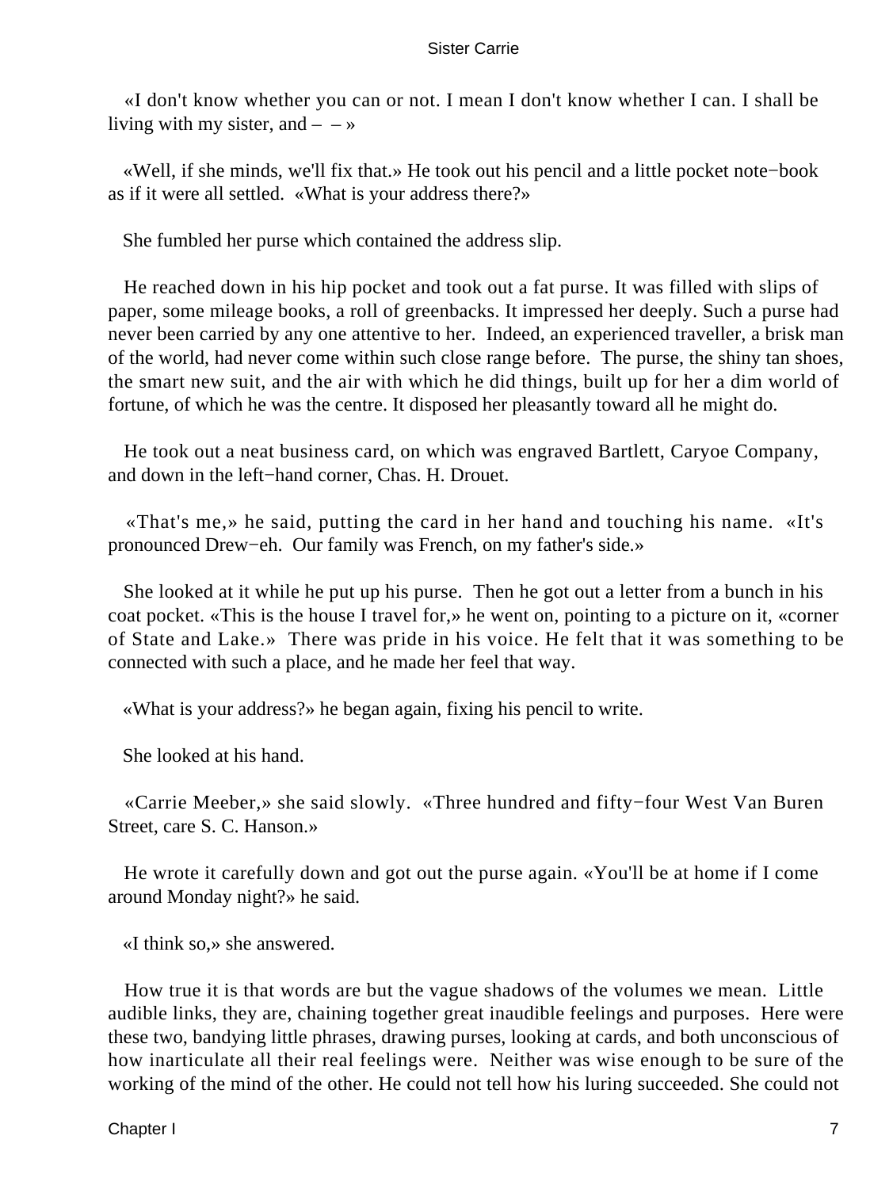«I don't know whether you can or not. I mean I don't know whether I can. I shall be living with my sister, and – – »

«Well, if she minds, we'll fix that.» He took out his pencil and a little pocket note−book as if it were all settled. «What is your address there?»

She fumbled her purse which contained the address slip.

He reached down in his hip pocket and took out a fat purse. It was filled with slips of paper, some mileage books, a roll of greenbacks. It impressed her deeply. Such a purse had never been carried by any one attentive to her. Indeed, an experienced traveller, a brisk man of the world, had never come within such close range before. The purse, the shiny tan shoes, the smart new suit, and the air with which he did things, built up for her a dim world of fortune, of which he was the centre. It disposed her pleasantly toward all he might do.

He took out a neat business card, on which was engraved Bartlett, Caryoe Company, and down in the left−hand corner, Chas. H. Drouet.

«That's me,» he said, putting the card in her hand and touching his name. «It's pronounced Drew−eh. Our family was French, on my father's side.»

She looked at it while he put up his purse. Then he got out a letter from a bunch in his coat pocket. «This is the house I travel for,» he went on, pointing to a picture on it, «corner of State and Lake.» There was pride in his voice. He felt that it was something to be connected with such a place, and he made her feel that way.

«What is your address?» he began again, fixing his pencil to write.

She looked at his hand.

«Carrie Meeber,» she said slowly. «Three hundred and fifty−four West Van Buren Street, care S. C. Hanson.»

He wrote it carefully down and got out the purse again. «You'll be at home if I come around Monday night?» he said.

«I think so,» she answered.

How true it is that words are but the vague shadows of the volumes we mean. Little audible links, they are, chaining together great inaudible feelings and purposes. Here were these two, bandying little phrases, drawing purses, looking at cards, and both unconscious of how inarticulate all their real feelings were. Neither was wise enough to be sure of the working of the mind of the other. He could not tell how his luring succeeded. She could not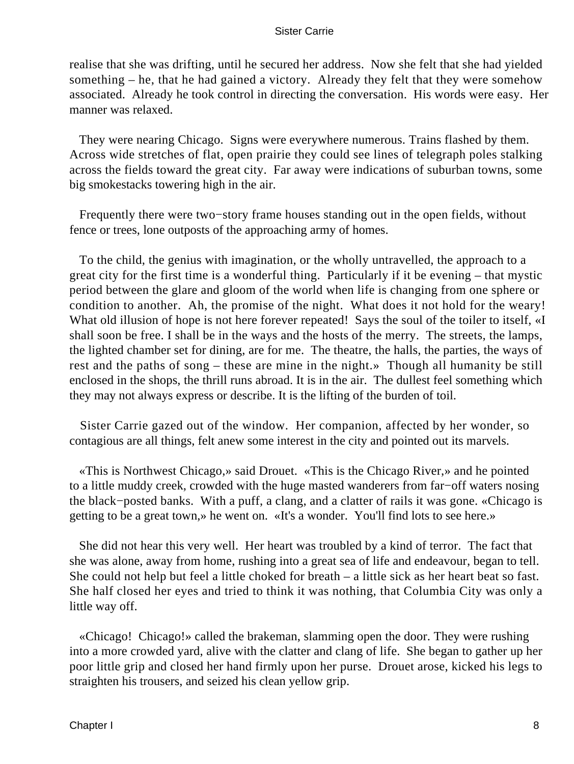realise that she was drifting, until he secured her address. Now she felt that she had yielded something – he, that he had gained a victory. Already they felt that they were somehow associated. Already he took control in directing the conversation. His words were easy. Her manner was relaxed.

They were nearing Chicago. Signs were everywhere numerous. Trains flashed by them. Across wide stretches of flat, open prairie they could see lines of telegraph poles stalking across the fields toward the great city. Far away were indications of suburban towns, some big smokestacks towering high in the air.

Frequently there were two−story frame houses standing out in the open fields, without fence or trees, lone outposts of the approaching army of homes.

To the child, the genius with imagination, or the wholly untravelled, the approach to a great city for the first time is a wonderful thing. Particularly if it be evening – that mystic period between the glare and gloom of the world when life is changing from one sphere or condition to another. Ah, the promise of the night. What does it not hold for the weary! What old illusion of hope is not here forever repeated! Says the soul of the toiler to itself, «I shall soon be free. I shall be in the ways and the hosts of the merry. The streets, the lamps, the lighted chamber set for dining, are for me. The theatre, the halls, the parties, the ways of rest and the paths of song – these are mine in the night.» Though all humanity be still enclosed in the shops, the thrill runs abroad. It is in the air. The dullest feel something which they may not always express or describe. It is the lifting of the burden of toil.

Sister Carrie gazed out of the window. Her companion, affected by her wonder, so contagious are all things, felt anew some interest in the city and pointed out its marvels.

«This is Northwest Chicago,» said Drouet. «This is the Chicago River,» and he pointed to a little muddy creek, crowded with the huge masted wanderers from far−off waters nosing the black−posted banks. With a puff, a clang, and a clatter of rails it was gone. «Chicago is getting to be a great town,» he went on. «It's a wonder. You'll find lots to see here.»

She did not hear this very well. Her heart was troubled by a kind of terror. The fact that she was alone, away from home, rushing into a great sea of life and endeavour, began to tell. She could not help but feel a little choked for breath – a little sick as her heart beat so fast. She half closed her eyes and tried to think it was nothing, that Columbia City was only a little way off.

«Chicago! Chicago!» called the brakeman, slamming open the door. They were rushing into a more crowded yard, alive with the clatter and clang of life. She began to gather up her poor little grip and closed her hand firmly upon her purse. Drouet arose, kicked his legs to straighten his trousers, and seized his clean yellow grip.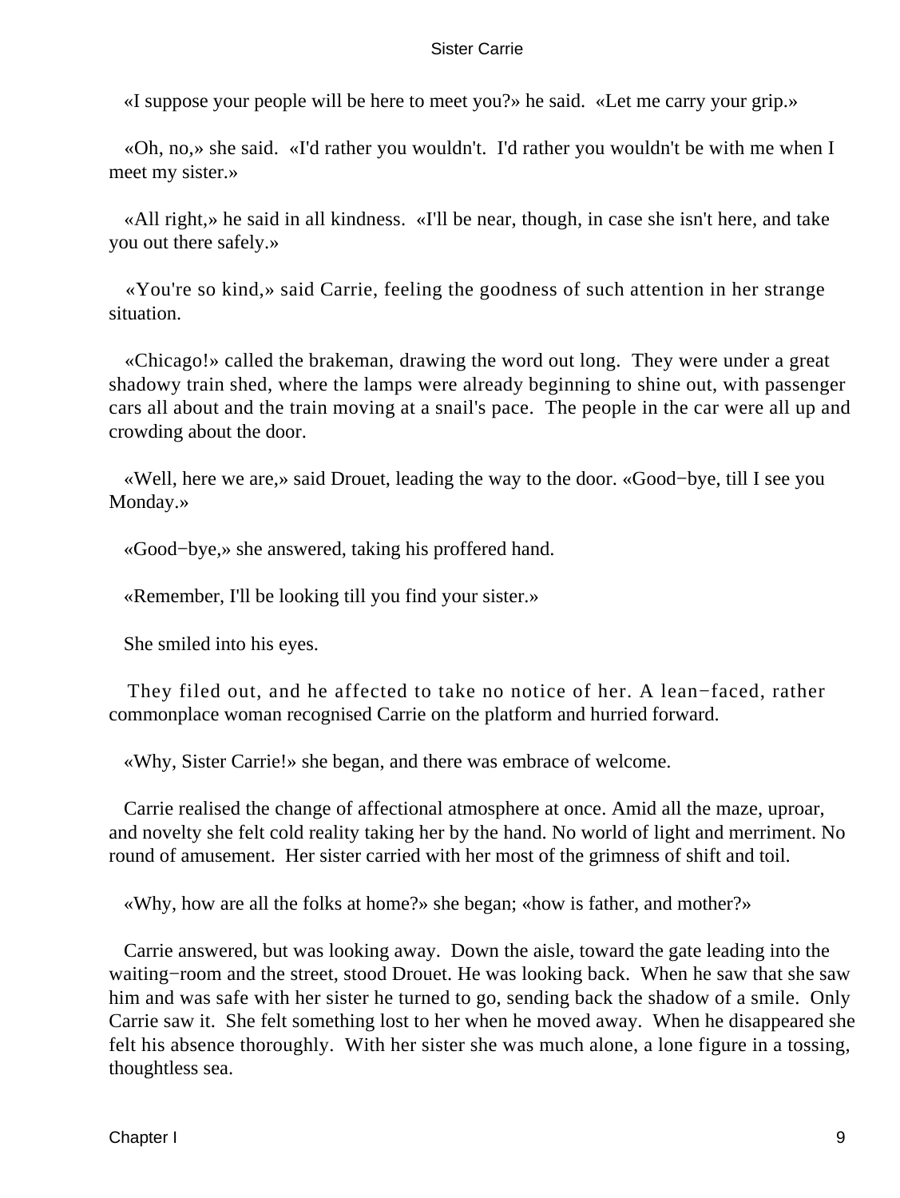«I suppose your people will be here to meet you?» he said. «Let me carry your grip.»

«Oh, no,» she said. «I'd rather you wouldn't. I'd rather you wouldn't be with me when I meet my sister.»

«All right,» he said in all kindness. «I'll be near, though, in case she isn't here, and take you out there safely.»

«You're so kind,» said Carrie, feeling the goodness of such attention in her strange situation.

«Chicago!» called the brakeman, drawing the word out long. They were under a great shadowy train shed, where the lamps were already beginning to shine out, with passenger cars all about and the train moving at a snail's pace. The people in the car were all up and crowding about the door.

«Well, here we are,» said Drouet, leading the way to the door. «Good−bye, till I see you Monday.»

«Good−bye,» she answered, taking his proffered hand.

«Remember, I'll be looking till you find your sister.»

She smiled into his eyes.

They filed out, and he affected to take no notice of her. A lean−faced, rather commonplace woman recognised Carrie on the platform and hurried forward.

«Why, Sister Carrie!» she began, and there was embrace of welcome.

Carrie realised the change of affectional atmosphere at once. Amid all the maze, uproar, and novelty she felt cold reality taking her by the hand. No world of light and merriment. No round of amusement. Her sister carried with her most of the grimness of shift and toil.

«Why, how are all the folks at home?» she began; «how is father, and mother?»

Carrie answered, but was looking away. Down the aisle, toward the gate leading into the waiting−room and the street, stood Drouet. He was looking back. When he saw that she saw him and was safe with her sister he turned to go, sending back the shadow of a smile. Only Carrie saw it. She felt something lost to her when he moved away. When he disappeared she felt his absence thoroughly. With her sister she was much alone, a lone figure in a tossing, thoughtless sea.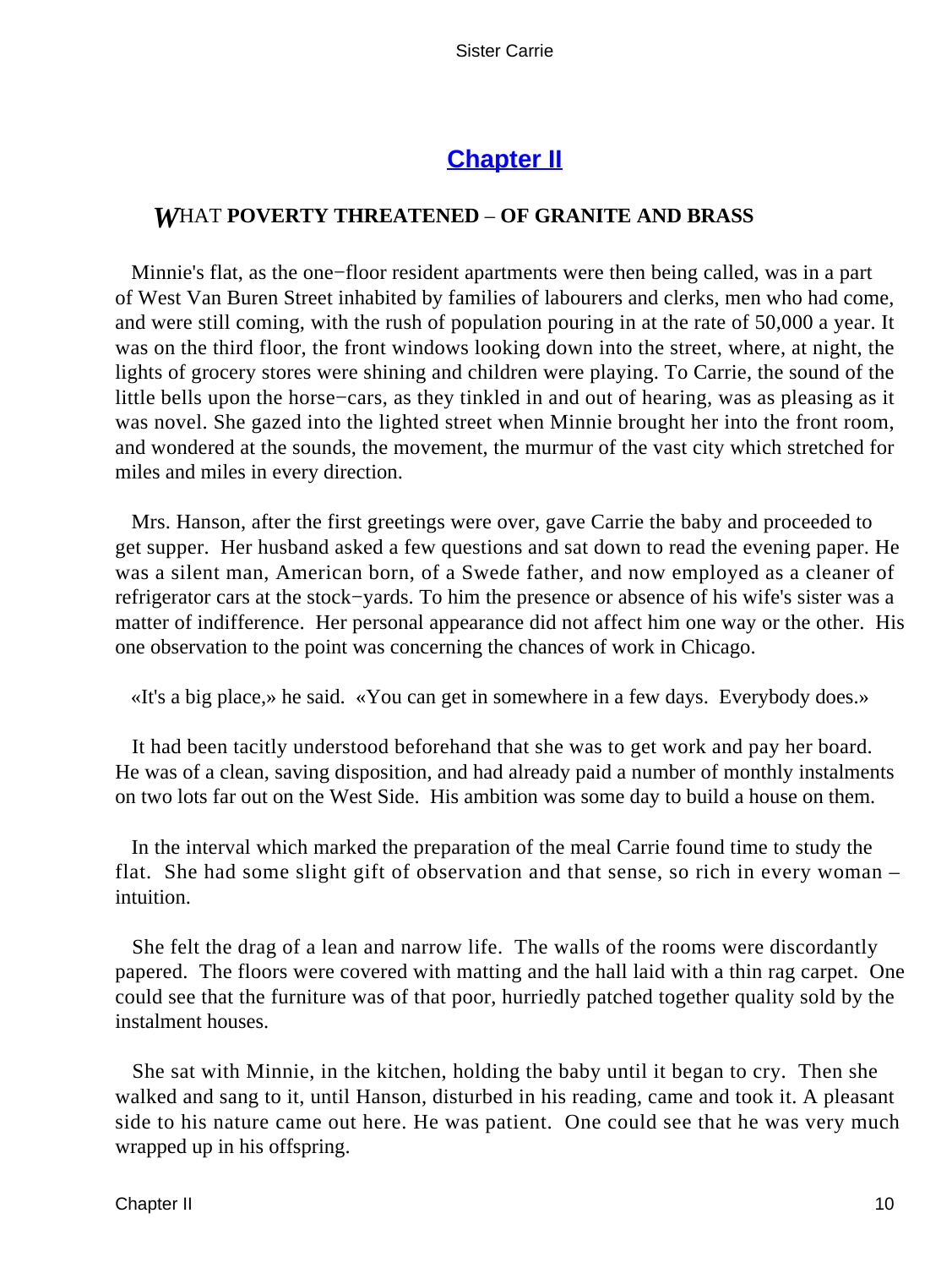## Chapter II

### *W*HAT **POVERTY THREATENED – OF GRANITE AND BRASS**

Minnie's flat, as the one−floor resident apartments were then being called, was in a part of West Van Buren Street inhabited by families of labourers and clerks, men who had come, and were still coming, with the rush of population pouring in at the rate of 50,000 a year. It was on the third floor, the front windows looking down into the street, where, at night, the lights of grocery stores were shining and children were playing. To Carrie, the sound of the little bells upon the horse−cars, as they tinkled in and out of hearing, was as pleasing as it was novel. She gazed into the lighted street when Minnie brought her into the front room, and wondered at the sounds, the movement, the murmur of the vast city which stretched for miles and miles in every direction.

Mrs. Hanson, after the first greetings were over, gave Carrie the baby and proceeded to get supper. Her husband asked a few questions and sat down to read the evening paper. He was a silent man, American born, of a Swede father, and now employed as a cleaner of refrigerator cars at the stock−yards. To him the presence or absence of his wife's sister was a matter of indifference. Her personal appearance did not affect him one way or the other. His one observation to the point was concerning the chances of work in Chicago.

«It's a big place,» he said. «You can get in somewhere in a few days. Everybody does.»

It had been tacitly understood beforehand that she was to get work and pay her board. He was of a clean, saving disposition, and had already paid a number of monthly instalments on two lots far out on the West Side. His ambition was some day to build a house on them.

In the interval which marked the preparation of the meal Carrie found time to study the flat. She had some slight gift of observation and that sense, so rich in every woman – intuition.

She felt the drag of a lean and narrow life. The walls of the rooms were discordantly papered. The floors were covered with matting and the hall laid with a thin rag carpet. One could see that the furniture was of that poor, hurriedly patched together quality sold by the instalment houses.

She sat with Minnie, in the kitchen, holding the baby until it began to cry. Then she walked and sang to it, until Hanson, disturbed in his reading, came and took it. A pleasant side to his nature came out here. He was patient. One could see that he was very much wrapped up in his offspring.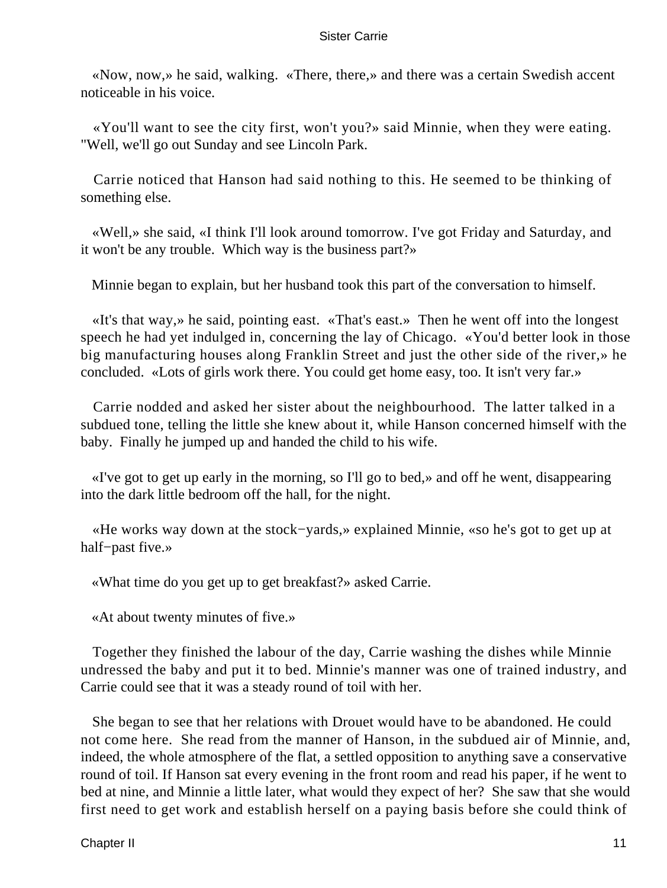«Now, now,» he said, walking. «There, there,» and there was a certain Swedish accent noticeable in his voice.

«You'll want to see the city first, won't you?» said Minnie, when they were eating. "Well, we'll go out Sunday and see Lincoln Park.

Carrie noticed that Hanson had said nothing to this. He seemed to be thinking of something else.

«Well,» she said, «I think I'll look around tomorrow. I've got Friday and Saturday, and it won't be any trouble. Which way is the business part?»

Minnie began to explain, but her husband took this part of the conversation to himself.

«It's that way,» he said, pointing east. «That's east.» Then he went off into the longest speech he had yet indulged in, concerning the lay of Chicago. «You'd better look in those big manufacturing houses along Franklin Street and just the other side of the river,» he concluded. «Lots of girls work there. You could get home easy, too. It isn't very far.»

Carrie nodded and asked her sister about the neighbourhood. The latter talked in a subdued tone, telling the little she knew about it, while Hanson concerned himself with the baby. Finally he jumped up and handed the child to his wife.

«I've got to get up early in the morning, so I'll go to bed,» and off he went, disappearing into the dark little bedroom off the hall, for the night.

«He works way down at the stock−yards,» explained Minnie, «so he's got to get up at half−past five.»

«What time do you get up to get breakfast?» asked Carrie.

«At about twenty minutes of five.»

Together they finished the labour of the day, Carrie washing the dishes while Minnie undressed the baby and put it to bed. Minnie's manner was one of trained industry, and Carrie could see that it was a steady round of toil with her.

She began to see that her relations with Drouet would have to be abandoned. He could not come here. She read from the manner of Hanson, in the subdued air of Minnie, and, indeed, the whole atmosphere of the flat, a settled opposition to anything save a conservative round of toil. If Hanson sat every evening in the front room and read his paper, if he went to bed at nine, and Minnie a little later, what would they expect of her? She saw that she would first need to get work and establish herself on a paying basis before she could think of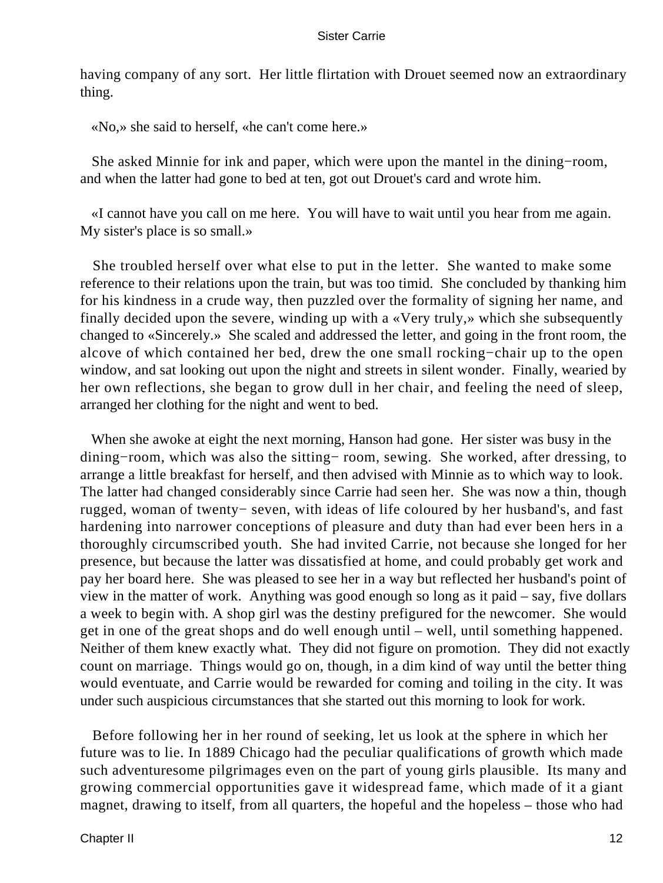having company of any sort. Her little flirtation with Drouet seemed now an extraordinary thing.

«No,» she said to herself, «he can't come here.»

She asked Minnie for ink and paper, which were upon the mantel in the dining−room, and when the latter had gone to bed at ten, got out Drouet's card and wrote him.

«I cannot have you call on me here. You will have to wait until you hear from me again. My sister's place is so small.»

She troubled herself over what else to put in the letter. She wanted to make some reference to their relations upon the train, but was too timid. She concluded by thanking him for his kindness in a crude way, then puzzled over the formality of signing her name, and finally decided upon the severe, winding up with a «Very truly,» which she subsequently changed to «Sincerely.» She scaled and addressed the letter, and going in the front room, the alcove of which contained her bed, drew the one small rocking−chair up to the open window, and sat looking out upon the night and streets in silent wonder. Finally, wearied by her own reflections, she began to grow dull in her chair, and feeling the need of sleep, arranged her clothing for the night and went to bed.

When she awoke at eight the next morning, Hanson had gone. Her sister was busy in the dining−room, which was also the sitting− room, sewing. She worked, after dressing, to arrange a little breakfast for herself, and then advised with Minnie as to which way to look. The latter had changed considerably since Carrie had seen her. She was now a thin, though rugged, woman of twenty− seven, with ideas of life coloured by her husband's, and fast hardening into narrower conceptions of pleasure and duty than had ever been hers in a thoroughly circumscribed youth. She had invited Carrie, not because she longed for her presence, but because the latter was dissatisfied at home, and could probably get work and pay her board here. She was pleased to see her in a way but reflected her husband's point of view in the matter of work. Anything was good enough so long as it paid – say, five dollars a week to begin with. A shop girl was the destiny prefigured for the newcomer. She would get in one of the great shops and do well enough until – well, until something happened. Neither of them knew exactly what. They did not figure on promotion. They did not exactly count on marriage. Things would go on, though, in a dim kind of way until the better thing would eventuate, and Carrie would be rewarded for coming and toiling in the city. It was under such auspicious circumstances that she started out this morning to look for work.

Before following her in her round of seeking, let us look at the sphere in which her future was to lie. In 1889 Chicago had the peculiar qualifications of growth which made such adventuresome pilgrimages even on the part of young girls plausible. Its many and growing commercial opportunities gave it widespread fame, which made of it a giant magnet, drawing to itself, from all quarters, the hopeful and the hopeless – those who had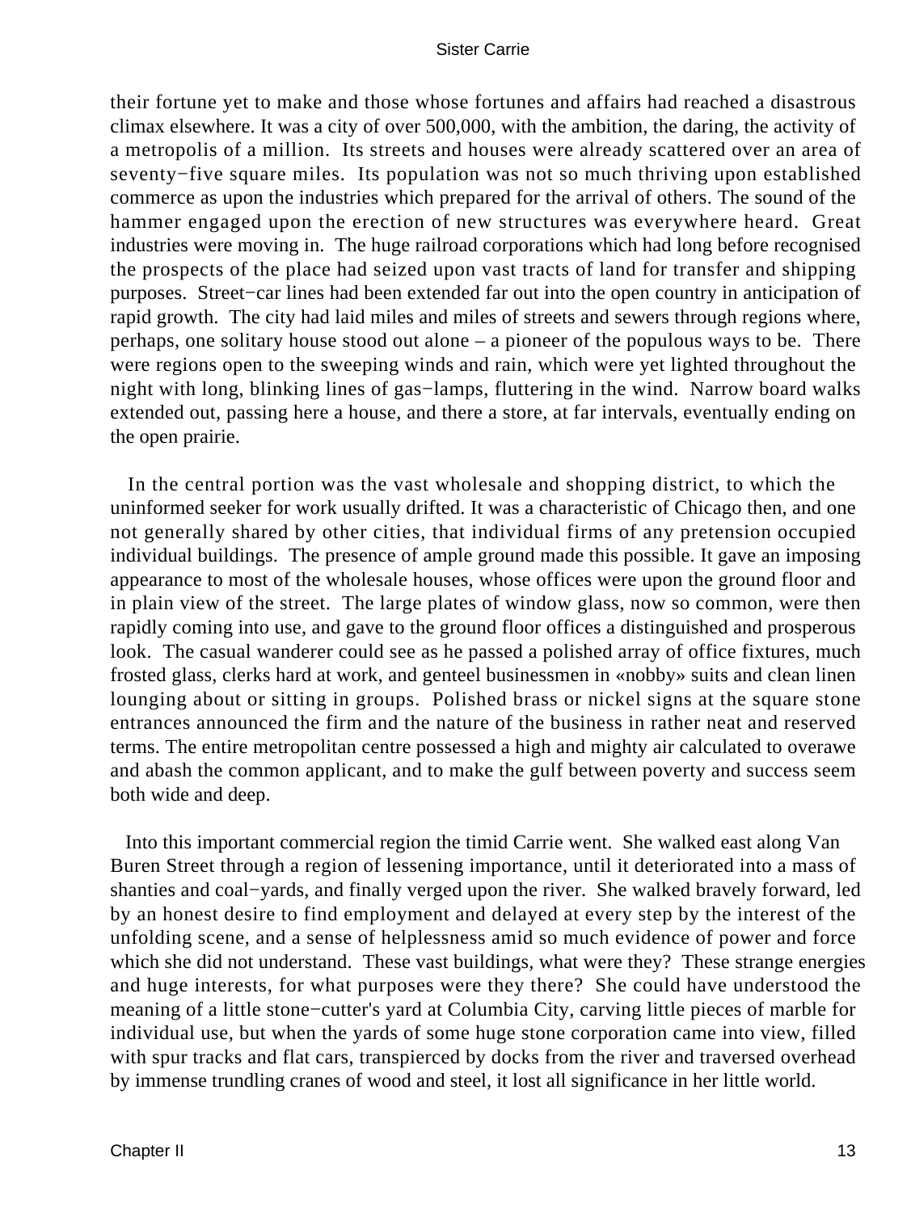their fortune yet to make and those whose fortunes and affairs had reached a disastrous climax elsewhere. It was a city of over 500,000, with the ambition, the daring, the activity of a metropolis of a million. Its streets and houses were already scattered over an area of seventy−five square miles. Its population was not so much thriving upon established commerce as upon the industries which prepared for the arrival of others. The sound of the hammer engaged upon the erection of new structures was everywhere heard. Great industries were moving in. The huge railroad corporations which had long before recognised the prospects of the place had seized upon vast tracts of land for transfer and shipping purposes. Street−car lines had been extended far out into the open country in anticipation of rapid growth. The city had laid miles and miles of streets and sewers through regions where, perhaps, one solitary house stood out alone – a pioneer of the populous ways to be. There were regions open to the sweeping winds and rain, which were yet lighted throughout the night with long, blinking lines of gas−lamps, fluttering in the wind. Narrow board walks extended out, passing here a house, and there a store, at far intervals, eventually ending on the open prairie.

In the central portion was the vast wholesale and shopping district, to which the uninformed seeker for work usually drifted. It was a characteristic of Chicago then, and one not generally shared by other cities, that individual firms of any pretension occupied individual buildings. The presence of ample ground made this possible. It gave an imposing appearance to most of the wholesale houses, whose offices were upon the ground floor and in plain view of the street. The large plates of window glass, now so common, were then rapidly coming into use, and gave to the ground floor offices a distinguished and prosperous look. The casual wanderer could see as he passed a polished array of office fixtures, much frosted glass, clerks hard at work, and genteel businessmen in «nobby» suits and clean linen lounging about or sitting in groups. Polished brass or nickel signs at the square stone entrances announced the firm and the nature of the business in rather neat and reserved terms. The entire metropolitan centre possessed a high and mighty air calculated to overawe and abash the common applicant, and to make the gulf between poverty and success seem both wide and deep.

Into this important commercial region the timid Carrie went. She walked east along Van Buren Street through a region of lessening importance, until it deteriorated into a mass of shanties and coal−yards, and finally verged upon the river. She walked bravely forward, led by an honest desire to find employment and delayed at every step by the interest of the unfolding scene, and a sense of helplessness amid so much evidence of power and force which she did not understand. These vast buildings, what were they? These strange energies and huge interests, for what purposes were they there? She could have understood the meaning of a little stone−cutter's yard at Columbia City, carving little pieces of marble for individual use, but when the yards of some huge stone corporation came into view, filled with spur tracks and flat cars, transpierced by docks from the river and traversed overhead by immense trundling cranes of wood and steel, it lost all significance in her little world.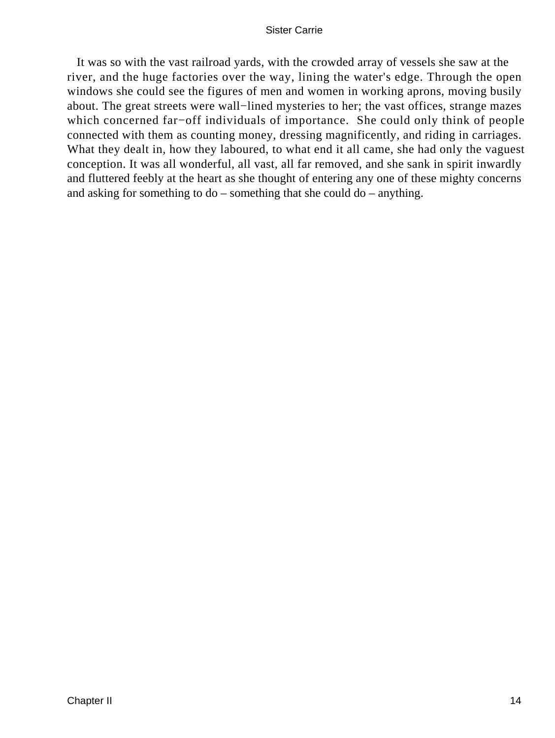It was so with the vast railroad yards, with the crowded array of vessels she saw at the river, and the huge factories over the way, lining the water's edge. Through the open windows she could see the figures of men and women in working aprons, moving busily about. The great streets were wall−lined mysteries to her; the vast offices, strange mazes which concerned far−off individuals of importance. She could only think of people connected with them as counting money, dressing magnificently, and riding in carriages. What they dealt in, how they laboured, to what end it all came, she had only the vaguest conception. It was all wonderful, all vast, all far removed, and she sank in spirit inwardly and fluttered feebly at the heart as she thought of entering any one of these mighty concerns and asking for something to do – something that she could do – anything.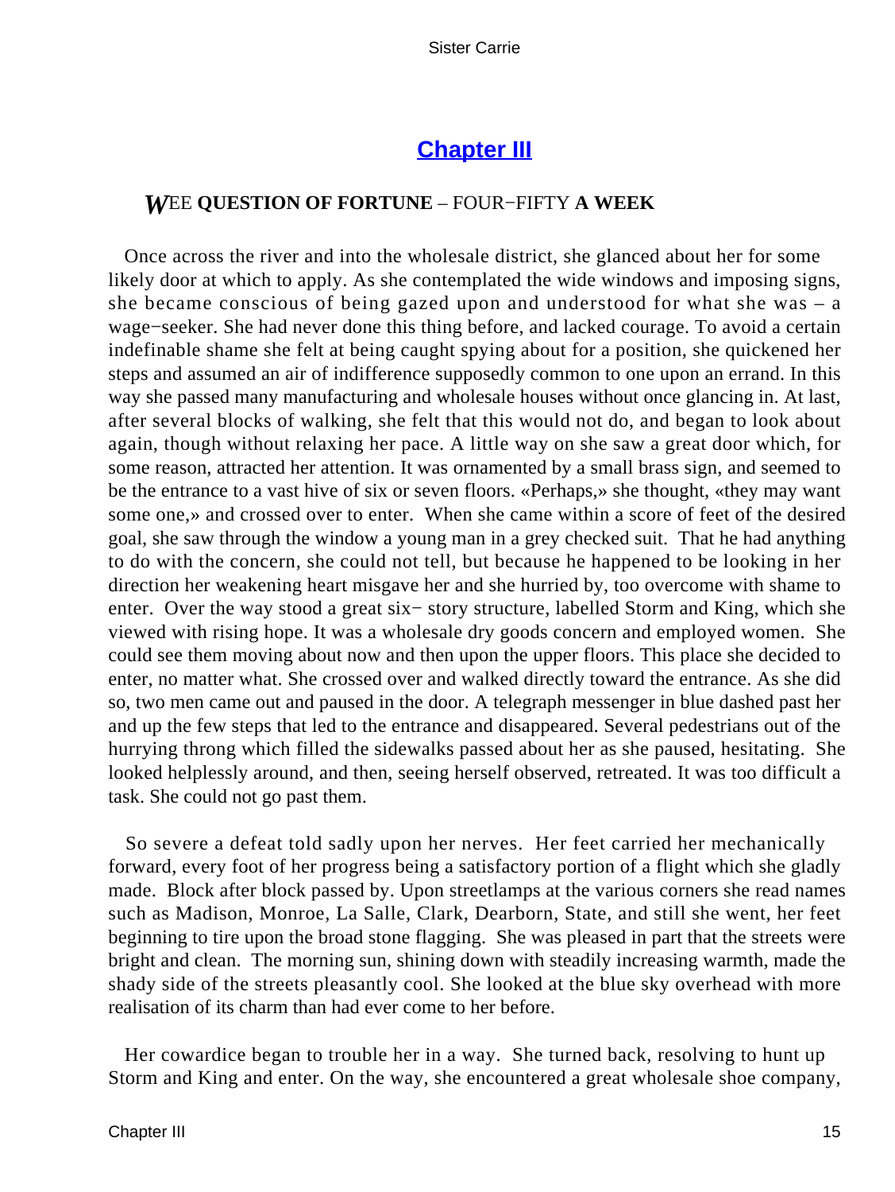## Chapter III

### *W*EE **QUESTION OF FORTUNE** – FOUR−FIFTY **A WEEK**

Once across the river and into the wholesale district, she glanced about her for some likely door at which to apply. As she contemplated the wide windows and imposing signs, she became conscious of being gazed upon and understood for what she was – a wage−seeker. She had never done this thing before, and lacked courage. To avoid a certain indefinable shame she felt at being caught spying about for a position, she quickened her steps and assumed an air of indifference supposedly common to one upon an errand. In this way she passed many manufacturing and wholesale houses without once glancing in. At last, after several blocks of walking, she felt that this would not do, and began to look about again, though without relaxing her pace. A little way on she saw a great door which, for some reason, attracted her attention. It was ornamented by a small brass sign, and seemed to be the entrance to a vast hive of six or seven floors. «Perhaps,» she thought, «they may want some one,» and crossed over to enter. When she came within a score of feet of the desired goal, she saw through the window a young man in a grey checked suit. That he had anything to do with the concern, she could not tell, but because he happened to be looking in her direction her weakening heart misgave her and she hurried by, too overcome with shame to enter. Over the way stood a great six− story structure, labelled Storm and King, which she viewed with rising hope. It was a wholesale dry goods concern and employed women. She could see them moving about now and then upon the upper floors. This place she decided to enter, no matter what. She crossed over and walked directly toward the entrance. As she did so, two men came out and paused in the door. A telegraph messenger in blue dashed past her and up the few steps that led to the entrance and disappeared. Several pedestrians out of the hurrying throng which filled the sidewalks passed about her as she paused, hesitating. She looked helplessly around, and then, seeing herself observed, retreated. It was too difficult a task. She could not go past them.

So severe a defeat told sadly upon her nerves. Her feet carried her mechanically forward, every foot of her progress being a satisfactory portion of a flight which she gladly made. Block after block passed by. Upon streetlamps at the various corners she read names such as Madison, Monroe, La Salle, Clark, Dearborn, State, and still she went, her feet beginning to tire upon the broad stone flagging. She was pleased in part that the streets were bright and clean. The morning sun, shining down with steadily increasing warmth, made the shady side of the streets pleasantly cool. She looked at the blue sky overhead with more realisation of its charm than had ever come to her before.

Her cowardice began to trouble her in a way. She turned back, resolving to hunt up Storm and King and enter. On the way, she encountered a great wholesale shoe company,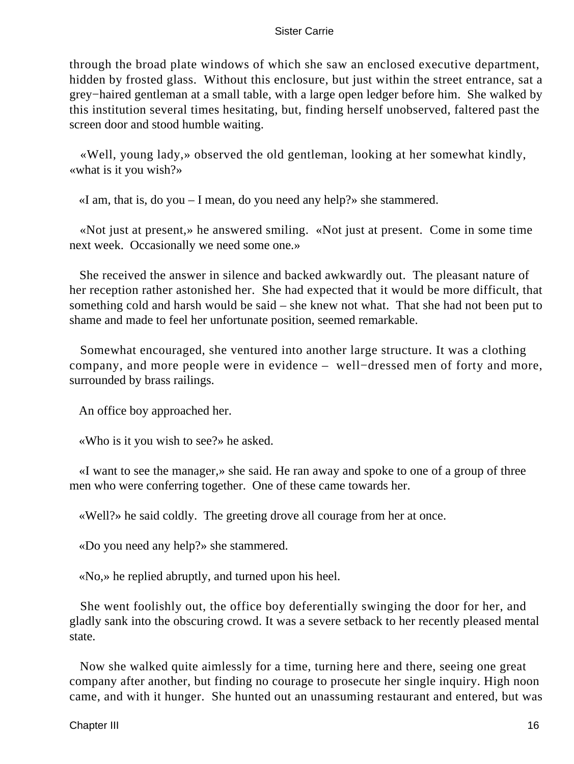through the broad plate windows of which she saw an enclosed executive department, hidden by frosted glass. Without this enclosure, but just within the street entrance, sat a grey−haired gentleman at a small table, with a large open ledger before him. She walked by this institution several times hesitating, but, finding herself unobserved, faltered past the screen door and stood humble waiting.

«Well, young lady,» observed the old gentleman, looking at her somewhat kindly, «what is it you wish?»

«I am, that is, do you – I mean, do you need any help?» she stammered.

«Not just at present,» he answered smiling. «Not just at present. Come in some time next week. Occasionally we need some one.»

She received the answer in silence and backed awkwardly out. The pleasant nature of her reception rather astonished her. She had expected that it would be more difficult, that something cold and harsh would be said – she knew not what. That she had not been put to shame and made to feel her unfortunate position, seemed remarkable.

Somewhat encouraged, she ventured into another large structure. It was a clothing company, and more people were in evidence – well−dressed men of forty and more, surrounded by brass railings.

An office boy approached her.

«Who is it you wish to see?» he asked.

«I want to see the manager,» she said. He ran away and spoke to one of a group of three men who were conferring together. One of these came towards her.

«Well?» he said coldly. The greeting drove all courage from her at once.

«Do you need any help?» she stammered.

«No,» he replied abruptly, and turned upon his heel.

She went foolishly out, the office boy deferentially swinging the door for her, and gladly sank into the obscuring crowd. It was a severe setback to her recently pleased mental state.

Now she walked quite aimlessly for a time, turning here and there, seeing one great company after another, but finding no courage to prosecute her single inquiry. High noon came, and with it hunger. She hunted out an unassuming restaurant and entered, but was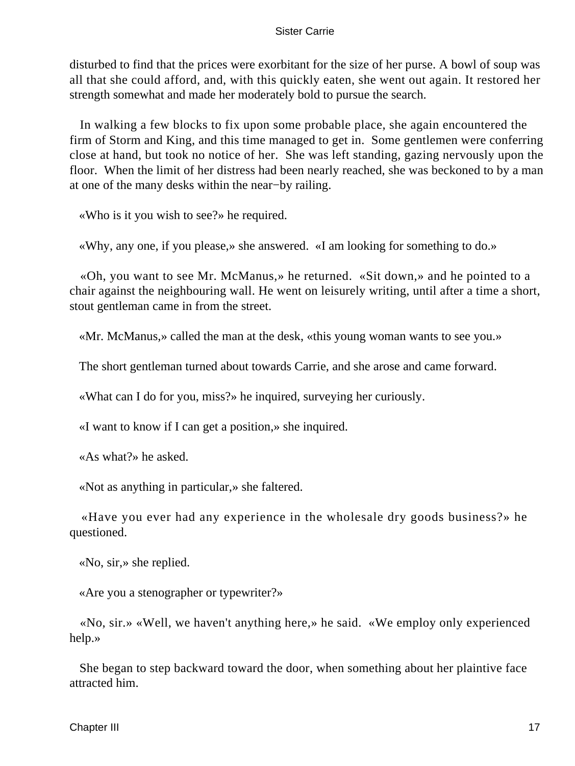disturbed to find that the prices were exorbitant for the size of her purse. A bowl of soup was all that she could afford, and, with this quickly eaten, she went out again. It restored her strength somewhat and made her moderately bold to pursue the search.

In walking a few blocks to fix upon some probable place, she again encountered the firm of Storm and King, and this time managed to get in. Some gentlemen were conferring close at hand, but took no notice of her. She was left standing, gazing nervously upon the floor. When the limit of her distress had been nearly reached, she was beckoned to by a man at one of the many desks within the near−by railing.

«Who is it you wish to see?» he required.

«Why, any one, if you please,» she answered. «I am looking for something to do.»

«Oh, you want to see Mr. McManus,» he returned. «Sit down,» and he pointed to a chair against the neighbouring wall. He went on leisurely writing, until after a time a short, stout gentleman came in from the street.

«Mr. McManus,» called the man at the desk, «this young woman wants to see you.»

The short gentleman turned about towards Carrie, and she arose and came forward.

«What can I do for you, miss?» he inquired, surveying her curiously.

«I want to know if I can get a position,» she inquired.

«As what?» he asked.

«Not as anything in particular,» she faltered.

«Have you ever had any experience in the wholesale dry goods business?» he questioned.

«No, sir,» she replied.

«Are you a stenographer or typewriter?»

«No, sir.» «Well, we haven't anything here,» he said. «We employ only experienced help.»

She began to step backward toward the door, when something about her plaintive face attracted him.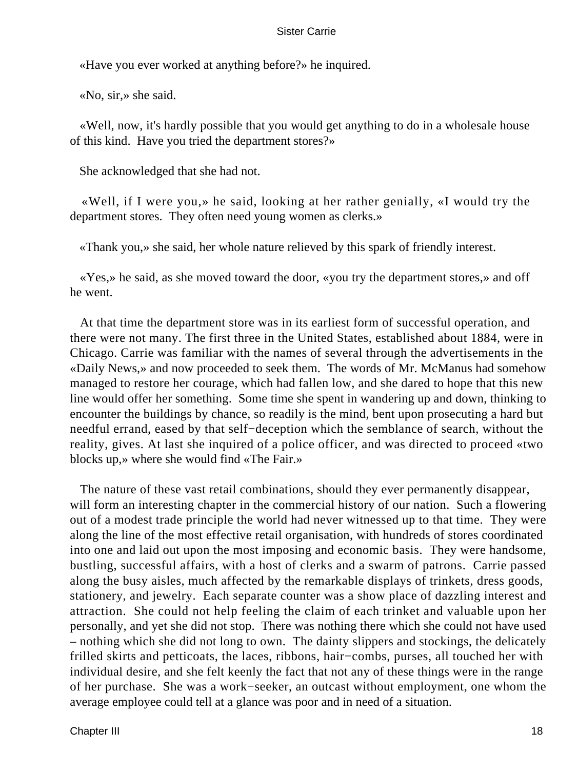«Have you ever worked at anything before?» he inquired.

«No, sir,» she said.

«Well, now, it's hardly possible that you would get anything to do in a wholesale house of this kind. Have you tried the department stores?»

She acknowledged that she had not.

«Well, if I were you,» he said, looking at her rather genially, «I would try the department stores. They often need young women as clerks.»

«Thank you,» she said, her whole nature relieved by this spark of friendly interest.

«Yes,» he said, as she moved toward the door, «you try the department stores,» and off he went.

At that time the department store was in its earliest form of successful operation, and there were not many. The first three in the United States, established about 1884, were in Chicago. Carrie was familiar with the names of several through the advertisements in the «Daily News,» and now proceeded to seek them. The words of Mr. McManus had somehow managed to restore her courage, which had fallen low, and she dared to hope that this new line would offer her something. Some time she spent in wandering up and down, thinking to encounter the buildings by chance, so readily is the mind, bent upon prosecuting a hard but needful errand, eased by that self−deception which the semblance of search, without the reality, gives. At last she inquired of a police officer, and was directed to proceed «two blocks up,» where she would find «The Fair.»

The nature of these vast retail combinations, should they ever permanently disappear, will form an interesting chapter in the commercial history of our nation. Such a flowering out of a modest trade principle the world had never witnessed up to that time. They were along the line of the most effective retail organisation, with hundreds of stores coordinated into one and laid out upon the most imposing and economic basis. They were handsome, bustling, successful affairs, with a host of clerks and a swarm of patrons. Carrie passed along the busy aisles, much affected by the remarkable displays of trinkets, dress goods, stationery, and jewelry. Each separate counter was a show place of dazzling interest and attraction. She could not help feeling the claim of each trinket and valuable upon her personally, and yet she did not stop. There was nothing there which she could not have used – nothing which she did not long to own. The dainty slippers and stockings, the delicately frilled skirts and petticoats, the laces, ribbons, hair−combs, purses, all touched her with individual desire, and she felt keenly the fact that not any of these things were in the range of her purchase. She was a work−seeker, an outcast without employment, one whom the average employee could tell at a glance was poor and in need of a situation.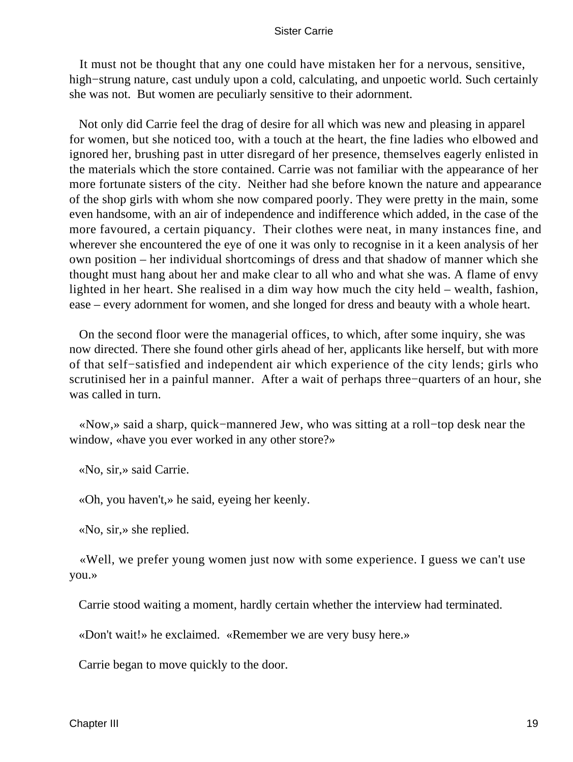It must not be thought that any one could have mistaken her for a nervous, sensitive, high−strung nature, cast unduly upon a cold, calculating, and unpoetic world. Such certainly she was not. But women are peculiarly sensitive to their adornment.

Not only did Carrie feel the drag of desire for all which was new and pleasing in apparel for women, but she noticed too, with a touch at the heart, the fine ladies who elbowed and ignored her, brushing past in utter disregard of her presence, themselves eagerly enlisted in the materials which the store contained. Carrie was not familiar with the appearance of her more fortunate sisters of the city. Neither had she before known the nature and appearance of the shop girls with whom she now compared poorly. They were pretty in the main, some even handsome, with an air of independence and indifference which added, in the case of the more favoured, a certain piquancy. Their clothes were neat, in many instances fine, and wherever she encountered the eye of one it was only to recognise in it a keen analysis of her own position – her individual shortcomings of dress and that shadow of manner which she thought must hang about her and make clear to all who and what she was. A flame of envy lighted in her heart. She realised in a dim way how much the city held – wealth, fashion, ease – every adornment for women, and she longed for dress and beauty with a whole heart.

On the second floor were the managerial offices, to which, after some inquiry, she was now directed. There she found other girls ahead of her, applicants like herself, but with more of that self−satisfied and independent air which experience of the city lends; girls who scrutinised her in a painful manner. After a wait of perhaps three−quarters of an hour, she was called in turn.

«Now,» said a sharp, quick−mannered Jew, who was sitting at a roll−top desk near the window, «have you ever worked in any other store?»

«No, sir,» said Carrie.

«Oh, you haven't,» he said, eyeing her keenly.

«No, sir,» she replied.

«Well, we prefer young women just now with some experience. I guess we can't use you.»

Carrie stood waiting a moment, hardly certain whether the interview had terminated.

«Don't wait!» he exclaimed. «Remember we are very busy here.»

Carrie began to move quickly to the door.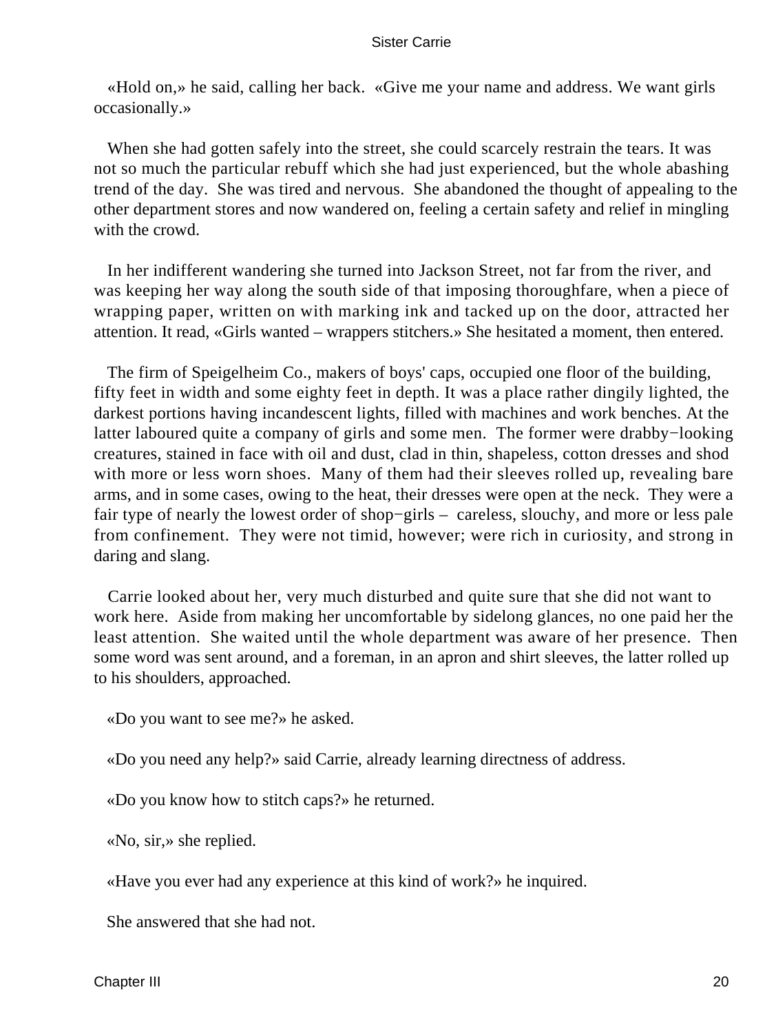«Hold on,» he said, calling her back. «Give me your name and address. We want girls occasionally.»

When she had gotten safely into the street, she could scarcely restrain the tears. It was not so much the particular rebuff which she had just experienced, but the whole abashing trend of the day. She was tired and nervous. She abandoned the thought of appealing to the other department stores and now wandered on, feeling a certain safety and relief in mingling with the crowd.

In her indifferent wandering she turned into Jackson Street, not far from the river, and was keeping her way along the south side of that imposing thoroughfare, when a piece of wrapping paper, written on with marking ink and tacked up on the door, attracted her attention. It read, «Girls wanted – wrappers stitchers.» She hesitated a moment, then entered.

The firm of Speigelheim Co., makers of boys' caps, occupied one floor of the building, fifty feet in width and some eighty feet in depth. It was a place rather dingily lighted, the darkest portions having incandescent lights, filled with machines and work benches. At the latter laboured quite a company of girls and some men. The former were drabby−looking creatures, stained in face with oil and dust, clad in thin, shapeless, cotton dresses and shod with more or less worn shoes. Many of them had their sleeves rolled up, revealing bare arms, and in some cases, owing to the heat, their dresses were open at the neck. They were a fair type of nearly the lowest order of shop−girls – careless, slouchy, and more or less pale from confinement. They were not timid, however; were rich in curiosity, and strong in daring and slang.

Carrie looked about her, very much disturbed and quite sure that she did not want to work here. Aside from making her uncomfortable by sidelong glances, no one paid her the least attention. She waited until the whole department was aware of her presence. Then some word was sent around, and a foreman, in an apron and shirt sleeves, the latter rolled up to his shoulders, approached.

«Do you want to see me?» he asked.

«Do you need any help?» said Carrie, already learning directness of address.

«Do you know how to stitch caps?» he returned.

«No, sir,» she replied.

«Have you ever had any experience at this kind of work?» he inquired.

She answered that she had not.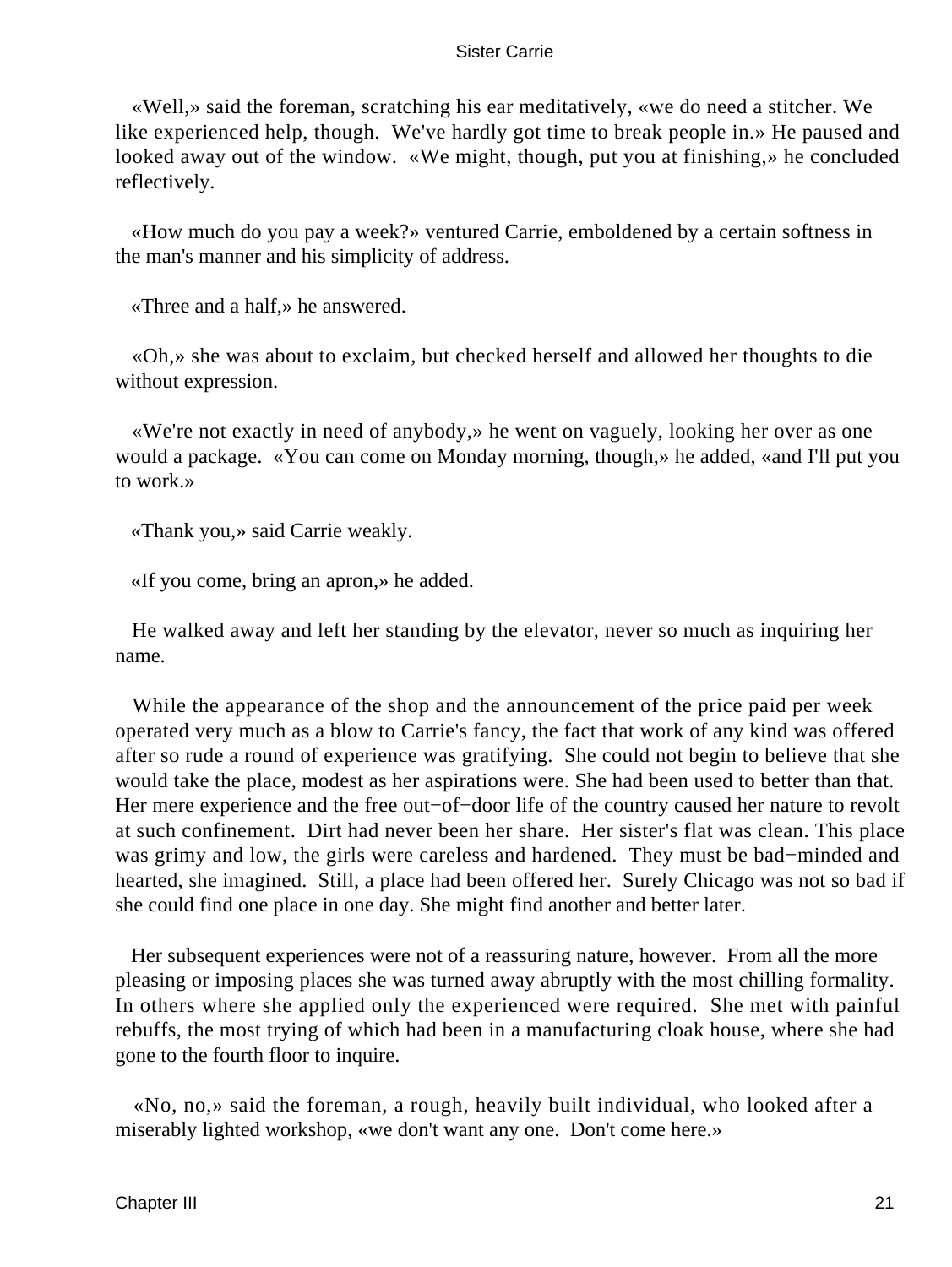«Well,» said the foreman, scratching his ear meditatively, «we do need a stitcher. We like experienced help, though. We've hardly got time to break people in.» He paused and looked away out of the window. «We might, though, put you at finishing,» he concluded reflectively.

«How much do you pay a week?» ventured Carrie, emboldened by a certain softness in the man's manner and his simplicity of address.

«Three and a half,» he answered.

«Oh,» she was about to exclaim, but checked herself and allowed her thoughts to die without expression.

«We're not exactly in need of anybody,» he went on vaguely, looking her over as one would a package. «You can come on Monday morning, though,» he added, «and I'll put you to work.»

«Thank you,» said Carrie weakly.

«If you come, bring an apron,» he added.

He walked away and left her standing by the elevator, never so much as inquiring her name.

While the appearance of the shop and the announcement of the price paid per week operated very much as a blow to Carrie's fancy, the fact that work of any kind was offered after so rude a round of experience was gratifying. She could not begin to believe that she would take the place, modest as her aspirations were. She had been used to better than that. Her mere experience and the free out−of−door life of the country caused her nature to revolt at such confinement. Dirt had never been her share. Her sister's flat was clean. This place was grimy and low, the girls were careless and hardened. They must be bad−minded and hearted, she imagined. Still, a place had been offered her. Surely Chicago was not so bad if she could find one place in one day. She might find another and better later.

Her subsequent experiences were not of a reassuring nature, however. From all the more pleasing or imposing places she was turned away abruptly with the most chilling formality. In others where she applied only the experienced were required. She met with painful rebuffs, the most trying of which had been in a manufacturing cloak house, where she had gone to the fourth floor to inquire.

«No, no,» said the foreman, a rough, heavily built individual, who looked after a miserably lighted workshop, «we don't want any one. Don't come here.»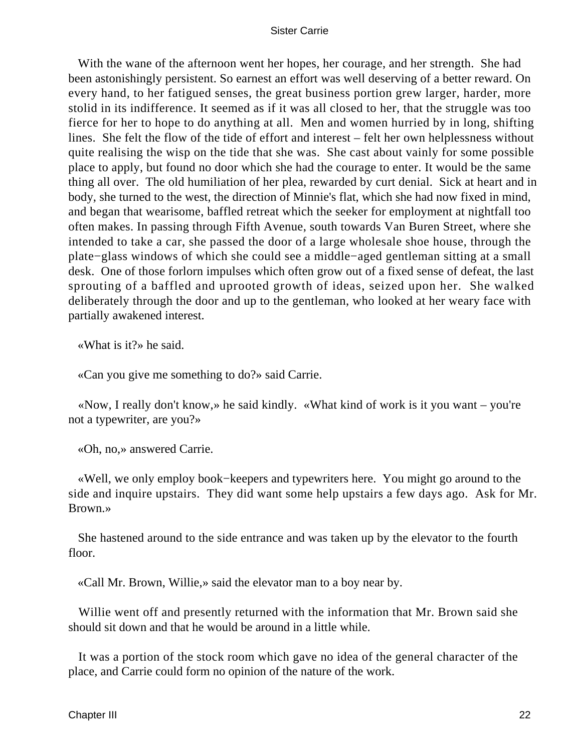With the wane of the afternoon went her hopes, her courage, and her strength. She had been astonishingly persistent. So earnest an effort was well deserving of a better reward. On every hand, to her fatigued senses, the great business portion grew larger, harder, more stolid in its indifference. It seemed as if it was all closed to her, that the struggle was too fierce for her to hope to do anything at all. Men and women hurried by in long, shifting lines. She felt the flow of the tide of effort and interest – felt her own helplessness without quite realising the wisp on the tide that she was. She cast about vainly for some possible place to apply, but found no door which she had the courage to enter. It would be the same thing all over. The old humiliation of her plea, rewarded by curt denial. Sick at heart and in body, she turned to the west, the direction of Minnie's flat, which she had now fixed in mind, and began that wearisome, baffled retreat which the seeker for employment at nightfall too often makes. In passing through Fifth Avenue, south towards Van Buren Street, where she intended to take a car, she passed the door of a large wholesale shoe house, through the plate−glass windows of which she could see a middle−aged gentleman sitting at a small desk. One of those forlorn impulses which often grow out of a fixed sense of defeat, the last sprouting of a baffled and uprooted growth of ideas, seized upon her. She walked deliberately through the door and up to the gentleman, who looked at her weary face with partially awakened interest.

«What is it?» he said.

«Can you give me something to do?» said Carrie.

«Now, I really don't know,» he said kindly. «What kind of work is it you want – you're not a typewriter, are you?»

«Oh, no,» answered Carrie.

«Well, we only employ book−keepers and typewriters here. You might go around to the side and inquire upstairs. They did want some help upstairs a few days ago. Ask for Mr. Brown.»

She hastened around to the side entrance and was taken up by the elevator to the fourth floor.

«Call Mr. Brown, Willie,» said the elevator man to a boy near by.

Willie went off and presently returned with the information that Mr. Brown said she should sit down and that he would be around in a little while.

It was a portion of the stock room which gave no idea of the general character of the place, and Carrie could form no opinion of the nature of the work.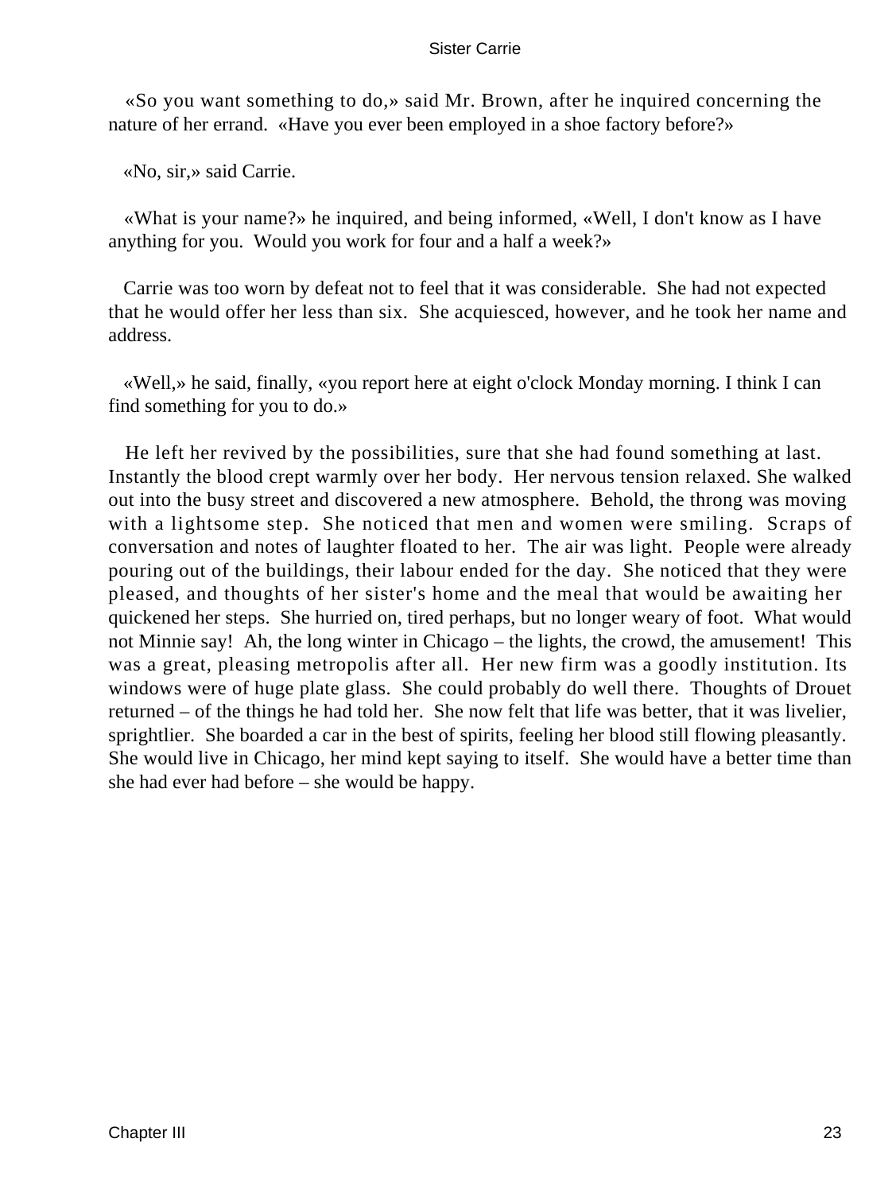«So you want something to do,» said Mr. Brown, after he inquired concerning the nature of her errand. «Have you ever been employed in a shoe factory before?»

«No, sir,» said Carrie.

«What is your name?» he inquired, and being informed, «Well, I don't know as I have anything for you. Would you work for four and a half a week?»

Carrie was too worn by defeat not to feel that it was considerable. She had not expected that he would offer her less than six. She acquiesced, however, and he took her name and address.

«Well,» he said, finally, «you report here at eight o'clock Monday morning. I think I can find something for you to do.»

He left her revived by the possibilities, sure that she had found something at last. Instantly the blood crept warmly over her body. Her nervous tension relaxed. She walked out into the busy street and discovered a new atmosphere. Behold, the throng was moving with a lightsome step. She noticed that men and women were smiling. Scraps of conversation and notes of laughter floated to her. The air was light. People were already pouring out of the buildings, their labour ended for the day. She noticed that they were pleased, and thoughts of her sister's home and the meal that would be awaiting her quickened her steps. She hurried on, tired perhaps, but no longer weary of foot. What would not Minnie say! Ah, the long winter in Chicago – the lights, the crowd, the amusement! This was a great, pleasing metropolis after all. Her new firm was a goodly institution. Its windows were of huge plate glass. She could probably do well there. Thoughts of Drouet returned – of the things he had told her. She now felt that life was better, that it was livelier, sprightlier. She boarded a car in the best of spirits, feeling her blood still flowing pleasantly. She would live in Chicago, her mind kept saying to itself. She would have a better time than she had ever had before – she would be happy.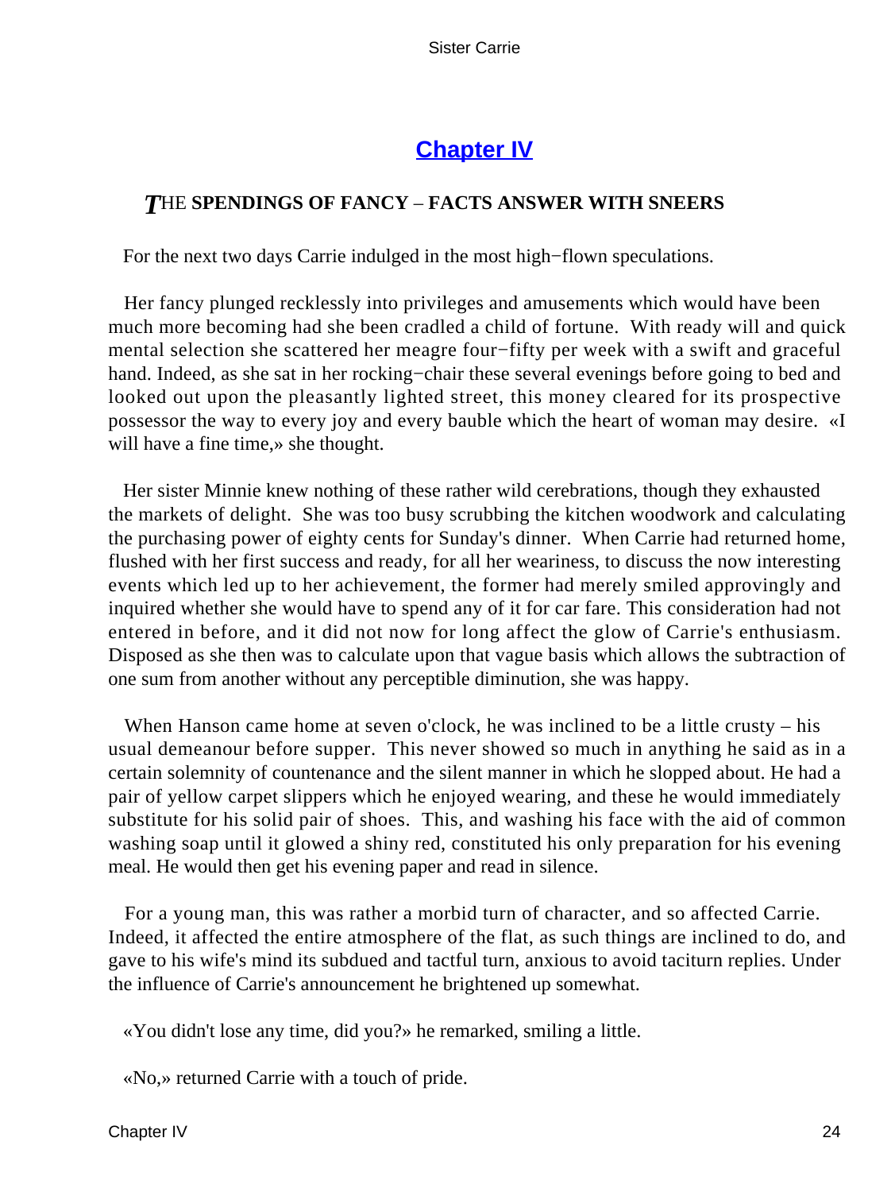## Chapter IV

### *T*HE SPENDINGS OF FANCY – FACTS ANSWER WITH SNEERS

For the next two days Carrie indulged in the most high−flown speculations.

Her fancy plunged recklessly into privileges and amusements which would have been much more becoming had she been cradled a child of fortune. With ready will and quick mental selection she scattered her meagre four−fifty per week with a swift and graceful hand. Indeed, as she sat in her rocking−chair these several evenings before going to bed and looked out upon the pleasantly lighted street, this money cleared for its prospective possessor the way to every joy and every bauble which the heart of woman may desire. «I will have a fine time,» she thought.

Her sister Minnie knew nothing of these rather wild cerebrations, though they exhausted the markets of delight. She was too busy scrubbing the kitchen woodwork and calculating the purchasing power of eighty cents for Sunday's dinner. When Carrie had returned home, flushed with her first success and ready, for all her weariness, to discuss the now interesting events which led up to her achievement, the former had merely smiled approvingly and inquired whether she would have to spend any of it for car fare. This consideration had not entered in before, and it did not now for long affect the glow of Carrie's enthusiasm. Disposed as she then was to calculate upon that vague basis which allows the subtraction of one sum from another without any perceptible diminution, she was happy.

When Hanson came home at seven o'clock, he was inclined to be a little crusty – his usual demeanour before supper. This never showed so much in anything he said as in a certain solemnity of countenance and the silent manner in which he slopped about. He had a pair of yellow carpet slippers which he enjoyed wearing, and these he would immediately substitute for his solid pair of shoes. This, and washing his face with the aid of common washing soap until it glowed a shiny red, constituted his only preparation for his evening meal. He would then get his evening paper and read in silence.

For a young man, this was rather a morbid turn of character, and so affected Carrie. Indeed, it affected the entire atmosphere of the flat, as such things are inclined to do, and gave to his wife's mind its subdued and tactful turn, anxious to avoid taciturn replies. Under the influence of Carrie's announcement he brightened up somewhat.

«You didn't lose any time, did you?» he remarked, smiling a little.

«No,» returned Carrie with a touch of pride.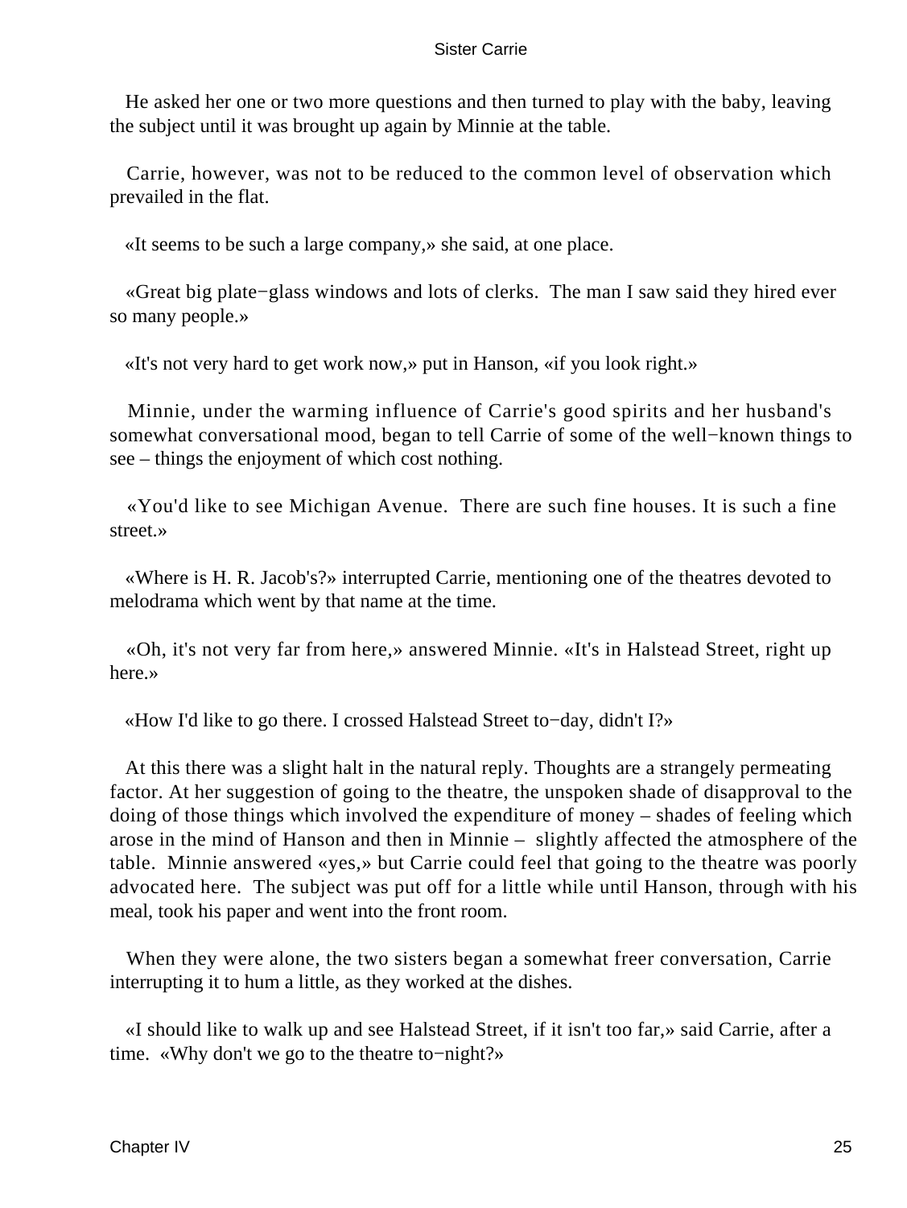He asked her one or two more questions and then turned to play with the baby, leaving the subject until it was brought up again by Minnie at the table.

Carrie, however, was not to be reduced to the common level of observation which prevailed in the flat.

«It seems to be such a large company,» she said, at one place.

«Great big plate−glass windows and lots of clerks. The man I saw said they hired ever so many people.»

«It's not very hard to get work now,» put in Hanson, «if you look right.»

Minnie, under the warming influence of Carrie's good spirits and her husband's somewhat conversational mood, began to tell Carrie of some of the well−known things to see – things the enjoyment of which cost nothing.

«You'd like to see Michigan Avenue. There are such fine houses. It is such a fine street.»

«Where is H. R. Jacob's?» interrupted Carrie, mentioning one of the theatres devoted to melodrama which went by that name at the time.

«Oh, it's not very far from here,» answered Minnie. «It's in Halstead Street, right up here.»

«How I'd like to go there. I crossed Halstead Street to−day, didn't I?»

At this there was a slight halt in the natural reply. Thoughts are a strangely permeating factor. At her suggestion of going to the theatre, the unspoken shade of disapproval to the doing of those things which involved the expenditure of money – shades of feeling which arose in the mind of Hanson and then in Minnie – slightly affected the atmosphere of the table. Minnie answered «yes,» but Carrie could feel that going to the theatre was poorly advocated here. The subject was put off for a little while until Hanson, through with his meal, took his paper and went into the front room.

When they were alone, the two sisters began a somewhat freer conversation, Carrie interrupting it to hum a little, as they worked at the dishes.

«I should like to walk up and see Halstead Street, if it isn't too far,» said Carrie, after a time. «Why don't we go to the theatre to−night?»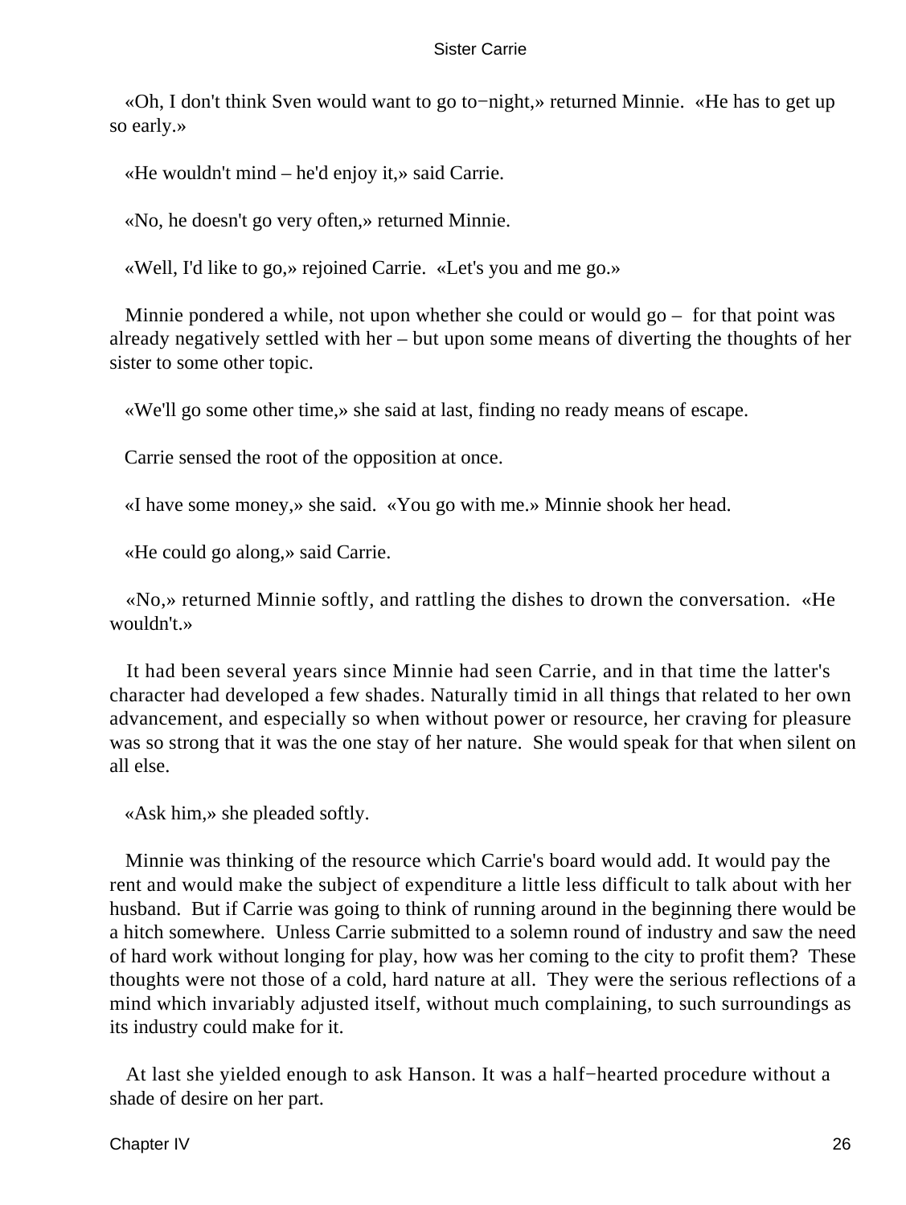«Oh, I don't think Sven would want to go to−night,» returned Minnie. «He has to get up so early.»

«He wouldn't mind – he'd enjoy it,» said Carrie.

«No, he doesn't go very often,» returned Minnie.

«Well, I'd like to go,» rejoined Carrie. «Let's you and me go.»

Minnie pondered a while, not upon whether she could or would go – for that point was already negatively settled with her – but upon some means of diverting the thoughts of her sister to some other topic.

«We'll go some other time,» she said at last, finding no ready means of escape.

Carrie sensed the root of the opposition at once.

«I have some money,» she said. «You go with me.» Minnie shook her head.

«He could go along,» said Carrie.

«No,» returned Minnie softly, and rattling the dishes to drown the conversation. «He wouldn't.»

It had been several years since Minnie had seen Carrie, and in that time the latter's character had developed a few shades. Naturally timid in all things that related to her own advancement, and especially so when without power or resource, her craving for pleasure was so strong that it was the one stay of her nature. She would speak for that when silent on all else.

«Ask him,» she pleaded softly.

Minnie was thinking of the resource which Carrie's board would add. It would pay the rent and would make the subject of expenditure a little less difficult to talk about with her husband. But if Carrie was going to think of running around in the beginning there would be a hitch somewhere. Unless Carrie submitted to a solemn round of industry and saw the need of hard work without longing for play, how was her coming to the city to profit them? These thoughts were not those of a cold, hard nature at all. They were the serious reflections of a mind which invariably adjusted itself, without much complaining, to such surroundings as its industry could make for it.

At last she yielded enough to ask Hanson. It was a half−hearted procedure without a shade of desire on her part.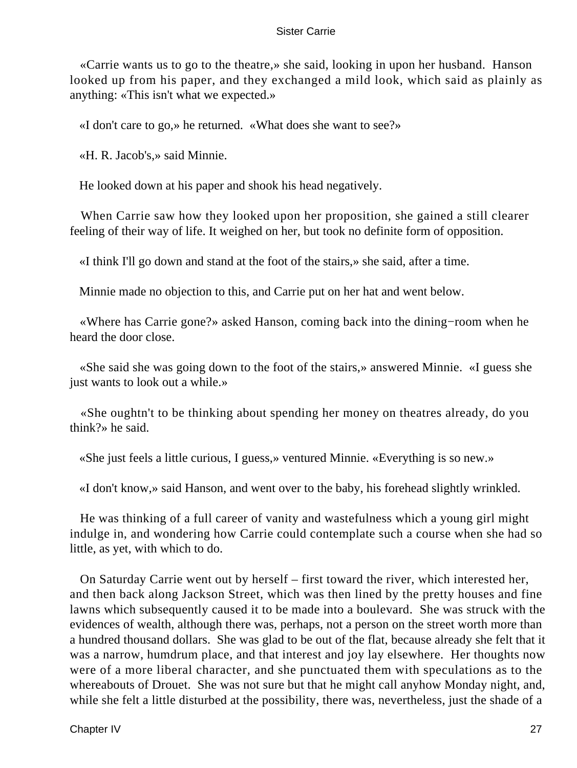«Carrie wants us to go to the theatre,» she said, looking in upon her husband. Hanson looked up from his paper, and they exchanged a mild look, which said as plainly as anything: «This isn't what we expected.»

«I don't care to go,» he returned. «What does she want to see?»

«H. R. Jacob's,» said Minnie.

He looked down at his paper and shook his head negatively.

When Carrie saw how they looked upon her proposition, she gained a still clearer feeling of their way of life. It weighed on her, but took no definite form of opposition.

«I think I'll go down and stand at the foot of the stairs,» she said, after a time.

Minnie made no objection to this, and Carrie put on her hat and went below.

«Where has Carrie gone?» asked Hanson, coming back into the dining−room when he heard the door close.

«She said she was going down to the foot of the stairs,» answered Minnie. «I guess she just wants to look out a while.»

«She oughtn't to be thinking about spending her money on theatres already, do you think?» he said.

«She just feels a little curious, I guess,» ventured Minnie. «Everything is so new.»

«I don't know,» said Hanson, and went over to the baby, his forehead slightly wrinkled.

He was thinking of a full career of vanity and wastefulness which a young girl might indulge in, and wondering how Carrie could contemplate such a course when she had so little, as yet, with which to do.

On Saturday Carrie went out by herself – first toward the river, which interested her, and then back along Jackson Street, which was then lined by the pretty houses and fine lawns which subsequently caused it to be made into a boulevard. She was struck with the evidences of wealth, although there was, perhaps, not a person on the street worth more than a hundred thousand dollars. She was glad to be out of the flat, because already she felt that it was a narrow, humdrum place, and that interest and joy lay elsewhere. Her thoughts now were of a more liberal character, and she punctuated them with speculations as to the whereabouts of Drouet. She was not sure but that he might call anyhow Monday night, and, while she felt a little disturbed at the possibility, there was, nevertheless, just the shade of a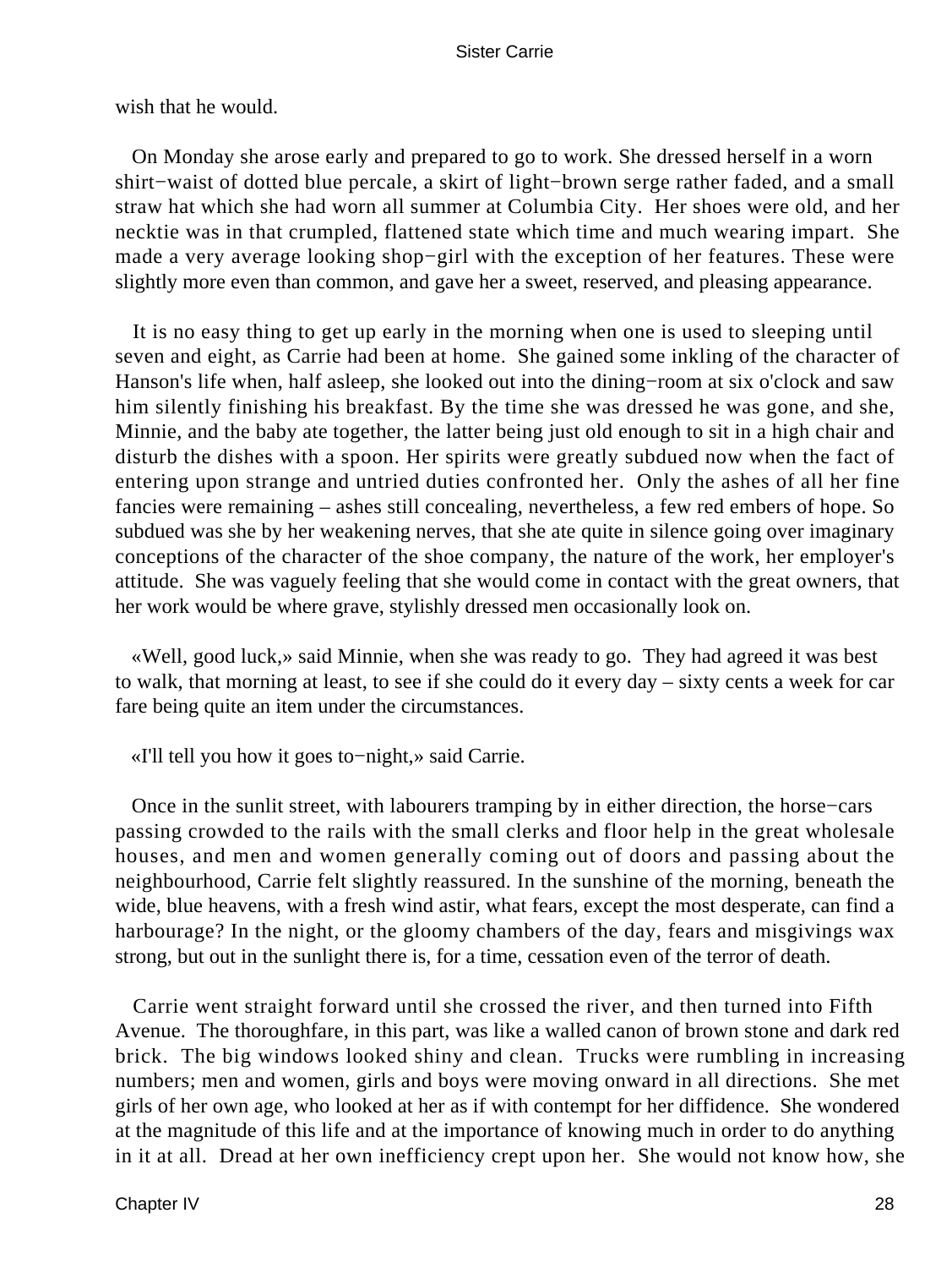wish that he would.

On Monday she arose early and prepared to go to work. She dressed herself in a worn shirt−waist of dotted blue percale, a skirt of light−brown serge rather faded, and a small straw hat which she had worn all summer at Columbia City. Her shoes were old, and her necktie was in that crumpled, flattened state which time and much wearing impart. She made a very average looking shop−girl with the exception of her features. These were slightly more even than common, and gave her a sweet, reserved, and pleasing appearance.

It is no easy thing to get up early in the morning when one is used to sleeping until seven and eight, as Carrie had been at home. She gained some inkling of the character of Hanson's life when, half asleep, she looked out into the dining−room at six o'clock and saw him silently finishing his breakfast. By the time she was dressed he was gone, and she, Minnie, and the baby ate together, the latter being just old enough to sit in a high chair and disturb the dishes with a spoon. Her spirits were greatly subdued now when the fact of entering upon strange and untried duties confronted her. Only the ashes of all her fine fancies were remaining – ashes still concealing, nevertheless, a few red embers of hope. So subdued was she by her weakening nerves, that she ate quite in silence going over imaginary conceptions of the character of the shoe company, the nature of the work, her employer's attitude. She was vaguely feeling that she would come in contact with the great owners, that her work would be where grave, stylishly dressed men occasionally look on.

«Well, good luck,» said Minnie, when she was ready to go. They had agreed it was best to walk, that morning at least, to see if she could do it every day – sixty cents a week for car fare being quite an item under the circumstances.

«I'll tell you how it goes to−night,» said Carrie.

Once in the sunlit street, with labourers tramping by in either direction, the horse−cars passing crowded to the rails with the small clerks and floor help in the great wholesale houses, and men and women generally coming out of doors and passing about the neighbourhood, Carrie felt slightly reassured. In the sunshine of the morning, beneath the wide, blue heavens, with a fresh wind astir, what fears, except the most desperate, can find a harbourage? In the night, or the gloomy chambers of the day, fears and misgivings wax strong, but out in the sunlight there is, for a time, cessation even of the terror of death.

Carrie went straight forward until she crossed the river, and then turned into Fifth Avenue. The thoroughfare, in this part, was like a walled canon of brown stone and dark red brick. The big windows looked shiny and clean. Trucks were rumbling in increasing numbers; men and women, girls and boys were moving onward in all directions. She met girls of her own age, who looked at her as if with contempt for her diffidence. She wondered at the magnitude of this life and at the importance of knowing much in order to do anything in it at all. Dread at her own inefficiency crept upon her. She would not know how, she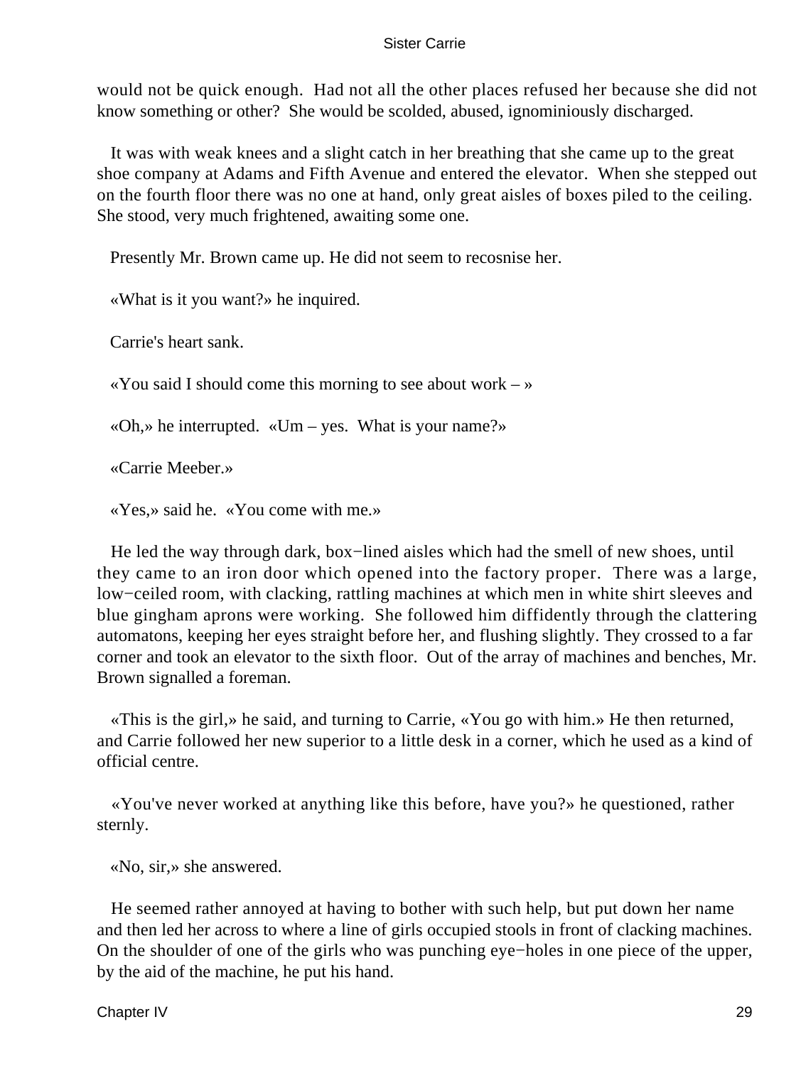would not be quick enough. Had not all the other places refused her because she did not know something or other? She would be scolded, abused, ignominiously discharged.

It was with weak knees and a slight catch in her breathing that she came up to the great shoe company at Adams and Fifth Avenue and entered the elevator. When she stepped out on the fourth floor there was no one at hand, only great aisles of boxes piled to the ceiling. She stood, very much frightened, awaiting some one.

Presently Mr. Brown came up. He did not seem to recosnise her.

«What is it you want?» he inquired.

Carrie's heart sank.

«You said I should come this morning to see about work – »

«Oh,» he interrupted. «Um – yes. What is your name?»

«Carrie Meeber.»

«Yes,» said he. «You come with me.»

He led the way through dark, box−lined aisles which had the smell of new shoes, until they came to an iron door which opened into the factory proper. There was a large, low−ceiled room, with clacking, rattling machines at which men in white shirt sleeves and blue gingham aprons were working. She followed him diffidently through the clattering automatons, keeping her eyes straight before her, and flushing slightly. They crossed to a far corner and took an elevator to the sixth floor. Out of the array of machines and benches, Mr. Brown signalled a foreman.

«This is the girl,» he said, and turning to Carrie, «You go with him.» He then returned, and Carrie followed her new superior to a little desk in a corner, which he used as a kind of official centre.

«You've never worked at anything like this before, have you?» he questioned, rather sternly.

«No, sir,» she answered.

He seemed rather annoyed at having to bother with such help, but put down her name and then led her across to where a line of girls occupied stools in front of clacking machines. On the shoulder of one of the girls who was punching eye−holes in one piece of the upper, by the aid of the machine, he put his hand.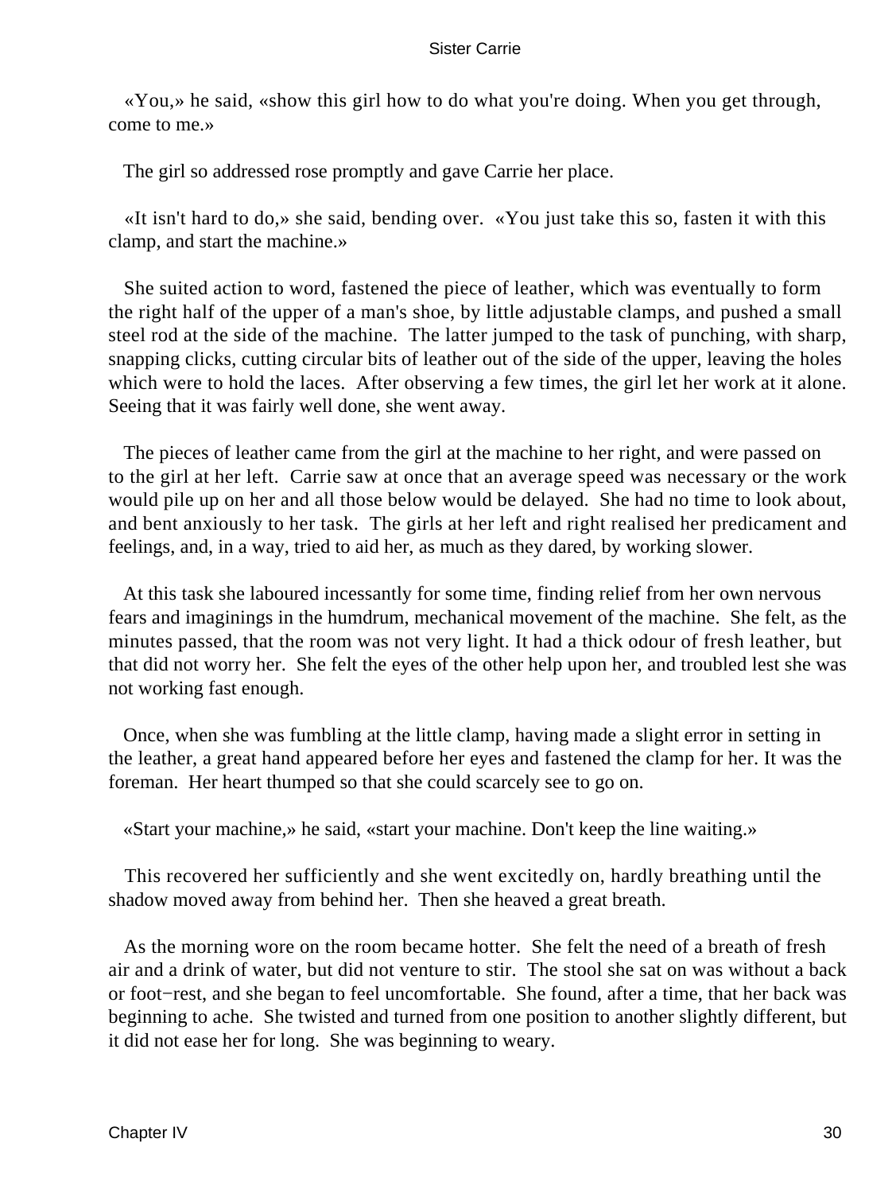«You,» he said, «show this girl how to do what you're doing. When you get through, come to me.»

The girl so addressed rose promptly and gave Carrie her place.

«It isn't hard to do,» she said, bending over. «You just take this so, fasten it with this clamp, and start the machine.»

She suited action to word, fastened the piece of leather, which was eventually to form the right half of the upper of a man's shoe, by little adjustable clamps, and pushed a small steel rod at the side of the machine. The latter jumped to the task of punching, with sharp, snapping clicks, cutting circular bits of leather out of the side of the upper, leaving the holes which were to hold the laces. After observing a few times, the girl let her work at it alone. Seeing that it was fairly well done, she went away.

The pieces of leather came from the girl at the machine to her right, and were passed on to the girl at her left. Carrie saw at once that an average speed was necessary or the work would pile up on her and all those below would be delayed. She had no time to look about, and bent anxiously to her task. The girls at her left and right realised her predicament and feelings, and, in a way, tried to aid her, as much as they dared, by working slower.

At this task she laboured incessantly for some time, finding relief from her own nervous fears and imaginings in the humdrum, mechanical movement of the machine. She felt, as the minutes passed, that the room was not very light. It had a thick odour of fresh leather, but that did not worry her. She felt the eyes of the other help upon her, and troubled lest she was not working fast enough.

Once, when she was fumbling at the little clamp, having made a slight error in setting in the leather, a great hand appeared before her eyes and fastened the clamp for her. It was the foreman. Her heart thumped so that she could scarcely see to go on.

«Start your machine,» he said, «start your machine. Don't keep the line waiting.»

This recovered her sufficiently and she went excitedly on, hardly breathing until the shadow moved away from behind her. Then she heaved a great breath.

As the morning wore on the room became hotter. She felt the need of a breath of fresh air and a drink of water, but did not venture to stir. The stool she sat on was without a back or foot−rest, and she began to feel uncomfortable. She found, after a time, that her back was beginning to ache. She twisted and turned from one position to another slightly different, but it did not ease her for long. She was beginning to weary.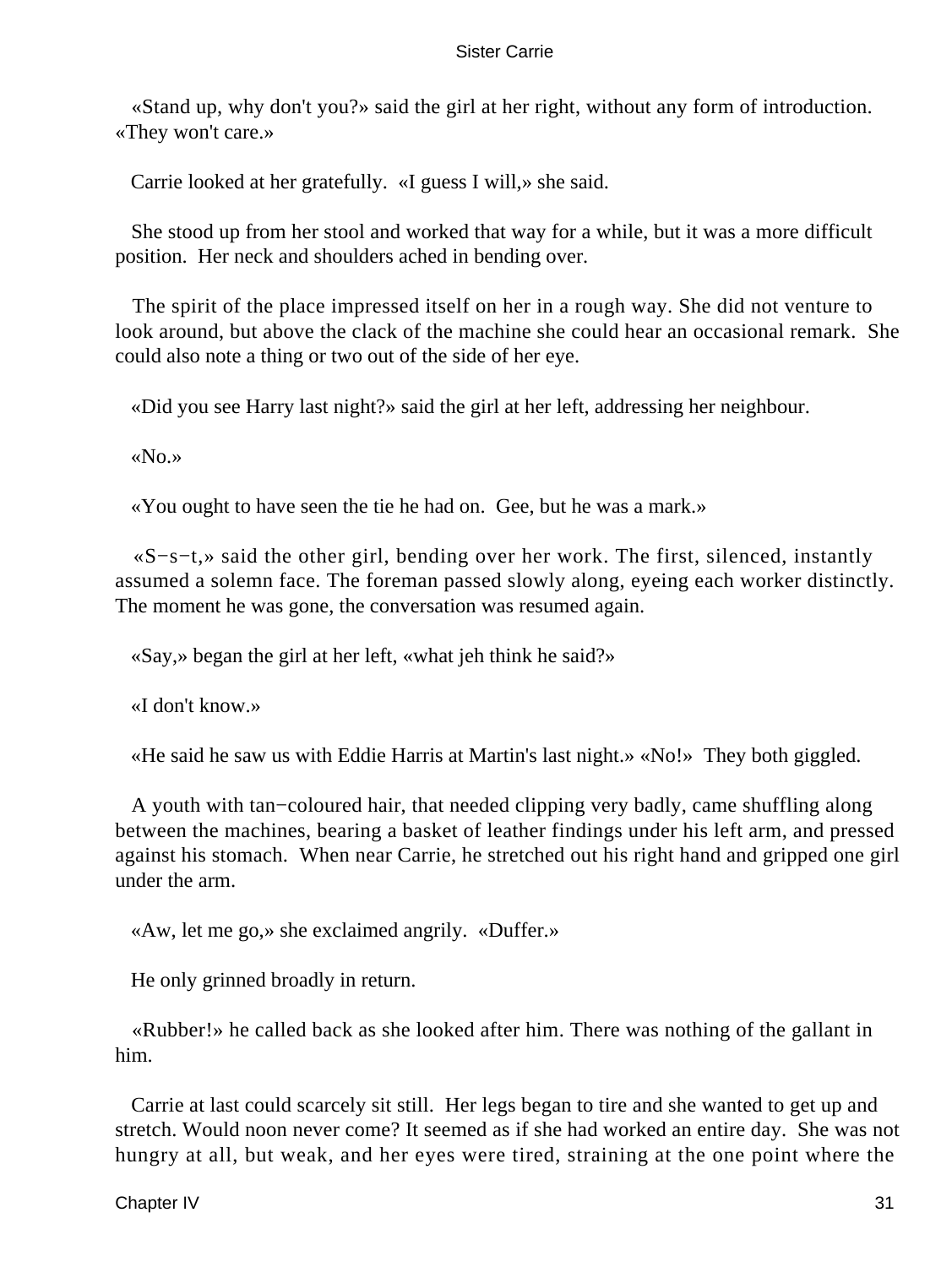«Stand up, why don't you?» said the girl at her right, without any form of introduction. «They won't care.»

Carrie looked at her gratefully. «I guess I will,» she said.

She stood up from her stool and worked that way for a while, but it was a more difficult position. Her neck and shoulders ached in bending over.

The spirit of the place impressed itself on her in a rough way. She did not venture to look around, but above the clack of the machine she could hear an occasional remark. She could also note a thing or two out of the side of her eye.

«Did you see Harry last night?» said the girl at her left, addressing her neighbour.

«No.»

«You ought to have seen the tie he had on. Gee, but he was a mark.»

«S−s−t,» said the other girl, bending over her work. The first, silenced, instantly assumed a solemn face. The foreman passed slowly along, eyeing each worker distinctly. The moment he was gone, the conversation was resumed again.

«Say,» began the girl at her left, «what jeh think he said?»

«I don't know.»

«He said he saw us with Eddie Harris at Martin's last night.» «No!» They both giggled.

A youth with tan−coloured hair, that needed clipping very badly, came shuffling along between the machines, bearing a basket of leather findings under his left arm, and pressed against his stomach. When near Carrie, he stretched out his right hand and gripped one girl under the arm.

«Aw, let me go,» she exclaimed angrily. «Duffer.»

He only grinned broadly in return.

«Rubber!» he called back as she looked after him. There was nothing of the gallant in him.

Carrie at last could scarcely sit still. Her legs began to tire and she wanted to get up and stretch. Would noon never come? It seemed as if she had worked an entire day. She was not hungry at all, but weak, and her eyes were tired, straining at the one point where the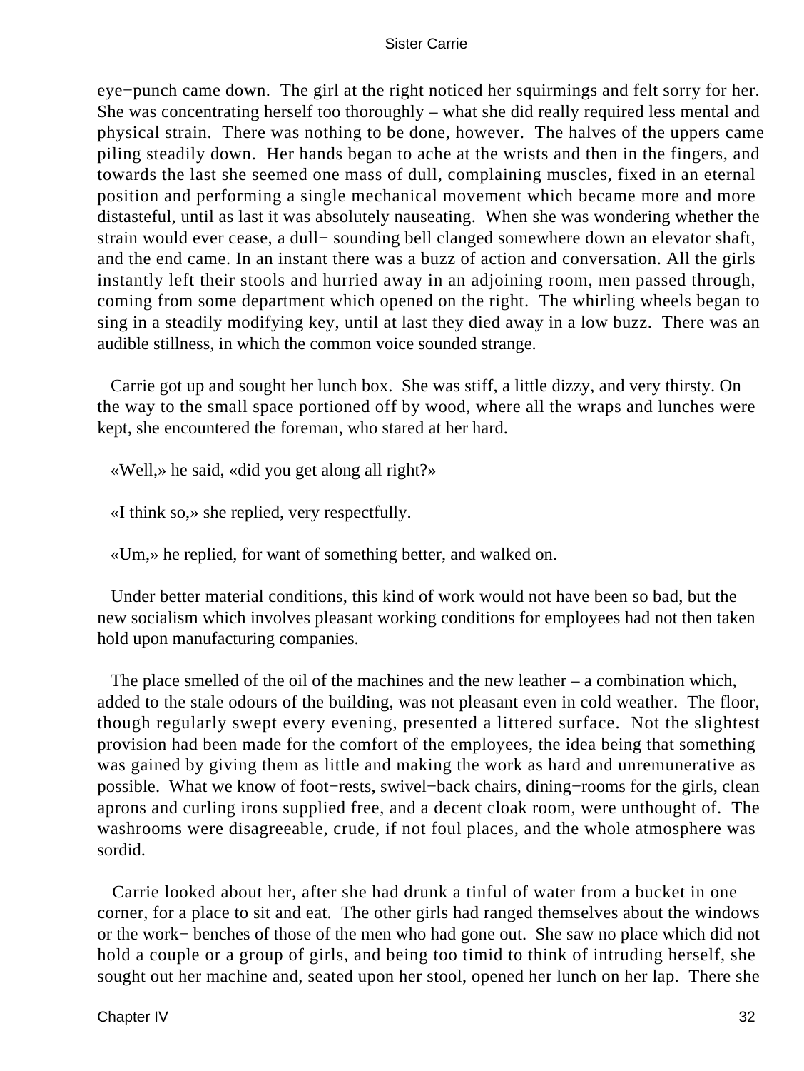eye−punch came down. The girl at the right noticed her squirmings and felt sorry for her. She was concentrating herself too thoroughly – what she did really required less mental and physical strain. There was nothing to be done, however. The halves of the uppers came piling steadily down. Her hands began to ache at the wrists and then in the fingers, and towards the last she seemed one mass of dull, complaining muscles, fixed in an eternal position and performing a single mechanical movement which became more and more distasteful, until as last it was absolutely nauseating. When she was wondering whether the strain would ever cease, a dull− sounding bell clanged somewhere down an elevator shaft, and the end came. In an instant there was a buzz of action and conversation. All the girls instantly left their stools and hurried away in an adjoining room, men passed through, coming from some department which opened on the right. The whirling wheels began to sing in a steadily modifying key, until at last they died away in a low buzz. There was an audible stillness, in which the common voice sounded strange.

Carrie got up and sought her lunch box. She was stiff, a little dizzy, and very thirsty. On the way to the small space portioned off by wood, where all the wraps and lunches were kept, she encountered the foreman, who stared at her hard.

«Well,» he said, «did you get along all right?»

«I think so,» she replied, very respectfully.

«Um,» he replied, for want of something better, and walked on.

Under better material conditions, this kind of work would not have been so bad, but the new socialism which involves pleasant working conditions for employees had not then taken hold upon manufacturing companies.

The place smelled of the oil of the machines and the new leather – a combination which, added to the stale odours of the building, was not pleasant even in cold weather. The floor, though regularly swept every evening, presented a littered surface. Not the slightest provision had been made for the comfort of the employees, the idea being that something was gained by giving them as little and making the work as hard and unremunerative as possible. What we know of foot−rests, swivel−back chairs, dining−rooms for the girls, clean aprons and curling irons supplied free, and a decent cloak room, were unthought of. The washrooms were disagreeable, crude, if not foul places, and the whole atmosphere was sordid.

Carrie looked about her, after she had drunk a tinful of water from a bucket in one corner, for a place to sit and eat. The other girls had ranged themselves about the windows or the work− benches of those of the men who had gone out. She saw no place which did not hold a couple or a group of girls, and being too timid to think of intruding herself, she sought out her machine and, seated upon her stool, opened her lunch on her lap. There she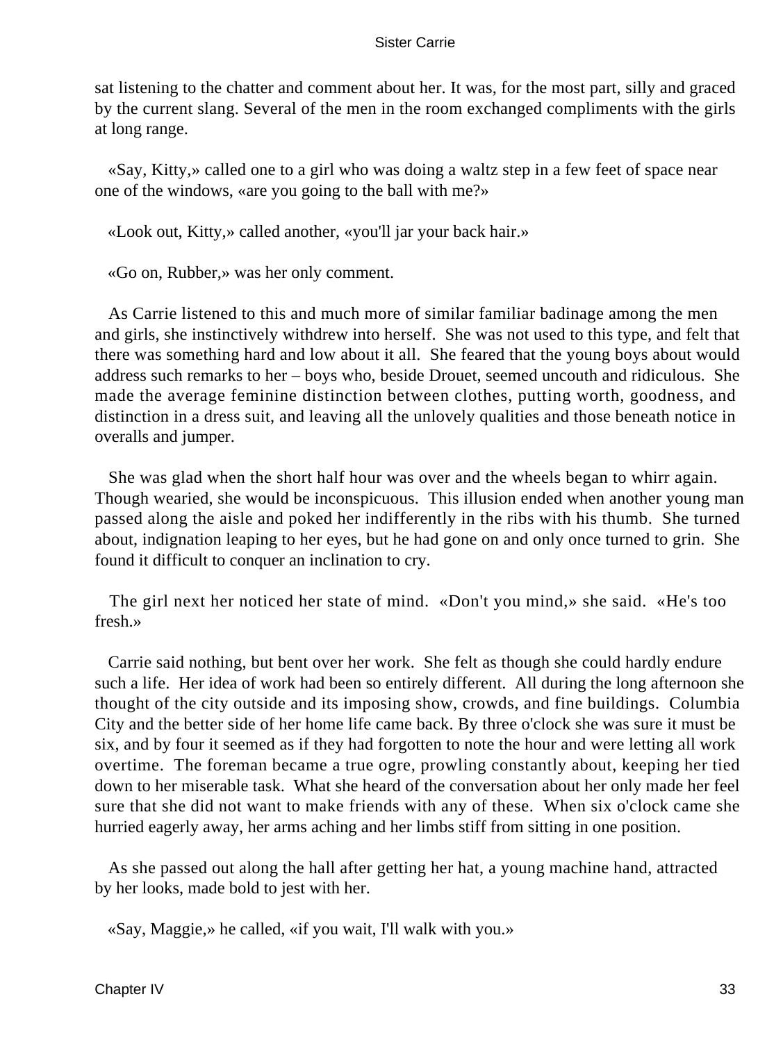sat listening to the chatter and comment about her. It was, for the most part, silly and graced by the current slang. Several of the men in the room exchanged compliments with the girls at long range.

«Say, Kitty,» called one to a girl who was doing a waltz step in a few feet of space near one of the windows, «are you going to the ball with me?»

«Look out, Kitty,» called another, «you'll jar your back hair.»

«Go on, Rubber,» was her only comment.

As Carrie listened to this and much more of similar familiar badinage among the men and girls, she instinctively withdrew into herself. She was not used to this type, and felt that there was something hard and low about it all. She feared that the young boys about would address such remarks to her – boys who, beside Drouet, seemed uncouth and ridiculous. She made the average feminine distinction between clothes, putting worth, goodness, and distinction in a dress suit, and leaving all the unlovely qualities and those beneath notice in overalls and jumper.

She was glad when the short half hour was over and the wheels began to whirr again. Though wearied, she would be inconspicuous. This illusion ended when another young man passed along the aisle and poked her indifferently in the ribs with his thumb. She turned about, indignation leaping to her eyes, but he had gone on and only once turned to grin. She found it difficult to conquer an inclination to cry.

The girl next her noticed her state of mind. «Don't you mind,» she said. «He's too fresh.»

Carrie said nothing, but bent over her work. She felt as though she could hardly endure such a life. Her idea of work had been so entirely different. All during the long afternoon she thought of the city outside and its imposing show, crowds, and fine buildings. Columbia City and the better side of her home life came back. By three o'clock she was sure it must be six, and by four it seemed as if they had forgotten to note the hour and were letting all work overtime. The foreman became a true ogre, prowling constantly about, keeping her tied down to her miserable task. What she heard of the conversation about her only made her feel sure that she did not want to make friends with any of these. When six o'clock came she hurried eagerly away, her arms aching and her limbs stiff from sitting in one position.

As she passed out along the hall after getting her hat, a young machine hand, attracted by her looks, made bold to jest with her.

«Say, Maggie,» he called, «if you wait, I'll walk with you.»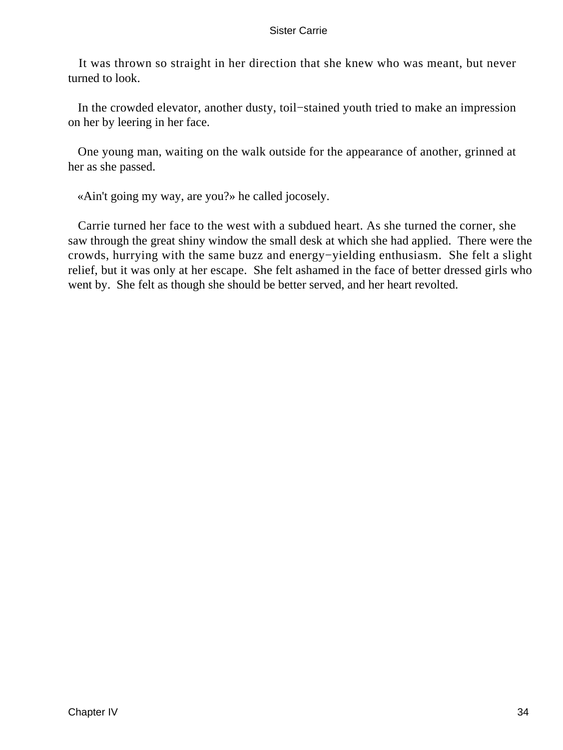It was thrown so straight in her direction that she knew who was meant, but never turned to look.

In the crowded elevator, another dusty, toil−stained youth tried to make an impression on her by leering in her face.

One young man, waiting on the walk outside for the appearance of another, grinned at her as she passed.

«Ain't going my way, are you?» he called jocosely.

Carrie turned her face to the west with a subdued heart. As she turned the corner, she saw through the great shiny window the small desk at which she had applied. There were the crowds, hurrying with the same buzz and energy−yielding enthusiasm. She felt a slight relief, but it was only at her escape. She felt ashamed in the face of better dressed girls who went by. She felt as though she should be better served, and her heart revolted.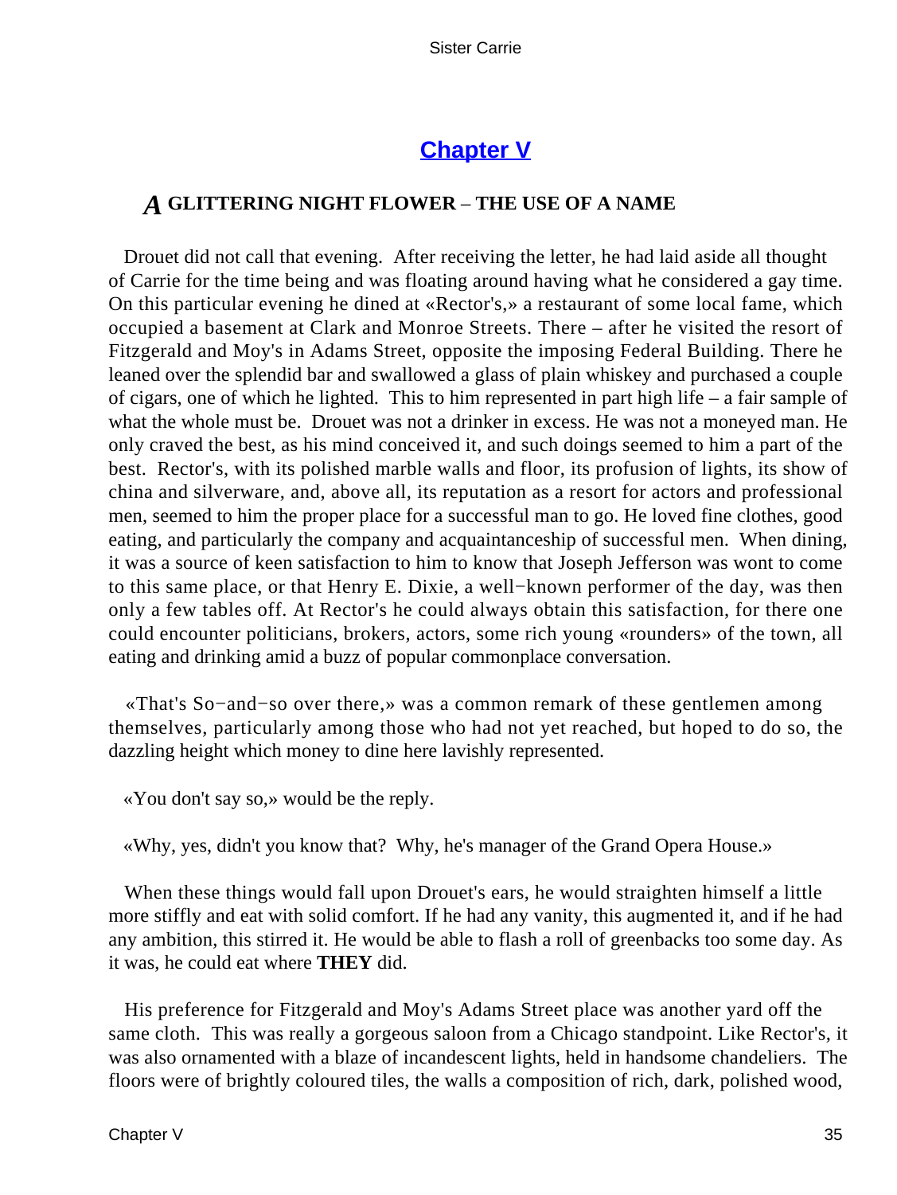## Chapter V

### *A* GLITTERING NIGHT FLOWER – THE USE OF A NAME

Drouet did not call that evening. After receiving the letter, he had laid aside all thought of Carrie for the time being and was floating around having what he considered a gay time. On this particular evening he dined at «Rector's,» a restaurant of some local fame, which occupied a basement at Clark and Monroe Streets. There – after he visited the resort of Fitzgerald and Moy's in Adams Street, opposite the imposing Federal Building. There he leaned over the splendid bar and swallowed a glass of plain whiskey and purchased a couple of cigars, one of which he lighted. This to him represented in part high life – a fair sample of what the whole must be. Drouet was not a drinker in excess. He was not a moneyed man. He only craved the best, as his mind conceived it, and such doings seemed to him a part of the best. Rector's, with its polished marble walls and floor, its profusion of lights, its show of china and silverware, and, above all, its reputation as a resort for actors and professional men, seemed to him the proper place for a successful man to go. He loved fine clothes, good eating, and particularly the company and acquaintanceship of successful men. When dining, it was a source of keen satisfaction to him to know that Joseph Jefferson was wont to come to this same place, or that Henry E. Dixie, a well−known performer of the day, was then only a few tables off. At Rector's he could always obtain this satisfaction, for there one could encounter politicians, brokers, actors, some rich young «rounders» of the town, all eating and drinking amid a buzz of popular commonplace conversation.

«That's So−and−so over there,» was a common remark of these gentlemen among themselves, particularly among those who had not yet reached, but hoped to do so, the dazzling height which money to dine here lavishly represented.

«You don't say so,» would be the reply.

«Why, yes, didn't you know that? Why, he's manager of the Grand Opera House.»

When these things would fall upon Drouet's ears, he would straighten himself a little more stiffly and eat with solid comfort. If he had any vanity, this augmented it, and if he had any ambition, this stirred it. He would be able to flash a roll of greenbacks too some day. As it was, he could eat where **THEY** did.

His preference for Fitzgerald and Moy's Adams Street place was another yard off the same cloth. This was really a gorgeous saloon from a Chicago standpoint. Like Rector's, it was also ornamented with a blaze of incandescent lights, held in handsome chandeliers. The floors were of brightly coloured tiles, the walls a composition of rich, dark, polished wood,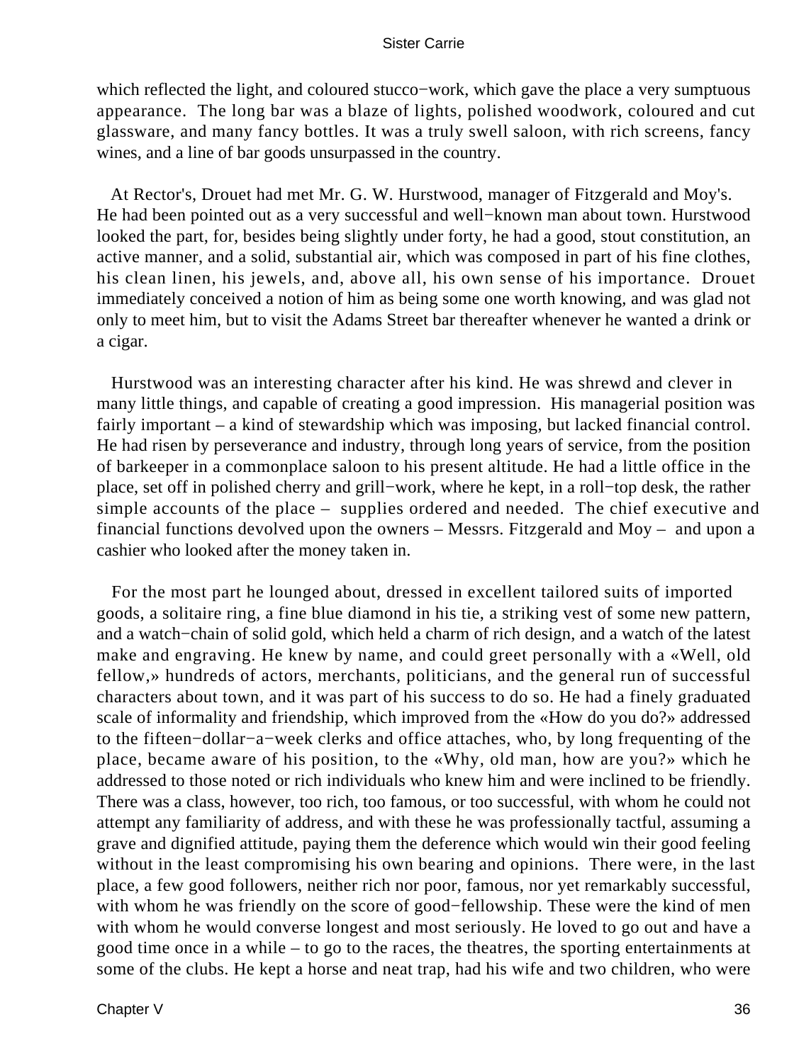which reflected the light, and coloured stucco−work, which gave the place a very sumptuous appearance. The long bar was a blaze of lights, polished woodwork, coloured and cut glassware, and many fancy bottles. It was a truly swell saloon, with rich screens, fancy wines, and a line of bar goods unsurpassed in the country.

At Rector's, Drouet had met Mr. G. W. Hurstwood, manager of Fitzgerald and Moy's. He had been pointed out as a very successful and well−known man about town. Hurstwood looked the part, for, besides being slightly under forty, he had a good, stout constitution, an active manner, and a solid, substantial air, which was composed in part of his fine clothes, his clean linen, his jewels, and, above all, his own sense of his importance. Drouet immediately conceived a notion of him as being some one worth knowing, and was glad not only to meet him, but to visit the Adams Street bar thereafter whenever he wanted a drink or a cigar.

Hurstwood was an interesting character after his kind. He was shrewd and clever in many little things, and capable of creating a good impression. His managerial position was fairly important – a kind of stewardship which was imposing, but lacked financial control. He had risen by perseverance and industry, through long years of service, from the position of barkeeper in a commonplace saloon to his present altitude. He had a little office in the place, set off in polished cherry and grill−work, where he kept, in a roll−top desk, the rather simple accounts of the place – supplies ordered and needed. The chief executive and financial functions devolved upon the owners – Messrs. Fitzgerald and Moy – and upon a cashier who looked after the money taken in.

For the most part he lounged about, dressed in excellent tailored suits of imported goods, a solitaire ring, a fine blue diamond in his tie, a striking vest of some new pattern, and a watch−chain of solid gold, which held a charm of rich design, and a watch of the latest make and engraving. He knew by name, and could greet personally with a «Well, old fellow,» hundreds of actors, merchants, politicians, and the general run of successful characters about town, and it was part of his success to do so. He had a finely graduated scale of informality and friendship, which improved from the «How do you do?» addressed to the fifteen−dollar−a−week clerks and office attaches, who, by long frequenting of the place, became aware of his position, to the «Why, old man, how are you?» which he addressed to those noted or rich individuals who knew him and were inclined to be friendly. There was a class, however, too rich, too famous, or too successful, with whom he could not attempt any familiarity of address, and with these he was professionally tactful, assuming a grave and dignified attitude, paying them the deference which would win their good feeling without in the least compromising his own bearing and opinions. There were, in the last place, a few good followers, neither rich nor poor, famous, nor yet remarkably successful, with whom he was friendly on the score of good−fellowship. These were the kind of men with whom he would converse longest and most seriously. He loved to go out and have a good time once in a while – to go to the races, the theatres, the sporting entertainments at some of the clubs. He kept a horse and neat trap, had his wife and two children, who were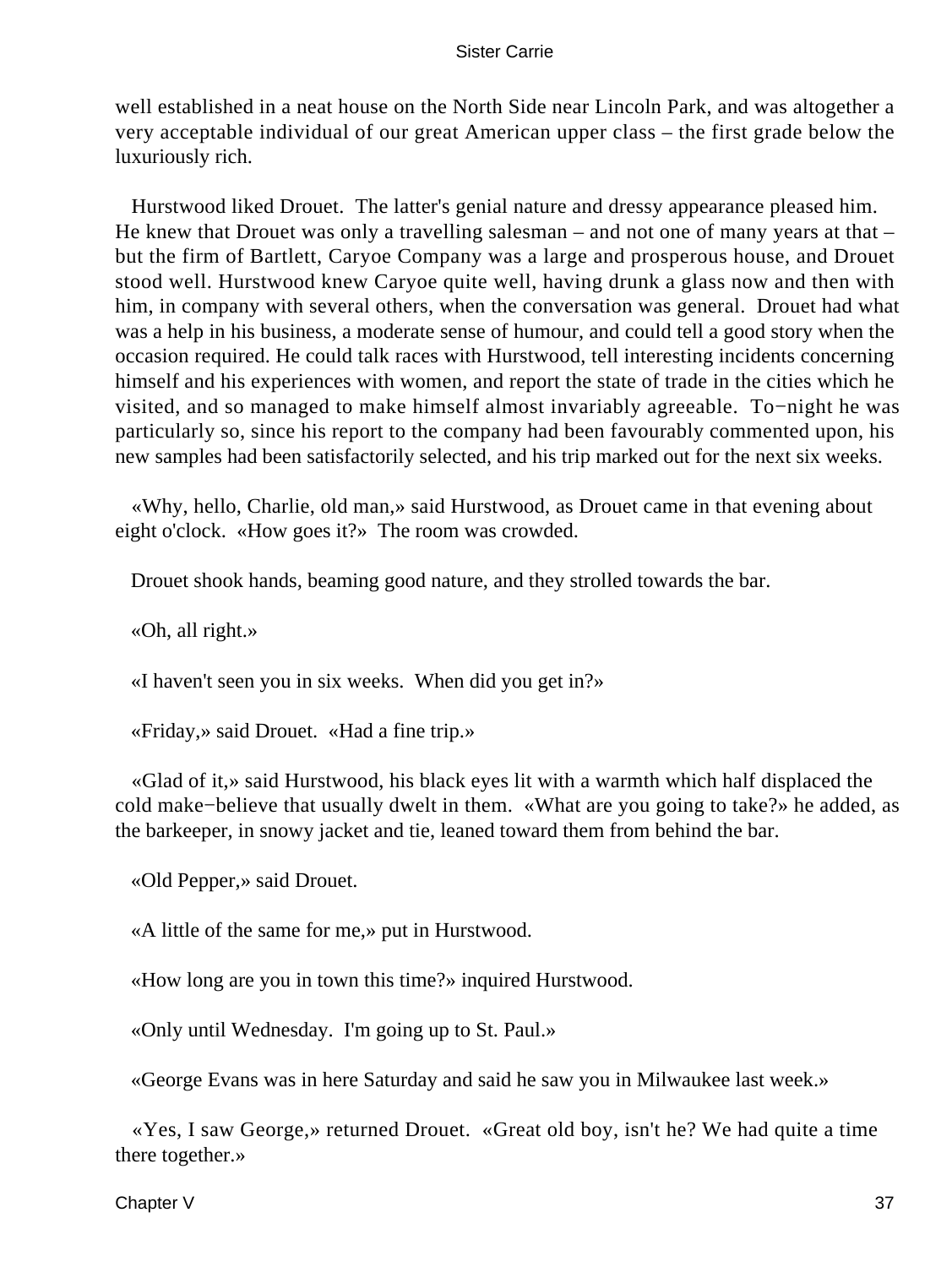well established in a neat house on the North Side near Lincoln Park, and was altogether a very acceptable individual of our great American upper class – the first grade below the luxuriously rich.

Hurstwood liked Drouet. The latter's genial nature and dressy appearance pleased him. He knew that Drouet was only a travelling salesman – and not one of many years at that – but the firm of Bartlett, Caryoe Company was a large and prosperous house, and Drouet stood well. Hurstwood knew Caryoe quite well, having drunk a glass now and then with him, in company with several others, when the conversation was general. Drouet had what was a help in his business, a moderate sense of humour, and could tell a good story when the occasion required. He could talk races with Hurstwood, tell interesting incidents concerning himself and his experiences with women, and report the state of trade in the cities which he visited, and so managed to make himself almost invariably agreeable. To−night he was particularly so, since his report to the company had been favourably commented upon, his new samples had been satisfactorily selected, and his trip marked out for the next six weeks.

«Why, hello, Charlie, old man,» said Hurstwood, as Drouet came in that evening about eight o'clock. «How goes it?» The room was crowded.

Drouet shook hands, beaming good nature, and they strolled towards the bar.

«Oh, all right.»

«I haven't seen you in six weeks. When did you get in?»

«Friday,» said Drouet. «Had a fine trip.»

«Glad of it,» said Hurstwood, his black eyes lit with a warmth which half displaced the cold make−believe that usually dwelt in them. «What are you going to take?» he added, as the barkeeper, in snowy jacket and tie, leaned toward them from behind the bar.

«Old Pepper,» said Drouet.

«A little of the same for me,» put in Hurstwood.

«How long are you in town this time?» inquired Hurstwood.

«Only until Wednesday. I'm going up to St. Paul.»

«George Evans was in here Saturday and said he saw you in Milwaukee last week.»

«Yes, I saw George,» returned Drouet. «Great old boy, isn't he? We had quite a time there together.»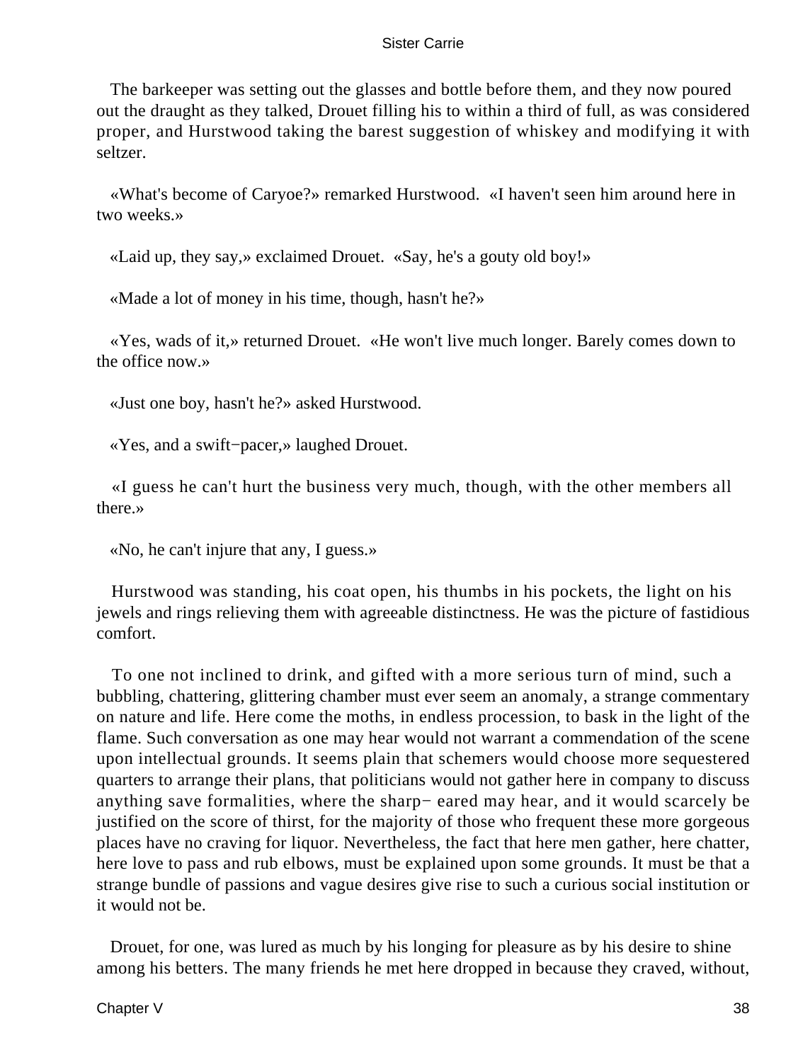The barkeeper was setting out the glasses and bottle before them, and they now poured out the draught as they talked, Drouet filling his to within a third of full, as was considered proper, and Hurstwood taking the barest suggestion of whiskey and modifying it with seltzer.

«What's become of Caryoe?» remarked Hurstwood. «I haven't seen him around here in two weeks.»

«Laid up, they say,» exclaimed Drouet. «Say, he's a gouty old boy!»

«Made a lot of money in his time, though, hasn't he?»

«Yes, wads of it,» returned Drouet. «He won't live much longer. Barely comes down to the office now.»

«Just one boy, hasn't he?» asked Hurstwood.

«Yes, and a swift−pacer,» laughed Drouet.

«I guess he can't hurt the business very much, though, with the other members all there.»

«No, he can't injure that any, I guess.»

Hurstwood was standing, his coat open, his thumbs in his pockets, the light on his jewels and rings relieving them with agreeable distinctness. He was the picture of fastidious comfort.

To one not inclined to drink, and gifted with a more serious turn of mind, such a bubbling, chattering, glittering chamber must ever seem an anomaly, a strange commentary on nature and life. Here come the moths, in endless procession, to bask in the light of the flame. Such conversation as one may hear would not warrant a commendation of the scene upon intellectual grounds. It seems plain that schemers would choose more sequestered quarters to arrange their plans, that politicians would not gather here in company to discuss anything save formalities, where the sharp− eared may hear, and it would scarcely be justified on the score of thirst, for the majority of those who frequent these more gorgeous places have no craving for liquor. Nevertheless, the fact that here men gather, here chatter, here love to pass and rub elbows, must be explained upon some grounds. It must be that a strange bundle of passions and vague desires give rise to such a curious social institution or it would not be.

Drouet, for one, was lured as much by his longing for pleasure as by his desire to shine among his betters. The many friends he met here dropped in because they craved, without,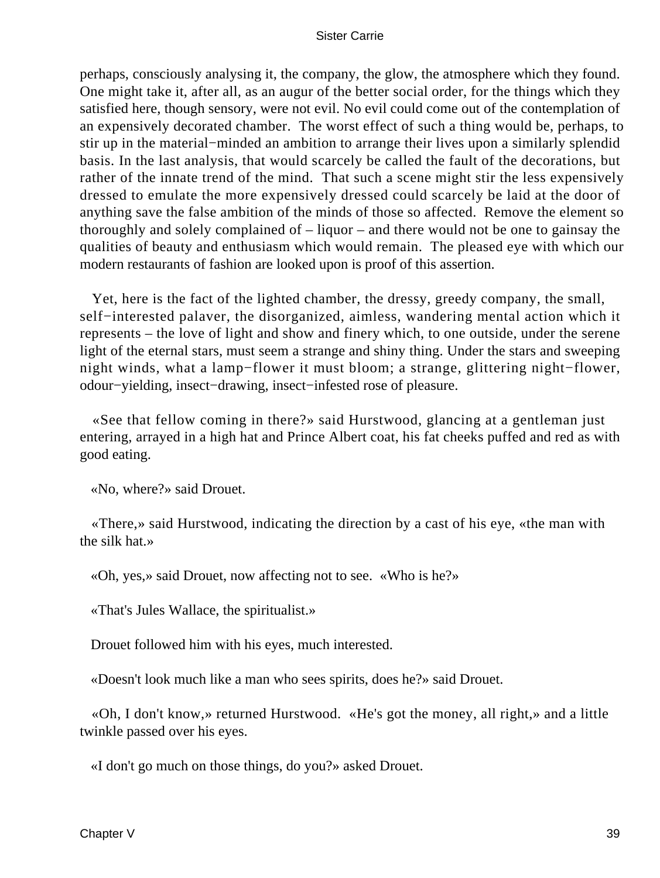perhaps, consciously analysing it, the company, the glow, the atmosphere which they found. One might take it, after all, as an augur of the better social order, for the things which they satisfied here, though sensory, were not evil. No evil could come out of the contemplation of an expensively decorated chamber. The worst effect of such a thing would be, perhaps, to stir up in the material−minded an ambition to arrange their lives upon a similarly splendid basis. In the last analysis, that would scarcely be called the fault of the decorations, but rather of the innate trend of the mind. That such a scene might stir the less expensively dressed to emulate the more expensively dressed could scarcely be laid at the door of anything save the false ambition of the minds of those so affected. Remove the element so thoroughly and solely complained of – liquor – and there would not be one to gainsay the qualities of beauty and enthusiasm which would remain. The pleased eye with which our modern restaurants of fashion are looked upon is proof of this assertion.

Yet, here is the fact of the lighted chamber, the dressy, greedy company, the small, self−interested palaver, the disorganized, aimless, wandering mental action which it represents – the love of light and show and finery which, to one outside, under the serene light of the eternal stars, must seem a strange and shiny thing. Under the stars and sweeping night winds, what a lamp−flower it must bloom; a strange, glittering night−flower, odour−yielding, insect−drawing, insect−infested rose of pleasure.

«See that fellow coming in there?» said Hurstwood, glancing at a gentleman just entering, arrayed in a high hat and Prince Albert coat, his fat cheeks puffed and red as with good eating.

«No, where?» said Drouet.

«There,» said Hurstwood, indicating the direction by a cast of his eye, «the man with the silk hat.»

«Oh, yes,» said Drouet, now affecting not to see. «Who is he?»

«That's Jules Wallace, the spiritualist.»

Drouet followed him with his eyes, much interested.

«Doesn't look much like a man who sees spirits, does he?» said Drouet.

«Oh, I don't know,» returned Hurstwood. «He's got the money, all right,» and a little twinkle passed over his eyes.

«I don't go much on those things, do you?» asked Drouet.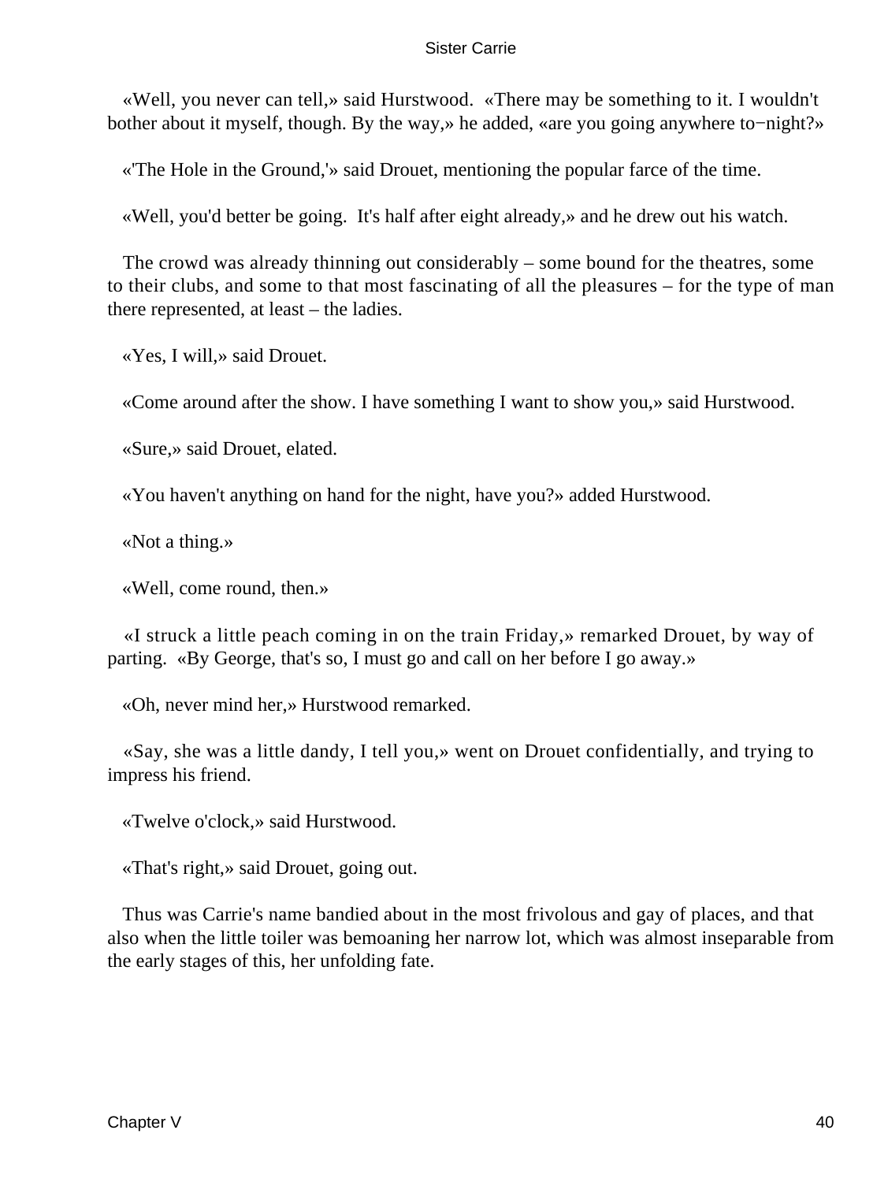«Well, you never can tell,» said Hurstwood. «There may be something to it. I wouldn't bother about it myself, though. By the way,» he added, «are you going anywhere to−night?»

«'The Hole in the Ground,'» said Drouet, mentioning the popular farce of the time.

«Well, you'd better be going. It's half after eight already,» and he drew out his watch.

The crowd was already thinning out considerably – some bound for the theatres, some to their clubs, and some to that most fascinating of all the pleasures – for the type of man there represented, at least – the ladies.

«Yes, I will,» said Drouet.

«Come around after the show. I have something I want to show you,» said Hurstwood.

«Sure,» said Drouet, elated.

«You haven't anything on hand for the night, have you?» added Hurstwood.

«Not a thing.»

«Well, come round, then.»

«I struck a little peach coming in on the train Friday,» remarked Drouet, by way of parting. «By George, that's so, I must go and call on her before I go away.»

«Oh, never mind her,» Hurstwood remarked.

«Say, she was a little dandy, I tell you,» went on Drouet confidentially, and trying to impress his friend.

«Twelve o'clock,» said Hurstwood.

«That's right,» said Drouet, going out.

Thus was Carrie's name bandied about in the most frivolous and gay of places, and that also when the little toiler was bemoaning her narrow lot, which was almost inseparable from the early stages of this, her unfolding fate.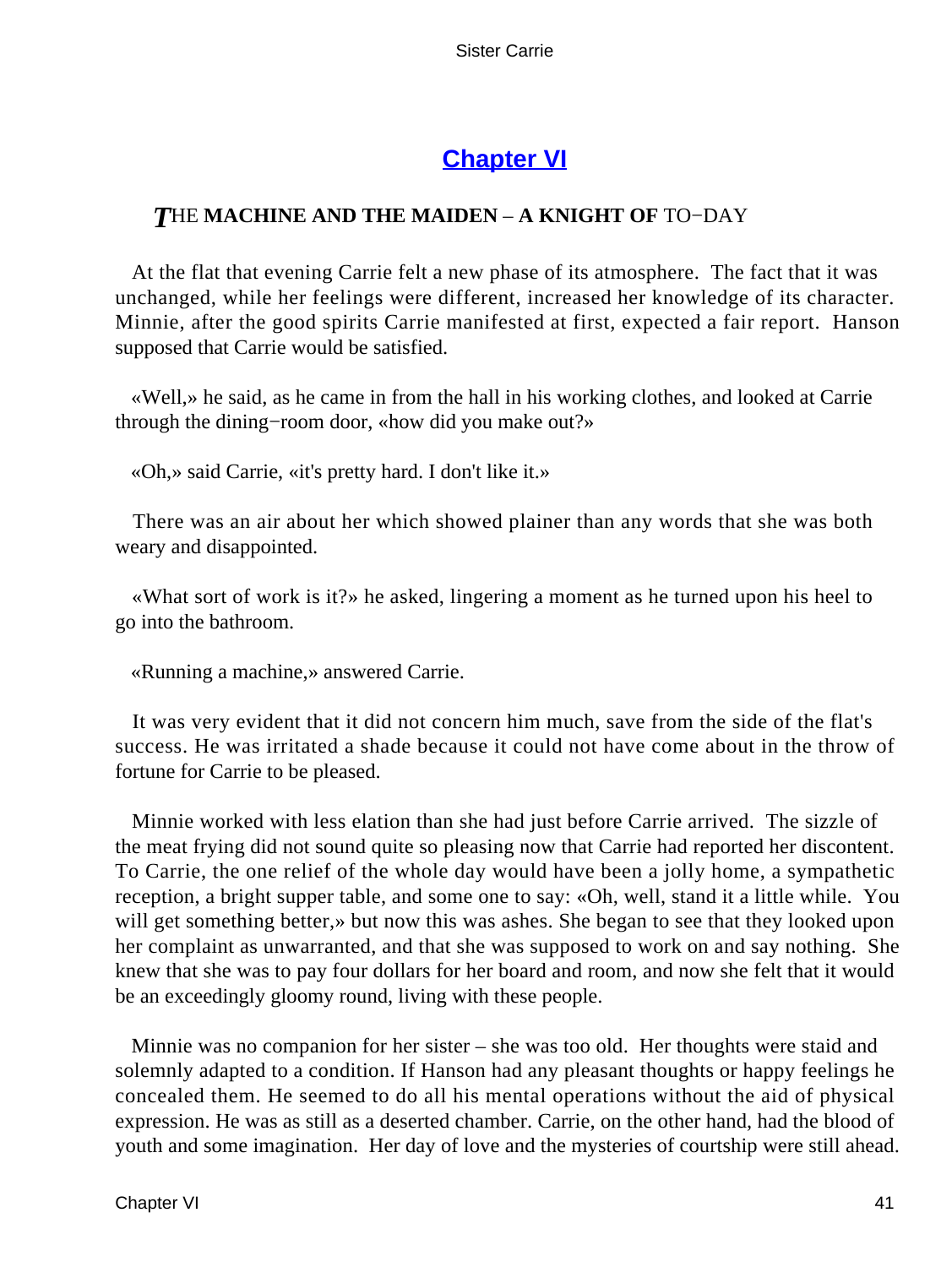## Chapter VI

### THE MACHINE AND THE MAIDEN – A KNIGHT OF TO−DAY

At the flat that evening Carrie felt a new phase of its atmosphere. The fact that it was unchanged, while her feelings were different, increased her knowledge of its character. Minnie, after the good spirits Carrie manifested at first, expected a fair report. Hanson supposed that Carrie would be satisfied.

«Well,» he said, as he came in from the hall in his working clothes, and looked at Carrie through the dining−room door, «how did you make out?»

«Oh,» said Carrie, «it's pretty hard. I don't like it.»

There was an air about her which showed plainer than any words that she was both weary and disappointed.

«What sort of work is it?» he asked, lingering a moment as he turned upon his heel to go into the bathroom.

«Running a machine,» answered Carrie.

It was very evident that it did not concern him much, save from the side of the flat's success. He was irritated a shade because it could not have come about in the throw of fortune for Carrie to be pleased.

Minnie worked with less elation than she had just before Carrie arrived. The sizzle of the meat frying did not sound quite so pleasing now that Carrie had reported her discontent. To Carrie, the one relief of the whole day would have been a jolly home, a sympathetic reception, a bright supper table, and some one to say: «Oh, well, stand it a little while. You will get something better,» but now this was ashes. She began to see that they looked upon her complaint as unwarranted, and that she was supposed to work on and say nothing. She knew that she was to pay four dollars for her board and room, and now she felt that it would be an exceedingly gloomy round, living with these people.

Minnie was no companion for her sister – she was too old. Her thoughts were staid and solemnly adapted to a condition. If Hanson had any pleasant thoughts or happy feelings he concealed them. He seemed to do all his mental operations without the aid of physical expression. He was as still as a deserted chamber. Carrie, on the other hand, had the blood of youth and some imagination. Her day of love and the mysteries of courtship were still ahead.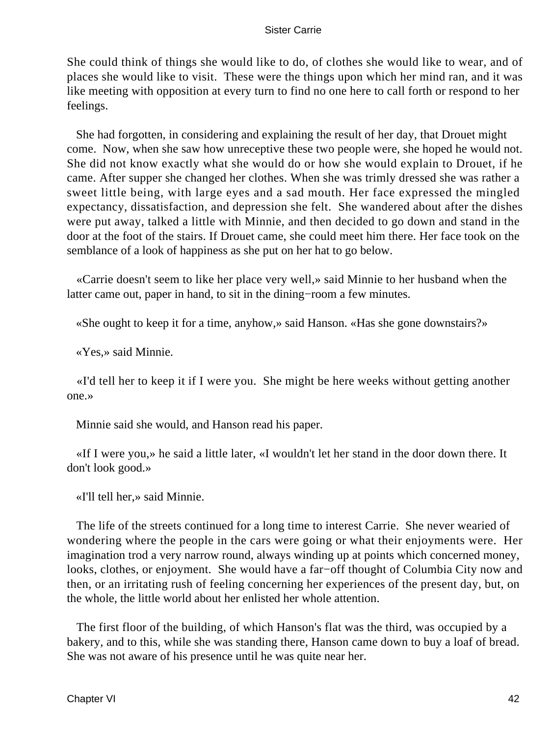She could think of things she would like to do, of clothes she would like to wear, and of places she would like to visit. These were the things upon which her mind ran, and it was like meeting with opposition at every turn to find no one here to call forth or respond to her feelings.

She had forgotten, in considering and explaining the result of her day, that Drouet might come. Now, when she saw how unreceptive these two people were, she hoped he would not. She did not know exactly what she would do or how she would explain to Drouet, if he came. After supper she changed her clothes. When she was trimly dressed she was rather a sweet little being, with large eyes and a sad mouth. Her face expressed the mingled expectancy, dissatisfaction, and depression she felt. She wandered about after the dishes were put away, talked a little with Minnie, and then decided to go down and stand in the door at the foot of the stairs. If Drouet came, she could meet him there. Her face took on the semblance of a look of happiness as she put on her hat to go below.

«Carrie doesn't seem to like her place very well,» said Minnie to her husband when the latter came out, paper in hand, to sit in the dining−room a few minutes.

«She ought to keep it for a time, anyhow,» said Hanson. «Has she gone downstairs?»

«Yes,» said Minnie.

«I'd tell her to keep it if I were you. She might be here weeks without getting another one.»

Minnie said she would, and Hanson read his paper.

«If I were you,» he said a little later, «I wouldn't let her stand in the door down there. It don't look good.»

«I'll tell her,» said Minnie.

The life of the streets continued for a long time to interest Carrie. She never wearied of wondering where the people in the cars were going or what their enjoyments were. Her imagination trod a very narrow round, always winding up at points which concerned money, looks, clothes, or enjoyment. She would have a far−off thought of Columbia City now and then, or an irritating rush of feeling concerning her experiences of the present day, but, on the whole, the little world about her enlisted her whole attention.

The first floor of the building, of which Hanson's flat was the third, was occupied by a bakery, and to this, while she was standing there, Hanson came down to buy a loaf of bread. She was not aware of his presence until he was quite near her.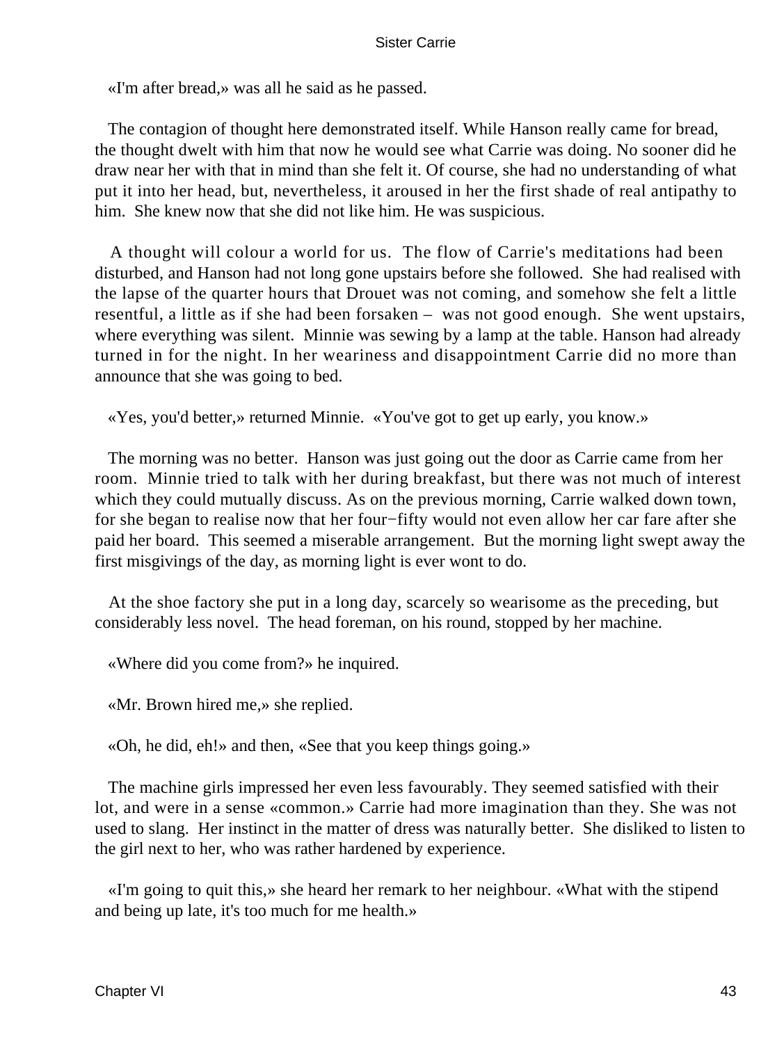«I'm after bread,» was all he said as he passed.

The contagion of thought here demonstrated itself. While Hanson really came for bread, the thought dwelt with him that now he would see what Carrie was doing. No sooner did he draw near her with that in mind than she felt it. Of course, she had no understanding of what put it into her head, but, nevertheless, it aroused in her the first shade of real antipathy to him. She knew now that she did not like him. He was suspicious.

A thought will colour a world for us. The flow of Carrie's meditations had been disturbed, and Hanson had not long gone upstairs before she followed. She had realised with the lapse of the quarter hours that Drouet was not coming, and somehow she felt a little resentful, a little as if she had been forsaken – was not good enough. She went upstairs, where everything was silent. Minnie was sewing by a lamp at the table. Hanson had already turned in for the night. In her weariness and disappointment Carrie did no more than announce that she was going to bed.

«Yes, you'd better,» returned Minnie. «You've got to get up early, you know.»

The morning was no better. Hanson was just going out the door as Carrie came from her room. Minnie tried to talk with her during breakfast, but there was not much of interest which they could mutually discuss. As on the previous morning, Carrie walked down town, for she began to realise now that her four−fifty would not even allow her car fare after she paid her board. This seemed a miserable arrangement. But the morning light swept away the first misgivings of the day, as morning light is ever wont to do.

At the shoe factory she put in a long day, scarcely so wearisome as the preceding, but considerably less novel. The head foreman, on his round, stopped by her machine.

«Where did you come from?» he inquired.

«Mr. Brown hired me,» she replied.

«Oh, he did, eh!» and then, «See that you keep things going.»

The machine girls impressed her even less favourably. They seemed satisfied with their lot, and were in a sense «common.» Carrie had more imagination than they. She was not used to slang. Her instinct in the matter of dress was naturally better. She disliked to listen to the girl next to her, who was rather hardened by experience.

«I'm going to quit this,» she heard her remark to her neighbour. «What with the stipend and being up late, it's too much for me health.»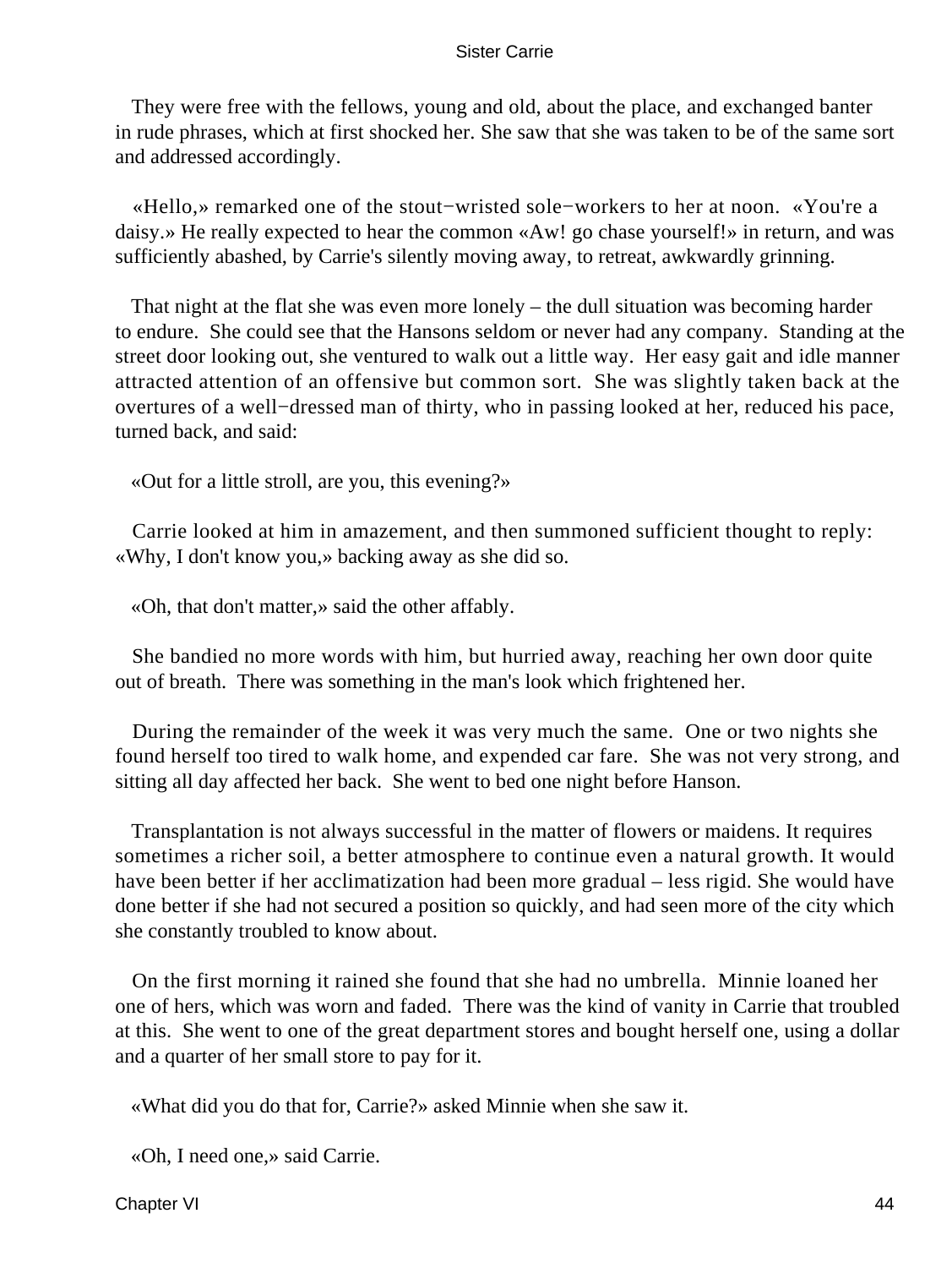They were free with the fellows, young and old, about the place, and exchanged banter in rude phrases, which at first shocked her. She saw that she was taken to be of the same sort and addressed accordingly.

«Hello,» remarked one of the stout−wristed sole−workers to her at noon. «You're a daisy.» He really expected to hear the common «Aw! go chase yourself!» in return, and was sufficiently abashed, by Carrie's silently moving away, to retreat, awkwardly grinning.

That night at the flat she was even more lonely – the dull situation was becoming harder to endure. She could see that the Hansons seldom or never had any company. Standing at the street door looking out, she ventured to walk out a little way. Her easy gait and idle manner attracted attention of an offensive but common sort. She was slightly taken back at the overtures of a well−dressed man of thirty, who in passing looked at her, reduced his pace, turned back, and said:

«Out for a little stroll, are you, this evening?»

Carrie looked at him in amazement, and then summoned sufficient thought to reply: «Why, I don't know you,» backing away as she did so.

«Oh, that don't matter,» said the other affably.

She bandied no more words with him, but hurried away, reaching her own door quite out of breath. There was something in the man's look which frightened her.

During the remainder of the week it was very much the same. One or two nights she found herself too tired to walk home, and expended car fare. She was not very strong, and sitting all day affected her back. She went to bed one night before Hanson.

Transplantation is not always successful in the matter of flowers or maidens. It requires sometimes a richer soil, a better atmosphere to continue even a natural growth. It would have been better if her acclimatization had been more gradual – less rigid. She would have done better if she had not secured a position so quickly, and had seen more of the city which she constantly troubled to know about.

On the first morning it rained she found that she had no umbrella. Minnie loaned her one of hers, which was worn and faded. There was the kind of vanity in Carrie that troubled at this. She went to one of the great department stores and bought herself one, using a dollar and a quarter of her small store to pay for it.

«What did you do that for, Carrie?» asked Minnie when she saw it.

«Oh, I need one,» said Carrie.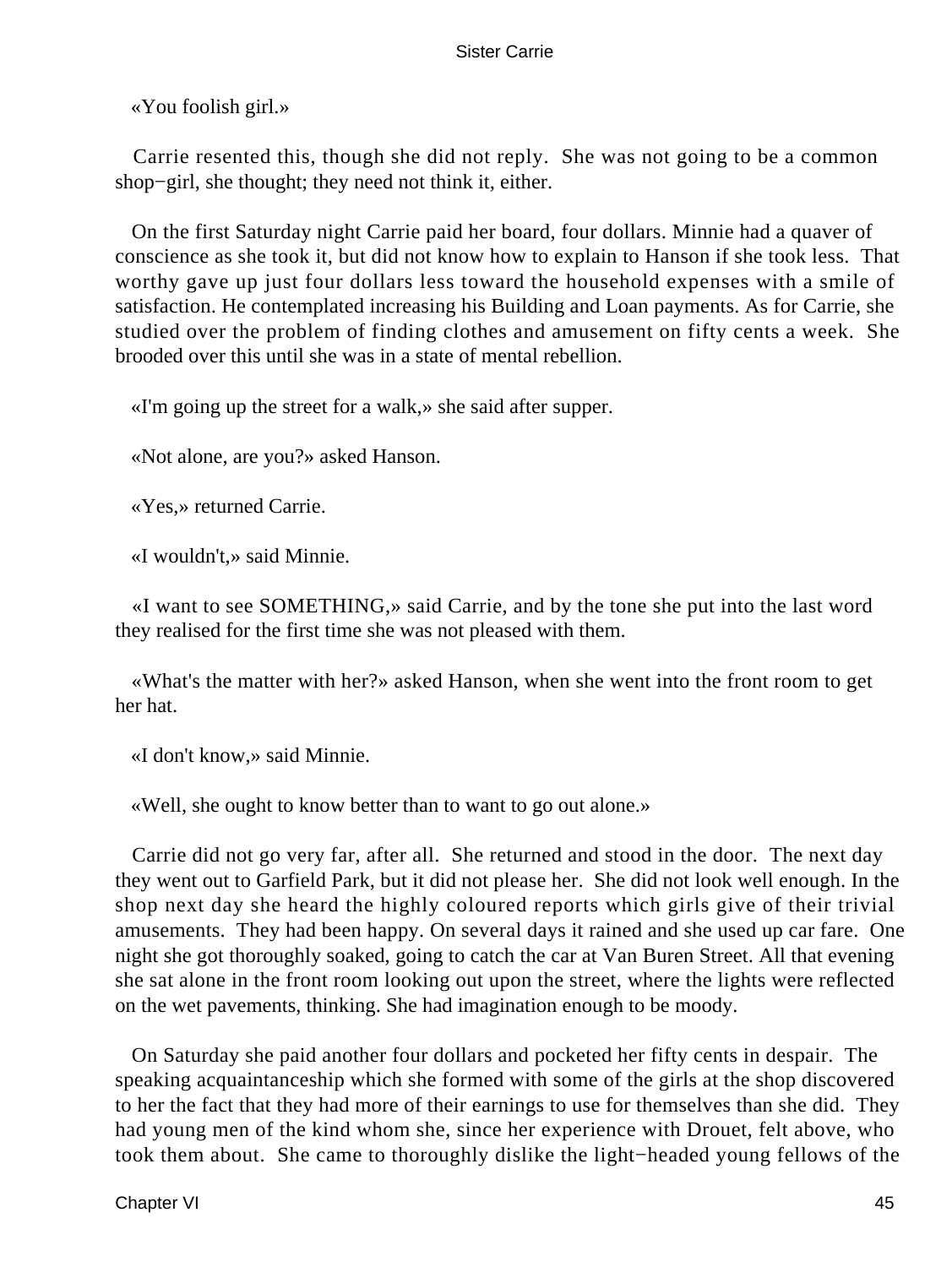«You foolish girl.»

Carrie resented this, though she did not reply. She was not going to be a common shop−girl, she thought; they need not think it, either.

On the first Saturday night Carrie paid her board, four dollars. Minnie had a quaver of conscience as she took it, but did not know how to explain to Hanson if she took less. That worthy gave up just four dollars less toward the household expenses with a smile of satisfaction. He contemplated increasing his Building and Loan payments. As for Carrie, she studied over the problem of finding clothes and amusement on fifty cents a week. She brooded over this until she was in a state of mental rebellion.

«I'm going up the street for a walk,» she said after supper.

«Not alone, are you?» asked Hanson.

«Yes,» returned Carrie.

«I wouldn't,» said Minnie.

«I want to see SOMETHING,» said Carrie, and by the tone she put into the last word they realised for the first time she was not pleased with them.

«What's the matter with her?» asked Hanson, when she went into the front room to get her hat.

«I don't know,» said Minnie.

«Well, she ought to know better than to want to go out alone.»

Carrie did not go very far, after all. She returned and stood in the door. The next day they went out to Garfield Park, but it did not please her. She did not look well enough. In the shop next day she heard the highly coloured reports which girls give of their trivial amusements. They had been happy. On several days it rained and she used up car fare. One night she got thoroughly soaked, going to catch the car at Van Buren Street. All that evening she sat alone in the front room looking out upon the street, where the lights were reflected on the wet pavements, thinking. She had imagination enough to be moody.

On Saturday she paid another four dollars and pocketed her fifty cents in despair. The speaking acquaintanceship which she formed with some of the girls at the shop discovered to her the fact that they had more of their earnings to use for themselves than she did. They had young men of the kind whom she, since her experience with Drouet, felt above, who took them about. She came to thoroughly dislike the light−headed young fellows of the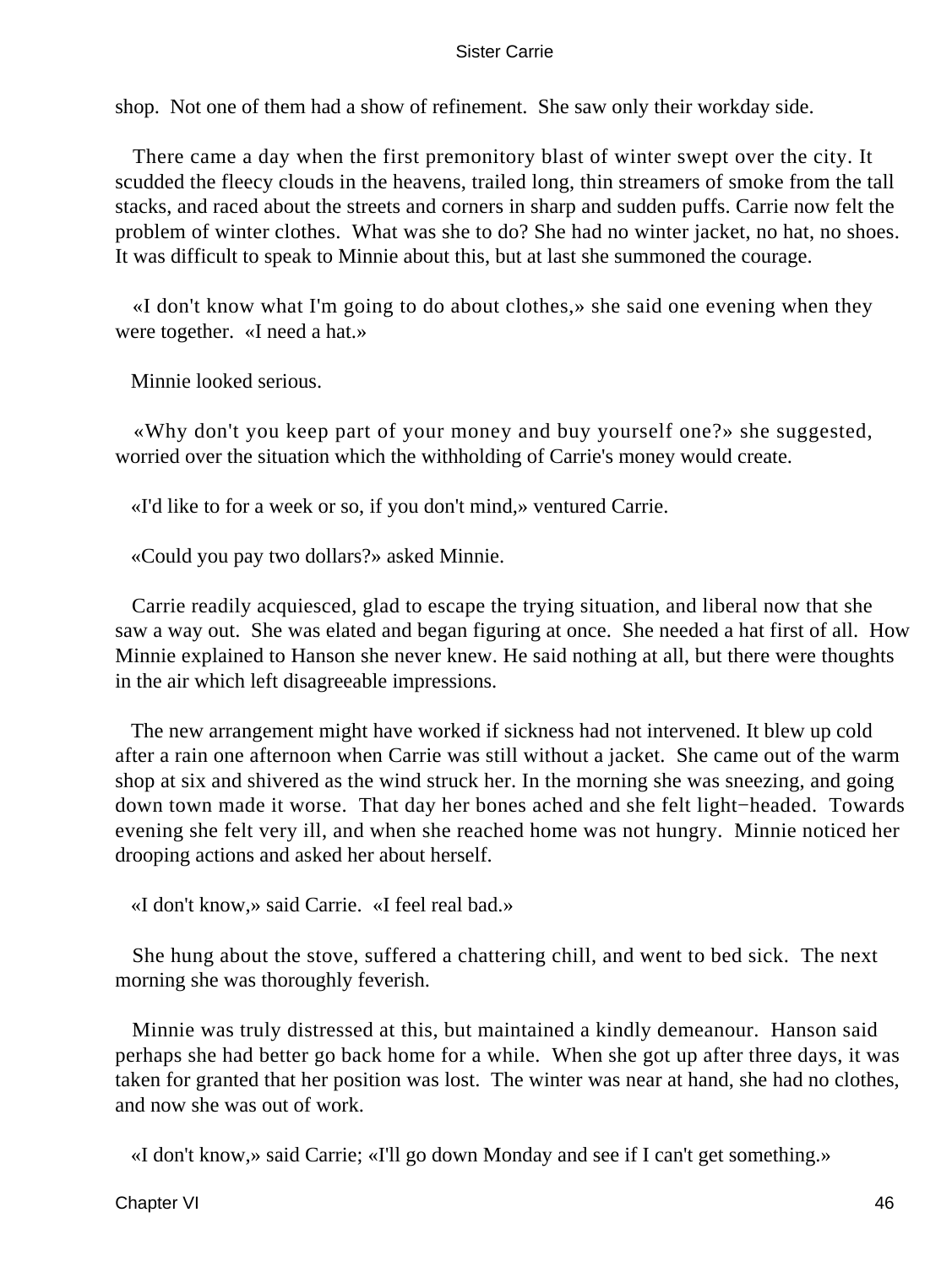shop. Not one of them had a show of refinement. She saw only their workday side.

There came a day when the first premonitory blast of winter swept over the city. It scudded the fleecy clouds in the heavens, trailed long, thin streamers of smoke from the tall stacks, and raced about the streets and corners in sharp and sudden puffs. Carrie now felt the problem of winter clothes. What was she to do? She had no winter jacket, no hat, no shoes. It was difficult to speak to Minnie about this, but at last she summoned the courage.

«I don't know what I'm going to do about clothes,» she said one evening when they were together. «I need a hat.»

Minnie looked serious.

«Why don't you keep part of your money and buy yourself one?» she suggested, worried over the situation which the withholding of Carrie's money would create.

«I'd like to for a week or so, if you don't mind,» ventured Carrie.

«Could you pay two dollars?» asked Minnie.

Carrie readily acquiesced, glad to escape the trying situation, and liberal now that she saw a way out. She was elated and began figuring at once. She needed a hat first of all. How Minnie explained to Hanson she never knew. He said nothing at all, but there were thoughts in the air which left disagreeable impressions.

The new arrangement might have worked if sickness had not intervened. It blew up cold after a rain one afternoon when Carrie was still without a jacket. She came out of the warm shop at six and shivered as the wind struck her. In the morning she was sneezing, and going down town made it worse. That day her bones ached and she felt light−headed. Towards evening she felt very ill, and when she reached home was not hungry. Minnie noticed her drooping actions and asked her about herself.

«I don't know,» said Carrie. «I feel real bad.»

She hung about the stove, suffered a chattering chill, and went to bed sick. The next morning she was thoroughly feverish.

Minnie was truly distressed at this, but maintained a kindly demeanour. Hanson said perhaps she had better go back home for a while. When she got up after three days, it was taken for granted that her position was lost. The winter was near at hand, she had no clothes, and now she was out of work.

«I don't know,» said Carrie; «I'll go down Monday and see if I can't get something.»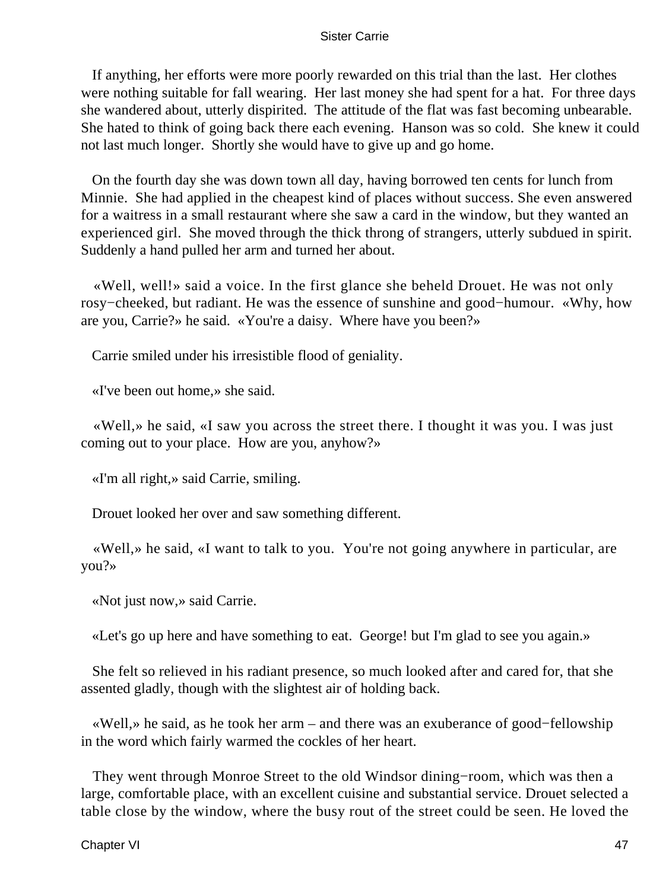If anything, her efforts were more poorly rewarded on this trial than the last. Her clothes were nothing suitable for fall wearing. Her last money she had spent for a hat. For three days she wandered about, utterly dispirited. The attitude of the flat was fast becoming unbearable. She hated to think of going back there each evening. Hanson was so cold. She knew it could not last much longer. Shortly she would have to give up and go home.

On the fourth day she was down town all day, having borrowed ten cents for lunch from Minnie. She had applied in the cheapest kind of places without success. She even answered for a waitress in a small restaurant where she saw a card in the window, but they wanted an experienced girl. She moved through the thick throng of strangers, utterly subdued in spirit. Suddenly a hand pulled her arm and turned her about.

«Well, well!» said a voice. In the first glance she beheld Drouet. He was not only rosy−cheeked, but radiant. He was the essence of sunshine and good−humour. «Why, how are you, Carrie?» he said. «You're a daisy. Where have you been?»

Carrie smiled under his irresistible flood of geniality.

«I've been out home,» she said.

«Well,» he said, «I saw you across the street there. I thought it was you. I was just coming out to your place. How are you, anyhow?»

«I'm all right,» said Carrie, smiling.

Drouet looked her over and saw something different.

«Well,» he said, «I want to talk to you. You're not going anywhere in particular, are you?»

«Not just now,» said Carrie.

«Let's go up here and have something to eat. George! but I'm glad to see you again.»

She felt so relieved in his radiant presence, so much looked after and cared for, that she assented gladly, though with the slightest air of holding back.

«Well,» he said, as he took her arm – and there was an exuberance of good−fellowship in the word which fairly warmed the cockles of her heart.

They went through Monroe Street to the old Windsor dining−room, which was then a large, comfortable place, with an excellent cuisine and substantial service. Drouet selected a table close by the window, where the busy rout of the street could be seen. He loved the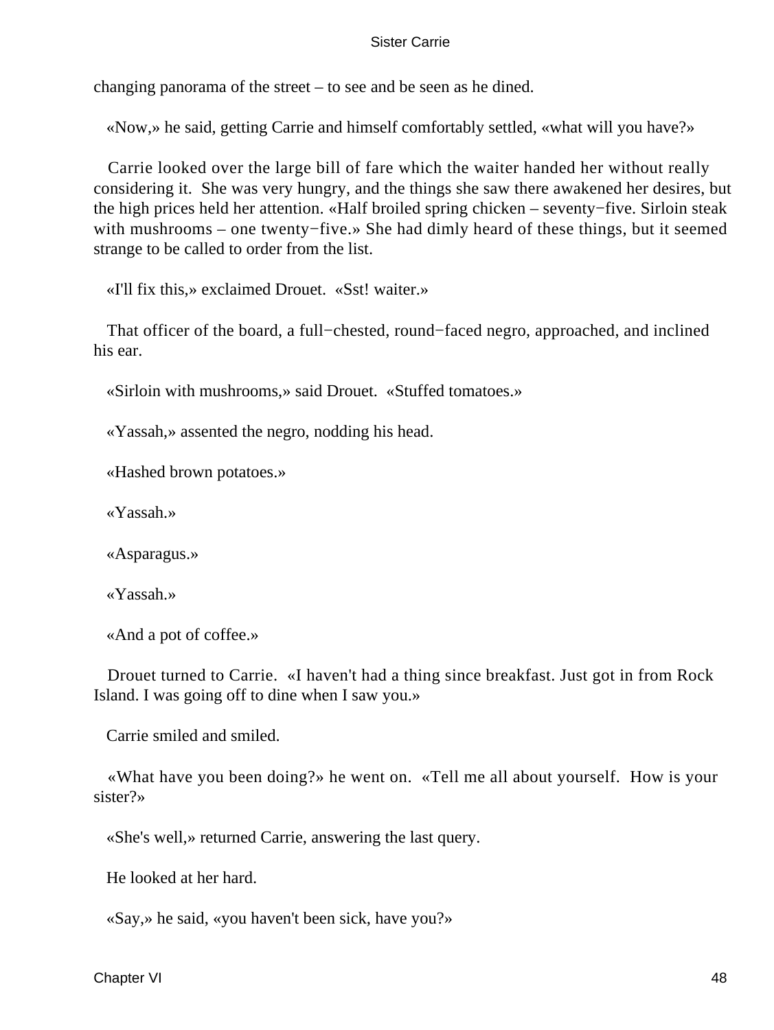changing panorama of the street – to see and be seen as he dined.

«Now,» he said, getting Carrie and himself comfortably settled, «what will you have?»

Carrie looked over the large bill of fare which the waiter handed her without really considering it. She was very hungry, and the things she saw there awakened her desires, but the high prices held her attention. «Half broiled spring chicken – seventy−five. Sirloin steak with mushrooms – one twenty−five.» She had dimly heard of these things, but it seemed strange to be called to order from the list.

«I'll fix this,» exclaimed Drouet. «Sst! waiter.»

That officer of the board, a full−chested, round−faced negro, approached, and inclined his ear.

«Sirloin with mushrooms,» said Drouet. «Stuffed tomatoes.»

«Yassah,» assented the negro, nodding his head.

«Hashed brown potatoes.»

«Yassah.»

«Asparagus.»

«Yassah.»

«And a pot of coffee.»

Drouet turned to Carrie. «I haven't had a thing since breakfast. Just got in from Rock Island. I was going off to dine when I saw you.»

Carrie smiled and smiled.

«What have you been doing?» he went on. «Tell me all about yourself. How is your sister?»

«She's well,» returned Carrie, answering the last query.

He looked at her hard.

«Say,» he said, «you haven't been sick, have you?»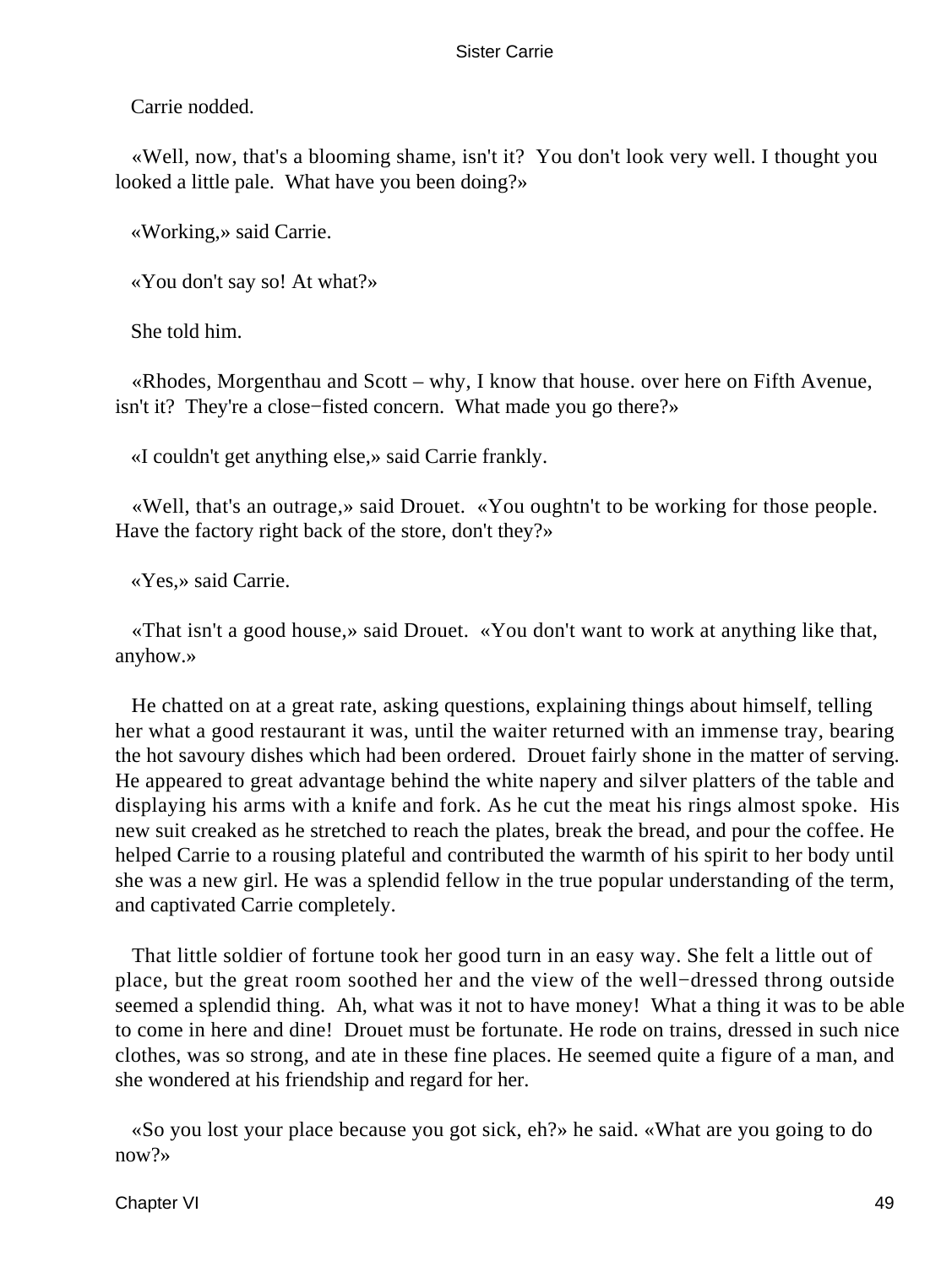Carrie nodded.

«Well, now, that's a blooming shame, isn't it? You don't look very well. I thought you looked a little pale. What have you been doing?»

«Working,» said Carrie.

«You don't say so! At what?»

She told him.

«Rhodes, Morgenthau and Scott – why, I know that house. over here on Fifth Avenue, isn't it? They're a close−fisted concern. What made you go there?»

«I couldn't get anything else,» said Carrie frankly.

«Well, that's an outrage,» said Drouet. «You oughtn't to be working for those people. Have the factory right back of the store, don't they?»

«Yes,» said Carrie.

«That isn't a good house,» said Drouet. «You don't want to work at anything like that, anyhow.»

He chatted on at a great rate, asking questions, explaining things about himself, telling her what a good restaurant it was, until the waiter returned with an immense tray, bearing the hot savoury dishes which had been ordered. Drouet fairly shone in the matter of serving. He appeared to great advantage behind the white napery and silver platters of the table and displaying his arms with a knife and fork. As he cut the meat his rings almost spoke. His new suit creaked as he stretched to reach the plates, break the bread, and pour the coffee. He helped Carrie to a rousing plateful and contributed the warmth of his spirit to her body until she was a new girl. He was a splendid fellow in the true popular understanding of the term, and captivated Carrie completely.

That little soldier of fortune took her good turn in an easy way. She felt a little out of place, but the great room soothed her and the view of the well−dressed throng outside seemed a splendid thing. Ah, what was it not to have money! What a thing it was to be able to come in here and dine! Drouet must be fortunate. He rode on trains, dressed in such nice clothes, was so strong, and ate in these fine places. He seemed quite a figure of a man, and she wondered at his friendship and regard for her.

«So you lost your place because you got sick, eh?» he said. «What are you going to do now?»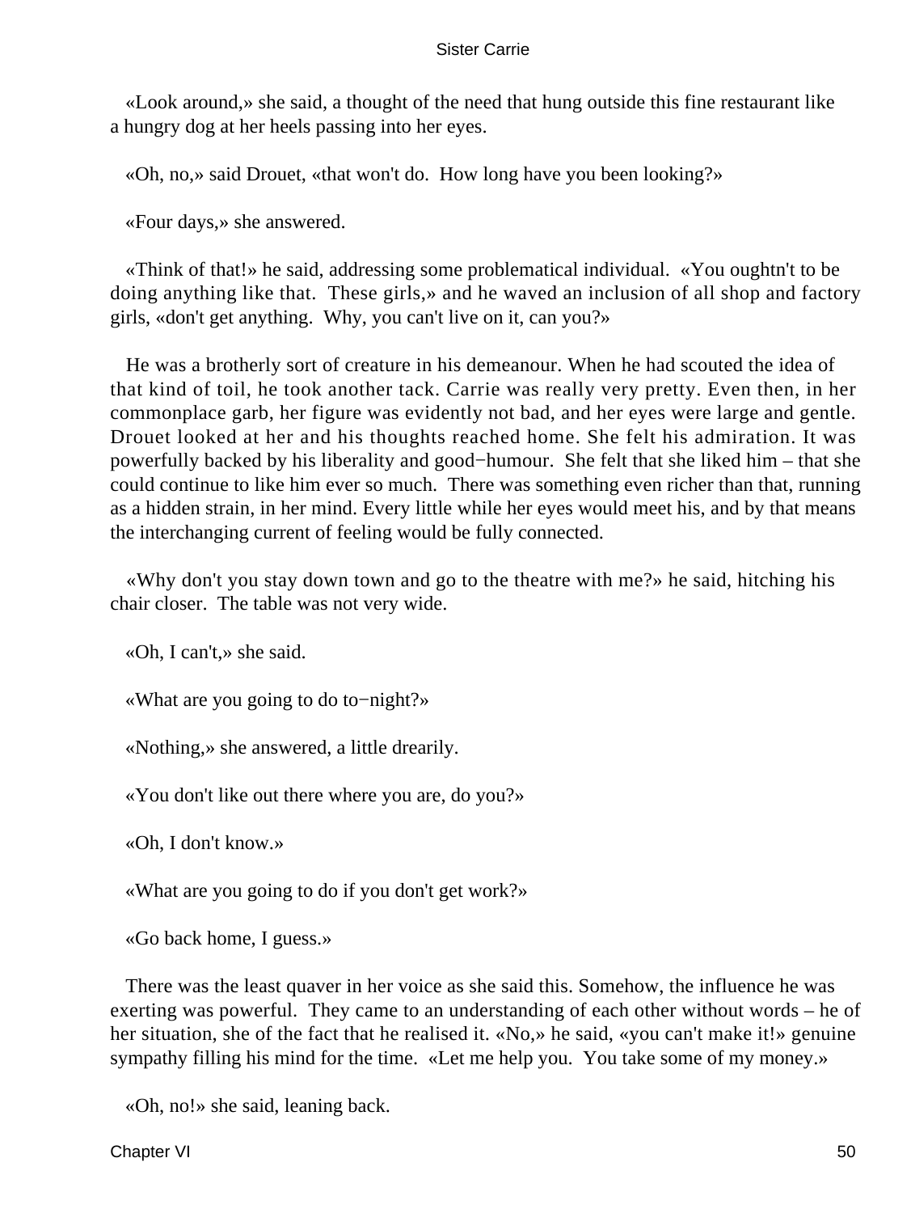«Look around,» she said, a thought of the need that hung outside this fine restaurant like a hungry dog at her heels passing into her eyes.

«Oh, no,» said Drouet, «that won't do. How long have you been looking?»

«Four days,» she answered.

«Think of that!» he said, addressing some problematical individual. «You oughtn't to be doing anything like that. These girls,» and he waved an inclusion of all shop and factory girls, «don't get anything. Why, you can't live on it, can you?»

He was a brotherly sort of creature in his demeanour. When he had scouted the idea of that kind of toil, he took another tack. Carrie was really very pretty. Even then, in her commonplace garb, her figure was evidently not bad, and her eyes were large and gentle. Drouet looked at her and his thoughts reached home. She felt his admiration. It was powerfully backed by his liberality and good−humour. She felt that she liked him – that she could continue to like him ever so much. There was something even richer than that, running as a hidden strain, in her mind. Every little while her eyes would meet his, and by that means the interchanging current of feeling would be fully connected.

«Why don't you stay down town and go to the theatre with me?» he said, hitching his chair closer. The table was not very wide.

«Oh, I can't,» she said.

«What are you going to do to−night?»

«Nothing,» she answered, a little drearily.

«You don't like out there where you are, do you?»

«Oh, I don't know.»

«What are you going to do if you don't get work?»

«Go back home, I guess.»

There was the least quaver in her voice as she said this. Somehow, the influence he was exerting was powerful. They came to an understanding of each other without words – he of her situation, she of the fact that he realised it. «No,» he said, «you can't make it!» genuine sympathy filling his mind for the time. «Let me help you. You take some of my money.»

«Oh, no!» she said, leaning back.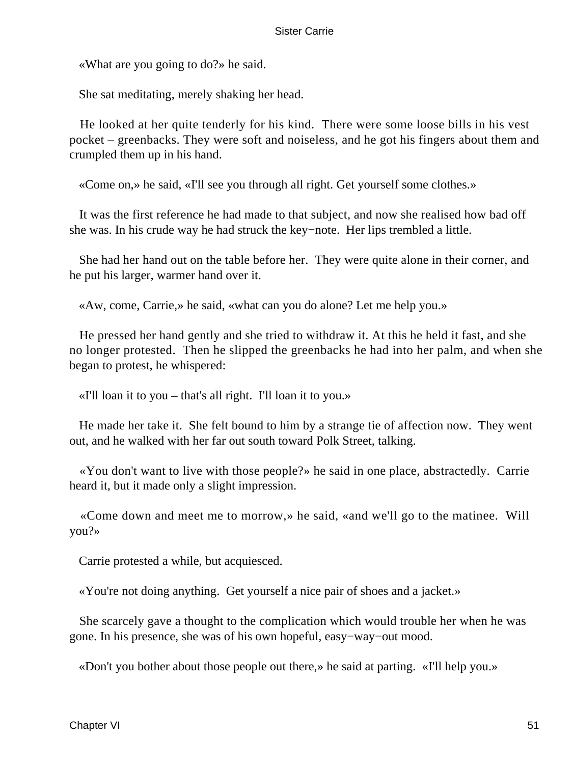«What are you going to do?» he said.

She sat meditating, merely shaking her head.

He looked at her quite tenderly for his kind. There were some loose bills in his vest pocket – greenbacks. They were soft and noiseless, and he got his fingers about them and crumpled them up in his hand.

«Come on,» he said, «I'll see you through all right. Get yourself some clothes.»

It was the first reference he had made to that subject, and now she realised how bad off she was. In his crude way he had struck the key−note. Her lips trembled a little.

She had her hand out on the table before her. They were quite alone in their corner, and he put his larger, warmer hand over it.

«Aw, come, Carrie,» he said, «what can you do alone? Let me help you.»

He pressed her hand gently and she tried to withdraw it. At this he held it fast, and she no longer protested. Then he slipped the greenbacks he had into her palm, and when she began to protest, he whispered:

«I'll loan it to you – that's all right. I'll loan it to you.»

He made her take it. She felt bound to him by a strange tie of affection now. They went out, and he walked with her far out south toward Polk Street, talking.

«You don't want to live with those people?» he said in one place, abstractedly. Carrie heard it, but it made only a slight impression.

«Come down and meet me to morrow,» he said, «and we'll go to the matinee. Will you?»

Carrie protested a while, but acquiesced.

«You're not doing anything. Get yourself a nice pair of shoes and a jacket.»

She scarcely gave a thought to the complication which would trouble her when he was gone. In his presence, she was of his own hopeful, easy−way−out mood.

«Don't you bother about those people out there,» he said at parting. «I'll help you.»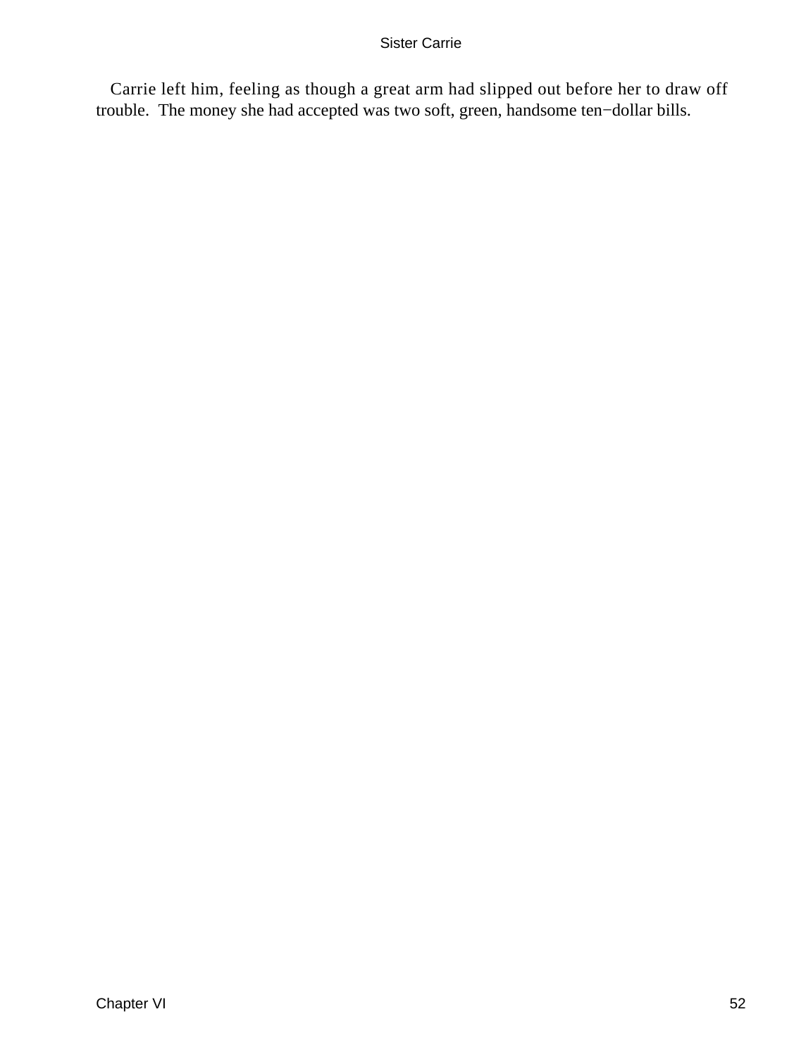Carrie left him, feeling as though a great arm had slipped out before her to draw off trouble. The money she had accepted was two soft, green, handsome ten−dollar bills.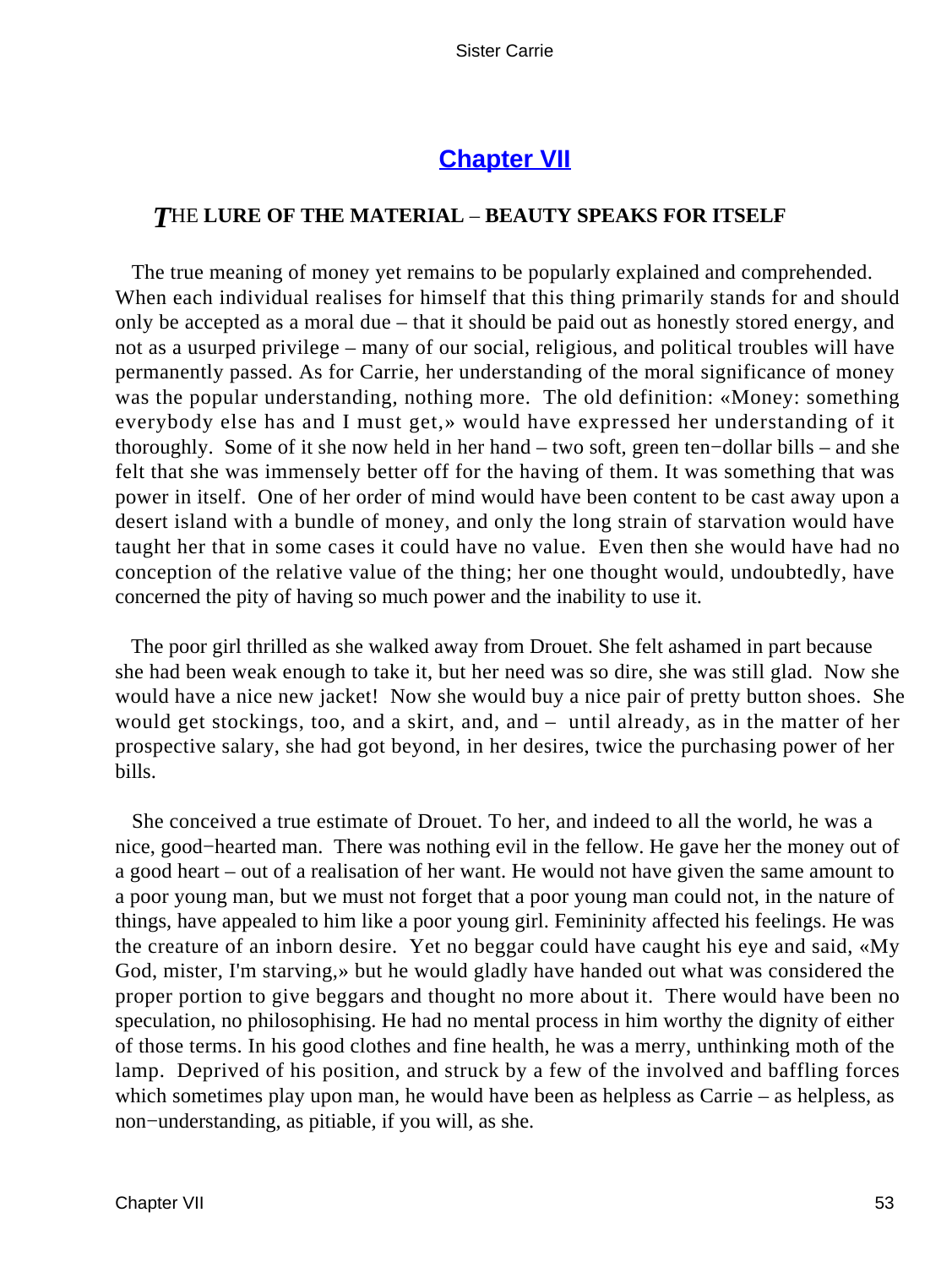## Chapter VII

### *T*HE LURE OF THE MATERIAL – BEAUTY SPEAKS FOR ITSELF

The true meaning of money yet remains to be popularly explained and comprehended. When each individual realises for himself that this thing primarily stands for and should only be accepted as a moral due – that it should be paid out as honestly stored energy, and not as a usurped privilege – many of our social, religious, and political troubles will have permanently passed. As for Carrie, her understanding of the moral significance of money was the popular understanding, nothing more. The old definition: «Money: something everybody else has and I must get,» would have expressed her understanding of it thoroughly. Some of it she now held in her hand – two soft, green ten−dollar bills – and she felt that she was immensely better off for the having of them. It was something that was power in itself. One of her order of mind would have been content to be cast away upon a desert island with a bundle of money, and only the long strain of starvation would have taught her that in some cases it could have no value. Even then she would have had no conception of the relative value of the thing; her one thought would, undoubtedly, have concerned the pity of having so much power and the inability to use it.

The poor girl thrilled as she walked away from Drouet. She felt ashamed in part because she had been weak enough to take it, but her need was so dire, she was still glad. Now she would have a nice new jacket! Now she would buy a nice pair of pretty button shoes. She would get stockings, too, and a skirt, and, and – until already, as in the matter of her prospective salary, she had got beyond, in her desires, twice the purchasing power of her bills.

She conceived a true estimate of Drouet. To her, and indeed to all the world, he was a nice, good−hearted man. There was nothing evil in the fellow. He gave her the money out of a good heart – out of a realisation of her want. He would not have given the same amount to a poor young man, but we must not forget that a poor young man could not, in the nature of things, have appealed to him like a poor young girl. Femininity affected his feelings. He was the creature of an inborn desire. Yet no beggar could have caught his eye and said, «My God, mister, I'm starving,» but he would gladly have handed out what was considered the proper portion to give beggars and thought no more about it. There would have been no speculation, no philosophising. He had no mental process in him worthy the dignity of either of those terms. In his good clothes and fine health, he was a merry, unthinking moth of the lamp. Deprived of his position, and struck by a few of the involved and baffling forces which sometimes play upon man, he would have been as helpless as Carrie – as helpless, as non−understanding, as pitiable, if you will, as she.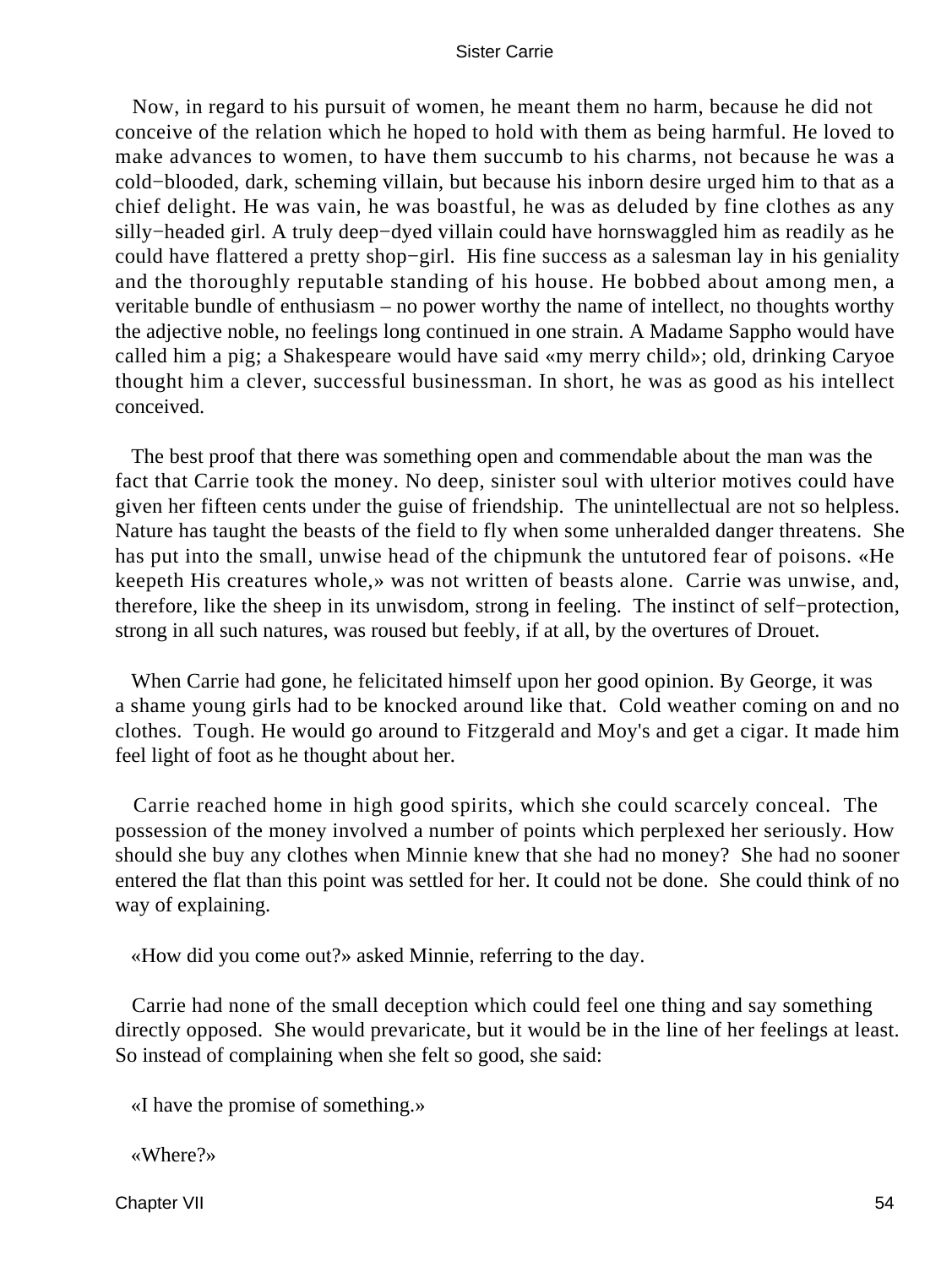Now, in regard to his pursuit of women, he meant them no harm, because he did not conceive of the relation which he hoped to hold with them as being harmful. He loved to make advances to women, to have them succumb to his charms, not because he was a cold−blooded, dark, scheming villain, but because his inborn desire urged him to that as a chief delight. He was vain, he was boastful, he was as deluded by fine clothes as any silly−headed girl. A truly deep−dyed villain could have hornswaggled him as readily as he could have flattered a pretty shop−girl. His fine success as a salesman lay in his geniality and the thoroughly reputable standing of his house. He bobbed about among men, a veritable bundle of enthusiasm – no power worthy the name of intellect, no thoughts worthy the adjective noble, no feelings long continued in one strain. A Madame Sappho would have called him a pig; a Shakespeare would have said «my merry child»; old, drinking Caryoe thought him a clever, successful businessman. In short, he was as good as his intellect conceived.

The best proof that there was something open and commendable about the man was the fact that Carrie took the money. No deep, sinister soul with ulterior motives could have given her fifteen cents under the guise of friendship. The unintellectual are not so helpless. Nature has taught the beasts of the field to fly when some unheralded danger threatens. She has put into the small, unwise head of the chipmunk the untutored fear of poisons. «He keepeth His creatures whole,» was not written of beasts alone. Carrie was unwise, and, therefore, like the sheep in its unwisdom, strong in feeling. The instinct of self−protection, strong in all such natures, was roused but feebly, if at all, by the overtures of Drouet.

When Carrie had gone, he felicitated himself upon her good opinion. By George, it was a shame young girls had to be knocked around like that. Cold weather coming on and no clothes. Tough. He would go around to Fitzgerald and Moy's and get a cigar. It made him feel light of foot as he thought about her.

Carrie reached home in high good spirits, which she could scarcely conceal. The possession of the money involved a number of points which perplexed her seriously. How should she buy any clothes when Minnie knew that she had no money? She had no sooner entered the flat than this point was settled for her. It could not be done. She could think of no way of explaining.

«How did you come out?» asked Minnie, referring to the day.

Carrie had none of the small deception which could feel one thing and say something directly opposed. She would prevaricate, but it would be in the line of her feelings at least. So instead of complaining when she felt so good, she said:

«I have the promise of something.»

«Where?»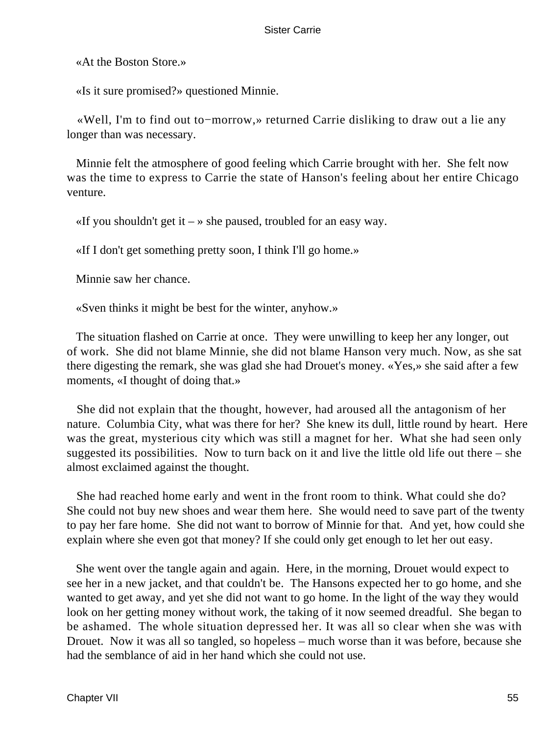«At the Boston Store.»

«Is it sure promised?» questioned Minnie.

«Well, I'm to find out to−morrow,» returned Carrie disliking to draw out a lie any longer than was necessary.

Minnie felt the atmosphere of good feeling which Carrie brought with her. She felt now was the time to express to Carrie the state of Hanson's feeling about her entire Chicago venture.

«If you shouldn't get it – » she paused, troubled for an easy way.

«If I don't get something pretty soon, I think I'll go home.»

Minnie saw her chance.

«Sven thinks it might be best for the winter, anyhow.»

The situation flashed on Carrie at once. They were unwilling to keep her any longer, out of work. She did not blame Minnie, she did not blame Hanson very much. Now, as she sat there digesting the remark, she was glad she had Drouet's money. «Yes,» she said after a few moments, «I thought of doing that.»

She did not explain that the thought, however, had aroused all the antagonism of her nature. Columbia City, what was there for her? She knew its dull, little round by heart. Here was the great, mysterious city which was still a magnet for her. What she had seen only suggested its possibilities. Now to turn back on it and live the little old life out there – she almost exclaimed against the thought.

She had reached home early and went in the front room to think. What could she do? She could not buy new shoes and wear them here. She would need to save part of the twenty to pay her fare home. She did not want to borrow of Minnie for that. And yet, how could she explain where she even got that money? If she could only get enough to let her out easy.

She went over the tangle again and again. Here, in the morning, Drouet would expect to see her in a new jacket, and that couldn't be. The Hansons expected her to go home, and she wanted to get away, and yet she did not want to go home. In the light of the way they would look on her getting money without work, the taking of it now seemed dreadful. She began to be ashamed. The whole situation depressed her. It was all so clear when she was with Drouet. Now it was all so tangled, so hopeless – much worse than it was before, because she had the semblance of aid in her hand which she could not use.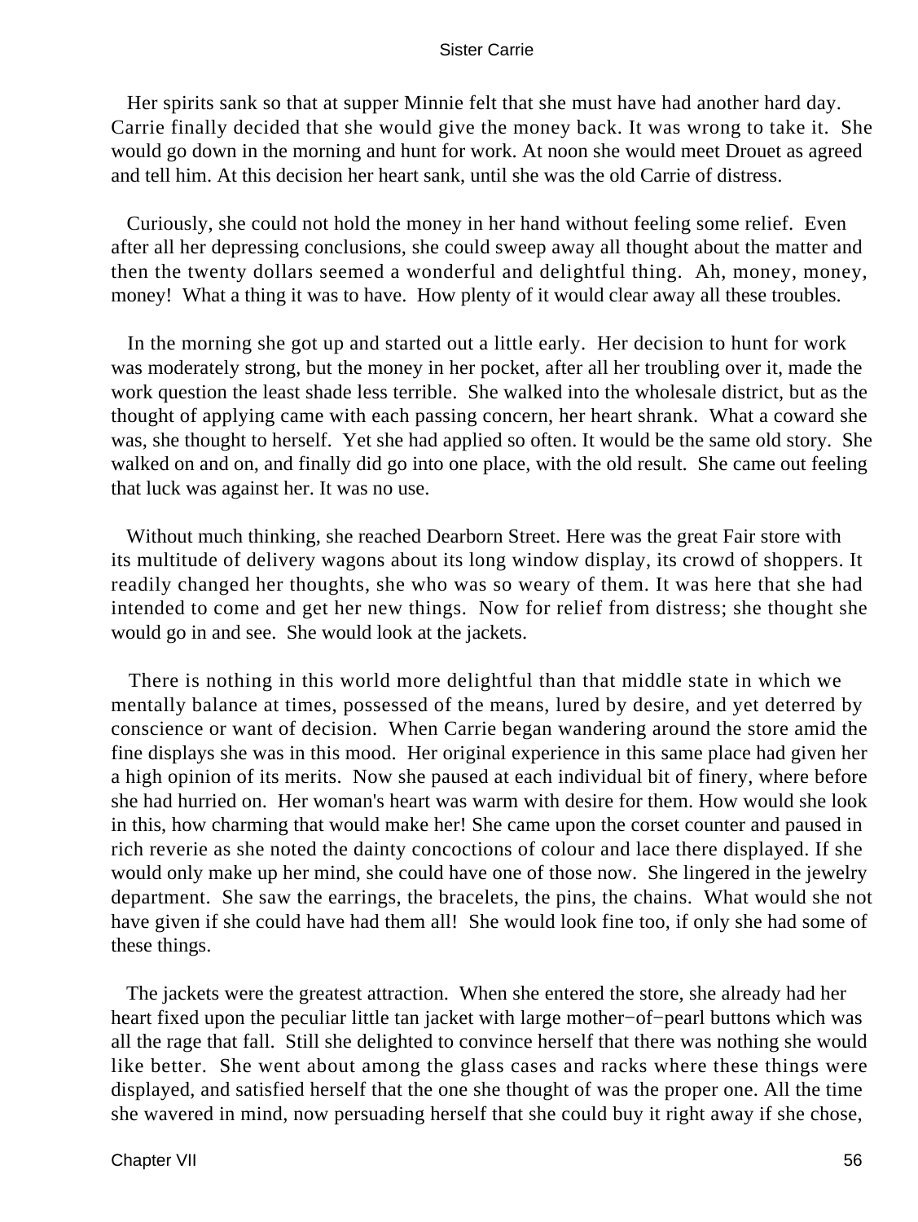Her spirits sank so that at supper Minnie felt that she must have had another hard day. Carrie finally decided that she would give the money back. It was wrong to take it. She would go down in the morning and hunt for work. At noon she would meet Drouet as agreed and tell him. At this decision her heart sank, until she was the old Carrie of distress.

Curiously, she could not hold the money in her hand without feeling some relief. Even after all her depressing conclusions, she could sweep away all thought about the matter and then the twenty dollars seemed a wonderful and delightful thing. Ah, money, money, money! What a thing it was to have. How plenty of it would clear away all these troubles.

In the morning she got up and started out a little early. Her decision to hunt for work was moderately strong, but the money in her pocket, after all her troubling over it, made the work question the least shade less terrible. She walked into the wholesale district, but as the thought of applying came with each passing concern, her heart shrank. What a coward she was, she thought to herself. Yet she had applied so often. It would be the same old story. She walked on and on, and finally did go into one place, with the old result. She came out feeling that luck was against her. It was no use.

Without much thinking, she reached Dearborn Street. Here was the great Fair store with its multitude of delivery wagons about its long window display, its crowd of shoppers. It readily changed her thoughts, she who was so weary of them. It was here that she had intended to come and get her new things. Now for relief from distress; she thought she would go in and see. She would look at the jackets.

There is nothing in this world more delightful than that middle state in which we mentally balance at times, possessed of the means, lured by desire, and yet deterred by conscience or want of decision. When Carrie began wandering around the store amid the fine displays she was in this mood. Her original experience in this same place had given her a high opinion of its merits. Now she paused at each individual bit of finery, where before she had hurried on. Her woman's heart was warm with desire for them. How would she look in this, how charming that would make her! She came upon the corset counter and paused in rich reverie as she noted the dainty concoctions of colour and lace there displayed. If she would only make up her mind, she could have one of those now. She lingered in the jewelry department. She saw the earrings, the bracelets, the pins, the chains. What would she not have given if she could have had them all! She would look fine too, if only she had some of these things.

The jackets were the greatest attraction. When she entered the store, she already had her heart fixed upon the peculiar little tan jacket with large mother−of−pearl buttons which was all the rage that fall. Still she delighted to convince herself that there was nothing she would like better. She went about among the glass cases and racks where these things were displayed, and satisfied herself that the one she thought of was the proper one. All the time she wavered in mind, now persuading herself that she could buy it right away if she chose,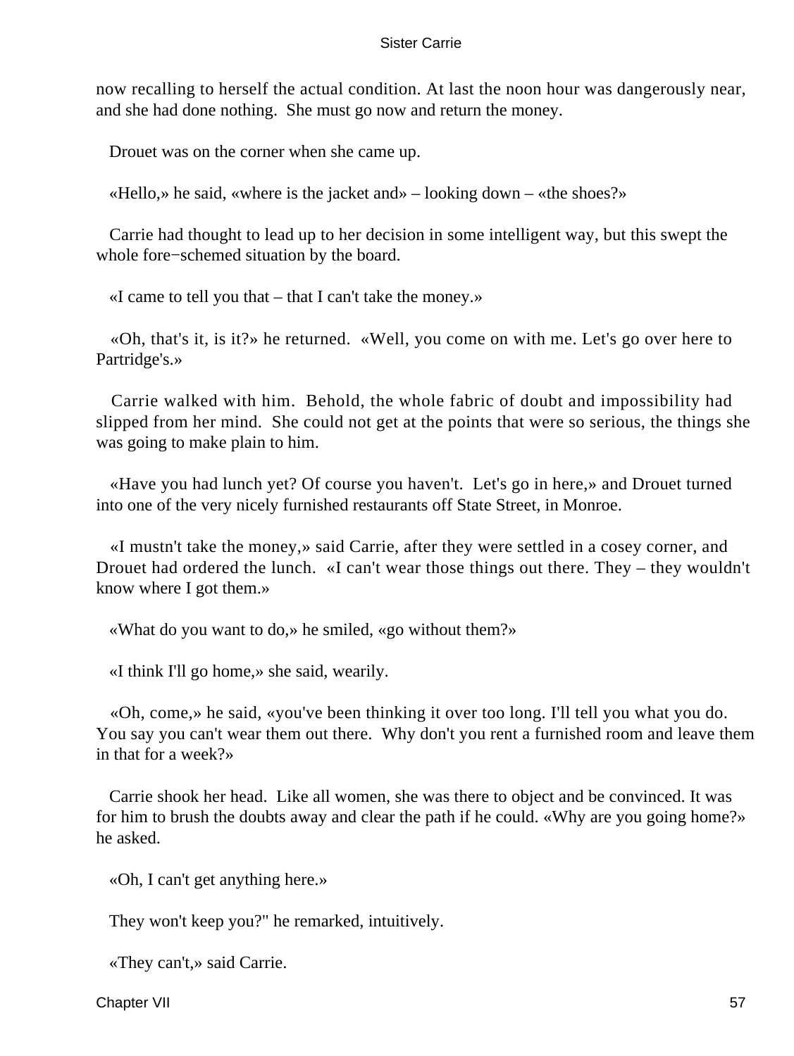now recalling to herself the actual condition. At last the noon hour was dangerously near, and she had done nothing. She must go now and return the money.

Drouet was on the corner when she came up.

«Hello,» he said, «where is the jacket and» – looking down – «the shoes?»

Carrie had thought to lead up to her decision in some intelligent way, but this swept the whole fore−schemed situation by the board.

«I came to tell you that – that I can't take the money.»

«Oh, that's it, is it?» he returned. «Well, you come on with me. Let's go over here to Partridge's.»

Carrie walked with him. Behold, the whole fabric of doubt and impossibility had slipped from her mind. She could not get at the points that were so serious, the things she was going to make plain to him.

«Have you had lunch yet? Of course you haven't. Let's go in here,» and Drouet turned into one of the very nicely furnished restaurants off State Street, in Monroe.

«I mustn't take the money,» said Carrie, after they were settled in a cosey corner, and Drouet had ordered the lunch. «I can't wear those things out there. They – they wouldn't know where I got them.»

«What do you want to do,» he smiled, «go without them?»

«I think I'll go home,» she said, wearily.

«Oh, come,» he said, «you've been thinking it over too long. I'll tell you what you do. You say you can't wear them out there. Why don't you rent a furnished room and leave them in that for a week?»

Carrie shook her head. Like all women, she was there to object and be convinced. It was for him to brush the doubts away and clear the path if he could. «Why are you going home?» he asked.

«Oh, I can't get anything here.»

They won't keep you?" he remarked, intuitively.

«They can't,» said Carrie.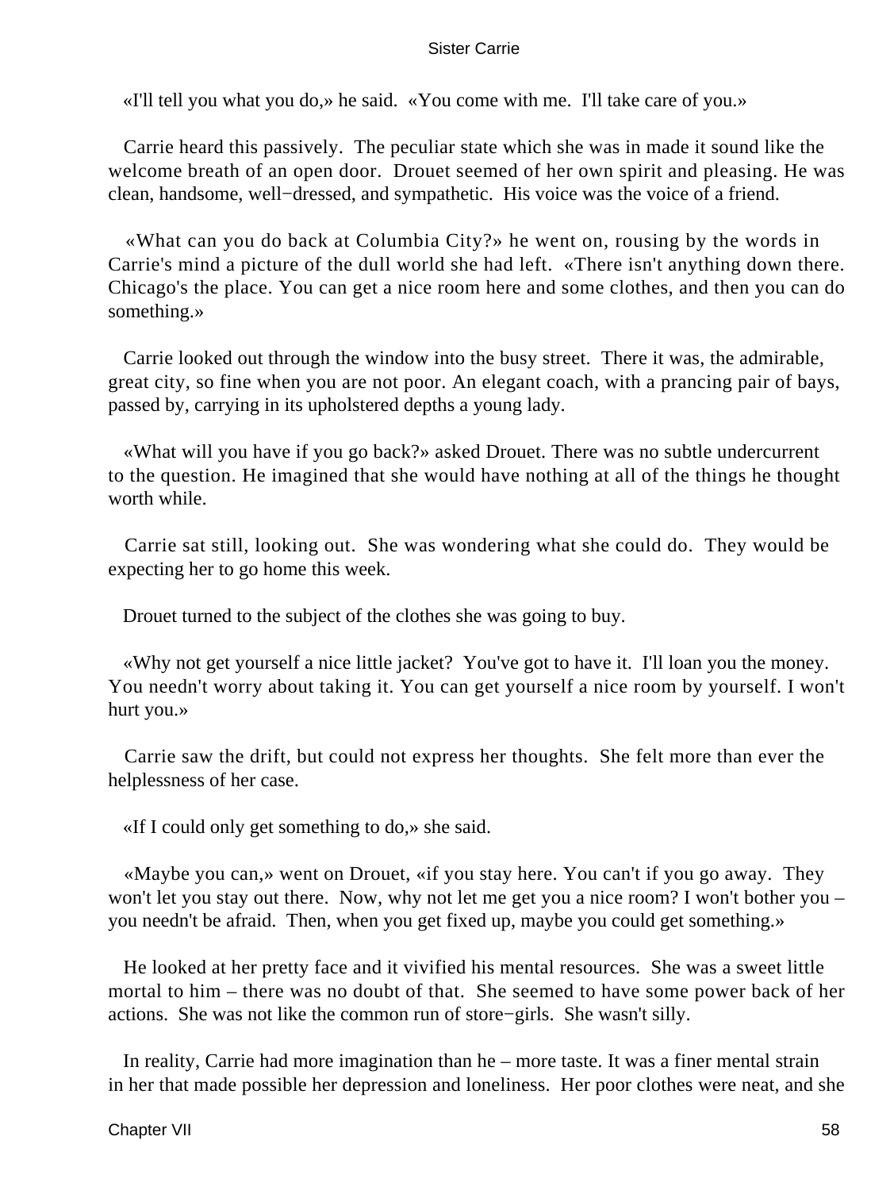«I'll tell you what you do,» he said. «You come with me. I'll take care of you.»

Carrie heard this passively. The peculiar state which she was in made it sound like the welcome breath of an open door. Drouet seemed of her own spirit and pleasing. He was clean, handsome, well−dressed, and sympathetic. His voice was the voice of a friend.

«What can you do back at Columbia City?» he went on, rousing by the words in Carrie's mind a picture of the dull world she had left. «There isn't anything down there. Chicago's the place. You can get a nice room here and some clothes, and then you can do something.»

Carrie looked out through the window into the busy street. There it was, the admirable, great city, so fine when you are not poor. An elegant coach, with a prancing pair of bays, passed by, carrying in its upholstered depths a young lady.

«What will you have if you go back?» asked Drouet. There was no subtle undercurrent to the question. He imagined that she would have nothing at all of the things he thought worth while.

Carrie sat still, looking out. She was wondering what she could do. They would be expecting her to go home this week.

Drouet turned to the subject of the clothes she was going to buy.

«Why not get yourself a nice little jacket? You've got to have it. I'll loan you the money. You needn't worry about taking it. You can get yourself a nice room by yourself. I won't hurt you.»

Carrie saw the drift, but could not express her thoughts. She felt more than ever the helplessness of her case.

«If I could only get something to do,» she said.

«Maybe you can,» went on Drouet, «if you stay here. You can't if you go away. They won't let you stay out there. Now, why not let me get you a nice room? I won't bother you – you needn't be afraid. Then, when you get fixed up, maybe you could get something.»

He looked at her pretty face and it vivified his mental resources. She was a sweet little mortal to him – there was no doubt of that. She seemed to have some power back of her actions. She was not like the common run of store−girls. She wasn't silly.

In reality, Carrie had more imagination than he – more taste. It was a finer mental strain in her that made possible her depression and loneliness. Her poor clothes were neat, and she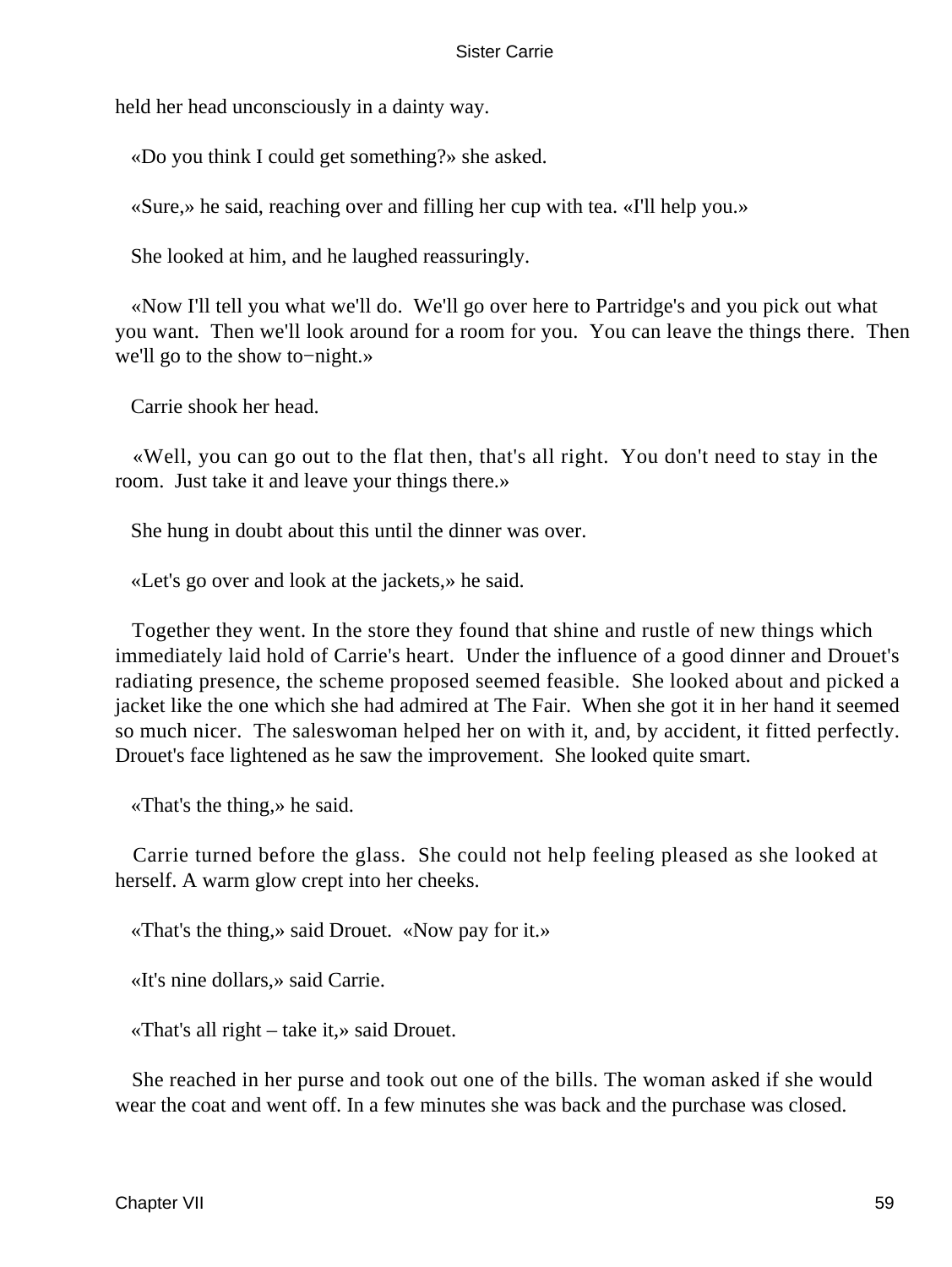held her head unconsciously in a dainty way.

«Do you think I could get something?» she asked.

«Sure,» he said, reaching over and filling her cup with tea. «I'll help you.»

She looked at him, and he laughed reassuringly.

«Now I'll tell you what we'll do. We'll go over here to Partridge's and you pick out what you want. Then we'll look around for a room for you. You can leave the things there. Then we'll go to the show to−night.»

Carrie shook her head.

«Well, you can go out to the flat then, that's all right. You don't need to stay in the room. Just take it and leave your things there.»

She hung in doubt about this until the dinner was over.

«Let's go over and look at the jackets,» he said.

Together they went. In the store they found that shine and rustle of new things which immediately laid hold of Carrie's heart. Under the influence of a good dinner and Drouet's radiating presence, the scheme proposed seemed feasible. She looked about and picked a jacket like the one which she had admired at The Fair. When she got it in her hand it seemed so much nicer. The saleswoman helped her on with it, and, by accident, it fitted perfectly. Drouet's face lightened as he saw the improvement. She looked quite smart.

«That's the thing,» he said.

Carrie turned before the glass. She could not help feeling pleased as she looked at herself. A warm glow crept into her cheeks.

«That's the thing,» said Drouet. «Now pay for it.»

«It's nine dollars,» said Carrie.

«That's all right – take it,» said Drouet.

She reached in her purse and took out one of the bills. The woman asked if she would wear the coat and went off. In a few minutes she was back and the purchase was closed.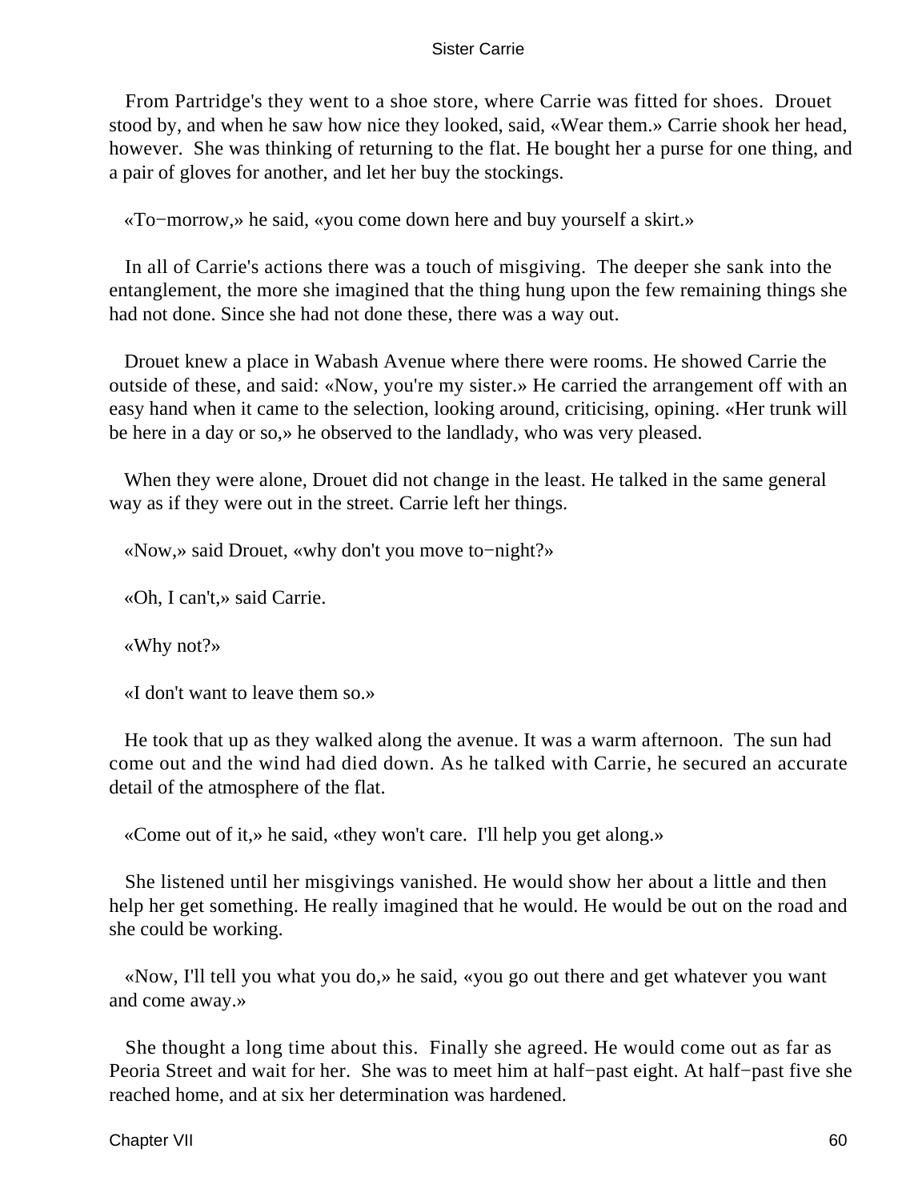From Partridge's they went to a shoe store, where Carrie was fitted for shoes. Drouet stood by, and when he saw how nice they looked, said, «Wear them.» Carrie shook her head, however. She was thinking of returning to the flat. He bought her a purse for one thing, and a pair of gloves for another, and let her buy the stockings.

«To−morrow,» he said, «you come down here and buy yourself a skirt.»

In all of Carrie's actions there was a touch of misgiving. The deeper she sank into the entanglement, the more she imagined that the thing hung upon the few remaining things she had not done. Since she had not done these, there was a way out.

Drouet knew a place in Wabash Avenue where there were rooms. He showed Carrie the outside of these, and said: «Now, you're my sister.» He carried the arrangement off with an easy hand when it came to the selection, looking around, criticising, opining. «Her trunk will be here in a day or so,» he observed to the landlady, who was very pleased.

When they were alone, Drouet did not change in the least. He talked in the same general way as if they were out in the street. Carrie left her things.

«Now,» said Drouet, «why don't you move to−night?»

«Oh, I can't,» said Carrie.

«Why not?»

«I don't want to leave them so.»

He took that up as they walked along the avenue. It was a warm afternoon. The sun had come out and the wind had died down. As he talked with Carrie, he secured an accurate detail of the atmosphere of the flat.

«Come out of it,» he said, «they won't care. I'll help you get along.»

She listened until her misgivings vanished. He would show her about a little and then help her get something. He really imagined that he would. He would be out on the road and she could be working.

«Now, I'll tell you what you do,» he said, «you go out there and get whatever you want and come away.»

She thought a long time about this. Finally she agreed. He would come out as far as Peoria Street and wait for her. She was to meet him at half−past eight. At half−past five she reached home, and at six her determination was hardened.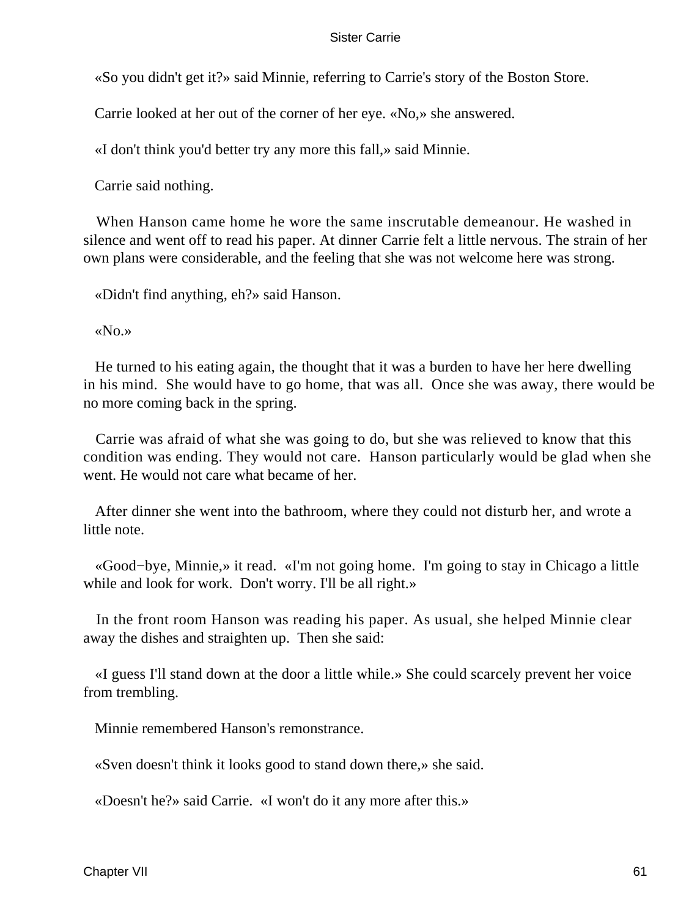«So you didn't get it?» said Minnie, referring to Carrie's story of the Boston Store.

Carrie looked at her out of the corner of her eye. «No,» she answered.

«I don't think you'd better try any more this fall,» said Minnie.

Carrie said nothing.

When Hanson came home he wore the same inscrutable demeanour. He washed in silence and went off to read his paper. At dinner Carrie felt a little nervous. The strain of her own plans were considerable, and the feeling that she was not welcome here was strong.

«Didn't find anything, eh?» said Hanson.

«No.»

He turned to his eating again, the thought that it was a burden to have her here dwelling in his mind. She would have to go home, that was all. Once she was away, there would be no more coming back in the spring.

Carrie was afraid of what she was going to do, but she was relieved to know that this condition was ending. They would not care. Hanson particularly would be glad when she went. He would not care what became of her.

After dinner she went into the bathroom, where they could not disturb her, and wrote a little note.

«Good−bye, Minnie,» it read. «I'm not going home. I'm going to stay in Chicago a little while and look for work. Don't worry. I'll be all right.»

In the front room Hanson was reading his paper. As usual, she helped Minnie clear away the dishes and straighten up. Then she said:

«I guess I'll stand down at the door a little while.» She could scarcely prevent her voice from trembling.

Minnie remembered Hanson's remonstrance.

«Sven doesn't think it looks good to stand down there,» she said.

«Doesn't he?» said Carrie. «I won't do it any more after this.»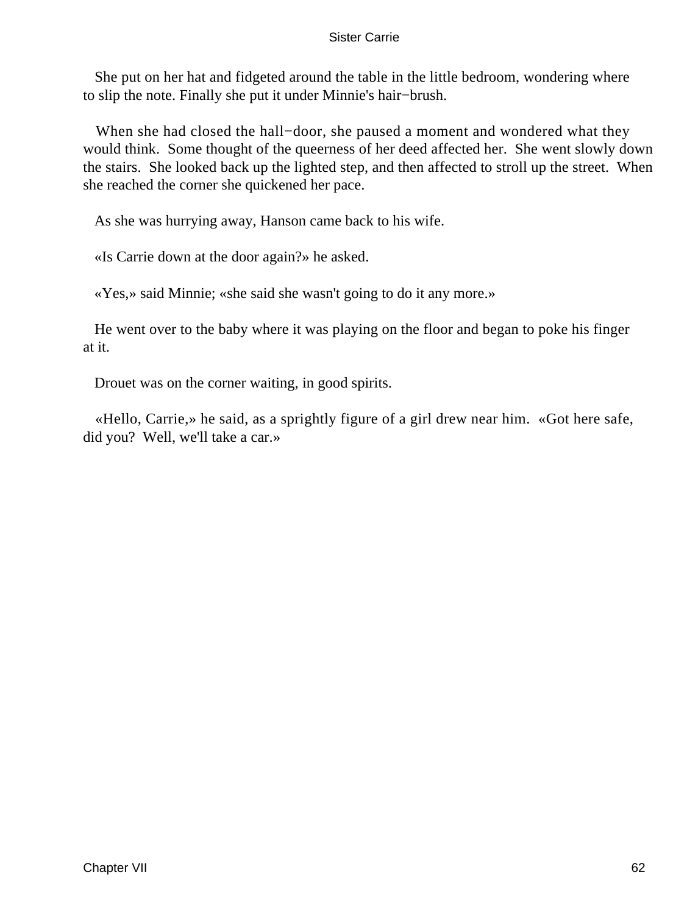She put on her hat and fidgeted around the table in the little bedroom, wondering where to slip the note. Finally she put it under Minnie's hair−brush.

When she had closed the hall−door, she paused a moment and wondered what they would think. Some thought of the queerness of her deed affected her. She went slowly down the stairs. She looked back up the lighted step, and then affected to stroll up the street. When she reached the corner she quickened her pace.

As she was hurrying away, Hanson came back to his wife.

«Is Carrie down at the door again?» he asked.

«Yes,» said Minnie; «she said she wasn't going to do it any more.»

He went over to the baby where it was playing on the floor and began to poke his finger at it.

Drouet was on the corner waiting, in good spirits.

«Hello, Carrie,» he said, as a sprightly figure of a girl drew near him. «Got here safe, did you? Well, we'll take a car.»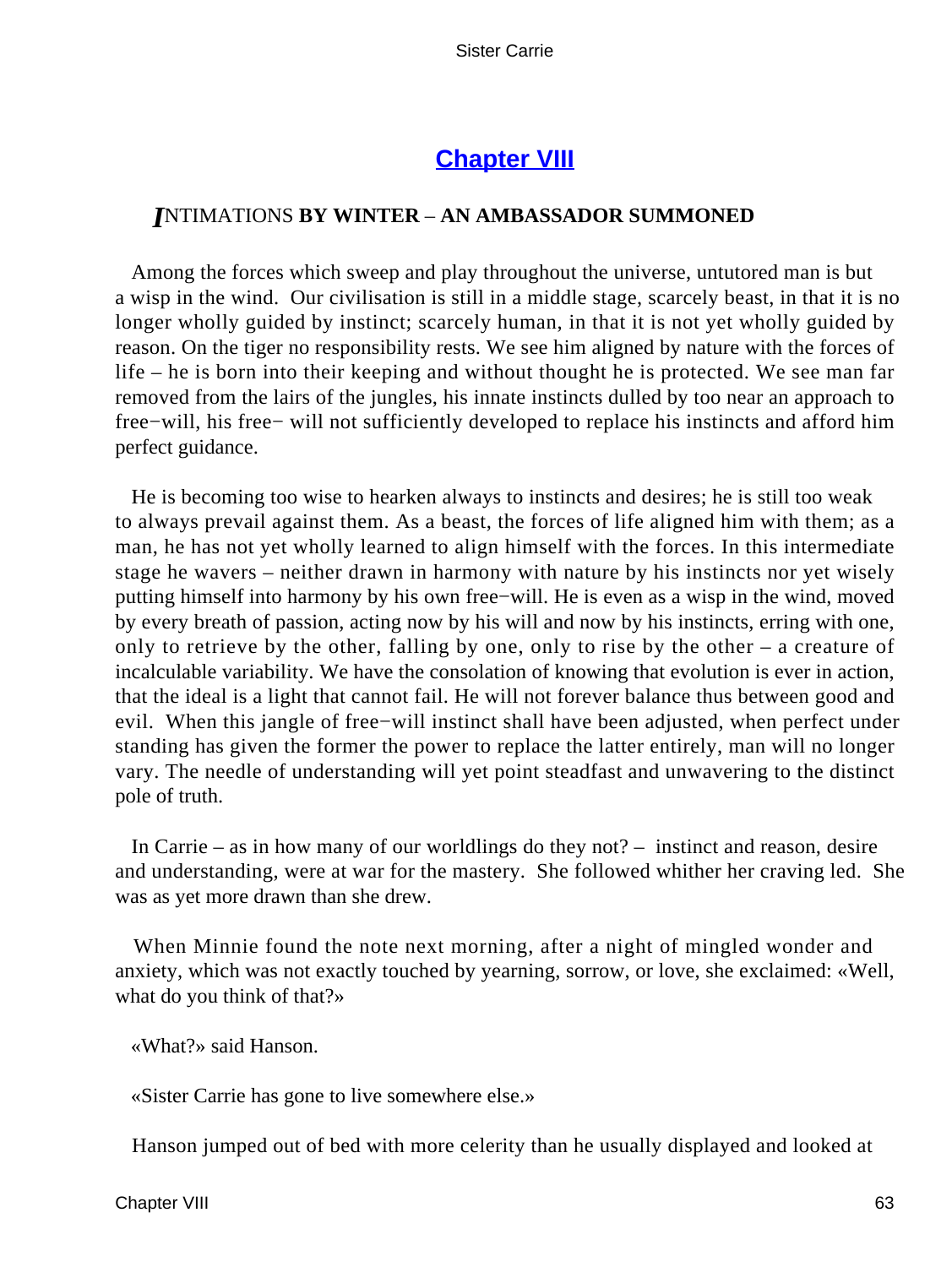## Chapter VIII

### INTIMATIONS BY WINTER – AN AMBASSADOR SUMMONED

Among the forces which sweep and play throughout the universe, untutored man is but a wisp in the wind. Our civilisation is still in a middle stage, scarcely beast, in that it is no longer wholly guided by instinct; scarcely human, in that it is not yet wholly guided by reason. On the tiger no responsibility rests. We see him aligned by nature with the forces of life – he is born into their keeping and without thought he is protected. We see man far removed from the lairs of the jungles, his innate instincts dulled by too near an approach to free−will, his free− will not sufficiently developed to replace his instincts and afford him perfect guidance.

He is becoming too wise to hearken always to instincts and desires; he is still too weak to always prevail against them. As a beast, the forces of life aligned him with them; as a man, he has not yet wholly learned to align himself with the forces. In this intermediate stage he wavers – neither drawn in harmony with nature by his instincts nor yet wisely putting himself into harmony by his own free−will. He is even as a wisp in the wind, moved by every breath of passion, acting now by his will and now by his instincts, erring with one, only to retrieve by the other, falling by one, only to rise by the other – a creature of incalculable variability. We have the consolation of knowing that evolution is ever in action, that the ideal is a light that cannot fail. He will not forever balance thus between good and evil. When this jangle of free−will instinct shall have been adjusted, when perfect under standing has given the former the power to replace the latter entirely, man will no longer vary. The needle of understanding will yet point steadfast and unwavering to the distinct pole of truth.

In Carrie – as in how many of our worldlings do they not? – instinct and reason, desire and understanding, were at war for the mastery. She followed whither her craving led. She was as yet more drawn than she drew.

When Minnie found the note next morning, after a night of mingled wonder and anxiety, which was not exactly touched by yearning, sorrow, or love, she exclaimed: «Well, what do you think of that?»

«What?» said Hanson.

«Sister Carrie has gone to live somewhere else.»

Hanson jumped out of bed with more celerity than he usually displayed and looked at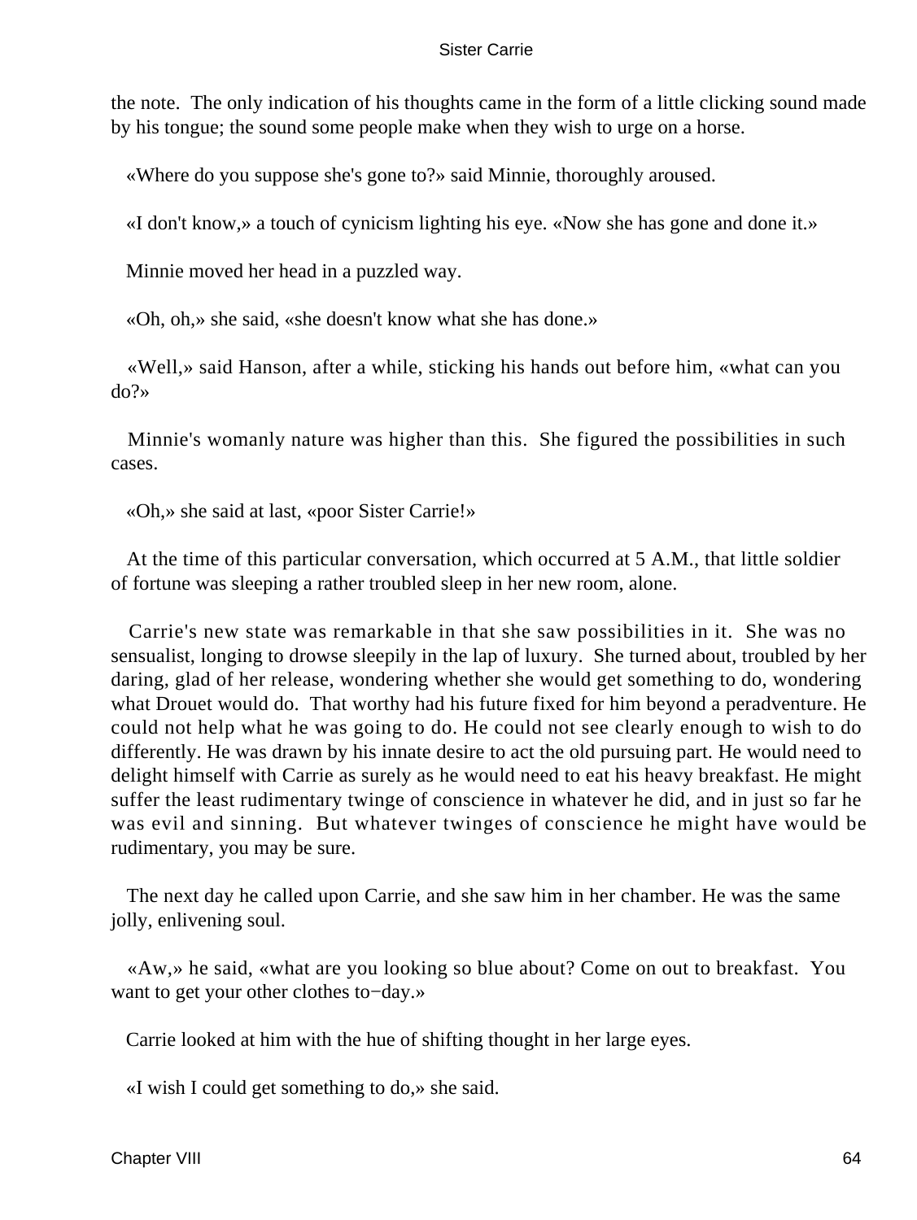the note. The only indication of his thoughts came in the form of a little clicking sound made by his tongue; the sound some people make when they wish to urge on a horse.

«Where do you suppose she's gone to?» said Minnie, thoroughly aroused.

«I don't know,» a touch of cynicism lighting his eye. «Now she has gone and done it.»

Minnie moved her head in a puzzled way.

«Oh, oh,» she said, «she doesn't know what she has done.»

«Well,» said Hanson, after a while, sticking his hands out before him, «what can you do?»

Minnie's womanly nature was higher than this. She figured the possibilities in such cases.

«Oh,» she said at last, «poor Sister Carrie!»

At the time of this particular conversation, which occurred at 5 A.M., that little soldier of fortune was sleeping a rather troubled sleep in her new room, alone.

Carrie's new state was remarkable in that she saw possibilities in it. She was no sensualist, longing to drowse sleepily in the lap of luxury. She turned about, troubled by her daring, glad of her release, wondering whether she would get something to do, wondering what Drouet would do. That worthy had his future fixed for him beyond a peradventure. He could not help what he was going to do. He could not see clearly enough to wish to do differently. He was drawn by his innate desire to act the old pursuing part. He would need to delight himself with Carrie as surely as he would need to eat his heavy breakfast. He might suffer the least rudimentary twinge of conscience in whatever he did, and in just so far he was evil and sinning. But whatever twinges of conscience he might have would be rudimentary, you may be sure.

The next day he called upon Carrie, and she saw him in her chamber. He was the same jolly, enlivening soul.

«Aw,» he said, «what are you looking so blue about? Come on out to breakfast. You want to get your other clothes to−day.»

Carrie looked at him with the hue of shifting thought in her large eyes.

«I wish I could get something to do,» she said.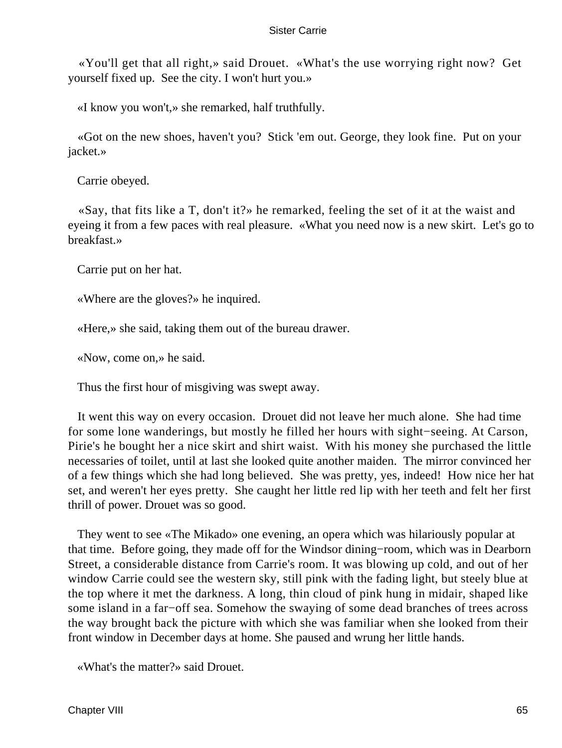«You'll get that all right,» said Drouet. «What's the use worrying right now? Get yourself fixed up. See the city. I won't hurt you.»

«I know you won't,» she remarked, half truthfully.

«Got on the new shoes, haven't you? Stick 'em out. George, they look fine. Put on your jacket.»

Carrie obeyed.

«Say, that fits like a T, don't it?» he remarked, feeling the set of it at the waist and eyeing it from a few paces with real pleasure. «What you need now is a new skirt. Let's go to breakfast.»

Carrie put on her hat.

«Where are the gloves?» he inquired.

«Here,» she said, taking them out of the bureau drawer.

«Now, come on,» he said.

Thus the first hour of misgiving was swept away.

It went this way on every occasion. Drouet did not leave her much alone. She had time for some lone wanderings, but mostly he filled her hours with sight−seeing. At Carson, Pirie's he bought her a nice skirt and shirt waist. With his money she purchased the little necessaries of toilet, until at last she looked quite another maiden. The mirror convinced her of a few things which she had long believed. She was pretty, yes, indeed! How nice her hat set, and weren't her eyes pretty. She caught her little red lip with her teeth and felt her first thrill of power. Drouet was so good.

They went to see «The Mikado» one evening, an opera which was hilariously popular at that time. Before going, they made off for the Windsor dining−room, which was in Dearborn Street, a considerable distance from Carrie's room. It was blowing up cold, and out of her window Carrie could see the western sky, still pink with the fading light, but steely blue at the top where it met the darkness. A long, thin cloud of pink hung in midair, shaped like some island in a far−off sea. Somehow the swaying of some dead branches of trees across the way brought back the picture with which she was familiar when she looked from their front window in December days at home. She paused and wrung her little hands.

«What's the matter?» said Drouet.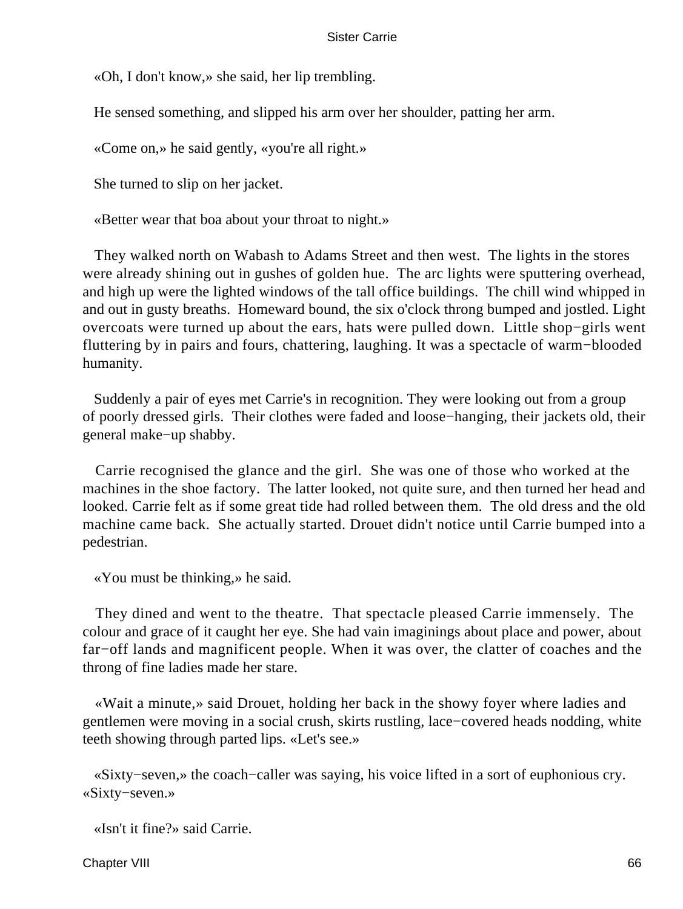«Oh, I don't know,» she said, her lip trembling.

He sensed something, and slipped his arm over her shoulder, patting her arm.

«Come on,» he said gently, «you're all right.»

She turned to slip on her jacket.

«Better wear that boa about your throat to night.»

They walked north on Wabash to Adams Street and then west. The lights in the stores were already shining out in gushes of golden hue. The arc lights were sputtering overhead, and high up were the lighted windows of the tall office buildings. The chill wind whipped in and out in gusty breaths. Homeward bound, the six o'clock throng bumped and jostled. Light overcoats were turned up about the ears, hats were pulled down. Little shop−girls went fluttering by in pairs and fours, chattering, laughing. It was a spectacle of warm−blooded humanity.

Suddenly a pair of eyes met Carrie's in recognition. They were looking out from a group of poorly dressed girls. Their clothes were faded and loose−hanging, their jackets old, their general make−up shabby.

Carrie recognised the glance and the girl. She was one of those who worked at the machines in the shoe factory. The latter looked, not quite sure, and then turned her head and looked. Carrie felt as if some great tide had rolled between them. The old dress and the old machine came back. She actually started. Drouet didn't notice until Carrie bumped into a pedestrian.

«You must be thinking,» he said.

They dined and went to the theatre. That spectacle pleased Carrie immensely. The colour and grace of it caught her eye. She had vain imaginings about place and power, about far−off lands and magnificent people. When it was over, the clatter of coaches and the throng of fine ladies made her stare.

«Wait a minute,» said Drouet, holding her back in the showy foyer where ladies and gentlemen were moving in a social crush, skirts rustling, lace−covered heads nodding, white teeth showing through parted lips. «Let's see.»

«Sixty−seven,» the coach−caller was saying, his voice lifted in a sort of euphonious cry. «Sixty−seven.»

«Isn't it fine?» said Carrie.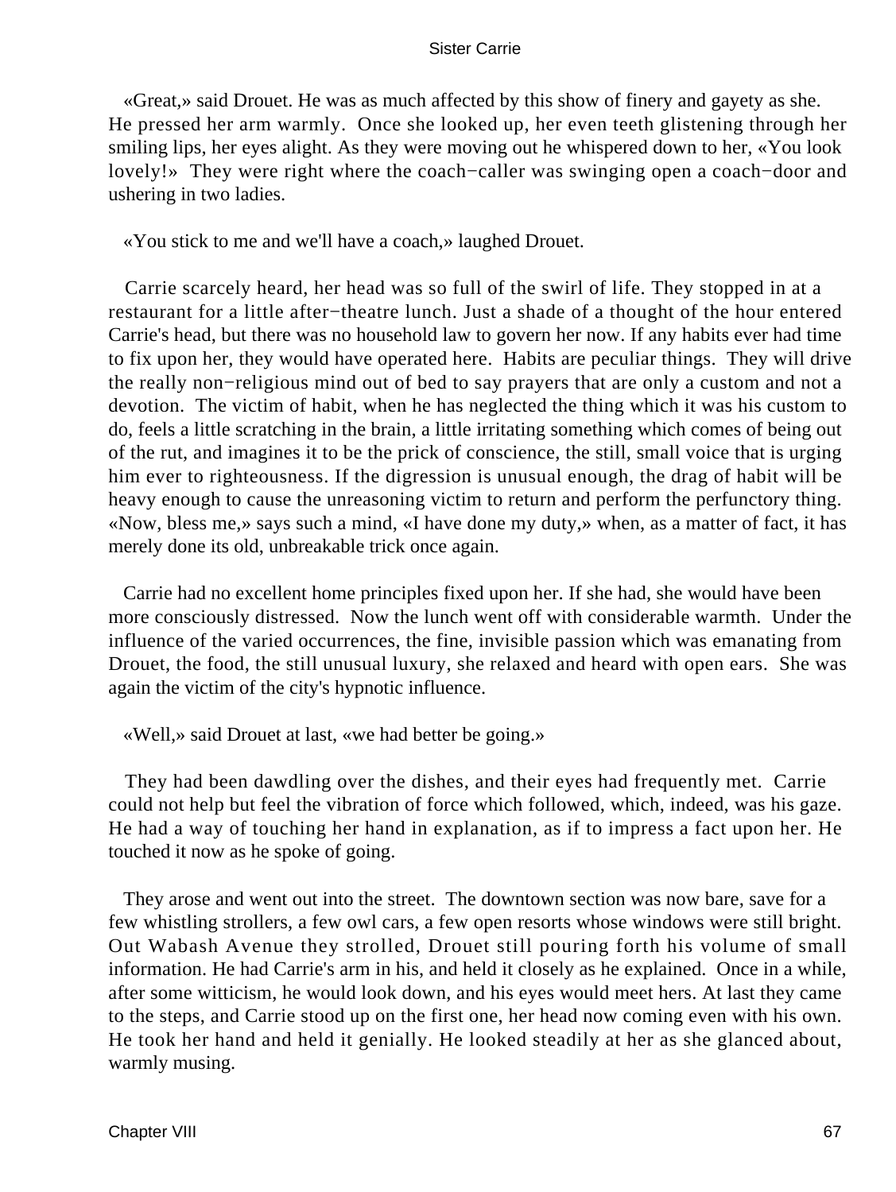«Great,» said Drouet. He was as much affected by this show of finery and gayety as she. He pressed her arm warmly. Once she looked up, her even teeth glistening through her smiling lips, her eyes alight. As they were moving out he whispered down to her, «You look lovely!» They were right where the coach−caller was swinging open a coach−door and ushering in two ladies.

«You stick to me and we'll have a coach,» laughed Drouet.

Carrie scarcely heard, her head was so full of the swirl of life. They stopped in at a restaurant for a little after−theatre lunch. Just a shade of a thought of the hour entered Carrie's head, but there was no household law to govern her now. If any habits ever had time to fix upon her, they would have operated here. Habits are peculiar things. They will drive the really non−religious mind out of bed to say prayers that are only a custom and not a devotion. The victim of habit, when he has neglected the thing which it was his custom to do, feels a little scratching in the brain, a little irritating something which comes of being out of the rut, and imagines it to be the prick of conscience, the still, small voice that is urging him ever to righteousness. If the digression is unusual enough, the drag of habit will be heavy enough to cause the unreasoning victim to return and perform the perfunctory thing. «Now, bless me,» says such a mind, «I have done my duty,» when, as a matter of fact, it has merely done its old, unbreakable trick once again.

Carrie had no excellent home principles fixed upon her. If she had, she would have been more consciously distressed. Now the lunch went off with considerable warmth. Under the influence of the varied occurrences, the fine, invisible passion which was emanating from Drouet, the food, the still unusual luxury, she relaxed and heard with open ears. She was again the victim of the city's hypnotic influence.

«Well,» said Drouet at last, «we had better be going.»

They had been dawdling over the dishes, and their eyes had frequently met. Carrie could not help but feel the vibration of force which followed, which, indeed, was his gaze. He had a way of touching her hand in explanation, as if to impress a fact upon her. He touched it now as he spoke of going.

They arose and went out into the street. The downtown section was now bare, save for a few whistling strollers, a few owl cars, a few open resorts whose windows were still bright. Out Wabash Avenue they strolled, Drouet still pouring forth his volume of small information. He had Carrie's arm in his, and held it closely as he explained. Once in a while, after some witticism, he would look down, and his eyes would meet hers. At last they came to the steps, and Carrie stood up on the first one, her head now coming even with his own. He took her hand and held it genially. He looked steadily at her as she glanced about, warmly musing.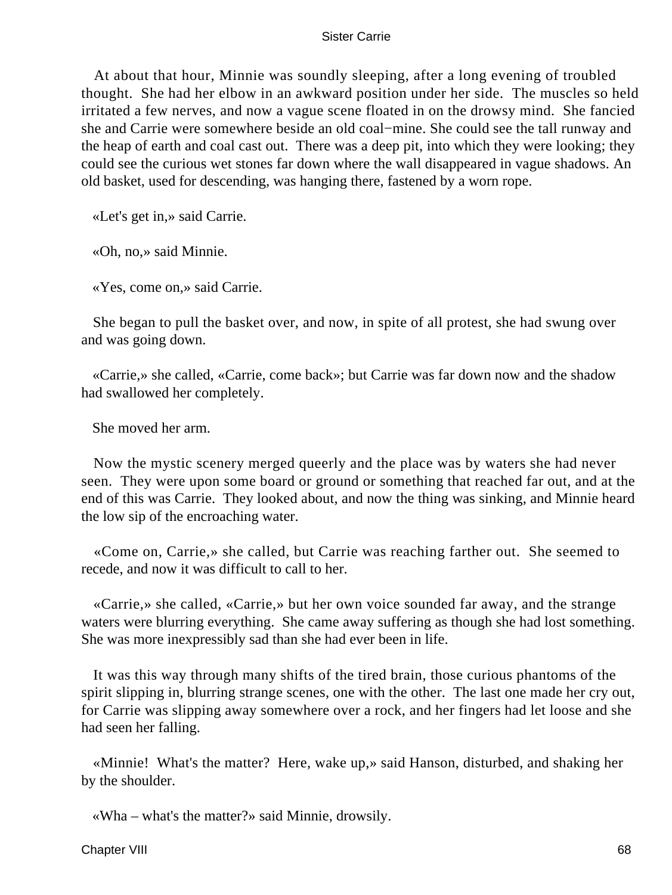At about that hour, Minnie was soundly sleeping, after a long evening of troubled thought. She had her elbow in an awkward position under her side. The muscles so held irritated a few nerves, and now a vague scene floated in on the drowsy mind. She fancied she and Carrie were somewhere beside an old coal−mine. She could see the tall runway and the heap of earth and coal cast out. There was a deep pit, into which they were looking; they could see the curious wet stones far down where the wall disappeared in vague shadows. An old basket, used for descending, was hanging there, fastened by a worn rope.

«Let's get in,» said Carrie.

«Oh, no,» said Minnie.

«Yes, come on,» said Carrie.

She began to pull the basket over, and now, in spite of all protest, she had swung over and was going down.

«Carrie,» she called, «Carrie, come back»; but Carrie was far down now and the shadow had swallowed her completely.

She moved her arm.

Now the mystic scenery merged queerly and the place was by waters she had never seen. They were upon some board or ground or something that reached far out, and at the end of this was Carrie. They looked about, and now the thing was sinking, and Minnie heard the low sip of the encroaching water.

«Come on, Carrie,» she called, but Carrie was reaching farther out. She seemed to recede, and now it was difficult to call to her.

«Carrie,» she called, «Carrie,» but her own voice sounded far away, and the strange waters were blurring everything. She came away suffering as though she had lost something. She was more inexpressibly sad than she had ever been in life.

It was this way through many shifts of the tired brain, those curious phantoms of the spirit slipping in, blurring strange scenes, one with the other. The last one made her cry out, for Carrie was slipping away somewhere over a rock, and her fingers had let loose and she had seen her falling.

«Minnie! What's the matter? Here, wake up,» said Hanson, disturbed, and shaking her by the shoulder.

«Wha – what's the matter?» said Minnie, drowsily.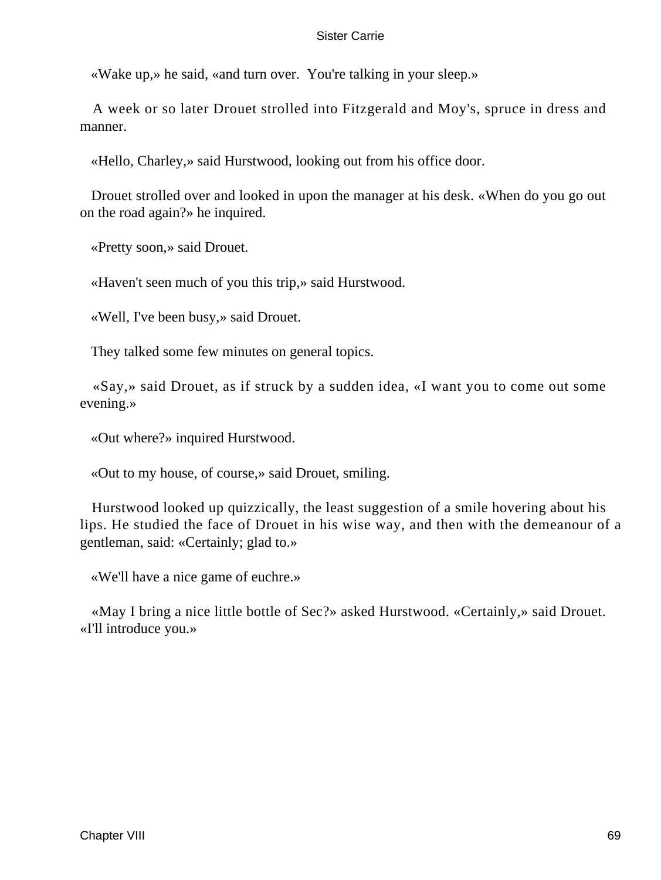«Wake up,» he said, «and turn over. You're talking in your sleep.»

A week or so later Drouet strolled into Fitzgerald and Moy's, spruce in dress and manner.

«Hello, Charley,» said Hurstwood, looking out from his office door.

Drouet strolled over and looked in upon the manager at his desk. «When do you go out on the road again?» he inquired.

«Pretty soon,» said Drouet.

«Haven't seen much of you this trip,» said Hurstwood.

«Well, I've been busy,» said Drouet.

They talked some few minutes on general topics.

«Say,» said Drouet, as if struck by a sudden idea, «I want you to come out some evening.»

«Out where?» inquired Hurstwood.

«Out to my house, of course,» said Drouet, smiling.

Hurstwood looked up quizzically, the least suggestion of a smile hovering about his lips. He studied the face of Drouet in his wise way, and then with the demeanour of a gentleman, said: «Certainly; glad to.»

«We'll have a nice game of euchre.»

«May I bring a nice little bottle of Sec?» asked Hurstwood. «Certainly,» said Drouet. «I'll introduce you.»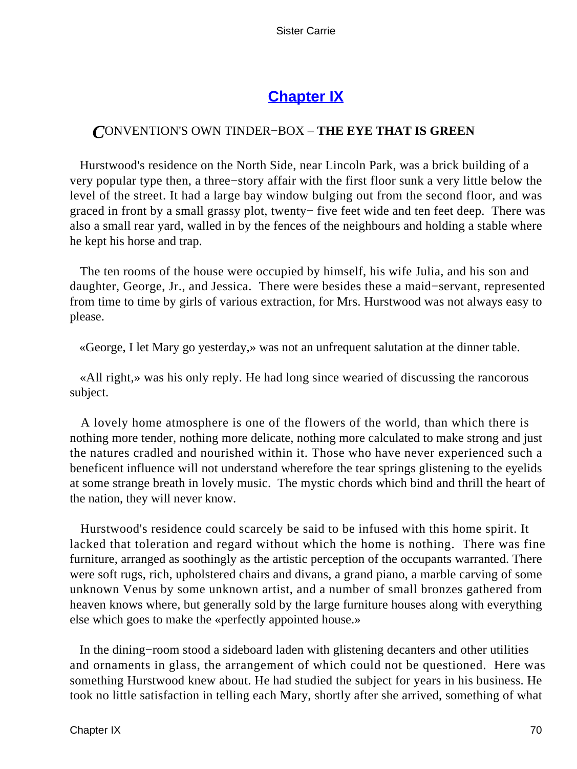## Chapter IX

### *C*ONVENTION'S OWN TINDER−BOX – **THE EYE THAT IS GREEN**

Hurstwood's residence on the North Side, near Lincoln Park, was a brick building of a very popular type then, a three−story affair with the first floor sunk a very little below the level of the street. It had a large bay window bulging out from the second floor, and was graced in front by a small grassy plot, twenty− five feet wide and ten feet deep. There was also a small rear yard, walled in by the fences of the neighbours and holding a stable where he kept his horse and trap.

The ten rooms of the house were occupied by himself, his wife Julia, and his son and daughter, George, Jr., and Jessica. There were besides these a maid−servant, represented from time to time by girls of various extraction, for Mrs. Hurstwood was not always easy to please.

«George, I let Mary go yesterday,» was not an unfrequent salutation at the dinner table.

«All right,» was his only reply. He had long since wearied of discussing the rancorous subject.

A lovely home atmosphere is one of the flowers of the world, than which there is nothing more tender, nothing more delicate, nothing more calculated to make strong and just the natures cradled and nourished within it. Those who have never experienced such a beneficent influence will not understand wherefore the tear springs glistening to the eyelids at some strange breath in lovely music. The mystic chords which bind and thrill the heart of the nation, they will never know.

Hurstwood's residence could scarcely be said to be infused with this home spirit. It lacked that toleration and regard without which the home is nothing. There was fine furniture, arranged as soothingly as the artistic perception of the occupants warranted. There were soft rugs, rich, upholstered chairs and divans, a grand piano, a marble carving of some unknown Venus by some unknown artist, and a number of small bronzes gathered from heaven knows where, but generally sold by the large furniture houses along with everything else which goes to make the «perfectly appointed house.»

In the dining−room stood a sideboard laden with glistening decanters and other utilities and ornaments in glass, the arrangement of which could not be questioned. Here was something Hurstwood knew about. He had studied the subject for years in his business. He took no little satisfaction in telling each Mary, shortly after she arrived, something of what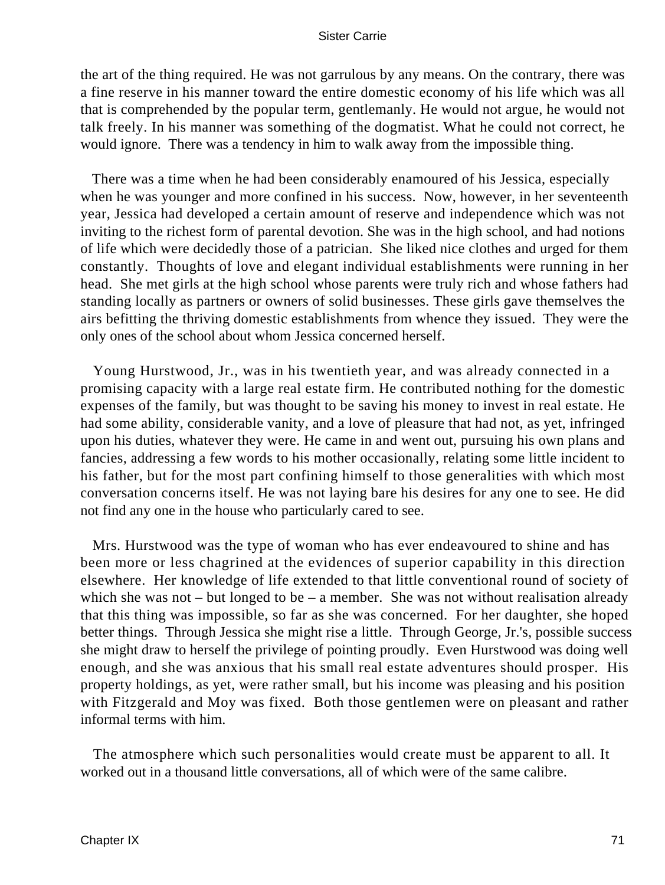the art of the thing required. He was not garrulous by any means. On the contrary, there was a fine reserve in his manner toward the entire domestic economy of his life which was all that is comprehended by the popular term, gentlemanly. He would not argue, he would not talk freely. In his manner was something of the dogmatist. What he could not correct, he would ignore. There was a tendency in him to walk away from the impossible thing.

There was a time when he had been considerably enamoured of his Jessica, especially when he was younger and more confined in his success. Now, however, in her seventeenth year, Jessica had developed a certain amount of reserve and independence which was not inviting to the richest form of parental devotion. She was in the high school, and had notions of life which were decidedly those of a patrician. She liked nice clothes and urged for them constantly. Thoughts of love and elegant individual establishments were running in her head. She met girls at the high school whose parents were truly rich and whose fathers had standing locally as partners or owners of solid businesses. These girls gave themselves the airs befitting the thriving domestic establishments from whence they issued. They were the only ones of the school about whom Jessica concerned herself.

Young Hurstwood, Jr., was in his twentieth year, and was already connected in a promising capacity with a large real estate firm. He contributed nothing for the domestic expenses of the family, but was thought to be saving his money to invest in real estate. He had some ability, considerable vanity, and a love of pleasure that had not, as yet, infringed upon his duties, whatever they were. He came in and went out, pursuing his own plans and fancies, addressing a few words to his mother occasionally, relating some little incident to his father, but for the most part confining himself to those generalities with which most conversation concerns itself. He was not laying bare his desires for any one to see. He did not find any one in the house who particularly cared to see.

Mrs. Hurstwood was the type of woman who has ever endeavoured to shine and has been more or less chagrined at the evidences of superior capability in this direction elsewhere. Her knowledge of life extended to that little conventional round of society of which she was not – but longed to be – a member. She was not without realisation already that this thing was impossible, so far as she was concerned. For her daughter, she hoped better things. Through Jessica she might rise a little. Through George, Jr.'s, possible success she might draw to herself the privilege of pointing proudly. Even Hurstwood was doing well enough, and she was anxious that his small real estate adventures should prosper. His property holdings, as yet, were rather small, but his income was pleasing and his position with Fitzgerald and Moy was fixed. Both those gentlemen were on pleasant and rather informal terms with him.

The atmosphere which such personalities would create must be apparent to all. It worked out in a thousand little conversations, all of which were of the same calibre.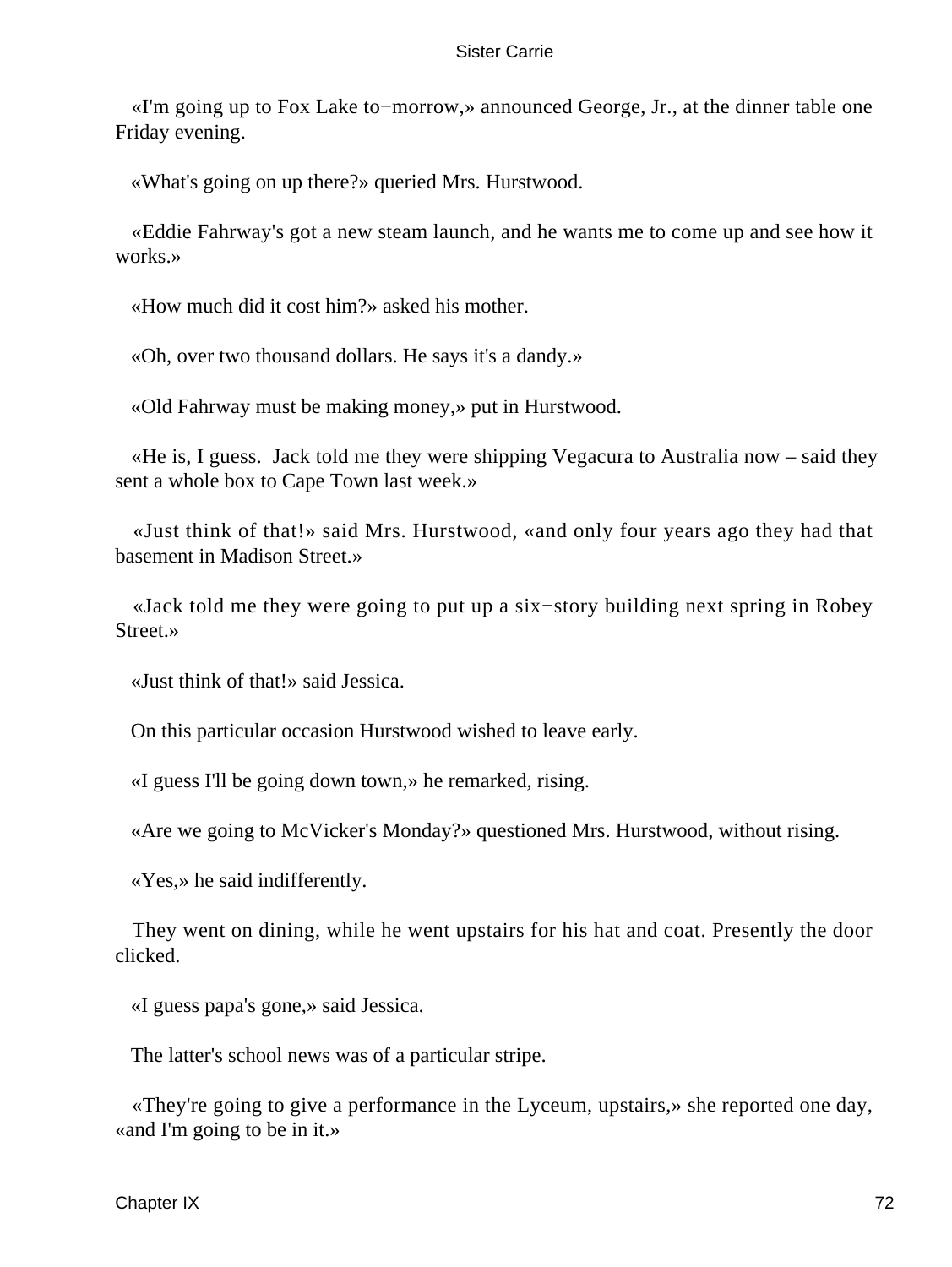«I'm going up to Fox Lake to−morrow,» announced George, Jr., at the dinner table one Friday evening.

«What's going on up there?» queried Mrs. Hurstwood.

«Eddie Fahrway's got a new steam launch, and he wants me to come up and see how it works.»

«How much did it cost him?» asked his mother.

«Oh, over two thousand dollars. He says it's a dandy.»

«Old Fahrway must be making money,» put in Hurstwood.

«He is, I guess. Jack told me they were shipping Vegacura to Australia now – said they sent a whole box to Cape Town last week.»

«Just think of that!» said Mrs. Hurstwood, «and only four years ago they had that basement in Madison Street.»

«Jack told me they were going to put up a six−story building next spring in Robey Street.»

«Just think of that!» said Jessica.

On this particular occasion Hurstwood wished to leave early.

«I guess I'll be going down town,» he remarked, rising.

«Are we going to McVicker's Monday?» questioned Mrs. Hurstwood, without rising.

«Yes,» he said indifferently.

They went on dining, while he went upstairs for his hat and coat. Presently the door clicked.

«I guess papa's gone,» said Jessica.

The latter's school news was of a particular stripe.

«They're going to give a performance in the Lyceum, upstairs,» she reported one day, «and I'm going to be in it.»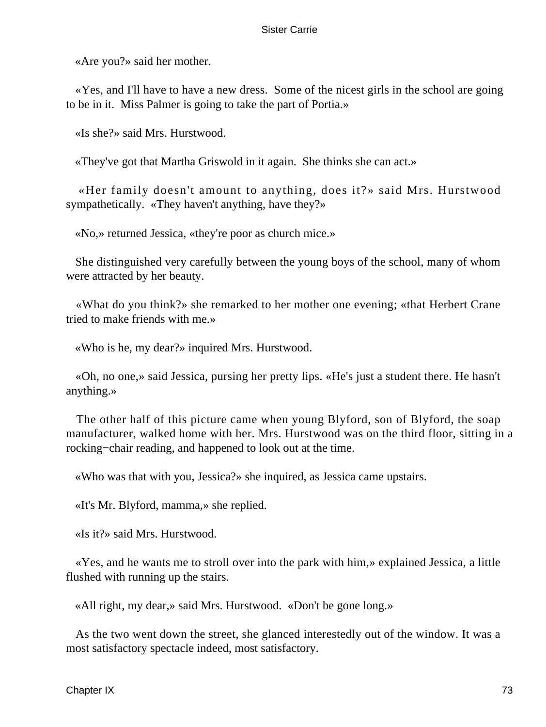«Are you?» said her mother.

«Yes, and I'll have to have a new dress. Some of the nicest girls in the school are going to be in it. Miss Palmer is going to take the part of Portia.»

«Is she?» said Mrs. Hurstwood.

«They've got that Martha Griswold in it again. She thinks she can act.»

«Her family doesn't amount to anything, does it?» said Mrs. Hurstwood sympathetically. «They haven't anything, have they?»

«No,» returned Jessica, «they're poor as church mice.»

She distinguished very carefully between the young boys of the school, many of whom were attracted by her beauty.

«What do you think?» she remarked to her mother one evening; «that Herbert Crane tried to make friends with me.»

«Who is he, my dear?» inquired Mrs. Hurstwood.

«Oh, no one,» said Jessica, pursing her pretty lips. «He's just a student there. He hasn't anything.»

The other half of this picture came when young Blyford, son of Blyford, the soap manufacturer, walked home with her. Mrs. Hurstwood was on the third floor, sitting in a rocking-chair reading, and happened to look out at the time.

«Who was that with you, Jessica?» she inquired, as Jessica came upstairs.

«It's Mr. Blyford, mamma,» she replied.

«Is it?» said Mrs. Hurstwood.

«Yes, and he wants me to stroll over into the park with him,» explained Jessica, a little flushed with running up the stairs.

«All right, my dear,» said Mrs. Hurstwood. «Don't be gone long.»

As the two went down the street, she glanced interestedly out of the window. It was a most satisfactory spectacle indeed, most satisfactory.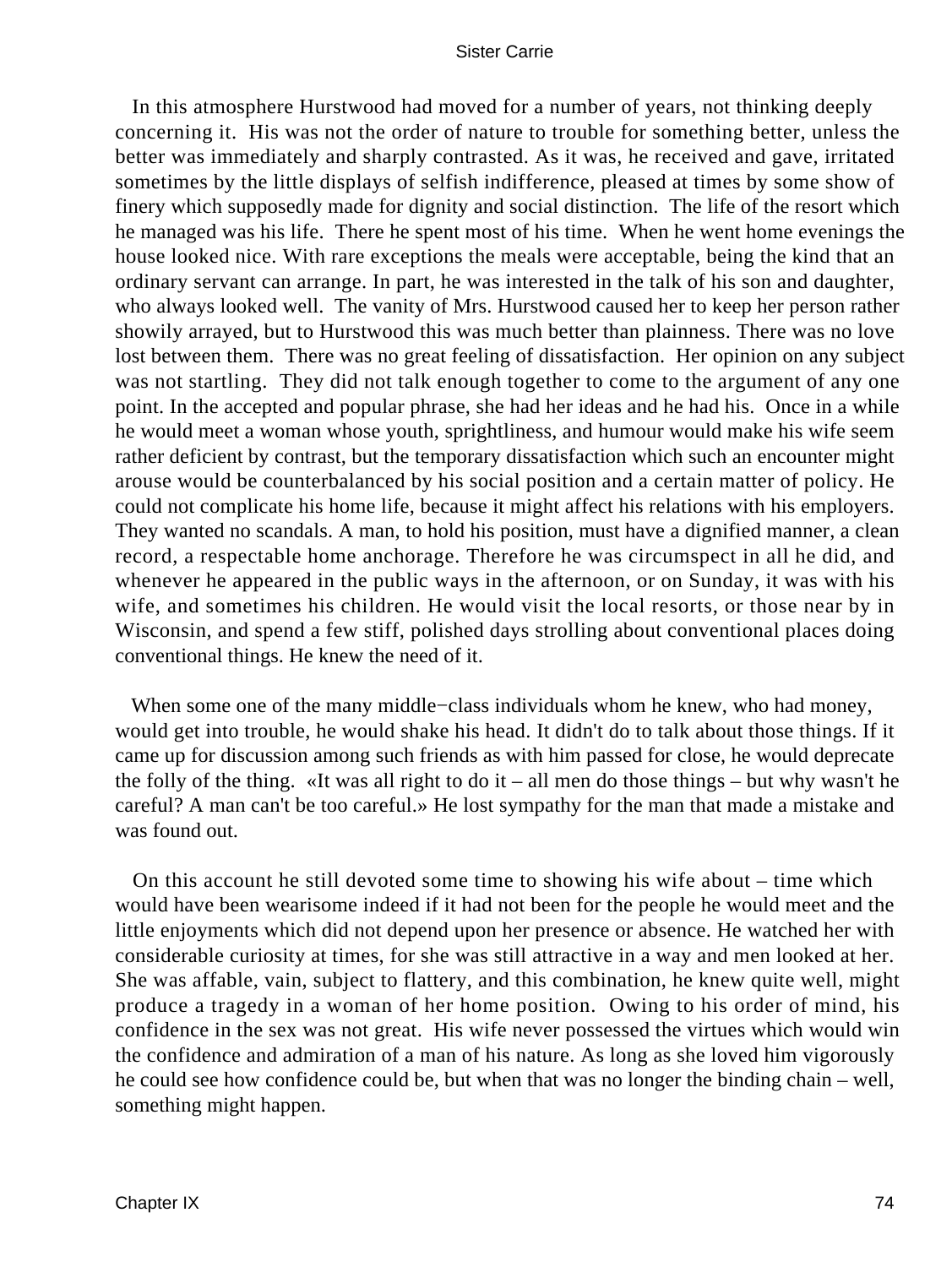In this atmosphere Hurstwood had moved for a number of years, not thinking deeply concerning it. His was not the order of nature to trouble for something better, unless the better was immediately and sharply contrasted. As it was, he received and gave, irritated sometimes by the little displays of selfish indifference, pleased at times by some show of finery which supposedly made for dignity and social distinction. The life of the resort which he managed was his life. There he spent most of his time. When he went home evenings the house looked nice. With rare exceptions the meals were acceptable, being the kind that an ordinary servant can arrange. In part, he was interested in the talk of his son and daughter, who always looked well. The vanity of Mrs. Hurstwood caused her to keep her person rather showily arrayed, but to Hurstwood this was much better than plainness. There was no love lost between them. There was no great feeling of dissatisfaction. Her opinion on any subject was not startling. They did not talk enough together to come to the argument of any one point. In the accepted and popular phrase, she had her ideas and he had his. Once in a while he would meet a woman whose youth, sprightliness, and humour would make his wife seem rather deficient by contrast, but the temporary dissatisfaction which such an encounter might arouse would be counterbalanced by his social position and a certain matter of policy. He could not complicate his home life, because it might affect his relations with his employers. They wanted no scandals. A man, to hold his position, must have a dignified manner, a clean record, a respectable home anchorage. Therefore he was circumspect in all he did, and whenever he appeared in the public ways in the afternoon, or on Sunday, it was with his wife, and sometimes his children. He would visit the local resorts, or those near by in Wisconsin, and spend a few stiff, polished days strolling about conventional places doing conventional things. He knew the need of it.

When some one of the many middle−class individuals whom he knew, who had money, would get into trouble, he would shake his head. It didn't do to talk about those things. If it came up for discussion among such friends as with him passed for close, he would deprecate the folly of the thing. «It was all right to do it – all men do those things – but why wasn't he careful? A man can't be too careful.» He lost sympathy for the man that made a mistake and was found out.

On this account he still devoted some time to showing his wife about – time which would have been wearisome indeed if it had not been for the people he would meet and the little enjoyments which did not depend upon her presence or absence. He watched her with considerable curiosity at times, for she was still attractive in a way and men looked at her. She was affable, vain, subject to flattery, and this combination, he knew quite well, might produce a tragedy in a woman of her home position. Owing to his order of mind, his confidence in the sex was not great. His wife never possessed the virtues which would win the confidence and admiration of a man of his nature. As long as she loved him vigorously he could see how confidence could be, but when that was no longer the binding chain – well, something might happen.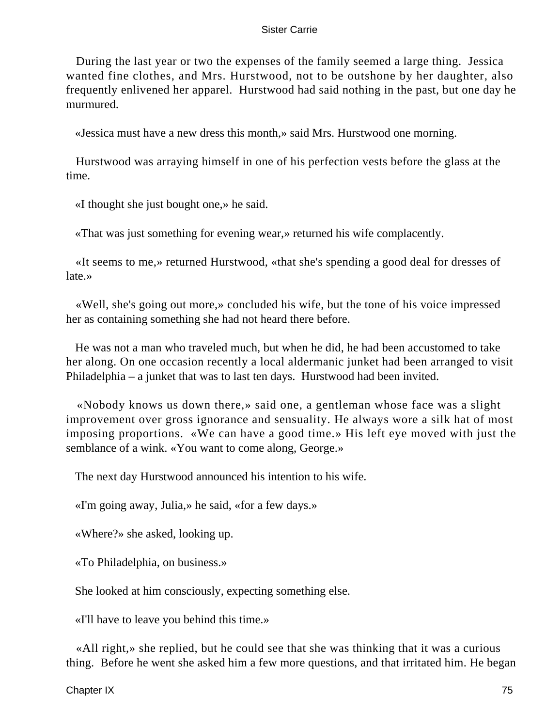During the last year or two the expenses of the family seemed a large thing. Jessica wanted fine clothes, and Mrs. Hurstwood, not to be outshone by her daughter, also frequently enlivened her apparel. Hurstwood had said nothing in the past, but one day he murmured.

«Jessica must have a new dress this month,» said Mrs. Hurstwood one morning.

Hurstwood was arraying himself in one of his perfection vests before the glass at the time.

«I thought she just bought one,» he said.

«That was just something for evening wear,» returned his wife complacently.

«It seems to me,» returned Hurstwood, «that she's spending a good deal for dresses of late.»

«Well, she's going out more,» concluded his wife, but the tone of his voice impressed her as containing something she had not heard there before.

He was not a man who traveled much, but when he did, he had been accustomed to take her along. On one occasion recently a local aldermanic junket had been arranged to visit Philadelphia – a junket that was to last ten days. Hurstwood had been invited.

«Nobody knows us down there,» said one, a gentleman whose face was a slight improvement over gross ignorance and sensuality. He always wore a silk hat of most imposing proportions. «We can have a good time.» His left eye moved with just the semblance of a wink. «You want to come along, George.»

The next day Hurstwood announced his intention to his wife.

«I'm going away, Julia,» he said, «for a few days.»

«Where?» she asked, looking up.

«To Philadelphia, on business.»

She looked at him consciously, expecting something else.

«I'll have to leave you behind this time.»

«All right,» she replied, but he could see that she was thinking that it was a curious thing. Before he went she asked him a few more questions, and that irritated him. He began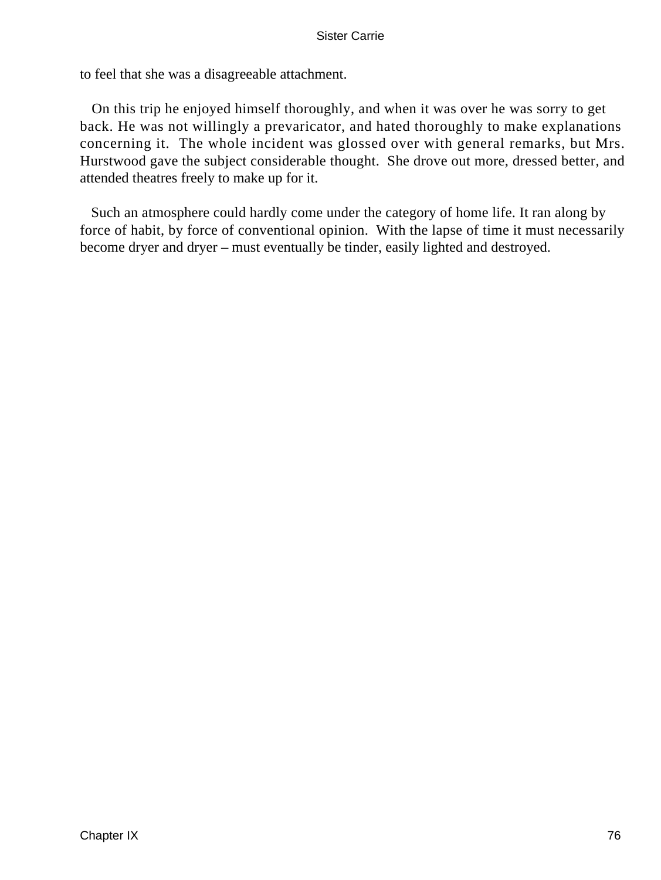to feel that she was a disagreeable attachment.

On this trip he enjoyed himself thoroughly, and when it was over he was sorry to get back. He was not willingly a prevaricator, and hated thoroughly to make explanations concerning it. The whole incident was glossed over with general remarks, but Mrs. Hurstwood gave the subject considerable thought. She drove out more, dressed better, and attended theatres freely to make up for it.

Such an atmosphere could hardly come under the category of home life. It ran along by force of habit, by force of conventional opinion. With the lapse of time it must necessarily become dryer and dryer – must eventually be tinder, easily lighted and destroyed.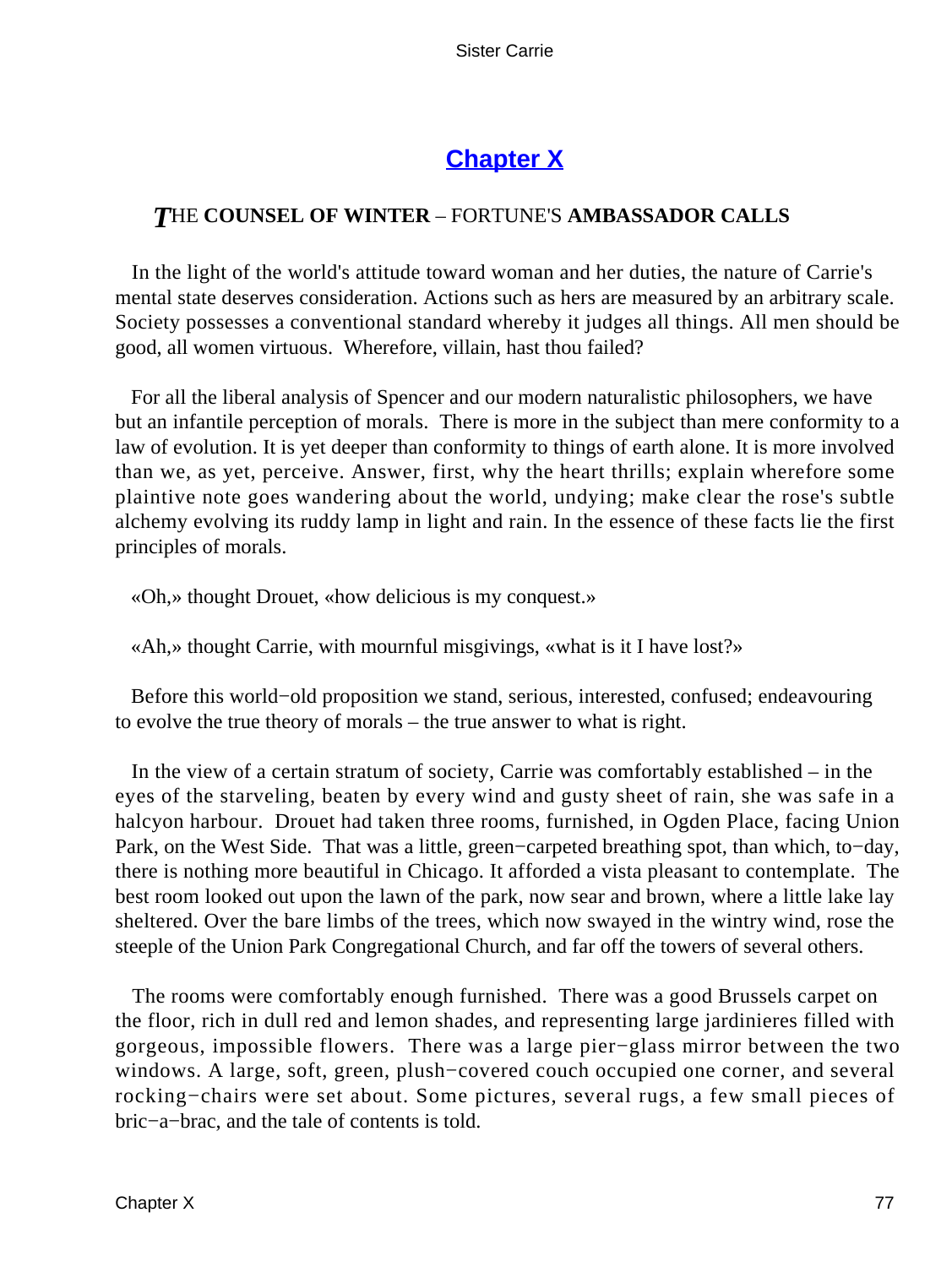# [Chapter X](#)

### *T*HE **COUNSEL OF WINTER** – FORTUNE'S **AMBASSADOR CALLS**

In the light of the world's attitude toward woman and her duties, the nature of Carrie's mental state deserves consideration. Actions such as hers are measured by an arbitrary scale. Society possesses a conventional standard whereby it judges all things. All men should be good, all women virtuous. Wherefore, villain, hast thou failed?

For all the liberal analysis of Spencer and our modern naturalistic philosophers, we have but an infantile perception of morals. There is more in the subject than mere conformity to a law of evolution. It is yet deeper than conformity to things of earth alone. It is more involved than we, as yet, perceive. Answer, first, why the heart thrills; explain wherefore some plaintive note goes wandering about the world, undying; make clear the rose's subtle alchemy evolving its ruddy lamp in light and rain. In the essence of these facts lie the first principles of morals.

«Oh,» thought Drouet, «how delicious is my conquest.»

«Ah,» thought Carrie, with mournful misgivings, «what is it I have lost?»

Before this world−old proposition we stand, serious, interested, confused; endeavouring to evolve the true theory of morals – the true answer to what is right.

In the view of a certain stratum of society, Carrie was comfortably established – in the eyes of the starveling, beaten by every wind and gusty sheet of rain, she was safe in a halcyon harbour. Drouet had taken three rooms, furnished, in Ogden Place, facing Union Park, on the West Side. That was a little, green−carpeted breathing spot, than which, to−day, there is nothing more beautiful in Chicago. It afforded a vista pleasant to contemplate. The best room looked out upon the lawn of the park, now sear and brown, where a little lake lay sheltered. Over the bare limbs of the trees, which now swayed in the wintry wind, rose the steeple of the Union Park Congregational Church, and far off the towers of several others.

The rooms were comfortably enough furnished. There was a good Brussels carpet on the floor, rich in dull red and lemon shades, and representing large jardinieres filled with gorgeous, impossible flowers. There was a large pier−glass mirror between the two windows. A large, soft, green, plush−covered couch occupied one corner, and several rocking−chairs were set about. Some pictures, several rugs, a few small pieces of bric−a−brac, and the tale of contents is told.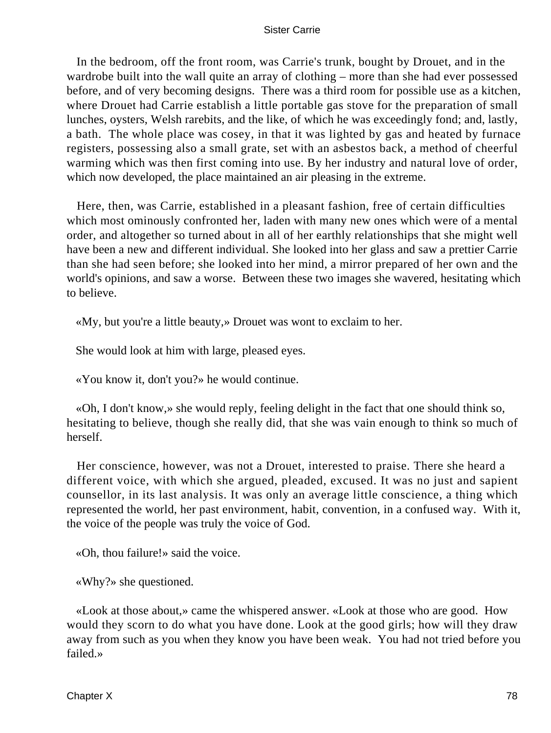In the bedroom, off the front room, was Carrie's trunk, bought by Drouet, and in the wardrobe built into the wall quite an array of clothing – more than she had ever possessed before, and of very becoming designs. There was a third room for possible use as a kitchen, where Drouet had Carrie establish a little portable gas stove for the preparation of small lunches, oysters, Welsh rarebits, and the like, of which he was exceedingly fond; and, lastly, a bath. The whole place was cosey, in that it was lighted by gas and heated by furnace registers, possessing also a small grate, set with an asbestos back, a method of cheerful warming which was then first coming into use. By her industry and natural love of order, which now developed, the place maintained an air pleasing in the extreme.

Here, then, was Carrie, established in a pleasant fashion, free of certain difficulties which most ominously confronted her, laden with many new ones which were of a mental order, and altogether so turned about in all of her earthly relationships that she might well have been a new and different individual. She looked into her glass and saw a prettier Carrie than she had seen before; she looked into her mind, a mirror prepared of her own and the world's opinions, and saw a worse. Between these two images she wavered, hesitating which to believe.

«My, but you're a little beauty,» Drouet was wont to exclaim to her.

She would look at him with large, pleased eyes.

«You know it, don't you?» he would continue.

«Oh, I don't know,» she would reply, feeling delight in the fact that one should think so, hesitating to believe, though she really did, that she was vain enough to think so much of herself.

Her conscience, however, was not a Drouet, interested to praise. There she heard a different voice, with which she argued, pleaded, excused. It was no just and sapient counsellor, in its last analysis. It was only an average little conscience, a thing which represented the world, her past environment, habit, convention, in a confused way. With it, the voice of the people was truly the voice of God.

«Oh, thou failure!» said the voice.

«Why?» she questioned.

«Look at those about,» came the whispered answer. «Look at those who are good. How would they scorn to do what you have done. Look at the good girls; how will they draw away from such as you when they know you have been weak. You had not tried before you failed.»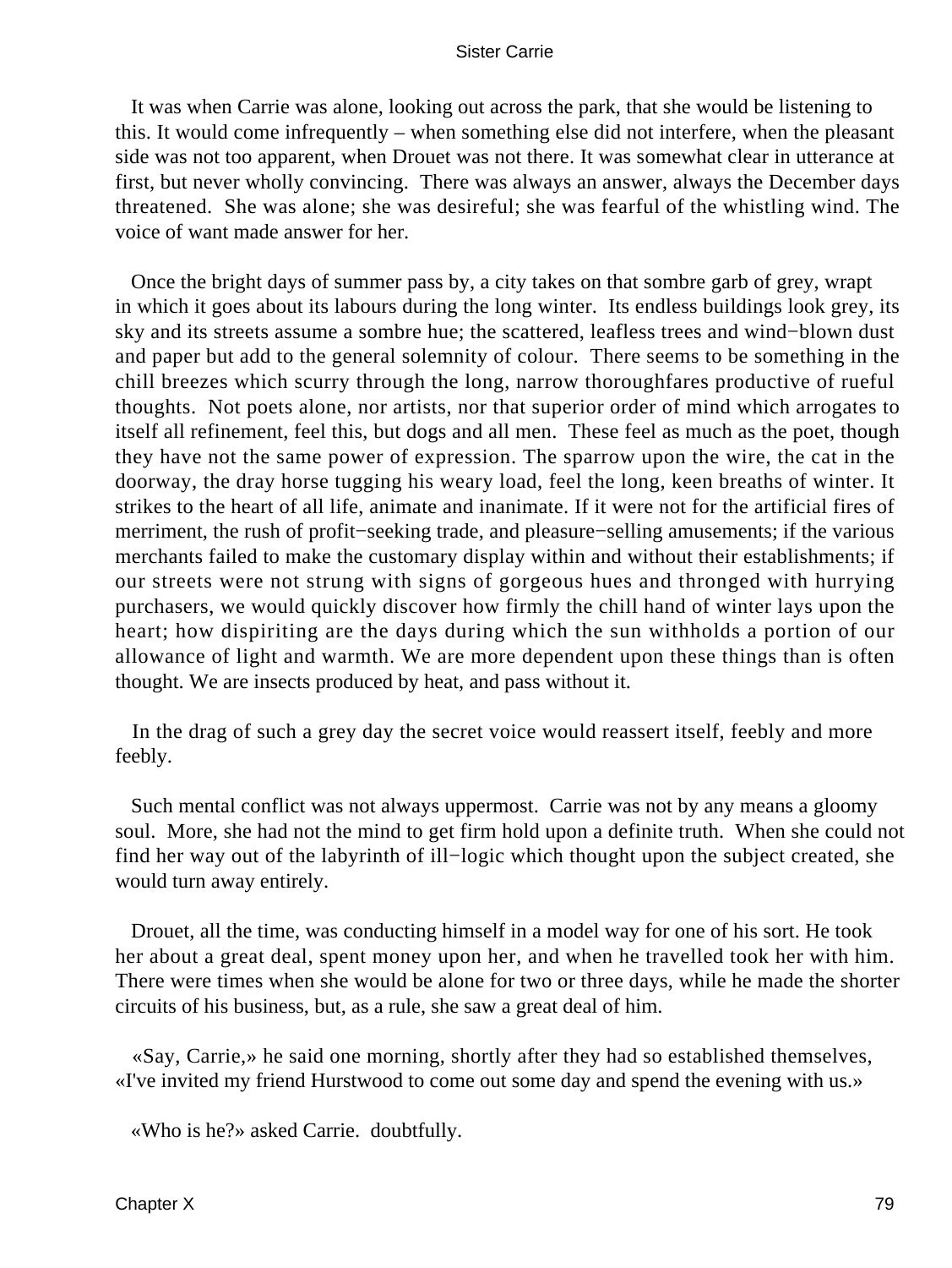It was when Carrie was alone, looking out across the park, that she would be listening to this. It would come infrequently – when something else did not interfere, when the pleasant side was not too apparent, when Drouet was not there. It was somewhat clear in utterance at first, but never wholly convincing. There was always an answer, always the December days threatened. She was alone; she was desireful; she was fearful of the whistling wind. The voice of want made answer for her.

Once the bright days of summer pass by, a city takes on that sombre garb of grey, wrapt in which it goes about its labours during the long winter. Its endless buildings look grey, its sky and its streets assume a sombre hue; the scattered, leafless trees and wind−blown dust and paper but add to the general solemnity of colour. There seems to be something in the chill breezes which scurry through the long, narrow thoroughfares productive of rueful thoughts. Not poets alone, nor artists, nor that superior order of mind which arrogates to itself all refinement, feel this, but dogs and all men. These feel as much as the poet, though they have not the same power of expression. The sparrow upon the wire, the cat in the doorway, the dray horse tugging his weary load, feel the long, keen breaths of winter. It strikes to the heart of all life, animate and inanimate. If it were not for the artificial fires of merriment, the rush of profit−seeking trade, and pleasure−selling amusements; if the various merchants failed to make the customary display within and without their establishments; if our streets were not strung with signs of gorgeous hues and thronged with hurrying purchasers, we would quickly discover how firmly the chill hand of winter lays upon the heart; how dispiriting are the days during which the sun withholds a portion of our allowance of light and warmth. We are more dependent upon these things than is often thought. We are insects produced by heat, and pass without it.

In the drag of such a grey day the secret voice would reassert itself, feebly and more feebly.

Such mental conflict was not always uppermost. Carrie was not by any means a gloomy soul. More, she had not the mind to get firm hold upon a definite truth. When she could not find her way out of the labyrinth of ill−logic which thought upon the subject created, she would turn away entirely.

Drouet, all the time, was conducting himself in a model way for one of his sort. He took her about a great deal, spent money upon her, and when he travelled took her with him. There were times when she would be alone for two or three days, while he made the shorter circuits of his business, but, as a rule, she saw a great deal of him.

«Say, Carrie,» he said one morning, shortly after they had so established themselves, «I've invited my friend Hurstwood to come out some day and spend the evening with us.»

«Who is he?» asked Carrie. doubtfully.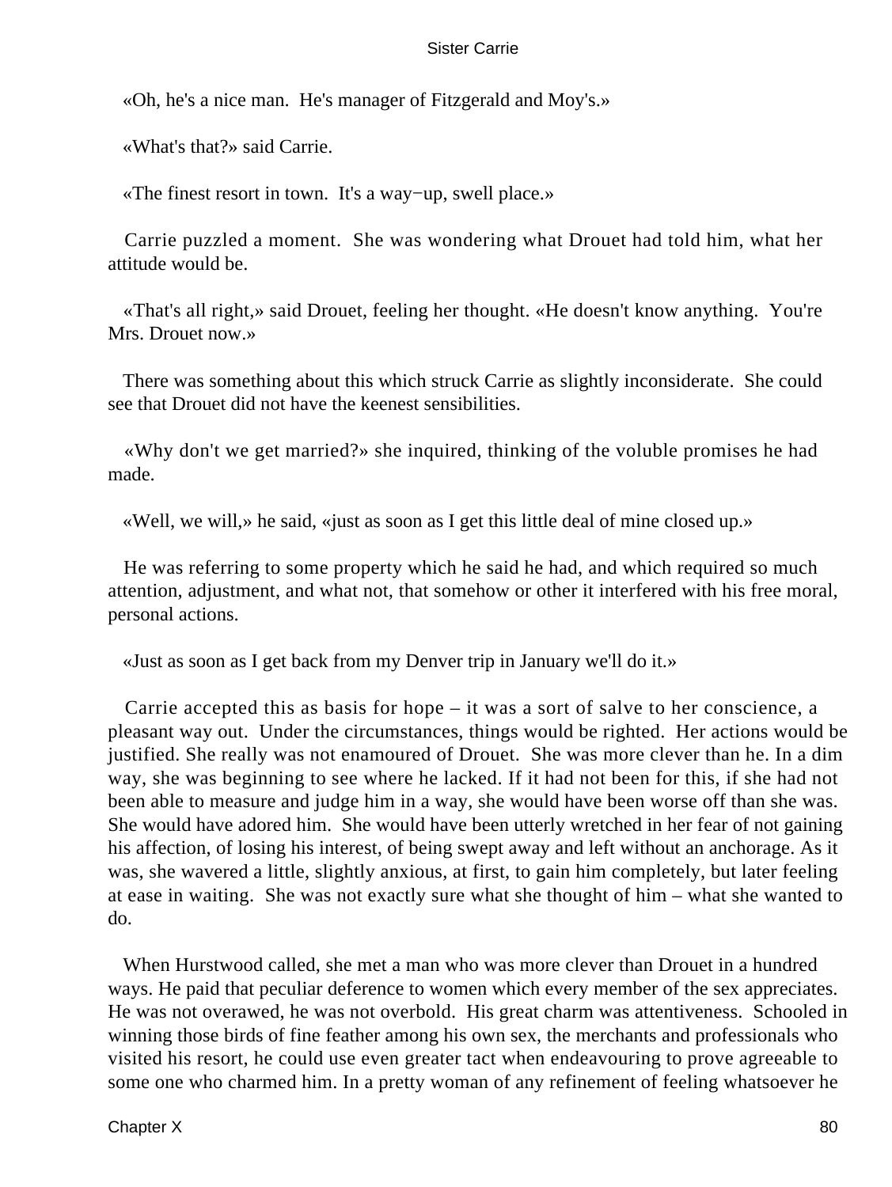«Oh, he's a nice man. He's manager of Fitzgerald and Moy's.»

«What's that?» said Carrie.

«The finest resort in town. It's a way−up, swell place.»

Carrie puzzled a moment. She was wondering what Drouet had told him, what her attitude would be.

«That's all right,» said Drouet, feeling her thought. «He doesn't know anything. You're Mrs. Drouet now.»

There was something about this which struck Carrie as slightly inconsiderate. She could see that Drouet did not have the keenest sensibilities.

«Why don't we get married?» she inquired, thinking of the voluble promises he had made.

«Well, we will,» he said, «just as soon as I get this little deal of mine closed up.»

He was referring to some property which he said he had, and which required so much attention, adjustment, and what not, that somehow or other it interfered with his free moral, personal actions.

«Just as soon as I get back from my Denver trip in January we'll do it.»

Carrie accepted this as basis for hope – it was a sort of salve to her conscience, a pleasant way out. Under the circumstances, things would be righted. Her actions would be justified. She really was not enamoured of Drouet. She was more clever than he. In a dim way, she was beginning to see where he lacked. If it had not been for this, if she had not been able to measure and judge him in a way, she would have been worse off than she was. She would have adored him. She would have been utterly wretched in her fear of not gaining his affection, of losing his interest, of being swept away and left without an anchorage. As it was, she wavered a little, slightly anxious, at first, to gain him completely, but later feeling at ease in waiting. She was not exactly sure what she thought of him – what she wanted to do.

When Hurstwood called, she met a man who was more clever than Drouet in a hundred ways. He paid that peculiar deference to women which every member of the sex appreciates. He was not overawed, he was not overbold. His great charm was attentiveness. Schooled in winning those birds of fine feather among his own sex, the merchants and professionals who visited his resort, he could use even greater tact when endeavouring to prove agreeable to some one who charmed him. In a pretty woman of any refinement of feeling whatsoever he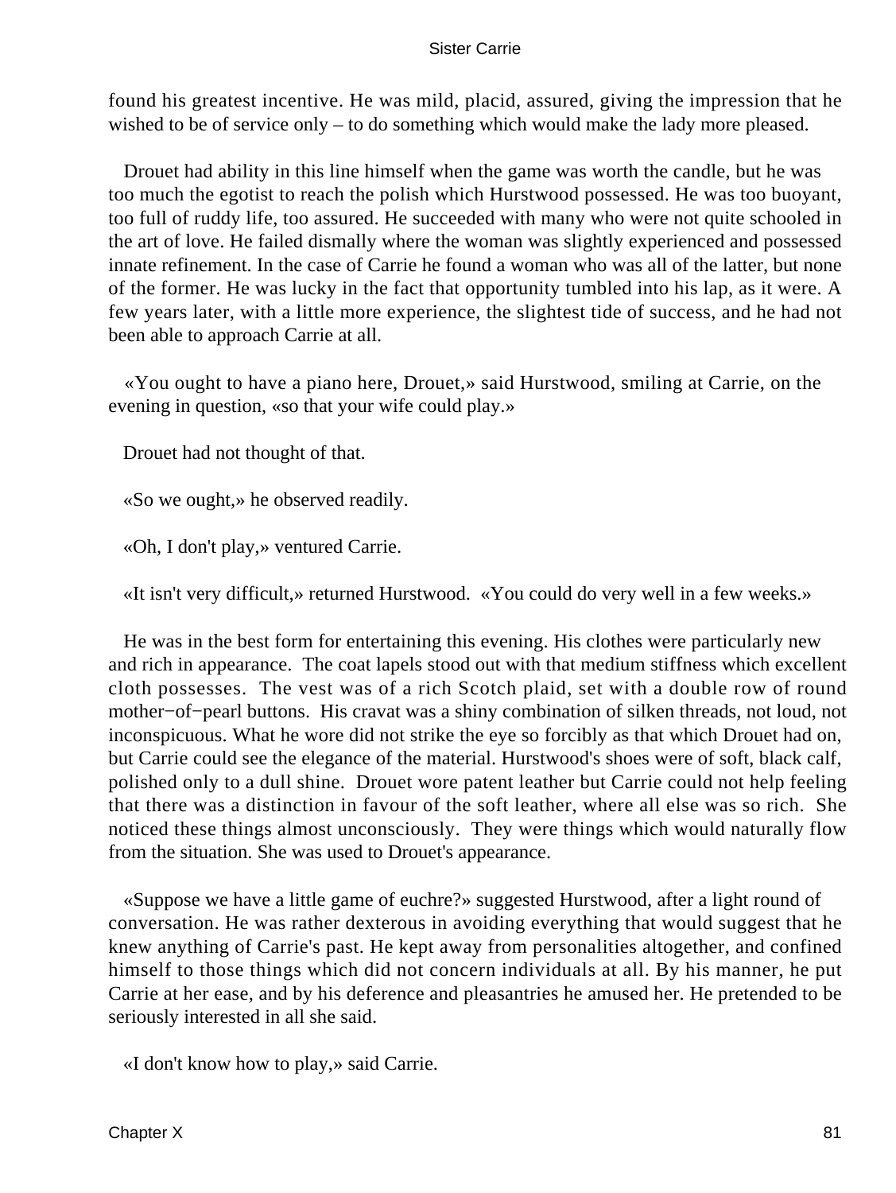found his greatest incentive. He was mild, placid, assured, giving the impression that he wished to be of service only – to do something which would make the lady more pleased.

Drouet had ability in this line himself when the game was worth the candle, but he was too much the egotist to reach the polish which Hurstwood possessed. He was too buoyant, too full of ruddy life, too assured. He succeeded with many who were not quite schooled in the art of love. He failed dismally where the woman was slightly experienced and possessed innate refinement. In the case of Carrie he found a woman who was all of the latter, but none of the former. He was lucky in the fact that opportunity tumbled into his lap, as it were. A few years later, with a little more experience, the slightest tide of success, and he had not been able to approach Carrie at all.

«You ought to have a piano here, Drouet,» said Hurstwood, smiling at Carrie, on the evening in question, «so that your wife could play.»

Drouet had not thought of that.

«So we ought,» he observed readily.

«Oh, I don't play,» ventured Carrie.

«It isn't very difficult,» returned Hurstwood. «You could do very well in a few weeks.»

He was in the best form for entertaining this evening. His clothes were particularly new and rich in appearance. The coat lapels stood out with that medium stiffness which excellent cloth possesses. The vest was of a rich Scotch plaid, set with a double row of round mother−of−pearl buttons. His cravat was a shiny combination of silken threads, not loud, not inconspicuous. What he wore did not strike the eye so forcibly as that which Drouet had on, but Carrie could see the elegance of the material. Hurstwood's shoes were of soft, black calf, polished only to a dull shine. Drouet wore patent leather but Carrie could not help feeling that there was a distinction in favour of the soft leather, where all else was so rich. She noticed these things almost unconsciously. They were things which would naturally flow from the situation. She was used to Drouet's appearance.

«Suppose we have a little game of euchre?» suggested Hurstwood, after a light round of conversation. He was rather dexterous in avoiding everything that would suggest that he knew anything of Carrie's past. He kept away from personalities altogether, and confined himself to those things which did not concern individuals at all. By his manner, he put Carrie at her ease, and by his deference and pleasantries he amused her. He pretended to be seriously interested in all she said.

«I don't know how to play,» said Carrie.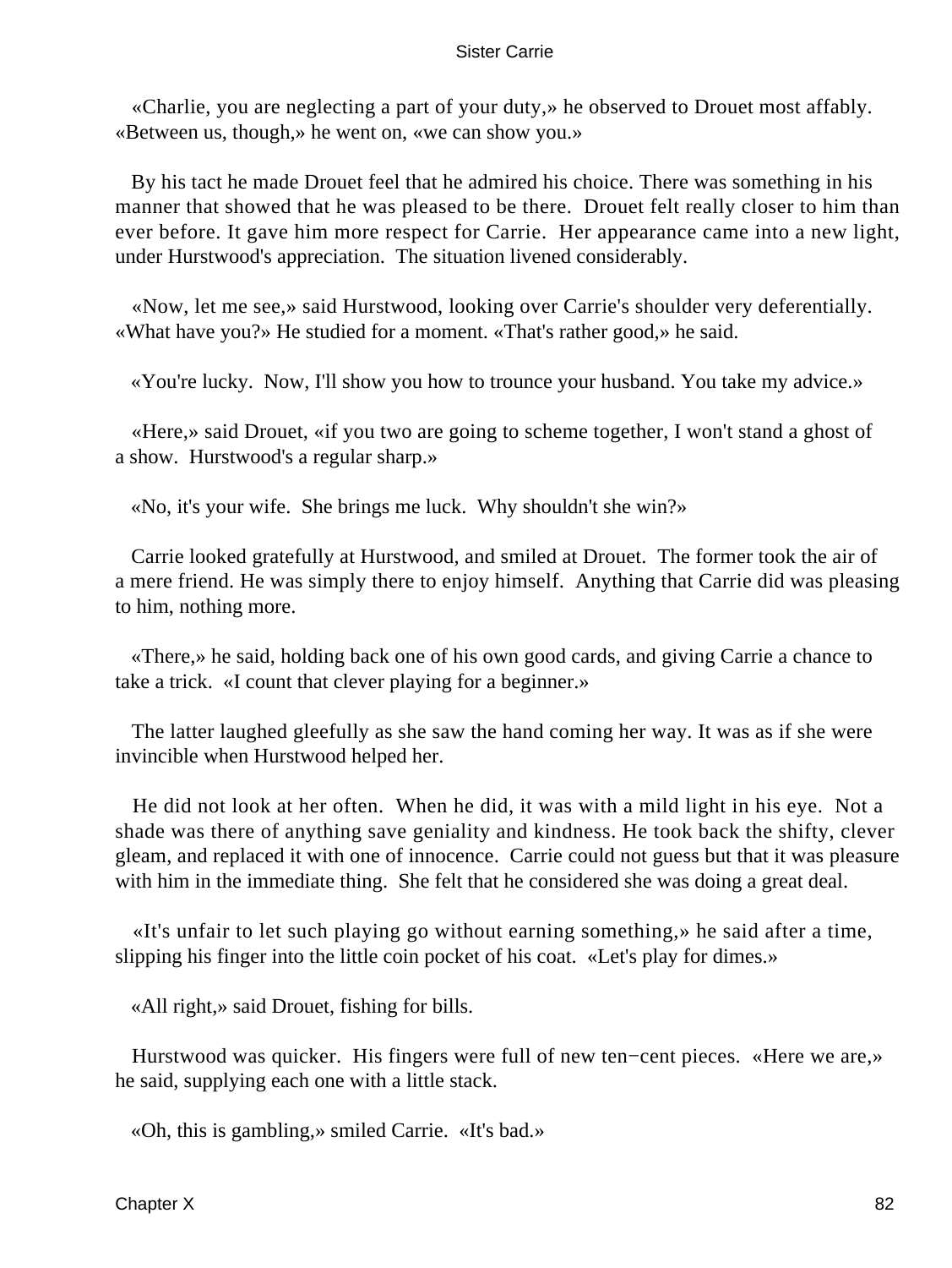«Charlie, you are neglecting a part of your duty,» he observed to Drouet most affably. «Between us, though,» he went on, «we can show you.»

By his tact he made Drouet feel that he admired his choice. There was something in his manner that showed that he was pleased to be there. Drouet felt really closer to him than ever before. It gave him more respect for Carrie. Her appearance came into a new light, under Hurstwood's appreciation. The situation livened considerably.

«Now, let me see,» said Hurstwood, looking over Carrie's shoulder very deferentially. «What have you?» He studied for a moment. «That's rather good,» he said.

«You're lucky. Now, I'll show you how to trounce your husband. You take my advice.»

«Here,» said Drouet, «if you two are going to scheme together, I won't stand a ghost of a show. Hurstwood's a regular sharp.»

«No, it's your wife. She brings me luck. Why shouldn't she win?»

Carrie looked gratefully at Hurstwood, and smiled at Drouet. The former took the air of a mere friend. He was simply there to enjoy himself. Anything that Carrie did was pleasing to him, nothing more.

«There,» he said, holding back one of his own good cards, and giving Carrie a chance to take a trick. «I count that clever playing for a beginner.»

The latter laughed gleefully as she saw the hand coming her way. It was as if she were invincible when Hurstwood helped her.

He did not look at her often. When he did, it was with a mild light in his eye. Not a shade was there of anything save geniality and kindness. He took back the shifty, clever gleam, and replaced it with one of innocence. Carrie could not guess but that it was pleasure with him in the immediate thing. She felt that he considered she was doing a great deal.

«It's unfair to let such playing go without earning something,» he said after a time, slipping his finger into the little coin pocket of his coat. «Let's play for dimes.»

«All right,» said Drouet, fishing for bills.

Hurstwood was quicker. His fingers were full of new ten−cent pieces. «Here we are,» he said, supplying each one with a little stack.

«Oh, this is gambling,» smiled Carrie. «It's bad.»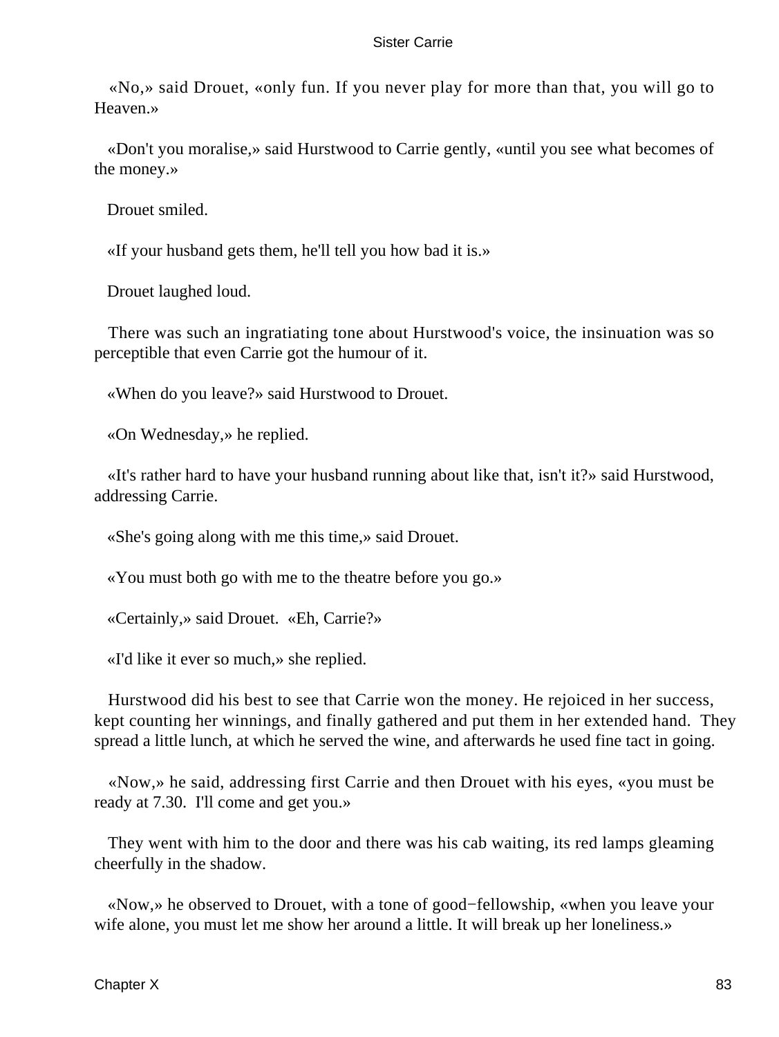«No,» said Drouet, «only fun. If you never play for more than that, you will go to Heaven.»

«Don't you moralise,» said Hurstwood to Carrie gently, «until you see what becomes of the money.»

Drouet smiled.

«If your husband gets them, he'll tell you how bad it is.»

Drouet laughed loud.

There was such an ingratiating tone about Hurstwood's voice, the insinuation was so perceptible that even Carrie got the humour of it.

«When do you leave?» said Hurstwood to Drouet.

«On Wednesday,» he replied.

«It's rather hard to have your husband running about like that, isn't it?» said Hurstwood, addressing Carrie.

«She's going along with me this time,» said Drouet.

«You must both go with me to the theatre before you go.»

«Certainly,» said Drouet. «Eh, Carrie?»

«I'd like it ever so much,» she replied.

Hurstwood did his best to see that Carrie won the money. He rejoiced in her success, kept counting her winnings, and finally gathered and put them in her extended hand. They spread a little lunch, at which he served the wine, and afterwards he used fine tact in going.

«Now,» he said, addressing first Carrie and then Drouet with his eyes, «you must be ready at 7.30. I'll come and get you.»

They went with him to the door and there was his cab waiting, its red lamps gleaming cheerfully in the shadow.

«Now,» he observed to Drouet, with a tone of good−fellowship, «when you leave your wife alone, you must let me show her around a little. It will break up her loneliness.»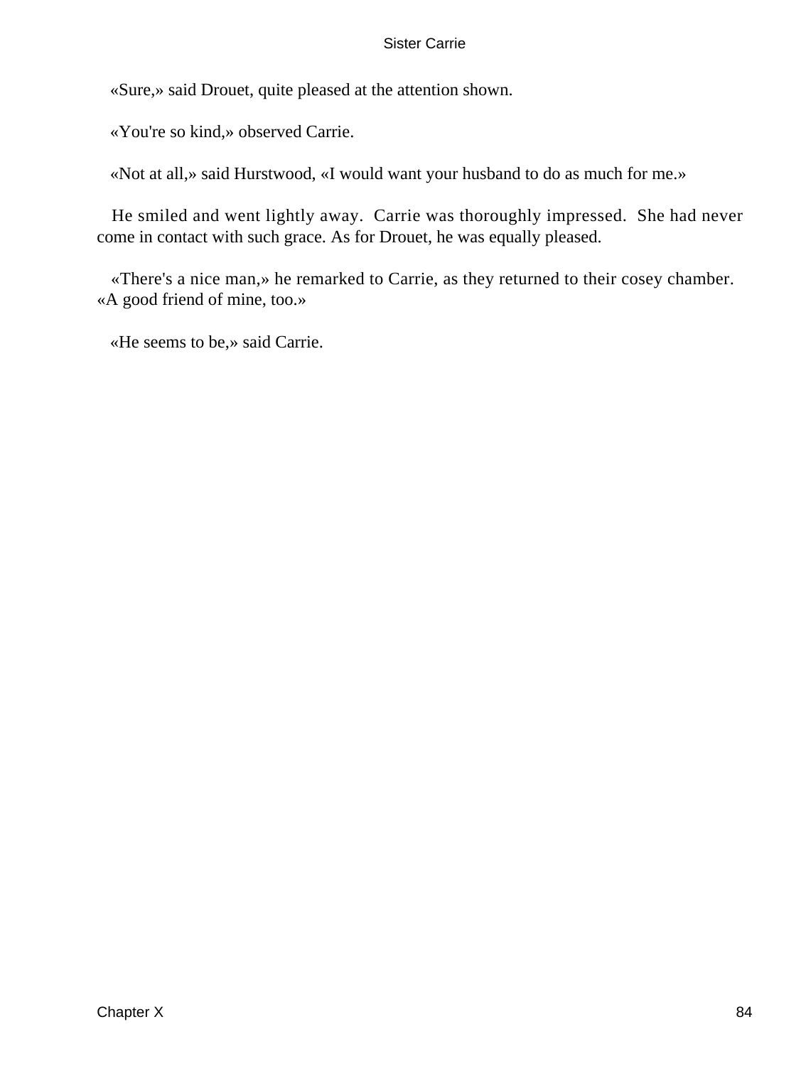«Sure,» said Drouet, quite pleased at the attention shown.

«You're so kind,» observed Carrie.

«Not at all,» said Hurstwood, «I would want your husband to do as much for me.»

He smiled and went lightly away. Carrie was thoroughly impressed. She had never come in contact with such grace. As for Drouet, he was equally pleased.

«There's a nice man,» he remarked to Carrie, as they returned to their cosey chamber. «A good friend of mine, too.»

«He seems to be,» said Carrie.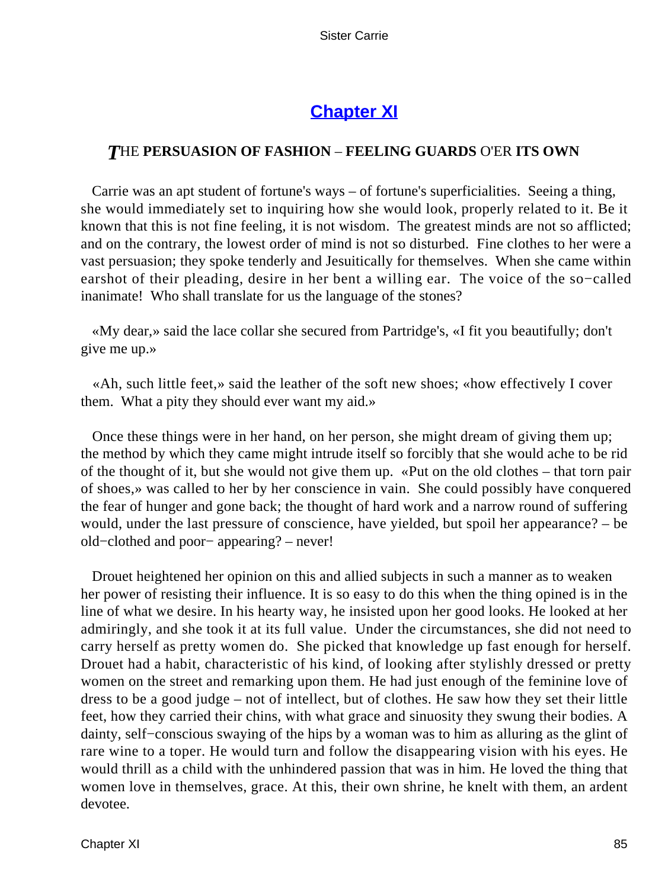## [Chapter XI]()

### *T*HE **PERSUASION OF FASHION** – **FEELING GUARDS** O'ER **ITS OWN**

Carrie was an apt student of fortune's ways – of fortune's superficialities. Seeing a thing, she would immediately set to inquiring how she would look, properly related to it. Be it known that this is not fine feeling, it is not wisdom. The greatest minds are not so afflicted; and on the contrary, the lowest order of mind is not so disturbed. Fine clothes to her were a vast persuasion; they spoke tenderly and Jesuitically for themselves. When she came within earshot of their pleading, desire in her bent a willing ear. The voice of the so−called inanimate! Who shall translate for us the language of the stones?

«My dear,» said the lace collar she secured from Partridge's, «I fit you beautifully; don't give me up.»

«Ah, such little feet,» said the leather of the soft new shoes; «how effectively I cover them. What a pity they should ever want my aid.»

Once these things were in her hand, on her person, she might dream of giving them up; the method by which they came might intrude itself so forcibly that she would ache to be rid of the thought of it, but she would not give them up. «Put on the old clothes – that torn pair of shoes,» was called to her by her conscience in vain. She could possibly have conquered the fear of hunger and gone back; the thought of hard work and a narrow round of suffering would, under the last pressure of conscience, have yielded, but spoil her appearance? – be old−clothed and poor− appearing? – never!

Drouet heightened her opinion on this and allied subjects in such a manner as to weaken her power of resisting their influence. It is so easy to do this when the thing opined is in the line of what we desire. In his hearty way, he insisted upon her good looks. He looked at her admiringly, and she took it at its full value. Under the circumstances, she did not need to carry herself as pretty women do. She picked that knowledge up fast enough for herself. Drouet had a habit, characteristic of his kind, of looking after stylishly dressed or pretty women on the street and remarking upon them. He had just enough of the feminine love of dress to be a good judge – not of intellect, but of clothes. He saw how they set their little feet, how they carried their chins, with what grace and sinuosity they swung their bodies. A dainty, self−conscious swaying of the hips by a woman was to him as alluring as the glint of rare wine to a toper. He would turn and follow the disappearing vision with his eyes. He would thrill as a child with the unhindered passion that was in him. He loved the thing that women love in themselves, grace. At this, their own shrine, he knelt with them, an ardent devotee.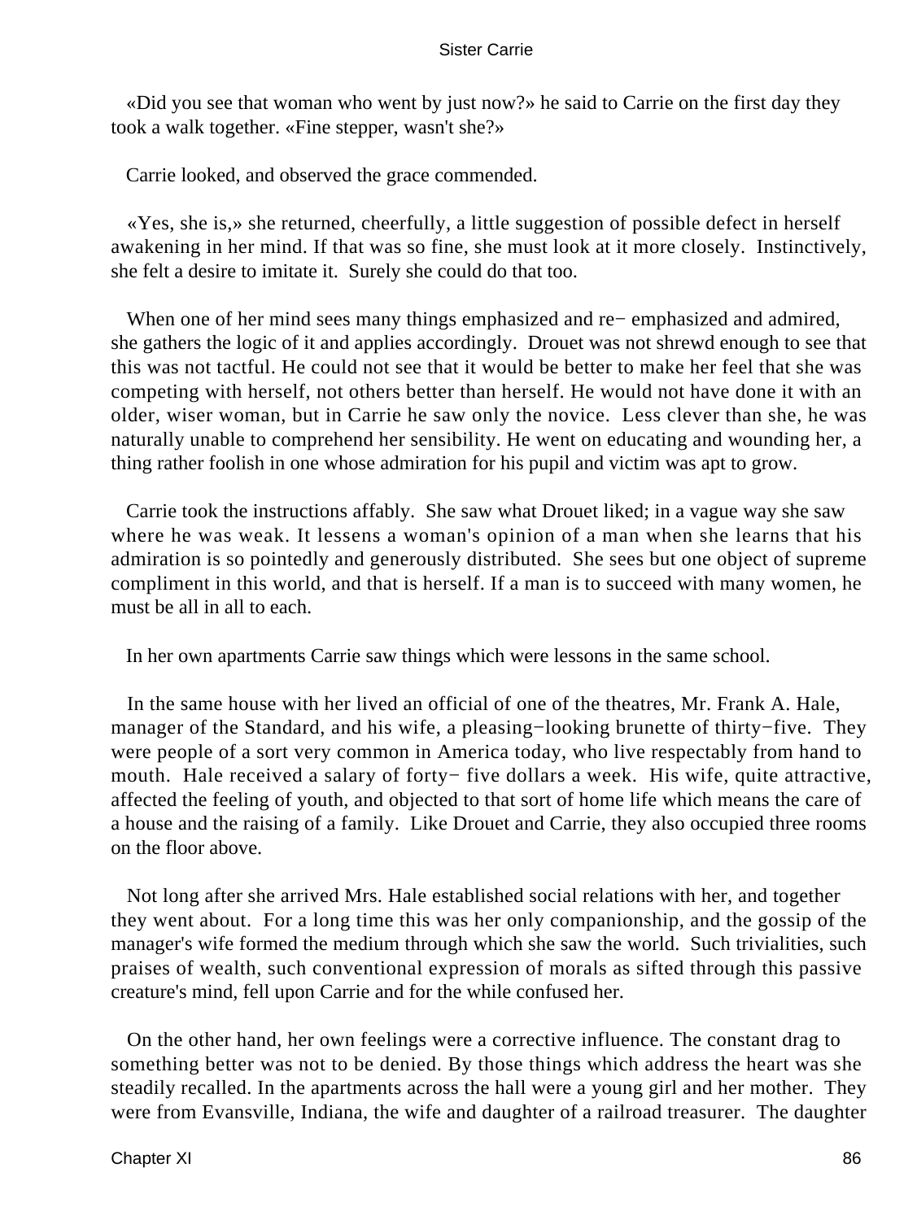«Did you see that woman who went by just now?» he said to Carrie on the first day they took a walk together. «Fine stepper, wasn't she?»

Carrie looked, and observed the grace commended.

«Yes, she is,» she returned, cheerfully, a little suggestion of possible defect in herself awakening in her mind. If that was so fine, she must look at it more closely. Instinctively, she felt a desire to imitate it. Surely she could do that too.

When one of her mind sees many things emphasized and re− emphasized and admired, she gathers the logic of it and applies accordingly. Drouet was not shrewd enough to see that this was not tactful. He could not see that it would be better to make her feel that she was competing with herself, not others better than herself. He would not have done it with an older, wiser woman, but in Carrie he saw only the novice. Less clever than she, he was naturally unable to comprehend her sensibility. He went on educating and wounding her, a thing rather foolish in one whose admiration for his pupil and victim was apt to grow.

Carrie took the instructions affably. She saw what Drouet liked; in a vague way she saw where he was weak. It lessens a woman's opinion of a man when she learns that his admiration is so pointedly and generously distributed. She sees but one object of supreme compliment in this world, and that is herself. If a man is to succeed with many women, he must be all in all to each.

In her own apartments Carrie saw things which were lessons in the same school.

In the same house with her lived an official of one of the theatres, Mr. Frank A. Hale, manager of the Standard, and his wife, a pleasing−looking brunette of thirty−five. They were people of a sort very common in America today, who live respectably from hand to mouth. Hale received a salary of forty− five dollars a week. His wife, quite attractive, affected the feeling of youth, and objected to that sort of home life which means the care of a house and the raising of a family. Like Drouet and Carrie, they also occupied three rooms on the floor above.

Not long after she arrived Mrs. Hale established social relations with her, and together they went about. For a long time this was her only companionship, and the gossip of the manager's wife formed the medium through which she saw the world. Such trivialities, such praises of wealth, such conventional expression of morals as sifted through this passive creature's mind, fell upon Carrie and for the while confused her.

On the other hand, her own feelings were a corrective influence. The constant drag to something better was not to be denied. By those things which address the heart was she steadily recalled. In the apartments across the hall were a young girl and her mother. They were from Evansville, Indiana, the wife and daughter of a railroad treasurer. The daughter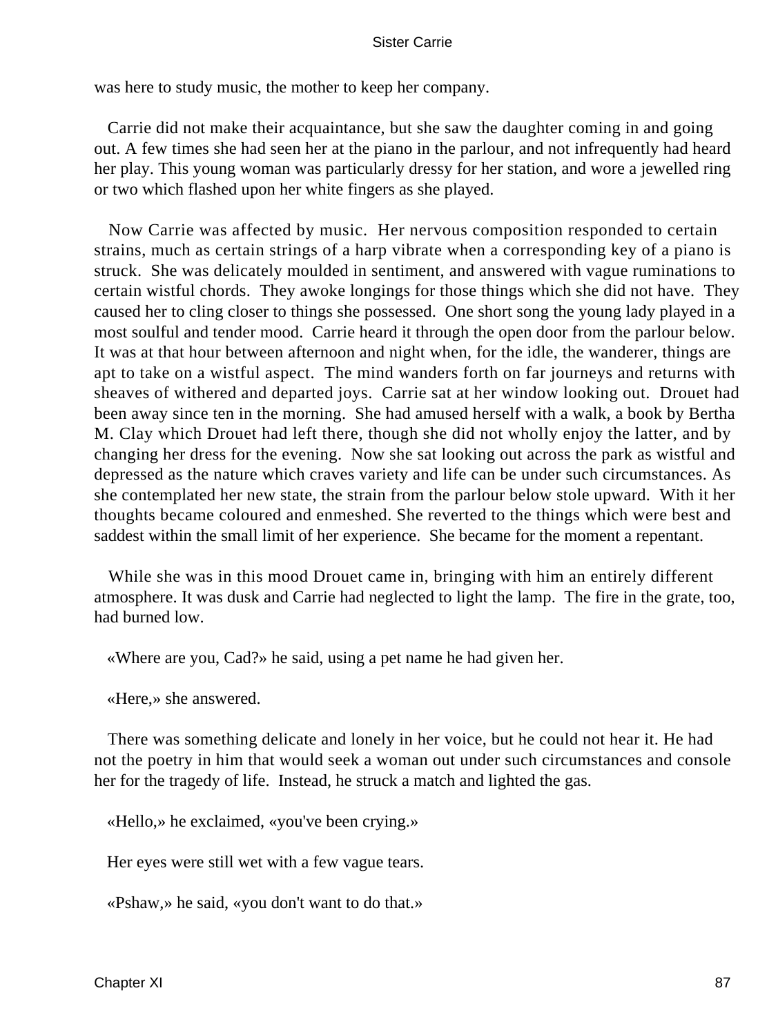was here to study music, the mother to keep her company.

Carrie did not make their acquaintance, but she saw the daughter coming in and going out. A few times she had seen her at the piano in the parlour, and not infrequently had heard her play. This young woman was particularly dressy for her station, and wore a jewelled ring or two which flashed upon her white fingers as she played.

Now Carrie was affected by music. Her nervous composition responded to certain strains, much as certain strings of a harp vibrate when a corresponding key of a piano is struck. She was delicately moulded in sentiment, and answered with vague ruminations to certain wistful chords. They awoke longings for those things which she did not have. They caused her to cling closer to things she possessed. One short song the young lady played in a most soulful and tender mood. Carrie heard it through the open door from the parlour below. It was at that hour between afternoon and night when, for the idle, the wanderer, things are apt to take on a wistful aspect. The mind wanders forth on far journeys and returns with sheaves of withered and departed joys. Carrie sat at her window looking out. Drouet had been away since ten in the morning. She had amused herself with a walk, a book by Bertha M. Clay which Drouet had left there, though she did not wholly enjoy the latter, and by changing her dress for the evening. Now she sat looking out across the park as wistful and depressed as the nature which craves variety and life can be under such circumstances. As she contemplated her new state, the strain from the parlour below stole upward. With it her thoughts became coloured and enmeshed. She reverted to the things which were best and saddest within the small limit of her experience. She became for the moment a repentant.

While she was in this mood Drouet came in, bringing with him an entirely different atmosphere. It was dusk and Carrie had neglected to light the lamp. The fire in the grate, too, had burned low.

«Where are you, Cad?» he said, using a pet name he had given her.

«Here,» she answered.

There was something delicate and lonely in her voice, but he could not hear it. He had not the poetry in him that would seek a woman out under such circumstances and console her for the tragedy of life. Instead, he struck a match and lighted the gas.

«Hello,» he exclaimed, «you've been crying.»

Her eyes were still wet with a few vague tears.

«Pshaw,» he said, «you don't want to do that.»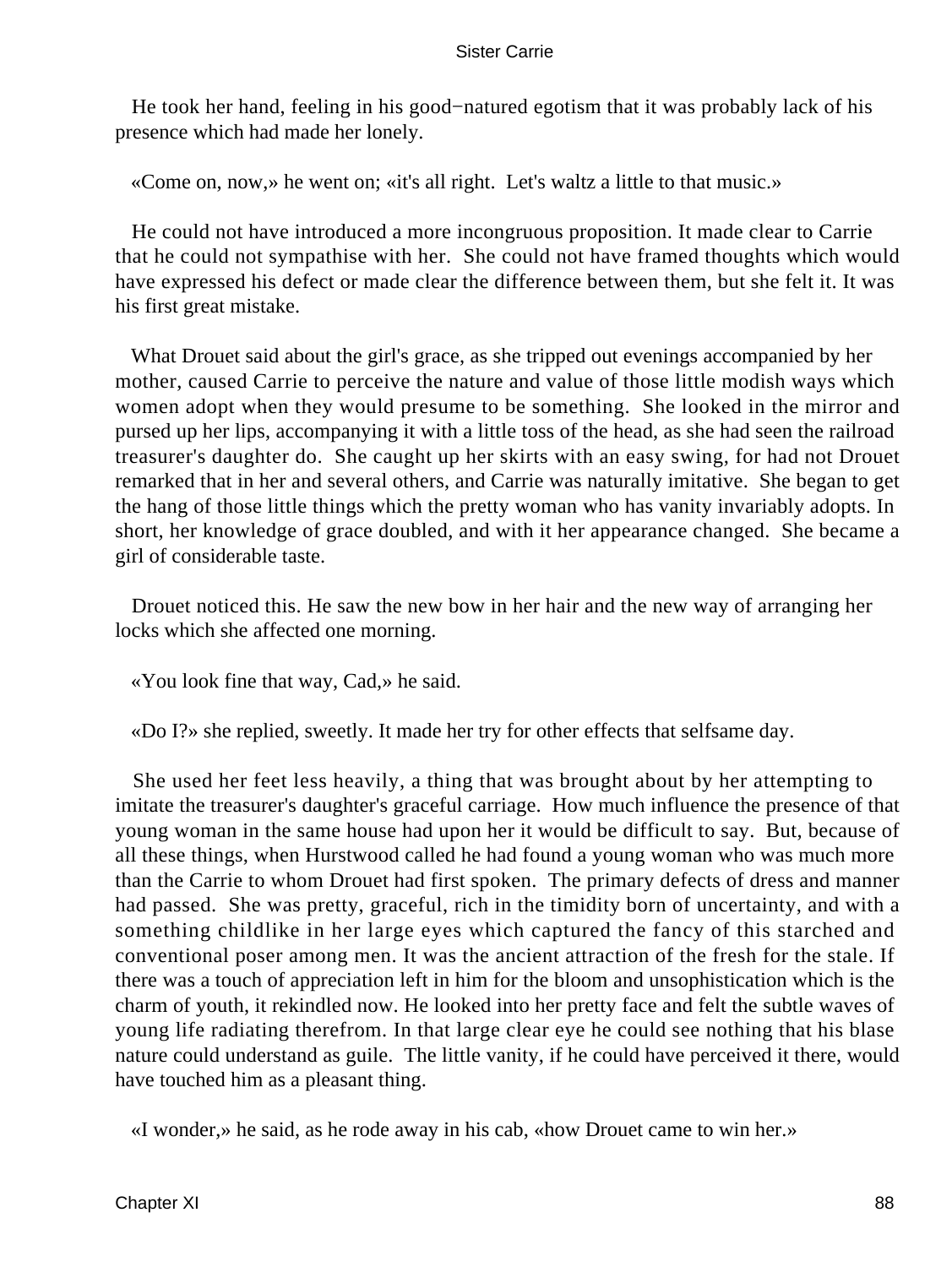He took her hand, feeling in his good−natured egotism that it was probably lack of his presence which had made her lonely.

«Come on, now,» he went on; «it's all right. Let's waltz a little to that music.»

He could not have introduced a more incongruous proposition. It made clear to Carrie that he could not sympathise with her. She could not have framed thoughts which would have expressed his defect or made clear the difference between them, but she felt it. It was his first great mistake.

What Drouet said about the girl's grace, as she tripped out evenings accompanied by her mother, caused Carrie to perceive the nature and value of those little modish ways which women adopt when they would presume to be something. She looked in the mirror and pursed up her lips, accompanying it with a little toss of the head, as she had seen the railroad treasurer's daughter do. She caught up her skirts with an easy swing, for had not Drouet remarked that in her and several others, and Carrie was naturally imitative. She began to get the hang of those little things which the pretty woman who has vanity invariably adopts. In short, her knowledge of grace doubled, and with it her appearance changed. She became a girl of considerable taste.

Drouet noticed this. He saw the new bow in her hair and the new way of arranging her locks which she affected one morning.

«You look fine that way, Cad,» he said.

«Do I?» she replied, sweetly. It made her try for other effects that selfsame day.

She used her feet less heavily, a thing that was brought about by her attempting to imitate the treasurer's daughter's graceful carriage. How much influence the presence of that young woman in the same house had upon her it would be difficult to say. But, because of all these things, when Hurstwood called he had found a young woman who was much more than the Carrie to whom Drouet had first spoken. The primary defects of dress and manner had passed. She was pretty, graceful, rich in the timidity born of uncertainty, and with a something childlike in her large eyes which captured the fancy of this starched and conventional poser among men. It was the ancient attraction of the fresh for the stale. If there was a touch of appreciation left in him for the bloom and unsophistication which is the charm of youth, it rekindled now. He looked into her pretty face and felt the subtle waves of young life radiating therefrom. In that large clear eye he could see nothing that his blase nature could understand as guile. The little vanity, if he could have perceived it there, would have touched him as a pleasant thing.

«I wonder,» he said, as he rode away in his cab, «how Drouet came to win her.»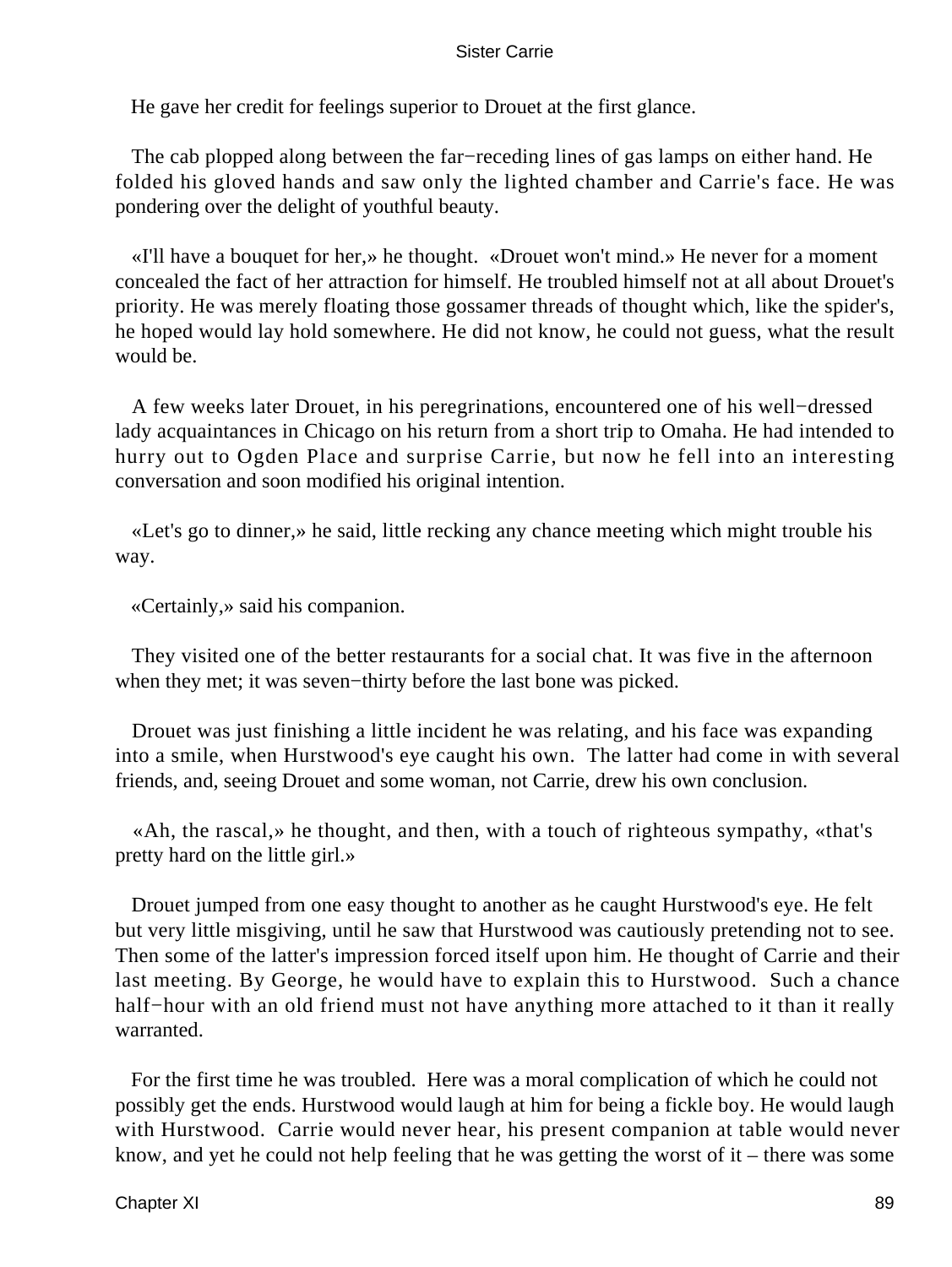He gave her credit for feelings superior to Drouet at the first glance.

The cab plopped along between the far−receding lines of gas lamps on either hand. He folded his gloved hands and saw only the lighted chamber and Carrie's face. He was pondering over the delight of youthful beauty.

«I'll have a bouquet for her,» he thought. «Drouet won't mind.» He never for a moment concealed the fact of her attraction for himself. He troubled himself not at all about Drouet's priority. He was merely floating those gossamer threads of thought which, like the spider's, he hoped would lay hold somewhere. He did not know, he could not guess, what the result would be.

A few weeks later Drouet, in his peregrinations, encountered one of his well−dressed lady acquaintances in Chicago on his return from a short trip to Omaha. He had intended to hurry out to Ogden Place and surprise Carrie, but now he fell into an interesting conversation and soon modified his original intention.

«Let's go to dinner,» he said, little recking any chance meeting which might trouble his way.

«Certainly,» said his companion.

They visited one of the better restaurants for a social chat. It was five in the afternoon when they met; it was seven−thirty before the last bone was picked.

Drouet was just finishing a little incident he was relating, and his face was expanding into a smile, when Hurstwood's eye caught his own. The latter had come in with several friends, and, seeing Drouet and some woman, not Carrie, drew his own conclusion.

«Ah, the rascal,» he thought, and then, with a touch of righteous sympathy, «that's pretty hard on the little girl.»

Drouet jumped from one easy thought to another as he caught Hurstwood's eye. He felt but very little misgiving, until he saw that Hurstwood was cautiously pretending not to see. Then some of the latter's impression forced itself upon him. He thought of Carrie and their last meeting. By George, he would have to explain this to Hurstwood. Such a chance half−hour with an old friend must not have anything more attached to it than it really warranted.

For the first time he was troubled. Here was a moral complication of which he could not possibly get the ends. Hurstwood would laugh at him for being a fickle boy. He would laugh with Hurstwood. Carrie would never hear, his present companion at table would never know, and yet he could not help feeling that he was getting the worst of it – there was some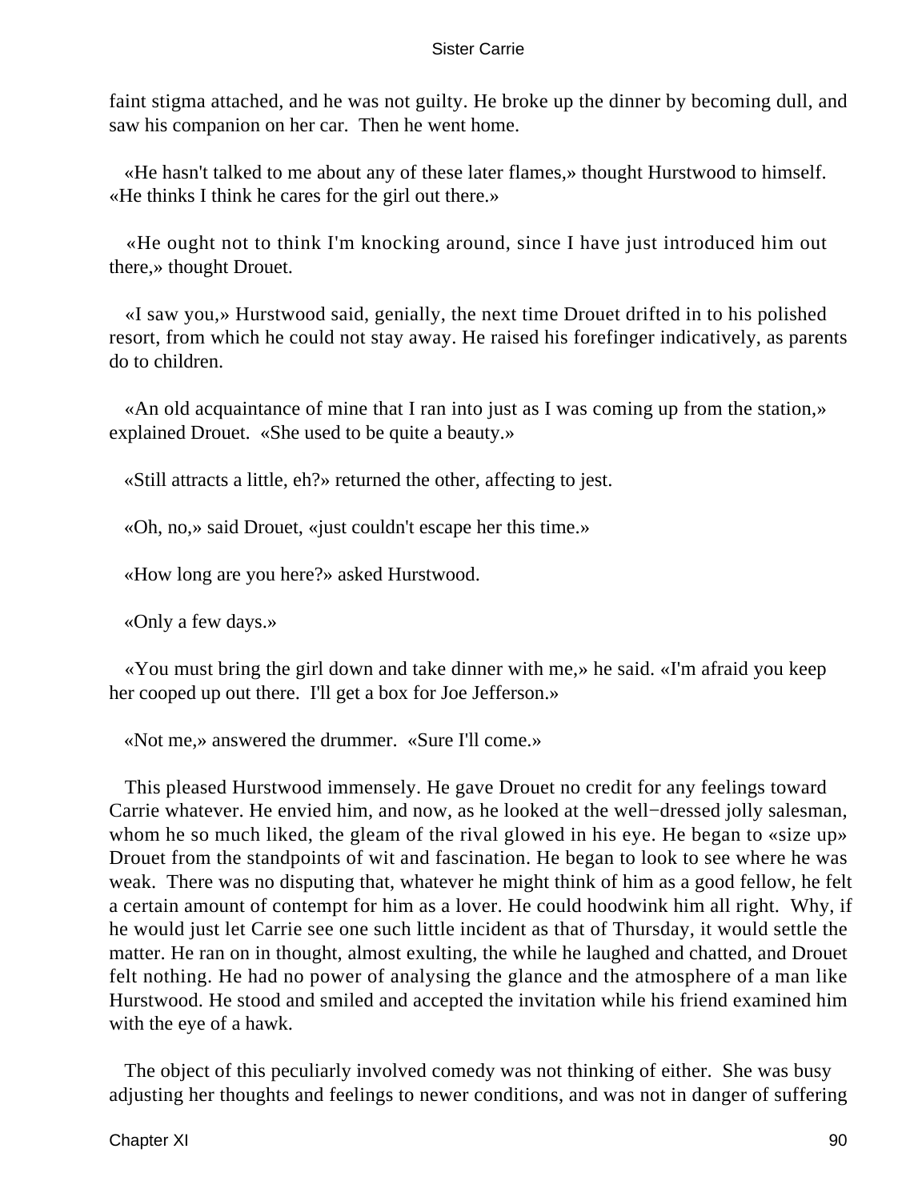faint stigma attached, and he was not guilty. He broke up the dinner by becoming dull, and saw his companion on her car. Then he went home.

«He hasn't talked to me about any of these later flames,» thought Hurstwood to himself. «He thinks I think he cares for the girl out there.»

«He ought not to think I'm knocking around, since I have just introduced him out there,» thought Drouet.

«I saw you,» Hurstwood said, genially, the next time Drouet drifted in to his polished resort, from which he could not stay away. He raised his forefinger indicatively, as parents do to children.

«An old acquaintance of mine that I ran into just as I was coming up from the station,» explained Drouet. «She used to be quite a beauty.»

«Still attracts a little, eh?» returned the other, affecting to jest.

«Oh, no,» said Drouet, «just couldn't escape her this time.»

«How long are you here?» asked Hurstwood.

«Only a few days.»

«You must bring the girl down and take dinner with me,» he said. «I'm afraid you keep her cooped up out there. I'll get a box for Joe Jefferson.»

«Not me,» answered the drummer. «Sure I'll come.»

This pleased Hurstwood immensely. He gave Drouet no credit for any feelings toward Carrie whatever. He envied him, and now, as he looked at the well−dressed jolly salesman, whom he so much liked, the gleam of the rival glowed in his eye. He began to «size up» Drouet from the standpoints of wit and fascination. He began to look to see where he was weak. There was no disputing that, whatever he might think of him as a good fellow, he felt a certain amount of contempt for him as a lover. He could hoodwink him all right. Why, if he would just let Carrie see one such little incident as that of Thursday, it would settle the matter. He ran on in thought, almost exulting, the while he laughed and chatted, and Drouet felt nothing. He had no power of analysing the glance and the atmosphere of a man like Hurstwood. He stood and smiled and accepted the invitation while his friend examined him with the eye of a hawk.

The object of this peculiarly involved comedy was not thinking of either. She was busy adjusting her thoughts and feelings to newer conditions, and was not in danger of suffering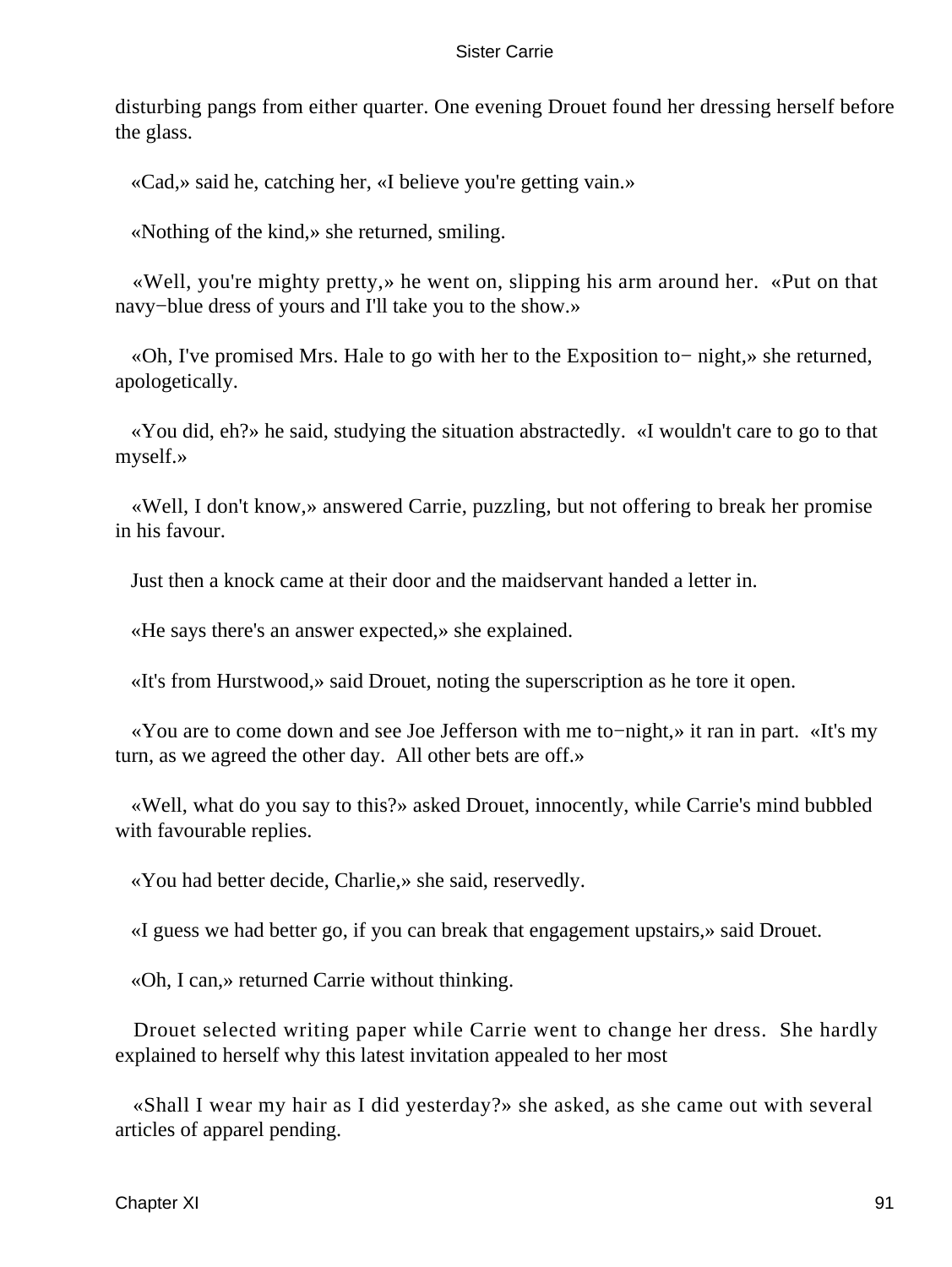disturbing pangs from either quarter. One evening Drouet found her dressing herself before the glass.

«Cad,» said he, catching her, «I believe you're getting vain.»

«Nothing of the kind,» she returned, smiling.

«Well, you're mighty pretty,» he went on, slipping his arm around her. «Put on that navy−blue dress of yours and I'll take you to the show.»

«Oh, I've promised Mrs. Hale to go with her to the Exposition to− night,» she returned, apologetically.

«You did, eh?» he said, studying the situation abstractedly. «I wouldn't care to go to that myself.»

«Well, I don't know,» answered Carrie, puzzling, but not offering to break her promise in his favour.

Just then a knock came at their door and the maidservant handed a letter in.

«He says there's an answer expected,» she explained.

«It's from Hurstwood,» said Drouet, noting the superscription as he tore it open.

«You are to come down and see Joe Jefferson with me to−night,» it ran in part. «It's my turn, as we agreed the other day. All other bets are off.»

«Well, what do you say to this?» asked Drouet, innocently, while Carrie's mind bubbled with favourable replies.

«You had better decide, Charlie,» she said, reservedly.

«I guess we had better go, if you can break that engagement upstairs,» said Drouet.

«Oh, I can,» returned Carrie without thinking.

Drouet selected writing paper while Carrie went to change her dress. She hardly explained to herself why this latest invitation appealed to her most

«Shall I wear my hair as I did yesterday?» she asked, as she came out with several articles of apparel pending.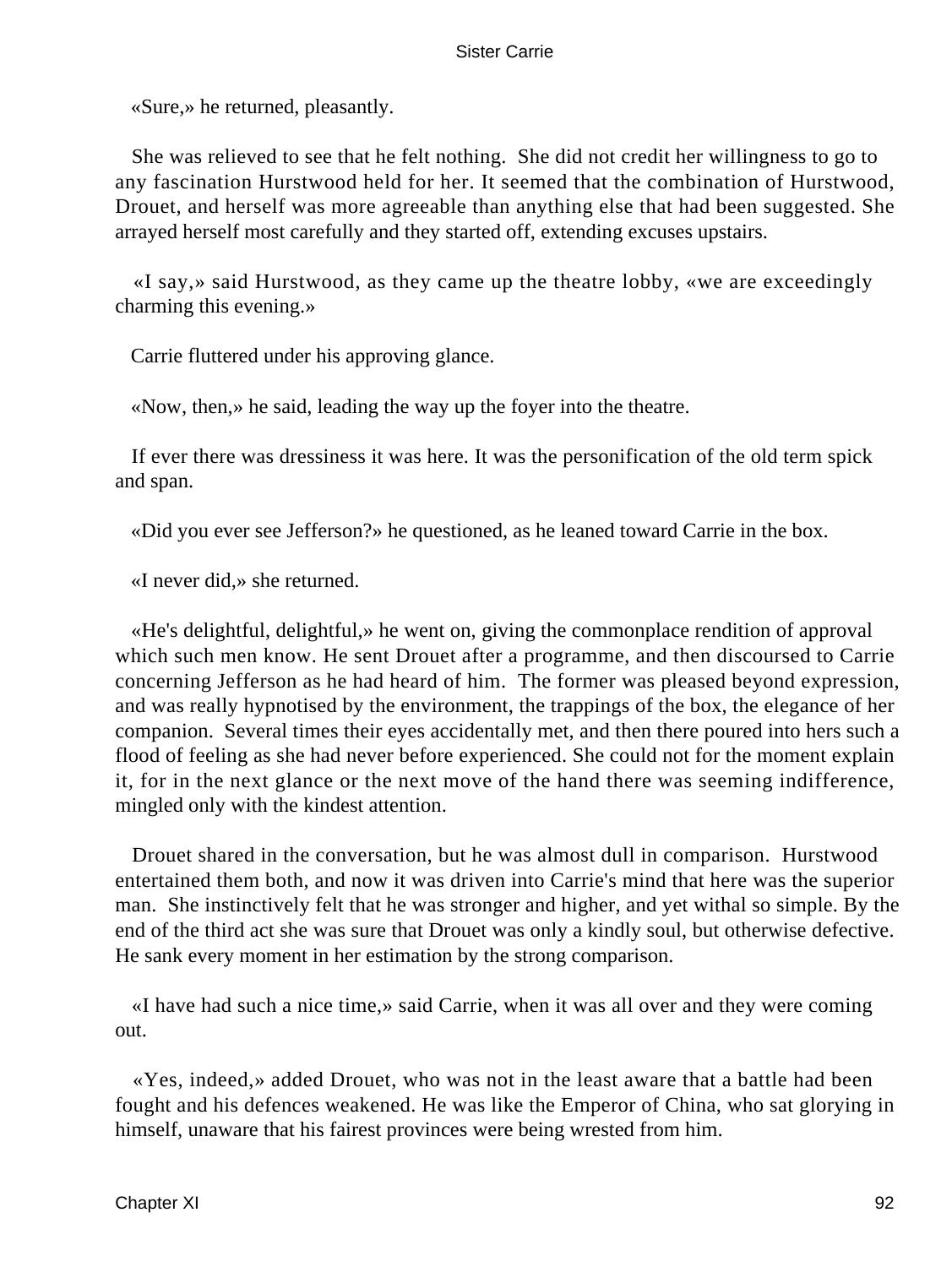«Sure,» he returned, pleasantly.

She was relieved to see that he felt nothing. She did not credit her willingness to go to any fascination Hurstwood held for her. It seemed that the combination of Hurstwood, Drouet, and herself was more agreeable than anything else that had been suggested. She arrayed herself most carefully and they started off, extending excuses upstairs.

«I say,» said Hurstwood, as they came up the theatre lobby, «we are exceedingly charming this evening.»

Carrie fluttered under his approving glance.

«Now, then,» he said, leading the way up the foyer into the theatre.

If ever there was dressiness it was here. It was the personification of the old term spick and span.

«Did you ever see Jefferson?» he questioned, as he leaned toward Carrie in the box.

«I never did,» she returned.

«He's delightful, delightful,» he went on, giving the commonplace rendition of approval which such men know. He sent Drouet after a programme, and then discoursed to Carrie concerning Jefferson as he had heard of him. The former was pleased beyond expression, and was really hypnotised by the environment, the trappings of the box, the elegance of her companion. Several times their eyes accidentally met, and then there poured into hers such a flood of feeling as she had never before experienced. She could not for the moment explain it, for in the next glance or the next move of the hand there was seeming indifference, mingled only with the kindest attention.

Drouet shared in the conversation, but he was almost dull in comparison. Hurstwood entertained them both, and now it was driven into Carrie's mind that here was the superior man. She instinctively felt that he was stronger and higher, and yet withal so simple. By the end of the third act she was sure that Drouet was only a kindly soul, but otherwise defective. He sank every moment in her estimation by the strong comparison.

«I have had such a nice time,» said Carrie, when it was all over and they were coming out.

«Yes, indeed,» added Drouet, who was not in the least aware that a battle had been fought and his defences weakened. He was like the Emperor of China, who sat glorying in himself, unaware that his fairest provinces were being wrested from him.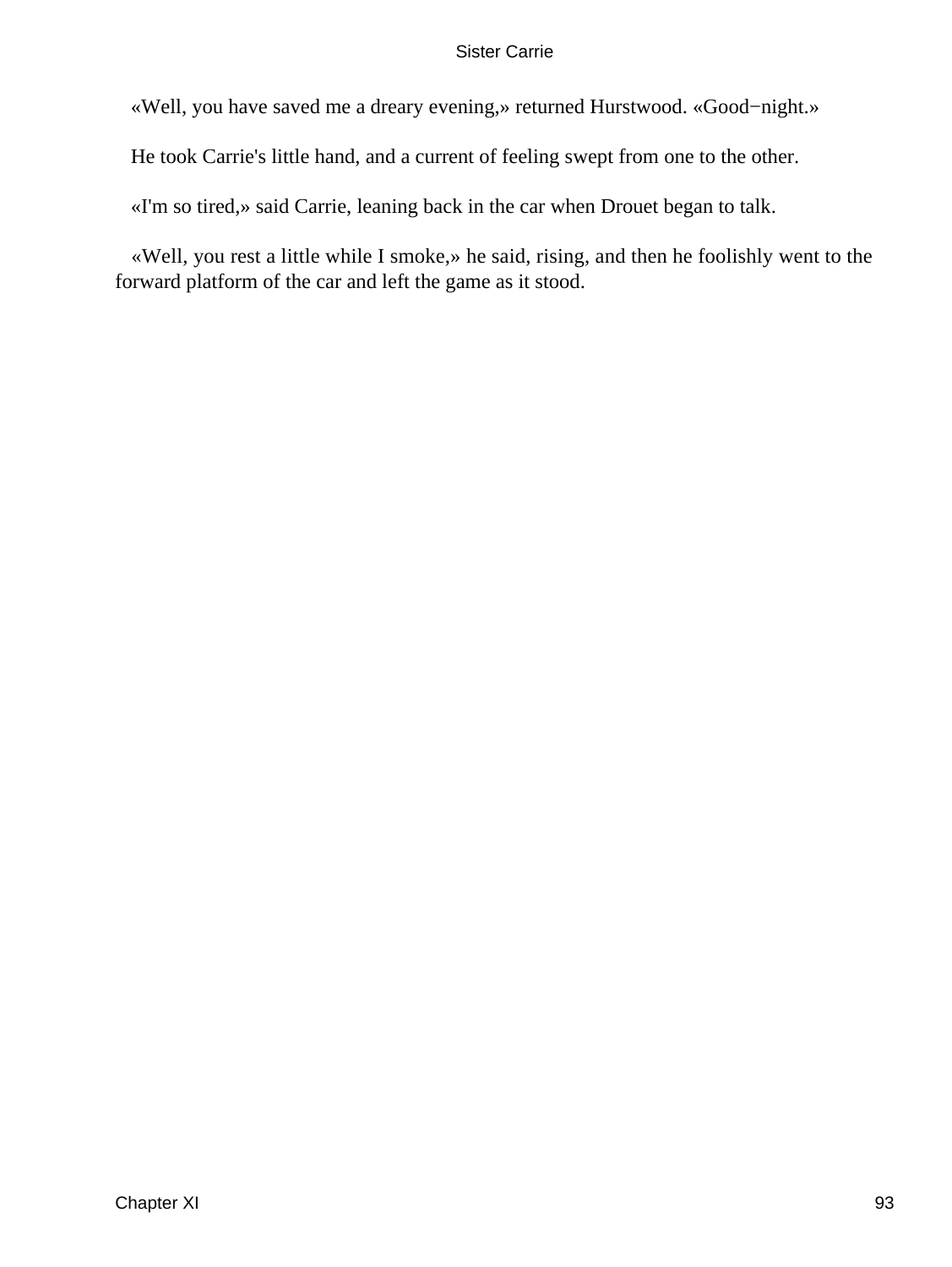«Well, you have saved me a dreary evening,» returned Hurstwood. «Good−night.»

He took Carrie's little hand, and a current of feeling swept from one to the other.

«I'm so tired,» said Carrie, leaning back in the car when Drouet began to talk.

«Well, you rest a little while I smoke,» he said, rising, and then he foolishly went to the forward platform of the car and left the game as it stood.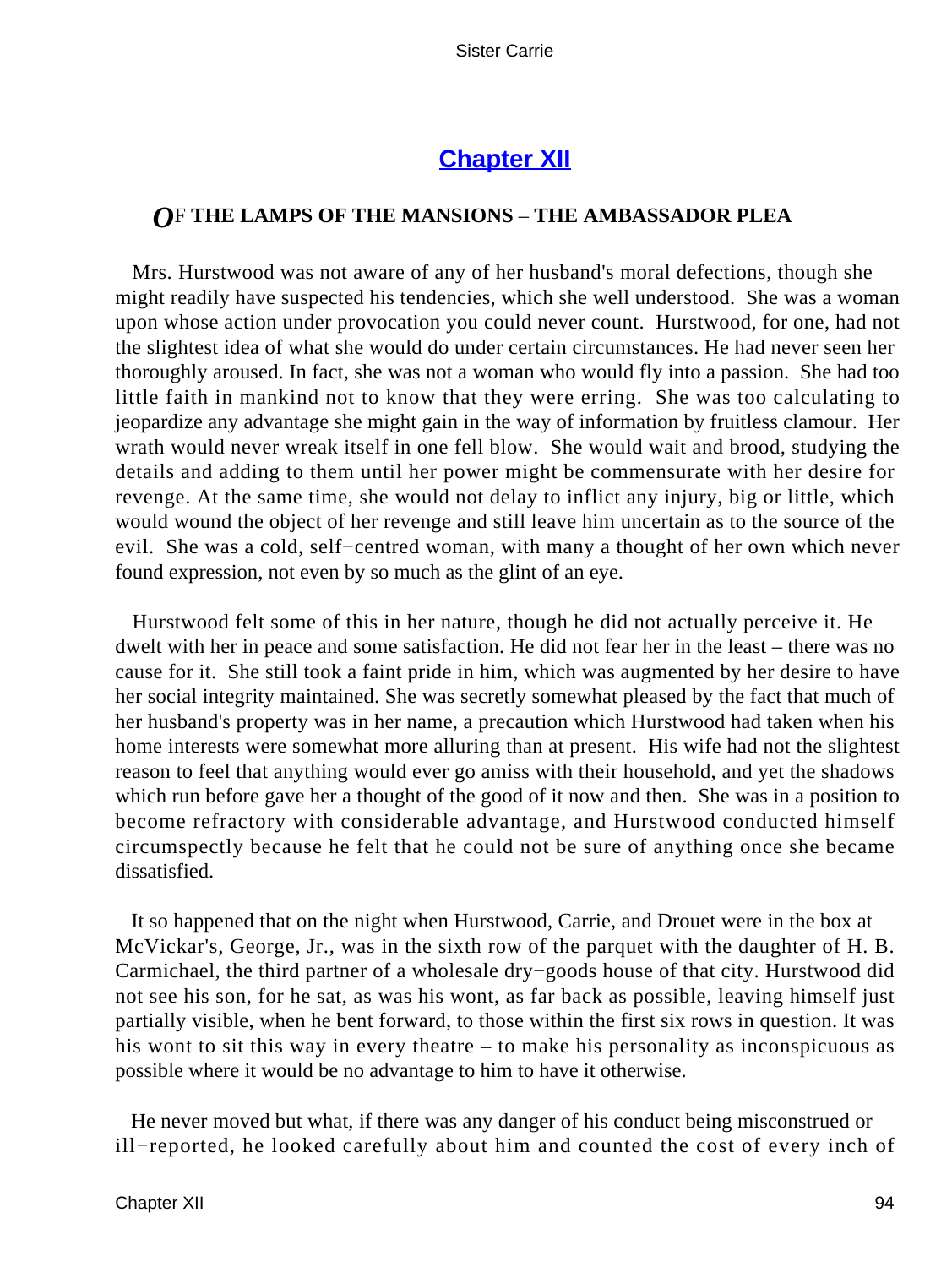## Chapter XII

### OF THE LAMPS OF THE MANSIONS – THE AMBASSADOR PLEA

Mrs. Hurstwood was not aware of any of her husband's moral defections, though she might readily have suspected his tendencies, which she well understood. She was a woman upon whose action under provocation you could never count. Hurstwood, for one, had not the slightest idea of what she would do under certain circumstances. He had never seen her thoroughly aroused. In fact, she was not a woman who would fly into a passion. She had too little faith in mankind not to know that they were erring. She was too calculating to jeopardize any advantage she might gain in the way of information by fruitless clamour. Her wrath would never wreak itself in one fell blow. She would wait and brood, studying the details and adding to them until her power might be commensurate with her desire for revenge. At the same time, she would not delay to inflict any injury, big or little, which would wound the object of her revenge and still leave him uncertain as to the source of the evil. She was a cold, self−centred woman, with many a thought of her own which never found expression, not even by so much as the glint of an eye.

Hurstwood felt some of this in her nature, though he did not actually perceive it. He dwelt with her in peace and some satisfaction. He did not fear her in the least – there was no cause for it. She still took a faint pride in him, which was augmented by her desire to have her social integrity maintained. She was secretly somewhat pleased by the fact that much of her husband's property was in her name, a precaution which Hurstwood had taken when his home interests were somewhat more alluring than at present. His wife had not the slightest reason to feel that anything would ever go amiss with their household, and yet the shadows which run before gave her a thought of the good of it now and then. She was in a position to become refractory with considerable advantage, and Hurstwood conducted himself circumspectly because he felt that he could not be sure of anything once she became dissatisfied.

It so happened that on the night when Hurstwood, Carrie, and Drouet were in the box at McVickar's, George, Jr., was in the sixth row of the parquet with the daughter of H. B. Carmichael, the third partner of a wholesale dry−goods house of that city. Hurstwood did not see his son, for he sat, as was his wont, as far back as possible, leaving himself just partially visible, when he bent forward, to those within the first six rows in question. It was his wont to sit this way in every theatre – to make his personality as inconspicuous as possible where it would be no advantage to him to have it otherwise.

He never moved but what, if there was any danger of his conduct being misconstrued or ill−reported, he looked carefully about him and counted the cost of every inch of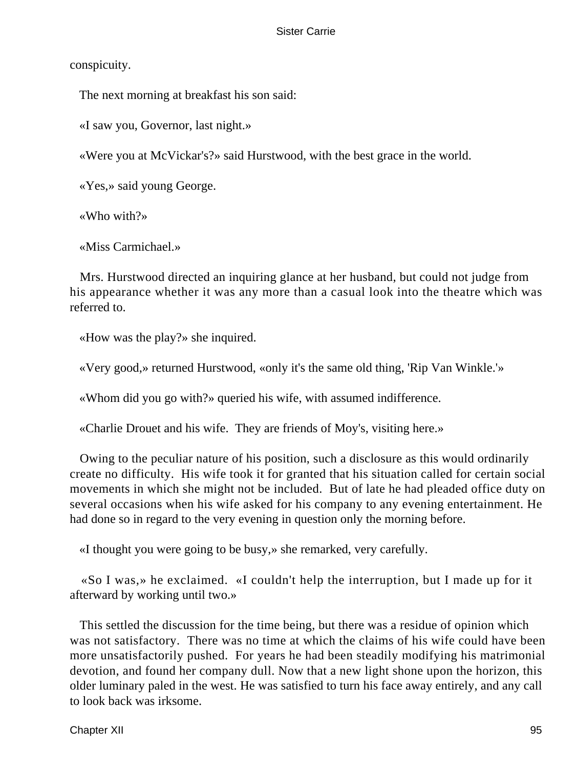conspicuity.

The next morning at breakfast his son said:

«I saw you, Governor, last night.»

«Were you at McVickar's?» said Hurstwood, with the best grace in the world.

«Yes,» said young George.

«Who with?»

«Miss Carmichael.»

Mrs. Hurstwood directed an inquiring glance at her husband, but could not judge from his appearance whether it was any more than a casual look into the theatre which was referred to.

«How was the play?» she inquired.

«Very good,» returned Hurstwood, «only it's the same old thing, 'Rip Van Winkle.'»

«Whom did you go with?» queried his wife, with assumed indifference.

«Charlie Drouet and his wife. They are friends of Moy's, visiting here.»

Owing to the peculiar nature of his position, such a disclosure as this would ordinarily create no difficulty. His wife took it for granted that his situation called for certain social movements in which she might not be included. But of late he had pleaded office duty on several occasions when his wife asked for his company to any evening entertainment. He had done so in regard to the very evening in question only the morning before.

«I thought you were going to be busy,» she remarked, very carefully.

«So I was,» he exclaimed. «I couldn't help the interruption, but I made up for it afterward by working until two.»

This settled the discussion for the time being, but there was a residue of opinion which was not satisfactory. There was no time at which the claims of his wife could have been more unsatisfactorily pushed. For years he had been steadily modifying his matrimonial devotion, and found her company dull. Now that a new light shone upon the horizon, this older luminary paled in the west. He was satisfied to turn his face away entirely, and any call to look back was irksome.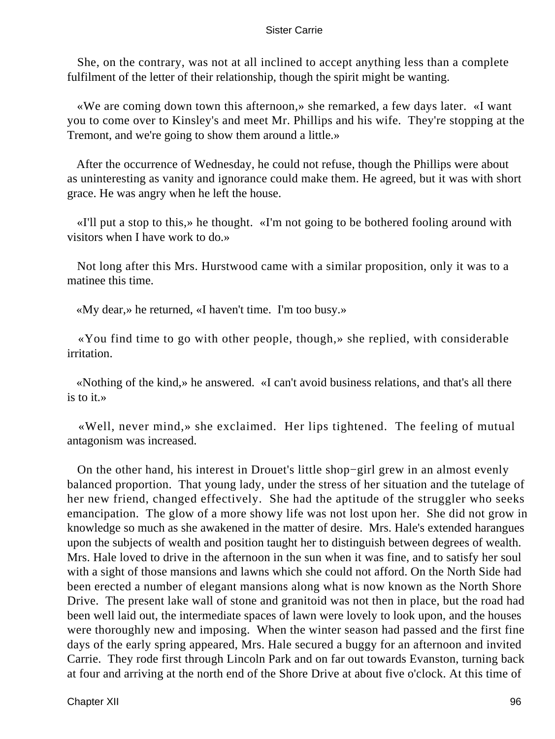She, on the contrary, was not at all inclined to accept anything less than a complete fulfilment of the letter of their relationship, though the spirit might be wanting.

«We are coming down town this afternoon,» she remarked, a few days later. «I want you to come over to Kinsley's and meet Mr. Phillips and his wife. They're stopping at the Tremont, and we're going to show them around a little.»

After the occurrence of Wednesday, he could not refuse, though the Phillips were about as uninteresting as vanity and ignorance could make them. He agreed, but it was with short grace. He was angry when he left the house.

«I'll put a stop to this,» he thought. «I'm not going to be bothered fooling around with visitors when I have work to do.»

Not long after this Mrs. Hurstwood came with a similar proposition, only it was to a matinee this time.

«My dear,» he returned, «I haven't time. I'm too busy.»

«You find time to go with other people, though,» she replied, with considerable irritation.

«Nothing of the kind,» he answered. «I can't avoid business relations, and that's all there is to it.»

«Well, never mind,» she exclaimed. Her lips tightened. The feeling of mutual antagonism was increased.

On the other hand, his interest in Drouet's little shop−girl grew in an almost evenly balanced proportion. That young lady, under the stress of her situation and the tutelage of her new friend, changed effectively. She had the aptitude of the struggler who seeks emancipation. The glow of a more showy life was not lost upon her. She did not grow in knowledge so much as she awakened in the matter of desire. Mrs. Hale's extended harangues upon the subjects of wealth and position taught her to distinguish between degrees of wealth. Mrs. Hale loved to drive in the afternoon in the sun when it was fine, and to satisfy her soul with a sight of those mansions and lawns which she could not afford. On the North Side had been erected a number of elegant mansions along what is now known as the North Shore Drive. The present lake wall of stone and granitoid was not then in place, but the road had been well laid out, the intermediate spaces of lawn were lovely to look upon, and the houses were thoroughly new and imposing. When the winter season had passed and the first fine days of the early spring appeared, Mrs. Hale secured a buggy for an afternoon and invited Carrie. They rode first through Lincoln Park and on far out towards Evanston, turning back at four and arriving at the north end of the Shore Drive at about five o'clock. At this time of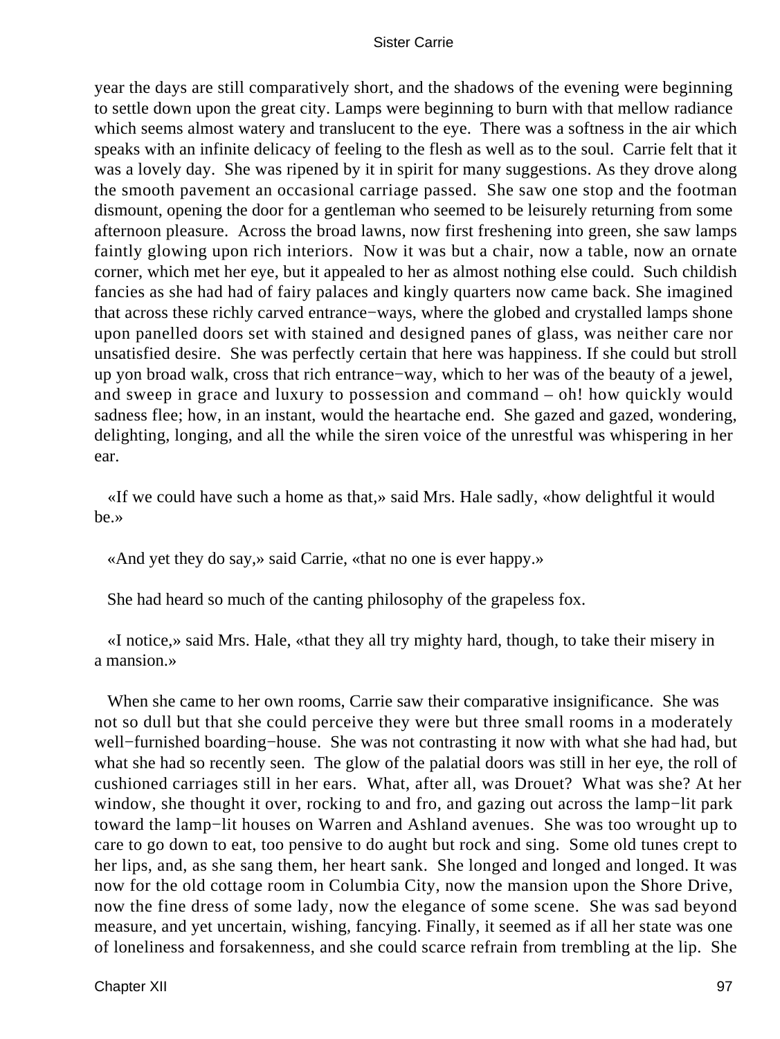year the days are still comparatively short, and the shadows of the evening were beginning to settle down upon the great city. Lamps were beginning to burn with that mellow radiance which seems almost watery and translucent to the eye. There was a softness in the air which speaks with an infinite delicacy of feeling to the flesh as well as to the soul. Carrie felt that it was a lovely day. She was ripened by it in spirit for many suggestions. As they drove along the smooth pavement an occasional carriage passed. She saw one stop and the footman dismount, opening the door for a gentleman who seemed to be leisurely returning from some afternoon pleasure. Across the broad lawns, now first freshening into green, she saw lamps faintly glowing upon rich interiors. Now it was but a chair, now a table, now an ornate corner, which met her eye, but it appealed to her as almost nothing else could. Such childish fancies as she had had of fairy palaces and kingly quarters now came back. She imagined that across these richly carved entrance−ways, where the globed and crystalled lamps shone upon panelled doors set with stained and designed panes of glass, was neither care nor unsatisfied desire. She was perfectly certain that here was happiness. If she could but stroll up yon broad walk, cross that rich entrance−way, which to her was of the beauty of a jewel, and sweep in grace and luxury to possession and command – oh! how quickly would sadness flee; how, in an instant, would the heartache end. She gazed and gazed, wondering, delighting, longing, and all the while the siren voice of the unrestful was whispering in her ear.

«If we could have such a home as that,» said Mrs. Hale sadly, «how delightful it would be.»

«And yet they do say,» said Carrie, «that no one is ever happy.»

She had heard so much of the canting philosophy of the grapeless fox.

«I notice,» said Mrs. Hale, «that they all try mighty hard, though, to take their misery in a mansion.»

When she came to her own rooms, Carrie saw their comparative insignificance. She was not so dull but that she could perceive they were but three small rooms in a moderately well−furnished boarding−house. She was not contrasting it now with what she had had, but what she had so recently seen. The glow of the palatial doors was still in her eye, the roll of cushioned carriages still in her ears. What, after all, was Drouet? What was she? At her window, she thought it over, rocking to and fro, and gazing out across the lamp−lit park toward the lamp−lit houses on Warren and Ashland avenues. She was too wrought up to care to go down to eat, too pensive to do aught but rock and sing. Some old tunes crept to her lips, and, as she sang them, her heart sank. She longed and longed and longed. It was now for the old cottage room in Columbia City, now the mansion upon the Shore Drive, now the fine dress of some lady, now the elegance of some scene. She was sad beyond measure, and yet uncertain, wishing, fancying. Finally, it seemed as if all her state was one of loneliness and forsakenness, and she could scarce refrain from trembling at the lip. She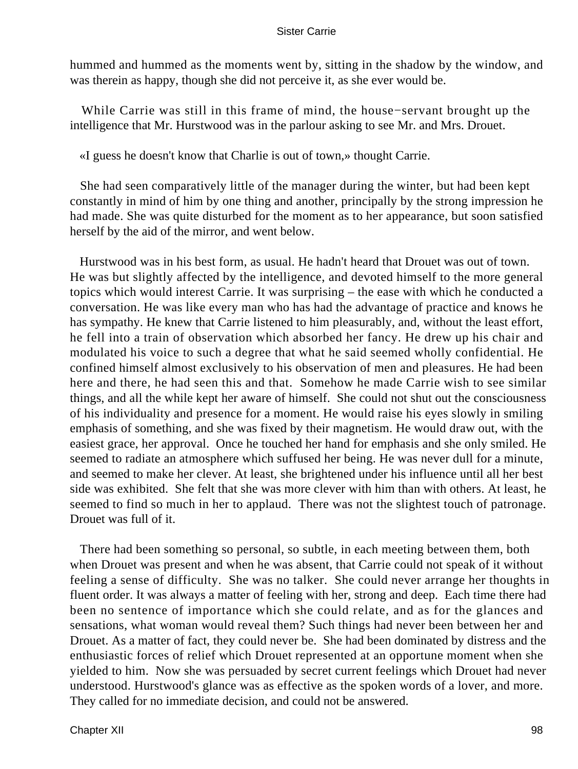hummed and hummed as the moments went by, sitting in the shadow by the window, and was therein as happy, though she did not perceive it, as she ever would be.

While Carrie was still in this frame of mind, the house−servant brought up the intelligence that Mr. Hurstwood was in the parlour asking to see Mr. and Mrs. Drouet.

«I guess he doesn't know that Charlie is out of town,» thought Carrie.

She had seen comparatively little of the manager during the winter, but had been kept constantly in mind of him by one thing and another, principally by the strong impression he had made. She was quite disturbed for the moment as to her appearance, but soon satisfied herself by the aid of the mirror, and went below.

Hurstwood was in his best form, as usual. He hadn't heard that Drouet was out of town. He was but slightly affected by the intelligence, and devoted himself to the more general topics which would interest Carrie. It was surprising – the ease with which he conducted a conversation. He was like every man who has had the advantage of practice and knows he has sympathy. He knew that Carrie listened to him pleasurably, and, without the least effort, he fell into a train of observation which absorbed her fancy. He drew up his chair and modulated his voice to such a degree that what he said seemed wholly confidential. He confined himself almost exclusively to his observation of men and pleasures. He had been here and there, he had seen this and that. Somehow he made Carrie wish to see similar things, and all the while kept her aware of himself. She could not shut out the consciousness of his individuality and presence for a moment. He would raise his eyes slowly in smiling emphasis of something, and she was fixed by their magnetism. He would draw out, with the easiest grace, her approval. Once he touched her hand for emphasis and she only smiled. He seemed to radiate an atmosphere which suffused her being. He was never dull for a minute, and seemed to make her clever. At least, she brightened under his influence until all her best side was exhibited. She felt that she was more clever with him than with others. At least, he seemed to find so much in her to applaud. There was not the slightest touch of patronage. Drouet was full of it.

There had been something so personal, so subtle, in each meeting between them, both when Drouet was present and when he was absent, that Carrie could not speak of it without feeling a sense of difficulty. She was no talker. She could never arrange her thoughts in fluent order. It was always a matter of feeling with her, strong and deep. Each time there had been no sentence of importance which she could relate, and as for the glances and sensations, what woman would reveal them? Such things had never been between her and Drouet. As a matter of fact, they could never be. She had been dominated by distress and the enthusiastic forces of relief which Drouet represented at an opportune moment when she yielded to him. Now she was persuaded by secret current feelings which Drouet had never understood. Hurstwood's glance was as effective as the spoken words of a lover, and more. They called for no immediate decision, and could not be answered.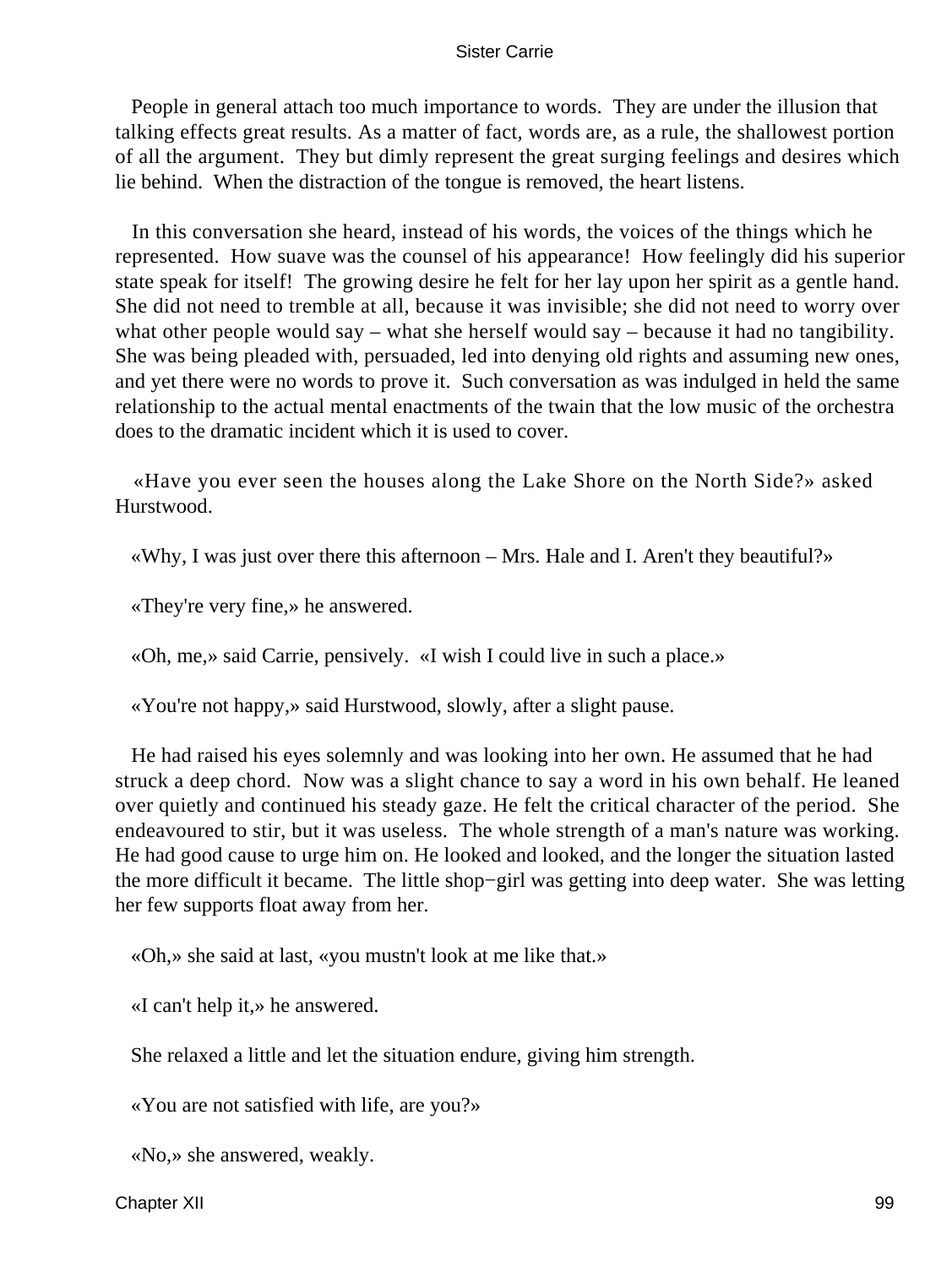People in general attach too much importance to words. They are under the illusion that talking effects great results. As a matter of fact, words are, as a rule, the shallowest portion of all the argument. They but dimly represent the great surging feelings and desires which lie behind. When the distraction of the tongue is removed, the heart listens.

In this conversation she heard, instead of his words, the voices of the things which he represented. How suave was the counsel of his appearance! How feelingly did his superior state speak for itself! The growing desire he felt for her lay upon her spirit as a gentle hand. She did not need to tremble at all, because it was invisible; she did not need to worry over what other people would say – what she herself would say – because it had no tangibility. She was being pleaded with, persuaded, led into denying old rights and assuming new ones, and yet there were no words to prove it. Such conversation as was indulged in held the same relationship to the actual mental enactments of the twain that the low music of the orchestra does to the dramatic incident which it is used to cover.

«Have you ever seen the houses along the Lake Shore on the North Side?» asked Hurstwood.

«Why, I was just over there this afternoon – Mrs. Hale and I. Aren't they beautiful?»

«They're very fine,» he answered.

«Oh, me,» said Carrie, pensively. «I wish I could live in such a place.»

«You're not happy,» said Hurstwood, slowly, after a slight pause.

He had raised his eyes solemnly and was looking into her own. He assumed that he had struck a deep chord. Now was a slight chance to say a word in his own behalf. He leaned over quietly and continued his steady gaze. He felt the critical character of the period. She endeavoured to stir, but it was useless. The whole strength of a man's nature was working. He had good cause to urge him on. He looked and looked, and the longer the situation lasted the more difficult it became. The little shop−girl was getting into deep water. She was letting her few supports float away from her.

«Oh,» she said at last, «you mustn't look at me like that.»

«I can't help it,» he answered.

She relaxed a little and let the situation endure, giving him strength.

«You are not satisfied with life, are you?»

«No,» she answered, weakly.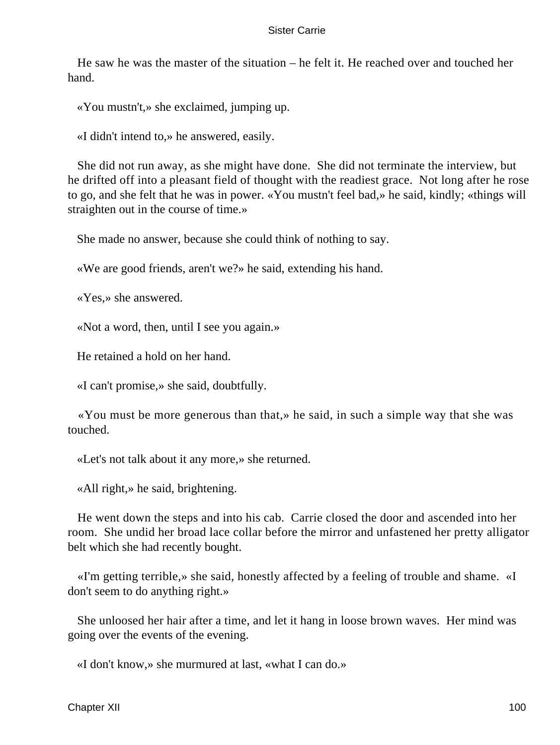He saw he was the master of the situation – he felt it. He reached over and touched her hand.

«You mustn't,» she exclaimed, jumping up.

«I didn't intend to,» he answered, easily.

She did not run away, as she might have done. She did not terminate the interview, but he drifted off into a pleasant field of thought with the readiest grace. Not long after he rose to go, and she felt that he was in power. «You mustn't feel bad,» he said, kindly; «things will straighten out in the course of time.»

She made no answer, because she could think of nothing to say.

«We are good friends, aren't we?» he said, extending his hand.

«Yes,» she answered.

«Not a word, then, until I see you again.»

He retained a hold on her hand.

«I can't promise,» she said, doubtfully.

«You must be more generous than that,» he said, in such a simple way that she was touched.

«Let's not talk about it any more,» she returned.

«All right,» he said, brightening.

He went down the steps and into his cab. Carrie closed the door and ascended into her room. She undid her broad lace collar before the mirror and unfastened her pretty alligator belt which she had recently bought.

«I'm getting terrible,» she said, honestly affected by a feeling of trouble and shame. «I don't seem to do anything right.»

She unloosed her hair after a time, and let it hang in loose brown waves. Her mind was going over the events of the evening.

«I don't know,» she murmured at last, «what I can do.»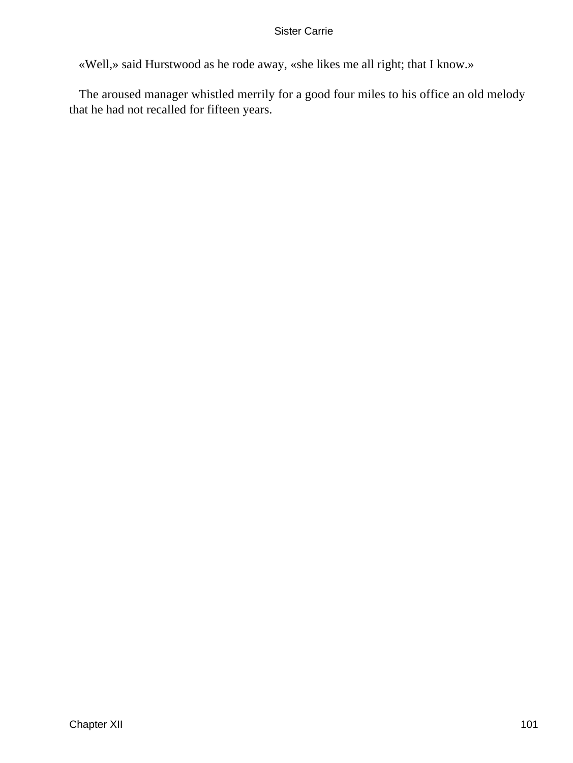«Well,» said Hurstwood as he rode away, «she likes me all right; that I know.»

The aroused manager whistled merrily for a good four miles to his office an old melody that he had not recalled for fifteen years.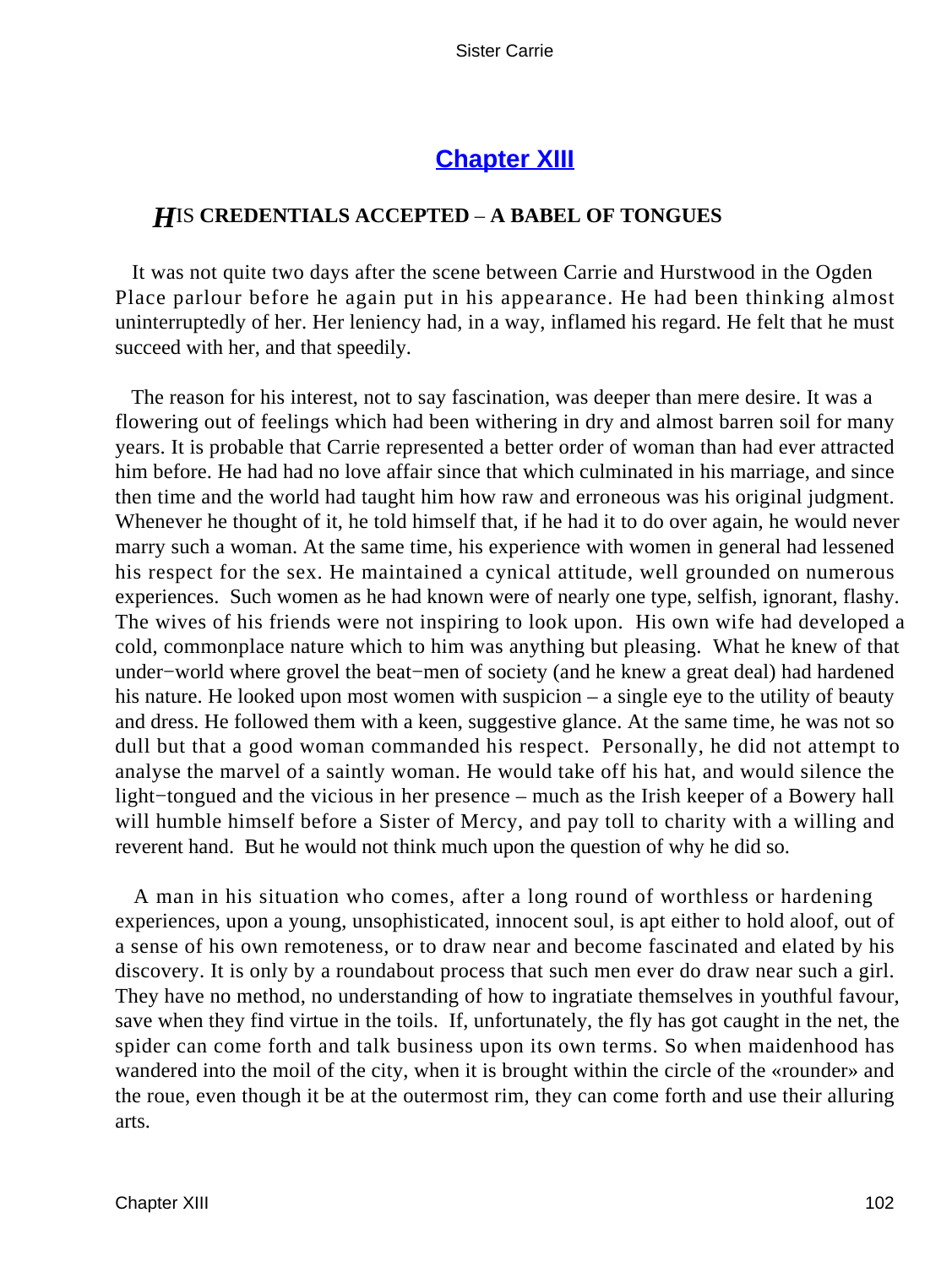## Chapter XIII

### HIS CREDENTIALS ACCEPTED – A BABEL OF TONGUES

It was not quite two days after the scene between Carrie and Hurstwood in the Ogden Place parlour before he again put in his appearance. He had been thinking almost uninterruptedly of her. Her leniency had, in a way, inflamed his regard. He felt that he must succeed with her, and that speedily.

The reason for his interest, not to say fascination, was deeper than mere desire. It was a flowering out of feelings which had been withering in dry and almost barren soil for many years. It is probable that Carrie represented a better order of woman than had ever attracted him before. He had had no love affair since that which culminated in his marriage, and since then time and the world had taught him how raw and erroneous was his original judgment. Whenever he thought of it, he told himself that, if he had it to do over again, he would never marry such a woman. At the same time, his experience with women in general had lessened his respect for the sex. He maintained a cynical attitude, well grounded on numerous experiences. Such women as he had known were of nearly one type, selfish, ignorant, flashy. The wives of his friends were not inspiring to look upon. His own wife had developed a cold, commonplace nature which to him was anything but pleasing. What he knew of that under−world where grovel the beat−men of society (and he knew a great deal) had hardened his nature. He looked upon most women with suspicion – a single eye to the utility of beauty and dress. He followed them with a keen, suggestive glance. At the same time, he was not so dull but that a good woman commanded his respect. Personally, he did not attempt to analyse the marvel of a saintly woman. He would take off his hat, and would silence the light−tongued and the vicious in her presence – much as the Irish keeper of a Bowery hall will humble himself before a Sister of Mercy, and pay toll to charity with a willing and reverent hand. But he would not think much upon the question of why he did so.

A man in his situation who comes, after a long round of worthless or hardening experiences, upon a young, unsophisticated, innocent soul, is apt either to hold aloof, out of a sense of his own remoteness, or to draw near and become fascinated and elated by his discovery. It is only by a roundabout process that such men ever do draw near such a girl. They have no method, no understanding of how to ingratiate themselves in youthful favour, save when they find virtue in the toils. If, unfortunately, the fly has got caught in the net, the spider can come forth and talk business upon its own terms. So when maidenhood has wandered into the moil of the city, when it is brought within the circle of the «rounder» and the roue, even though it be at the outermost rim, they can come forth and use their alluring arts.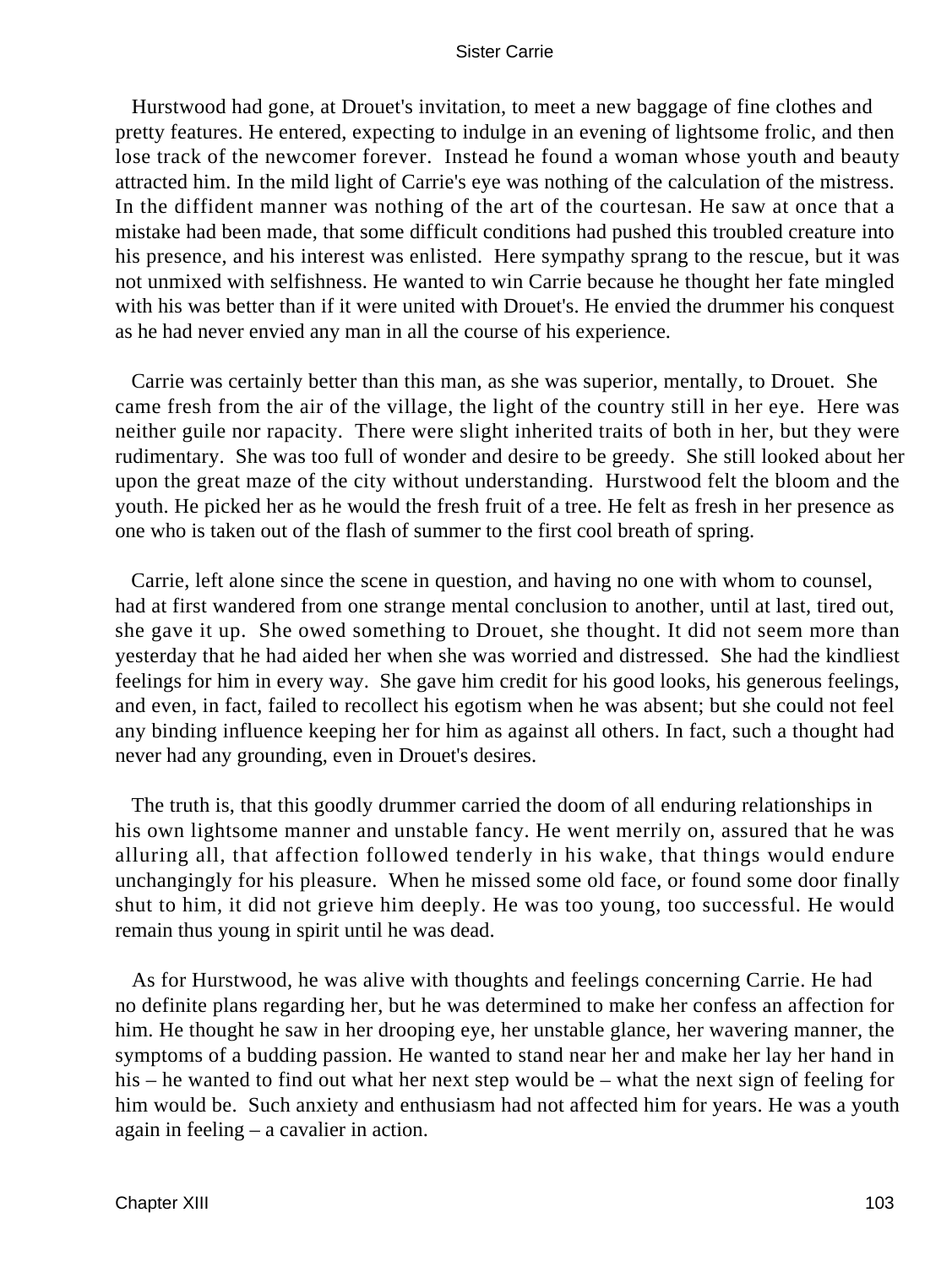Hurstwood had gone, at Drouet's invitation, to meet a new baggage of fine clothes and pretty features. He entered, expecting to indulge in an evening of lightsome frolic, and then lose track of the newcomer forever. Instead he found a woman whose youth and beauty attracted him. In the mild light of Carrie's eye was nothing of the calculation of the mistress. In the diffident manner was nothing of the art of the courtesan. He saw at once that a mistake had been made, that some difficult conditions had pushed this troubled creature into his presence, and his interest was enlisted. Here sympathy sprang to the rescue, but it was not unmixed with selfishness. He wanted to win Carrie because he thought her fate mingled with his was better than if it were united with Drouet's. He envied the drummer his conquest as he had never envied any man in all the course of his experience.

Carrie was certainly better than this man, as she was superior, mentally, to Drouet. She came fresh from the air of the village, the light of the country still in her eye. Here was neither guile nor rapacity. There were slight inherited traits of both in her, but they were rudimentary. She was too full of wonder and desire to be greedy. She still looked about her upon the great maze of the city without understanding. Hurstwood felt the bloom and the youth. He picked her as he would the fresh fruit of a tree. He felt as fresh in her presence as one who is taken out of the flash of summer to the first cool breath of spring.

Carrie, left alone since the scene in question, and having no one with whom to counsel, had at first wandered from one strange mental conclusion to another, until at last, tired out, she gave it up. She owed something to Drouet, she thought. It did not seem more than yesterday that he had aided her when she was worried and distressed. She had the kindliest feelings for him in every way. She gave him credit for his good looks, his generous feelings, and even, in fact, failed to recollect his egotism when he was absent; but she could not feel any binding influence keeping her for him as against all others. In fact, such a thought had never had any grounding, even in Drouet's desires.

The truth is, that this goodly drummer carried the doom of all enduring relationships in his own lightsome manner and unstable fancy. He went merrily on, assured that he was alluring all, that affection followed tenderly in his wake, that things would endure unchangingly for his pleasure. When he missed some old face, or found some door finally shut to him, it did not grieve him deeply. He was too young, too successful. He would remain thus young in spirit until he was dead.

As for Hurstwood, he was alive with thoughts and feelings concerning Carrie. He had no definite plans regarding her, but he was determined to make her confess an affection for him. He thought he saw in her drooping eye, her unstable glance, her wavering manner, the symptoms of a budding passion. He wanted to stand near her and make her lay her hand in his – he wanted to find out what her next step would be – what the next sign of feeling for him would be. Such anxiety and enthusiasm had not affected him for years. He was a youth again in feeling – a cavalier in action.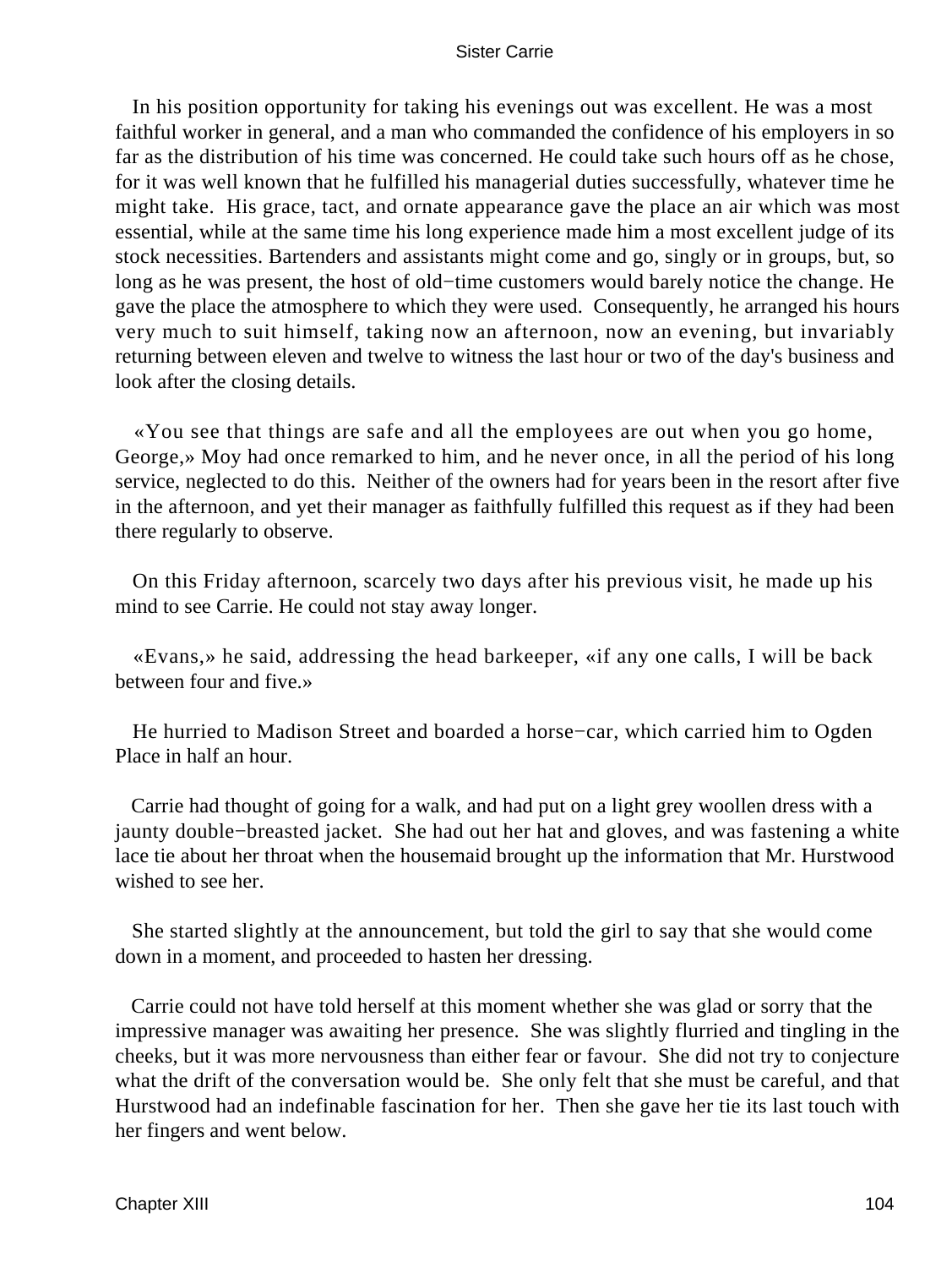In his position opportunity for taking his evenings out was excellent. He was a most faithful worker in general, and a man who commanded the confidence of his employers in so far as the distribution of his time was concerned. He could take such hours off as he chose, for it was well known that he fulfilled his managerial duties successfully, whatever time he might take. His grace, tact, and ornate appearance gave the place an air which was most essential, while at the same time his long experience made him a most excellent judge of its stock necessities. Bartenders and assistants might come and go, singly or in groups, but, so long as he was present, the host of old−time customers would barely notice the change. He gave the place the atmosphere to which they were used. Consequently, he arranged his hours very much to suit himself, taking now an afternoon, now an evening, but invariably returning between eleven and twelve to witness the last hour or two of the day's business and look after the closing details.

«You see that things are safe and all the employees are out when you go home, George,» Moy had once remarked to him, and he never once, in all the period of his long service, neglected to do this. Neither of the owners had for years been in the resort after five in the afternoon, and yet their manager as faithfully fulfilled this request as if they had been there regularly to observe.

On this Friday afternoon, scarcely two days after his previous visit, he made up his mind to see Carrie. He could not stay away longer.

«Evans,» he said, addressing the head barkeeper, «if any one calls, I will be back between four and five.»

He hurried to Madison Street and boarded a horse−car, which carried him to Ogden Place in half an hour.

Carrie had thought of going for a walk, and had put on a light grey woollen dress with a jaunty double−breasted jacket. She had out her hat and gloves, and was fastening a white lace tie about her throat when the housemaid brought up the information that Mr. Hurstwood wished to see her.

She started slightly at the announcement, but told the girl to say that she would come down in a moment, and proceeded to hasten her dressing.

Carrie could not have told herself at this moment whether she was glad or sorry that the impressive manager was awaiting her presence. She was slightly flurried and tingling in the cheeks, but it was more nervousness than either fear or favour. She did not try to conjecture what the drift of the conversation would be. She only felt that she must be careful, and that Hurstwood had an indefinable fascination for her. Then she gave her tie its last touch with her fingers and went below.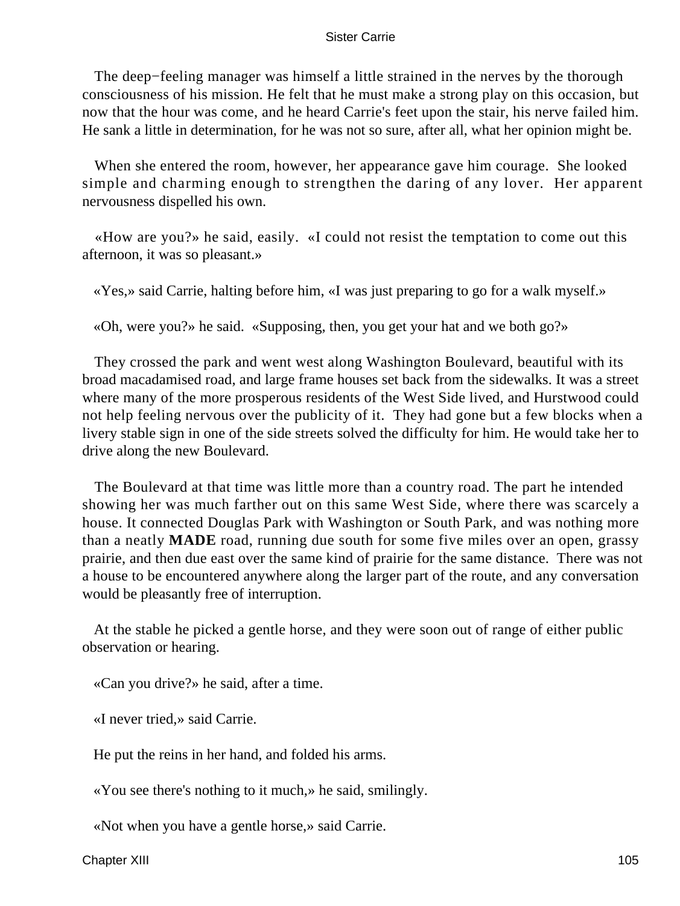The deep−feeling manager was himself a little strained in the nerves by the thorough consciousness of his mission. He felt that he must make a strong play on this occasion, but now that the hour was come, and he heard Carrie's feet upon the stair, his nerve failed him. He sank a little in determination, for he was not so sure, after all, what her opinion might be.

When she entered the room, however, her appearance gave him courage. She looked simple and charming enough to strengthen the daring of any lover. Her apparent nervousness dispelled his own.

«How are you?» he said, easily. «I could not resist the temptation to come out this afternoon, it was so pleasant.»

«Yes,» said Carrie, halting before him, «I was just preparing to go for a walk myself.»

«Oh, were you?» he said. «Supposing, then, you get your hat and we both go?»

They crossed the park and went west along Washington Boulevard, beautiful with its broad macadamised road, and large frame houses set back from the sidewalks. It was a street where many of the more prosperous residents of the West Side lived, and Hurstwood could not help feeling nervous over the publicity of it. They had gone but a few blocks when a livery stable sign in one of the side streets solved the difficulty for him. He would take her to drive along the new Boulevard.

The Boulevard at that time was little more than a country road. The part he intended showing her was much farther out on this same West Side, where there was scarcely a house. It connected Douglas Park with Washington or South Park, and was nothing more than a neatly **MADE** road, running due south for some five miles over an open, grassy prairie, and then due east over the same kind of prairie for the same distance. There was not a house to be encountered anywhere along the larger part of the route, and any conversation would be pleasantly free of interruption.

At the stable he picked a gentle horse, and they were soon out of range of either public observation or hearing.

«Can you drive?» he said, after a time.

«I never tried,» said Carrie.

He put the reins in her hand, and folded his arms.

«You see there's nothing to it much,» he said, smilingly.

«Not when you have a gentle horse,» said Carrie.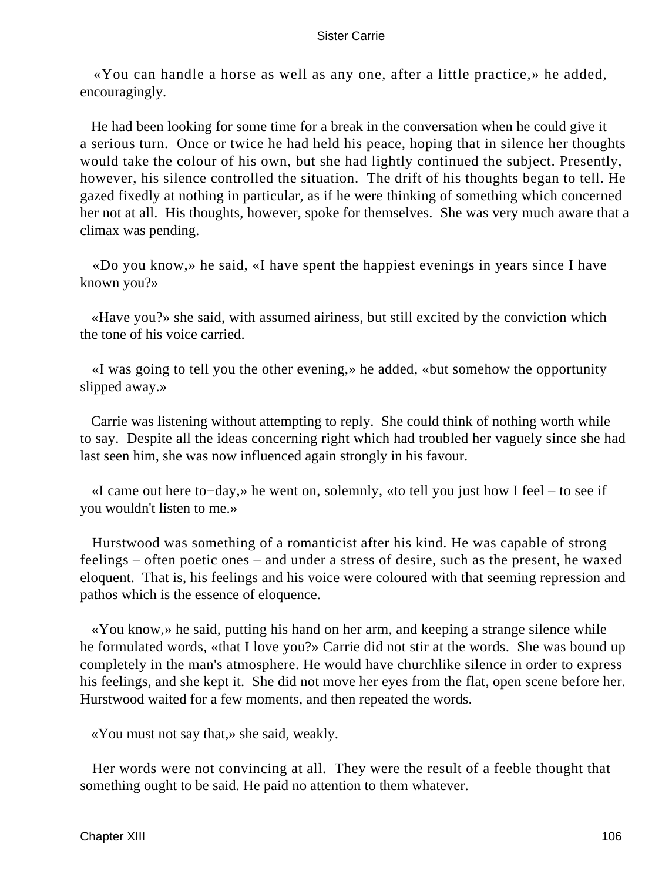«You can handle a horse as well as any one, after a little practice,» he added, encouragingly.

He had been looking for some time for a break in the conversation when he could give it a serious turn. Once or twice he had held his peace, hoping that in silence her thoughts would take the colour of his own, but she had lightly continued the subject. Presently, however, his silence controlled the situation. The drift of his thoughts began to tell. He gazed fixedly at nothing in particular, as if he were thinking of something which concerned her not at all. His thoughts, however, spoke for themselves. She was very much aware that a climax was pending.

«Do you know,» he said, «I have spent the happiest evenings in years since I have known you?»

«Have you?» she said, with assumed airiness, but still excited by the conviction which the tone of his voice carried.

«I was going to tell you the other evening,» he added, «but somehow the opportunity slipped away.»

Carrie was listening without attempting to reply. She could think of nothing worth while to say. Despite all the ideas concerning right which had troubled her vaguely since she had last seen him, she was now influenced again strongly in his favour.

«I came out here to−day,» he went on, solemnly, «to tell you just how I feel – to see if you wouldn't listen to me.»

Hurstwood was something of a romanticist after his kind. He was capable of strong feelings – often poetic ones – and under a stress of desire, such as the present, he waxed eloquent. That is, his feelings and his voice were coloured with that seeming repression and pathos which is the essence of eloquence.

«You know,» he said, putting his hand on her arm, and keeping a strange silence while he formulated words, «that I love you?» Carrie did not stir at the words. She was bound up completely in the man's atmosphere. He would have churchlike silence in order to express his feelings, and she kept it. She did not move her eyes from the flat, open scene before her. Hurstwood waited for a few moments, and then repeated the words.

«You must not say that,» she said, weakly.

Her words were not convincing at all. They were the result of a feeble thought that something ought to be said. He paid no attention to them whatever.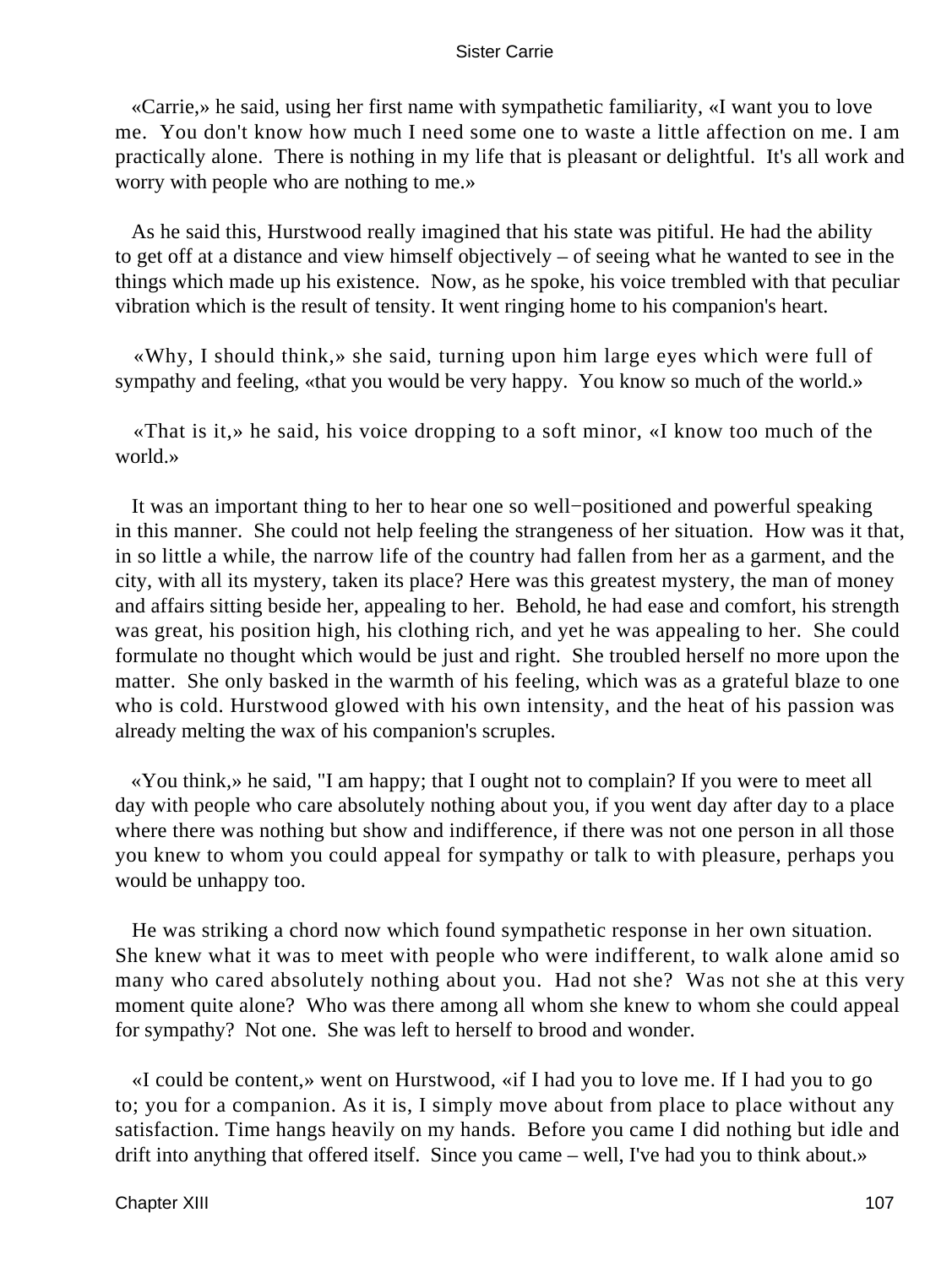«Carrie,» he said, using her first name with sympathetic familiarity, «I want you to love me. You don't know how much I need some one to waste a little affection on me. I am practically alone. There is nothing in my life that is pleasant or delightful. It's all work and worry with people who are nothing to me.»

As he said this, Hurstwood really imagined that his state was pitiful. He had the ability to get off at a distance and view himself objectively – of seeing what he wanted to see in the things which made up his existence. Now, as he spoke, his voice trembled with that peculiar vibration which is the result of tensity. It went ringing home to his companion's heart.

«Why, I should think,» she said, turning upon him large eyes which were full of sympathy and feeling, «that you would be very happy. You know so much of the world.»

«That is it,» he said, his voice dropping to a soft minor, «I know too much of the world.»

It was an important thing to her to hear one so well−positioned and powerful speaking in this manner. She could not help feeling the strangeness of her situation. How was it that, in so little a while, the narrow life of the country had fallen from her as a garment, and the city, with all its mystery, taken its place? Here was this greatest mystery, the man of money and affairs sitting beside her, appealing to her. Behold, he had ease and comfort, his strength was great, his position high, his clothing rich, and yet he was appealing to her. She could formulate no thought which would be just and right. She troubled herself no more upon the matter. She only basked in the warmth of his feeling, which was as a grateful blaze to one who is cold. Hurstwood glowed with his own intensity, and the heat of his passion was already melting the wax of his companion's scruples.

«You think,» he said, "I am happy; that I ought not to complain? If you were to meet all day with people who care absolutely nothing about you, if you went day after day to a place where there was nothing but show and indifference, if there was not one person in all those you knew to whom you could appeal for sympathy or talk to with pleasure, perhaps you would be unhappy too.

He was striking a chord now which found sympathetic response in her own situation. She knew what it was to meet with people who were indifferent, to walk alone amid so many who cared absolutely nothing about you. Had not she? Was not she at this very moment quite alone? Who was there among all whom she knew to whom she could appeal for sympathy? Not one. She was left to herself to brood and wonder.

«I could be content,» went on Hurstwood, «if I had you to love me. If I had you to go to; you for a companion. As it is, I simply move about from place to place without any satisfaction. Time hangs heavily on my hands. Before you came I did nothing but idle and drift into anything that offered itself. Since you came – well, I've had you to think about.»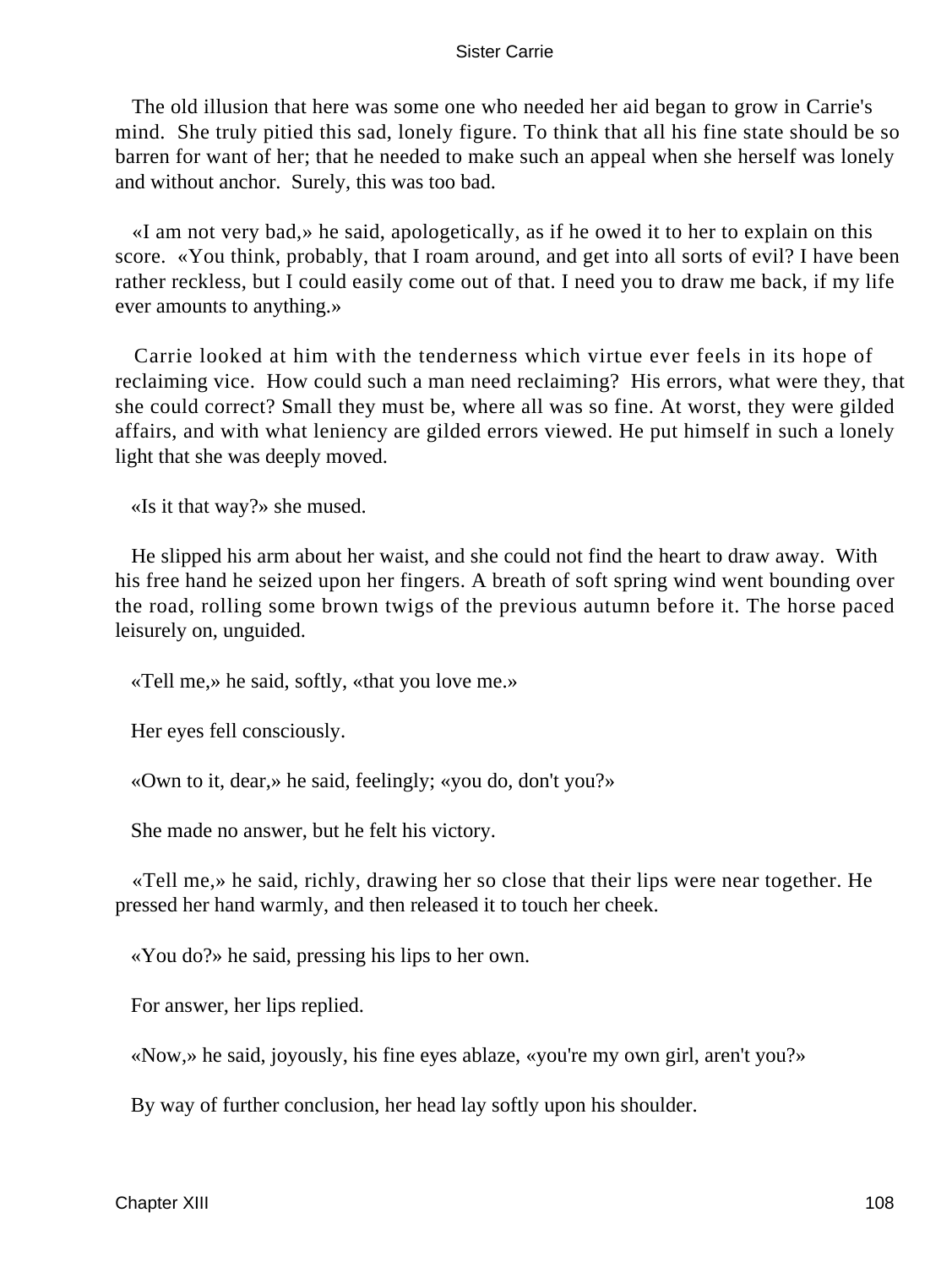The old illusion that here was some one who needed her aid began to grow in Carrie's mind. She truly pitied this sad, lonely figure. To think that all his fine state should be so barren for want of her; that he needed to make such an appeal when she herself was lonely and without anchor. Surely, this was too bad.

«I am not very bad,» he said, apologetically, as if he owed it to her to explain on this score. «You think, probably, that I roam around, and get into all sorts of evil? I have been rather reckless, but I could easily come out of that. I need you to draw me back, if my life ever amounts to anything.»

Carrie looked at him with the tenderness which virtue ever feels in its hope of reclaiming vice. How could such a man need reclaiming? His errors, what were they, that she could correct? Small they must be, where all was so fine. At worst, they were gilded affairs, and with what leniency are gilded errors viewed. He put himself in such a lonely light that she was deeply moved.

«Is it that way?» she mused.

He slipped his arm about her waist, and she could not find the heart to draw away. With his free hand he seized upon her fingers. A breath of soft spring wind went bounding over the road, rolling some brown twigs of the previous autumn before it. The horse paced leisurely on, unguided.

«Tell me,» he said, softly, «that you love me.»

Her eyes fell consciously.

«Own to it, dear,» he said, feelingly; «you do, don't you?»

She made no answer, but he felt his victory.

«Tell me,» he said, richly, drawing her so close that their lips were near together. He pressed her hand warmly, and then released it to touch her cheek.

«You do?» he said, pressing his lips to her own.

For answer, her lips replied.

«Now,» he said, joyously, his fine eyes ablaze, «you're my own girl, aren't you?»

By way of further conclusion, her head lay softly upon his shoulder.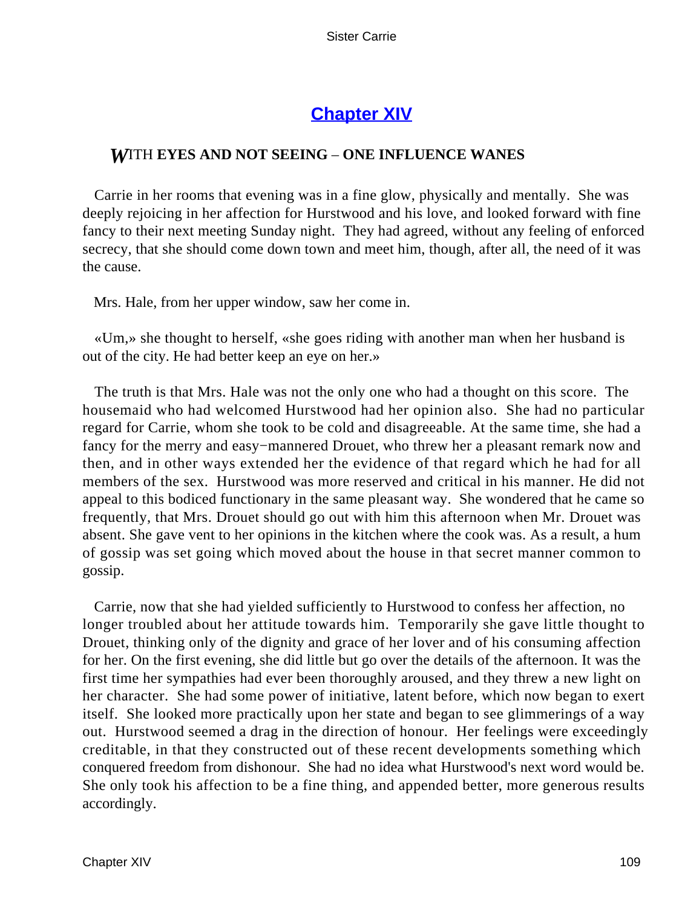## Chapter XIV

### *W*ITH **EYES AND NOT SEEING – ONE INFLUENCE WANES**

Carrie in her rooms that evening was in a fine glow, physically and mentally. She was deeply rejoicing in her affection for Hurstwood and his love, and looked forward with fine fancy to their next meeting Sunday night. They had agreed, without any feeling of enforced secrecy, that she should come down town and meet him, though, after all, the need of it was the cause.

Mrs. Hale, from her upper window, saw her come in.

«Um,» she thought to herself, «she goes riding with another man when her husband is out of the city. He had better keep an eye on her.»

The truth is that Mrs. Hale was not the only one who had a thought on this score. The housemaid who had welcomed Hurstwood had her opinion also. She had no particular regard for Carrie, whom she took to be cold and disagreeable. At the same time, she had a fancy for the merry and easy−mannered Drouet, who threw her a pleasant remark now and then, and in other ways extended her the evidence of that regard which he had for all members of the sex. Hurstwood was more reserved and critical in his manner. He did not appeal to this bodiced functionary in the same pleasant way. She wondered that he came so frequently, that Mrs. Drouet should go out with him this afternoon when Mr. Drouet was absent. She gave vent to her opinions in the kitchen where the cook was. As a result, a hum of gossip was set going which moved about the house in that secret manner common to gossip.

Carrie, now that she had yielded sufficiently to Hurstwood to confess her affection, no longer troubled about her attitude towards him. Temporarily she gave little thought to Drouet, thinking only of the dignity and grace of her lover and of his consuming affection for her. On the first evening, she did little but go over the details of the afternoon. It was the first time her sympathies had ever been thoroughly aroused, and they threw a new light on her character. She had some power of initiative, latent before, which now began to exert itself. She looked more practically upon her state and began to see glimmerings of a way out. Hurstwood seemed a drag in the direction of honour. Her feelings were exceedingly creditable, in that they constructed out of these recent developments something which conquered freedom from dishonour. She had no idea what Hurstwood's next word would be. She only took his affection to be a fine thing, and appended better, more generous results accordingly.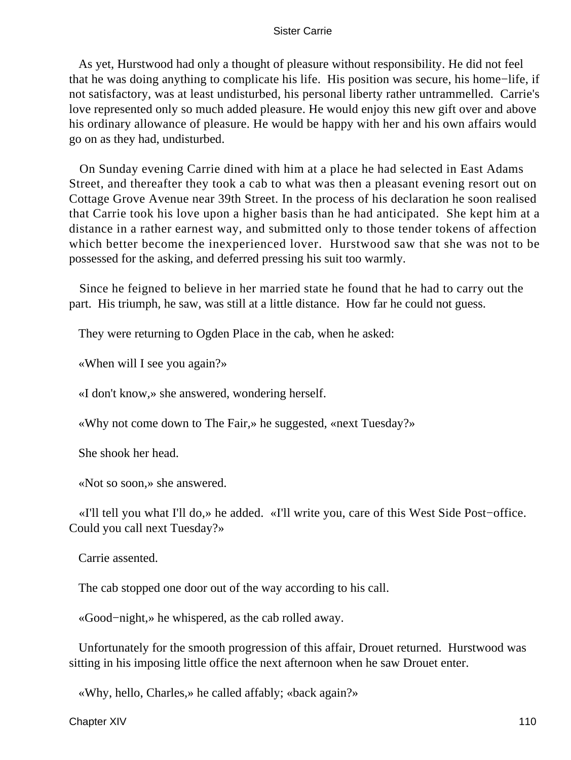As yet, Hurstwood had only a thought of pleasure without responsibility. He did not feel that he was doing anything to complicate his life. His position was secure, his home−life, if not satisfactory, was at least undisturbed, his personal liberty rather untrammelled. Carrie's love represented only so much added pleasure. He would enjoy this new gift over and above his ordinary allowance of pleasure. He would be happy with her and his own affairs would go on as they had, undisturbed.

On Sunday evening Carrie dined with him at a place he had selected in East Adams Street, and thereafter they took a cab to what was then a pleasant evening resort out on Cottage Grove Avenue near 39th Street. In the process of his declaration he soon realised that Carrie took his love upon a higher basis than he had anticipated. She kept him at a distance in a rather earnest way, and submitted only to those tender tokens of affection which better become the inexperienced lover. Hurstwood saw that she was not to be possessed for the asking, and deferred pressing his suit too warmly.

Since he feigned to believe in her married state he found that he had to carry out the part. His triumph, he saw, was still at a little distance. How far he could not guess.

They were returning to Ogden Place in the cab, when he asked:

«When will I see you again?»

«I don't know,» she answered, wondering herself.

«Why not come down to The Fair,» he suggested, «next Tuesday?»

She shook her head.

«Not so soon,» she answered.

«I'll tell you what I'll do,» he added. «I'll write you, care of this West Side Post−office. Could you call next Tuesday?»

Carrie assented.

The cab stopped one door out of the way according to his call.

«Good−night,» he whispered, as the cab rolled away.

Unfortunately for the smooth progression of this affair, Drouet returned. Hurstwood was sitting in his imposing little office the next afternoon when he saw Drouet enter.

«Why, hello, Charles,» he called affably; «back again?»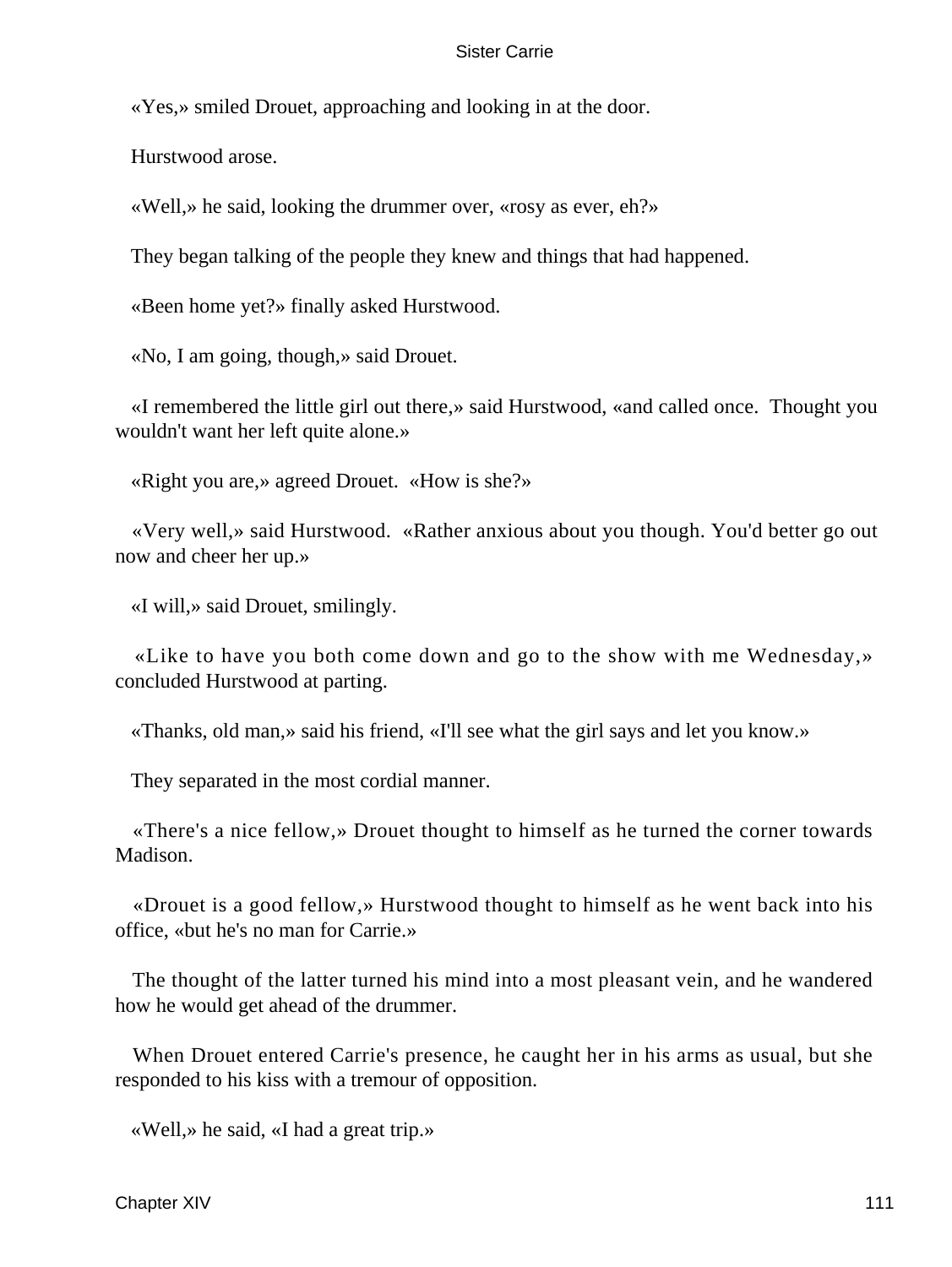«Yes,» smiled Drouet, approaching and looking in at the door.

Hurstwood arose.

«Well,» he said, looking the drummer over, «rosy as ever, eh?»

They began talking of the people they knew and things that had happened.

«Been home yet?» finally asked Hurstwood.

«No, I am going, though,» said Drouet.

«I remembered the little girl out there,» said Hurstwood, «and called once. Thought you wouldn't want her left quite alone.»

«Right you are,» agreed Drouet. «How is she?»

«Very well,» said Hurstwood. «Rather anxious about you though. You'd better go out now and cheer her up.»

«I will,» said Drouet, smilingly.

«Like to have you both come down and go to the show with me Wednesday,» concluded Hurstwood at parting.

«Thanks, old man,» said his friend, «I'll see what the girl says and let you know.»

They separated in the most cordial manner.

«There's a nice fellow,» Drouet thought to himself as he turned the corner towards Madison.

«Drouet is a good fellow,» Hurstwood thought to himself as he went back into his office, «but he's no man for Carrie.»

The thought of the latter turned his mind into a most pleasant vein, and he wandered how he would get ahead of the drummer.

When Drouet entered Carrie's presence, he caught her in his arms as usual, but she responded to his kiss with a tremour of opposition.

«Well,» he said, «I had a great trip.»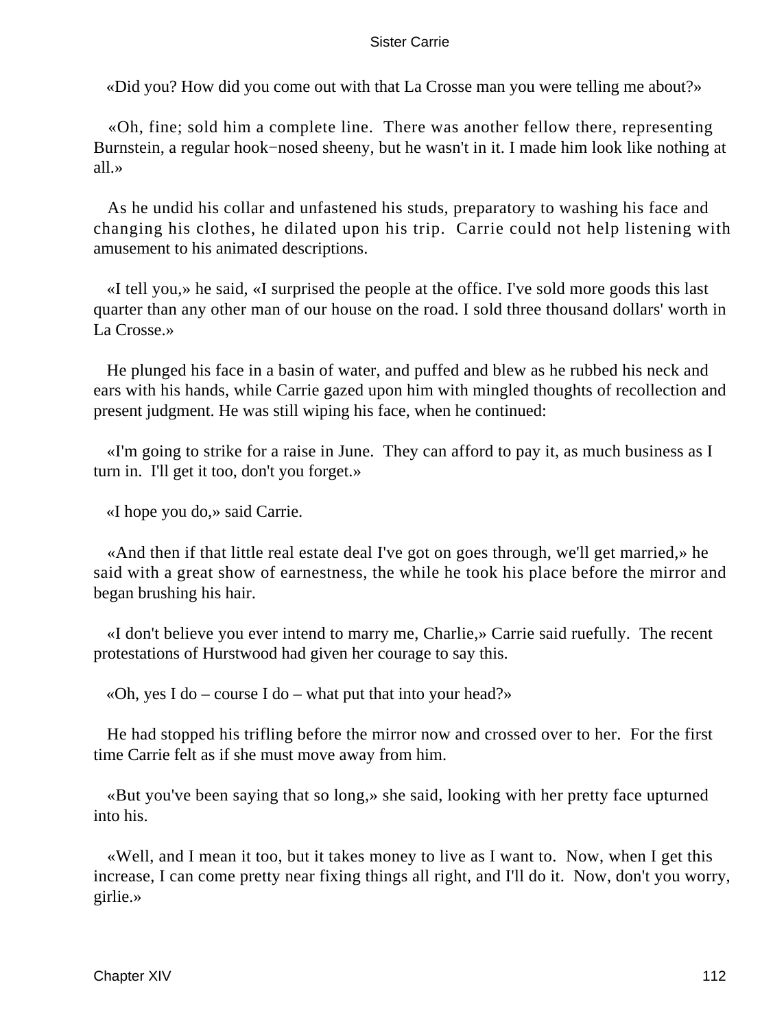«Did you? How did you come out with that La Crosse man you were telling me about?»

«Oh, fine; sold him a complete line. There was another fellow there, representing Burnstein, a regular hook−nosed sheeny, but he wasn't in it. I made him look like nothing at all.»

As he undid his collar and unfastened his studs, preparatory to washing his face and changing his clothes, he dilated upon his trip. Carrie could not help listening with amusement to his animated descriptions.

«I tell you,» he said, «I surprised the people at the office. I've sold more goods this last quarter than any other man of our house on the road. I sold three thousand dollars' worth in La Crosse.»

He plunged his face in a basin of water, and puffed and blew as he rubbed his neck and ears with his hands, while Carrie gazed upon him with mingled thoughts of recollection and present judgment. He was still wiping his face, when he continued:

«I'm going to strike for a raise in June. They can afford to pay it, as much business as I turn in. I'll get it too, don't you forget.»

«I hope you do,» said Carrie.

«And then if that little real estate deal I've got on goes through, we'll get married,» he said with a great show of earnestness, the while he took his place before the mirror and began brushing his hair.

«I don't believe you ever intend to marry me, Charlie,» Carrie said ruefully. The recent protestations of Hurstwood had given her courage to say this.

«Oh, yes I do – course I do – what put that into your head?»

He had stopped his trifling before the mirror now and crossed over to her. For the first time Carrie felt as if she must move away from him.

«But you've been saying that so long,» she said, looking with her pretty face upturned into his.

«Well, and I mean it too, but it takes money to live as I want to. Now, when I get this increase, I can come pretty near fixing things all right, and I'll do it. Now, don't you worry, girlie.»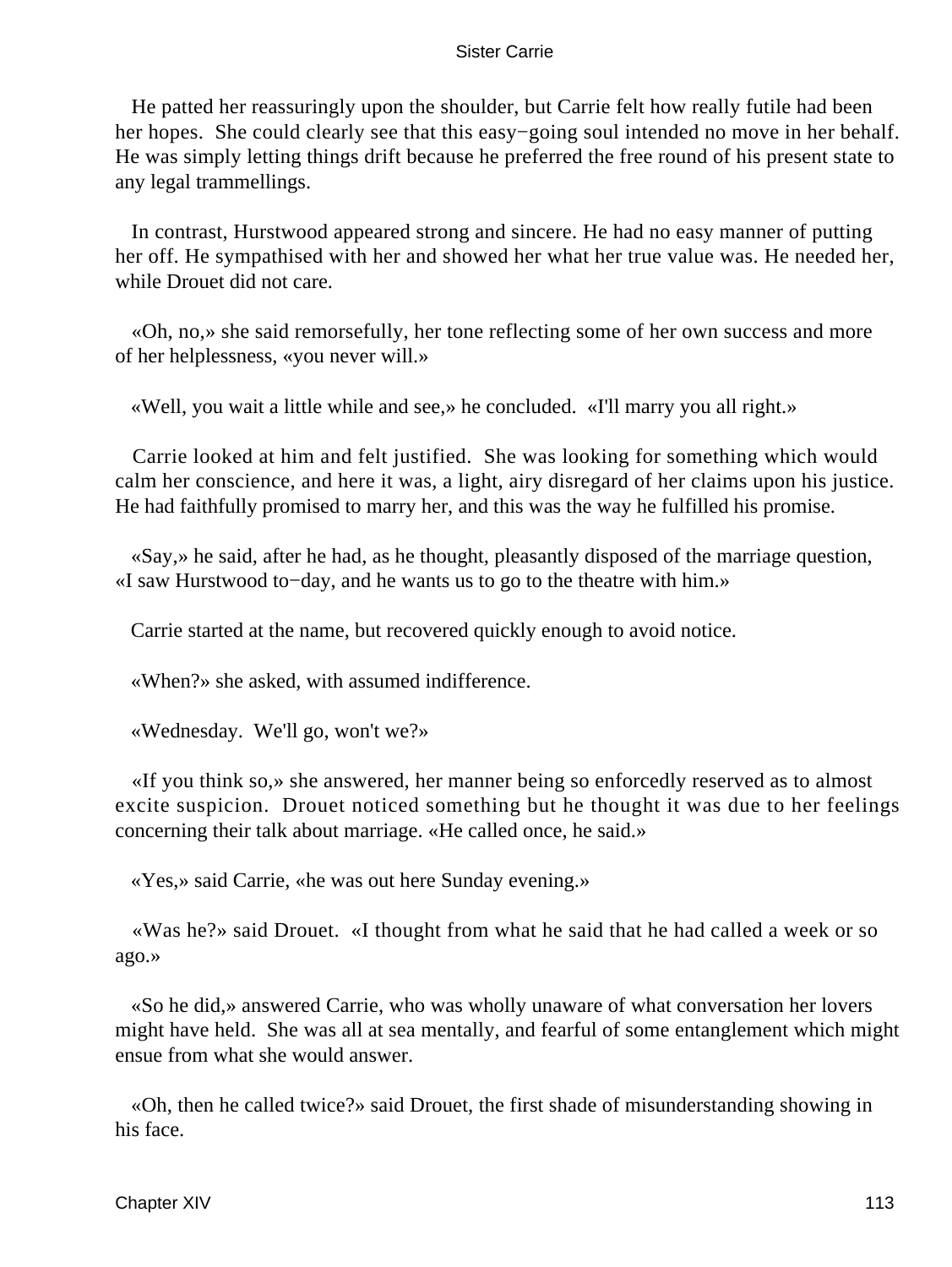He patted her reassuringly upon the shoulder, but Carrie felt how really futile had been her hopes. She could clearly see that this easy−going soul intended no move in her behalf. He was simply letting things drift because he preferred the free round of his present state to any legal trammellings.

In contrast, Hurstwood appeared strong and sincere. He had no easy manner of putting her off. He sympathised with her and showed her what her true value was. He needed her, while Drouet did not care.

«Oh, no,» she said remorsefully, her tone reflecting some of her own success and more of her helplessness, «you never will.»

«Well, you wait a little while and see,» he concluded. «I'll marry you all right.»

Carrie looked at him and felt justified. She was looking for something which would calm her conscience, and here it was, a light, airy disregard of her claims upon his justice. He had faithfully promised to marry her, and this was the way he fulfilled his promise.

«Say,» he said, after he had, as he thought, pleasantly disposed of the marriage question, «I saw Hurstwood to−day, and he wants us to go to the theatre with him.»

Carrie started at the name, but recovered quickly enough to avoid notice.

«When?» she asked, with assumed indifference.

«Wednesday. We'll go, won't we?»

«If you think so,» she answered, her manner being so enforcedly reserved as to almost excite suspicion. Drouet noticed something but he thought it was due to her feelings concerning their talk about marriage. «He called once, he said.»

«Yes,» said Carrie, «he was out here Sunday evening.»

«Was he?» said Drouet. «I thought from what he said that he had called a week or so ago.»

«So he did,» answered Carrie, who was wholly unaware of what conversation her lovers might have held. She was all at sea mentally, and fearful of some entanglement which might ensue from what she would answer.

«Oh, then he called twice?» said Drouet, the first shade of misunderstanding showing in his face.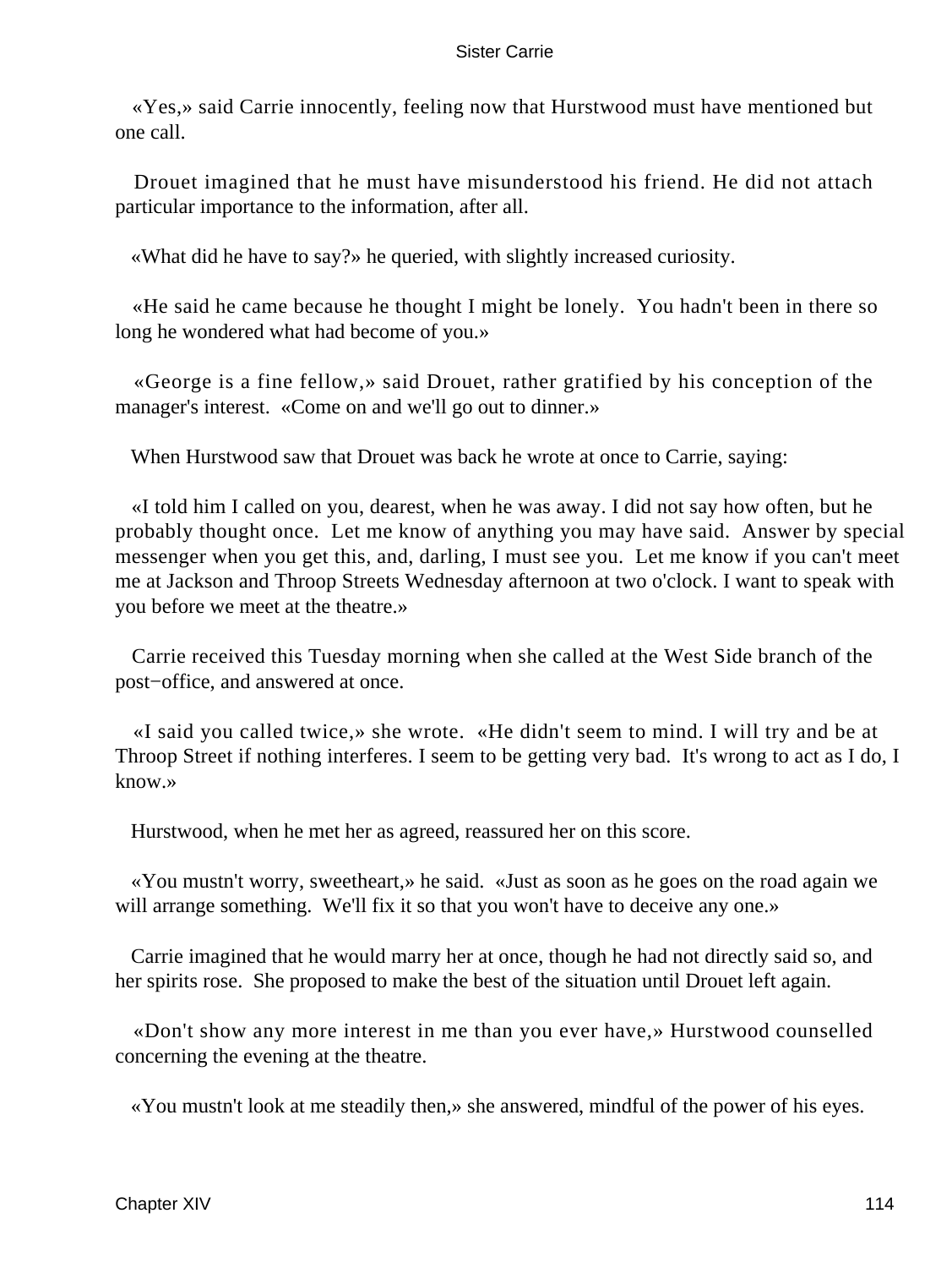«Yes,» said Carrie innocently, feeling now that Hurstwood must have mentioned but one call.

Drouet imagined that he must have misunderstood his friend. He did not attach particular importance to the information, after all.

«What did he have to say?» he queried, with slightly increased curiosity.

«He said he came because he thought I might be lonely. You hadn't been in there so long he wondered what had become of you.»

«George is a fine fellow,» said Drouet, rather gratified by his conception of the manager's interest. «Come on and we'll go out to dinner.»

When Hurstwood saw that Drouet was back he wrote at once to Carrie, saying:

«I told him I called on you, dearest, when he was away. I did not say how often, but he probably thought once. Let me know of anything you may have said. Answer by special messenger when you get this, and, darling, I must see you. Let me know if you can't meet me at Jackson and Throop Streets Wednesday afternoon at two o'clock. I want to speak with you before we meet at the theatre.»

Carrie received this Tuesday morning when she called at the West Side branch of the post−office, and answered at once.

«I said you called twice,» she wrote. «He didn't seem to mind. I will try and be at Throop Street if nothing interferes. I seem to be getting very bad. It's wrong to act as I do, I know.»

Hurstwood, when he met her as agreed, reassured her on this score.

«You mustn't worry, sweetheart,» he said. «Just as soon as he goes on the road again we will arrange something. We'll fix it so that you won't have to deceive any one.»

Carrie imagined that he would marry her at once, though he had not directly said so, and her spirits rose. She proposed to make the best of the situation until Drouet left again.

«Don't show any more interest in me than you ever have,» Hurstwood counselled concerning the evening at the theatre.

«You mustn't look at me steadily then,» she answered, mindful of the power of his eyes.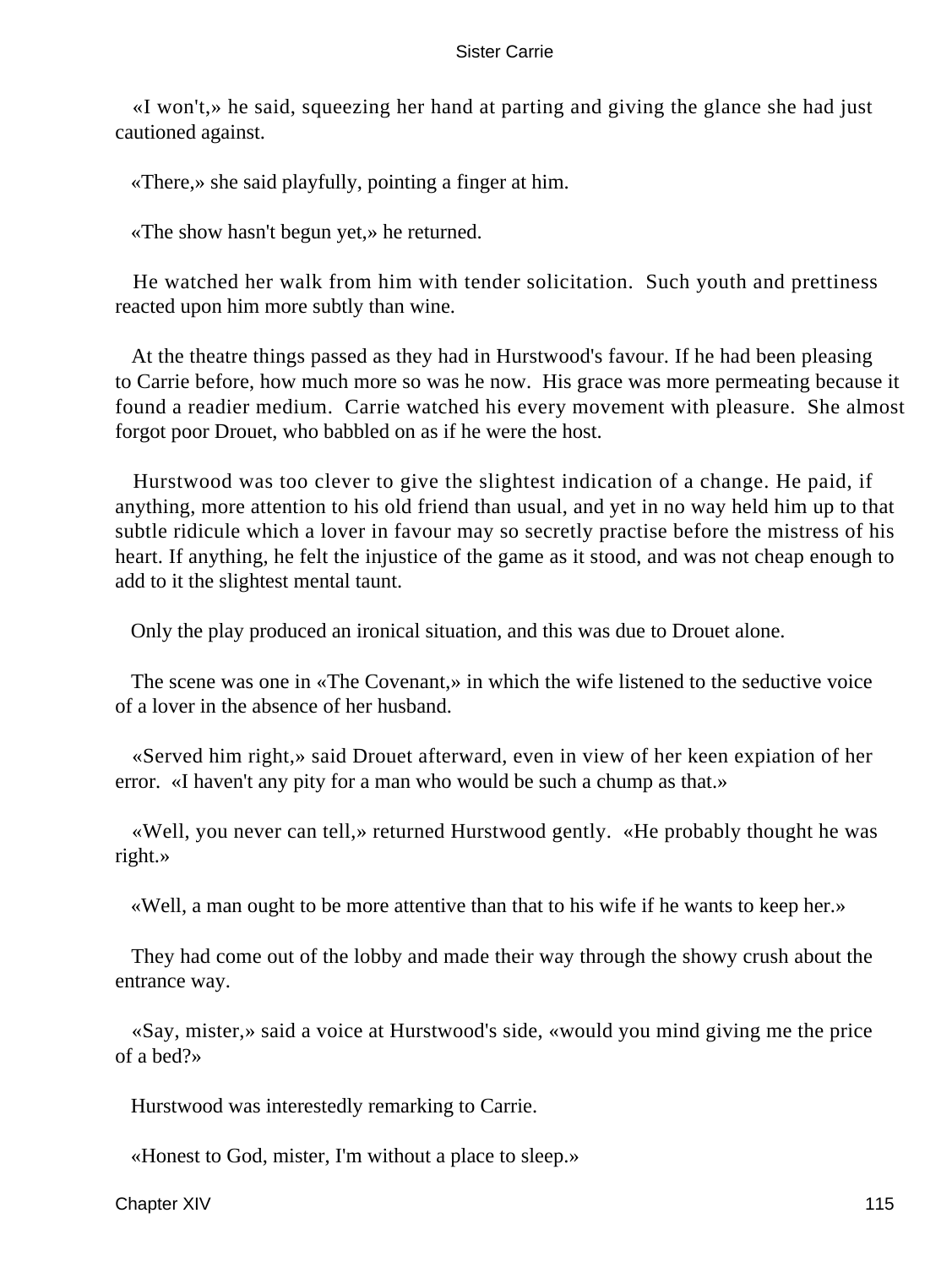«I won't,» he said, squeezing her hand at parting and giving the glance she had just cautioned against.

«There,» she said playfully, pointing a finger at him.

«The show hasn't begun yet,» he returned.

He watched her walk from him with tender solicitation. Such youth and prettiness reacted upon him more subtly than wine.

At the theatre things passed as they had in Hurstwood's favour. If he had been pleasing to Carrie before, how much more so was he now. His grace was more permeating because it found a readier medium. Carrie watched his every movement with pleasure. She almost forgot poor Drouet, who babbled on as if he were the host.

Hurstwood was too clever to give the slightest indication of a change. He paid, if anything, more attention to his old friend than usual, and yet in no way held him up to that subtle ridicule which a lover in favour may so secretly practise before the mistress of his heart. If anything, he felt the injustice of the game as it stood, and was not cheap enough to add to it the slightest mental taunt.

Only the play produced an ironical situation, and this was due to Drouet alone.

The scene was one in «The Covenant,» in which the wife listened to the seductive voice of a lover in the absence of her husband.

«Served him right,» said Drouet afterward, even in view of her keen expiation of her error. «I haven't any pity for a man who would be such a chump as that.»

«Well, you never can tell,» returned Hurstwood gently. «He probably thought he was right.»

«Well, a man ought to be more attentive than that to his wife if he wants to keep her.»

They had come out of the lobby and made their way through the showy crush about the entrance way.

«Say, mister,» said a voice at Hurstwood's side, «would you mind giving me the price of a bed?»

Hurstwood was interestedly remarking to Carrie.

«Honest to God, mister, I'm without a place to sleep.»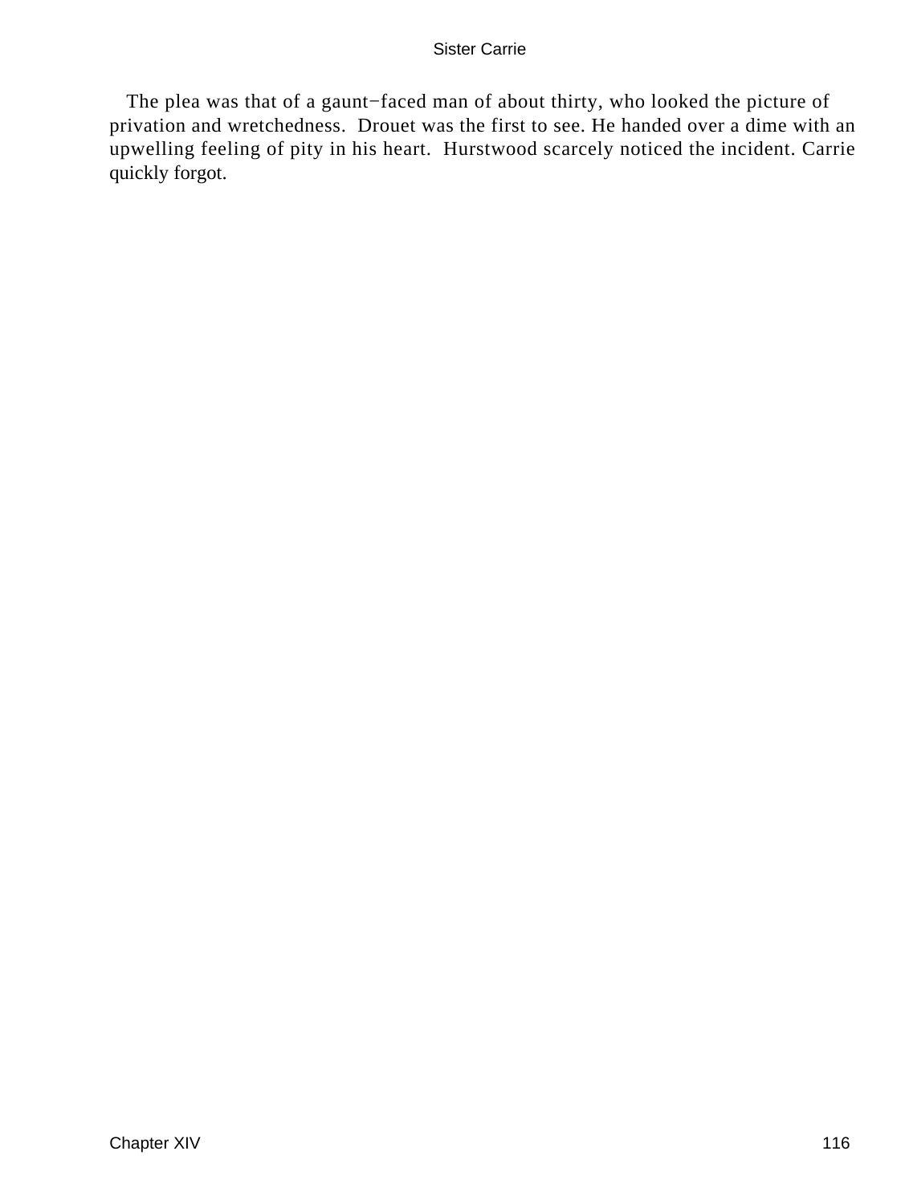The plea was that of a gaunt−faced man of about thirty, who looked the picture of privation and wretchedness. Drouet was the first to see. He handed over a dime with an upwelling feeling of pity in his heart. Hurstwood scarcely noticed the incident. Carrie quickly forgot.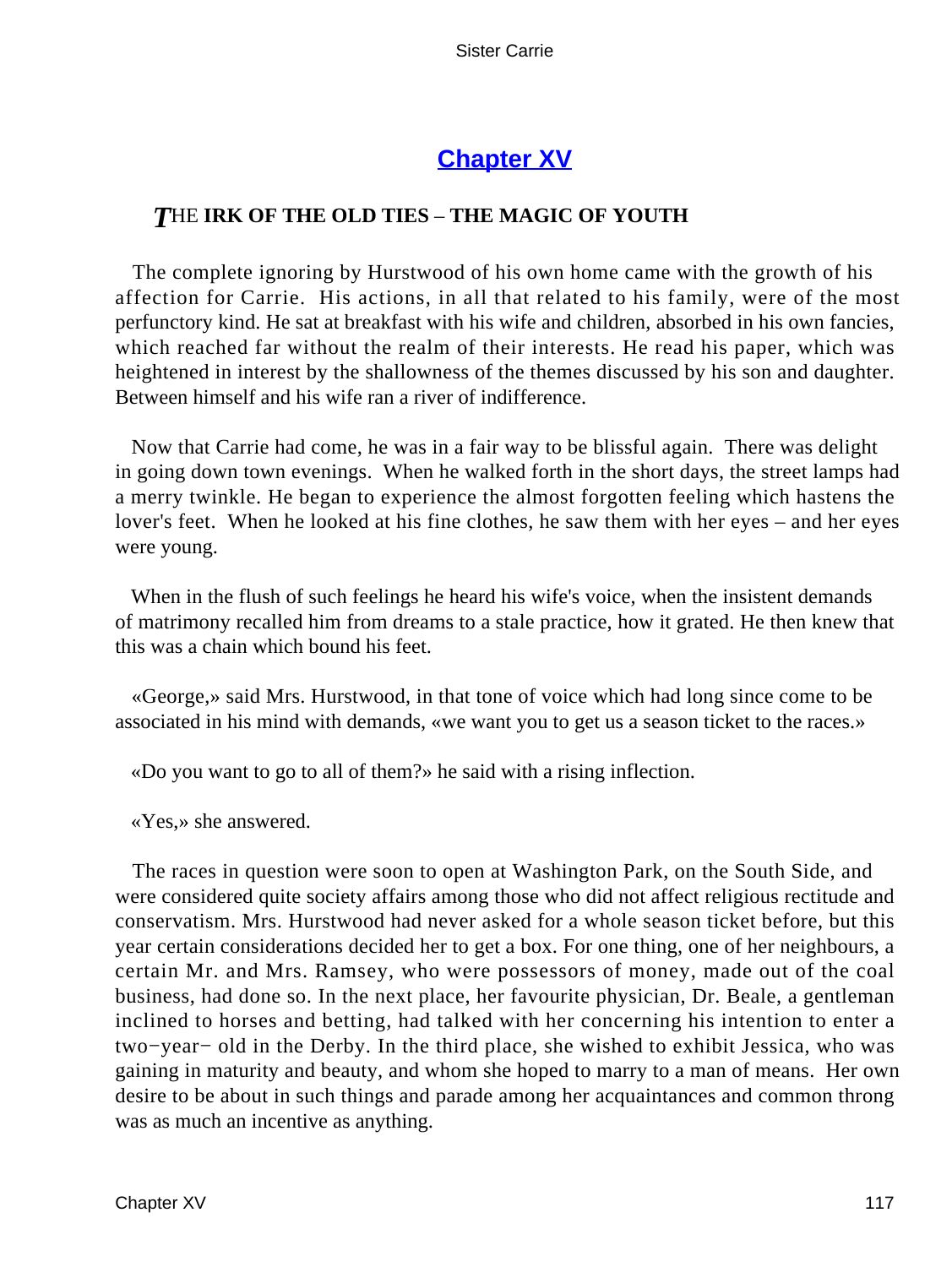## [Chapter XV](#)

### *T*HE IRK OF THE OLD TIES – THE MAGIC OF YOUTH

The complete ignoring by Hurstwood of his own home came with the growth of his affection for Carrie. His actions, in all that related to his family, were of the most perfunctory kind. He sat at breakfast with his wife and children, absorbed in his own fancies, which reached far without the realm of their interests. He read his paper, which was heightened in interest by the shallowness of the themes discussed by his son and daughter. Between himself and his wife ran a river of indifference.

Now that Carrie had come, he was in a fair way to be blissful again. There was delight in going down town evenings. When he walked forth in the short days, the street lamps had a merry twinkle. He began to experience the almost forgotten feeling which hastens the lover's feet. When he looked at his fine clothes, he saw them with her eyes – and her eyes were young.

When in the flush of such feelings he heard his wife's voice, when the insistent demands of matrimony recalled him from dreams to a stale practice, how it grated. He then knew that this was a chain which bound his feet.

«George,» said Mrs. Hurstwood, in that tone of voice which had long since come to be associated in his mind with demands, «we want you to get us a season ticket to the races.»

«Do you want to go to all of them?» he said with a rising inflection.

«Yes,» she answered.

The races in question were soon to open at Washington Park, on the South Side, and were considered quite society affairs among those who did not affect religious rectitude and conservatism. Mrs. Hurstwood had never asked for a whole season ticket before, but this year certain considerations decided her to get a box. For one thing, one of her neighbours, a certain Mr. and Mrs. Ramsey, who were possessors of money, made out of the coal business, had done so. In the next place, her favourite physician, Dr. Beale, a gentleman inclined to horses and betting, had talked with her concerning his intention to enter a two−year− old in the Derby. In the third place, she wished to exhibit Jessica, who was gaining in maturity and beauty, and whom she hoped to marry to a man of means. Her own desire to be about in such things and parade among her acquaintances and common throng was as much an incentive as anything.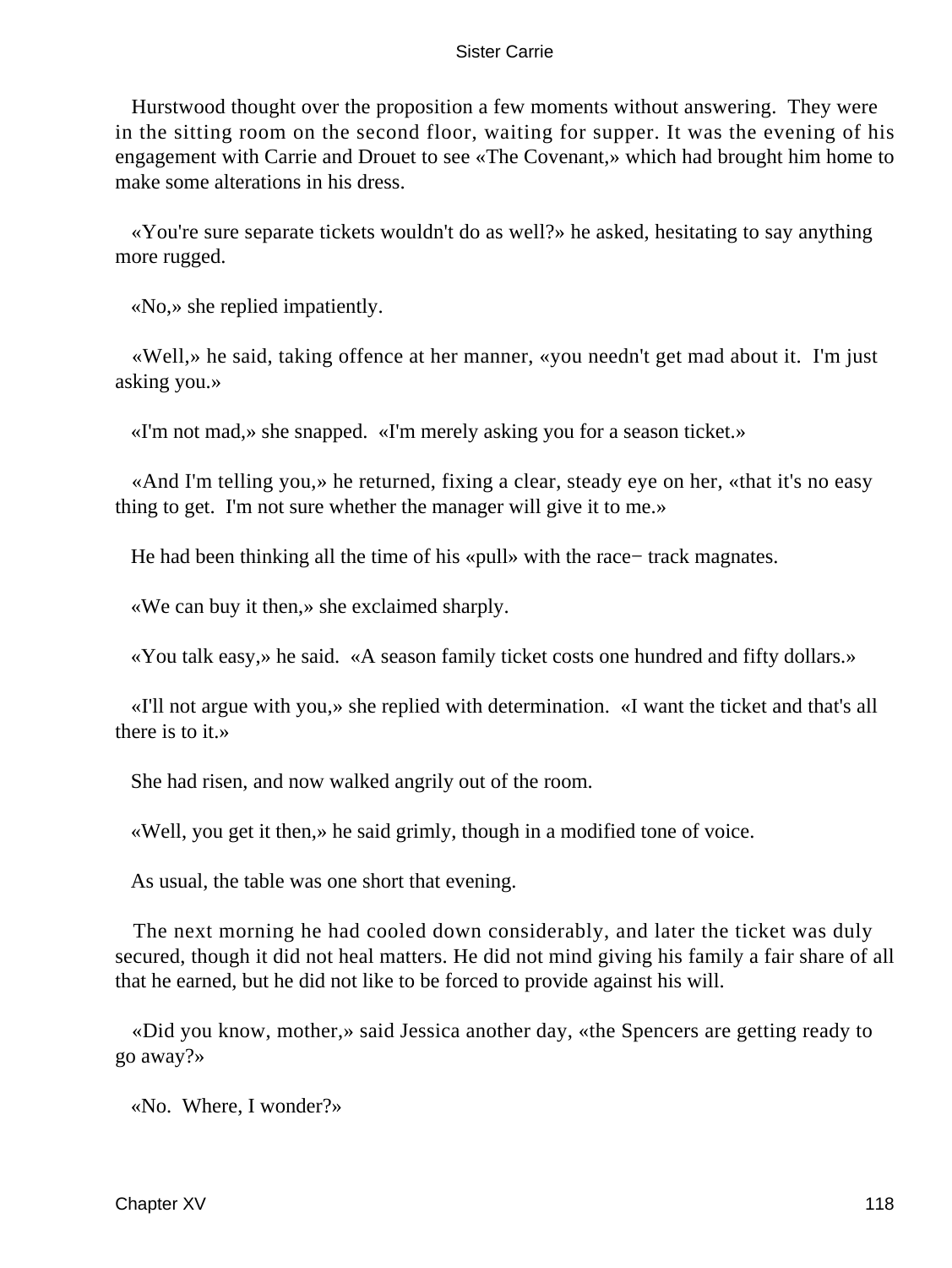Hurstwood thought over the proposition a few moments without answering. They were in the sitting room on the second floor, waiting for supper. It was the evening of his engagement with Carrie and Drouet to see «The Covenant,» which had brought him home to make some alterations in his dress.

«You're sure separate tickets wouldn't do as well?» he asked, hesitating to say anything more rugged.

«No,» she replied impatiently.

«Well,» he said, taking offence at her manner, «you needn't get mad about it. I'm just asking you.»

«I'm not mad,» she snapped. «I'm merely asking you for a season ticket.»

«And I'm telling you,» he returned, fixing a clear, steady eye on her, «that it's no easy thing to get. I'm not sure whether the manager will give it to me.»

He had been thinking all the time of his «pull» with the race− track magnates.

«We can buy it then,» she exclaimed sharply.

«You talk easy,» he said. «A season family ticket costs one hundred and fifty dollars.»

«I'll not argue with you,» she replied with determination. «I want the ticket and that's all there is to it.»

She had risen, and now walked angrily out of the room.

«Well, you get it then,» he said grimly, though in a modified tone of voice.

As usual, the table was one short that evening.

The next morning he had cooled down considerably, and later the ticket was duly secured, though it did not heal matters. He did not mind giving his family a fair share of all that he earned, but he did not like to be forced to provide against his will.

«Did you know, mother,» said Jessica another day, «the Spencers are getting ready to go away?»

«No. Where, I wonder?»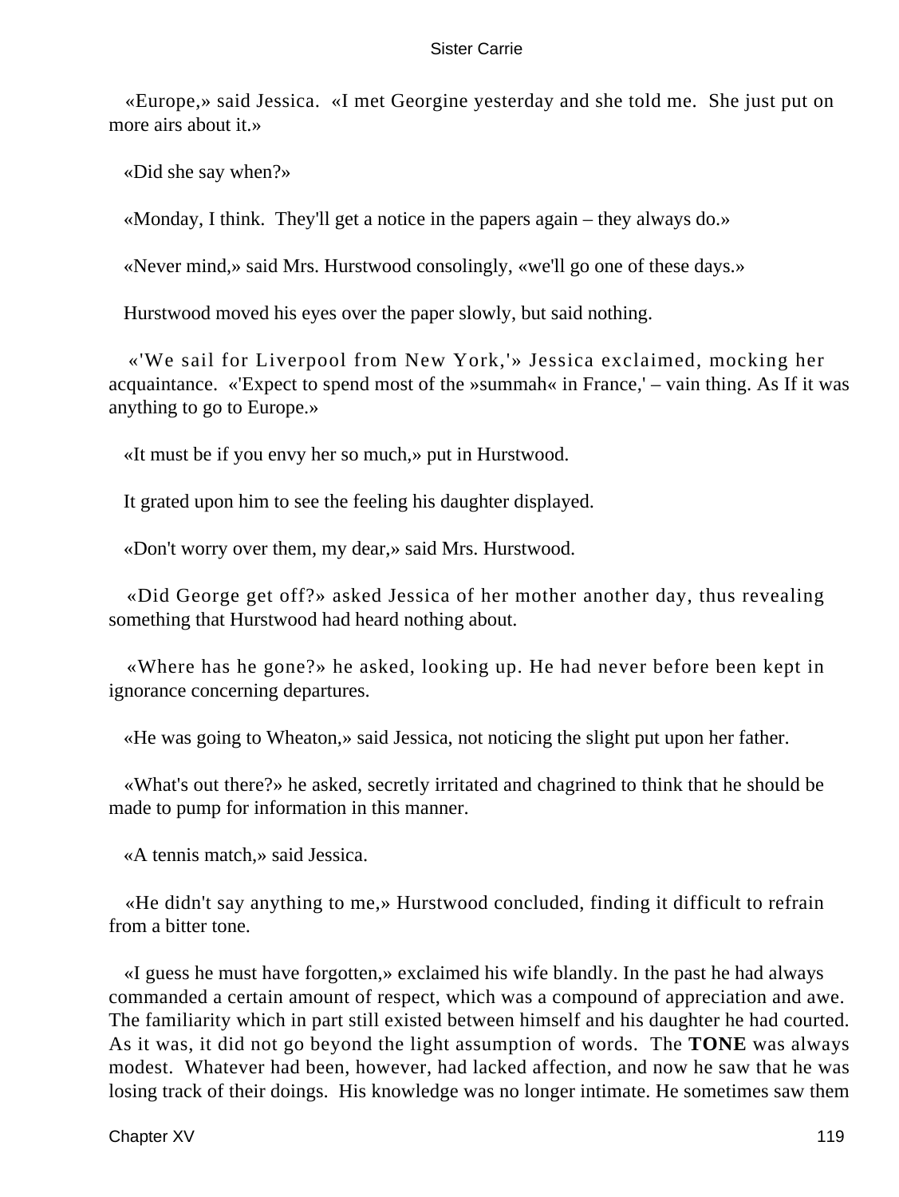«Europe,» said Jessica. «I met Georgine yesterday and she told me. She just put on more airs about it.»

«Did she say when?»

«Monday, I think. They'll get a notice in the papers again – they always do.»

«Never mind,» said Mrs. Hurstwood consolingly, «we'll go one of these days.»

Hurstwood moved his eyes over the paper slowly, but said nothing.

«'We sail for Liverpool from New York,'» Jessica exclaimed, mocking her acquaintance. «'Expect to spend most of the »summah« in France,' – vain thing. As If it was anything to go to Europe.»

«It must be if you envy her so much,» put in Hurstwood.

It grated upon him to see the feeling his daughter displayed.

«Don't worry over them, my dear,» said Mrs. Hurstwood.

«Did George get off?» asked Jessica of her mother another day, thus revealing something that Hurstwood had heard nothing about.

«Where has he gone?» he asked, looking up. He had never before been kept in ignorance concerning departures.

«He was going to Wheaton,» said Jessica, not noticing the slight put upon her father.

«What's out there?» he asked, secretly irritated and chagrined to think that he should be made to pump for information in this manner.

«A tennis match,» said Jessica.

«He didn't say anything to me,» Hurstwood concluded, finding it difficult to refrain from a bitter tone.

«I guess he must have forgotten,» exclaimed his wife blandly. In the past he had always commanded a certain amount of respect, which was a compound of appreciation and awe. The familiarity which in part still existed between himself and his daughter he had courted. As it was, it did not go beyond the light assumption of words. The **TONE** was always modest. Whatever had been, however, had lacked affection, and now he saw that he was losing track of their doings. His knowledge was no longer intimate. He sometimes saw them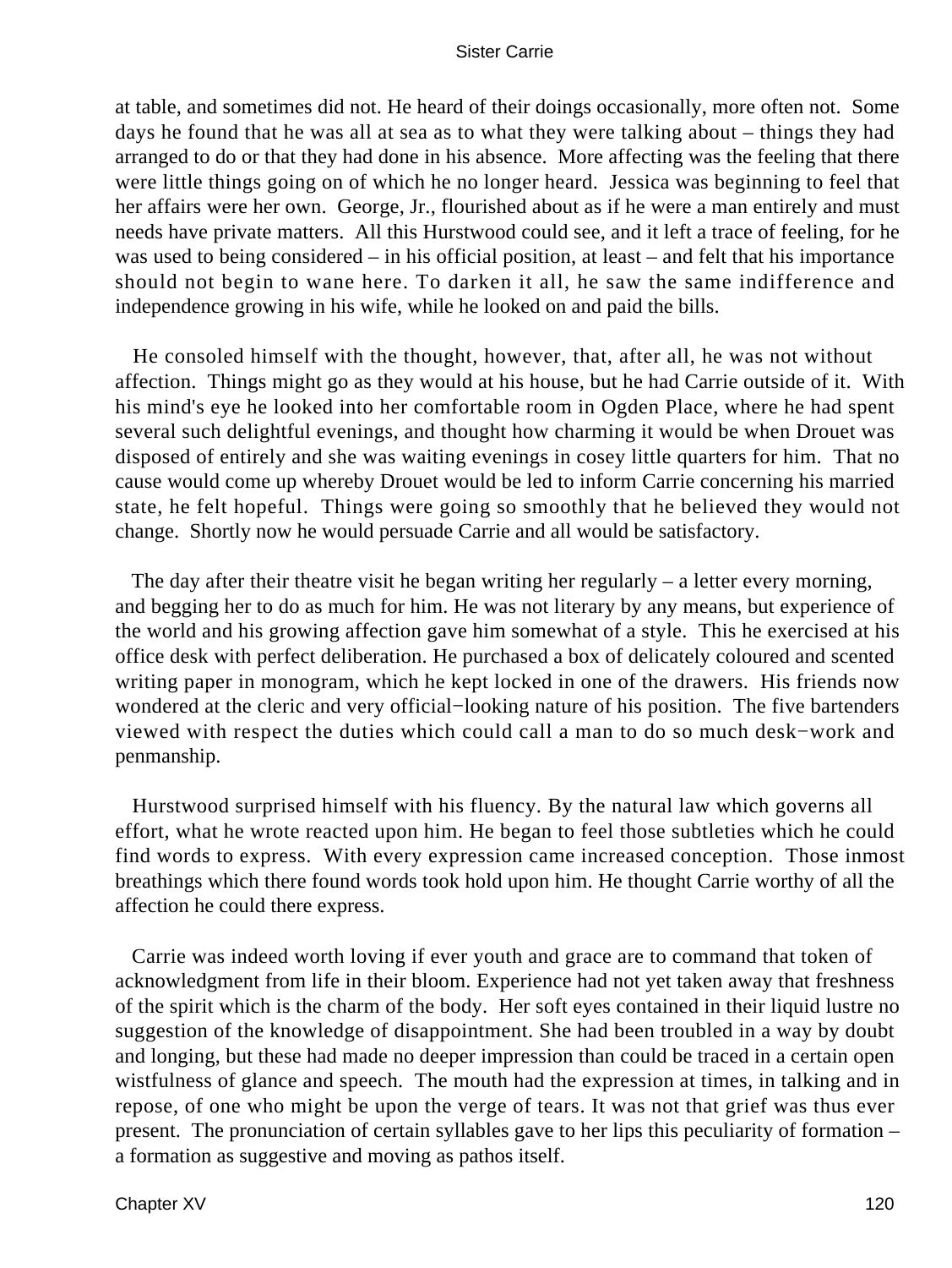at table, and sometimes did not. He heard of their doings occasionally, more often not. Some days he found that he was all at sea as to what they were talking about – things they had arranged to do or that they had done in his absence. More affecting was the feeling that there were little things going on of which he no longer heard. Jessica was beginning to feel that her affairs were her own. George, Jr., flourished about as if he were a man entirely and must needs have private matters. All this Hurstwood could see, and it left a trace of feeling, for he was used to being considered – in his official position, at least – and felt that his importance should not begin to wane here. To darken it all, he saw the same indifference and independence growing in his wife, while he looked on and paid the bills.

He consoled himself with the thought, however, that, after all, he was not without affection. Things might go as they would at his house, but he had Carrie outside of it. With his mind's eye he looked into her comfortable room in Ogden Place, where he had spent several such delightful evenings, and thought how charming it would be when Drouet was disposed of entirely and she was waiting evenings in cosey little quarters for him. That no cause would come up whereby Drouet would be led to inform Carrie concerning his married state, he felt hopeful. Things were going so smoothly that he believed they would not change. Shortly now he would persuade Carrie and all would be satisfactory.

The day after their theatre visit he began writing her regularly – a letter every morning, and begging her to do as much for him. He was not literary by any means, but experience of the world and his growing affection gave him somewhat of a style. This he exercised at his office desk with perfect deliberation. He purchased a box of delicately coloured and scented writing paper in monogram, which he kept locked in one of the drawers. His friends now wondered at the cleric and very official−looking nature of his position. The five bartenders viewed with respect the duties which could call a man to do so much desk−work and penmanship.

Hurstwood surprised himself with his fluency. By the natural law which governs all effort, what he wrote reacted upon him. He began to feel those subtleties which he could find words to express. With every expression came increased conception. Those inmost breathings which there found words took hold upon him. He thought Carrie worthy of all the affection he could there express.

Carrie was indeed worth loving if ever youth and grace are to command that token of acknowledgment from life in their bloom. Experience had not yet taken away that freshness of the spirit which is the charm of the body. Her soft eyes contained in their liquid lustre no suggestion of the knowledge of disappointment. She had been troubled in a way by doubt and longing, but these had made no deeper impression than could be traced in a certain open wistfulness of glance and speech. The mouth had the expression at times, in talking and in repose, of one who might be upon the verge of tears. It was not that grief was thus ever present. The pronunciation of certain syllables gave to her lips this peculiarity of formation – a formation as suggestive and moving as pathos itself.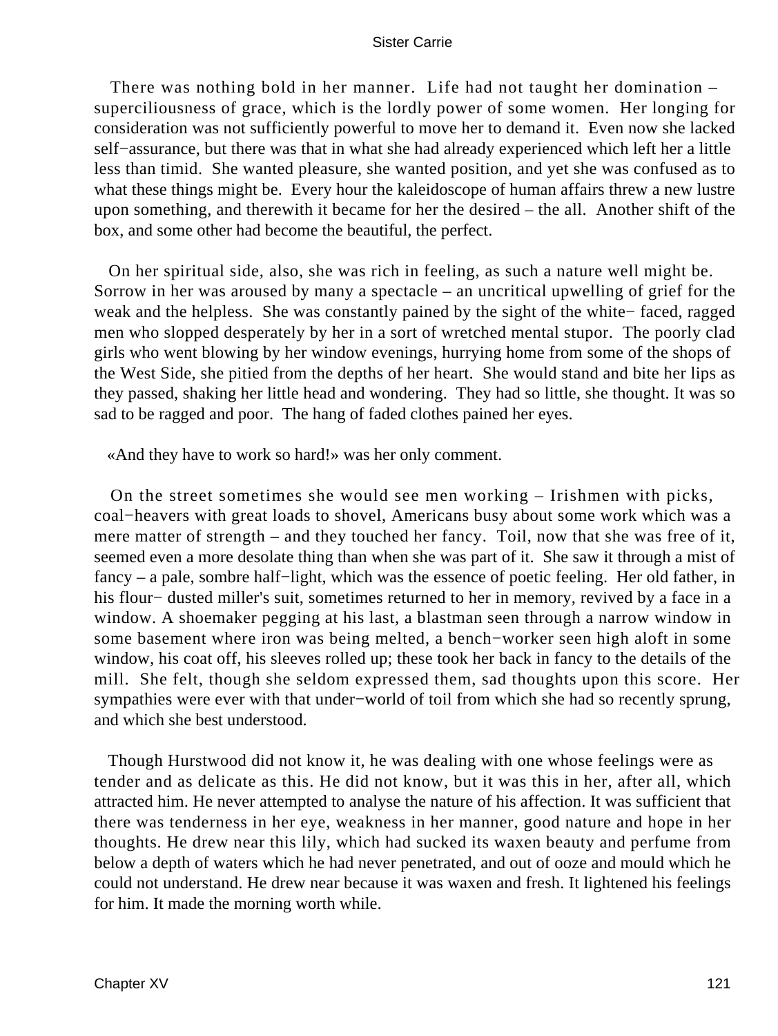There was nothing bold in her manner. Life had not taught her domination – superciliousness of grace, which is the lordly power of some women. Her longing for consideration was not sufficiently powerful to move her to demand it. Even now she lacked self−assurance, but there was that in what she had already experienced which left her a little less than timid. She wanted pleasure, she wanted position, and yet she was confused as to what these things might be. Every hour the kaleidoscope of human affairs threw a new lustre upon something, and therewith it became for her the desired – the all. Another shift of the box, and some other had become the beautiful, the perfect.

On her spiritual side, also, she was rich in feeling, as such a nature well might be. Sorrow in her was aroused by many a spectacle – an uncritical upwelling of grief for the weak and the helpless. She was constantly pained by the sight of the white− faced, ragged men who slopped desperately by her in a sort of wretched mental stupor. The poorly clad girls who went blowing by her window evenings, hurrying home from some of the shops of the West Side, she pitied from the depths of her heart. She would stand and bite her lips as they passed, shaking her little head and wondering. They had so little, she thought. It was so sad to be ragged and poor. The hang of faded clothes pained her eyes.

«And they have to work so hard!» was her only comment.

On the street sometimes she would see men working – Irishmen with picks, coal−heavers with great loads to shovel, Americans busy about some work which was a mere matter of strength – and they touched her fancy. Toil, now that she was free of it, seemed even a more desolate thing than when she was part of it. She saw it through a mist of fancy – a pale, sombre half−light, which was the essence of poetic feeling. Her old father, in his flour− dusted miller's suit, sometimes returned to her in memory, revived by a face in a window. A shoemaker pegging at his last, a blastman seen through a narrow window in some basement where iron was being melted, a bench−worker seen high aloft in some window, his coat off, his sleeves rolled up; these took her back in fancy to the details of the mill. She felt, though she seldom expressed them, sad thoughts upon this score. Her sympathies were ever with that under−world of toil from which she had so recently sprung, and which she best understood.

Though Hurstwood did not know it, he was dealing with one whose feelings were as tender and as delicate as this. He did not know, but it was this in her, after all, which attracted him. He never attempted to analyse the nature of his affection. It was sufficient that there was tenderness in her eye, weakness in her manner, good nature and hope in her thoughts. He drew near this lily, which had sucked its waxen beauty and perfume from below a depth of waters which he had never penetrated, and out of ooze and mould which he could not understand. He drew near because it was waxen and fresh. It lightened his feelings for him. It made the morning worth while.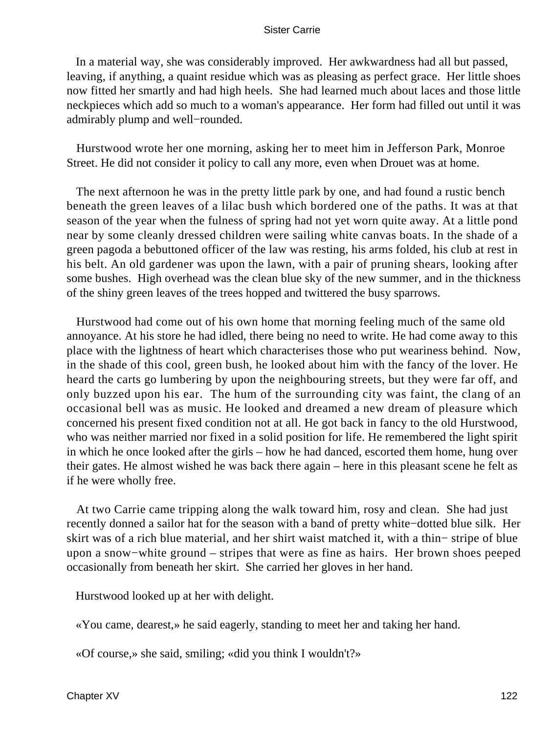In a material way, she was considerably improved. Her awkwardness had all but passed, leaving, if anything, a quaint residue which was as pleasing as perfect grace. Her little shoes now fitted her smartly and had high heels. She had learned much about laces and those little neckpieces which add so much to a woman's appearance. Her form had filled out until it was admirably plump and well−rounded.

Hurstwood wrote her one morning, asking her to meet him in Jefferson Park, Monroe Street. He did not consider it policy to call any more, even when Drouet was at home.

The next afternoon he was in the pretty little park by one, and had found a rustic bench beneath the green leaves of a lilac bush which bordered one of the paths. It was at that season of the year when the fulness of spring had not yet worn quite away. At a little pond near by some cleanly dressed children were sailing white canvas boats. In the shade of a green pagoda a bebuttoned officer of the law was resting, his arms folded, his club at rest in his belt. An old gardener was upon the lawn, with a pair of pruning shears, looking after some bushes. High overhead was the clean blue sky of the new summer, and in the thickness of the shiny green leaves of the trees hopped and twittered the busy sparrows.

Hurstwood had come out of his own home that morning feeling much of the same old annoyance. At his store he had idled, there being no need to write. He had come away to this place with the lightness of heart which characterises those who put weariness behind. Now, in the shade of this cool, green bush, he looked about him with the fancy of the lover. He heard the carts go lumbering by upon the neighbouring streets, but they were far off, and only buzzed upon his ear. The hum of the surrounding city was faint, the clang of an occasional bell was as music. He looked and dreamed a new dream of pleasure which concerned his present fixed condition not at all. He got back in fancy to the old Hurstwood, who was neither married nor fixed in a solid position for life. He remembered the light spirit in which he once looked after the girls – how he had danced, escorted them home, hung over their gates. He almost wished he was back there again – here in this pleasant scene he felt as if he were wholly free.

At two Carrie came tripping along the walk toward him, rosy and clean. She had just recently donned a sailor hat for the season with a band of pretty white−dotted blue silk. Her skirt was of a rich blue material, and her shirt waist matched it, with a thin− stripe of blue upon a snow−white ground – stripes that were as fine as hairs. Her brown shoes peeped occasionally from beneath her skirt. She carried her gloves in her hand.

Hurstwood looked up at her with delight.

«You came, dearest,» he said eagerly, standing to meet her and taking her hand.

«Of course,» she said, smiling; «did you think I wouldn't?»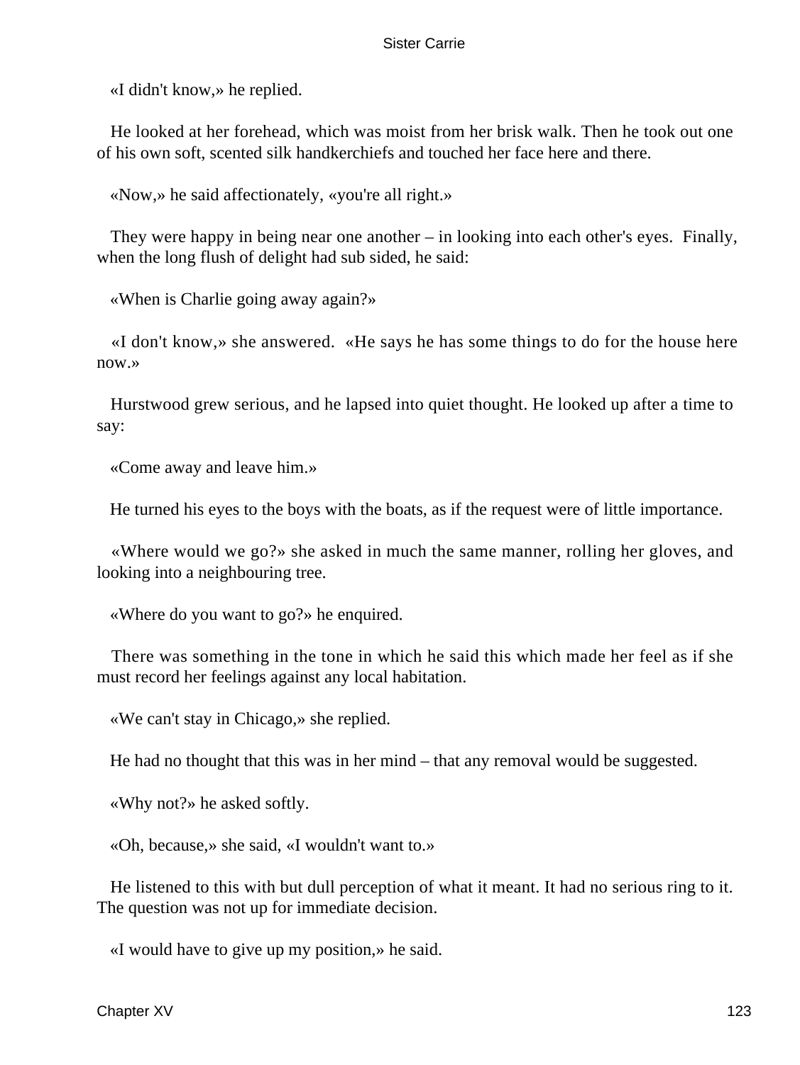«I didn't know,» he replied.

He looked at her forehead, which was moist from her brisk walk. Then he took out one of his own soft, scented silk handkerchiefs and touched her face here and there.

«Now,» he said affectionately, «you're all right.»

They were happy in being near one another – in looking into each other's eyes. Finally, when the long flush of delight had sub sided, he said:

«When is Charlie going away again?»

«I don't know,» she answered. «He says he has some things to do for the house here now.»

Hurstwood grew serious, and he lapsed into quiet thought. He looked up after a time to say:

«Come away and leave him.»

He turned his eyes to the boys with the boats, as if the request were of little importance.

«Where would we go?» she asked in much the same manner, rolling her gloves, and looking into a neighbouring tree.

«Where do you want to go?» he enquired.

There was something in the tone in which he said this which made her feel as if she must record her feelings against any local habitation.

«We can't stay in Chicago,» she replied.

He had no thought that this was in her mind – that any removal would be suggested.

«Why not?» he asked softly.

«Oh, because,» she said, «I wouldn't want to.»

He listened to this with but dull perception of what it meant. It had no serious ring to it. The question was not up for immediate decision.

«I would have to give up my position,» he said.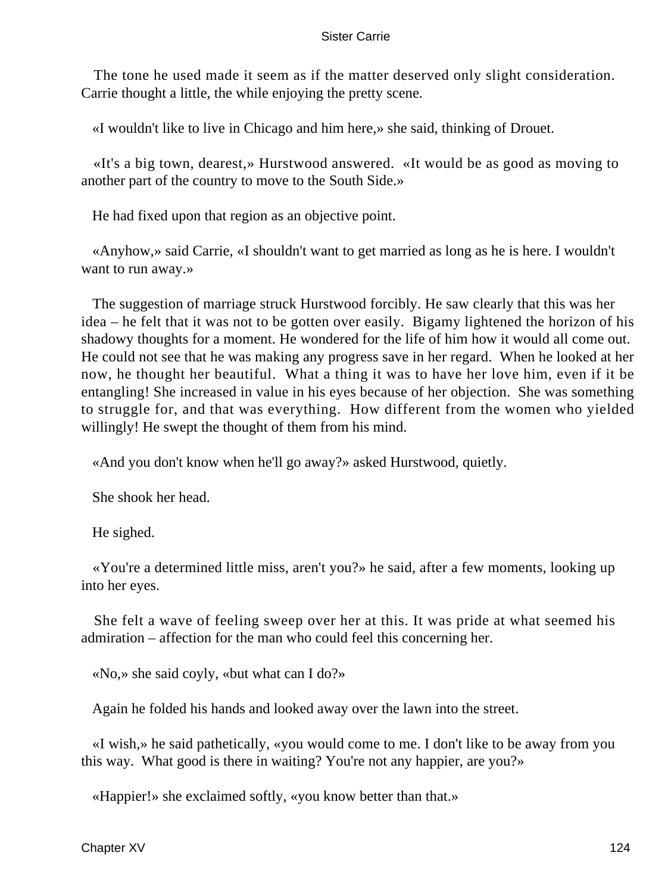The tone he used made it seem as if the matter deserved only slight consideration. Carrie thought a little, the while enjoying the pretty scene.

«I wouldn't like to live in Chicago and him here,» she said, thinking of Drouet.

«It's a big town, dearest,» Hurstwood answered. «It would be as good as moving to another part of the country to move to the South Side.»

He had fixed upon that region as an objective point.

«Anyhow,» said Carrie, «I shouldn't want to get married as long as he is here. I wouldn't want to run away.»

The suggestion of marriage struck Hurstwood forcibly. He saw clearly that this was her idea – he felt that it was not to be gotten over easily. Bigamy lightened the horizon of his shadowy thoughts for a moment. He wondered for the life of him how it would all come out. He could not see that he was making any progress save in her regard. When he looked at her now, he thought her beautiful. What a thing it was to have her love him, even if it be entangling! She increased in value in his eyes because of her objection. She was something to struggle for, and that was everything. How different from the women who yielded willingly! He swept the thought of them from his mind.

«And you don't know when he'll go away?» asked Hurstwood, quietly.

She shook her head.

He sighed.

«You're a determined little miss, aren't you?» he said, after a few moments, looking up into her eyes.

She felt a wave of feeling sweep over her at this. It was pride at what seemed his admiration – affection for the man who could feel this concerning her.

«No,» she said coyly, «but what can I do?»

Again he folded his hands and looked away over the lawn into the street.

«I wish,» he said pathetically, «you would come to me. I don't like to be away from you this way. What good is there in waiting? You're not any happier, are you?»

«Happier!» she exclaimed softly, «you know better than that.»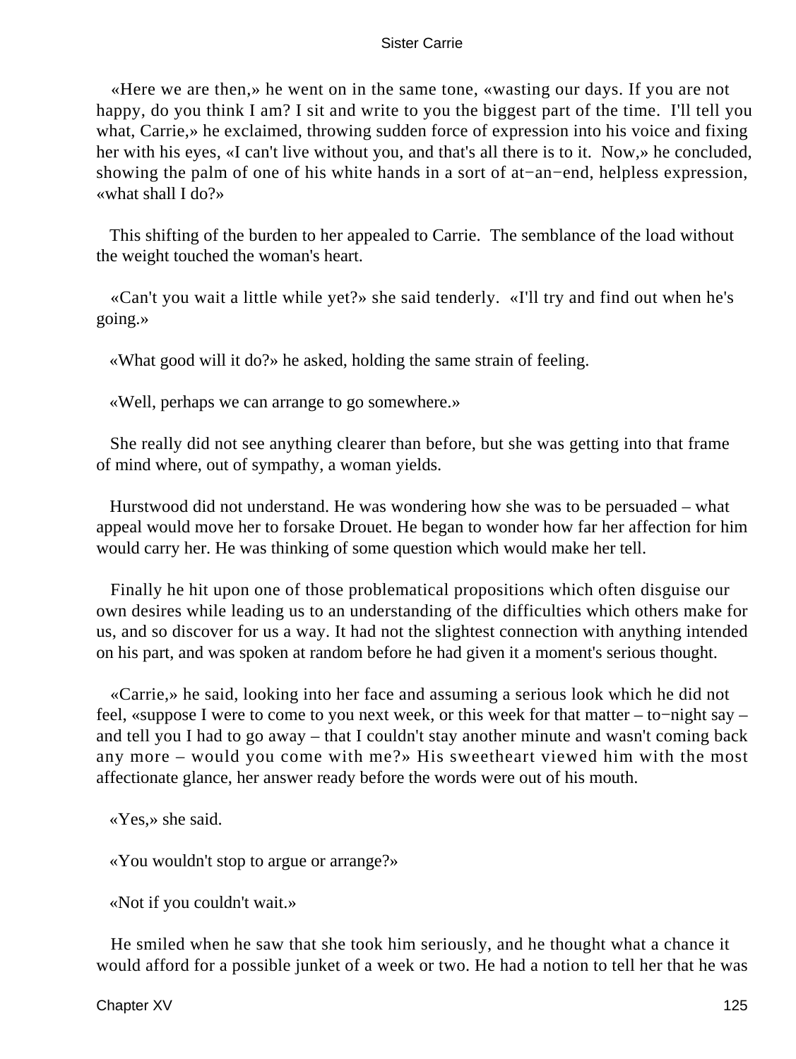«Here we are then,» he went on in the same tone, «wasting our days. If you are not happy, do you think I am? I sit and write to you the biggest part of the time. I'll tell you what, Carrie,» he exclaimed, throwing sudden force of expression into his voice and fixing her with his eyes, «I can't live without you, and that's all there is to it. Now,» he concluded, showing the palm of one of his white hands in a sort of at−an−end, helpless expression, «what shall I do?»

This shifting of the burden to her appealed to Carrie. The semblance of the load without the weight touched the woman's heart.

«Can't you wait a little while yet?» she said tenderly. «I'll try and find out when he's going.»

«What good will it do?» he asked, holding the same strain of feeling.

«Well, perhaps we can arrange to go somewhere.»

She really did not see anything clearer than before, but she was getting into that frame of mind where, out of sympathy, a woman yields.

Hurstwood did not understand. He was wondering how she was to be persuaded – what appeal would move her to forsake Drouet. He began to wonder how far her affection for him would carry her. He was thinking of some question which would make her tell.

Finally he hit upon one of those problematical propositions which often disguise our own desires while leading us to an understanding of the difficulties which others make for us, and so discover for us a way. It had not the slightest connection with anything intended on his part, and was spoken at random before he had given it a moment's serious thought.

«Carrie,» he said, looking into her face and assuming a serious look which he did not feel, «suppose I were to come to you next week, or this week for that matter – to−night say – and tell you I had to go away – that I couldn't stay another minute and wasn't coming back any more – would you come with me?» His sweetheart viewed him with the most affectionate glance, her answer ready before the words were out of his mouth.

«Yes,» she said.

«You wouldn't stop to argue or arrange?»

«Not if you couldn't wait.»

He smiled when he saw that she took him seriously, and he thought what a chance it would afford for a possible junket of a week or two. He had a notion to tell her that he was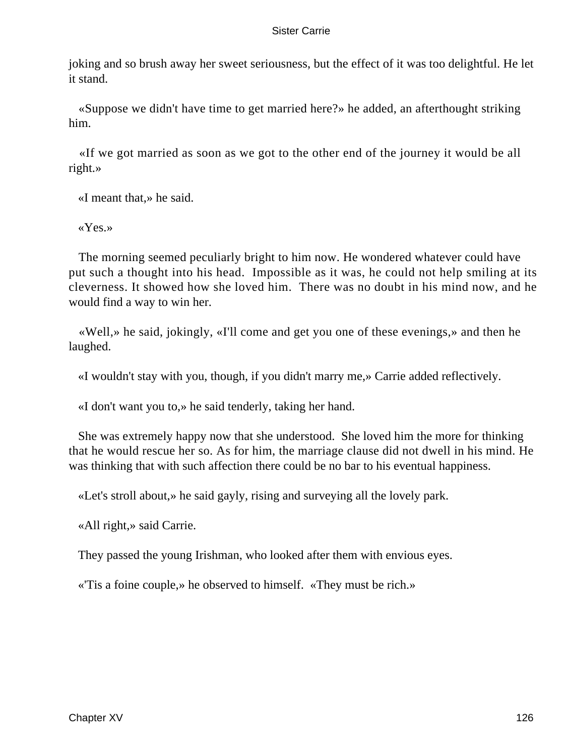joking and so brush away her sweet seriousness, but the effect of it was too delightful. He let it stand.

«Suppose we didn't have time to get married here?» he added, an afterthought striking him.

«If we got married as soon as we got to the other end of the journey it would be all right.»

«I meant that,» he said.

«Yes.»

The morning seemed peculiarly bright to him now. He wondered whatever could have put such a thought into his head. Impossible as it was, he could not help smiling at its cleverness. It showed how she loved him. There was no doubt in his mind now, and he would find a way to win her.

«Well,» he said, jokingly, «I'll come and get you one of these evenings,» and then he laughed.

«I wouldn't stay with you, though, if you didn't marry me,» Carrie added reflectively.

«I don't want you to,» he said tenderly, taking her hand.

She was extremely happy now that she understood. She loved him the more for thinking that he would rescue her so. As for him, the marriage clause did not dwell in his mind. He was thinking that with such affection there could be no bar to his eventual happiness.

«Let's stroll about,» he said gayly, rising and surveying all the lovely park.

«All right,» said Carrie.

They passed the young Irishman, who looked after them with envious eyes.

«'Tis a foine couple,» he observed to himself. «They must be rich.»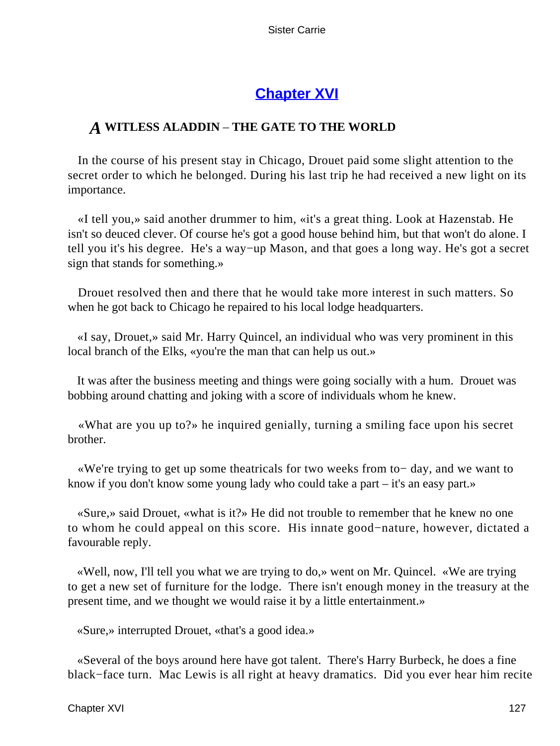## Chapter XVI

### *A* WITLESS ALADDIN – THE GATE TO THE WORLD

In the course of his present stay in Chicago, Drouet paid some slight attention to the secret order to which he belonged. During his last trip he had received a new light on its importance.

«I tell you,» said another drummer to him, «it's a great thing. Look at Hazenstab. He isn't so deuced clever. Of course he's got a good house behind him, but that won't do alone. I tell you it's his degree. He's a way−up Mason, and that goes a long way. He's got a secret sign that stands for something.»

Drouet resolved then and there that he would take more interest in such matters. So when he got back to Chicago he repaired to his local lodge headquarters.

«I say, Drouet,» said Mr. Harry Quincel, an individual who was very prominent in this local branch of the Elks, «you're the man that can help us out.»

It was after the business meeting and things were going socially with a hum. Drouet was bobbing around chatting and joking with a score of individuals whom he knew.

«What are you up to?» he inquired genially, turning a smiling face upon his secret brother.

«We're trying to get up some theatricals for two weeks from to− day, and we want to know if you don't know some young lady who could take a part – it's an easy part.»

«Sure,» said Drouet, «what is it?» He did not trouble to remember that he knew no one to whom he could appeal on this score. His innate good−nature, however, dictated a favourable reply.

«Well, now, I'll tell you what we are trying to do,» went on Mr. Quincel. «We are trying to get a new set of furniture for the lodge. There isn't enough money in the treasury at the present time, and we thought we would raise it by a little entertainment.»

«Sure,» interrupted Drouet, «that's a good idea.»

«Several of the boys around here have got talent. There's Harry Burbeck, he does a fine black−face turn. Mac Lewis is all right at heavy dramatics. Did you ever hear him recite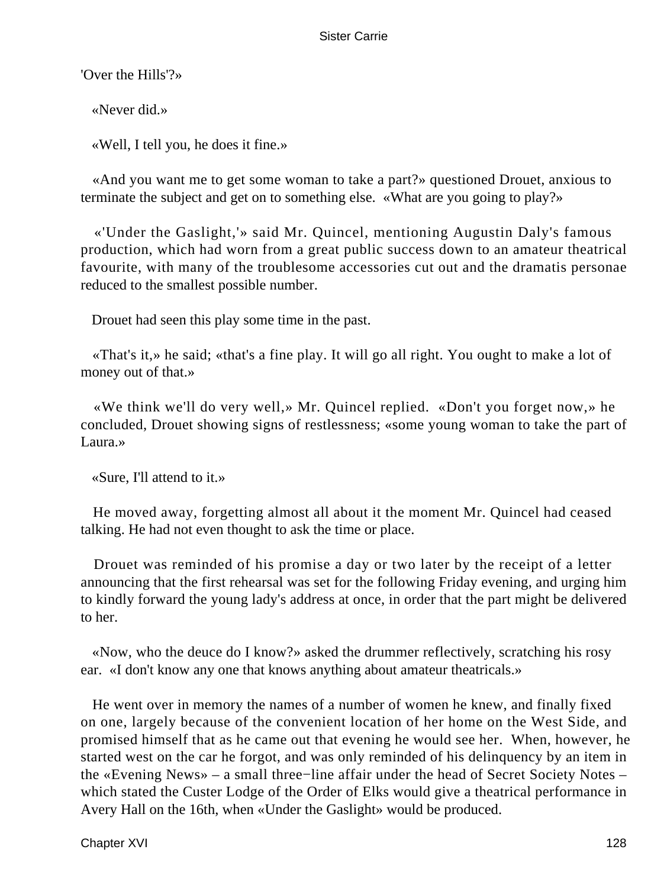'Over the Hills'?»

«Never did.»

«Well, I tell you, he does it fine.»

«And you want me to get some woman to take a part?» questioned Drouet, anxious to terminate the subject and get on to something else. «What are you going to play?»

«'Under the Gaslight,'» said Mr. Quincel, mentioning Augustin Daly's famous production, which had worn from a great public success down to an amateur theatrical favourite, with many of the troublesome accessories cut out and the dramatis personae reduced to the smallest possible number.

Drouet had seen this play some time in the past.

«That's it,» he said; «that's a fine play. It will go all right. You ought to make a lot of money out of that.»

«We think we'll do very well,» Mr. Quincel replied. «Don't you forget now,» he concluded, Drouet showing signs of restlessness; «some young woman to take the part of Laura.»

«Sure, I'll attend to it.»

He moved away, forgetting almost all about it the moment Mr. Quincel had ceased talking. He had not even thought to ask the time or place.

Drouet was reminded of his promise a day or two later by the receipt of a letter announcing that the first rehearsal was set for the following Friday evening, and urging him to kindly forward the young lady's address at once, in order that the part might be delivered to her.

«Now, who the deuce do I know?» asked the drummer reflectively, scratching his rosy ear. «I don't know any one that knows anything about amateur theatricals.»

He went over in memory the names of a number of women he knew, and finally fixed on one, largely because of the convenient location of her home on the West Side, and promised himself that as he came out that evening he would see her. When, however, he started west on the car he forgot, and was only reminded of his delinquency by an item in the «Evening News» – a small three−line affair under the head of Secret Society Notes – which stated the Custer Lodge of the Order of Elks would give a theatrical performance in Avery Hall on the 16th, when «Under the Gaslight» would be produced.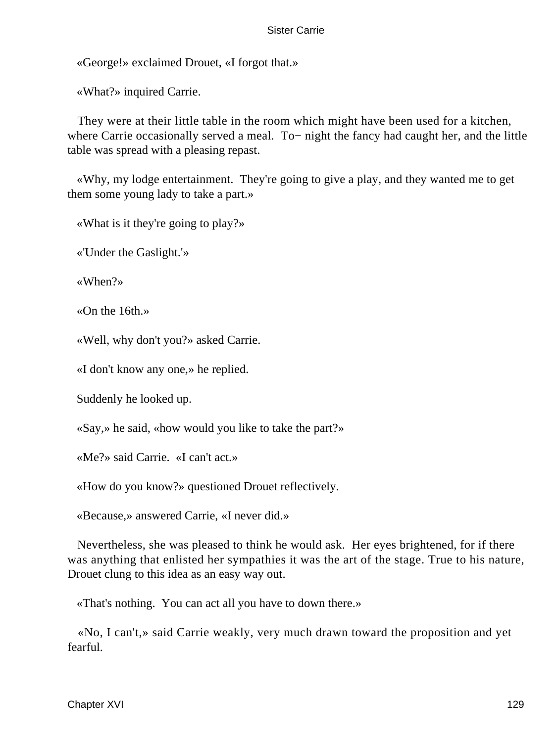«George!» exclaimed Drouet, «I forgot that.»

«What?» inquired Carrie.

They were at their little table in the room which might have been used for a kitchen, where Carrie occasionally served a meal. To− night the fancy had caught her, and the little table was spread with a pleasing repast.

«Why, my lodge entertainment. They're going to give a play, and they wanted me to get them some young lady to take a part.»

«What is it they're going to play?»

«'Under the Gaslight.'»

«When?»

«On the 16th.»

«Well, why don't you?» asked Carrie.

«I don't know any one,» he replied.

Suddenly he looked up.

«Say,» he said, «how would you like to take the part?»

«Me?» said Carrie. «I can't act.»

«How do you know?» questioned Drouet reflectively.

«Because,» answered Carrie, «I never did.»

Nevertheless, she was pleased to think he would ask. Her eyes brightened, for if there was anything that enlisted her sympathies it was the art of the stage. True to his nature, Drouet clung to this idea as an easy way out.

«That's nothing. You can act all you have to down there.»

«No, I can't,» said Carrie weakly, very much drawn toward the proposition and yet fearful.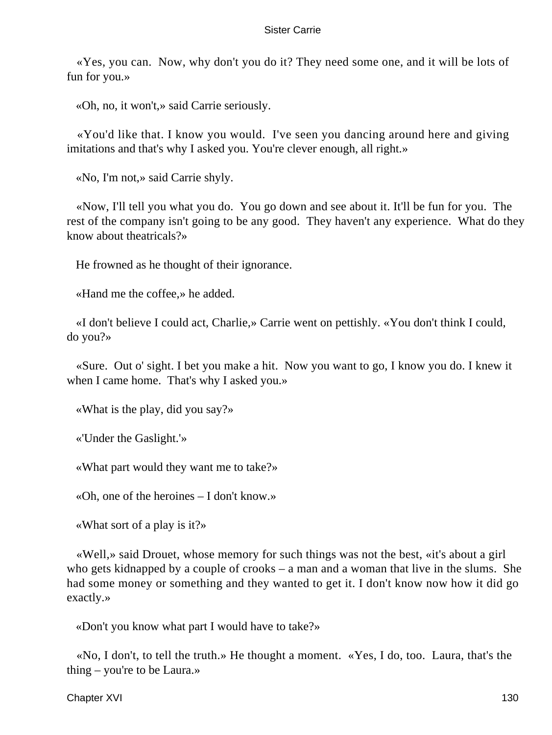«Yes, you can. Now, why don't you do it? They need some one, and it will be lots of fun for you.»

«Oh, no, it won't,» said Carrie seriously.

«You'd like that. I know you would. I've seen you dancing around here and giving imitations and that's why I asked you. You're clever enough, all right.»

«No, I'm not,» said Carrie shyly.

«Now, I'll tell you what you do. You go down and see about it. It'll be fun for you. The rest of the company isn't going to be any good. They haven't any experience. What do they know about theatricals?»

He frowned as he thought of their ignorance.

«Hand me the coffee,» he added.

«I don't believe I could act, Charlie,» Carrie went on pettishly. «You don't think I could, do you?»

«Sure. Out o' sight. I bet you make a hit. Now you want to go, I know you do. I knew it when I came home. That's why I asked you.»

«What is the play, did you say?»

«'Under the Gaslight.'»

«What part would they want me to take?»

«Oh, one of the heroines – I don't know.»

«What sort of a play is it?»

«Well,» said Drouet, whose memory for such things was not the best, «it's about a girl who gets kidnapped by a couple of crooks – a man and a woman that live in the slums. She had some money or something and they wanted to get it. I don't know now how it did go exactly.»

«Don't you know what part I would have to take?»

«No, I don't, to tell the truth.» He thought a moment. «Yes, I do, too. Laura, that's the thing – you're to be Laura.»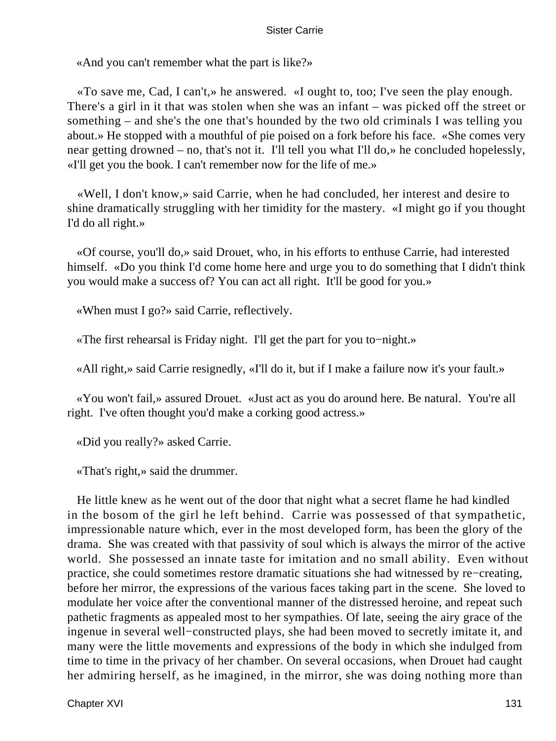«And you can't remember what the part is like?»

«To save me, Cad, I can't,» he answered. «I ought to, too; I've seen the play enough. There's a girl in it that was stolen when she was an infant – was picked off the street or something – and she's the one that's hounded by the two old criminals I was telling you about.» He stopped with a mouthful of pie poised on a fork before his face. «She comes very near getting drowned – no, that's not it. I'll tell you what I'll do,» he concluded hopelessly, «I'll get you the book. I can't remember now for the life of me.»

«Well, I don't know,» said Carrie, when he had concluded, her interest and desire to shine dramatically struggling with her timidity for the mastery. «I might go if you thought I'd do all right.»

«Of course, you'll do,» said Drouet, who, in his efforts to enthuse Carrie, had interested himself. «Do you think I'd come home here and urge you to do something that I didn't think you would make a success of? You can act all right. It'll be good for you.»

«When must I go?» said Carrie, reflectively.

«The first rehearsal is Friday night. I'll get the part for you to−night.»

«All right,» said Carrie resignedly, «I'll do it, but if I make a failure now it's your fault.»

«You won't fail,» assured Drouet. «Just act as you do around here. Be natural. You're all right. I've often thought you'd make a corking good actress.»

«Did you really?» asked Carrie.

«That's right,» said the drummer.

He little knew as he went out of the door that night what a secret flame he had kindled in the bosom of the girl he left behind. Carrie was possessed of that sympathetic, impressionable nature which, ever in the most developed form, has been the glory of the drama. She was created with that passivity of soul which is always the mirror of the active world. She possessed an innate taste for imitation and no small ability. Even without practice, she could sometimes restore dramatic situations she had witnessed by re−creating, before her mirror, the expressions of the various faces taking part in the scene. She loved to modulate her voice after the conventional manner of the distressed heroine, and repeat such pathetic fragments as appealed most to her sympathies. Of late, seeing the airy grace of the ingenue in several well−constructed plays, she had been moved to secretly imitate it, and many were the little movements and expressions of the body in which she indulged from time to time in the privacy of her chamber. On several occasions, when Drouet had caught her admiring herself, as he imagined, in the mirror, she was doing nothing more than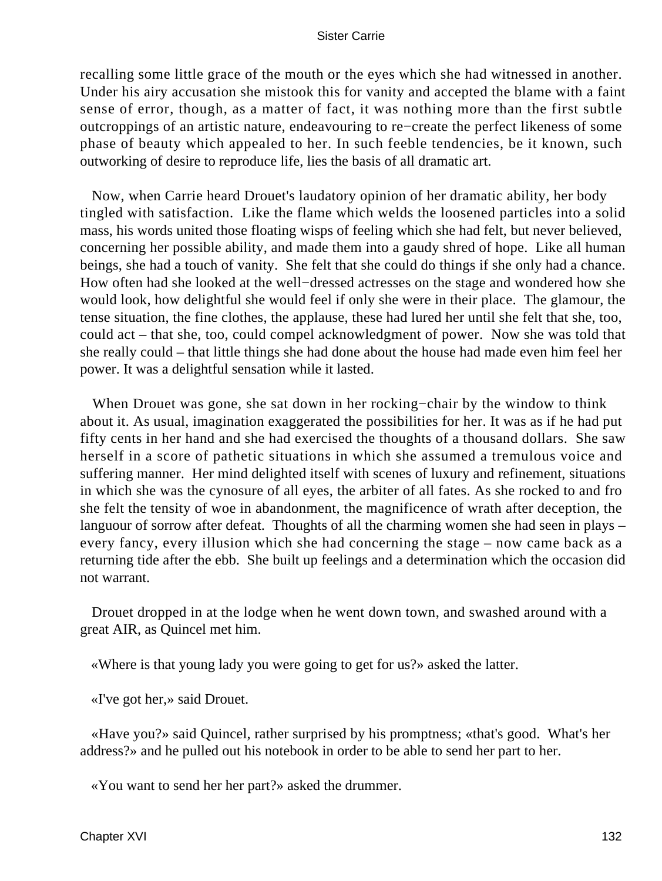recalling some little grace of the mouth or the eyes which she had witnessed in another. Under his airy accusation she mistook this for vanity and accepted the blame with a faint sense of error, though, as a matter of fact, it was nothing more than the first subtle outcroppings of an artistic nature, endeavouring to re−create the perfect likeness of some phase of beauty which appealed to her. In such feeble tendencies, be it known, such outworking of desire to reproduce life, lies the basis of all dramatic art.

Now, when Carrie heard Drouet's laudatory opinion of her dramatic ability, her body tingled with satisfaction. Like the flame which welds the loosened particles into a solid mass, his words united those floating wisps of feeling which she had felt, but never believed, concerning her possible ability, and made them into a gaudy shred of hope. Like all human beings, she had a touch of vanity. She felt that she could do things if she only had a chance. How often had she looked at the well−dressed actresses on the stage and wondered how she would look, how delightful she would feel if only she were in their place. The glamour, the tense situation, the fine clothes, the applause, these had lured her until she felt that she, too, could act – that she, too, could compel acknowledgment of power. Now she was told that she really could – that little things she had done about the house had made even him feel her power. It was a delightful sensation while it lasted.

When Drouet was gone, she sat down in her rocking−chair by the window to think about it. As usual, imagination exaggerated the possibilities for her. It was as if he had put fifty cents in her hand and she had exercised the thoughts of a thousand dollars. She saw herself in a score of pathetic situations in which she assumed a tremulous voice and suffering manner. Her mind delighted itself with scenes of luxury and refinement, situations in which she was the cynosure of all eyes, the arbiter of all fates. As she rocked to and fro she felt the tensity of woe in abandonment, the magnificence of wrath after deception, the languour of sorrow after defeat. Thoughts of all the charming women she had seen in plays – every fancy, every illusion which she had concerning the stage – now came back as a returning tide after the ebb. She built up feelings and a determination which the occasion did not warrant.

Drouet dropped in at the lodge when he went down town, and swashed around with a great AIR, as Quincel met him.

«Where is that young lady you were going to get for us?» asked the latter.

«I've got her,» said Drouet.

«Have you?» said Quincel, rather surprised by his promptness; «that's good. What's her address?» and he pulled out his notebook in order to be able to send her part to her.

«You want to send her her part?» asked the drummer.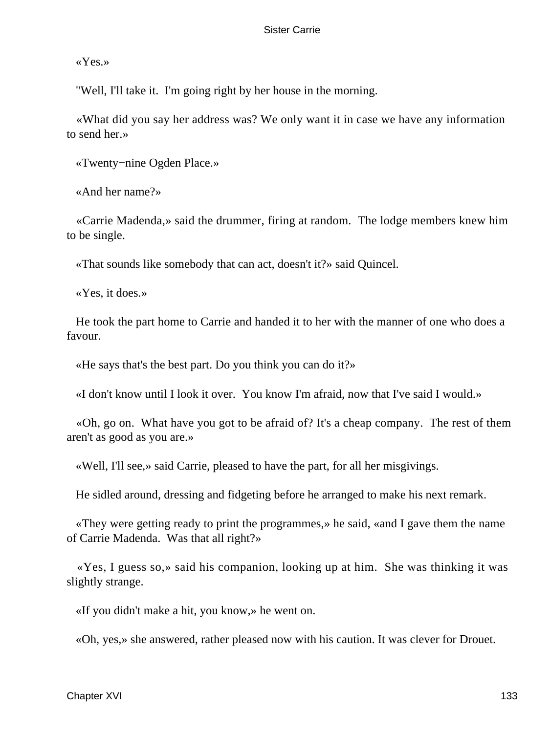«Yes.»

"Well, I'll take it. I'm going right by her house in the morning.

«What did you say her address was? We only want it in case we have any information to send her.»

«Twenty−nine Ogden Place.»

«And her name?»

«Carrie Madenda,» said the drummer, firing at random. The lodge members knew him to be single.

«That sounds like somebody that can act, doesn't it?» said Quincel.

«Yes, it does.»

He took the part home to Carrie and handed it to her with the manner of one who does a favour.

«He says that's the best part. Do you think you can do it?»

«I don't know until I look it over. You know I'm afraid, now that I've said I would.»

«Oh, go on. What have you got to be afraid of? It's a cheap company. The rest of them aren't as good as you are.»

«Well, I'll see,» said Carrie, pleased to have the part, for all her misgivings.

He sidled around, dressing and fidgeting before he arranged to make his next remark.

«They were getting ready to print the programmes,» he said, «and I gave them the name of Carrie Madenda. Was that all right?»

«Yes, I guess so,» said his companion, looking up at him. She was thinking it was slightly strange.

«If you didn't make a hit, you know,» he went on.

«Oh, yes,» she answered, rather pleased now with his caution. It was clever for Drouet.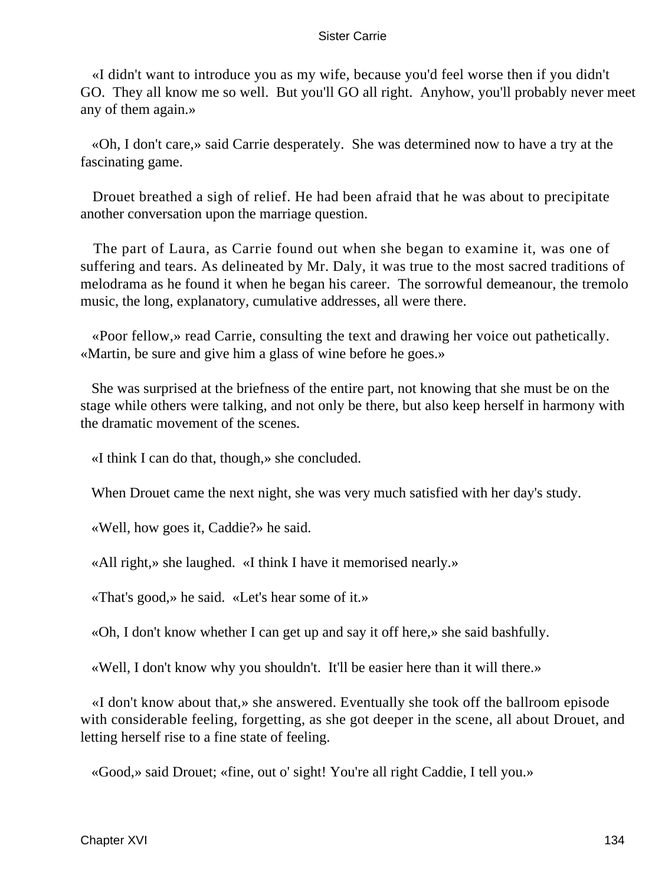«I didn't want to introduce you as my wife, because you'd feel worse then if you didn't GO. They all know me so well. But you'll GO all right. Anyhow, you'll probably never meet any of them again.»

«Oh, I don't care,» said Carrie desperately. She was determined now to have a try at the fascinating game.

Drouet breathed a sigh of relief. He had been afraid that he was about to precipitate another conversation upon the marriage question.

The part of Laura, as Carrie found out when she began to examine it, was one of suffering and tears. As delineated by Mr. Daly, it was true to the most sacred traditions of melodrama as he found it when he began his career. The sorrowful demeanour, the tremolo music, the long, explanatory, cumulative addresses, all were there.

«Poor fellow,» read Carrie, consulting the text and drawing her voice out pathetically. «Martin, be sure and give him a glass of wine before he goes.»

She was surprised at the briefness of the entire part, not knowing that she must be on the stage while others were talking, and not only be there, but also keep herself in harmony with the dramatic movement of the scenes.

«I think I can do that, though,» she concluded.

When Drouet came the next night, she was very much satisfied with her day's study.

«Well, how goes it, Caddie?» he said.

«All right,» she laughed. «I think I have it memorised nearly.»

«That's good,» he said. «Let's hear some of it.»

«Oh, I don't know whether I can get up and say it off here,» she said bashfully.

«Well, I don't know why you shouldn't. It'll be easier here than it will there.»

«I don't know about that,» she answered. Eventually she took off the ballroom episode with considerable feeling, forgetting, as she got deeper in the scene, all about Drouet, and letting herself rise to a fine state of feeling.

«Good,» said Drouet; «fine, out o' sight! You're all right Caddie, I tell you.»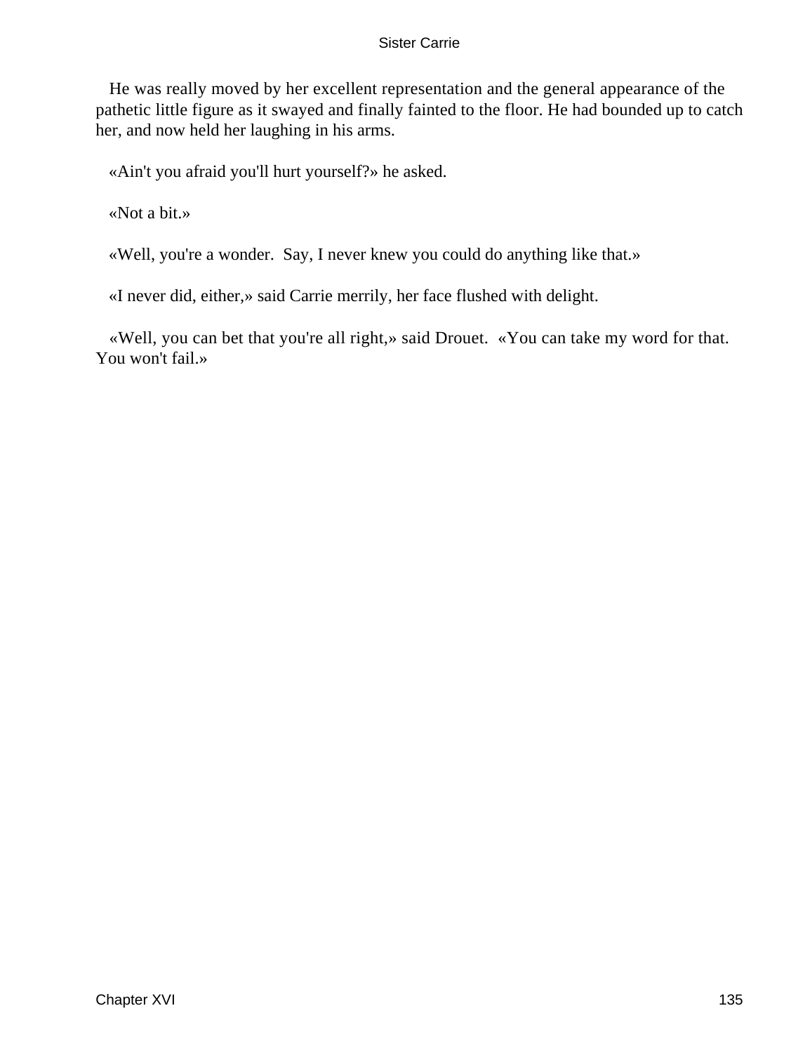He was really moved by her excellent representation and the general appearance of the pathetic little figure as it swayed and finally fainted to the floor. He had bounded up to catch her, and now held her laughing in his arms.

«Ain't you afraid you'll hurt yourself?» he asked.

«Not a bit.»

«Well, you're a wonder. Say, I never knew you could do anything like that.»

«I never did, either,» said Carrie merrily, her face flushed with delight.

«Well, you can bet that you're all right,» said Drouet. «You can take my word for that. You won't fail.»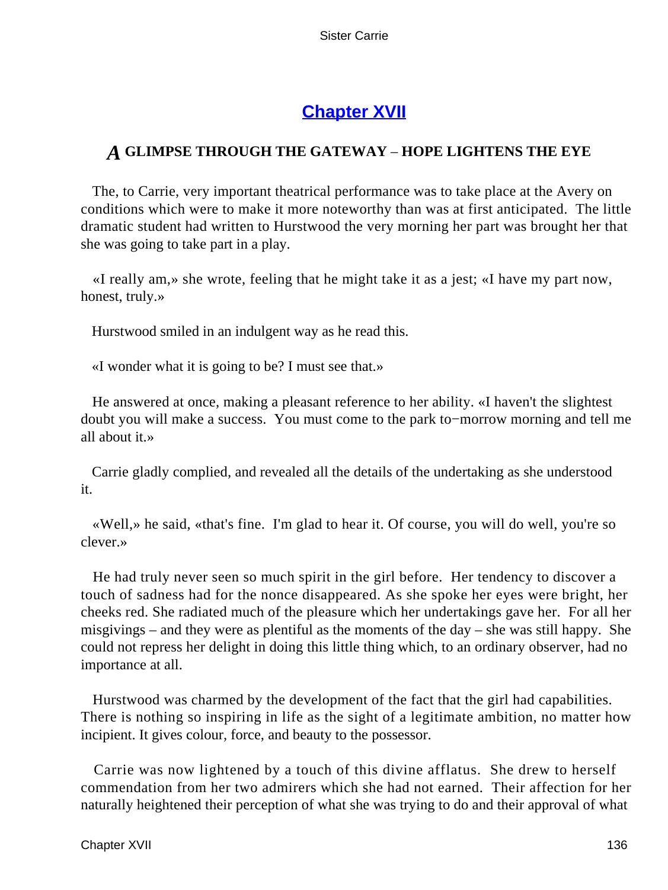# Chapter XVII

## *A* GLIMPSE THROUGH THE GATEWAY – HOPE LIGHTENS THE EYE

The, to Carrie, very important theatrical performance was to take place at the Avery on conditions which were to make it more noteworthy than was at first anticipated. The little dramatic student had written to Hurstwood the very morning her part was brought her that she was going to take part in a play.

«I really am,» she wrote, feeling that he might take it as a jest; «I have my part now, honest, truly.»

Hurstwood smiled in an indulgent way as he read this.

«I wonder what it is going to be? I must see that.»

He answered at once, making a pleasant reference to her ability. «I haven't the slightest doubt you will make a success. You must come to the park to−morrow morning and tell me all about it.»

Carrie gladly complied, and revealed all the details of the undertaking as she understood it.

«Well,» he said, «that's fine. I'm glad to hear it. Of course, you will do well, you're so clever.»

He had truly never seen so much spirit in the girl before. Her tendency to discover a touch of sadness had for the nonce disappeared. As she spoke her eyes were bright, her cheeks red. She radiated much of the pleasure which her undertakings gave her. For all her misgivings – and they were as plentiful as the moments of the day – she was still happy. She could not repress her delight in doing this little thing which, to an ordinary observer, had no importance at all.

Hurstwood was charmed by the development of the fact that the girl had capabilities. There is nothing so inspiring in life as the sight of a legitimate ambition, no matter how incipient. It gives colour, force, and beauty to the possessor.

Carrie was now lightened by a touch of this divine afflatus. She drew to herself commendation from her two admirers which she had not earned. Their affection for her naturally heightened their perception of what she was trying to do and their approval of what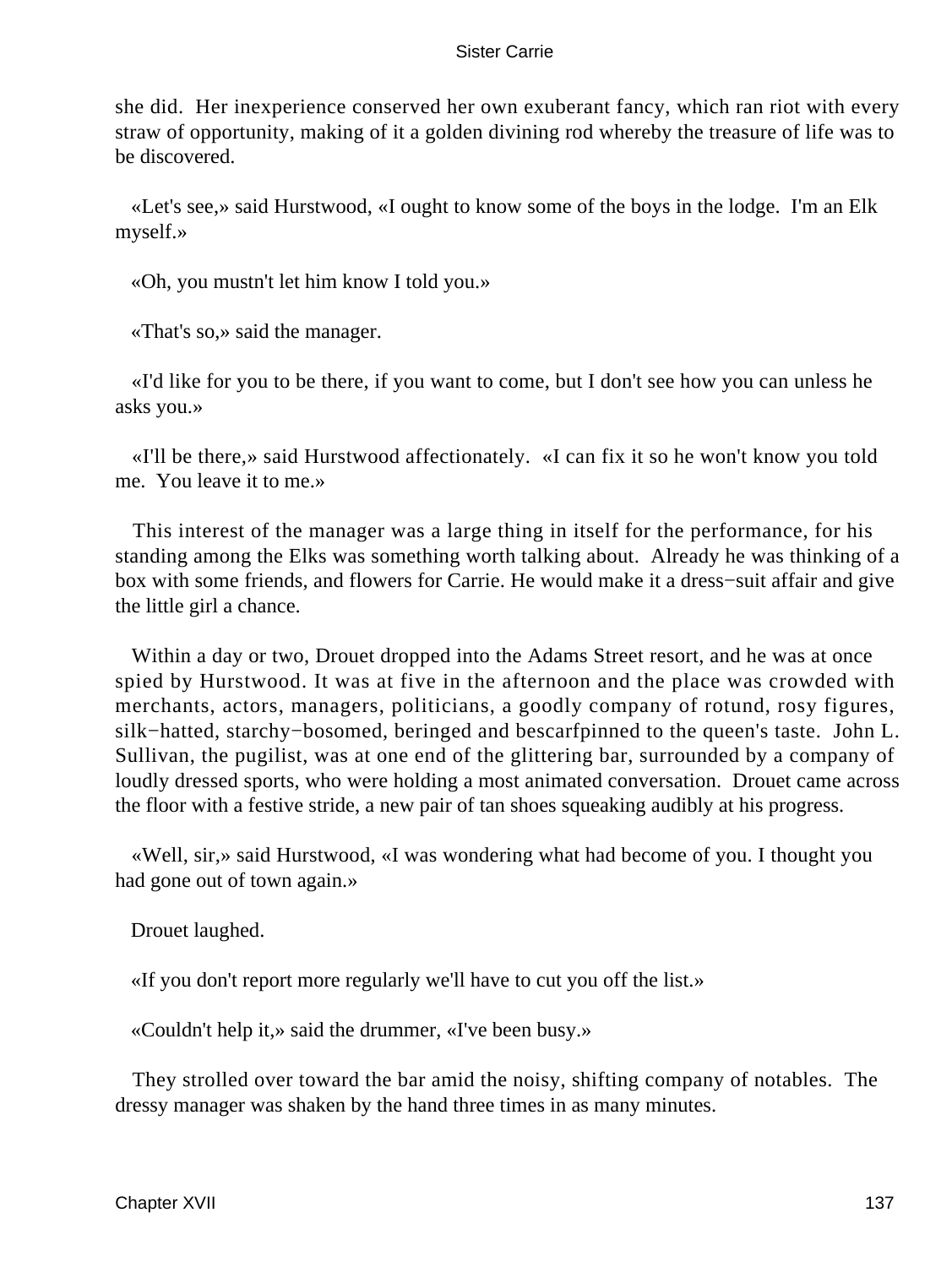she did. Her inexperience conserved her own exuberant fancy, which ran riot with every straw of opportunity, making of it a golden divining rod whereby the treasure of life was to be discovered.

«Let's see,» said Hurstwood, «I ought to know some of the boys in the lodge. I'm an Elk myself.»

«Oh, you mustn't let him know I told you.»

«That's so,» said the manager.

«I'd like for you to be there, if you want to come, but I don't see how you can unless he asks you.»

«I'll be there,» said Hurstwood affectionately. «I can fix it so he won't know you told me. You leave it to me.»

This interest of the manager was a large thing in itself for the performance, for his standing among the Elks was something worth talking about. Already he was thinking of a box with some friends, and flowers for Carrie. He would make it a dress−suit affair and give the little girl a chance.

Within a day or two, Drouet dropped into the Adams Street resort, and he was at once spied by Hurstwood. It was at five in the afternoon and the place was crowded with merchants, actors, managers, politicians, a goodly company of rotund, rosy figures, silk−hatted, starchy−bosomed, beringed and bescarfpinned to the queen's taste. John L. Sullivan, the pugilist, was at one end of the glittering bar, surrounded by a company of loudly dressed sports, who were holding a most animated conversation. Drouet came across the floor with a festive stride, a new pair of tan shoes squeaking audibly at his progress.

«Well, sir,» said Hurstwood, «I was wondering what had become of you. I thought you had gone out of town again.»

Drouet laughed.

«If you don't report more regularly we'll have to cut you off the list.»

«Couldn't help it,» said the drummer, «I've been busy.»

They strolled over toward the bar amid the noisy, shifting company of notables. The dressy manager was shaken by the hand three times in as many minutes.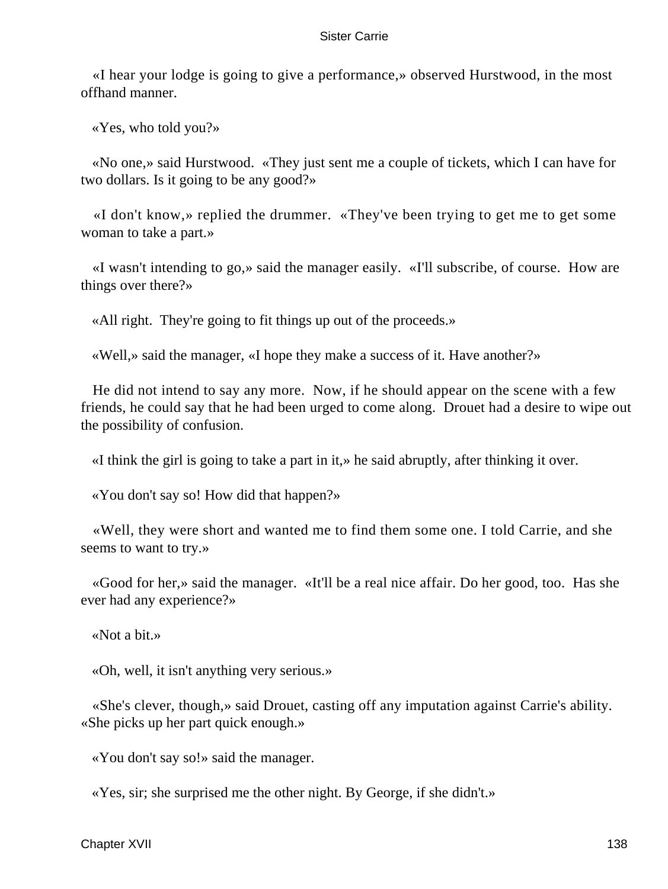«I hear your lodge is going to give a performance,» observed Hurstwood, in the most offhand manner.

«Yes, who told you?»

«No one,» said Hurstwood. «They just sent me a couple of tickets, which I can have for two dollars. Is it going to be any good?»

«I don't know,» replied the drummer. «They've been trying to get me to get some woman to take a part.»

«I wasn't intending to go,» said the manager easily. «I'll subscribe, of course. How are things over there?»

«All right. They're going to fit things up out of the proceeds.»

«Well,» said the manager, «I hope they make a success of it. Have another?»

He did not intend to say any more. Now, if he should appear on the scene with a few friends, he could say that he had been urged to come along. Drouet had a desire to wipe out the possibility of confusion.

«I think the girl is going to take a part in it,» he said abruptly, after thinking it over.

«You don't say so! How did that happen?»

«Well, they were short and wanted me to find them some one. I told Carrie, and she seems to want to try.»

«Good for her,» said the manager. «It'll be a real nice affair. Do her good, too. Has she ever had any experience?»

«Not a bit.»

«Oh, well, it isn't anything very serious.»

«She's clever, though,» said Drouet, casting off any imputation against Carrie's ability. «She picks up her part quick enough.»

«You don't say so!» said the manager.

«Yes, sir; she surprised me the other night. By George, if she didn't.»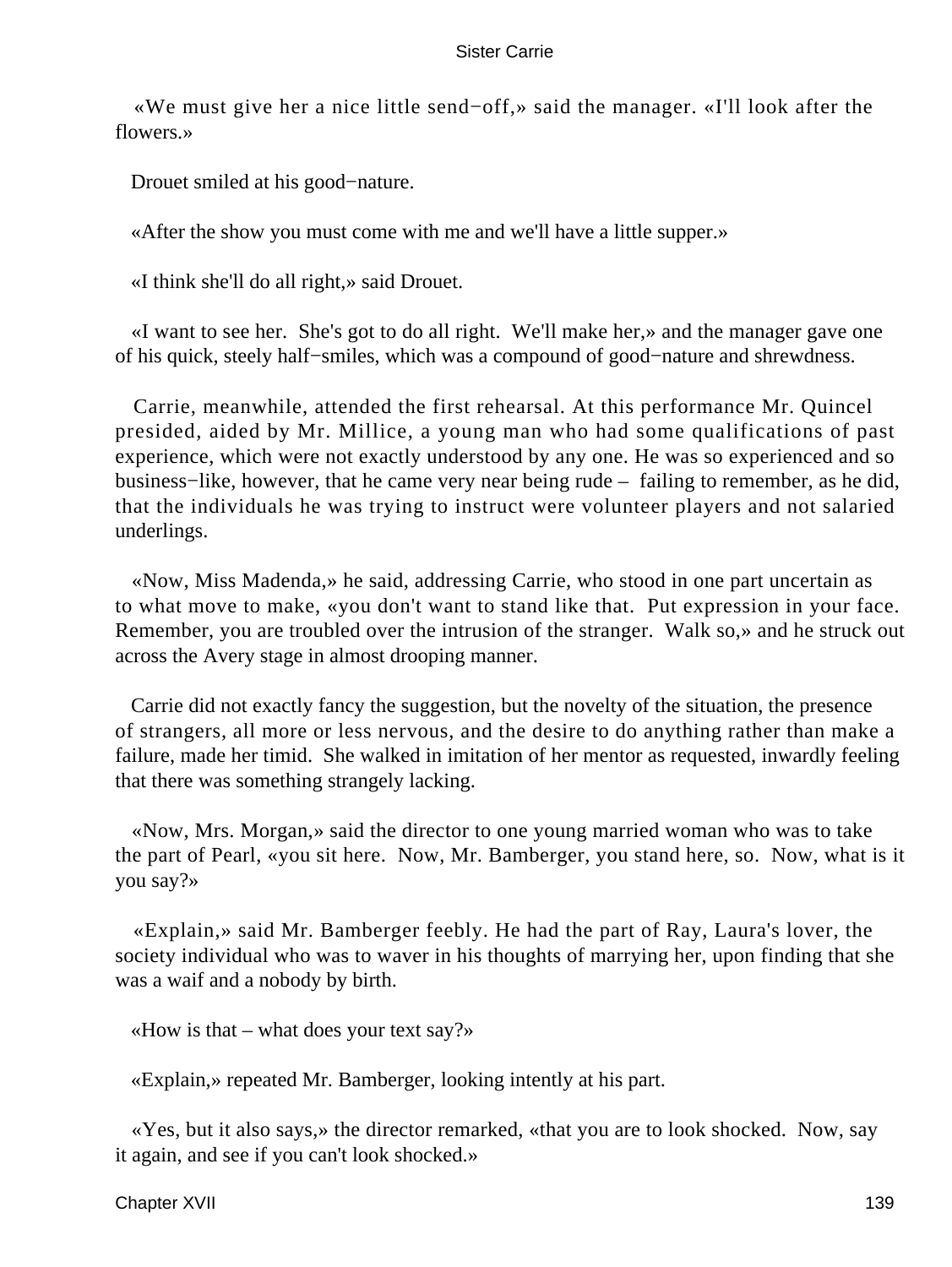«We must give her a nice little send−off,» said the manager. «I'll look after the flowers.»

Drouet smiled at his good−nature.

«After the show you must come with me and we'll have a little supper.»

«I think she'll do all right,» said Drouet.

«I want to see her. She's got to do all right. We'll make her,» and the manager gave one of his quick, steely half−smiles, which was a compound of good−nature and shrewdness.

Carrie, meanwhile, attended the first rehearsal. At this performance Mr. Quincel presided, aided by Mr. Millice, a young man who had some qualifications of past experience, which were not exactly understood by any one. He was so experienced and so business−like, however, that he came very near being rude – failing to remember, as he did, that the individuals he was trying to instruct were volunteer players and not salaried underlings.

«Now, Miss Madenda,» he said, addressing Carrie, who stood in one part uncertain as to what move to make, «you don't want to stand like that. Put expression in your face. Remember, you are troubled over the intrusion of the stranger. Walk so,» and he struck out across the Avery stage in almost drooping manner.

Carrie did not exactly fancy the suggestion, but the novelty of the situation, the presence of strangers, all more or less nervous, and the desire to do anything rather than make a failure, made her timid. She walked in imitation of her mentor as requested, inwardly feeling that there was something strangely lacking.

«Now, Mrs. Morgan,» said the director to one young married woman who was to take the part of Pearl, «you sit here. Now, Mr. Bamberger, you stand here, so. Now, what is it you say?»

«Explain,» said Mr. Bamberger feebly. He had the part of Ray, Laura's lover, the society individual who was to waver in his thoughts of marrying her, upon finding that she was a waif and a nobody by birth.

«How is that – what does your text say?»

«Explain,» repeated Mr. Bamberger, looking intently at his part.

«Yes, but it also says,» the director remarked, «that you are to look shocked. Now, say it again, and see if you can't look shocked.»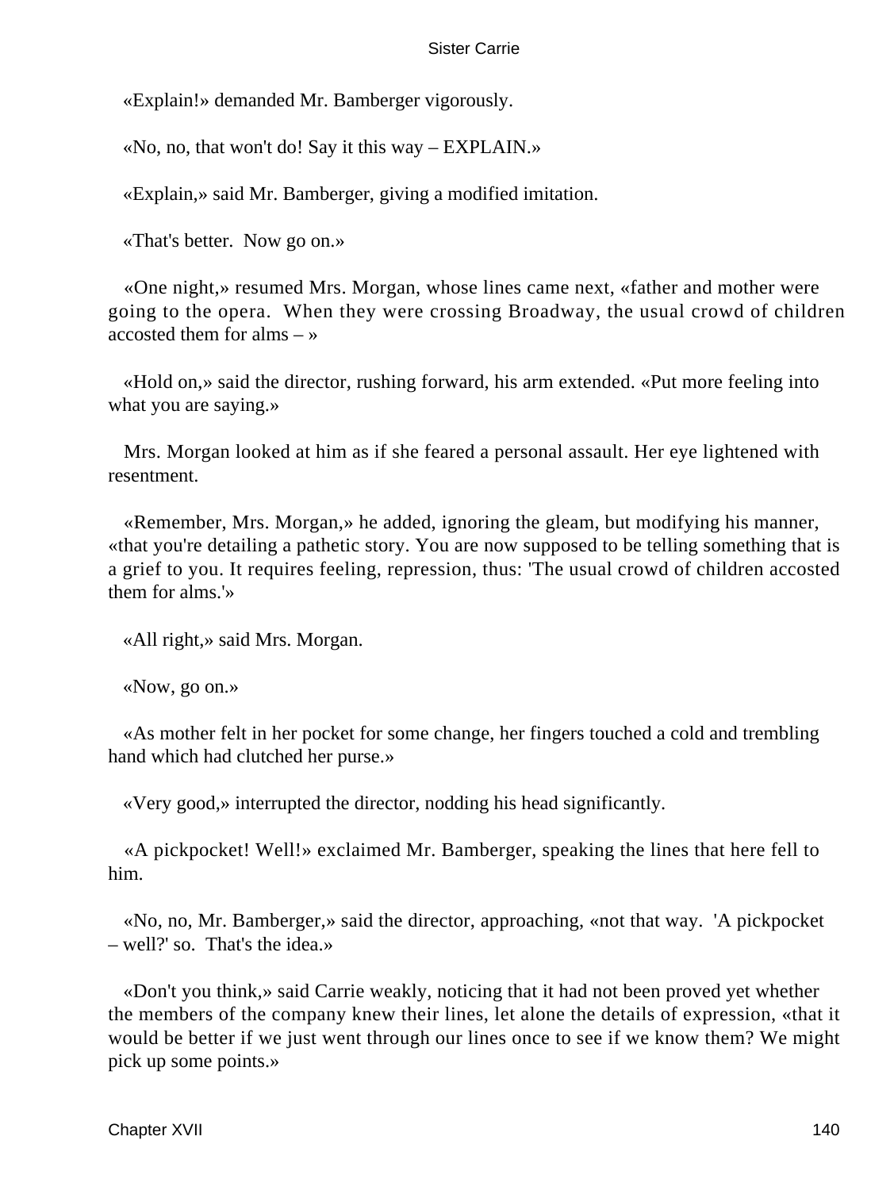«Explain!» demanded Mr. Bamberger vigorously.

«No, no, that won't do! Say it this way – EXPLAIN.»

«Explain,» said Mr. Bamberger, giving a modified imitation.

«That's better. Now go on.»

«One night,» resumed Mrs. Morgan, whose lines came next, «father and mother were going to the opera. When they were crossing Broadway, the usual crowd of children accosted them for alms – »

«Hold on,» said the director, rushing forward, his arm extended. «Put more feeling into what you are saying.»

Mrs. Morgan looked at him as if she feared a personal assault. Her eye lightened with resentment.

«Remember, Mrs. Morgan,» he added, ignoring the gleam, but modifying his manner, «that you're detailing a pathetic story. You are now supposed to be telling something that is a grief to you. It requires feeling, repression, thus: 'The usual crowd of children accosted them for alms.'»

«All right,» said Mrs. Morgan.

«Now, go on.»

«As mother felt in her pocket for some change, her fingers touched a cold and trembling hand which had clutched her purse.»

«Very good,» interrupted the director, nodding his head significantly.

«A pickpocket! Well!» exclaimed Mr. Bamberger, speaking the lines that here fell to him.

«No, no, Mr. Bamberger,» said the director, approaching, «not that way. 'A pickpocket – well?' so. That's the idea.»

«Don't you think,» said Carrie weakly, noticing that it had not been proved yet whether the members of the company knew their lines, let alone the details of expression, «that it would be better if we just went through our lines once to see if we know them? We might pick up some points.»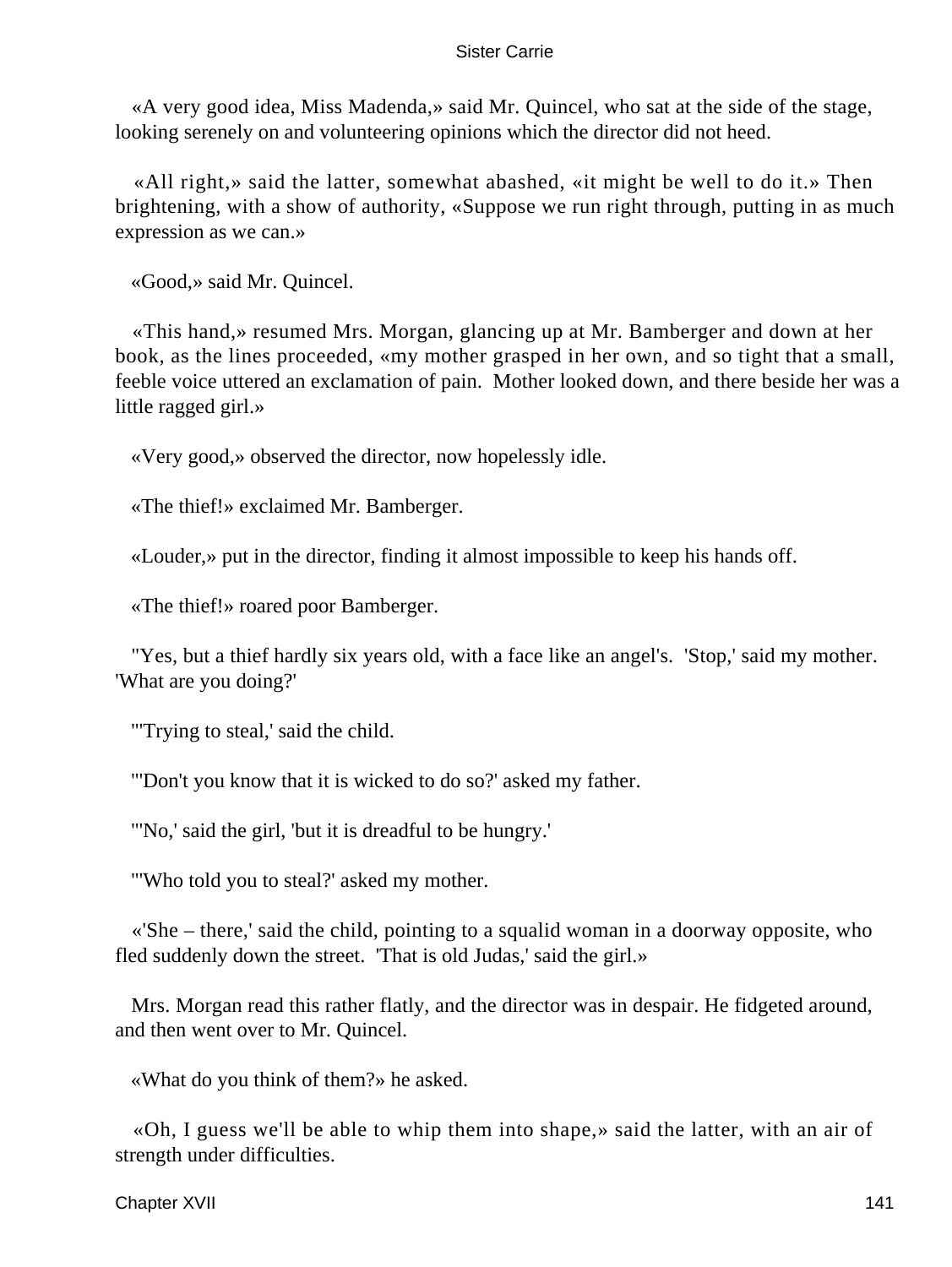«A very good idea, Miss Madenda,» said Mr. Quincel, who sat at the side of the stage, looking serenely on and volunteering opinions which the director did not heed.

«All right,» said the latter, somewhat abashed, «it might be well to do it.» Then brightening, with a show of authority, «Suppose we run right through, putting in as much expression as we can.»

«Good,» said Mr. Quincel.

«This hand,» resumed Mrs. Morgan, glancing up at Mr. Bamberger and down at her book, as the lines proceeded, «my mother grasped in her own, and so tight that a small, feeble voice uttered an exclamation of pain. Mother looked down, and there beside her was a little ragged girl.»

«Very good,» observed the director, now hopelessly idle.

«The thief!» exclaimed Mr. Bamberger.

«Louder,» put in the director, finding it almost impossible to keep his hands off.

«The thief!» roared poor Bamberger.

"Yes, but a thief hardly six years old, with a face like an angel's. 'Stop,' said my mother. 'What are you doing?'

"'Trying to steal,' said the child.

"'Don't you know that it is wicked to do so?' asked my father.

"'No,' said the girl, 'but it is dreadful to be hungry.'

"'Who told you to steal?' asked my mother.

«'She – there,' said the child, pointing to a squalid woman in a doorway opposite, who fled suddenly down the street. 'That is old Judas,' said the girl.»

Mrs. Morgan read this rather flatly, and the director was in despair. He fidgeted around, and then went over to Mr. Quincel.

«What do you think of them?» he asked.

«Oh, I guess we'll be able to whip them into shape,» said the latter, with an air of strength under difficulties.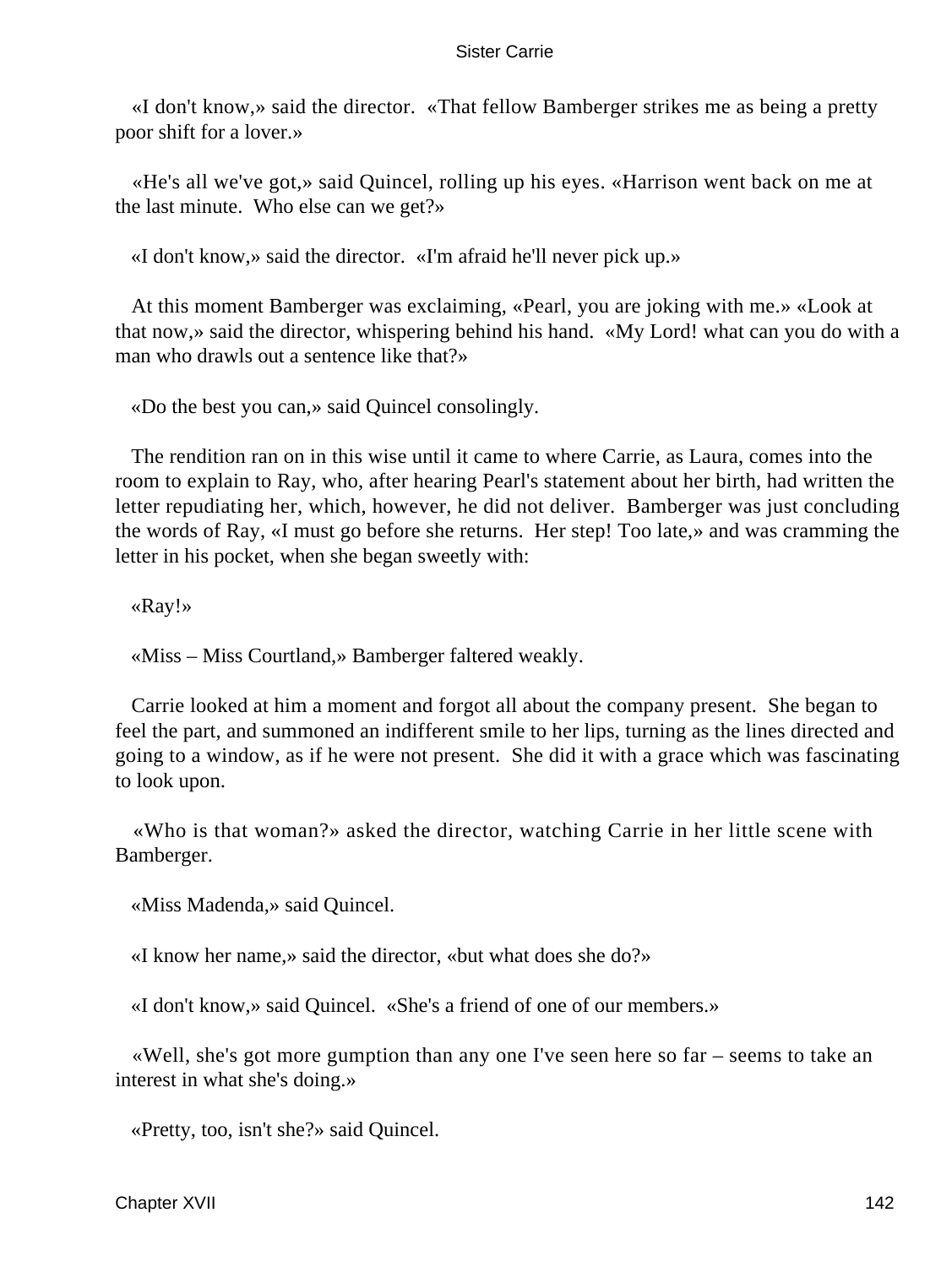«I don't know,» said the director. «That fellow Bamberger strikes me as being a pretty poor shift for a lover.»

«He's all we've got,» said Quincel, rolling up his eyes. «Harrison went back on me at the last minute. Who else can we get?»

«I don't know,» said the director. «I'm afraid he'll never pick up.»

At this moment Bamberger was exclaiming, «Pearl, you are joking with me.» «Look at that now,» said the director, whispering behind his hand. «My Lord! what can you do with a man who drawls out a sentence like that?»

«Do the best you can,» said Quincel consolingly.

The rendition ran on in this wise until it came to where Carrie, as Laura, comes into the room to explain to Ray, who, after hearing Pearl's statement about her birth, had written the letter repudiating her, which, however, he did not deliver. Bamberger was just concluding the words of Ray, «I must go before she returns. Her step! Too late,» and was cramming the letter in his pocket, when she began sweetly with:

«Ray!»

«Miss – Miss Courtland,» Bamberger faltered weakly.

Carrie looked at him a moment and forgot all about the company present. She began to feel the part, and summoned an indifferent smile to her lips, turning as the lines directed and going to a window, as if he were not present. She did it with a grace which was fascinating to look upon.

«Who is that woman?» asked the director, watching Carrie in her little scene with Bamberger.

«Miss Madenda,» said Quincel.

«I know her name,» said the director, «but what does she do?»

«I don't know,» said Quincel. «She's a friend of one of our members.»

«Well, she's got more gumption than any one I've seen here so far – seems to take an interest in what she's doing.»

«Pretty, too, isn't she?» said Quincel.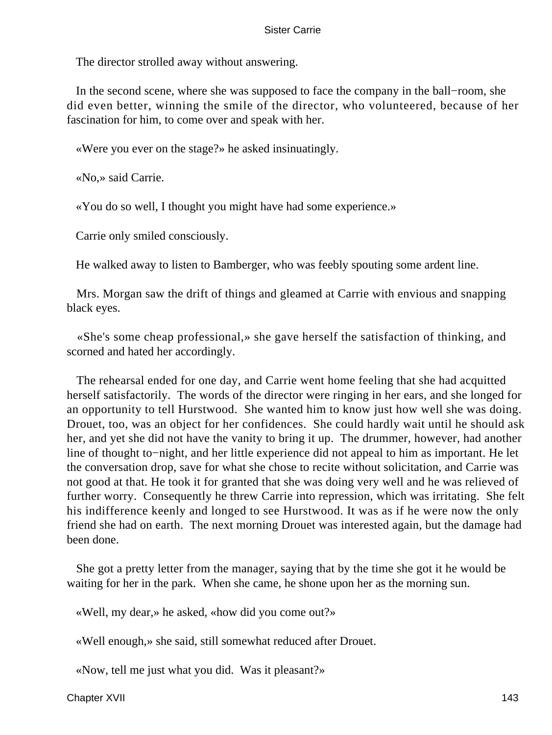The director strolled away without answering.

In the second scene, where she was supposed to face the company in the ball−room, she did even better, winning the smile of the director, who volunteered, because of her fascination for him, to come over and speak with her.

«Were you ever on the stage?» he asked insinuatingly.

«No,» said Carrie.

«You do so well, I thought you might have had some experience.»

Carrie only smiled consciously.

He walked away to listen to Bamberger, who was feebly spouting some ardent line.

Mrs. Morgan saw the drift of things and gleamed at Carrie with envious and snapping black eyes.

«She's some cheap professional,» she gave herself the satisfaction of thinking, and scorned and hated her accordingly.

The rehearsal ended for one day, and Carrie went home feeling that she had acquitted herself satisfactorily. The words of the director were ringing in her ears, and she longed for an opportunity to tell Hurstwood. She wanted him to know just how well she was doing. Drouet, too, was an object for her confidences. She could hardly wait until he should ask her, and yet she did not have the vanity to bring it up. The drummer, however, had another line of thought to−night, and her little experience did not appeal to him as important. He let the conversation drop, save for what she chose to recite without solicitation, and Carrie was not good at that. He took it for granted that she was doing very well and he was relieved of further worry. Consequently he threw Carrie into repression, which was irritating. She felt his indifference keenly and longed to see Hurstwood. It was as if he were now the only friend she had on earth. The next morning Drouet was interested again, but the damage had been done.

She got a pretty letter from the manager, saying that by the time she got it he would be waiting for her in the park. When she came, he shone upon her as the morning sun.

«Well, my dear,» he asked, «how did you come out?»

«Well enough,» she said, still somewhat reduced after Drouet.

«Now, tell me just what you did. Was it pleasant?»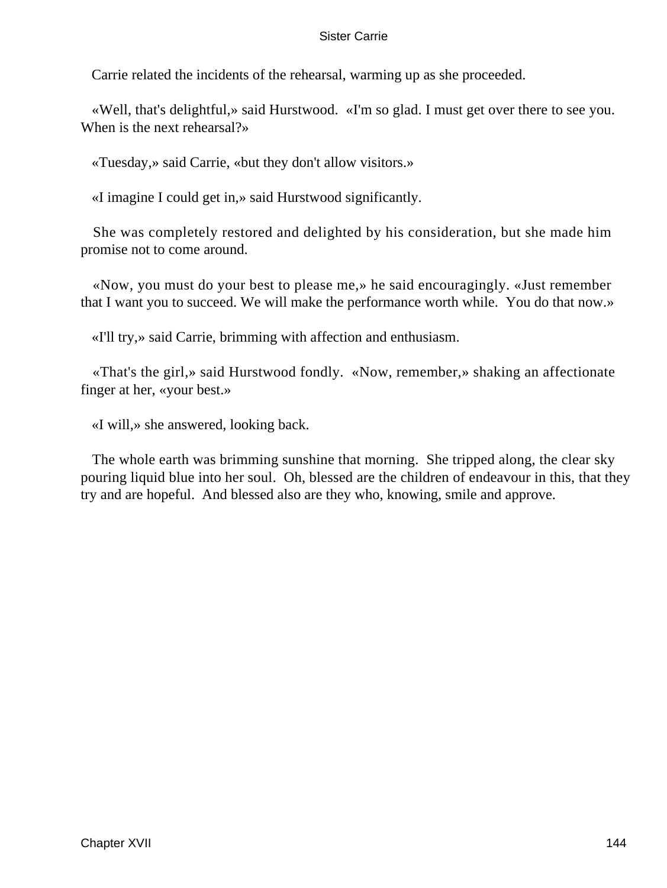Carrie related the incidents of the rehearsal, warming up as she proceeded.

«Well, that's delightful,» said Hurstwood. «I'm so glad. I must get over there to see you. When is the next rehearsal?»

«Tuesday,» said Carrie, «but they don't allow visitors.»

«I imagine I could get in,» said Hurstwood significantly.

She was completely restored and delighted by his consideration, but she made him promise not to come around.

«Now, you must do your best to please me,» he said encouragingly. «Just remember that I want you to succeed. We will make the performance worth while. You do that now.»

«I'll try,» said Carrie, brimming with affection and enthusiasm.

«That's the girl,» said Hurstwood fondly. «Now, remember,» shaking an affectionate finger at her, «your best.»

«I will,» she answered, looking back.

The whole earth was brimming sunshine that morning. She tripped along, the clear sky pouring liquid blue into her soul. Oh, blessed are the children of endeavour in this, that they try and are hopeful. And blessed also are they who, knowing, smile and approve.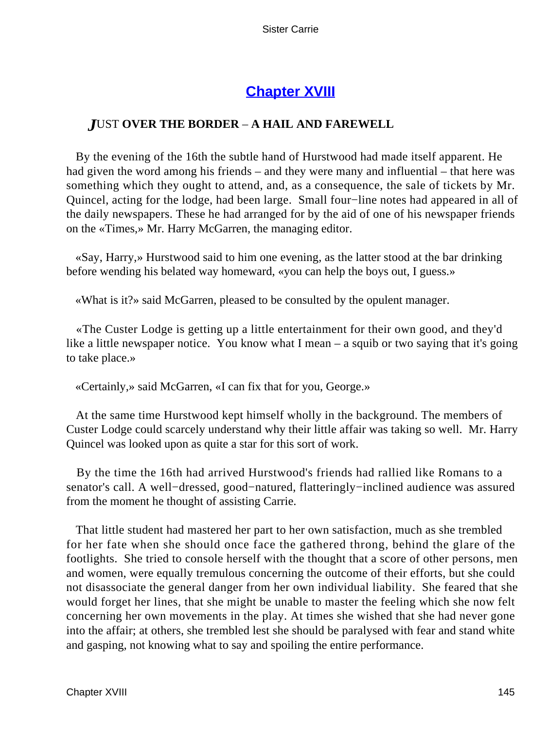## Chapter XVIII

### *J*UST OVER THE BORDER – A HAIL AND FAREWELL

By the evening of the 16th the subtle hand of Hurstwood had made itself apparent. He had given the word among his friends – and they were many and influential – that here was something which they ought to attend, and, as a consequence, the sale of tickets by Mr. Quincel, acting for the lodge, had been large. Small four−line notes had appeared in all of the daily newspapers. These he had arranged for by the aid of one of his newspaper friends on the «Times,» Mr. Harry McGarren, the managing editor.

«Say, Harry,» Hurstwood said to him one evening, as the latter stood at the bar drinking before wending his belated way homeward, «you can help the boys out, I guess.»

«What is it?» said McGarren, pleased to be consulted by the opulent manager.

«The Custer Lodge is getting up a little entertainment for their own good, and they'd like a little newspaper notice. You know what I mean – a squib or two saying that it's going to take place.»

«Certainly,» said McGarren, «I can fix that for you, George.»

At the same time Hurstwood kept himself wholly in the background. The members of Custer Lodge could scarcely understand why their little affair was taking so well. Mr. Harry Quincel was looked upon as quite a star for this sort of work.

By the time the 16th had arrived Hurstwood's friends had rallied like Romans to a senator's call. A well−dressed, good−natured, flatteringly−inclined audience was assured from the moment he thought of assisting Carrie.

That little student had mastered her part to her own satisfaction, much as she trembled for her fate when she should once face the gathered throng, behind the glare of the footlights. She tried to console herself with the thought that a score of other persons, men and women, were equally tremulous concerning the outcome of their efforts, but she could not disassociate the general danger from her own individual liability. She feared that she would forget her lines, that she might be unable to master the feeling which she now felt concerning her own movements in the play. At times she wished that she had never gone into the affair; at others, she trembled lest she should be paralysed with fear and stand white and gasping, not knowing what to say and spoiling the entire performance.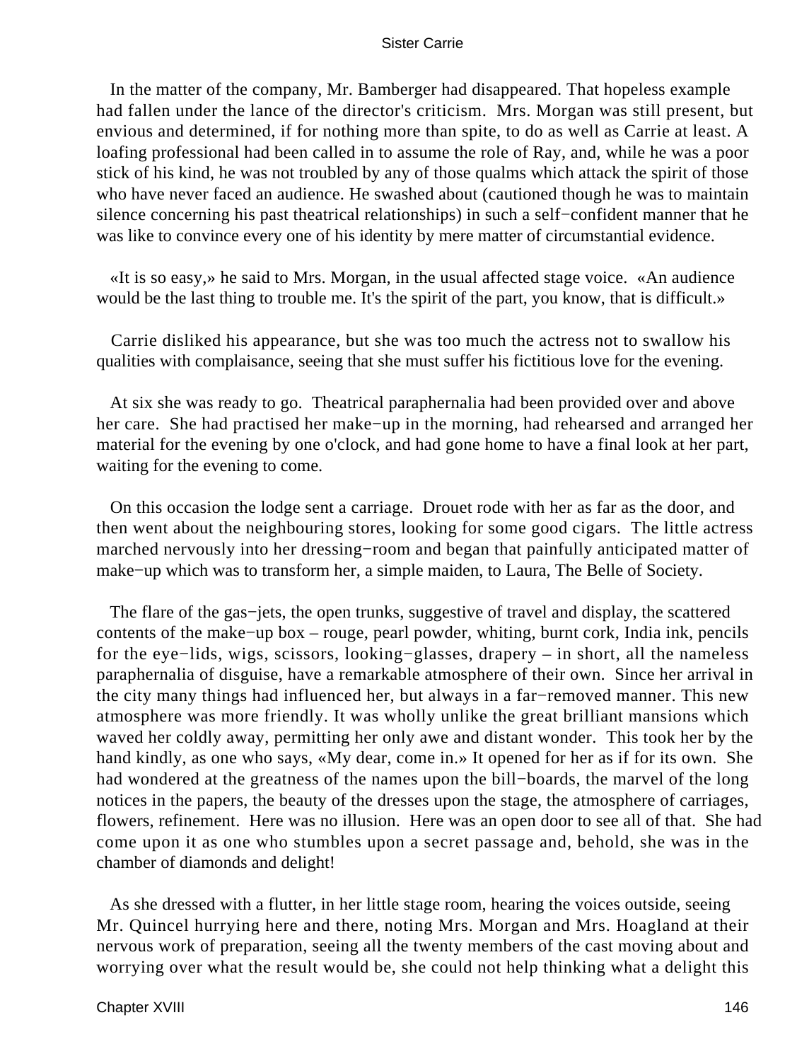In the matter of the company, Mr. Bamberger had disappeared. That hopeless example had fallen under the lance of the director's criticism. Mrs. Morgan was still present, but envious and determined, if for nothing more than spite, to do as well as Carrie at least. A loafing professional had been called in to assume the role of Ray, and, while he was a poor stick of his kind, he was not troubled by any of those qualms which attack the spirit of those who have never faced an audience. He swashed about (cautioned though he was to maintain silence concerning his past theatrical relationships) in such a self−confident manner that he was like to convince every one of his identity by mere matter of circumstantial evidence.

«It is so easy,» he said to Mrs. Morgan, in the usual affected stage voice. «An audience would be the last thing to trouble me. It's the spirit of the part, you know, that is difficult.»

Carrie disliked his appearance, but she was too much the actress not to swallow his qualities with complaisance, seeing that she must suffer his fictitious love for the evening.

At six she was ready to go. Theatrical paraphernalia had been provided over and above her care. She had practised her make−up in the morning, had rehearsed and arranged her material for the evening by one o'clock, and had gone home to have a final look at her part, waiting for the evening to come.

On this occasion the lodge sent a carriage. Drouet rode with her as far as the door, and then went about the neighbouring stores, looking for some good cigars. The little actress marched nervously into her dressing−room and began that painfully anticipated matter of make−up which was to transform her, a simple maiden, to Laura, The Belle of Society.

The flare of the gas−jets, the open trunks, suggestive of travel and display, the scattered contents of the make−up box – rouge, pearl powder, whiting, burnt cork, India ink, pencils for the eye−lids, wigs, scissors, looking−glasses, drapery – in short, all the nameless paraphernalia of disguise, have a remarkable atmosphere of their own. Since her arrival in the city many things had influenced her, but always in a far−removed manner. This new atmosphere was more friendly. It was wholly unlike the great brilliant mansions which waved her coldly away, permitting her only awe and distant wonder. This took her by the hand kindly, as one who says, «My dear, come in.» It opened for her as if for its own. She had wondered at the greatness of the names upon the bill−boards, the marvel of the long notices in the papers, the beauty of the dresses upon the stage, the atmosphere of carriages, flowers, refinement. Here was no illusion. Here was an open door to see all of that. She had come upon it as one who stumbles upon a secret passage and, behold, she was in the chamber of diamonds and delight!

As she dressed with a flutter, in her little stage room, hearing the voices outside, seeing Mr. Quincel hurrying here and there, noting Mrs. Morgan and Mrs. Hoagland at their nervous work of preparation, seeing all the twenty members of the cast moving about and worrying over what the result would be, she could not help thinking what a delight this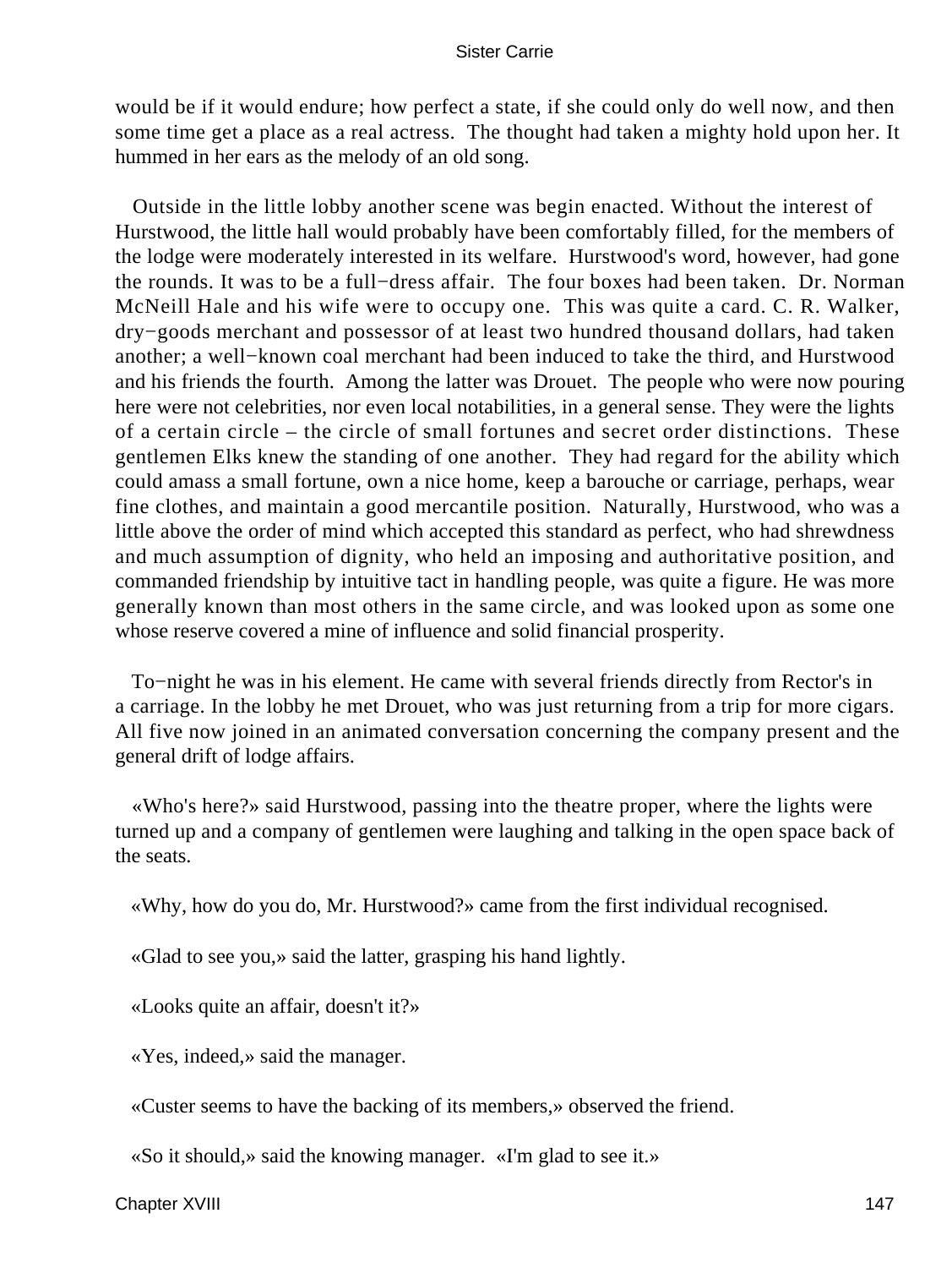would be if it would endure; how perfect a state, if she could only do well now, and then some time get a place as a real actress. The thought had taken a mighty hold upon her. It hummed in her ears as the melody of an old song.

Outside in the little lobby another scene was begin enacted. Without the interest of Hurstwood, the little hall would probably have been comfortably filled, for the members of the lodge were moderately interested in its welfare. Hurstwood's word, however, had gone the rounds. It was to be a full−dress affair. The four boxes had been taken. Dr. Norman McNeill Hale and his wife were to occupy one. This was quite a card. C. R. Walker, dry−goods merchant and possessor of at least two hundred thousand dollars, had taken another; a well−known coal merchant had been induced to take the third, and Hurstwood and his friends the fourth. Among the latter was Drouet. The people who were now pouring here were not celebrities, nor even local notabilities, in a general sense. They were the lights of a certain circle – the circle of small fortunes and secret order distinctions. These gentlemen Elks knew the standing of one another. They had regard for the ability which could amass a small fortune, own a nice home, keep a barouche or carriage, perhaps, wear fine clothes, and maintain a good mercantile position. Naturally, Hurstwood, who was a little above the order of mind which accepted this standard as perfect, who had shrewdness and much assumption of dignity, who held an imposing and authoritative position, and commanded friendship by intuitive tact in handling people, was quite a figure. He was more generally known than most others in the same circle, and was looked upon as some one whose reserve covered a mine of influence and solid financial prosperity.

To−night he was in his element. He came with several friends directly from Rector's in a carriage. In the lobby he met Drouet, who was just returning from a trip for more cigars. All five now joined in an animated conversation concerning the company present and the general drift of lodge affairs.

«Who's here?» said Hurstwood, passing into the theatre proper, where the lights were turned up and a company of gentlemen were laughing and talking in the open space back of the seats.

«Why, how do you do, Mr. Hurstwood?» came from the first individual recognised.

«Glad to see you,» said the latter, grasping his hand lightly.

«Looks quite an affair, doesn't it?»

«Yes, indeed,» said the manager.

«Custer seems to have the backing of its members,» observed the friend.

«So it should,» said the knowing manager. «I'm glad to see it.»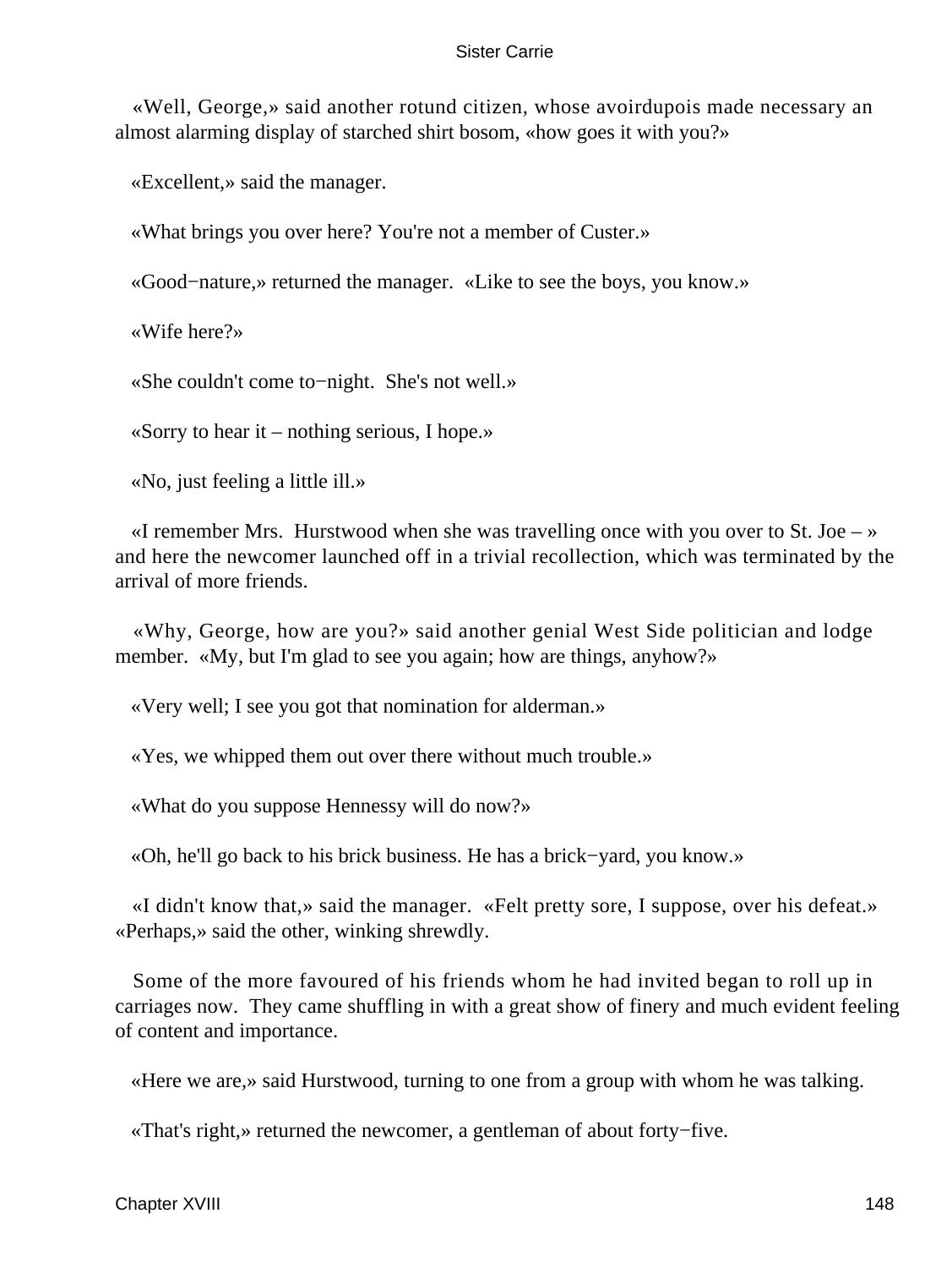«Well, George,» said another rotund citizen, whose avoirdupois made necessary an almost alarming display of starched shirt bosom, «how goes it with you?»

«Excellent,» said the manager.

«What brings you over here? You're not a member of Custer.»

«Good−nature,» returned the manager. «Like to see the boys, you know.»

«Wife here?»

«She couldn't come to−night. She's not well.»

«Sorry to hear it – nothing serious, I hope.»

«No, just feeling a little ill.»

«I remember Mrs. Hurstwood when she was travelling once with you over to St. Joe – » and here the newcomer launched off in a trivial recollection, which was terminated by the arrival of more friends.

«Why, George, how are you?» said another genial West Side politician and lodge member. «My, but I'm glad to see you again; how are things, anyhow?»

«Very well; I see you got that nomination for alderman.»

«Yes, we whipped them out over there without much trouble.»

«What do you suppose Hennessy will do now?»

«Oh, he'll go back to his brick business. He has a brick−yard, you know.»

«I didn't know that,» said the manager. «Felt pretty sore, I suppose, over his defeat.» «Perhaps,» said the other, winking shrewdly.

Some of the more favoured of his friends whom he had invited began to roll up in carriages now. They came shuffling in with a great show of finery and much evident feeling of content and importance.

«Here we are,» said Hurstwood, turning to one from a group with whom he was talking.

«That's right,» returned the newcomer, a gentleman of about forty−five.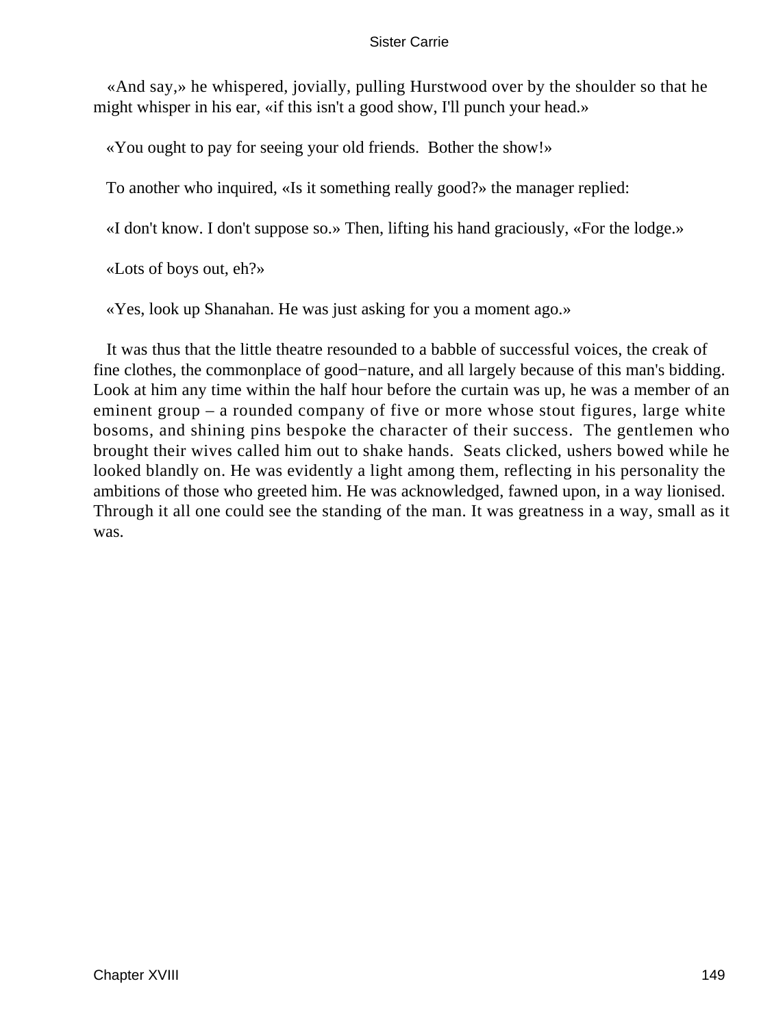«And say,» he whispered, jovially, pulling Hurstwood over by the shoulder so that he might whisper in his ear, «if this isn't a good show, I'll punch your head.»

«You ought to pay for seeing your old friends. Bother the show!»

To another who inquired, «Is it something really good?» the manager replied:

«I don't know. I don't suppose so.» Then, lifting his hand graciously, «For the lodge.»

«Lots of boys out, eh?»

«Yes, look up Shanahan. He was just asking for you a moment ago.»

It was thus that the little theatre resounded to a babble of successful voices, the creak of fine clothes, the commonplace of good−nature, and all largely because of this man's bidding. Look at him any time within the half hour before the curtain was up, he was a member of an eminent group – a rounded company of five or more whose stout figures, large white bosoms, and shining pins bespoke the character of their success. The gentlemen who brought their wives called him out to shake hands. Seats clicked, ushers bowed while he looked blandly on. He was evidently a light among them, reflecting in his personality the ambitions of those who greeted him. He was acknowledged, fawned upon, in a way lionised. Through it all one could see the standing of the man. It was greatness in a way, small as it was.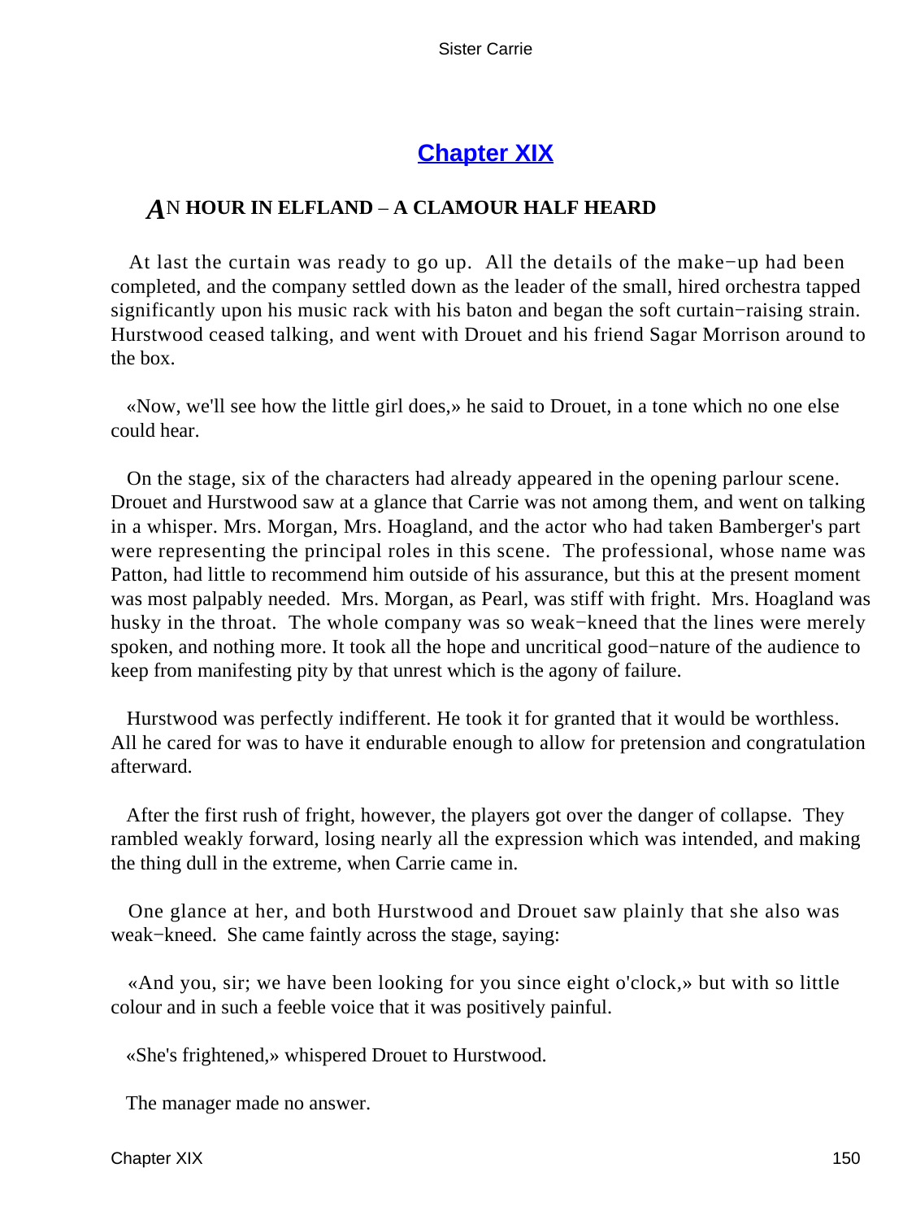## Chapter XIX

### *A*N HOUR IN ELFLAND – A CLAMOUR HALF HEARD

At last the curtain was ready to go up. All the details of the make−up had been completed, and the company settled down as the leader of the small, hired orchestra tapped significantly upon his music rack with his baton and began the soft curtain−raising strain. Hurstwood ceased talking, and went with Drouet and his friend Sagar Morrison around to the box.

«Now, we'll see how the little girl does,» he said to Drouet, in a tone which no one else could hear.

On the stage, six of the characters had already appeared in the opening parlour scene. Drouet and Hurstwood saw at a glance that Carrie was not among them, and went on talking in a whisper. Mrs. Morgan, Mrs. Hoagland, and the actor who had taken Bamberger's part were representing the principal roles in this scene. The professional, whose name was Patton, had little to recommend him outside of his assurance, but this at the present moment was most palpably needed. Mrs. Morgan, as Pearl, was stiff with fright. Mrs. Hoagland was husky in the throat. The whole company was so weak−kneed that the lines were merely spoken, and nothing more. It took all the hope and uncritical good−nature of the audience to keep from manifesting pity by that unrest which is the agony of failure.

Hurstwood was perfectly indifferent. He took it for granted that it would be worthless. All he cared for was to have it endurable enough to allow for pretension and congratulation afterward.

After the first rush of fright, however, the players got over the danger of collapse. They rambled weakly forward, losing nearly all the expression which was intended, and making the thing dull in the extreme, when Carrie came in.

One glance at her, and both Hurstwood and Drouet saw plainly that she also was weak−kneed. She came faintly across the stage, saying:

«And you, sir; we have been looking for you since eight o'clock,» but with so little colour and in such a feeble voice that it was positively painful.

«She's frightened,» whispered Drouet to Hurstwood.

The manager made no answer.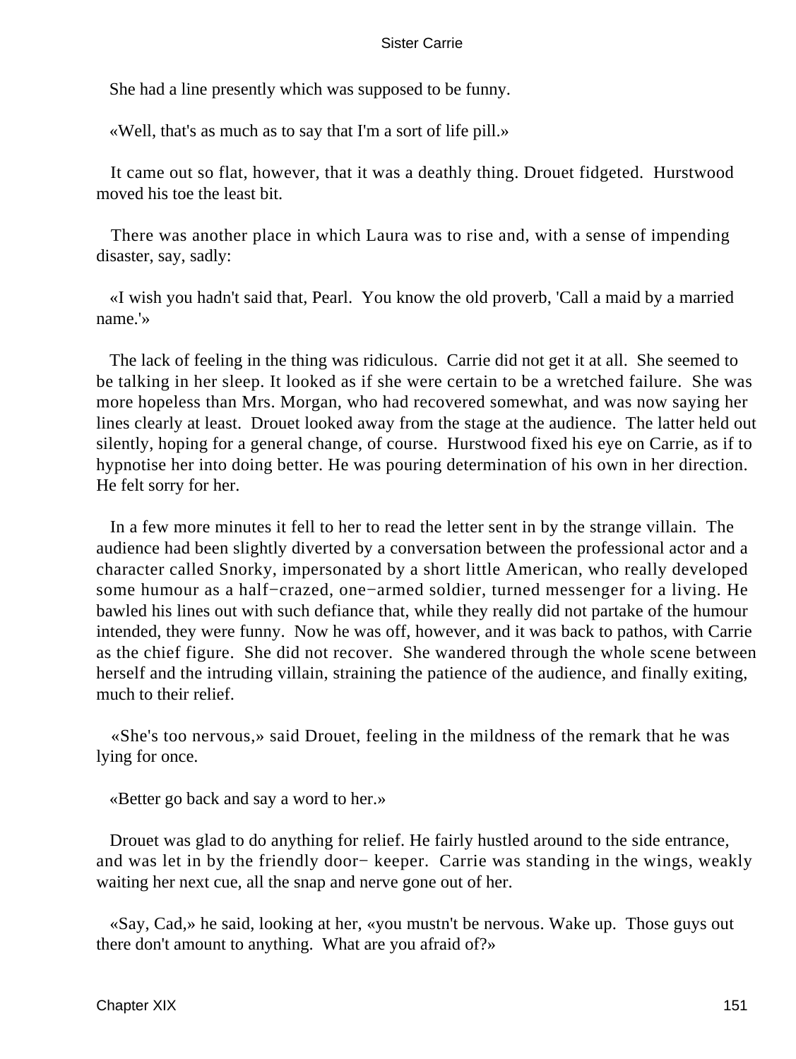She had a line presently which was supposed to be funny.

«Well, that's as much as to say that I'm a sort of life pill.»

It came out so flat, however, that it was a deathly thing. Drouet fidgeted. Hurstwood moved his toe the least bit.

There was another place in which Laura was to rise and, with a sense of impending disaster, say, sadly:

«I wish you hadn't said that, Pearl. You know the old proverb, 'Call a maid by a married name.'»

The lack of feeling in the thing was ridiculous. Carrie did not get it at all. She seemed to be talking in her sleep. It looked as if she were certain to be a wretched failure. She was more hopeless than Mrs. Morgan, who had recovered somewhat, and was now saying her lines clearly at least. Drouet looked away from the stage at the audience. The latter held out silently, hoping for a general change, of course. Hurstwood fixed his eye on Carrie, as if to hypnotise her into doing better. He was pouring determination of his own in her direction. He felt sorry for her.

In a few more minutes it fell to her to read the letter sent in by the strange villain. The audience had been slightly diverted by a conversation between the professional actor and a character called Snorky, impersonated by a short little American, who really developed some humour as a half−crazed, one−armed soldier, turned messenger for a living. He bawled his lines out with such defiance that, while they really did not partake of the humour intended, they were funny. Now he was off, however, and it was back to pathos, with Carrie as the chief figure. She did not recover. She wandered through the whole scene between herself and the intruding villain, straining the patience of the audience, and finally exiting, much to their relief.

«She's too nervous,» said Drouet, feeling in the mildness of the remark that he was lying for once.

«Better go back and say a word to her.»

Drouet was glad to do anything for relief. He fairly hustled around to the side entrance, and was let in by the friendly door− keeper. Carrie was standing in the wings, weakly waiting her next cue, all the snap and nerve gone out of her.

«Say, Cad,» he said, looking at her, «you mustn't be nervous. Wake up. Those guys out there don't amount to anything. What are you afraid of?»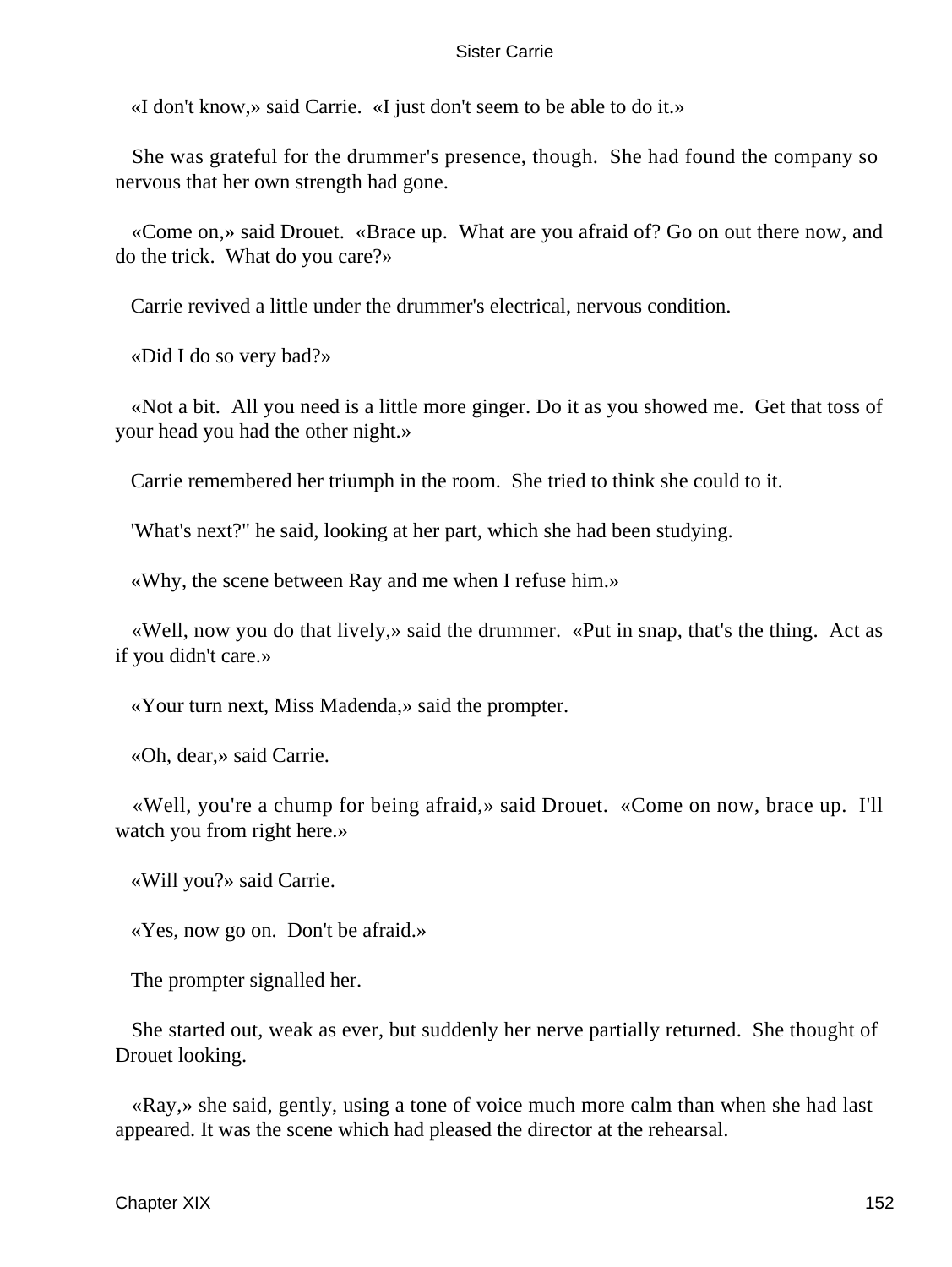«I don't know,» said Carrie. «I just don't seem to be able to do it.»

She was grateful for the drummer's presence, though. She had found the company so nervous that her own strength had gone.

«Come on,» said Drouet. «Brace up. What are you afraid of? Go on out there now, and do the trick. What do you care?»

Carrie revived a little under the drummer's electrical, nervous condition.

«Did I do so very bad?»

«Not a bit. All you need is a little more ginger. Do it as you showed me. Get that toss of your head you had the other night.»

Carrie remembered her triumph in the room. She tried to think she could to it.

'What's next?" he said, looking at her part, which she had been studying.

«Why, the scene between Ray and me when I refuse him.»

«Well, now you do that lively,» said the drummer. «Put in snap, that's the thing. Act as if you didn't care.»

«Your turn next, Miss Madenda,» said the prompter.

«Oh, dear,» said Carrie.

«Well, you're a chump for being afraid,» said Drouet. «Come on now, brace up. I'll watch you from right here.»

«Will you?» said Carrie.

«Yes, now go on. Don't be afraid.»

The prompter signalled her.

She started out, weak as ever, but suddenly her nerve partially returned. She thought of Drouet looking.

«Ray,» she said, gently, using a tone of voice much more calm than when she had last appeared. It was the scene which had pleased the director at the rehearsal.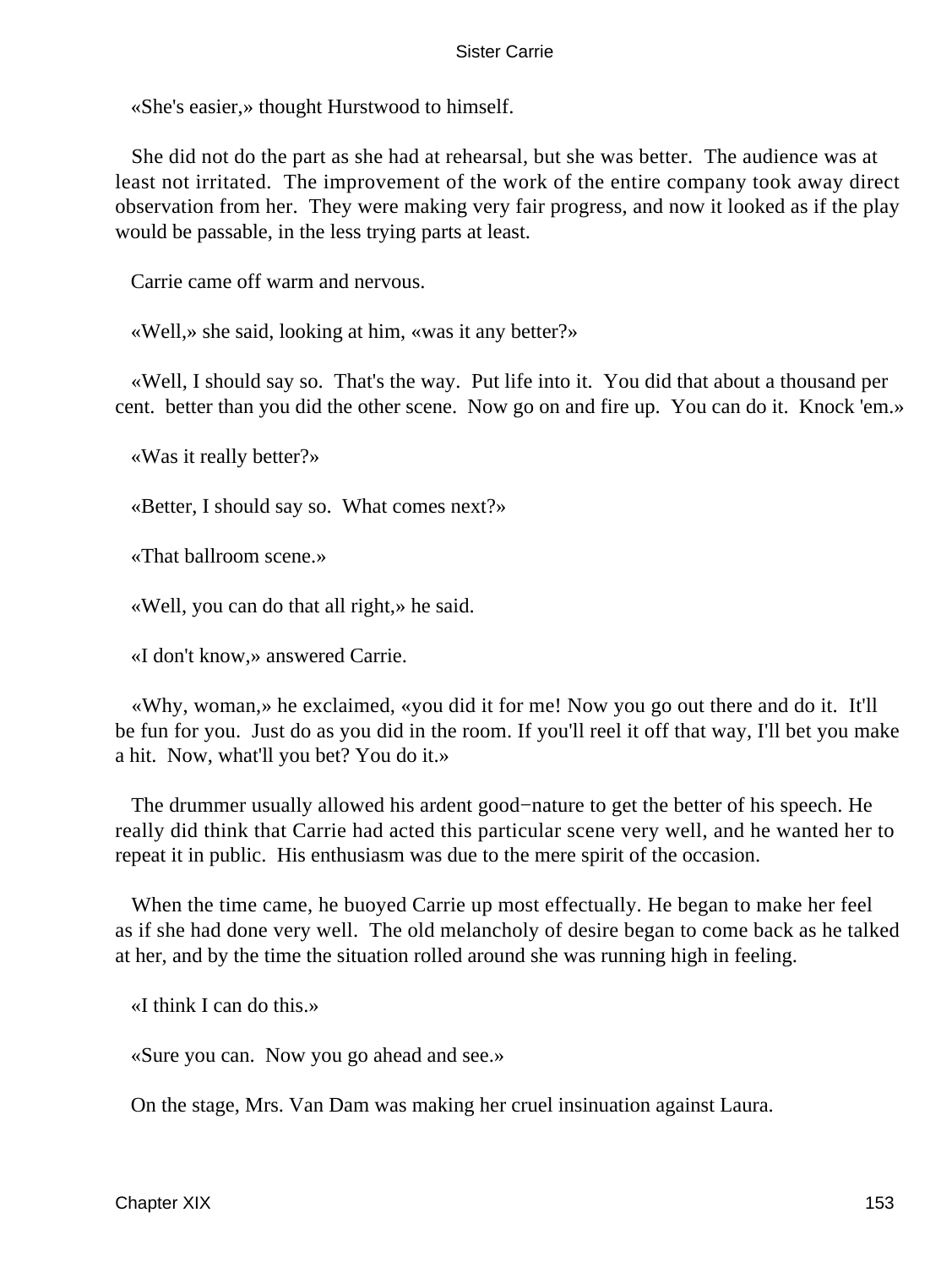«She's easier,» thought Hurstwood to himself.

She did not do the part as she had at rehearsal, but she was better. The audience was at least not irritated. The improvement of the work of the entire company took away direct observation from her. They were making very fair progress, and now it looked as if the play would be passable, in the less trying parts at least.

Carrie came off warm and nervous.

«Well,» she said, looking at him, «was it any better?»

«Well, I should say so. That's the way. Put life into it. You did that about a thousand per cent. better than you did the other scene. Now go on and fire up. You can do it. Knock 'em.»

«Was it really better?»

«Better, I should say so. What comes next?»

«That ballroom scene.»

«Well, you can do that all right,» he said.

«I don't know,» answered Carrie.

«Why, woman,» he exclaimed, «you did it for me! Now you go out there and do it. It'll be fun for you. Just do as you did in the room. If you'll reel it off that way, I'll bet you make a hit. Now, what'll you bet? You do it.»

The drummer usually allowed his ardent good−nature to get the better of his speech. He really did think that Carrie had acted this particular scene very well, and he wanted her to repeat it in public. His enthusiasm was due to the mere spirit of the occasion.

When the time came, he buoyed Carrie up most effectually. He began to make her feel as if she had done very well. The old melancholy of desire began to come back as he talked at her, and by the time the situation rolled around she was running high in feeling.

«I think I can do this.»

«Sure you can. Now you go ahead and see.»

On the stage, Mrs. Van Dam was making her cruel insinuation against Laura.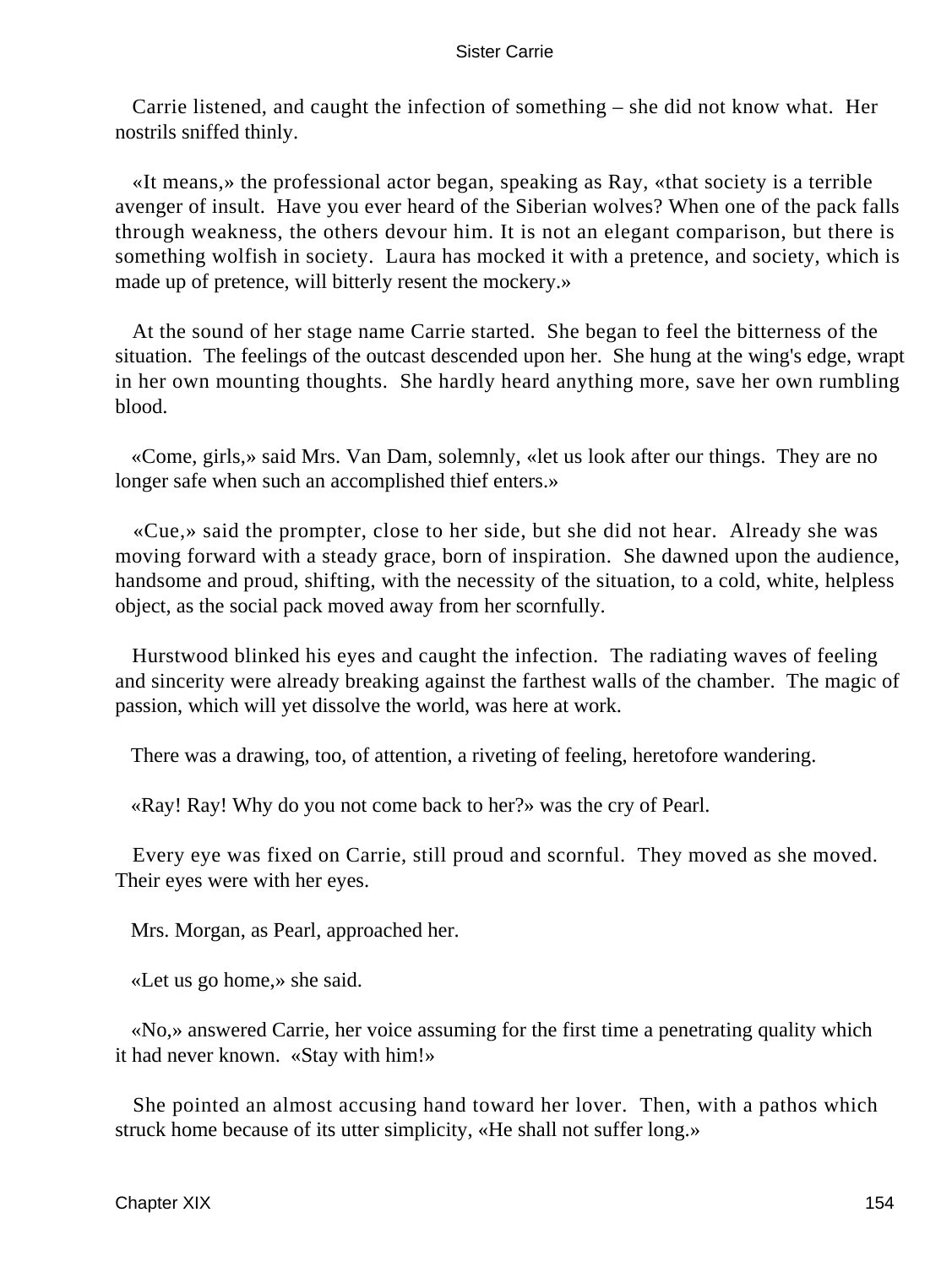Carrie listened, and caught the infection of something – she did not know what. Her nostrils sniffed thinly.

«It means,» the professional actor began, speaking as Ray, «that society is a terrible avenger of insult. Have you ever heard of the Siberian wolves? When one of the pack falls through weakness, the others devour him. It is not an elegant comparison, but there is something wolfish in society. Laura has mocked it with a pretence, and society, which is made up of pretence, will bitterly resent the mockery.»

At the sound of her stage name Carrie started. She began to feel the bitterness of the situation. The feelings of the outcast descended upon her. She hung at the wing's edge, wrapt in her own mounting thoughts. She hardly heard anything more, save her own rumbling blood.

«Come, girls,» said Mrs. Van Dam, solemnly, «let us look after our things. They are no longer safe when such an accomplished thief enters.»

«Cue,» said the prompter, close to her side, but she did not hear. Already she was moving forward with a steady grace, born of inspiration. She dawned upon the audience, handsome and proud, shifting, with the necessity of the situation, to a cold, white, helpless object, as the social pack moved away from her scornfully.

Hurstwood blinked his eyes and caught the infection. The radiating waves of feeling and sincerity were already breaking against the farthest walls of the chamber. The magic of passion, which will yet dissolve the world, was here at work.

There was a drawing, too, of attention, a riveting of feeling, heretofore wandering.

«Ray! Ray! Why do you not come back to her?» was the cry of Pearl.

Every eye was fixed on Carrie, still proud and scornful. They moved as she moved. Their eyes were with her eyes.

Mrs. Morgan, as Pearl, approached her.

«Let us go home,» she said.

«No,» answered Carrie, her voice assuming for the first time a penetrating quality which it had never known. «Stay with him!»

She pointed an almost accusing hand toward her lover. Then, with a pathos which struck home because of its utter simplicity, «He shall not suffer long.»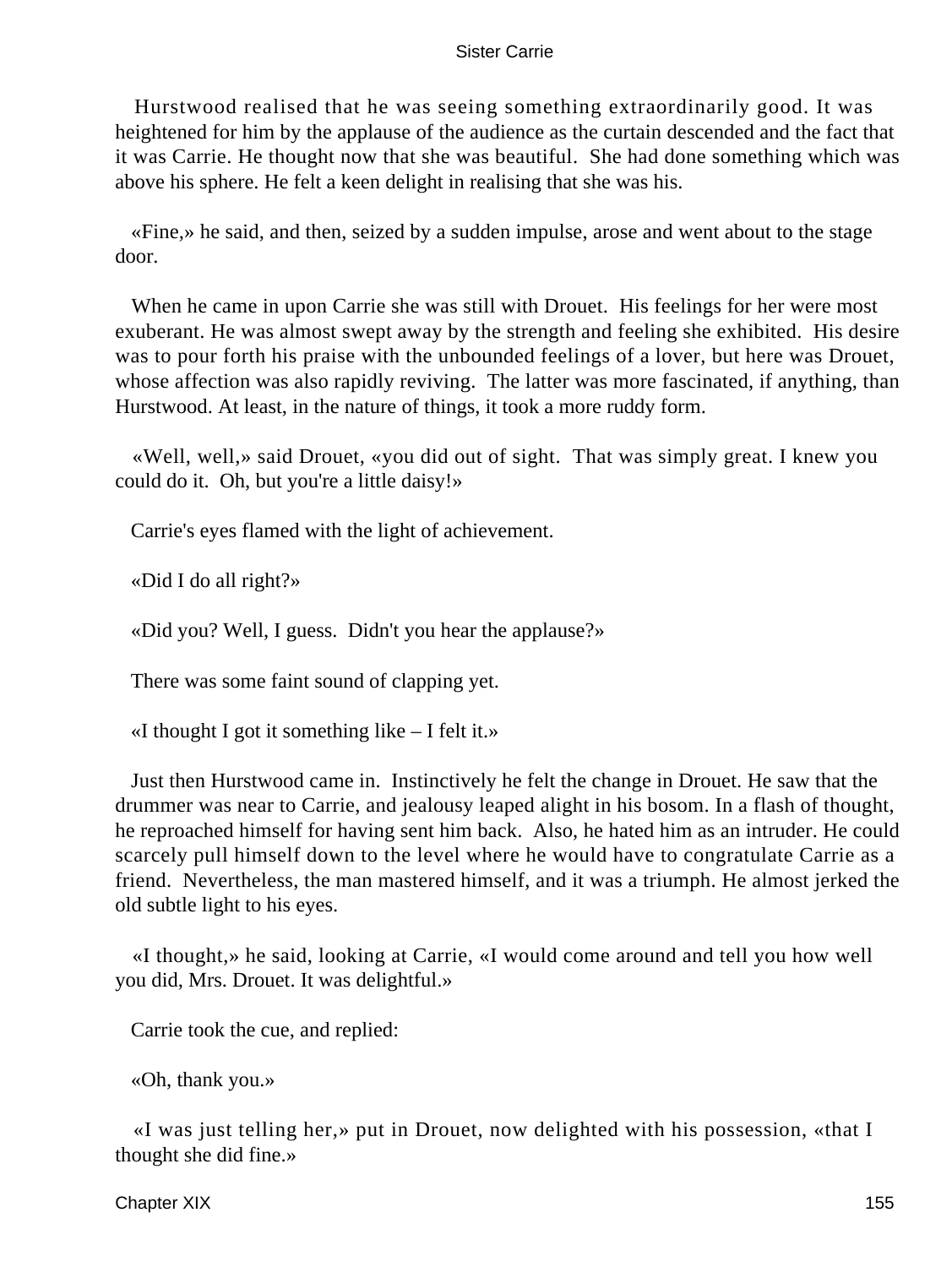Hurstwood realised that he was seeing something extraordinarily good. It was heightened for him by the applause of the audience as the curtain descended and the fact that it was Carrie. He thought now that she was beautiful. She had done something which was above his sphere. He felt a keen delight in realising that she was his.

«Fine,» he said, and then, seized by a sudden impulse, arose and went about to the stage door.

When he came in upon Carrie she was still with Drouet. His feelings for her were most exuberant. He was almost swept away by the strength and feeling she exhibited. His desire was to pour forth his praise with the unbounded feelings of a lover, but here was Drouet, whose affection was also rapidly reviving. The latter was more fascinated, if anything, than Hurstwood. At least, in the nature of things, it took a more ruddy form.

«Well, well,» said Drouet, «you did out of sight. That was simply great. I knew you could do it. Oh, but you're a little daisy!»

Carrie's eyes flamed with the light of achievement.

«Did I do all right?»

«Did you? Well, I guess. Didn't you hear the applause?»

There was some faint sound of clapping yet.

«I thought I got it something like – I felt it.»

Just then Hurstwood came in. Instinctively he felt the change in Drouet. He saw that the drummer was near to Carrie, and jealousy leaped alight in his bosom. In a flash of thought, he reproached himself for having sent him back. Also, he hated him as an intruder. He could scarcely pull himself down to the level where he would have to congratulate Carrie as a friend. Nevertheless, the man mastered himself, and it was a triumph. He almost jerked the old subtle light to his eyes.

«I thought,» he said, looking at Carrie, «I would come around and tell you how well you did, Mrs. Drouet. It was delightful.»

Carrie took the cue, and replied:

«Oh, thank you.»

«I was just telling her,» put in Drouet, now delighted with his possession, «that I thought she did fine.»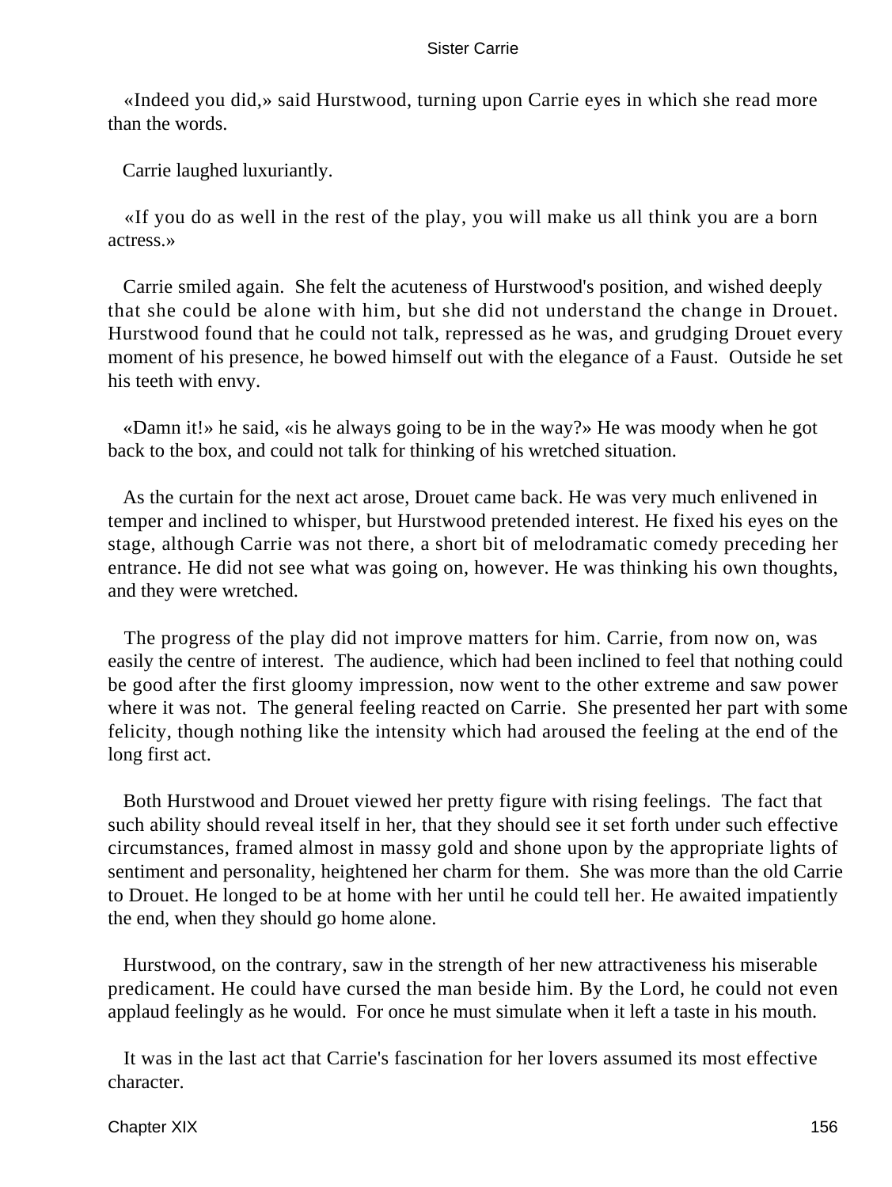«Indeed you did,» said Hurstwood, turning upon Carrie eyes in which she read more than the words.

Carrie laughed luxuriantly.

«If you do as well in the rest of the play, you will make us all think you are a born actress.»

Carrie smiled again. She felt the acuteness of Hurstwood's position, and wished deeply that she could be alone with him, but she did not understand the change in Drouet. Hurstwood found that he could not talk, repressed as he was, and grudging Drouet every moment of his presence, he bowed himself out with the elegance of a Faust. Outside he set his teeth with envy.

«Damn it!» he said, «is he always going to be in the way?» He was moody when he got back to the box, and could not talk for thinking of his wretched situation.

As the curtain for the next act arose, Drouet came back. He was very much enlivened in temper and inclined to whisper, but Hurstwood pretended interest. He fixed his eyes on the stage, although Carrie was not there, a short bit of melodramatic comedy preceding her entrance. He did not see what was going on, however. He was thinking his own thoughts, and they were wretched.

The progress of the play did not improve matters for him. Carrie, from now on, was easily the centre of interest. The audience, which had been inclined to feel that nothing could be good after the first gloomy impression, now went to the other extreme and saw power where it was not. The general feeling reacted on Carrie. She presented her part with some felicity, though nothing like the intensity which had aroused the feeling at the end of the long first act.

Both Hurstwood and Drouet viewed her pretty figure with rising feelings. The fact that such ability should reveal itself in her, that they should see it set forth under such effective circumstances, framed almost in massy gold and shone upon by the appropriate lights of sentiment and personality, heightened her charm for them. She was more than the old Carrie to Drouet. He longed to be at home with her until he could tell her. He awaited impatiently the end, when they should go home alone.

Hurstwood, on the contrary, saw in the strength of her new attractiveness his miserable predicament. He could have cursed the man beside him. By the Lord, he could not even applaud feelingly as he would. For once he must simulate when it left a taste in his mouth.

It was in the last act that Carrie's fascination for her lovers assumed its most effective character.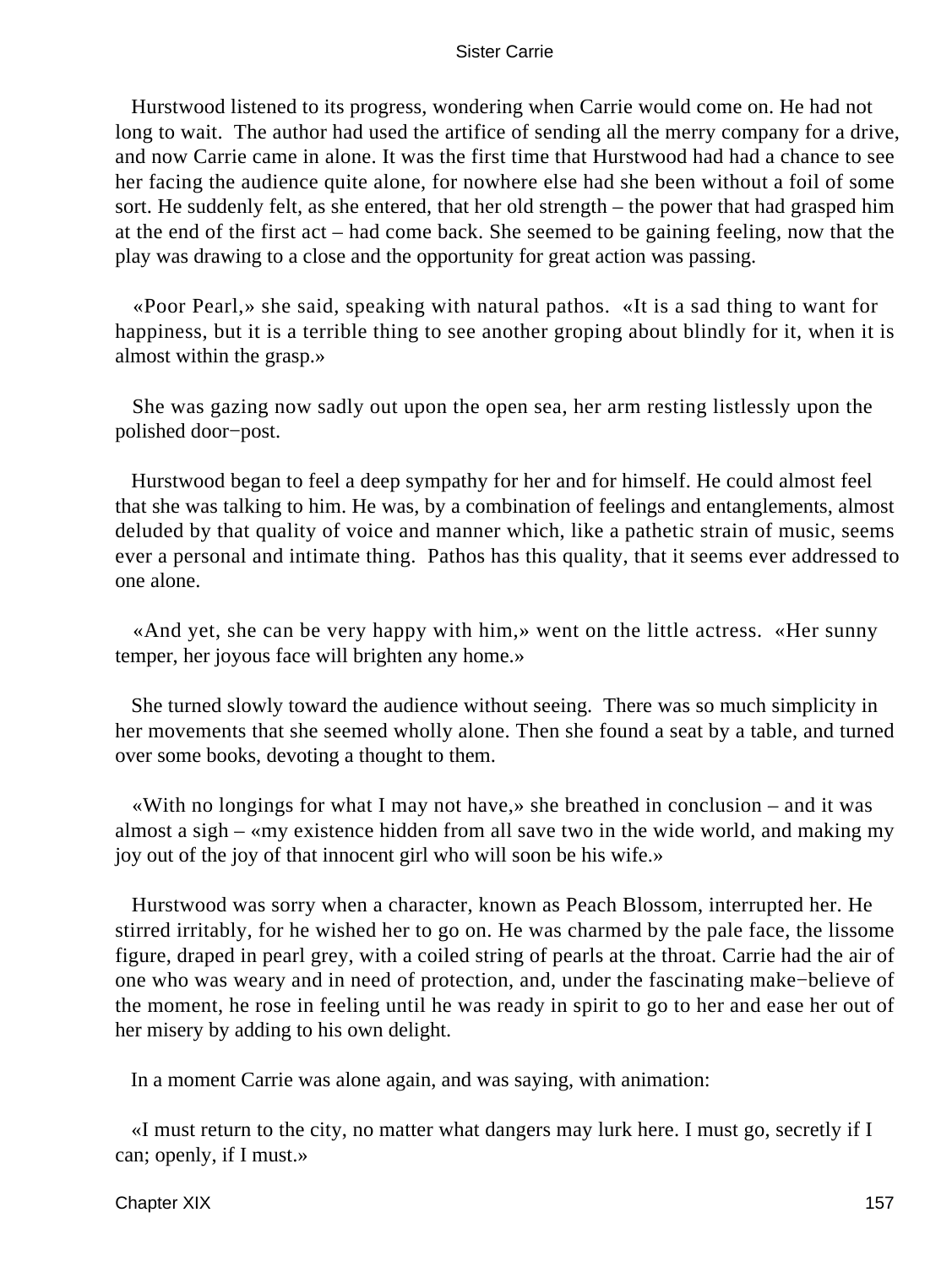Hurstwood listened to its progress, wondering when Carrie would come on. He had not long to wait. The author had used the artifice of sending all the merry company for a drive, and now Carrie came in alone. It was the first time that Hurstwood had had a chance to see her facing the audience quite alone, for nowhere else had she been without a foil of some sort. He suddenly felt, as she entered, that her old strength – the power that had grasped him at the end of the first act – had come back. She seemed to be gaining feeling, now that the play was drawing to a close and the opportunity for great action was passing.

«Poor Pearl,» she said, speaking with natural pathos. «It is a sad thing to want for happiness, but it is a terrible thing to see another groping about blindly for it, when it is almost within the grasp.»

She was gazing now sadly out upon the open sea, her arm resting listlessly upon the polished door−post.

Hurstwood began to feel a deep sympathy for her and for himself. He could almost feel that she was talking to him. He was, by a combination of feelings and entanglements, almost deluded by that quality of voice and manner which, like a pathetic strain of music, seems ever a personal and intimate thing. Pathos has this quality, that it seems ever addressed to one alone.

«And yet, she can be very happy with him,» went on the little actress. «Her sunny temper, her joyous face will brighten any home.»

She turned slowly toward the audience without seeing. There was so much simplicity in her movements that she seemed wholly alone. Then she found a seat by a table, and turned over some books, devoting a thought to them.

«With no longings for what I may not have,» she breathed in conclusion – and it was almost a sigh – «my existence hidden from all save two in the wide world, and making my joy out of the joy of that innocent girl who will soon be his wife.»

Hurstwood was sorry when a character, known as Peach Blossom, interrupted her. He stirred irritably, for he wished her to go on. He was charmed by the pale face, the lissome figure, draped in pearl grey, with a coiled string of pearls at the throat. Carrie had the air of one who was weary and in need of protection, and, under the fascinating make−believe of the moment, he rose in feeling until he was ready in spirit to go to her and ease her out of her misery by adding to his own delight.

In a moment Carrie was alone again, and was saying, with animation:

«I must return to the city, no matter what dangers may lurk here. I must go, secretly if I can; openly, if I must.»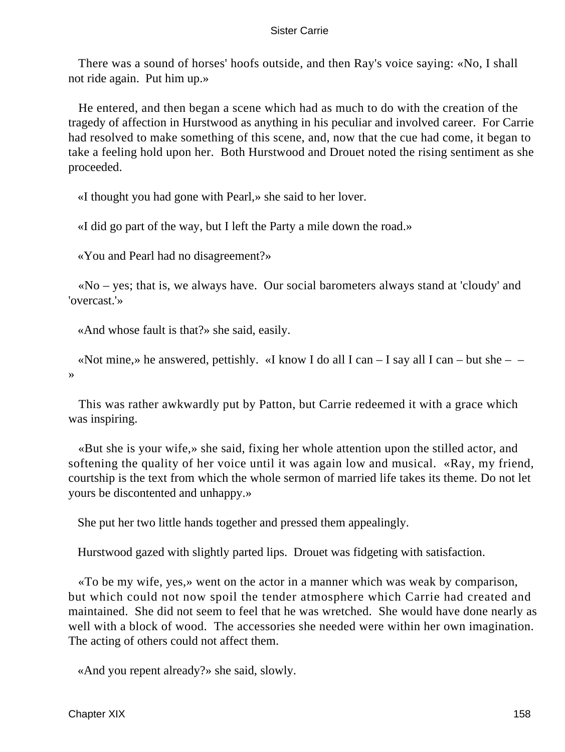There was a sound of horses' hoofs outside, and then Ray's voice saying: «No, I shall not ride again. Put him up.»

He entered, and then began a scene which had as much to do with the creation of the tragedy of affection in Hurstwood as anything in his peculiar and involved career. For Carrie had resolved to make something of this scene, and, now that the cue had come, it began to take a feeling hold upon her. Both Hurstwood and Drouet noted the rising sentiment as she proceeded.

«I thought you had gone with Pearl,» she said to her lover.

«I did go part of the way, but I left the Party a mile down the road.»

«You and Pearl had no disagreement?»

«No – yes; that is, we always have. Our social barometers always stand at 'cloudy' and 'overcast.'»

«And whose fault is that?» she said, easily.

«Not mine,» he answered, pettishly. «I know I do all I can – I say all I can – but she – – »

This was rather awkwardly put by Patton, but Carrie redeemed it with a grace which was inspiring.

«But she is your wife,» she said, fixing her whole attention upon the stilled actor, and softening the quality of her voice until it was again low and musical. «Ray, my friend, courtship is the text from which the whole sermon of married life takes its theme. Do not let yours be discontented and unhappy.»

She put her two little hands together and pressed them appealingly.

Hurstwood gazed with slightly parted lips. Drouet was fidgeting with satisfaction.

«To be my wife, yes,» went on the actor in a manner which was weak by comparison, but which could not now spoil the tender atmosphere which Carrie had created and maintained. She did not seem to feel that he was wretched. She would have done nearly as well with a block of wood. The accessories she needed were within her own imagination. The acting of others could not affect them.

«And you repent already?» she said, slowly.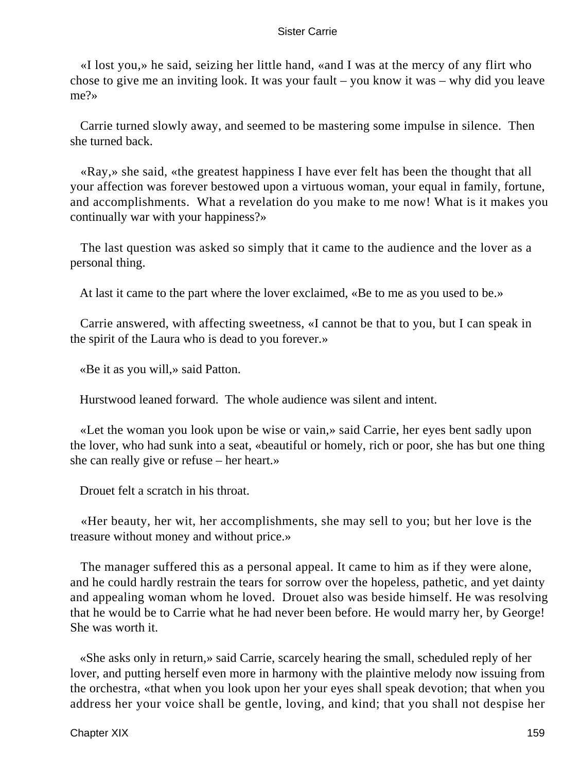«I lost you,» he said, seizing her little hand, «and I was at the mercy of any flirt who chose to give me an inviting look. It was your fault – you know it was – why did you leave me?»

Carrie turned slowly away, and seemed to be mastering some impulse in silence. Then she turned back.

«Ray,» she said, «the greatest happiness I have ever felt has been the thought that all your affection was forever bestowed upon a virtuous woman, your equal in family, fortune, and accomplishments. What a revelation do you make to me now! What is it makes you continually war with your happiness?»

The last question was asked so simply that it came to the audience and the lover as a personal thing.

At last it came to the part where the lover exclaimed, «Be to me as you used to be.»

Carrie answered, with affecting sweetness, «I cannot be that to you, but I can speak in the spirit of the Laura who is dead to you forever.»

«Be it as you will,» said Patton.

Hurstwood leaned forward. The whole audience was silent and intent.

«Let the woman you look upon be wise or vain,» said Carrie, her eyes bent sadly upon the lover, who had sunk into a seat, «beautiful or homely, rich or poor, she has but one thing she can really give or refuse – her heart.»

Drouet felt a scratch in his throat.

«Her beauty, her wit, her accomplishments, she may sell to you; but her love is the treasure without money and without price.»

The manager suffered this as a personal appeal. It came to him as if they were alone, and he could hardly restrain the tears for sorrow over the hopeless, pathetic, and yet dainty and appealing woman whom he loved. Drouet also was beside himself. He was resolving that he would be to Carrie what he had never been before. He would marry her, by George! She was worth it.

«She asks only in return,» said Carrie, scarcely hearing the small, scheduled reply of her lover, and putting herself even more in harmony with the plaintive melody now issuing from the orchestra, «that when you look upon her your eyes shall speak devotion; that when you address her your voice shall be gentle, loving, and kind; that you shall not despise her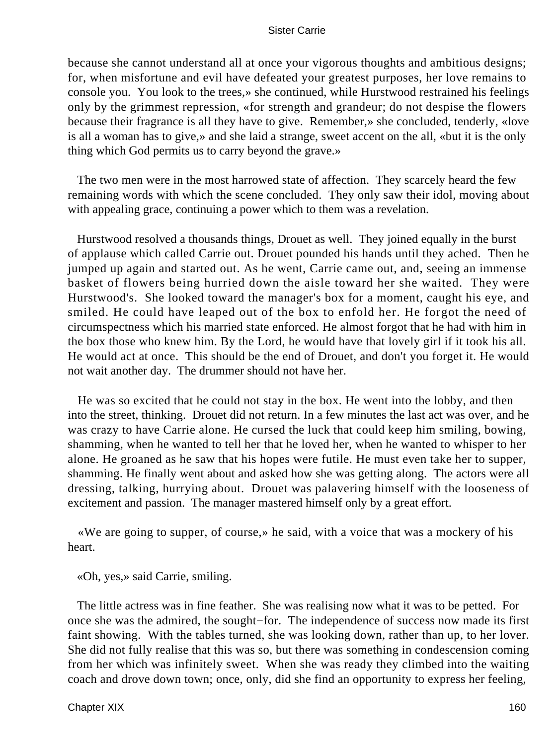because she cannot understand all at once your vigorous thoughts and ambitious designs; for, when misfortune and evil have defeated your greatest purposes, her love remains to console you. You look to the trees,» she continued, while Hurstwood restrained his feelings only by the grimmest repression, «for strength and grandeur; do not despise the flowers because their fragrance is all they have to give. Remember,» she concluded, tenderly, «love is all a woman has to give,» and she laid a strange, sweet accent on the all, «but it is the only thing which God permits us to carry beyond the grave.»

The two men were in the most harrowed state of affection. They scarcely heard the few remaining words with which the scene concluded. They only saw their idol, moving about with appealing grace, continuing a power which to them was a revelation.

Hurstwood resolved a thousands things, Drouet as well. They joined equally in the burst of applause which called Carrie out. Drouet pounded his hands until they ached. Then he jumped up again and started out. As he went, Carrie came out, and, seeing an immense basket of flowers being hurried down the aisle toward her she waited. They were Hurstwood's. She looked toward the manager's box for a moment, caught his eye, and smiled. He could have leaped out of the box to enfold her. He forgot the need of circumspectness which his married state enforced. He almost forgot that he had with him in the box those who knew him. By the Lord, he would have that lovely girl if it took his all. He would act at once. This should be the end of Drouet, and don't you forget it. He would not wait another day. The drummer should not have her.

He was so excited that he could not stay in the box. He went into the lobby, and then into the street, thinking. Drouet did not return. In a few minutes the last act was over, and he was crazy to have Carrie alone. He cursed the luck that could keep him smiling, bowing, shamming, when he wanted to tell her that he loved her, when he wanted to whisper to her alone. He groaned as he saw that his hopes were futile. He must even take her to supper, shamming. He finally went about and asked how she was getting along. The actors were all dressing, talking, hurrying about. Drouet was palavering himself with the looseness of excitement and passion. The manager mastered himself only by a great effort.

«We are going to supper, of course,» he said, with a voice that was a mockery of his heart.

«Oh, yes,» said Carrie, smiling.

The little actress was in fine feather. She was realising now what it was to be petted. For once she was the admired, the sought−for. The independence of success now made its first faint showing. With the tables turned, she was looking down, rather than up, to her lover. She did not fully realise that this was so, but there was something in condescension coming from her which was infinitely sweet. When she was ready they climbed into the waiting coach and drove down town; once, only, did she find an opportunity to express her feeling,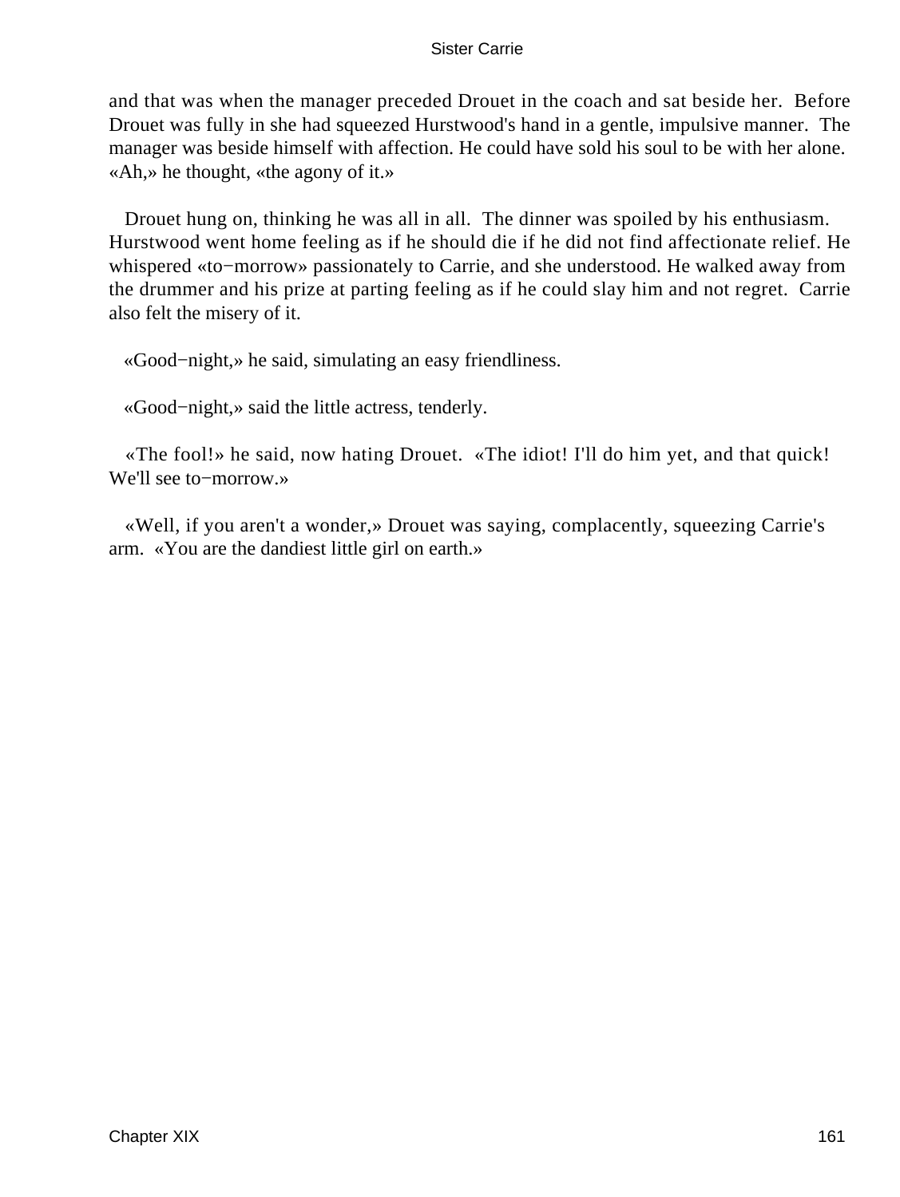and that was when the manager preceded Drouet in the coach and sat beside her. Before Drouet was fully in she had squeezed Hurstwood's hand in a gentle, impulsive manner. The manager was beside himself with affection. He could have sold his soul to be with her alone. «Ah,» he thought, «the agony of it.»

Drouet hung on, thinking he was all in all. The dinner was spoiled by his enthusiasm. Hurstwood went home feeling as if he should die if he did not find affectionate relief. He whispered «to−morrow» passionately to Carrie, and she understood. He walked away from the drummer and his prize at parting feeling as if he could slay him and not regret. Carrie also felt the misery of it.

«Good−night,» he said, simulating an easy friendliness.

«Good−night,» said the little actress, tenderly.

«The fool!» he said, now hating Drouet. «The idiot! I'll do him yet, and that quick! We'll see to−morrow.»

«Well, if you aren't a wonder,» Drouet was saying, complacently, squeezing Carrie's arm. «You are the dandiest little girl on earth.»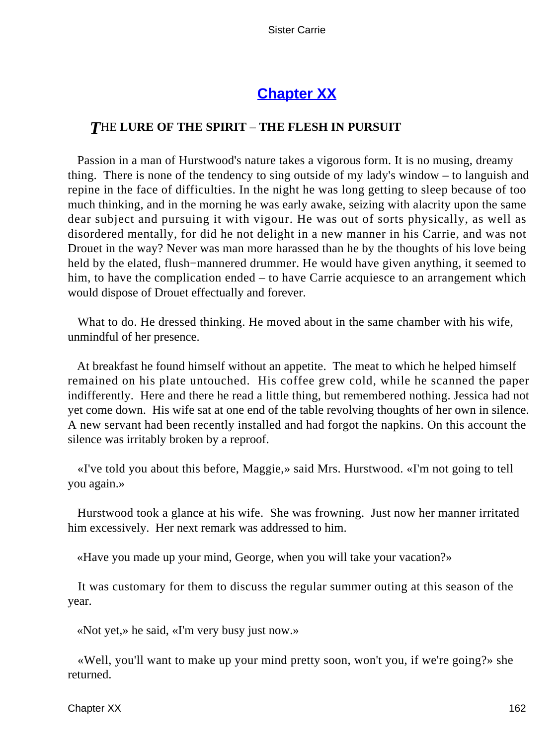## Chapter XX

### THE LURE OF THE SPIRIT – THE FLESH IN PURSUIT

Passion in a man of Hurstwood's nature takes a vigorous form. It is no musing, dreamy thing. There is none of the tendency to sing outside of my lady's window – to languish and repine in the face of difficulties. In the night he was long getting to sleep because of too much thinking, and in the morning he was early awake, seizing with alacrity upon the same dear subject and pursuing it with vigour. He was out of sorts physically, as well as disordered mentally, for did he not delight in a new manner in his Carrie, and was not Drouet in the way? Never was man more harassed than he by the thoughts of his love being held by the elated, flush−mannered drummer. He would have given anything, it seemed to him, to have the complication ended – to have Carrie acquiesce to an arrangement which would dispose of Drouet effectually and forever.

What to do. He dressed thinking. He moved about in the same chamber with his wife, unmindful of her presence.

At breakfast he found himself without an appetite. The meat to which he helped himself remained on his plate untouched. His coffee grew cold, while he scanned the paper indifferently. Here and there he read a little thing, but remembered nothing. Jessica had not yet come down. His wife sat at one end of the table revolving thoughts of her own in silence. A new servant had been recently installed and had forgot the napkins. On this account the silence was irritably broken by a reproof.

«I've told you about this before, Maggie,» said Mrs. Hurstwood. «I'm not going to tell you again.»

Hurstwood took a glance at his wife. She was frowning. Just now her manner irritated him excessively. Her next remark was addressed to him.

«Have you made up your mind, George, when you will take your vacation?»

It was customary for them to discuss the regular summer outing at this season of the year.

«Not yet,» he said, «I'm very busy just now.»

«Well, you'll want to make up your mind pretty soon, won't you, if we're going?» she returned.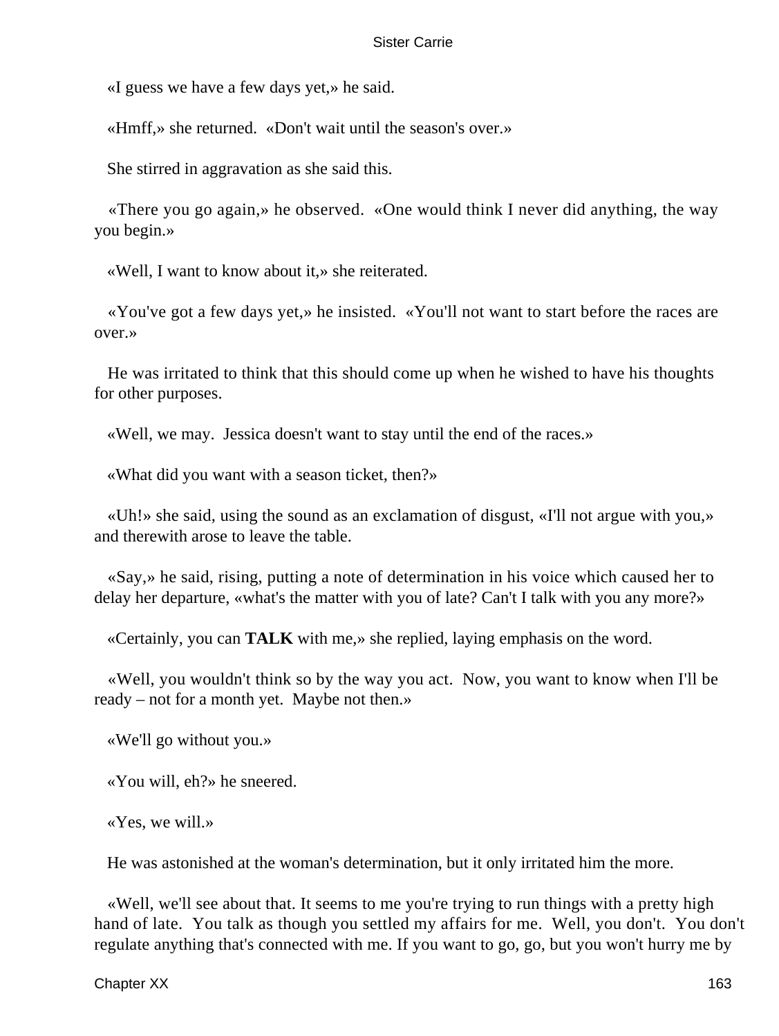«I guess we have a few days yet,» he said.

«Hmff,» she returned. «Don't wait until the season's over.»

She stirred in aggravation as she said this.

«There you go again,» he observed. «One would think I never did anything, the way you begin.»

«Well, I want to know about it,» she reiterated.

«You've got a few days yet,» he insisted. «You'll not want to start before the races are over.»

He was irritated to think that this should come up when he wished to have his thoughts for other purposes.

«Well, we may. Jessica doesn't want to stay until the end of the races.»

«What did you want with a season ticket, then?»

«Uh!» she said, using the sound as an exclamation of disgust, «I'll not argue with you,» and therewith arose to leave the table.

«Say,» he said, rising, putting a note of determination in his voice which caused her to delay her departure, «what's the matter with you of late? Can't I talk with you any more?»

«Certainly, you can **TALK** with me,» she replied, laying emphasis on the word.

«Well, you wouldn't think so by the way you act. Now, you want to know when I'll be ready – not for a month yet. Maybe not then.»

«We'll go without you.»

«You will, eh?» he sneered.

«Yes, we will.»

He was astonished at the woman's determination, but it only irritated him the more.

«Well, we'll see about that. It seems to me you're trying to run things with a pretty high hand of late. You talk as though you settled my affairs for me. Well, you don't. You don't regulate anything that's connected with me. If you want to go, go, but you won't hurry me by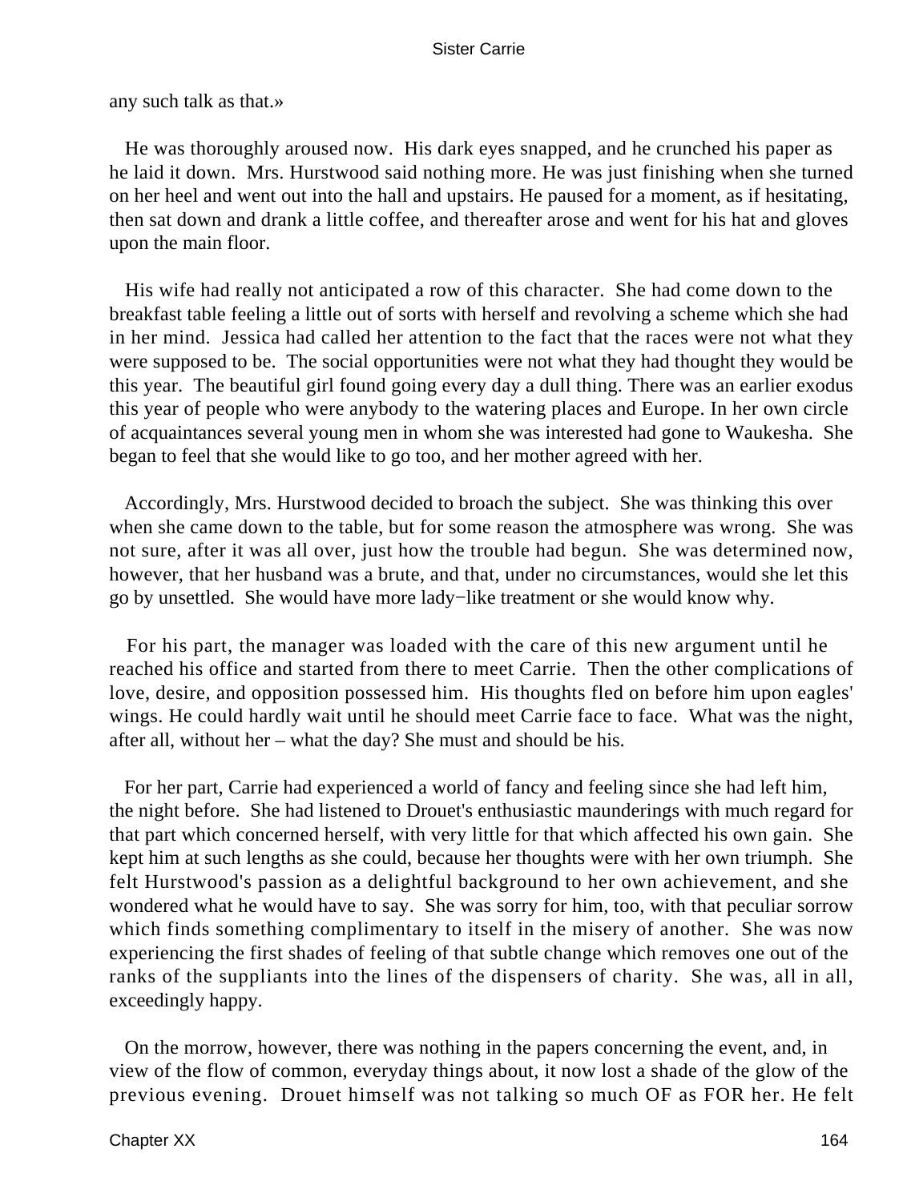any such talk as that.»

He was thoroughly aroused now. His dark eyes snapped, and he crunched his paper as he laid it down. Mrs. Hurstwood said nothing more. He was just finishing when she turned on her heel and went out into the hall and upstairs. He paused for a moment, as if hesitating, then sat down and drank a little coffee, and thereafter arose and went for his hat and gloves upon the main floor.

His wife had really not anticipated a row of this character. She had come down to the breakfast table feeling a little out of sorts with herself and revolving a scheme which she had in her mind. Jessica had called her attention to the fact that the races were not what they were supposed to be. The social opportunities were not what they had thought they would be this year. The beautiful girl found going every day a dull thing. There was an earlier exodus this year of people who were anybody to the watering places and Europe. In her own circle of acquaintances several young men in whom she was interested had gone to Waukesha. She began to feel that she would like to go too, and her mother agreed with her.

Accordingly, Mrs. Hurstwood decided to broach the subject. She was thinking this over when she came down to the table, but for some reason the atmosphere was wrong. She was not sure, after it was all over, just how the trouble had begun. She was determined now, however, that her husband was a brute, and that, under no circumstances, would she let this go by unsettled. She would have more lady−like treatment or she would know why.

For his part, the manager was loaded with the care of this new argument until he reached his office and started from there to meet Carrie. Then the other complications of love, desire, and opposition possessed him. His thoughts fled on before him upon eagles' wings. He could hardly wait until he should meet Carrie face to face. What was the night, after all, without her – what the day? She must and should be his.

For her part, Carrie had experienced a world of fancy and feeling since she had left him, the night before. She had listened to Drouet's enthusiastic maunderings with much regard for that part which concerned herself, with very little for that which affected his own gain. She kept him at such lengths as she could, because her thoughts were with her own triumph. She felt Hurstwood's passion as a delightful background to her own achievement, and she wondered what he would have to say. She was sorry for him, too, with that peculiar sorrow which finds something complimentary to itself in the misery of another. She was now experiencing the first shades of feeling of that subtle change which removes one out of the ranks of the suppliants into the lines of the dispensers of charity. She was, all in all, exceedingly happy.

On the morrow, however, there was nothing in the papers concerning the event, and, in view of the flow of common, everyday things about, it now lost a shade of the glow of the previous evening. Drouet himself was not talking so much OF as FOR her. He felt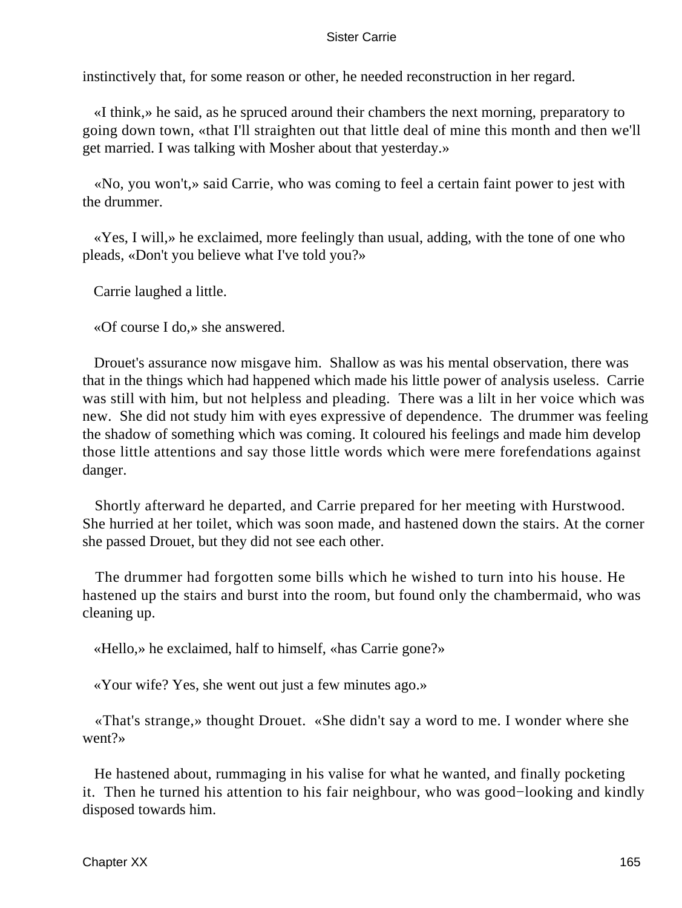instinctively that, for some reason or other, he needed reconstruction in her regard.

«I think,» he said, as he spruced around their chambers the next morning, preparatory to going down town, «that I'll straighten out that little deal of mine this month and then we'll get married. I was talking with Mosher about that yesterday.»

«No, you won't,» said Carrie, who was coming to feel a certain faint power to jest with the drummer.

«Yes, I will,» he exclaimed, more feelingly than usual, adding, with the tone of one who pleads, «Don't you believe what I've told you?»

Carrie laughed a little.

«Of course I do,» she answered.

Drouet's assurance now misgave him. Shallow as was his mental observation, there was that in the things which had happened which made his little power of analysis useless. Carrie was still with him, but not helpless and pleading. There was a lilt in her voice which was new. She did not study him with eyes expressive of dependence. The drummer was feeling the shadow of something which was coming. It coloured his feelings and made him develop those little attentions and say those little words which were mere forefendations against danger.

Shortly afterward he departed, and Carrie prepared for her meeting with Hurstwood. She hurried at her toilet, which was soon made, and hastened down the stairs. At the corner she passed Drouet, but they did not see each other.

The drummer had forgotten some bills which he wished to turn into his house. He hastened up the stairs and burst into the room, but found only the chambermaid, who was cleaning up.

«Hello,» he exclaimed, half to himself, «has Carrie gone?»

«Your wife? Yes, she went out just a few minutes ago.»

«That's strange,» thought Drouet. «She didn't say a word to me. I wonder where she went?»

He hastened about, rummaging in his valise for what he wanted, and finally pocketing it. Then he turned his attention to his fair neighbour, who was good−looking and kindly disposed towards him.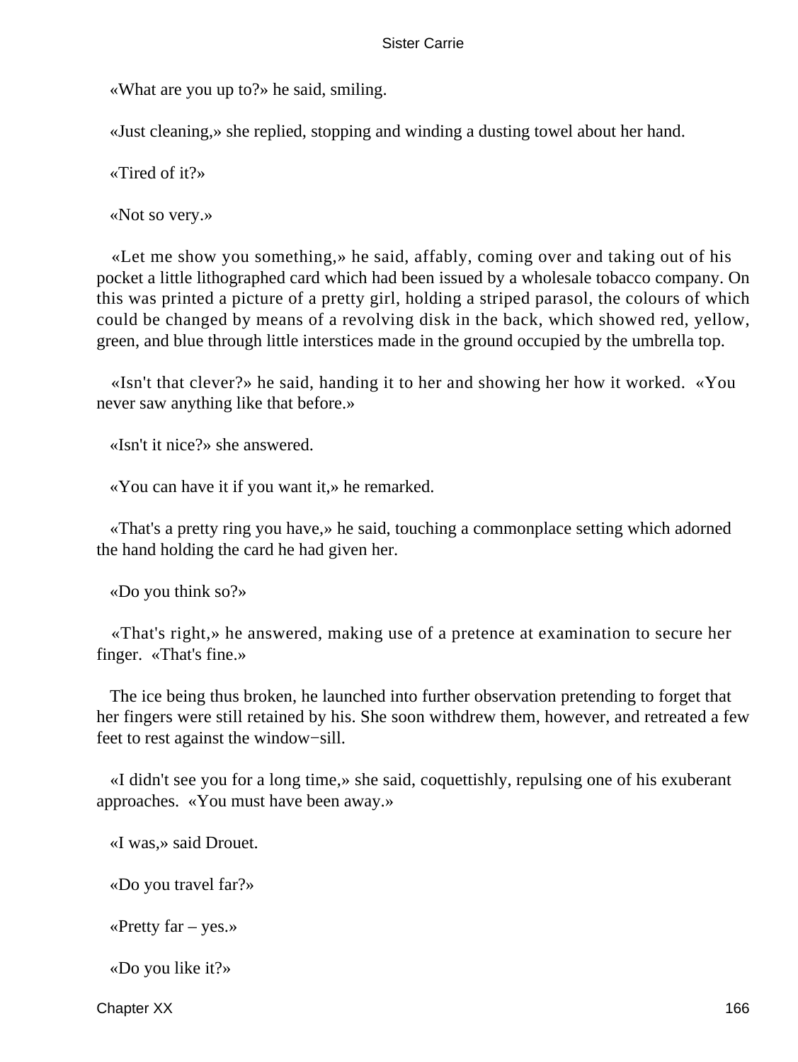«What are you up to?» he said, smiling.

«Just cleaning,» she replied, stopping and winding a dusting towel about her hand.

«Tired of it?»

«Not so very.»

«Let me show you something,» he said, affably, coming over and taking out of his pocket a little lithographed card which had been issued by a wholesale tobacco company. On this was printed a picture of a pretty girl, holding a striped parasol, the colours of which could be changed by means of a revolving disk in the back, which showed red, yellow, green, and blue through little interstices made in the ground occupied by the umbrella top.

«Isn't that clever?» he said, handing it to her and showing her how it worked. «You never saw anything like that before.»

«Isn't it nice?» she answered.

«You can have it if you want it,» he remarked.

«That's a pretty ring you have,» he said, touching a commonplace setting which adorned the hand holding the card he had given her.

«Do you think so?»

«That's right,» he answered, making use of a pretence at examination to secure her finger. «That's fine.»

The ice being thus broken, he launched into further observation pretending to forget that her fingers were still retained by his. She soon withdrew them, however, and retreated a few feet to rest against the window−sill.

«I didn't see you for a long time,» she said, coquettishly, repulsing one of his exuberant approaches. «You must have been away.»

«I was,» said Drouet.

«Do you travel far?»

«Pretty far – yes.»

«Do you like it?»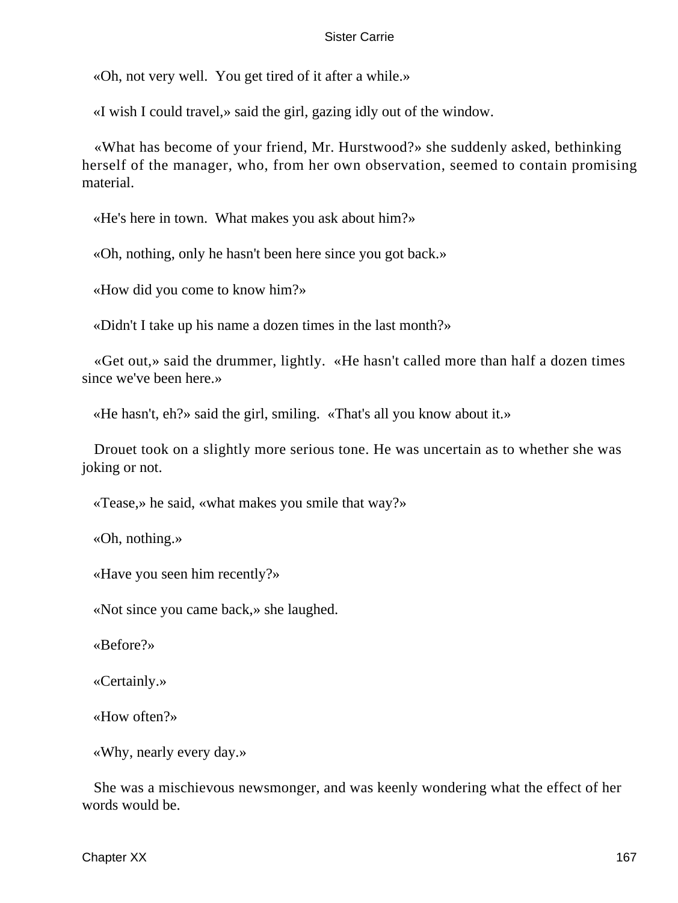«Oh, not very well. You get tired of it after a while.»

«I wish I could travel,» said the girl, gazing idly out of the window.

«What has become of your friend, Mr. Hurstwood?» she suddenly asked, bethinking herself of the manager, who, from her own observation, seemed to contain promising material.

«He's here in town. What makes you ask about him?»

«Oh, nothing, only he hasn't been here since you got back.»

«How did you come to know him?»

«Didn't I take up his name a dozen times in the last month?»

«Get out,» said the drummer, lightly. «He hasn't called more than half a dozen times since we've been here.»

«He hasn't, eh?» said the girl, smiling. «That's all you know about it.»

Drouet took on a slightly more serious tone. He was uncertain as to whether she was joking or not.

«Tease,» he said, «what makes you smile that way?»

«Oh, nothing.»

«Have you seen him recently?»

«Not since you came back,» she laughed.

«Before?»

«Certainly.»

«How often?»

«Why, nearly every day.»

She was a mischievous newsmonger, and was keenly wondering what the effect of her words would be.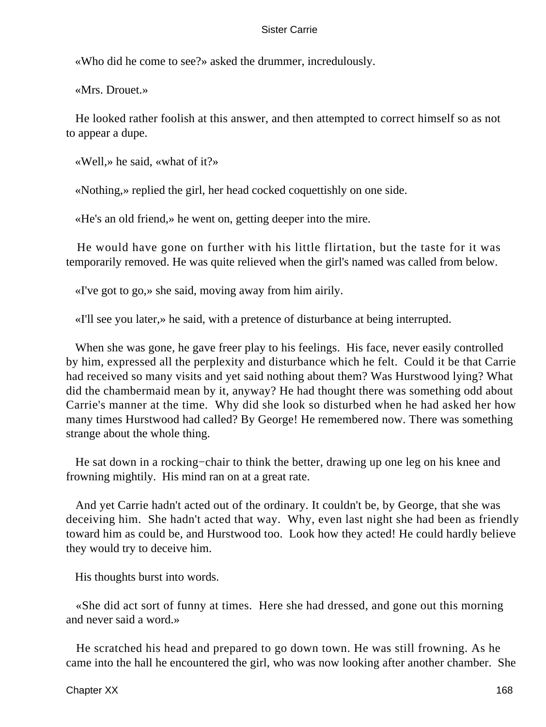«Who did he come to see?» asked the drummer, incredulously.

«Mrs. Drouet.»

He looked rather foolish at this answer, and then attempted to correct himself so as not to appear a dupe.

«Well,» he said, «what of it?»

«Nothing,» replied the girl, her head cocked coquettishly on one side.

«He's an old friend,» he went on, getting deeper into the mire.

He would have gone on further with his little flirtation, but the taste for it was temporarily removed. He was quite relieved when the girl's named was called from below.

«I've got to go,» she said, moving away from him airily.

«I'll see you later,» he said, with a pretence of disturbance at being interrupted.

When she was gone, he gave freer play to his feelings. His face, never easily controlled by him, expressed all the perplexity and disturbance which he felt. Could it be that Carrie had received so many visits and yet said nothing about them? Was Hurstwood lying? What did the chambermaid mean by it, anyway? He had thought there was something odd about Carrie's manner at the time. Why did she look so disturbed when he had asked her how many times Hurstwood had called? By George! He remembered now. There was something strange about the whole thing.

He sat down in a rocking−chair to think the better, drawing up one leg on his knee and frowning mightily. His mind ran on at a great rate.

And yet Carrie hadn't acted out of the ordinary. It couldn't be, by George, that she was deceiving him. She hadn't acted that way. Why, even last night she had been as friendly toward him as could be, and Hurstwood too. Look how they acted! He could hardly believe they would try to deceive him.

His thoughts burst into words.

«She did act sort of funny at times. Here she had dressed, and gone out this morning and never said a word.»

He scratched his head and prepared to go down town. He was still frowning. As he came into the hall he encountered the girl, who was now looking after another chamber. She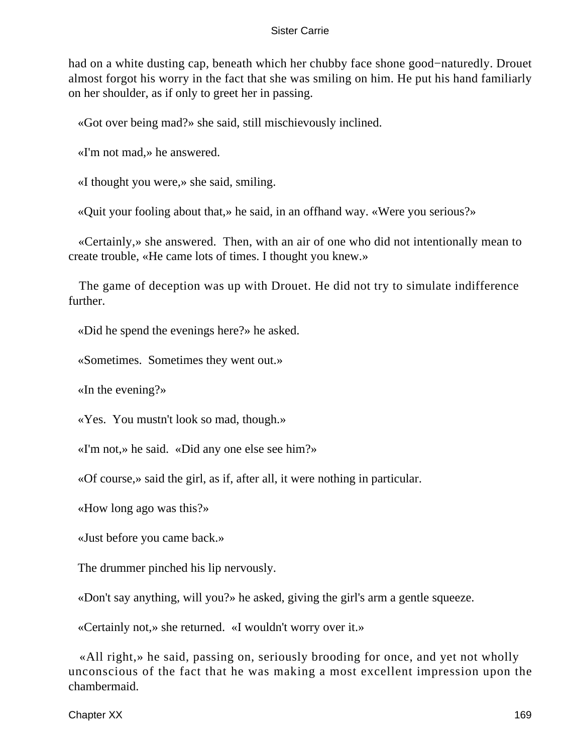had on a white dusting cap, beneath which her chubby face shone good−naturedly. Drouet almost forgot his worry in the fact that she was smiling on him. He put his hand familiarly on her shoulder, as if only to greet her in passing.

«Got over being mad?» she said, still mischievously inclined.

«I'm not mad,» he answered.

«I thought you were,» she said, smiling.

«Quit your fooling about that,» he said, in an offhand way. «Were you serious?»

«Certainly,» she answered. Then, with an air of one who did not intentionally mean to create trouble, «He came lots of times. I thought you knew.»

The game of deception was up with Drouet. He did not try to simulate indifference further.

«Did he spend the evenings here?» he asked.

«Sometimes. Sometimes they went out.»

«In the evening?»

«Yes. You mustn't look so mad, though.»

«I'm not,» he said. «Did any one else see him?»

«Of course,» said the girl, as if, after all, it were nothing in particular.

«How long ago was this?»

«Just before you came back.»

The drummer pinched his lip nervously.

«Don't say anything, will you?» he asked, giving the girl's arm a gentle squeeze.

«Certainly not,» she returned. «I wouldn't worry over it.»

«All right,» he said, passing on, seriously brooding for once, and yet not wholly unconscious of the fact that he was making a most excellent impression upon the chambermaid.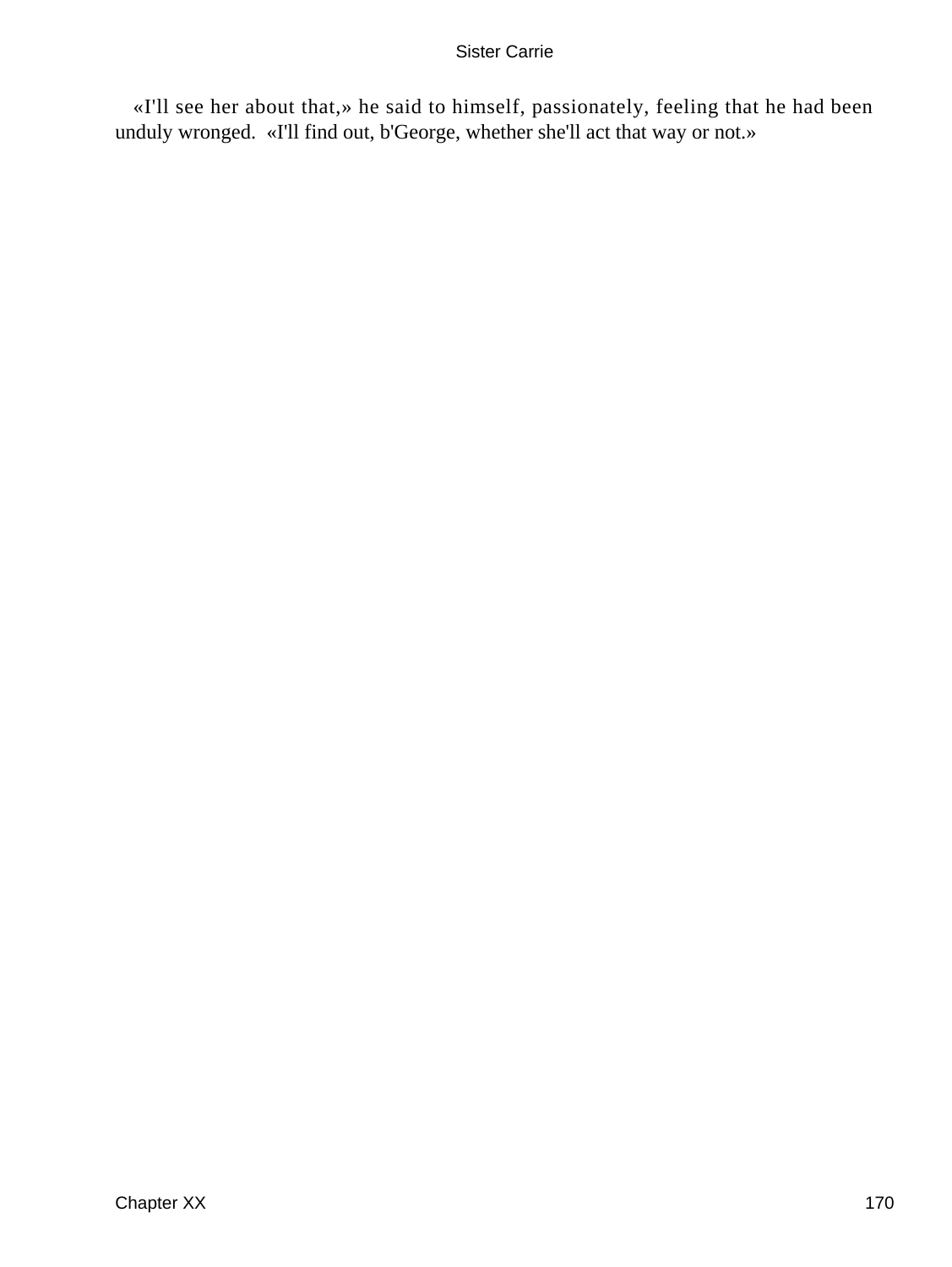«I'll see her about that,» he said to himself, passionately, feeling that he had been unduly wronged. «I'll find out, b'George, whether she'll act that way or not.»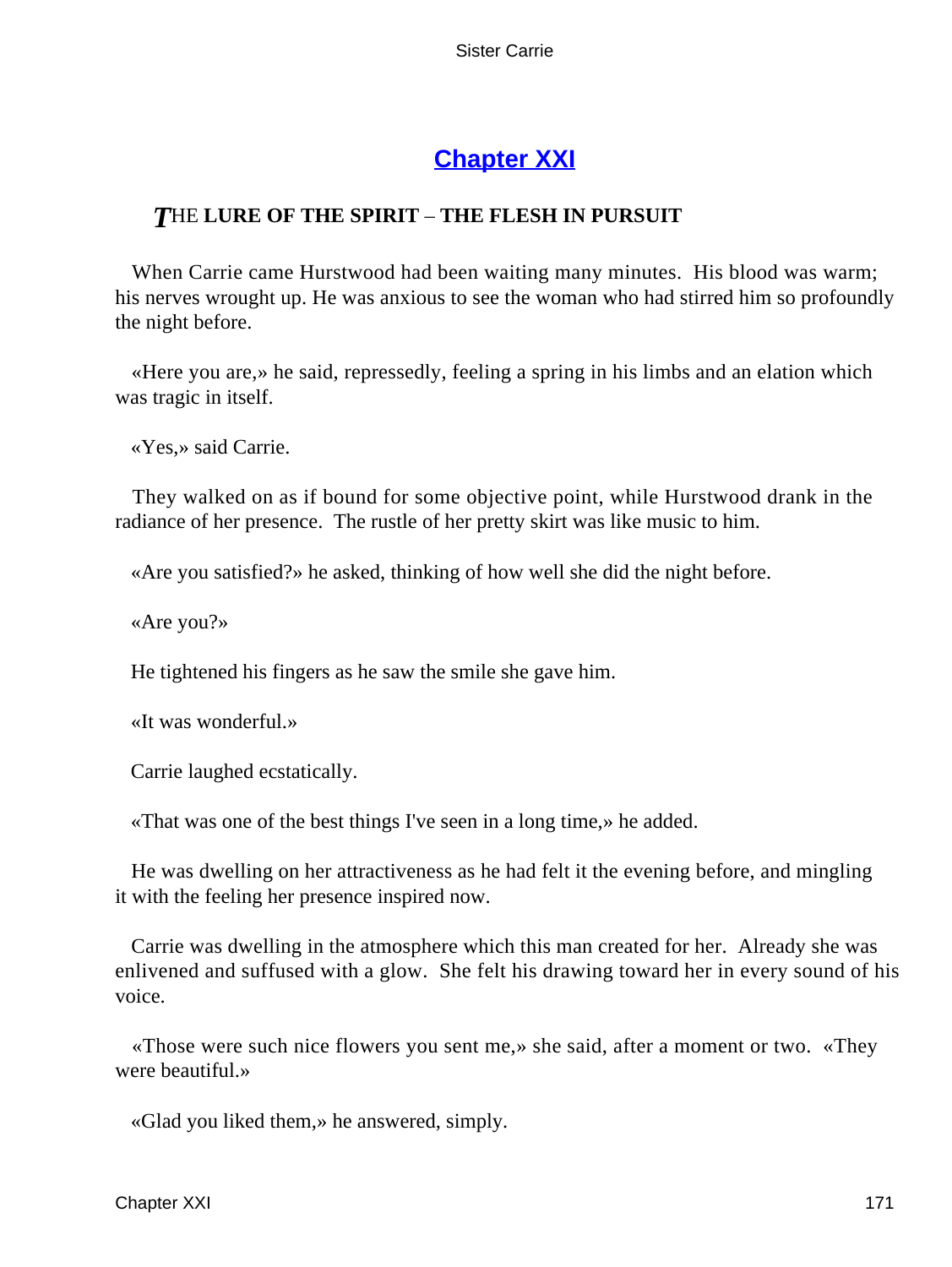## Chapter XXI

### *T*HE **LURE OF THE SPIRIT – THE FLESH IN PURSUIT**

When Carrie came Hurstwood had been waiting many minutes. His blood was warm; his nerves wrought up. He was anxious to see the woman who had stirred him so profoundly the night before.

«Here you are,» he said, repressedly, feeling a spring in his limbs and an elation which was tragic in itself.

«Yes,» said Carrie.

They walked on as if bound for some objective point, while Hurstwood drank in the radiance of her presence. The rustle of her pretty skirt was like music to him.

«Are you satisfied?» he asked, thinking of how well she did the night before.

«Are you?»

He tightened his fingers as he saw the smile she gave him.

«It was wonderful.»

Carrie laughed ecstatically.

«That was one of the best things I've seen in a long time,» he added.

He was dwelling on her attractiveness as he had felt it the evening before, and mingling it with the feeling her presence inspired now.

Carrie was dwelling in the atmosphere which this man created for her. Already she was enlivened and suffused with a glow. She felt his drawing toward her in every sound of his voice.

«Those were such nice flowers you sent me,» she said, after a moment or two. «They were beautiful.»

«Glad you liked them,» he answered, simply.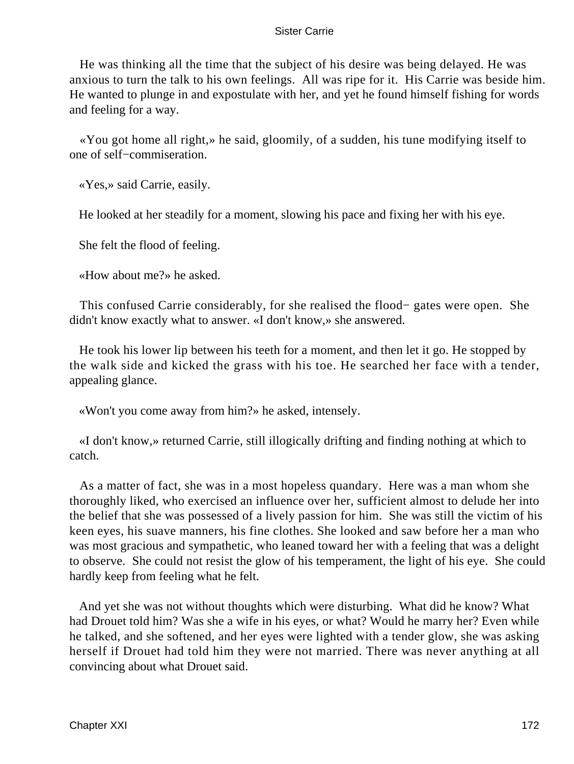He was thinking all the time that the subject of his desire was being delayed. He was anxious to turn the talk to his own feelings. All was ripe for it. His Carrie was beside him. He wanted to plunge in and expostulate with her, and yet he found himself fishing for words and feeling for a way.

«You got home all right,» he said, gloomily, of a sudden, his tune modifying itself to one of self−commiseration.

«Yes,» said Carrie, easily.

He looked at her steadily for a moment, slowing his pace and fixing her with his eye.

She felt the flood of feeling.

«How about me?» he asked.

This confused Carrie considerably, for she realised the flood− gates were open. She didn't know exactly what to answer. «I don't know,» she answered.

He took his lower lip between his teeth for a moment, and then let it go. He stopped by the walk side and kicked the grass with his toe. He searched her face with a tender, appealing glance.

«Won't you come away from him?» he asked, intensely.

«I don't know,» returned Carrie, still illogically drifting and finding nothing at which to catch.

As a matter of fact, she was in a most hopeless quandary. Here was a man whom she thoroughly liked, who exercised an influence over her, sufficient almost to delude her into the belief that she was possessed of a lively passion for him. She was still the victim of his keen eyes, his suave manners, his fine clothes. She looked and saw before her a man who was most gracious and sympathetic, who leaned toward her with a feeling that was a delight to observe. She could not resist the glow of his temperament, the light of his eye. She could hardly keep from feeling what he felt.

And yet she was not without thoughts which were disturbing. What did he know? What had Drouet told him? Was she a wife in his eyes, or what? Would he marry her? Even while he talked, and she softened, and her eyes were lighted with a tender glow, she was asking herself if Drouet had told him they were not married. There was never anything at all convincing about what Drouet said.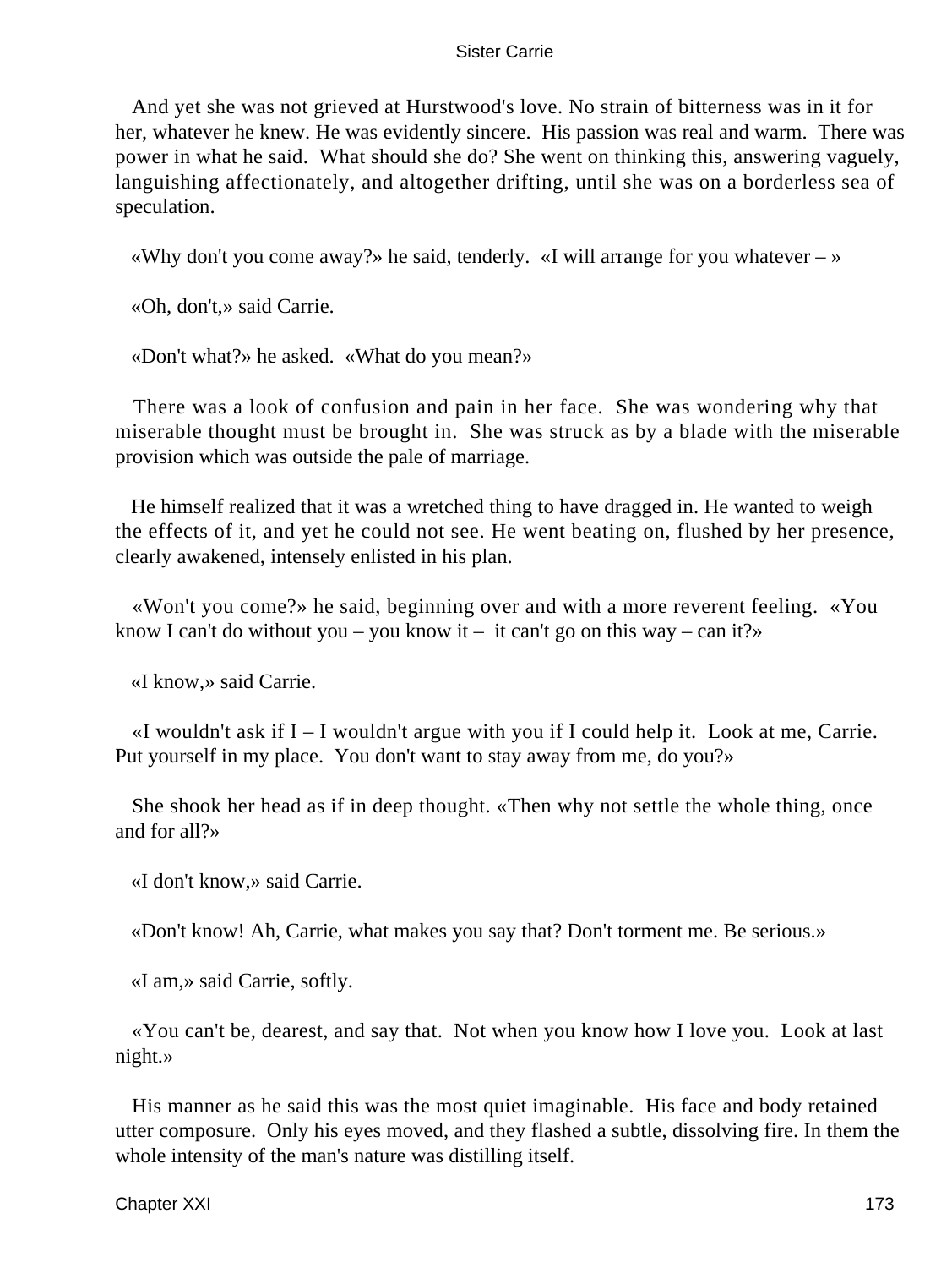And yet she was not grieved at Hurstwood's love. No strain of bitterness was in it for her, whatever he knew. He was evidently sincere. His passion was real and warm. There was power in what he said. What should she do? She went on thinking this, answering vaguely, languishing affectionately, and altogether drifting, until she was on a borderless sea of speculation.

«Why don't you come away?» he said, tenderly. «I will arrange for you whatever – »

«Oh, don't,» said Carrie.

«Don't what?» he asked. «What do you mean?»

There was a look of confusion and pain in her face. She was wondering why that miserable thought must be brought in. She was struck as by a blade with the miserable provision which was outside the pale of marriage.

He himself realized that it was a wretched thing to have dragged in. He wanted to weigh the effects of it, and yet he could not see. He went beating on, flushed by her presence, clearly awakened, intensely enlisted in his plan.

«Won't you come?» he said, beginning over and with a more reverent feeling. «You know I can't do without you – you know it – it can't go on this way – can it?»

«I know,» said Carrie.

«I wouldn't ask if I – I wouldn't argue with you if I could help it. Look at me, Carrie. Put yourself in my place. You don't want to stay away from me, do you?»

She shook her head as if in deep thought. «Then why not settle the whole thing, once and for all?»

«I don't know,» said Carrie.

«Don't know! Ah, Carrie, what makes you say that? Don't torment me. Be serious.»

«I am,» said Carrie, softly.

«You can't be, dearest, and say that. Not when you know how I love you. Look at last night.»

His manner as he said this was the most quiet imaginable. His face and body retained utter composure. Only his eyes moved, and they flashed a subtle, dissolving fire. In them the whole intensity of the man's nature was distilling itself.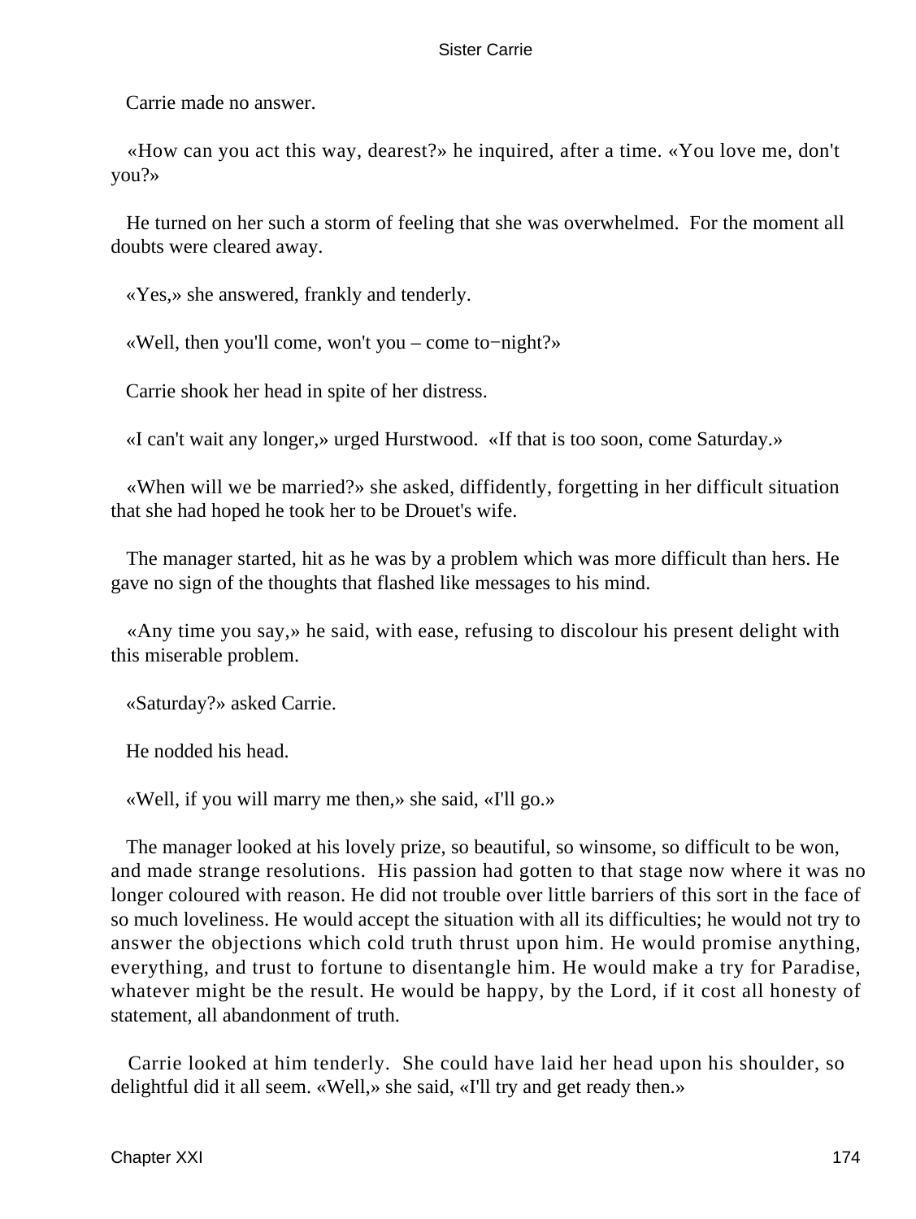Carrie made no answer.

«How can you act this way, dearest?» he inquired, after a time. «You love me, don't you?»

He turned on her such a storm of feeling that she was overwhelmed. For the moment all doubts were cleared away.

«Yes,» she answered, frankly and tenderly.

«Well, then you'll come, won't you – come to−night?»

Carrie shook her head in spite of her distress.

«I can't wait any longer,» urged Hurstwood. «If that is too soon, come Saturday.»

«When will we be married?» she asked, diffidently, forgetting in her difficult situation that she had hoped he took her to be Drouet's wife.

The manager started, hit as he was by a problem which was more difficult than hers. He gave no sign of the thoughts that flashed like messages to his mind.

«Any time you say,» he said, with ease, refusing to discolour his present delight with this miserable problem.

«Saturday?» asked Carrie.

He nodded his head.

«Well, if you will marry me then,» she said, «I'll go.»

The manager looked at his lovely prize, so beautiful, so winsome, so difficult to be won, and made strange resolutions. His passion had gotten to that stage now where it was no longer coloured with reason. He did not trouble over little barriers of this sort in the face of so much loveliness. He would accept the situation with all its difficulties; he would not try to answer the objections which cold truth thrust upon him. He would promise anything, everything, and trust to fortune to disentangle him. He would make a try for Paradise, whatever might be the result. He would be happy, by the Lord, if it cost all honesty of statement, all abandonment of truth.

Carrie looked at him tenderly. She could have laid her head upon his shoulder, so delightful did it all seem. «Well,» she said, «I'll try and get ready then.»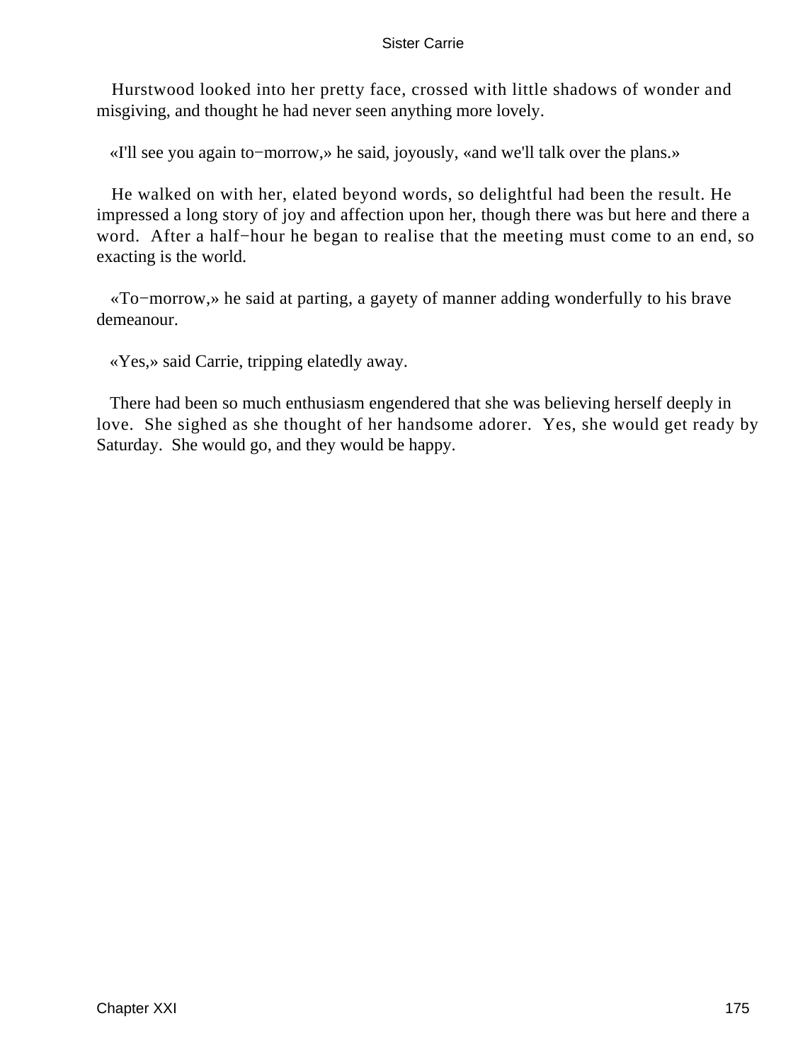Hurstwood looked into her pretty face, crossed with little shadows of wonder and misgiving, and thought he had never seen anything more lovely.

«I'll see you again to−morrow,» he said, joyously, «and we'll talk over the plans.»

He walked on with her, elated beyond words, so delightful had been the result. He impressed a long story of joy and affection upon her, though there was but here and there a word. After a half−hour he began to realise that the meeting must come to an end, so exacting is the world.

«To−morrow,» he said at parting, a gayety of manner adding wonderfully to his brave demeanour.

«Yes,» said Carrie, tripping elatedly away.

There had been so much enthusiasm engendered that she was believing herself deeply in love. She sighed as she thought of her handsome adorer. Yes, she would get ready by Saturday. She would go, and they would be happy.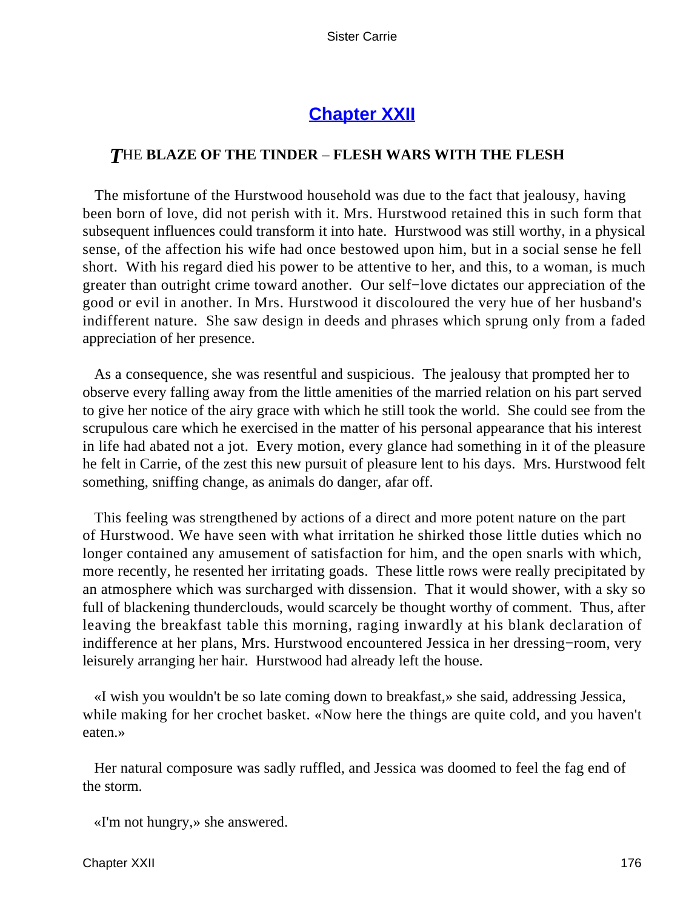## Chapter XXII

### THE BLAZE OF THE TINDER – FLESH WARS WITH THE FLESH

The misfortune of the Hurstwood household was due to the fact that jealousy, having been born of love, did not perish with it. Mrs. Hurstwood retained this in such form that subsequent influences could transform it into hate. Hurstwood was still worthy, in a physical sense, of the affection his wife had once bestowed upon him, but in a social sense he fell short. With his regard died his power to be attentive to her, and this, to a woman, is much greater than outright crime toward another. Our self−love dictates our appreciation of the good or evil in another. In Mrs. Hurstwood it discoloured the very hue of her husband's indifferent nature. She saw design in deeds and phrases which sprung only from a faded appreciation of her presence.

As a consequence, she was resentful and suspicious. The jealousy that prompted her to observe every falling away from the little amenities of the married relation on his part served to give her notice of the airy grace with which he still took the world. She could see from the scrupulous care which he exercised in the matter of his personal appearance that his interest in life had abated not a jot. Every motion, every glance had something in it of the pleasure he felt in Carrie, of the zest this new pursuit of pleasure lent to his days. Mrs. Hurstwood felt something, sniffing change, as animals do danger, afar off.

This feeling was strengthened by actions of a direct and more potent nature on the part of Hurstwood. We have seen with what irritation he shirked those little duties which no longer contained any amusement of satisfaction for him, and the open snarls with which, more recently, he resented her irritating goads. These little rows were really precipitated by an atmosphere which was surcharged with dissension. That it would shower, with a sky so full of blackening thunderclouds, would scarcely be thought worthy of comment. Thus, after leaving the breakfast table this morning, raging inwardly at his blank declaration of indifference at her plans, Mrs. Hurstwood encountered Jessica in her dressing−room, very leisurely arranging her hair. Hurstwood had already left the house.

«I wish you wouldn't be so late coming down to breakfast,» she said, addressing Jessica, while making for her crochet basket. «Now here the things are quite cold, and you haven't eaten.»

Her natural composure was sadly ruffled, and Jessica was doomed to feel the fag end of the storm.

«I'm not hungry,» she answered.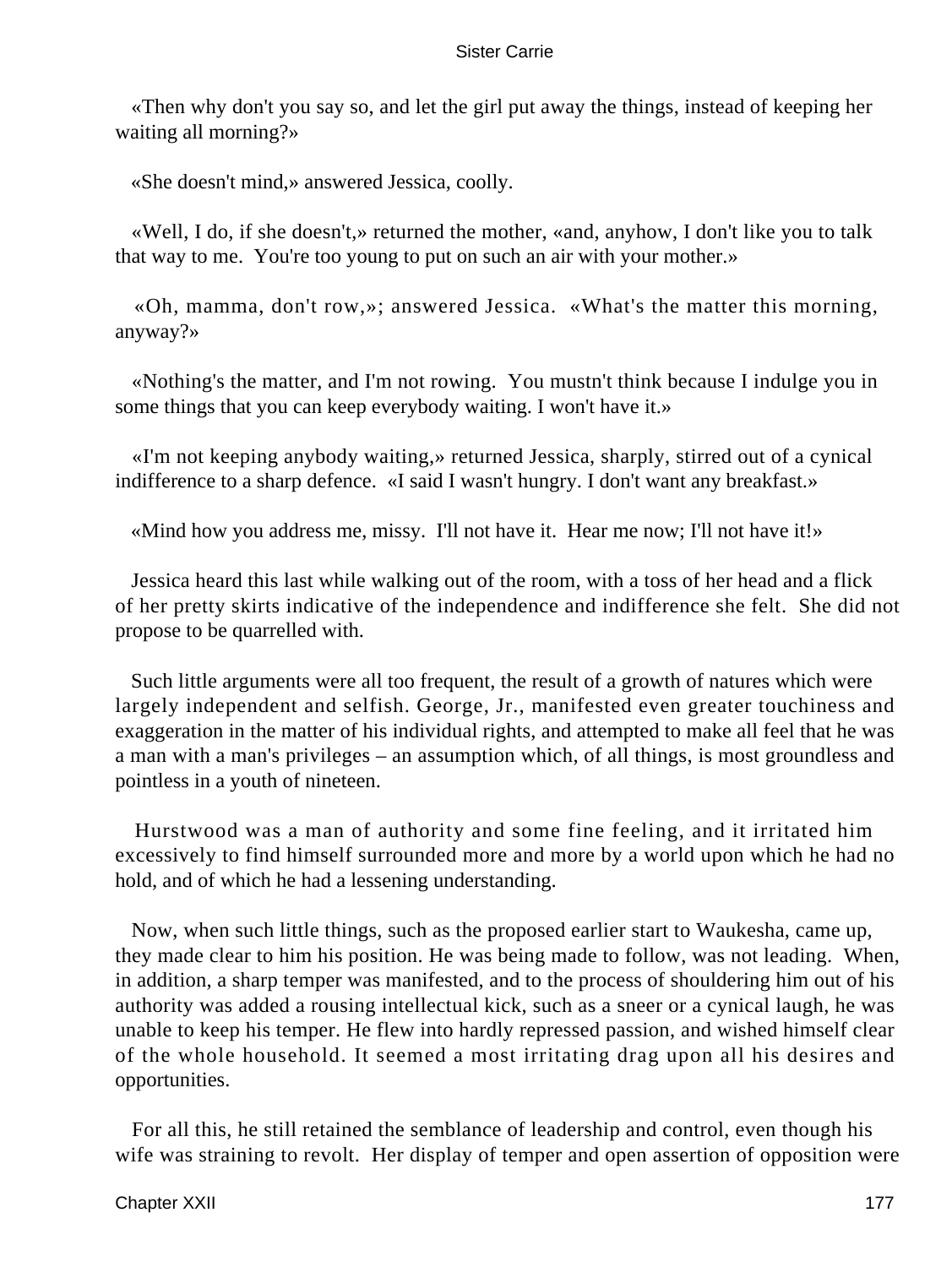«Then why don't you say so, and let the girl put away the things, instead of keeping her waiting all morning?»

«She doesn't mind,» answered Jessica, coolly.

«Well, I do, if she doesn't,» returned the mother, «and, anyhow, I don't like you to talk that way to me. You're too young to put on such an air with your mother.»

«Oh, mamma, don't row,»; answered Jessica. «What's the matter this morning, anyway?»

«Nothing's the matter, and I'm not rowing. You mustn't think because I indulge you in some things that you can keep everybody waiting. I won't have it.»

«I'm not keeping anybody waiting,» returned Jessica, sharply, stirred out of a cynical indifference to a sharp defence. «I said I wasn't hungry. I don't want any breakfast.»

«Mind how you address me, missy. I'll not have it. Hear me now; I'll not have it!»

Jessica heard this last while walking out of the room, with a toss of her head and a flick of her pretty skirts indicative of the independence and indifference she felt. She did not propose to be quarrelled with.

Such little arguments were all too frequent, the result of a growth of natures which were largely independent and selfish. George, Jr., manifested even greater touchiness and exaggeration in the matter of his individual rights, and attempted to make all feel that he was a man with a man's privileges – an assumption which, of all things, is most groundless and pointless in a youth of nineteen.

Hurstwood was a man of authority and some fine feeling, and it irritated him excessively to find himself surrounded more and more by a world upon which he had no hold, and of which he had a lessening understanding.

Now, when such little things, such as the proposed earlier start to Waukesha, came up, they made clear to him his position. He was being made to follow, was not leading. When, in addition, a sharp temper was manifested, and to the process of shouldering him out of his authority was added a rousing intellectual kick, such as a sneer or a cynical laugh, he was unable to keep his temper. He flew into hardly repressed passion, and wished himself clear of the whole household. It seemed a most irritating drag upon all his desires and opportunities.

For all this, he still retained the semblance of leadership and control, even though his wife was straining to revolt. Her display of temper and open assertion of opposition were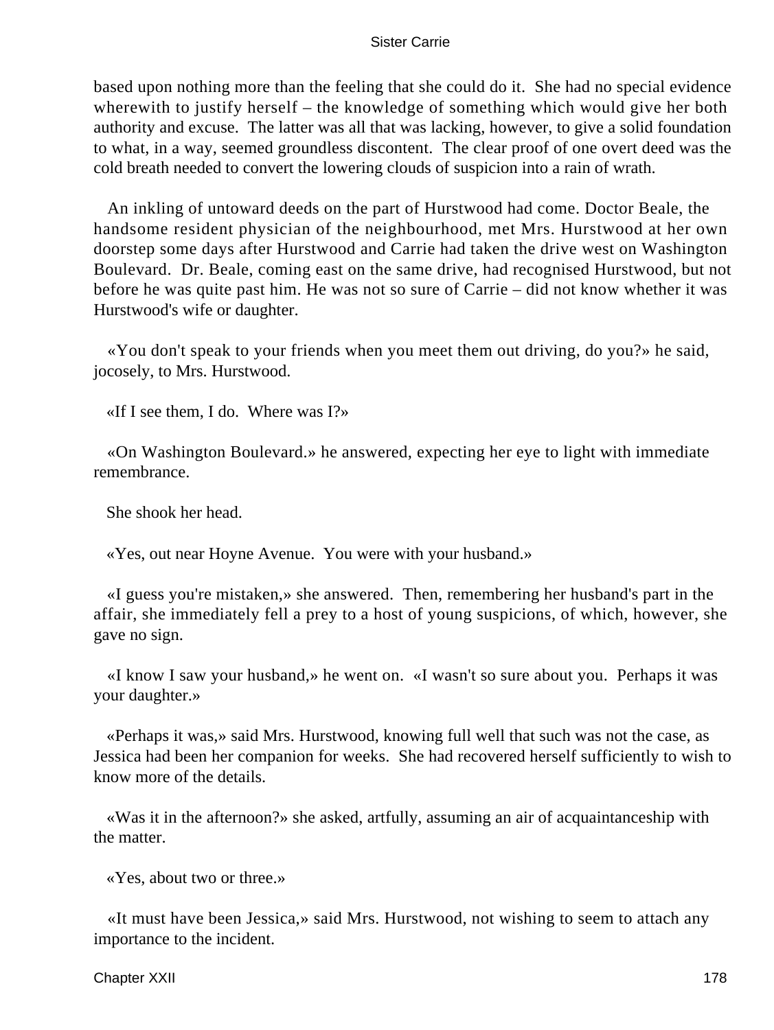based upon nothing more than the feeling that she could do it. She had no special evidence wherewith to justify herself – the knowledge of something which would give her both authority and excuse. The latter was all that was lacking, however, to give a solid foundation to what, in a way, seemed groundless discontent. The clear proof of one overt deed was the cold breath needed to convert the lowering clouds of suspicion into a rain of wrath.

An inkling of untoward deeds on the part of Hurstwood had come. Doctor Beale, the handsome resident physician of the neighbourhood, met Mrs. Hurstwood at her own doorstep some days after Hurstwood and Carrie had taken the drive west on Washington Boulevard. Dr. Beale, coming east on the same drive, had recognised Hurstwood, but not before he was quite past him. He was not so sure of Carrie – did not know whether it was Hurstwood's wife or daughter.

«You don't speak to your friends when you meet them out driving, do you?» he said, jocosely, to Mrs. Hurstwood.

«If I see them, I do. Where was I?»

«On Washington Boulevard.» he answered, expecting her eye to light with immediate remembrance.

She shook her head.

«Yes, out near Hoyne Avenue. You were with your husband.»

«I guess you're mistaken,» she answered. Then, remembering her husband's part in the affair, she immediately fell a prey to a host of young suspicions, of which, however, she gave no sign.

«I know I saw your husband,» he went on. «I wasn't so sure about you. Perhaps it was your daughter.»

«Perhaps it was,» said Mrs. Hurstwood, knowing full well that such was not the case, as Jessica had been her companion for weeks. She had recovered herself sufficiently to wish to know more of the details.

«Was it in the afternoon?» she asked, artfully, assuming an air of acquaintanceship with the matter.

«Yes, about two or three.»

«It must have been Jessica,» said Mrs. Hurstwood, not wishing to seem to attach any importance to the incident.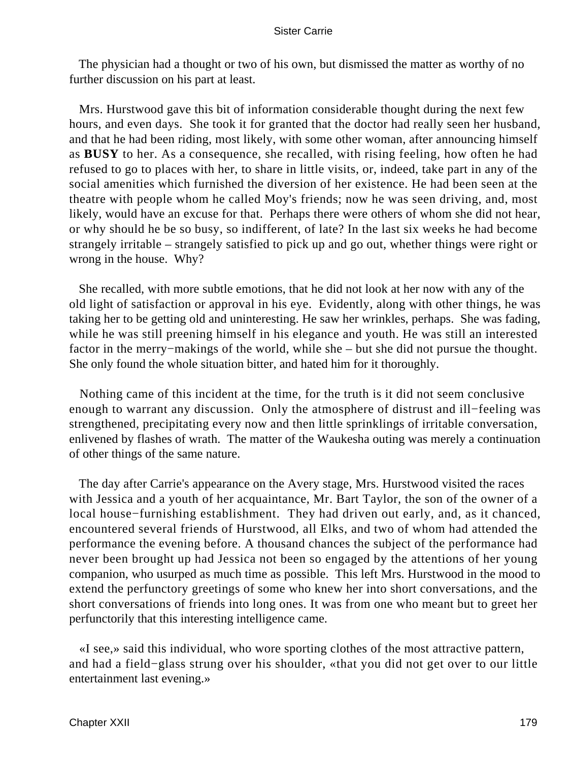The physician had a thought or two of his own, but dismissed the matter as worthy of no further discussion on his part at least.

Mrs. Hurstwood gave this bit of information considerable thought during the next few hours, and even days. She took it for granted that the doctor had really seen her husband, and that he had been riding, most likely, with some other woman, after announcing himself as **BUSY** to her. As a consequence, she recalled, with rising feeling, how often he had refused to go to places with her, to share in little visits, or, indeed, take part in any of the social amenities which furnished the diversion of her existence. He had been seen at the theatre with people whom he called Moy's friends; now he was seen driving, and, most likely, would have an excuse for that. Perhaps there were others of whom she did not hear, or why should he be so busy, so indifferent, of late? In the last six weeks he had become strangely irritable – strangely satisfied to pick up and go out, whether things were right or wrong in the house. Why?

She recalled, with more subtle emotions, that he did not look at her now with any of the old light of satisfaction or approval in his eye. Evidently, along with other things, he was taking her to be getting old and uninteresting. He saw her wrinkles, perhaps. She was fading, while he was still preening himself in his elegance and youth. He was still an interested factor in the merry−makings of the world, while she – but she did not pursue the thought. She only found the whole situation bitter, and hated him for it thoroughly.

Nothing came of this incident at the time, for the truth is it did not seem conclusive enough to warrant any discussion. Only the atmosphere of distrust and ill−feeling was strengthened, precipitating every now and then little sprinklings of irritable conversation, enlivened by flashes of wrath. The matter of the Waukesha outing was merely a continuation of other things of the same nature.

The day after Carrie's appearance on the Avery stage, Mrs. Hurstwood visited the races with Jessica and a youth of her acquaintance, Mr. Bart Taylor, the son of the owner of a local house−furnishing establishment. They had driven out early, and, as it chanced, encountered several friends of Hurstwood, all Elks, and two of whom had attended the performance the evening before. A thousand chances the subject of the performance had never been brought up had Jessica not been so engaged by the attentions of her young companion, who usurped as much time as possible. This left Mrs. Hurstwood in the mood to extend the perfunctory greetings of some who knew her into short conversations, and the short conversations of friends into long ones. It was from one who meant but to greet her perfunctorily that this interesting intelligence came.

«I see,» said this individual, who wore sporting clothes of the most attractive pattern, and had a field−glass strung over his shoulder, «that you did not get over to our little entertainment last evening.»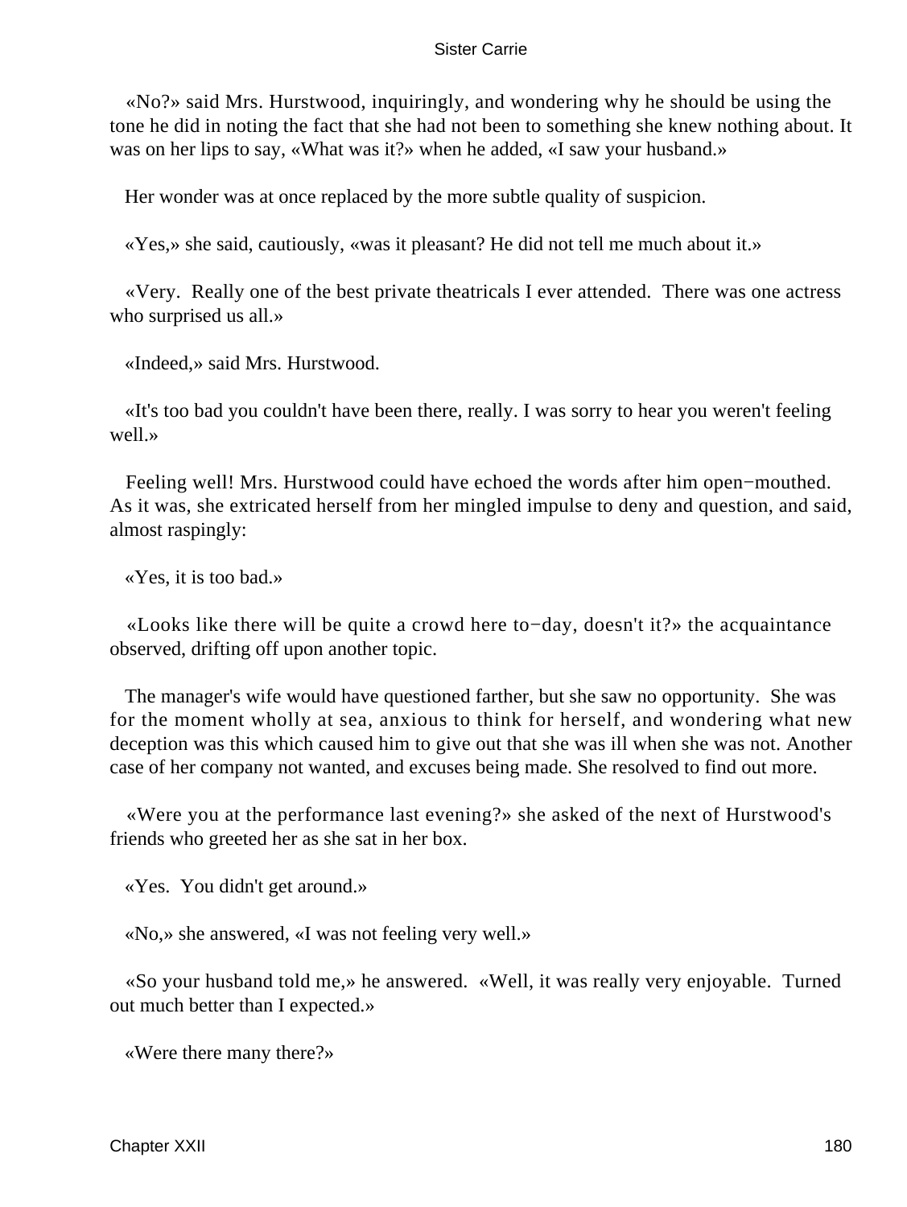«No?» said Mrs. Hurstwood, inquiringly, and wondering why he should be using the tone he did in noting the fact that she had not been to something she knew nothing about. It was on her lips to say, «What was it?» when he added, «I saw your husband.»

Her wonder was at once replaced by the more subtle quality of suspicion.

«Yes,» she said, cautiously, «was it pleasant? He did not tell me much about it.»

«Very. Really one of the best private theatricals I ever attended. There was one actress who surprised us all.»

«Indeed,» said Mrs. Hurstwood.

«It's too bad you couldn't have been there, really. I was sorry to hear you weren't feeling well.»

Feeling well! Mrs. Hurstwood could have echoed the words after him open−mouthed. As it was, she extricated herself from her mingled impulse to deny and question, and said, almost raspingly:

«Yes, it is too bad.»

«Looks like there will be quite a crowd here to−day, doesn't it?» the acquaintance observed, drifting off upon another topic.

The manager's wife would have questioned farther, but she saw no opportunity. She was for the moment wholly at sea, anxious to think for herself, and wondering what new deception was this which caused him to give out that she was ill when she was not. Another case of her company not wanted, and excuses being made. She resolved to find out more.

«Were you at the performance last evening?» she asked of the next of Hurstwood's friends who greeted her as she sat in her box.

«Yes. You didn't get around.»

«No,» she answered, «I was not feeling very well.»

«So your husband told me,» he answered. «Well, it was really very enjoyable. Turned out much better than I expected.»

«Were there many there?»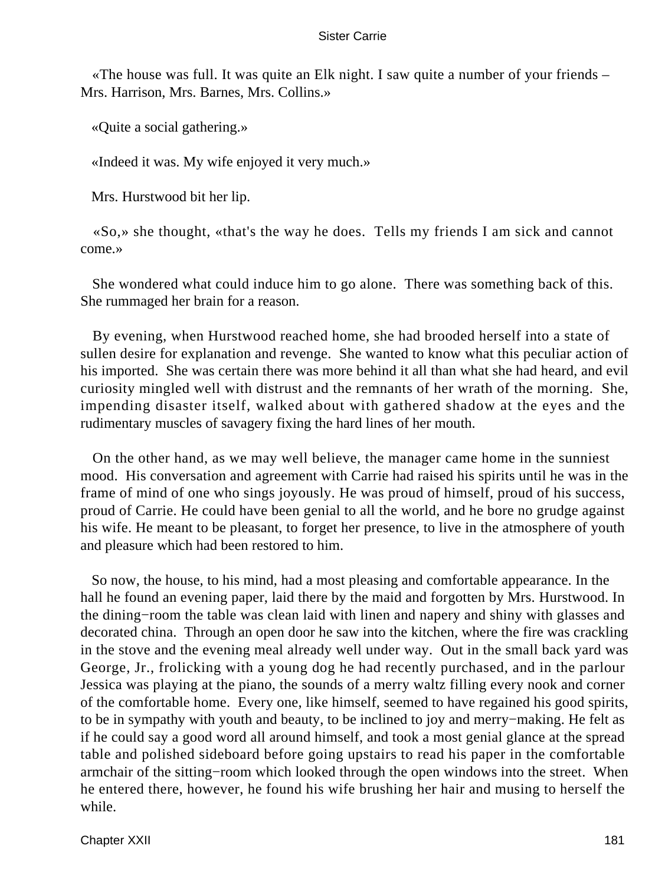«The house was full. It was quite an Elk night. I saw quite a number of your friends – Mrs. Harrison, Mrs. Barnes, Mrs. Collins.»

«Quite a social gathering.»

«Indeed it was. My wife enjoyed it very much.»

Mrs. Hurstwood bit her lip.

«So,» she thought, «that's the way he does. Tells my friends I am sick and cannot come.»

She wondered what could induce him to go alone. There was something back of this. She rummaged her brain for a reason.

By evening, when Hurstwood reached home, she had brooded herself into a state of sullen desire for explanation and revenge. She wanted to know what this peculiar action of his imported. She was certain there was more behind it all than what she had heard, and evil curiosity mingled well with distrust and the remnants of her wrath of the morning. She, impending disaster itself, walked about with gathered shadow at the eyes and the rudimentary muscles of savagery fixing the hard lines of her mouth.

On the other hand, as we may well believe, the manager came home in the sunniest mood. His conversation and agreement with Carrie had raised his spirits until he was in the frame of mind of one who sings joyously. He was proud of himself, proud of his success, proud of Carrie. He could have been genial to all the world, and he bore no grudge against his wife. He meant to be pleasant, to forget her presence, to live in the atmosphere of youth and pleasure which had been restored to him.

So now, the house, to his mind, had a most pleasing and comfortable appearance. In the hall he found an evening paper, laid there by the maid and forgotten by Mrs. Hurstwood. In the dining−room the table was clean laid with linen and napery and shiny with glasses and decorated china. Through an open door he saw into the kitchen, where the fire was crackling in the stove and the evening meal already well under way. Out in the small back yard was George, Jr., frolicking with a young dog he had recently purchased, and in the parlour Jessica was playing at the piano, the sounds of a merry waltz filling every nook and corner of the comfortable home. Every one, like himself, seemed to have regained his good spirits, to be in sympathy with youth and beauty, to be inclined to joy and merry−making. He felt as if he could say a good word all around himself, and took a most genial glance at the spread table and polished sideboard before going upstairs to read his paper in the comfortable armchair of the sitting−room which looked through the open windows into the street. When he entered there, however, he found his wife brushing her hair and musing to herself the while.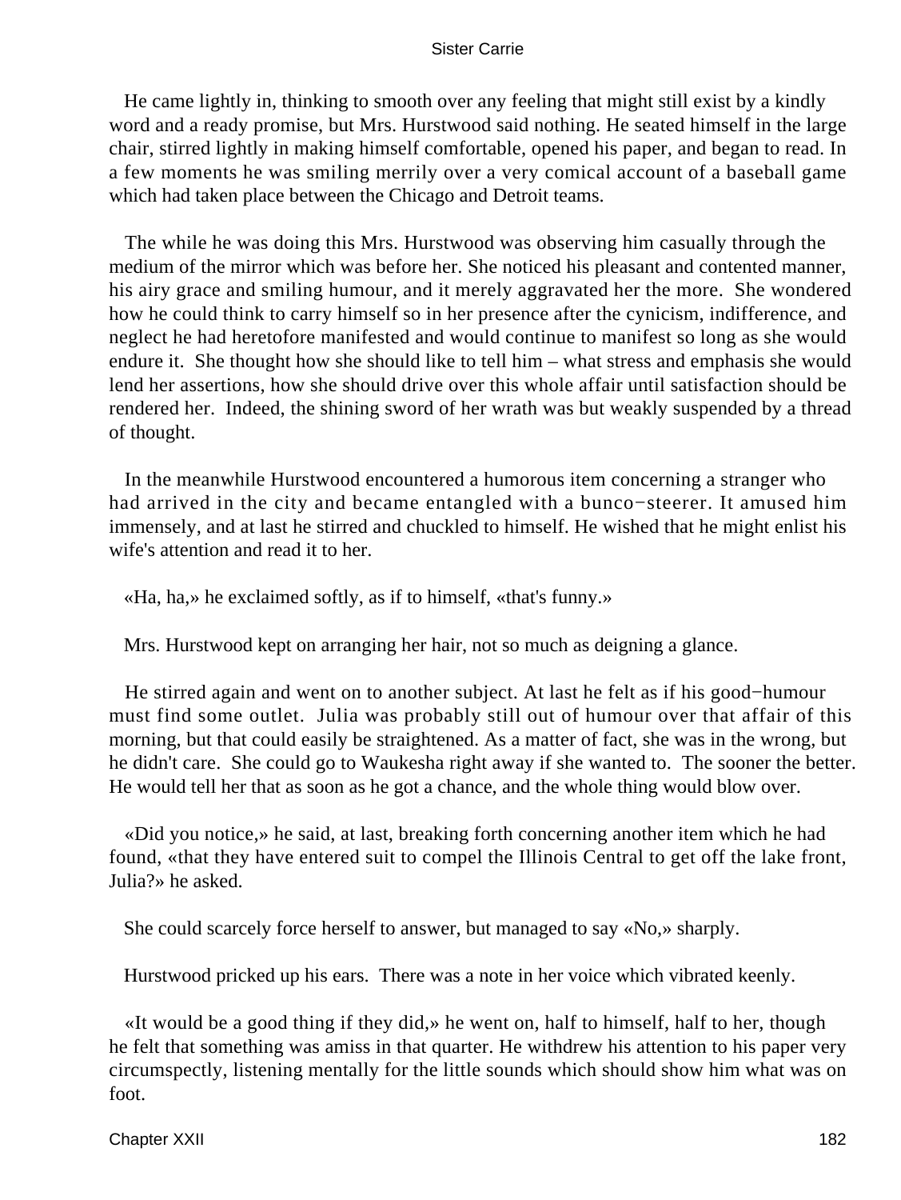He came lightly in, thinking to smooth over any feeling that might still exist by a kindly word and a ready promise, but Mrs. Hurstwood said nothing. He seated himself in the large chair, stirred lightly in making himself comfortable, opened his paper, and began to read. In a few moments he was smiling merrily over a very comical account of a baseball game which had taken place between the Chicago and Detroit teams.

The while he was doing this Mrs. Hurstwood was observing him casually through the medium of the mirror which was before her. She noticed his pleasant and contented manner, his airy grace and smiling humour, and it merely aggravated her the more. She wondered how he could think to carry himself so in her presence after the cynicism, indifference, and neglect he had heretofore manifested and would continue to manifest so long as she would endure it. She thought how she should like to tell him – what stress and emphasis she would lend her assertions, how she should drive over this whole affair until satisfaction should be rendered her. Indeed, the shining sword of her wrath was but weakly suspended by a thread of thought.

In the meanwhile Hurstwood encountered a humorous item concerning a stranger who had arrived in the city and became entangled with a bunco−steerer. It amused him immensely, and at last he stirred and chuckled to himself. He wished that he might enlist his wife's attention and read it to her.

«Ha, ha,» he exclaimed softly, as if to himself, «that's funny.»

Mrs. Hurstwood kept on arranging her hair, not so much as deigning a glance.

He stirred again and went on to another subject. At last he felt as if his good−humour must find some outlet. Julia was probably still out of humour over that affair of this morning, but that could easily be straightened. As a matter of fact, she was in the wrong, but he didn't care. She could go to Waukesha right away if she wanted to. The sooner the better. He would tell her that as soon as he got a chance, and the whole thing would blow over.

«Did you notice,» he said, at last, breaking forth concerning another item which he had found, «that they have entered suit to compel the Illinois Central to get off the lake front, Julia?» he asked.

She could scarcely force herself to answer, but managed to say «No,» sharply.

Hurstwood pricked up his ears. There was a note in her voice which vibrated keenly.

«It would be a good thing if they did,» he went on, half to himself, half to her, though he felt that something was amiss in that quarter. He withdrew his attention to his paper very circumspectly, listening mentally for the little sounds which should show him what was on foot.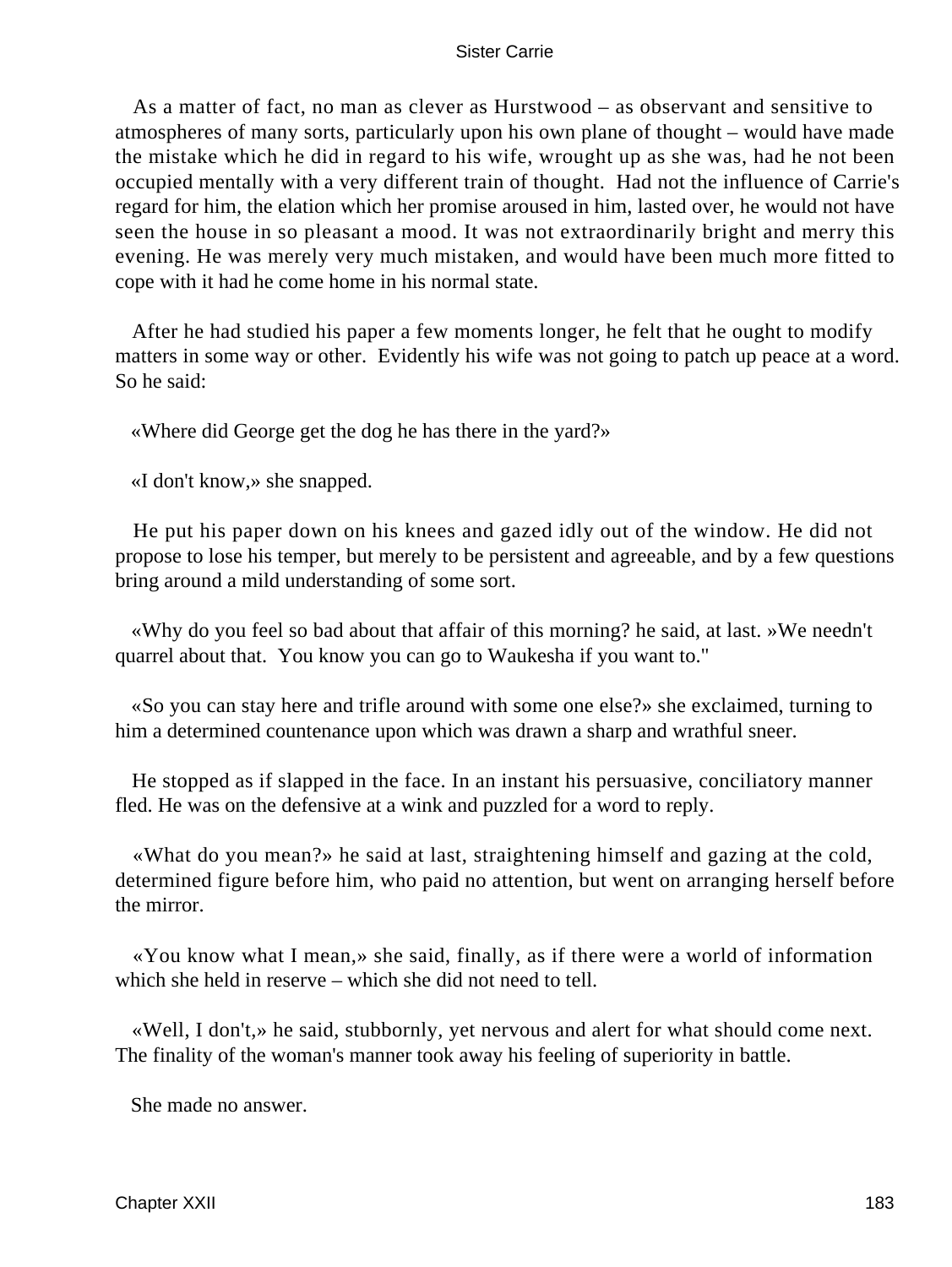As a matter of fact, no man as clever as Hurstwood – as observant and sensitive to atmospheres of many sorts, particularly upon his own plane of thought – would have made the mistake which he did in regard to his wife, wrought up as she was, had he not been occupied mentally with a very different train of thought. Had not the influence of Carrie's regard for him, the elation which her promise aroused in him, lasted over, he would not have seen the house in so pleasant a mood. It was not extraordinarily bright and merry this evening. He was merely very much mistaken, and would have been much more fitted to cope with it had he come home in his normal state.

After he had studied his paper a few moments longer, he felt that he ought to modify matters in some way or other. Evidently his wife was not going to patch up peace at a word. So he said:

«Where did George get the dog he has there in the yard?»

«I don't know,» she snapped.

He put his paper down on his knees and gazed idly out of the window. He did not propose to lose his temper, but merely to be persistent and agreeable, and by a few questions bring around a mild understanding of some sort.

«Why do you feel so bad about that affair of this morning? he said, at last. »We needn't quarrel about that. You know you can go to Waukesha if you want to."

«So you can stay here and trifle around with some one else?» she exclaimed, turning to him a determined countenance upon which was drawn a sharp and wrathful sneer.

He stopped as if slapped in the face. In an instant his persuasive, conciliatory manner fled. He was on the defensive at a wink and puzzled for a word to reply.

«What do you mean?» he said at last, straightening himself and gazing at the cold, determined figure before him, who paid no attention, but went on arranging herself before the mirror.

«You know what I mean,» she said, finally, as if there were a world of information which she held in reserve – which she did not need to tell.

«Well, I don't,» he said, stubbornly, yet nervous and alert for what should come next. The finality of the woman's manner took away his feeling of superiority in battle.

She made no answer.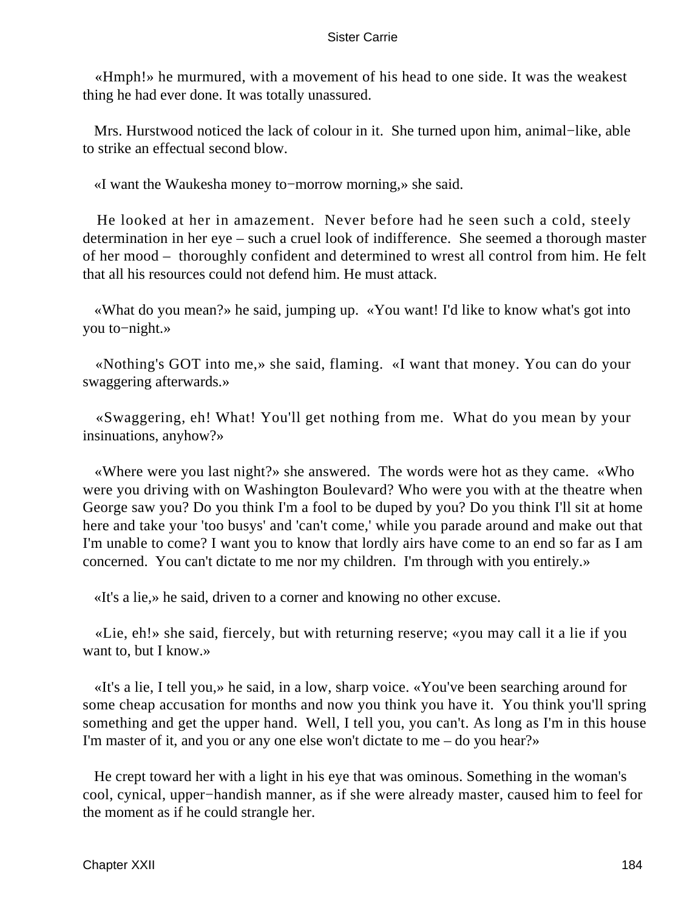«Hmph!» he murmured, with a movement of his head to one side. It was the weakest thing he had ever done. It was totally unassured.

Mrs. Hurstwood noticed the lack of colour in it. She turned upon him, animal−like, able to strike an effectual second blow.

«I want the Waukesha money to−morrow morning,» she said.

He looked at her in amazement. Never before had he seen such a cold, steely determination in her eye – such a cruel look of indifference. She seemed a thorough master of her mood – thoroughly confident and determined to wrest all control from him. He felt that all his resources could not defend him. He must attack.

«What do you mean?» he said, jumping up. «You want! I'd like to know what's got into you to−night.»

«Nothing's GOT into me,» she said, flaming. «I want that money. You can do your swaggering afterwards.»

«Swaggering, eh! What! You'll get nothing from me. What do you mean by your insinuations, anyhow?»

«Where were you last night?» she answered. The words were hot as they came. «Who were you driving with on Washington Boulevard? Who were you with at the theatre when George saw you? Do you think I'm a fool to be duped by you? Do you think I'll sit at home here and take your 'too busys' and 'can't come,' while you parade around and make out that I'm unable to come? I want you to know that lordly airs have come to an end so far as I am concerned. You can't dictate to me nor my children. I'm through with you entirely.»

«It's a lie,» he said, driven to a corner and knowing no other excuse.

«Lie, eh!» she said, fiercely, but with returning reserve; «you may call it a lie if you want to, but I know.»

«It's a lie, I tell you,» he said, in a low, sharp voice. «You've been searching around for some cheap accusation for months and now you think you have it. You think you'll spring something and get the upper hand. Well, I tell you, you can't. As long as I'm in this house I'm master of it, and you or any one else won't dictate to me – do you hear?»

He crept toward her with a light in his eye that was ominous. Something in the woman's cool, cynical, upper−handish manner, as if she were already master, caused him to feel for the moment as if he could strangle her.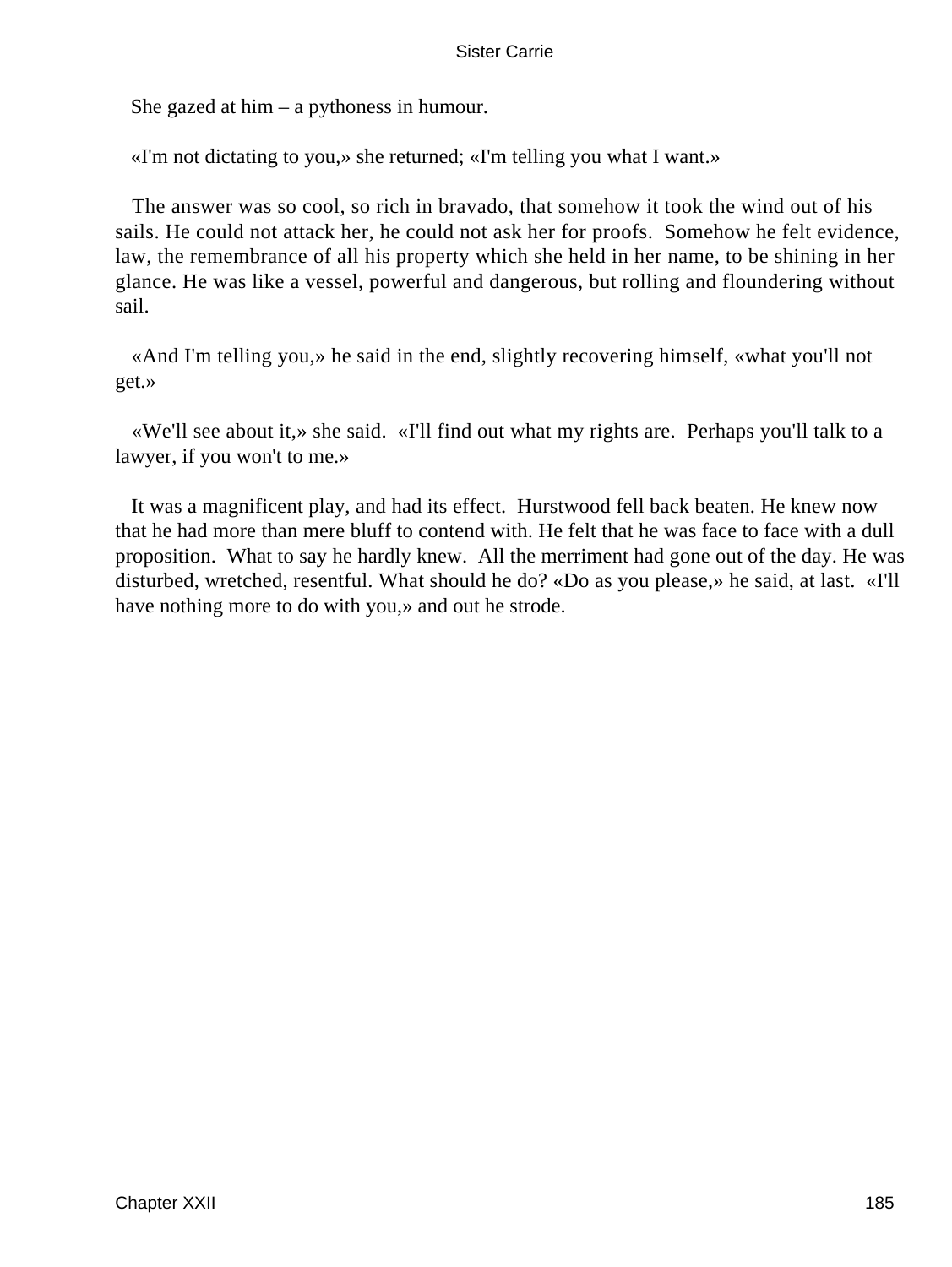She gazed at him – a pythoness in humour.

«I'm not dictating to you,» she returned; «I'm telling you what I want.»

The answer was so cool, so rich in bravado, that somehow it took the wind out of his sails. He could not attack her, he could not ask her for proofs. Somehow he felt evidence, law, the remembrance of all his property which she held in her name, to be shining in her glance. He was like a vessel, powerful and dangerous, but rolling and floundering without sail.

«And I'm telling you,» he said in the end, slightly recovering himself, «what you'll not get.»

«We'll see about it,» she said. «I'll find out what my rights are. Perhaps you'll talk to a lawyer, if you won't to me.»

It was a magnificent play, and had its effect. Hurstwood fell back beaten. He knew now that he had more than mere bluff to contend with. He felt that he was face to face with a dull proposition. What to say he hardly knew. All the merriment had gone out of the day. He was disturbed, wretched, resentful. What should he do? «Do as you please,» he said, at last. «I'll have nothing more to do with you,» and out he strode.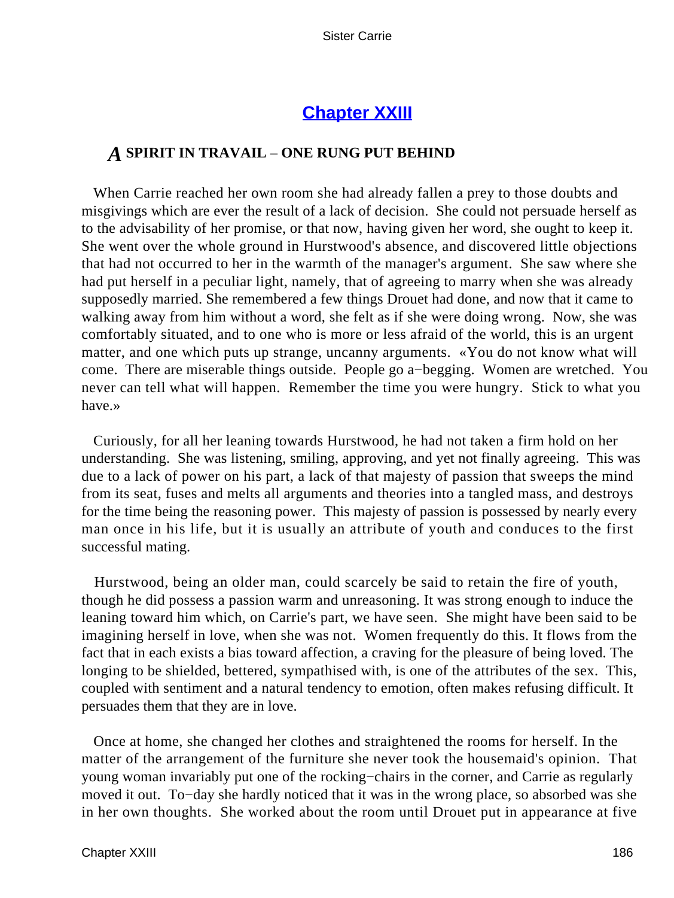## [Chapter XXIII](#)

### *A* SPIRIT IN TRAVAIL – ONE RUNG PUT BEHIND

When Carrie reached her own room she had already fallen a prey to those doubts and misgivings which are ever the result of a lack of decision. She could not persuade herself as to the advisability of her promise, or that now, having given her word, she ought to keep it. She went over the whole ground in Hurstwood's absence, and discovered little objections that had not occurred to her in the warmth of the manager's argument. She saw where she had put herself in a peculiar light, namely, that of agreeing to marry when she was already supposedly married. She remembered a few things Drouet had done, and now that it came to walking away from him without a word, she felt as if she were doing wrong. Now, she was comfortably situated, and to one who is more or less afraid of the world, this is an urgent matter, and one which puts up strange, uncanny arguments. «You do not know what will come. There are miserable things outside. People go a−begging. Women are wretched. You never can tell what will happen. Remember the time you were hungry. Stick to what you have.»

Curiously, for all her leaning towards Hurstwood, he had not taken a firm hold on her understanding. She was listening, smiling, approving, and yet not finally agreeing. This was due to a lack of power on his part, a lack of that majesty of passion that sweeps the mind from its seat, fuses and melts all arguments and theories into a tangled mass, and destroys for the time being the reasoning power. This majesty of passion is possessed by nearly every man once in his life, but it is usually an attribute of youth and conduces to the first successful mating.

Hurstwood, being an older man, could scarcely be said to retain the fire of youth, though he did possess a passion warm and unreasoning. It was strong enough to induce the leaning toward him which, on Carrie's part, we have seen. She might have been said to be imagining herself in love, when she was not. Women frequently do this. It flows from the fact that in each exists a bias toward affection, a craving for the pleasure of being loved. The longing to be shielded, bettered, sympathised with, is one of the attributes of the sex. This, coupled with sentiment and a natural tendency to emotion, often makes refusing difficult. It persuades them that they are in love.

Once at home, she changed her clothes and straightened the rooms for herself. In the matter of the arrangement of the furniture she never took the housemaid's opinion. That young woman invariably put one of the rocking−chairs in the corner, and Carrie as regularly moved it out. To−day she hardly noticed that it was in the wrong place, so absorbed was she in her own thoughts. She worked about the room until Drouet put in appearance at five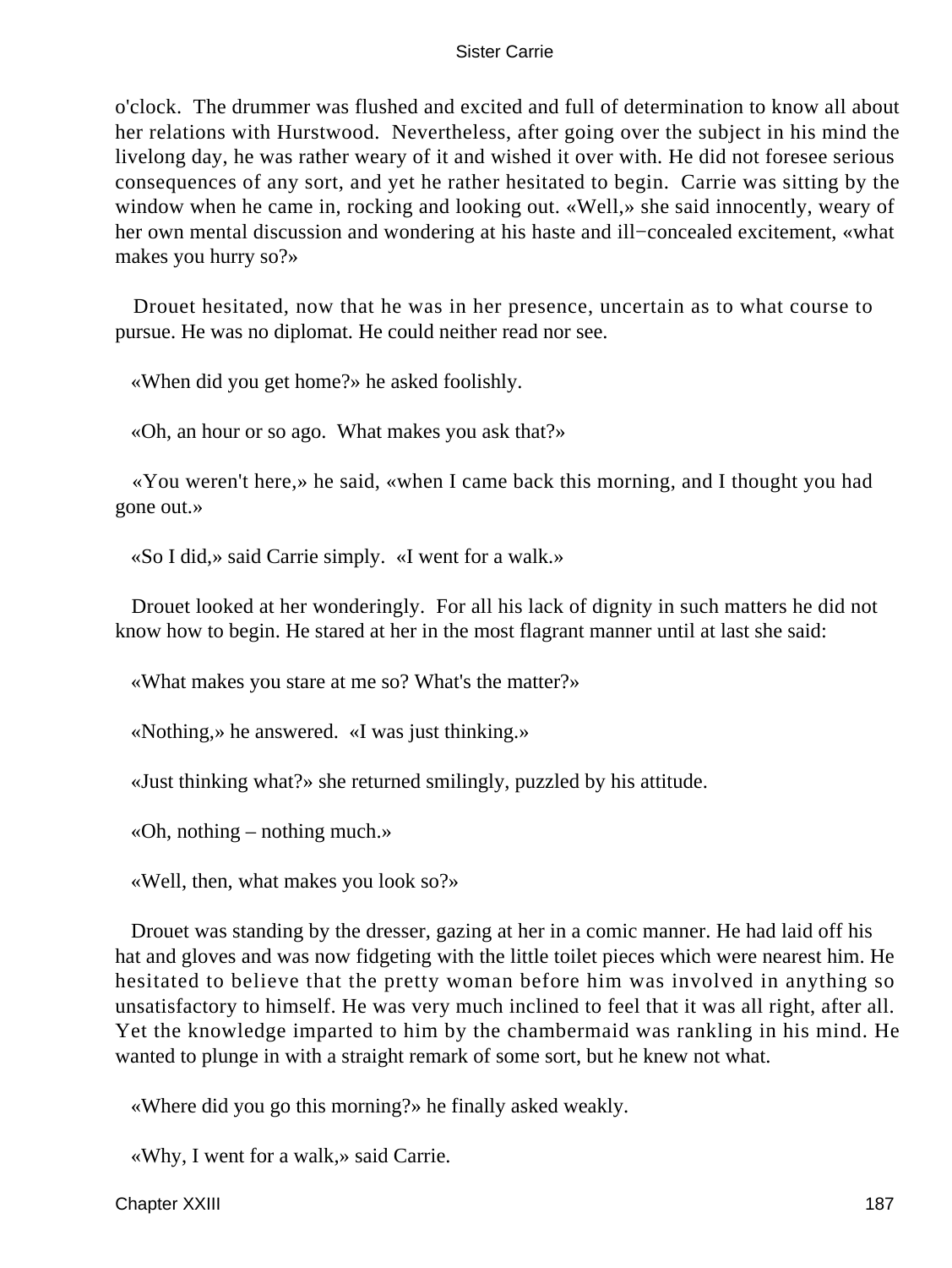o'clock. The drummer was flushed and excited and full of determination to know all about her relations with Hurstwood. Nevertheless, after going over the subject in his mind the livelong day, he was rather weary of it and wished it over with. He did not foresee serious consequences of any sort, and yet he rather hesitated to begin. Carrie was sitting by the window when he came in, rocking and looking out. «Well,» she said innocently, weary of her own mental discussion and wondering at his haste and ill−concealed excitement, «what makes you hurry so?»

Drouet hesitated, now that he was in her presence, uncertain as to what course to pursue. He was no diplomat. He could neither read nor see.

«When did you get home?» he asked foolishly.

«Oh, an hour or so ago. What makes you ask that?»

«You weren't here,» he said, «when I came back this morning, and I thought you had gone out.»

«So I did,» said Carrie simply. «I went for a walk.»

Drouet looked at her wonderingly. For all his lack of dignity in such matters he did not know how to begin. He stared at her in the most flagrant manner until at last she said:

«What makes you stare at me so? What's the matter?»

«Nothing,» he answered. «I was just thinking.»

«Just thinking what?» she returned smilingly, puzzled by his attitude.

«Oh, nothing – nothing much.»

«Well, then, what makes you look so?»

Drouet was standing by the dresser, gazing at her in a comic manner. He had laid off his hat and gloves and was now fidgeting with the little toilet pieces which were nearest him. He hesitated to believe that the pretty woman before him was involved in anything so unsatisfactory to himself. He was very much inclined to feel that it was all right, after all. Yet the knowledge imparted to him by the chambermaid was rankling in his mind. He wanted to plunge in with a straight remark of some sort, but he knew not what.

«Where did you go this morning?» he finally asked weakly.

«Why, I went for a walk,» said Carrie.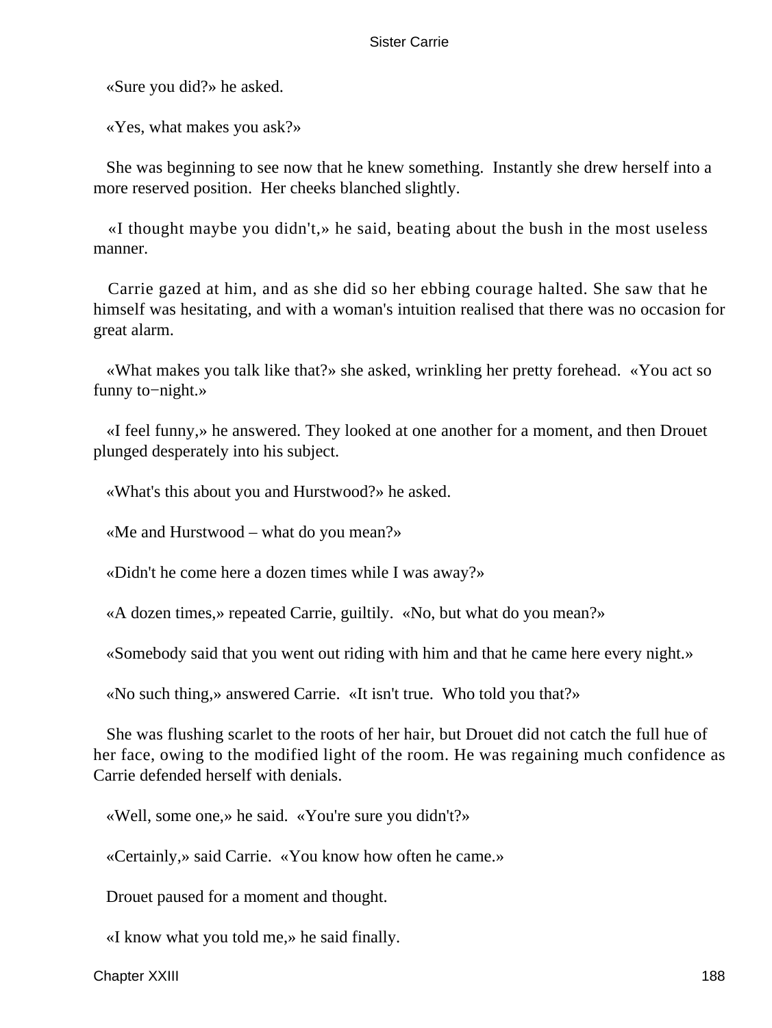«Sure you did?» he asked.

«Yes, what makes you ask?»

She was beginning to see now that he knew something. Instantly she drew herself into a more reserved position. Her cheeks blanched slightly.

«I thought maybe you didn't,» he said, beating about the bush in the most useless manner.

Carrie gazed at him, and as she did so her ebbing courage halted. She saw that he himself was hesitating, and with a woman's intuition realised that there was no occasion for great alarm.

«What makes you talk like that?» she asked, wrinkling her pretty forehead. «You act so funny to−night.»

«I feel funny,» he answered. They looked at one another for a moment, and then Drouet plunged desperately into his subject.

«What's this about you and Hurstwood?» he asked.

«Me and Hurstwood – what do you mean?»

«Didn't he come here a dozen times while I was away?»

«A dozen times,» repeated Carrie, guiltily. «No, but what do you mean?»

«Somebody said that you went out riding with him and that he came here every night.»

«No such thing,» answered Carrie. «It isn't true. Who told you that?»

She was flushing scarlet to the roots of her hair, but Drouet did not catch the full hue of her face, owing to the modified light of the room. He was regaining much confidence as Carrie defended herself with denials.

«Well, some one,» he said. «You're sure you didn't?»

«Certainly,» said Carrie. «You know how often he came.»

Drouet paused for a moment and thought.

«I know what you told me,» he said finally.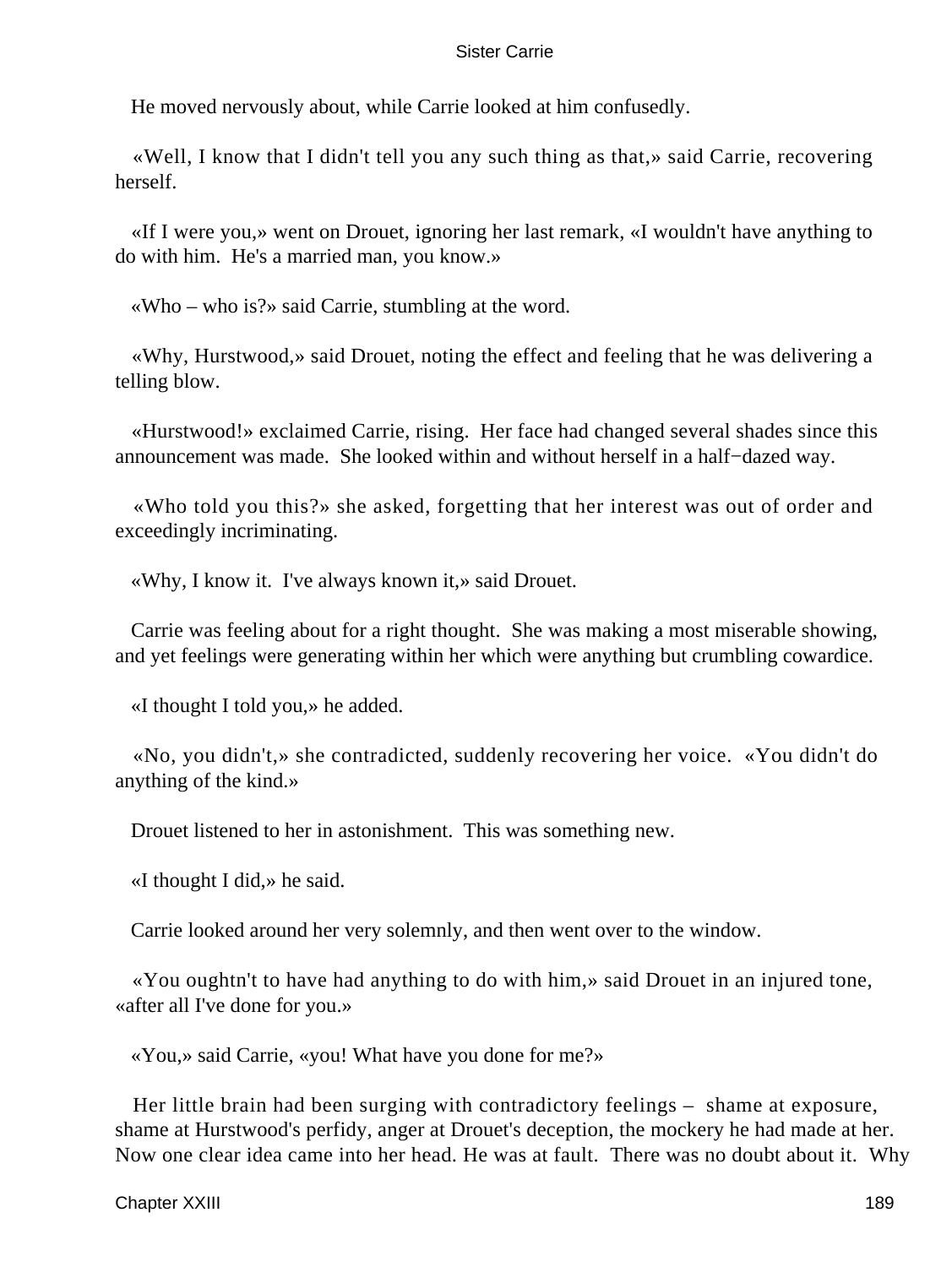He moved nervously about, while Carrie looked at him confusedly.

«Well, I know that I didn't tell you any such thing as that,» said Carrie, recovering herself.

«If I were you,» went on Drouet, ignoring her last remark, «I wouldn't have anything to do with him. He's a married man, you know.»

«Who – who is?» said Carrie, stumbling at the word.

«Why, Hurstwood,» said Drouet, noting the effect and feeling that he was delivering a telling blow.

«Hurstwood!» exclaimed Carrie, rising. Her face had changed several shades since this announcement was made. She looked within and without herself in a half−dazed way.

«Who told you this?» she asked, forgetting that her interest was out of order and exceedingly incriminating.

«Why, I know it. I've always known it,» said Drouet.

Carrie was feeling about for a right thought. She was making a most miserable showing, and yet feelings were generating within her which were anything but crumbling cowardice.

«I thought I told you,» he added.

«No, you didn't,» she contradicted, suddenly recovering her voice. «You didn't do anything of the kind.»

Drouet listened to her in astonishment. This was something new.

«I thought I did,» he said.

Carrie looked around her very solemnly, and then went over to the window.

«You oughtn't to have had anything to do with him,» said Drouet in an injured tone, «after all I've done for you.»

«You,» said Carrie, «you! What have you done for me?»

Her little brain had been surging with contradictory feelings – shame at exposure, shame at Hurstwood's perfidy, anger at Drouet's deception, the mockery he had made at her. Now one clear idea came into her head. He was at fault. There was no doubt about it. Why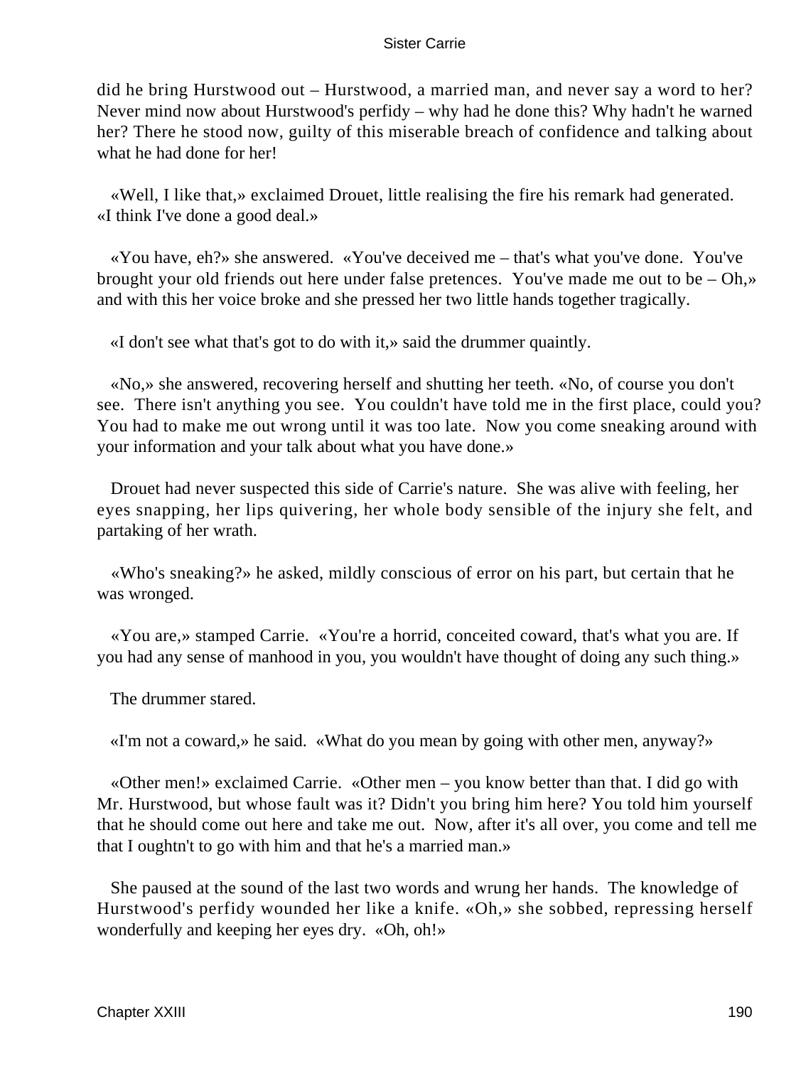did he bring Hurstwood out – Hurstwood, a married man, and never say a word to her? Never mind now about Hurstwood's perfidy – why had he done this? Why hadn't he warned her? There he stood now, guilty of this miserable breach of confidence and talking about what he had done for her!

«Well, I like that,» exclaimed Drouet, little realising the fire his remark had generated. «I think I've done a good deal.»

«You have, eh?» she answered. «You've deceived me – that's what you've done. You've brought your old friends out here under false pretences. You've made me out to be – Oh,» and with this her voice broke and she pressed her two little hands together tragically.

«I don't see what that's got to do with it,» said the drummer quaintly.

«No,» she answered, recovering herself and shutting her teeth. «No, of course you don't see. There isn't anything you see. You couldn't have told me in the first place, could you? You had to make me out wrong until it was too late. Now you come sneaking around with your information and your talk about what you have done.»

Drouet had never suspected this side of Carrie's nature. She was alive with feeling, her eyes snapping, her lips quivering, her whole body sensible of the injury she felt, and partaking of her wrath.

«Who's sneaking?» he asked, mildly conscious of error on his part, but certain that he was wronged.

«You are,» stamped Carrie. «You're a horrid, conceited coward, that's what you are. If you had any sense of manhood in you, you wouldn't have thought of doing any such thing.»

The drummer stared.

«I'm not a coward,» he said. «What do you mean by going with other men, anyway?»

«Other men!» exclaimed Carrie. «Other men – you know better than that. I did go with Mr. Hurstwood, but whose fault was it? Didn't you bring him here? You told him yourself that he should come out here and take me out. Now, after it's all over, you come and tell me that I oughtn't to go with him and that he's a married man.»

She paused at the sound of the last two words and wrung her hands. The knowledge of Hurstwood's perfidy wounded her like a knife. «Oh,» she sobbed, repressing herself wonderfully and keeping her eyes dry. «Oh, oh!»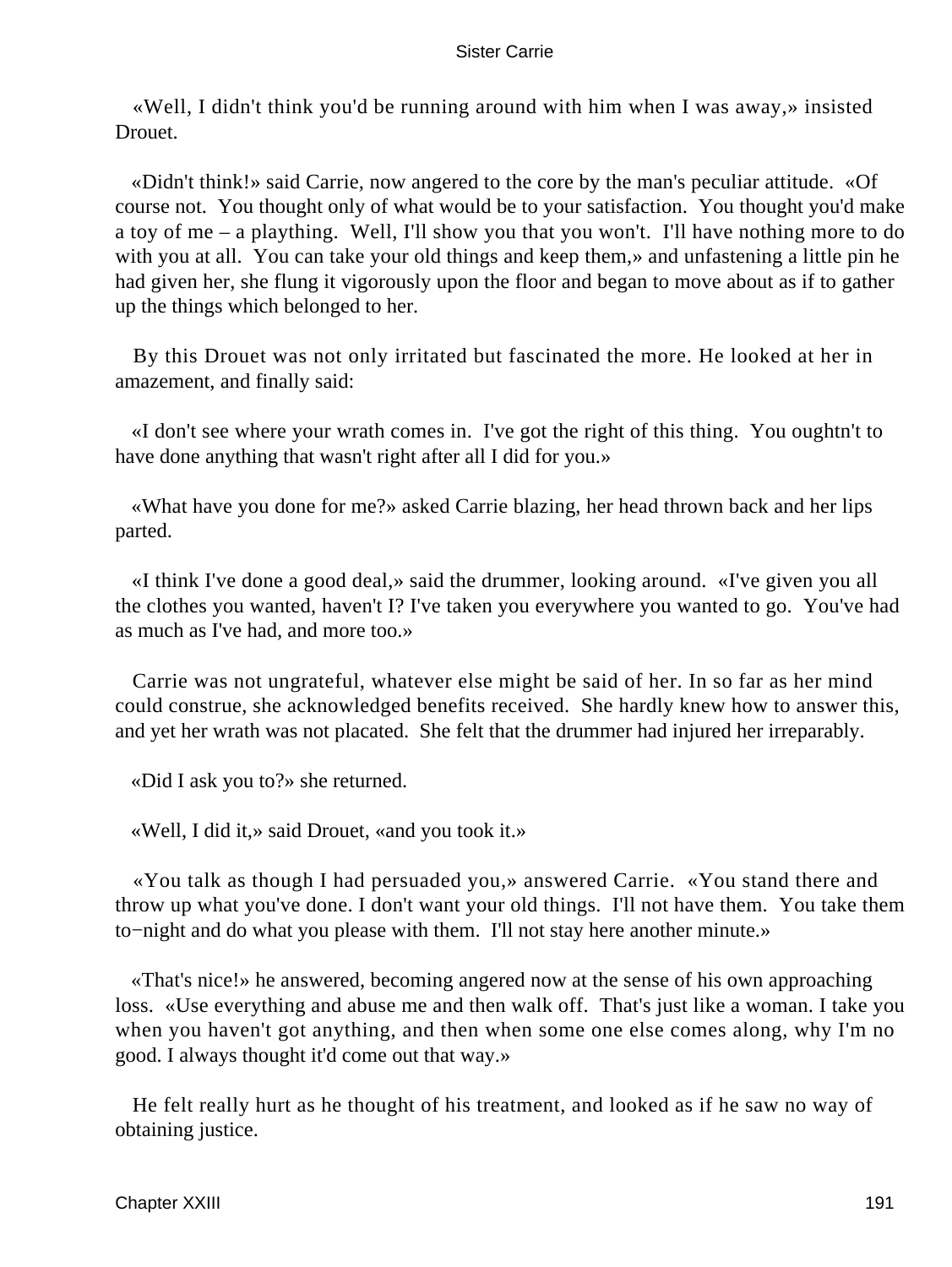«Well, I didn't think you'd be running around with him when I was away,» insisted Drouet.

«Didn't think!» said Carrie, now angered to the core by the man's peculiar attitude. «Of course not. You thought only of what would be to your satisfaction. You thought you'd make a toy of me – a plaything. Well, I'll show you that you won't. I'll have nothing more to do with you at all. You can take your old things and keep them,» and unfastening a little pin he had given her, she flung it vigorously upon the floor and began to move about as if to gather up the things which belonged to her.

By this Drouet was not only irritated but fascinated the more. He looked at her in amazement, and finally said:

«I don't see where your wrath comes in. I've got the right of this thing. You oughtn't to have done anything that wasn't right after all I did for you.»

«What have you done for me?» asked Carrie blazing, her head thrown back and her lips parted.

«I think I've done a good deal,» said the drummer, looking around. «I've given you all the clothes you wanted, haven't I? I've taken you everywhere you wanted to go. You've had as much as I've had, and more too.»

Carrie was not ungrateful, whatever else might be said of her. In so far as her mind could construe, she acknowledged benefits received. She hardly knew how to answer this, and yet her wrath was not placated. She felt that the drummer had injured her irreparably.

«Did I ask you to?» she returned.

«Well, I did it,» said Drouet, «and you took it.»

«You talk as though I had persuaded you,» answered Carrie. «You stand there and throw up what you've done. I don't want your old things. I'll not have them. You take them to−night and do what you please with them. I'll not stay here another minute.»

«That's nice!» he answered, becoming angered now at the sense of his own approaching loss. «Use everything and abuse me and then walk off. That's just like a woman. I take you when you haven't got anything, and then when some one else comes along, why I'm no good. I always thought it'd come out that way.»

He felt really hurt as he thought of his treatment, and looked as if he saw no way of obtaining justice.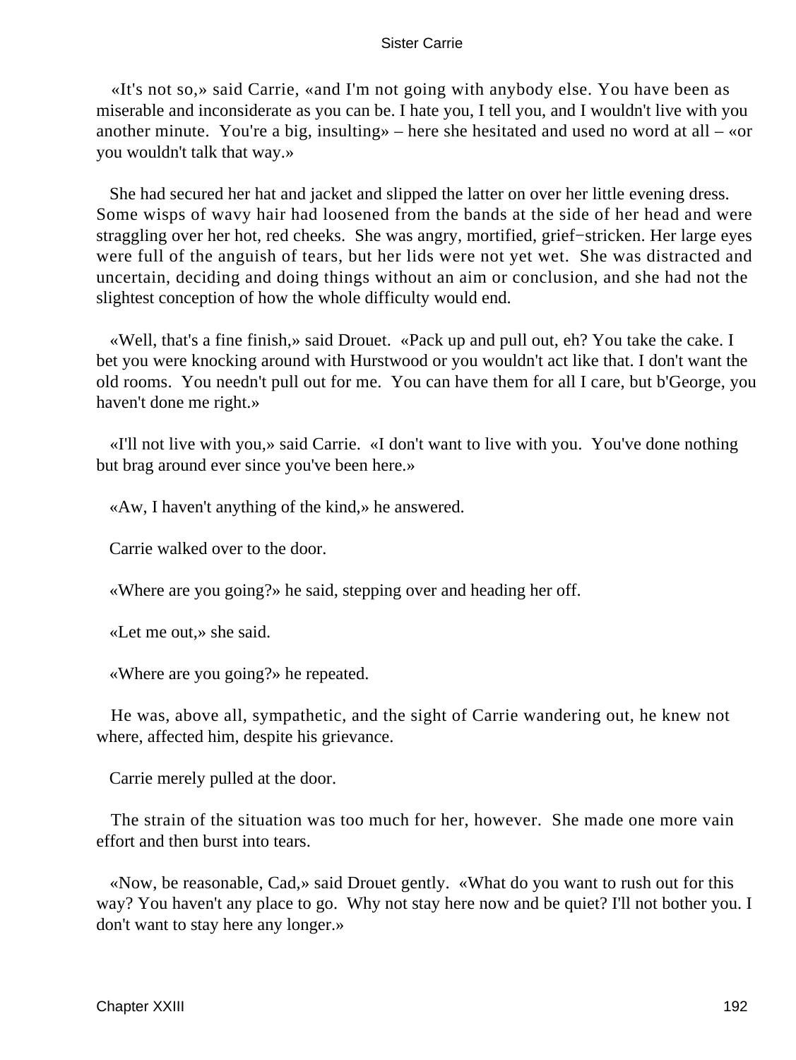«It's not so,» said Carrie, «and I'm not going with anybody else. You have been as miserable and inconsiderate as you can be. I hate you, I tell you, and I wouldn't live with you another minute. You're a big, insulting» – here she hesitated and used no word at all – «or you wouldn't talk that way.»

She had secured her hat and jacket and slipped the latter on over her little evening dress. Some wisps of wavy hair had loosened from the bands at the side of her head and were straggling over her hot, red cheeks. She was angry, mortified, grief−stricken. Her large eyes were full of the anguish of tears, but her lids were not yet wet. She was distracted and uncertain, deciding and doing things without an aim or conclusion, and she had not the slightest conception of how the whole difficulty would end.

«Well, that's a fine finish,» said Drouet. «Pack up and pull out, eh? You take the cake. I bet you were knocking around with Hurstwood or you wouldn't act like that. I don't want the old rooms. You needn't pull out for me. You can have them for all I care, but b'George, you haven't done me right.»

«I'll not live with you,» said Carrie. «I don't want to live with you. You've done nothing but brag around ever since you've been here.»

«Aw, I haven't anything of the kind,» he answered.

Carrie walked over to the door.

«Where are you going?» he said, stepping over and heading her off.

«Let me out,» she said.

«Where are you going?» he repeated.

He was, above all, sympathetic, and the sight of Carrie wandering out, he knew not where, affected him, despite his grievance.

Carrie merely pulled at the door.

The strain of the situation was too much for her, however. She made one more vain effort and then burst into tears.

«Now, be reasonable, Cad,» said Drouet gently. «What do you want to rush out for this way? You haven't any place to go. Why not stay here now and be quiet? I'll not bother you. I don't want to stay here any longer.»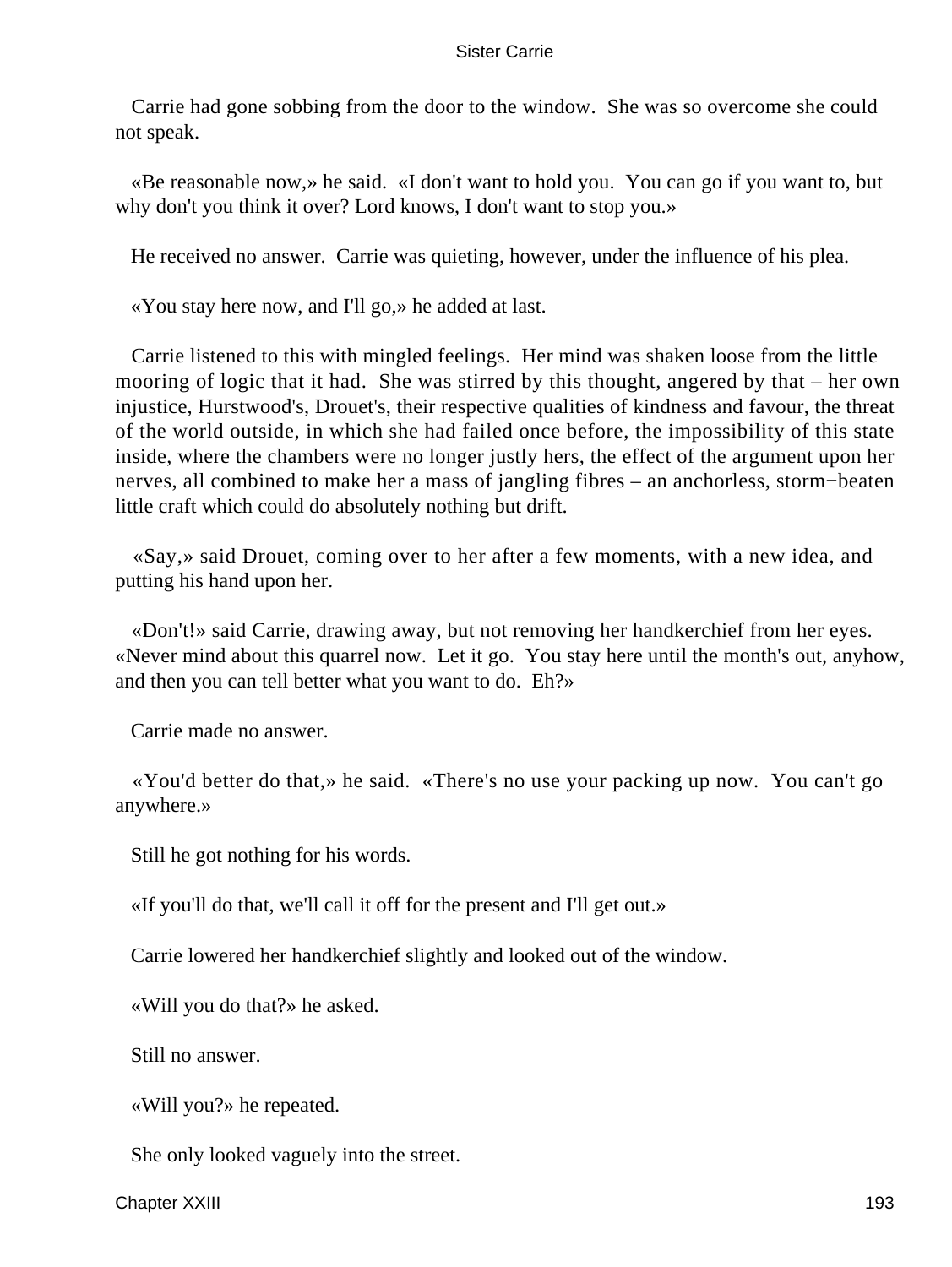Carrie had gone sobbing from the door to the window. She was so overcome she could not speak.

«Be reasonable now,» he said. «I don't want to hold you. You can go if you want to, but why don't you think it over? Lord knows, I don't want to stop you.»

He received no answer. Carrie was quieting, however, under the influence of his plea.

«You stay here now, and I'll go,» he added at last.

Carrie listened to this with mingled feelings. Her mind was shaken loose from the little mooring of logic that it had. She was stirred by this thought, angered by that – her own injustice, Hurstwood's, Drouet's, their respective qualities of kindness and favour, the threat of the world outside, in which she had failed once before, the impossibility of this state inside, where the chambers were no longer justly hers, the effect of the argument upon her nerves, all combined to make her a mass of jangling fibres – an anchorless, storm−beaten little craft which could do absolutely nothing but drift.

«Say,» said Drouet, coming over to her after a few moments, with a new idea, and putting his hand upon her.

«Don't!» said Carrie, drawing away, but not removing her handkerchief from her eyes. «Never mind about this quarrel now. Let it go. You stay here until the month's out, anyhow, and then you can tell better what you want to do. Eh?»

Carrie made no answer.

«You'd better do that,» he said. «There's no use your packing up now. You can't go anywhere.»

Still he got nothing for his words.

«If you'll do that, we'll call it off for the present and I'll get out.»

Carrie lowered her handkerchief slightly and looked out of the window.

«Will you do that?» he asked.

Still no answer.

«Will you?» he repeated.

She only looked vaguely into the street.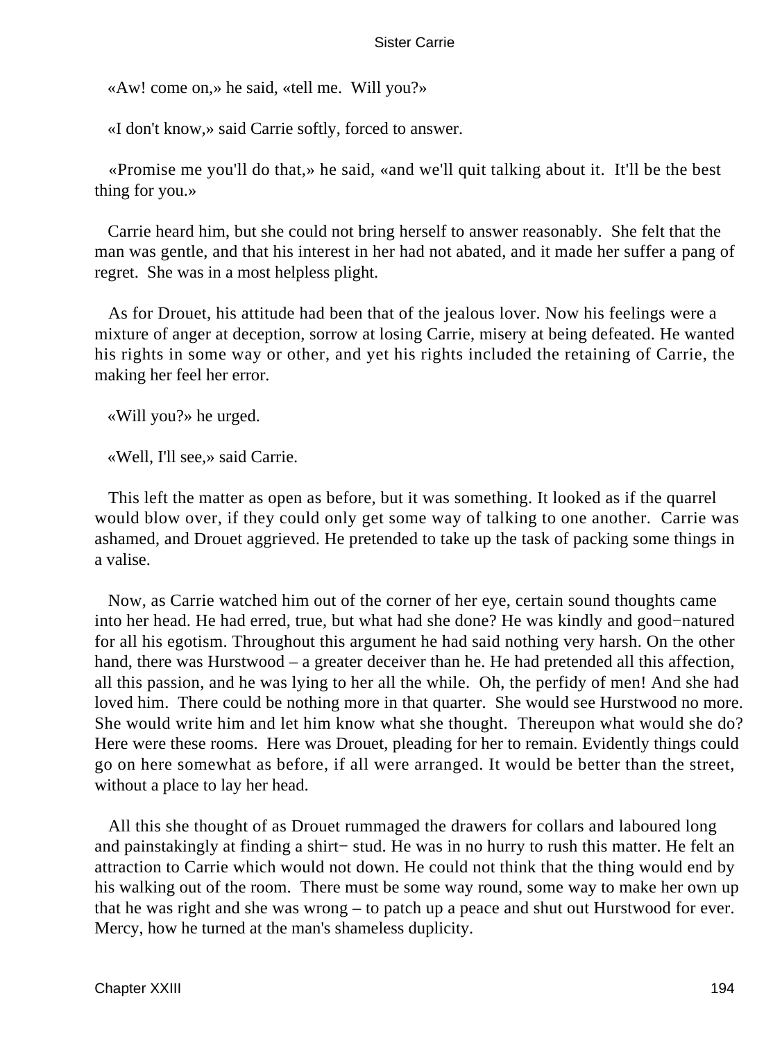«Aw! come on,» he said, «tell me. Will you?»

«I don't know,» said Carrie softly, forced to answer.

«Promise me you'll do that,» he said, «and we'll quit talking about it. It'll be the best thing for you.»

Carrie heard him, but she could not bring herself to answer reasonably. She felt that the man was gentle, and that his interest in her had not abated, and it made her suffer a pang of regret. She was in a most helpless plight.

As for Drouet, his attitude had been that of the jealous lover. Now his feelings were a mixture of anger at deception, sorrow at losing Carrie, misery at being defeated. He wanted his rights in some way or other, and yet his rights included the retaining of Carrie, the making her feel her error.

«Will you?» he urged.

«Well, I'll see,» said Carrie.

This left the matter as open as before, but it was something. It looked as if the quarrel would blow over, if they could only get some way of talking to one another. Carrie was ashamed, and Drouet aggrieved. He pretended to take up the task of packing some things in a valise.

Now, as Carrie watched him out of the corner of her eye, certain sound thoughts came into her head. He had erred, true, but what had she done? He was kindly and good−natured for all his egotism. Throughout this argument he had said nothing very harsh. On the other hand, there was Hurstwood – a greater deceiver than he. He had pretended all this affection, all this passion, and he was lying to her all the while. Oh, the perfidy of men! And she had loved him. There could be nothing more in that quarter. She would see Hurstwood no more. She would write him and let him know what she thought. Thereupon what would she do? Here were these rooms. Here was Drouet, pleading for her to remain. Evidently things could go on here somewhat as before, if all were arranged. It would be better than the street, without a place to lay her head.

All this she thought of as Drouet rummaged the drawers for collars and laboured long and painstakingly at finding a shirt− stud. He was in no hurry to rush this matter. He felt an attraction to Carrie which would not down. He could not think that the thing would end by his walking out of the room. There must be some way round, some way to make her own up that he was right and she was wrong – to patch up a peace and shut out Hurstwood for ever. Mercy, how he turned at the man's shameless duplicity.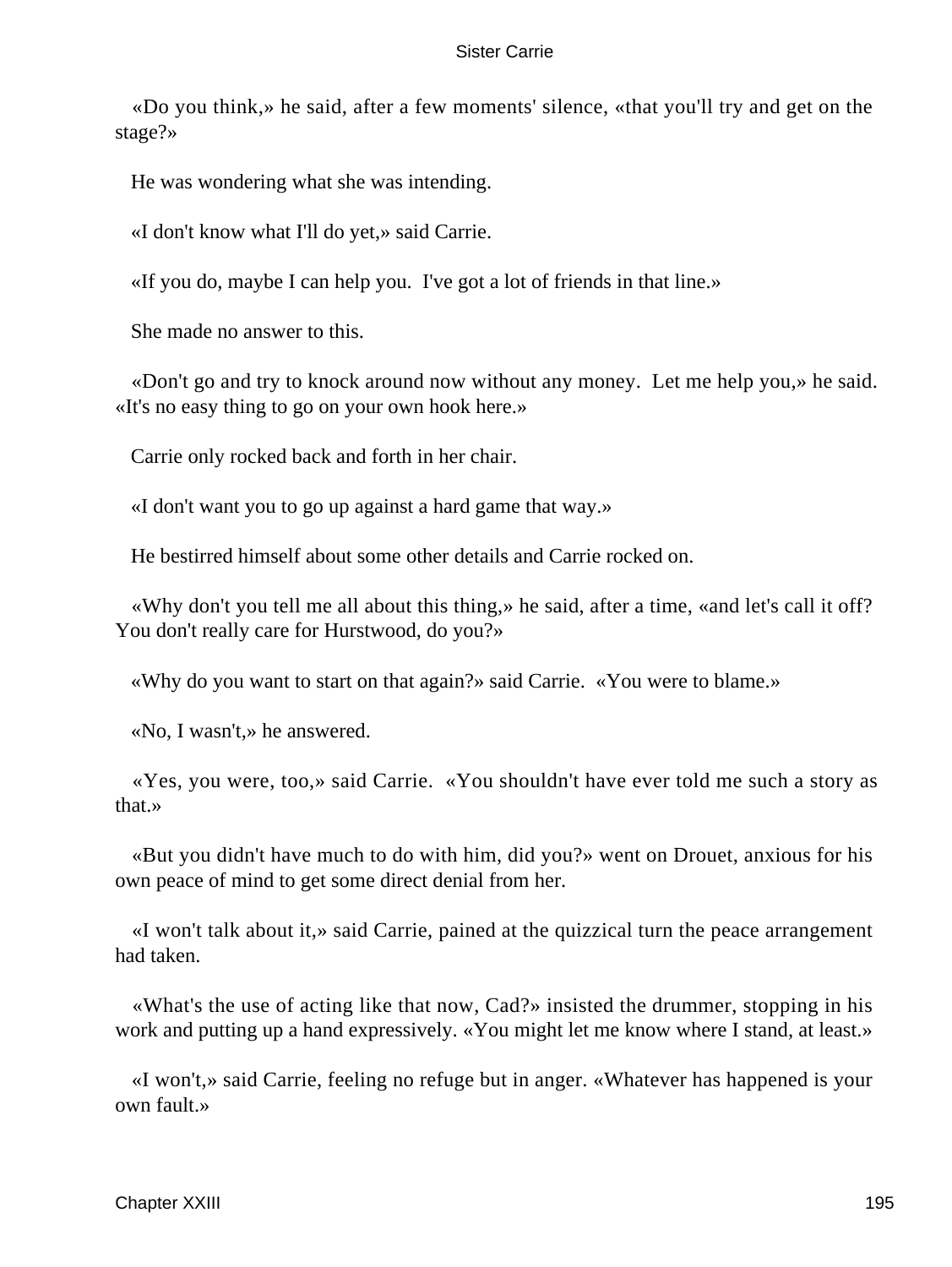«Do you think,» he said, after a few moments' silence, «that you'll try and get on the stage?»

He was wondering what she was intending.

«I don't know what I'll do yet,» said Carrie.

«If you do, maybe I can help you. I've got a lot of friends in that line.»

She made no answer to this.

«Don't go and try to knock around now without any money. Let me help you,» he said. «It's no easy thing to go on your own hook here.»

Carrie only rocked back and forth in her chair.

«I don't want you to go up against a hard game that way.»

He bestirred himself about some other details and Carrie rocked on.

«Why don't you tell me all about this thing,» he said, after a time, «and let's call it off? You don't really care for Hurstwood, do you?»

«Why do you want to start on that again?» said Carrie. «You were to blame.»

«No, I wasn't,» he answered.

«Yes, you were, too,» said Carrie. «You shouldn't have ever told me such a story as that.»

«But you didn't have much to do with him, did you?» went on Drouet, anxious for his own peace of mind to get some direct denial from her.

«I won't talk about it,» said Carrie, pained at the quizzical turn the peace arrangement had taken.

«What's the use of acting like that now, Cad?» insisted the drummer, stopping in his work and putting up a hand expressively. «You might let me know where I stand, at least.»

«I won't,» said Carrie, feeling no refuge but in anger. «Whatever has happened is your own fault.»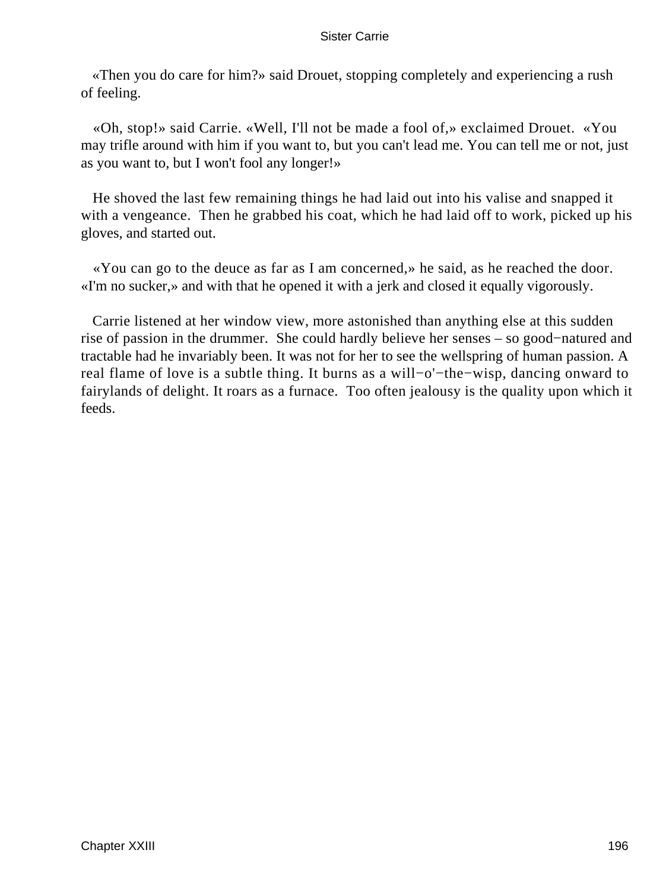«Then you do care for him?» said Drouet, stopping completely and experiencing a rush of feeling.

«Oh, stop!» said Carrie. «Well, I'll not be made a fool of,» exclaimed Drouet. «You may trifle around with him if you want to, but you can't lead me. You can tell me or not, just as you want to, but I won't fool any longer!»

He shoved the last few remaining things he had laid out into his valise and snapped it with a vengeance. Then he grabbed his coat, which he had laid off to work, picked up his gloves, and started out.

«You can go to the deuce as far as I am concerned,» he said, as he reached the door. «I'm no sucker,» and with that he opened it with a jerk and closed it equally vigorously.

Carrie listened at her window view, more astonished than anything else at this sudden rise of passion in the drummer. She could hardly believe her senses – so good−natured and tractable had he invariably been. It was not for her to see the wellspring of human passion. A real flame of love is a subtle thing. It burns as a will−o'−the−wisp, dancing onward to fairylands of delight. It roars as a furnace. Too often jealousy is the quality upon which it feeds.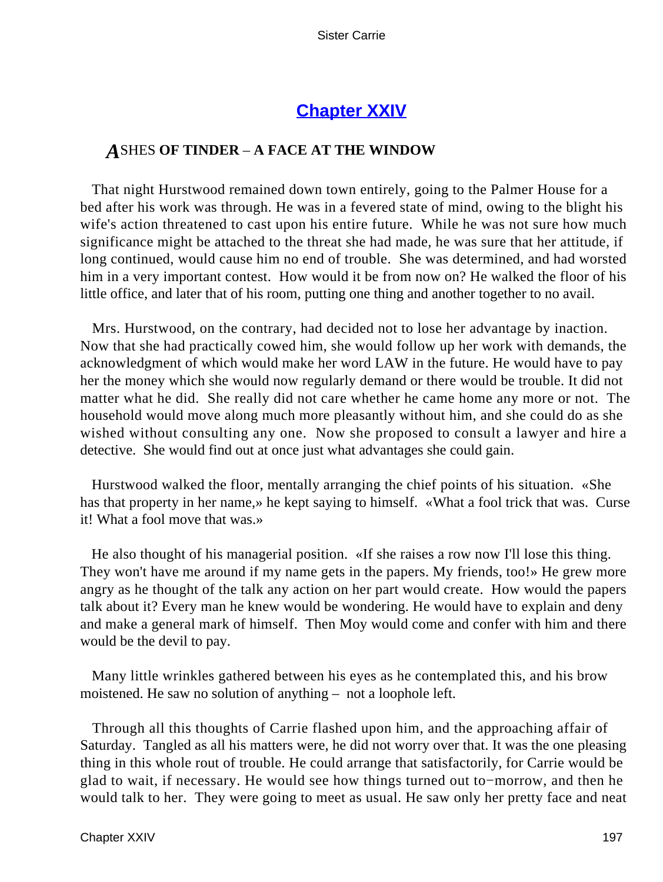## Chapter XXIV

### ASHES OF TINDER – A FACE AT THE WINDOW

That night Hurstwood remained down town entirely, going to the Palmer House for a bed after his work was through. He was in a fevered state of mind, owing to the blight his wife's action threatened to cast upon his entire future. While he was not sure how much significance might be attached to the threat she had made, he was sure that her attitude, if long continued, would cause him no end of trouble. She was determined, and had worsted him in a very important contest. How would it be from now on? He walked the floor of his little office, and later that of his room, putting one thing and another together to no avail.

Mrs. Hurstwood, on the contrary, had decided not to lose her advantage by inaction. Now that she had practically cowed him, she would follow up her work with demands, the acknowledgment of which would make her word LAW in the future. He would have to pay her the money which she would now regularly demand or there would be trouble. It did not matter what he did. She really did not care whether he came home any more or not. The household would move along much more pleasantly without him, and she could do as she wished without consulting any one. Now she proposed to consult a lawyer and hire a detective. She would find out at once just what advantages she could gain.

Hurstwood walked the floor, mentally arranging the chief points of his situation. «She has that property in her name,» he kept saying to himself. «What a fool trick that was. Curse it! What a fool move that was.»

He also thought of his managerial position. «If she raises a row now I'll lose this thing. They won't have me around if my name gets in the papers. My friends, too!» He grew more angry as he thought of the talk any action on her part would create. How would the papers talk about it? Every man he knew would be wondering. He would have to explain and deny and make a general mark of himself. Then Moy would come and confer with him and there would be the devil to pay.

Many little wrinkles gathered between his eyes as he contemplated this, and his brow moistened. He saw no solution of anything – not a loophole left.

Through all this thoughts of Carrie flashed upon him, and the approaching affair of Saturday. Tangled as all his matters were, he did not worry over that. It was the one pleasing thing in this whole rout of trouble. He could arrange that satisfactorily, for Carrie would be glad to wait, if necessary. He would see how things turned out to−morrow, and then he would talk to her. They were going to meet as usual. He saw only her pretty face and neat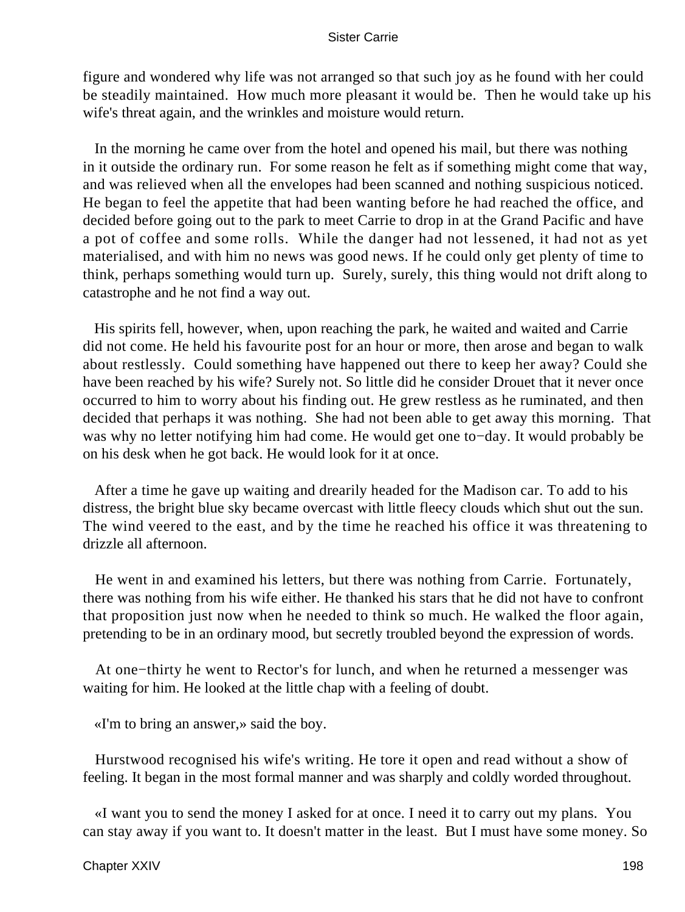figure and wondered why life was not arranged so that such joy as he found with her could be steadily maintained. How much more pleasant it would be. Then he would take up his wife's threat again, and the wrinkles and moisture would return.

In the morning he came over from the hotel and opened his mail, but there was nothing in it outside the ordinary run. For some reason he felt as if something might come that way, and was relieved when all the envelopes had been scanned and nothing suspicious noticed. He began to feel the appetite that had been wanting before he had reached the office, and decided before going out to the park to meet Carrie to drop in at the Grand Pacific and have a pot of coffee and some rolls. While the danger had not lessened, it had not as yet materialised, and with him no news was good news. If he could only get plenty of time to think, perhaps something would turn up. Surely, surely, this thing would not drift along to catastrophe and he not find a way out.

His spirits fell, however, when, upon reaching the park, he waited and waited and Carrie did not come. He held his favourite post for an hour or more, then arose and began to walk about restlessly. Could something have happened out there to keep her away? Could she have been reached by his wife? Surely not. So little did he consider Drouet that it never once occurred to him to worry about his finding out. He grew restless as he ruminated, and then decided that perhaps it was nothing. She had not been able to get away this morning. That was why no letter notifying him had come. He would get one to−day. It would probably be on his desk when he got back. He would look for it at once.

After a time he gave up waiting and drearily headed for the Madison car. To add to his distress, the bright blue sky became overcast with little fleecy clouds which shut out the sun. The wind veered to the east, and by the time he reached his office it was threatening to drizzle all afternoon.

He went in and examined his letters, but there was nothing from Carrie. Fortunately, there was nothing from his wife either. He thanked his stars that he did not have to confront that proposition just now when he needed to think so much. He walked the floor again, pretending to be in an ordinary mood, but secretly troubled beyond the expression of words.

At one−thirty he went to Rector's for lunch, and when he returned a messenger was waiting for him. He looked at the little chap with a feeling of doubt.

«I'm to bring an answer,» said the boy.

Hurstwood recognised his wife's writing. He tore it open and read without a show of feeling. It began in the most formal manner and was sharply and coldly worded throughout.

«I want you to send the money I asked for at once. I need it to carry out my plans. You can stay away if you want to. It doesn't matter in the least. But I must have some money. So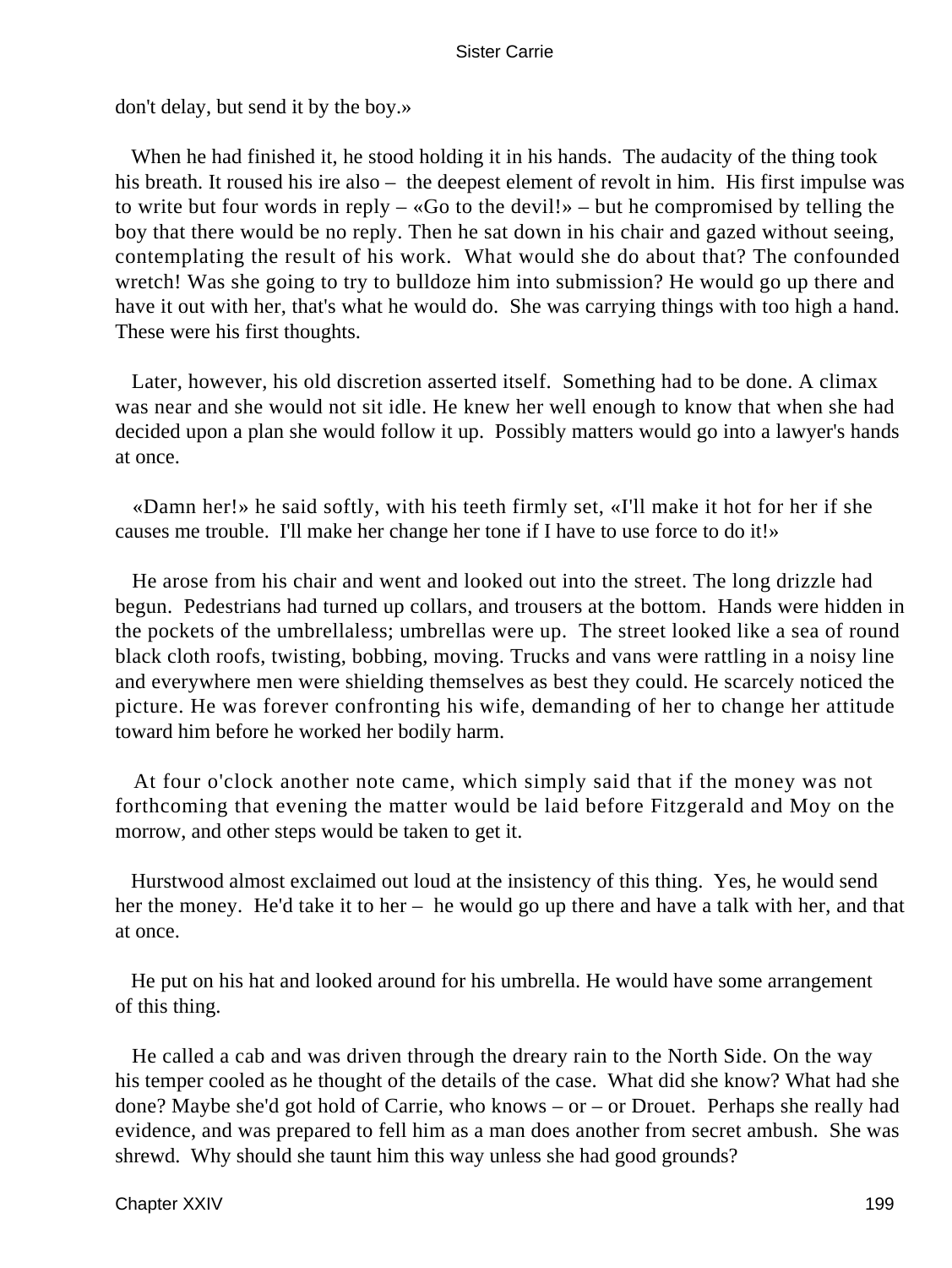don't delay, but send it by the boy.»

When he had finished it, he stood holding it in his hands. The audacity of the thing took his breath. It roused his ire also – the deepest element of revolt in him. His first impulse was to write but four words in reply – «Go to the devil!» – but he compromised by telling the boy that there would be no reply. Then he sat down in his chair and gazed without seeing, contemplating the result of his work. What would she do about that? The confounded wretch! Was she going to try to bulldoze him into submission? He would go up there and have it out with her, that's what he would do. She was carrying things with too high a hand. These were his first thoughts.

Later, however, his old discretion asserted itself. Something had to be done. A climax was near and she would not sit idle. He knew her well enough to know that when she had decided upon a plan she would follow it up. Possibly matters would go into a lawyer's hands at once.

«Damn her!» he said softly, with his teeth firmly set, «I'll make it hot for her if she causes me trouble. I'll make her change her tone if I have to use force to do it!»

He arose from his chair and went and looked out into the street. The long drizzle had begun. Pedestrians had turned up collars, and trousers at the bottom. Hands were hidden in the pockets of the umbrellaless; umbrellas were up. The street looked like a sea of round black cloth roofs, twisting, bobbing, moving. Trucks and vans were rattling in a noisy line and everywhere men were shielding themselves as best they could. He scarcely noticed the picture. He was forever confronting his wife, demanding of her to change her attitude toward him before he worked her bodily harm.

At four o'clock another note came, which simply said that if the money was not forthcoming that evening the matter would be laid before Fitzgerald and Moy on the morrow, and other steps would be taken to get it.

Hurstwood almost exclaimed out loud at the insistency of this thing. Yes, he would send her the money. He'd take it to her – he would go up there and have a talk with her, and that at once.

He put on his hat and looked around for his umbrella. He would have some arrangement of this thing.

He called a cab and was driven through the dreary rain to the North Side. On the way his temper cooled as he thought of the details of the case. What did she know? What had she done? Maybe she'd got hold of Carrie, who knows – or – or Drouet. Perhaps she really had evidence, and was prepared to fell him as a man does another from secret ambush. She was shrewd. Why should she taunt him this way unless she had good grounds?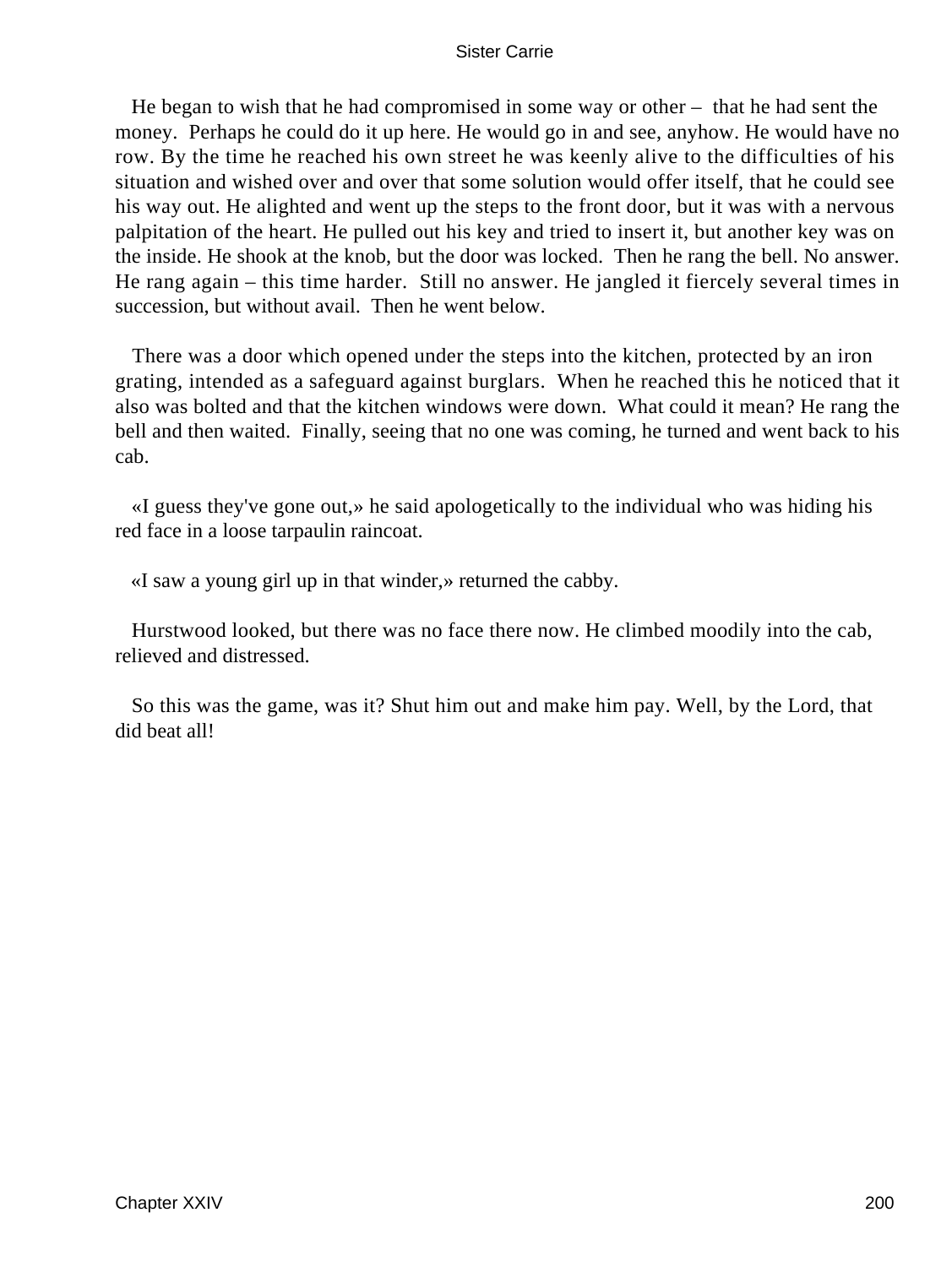He began to wish that he had compromised in some way or other – that he had sent the money. Perhaps he could do it up here. He would go in and see, anyhow. He would have no row. By the time he reached his own street he was keenly alive to the difficulties of his situation and wished over and over that some solution would offer itself, that he could see his way out. He alighted and went up the steps to the front door, but it was with a nervous palpitation of the heart. He pulled out his key and tried to insert it, but another key was on the inside. He shook at the knob, but the door was locked. Then he rang the bell. No answer. He rang again – this time harder. Still no answer. He jangled it fiercely several times in succession, but without avail. Then he went below.

There was a door which opened under the steps into the kitchen, protected by an iron grating, intended as a safeguard against burglars. When he reached this he noticed that it also was bolted and that the kitchen windows were down. What could it mean? He rang the bell and then waited. Finally, seeing that no one was coming, he turned and went back to his cab.

«I guess they've gone out,» he said apologetically to the individual who was hiding his red face in a loose tarpaulin raincoat.

«I saw a young girl up in that winder,» returned the cabby.

Hurstwood looked, but there was no face there now. He climbed moodily into the cab, relieved and distressed.

So this was the game, was it? Shut him out and make him pay. Well, by the Lord, that did beat all!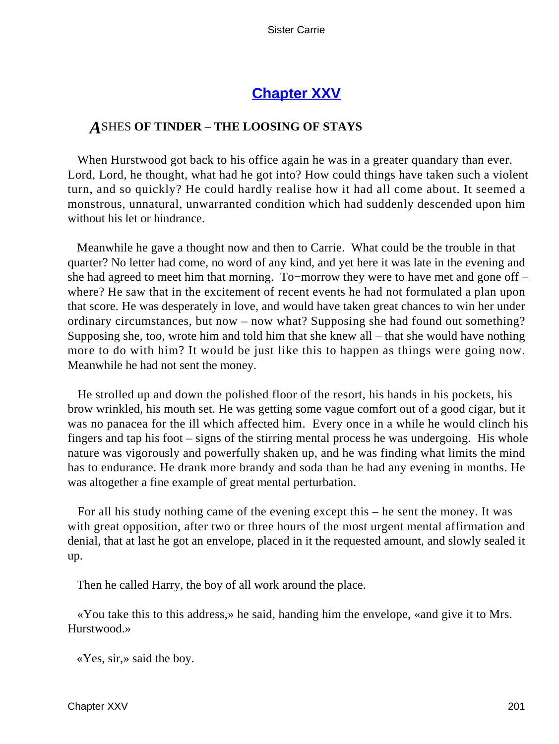## [Chapter XXV](#)

### *A*SHES **OF TINDER** – **THE LOOSING OF STAYS**

When Hurstwood got back to his office again he was in a greater quandary than ever. Lord, Lord, he thought, what had he got into? How could things have taken such a violent turn, and so quickly? He could hardly realise how it had all come about. It seemed a monstrous, unnatural, unwarranted condition which had suddenly descended upon him without his let or hindrance.

Meanwhile he gave a thought now and then to Carrie. What could be the trouble in that quarter? No letter had come, no word of any kind, and yet here it was late in the evening and she had agreed to meet him that morning. To−morrow they were to have met and gone off – where? He saw that in the excitement of recent events he had not formulated a plan upon that score. He was desperately in love, and would have taken great chances to win her under ordinary circumstances, but now – now what? Supposing she had found out something? Supposing she, too, wrote him and told him that she knew all – that she would have nothing more to do with him? It would be just like this to happen as things were going now. Meanwhile he had not sent the money.

He strolled up and down the polished floor of the resort, his hands in his pockets, his brow wrinkled, his mouth set. He was getting some vague comfort out of a good cigar, but it was no panacea for the ill which affected him. Every once in a while he would clinch his fingers and tap his foot – signs of the stirring mental process he was undergoing. His whole nature was vigorously and powerfully shaken up, and he was finding what limits the mind has to endurance. He drank more brandy and soda than he had any evening in months. He was altogether a fine example of great mental perturbation.

For all his study nothing came of the evening except this – he sent the money. It was with great opposition, after two or three hours of the most urgent mental affirmation and denial, that at last he got an envelope, placed in it the requested amount, and slowly sealed it up.

Then he called Harry, the boy of all work around the place.

«You take this to this address,» he said, handing him the envelope, «and give it to Mrs. Hurstwood.»

«Yes, sir,» said the boy.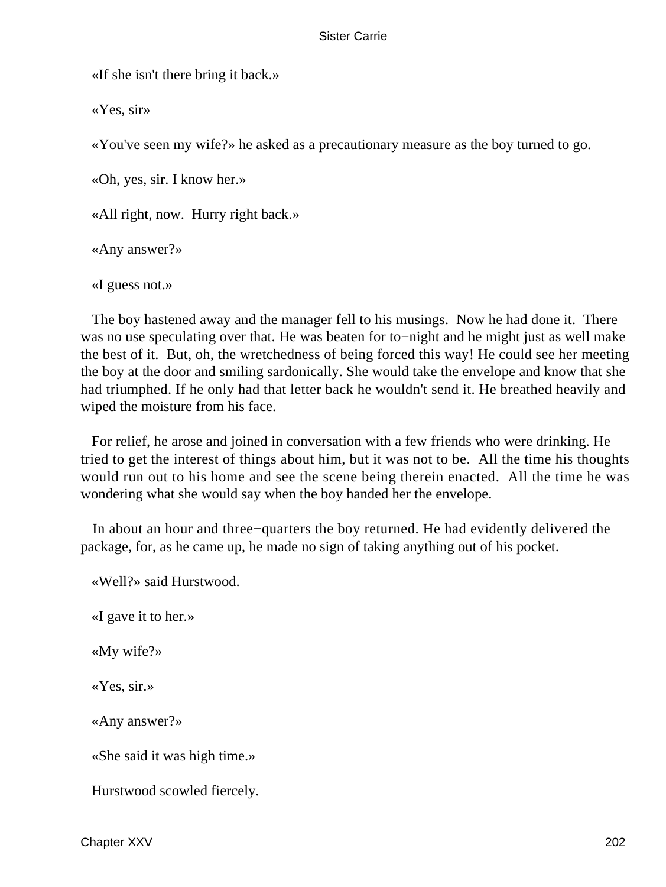«If she isn't there bring it back.»

«Yes, sir»

«You've seen my wife?» he asked as a precautionary measure as the boy turned to go.

«Oh, yes, sir. I know her.»

«All right, now. Hurry right back.»

«Any answer?»

«I guess not.»

The boy hastened away and the manager fell to his musings. Now he had done it. There was no use speculating over that. He was beaten for to−night and he might just as well make the best of it. But, oh, the wretchedness of being forced this way! He could see her meeting the boy at the door and smiling sardonically. She would take the envelope and know that she had triumphed. If he only had that letter back he wouldn't send it. He breathed heavily and wiped the moisture from his face.

For relief, he arose and joined in conversation with a few friends who were drinking. He tried to get the interest of things about him, but it was not to be. All the time his thoughts would run out to his home and see the scene being therein enacted. All the time he was wondering what she would say when the boy handed her the envelope.

In about an hour and three−quarters the boy returned. He had evidently delivered the package, for, as he came up, he made no sign of taking anything out of his pocket.

«Well?» said Hurstwood.

«I gave it to her.»

«My wife?»

«Yes, sir.»

«Any answer?»

«She said it was high time.»

Hurstwood scowled fiercely.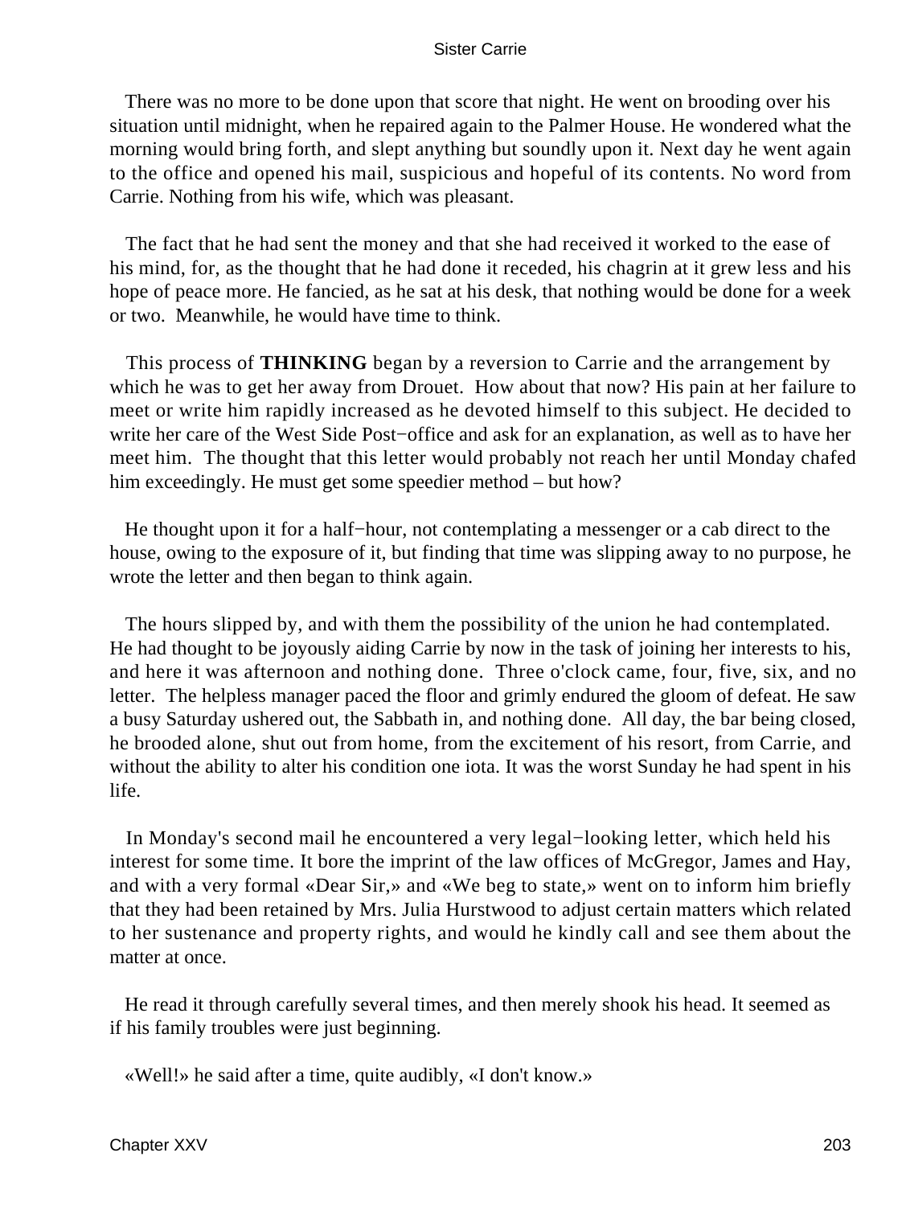There was no more to be done upon that score that night. He went on brooding over his situation until midnight, when he repaired again to the Palmer House. He wondered what the morning would bring forth, and slept anything but soundly upon it. Next day he went again to the office and opened his mail, suspicious and hopeful of its contents. No word from Carrie. Nothing from his wife, which was pleasant.

The fact that he had sent the money and that she had received it worked to the ease of his mind, for, as the thought that he had done it receded, his chagrin at it grew less and his hope of peace more. He fancied, as he sat at his desk, that nothing would be done for a week or two. Meanwhile, he would have time to think.

This process of **THINKING** began by a reversion to Carrie and the arrangement by which he was to get her away from Drouet. How about that now? His pain at her failure to meet or write him rapidly increased as he devoted himself to this subject. He decided to write her care of the West Side Post−office and ask for an explanation, as well as to have her meet him. The thought that this letter would probably not reach her until Monday chafed him exceedingly. He must get some speedier method – but how?

He thought upon it for a half−hour, not contemplating a messenger or a cab direct to the house, owing to the exposure of it, but finding that time was slipping away to no purpose, he wrote the letter and then began to think again.

The hours slipped by, and with them the possibility of the union he had contemplated. He had thought to be joyously aiding Carrie by now in the task of joining her interests to his, and here it was afternoon and nothing done. Three o'clock came, four, five, six, and no letter. The helpless manager paced the floor and grimly endured the gloom of defeat. He saw a busy Saturday ushered out, the Sabbath in, and nothing done. All day, the bar being closed, he brooded alone, shut out from home, from the excitement of his resort, from Carrie, and without the ability to alter his condition one iota. It was the worst Sunday he had spent in his life.

In Monday's second mail he encountered a very legal−looking letter, which held his interest for some time. It bore the imprint of the law offices of McGregor, James and Hay, and with a very formal «Dear Sir,» and «We beg to state,» went on to inform him briefly that they had been retained by Mrs. Julia Hurstwood to adjust certain matters which related to her sustenance and property rights, and would he kindly call and see them about the matter at once.

He read it through carefully several times, and then merely shook his head. It seemed as if his family troubles were just beginning.

«Well!» he said after a time, quite audibly, «I don't know.»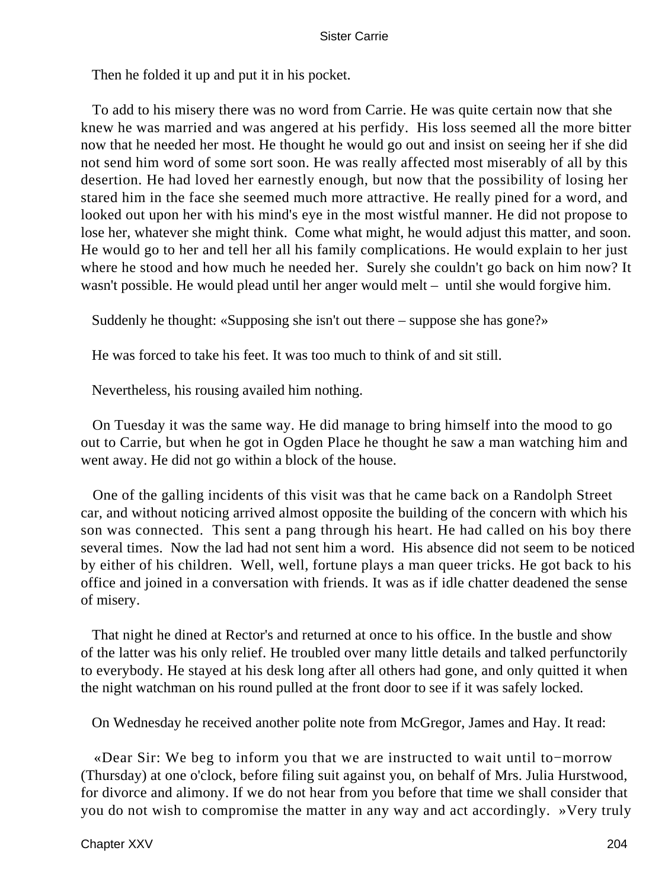Then he folded it up and put it in his pocket.

To add to his misery there was no word from Carrie. He was quite certain now that she knew he was married and was angered at his perfidy. His loss seemed all the more bitter now that he needed her most. He thought he would go out and insist on seeing her if she did not send him word of some sort soon. He was really affected most miserably of all by this desertion. He had loved her earnestly enough, but now that the possibility of losing her stared him in the face she seemed much more attractive. He really pined for a word, and looked out upon her with his mind's eye in the most wistful manner. He did not propose to lose her, whatever she might think. Come what might, he would adjust this matter, and soon. He would go to her and tell her all his family complications. He would explain to her just where he stood and how much he needed her. Surely she couldn't go back on him now? It wasn't possible. He would plead until her anger would melt – until she would forgive him.

Suddenly he thought: «Supposing she isn't out there – suppose she has gone?»

He was forced to take his feet. It was too much to think of and sit still.

Nevertheless, his rousing availed him nothing.

On Tuesday it was the same way. He did manage to bring himself into the mood to go out to Carrie, but when he got in Ogden Place he thought he saw a man watching him and went away. He did not go within a block of the house.

One of the galling incidents of this visit was that he came back on a Randolph Street car, and without noticing arrived almost opposite the building of the concern with which his son was connected. This sent a pang through his heart. He had called on his boy there several times. Now the lad had not sent him a word. His absence did not seem to be noticed by either of his children. Well, well, fortune plays a man queer tricks. He got back to his office and joined in a conversation with friends. It was as if idle chatter deadened the sense of misery.

That night he dined at Rector's and returned at once to his office. In the bustle and show of the latter was his only relief. He troubled over many little details and talked perfunctorily to everybody. He stayed at his desk long after all others had gone, and only quitted it when the night watchman on his round pulled at the front door to see if it was safely locked.

On Wednesday he received another polite note from McGregor, James and Hay. It read:

«Dear Sir: We beg to inform you that we are instructed to wait until to−morrow (Thursday) at one o'clock, before filing suit against you, on behalf of Mrs. Julia Hurstwood, for divorce and alimony. If we do not hear from you before that time we shall consider that you do not wish to compromise the matter in any way and act accordingly. »Very truly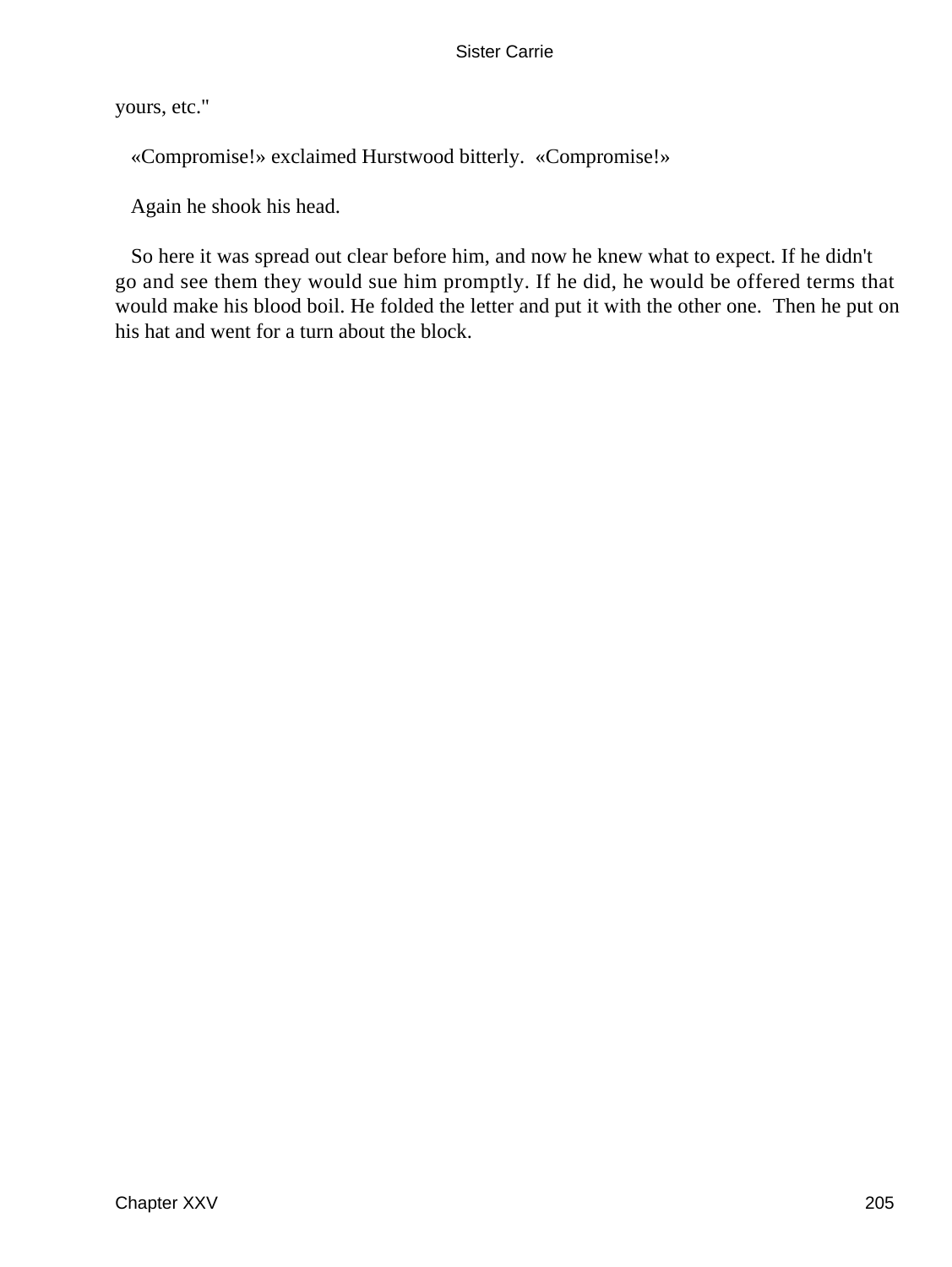yours, etc."

«Compromise!» exclaimed Hurstwood bitterly. «Compromise!»

Again he shook his head.

So here it was spread out clear before him, and now he knew what to expect. If he didn't go and see them they would sue him promptly. If he did, he would be offered terms that would make his blood boil. He folded the letter and put it with the other one. Then he put on his hat and went for a turn about the block.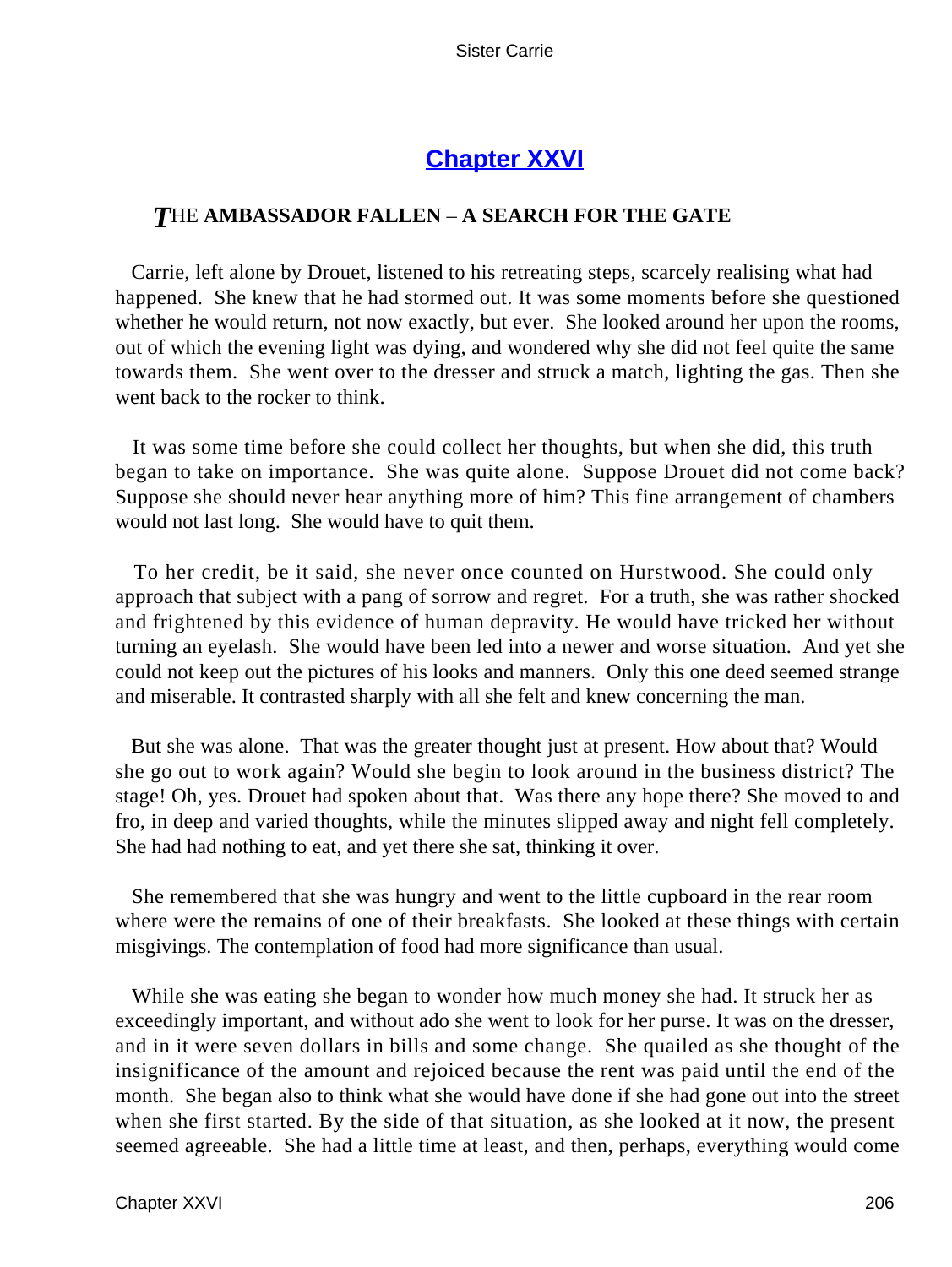# [Chapter XXVI](#)

### *T*HE AMBASSADOR FALLEN – A SEARCH FOR THE GATE

Carrie, left alone by Drouet, listened to his retreating steps, scarcely realising what had happened. She knew that he had stormed out. It was some moments before she questioned whether he would return, not now exactly, but ever. She looked around her upon the rooms, out of which the evening light was dying, and wondered why she did not feel quite the same towards them. She went over to the dresser and struck a match, lighting the gas. Then she went back to the rocker to think.

It was some time before she could collect her thoughts, but when she did, this truth began to take on importance. She was quite alone. Suppose Drouet did not come back? Suppose she should never hear anything more of him? This fine arrangement of chambers would not last long. She would have to quit them.

To her credit, be it said, she never once counted on Hurstwood. She could only approach that subject with a pang of sorrow and regret. For a truth, she was rather shocked and frightened by this evidence of human depravity. He would have tricked her without turning an eyelash. She would have been led into a newer and worse situation. And yet she could not keep out the pictures of his looks and manners. Only this one deed seemed strange and miserable. It contrasted sharply with all she felt and knew concerning the man.

But she was alone. That was the greater thought just at present. How about that? Would she go out to work again? Would she begin to look around in the business district? The stage! Oh, yes. Drouet had spoken about that. Was there any hope there? She moved to and fro, in deep and varied thoughts, while the minutes slipped away and night fell completely. She had had nothing to eat, and yet there she sat, thinking it over.

She remembered that she was hungry and went to the little cupboard in the rear room where were the remains of one of their breakfasts. She looked at these things with certain misgivings. The contemplation of food had more significance than usual.

While she was eating she began to wonder how much money she had. It struck her as exceedingly important, and without ado she went to look for her purse. It was on the dresser, and in it were seven dollars in bills and some change. She quailed as she thought of the insignificance of the amount and rejoiced because the rent was paid until the end of the month. She began also to think what she would have done if she had gone out into the street when she first started. By the side of that situation, as she looked at it now, the present seemed agreeable. She had a little time at least, and then, perhaps, everything would come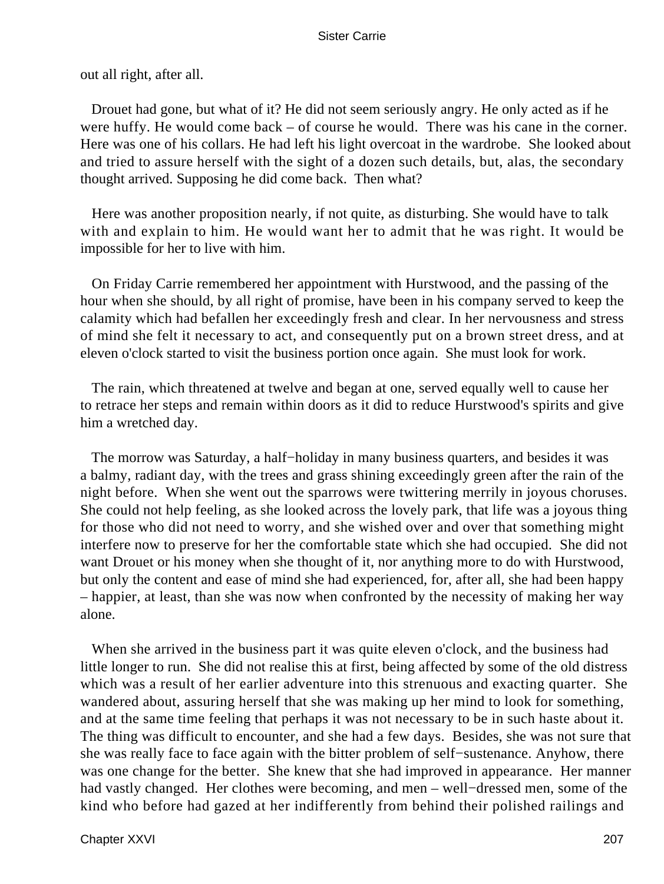out all right, after all.

Drouet had gone, but what of it? He did not seem seriously angry. He only acted as if he were huffy. He would come back – of course he would. There was his cane in the corner. Here was one of his collars. He had left his light overcoat in the wardrobe. She looked about and tried to assure herself with the sight of a dozen such details, but, alas, the secondary thought arrived. Supposing he did come back. Then what?

Here was another proposition nearly, if not quite, as disturbing. She would have to talk with and explain to him. He would want her to admit that he was right. It would be impossible for her to live with him.

On Friday Carrie remembered her appointment with Hurstwood, and the passing of the hour when she should, by all right of promise, have been in his company served to keep the calamity which had befallen her exceedingly fresh and clear. In her nervousness and stress of mind she felt it necessary to act, and consequently put on a brown street dress, and at eleven o'clock started to visit the business portion once again. She must look for work.

The rain, which threatened at twelve and began at one, served equally well to cause her to retrace her steps and remain within doors as it did to reduce Hurstwood's spirits and give him a wretched day.

The morrow was Saturday, a half−holiday in many business quarters, and besides it was a balmy, radiant day, with the trees and grass shining exceedingly green after the rain of the night before. When she went out the sparrows were twittering merrily in joyous choruses. She could not help feeling, as she looked across the lovely park, that life was a joyous thing for those who did not need to worry, and she wished over and over that something might interfere now to preserve for her the comfortable state which she had occupied. She did not want Drouet or his money when she thought of it, nor anything more to do with Hurstwood, but only the content and ease of mind she had experienced, for, after all, she had been happy – happier, at least, than she was now when confronted by the necessity of making her way alone.

When she arrived in the business part it was quite eleven o'clock, and the business had little longer to run. She did not realise this at first, being affected by some of the old distress which was a result of her earlier adventure into this strenuous and exacting quarter. She wandered about, assuring herself that she was making up her mind to look for something, and at the same time feeling that perhaps it was not necessary to be in such haste about it. The thing was difficult to encounter, and she had a few days. Besides, she was not sure that she was really face to face again with the bitter problem of self−sustenance. Anyhow, there was one change for the better. She knew that she had improved in appearance. Her manner had vastly changed. Her clothes were becoming, and men – well−dressed men, some of the kind who before had gazed at her indifferently from behind their polished railings and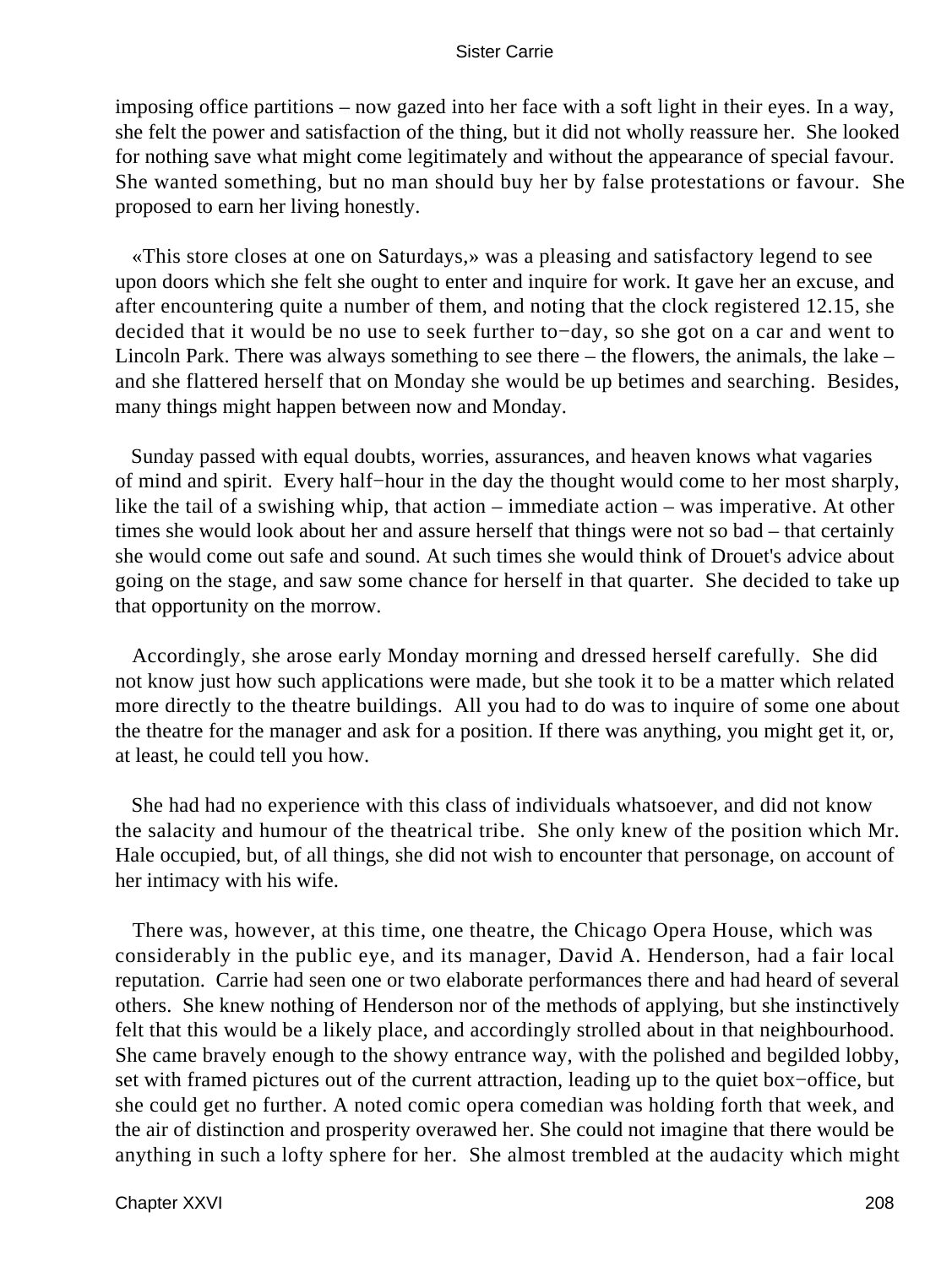imposing office partitions – now gazed into her face with a soft light in their eyes. In a way, she felt the power and satisfaction of the thing, but it did not wholly reassure her. She looked for nothing save what might come legitimately and without the appearance of special favour. She wanted something, but no man should buy her by false protestations or favour. She proposed to earn her living honestly.

«This store closes at one on Saturdays,» was a pleasing and satisfactory legend to see upon doors which she felt she ought to enter and inquire for work. It gave her an excuse, and after encountering quite a number of them, and noting that the clock registered 12.15, she decided that it would be no use to seek further to−day, so she got on a car and went to Lincoln Park. There was always something to see there – the flowers, the animals, the lake – and she flattered herself that on Monday she would be up betimes and searching. Besides, many things might happen between now and Monday.

Sunday passed with equal doubts, worries, assurances, and heaven knows what vagaries of mind and spirit. Every half−hour in the day the thought would come to her most sharply, like the tail of a swishing whip, that action – immediate action – was imperative. At other times she would look about her and assure herself that things were not so bad – that certainly she would come out safe and sound. At such times she would think of Drouet's advice about going on the stage, and saw some chance for herself in that quarter. She decided to take up that opportunity on the morrow.

Accordingly, she arose early Monday morning and dressed herself carefully. She did not know just how such applications were made, but she took it to be a matter which related more directly to the theatre buildings. All you had to do was to inquire of some one about the theatre for the manager and ask for a position. If there was anything, you might get it, or, at least, he could tell you how.

She had had no experience with this class of individuals whatsoever, and did not know the salacity and humour of the theatrical tribe. She only knew of the position which Mr. Hale occupied, but, of all things, she did not wish to encounter that personage, on account of her intimacy with his wife.

There was, however, at this time, one theatre, the Chicago Opera House, which was considerably in the public eye, and its manager, David A. Henderson, had a fair local reputation. Carrie had seen one or two elaborate performances there and had heard of several others. She knew nothing of Henderson nor of the methods of applying, but she instinctively felt that this would be a likely place, and accordingly strolled about in that neighbourhood. She came bravely enough to the showy entrance way, with the polished and begilded lobby, set with framed pictures out of the current attraction, leading up to the quiet box−office, but she could get no further. A noted comic opera comedian was holding forth that week, and the air of distinction and prosperity overawed her. She could not imagine that there would be anything in such a lofty sphere for her. She almost trembled at the audacity which might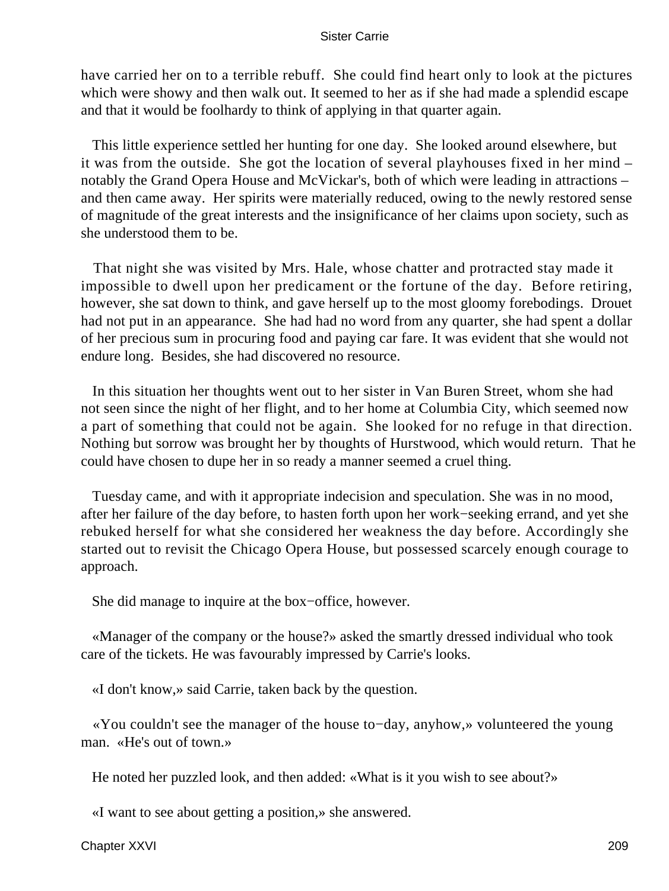have carried her on to a terrible rebuff. She could find heart only to look at the pictures which were showy and then walk out. It seemed to her as if she had made a splendid escape and that it would be foolhardy to think of applying in that quarter again.

This little experience settled her hunting for one day. She looked around elsewhere, but it was from the outside. She got the location of several playhouses fixed in her mind – notably the Grand Opera House and McVickar's, both of which were leading in attractions – and then came away. Her spirits were materially reduced, owing to the newly restored sense of magnitude of the great interests and the insignificance of her claims upon society, such as she understood them to be.

That night she was visited by Mrs. Hale, whose chatter and protracted stay made it impossible to dwell upon her predicament or the fortune of the day. Before retiring, however, she sat down to think, and gave herself up to the most gloomy forebodings. Drouet had not put in an appearance. She had had no word from any quarter, she had spent a dollar of her precious sum in procuring food and paying car fare. It was evident that she would not endure long. Besides, she had discovered no resource.

In this situation her thoughts went out to her sister in Van Buren Street, whom she had not seen since the night of her flight, and to her home at Columbia City, which seemed now a part of something that could not be again. She looked for no refuge in that direction. Nothing but sorrow was brought her by thoughts of Hurstwood, which would return. That he could have chosen to dupe her in so ready a manner seemed a cruel thing.

Tuesday came, and with it appropriate indecision and speculation. She was in no mood, after her failure of the day before, to hasten forth upon her work−seeking errand, and yet she rebuked herself for what she considered her weakness the day before. Accordingly she started out to revisit the Chicago Opera House, but possessed scarcely enough courage to approach.

She did manage to inquire at the box−office, however.

«Manager of the company or the house?» asked the smartly dressed individual who took care of the tickets. He was favourably impressed by Carrie's looks.

«I don't know,» said Carrie, taken back by the question.

«You couldn't see the manager of the house to−day, anyhow,» volunteered the young man. «He's out of town.»

He noted her puzzled look, and then added: «What is it you wish to see about?»

«I want to see about getting a position,» she answered.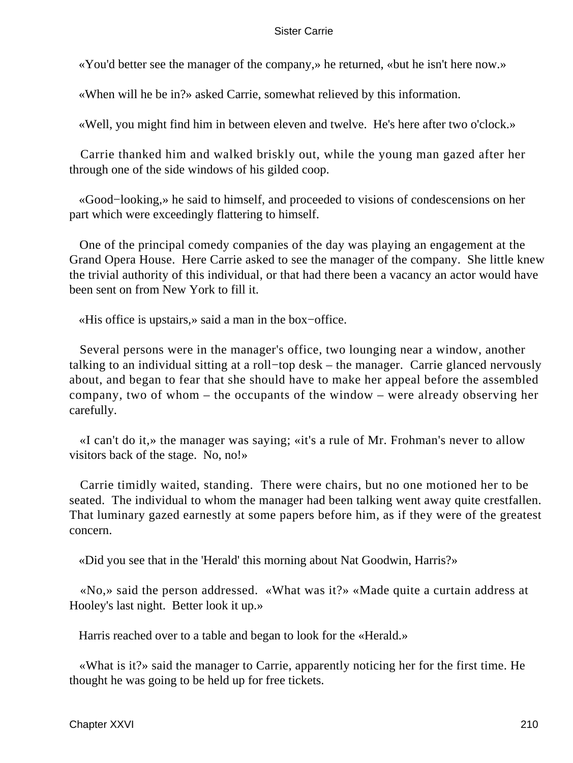«You'd better see the manager of the company,» he returned, «but he isn't here now.»

«When will he be in?» asked Carrie, somewhat relieved by this information.

«Well, you might find him in between eleven and twelve. He's here after two o'clock.»

Carrie thanked him and walked briskly out, while the young man gazed after her through one of the side windows of his gilded coop.

«Good−looking,» he said to himself, and proceeded to visions of condescensions on her part which were exceedingly flattering to himself.

One of the principal comedy companies of the day was playing an engagement at the Grand Opera House. Here Carrie asked to see the manager of the company. She little knew the trivial authority of this individual, or that had there been a vacancy an actor would have been sent on from New York to fill it.

«His office is upstairs,» said a man in the box−office.

Several persons were in the manager's office, two lounging near a window, another talking to an individual sitting at a roll−top desk – the manager. Carrie glanced nervously about, and began to fear that she should have to make her appeal before the assembled company, two of whom – the occupants of the window – were already observing her carefully.

«I can't do it,» the manager was saying; «it's a rule of Mr. Frohman's never to allow visitors back of the stage. No, no!»

Carrie timidly waited, standing. There were chairs, but no one motioned her to be seated. The individual to whom the manager had been talking went away quite crestfallen. That luminary gazed earnestly at some papers before him, as if they were of the greatest concern.

«Did you see that in the 'Herald' this morning about Nat Goodwin, Harris?»

«No,» said the person addressed. «What was it?» «Made quite a curtain address at Hooley's last night. Better look it up.»

Harris reached over to a table and began to look for the «Herald.»

«What is it?» said the manager to Carrie, apparently noticing her for the first time. He thought he was going to be held up for free tickets.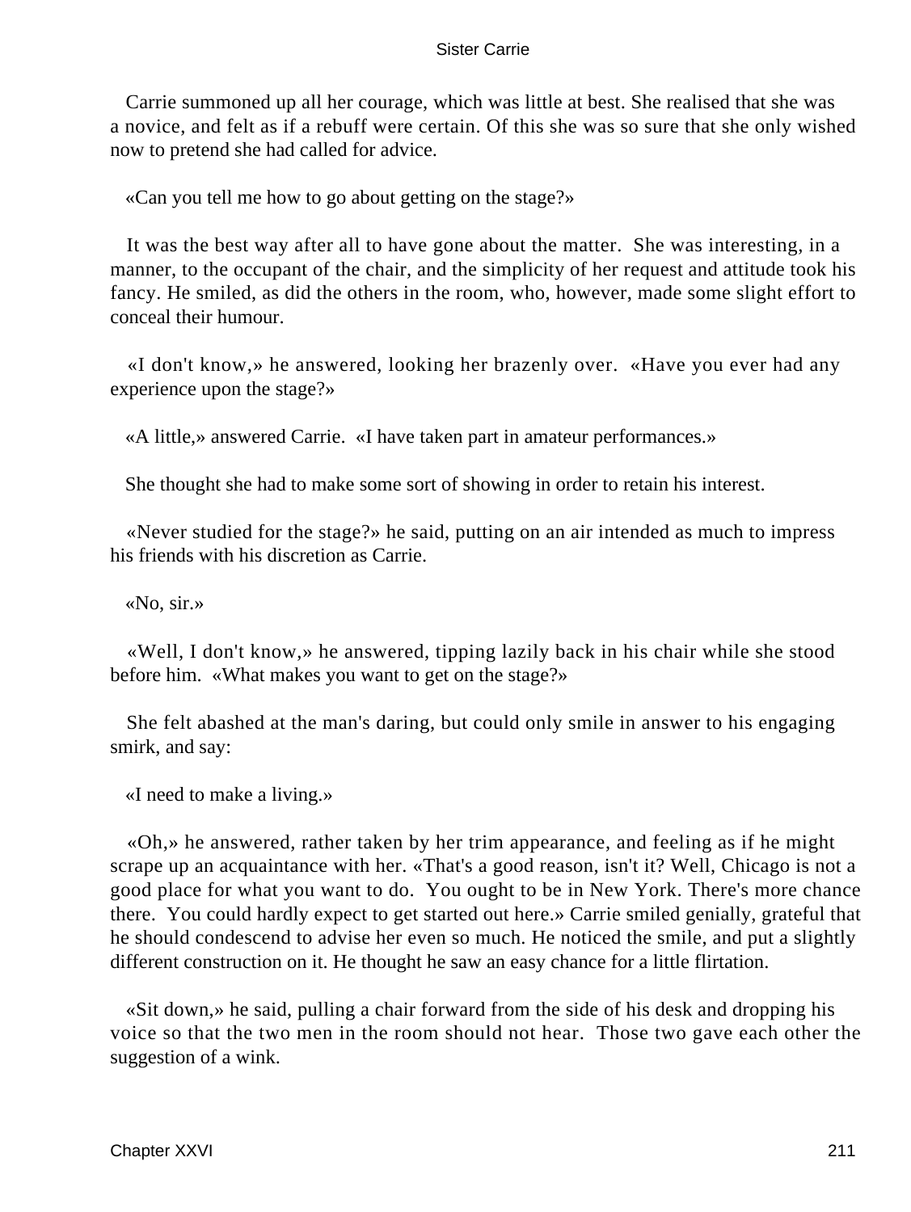Carrie summoned up all her courage, which was little at best. She realised that she was a novice, and felt as if a rebuff were certain. Of this she was so sure that she only wished now to pretend she had called for advice.

«Can you tell me how to go about getting on the stage?»

It was the best way after all to have gone about the matter. She was interesting, in a manner, to the occupant of the chair, and the simplicity of her request and attitude took his fancy. He smiled, as did the others in the room, who, however, made some slight effort to conceal their humour.

«I don't know,» he answered, looking her brazenly over. «Have you ever had any experience upon the stage?»

«A little,» answered Carrie. «I have taken part in amateur performances.»

She thought she had to make some sort of showing in order to retain his interest.

«Never studied for the stage?» he said, putting on an air intended as much to impress his friends with his discretion as Carrie.

«No, sir.»

«Well, I don't know,» he answered, tipping lazily back in his chair while she stood before him. «What makes you want to get on the stage?»

She felt abashed at the man's daring, but could only smile in answer to his engaging smirk, and say:

«I need to make a living.»

«Oh,» he answered, rather taken by her trim appearance, and feeling as if he might scrape up an acquaintance with her. «That's a good reason, isn't it? Well, Chicago is not a good place for what you want to do. You ought to be in New York. There's more chance there. You could hardly expect to get started out here.» Carrie smiled genially, grateful that he should condescend to advise her even so much. He noticed the smile, and put a slightly different construction on it. He thought he saw an easy chance for a little flirtation.

«Sit down,» he said, pulling a chair forward from the side of his desk and dropping his voice so that the two men in the room should not hear. Those two gave each other the suggestion of a wink.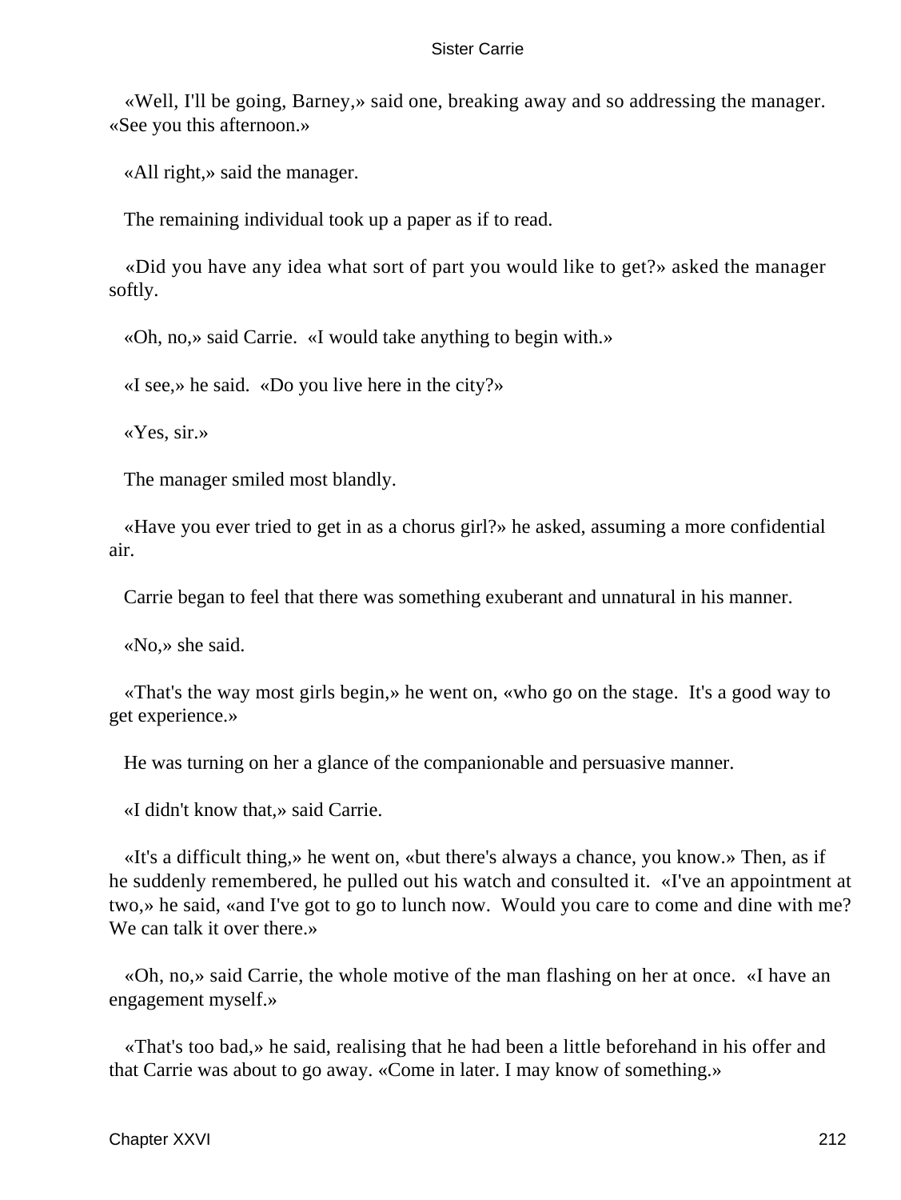«Well, I'll be going, Barney,» said one, breaking away and so addressing the manager. «See you this afternoon.»

«All right,» said the manager.

The remaining individual took up a paper as if to read.

«Did you have any idea what sort of part you would like to get?» asked the manager softly.

«Oh, no,» said Carrie. «I would take anything to begin with.»

«I see,» he said. «Do you live here in the city?»

«Yes, sir.»

The manager smiled most blandly.

«Have you ever tried to get in as a chorus girl?» he asked, assuming a more confidential air.

Carrie began to feel that there was something exuberant and unnatural in his manner.

«No,» she said.

«That's the way most girls begin,» he went on, «who go on the stage. It's a good way to get experience.»

He was turning on her a glance of the companionable and persuasive manner.

«I didn't know that,» said Carrie.

«It's a difficult thing,» he went on, «but there's always a chance, you know.» Then, as if he suddenly remembered, he pulled out his watch and consulted it. «I've an appointment at two,» he said, «and I've got to go to lunch now. Would you care to come and dine with me? We can talk it over there.»

«Oh, no,» said Carrie, the whole motive of the man flashing on her at once. «I have an engagement myself.»

«That's too bad,» he said, realising that he had been a little beforehand in his offer and that Carrie was about to go away. «Come in later. I may know of something.»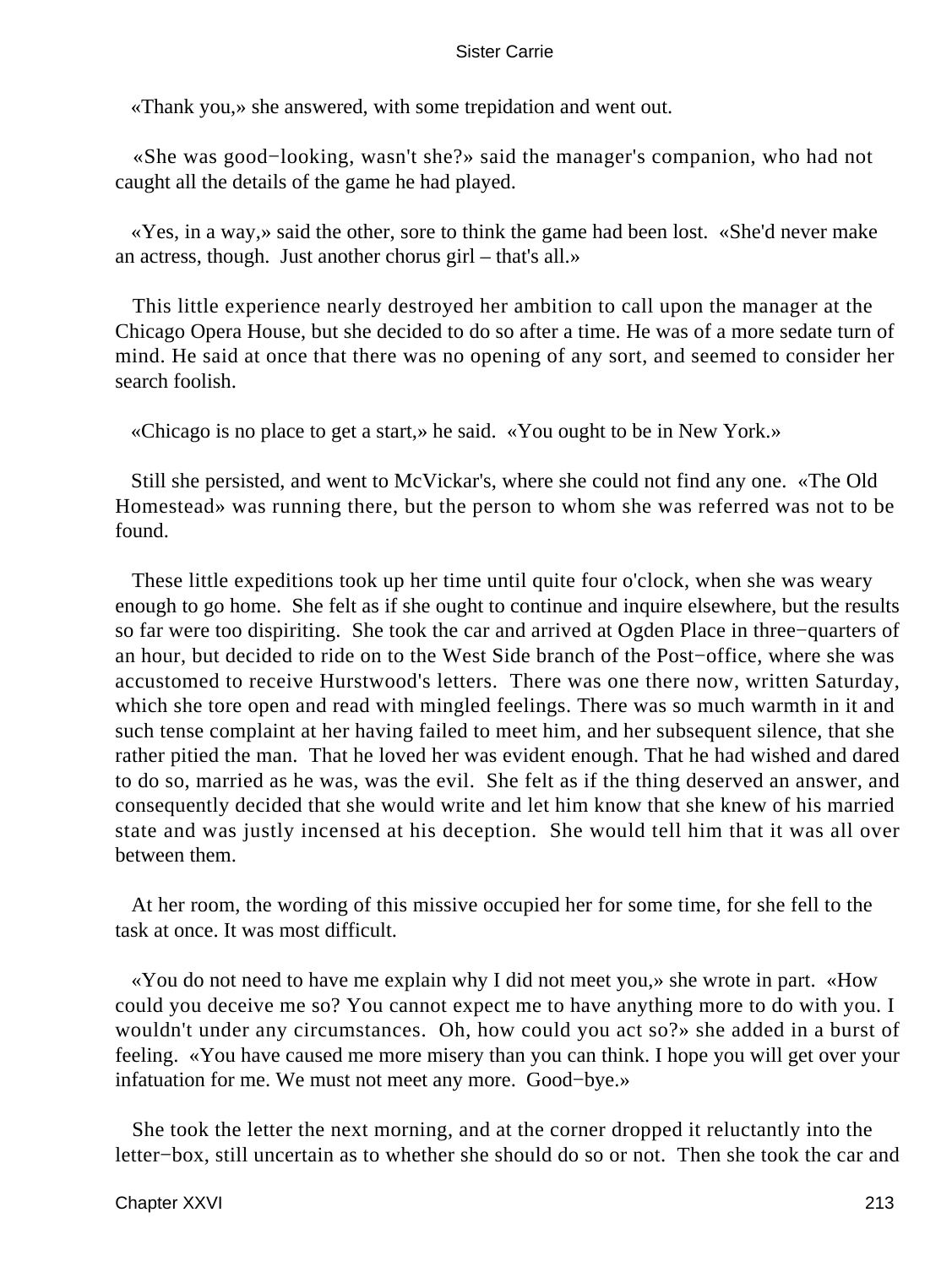«Thank you,» she answered, with some trepidation and went out.

«She was good−looking, wasn't she?» said the manager's companion, who had not caught all the details of the game he had played.

«Yes, in a way,» said the other, sore to think the game had been lost. «She'd never make an actress, though. Just another chorus girl – that's all.»

This little experience nearly destroyed her ambition to call upon the manager at the Chicago Opera House, but she decided to do so after a time. He was of a more sedate turn of mind. He said at once that there was no opening of any sort, and seemed to consider her search foolish.

«Chicago is no place to get a start,» he said. «You ought to be in New York.»

Still she persisted, and went to McVickar's, where she could not find any one. «The Old Homestead» was running there, but the person to whom she was referred was not to be found.

These little expeditions took up her time until quite four o'clock, when she was weary enough to go home. She felt as if she ought to continue and inquire elsewhere, but the results so far were too dispiriting. She took the car and arrived at Ogden Place in three−quarters of an hour, but decided to ride on to the West Side branch of the Post−office, where she was accustomed to receive Hurstwood's letters. There was one there now, written Saturday, which she tore open and read with mingled feelings. There was so much warmth in it and such tense complaint at her having failed to meet him, and her subsequent silence, that she rather pitied the man. That he loved her was evident enough. That he had wished and dared to do so, married as he was, was the evil. She felt as if the thing deserved an answer, and consequently decided that she would write and let him know that she knew of his married state and was justly incensed at his deception. She would tell him that it was all over between them.

At her room, the wording of this missive occupied her for some time, for she fell to the task at once. It was most difficult.

«You do not need to have me explain why I did not meet you,» she wrote in part. «How could you deceive me so? You cannot expect me to have anything more to do with you. I wouldn't under any circumstances. Oh, how could you act so?» she added in a burst of feeling. «You have caused me more misery than you can think. I hope you will get over your infatuation for me. We must not meet any more. Good−bye.»

She took the letter the next morning, and at the corner dropped it reluctantly into the letter−box, still uncertain as to whether she should do so or not. Then she took the car and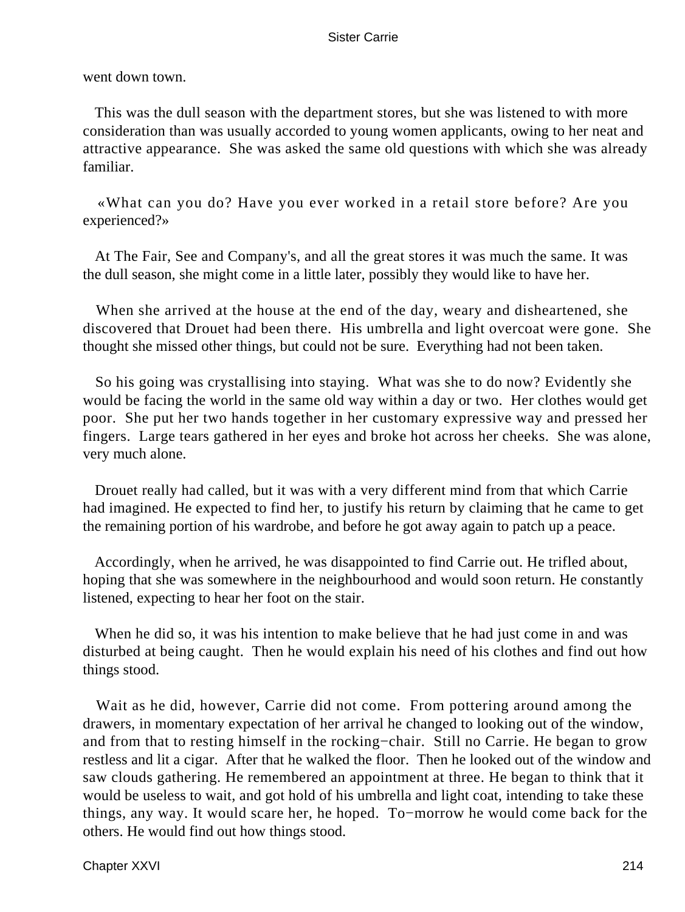went down town.

This was the dull season with the department stores, but she was listened to with more consideration than was usually accorded to young women applicants, owing to her neat and attractive appearance. She was asked the same old questions with which she was already familiar.

«What can you do? Have you ever worked in a retail store before? Are you experienced?»

At The Fair, See and Company's, and all the great stores it was much the same. It was the dull season, she might come in a little later, possibly they would like to have her.

When she arrived at the house at the end of the day, weary and disheartened, she discovered that Drouet had been there. His umbrella and light overcoat were gone. She thought she missed other things, but could not be sure. Everything had not been taken.

So his going was crystallising into staying. What was she to do now? Evidently she would be facing the world in the same old way within a day or two. Her clothes would get poor. She put her two hands together in her customary expressive way and pressed her fingers. Large tears gathered in her eyes and broke hot across her cheeks. She was alone, very much alone.

Drouet really had called, but it was with a very different mind from that which Carrie had imagined. He expected to find her, to justify his return by claiming that he came to get the remaining portion of his wardrobe, and before he got away again to patch up a peace.

Accordingly, when he arrived, he was disappointed to find Carrie out. He trifled about, hoping that she was somewhere in the neighbourhood and would soon return. He constantly listened, expecting to hear her foot on the stair.

When he did so, it was his intention to make believe that he had just come in and was disturbed at being caught. Then he would explain his need of his clothes and find out how things stood.

Wait as he did, however, Carrie did not come. From pottering around among the drawers, in momentary expectation of her arrival he changed to looking out of the window, and from that to resting himself in the rocking−chair. Still no Carrie. He began to grow restless and lit a cigar. After that he walked the floor. Then he looked out of the window and saw clouds gathering. He remembered an appointment at three. He began to think that it would be useless to wait, and got hold of his umbrella and light coat, intending to take these things, any way. It would scare her, he hoped. To−morrow he would come back for the others. He would find out how things stood.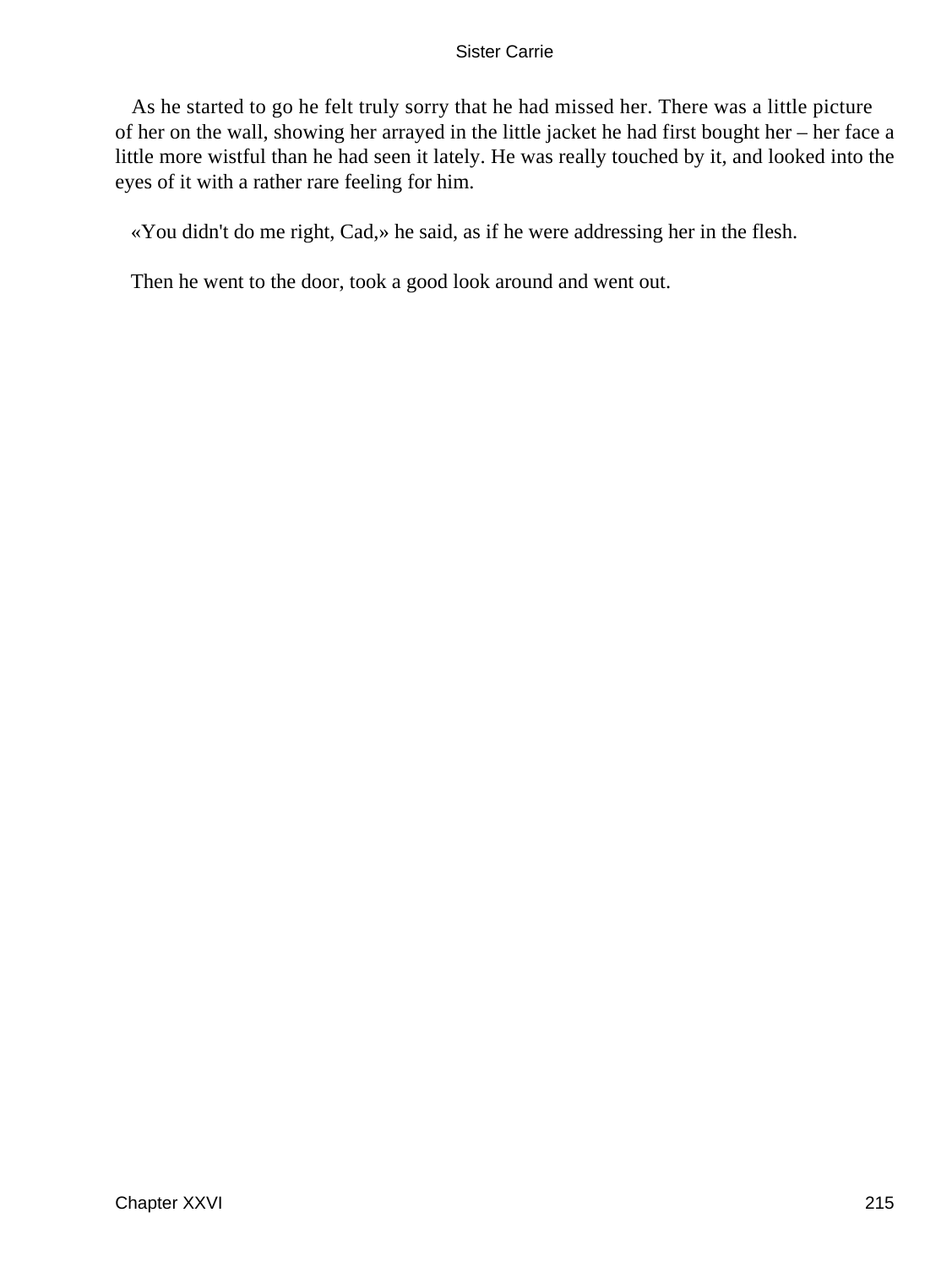As he started to go he felt truly sorry that he had missed her. There was a little picture of her on the wall, showing her arrayed in the little jacket he had first bought her – her face a little more wistful than he had seen it lately. He was really touched by it, and looked into the eyes of it with a rather rare feeling for him.

«You didn't do me right, Cad,» he said, as if he were addressing her in the flesh.

Then he went to the door, took a good look around and went out.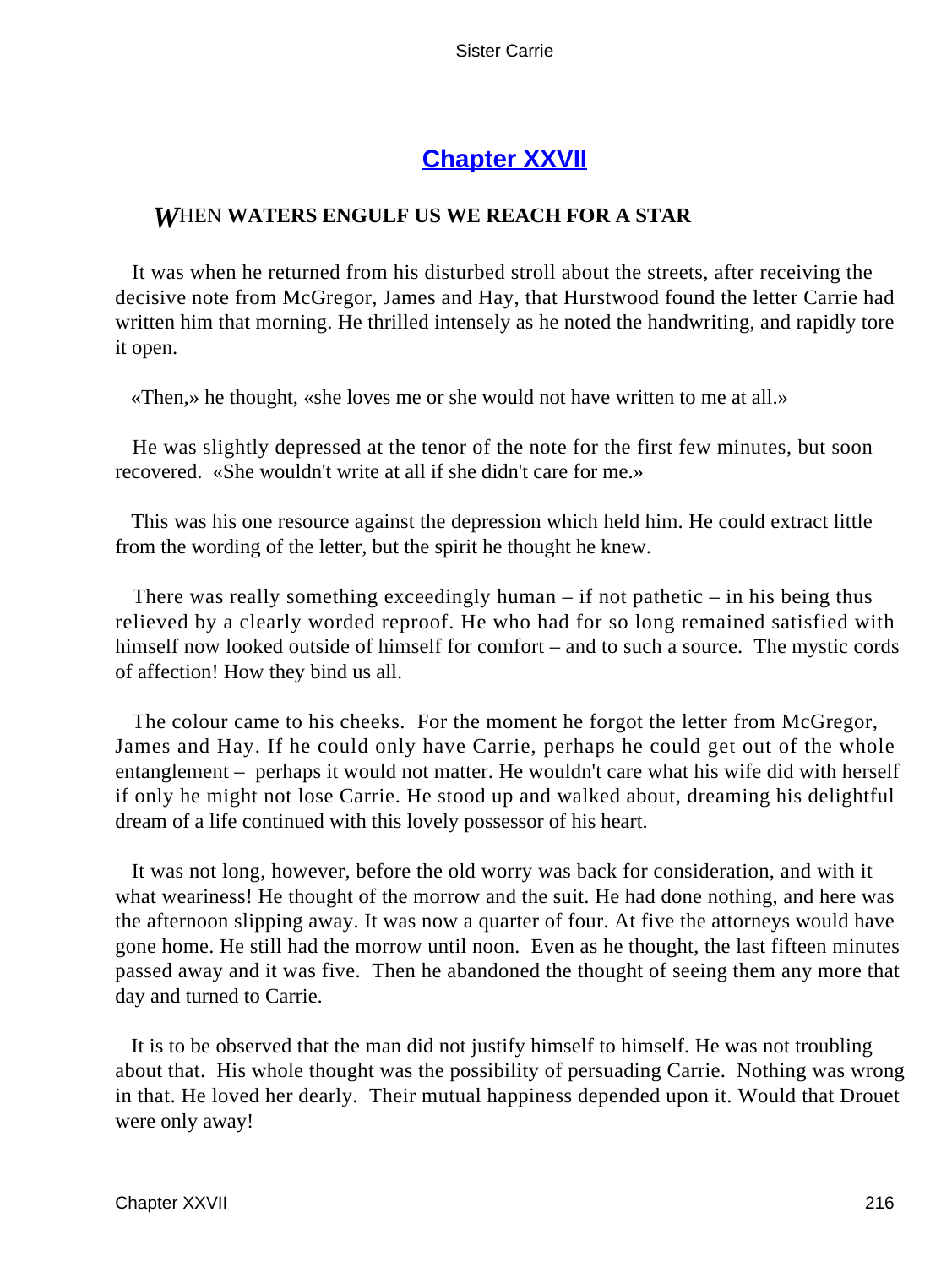## [Chapter XXVII](#)

### *W*HEN **WATERS ENGULF US WE REACH FOR A STAR**

It was when he returned from his disturbed stroll about the streets, after receiving the decisive note from McGregor, James and Hay, that Hurstwood found the letter Carrie had written him that morning. He thrilled intensely as he noted the handwriting, and rapidly tore it open.

«Then,» he thought, «she loves me or she would not have written to me at all.»

He was slightly depressed at the tenor of the note for the first few minutes, but soon recovered. «She wouldn't write at all if she didn't care for me.»

This was his one resource against the depression which held him. He could extract little from the wording of the letter, but the spirit he thought he knew.

There was really something exceedingly human – if not pathetic – in his being thus relieved by a clearly worded reproof. He who had for so long remained satisfied with himself now looked outside of himself for comfort – and to such a source. The mystic cords of affection! How they bind us all.

The colour came to his cheeks. For the moment he forgot the letter from McGregor, James and Hay. If he could only have Carrie, perhaps he could get out of the whole entanglement – perhaps it would not matter. He wouldn't care what his wife did with herself if only he might not lose Carrie. He stood up and walked about, dreaming his delightful dream of a life continued with this lovely possessor of his heart.

It was not long, however, before the old worry was back for consideration, and with it what weariness! He thought of the morrow and the suit. He had done nothing, and here was the afternoon slipping away. It was now a quarter of four. At five the attorneys would have gone home. He still had the morrow until noon. Even as he thought, the last fifteen minutes passed away and it was five. Then he abandoned the thought of seeing them any more that day and turned to Carrie.

It is to be observed that the man did not justify himself to himself. He was not troubling about that. His whole thought was the possibility of persuading Carrie. Nothing was wrong in that. He loved her dearly. Their mutual happiness depended upon it. Would that Drouet were only away!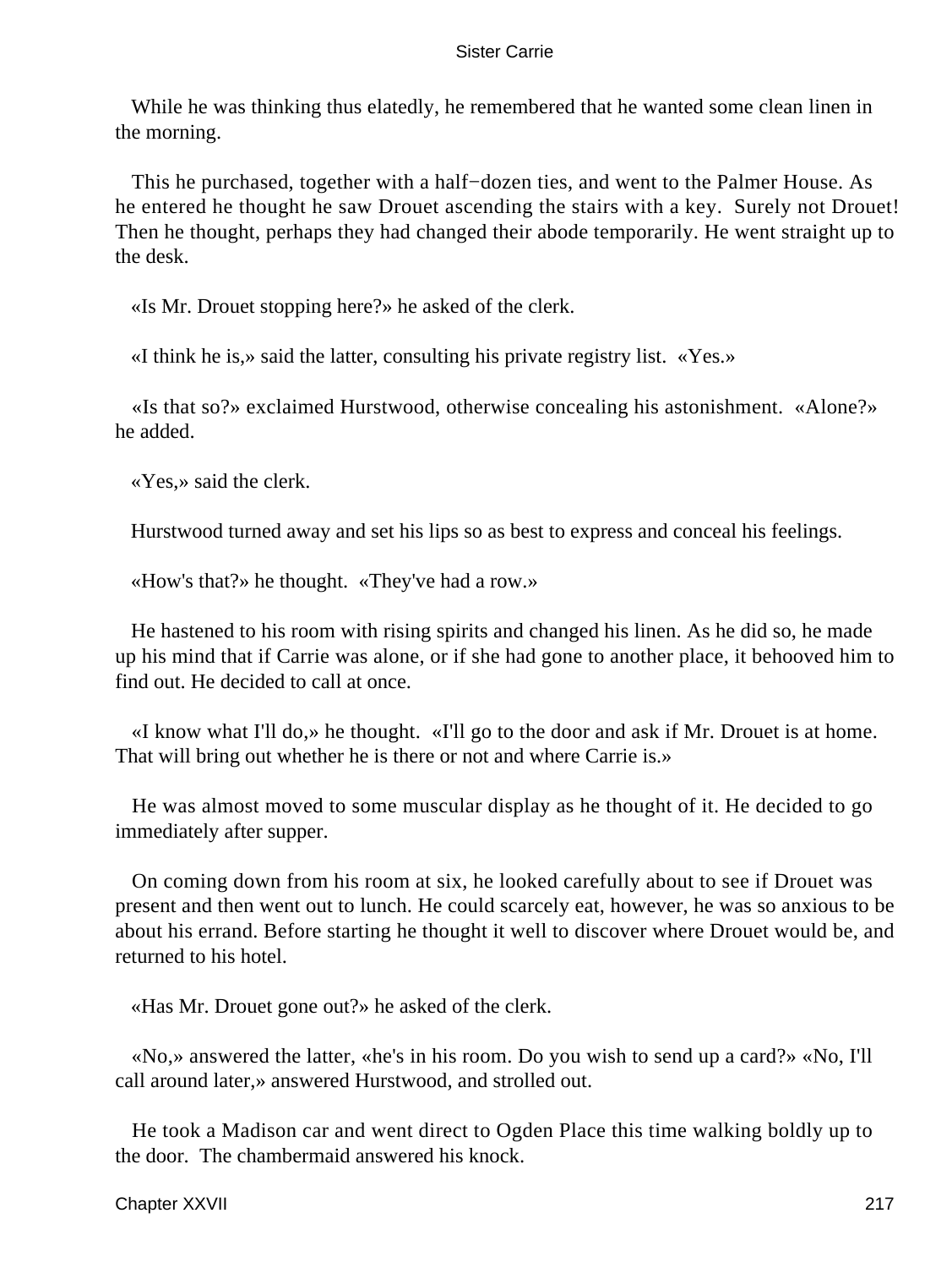While he was thinking thus elatedly, he remembered that he wanted some clean linen in the morning.

This he purchased, together with a half−dozen ties, and went to the Palmer House. As he entered he thought he saw Drouet ascending the stairs with a key. Surely not Drouet! Then he thought, perhaps they had changed their abode temporarily. He went straight up to the desk.

«Is Mr. Drouet stopping here?» he asked of the clerk.

«I think he is,» said the latter, consulting his private registry list. «Yes.»

«Is that so?» exclaimed Hurstwood, otherwise concealing his astonishment. «Alone?» he added.

«Yes,» said the clerk.

Hurstwood turned away and set his lips so as best to express and conceal his feelings.

«How's that?» he thought. «They've had a row.»

He hastened to his room with rising spirits and changed his linen. As he did so, he made up his mind that if Carrie was alone, or if she had gone to another place, it behooved him to find out. He decided to call at once.

«I know what I'll do,» he thought. «I'll go to the door and ask if Mr. Drouet is at home. That will bring out whether he is there or not and where Carrie is.»

He was almost moved to some muscular display as he thought of it. He decided to go immediately after supper.

On coming down from his room at six, he looked carefully about to see if Drouet was present and then went out to lunch. He could scarcely eat, however, he was so anxious to be about his errand. Before starting he thought it well to discover where Drouet would be, and returned to his hotel.

«Has Mr. Drouet gone out?» he asked of the clerk.

«No,» answered the latter, «he's in his room. Do you wish to send up a card?» «No, I'll call around later,» answered Hurstwood, and strolled out.

He took a Madison car and went direct to Ogden Place this time walking boldly up to the door. The chambermaid answered his knock.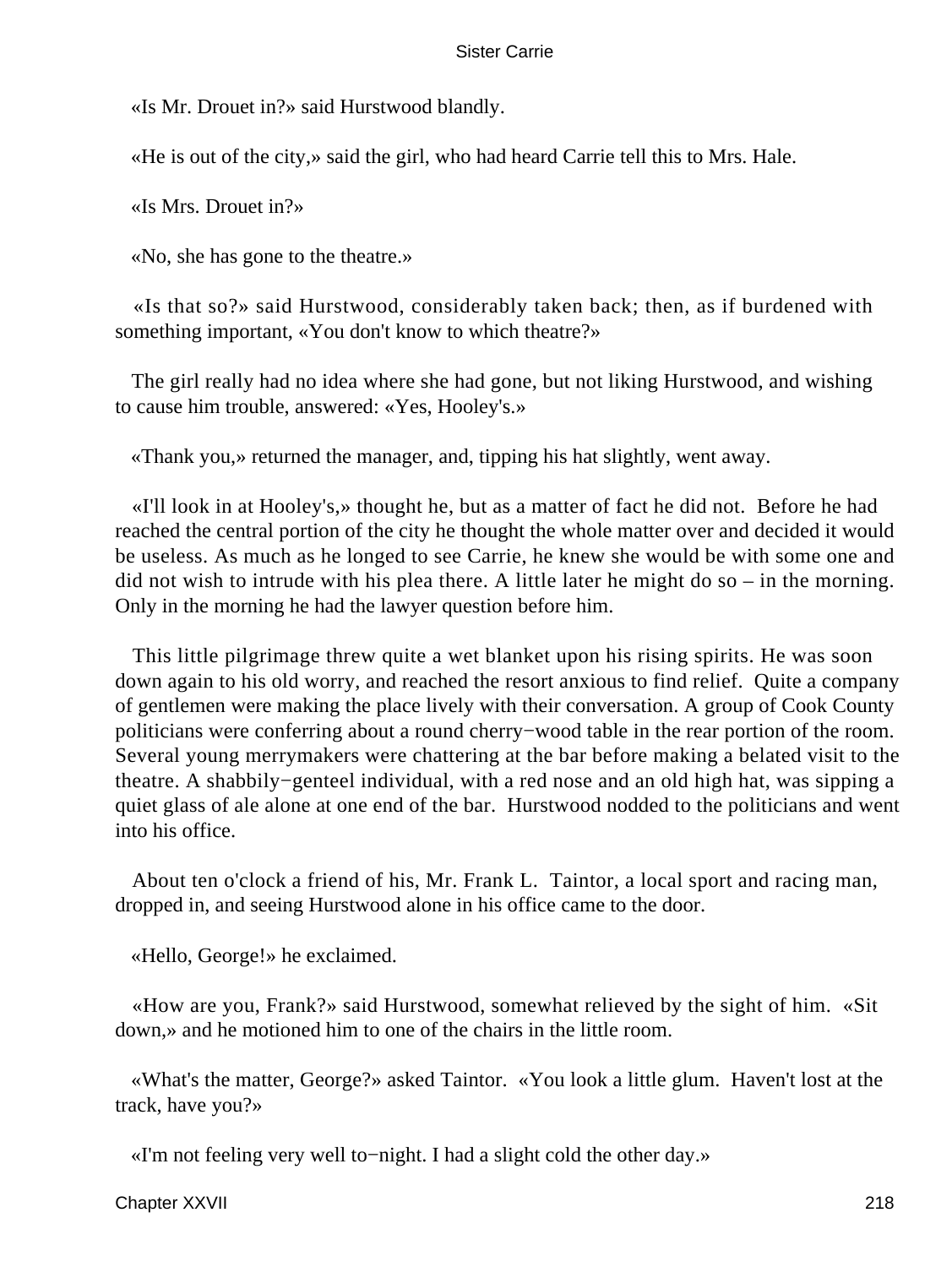«Is Mr. Drouet in?» said Hurstwood blandly.

«He is out of the city,» said the girl, who had heard Carrie tell this to Mrs. Hale.

«Is Mrs. Drouet in?»

«No, she has gone to the theatre.»

«Is that so?» said Hurstwood, considerably taken back; then, as if burdened with something important, «You don't know to which theatre?»

The girl really had no idea where she had gone, but not liking Hurstwood, and wishing to cause him trouble, answered: «Yes, Hooley's.»

«Thank you,» returned the manager, and, tipping his hat slightly, went away.

«I'll look in at Hooley's,» thought he, but as a matter of fact he did not. Before he had reached the central portion of the city he thought the whole matter over and decided it would be useless. As much as he longed to see Carrie, he knew she would be with some one and did not wish to intrude with his plea there. A little later he might do so – in the morning. Only in the morning he had the lawyer question before him.

This little pilgrimage threw quite a wet blanket upon his rising spirits. He was soon down again to his old worry, and reached the resort anxious to find relief. Quite a company of gentlemen were making the place lively with their conversation. A group of Cook County politicians were conferring about a round cherry−wood table in the rear portion of the room. Several young merrymakers were chattering at the bar before making a belated visit to the theatre. A shabbily−genteel individual, with a red nose and an old high hat, was sipping a quiet glass of ale alone at one end of the bar. Hurstwood nodded to the politicians and went into his office.

About ten o'clock a friend of his, Mr. Frank L. Taintor, a local sport and racing man, dropped in, and seeing Hurstwood alone in his office came to the door.

«Hello, George!» he exclaimed.

«How are you, Frank?» said Hurstwood, somewhat relieved by the sight of him. «Sit down,» and he motioned him to one of the chairs in the little room.

«What's the matter, George?» asked Taintor. «You look a little glum. Haven't lost at the track, have you?»

«I'm not feeling very well to−night. I had a slight cold the other day.»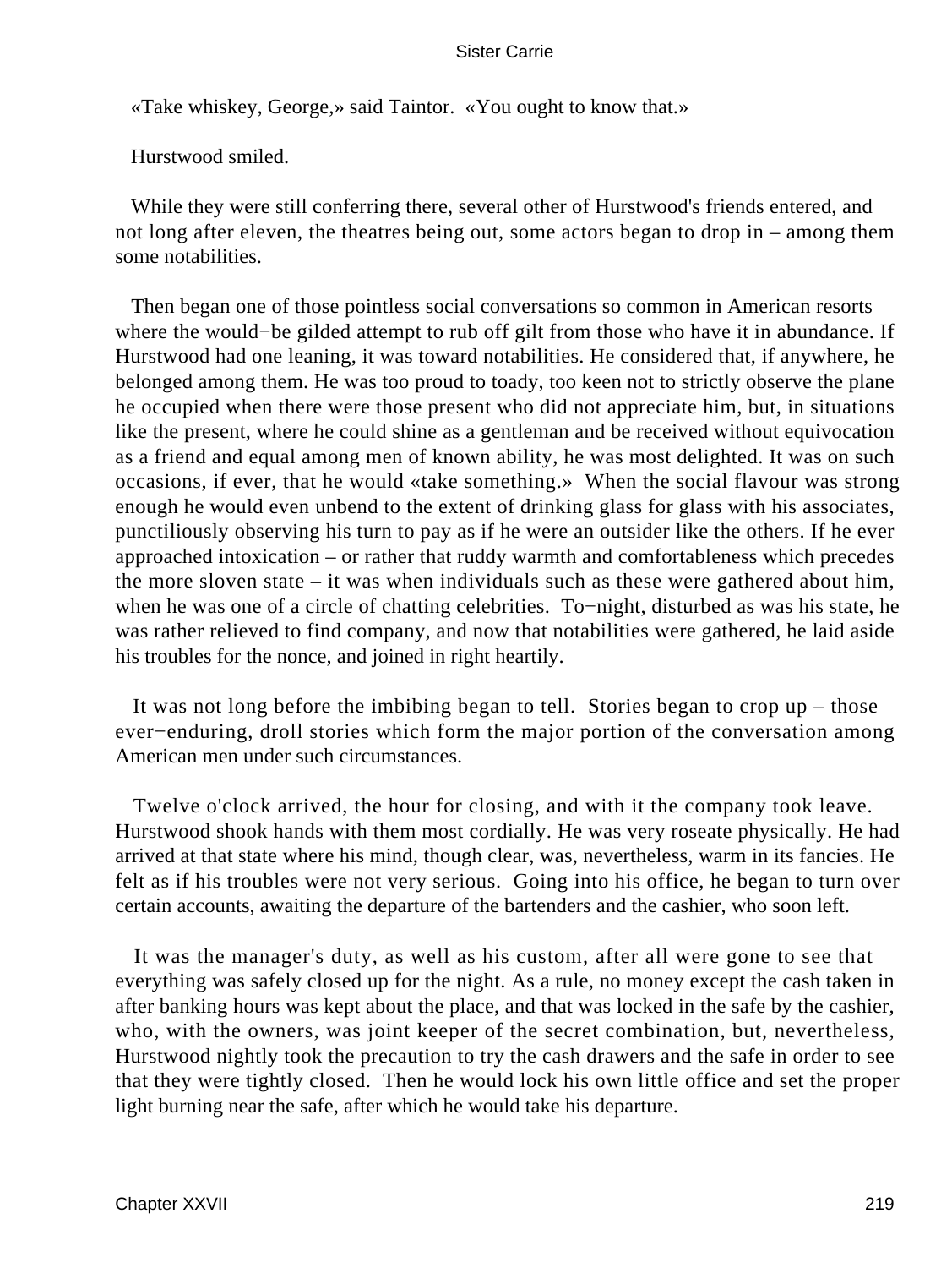«Take whiskey, George,» said Taintor. «You ought to know that.»

Hurstwood smiled.

While they were still conferring there, several other of Hurstwood's friends entered, and not long after eleven, the theatres being out, some actors began to drop in – among them some notabilities.

Then began one of those pointless social conversations so common in American resorts where the would−be gilded attempt to rub off gilt from those who have it in abundance. If Hurstwood had one leaning, it was toward notabilities. He considered that, if anywhere, he belonged among them. He was too proud to toady, too keen not to strictly observe the plane he occupied when there were those present who did not appreciate him, but, in situations like the present, where he could shine as a gentleman and be received without equivocation as a friend and equal among men of known ability, he was most delighted. It was on such occasions, if ever, that he would «take something.» When the social flavour was strong enough he would even unbend to the extent of drinking glass for glass with his associates, punctiliously observing his turn to pay as if he were an outsider like the others. If he ever approached intoxication – or rather that ruddy warmth and comfortableness which precedes the more sloven state – it was when individuals such as these were gathered about him, when he was one of a circle of chatting celebrities. To−night, disturbed as was his state, he was rather relieved to find company, and now that notabilities were gathered, he laid aside his troubles for the nonce, and joined in right heartily.

It was not long before the imbibing began to tell. Stories began to crop up – those ever−enduring, droll stories which form the major portion of the conversation among American men under such circumstances.

Twelve o'clock arrived, the hour for closing, and with it the company took leave. Hurstwood shook hands with them most cordially. He was very roseate physically. He had arrived at that state where his mind, though clear, was, nevertheless, warm in its fancies. He felt as if his troubles were not very serious. Going into his office, he began to turn over certain accounts, awaiting the departure of the bartenders and the cashier, who soon left.

It was the manager's duty, as well as his custom, after all were gone to see that everything was safely closed up for the night. As a rule, no money except the cash taken in after banking hours was kept about the place, and that was locked in the safe by the cashier, who, with the owners, was joint keeper of the secret combination, but, nevertheless, Hurstwood nightly took the precaution to try the cash drawers and the safe in order to see that they were tightly closed. Then he would lock his own little office and set the proper light burning near the safe, after which he would take his departure.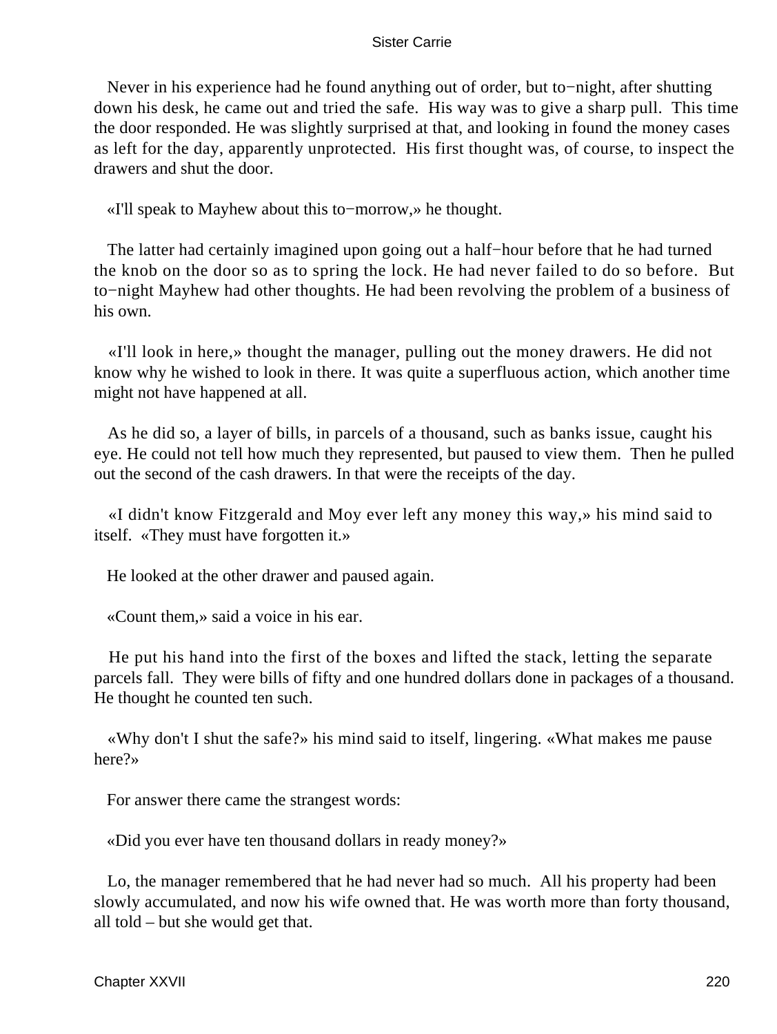Never in his experience had he found anything out of order, but to−night, after shutting down his desk, he came out and tried the safe. His way was to give a sharp pull. This time the door responded. He was slightly surprised at that, and looking in found the money cases as left for the day, apparently unprotected. His first thought was, of course, to inspect the drawers and shut the door.

«I'll speak to Mayhew about this to−morrow,» he thought.

The latter had certainly imagined upon going out a half−hour before that he had turned the knob on the door so as to spring the lock. He had never failed to do so before. But to−night Mayhew had other thoughts. He had been revolving the problem of a business of his own.

«I'll look in here,» thought the manager, pulling out the money drawers. He did not know why he wished to look in there. It was quite a superfluous action, which another time might not have happened at all.

As he did so, a layer of bills, in parcels of a thousand, such as banks issue, caught his eye. He could not tell how much they represented, but paused to view them. Then he pulled out the second of the cash drawers. In that were the receipts of the day.

«I didn't know Fitzgerald and Moy ever left any money this way,» his mind said to itself. «They must have forgotten it.»

He looked at the other drawer and paused again.

«Count them,» said a voice in his ear.

He put his hand into the first of the boxes and lifted the stack, letting the separate parcels fall. They were bills of fifty and one hundred dollars done in packages of a thousand. He thought he counted ten such.

«Why don't I shut the safe?» his mind said to itself, lingering. «What makes me pause here?»

For answer there came the strangest words:

«Did you ever have ten thousand dollars in ready money?»

Lo, the manager remembered that he had never had so much. All his property had been slowly accumulated, and now his wife owned that. He was worth more than forty thousand, all told – but she would get that.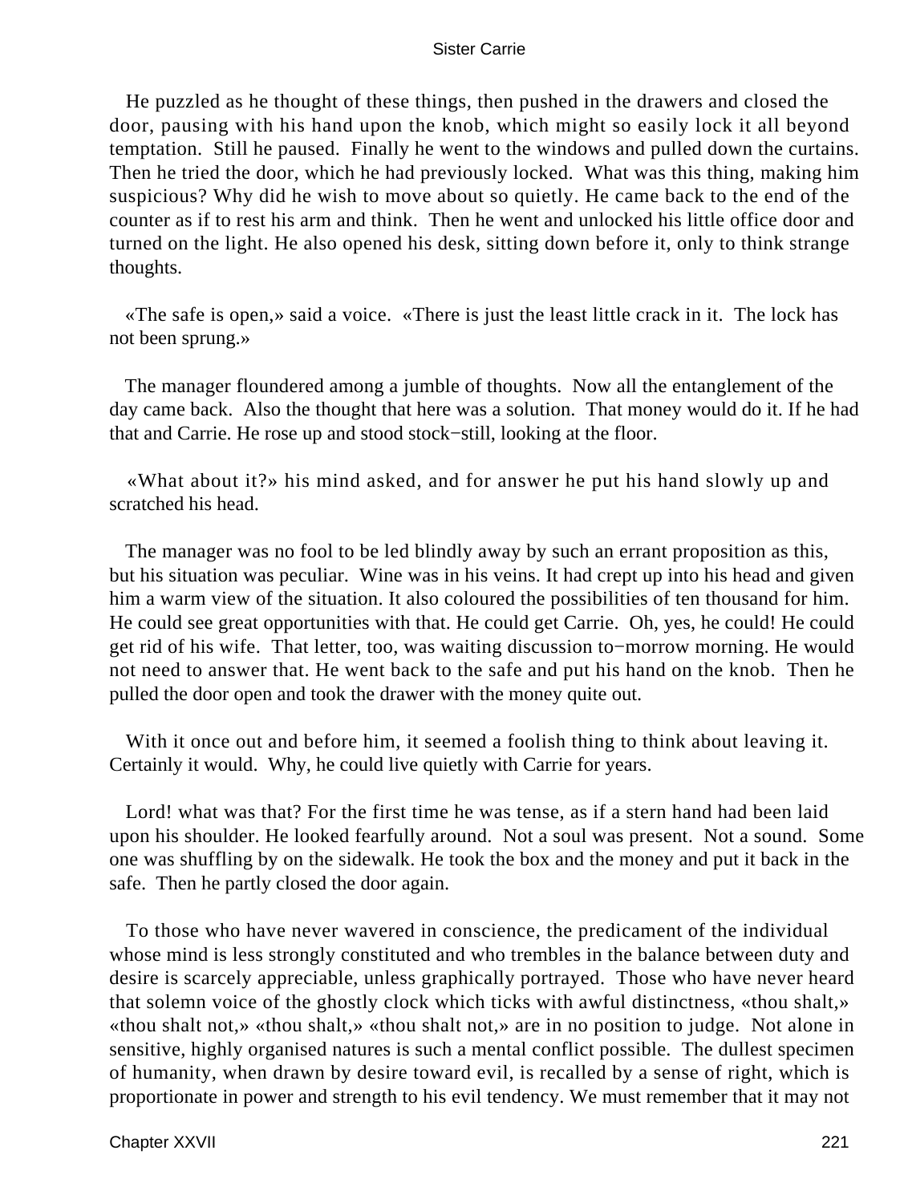He puzzled as he thought of these things, then pushed in the drawers and closed the door, pausing with his hand upon the knob, which might so easily lock it all beyond temptation. Still he paused. Finally he went to the windows and pulled down the curtains. Then he tried the door, which he had previously locked. What was this thing, making him suspicious? Why did he wish to move about so quietly. He came back to the end of the counter as if to rest his arm and think. Then he went and unlocked his little office door and turned on the light. He also opened his desk, sitting down before it, only to think strange thoughts.

«The safe is open,» said a voice. «There is just the least little crack in it. The lock has not been sprung.»

The manager floundered among a jumble of thoughts. Now all the entanglement of the day came back. Also the thought that here was a solution. That money would do it. If he had that and Carrie. He rose up and stood stock−still, looking at the floor.

«What about it?» his mind asked, and for answer he put his hand slowly up and scratched his head.

The manager was no fool to be led blindly away by such an errant proposition as this, but his situation was peculiar. Wine was in his veins. It had crept up into his head and given him a warm view of the situation. It also coloured the possibilities of ten thousand for him. He could see great opportunities with that. He could get Carrie. Oh, yes, he could! He could get rid of his wife. That letter, too, was waiting discussion to−morrow morning. He would not need to answer that. He went back to the safe and put his hand on the knob. Then he pulled the door open and took the drawer with the money quite out.

With it once out and before him, it seemed a foolish thing to think about leaving it. Certainly it would. Why, he could live quietly with Carrie for years.

Lord! what was that? For the first time he was tense, as if a stern hand had been laid upon his shoulder. He looked fearfully around. Not a soul was present. Not a sound. Some one was shuffling by on the sidewalk. He took the box and the money and put it back in the safe. Then he partly closed the door again.

To those who have never wavered in conscience, the predicament of the individual whose mind is less strongly constituted and who trembles in the balance between duty and desire is scarcely appreciable, unless graphically portrayed. Those who have never heard that solemn voice of the ghostly clock which ticks with awful distinctness, «thou shalt,» «thou shalt not,» «thou shalt,» «thou shalt not,» are in no position to judge. Not alone in sensitive, highly organised natures is such a mental conflict possible. The dullest specimen of humanity, when drawn by desire toward evil, is recalled by a sense of right, which is proportionate in power and strength to his evil tendency. We must remember that it may not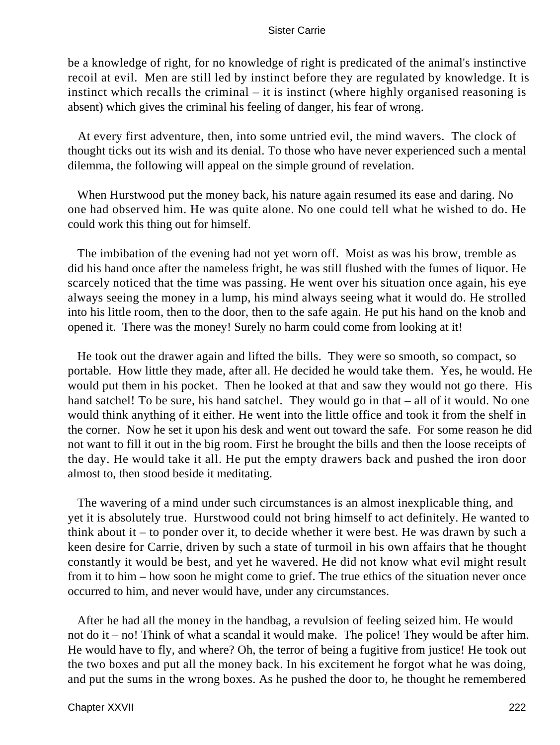be a knowledge of right, for no knowledge of right is predicated of the animal's instinctive recoil at evil. Men are still led by instinct before they are regulated by knowledge. It is instinct which recalls the criminal – it is instinct (where highly organised reasoning is absent) which gives the criminal his feeling of danger, his fear of wrong.

At every first adventure, then, into some untried evil, the mind wavers. The clock of thought ticks out its wish and its denial. To those who have never experienced such a mental dilemma, the following will appeal on the simple ground of revelation.

When Hurstwood put the money back, his nature again resumed its ease and daring. No one had observed him. He was quite alone. No one could tell what he wished to do. He could work this thing out for himself.

The imbibation of the evening had not yet worn off. Moist as was his brow, tremble as did his hand once after the nameless fright, he was still flushed with the fumes of liquor. He scarcely noticed that the time was passing. He went over his situation once again, his eye always seeing the money in a lump, his mind always seeing what it would do. He strolled into his little room, then to the door, then to the safe again. He put his hand on the knob and opened it. There was the money! Surely no harm could come from looking at it!

He took out the drawer again and lifted the bills. They were so smooth, so compact, so portable. How little they made, after all. He decided he would take them. Yes, he would. He would put them in his pocket. Then he looked at that and saw they would not go there. His hand satchel! To be sure, his hand satchel. They would go in that – all of it would. No one would think anything of it either. He went into the little office and took it from the shelf in the corner. Now he set it upon his desk and went out toward the safe. For some reason he did not want to fill it out in the big room. First he brought the bills and then the loose receipts of the day. He would take it all. He put the empty drawers back and pushed the iron door almost to, then stood beside it meditating.

The wavering of a mind under such circumstances is an almost inexplicable thing, and yet it is absolutely true. Hurstwood could not bring himself to act definitely. He wanted to think about it – to ponder over it, to decide whether it were best. He was drawn by such a keen desire for Carrie, driven by such a state of turmoil in his own affairs that he thought constantly it would be best, and yet he wavered. He did not know what evil might result from it to him – how soon he might come to grief. The true ethics of the situation never once occurred to him, and never would have, under any circumstances.

After he had all the money in the handbag, a revulsion of feeling seized him. He would not do it – no! Think of what a scandal it would make. The police! They would be after him. He would have to fly, and where? Oh, the terror of being a fugitive from justice! He took out the two boxes and put all the money back. In his excitement he forgot what he was doing, and put the sums in the wrong boxes. As he pushed the door to, he thought he remembered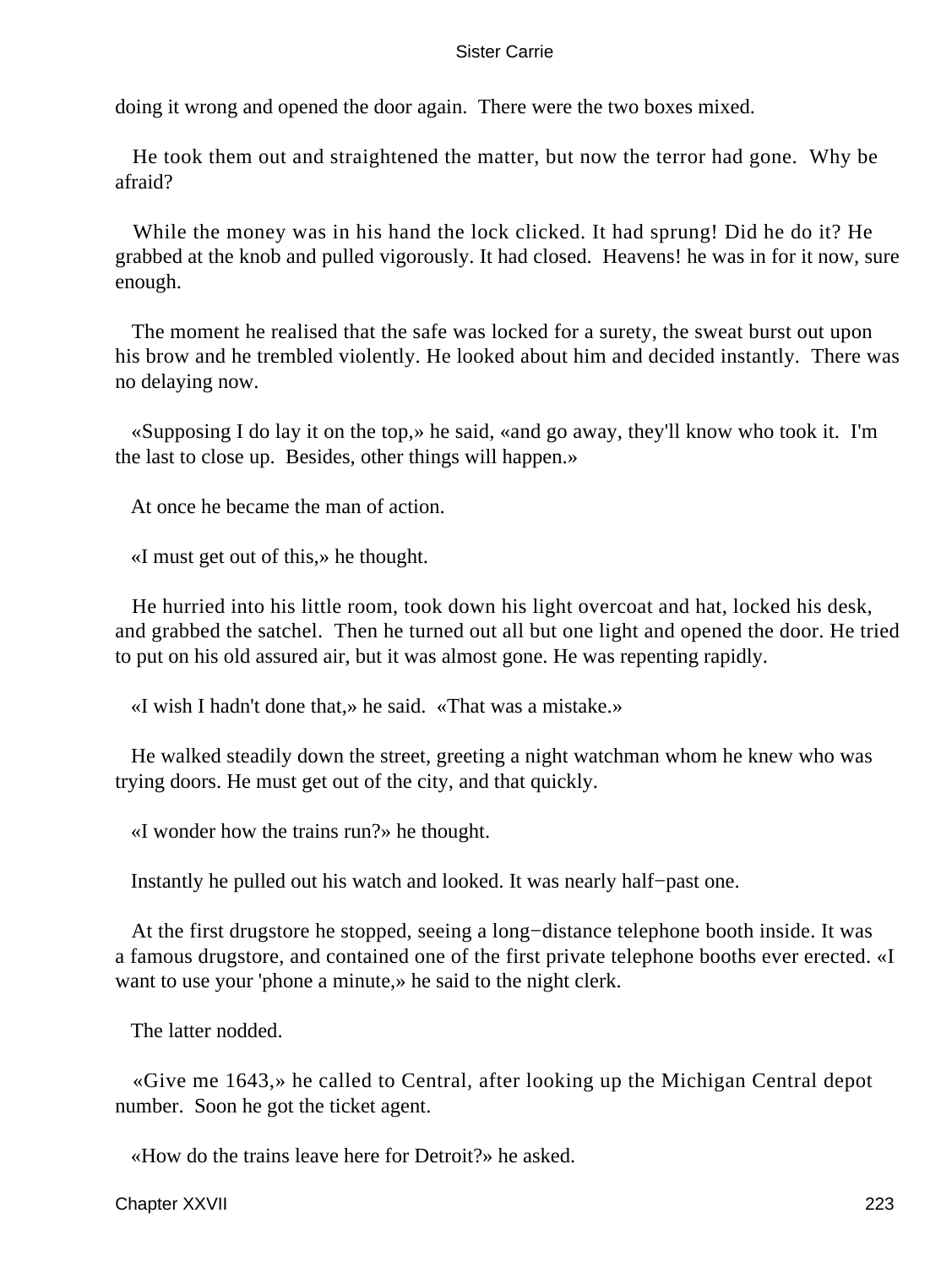doing it wrong and opened the door again. There were the two boxes mixed.

He took them out and straightened the matter, but now the terror had gone. Why be afraid?

While the money was in his hand the lock clicked. It had sprung! Did he do it? He grabbed at the knob and pulled vigorously. It had closed. Heavens! he was in for it now, sure enough.

The moment he realised that the safe was locked for a surety, the sweat burst out upon his brow and he trembled violently. He looked about him and decided instantly. There was no delaying now.

«Supposing I do lay it on the top,» he said, «and go away, they'll know who took it. I'm the last to close up. Besides, other things will happen.»

At once he became the man of action.

«I must get out of this,» he thought.

He hurried into his little room, took down his light overcoat and hat, locked his desk, and grabbed the satchel. Then he turned out all but one light and opened the door. He tried to put on his old assured air, but it was almost gone. He was repenting rapidly.

«I wish I hadn't done that,» he said. «That was a mistake.»

He walked steadily down the street, greeting a night watchman whom he knew who was trying doors. He must get out of the city, and that quickly.

«I wonder how the trains run?» he thought.

Instantly he pulled out his watch and looked. It was nearly half−past one.

At the first drugstore he stopped, seeing a long−distance telephone booth inside. It was a famous drugstore, and contained one of the first private telephone booths ever erected. «I want to use your 'phone a minute,» he said to the night clerk.

The latter nodded.

«Give me 1643,» he called to Central, after looking up the Michigan Central depot number. Soon he got the ticket agent.

«How do the trains leave here for Detroit?» he asked.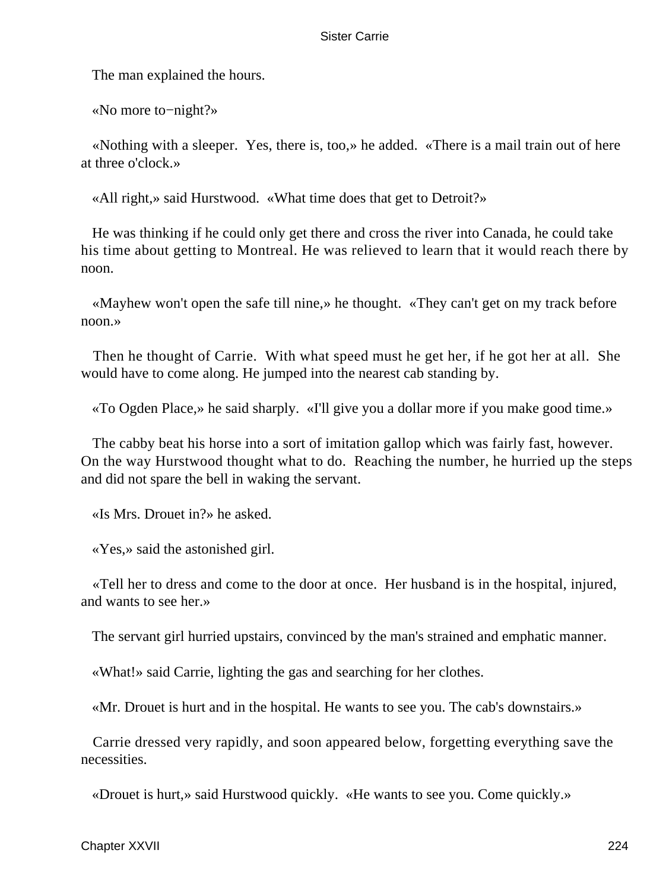The man explained the hours.

«No more to−night?»

«Nothing with a sleeper. Yes, there is, too,» he added. «There is a mail train out of here at three o'clock.»

«All right,» said Hurstwood. «What time does that get to Detroit?»

He was thinking if he could only get there and cross the river into Canada, he could take his time about getting to Montreal. He was relieved to learn that it would reach there by noon.

«Mayhew won't open the safe till nine,» he thought. «They can't get on my track before noon.»

Then he thought of Carrie. With what speed must he get her, if he got her at all. She would have to come along. He jumped into the nearest cab standing by.

«To Ogden Place,» he said sharply. «I'll give you a dollar more if you make good time.»

The cabby beat his horse into a sort of imitation gallop which was fairly fast, however. On the way Hurstwood thought what to do. Reaching the number, he hurried up the steps and did not spare the bell in waking the servant.

«Is Mrs. Drouet in?» he asked.

«Yes,» said the astonished girl.

«Tell her to dress and come to the door at once. Her husband is in the hospital, injured, and wants to see her.»

The servant girl hurried upstairs, convinced by the man's strained and emphatic manner.

«What!» said Carrie, lighting the gas and searching for her clothes.

«Mr. Drouet is hurt and in the hospital. He wants to see you. The cab's downstairs.»

Carrie dressed very rapidly, and soon appeared below, forgetting everything save the necessities.

«Drouet is hurt,» said Hurstwood quickly. «He wants to see you. Come quickly.»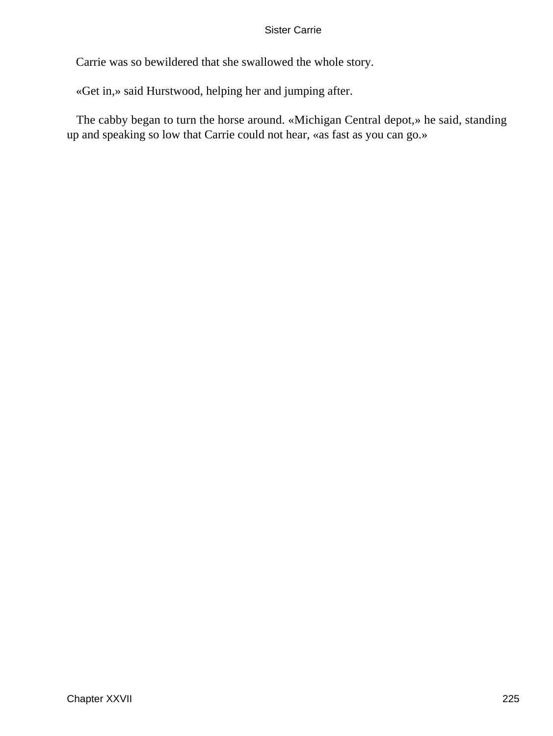Carrie was so bewildered that she swallowed the whole story.

«Get in,» said Hurstwood, helping her and jumping after.

The cabby began to turn the horse around. «Michigan Central depot,» he said, standing up and speaking so low that Carrie could not hear, «as fast as you can go.»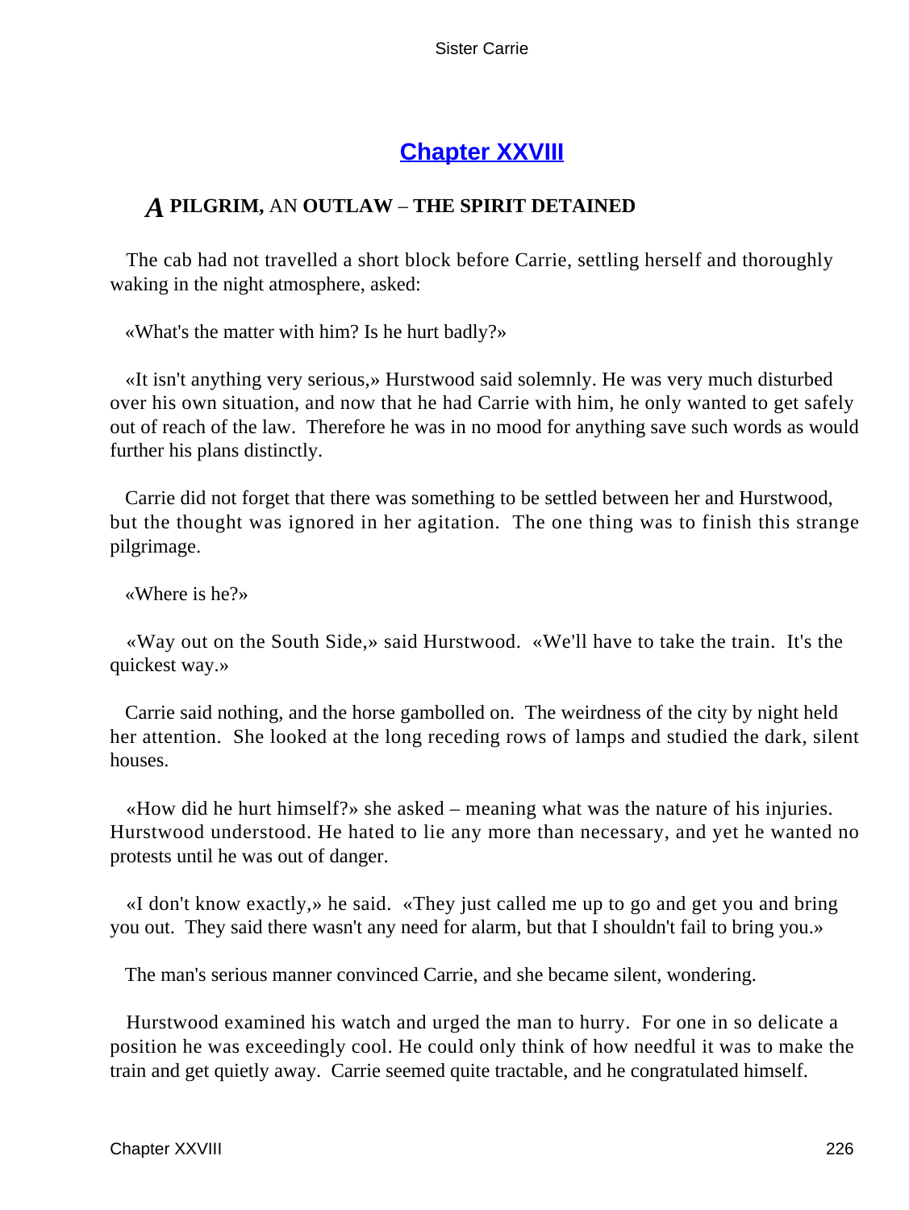## Chapter XXVIII

### *A* **PILGRIM,** AN **OUTLAW** – **THE SPIRIT DETAINED**

The cab had not travelled a short block before Carrie, settling herself and thoroughly waking in the night atmosphere, asked:

«What's the matter with him? Is he hurt badly?»

«It isn't anything very serious,» Hurstwood said solemnly. He was very much disturbed over his own situation, and now that he had Carrie with him, he only wanted to get safely out of reach of the law. Therefore he was in no mood for anything save such words as would further his plans distinctly.

Carrie did not forget that there was something to be settled between her and Hurstwood, but the thought was ignored in her agitation. The one thing was to finish this strange pilgrimage.

«Where is he?»

«Way out on the South Side,» said Hurstwood. «We'll have to take the train. It's the quickest way.»

Carrie said nothing, and the horse gambolled on. The weirdness of the city by night held her attention. She looked at the long receding rows of lamps and studied the dark, silent houses.

«How did he hurt himself?» she asked – meaning what was the nature of his injuries. Hurstwood understood. He hated to lie any more than necessary, and yet he wanted no protests until he was out of danger.

«I don't know exactly,» he said. «They just called me up to go and get you and bring you out. They said there wasn't any need for alarm, but that I shouldn't fail to bring you.»

The man's serious manner convinced Carrie, and she became silent, wondering.

Hurstwood examined his watch and urged the man to hurry. For one in so delicate a position he was exceedingly cool. He could only think of how needful it was to make the train and get quietly away. Carrie seemed quite tractable, and he congratulated himself.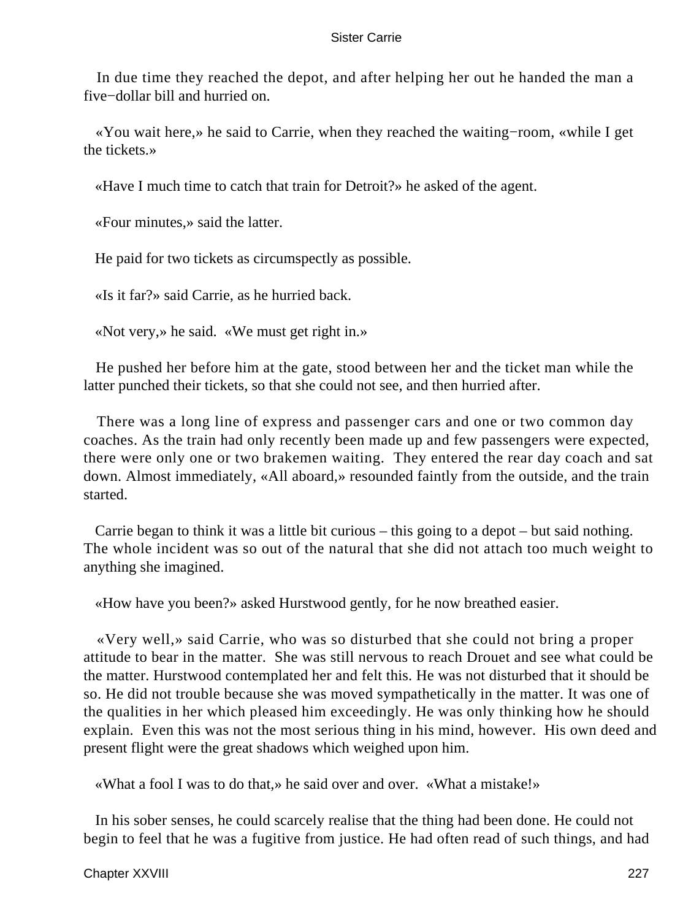In due time they reached the depot, and after helping her out he handed the man a five−dollar bill and hurried on.

«You wait here,» he said to Carrie, when they reached the waiting−room, «while I get the tickets.»

«Have I much time to catch that train for Detroit?» he asked of the agent.

«Four minutes,» said the latter.

He paid for two tickets as circumspectly as possible.

«Is it far?» said Carrie, as he hurried back.

«Not very,» he said. «We must get right in.»

He pushed her before him at the gate, stood between her and the ticket man while the latter punched their tickets, so that she could not see, and then hurried after.

There was a long line of express and passenger cars and one or two common day coaches. As the train had only recently been made up and few passengers were expected, there were only one or two brakemen waiting. They entered the rear day coach and sat down. Almost immediately, «All aboard,» resounded faintly from the outside, and the train started.

Carrie began to think it was a little bit curious – this going to a depot – but said nothing. The whole incident was so out of the natural that she did not attach too much weight to anything she imagined.

«How have you been?» asked Hurstwood gently, for he now breathed easier.

«Very well,» said Carrie, who was so disturbed that she could not bring a proper attitude to bear in the matter. She was still nervous to reach Drouet and see what could be the matter. Hurstwood contemplated her and felt this. He was not disturbed that it should be so. He did not trouble because she was moved sympathetically in the matter. It was one of the qualities in her which pleased him exceedingly. He was only thinking how he should explain. Even this was not the most serious thing in his mind, however. His own deed and present flight were the great shadows which weighed upon him.

«What a fool I was to do that,» he said over and over. «What a mistake!»

In his sober senses, he could scarcely realise that the thing had been done. He could not begin to feel that he was a fugitive from justice. He had often read of such things, and had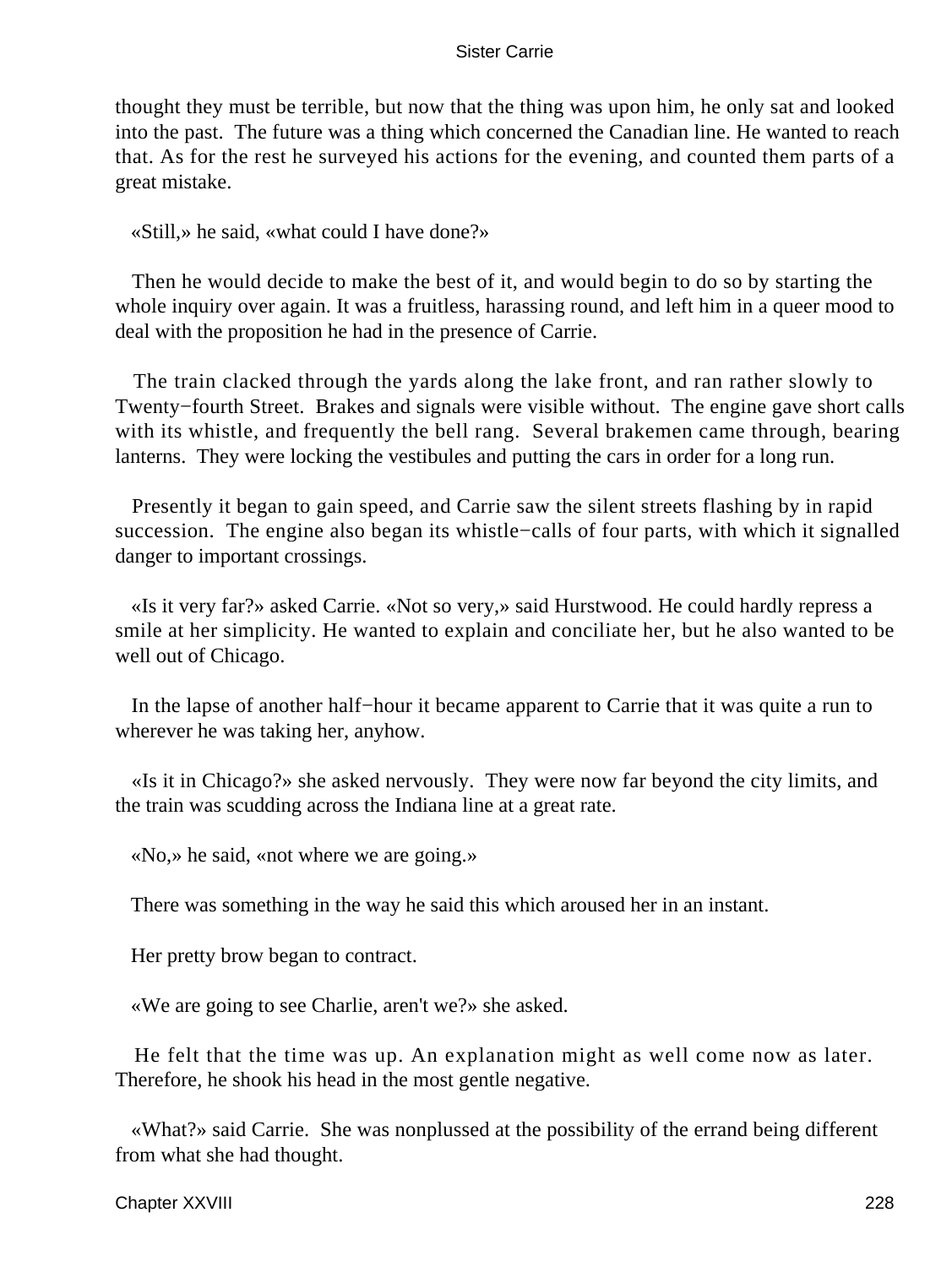thought they must be terrible, but now that the thing was upon him, he only sat and looked into the past. The future was a thing which concerned the Canadian line. He wanted to reach that. As for the rest he surveyed his actions for the evening, and counted them parts of a great mistake.

«Still,» he said, «what could I have done?»

Then he would decide to make the best of it, and would begin to do so by starting the whole inquiry over again. It was a fruitless, harassing round, and left him in a queer mood to deal with the proposition he had in the presence of Carrie.

The train clacked through the yards along the lake front, and ran rather slowly to Twenty−fourth Street. Brakes and signals were visible without. The engine gave short calls with its whistle, and frequently the bell rang. Several brakemen came through, bearing lanterns. They were locking the vestibules and putting the cars in order for a long run.

Presently it began to gain speed, and Carrie saw the silent streets flashing by in rapid succession. The engine also began its whistle−calls of four parts, with which it signalled danger to important crossings.

«Is it very far?» asked Carrie. «Not so very,» said Hurstwood. He could hardly repress a smile at her simplicity. He wanted to explain and conciliate her, but he also wanted to be well out of Chicago.

In the lapse of another half−hour it became apparent to Carrie that it was quite a run to wherever he was taking her, anyhow.

«Is it in Chicago?» she asked nervously. They were now far beyond the city limits, and the train was scudding across the Indiana line at a great rate.

«No,» he said, «not where we are going.»

There was something in the way he said this which aroused her in an instant.

Her pretty brow began to contract.

«We are going to see Charlie, aren't we?» she asked.

He felt that the time was up. An explanation might as well come now as later. Therefore, he shook his head in the most gentle negative.

«What?» said Carrie. She was nonplussed at the possibility of the errand being different from what she had thought.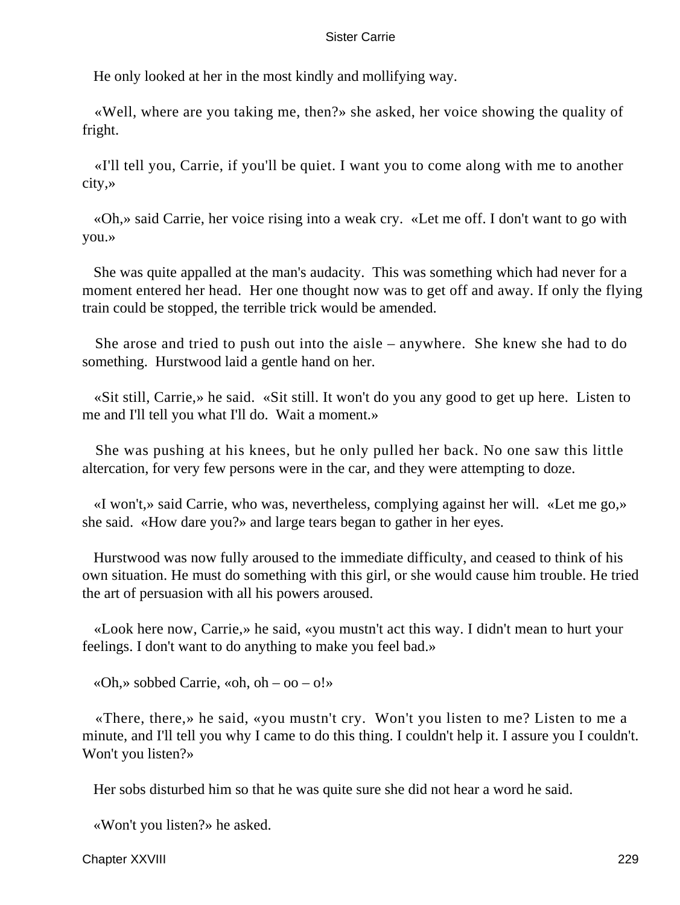He only looked at her in the most kindly and mollifying way.

«Well, where are you taking me, then?» she asked, her voice showing the quality of fright.

«I'll tell you, Carrie, if you'll be quiet. I want you to come along with me to another city,»

«Oh,» said Carrie, her voice rising into a weak cry. «Let me off. I don't want to go with you.»

She was quite appalled at the man's audacity. This was something which had never for a moment entered her head. Her one thought now was to get off and away. If only the flying train could be stopped, the terrible trick would be amended.

She arose and tried to push out into the aisle – anywhere. She knew she had to do something. Hurstwood laid a gentle hand on her.

«Sit still, Carrie,» he said. «Sit still. It won't do you any good to get up here. Listen to me and I'll tell you what I'll do. Wait a moment.»

She was pushing at his knees, but he only pulled her back. No one saw this little altercation, for very few persons were in the car, and they were attempting to doze.

«I won't,» said Carrie, who was, nevertheless, complying against her will. «Let me go,» she said. «How dare you?» and large tears began to gather in her eyes.

Hurstwood was now fully aroused to the immediate difficulty, and ceased to think of his own situation. He must do something with this girl, or she would cause him trouble. He tried the art of persuasion with all his powers aroused.

«Look here now, Carrie,» he said, «you mustn't act this way. I didn't mean to hurt your feelings. I don't want to do anything to make you feel bad.»

«Oh,» sobbed Carrie, «oh, oh – oo – o!»

«There, there,» he said, «you mustn't cry. Won't you listen to me? Listen to me a minute, and I'll tell you why I came to do this thing. I couldn't help it. I assure you I couldn't. Won't you listen?»

Her sobs disturbed him so that he was quite sure she did not hear a word he said.

«Won't you listen?» he asked.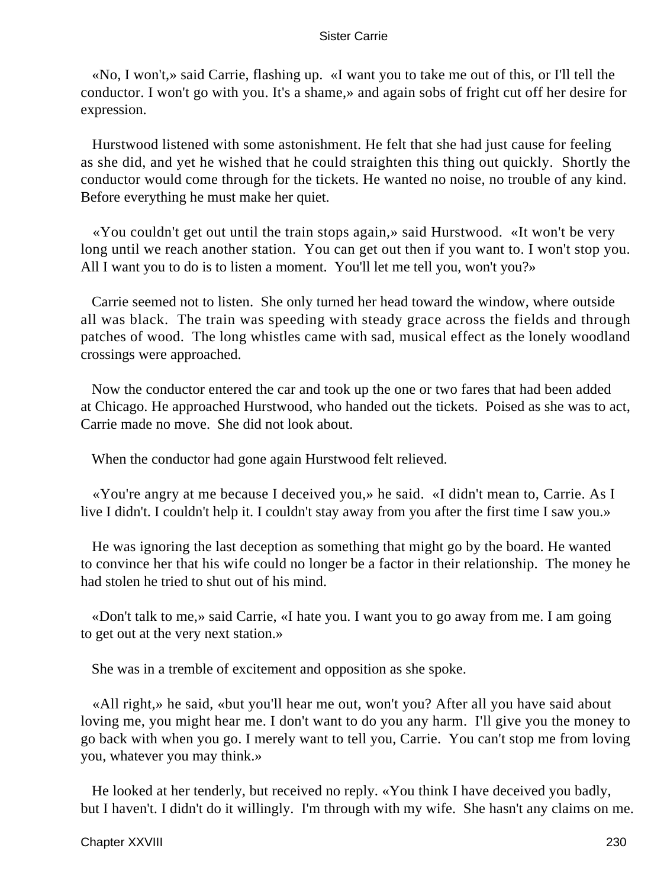«No, I won't,» said Carrie, flashing up. «I want you to take me out of this, or I'll tell the conductor. I won't go with you. It's a shame,» and again sobs of fright cut off her desire for expression.

Hurstwood listened with some astonishment. He felt that she had just cause for feeling as she did, and yet he wished that he could straighten this thing out quickly. Shortly the conductor would come through for the tickets. He wanted no noise, no trouble of any kind. Before everything he must make her quiet.

«You couldn't get out until the train stops again,» said Hurstwood. «It won't be very long until we reach another station. You can get out then if you want to. I won't stop you. All I want you to do is to listen a moment. You'll let me tell you, won't you?»

Carrie seemed not to listen. She only turned her head toward the window, where outside all was black. The train was speeding with steady grace across the fields and through patches of wood. The long whistles came with sad, musical effect as the lonely woodland crossings were approached.

Now the conductor entered the car and took up the one or two fares that had been added at Chicago. He approached Hurstwood, who handed out the tickets. Poised as she was to act, Carrie made no move. She did not look about.

When the conductor had gone again Hurstwood felt relieved.

«You're angry at me because I deceived you,» he said. «I didn't mean to, Carrie. As I live I didn't. I couldn't help it. I couldn't stay away from you after the first time I saw you.»

He was ignoring the last deception as something that might go by the board. He wanted to convince her that his wife could no longer be a factor in their relationship. The money he had stolen he tried to shut out of his mind.

«Don't talk to me,» said Carrie, «I hate you. I want you to go away from me. I am going to get out at the very next station.»

She was in a tremble of excitement and opposition as she spoke.

«All right,» he said, «but you'll hear me out, won't you? After all you have said about loving me, you might hear me. I don't want to do you any harm. I'll give you the money to go back with when you go. I merely want to tell you, Carrie. You can't stop me from loving you, whatever you may think.»

He looked at her tenderly, but received no reply. «You think I have deceived you badly, but I haven't. I didn't do it willingly. I'm through with my wife. She hasn't any claims on me.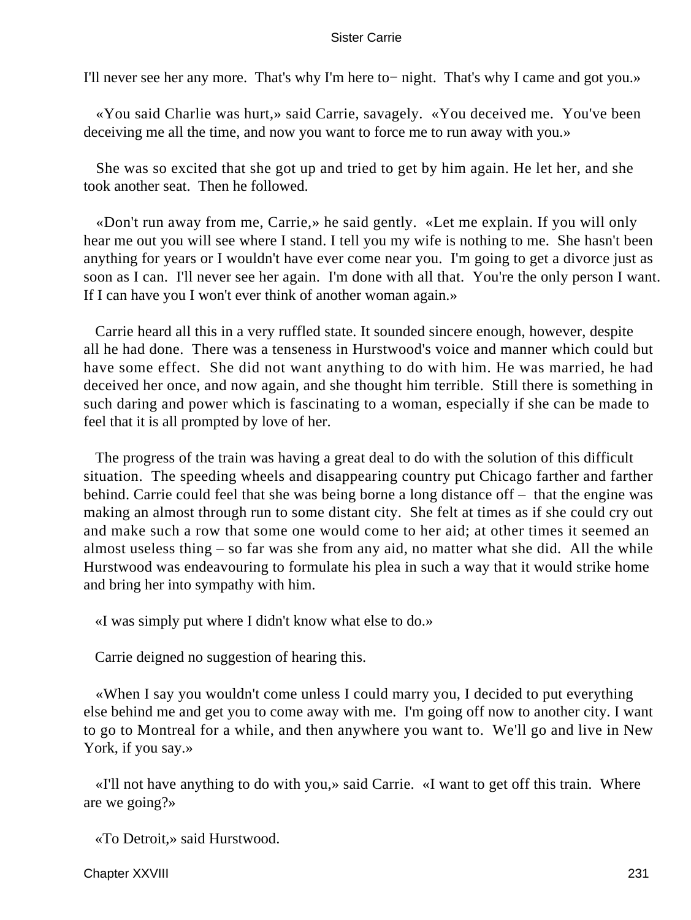I'll never see her any more. That's why I'm here to− night. That's why I came and got you.»

«You said Charlie was hurt,» said Carrie, savagely. «You deceived me. You've been deceiving me all the time, and now you want to force me to run away with you.»

She was so excited that she got up and tried to get by him again. He let her, and she took another seat. Then he followed.

«Don't run away from me, Carrie,» he said gently. «Let me explain. If you will only hear me out you will see where I stand. I tell you my wife is nothing to me. She hasn't been anything for years or I wouldn't have ever come near you. I'm going to get a divorce just as soon as I can. I'll never see her again. I'm done with all that. You're the only person I want. If I can have you I won't ever think of another woman again.»

Carrie heard all this in a very ruffled state. It sounded sincere enough, however, despite all he had done. There was a tenseness in Hurstwood's voice and manner which could but have some effect. She did not want anything to do with him. He was married, he had deceived her once, and now again, and she thought him terrible. Still there is something in such daring and power which is fascinating to a woman, especially if she can be made to feel that it is all prompted by love of her.

The progress of the train was having a great deal to do with the solution of this difficult situation. The speeding wheels and disappearing country put Chicago farther and farther behind. Carrie could feel that she was being borne a long distance off – that the engine was making an almost through run to some distant city. She felt at times as if she could cry out and make such a row that some one would come to her aid; at other times it seemed an almost useless thing – so far was she from any aid, no matter what she did. All the while Hurstwood was endeavouring to formulate his plea in such a way that it would strike home and bring her into sympathy with him.

«I was simply put where I didn't know what else to do.»

Carrie deigned no suggestion of hearing this.

«When I say you wouldn't come unless I could marry you, I decided to put everything else behind me and get you to come away with me. I'm going off now to another city. I want to go to Montreal for a while, and then anywhere you want to. We'll go and live in New York, if you say.»

«I'll not have anything to do with you,» said Carrie. «I want to get off this train. Where are we going?»

«To Detroit,» said Hurstwood.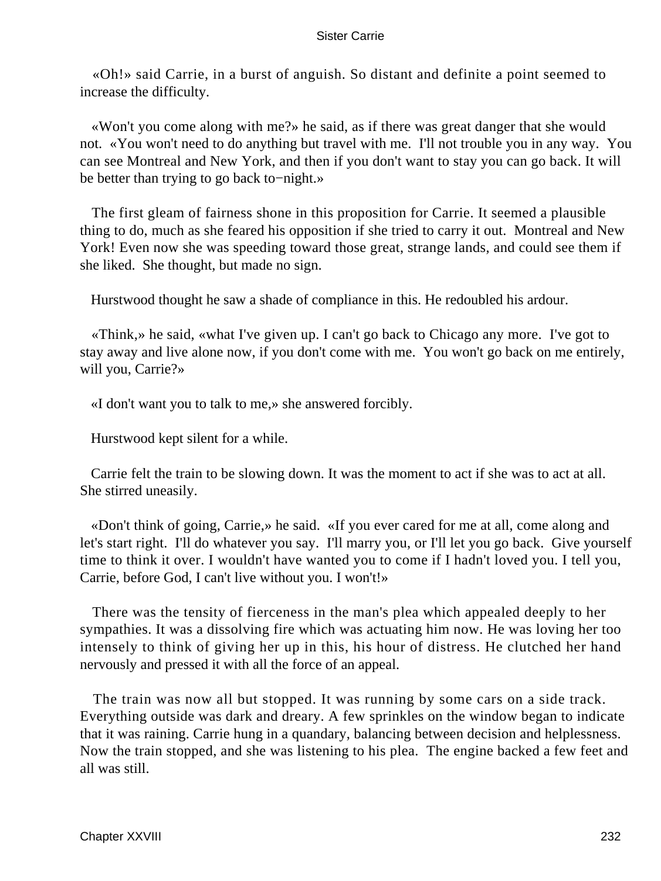«Oh!» said Carrie, in a burst of anguish. So distant and definite a point seemed to increase the difficulty.

«Won't you come along with me?» he said, as if there was great danger that she would not. «You won't need to do anything but travel with me. I'll not trouble you in any way. You can see Montreal and New York, and then if you don't want to stay you can go back. It will be better than trying to go back to−night.»

The first gleam of fairness shone in this proposition for Carrie. It seemed a plausible thing to do, much as she feared his opposition if she tried to carry it out. Montreal and New York! Even now she was speeding toward those great, strange lands, and could see them if she liked. She thought, but made no sign.

Hurstwood thought he saw a shade of compliance in this. He redoubled his ardour.

«Think,» he said, «what I've given up. I can't go back to Chicago any more. I've got to stay away and live alone now, if you don't come with me. You won't go back on me entirely, will you, Carrie?»

«I don't want you to talk to me,» she answered forcibly.

Hurstwood kept silent for a while.

Carrie felt the train to be slowing down. It was the moment to act if she was to act at all. She stirred uneasily.

«Don't think of going, Carrie,» he said. «If you ever cared for me at all, come along and let's start right. I'll do whatever you say. I'll marry you, or I'll let you go back. Give yourself time to think it over. I wouldn't have wanted you to come if I hadn't loved you. I tell you, Carrie, before God, I can't live without you. I won't!»

There was the tensity of fierceness in the man's plea which appealed deeply to her sympathies. It was a dissolving fire which was actuating him now. He was loving her too intensely to think of giving her up in this, his hour of distress. He clutched her hand nervously and pressed it with all the force of an appeal.

The train was now all but stopped. It was running by some cars on a side track. Everything outside was dark and dreary. A few sprinkles on the window began to indicate that it was raining. Carrie hung in a quandary, balancing between decision and helplessness. Now the train stopped, and she was listening to his plea. The engine backed a few feet and all was still.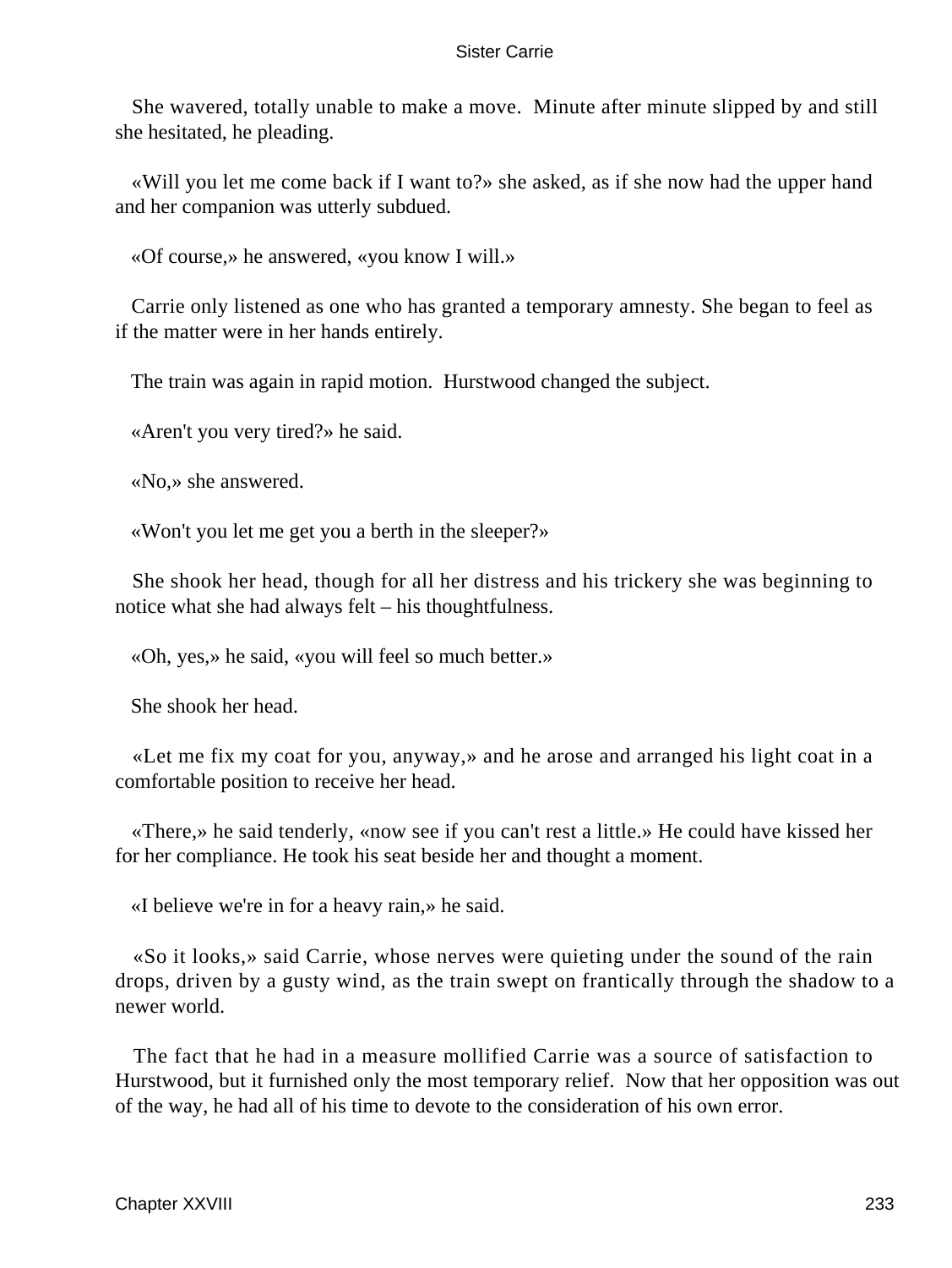She wavered, totally unable to make a move. Minute after minute slipped by and still she hesitated, he pleading.

«Will you let me come back if I want to?» she asked, as if she now had the upper hand and her companion was utterly subdued.

«Of course,» he answered, «you know I will.»

Carrie only listened as one who has granted a temporary amnesty. She began to feel as if the matter were in her hands entirely.

The train was again in rapid motion. Hurstwood changed the subject.

«Aren't you very tired?» he said.

«No,» she answered.

«Won't you let me get you a berth in the sleeper?»

She shook her head, though for all her distress and his trickery she was beginning to notice what she had always felt – his thoughtfulness.

«Oh, yes,» he said, «you will feel so much better.»

She shook her head.

«Let me fix my coat for you, anyway,» and he arose and arranged his light coat in a comfortable position to receive her head.

«There,» he said tenderly, «now see if you can't rest a little.» He could have kissed her for her compliance. He took his seat beside her and thought a moment.

«I believe we're in for a heavy rain,» he said.

«So it looks,» said Carrie, whose nerves were quieting under the sound of the rain drops, driven by a gusty wind, as the train swept on frantically through the shadow to a newer world.

The fact that he had in a measure mollified Carrie was a source of satisfaction to Hurstwood, but it furnished only the most temporary relief. Now that her opposition was out of the way, he had all of his time to devote to the consideration of his own error.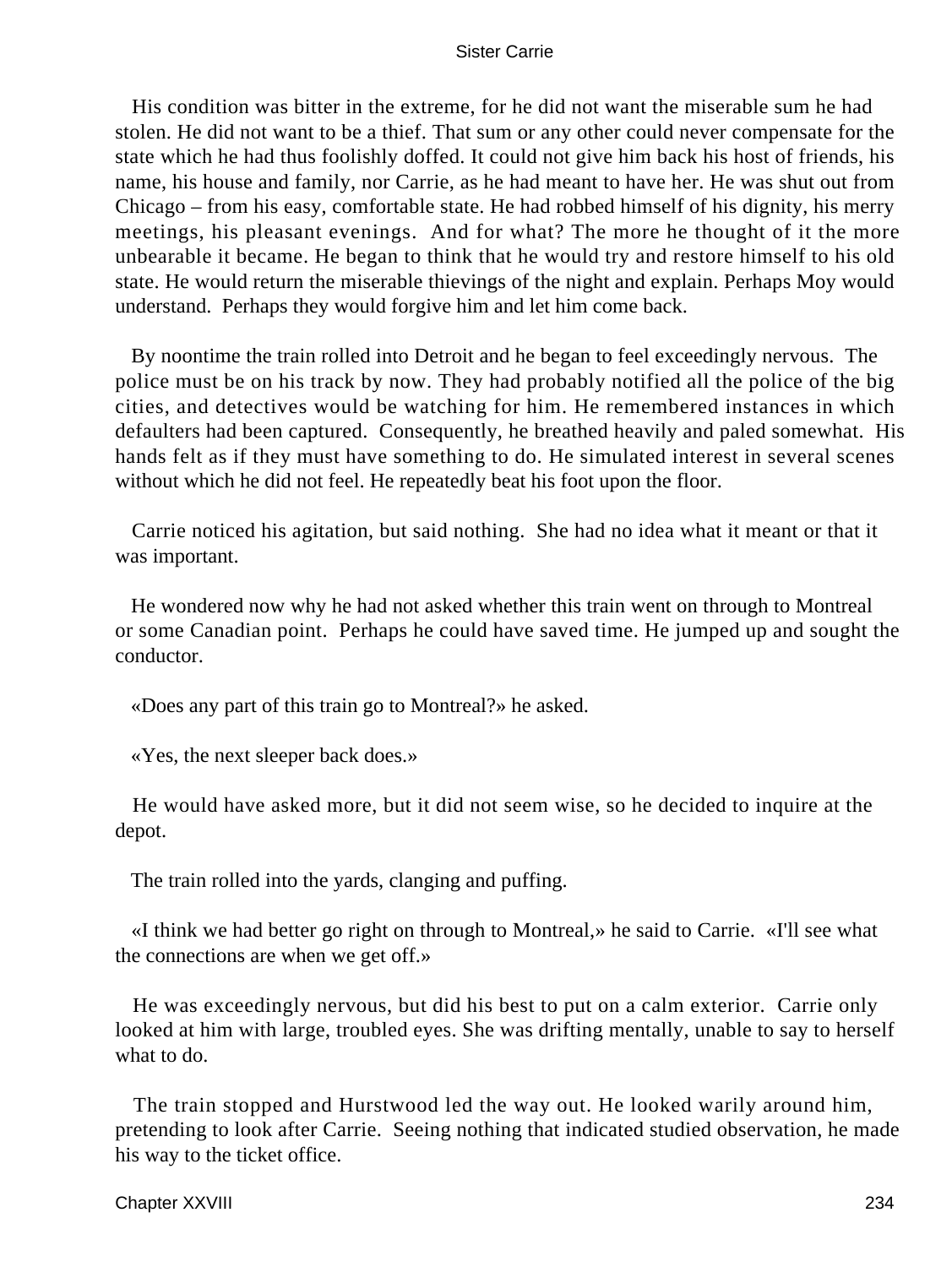His condition was bitter in the extreme, for he did not want the miserable sum he had stolen. He did not want to be a thief. That sum or any other could never compensate for the state which he had thus foolishly doffed. It could not give him back his host of friends, his name, his house and family, nor Carrie, as he had meant to have her. He was shut out from Chicago – from his easy, comfortable state. He had robbed himself of his dignity, his merry meetings, his pleasant evenings. And for what? The more he thought of it the more unbearable it became. He began to think that he would try and restore himself to his old state. He would return the miserable thievings of the night and explain. Perhaps Moy would understand. Perhaps they would forgive him and let him come back.

By noontime the train rolled into Detroit and he began to feel exceedingly nervous. The police must be on his track by now. They had probably notified all the police of the big cities, and detectives would be watching for him. He remembered instances in which defaulters had been captured. Consequently, he breathed heavily and paled somewhat. His hands felt as if they must have something to do. He simulated interest in several scenes without which he did not feel. He repeatedly beat his foot upon the floor.

Carrie noticed his agitation, but said nothing. She had no idea what it meant or that it was important.

He wondered now why he had not asked whether this train went on through to Montreal or some Canadian point. Perhaps he could have saved time. He jumped up and sought the conductor.

«Does any part of this train go to Montreal?» he asked.

«Yes, the next sleeper back does.»

He would have asked more, but it did not seem wise, so he decided to inquire at the depot.

The train rolled into the yards, clanging and puffing.

«I think we had better go right on through to Montreal,» he said to Carrie. «I'll see what the connections are when we get off.»

He was exceedingly nervous, but did his best to put on a calm exterior. Carrie only looked at him with large, troubled eyes. She was drifting mentally, unable to say to herself what to do.

The train stopped and Hurstwood led the way out. He looked warily around him, pretending to look after Carrie. Seeing nothing that indicated studied observation, he made his way to the ticket office.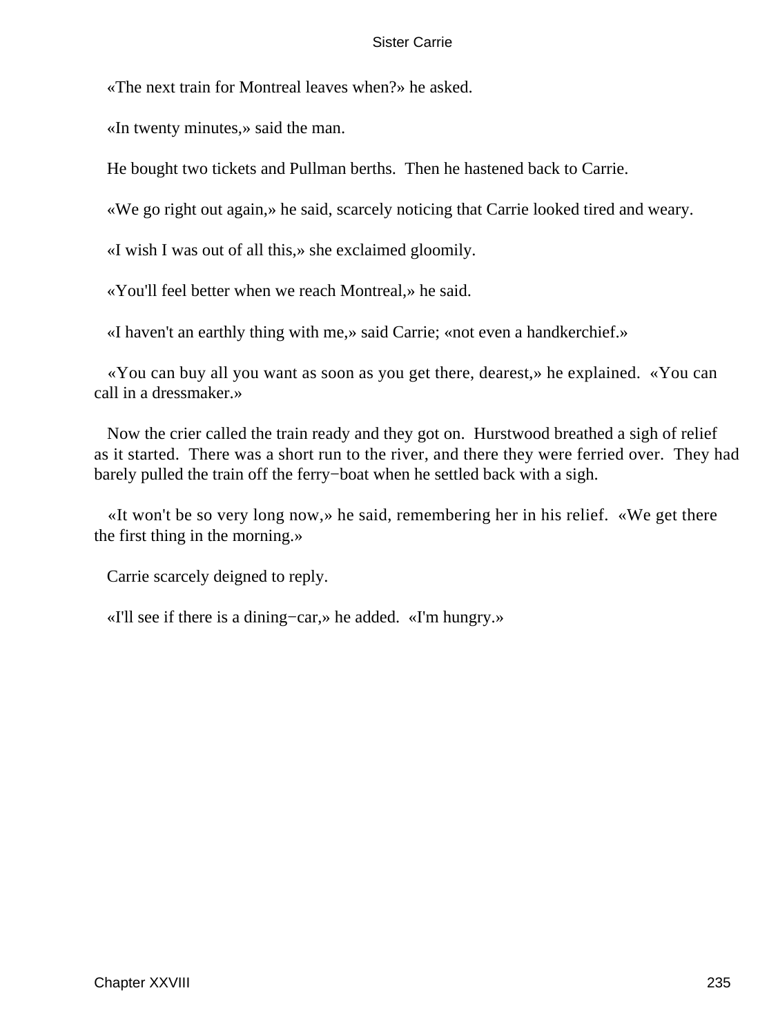«The next train for Montreal leaves when?» he asked.

«In twenty minutes,» said the man.

He bought two tickets and Pullman berths. Then he hastened back to Carrie.

«We go right out again,» he said, scarcely noticing that Carrie looked tired and weary.

«I wish I was out of all this,» she exclaimed gloomily.

«You'll feel better when we reach Montreal,» he said.

«I haven't an earthly thing with me,» said Carrie; «not even a handkerchief.»

«You can buy all you want as soon as you get there, dearest,» he explained. «You can call in a dressmaker.»

Now the crier called the train ready and they got on. Hurstwood breathed a sigh of relief as it started. There was a short run to the river, and there they were ferried over. They had barely pulled the train off the ferry−boat when he settled back with a sigh.

«It won't be so very long now,» he said, remembering her in his relief. «We get there the first thing in the morning.»

Carrie scarcely deigned to reply.

«I'll see if there is a dining−car,» he added. «I'm hungry.»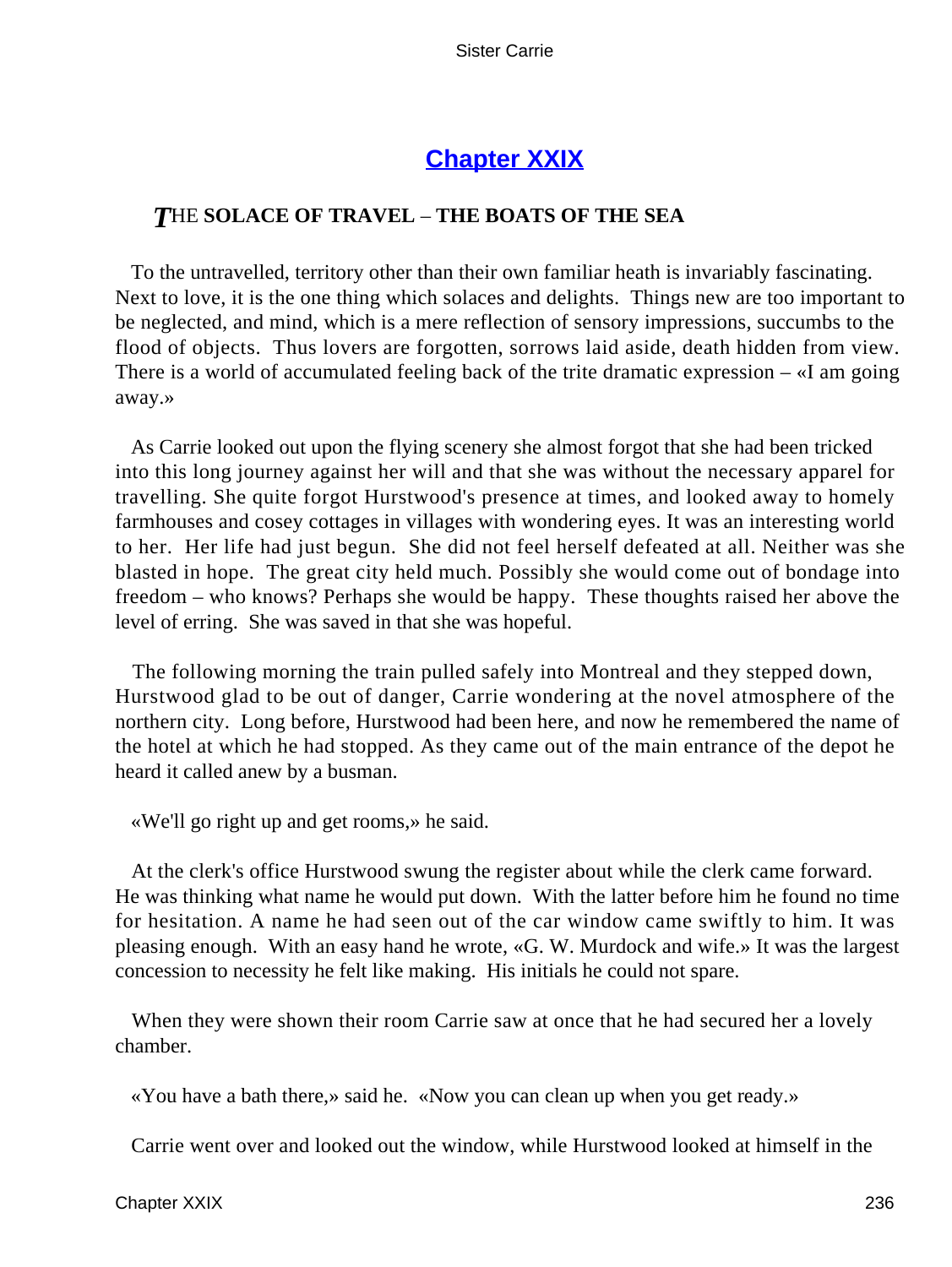# [Chapter XXIX](#)

### *T*HE SOLACE OF TRAVEL – THE BOATS OF THE SEA

To the untravelled, territory other than their own familiar heath is invariably fascinating. Next to love, it is the one thing which solaces and delights. Things new are too important to be neglected, and mind, which is a mere reflection of sensory impressions, succumbs to the flood of objects. Thus lovers are forgotten, sorrows laid aside, death hidden from view. There is a world of accumulated feeling back of the trite dramatic expression – «I am going away.»

As Carrie looked out upon the flying scenery she almost forgot that she had been tricked into this long journey against her will and that she was without the necessary apparel for travelling. She quite forgot Hurstwood's presence at times, and looked away to homely farmhouses and cosey cottages in villages with wondering eyes. It was an interesting world to her. Her life had just begun. She did not feel herself defeated at all. Neither was she blasted in hope. The great city held much. Possibly she would come out of bondage into freedom – who knows? Perhaps she would be happy. These thoughts raised her above the level of erring. She was saved in that she was hopeful.

The following morning the train pulled safely into Montreal and they stepped down, Hurstwood glad to be out of danger, Carrie wondering at the novel atmosphere of the northern city. Long before, Hurstwood had been here, and now he remembered the name of the hotel at which he had stopped. As they came out of the main entrance of the depot he heard it called anew by a busman.

«We'll go right up and get rooms,» he said.

At the clerk's office Hurstwood swung the register about while the clerk came forward. He was thinking what name he would put down. With the latter before him he found no time for hesitation. A name he had seen out of the car window came swiftly to him. It was pleasing enough. With an easy hand he wrote, «G. W. Murdock and wife.» It was the largest concession to necessity he felt like making. His initials he could not spare.

When they were shown their room Carrie saw at once that he had secured her a lovely chamber.

«You have a bath there,» said he. «Now you can clean up when you get ready.»

Carrie went over and looked out the window, while Hurstwood looked at himself in the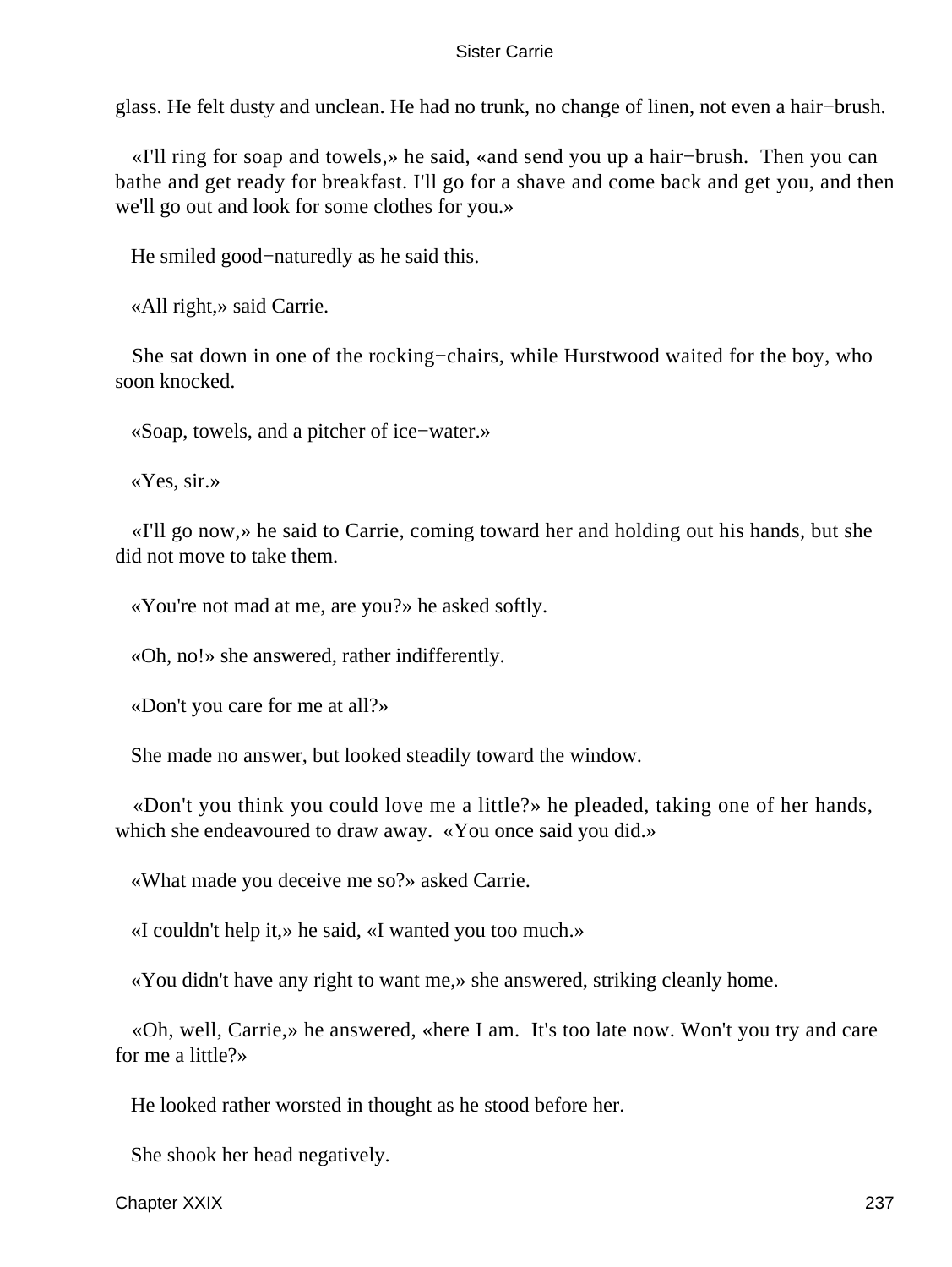glass. He felt dusty and unclean. He had no trunk, no change of linen, not even a hair−brush.

«I'll ring for soap and towels,» he said, «and send you up a hair−brush. Then you can bathe and get ready for breakfast. I'll go for a shave and come back and get you, and then we'll go out and look for some clothes for you.»

He smiled good−naturedly as he said this.

«All right,» said Carrie.

She sat down in one of the rocking−chairs, while Hurstwood waited for the boy, who soon knocked.

«Soap, towels, and a pitcher of ice−water.»

«Yes, sir.»

«I'll go now,» he said to Carrie, coming toward her and holding out his hands, but she did not move to take them.

«You're not mad at me, are you?» he asked softly.

«Oh, no!» she answered, rather indifferently.

«Don't you care for me at all?»

She made no answer, but looked steadily toward the window.

«Don't you think you could love me a little?» he pleaded, taking one of her hands, which she endeavoured to draw away. «You once said you did.»

«What made you deceive me so?» asked Carrie.

«I couldn't help it,» he said, «I wanted you too much.»

«You didn't have any right to want me,» she answered, striking cleanly home.

«Oh, well, Carrie,» he answered, «here I am. It's too late now. Won't you try and care for me a little?»

He looked rather worsted in thought as he stood before her.

She shook her head negatively.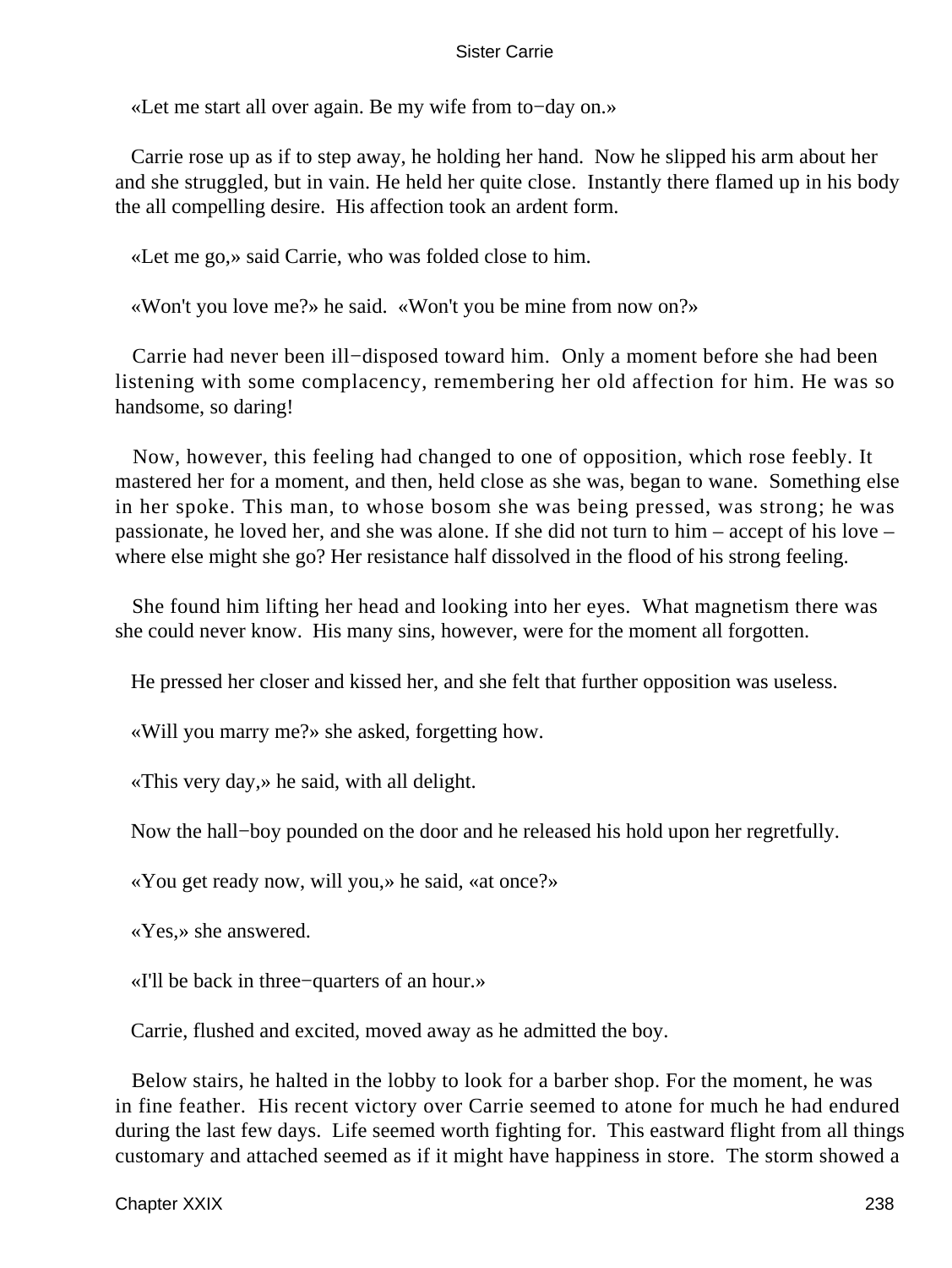«Let me start all over again. Be my wife from to−day on.»

Carrie rose up as if to step away, he holding her hand. Now he slipped his arm about her and she struggled, but in vain. He held her quite close. Instantly there flamed up in his body the all compelling desire. His affection took an ardent form.

«Let me go,» said Carrie, who was folded close to him.

«Won't you love me?» he said. «Won't you be mine from now on?»

Carrie had never been ill−disposed toward him. Only a moment before she had been listening with some complacency, remembering her old affection for him. He was so handsome, so daring!

Now, however, this feeling had changed to one of opposition, which rose feebly. It mastered her for a moment, and then, held close as she was, began to wane. Something else in her spoke. This man, to whose bosom she was being pressed, was strong; he was passionate, he loved her, and she was alone. If she did not turn to him – accept of his love – where else might she go? Her resistance half dissolved in the flood of his strong feeling.

She found him lifting her head and looking into her eyes. What magnetism there was she could never know. His many sins, however, were for the moment all forgotten.

He pressed her closer and kissed her, and she felt that further opposition was useless.

«Will you marry me?» she asked, forgetting how.

«This very day,» he said, with all delight.

Now the hall−boy pounded on the door and he released his hold upon her regretfully.

«You get ready now, will you,» he said, «at once?»

«Yes,» she answered.

«I'll be back in three−quarters of an hour.»

Carrie, flushed and excited, moved away as he admitted the boy.

Below stairs, he halted in the lobby to look for a barber shop. For the moment, he was in fine feather. His recent victory over Carrie seemed to atone for much he had endured during the last few days. Life seemed worth fighting for. This eastward flight from all things customary and attached seemed as if it might have happiness in store. The storm showed a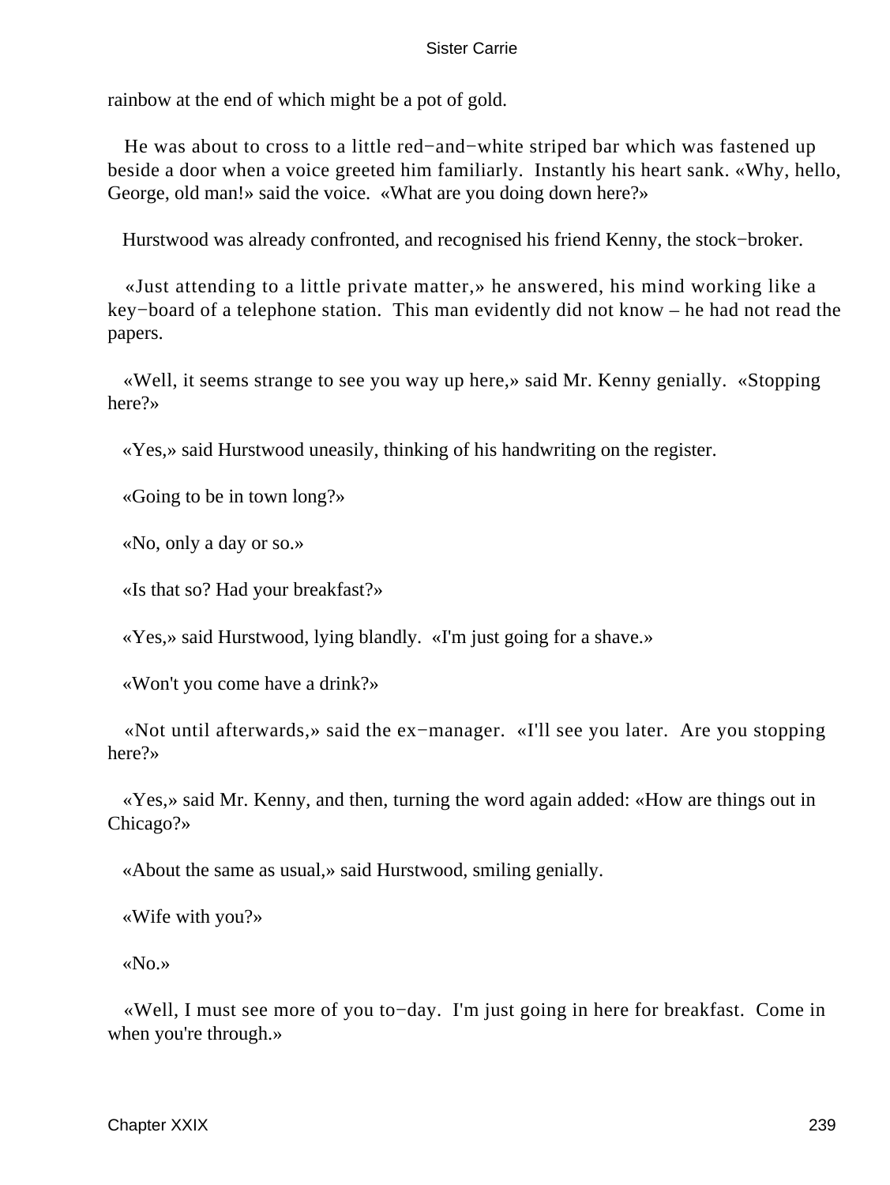rainbow at the end of which might be a pot of gold.

He was about to cross to a little red−and−white striped bar which was fastened up beside a door when a voice greeted him familiarly. Instantly his heart sank. «Why, hello, George, old man!» said the voice. «What are you doing down here?»

Hurstwood was already confronted, and recognised his friend Kenny, the stock−broker.

«Just attending to a little private matter,» he answered, his mind working like a key−board of a telephone station. This man evidently did not know – he had not read the papers.

«Well, it seems strange to see you way up here,» said Mr. Kenny genially. «Stopping here?»

«Yes,» said Hurstwood uneasily, thinking of his handwriting on the register.

«Going to be in town long?»

«No, only a day or so.»

«Is that so? Had your breakfast?»

«Yes,» said Hurstwood, lying blandly. «I'm just going for a shave.»

«Won't you come have a drink?»

«Not until afterwards,» said the ex−manager. «I'll see you later. Are you stopping here?»

«Yes,» said Mr. Kenny, and then, turning the word again added: «How are things out in Chicago?»

«About the same as usual,» said Hurstwood, smiling genially.

«Wife with you?»

«No.»

«Well, I must see more of you to−day. I'm just going in here for breakfast. Come in when you're through.»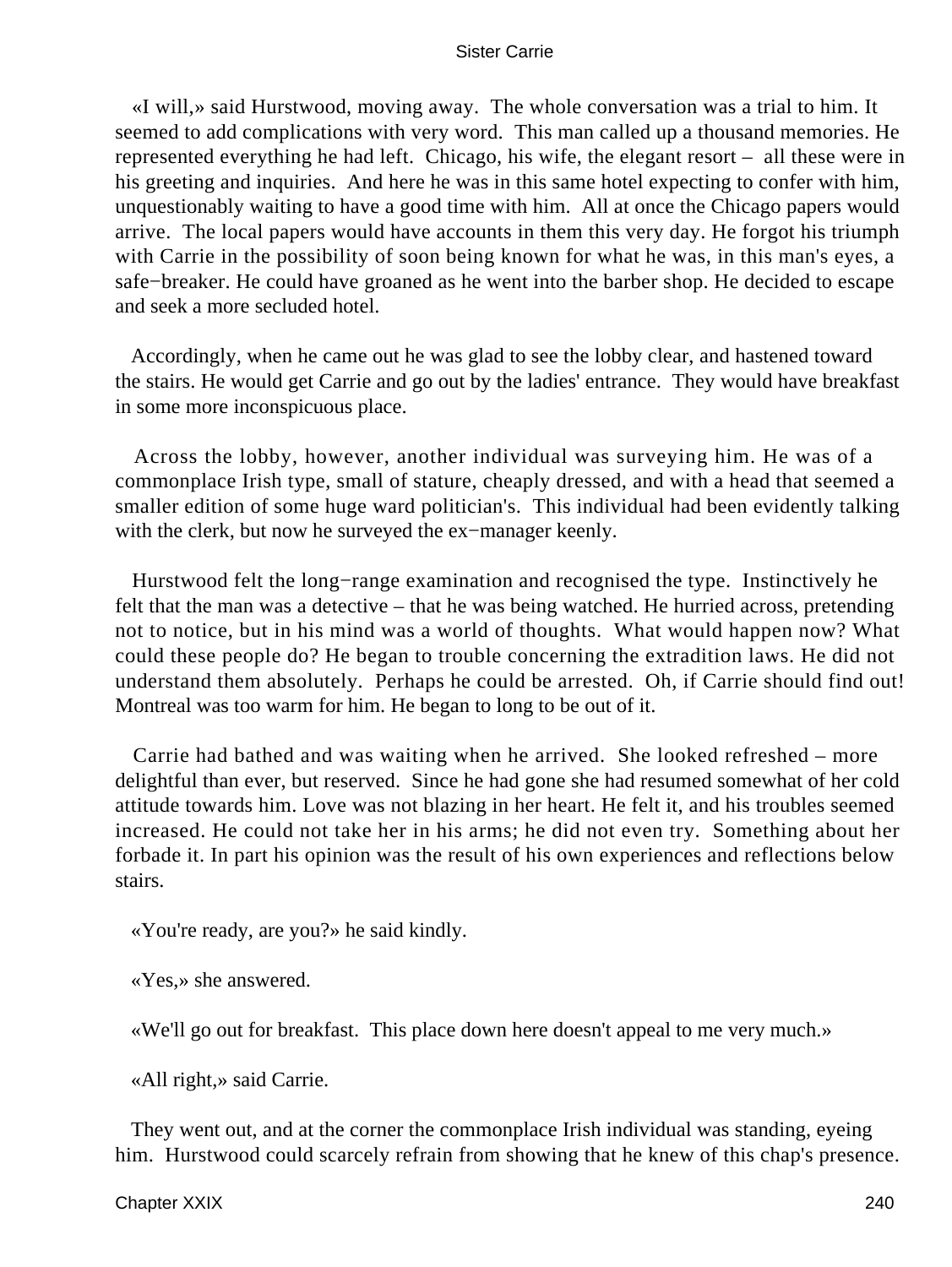«I will,» said Hurstwood, moving away. The whole conversation was a trial to him. It seemed to add complications with very word. This man called up a thousand memories. He represented everything he had left. Chicago, his wife, the elegant resort – all these were in his greeting and inquiries. And here he was in this same hotel expecting to confer with him, unquestionably waiting to have a good time with him. All at once the Chicago papers would arrive. The local papers would have accounts in them this very day. He forgot his triumph with Carrie in the possibility of soon being known for what he was, in this man's eyes, a safe−breaker. He could have groaned as he went into the barber shop. He decided to escape and seek a more secluded hotel.

Accordingly, when he came out he was glad to see the lobby clear, and hastened toward the stairs. He would get Carrie and go out by the ladies' entrance. They would have breakfast in some more inconspicuous place.

Across the lobby, however, another individual was surveying him. He was of a commonplace Irish type, small of stature, cheaply dressed, and with a head that seemed a smaller edition of some huge ward politician's. This individual had been evidently talking with the clerk, but now he surveyed the ex−manager keenly.

Hurstwood felt the long−range examination and recognised the type. Instinctively he felt that the man was a detective – that he was being watched. He hurried across, pretending not to notice, but in his mind was a world of thoughts. What would happen now? What could these people do? He began to trouble concerning the extradition laws. He did not understand them absolutely. Perhaps he could be arrested. Oh, if Carrie should find out! Montreal was too warm for him. He began to long to be out of it.

Carrie had bathed and was waiting when he arrived. She looked refreshed – more delightful than ever, but reserved. Since he had gone she had resumed somewhat of her cold attitude towards him. Love was not blazing in her heart. He felt it, and his troubles seemed increased. He could not take her in his arms; he did not even try. Something about her forbade it. In part his opinion was the result of his own experiences and reflections below stairs.

«You're ready, are you?» he said kindly.

«Yes,» she answered.

«We'll go out for breakfast. This place down here doesn't appeal to me very much.»

«All right,» said Carrie.

They went out, and at the corner the commonplace Irish individual was standing, eyeing him. Hurstwood could scarcely refrain from showing that he knew of this chap's presence.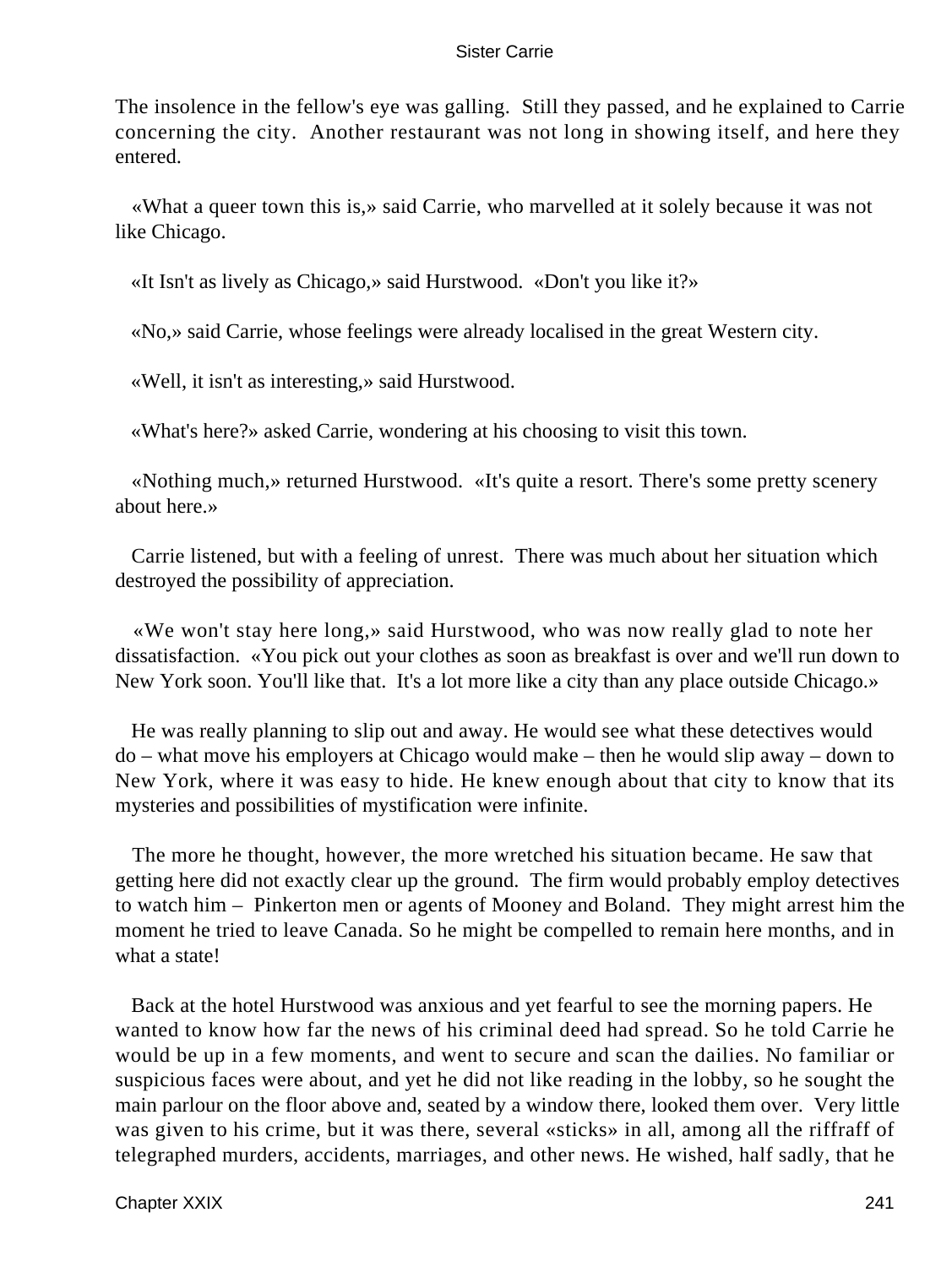The insolence in the fellow's eye was galling. Still they passed, and he explained to Carrie concerning the city. Another restaurant was not long in showing itself, and here they entered.

«What a queer town this is,» said Carrie, who marvelled at it solely because it was not like Chicago.

«It Isn't as lively as Chicago,» said Hurstwood. «Don't you like it?»

«No,» said Carrie, whose feelings were already localised in the great Western city.

«Well, it isn't as interesting,» said Hurstwood.

«What's here?» asked Carrie, wondering at his choosing to visit this town.

«Nothing much,» returned Hurstwood. «It's quite a resort. There's some pretty scenery about here.»

Carrie listened, but with a feeling of unrest. There was much about her situation which destroyed the possibility of appreciation.

«We won't stay here long,» said Hurstwood, who was now really glad to note her dissatisfaction. «You pick out your clothes as soon as breakfast is over and we'll run down to New York soon. You'll like that. It's a lot more like a city than any place outside Chicago.»

He was really planning to slip out and away. He would see what these detectives would do – what move his employers at Chicago would make – then he would slip away – down to New York, where it was easy to hide. He knew enough about that city to know that its mysteries and possibilities of mystification were infinite.

The more he thought, however, the more wretched his situation became. He saw that getting here did not exactly clear up the ground. The firm would probably employ detectives to watch him – Pinkerton men or agents of Mooney and Boland. They might arrest him the moment he tried to leave Canada. So he might be compelled to remain here months, and in what a state!

Back at the hotel Hurstwood was anxious and yet fearful to see the morning papers. He wanted to know how far the news of his criminal deed had spread. So he told Carrie he would be up in a few moments, and went to secure and scan the dailies. No familiar or suspicious faces were about, and yet he did not like reading in the lobby, so he sought the main parlour on the floor above and, seated by a window there, looked them over. Very little was given to his crime, but it was there, several «sticks» in all, among all the riffraff of telegraphed murders, accidents, marriages, and other news. He wished, half sadly, that he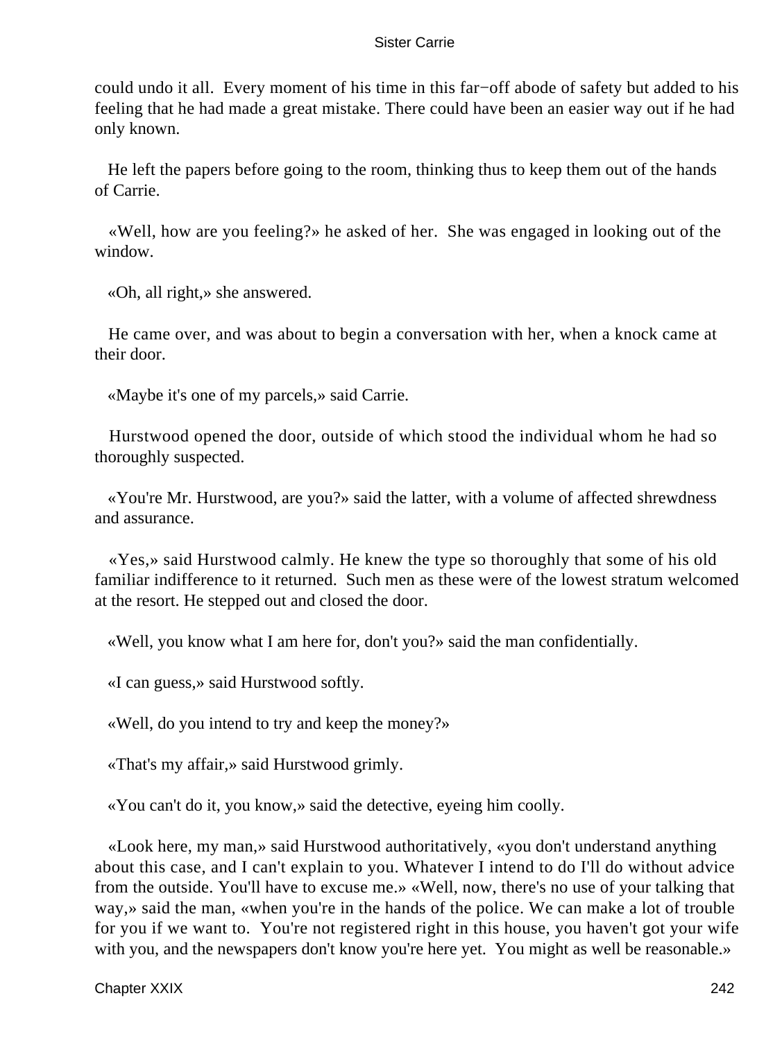could undo it all. Every moment of his time in this far−off abode of safety but added to his feeling that he had made a great mistake. There could have been an easier way out if he had only known.

He left the papers before going to the room, thinking thus to keep them out of the hands of Carrie.

«Well, how are you feeling?» he asked of her. She was engaged in looking out of the window.

«Oh, all right,» she answered.

He came over, and was about to begin a conversation with her, when a knock came at their door.

«Maybe it's one of my parcels,» said Carrie.

Hurstwood opened the door, outside of which stood the individual whom he had so thoroughly suspected.

«You're Mr. Hurstwood, are you?» said the latter, with a volume of affected shrewdness and assurance.

«Yes,» said Hurstwood calmly. He knew the type so thoroughly that some of his old familiar indifference to it returned. Such men as these were of the lowest stratum welcomed at the resort. He stepped out and closed the door.

«Well, you know what I am here for, don't you?» said the man confidentially.

«I can guess,» said Hurstwood softly.

«Well, do you intend to try and keep the money?»

«That's my affair,» said Hurstwood grimly.

«You can't do it, you know,» said the detective, eyeing him coolly.

«Look here, my man,» said Hurstwood authoritatively, «you don't understand anything about this case, and I can't explain to you. Whatever I intend to do I'll do without advice from the outside. You'll have to excuse me.» «Well, now, there's no use of your talking that way,» said the man, «when you're in the hands of the police. We can make a lot of trouble for you if we want to. You're not registered right in this house, you haven't got your wife with you, and the newspapers don't know you're here yet. You might as well be reasonable.»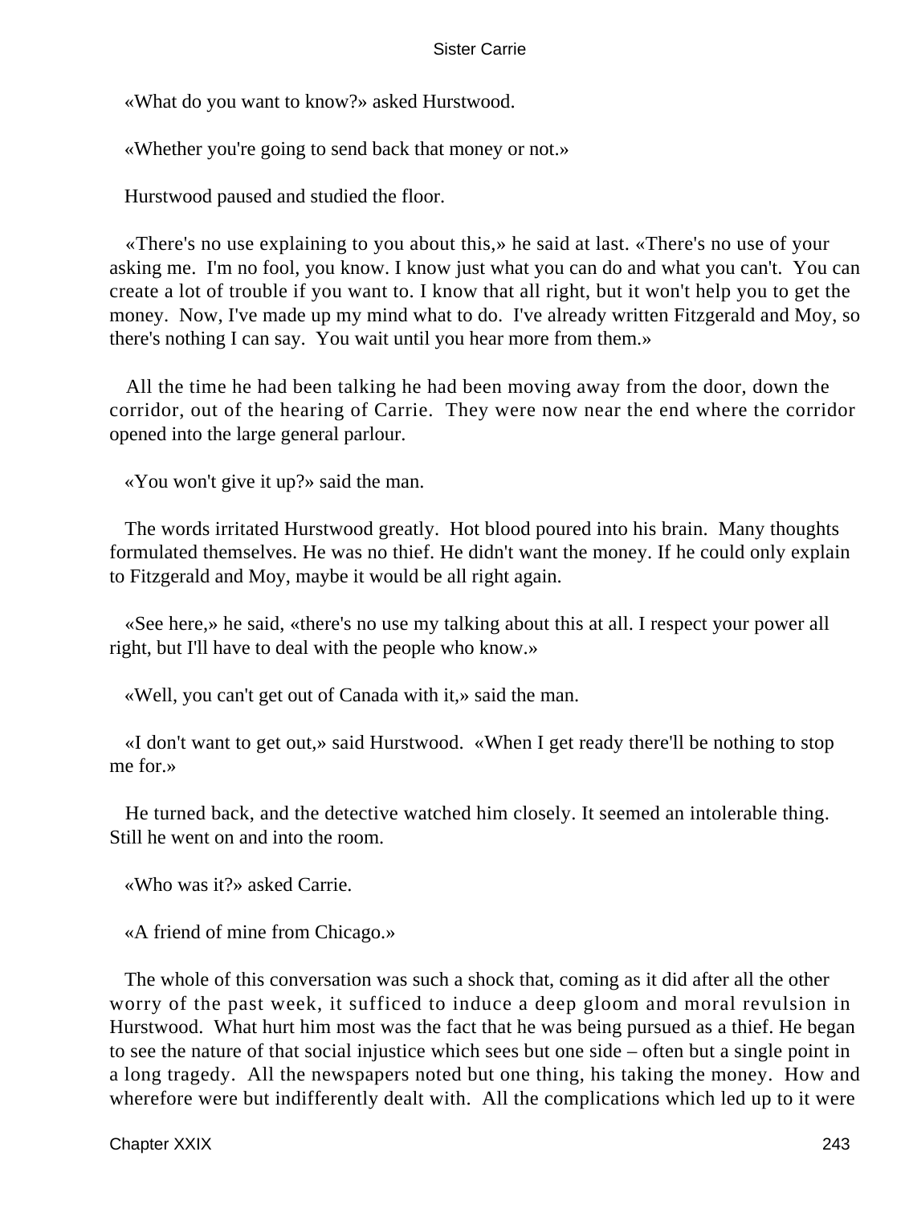«What do you want to know?» asked Hurstwood.

«Whether you're going to send back that money or not.»

Hurstwood paused and studied the floor.

«There's no use explaining to you about this,» he said at last. «There's no use of your asking me. I'm no fool, you know. I know just what you can do and what you can't. You can create a lot of trouble if you want to. I know that all right, but it won't help you to get the money. Now, I've made up my mind what to do. I've already written Fitzgerald and Moy, so there's nothing I can say. You wait until you hear more from them.»

All the time he had been talking he had been moving away from the door, down the corridor, out of the hearing of Carrie. They were now near the end where the corridor opened into the large general parlour.

«You won't give it up?» said the man.

The words irritated Hurstwood greatly. Hot blood poured into his brain. Many thoughts formulated themselves. He was no thief. He didn't want the money. If he could only explain to Fitzgerald and Moy, maybe it would be all right again.

«See here,» he said, «there's no use my talking about this at all. I respect your power all right, but I'll have to deal with the people who know.»

«Well, you can't get out of Canada with it,» said the man.

«I don't want to get out,» said Hurstwood. «When I get ready there'll be nothing to stop me for.»

He turned back, and the detective watched him closely. It seemed an intolerable thing. Still he went on and into the room.

«Who was it?» asked Carrie.

«A friend of mine from Chicago.»

The whole of this conversation was such a shock that, coming as it did after all the other worry of the past week, it sufficed to induce a deep gloom and moral revulsion in Hurstwood. What hurt him most was the fact that he was being pursued as a thief. He began to see the nature of that social injustice which sees but one side – often but a single point in a long tragedy. All the newspapers noted but one thing, his taking the money. How and wherefore were but indifferently dealt with. All the complications which led up to it were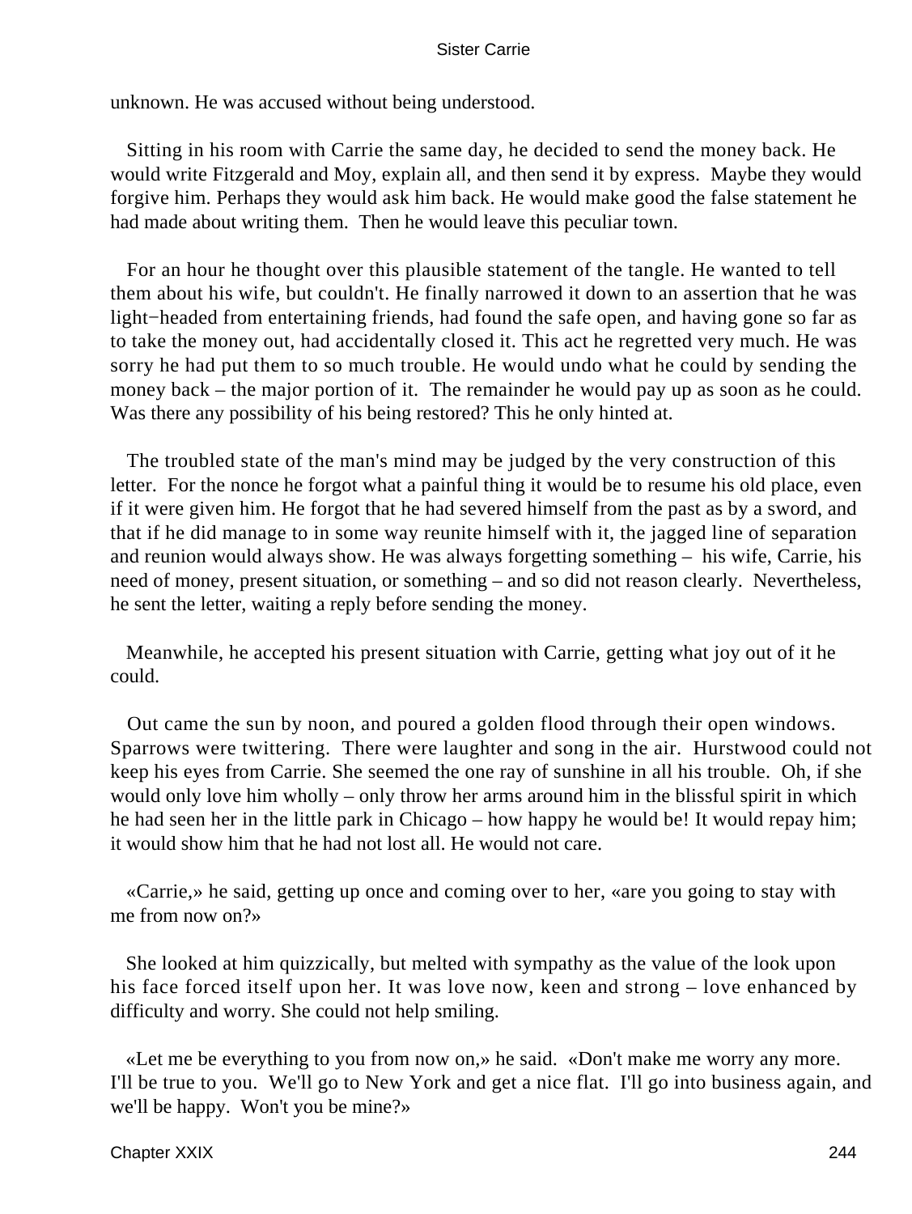unknown. He was accused without being understood.

Sitting in his room with Carrie the same day, he decided to send the money back. He would write Fitzgerald and Moy, explain all, and then send it by express. Maybe they would forgive him. Perhaps they would ask him back. He would make good the false statement he had made about writing them. Then he would leave this peculiar town.

For an hour he thought over this plausible statement of the tangle. He wanted to tell them about his wife, but couldn't. He finally narrowed it down to an assertion that he was light−headed from entertaining friends, had found the safe open, and having gone so far as to take the money out, had accidentally closed it. This act he regretted very much. He was sorry he had put them to so much trouble. He would undo what he could by sending the money back – the major portion of it. The remainder he would pay up as soon as he could. Was there any possibility of his being restored? This he only hinted at.

The troubled state of the man's mind may be judged by the very construction of this letter. For the nonce he forgot what a painful thing it would be to resume his old place, even if it were given him. He forgot that he had severed himself from the past as by a sword, and that if he did manage to in some way reunite himself with it, the jagged line of separation and reunion would always show. He was always forgetting something – his wife, Carrie, his need of money, present situation, or something – and so did not reason clearly. Nevertheless, he sent the letter, waiting a reply before sending the money.

Meanwhile, he accepted his present situation with Carrie, getting what joy out of it he could.

Out came the sun by noon, and poured a golden flood through their open windows. Sparrows were twittering. There were laughter and song in the air. Hurstwood could not keep his eyes from Carrie. She seemed the one ray of sunshine in all his trouble. Oh, if she would only love him wholly – only throw her arms around him in the blissful spirit in which he had seen her in the little park in Chicago – how happy he would be! It would repay him; it would show him that he had not lost all. He would not care.

«Carrie,» he said, getting up once and coming over to her, «are you going to stay with me from now on?»

She looked at him quizzically, but melted with sympathy as the value of the look upon his face forced itself upon her. It was love now, keen and strong – love enhanced by difficulty and worry. She could not help smiling.

«Let me be everything to you from now on,» he said. «Don't make me worry any more. I'll be true to you. We'll go to New York and get a nice flat. I'll go into business again, and we'll be happy. Won't you be mine?»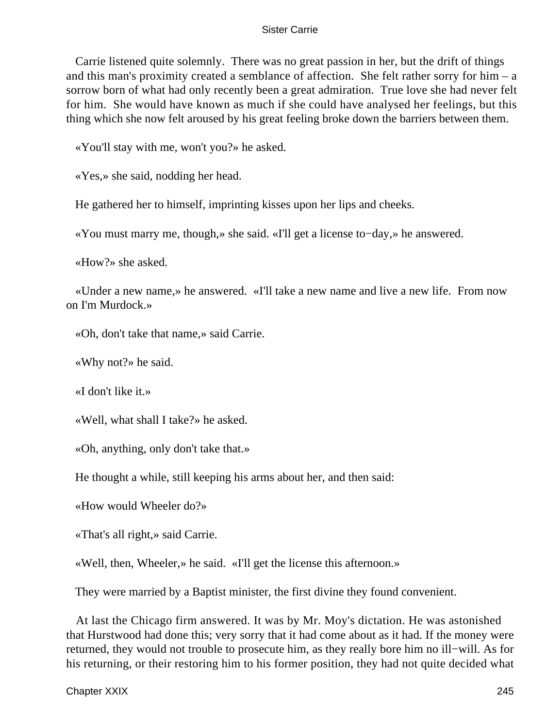Carrie listened quite solemnly. There was no great passion in her, but the drift of things and this man's proximity created a semblance of affection. She felt rather sorry for him – a sorrow born of what had only recently been a great admiration. True love she had never felt for him. She would have known as much if she could have analysed her feelings, but this thing which she now felt aroused by his great feeling broke down the barriers between them.

«You'll stay with me, won't you?» he asked.

«Yes,» she said, nodding her head.

He gathered her to himself, imprinting kisses upon her lips and cheeks.

«You must marry me, though,» she said. «I'll get a license to−day,» he answered.

«How?» she asked.

«Under a new name,» he answered. «I'll take a new name and live a new life. From now on I'm Murdock.»

«Oh, don't take that name,» said Carrie.

«Why not?» he said.

«I don't like it.»

«Well, what shall I take?» he asked.

«Oh, anything, only don't take that.»

He thought a while, still keeping his arms about her, and then said:

«How would Wheeler do?»

«That's all right,» said Carrie.

«Well, then, Wheeler,» he said. «I'll get the license this afternoon.»

They were married by a Baptist minister, the first divine they found convenient.

At last the Chicago firm answered. It was by Mr. Moy's dictation. He was astonished that Hurstwood had done this; very sorry that it had come about as it had. If the money were returned, they would not trouble to prosecute him, as they really bore him no ill−will. As for his returning, or their restoring him to his former position, they had not quite decided what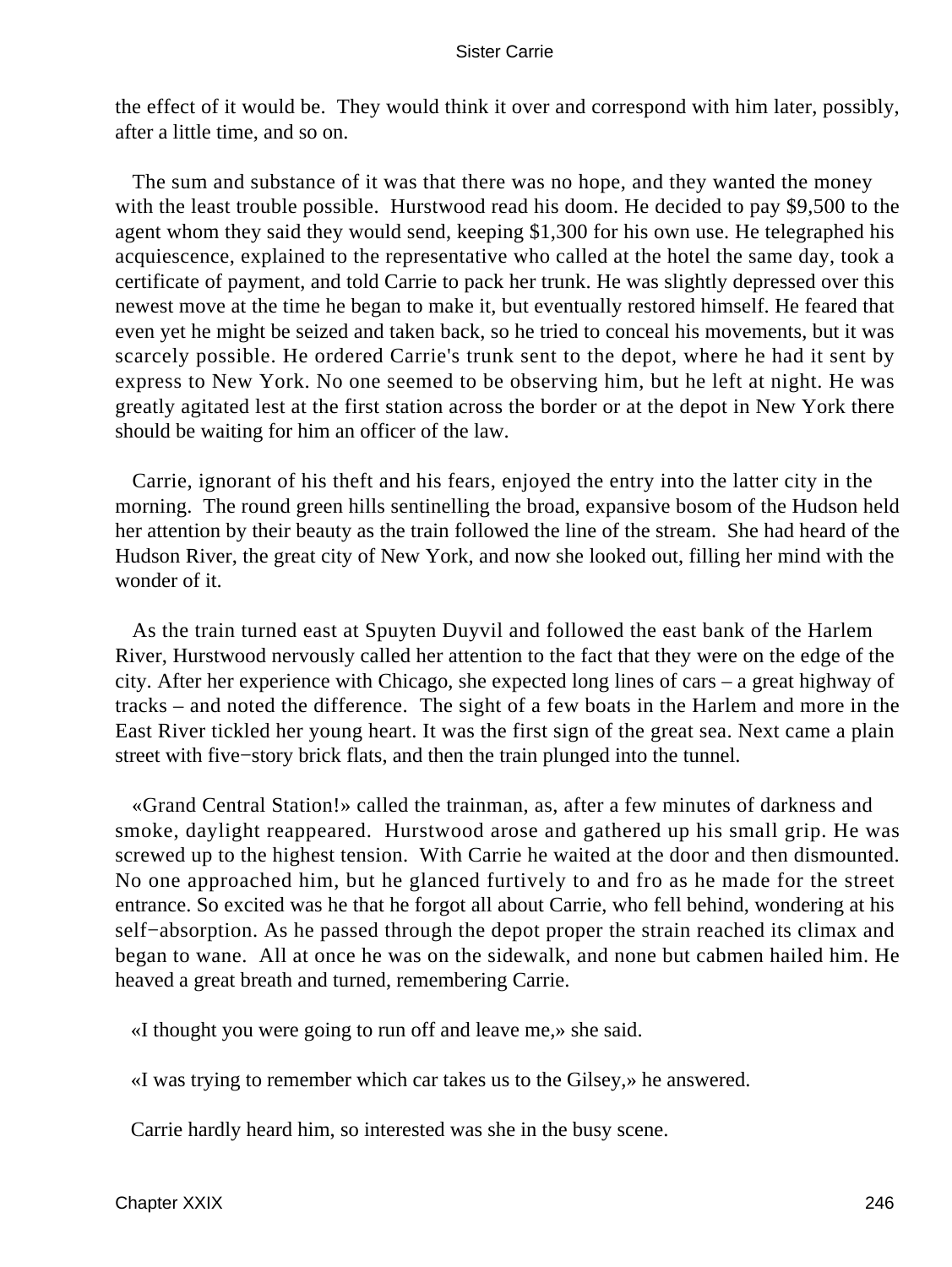the effect of it would be. They would think it over and correspond with him later, possibly, after a little time, and so on.

The sum and substance of it was that there was no hope, and they wanted the money with the least trouble possible. Hurstwood read his doom. He decided to pay $9,500 to the agent whom they said they would send, keeping $1,300 for his own use. He telegraphed his acquiescence, explained to the representative who called at the hotel the same day, took a certificate of payment, and told Carrie to pack her trunk. He was slightly depressed over this newest move at the time he began to make it, but eventually restored himself. He feared that even yet he might be seized and taken back, so he tried to conceal his movements, but it was scarcely possible. He ordered Carrie's trunk sent to the depot, where he had it sent by express to New York. No one seemed to be observing him, but he left at night. He was greatly agitated lest at the first station across the border or at the depot in New York there should be waiting for him an officer of the law.

Carrie, ignorant of his theft and his fears, enjoyed the entry into the latter city in the morning. The round green hills sentinelling the broad, expansive bosom of the Hudson held her attention by their beauty as the train followed the line of the stream. She had heard of the Hudson River, the great city of New York, and now she looked out, filling her mind with the wonder of it.

As the train turned east at Spuyten Duyvil and followed the east bank of the Harlem River, Hurstwood nervously called her attention to the fact that they were on the edge of the city. After her experience with Chicago, she expected long lines of cars – a great highway of tracks – and noted the difference. The sight of a few boats in the Harlem and more in the East River tickled her young heart. It was the first sign of the great sea. Next came a plain street with five−story brick flats, and then the train plunged into the tunnel.

«Grand Central Station!» called the trainman, as, after a few minutes of darkness and smoke, daylight reappeared. Hurstwood arose and gathered up his small grip. He was screwed up to the highest tension. With Carrie he waited at the door and then dismounted. No one approached him, but he glanced furtively to and fro as he made for the street entrance. So excited was he that he forgot all about Carrie, who fell behind, wondering at his self−absorption. As he passed through the depot proper the strain reached its climax and began to wane. All at once he was on the sidewalk, and none but cabmen hailed him. He heaved a great breath and turned, remembering Carrie.

«I thought you were going to run off and leave me,» she said.

«I was trying to remember which car takes us to the Gilsey,» he answered.

Carrie hardly heard him, so interested was she in the busy scene.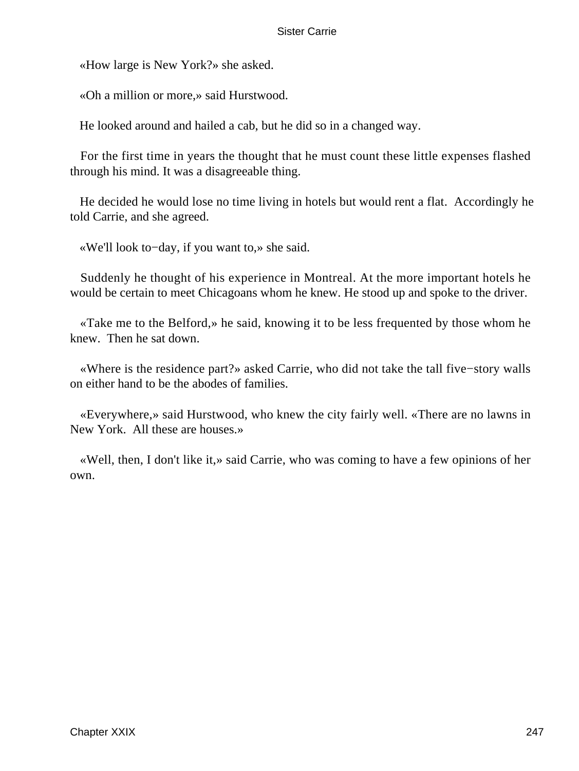«How large is New York?» she asked.

«Oh a million or more,» said Hurstwood.

He looked around and hailed a cab, but he did so in a changed way.

For the first time in years the thought that he must count these little expenses flashed through his mind. It was a disagreeable thing.

He decided he would lose no time living in hotels but would rent a flat. Accordingly he told Carrie, and she agreed.

«We'll look to−day, if you want to,» she said.

Suddenly he thought of his experience in Montreal. At the more important hotels he would be certain to meet Chicagoans whom he knew. He stood up and spoke to the driver.

«Take me to the Belford,» he said, knowing it to be less frequented by those whom he knew. Then he sat down.

«Where is the residence part?» asked Carrie, who did not take the tall five−story walls on either hand to be the abodes of families.

«Everywhere,» said Hurstwood, who knew the city fairly well. «There are no lawns in New York. All these are houses.»

«Well, then, I don't like it,» said Carrie, who was coming to have a few opinions of her own.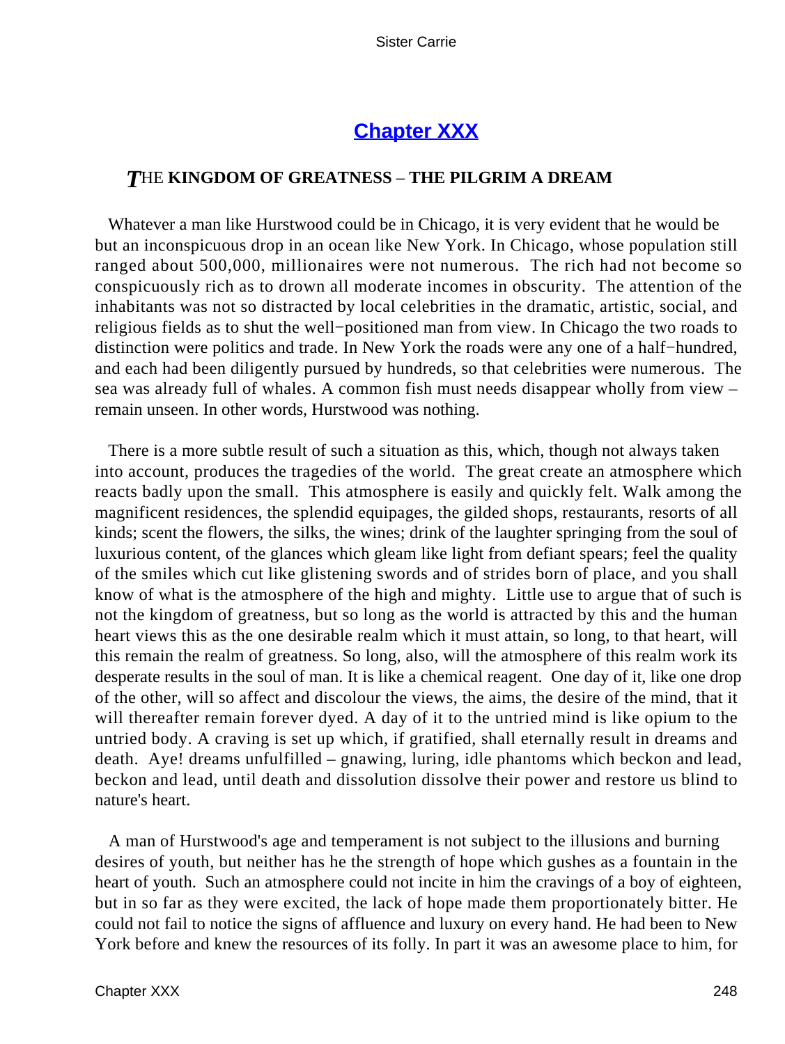## Chapter XXX

### THE KINGDOM OF GREATNESS – THE PILGRIM A DREAM

Whatever a man like Hurstwood could be in Chicago, it is very evident that he would be but an inconspicuous drop in an ocean like New York. In Chicago, whose population still ranged about 500,000, millionaires were not numerous. The rich had not become so conspicuously rich as to drown all moderate incomes in obscurity. The attention of the inhabitants was not so distracted by local celebrities in the dramatic, artistic, social, and religious fields as to shut the well−positioned man from view. In Chicago the two roads to distinction were politics and trade. In New York the roads were any one of a half−hundred, and each had been diligently pursued by hundreds, so that celebrities were numerous. The sea was already full of whales. A common fish must needs disappear wholly from view – remain unseen. In other words, Hurstwood was nothing.

There is a more subtle result of such a situation as this, which, though not always taken into account, produces the tragedies of the world. The great create an atmosphere which reacts badly upon the small. This atmosphere is easily and quickly felt. Walk among the magnificent residences, the splendid equipages, the gilded shops, restaurants, resorts of all kinds; scent the flowers, the silks, the wines; drink of the laughter springing from the soul of luxurious content, of the glances which gleam like light from defiant spears; feel the quality of the smiles which cut like glistening swords and of strides born of place, and you shall know of what is the atmosphere of the high and mighty. Little use to argue that of such is not the kingdom of greatness, but so long as the world is attracted by this and the human heart views this as the one desirable realm which it must attain, so long, to that heart, will this remain the realm of greatness. So long, also, will the atmosphere of this realm work its desperate results in the soul of man. It is like a chemical reagent. One day of it, like one drop of the other, will so affect and discolour the views, the aims, the desire of the mind, that it will thereafter remain forever dyed. A day of it to the untried mind is like opium to the untried body. A craving is set up which, if gratified, shall eternally result in dreams and death. Aye! dreams unfulfilled – gnawing, luring, idle phantoms which beckon and lead, beckon and lead, until death and dissolution dissolve their power and restore us blind to nature's heart.

A man of Hurstwood's age and temperament is not subject to the illusions and burning desires of youth, but neither has he the strength of hope which gushes as a fountain in the heart of youth. Such an atmosphere could not incite in him the cravings of a boy of eighteen, but in so far as they were excited, the lack of hope made them proportionately bitter. He could not fail to notice the signs of affluence and luxury on every hand. He had been to New York before and knew the resources of its folly. In part it was an awesome place to him, for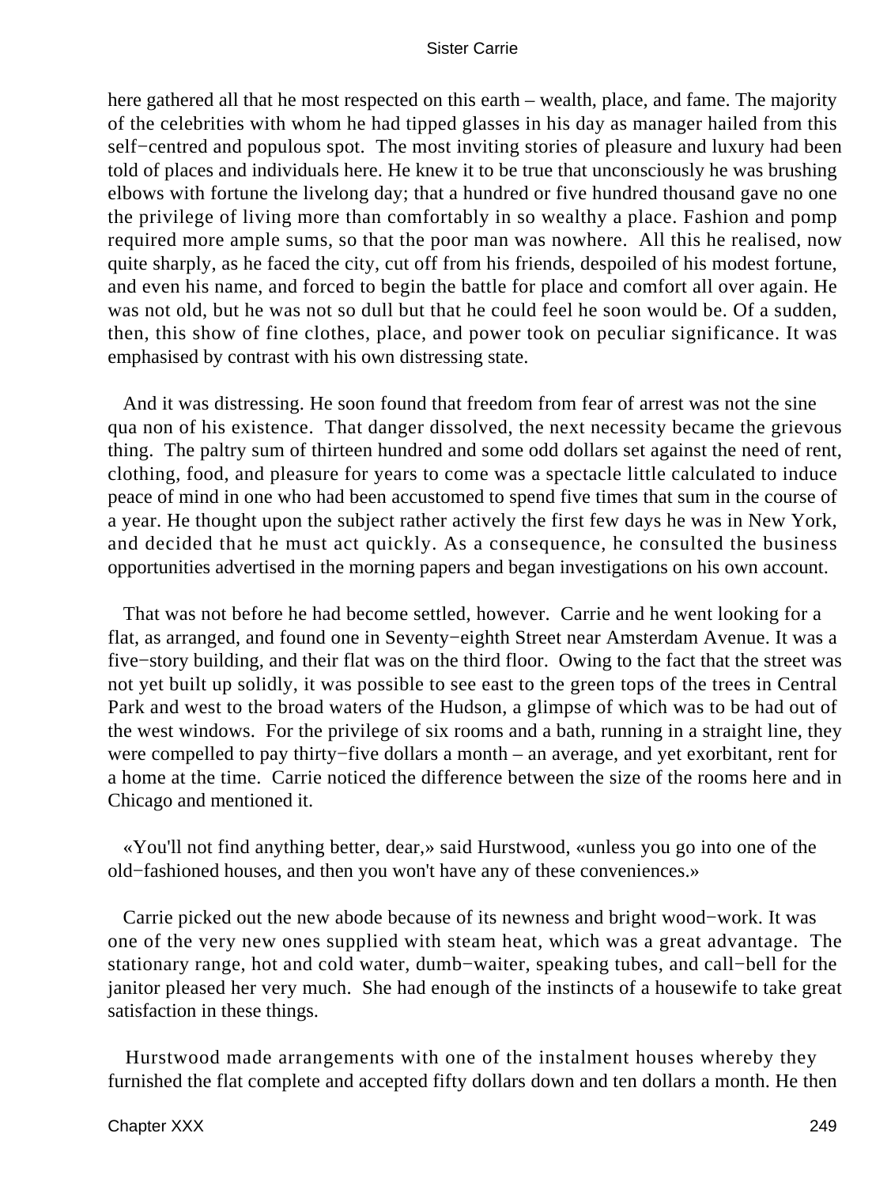here gathered all that he most respected on this earth – wealth, place, and fame. The majority of the celebrities with whom he had tipped glasses in his day as manager hailed from this self−centred and populous spot. The most inviting stories of pleasure and luxury had been told of places and individuals here. He knew it to be true that unconsciously he was brushing elbows with fortune the livelong day; that a hundred or five hundred thousand gave no one the privilege of living more than comfortably in so wealthy a place. Fashion and pomp required more ample sums, so that the poor man was nowhere. All this he realised, now quite sharply, as he faced the city, cut off from his friends, despoiled of his modest fortune, and even his name, and forced to begin the battle for place and comfort all over again. He was not old, but he was not so dull but that he could feel he soon would be. Of a sudden, then, this show of fine clothes, place, and power took on peculiar significance. It was emphasised by contrast with his own distressing state.

And it was distressing. He soon found that freedom from fear of arrest was not the sine qua non of his existence. That danger dissolved, the next necessity became the grievous thing. The paltry sum of thirteen hundred and some odd dollars set against the need of rent, clothing, food, and pleasure for years to come was a spectacle little calculated to induce peace of mind in one who had been accustomed to spend five times that sum in the course of a year. He thought upon the subject rather actively the first few days he was in New York, and decided that he must act quickly. As a consequence, he consulted the business opportunities advertised in the morning papers and began investigations on his own account.

That was not before he had become settled, however. Carrie and he went looking for a flat, as arranged, and found one in Seventy−eighth Street near Amsterdam Avenue. It was a five−story building, and their flat was on the third floor. Owing to the fact that the street was not yet built up solidly, it was possible to see east to the green tops of the trees in Central Park and west to the broad waters of the Hudson, a glimpse of which was to be had out of the west windows. For the privilege of six rooms and a bath, running in a straight line, they were compelled to pay thirty−five dollars a month – an average, and yet exorbitant, rent for a home at the time. Carrie noticed the difference between the size of the rooms here and in Chicago and mentioned it.

«You'll not find anything better, dear,» said Hurstwood, «unless you go into one of the old−fashioned houses, and then you won't have any of these conveniences.»

Carrie picked out the new abode because of its newness and bright wood−work. It was one of the very new ones supplied with steam heat, which was a great advantage. The stationary range, hot and cold water, dumb−waiter, speaking tubes, and call−bell for the janitor pleased her very much. She had enough of the instincts of a housewife to take great satisfaction in these things.

Hurstwood made arrangements with one of the instalment houses whereby they furnished the flat complete and accepted fifty dollars down and ten dollars a month. He then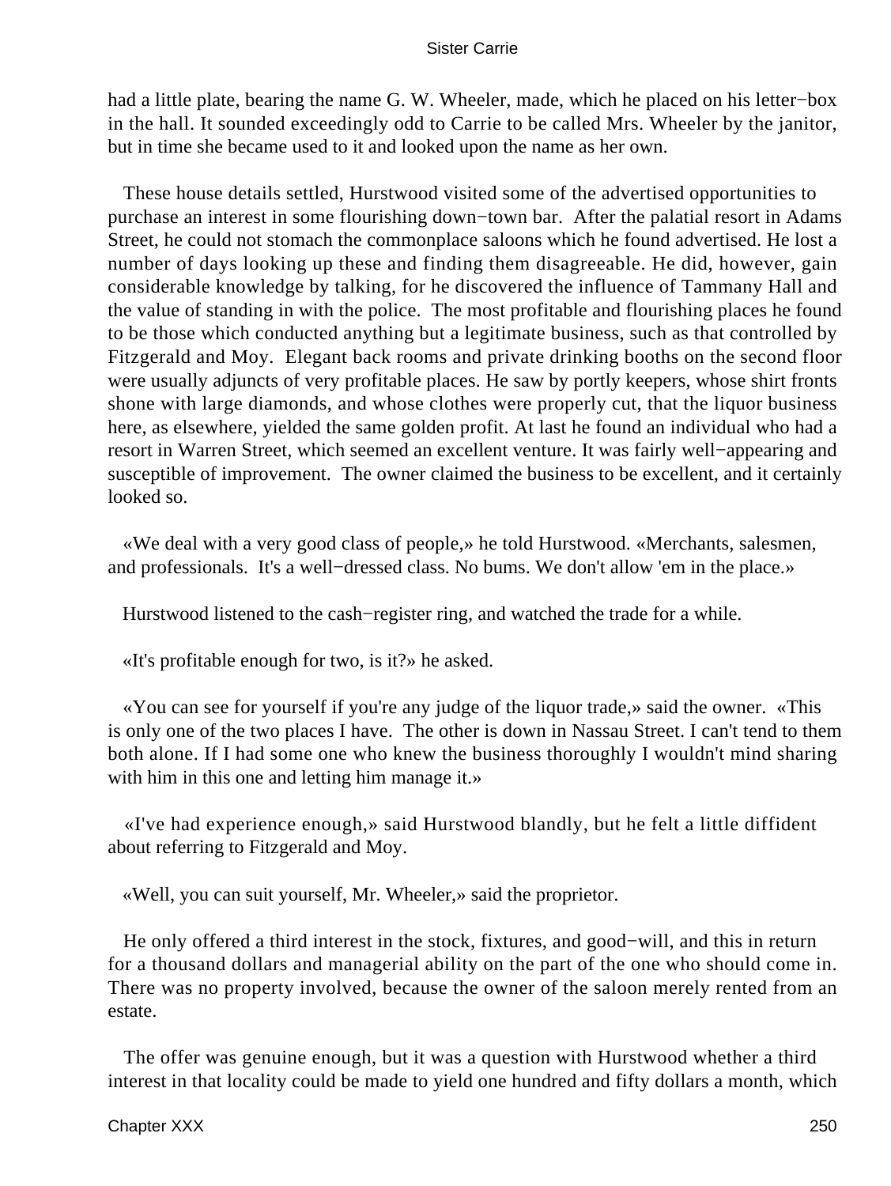had a little plate, bearing the name G. W. Wheeler, made, which he placed on his letter−box in the hall. It sounded exceedingly odd to Carrie to be called Mrs. Wheeler by the janitor, but in time she became used to it and looked upon the name as her own.

These house details settled, Hurstwood visited some of the advertised opportunities to purchase an interest in some flourishing down−town bar. After the palatial resort in Adams Street, he could not stomach the commonplace saloons which he found advertised. He lost a number of days looking up these and finding them disagreeable. He did, however, gain considerable knowledge by talking, for he discovered the influence of Tammany Hall and the value of standing in with the police. The most profitable and flourishing places he found to be those which conducted anything but a legitimate business, such as that controlled by Fitzgerald and Moy. Elegant back rooms and private drinking booths on the second floor were usually adjuncts of very profitable places. He saw by portly keepers, whose shirt fronts shone with large diamonds, and whose clothes were properly cut, that the liquor business here, as elsewhere, yielded the same golden profit. At last he found an individual who had a resort in Warren Street, which seemed an excellent venture. It was fairly well−appearing and susceptible of improvement. The owner claimed the business to be excellent, and it certainly looked so.

«We deal with a very good class of people,» he told Hurstwood. «Merchants, salesmen, and professionals. It's a well−dressed class. No bums. We don't allow 'em in the place.»

Hurstwood listened to the cash−register ring, and watched the trade for a while.

«It's profitable enough for two, is it?» he asked.

«You can see for yourself if you're any judge of the liquor trade,» said the owner. «This is only one of the two places I have. The other is down in Nassau Street. I can't tend to them both alone. If I had some one who knew the business thoroughly I wouldn't mind sharing with him in this one and letting him manage it.»

«I've had experience enough,» said Hurstwood blandly, but he felt a little diffident about referring to Fitzgerald and Moy.

«Well, you can suit yourself, Mr. Wheeler,» said the proprietor.

He only offered a third interest in the stock, fixtures, and good−will, and this in return for a thousand dollars and managerial ability on the part of the one who should come in. There was no property involved, because the owner of the saloon merely rented from an estate.

The offer was genuine enough, but it was a question with Hurstwood whether a third interest in that locality could be made to yield one hundred and fifty dollars a month, which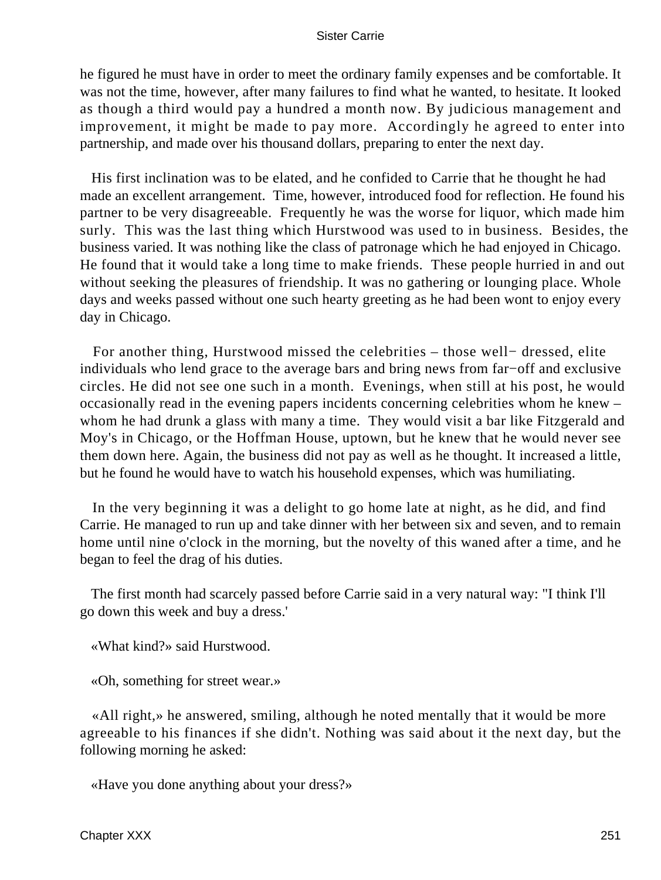he figured he must have in order to meet the ordinary family expenses and be comfortable. It was not the time, however, after many failures to find what he wanted, to hesitate. It looked as though a third would pay a hundred a month now. By judicious management and improvement, it might be made to pay more. Accordingly he agreed to enter into partnership, and made over his thousand dollars, preparing to enter the next day.

His first inclination was to be elated, and he confided to Carrie that he thought he had made an excellent arrangement. Time, however, introduced food for reflection. He found his partner to be very disagreeable. Frequently he was the worse for liquor, which made him surly. This was the last thing which Hurstwood was used to in business. Besides, the business varied. It was nothing like the class of patronage which he had enjoyed in Chicago. He found that it would take a long time to make friends. These people hurried in and out without seeking the pleasures of friendship. It was no gathering or lounging place. Whole days and weeks passed without one such hearty greeting as he had been wont to enjoy every day in Chicago.

For another thing, Hurstwood missed the celebrities – those well− dressed, elite individuals who lend grace to the average bars and bring news from far−off and exclusive circles. He did not see one such in a month. Evenings, when still at his post, he would occasionally read in the evening papers incidents concerning celebrities whom he knew – whom he had drunk a glass with many a time. They would visit a bar like Fitzgerald and Moy's in Chicago, or the Hoffman House, uptown, but he knew that he would never see them down here. Again, the business did not pay as well as he thought. It increased a little, but he found he would have to watch his household expenses, which was humiliating.

In the very beginning it was a delight to go home late at night, as he did, and find Carrie. He managed to run up and take dinner with her between six and seven, and to remain home until nine o'clock in the morning, but the novelty of this waned after a time, and he began to feel the drag of his duties.

The first month had scarcely passed before Carrie said in a very natural way: "I think I'll go down this week and buy a dress.'

«What kind?» said Hurstwood.

«Oh, something for street wear.»

«All right,» he answered, smiling, although he noted mentally that it would be more agreeable to his finances if she didn't. Nothing was said about it the next day, but the following morning he asked:

«Have you done anything about your dress?»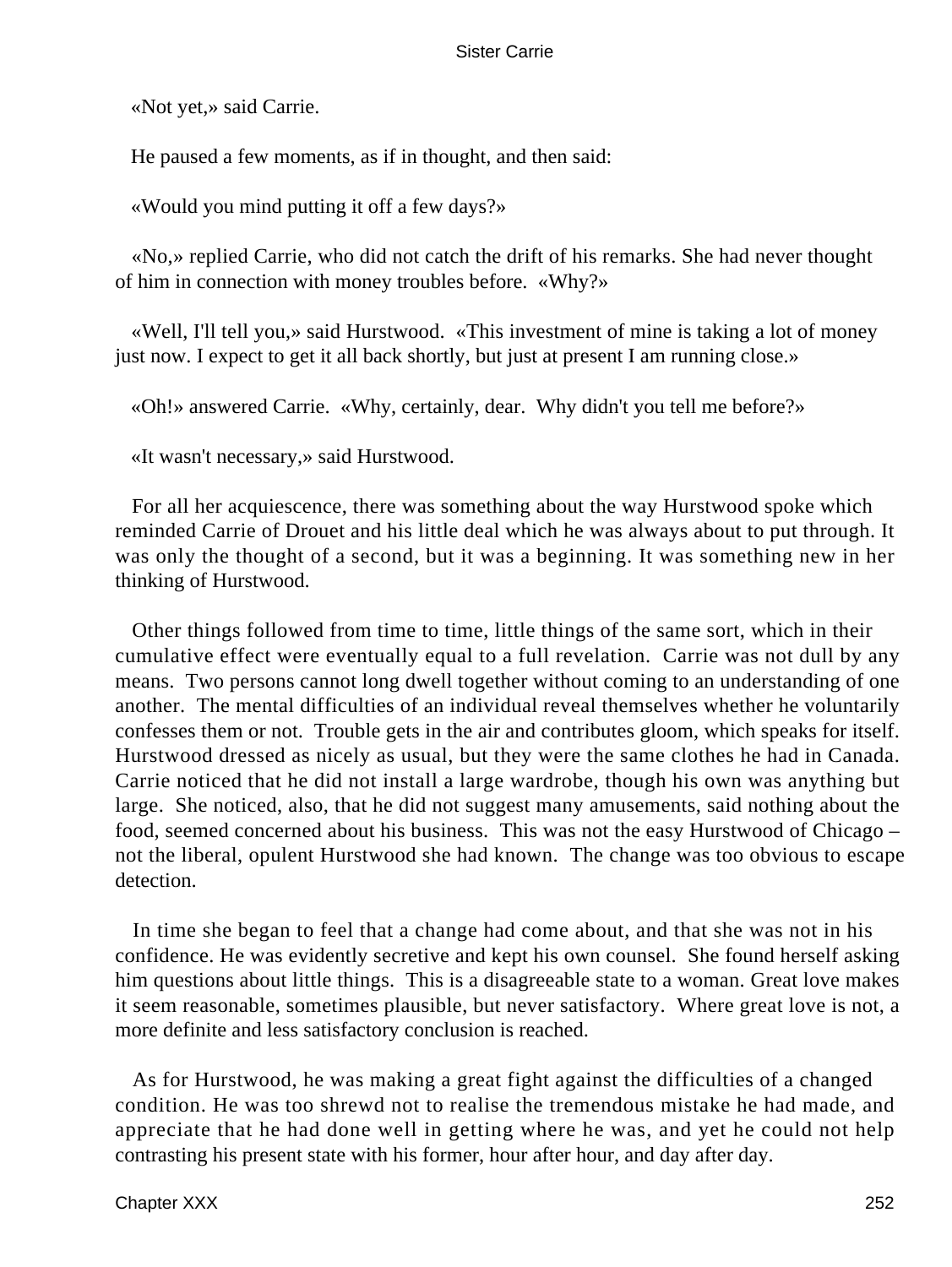«Not yet,» said Carrie.

He paused a few moments, as if in thought, and then said:

«Would you mind putting it off a few days?»

«No,» replied Carrie, who did not catch the drift of his remarks. She had never thought of him in connection with money troubles before. «Why?»

«Well, I'll tell you,» said Hurstwood. «This investment of mine is taking a lot of money just now. I expect to get it all back shortly, but just at present I am running close.»

«Oh!» answered Carrie. «Why, certainly, dear. Why didn't you tell me before?»

«It wasn't necessary,» said Hurstwood.

For all her acquiescence, there was something about the way Hurstwood spoke which reminded Carrie of Drouet and his little deal which he was always about to put through. It was only the thought of a second, but it was a beginning. It was something new in her thinking of Hurstwood.

Other things followed from time to time, little things of the same sort, which in their cumulative effect were eventually equal to a full revelation. Carrie was not dull by any means. Two persons cannot long dwell together without coming to an understanding of one another. The mental difficulties of an individual reveal themselves whether he voluntarily confesses them or not. Trouble gets in the air and contributes gloom, which speaks for itself. Hurstwood dressed as nicely as usual, but they were the same clothes he had in Canada. Carrie noticed that he did not install a large wardrobe, though his own was anything but large. She noticed, also, that he did not suggest many amusements, said nothing about the food, seemed concerned about his business. This was not the easy Hurstwood of Chicago – not the liberal, opulent Hurstwood she had known. The change was too obvious to escape detection.

In time she began to feel that a change had come about, and that she was not in his confidence. He was evidently secretive and kept his own counsel. She found herself asking him questions about little things. This is a disagreeable state to a woman. Great love makes it seem reasonable, sometimes plausible, but never satisfactory. Where great love is not, a more definite and less satisfactory conclusion is reached.

As for Hurstwood, he was making a great fight against the difficulties of a changed condition. He was too shrewd not to realise the tremendous mistake he had made, and appreciate that he had done well in getting where he was, and yet he could not help contrasting his present state with his former, hour after hour, and day after day.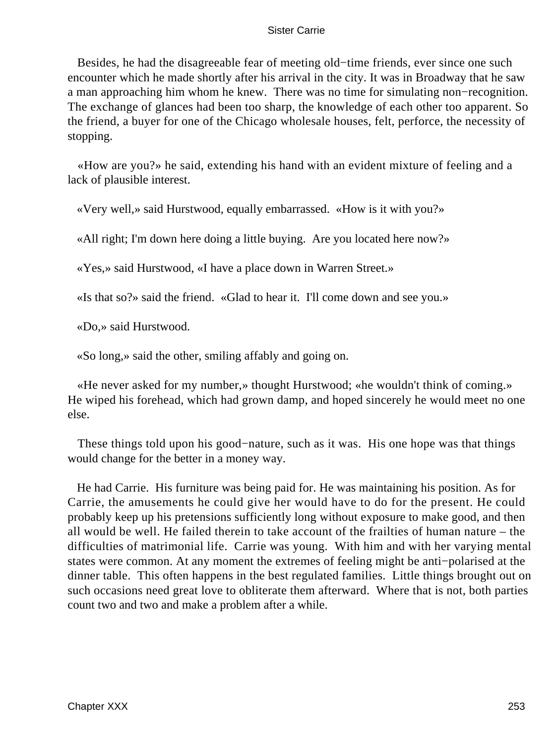Besides, he had the disagreeable fear of meeting old−time friends, ever since one such encounter which he made shortly after his arrival in the city. It was in Broadway that he saw a man approaching him whom he knew. There was no time for simulating non−recognition. The exchange of glances had been too sharp, the knowledge of each other too apparent. So the friend, a buyer for one of the Chicago wholesale houses, felt, perforce, the necessity of stopping.

«How are you?» he said, extending his hand with an evident mixture of feeling and a lack of plausible interest.

«Very well,» said Hurstwood, equally embarrassed. «How is it with you?»

«All right; I'm down here doing a little buying. Are you located here now?»

«Yes,» said Hurstwood, «I have a place down in Warren Street.»

«Is that so?» said the friend. «Glad to hear it. I'll come down and see you.»

«Do,» said Hurstwood.

«So long,» said the other, smiling affably and going on.

«He never asked for my number,» thought Hurstwood; «he wouldn't think of coming.» He wiped his forehead, which had grown damp, and hoped sincerely he would meet no one else.

These things told upon his good−nature, such as it was. His one hope was that things would change for the better in a money way.

He had Carrie. His furniture was being paid for. He was maintaining his position. As for Carrie, the amusements he could give her would have to do for the present. He could probably keep up his pretensions sufficiently long without exposure to make good, and then all would be well. He failed therein to take account of the frailties of human nature – the difficulties of matrimonial life. Carrie was young. With him and with her varying mental states were common. At any moment the extremes of feeling might be anti−polarised at the dinner table. This often happens in the best regulated families. Little things brought out on such occasions need great love to obliterate them afterward. Where that is not, both parties count two and two and make a problem after a while.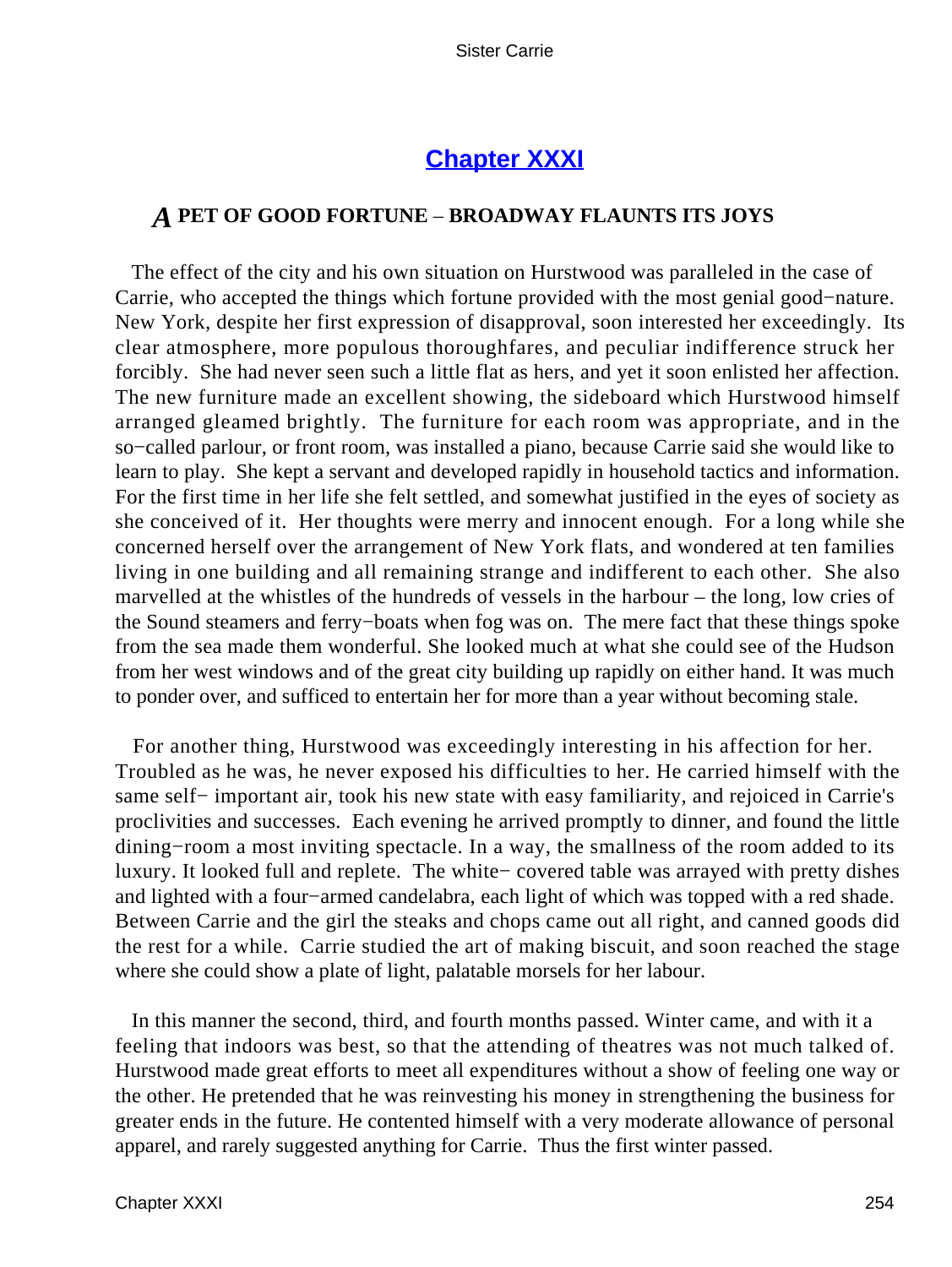# Chapter XXXI

## *A* PET OF GOOD FORTUNE – BROADWAY FLAUNTS ITS JOYS

The effect of the city and his own situation on Hurstwood was paralleled in the case of Carrie, who accepted the things which fortune provided with the most genial good−nature. New York, despite her first expression of disapproval, soon interested her exceedingly. Its clear atmosphere, more populous thoroughfares, and peculiar indifference struck her forcibly. She had never seen such a little flat as hers, and yet it soon enlisted her affection. The new furniture made an excellent showing, the sideboard which Hurstwood himself arranged gleamed brightly. The furniture for each room was appropriate, and in the so−called parlour, or front room, was installed a piano, because Carrie said she would like to learn to play. She kept a servant and developed rapidly in household tactics and information. For the first time in her life she felt settled, and somewhat justified in the eyes of society as she conceived of it. Her thoughts were merry and innocent enough. For a long while she concerned herself over the arrangement of New York flats, and wondered at ten families living in one building and all remaining strange and indifferent to each other. She also marvelled at the whistles of the hundreds of vessels in the harbour – the long, low cries of the Sound steamers and ferry−boats when fog was on. The mere fact that these things spoke from the sea made them wonderful. She looked much at what she could see of the Hudson from her west windows and of the great city building up rapidly on either hand. It was much to ponder over, and sufficed to entertain her for more than a year without becoming stale.

For another thing, Hurstwood was exceedingly interesting in his affection for her. Troubled as he was, he never exposed his difficulties to her. He carried himself with the same self− important air, took his new state with easy familiarity, and rejoiced in Carrie's proclivities and successes. Each evening he arrived promptly to dinner, and found the little dining−room a most inviting spectacle. In a way, the smallness of the room added to its luxury. It looked full and replete. The white− covered table was arrayed with pretty dishes and lighted with a four−armed candelabra, each light of which was topped with a red shade. Between Carrie and the girl the steaks and chops came out all right, and canned goods did the rest for a while. Carrie studied the art of making biscuit, and soon reached the stage where she could show a plate of light, palatable morsels for her labour.

In this manner the second, third, and fourth months passed. Winter came, and with it a feeling that indoors was best, so that the attending of theatres was not much talked of. Hurstwood made great efforts to meet all expenditures without a show of feeling one way or the other. He pretended that he was reinvesting his money in strengthening the business for greater ends in the future. He contented himself with a very moderate allowance of personal apparel, and rarely suggested anything for Carrie. Thus the first winter passed.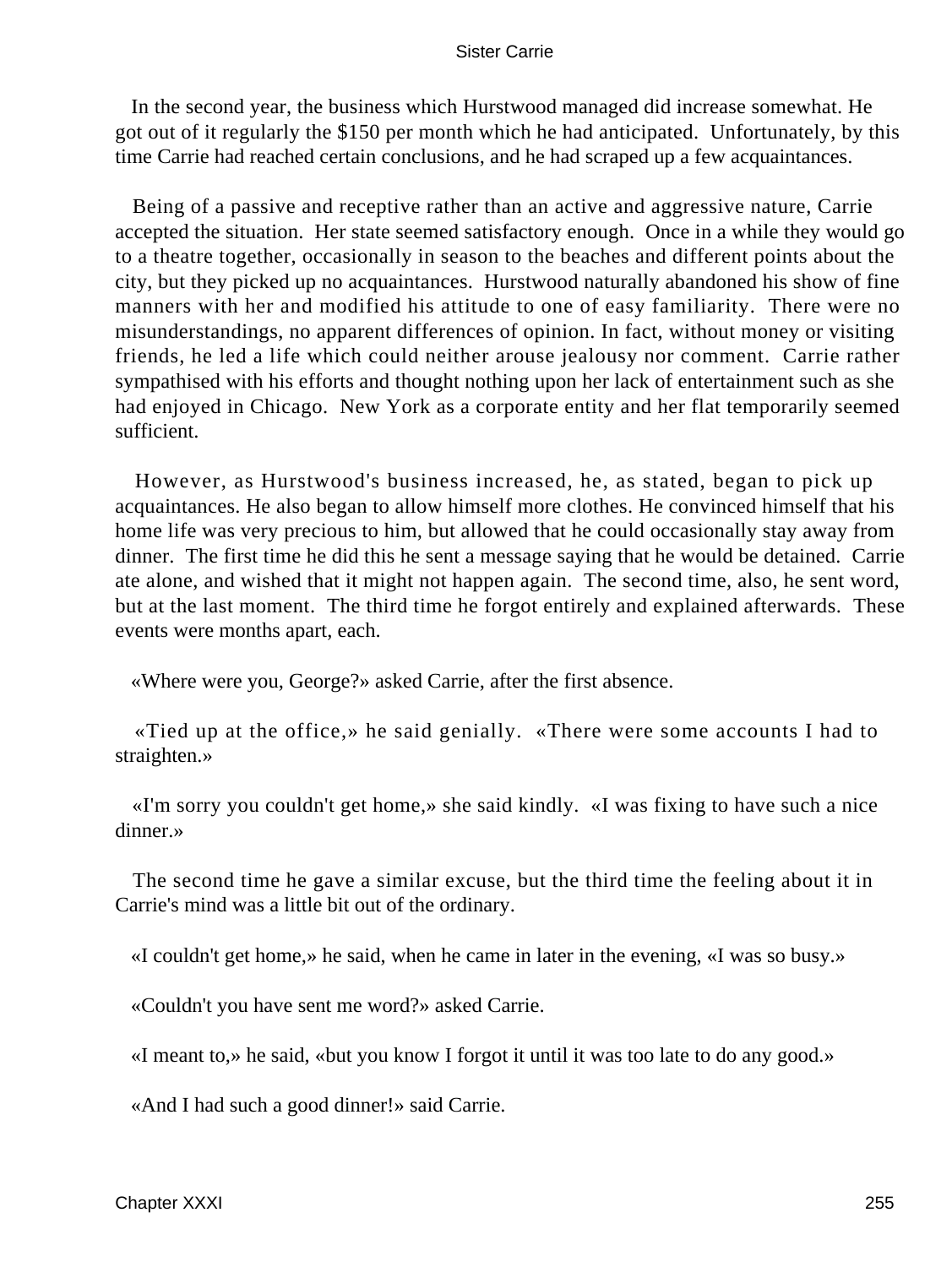In the second year, the business which Hurstwood managed did increase somewhat. He got out of it regularly the $150 per month which he had anticipated. Unfortunately, by this time Carrie had reached certain conclusions, and he had scraped up a few acquaintances.

Being of a passive and receptive rather than an active and aggressive nature, Carrie accepted the situation. Her state seemed satisfactory enough. Once in a while they would go to a theatre together, occasionally in season to the beaches and different points about the city, but they picked up no acquaintances. Hurstwood naturally abandoned his show of fine manners with her and modified his attitude to one of easy familiarity. There were no misunderstandings, no apparent differences of opinion. In fact, without money or visiting friends, he led a life which could neither arouse jealousy nor comment. Carrie rather sympathised with his efforts and thought nothing upon her lack of entertainment such as she had enjoyed in Chicago. New York as a corporate entity and her flat temporarily seemed sufficient.

However, as Hurstwood's business increased, he, as stated, began to pick up acquaintances. He also began to allow himself more clothes. He convinced himself that his home life was very precious to him, but allowed that he could occasionally stay away from dinner. The first time he did this he sent a message saying that he would be detained. Carrie ate alone, and wished that it might not happen again. The second time, also, he sent word, but at the last moment. The third time he forgot entirely and explained afterwards. These events were months apart, each.

«Where were you, George?» asked Carrie, after the first absence.

«Tied up at the office,» he said genially. «There were some accounts I had to straighten.»

«I'm sorry you couldn't get home,» she said kindly. «I was fixing to have such a nice dinner.»

The second time he gave a similar excuse, but the third time the feeling about it in Carrie's mind was a little bit out of the ordinary.

«I couldn't get home,» he said, when he came in later in the evening, «I was so busy.»

«Couldn't you have sent me word?» asked Carrie.

«I meant to,» he said, «but you know I forgot it until it was too late to do any good.»

«And I had such a good dinner!» said Carrie.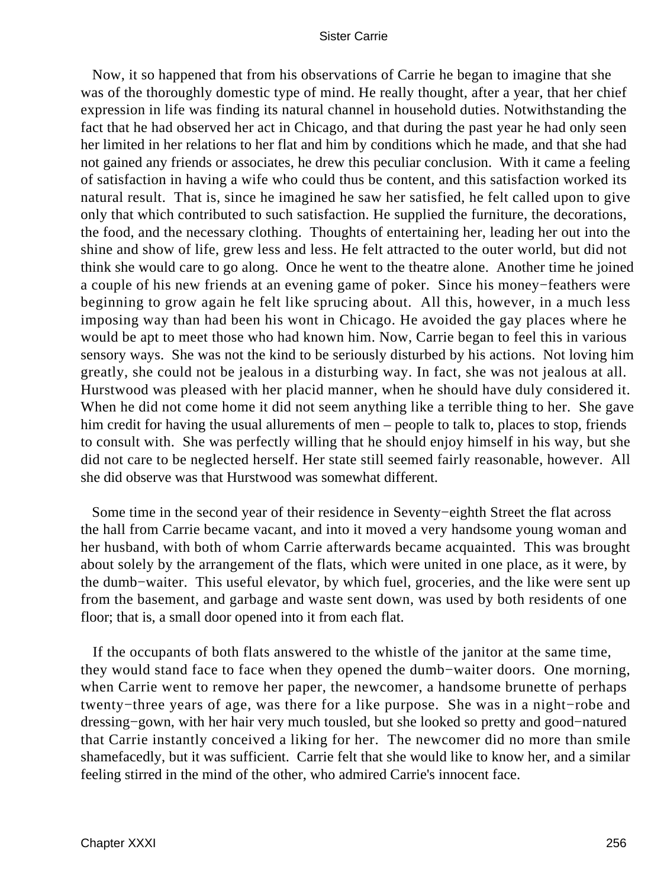Now, it so happened that from his observations of Carrie he began to imagine that she was of the thoroughly domestic type of mind. He really thought, after a year, that her chief expression in life was finding its natural channel in household duties. Notwithstanding the fact that he had observed her act in Chicago, and that during the past year he had only seen her limited in her relations to her flat and him by conditions which he made, and that she had not gained any friends or associates, he drew this peculiar conclusion. With it came a feeling of satisfaction in having a wife who could thus be content, and this satisfaction worked its natural result. That is, since he imagined he saw her satisfied, he felt called upon to give only that which contributed to such satisfaction. He supplied the furniture, the decorations, the food, and the necessary clothing. Thoughts of entertaining her, leading her out into the shine and show of life, grew less and less. He felt attracted to the outer world, but did not think she would care to go along. Once he went to the theatre alone. Another time he joined a couple of his new friends at an evening game of poker. Since his money−feathers were beginning to grow again he felt like sprucing about. All this, however, in a much less imposing way than had been his wont in Chicago. He avoided the gay places where he would be apt to meet those who had known him. Now, Carrie began to feel this in various sensory ways. She was not the kind to be seriously disturbed by his actions. Not loving him greatly, she could not be jealous in a disturbing way. In fact, she was not jealous at all. Hurstwood was pleased with her placid manner, when he should have duly considered it. When he did not come home it did not seem anything like a terrible thing to her. She gave him credit for having the usual allurements of men – people to talk to, places to stop, friends to consult with. She was perfectly willing that he should enjoy himself in his way, but she did not care to be neglected herself. Her state still seemed fairly reasonable, however. All she did observe was that Hurstwood was somewhat different.

Some time in the second year of their residence in Seventy−eighth Street the flat across the hall from Carrie became vacant, and into it moved a very handsome young woman and her husband, with both of whom Carrie afterwards became acquainted. This was brought about solely by the arrangement of the flats, which were united in one place, as it were, by the dumb−waiter. This useful elevator, by which fuel, groceries, and the like were sent up from the basement, and garbage and waste sent down, was used by both residents of one floor; that is, a small door opened into it from each flat.

If the occupants of both flats answered to the whistle of the janitor at the same time, they would stand face to face when they opened the dumb−waiter doors. One morning, when Carrie went to remove her paper, the newcomer, a handsome brunette of perhaps twenty−three years of age, was there for a like purpose. She was in a night−robe and dressing−gown, with her hair very much tousled, but she looked so pretty and good−natured that Carrie instantly conceived a liking for her. The newcomer did no more than smile shamefacedly, but it was sufficient. Carrie felt that she would like to know her, and a similar feeling stirred in the mind of the other, who admired Carrie's innocent face.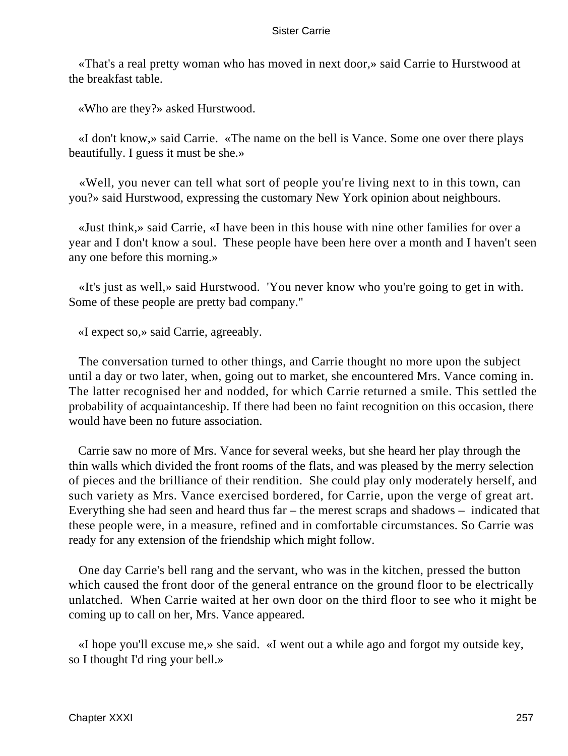«That's a real pretty woman who has moved in next door,» said Carrie to Hurstwood at the breakfast table.

«Who are they?» asked Hurstwood.

«I don't know,» said Carrie. «The name on the bell is Vance. Some one over there plays beautifully. I guess it must be she.»

«Well, you never can tell what sort of people you're living next to in this town, can you?» said Hurstwood, expressing the customary New York opinion about neighbours.

«Just think,» said Carrie, «I have been in this house with nine other families for over a year and I don't know a soul. These people have been here over a month and I haven't seen any one before this morning.»

«It's just as well,» said Hurstwood. 'You never know who you're going to get in with. Some of these people are pretty bad company."

«I expect so,» said Carrie, agreeably.

The conversation turned to other things, and Carrie thought no more upon the subject until a day or two later, when, going out to market, she encountered Mrs. Vance coming in. The latter recognised her and nodded, for which Carrie returned a smile. This settled the probability of acquaintanceship. If there had been no faint recognition on this occasion, there would have been no future association.

Carrie saw no more of Mrs. Vance for several weeks, but she heard her play through the thin walls which divided the front rooms of the flats, and was pleased by the merry selection of pieces and the brilliance of their rendition. She could play only moderately herself, and such variety as Mrs. Vance exercised bordered, for Carrie, upon the verge of great art. Everything she had seen and heard thus far – the merest scraps and shadows – indicated that these people were, in a measure, refined and in comfortable circumstances. So Carrie was ready for any extension of the friendship which might follow.

One day Carrie's bell rang and the servant, who was in the kitchen, pressed the button which caused the front door of the general entrance on the ground floor to be electrically unlatched. When Carrie waited at her own door on the third floor to see who it might be coming up to call on her, Mrs. Vance appeared.

«I hope you'll excuse me,» she said. «I went out a while ago and forgot my outside key, so I thought I'd ring your bell.»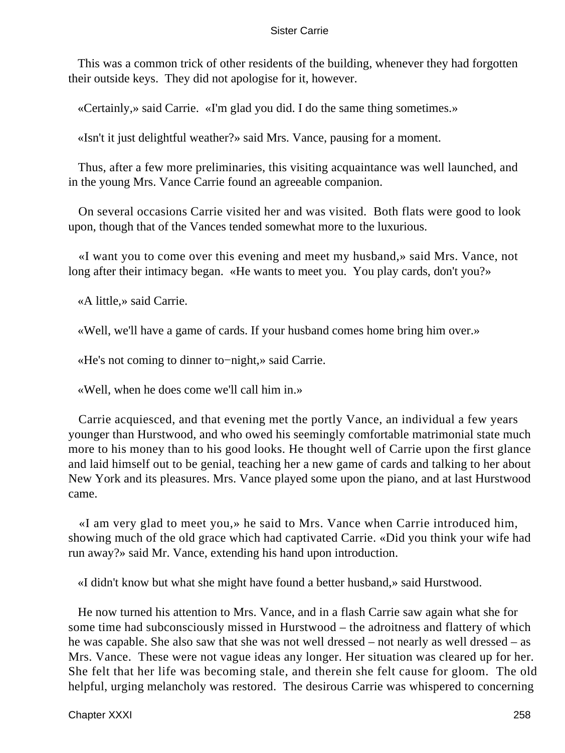This was a common trick of other residents of the building, whenever they had forgotten their outside keys. They did not apologise for it, however.

«Certainly,» said Carrie. «I'm glad you did. I do the same thing sometimes.»

«Isn't it just delightful weather?» said Mrs. Vance, pausing for a moment.

Thus, after a few more preliminaries, this visiting acquaintance was well launched, and in the young Mrs. Vance Carrie found an agreeable companion.

On several occasions Carrie visited her and was visited. Both flats were good to look upon, though that of the Vances tended somewhat more to the luxurious.

«I want you to come over this evening and meet my husband,» said Mrs. Vance, not long after their intimacy began. «He wants to meet you. You play cards, don't you?»

«A little,» said Carrie.

«Well, we'll have a game of cards. If your husband comes home bring him over.»

«He's not coming to dinner to−night,» said Carrie.

«Well, when he does come we'll call him in.»

Carrie acquiesced, and that evening met the portly Vance, an individual a few years younger than Hurstwood, and who owed his seemingly comfortable matrimonial state much more to his money than to his good looks. He thought well of Carrie upon the first glance and laid himself out to be genial, teaching her a new game of cards and talking to her about New York and its pleasures. Mrs. Vance played some upon the piano, and at last Hurstwood came.

«I am very glad to meet you,» he said to Mrs. Vance when Carrie introduced him, showing much of the old grace which had captivated Carrie. «Did you think your wife had run away?» said Mr. Vance, extending his hand upon introduction.

«I didn't know but what she might have found a better husband,» said Hurstwood.

He now turned his attention to Mrs. Vance, and in a flash Carrie saw again what she for some time had subconsciously missed in Hurstwood – the adroitness and flattery of which he was capable. She also saw that she was not well dressed – not nearly as well dressed – as Mrs. Vance. These were not vague ideas any longer. Her situation was cleared up for her. She felt that her life was becoming stale, and therein she felt cause for gloom. The old helpful, urging melancholy was restored. The desirous Carrie was whispered to concerning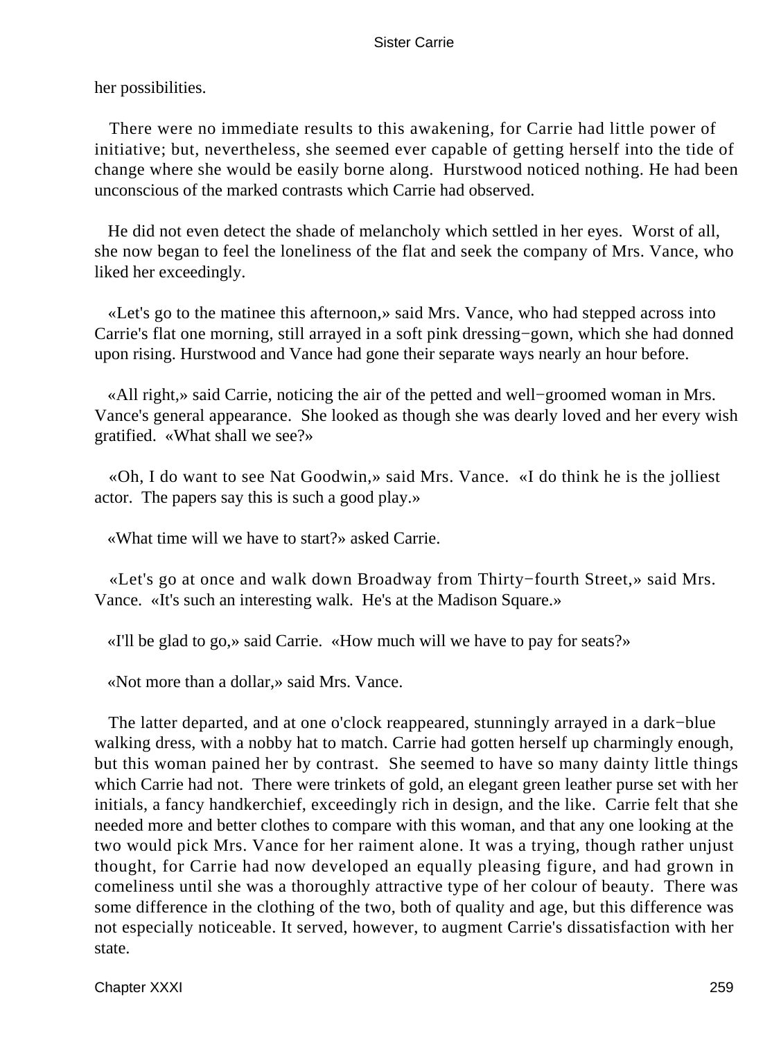her possibilities.

There were no immediate results to this awakening, for Carrie had little power of initiative; but, nevertheless, she seemed ever capable of getting herself into the tide of change where she would be easily borne along. Hurstwood noticed nothing. He had been unconscious of the marked contrasts which Carrie had observed.

He did not even detect the shade of melancholy which settled in her eyes. Worst of all, she now began to feel the loneliness of the flat and seek the company of Mrs. Vance, who liked her exceedingly.

«Let's go to the matinee this afternoon,» said Mrs. Vance, who had stepped across into Carrie's flat one morning, still arrayed in a soft pink dressing−gown, which she had donned upon rising. Hurstwood and Vance had gone their separate ways nearly an hour before.

«All right,» said Carrie, noticing the air of the petted and well−groomed woman in Mrs. Vance's general appearance. She looked as though she was dearly loved and her every wish gratified. «What shall we see?»

«Oh, I do want to see Nat Goodwin,» said Mrs. Vance. «I do think he is the jolliest actor. The papers say this is such a good play.»

«What time will we have to start?» asked Carrie.

«Let's go at once and walk down Broadway from Thirty−fourth Street,» said Mrs. Vance. «It's such an interesting walk. He's at the Madison Square.»

«I'll be glad to go,» said Carrie. «How much will we have to pay for seats?»

«Not more than a dollar,» said Mrs. Vance.

The latter departed, and at one o'clock reappeared, stunningly arrayed in a dark−blue walking dress, with a nobby hat to match. Carrie had gotten herself up charmingly enough, but this woman pained her by contrast. She seemed to have so many dainty little things which Carrie had not. There were trinkets of gold, an elegant green leather purse set with her initials, a fancy handkerchief, exceedingly rich in design, and the like. Carrie felt that she needed more and better clothes to compare with this woman, and that any one looking at the two would pick Mrs. Vance for her raiment alone. It was a trying, though rather unjust thought, for Carrie had now developed an equally pleasing figure, and had grown in comeliness until she was a thoroughly attractive type of her colour of beauty. There was some difference in the clothing of the two, both of quality and age, but this difference was not especially noticeable. It served, however, to augment Carrie's dissatisfaction with her state.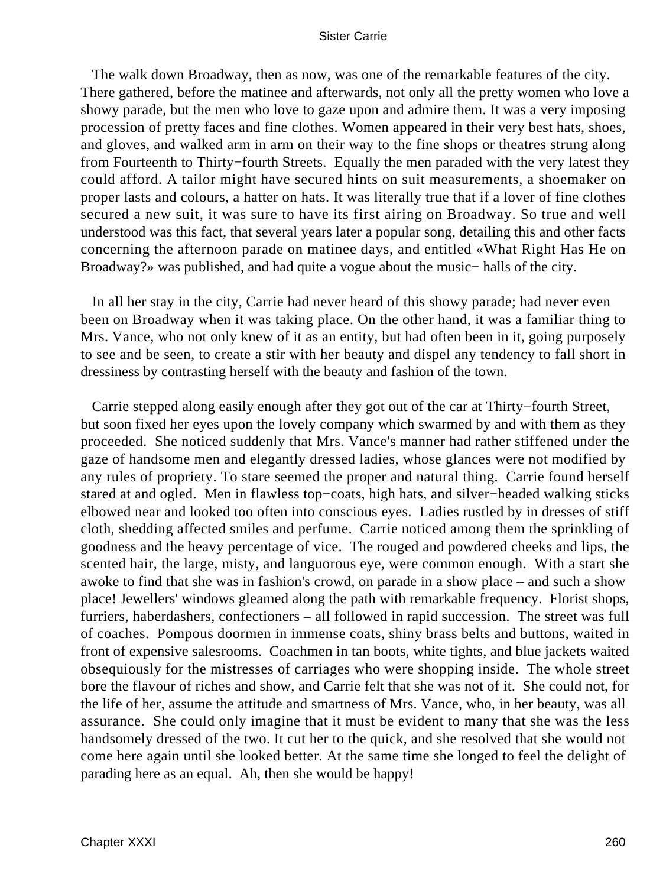The walk down Broadway, then as now, was one of the remarkable features of the city. There gathered, before the matinee and afterwards, not only all the pretty women who love a showy parade, but the men who love to gaze upon and admire them. It was a very imposing procession of pretty faces and fine clothes. Women appeared in their very best hats, shoes, and gloves, and walked arm in arm on their way to the fine shops or theatres strung along from Fourteenth to Thirty−fourth Streets. Equally the men paraded with the very latest they could afford. A tailor might have secured hints on suit measurements, a shoemaker on proper lasts and colours, a hatter on hats. It was literally true that if a lover of fine clothes secured a new suit, it was sure to have its first airing on Broadway. So true and well understood was this fact, that several years later a popular song, detailing this and other facts concerning the afternoon parade on matinee days, and entitled «What Right Has He on Broadway?» was published, and had quite a vogue about the music− halls of the city.

In all her stay in the city, Carrie had never heard of this showy parade; had never even been on Broadway when it was taking place. On the other hand, it was a familiar thing to Mrs. Vance, who not only knew of it as an entity, but had often been in it, going purposely to see and be seen, to create a stir with her beauty and dispel any tendency to fall short in dressiness by contrasting herself with the beauty and fashion of the town.

Carrie stepped along easily enough after they got out of the car at Thirty−fourth Street, but soon fixed her eyes upon the lovely company which swarmed by and with them as they proceeded. She noticed suddenly that Mrs. Vance's manner had rather stiffened under the gaze of handsome men and elegantly dressed ladies, whose glances were not modified by any rules of propriety. To stare seemed the proper and natural thing. Carrie found herself stared at and ogled. Men in flawless top−coats, high hats, and silver−headed walking sticks elbowed near and looked too often into conscious eyes. Ladies rustled by in dresses of stiff cloth, shedding affected smiles and perfume. Carrie noticed among them the sprinkling of goodness and the heavy percentage of vice. The rouged and powdered cheeks and lips, the scented hair, the large, misty, and languorous eye, were common enough. With a start she awoke to find that she was in fashion's crowd, on parade in a show place – and such a show place! Jewellers' windows gleamed along the path with remarkable frequency. Florist shops, furriers, haberdashers, confectioners – all followed in rapid succession. The street was full of coaches. Pompous doormen in immense coats, shiny brass belts and buttons, waited in front of expensive salesrooms. Coachmen in tan boots, white tights, and blue jackets waited obsequiously for the mistresses of carriages who were shopping inside. The whole street bore the flavour of riches and show, and Carrie felt that she was not of it. She could not, for the life of her, assume the attitude and smartness of Mrs. Vance, who, in her beauty, was all assurance. She could only imagine that it must be evident to many that she was the less handsomely dressed of the two. It cut her to the quick, and she resolved that she would not come here again until she looked better. At the same time she longed to feel the delight of parading here as an equal. Ah, then she would be happy!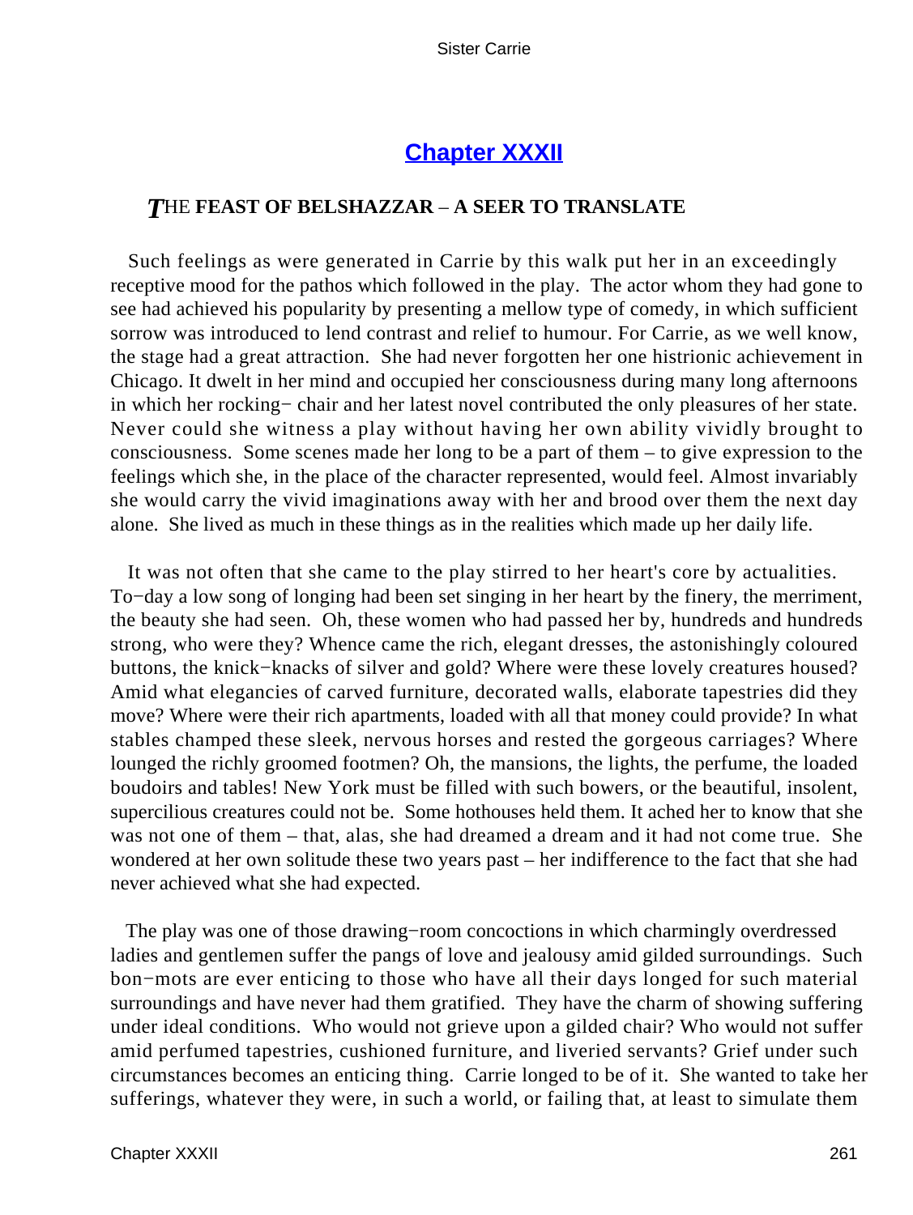## Chapter XXXII

### THE FEAST OF BELSHAZZAR – A SEER TO TRANSLATE

Such feelings as were generated in Carrie by this walk put her in an exceedingly receptive mood for the pathos which followed in the play. The actor whom they had gone to see had achieved his popularity by presenting a mellow type of comedy, in which sufficient sorrow was introduced to lend contrast and relief to humour. For Carrie, as we well know, the stage had a great attraction. She had never forgotten her one histrionic achievement in Chicago. It dwelt in her mind and occupied her consciousness during many long afternoons in which her rocking− chair and her latest novel contributed the only pleasures of her state. Never could she witness a play without having her own ability vividly brought to consciousness. Some scenes made her long to be a part of them – to give expression to the feelings which she, in the place of the character represented, would feel. Almost invariably she would carry the vivid imaginations away with her and brood over them the next day alone. She lived as much in these things as in the realities which made up her daily life.

It was not often that she came to the play stirred to her heart's core by actualities. To−day a low song of longing had been set singing in her heart by the finery, the merriment, the beauty she had seen. Oh, these women who had passed her by, hundreds and hundreds strong, who were they? Whence came the rich, elegant dresses, the astonishingly coloured buttons, the knick−knacks of silver and gold? Where were these lovely creatures housed? Amid what elegancies of carved furniture, decorated walls, elaborate tapestries did they move? Where were their rich apartments, loaded with all that money could provide? In what stables champed these sleek, nervous horses and rested the gorgeous carriages? Where lounged the richly groomed footmen? Oh, the mansions, the lights, the perfume, the loaded boudoirs and tables! New York must be filled with such bowers, or the beautiful, insolent, supercilious creatures could not be. Some hothouses held them. It ached her to know that she was not one of them – that, alas, she had dreamed a dream and it had not come true. She wondered at her own solitude these two years past – her indifference to the fact that she had never achieved what she had expected.

The play was one of those drawing−room concoctions in which charmingly overdressed ladies and gentlemen suffer the pangs of love and jealousy amid gilded surroundings. Such bon−mots are ever enticing to those who have all their days longed for such material surroundings and have never had them gratified. They have the charm of showing suffering under ideal conditions. Who would not grieve upon a gilded chair? Who would not suffer amid perfumed tapestries, cushioned furniture, and liveried servants? Grief under such circumstances becomes an enticing thing. Carrie longed to be of it. She wanted to take her sufferings, whatever they were, in such a world, or failing that, at least to simulate them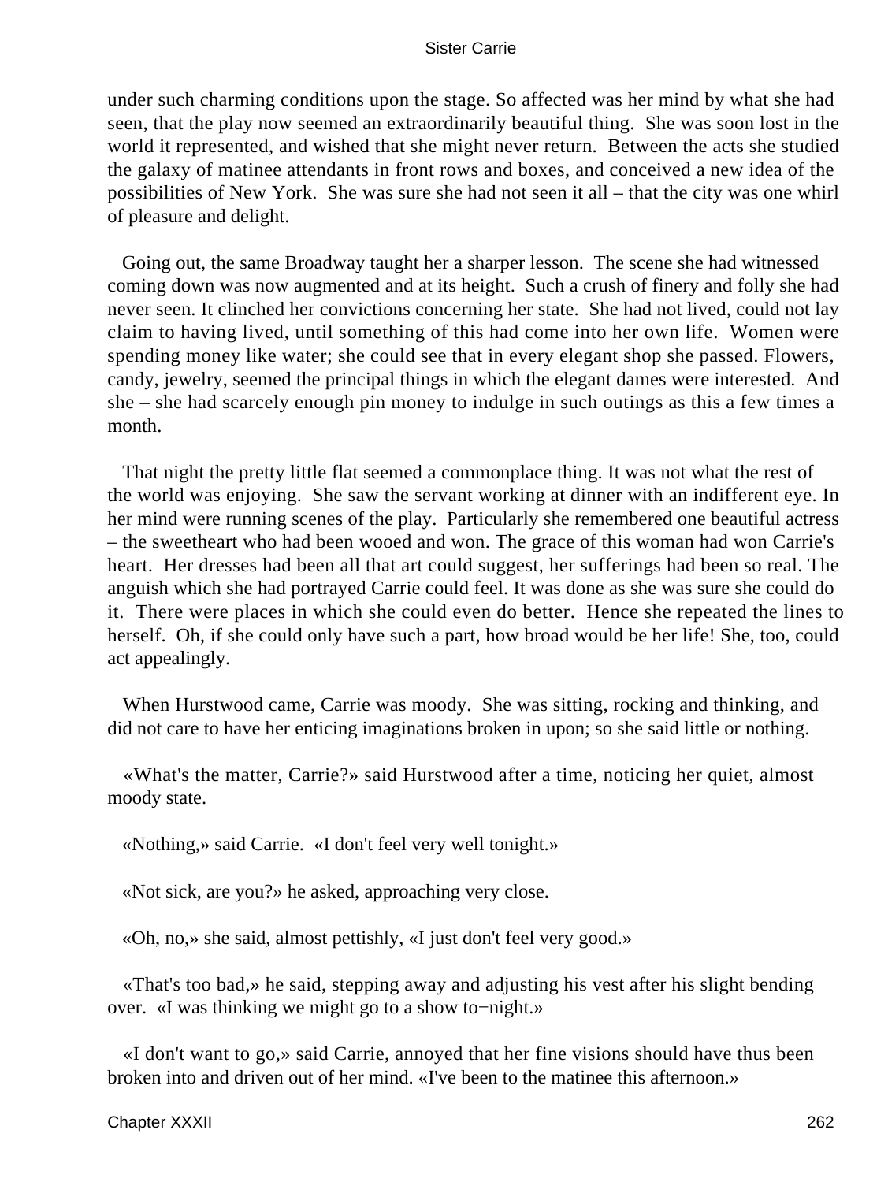under such charming conditions upon the stage. So affected was her mind by what she had seen, that the play now seemed an extraordinarily beautiful thing. She was soon lost in the world it represented, and wished that she might never return. Between the acts she studied the galaxy of matinee attendants in front rows and boxes, and conceived a new idea of the possibilities of New York. She was sure she had not seen it all – that the city was one whirl of pleasure and delight.

Going out, the same Broadway taught her a sharper lesson. The scene she had witnessed coming down was now augmented and at its height. Such a crush of finery and folly she had never seen. It clinched her convictions concerning her state. She had not lived, could not lay claim to having lived, until something of this had come into her own life. Women were spending money like water; she could see that in every elegant shop she passed. Flowers, candy, jewelry, seemed the principal things in which the elegant dames were interested. And she – she had scarcely enough pin money to indulge in such outings as this a few times a month.

That night the pretty little flat seemed a commonplace thing. It was not what the rest of the world was enjoying. She saw the servant working at dinner with an indifferent eye. In her mind were running scenes of the play. Particularly she remembered one beautiful actress – the sweetheart who had been wooed and won. The grace of this woman had won Carrie's heart. Her dresses had been all that art could suggest, her sufferings had been so real. The anguish which she had portrayed Carrie could feel. It was done as she was sure she could do it. There were places in which she could even do better. Hence she repeated the lines to herself. Oh, if she could only have such a part, how broad would be her life! She, too, could act appealingly.

When Hurstwood came, Carrie was moody. She was sitting, rocking and thinking, and did not care to have her enticing imaginations broken in upon; so she said little or nothing.

«What's the matter, Carrie?» said Hurstwood after a time, noticing her quiet, almost moody state.

«Nothing,» said Carrie. «I don't feel very well tonight.»

«Not sick, are you?» he asked, approaching very close.

«Oh, no,» she said, almost pettishly, «I just don't feel very good.»

«That's too bad,» he said, stepping away and adjusting his vest after his slight bending over. «I was thinking we might go to a show to−night.»

«I don't want to go,» said Carrie, annoyed that her fine visions should have thus been broken into and driven out of her mind. «I've been to the matinee this afternoon.»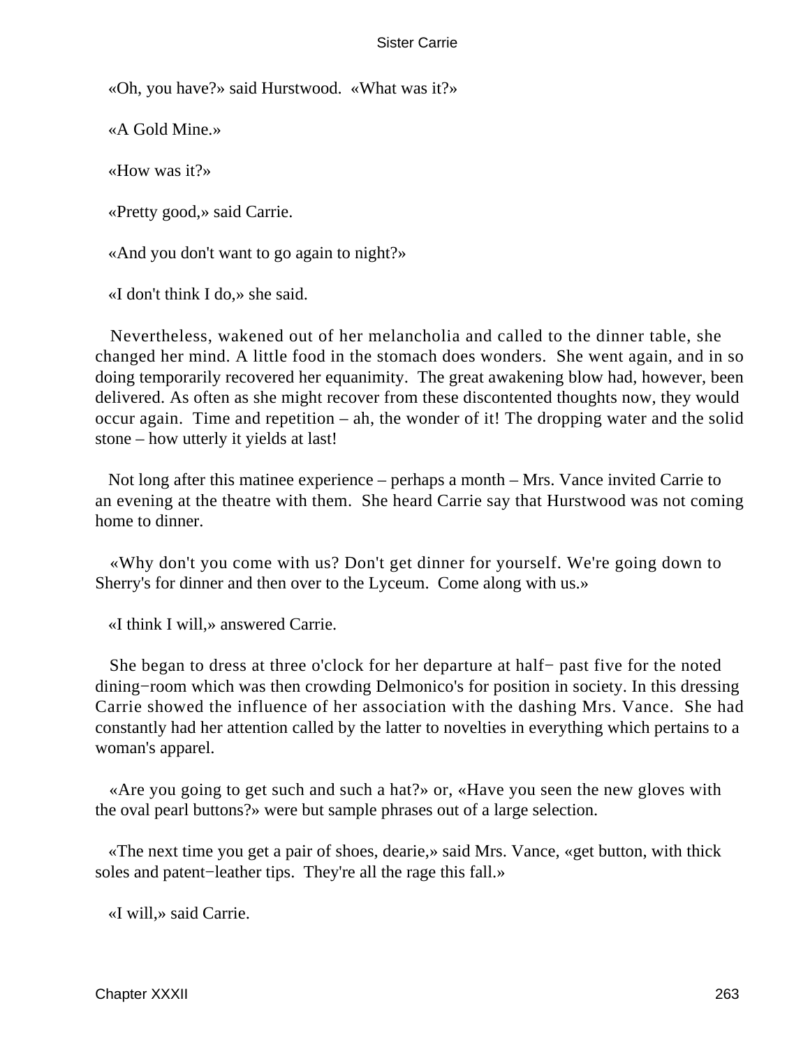«Oh, you have?» said Hurstwood. «What was it?»

«A Gold Mine.»

«How was it?»

«Pretty good,» said Carrie.

«And you don't want to go again to night?»

«I don't think I do,» she said.

Nevertheless, wakened out of her melancholia and called to the dinner table, she changed her mind. A little food in the stomach does wonders. She went again, and in so doing temporarily recovered her equanimity. The great awakening blow had, however, been delivered. As often as she might recover from these discontented thoughts now, they would occur again. Time and repetition – ah, the wonder of it! The dropping water and the solid stone – how utterly it yields at last!

Not long after this matinee experience – perhaps a month – Mrs. Vance invited Carrie to an evening at the theatre with them. She heard Carrie say that Hurstwood was not coming home to dinner.

«Why don't you come with us? Don't get dinner for yourself. We're going down to Sherry's for dinner and then over to the Lyceum. Come along with us.»

«I think I will,» answered Carrie.

She began to dress at three o'clock for her departure at half− past five for the noted dining−room which was then crowding Delmonico's for position in society. In this dressing Carrie showed the influence of her association with the dashing Mrs. Vance. She had constantly had her attention called by the latter to novelties in everything which pertains to a woman's apparel.

«Are you going to get such and such a hat?» or, «Have you seen the new gloves with the oval pearl buttons?» were but sample phrases out of a large selection.

«The next time you get a pair of shoes, dearie,» said Mrs. Vance, «get button, with thick soles and patent−leather tips. They're all the rage this fall.»

«I will,» said Carrie.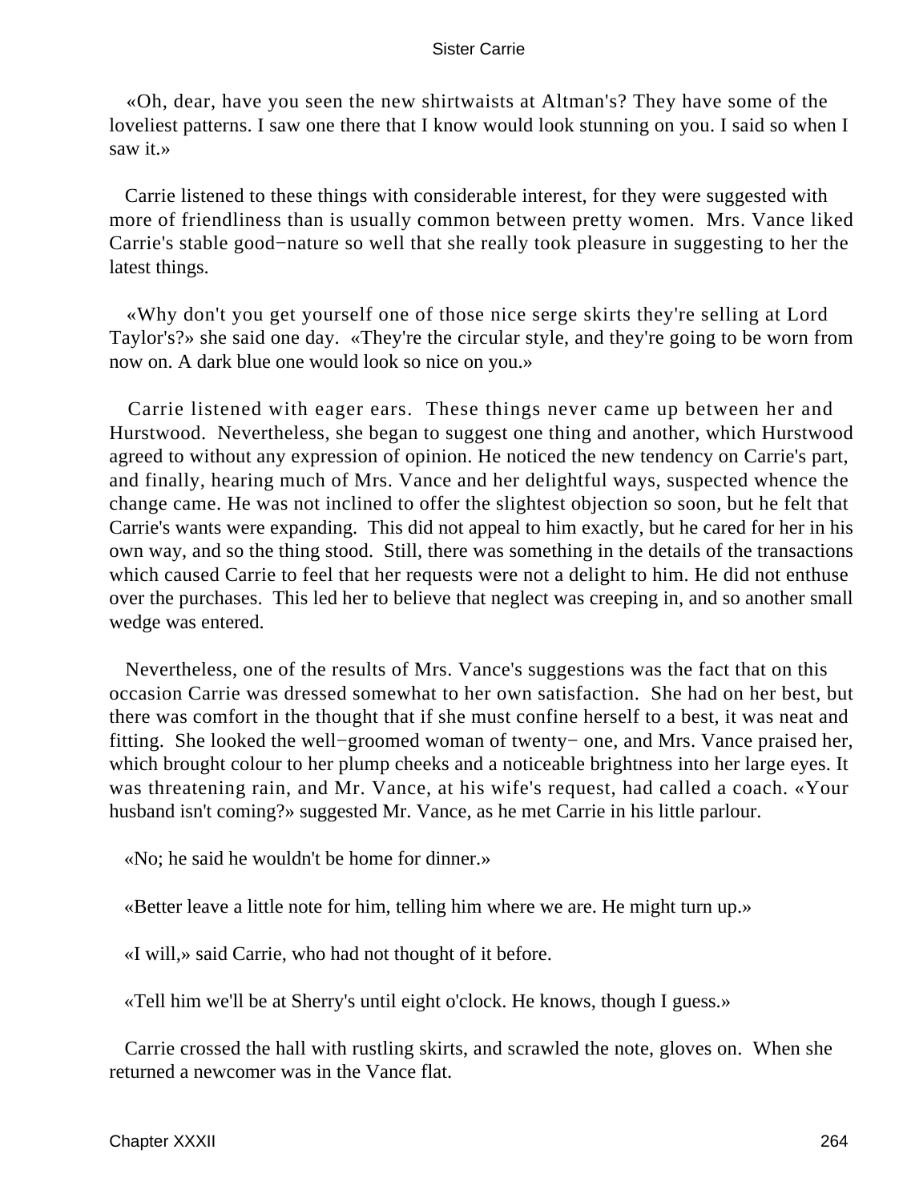«Oh, dear, have you seen the new shirtwaists at Altman's? They have some of the loveliest patterns. I saw one there that I know would look stunning on you. I said so when I saw it.»

Carrie listened to these things with considerable interest, for they were suggested with more of friendliness than is usually common between pretty women. Mrs. Vance liked Carrie's stable good−nature so well that she really took pleasure in suggesting to her the latest things.

«Why don't you get yourself one of those nice serge skirts they're selling at Lord Taylor's?» she said one day. «They're the circular style, and they're going to be worn from now on. A dark blue one would look so nice on you.»

Carrie listened with eager ears. These things never came up between her and Hurstwood. Nevertheless, she began to suggest one thing and another, which Hurstwood agreed to without any expression of opinion. He noticed the new tendency on Carrie's part, and finally, hearing much of Mrs. Vance and her delightful ways, suspected whence the change came. He was not inclined to offer the slightest objection so soon, but he felt that Carrie's wants were expanding. This did not appeal to him exactly, but he cared for her in his own way, and so the thing stood. Still, there was something in the details of the transactions which caused Carrie to feel that her requests were not a delight to him. He did not enthuse over the purchases. This led her to believe that neglect was creeping in, and so another small wedge was entered.

Nevertheless, one of the results of Mrs. Vance's suggestions was the fact that on this occasion Carrie was dressed somewhat to her own satisfaction. She had on her best, but there was comfort in the thought that if she must confine herself to a best, it was neat and fitting. She looked the well−groomed woman of twenty− one, and Mrs. Vance praised her, which brought colour to her plump cheeks and a noticeable brightness into her large eyes. It was threatening rain, and Mr. Vance, at his wife's request, had called a coach. «Your husband isn't coming?» suggested Mr. Vance, as he met Carrie in his little parlour.

«No; he said he wouldn't be home for dinner.»

«Better leave a little note for him, telling him where we are. He might turn up.»

«I will,» said Carrie, who had not thought of it before.

«Tell him we'll be at Sherry's until eight o'clock. He knows, though I guess.»

Carrie crossed the hall with rustling skirts, and scrawled the note, gloves on. When she returned a newcomer was in the Vance flat.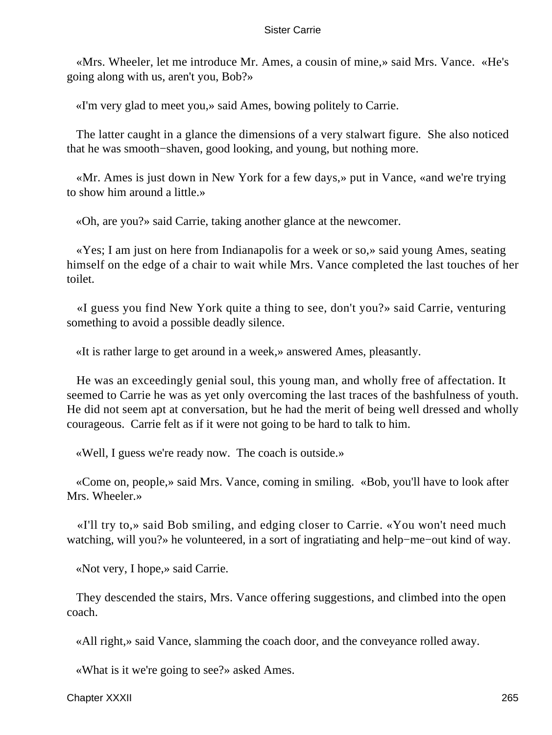«Mrs. Wheeler, let me introduce Mr. Ames, a cousin of mine,» said Mrs. Vance. «He's going along with us, aren't you, Bob?»

«I'm very glad to meet you,» said Ames, bowing politely to Carrie.

The latter caught in a glance the dimensions of a very stalwart figure. She also noticed that he was smooth−shaven, good looking, and young, but nothing more.

«Mr. Ames is just down in New York for a few days,» put in Vance, «and we're trying to show him around a little.»

«Oh, are you?» said Carrie, taking another glance at the newcomer.

«Yes; I am just on here from Indianapolis for a week or so,» said young Ames, seating himself on the edge of a chair to wait while Mrs. Vance completed the last touches of her toilet.

«I guess you find New York quite a thing to see, don't you?» said Carrie, venturing something to avoid a possible deadly silence.

«It is rather large to get around in a week,» answered Ames, pleasantly.

He was an exceedingly genial soul, this young man, and wholly free of affectation. It seemed to Carrie he was as yet only overcoming the last traces of the bashfulness of youth. He did not seem apt at conversation, but he had the merit of being well dressed and wholly courageous. Carrie felt as if it were not going to be hard to talk to him.

«Well, I guess we're ready now. The coach is outside.»

«Come on, people,» said Mrs. Vance, coming in smiling. «Bob, you'll have to look after Mrs. Wheeler.»

«I'll try to,» said Bob smiling, and edging closer to Carrie. «You won't need much watching, will you?» he volunteered, in a sort of ingratiating and help−me−out kind of way.

«Not very, I hope,» said Carrie.

They descended the stairs, Mrs. Vance offering suggestions, and climbed into the open coach.

«All right,» said Vance, slamming the coach door, and the conveyance rolled away.

«What is it we're going to see?» asked Ames.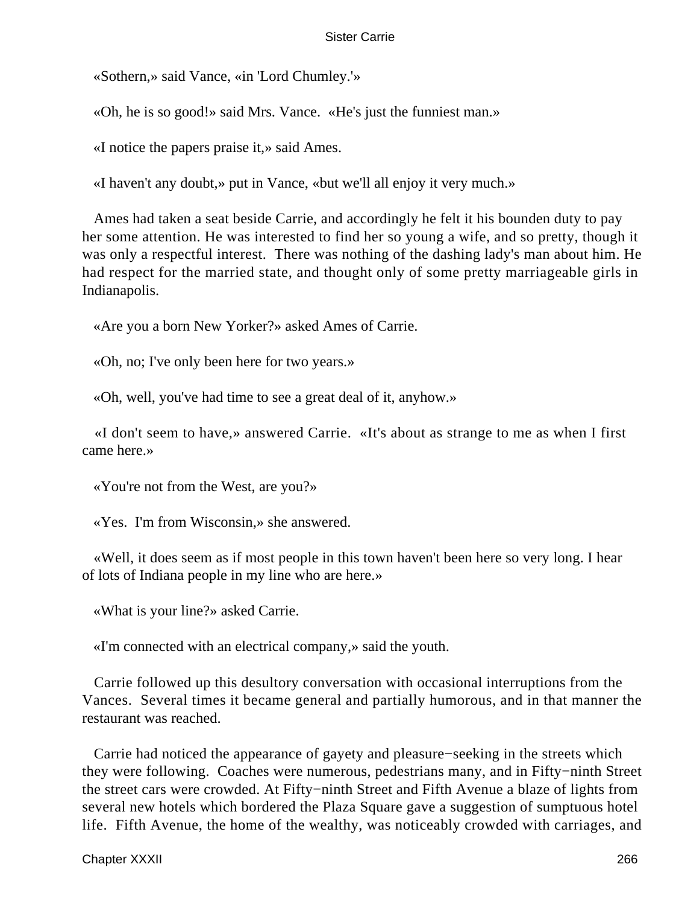«Sothern,» said Vance, «in 'Lord Chumley.'»

«Oh, he is so good!» said Mrs. Vance. «He's just the funniest man.»

«I notice the papers praise it,» said Ames.

«I haven't any doubt,» put in Vance, «but we'll all enjoy it very much.»

Ames had taken a seat beside Carrie, and accordingly he felt it his bounden duty to pay her some attention. He was interested to find her so young a wife, and so pretty, though it was only a respectful interest. There was nothing of the dashing lady's man about him. He had respect for the married state, and thought only of some pretty marriageable girls in Indianapolis.

«Are you a born New Yorker?» asked Ames of Carrie.

«Oh, no; I've only been here for two years.»

«Oh, well, you've had time to see a great deal of it, anyhow.»

«I don't seem to have,» answered Carrie. «It's about as strange to me as when I first came here.»

«You're not from the West, are you?»

«Yes. I'm from Wisconsin,» she answered.

«Well, it does seem as if most people in this town haven't been here so very long. I hear of lots of Indiana people in my line who are here.»

«What is your line?» asked Carrie.

«I'm connected with an electrical company,» said the youth.

Carrie followed up this desultory conversation with occasional interruptions from the Vances. Several times it became general and partially humorous, and in that manner the restaurant was reached.

Carrie had noticed the appearance of gayety and pleasure−seeking in the streets which they were following. Coaches were numerous, pedestrians many, and in Fifty−ninth Street the street cars were crowded. At Fifty−ninth Street and Fifth Avenue a blaze of lights from several new hotels which bordered the Plaza Square gave a suggestion of sumptuous hotel life. Fifth Avenue, the home of the wealthy, was noticeably crowded with carriages, and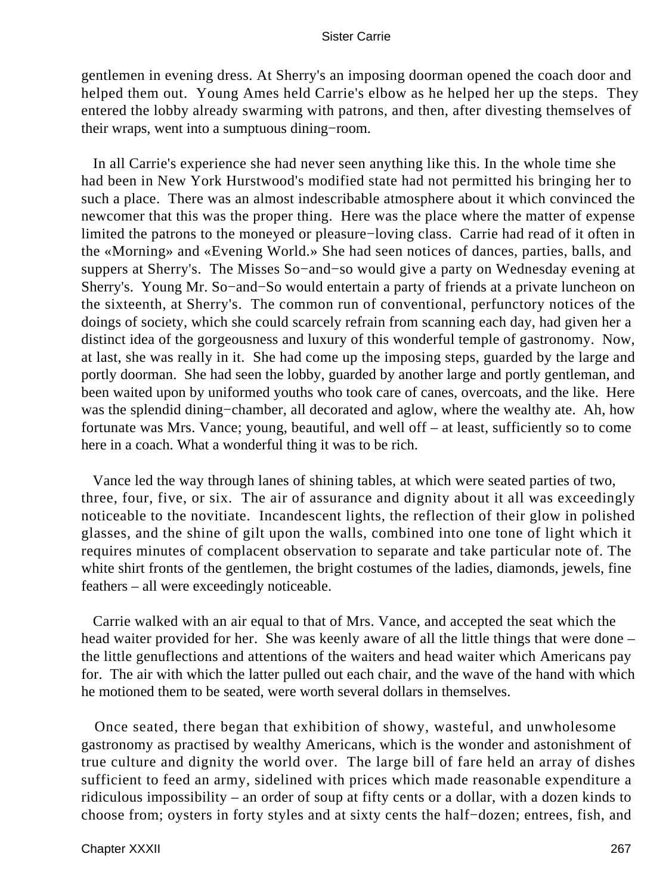gentlemen in evening dress. At Sherry's an imposing doorman opened the coach door and helped them out. Young Ames held Carrie's elbow as he helped her up the steps. They entered the lobby already swarming with patrons, and then, after divesting themselves of their wraps, went into a sumptuous dining−room.

In all Carrie's experience she had never seen anything like this. In the whole time she had been in New York Hurstwood's modified state had not permitted his bringing her to such a place. There was an almost indescribable atmosphere about it which convinced the newcomer that this was the proper thing. Here was the place where the matter of expense limited the patrons to the moneyed or pleasure−loving class. Carrie had read of it often in the «Morning» and «Evening World.» She had seen notices of dances, parties, balls, and suppers at Sherry's. The Misses So−and−so would give a party on Wednesday evening at Sherry's. Young Mr. So−and−So would entertain a party of friends at a private luncheon on the sixteenth, at Sherry's. The common run of conventional, perfunctory notices of the doings of society, which she could scarcely refrain from scanning each day, had given her a distinct idea of the gorgeousness and luxury of this wonderful temple of gastronomy. Now, at last, she was really in it. She had come up the imposing steps, guarded by the large and portly doorman. She had seen the lobby, guarded by another large and portly gentleman, and been waited upon by uniformed youths who took care of canes, overcoats, and the like. Here was the splendid dining−chamber, all decorated and aglow, where the wealthy ate. Ah, how fortunate was Mrs. Vance; young, beautiful, and well off – at least, sufficiently so to come here in a coach. What a wonderful thing it was to be rich.

Vance led the way through lanes of shining tables, at which were seated parties of two, three, four, five, or six. The air of assurance and dignity about it all was exceedingly noticeable to the novitiate. Incandescent lights, the reflection of their glow in polished glasses, and the shine of gilt upon the walls, combined into one tone of light which it requires minutes of complacent observation to separate and take particular note of. The white shirt fronts of the gentlemen, the bright costumes of the ladies, diamonds, jewels, fine feathers – all were exceedingly noticeable.

Carrie walked with an air equal to that of Mrs. Vance, and accepted the seat which the head waiter provided for her. She was keenly aware of all the little things that were done – the little genuflections and attentions of the waiters and head waiter which Americans pay for. The air with which the latter pulled out each chair, and the wave of the hand with which he motioned them to be seated, were worth several dollars in themselves.

Once seated, there began that exhibition of showy, wasteful, and unwholesome gastronomy as practised by wealthy Americans, which is the wonder and astonishment of true culture and dignity the world over. The large bill of fare held an array of dishes sufficient to feed an army, sidelined with prices which made reasonable expenditure a ridiculous impossibility – an order of soup at fifty cents or a dollar, with a dozen kinds to choose from; oysters in forty styles and at sixty cents the half−dozen; entrees, fish, and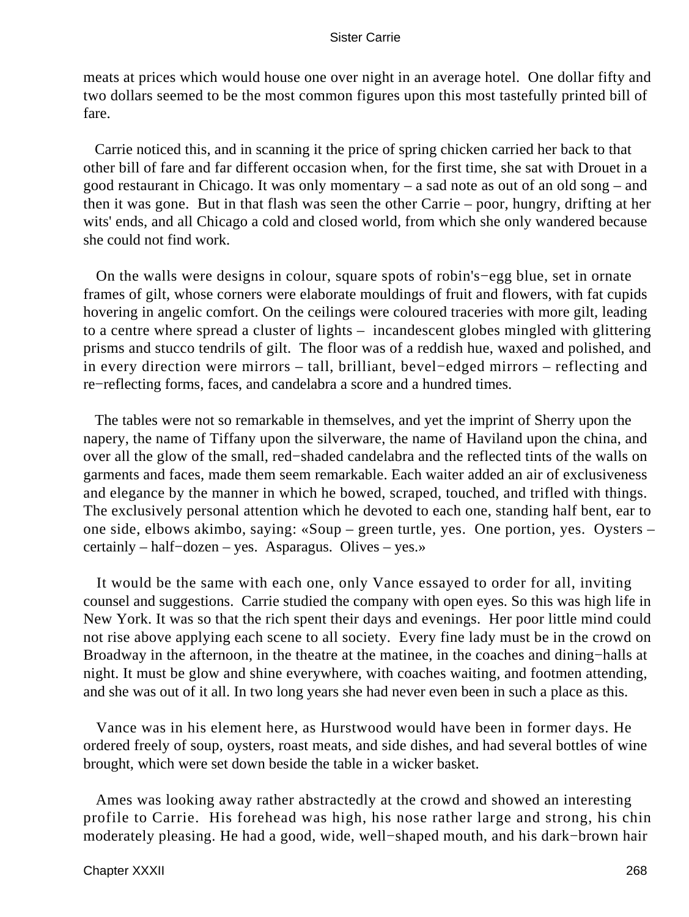meats at prices which would house one over night in an average hotel. One dollar fifty and two dollars seemed to be the most common figures upon this most tastefully printed bill of fare.

Carrie noticed this, and in scanning it the price of spring chicken carried her back to that other bill of fare and far different occasion when, for the first time, she sat with Drouet in a good restaurant in Chicago. It was only momentary – a sad note as out of an old song – and then it was gone. But in that flash was seen the other Carrie – poor, hungry, drifting at her wits' ends, and all Chicago a cold and closed world, from which she only wandered because she could not find work.

On the walls were designs in colour, square spots of robin's−egg blue, set in ornate frames of gilt, whose corners were elaborate mouldings of fruit and flowers, with fat cupids hovering in angelic comfort. On the ceilings were coloured traceries with more gilt, leading to a centre where spread a cluster of lights – incandescent globes mingled with glittering prisms and stucco tendrils of gilt. The floor was of a reddish hue, waxed and polished, and in every direction were mirrors – tall, brilliant, bevel−edged mirrors – reflecting and re−reflecting forms, faces, and candelabra a score and a hundred times.

The tables were not so remarkable in themselves, and yet the imprint of Sherry upon the napery, the name of Tiffany upon the silverware, the name of Haviland upon the china, and over all the glow of the small, red−shaded candelabra and the reflected tints of the walls on garments and faces, made them seem remarkable. Each waiter added an air of exclusiveness and elegance by the manner in which he bowed, scraped, touched, and trifled with things. The exclusively personal attention which he devoted to each one, standing half bent, ear to one side, elbows akimbo, saying: «Soup – green turtle, yes. One portion, yes. Oysters – certainly – half−dozen – yes. Asparagus. Olives – yes.»

It would be the same with each one, only Vance essayed to order for all, inviting counsel and suggestions. Carrie studied the company with open eyes. So this was high life in New York. It was so that the rich spent their days and evenings. Her poor little mind could not rise above applying each scene to all society. Every fine lady must be in the crowd on Broadway in the afternoon, in the theatre at the matinee, in the coaches and dining−halls at night. It must be glow and shine everywhere, with coaches waiting, and footmen attending, and she was out of it all. In two long years she had never even been in such a place as this.

Vance was in his element here, as Hurstwood would have been in former days. He ordered freely of soup, oysters, roast meats, and side dishes, and had several bottles of wine brought, which were set down beside the table in a wicker basket.

Ames was looking away rather abstractedly at the crowd and showed an interesting profile to Carrie. His forehead was high, his nose rather large and strong, his chin moderately pleasing. He had a good, wide, well−shaped mouth, and his dark−brown hair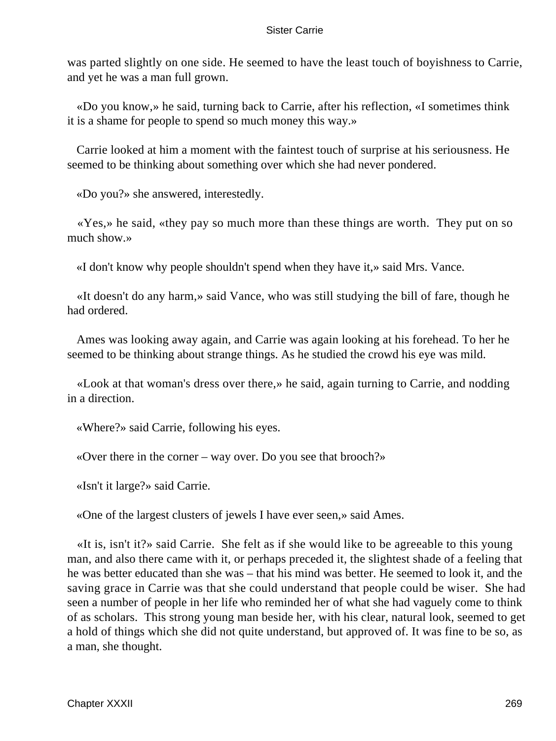was parted slightly on one side. He seemed to have the least touch of boyishness to Carrie, and yet he was a man full grown.

«Do you know,» he said, turning back to Carrie, after his reflection, «I sometimes think it is a shame for people to spend so much money this way.»

Carrie looked at him a moment with the faintest touch of surprise at his seriousness. He seemed to be thinking about something over which she had never pondered.

«Do you?» she answered, interestedly.

«Yes,» he said, «they pay so much more than these things are worth. They put on so much show.»

«I don't know why people shouldn't spend when they have it,» said Mrs. Vance.

«It doesn't do any harm,» said Vance, who was still studying the bill of fare, though he had ordered.

Ames was looking away again, and Carrie was again looking at his forehead. To her he seemed to be thinking about strange things. As he studied the crowd his eye was mild.

«Look at that woman's dress over there,» he said, again turning to Carrie, and nodding in a direction.

«Where?» said Carrie, following his eyes.

«Over there in the corner – way over. Do you see that brooch?»

«Isn't it large?» said Carrie.

«One of the largest clusters of jewels I have ever seen,» said Ames.

«It is, isn't it?» said Carrie. She felt as if she would like to be agreeable to this young man, and also there came with it, or perhaps preceded it, the slightest shade of a feeling that he was better educated than she was – that his mind was better. He seemed to look it, and the saving grace in Carrie was that she could understand that people could be wiser. She had seen a number of people in her life who reminded her of what she had vaguely come to think of as scholars. This strong young man beside her, with his clear, natural look, seemed to get a hold of things which she did not quite understand, but approved of. It was fine to be so, as a man, she thought.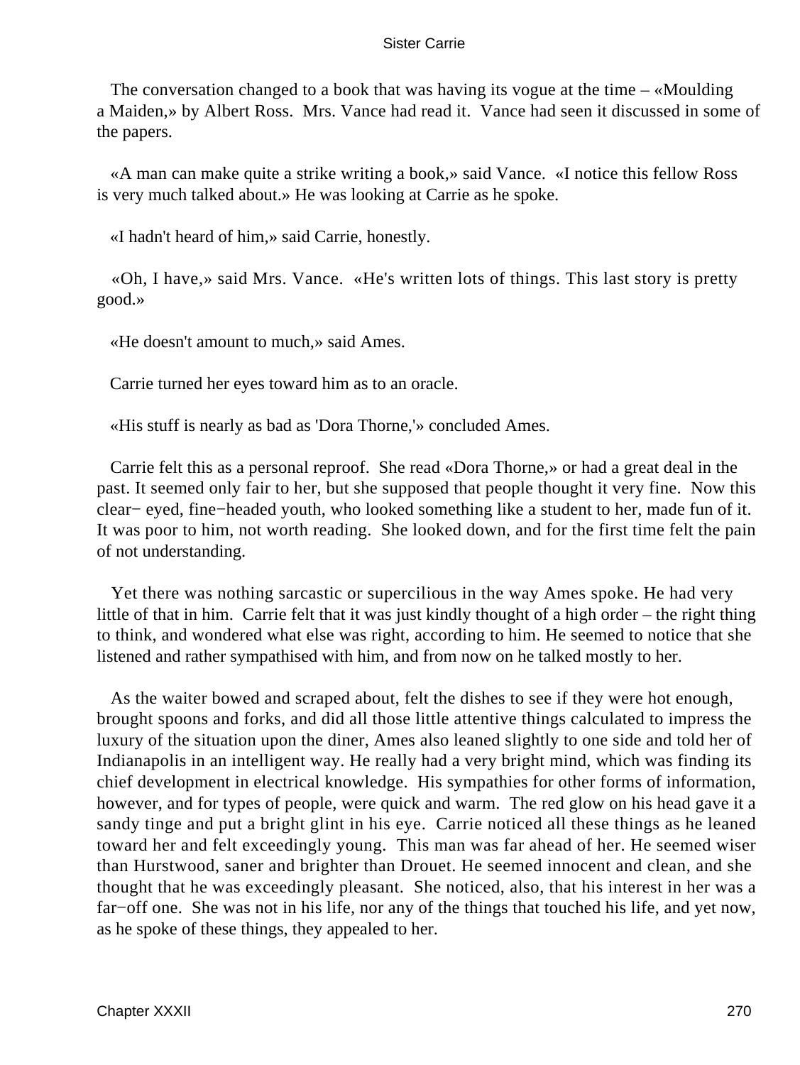The conversation changed to a book that was having its vogue at the time – «Moulding a Maiden,» by Albert Ross. Mrs. Vance had read it. Vance had seen it discussed in some of the papers.

«A man can make quite a strike writing a book,» said Vance. «I notice this fellow Ross is very much talked about.» He was looking at Carrie as he spoke.

«I hadn't heard of him,» said Carrie, honestly.

«Oh, I have,» said Mrs. Vance. «He's written lots of things. This last story is pretty good.»

«He doesn't amount to much,» said Ames.

Carrie turned her eyes toward him as to an oracle.

«His stuff is nearly as bad as 'Dora Thorne,'» concluded Ames.

Carrie felt this as a personal reproof. She read «Dora Thorne,» or had a great deal in the past. It seemed only fair to her, but she supposed that people thought it very fine. Now this clear− eyed, fine−headed youth, who looked something like a student to her, made fun of it. It was poor to him, not worth reading. She looked down, and for the first time felt the pain of not understanding.

Yet there was nothing sarcastic or supercilious in the way Ames spoke. He had very little of that in him. Carrie felt that it was just kindly thought of a high order – the right thing to think, and wondered what else was right, according to him. He seemed to notice that she listened and rather sympathised with him, and from now on he talked mostly to her.

As the waiter bowed and scraped about, felt the dishes to see if they were hot enough, brought spoons and forks, and did all those little attentive things calculated to impress the luxury of the situation upon the diner, Ames also leaned slightly to one side and told her of Indianapolis in an intelligent way. He really had a very bright mind, which was finding its chief development in electrical knowledge. His sympathies for other forms of information, however, and for types of people, were quick and warm. The red glow on his head gave it a sandy tinge and put a bright glint in his eye. Carrie noticed all these things as he leaned toward her and felt exceedingly young. This man was far ahead of her. He seemed wiser than Hurstwood, saner and brighter than Drouet. He seemed innocent and clean, and she thought that he was exceedingly pleasant. She noticed, also, that his interest in her was a far−off one. She was not in his life, nor any of the things that touched his life, and yet now, as he spoke of these things, they appealed to her.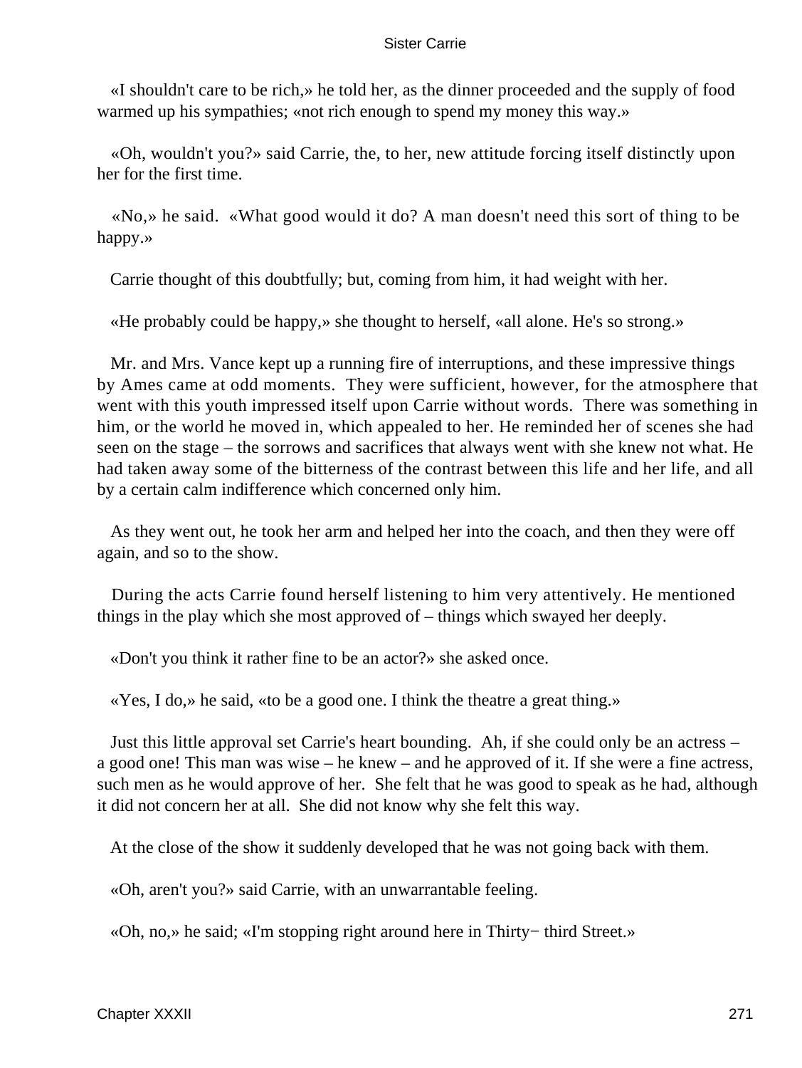«I shouldn't care to be rich,» he told her, as the dinner proceeded and the supply of food warmed up his sympathies; «not rich enough to spend my money this way.»

«Oh, wouldn't you?» said Carrie, the, to her, new attitude forcing itself distinctly upon her for the first time.

«No,» he said. «What good would it do? A man doesn't need this sort of thing to be happy.»

Carrie thought of this doubtfully; but, coming from him, it had weight with her.

«He probably could be happy,» she thought to herself, «all alone. He's so strong.»

Mr. and Mrs. Vance kept up a running fire of interruptions, and these impressive things by Ames came at odd moments. They were sufficient, however, for the atmosphere that went with this youth impressed itself upon Carrie without words. There was something in him, or the world he moved in, which appealed to her. He reminded her of scenes she had seen on the stage – the sorrows and sacrifices that always went with she knew not what. He had taken away some of the bitterness of the contrast between this life and her life, and all by a certain calm indifference which concerned only him.

As they went out, he took her arm and helped her into the coach, and then they were off again, and so to the show.

During the acts Carrie found herself listening to him very attentively. He mentioned things in the play which she most approved of – things which swayed her deeply.

«Don't you think it rather fine to be an actor?» she asked once.

«Yes, I do,» he said, «to be a good one. I think the theatre a great thing.»

Just this little approval set Carrie's heart bounding. Ah, if she could only be an actress – a good one! This man was wise – he knew – and he approved of it. If she were a fine actress, such men as he would approve of her. She felt that he was good to speak as he had, although it did not concern her at all. She did not know why she felt this way.

At the close of the show it suddenly developed that he was not going back with them.

«Oh, aren't you?» said Carrie, with an unwarrantable feeling.

«Oh, no,» he said; «I'm stopping right around here in Thirty−third Street.»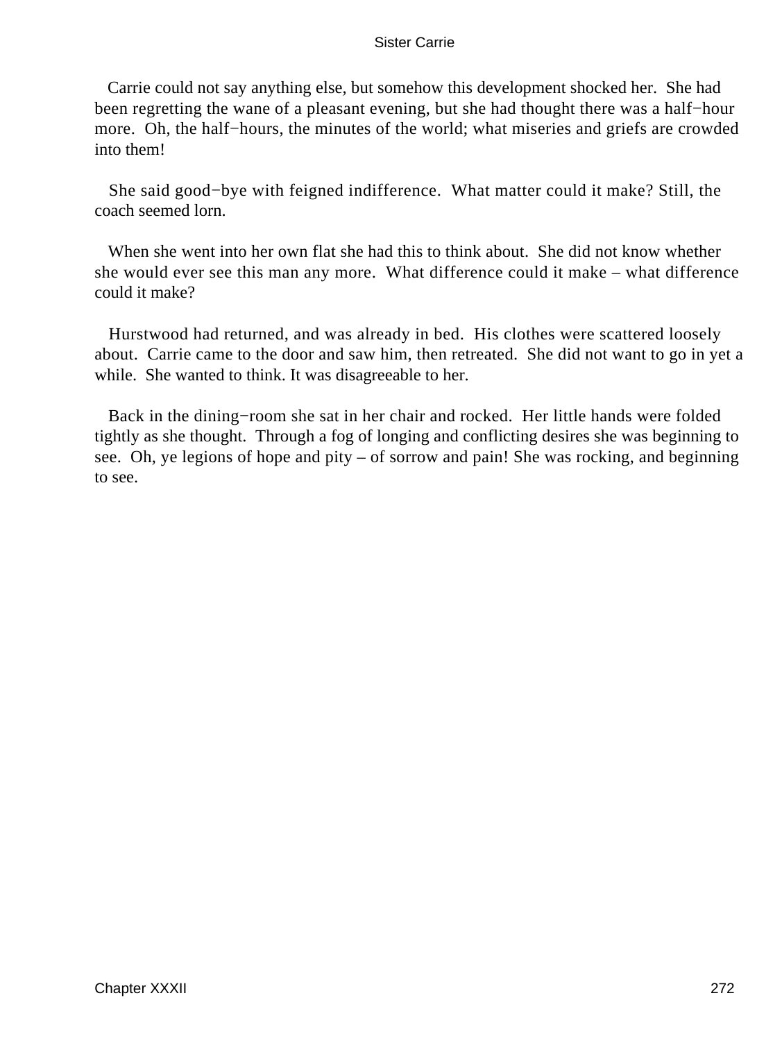Carrie could not say anything else, but somehow this development shocked her. She had been regretting the wane of a pleasant evening, but she had thought there was a half−hour more. Oh, the half−hours, the minutes of the world; what miseries and griefs are crowded into them!

She said good−bye with feigned indifference. What matter could it make? Still, the coach seemed lorn.

When she went into her own flat she had this to think about. She did not know whether she would ever see this man any more. What difference could it make – what difference could it make?

Hurstwood had returned, and was already in bed. His clothes were scattered loosely about. Carrie came to the door and saw him, then retreated. She did not want to go in yet a while. She wanted to think. It was disagreeable to her.

Back in the dining−room she sat in her chair and rocked. Her little hands were folded tightly as she thought. Through a fog of longing and conflicting desires she was beginning to see. Oh, ye legions of hope and pity – of sorrow and pain! She was rocking, and beginning to see.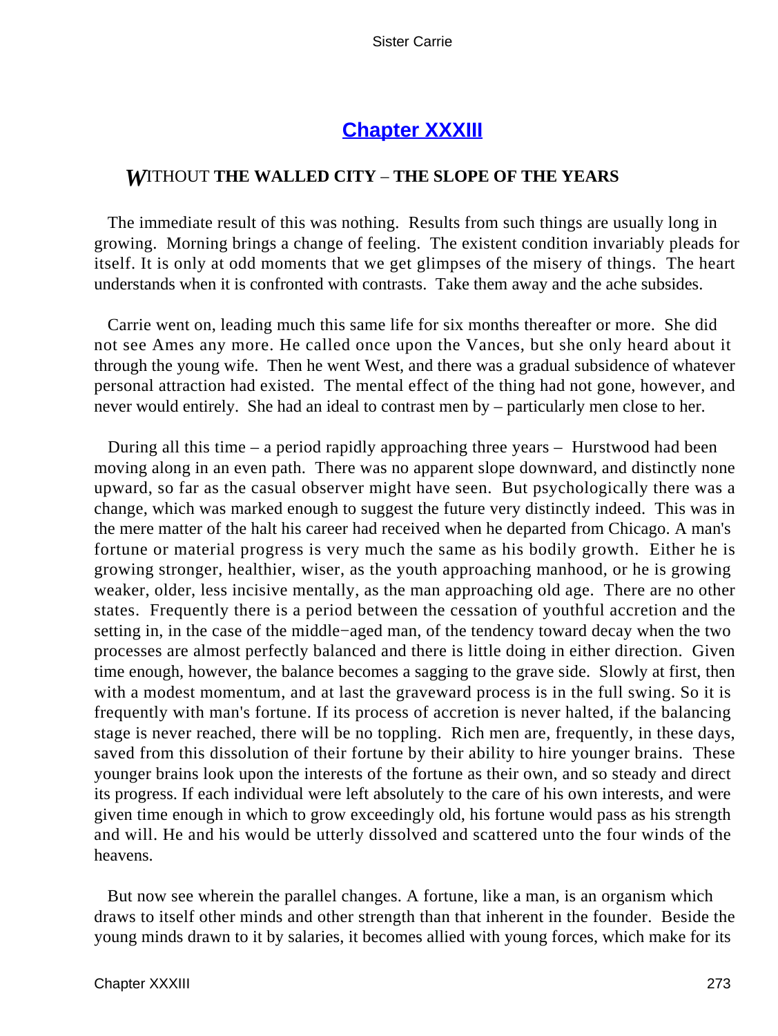## Chapter XXXIII

### WITHOUT THE WALLED CITY – THE SLOPE OF THE YEARS

The immediate result of this was nothing. Results from such things are usually long in growing. Morning brings a change of feeling. The existent condition invariably pleads for itself. It is only at odd moments that we get glimpses of the misery of things. The heart understands when it is confronted with contrasts. Take them away and the ache subsides.

Carrie went on, leading much this same life for six months thereafter or more. She did not see Ames any more. He called once upon the Vances, but she only heard about it through the young wife. Then he went West, and there was a gradual subsidence of whatever personal attraction had existed. The mental effect of the thing had not gone, however, and never would entirely. She had an ideal to contrast men by – particularly men close to her.

During all this time – a period rapidly approaching three years – Hurstwood had been moving along in an even path. There was no apparent slope downward, and distinctly none upward, so far as the casual observer might have seen. But psychologically there was a change, which was marked enough to suggest the future very distinctly indeed. This was in the mere matter of the halt his career had received when he departed from Chicago. A man's fortune or material progress is very much the same as his bodily growth. Either he is growing stronger, healthier, wiser, as the youth approaching manhood, or he is growing weaker, older, less incisive mentally, as the man approaching old age. There are no other states. Frequently there is a period between the cessation of youthful accretion and the setting in, in the case of the middle−aged man, of the tendency toward decay when the two processes are almost perfectly balanced and there is little doing in either direction. Given time enough, however, the balance becomes a sagging to the grave side. Slowly at first, then with a modest momentum, and at last the graveward process is in the full swing. So it is frequently with man's fortune. If its process of accretion is never halted, if the balancing stage is never reached, there will be no toppling. Rich men are, frequently, in these days, saved from this dissolution of their fortune by their ability to hire younger brains. These younger brains look upon the interests of the fortune as their own, and so steady and direct its progress. If each individual were left absolutely to the care of his own interests, and were given time enough in which to grow exceedingly old, his fortune would pass as his strength and will. He and his would be utterly dissolved and scattered unto the four winds of the heavens.

But now see wherein the parallel changes. A fortune, like a man, is an organism which draws to itself other minds and other strength than that inherent in the founder. Beside the young minds drawn to it by salaries, it becomes allied with young forces, which make for its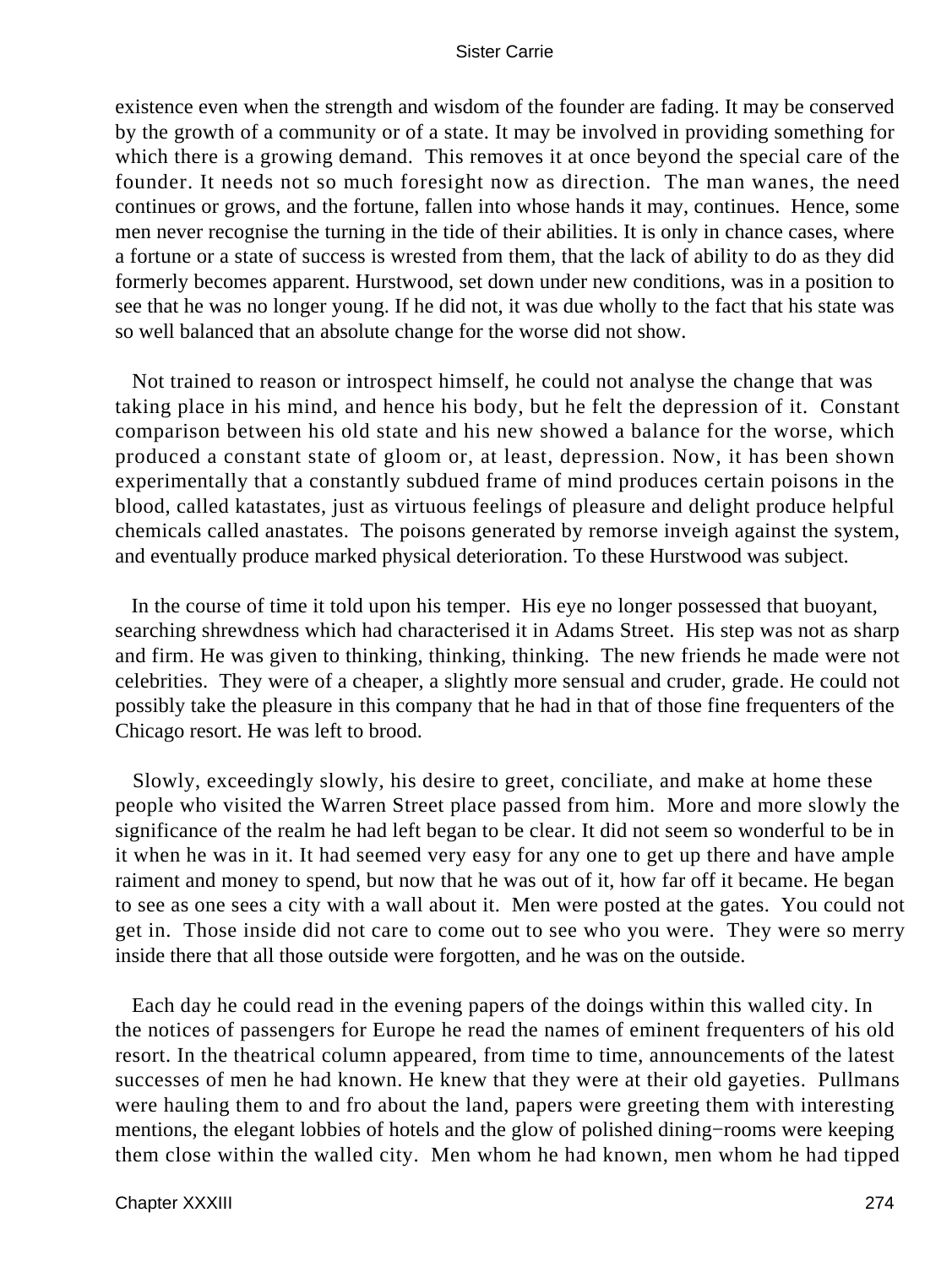existence even when the strength and wisdom of the founder are fading. It may be conserved by the growth of a community or of a state. It may be involved in providing something for which there is a growing demand. This removes it at once beyond the special care of the founder. It needs not so much foresight now as direction. The man wanes, the need continues or grows, and the fortune, fallen into whose hands it may, continues. Hence, some men never recognise the turning in the tide of their abilities. It is only in chance cases, where a fortune or a state of success is wrested from them, that the lack of ability to do as they did formerly becomes apparent. Hurstwood, set down under new conditions, was in a position to see that he was no longer young. If he did not, it was due wholly to the fact that his state was so well balanced that an absolute change for the worse did not show.

Not trained to reason or introspect himself, he could not analyse the change that was taking place in his mind, and hence his body, but he felt the depression of it. Constant comparison between his old state and his new showed a balance for the worse, which produced a constant state of gloom or, at least, depression. Now, it has been shown experimentally that a constantly subdued frame of mind produces certain poisons in the blood, called katastates, just as virtuous feelings of pleasure and delight produce helpful chemicals called anastates. The poisons generated by remorse inveigh against the system, and eventually produce marked physical deterioration. To these Hurstwood was subject.

In the course of time it told upon his temper. His eye no longer possessed that buoyant, searching shrewdness which had characterised it in Adams Street. His step was not as sharp and firm. He was given to thinking, thinking, thinking. The new friends he made were not celebrities. They were of a cheaper, a slightly more sensual and cruder, grade. He could not possibly take the pleasure in this company that he had in that of those fine frequenters of the Chicago resort. He was left to brood.

Slowly, exceedingly slowly, his desire to greet, conciliate, and make at home these people who visited the Warren Street place passed from him. More and more slowly the significance of the realm he had left began to be clear. It did not seem so wonderful to be in it when he was in it. It had seemed very easy for any one to get up there and have ample raiment and money to spend, but now that he was out of it, how far off it became. He began to see as one sees a city with a wall about it. Men were posted at the gates. You could not get in. Those inside did not care to come out to see who you were. They were so merry inside there that all those outside were forgotten, and he was on the outside.

Each day he could read in the evening papers of the doings within this walled city. In the notices of passengers for Europe he read the names of eminent frequenters of his old resort. In the theatrical column appeared, from time to time, announcements of the latest successes of men he had known. He knew that they were at their old gayeties. Pullmans were hauling them to and fro about the land, papers were greeting them with interesting mentions, the elegant lobbies of hotels and the glow of polished dining−rooms were keeping them close within the walled city. Men whom he had known, men whom he had tipped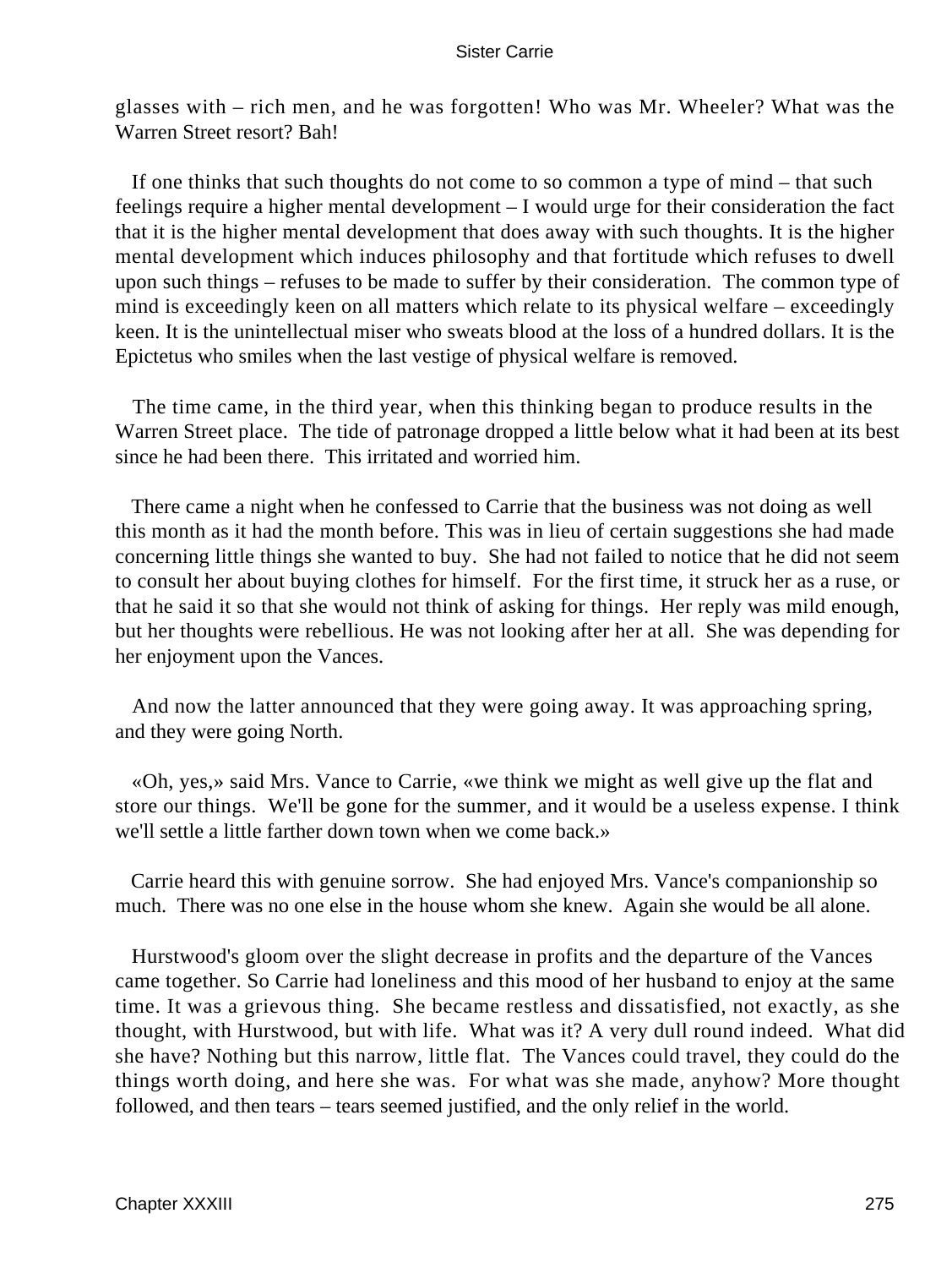glasses with – rich men, and he was forgotten! Who was Mr. Wheeler? What was the Warren Street resort? Bah!

If one thinks that such thoughts do not come to so common a type of mind – that such feelings require a higher mental development – I would urge for their consideration the fact that it is the higher mental development that does away with such thoughts. It is the higher mental development which induces philosophy and that fortitude which refuses to dwell upon such things – refuses to be made to suffer by their consideration. The common type of mind is exceedingly keen on all matters which relate to its physical welfare – exceedingly keen. It is the unintellectual miser who sweats blood at the loss of a hundred dollars. It is the Epictetus who smiles when the last vestige of physical welfare is removed.

The time came, in the third year, when this thinking began to produce results in the Warren Street place. The tide of patronage dropped a little below what it had been at its best since he had been there. This irritated and worried him.

There came a night when he confessed to Carrie that the business was not doing as well this month as it had the month before. This was in lieu of certain suggestions she had made concerning little things she wanted to buy. She had not failed to notice that he did not seem to consult her about buying clothes for himself. For the first time, it struck her as a ruse, or that he said it so that she would not think of asking for things. Her reply was mild enough, but her thoughts were rebellious. He was not looking after her at all. She was depending for her enjoyment upon the Vances.

And now the latter announced that they were going away. It was approaching spring, and they were going North.

«Oh, yes,» said Mrs. Vance to Carrie, «we think we might as well give up the flat and store our things. We'll be gone for the summer, and it would be a useless expense. I think we'll settle a little farther down town when we come back.»

Carrie heard this with genuine sorrow. She had enjoyed Mrs. Vance's companionship so much. There was no one else in the house whom she knew. Again she would be all alone.

Hurstwood's gloom over the slight decrease in profits and the departure of the Vances came together. So Carrie had loneliness and this mood of her husband to enjoy at the same time. It was a grievous thing. She became restless and dissatisfied, not exactly, as she thought, with Hurstwood, but with life. What was it? A very dull round indeed. What did she have? Nothing but this narrow, little flat. The Vances could travel, they could do the things worth doing, and here she was. For what was she made, anyhow? More thought followed, and then tears – tears seemed justified, and the only relief in the world.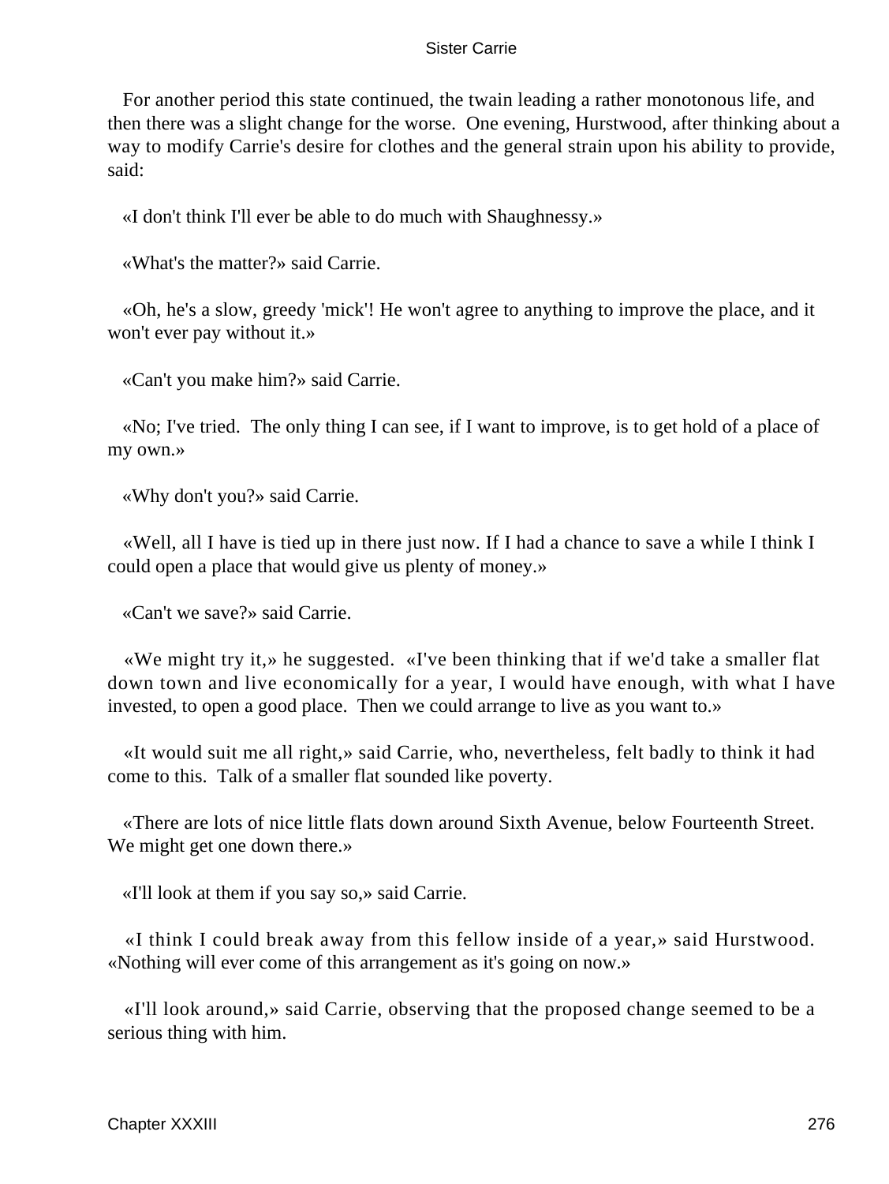For another period this state continued, the twain leading a rather monotonous life, and then there was a slight change for the worse. One evening, Hurstwood, after thinking about a way to modify Carrie's desire for clothes and the general strain upon his ability to provide, said:

«I don't think I'll ever be able to do much with Shaughnessy.»

«What's the matter?» said Carrie.

«Oh, he's a slow, greedy 'mick'! He won't agree to anything to improve the place, and it won't ever pay without it.»

«Can't you make him?» said Carrie.

«No; I've tried. The only thing I can see, if I want to improve, is to get hold of a place of my own.»

«Why don't you?» said Carrie.

«Well, all I have is tied up in there just now. If I had a chance to save a while I think I could open a place that would give us plenty of money.»

«Can't we save?» said Carrie.

«We might try it,» he suggested. «I've been thinking that if we'd take a smaller flat down town and live economically for a year, I would have enough, with what I have invested, to open a good place. Then we could arrange to live as you want to.»

«It would suit me all right,» said Carrie, who, nevertheless, felt badly to think it had come to this. Talk of a smaller flat sounded like poverty.

«There are lots of nice little flats down around Sixth Avenue, below Fourteenth Street. We might get one down there.»

«I'll look at them if you say so,» said Carrie.

«I think I could break away from this fellow inside of a year,» said Hurstwood. «Nothing will ever come of this arrangement as it's going on now.»

«I'll look around,» said Carrie, observing that the proposed change seemed to be a serious thing with him.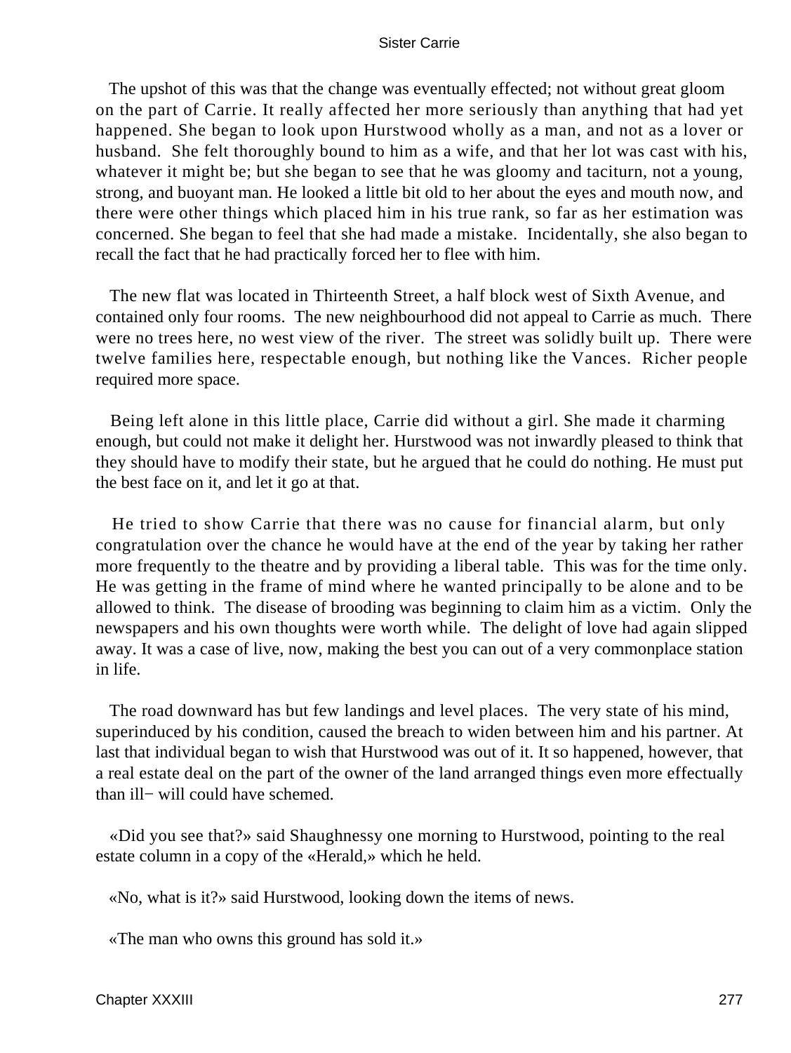The upshot of this was that the change was eventually effected; not without great gloom on the part of Carrie. It really affected her more seriously than anything that had yet happened. She began to look upon Hurstwood wholly as a man, and not as a lover or husband. She felt thoroughly bound to him as a wife, and that her lot was cast with his, whatever it might be; but she began to see that he was gloomy and taciturn, not a young, strong, and buoyant man. He looked a little bit old to her about the eyes and mouth now, and there were other things which placed him in his true rank, so far as her estimation was concerned. She began to feel that she had made a mistake. Incidentally, she also began to recall the fact that he had practically forced her to flee with him.

The new flat was located in Thirteenth Street, a half block west of Sixth Avenue, and contained only four rooms. The new neighbourhood did not appeal to Carrie as much. There were no trees here, no west view of the river. The street was solidly built up. There were twelve families here, respectable enough, but nothing like the Vances. Richer people required more space.

Being left alone in this little place, Carrie did without a girl. She made it charming enough, but could not make it delight her. Hurstwood was not inwardly pleased to think that they should have to modify their state, but he argued that he could do nothing. He must put the best face on it, and let it go at that.

He tried to show Carrie that there was no cause for financial alarm, but only congratulation over the chance he would have at the end of the year by taking her rather more frequently to the theatre and by providing a liberal table. This was for the time only. He was getting in the frame of mind where he wanted principally to be alone and to be allowed to think. The disease of brooding was beginning to claim him as a victim. Only the newspapers and his own thoughts were worth while. The delight of love had again slipped away. It was a case of live, now, making the best you can out of a very commonplace station in life.

The road downward has but few landings and level places. The very state of his mind, superinduced by his condition, caused the breach to widen between him and his partner. At last that individual began to wish that Hurstwood was out of it. It so happened, however, that a real estate deal on the part of the owner of the land arranged things even more effectually than ill− will could have schemed.

«Did you see that?» said Shaughnessy one morning to Hurstwood, pointing to the real estate column in a copy of the «Herald,» which he held.

«No, what is it?» said Hurstwood, looking down the items of news.

«The man who owns this ground has sold it.»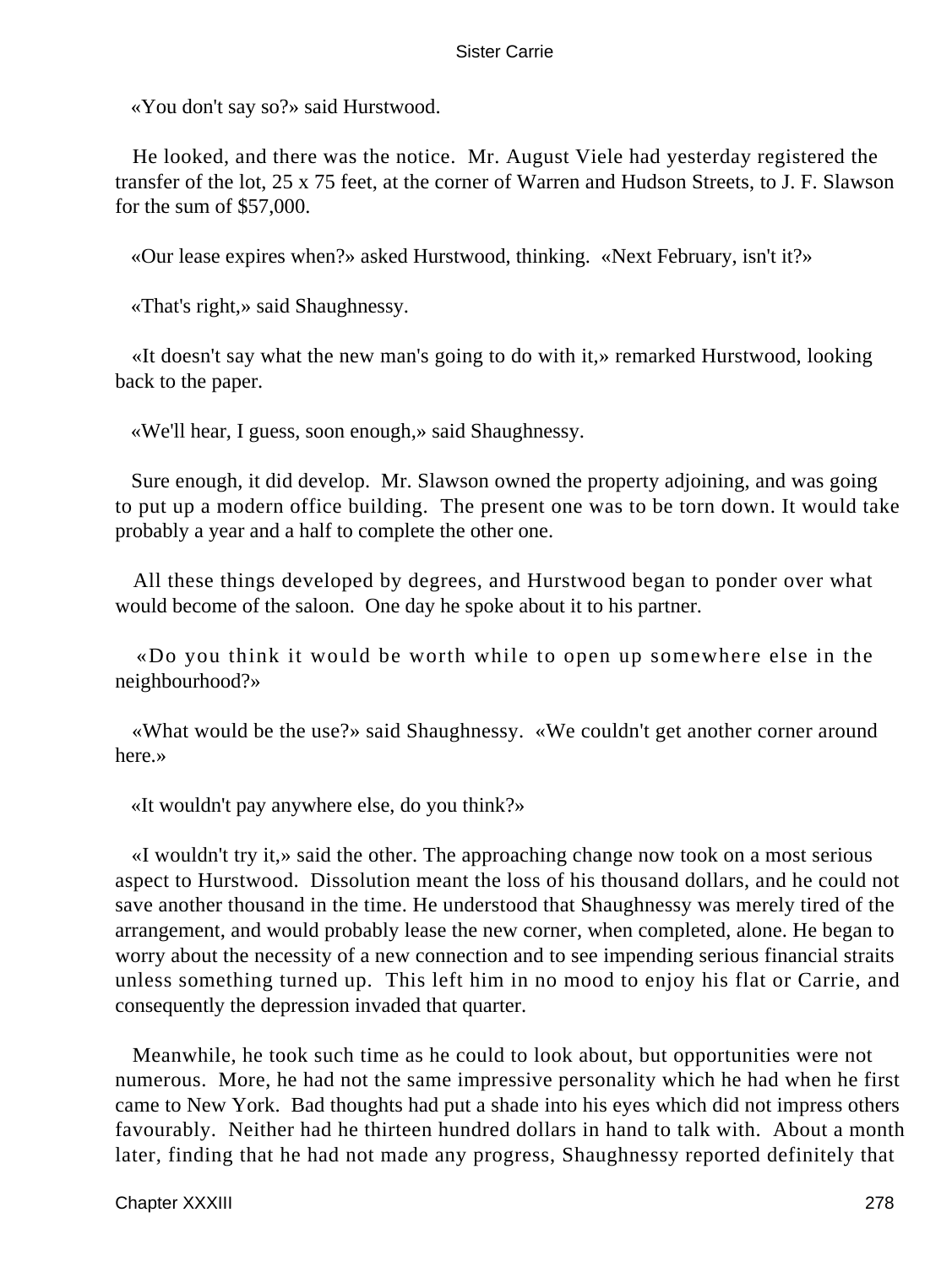«You don't say so?» said Hurstwood.

He looked, and there was the notice. Mr. August Viele had yesterday registered the transfer of the lot, 25 x 75 feet, at the corner of Warren and Hudson Streets, to J. F. Slawson for the sum of $57,000.

«Our lease expires when?» asked Hurstwood, thinking. «Next February, isn't it?»

«That's right,» said Shaughnessy.

«It doesn't say what the new man's going to do with it,» remarked Hurstwood, looking back to the paper.

«We'll hear, I guess, soon enough,» said Shaughnessy.

Sure enough, it did develop. Mr. Slawson owned the property adjoining, and was going to put up a modern office building. The present one was to be torn down. It would take probably a year and a half to complete the other one.

All these things developed by degrees, and Hurstwood began to ponder over what would become of the saloon. One day he spoke about it to his partner.

«Do you think it would be worth while to open up somewhere else in the neighbourhood?»

«What would be the use?» said Shaughnessy. «We couldn't get another corner around here.»

«It wouldn't pay anywhere else, do you think?»

«I wouldn't try it,» said the other. The approaching change now took on a most serious aspect to Hurstwood. Dissolution meant the loss of his thousand dollars, and he could not save another thousand in the time. He understood that Shaughnessy was merely tired of the arrangement, and would probably lease the new corner, when completed, alone. He began to worry about the necessity of a new connection and to see impending serious financial straits unless something turned up. This left him in no mood to enjoy his flat or Carrie, and consequently the depression invaded that quarter.

Meanwhile, he took such time as he could to look about, but opportunities were not numerous. More, he had not the same impressive personality which he had when he first came to New York. Bad thoughts had put a shade into his eyes which did not impress others favourably. Neither had he thirteen hundred dollars in hand to talk with. About a month later, finding that he had not made any progress, Shaughnessy reported definitely that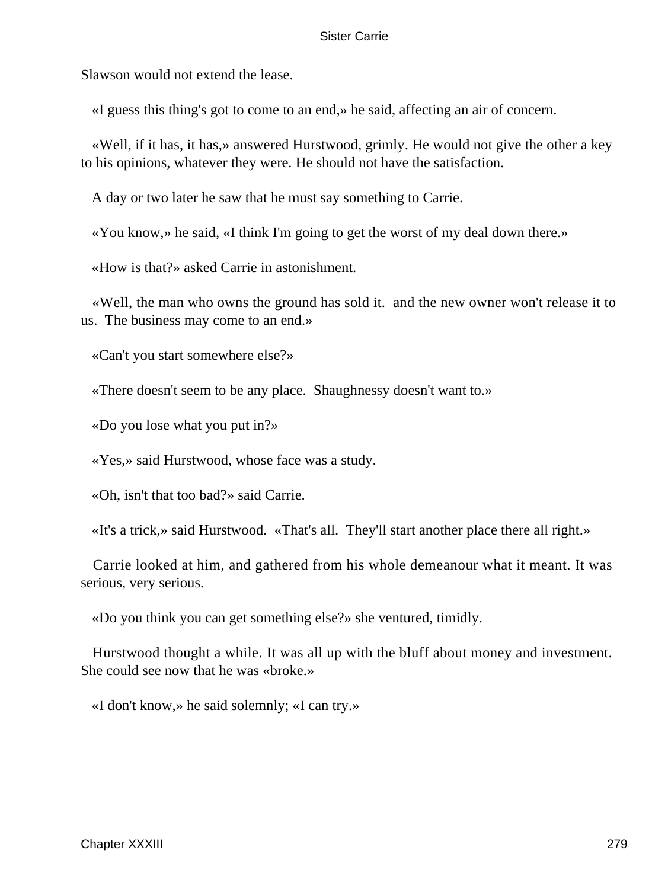Slawson would not extend the lease.

«I guess this thing's got to come to an end,» he said, affecting an air of concern.

«Well, if it has, it has,» answered Hurstwood, grimly. He would not give the other a key to his opinions, whatever they were. He should not have the satisfaction.

A day or two later he saw that he must say something to Carrie.

«You know,» he said, «I think I'm going to get the worst of my deal down there.»

«How is that?» asked Carrie in astonishment.

«Well, the man who owns the ground has sold it. and the new owner won't release it to us. The business may come to an end.»

«Can't you start somewhere else?»

«There doesn't seem to be any place. Shaughnessy doesn't want to.»

«Do you lose what you put in?»

«Yes,» said Hurstwood, whose face was a study.

«Oh, isn't that too bad?» said Carrie.

«It's a trick,» said Hurstwood. «That's all. They'll start another place there all right.»

Carrie looked at him, and gathered from his whole demeanour what it meant. It was serious, very serious.

«Do you think you can get something else?» she ventured, timidly.

Hurstwood thought a while. It was all up with the bluff about money and investment. She could see now that he was «broke.»

«I don't know,» he said solemnly; «I can try.»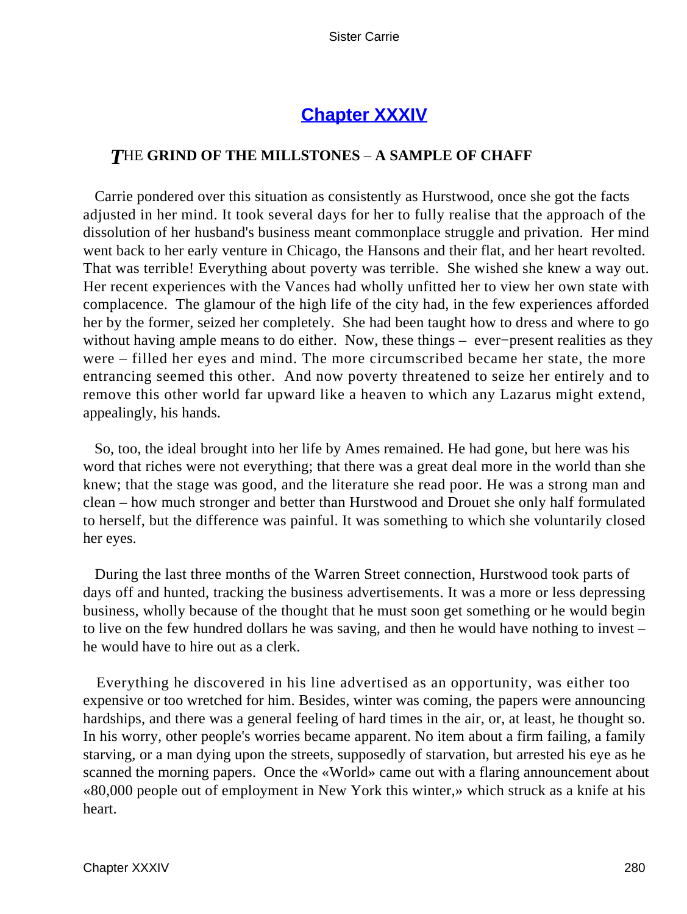## Chapter XXXIV

### THE GRIND OF THE MILLSTONES – A SAMPLE OF CHAFF

Carrie pondered over this situation as consistently as Hurstwood, once she got the facts adjusted in her mind. It took several days for her to fully realise that the approach of the dissolution of her husband's business meant commonplace struggle and privation. Her mind went back to her early venture in Chicago, the Hansons and their flat, and her heart revolted. That was terrible! Everything about poverty was terrible. She wished she knew a way out. Her recent experiences with the Vances had wholly unfitted her to view her own state with complacence. The glamour of the high life of the city had, in the few experiences afforded her by the former, seized her completely. She had been taught how to dress and where to go without having ample means to do either. Now, these things – ever−present realities as they were – filled her eyes and mind. The more circumscribed became her state, the more entrancing seemed this other. And now poverty threatened to seize her entirely and to remove this other world far upward like a heaven to which any Lazarus might extend, appealingly, his hands.

So, too, the ideal brought into her life by Ames remained. He had gone, but here was his word that riches were not everything; that there was a great deal more in the world than she knew; that the stage was good, and the literature she read poor. He was a strong man and clean – how much stronger and better than Hurstwood and Drouet she only half formulated to herself, but the difference was painful. It was something to which she voluntarily closed her eyes.

During the last three months of the Warren Street connection, Hurstwood took parts of days off and hunted, tracking the business advertisements. It was a more or less depressing business, wholly because of the thought that he must soon get something or he would begin to live on the few hundred dollars he was saving, and then he would have nothing to invest – he would have to hire out as a clerk.

Everything he discovered in his line advertised as an opportunity, was either too expensive or too wretched for him. Besides, winter was coming, the papers were announcing hardships, and there was a general feeling of hard times in the air, or, at least, he thought so. In his worry, other people's worries became apparent. No item about a firm failing, a family starving, or a man dying upon the streets, supposedly of starvation, but arrested his eye as he scanned the morning papers. Once the «World» came out with a flaring announcement about «80,000 people out of employment in New York this winter,» which struck as a knife at his heart.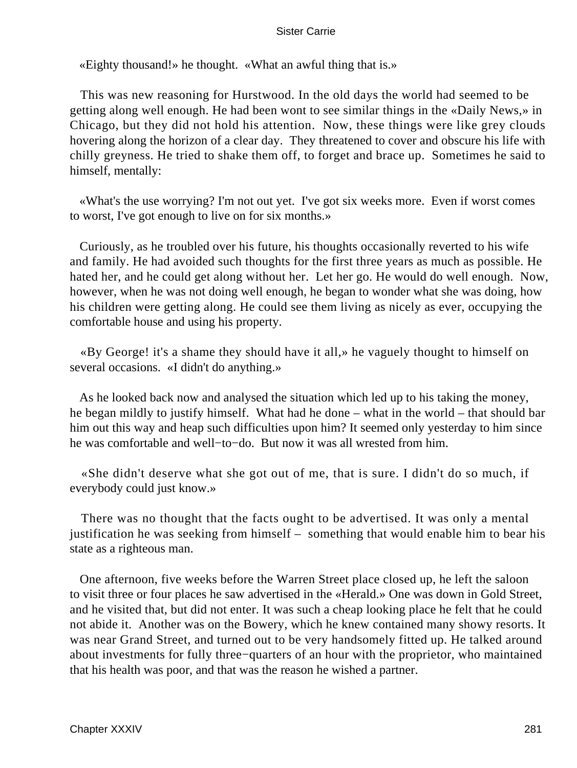«Eighty thousand!» he thought. «What an awful thing that is.»

This was new reasoning for Hurstwood. In the old days the world had seemed to be getting along well enough. He had been wont to see similar things in the «Daily News,» in Chicago, but they did not hold his attention. Now, these things were like grey clouds hovering along the horizon of a clear day. They threatened to cover and obscure his life with chilly greyness. He tried to shake them off, to forget and brace up. Sometimes he said to himself, mentally:

«What's the use worrying? I'm not out yet. I've got six weeks more. Even if worst comes to worst, I've got enough to live on for six months.»

Curiously, as he troubled over his future, his thoughts occasionally reverted to his wife and family. He had avoided such thoughts for the first three years as much as possible. He hated her, and he could get along without her. Let her go. He would do well enough. Now, however, when he was not doing well enough, he began to wonder what she was doing, how his children were getting along. He could see them living as nicely as ever, occupying the comfortable house and using his property.

«By George! it's a shame they should have it all,» he vaguely thought to himself on several occasions. «I didn't do anything.»

As he looked back now and analysed the situation which led up to his taking the money, he began mildly to justify himself. What had he done – what in the world – that should bar him out this way and heap such difficulties upon him? It seemed only yesterday to him since he was comfortable and well−to−do. But now it was all wrested from him.

«She didn't deserve what she got out of me, that is sure. I didn't do so much, if everybody could just know.»

There was no thought that the facts ought to be advertised. It was only a mental justification he was seeking from himself – something that would enable him to bear his state as a righteous man.

One afternoon, five weeks before the Warren Street place closed up, he left the saloon to visit three or four places he saw advertised in the «Herald.» One was down in Gold Street, and he visited that, but did not enter. It was such a cheap looking place he felt that he could not abide it. Another was on the Bowery, which he knew contained many showy resorts. It was near Grand Street, and turned out to be very handsomely fitted up. He talked around about investments for fully three−quarters of an hour with the proprietor, who maintained that his health was poor, and that was the reason he wished a partner.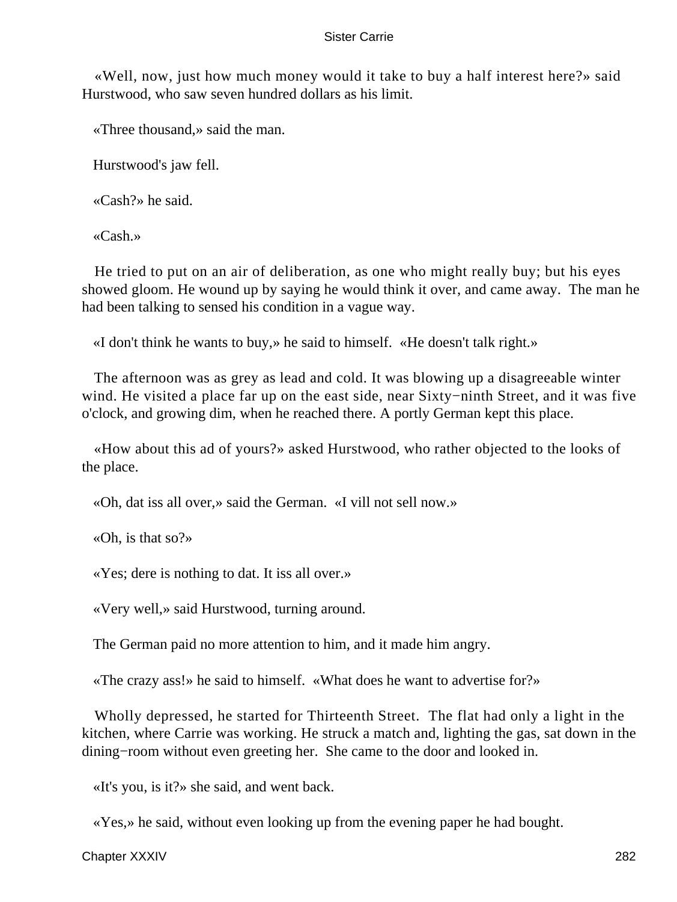«Well, now, just how much money would it take to buy a half interest here?» said Hurstwood, who saw seven hundred dollars as his limit.

«Three thousand,» said the man.

Hurstwood's jaw fell.

«Cash?» he said.

«Cash.»

He tried to put on an air of deliberation, as one who might really buy; but his eyes showed gloom. He wound up by saying he would think it over, and came away. The man he had been talking to sensed his condition in a vague way.

«I don't think he wants to buy,» he said to himself. «He doesn't talk right.»

The afternoon was as grey as lead and cold. It was blowing up a disagreeable winter wind. He visited a place far up on the east side, near Sixty−ninth Street, and it was five o'clock, and growing dim, when he reached there. A portly German kept this place.

«How about this ad of yours?» asked Hurstwood, who rather objected to the looks of the place.

«Oh, dat iss all over,» said the German. «I vill not sell now.»

«Oh, is that so?»

«Yes; dere is nothing to dat. It iss all over.»

«Very well,» said Hurstwood, turning around.

The German paid no more attention to him, and it made him angry.

«The crazy ass!» he said to himself. «What does he want to advertise for?»

Wholly depressed, he started for Thirteenth Street. The flat had only a light in the kitchen, where Carrie was working. He struck a match and, lighting the gas, sat down in the dining−room without even greeting her. She came to the door and looked in.

«It's you, is it?» she said, and went back.

«Yes,» he said, without even looking up from the evening paper he had bought.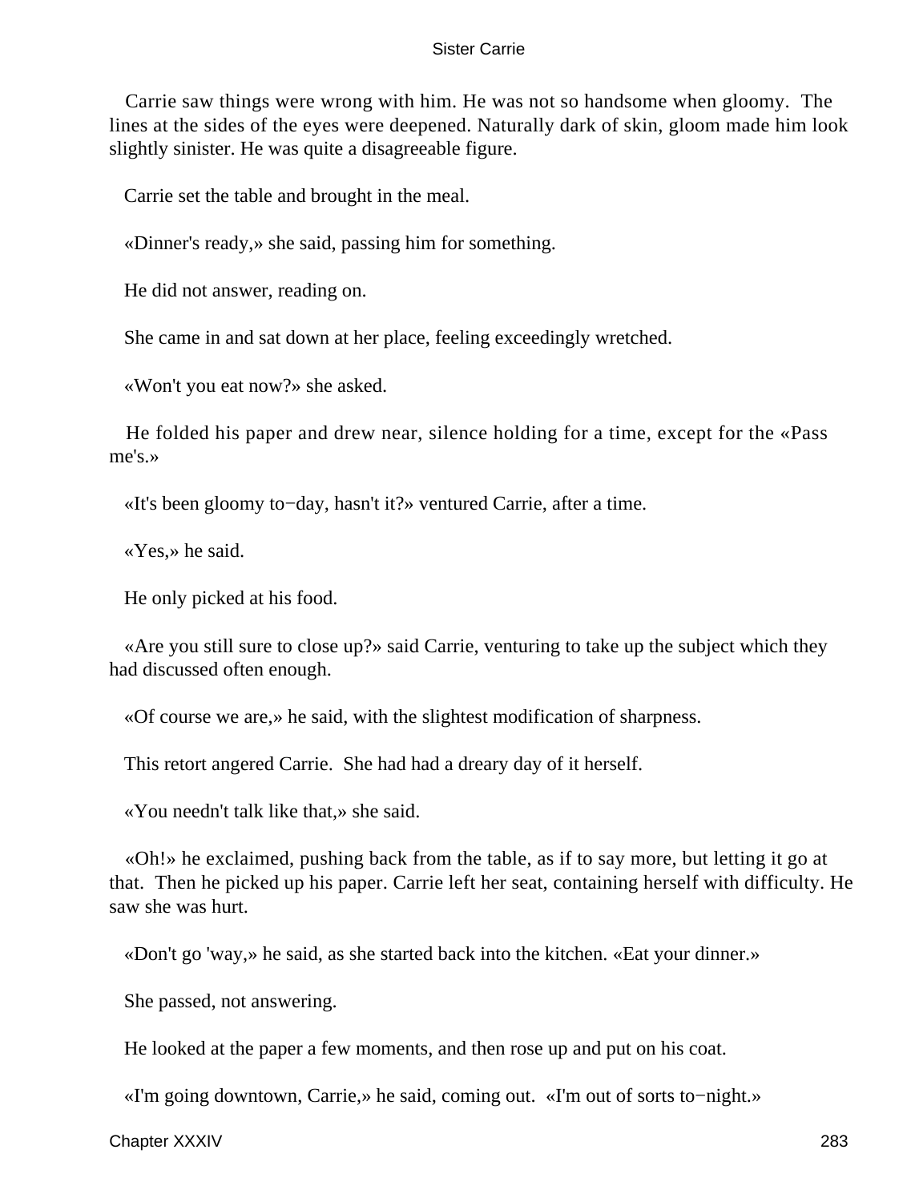Carrie saw things were wrong with him. He was not so handsome when gloomy. The lines at the sides of the eyes were deepened. Naturally dark of skin, gloom made him look slightly sinister. He was quite a disagreeable figure.

Carrie set the table and brought in the meal.

«Dinner's ready,» she said, passing him for something.

He did not answer, reading on.

She came in and sat down at her place, feeling exceedingly wretched.

«Won't you eat now?» she asked.

He folded his paper and drew near, silence holding for a time, except for the «Pass me's.»

«It's been gloomy to−day, hasn't it?» ventured Carrie, after a time.

«Yes,» he said.

He only picked at his food.

«Are you still sure to close up?» said Carrie, venturing to take up the subject which they had discussed often enough.

«Of course we are,» he said, with the slightest modification of sharpness.

This retort angered Carrie. She had had a dreary day of it herself.

«You needn't talk like that,» she said.

«Oh!» he exclaimed, pushing back from the table, as if to say more, but letting it go at that. Then he picked up his paper. Carrie left her seat, containing herself with difficulty. He saw she was hurt.

«Don't go 'way,» he said, as she started back into the kitchen. «Eat your dinner.»

She passed, not answering.

He looked at the paper a few moments, and then rose up and put on his coat.

«I'm going downtown, Carrie,» he said, coming out. «I'm out of sorts to−night.»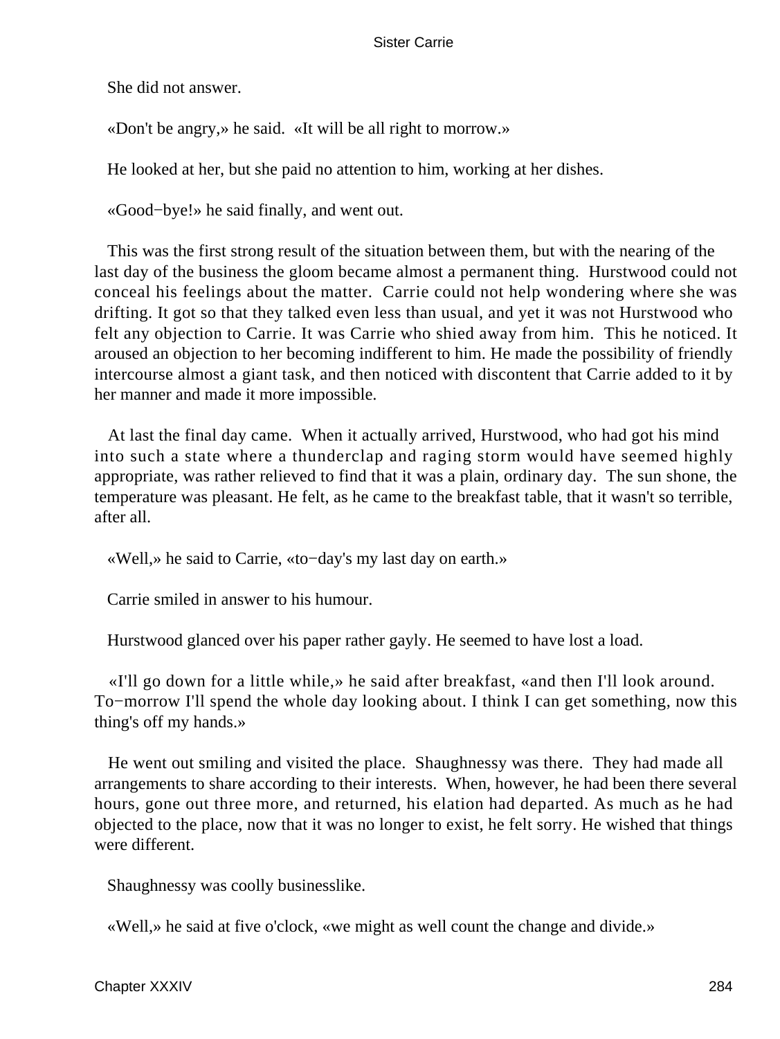She did not answer.

«Don't be angry,» he said. «It will be all right to morrow.»

He looked at her, but she paid no attention to him, working at her dishes.

«Good−bye!» he said finally, and went out.

This was the first strong result of the situation between them, but with the nearing of the last day of the business the gloom became almost a permanent thing. Hurstwood could not conceal his feelings about the matter. Carrie could not help wondering where she was drifting. It got so that they talked even less than usual, and yet it was not Hurstwood who felt any objection to Carrie. It was Carrie who shied away from him. This he noticed. It aroused an objection to her becoming indifferent to him. He made the possibility of friendly intercourse almost a giant task, and then noticed with discontent that Carrie added to it by her manner and made it more impossible.

At last the final day came. When it actually arrived, Hurstwood, who had got his mind into such a state where a thunderclap and raging storm would have seemed highly appropriate, was rather relieved to find that it was a plain, ordinary day. The sun shone, the temperature was pleasant. He felt, as he came to the breakfast table, that it wasn't so terrible, after all.

«Well,» he said to Carrie, «to−day's my last day on earth.»

Carrie smiled in answer to his humour.

Hurstwood glanced over his paper rather gayly. He seemed to have lost a load.

«I'll go down for a little while,» he said after breakfast, «and then I'll look around. To−morrow I'll spend the whole day looking about. I think I can get something, now this thing's off my hands.»

He went out smiling and visited the place. Shaughnessy was there. They had made all arrangements to share according to their interests. When, however, he had been there several hours, gone out three more, and returned, his elation had departed. As much as he had objected to the place, now that it was no longer to exist, he felt sorry. He wished that things were different.

Shaughnessy was coolly businesslike.

«Well,» he said at five o'clock, «we might as well count the change and divide.»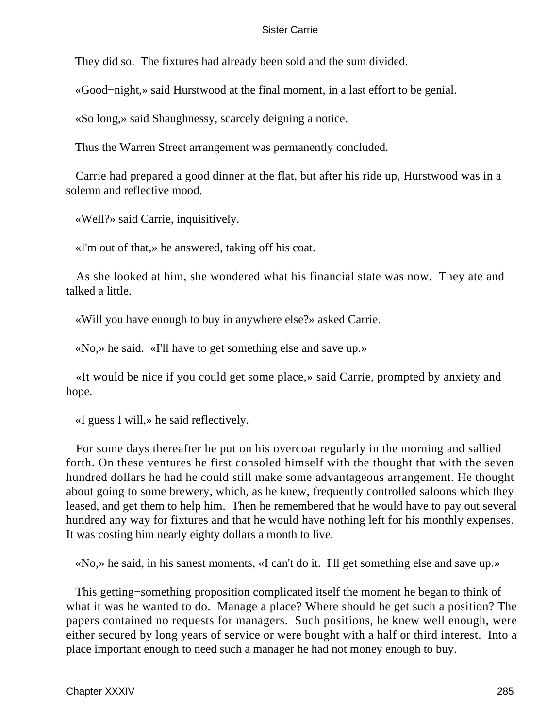They did so. The fixtures had already been sold and the sum divided.

«Good−night,» said Hurstwood at the final moment, in a last effort to be genial.

«So long,» said Shaughnessy, scarcely deigning a notice.

Thus the Warren Street arrangement was permanently concluded.

Carrie had prepared a good dinner at the flat, but after his ride up, Hurstwood was in a solemn and reflective mood.

«Well?» said Carrie, inquisitively.

«I'm out of that,» he answered, taking off his coat.

As she looked at him, she wondered what his financial state was now. They ate and talked a little.

«Will you have enough to buy in anywhere else?» asked Carrie.

«No,» he said. «I'll have to get something else and save up.»

«It would be nice if you could get some place,» said Carrie, prompted by anxiety and hope.

«I guess I will,» he said reflectively.

For some days thereafter he put on his overcoat regularly in the morning and sallied forth. On these ventures he first consoled himself with the thought that with the seven hundred dollars he had he could still make some advantageous arrangement. He thought about going to some brewery, which, as he knew, frequently controlled saloons which they leased, and get them to help him. Then he remembered that he would have to pay out several hundred any way for fixtures and that he would have nothing left for his monthly expenses. It was costing him nearly eighty dollars a month to live.

«No,» he said, in his sanest moments, «I can't do it. I'll get something else and save up.»

This getting−something proposition complicated itself the moment he began to think of what it was he wanted to do. Manage a place? Where should he get such a position? The papers contained no requests for managers. Such positions, he knew well enough, were either secured by long years of service or were bought with a half or third interest. Into a place important enough to need such a manager he had not money enough to buy.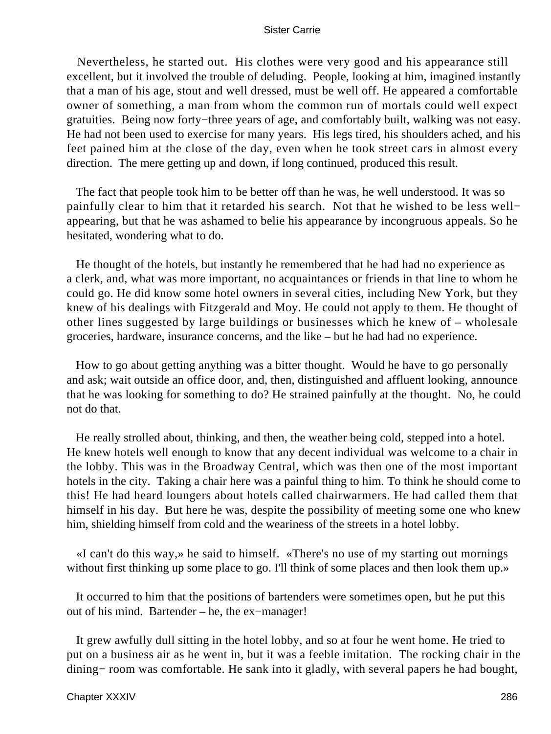Nevertheless, he started out. His clothes were very good and his appearance still excellent, but it involved the trouble of deluding. People, looking at him, imagined instantly that a man of his age, stout and well dressed, must be well off. He appeared a comfortable owner of something, a man from whom the common run of mortals could well expect gratuities. Being now forty−three years of age, and comfortably built, walking was not easy. He had not been used to exercise for many years. His legs tired, his shoulders ached, and his feet pained him at the close of the day, even when he took street cars in almost every direction. The mere getting up and down, if long continued, produced this result.

The fact that people took him to be better off than he was, he well understood. It was so painfully clear to him that it retarded his search. Not that he wished to be less well−appearing, but that he was ashamed to belie his appearance by incongruous appeals. So he hesitated, wondering what to do.

He thought of the hotels, but instantly he remembered that he had had no experience as a clerk, and, what was more important, no acquaintances or friends in that line to whom he could go. He did know some hotel owners in several cities, including New York, but they knew of his dealings with Fitzgerald and Moy. He could not apply to them. He thought of other lines suggested by large buildings or businesses which he knew of – wholesale groceries, hardware, insurance concerns, and the like – but he had had no experience.

How to go about getting anything was a bitter thought. Would he have to go personally and ask; wait outside an office door, and, then, distinguished and affluent looking, announce that he was looking for something to do? He strained painfully at the thought. No, he could not do that.

He really strolled about, thinking, and then, the weather being cold, stepped into a hotel. He knew hotels well enough to know that any decent individual was welcome to a chair in the lobby. This was in the Broadway Central, which was then one of the most important hotels in the city. Taking a chair here was a painful thing to him. To think he should come to this! He had heard loungers about hotels called chairwarmers. He had called them that himself in his day. But here he was, despite the possibility of meeting some one who knew him, shielding himself from cold and the weariness of the streets in a hotel lobby.

«I can't do this way,» he said to himself. «There's no use of my starting out mornings without first thinking up some place to go. I'll think of some places and then look them up.»

It occurred to him that the positions of bartenders were sometimes open, but he put this out of his mind. Bartender – he, the ex−manager!

It grew awfully dull sitting in the hotel lobby, and so at four he went home. He tried to put on a business air as he went in, but it was a feeble imitation. The rocking chair in the dining− room was comfortable. He sank into it gladly, with several papers he had bought,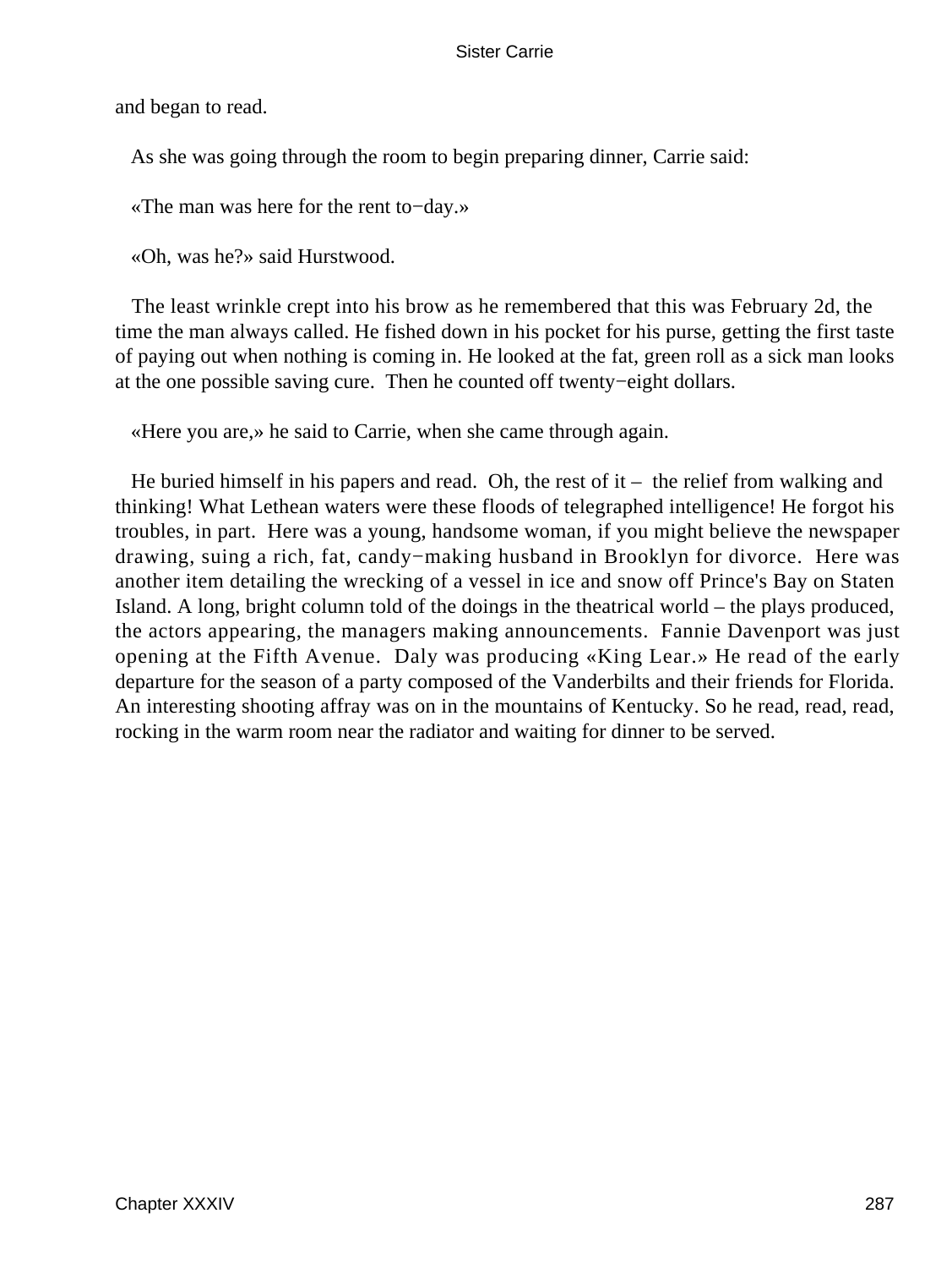and began to read.

As she was going through the room to begin preparing dinner, Carrie said:

«The man was here for the rent to−day.»

«Oh, was he?» said Hurstwood.

The least wrinkle crept into his brow as he remembered that this was February 2d, the time the man always called. He fished down in his pocket for his purse, getting the first taste of paying out when nothing is coming in. He looked at the fat, green roll as a sick man looks at the one possible saving cure. Then he counted off twenty−eight dollars.

«Here you are,» he said to Carrie, when she came through again.

He buried himself in his papers and read. Oh, the rest of it – the relief from walking and thinking! What Lethean waters were these floods of telegraphed intelligence! He forgot his troubles, in part. Here was a young, handsome woman, if you might believe the newspaper drawing, suing a rich, fat, candy−making husband in Brooklyn for divorce. Here was another item detailing the wrecking of a vessel in ice and snow off Prince's Bay on Staten Island. A long, bright column told of the doings in the theatrical world – the plays produced, the actors appearing, the managers making announcements. Fannie Davenport was just opening at the Fifth Avenue. Daly was producing «King Lear.» He read of the early departure for the season of a party composed of the Vanderbilts and their friends for Florida. An interesting shooting affray was on in the mountains of Kentucky. So he read, read, read, rocking in the warm room near the radiator and waiting for dinner to be served.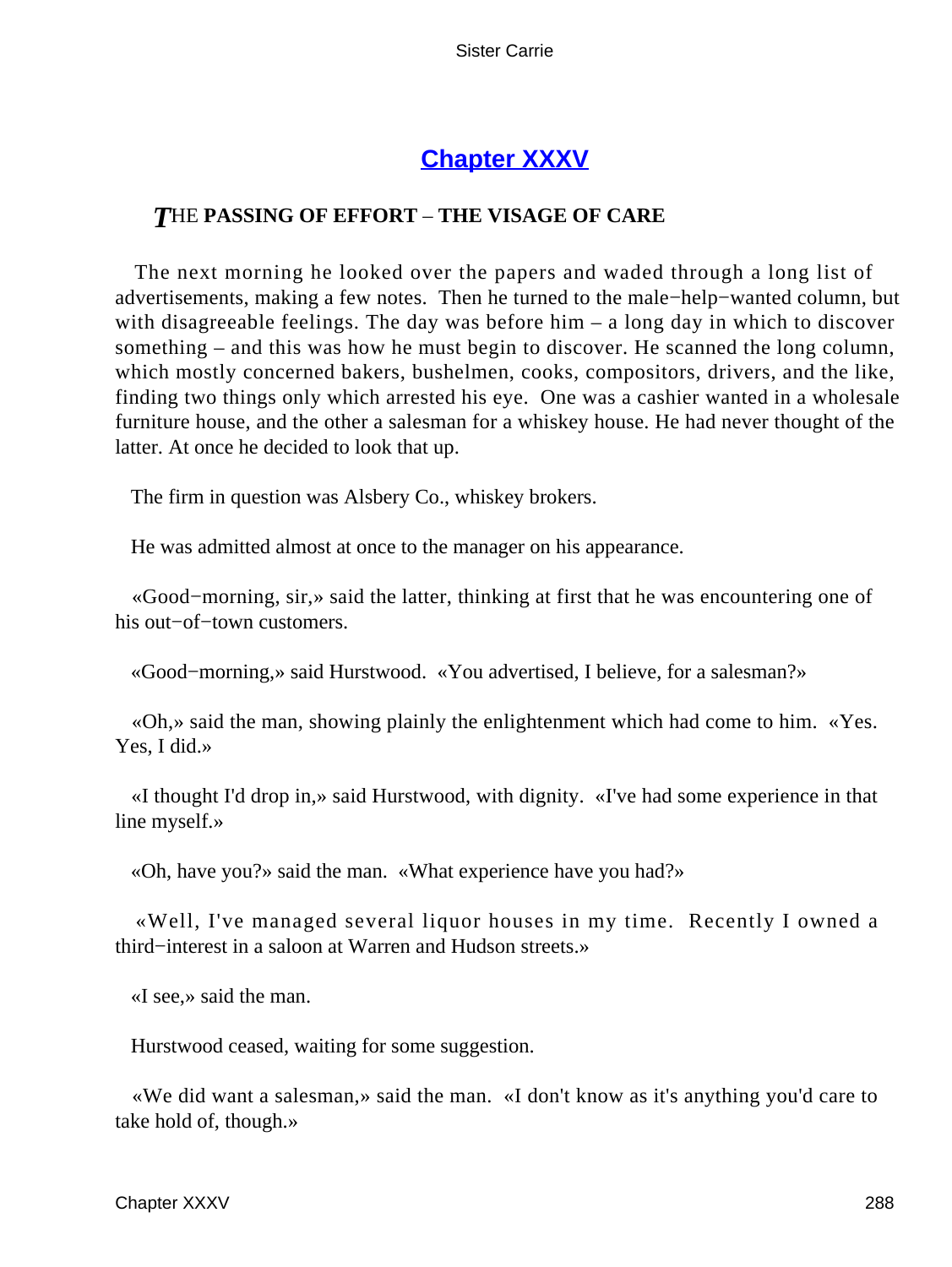## Chapter XXXV

### THE PASSING OF EFFORT – THE VISAGE OF CARE

The next morning he looked over the papers and waded through a long list of advertisements, making a few notes. Then he turned to the male−help−wanted column, but with disagreeable feelings. The day was before him – a long day in which to discover something – and this was how he must begin to discover. He scanned the long column, which mostly concerned bakers, bushelmen, cooks, compositors, drivers, and the like, finding two things only which arrested his eye. One was a cashier wanted in a wholesale furniture house, and the other a salesman for a whiskey house. He had never thought of the latter. At once he decided to look that up.

The firm in question was Alsbery Co., whiskey brokers.

He was admitted almost at once to the manager on his appearance.

«Good−morning, sir,» said the latter, thinking at first that he was encountering one of his out−of−town customers.

«Good−morning,» said Hurstwood. «You advertised, I believe, for a salesman?»

«Oh,» said the man, showing plainly the enlightenment which had come to him. «Yes. Yes, I did.»

«I thought I'd drop in,» said Hurstwood, with dignity. «I've had some experience in that line myself.»

«Oh, have you?» said the man. «What experience have you had?»

«Well, I've managed several liquor houses in my time. Recently I owned a third−interest in a saloon at Warren and Hudson streets.»

«I see,» said the man.

Hurstwood ceased, waiting for some suggestion.

«We did want a salesman,» said the man. «I don't know as it's anything you'd care to take hold of, though.»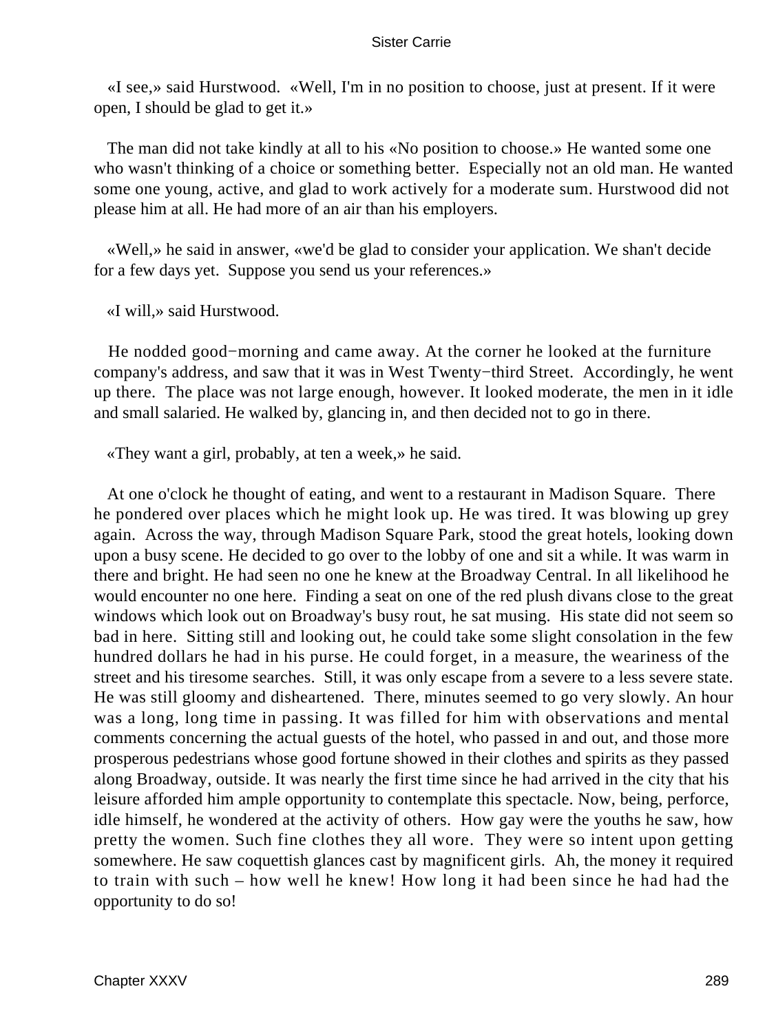«I see,» said Hurstwood. «Well, I'm in no position to choose, just at present. If it were open, I should be glad to get it.»

The man did not take kindly at all to his «No position to choose.» He wanted some one who wasn't thinking of a choice or something better. Especially not an old man. He wanted some one young, active, and glad to work actively for a moderate sum. Hurstwood did not please him at all. He had more of an air than his employers.

«Well,» he said in answer, «we'd be glad to consider your application. We shan't decide for a few days yet. Suppose you send us your references.»

«I will,» said Hurstwood.

He nodded good−morning and came away. At the corner he looked at the furniture company's address, and saw that it was in West Twenty−third Street. Accordingly, he went up there. The place was not large enough, however. It looked moderate, the men in it idle and small salaried. He walked by, glancing in, and then decided not to go in there.

«They want a girl, probably, at ten a week,» he said.

At one o'clock he thought of eating, and went to a restaurant in Madison Square. There he pondered over places which he might look up. He was tired. It was blowing up grey again. Across the way, through Madison Square Park, stood the great hotels, looking down upon a busy scene. He decided to go over to the lobby of one and sit a while. It was warm in there and bright. He had seen no one he knew at the Broadway Central. In all likelihood he would encounter no one here. Finding a seat on one of the red plush divans close to the great windows which look out on Broadway's busy rout, he sat musing. His state did not seem so bad in here. Sitting still and looking out, he could take some slight consolation in the few hundred dollars he had in his purse. He could forget, in a measure, the weariness of the street and his tiresome searches. Still, it was only escape from a severe to a less severe state. He was still gloomy and disheartened. There, minutes seemed to go very slowly. An hour was a long, long time in passing. It was filled for him with observations and mental comments concerning the actual guests of the hotel, who passed in and out, and those more prosperous pedestrians whose good fortune showed in their clothes and spirits as they passed along Broadway, outside. It was nearly the first time since he had arrived in the city that his leisure afforded him ample opportunity to contemplate this spectacle. Now, being, perforce, idle himself, he wondered at the activity of others. How gay were the youths he saw, how pretty the women. Such fine clothes they all wore. They were so intent upon getting somewhere. He saw coquettish glances cast by magnificent girls. Ah, the money it required to train with such – how well he knew! How long it had been since he had had the opportunity to do so!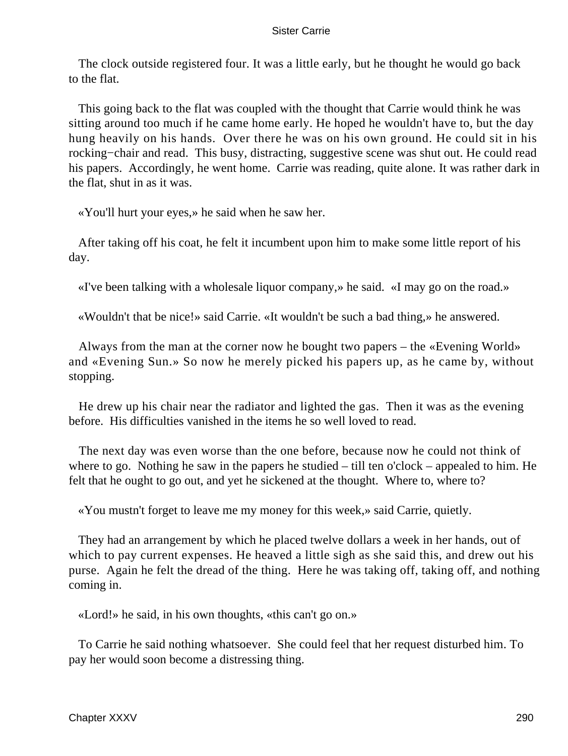The clock outside registered four. It was a little early, but he thought he would go back to the flat.

This going back to the flat was coupled with the thought that Carrie would think he was sitting around too much if he came home early. He hoped he wouldn't have to, but the day hung heavily on his hands. Over there he was on his own ground. He could sit in his rocking−chair and read. This busy, distracting, suggestive scene was shut out. He could read his papers. Accordingly, he went home. Carrie was reading, quite alone. It was rather dark in the flat, shut in as it was.

«You'll hurt your eyes,» he said when he saw her.

After taking off his coat, he felt it incumbent upon him to make some little report of his day.

«I've been talking with a wholesale liquor company,» he said. «I may go on the road.»

«Wouldn't that be nice!» said Carrie. «It wouldn't be such a bad thing,» he answered.

Always from the man at the corner now he bought two papers – the «Evening World» and «Evening Sun.» So now he merely picked his papers up, as he came by, without stopping.

He drew up his chair near the radiator and lighted the gas. Then it was as the evening before. His difficulties vanished in the items he so well loved to read.

The next day was even worse than the one before, because now he could not think of where to go. Nothing he saw in the papers he studied – till ten o'clock – appealed to him. He felt that he ought to go out, and yet he sickened at the thought. Where to, where to?

«You mustn't forget to leave me my money for this week,» said Carrie, quietly.

They had an arrangement by which he placed twelve dollars a week in her hands, out of which to pay current expenses. He heaved a little sigh as she said this, and drew out his purse. Again he felt the dread of the thing. Here he was taking off, taking off, and nothing coming in.

«Lord!» he said, in his own thoughts, «this can't go on.»

To Carrie he said nothing whatsoever. She could feel that her request disturbed him. To pay her would soon become a distressing thing.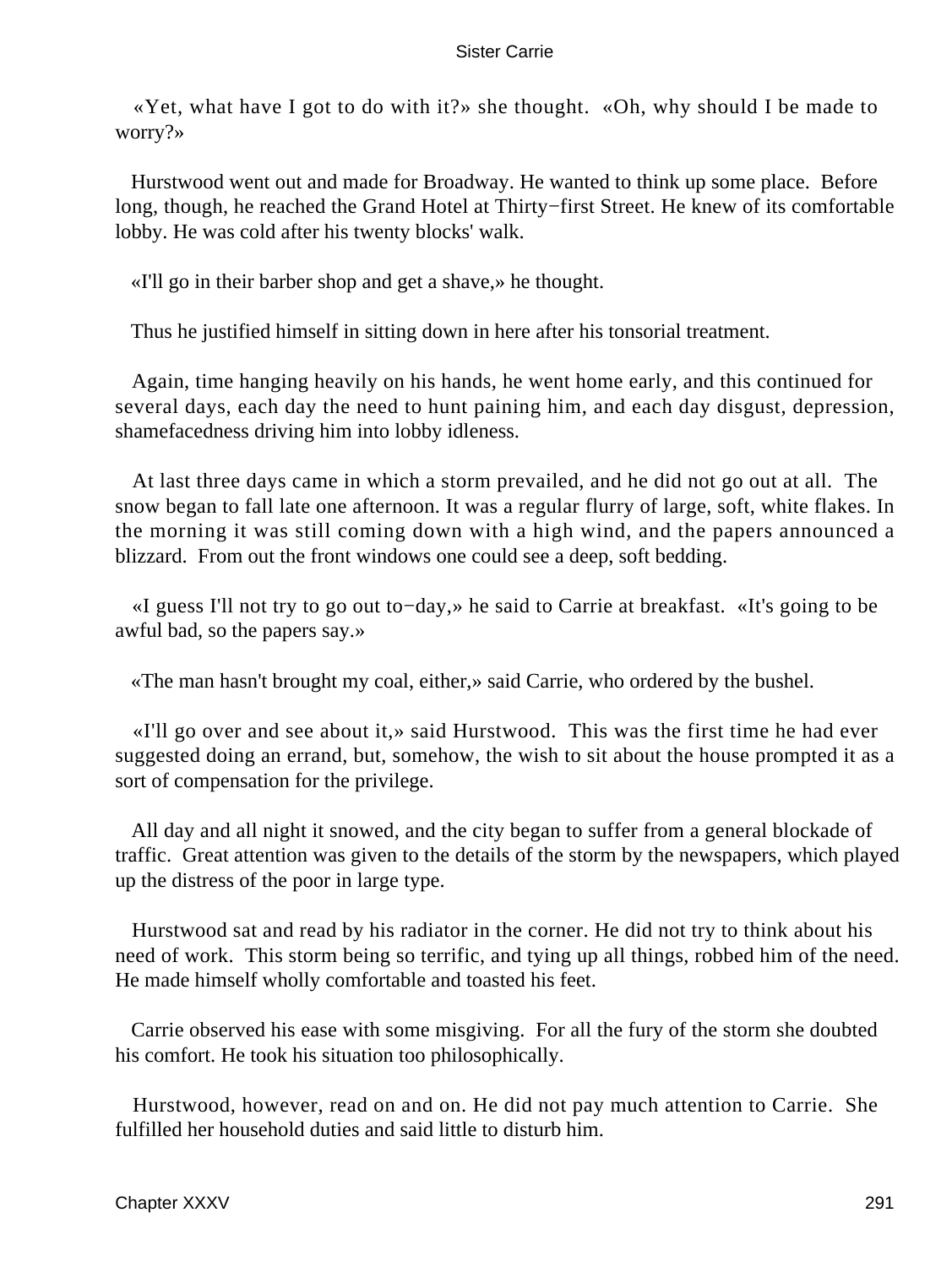«Yet, what have I got to do with it?» she thought. «Oh, why should I be made to worry?»

Hurstwood went out and made for Broadway. He wanted to think up some place. Before long, though, he reached the Grand Hotel at Thirty−first Street. He knew of its comfortable lobby. He was cold after his twenty blocks' walk.

«I'll go in their barber shop and get a shave,» he thought.

Thus he justified himself in sitting down in here after his tonsorial treatment.

Again, time hanging heavily on his hands, he went home early, and this continued for several days, each day the need to hunt paining him, and each day disgust, depression, shamefacedness driving him into lobby idleness.

At last three days came in which a storm prevailed, and he did not go out at all. The snow began to fall late one afternoon. It was a regular flurry of large, soft, white flakes. In the morning it was still coming down with a high wind, and the papers announced a blizzard. From out the front windows one could see a deep, soft bedding.

«I guess I'll not try to go out to−day,» he said to Carrie at breakfast. «It's going to be awful bad, so the papers say.»

«The man hasn't brought my coal, either,» said Carrie, who ordered by the bushel.

«I'll go over and see about it,» said Hurstwood. This was the first time he had ever suggested doing an errand, but, somehow, the wish to sit about the house prompted it as a sort of compensation for the privilege.

All day and all night it snowed, and the city began to suffer from a general blockade of traffic. Great attention was given to the details of the storm by the newspapers, which played up the distress of the poor in large type.

Hurstwood sat and read by his radiator in the corner. He did not try to think about his need of work. This storm being so terrific, and tying up all things, robbed him of the need. He made himself wholly comfortable and toasted his feet.

Carrie observed his ease with some misgiving. For all the fury of the storm she doubted his comfort. He took his situation too philosophically.

Hurstwood, however, read on and on. He did not pay much attention to Carrie. She fulfilled her household duties and said little to disturb him.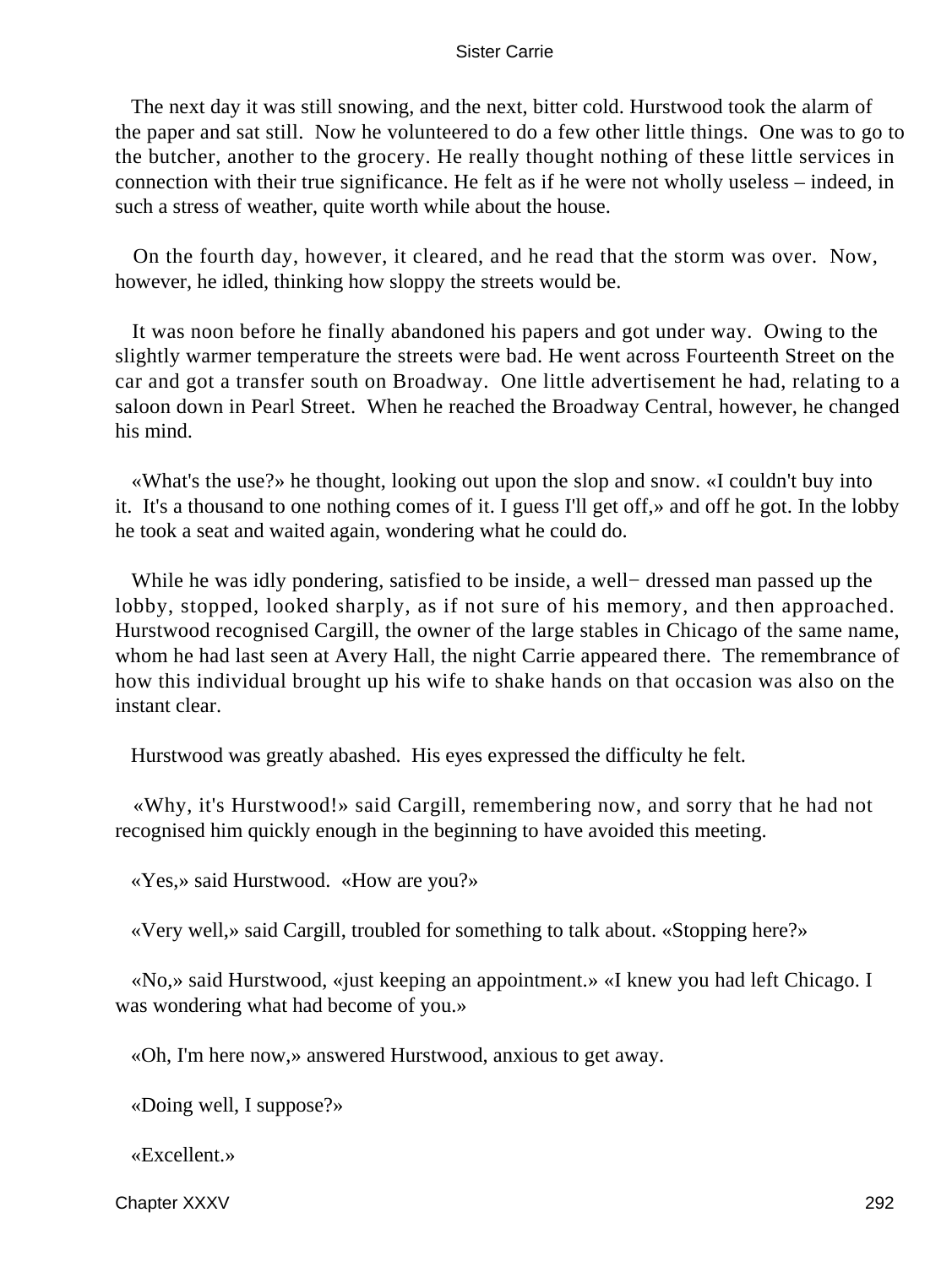The next day it was still snowing, and the next, bitter cold. Hurstwood took the alarm of the paper and sat still. Now he volunteered to do a few other little things. One was to go to the butcher, another to the grocery. He really thought nothing of these little services in connection with their true significance. He felt as if he were not wholly useless – indeed, in such a stress of weather, quite worth while about the house.

On the fourth day, however, it cleared, and he read that the storm was over. Now, however, he idled, thinking how sloppy the streets would be.

It was noon before he finally abandoned his papers and got under way. Owing to the slightly warmer temperature the streets were bad. He went across Fourteenth Street on the car and got a transfer south on Broadway. One little advertisement he had, relating to a saloon down in Pearl Street. When he reached the Broadway Central, however, he changed his mind.

«What's the use?» he thought, looking out upon the slop and snow. «I couldn't buy into it. It's a thousand to one nothing comes of it. I guess I'll get off,» and off he got. In the lobby he took a seat and waited again, wondering what he could do.

While he was idly pondering, satisfied to be inside, a well− dressed man passed up the lobby, stopped, looked sharply, as if not sure of his memory, and then approached. Hurstwood recognised Cargill, the owner of the large stables in Chicago of the same name, whom he had last seen at Avery Hall, the night Carrie appeared there. The remembrance of how this individual brought up his wife to shake hands on that occasion was also on the instant clear.

Hurstwood was greatly abashed. His eyes expressed the difficulty he felt.

«Why, it's Hurstwood!» said Cargill, remembering now, and sorry that he had not recognised him quickly enough in the beginning to have avoided this meeting.

«Yes,» said Hurstwood. «How are you?»

«Very well,» said Cargill, troubled for something to talk about. «Stopping here?»

«No,» said Hurstwood, «just keeping an appointment.» «I knew you had left Chicago. I was wondering what had become of you.»

«Oh, I'm here now,» answered Hurstwood, anxious to get away.

«Doing well, I suppose?»

«Excellent.»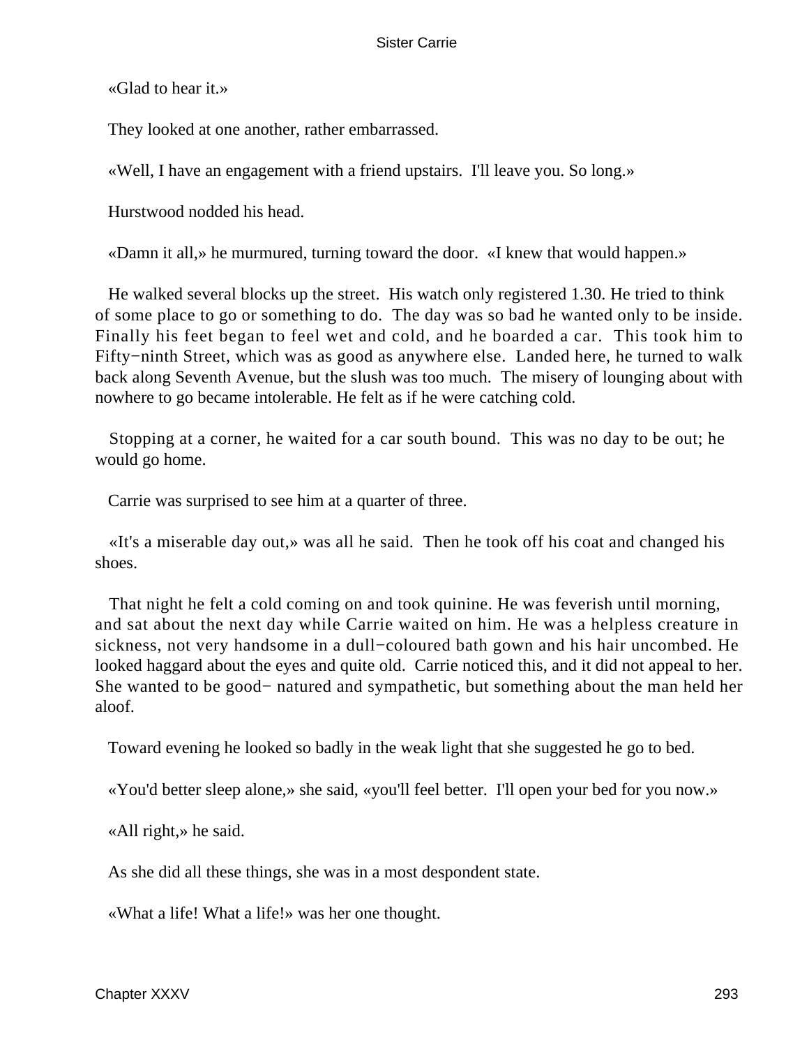«Glad to hear it.»

They looked at one another, rather embarrassed.

«Well, I have an engagement with a friend upstairs. I'll leave you. So long.»

Hurstwood nodded his head.

«Damn it all,» he murmured, turning toward the door. «I knew that would happen.»

He walked several blocks up the street. His watch only registered 1.30. He tried to think of some place to go or something to do. The day was so bad he wanted only to be inside. Finally his feet began to feel wet and cold, and he boarded a car. This took him to Fifty−ninth Street, which was as good as anywhere else. Landed here, he turned to walk back along Seventh Avenue, but the slush was too much. The misery of lounging about with nowhere to go became intolerable. He felt as if he were catching cold.

Stopping at a corner, he waited for a car south bound. This was no day to be out; he would go home.

Carrie was surprised to see him at a quarter of three.

«It's a miserable day out,» was all he said. Then he took off his coat and changed his shoes.

That night he felt a cold coming on and took quinine. He was feverish until morning, and sat about the next day while Carrie waited on him. He was a helpless creature in sickness, not very handsome in a dull−coloured bath gown and his hair uncombed. He looked haggard about the eyes and quite old. Carrie noticed this, and it did not appeal to her. She wanted to be good− natured and sympathetic, but something about the man held her aloof.

Toward evening he looked so badly in the weak light that she suggested he go to bed.

«You'd better sleep alone,» she said, «you'll feel better. I'll open your bed for you now.»

«All right,» he said.

As she did all these things, she was in a most despondent state.

«What a life! What a life!» was her one thought.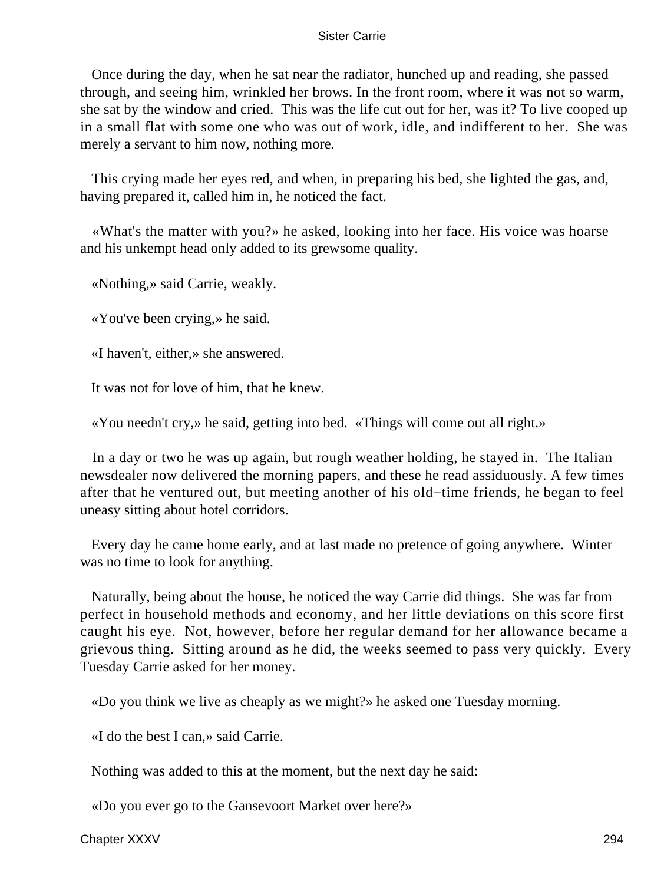Once during the day, when he sat near the radiator, hunched up and reading, she passed through, and seeing him, wrinkled her brows. In the front room, where it was not so warm, she sat by the window and cried. This was the life cut out for her, was it? To live cooped up in a small flat with some one who was out of work, idle, and indifferent to her. She was merely a servant to him now, nothing more.

This crying made her eyes red, and when, in preparing his bed, she lighted the gas, and, having prepared it, called him in, he noticed the fact.

«What's the matter with you?» he asked, looking into her face. His voice was hoarse and his unkempt head only added to its grewsome quality.

«Nothing,» said Carrie, weakly.

«You've been crying,» he said.

«I haven't, either,» she answered.

It was not for love of him, that he knew.

«You needn't cry,» he said, getting into bed. «Things will come out all right.»

In a day or two he was up again, but rough weather holding, he stayed in. The Italian newsdealer now delivered the morning papers, and these he read assiduously. A few times after that he ventured out, but meeting another of his old−time friends, he began to feel uneasy sitting about hotel corridors.

Every day he came home early, and at last made no pretence of going anywhere. Winter was no time to look for anything.

Naturally, being about the house, he noticed the way Carrie did things. She was far from perfect in household methods and economy, and her little deviations on this score first caught his eye. Not, however, before her regular demand for her allowance became a grievous thing. Sitting around as he did, the weeks seemed to pass very quickly. Every Tuesday Carrie asked for her money.

«Do you think we live as cheaply as we might?» he asked one Tuesday morning.

«I do the best I can,» said Carrie.

Nothing was added to this at the moment, but the next day he said:

«Do you ever go to the Gansevoort Market over here?»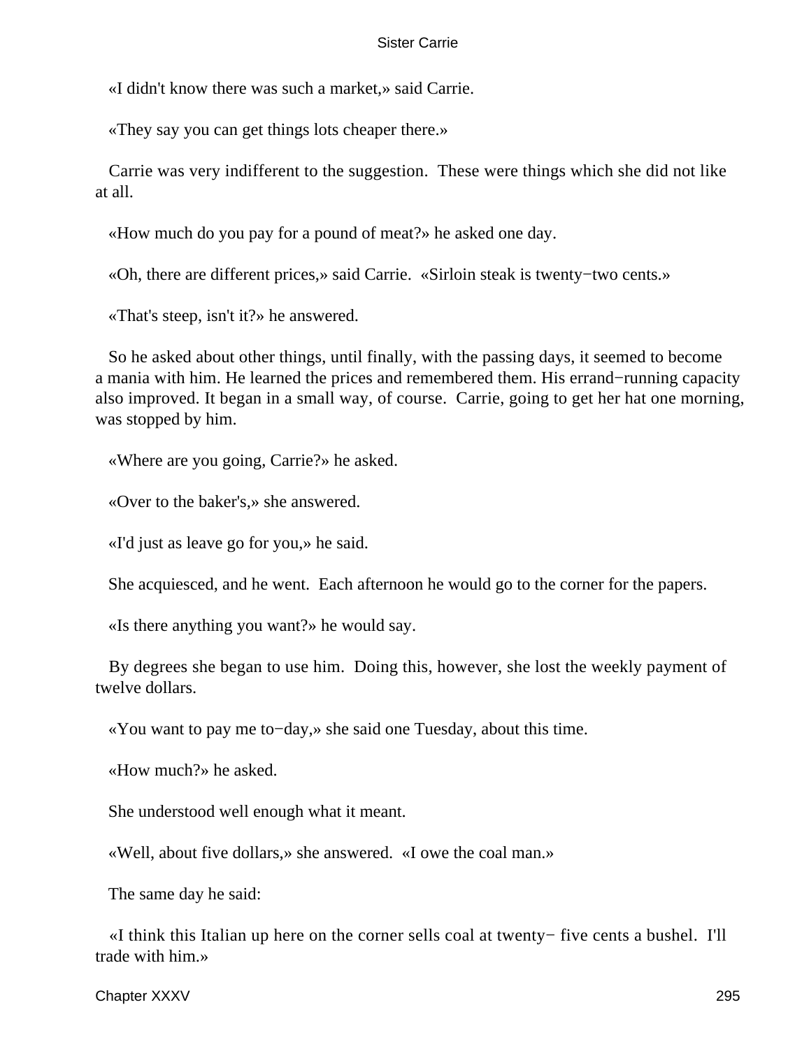«I didn't know there was such a market,» said Carrie.

«They say you can get things lots cheaper there.»

Carrie was very indifferent to the suggestion. These were things which she did not like at all.

«How much do you pay for a pound of meat?» he asked one day.

«Oh, there are different prices,» said Carrie. «Sirloin steak is twenty−two cents.»

«That's steep, isn't it?» he answered.

So he asked about other things, until finally, with the passing days, it seemed to become a mania with him. He learned the prices and remembered them. His errand−running capacity also improved. It began in a small way, of course. Carrie, going to get her hat one morning, was stopped by him.

«Where are you going, Carrie?» he asked.

«Over to the baker's,» she answered.

«I'd just as leave go for you,» he said.

She acquiesced, and he went. Each afternoon he would go to the corner for the papers.

«Is there anything you want?» he would say.

By degrees she began to use him. Doing this, however, she lost the weekly payment of twelve dollars.

«You want to pay me to−day,» she said one Tuesday, about this time.

«How much?» he asked.

She understood well enough what it meant.

«Well, about five dollars,» she answered. «I owe the coal man.»

The same day he said:

«I think this Italian up here on the corner sells coal at twenty− five cents a bushel. I'll trade with him.»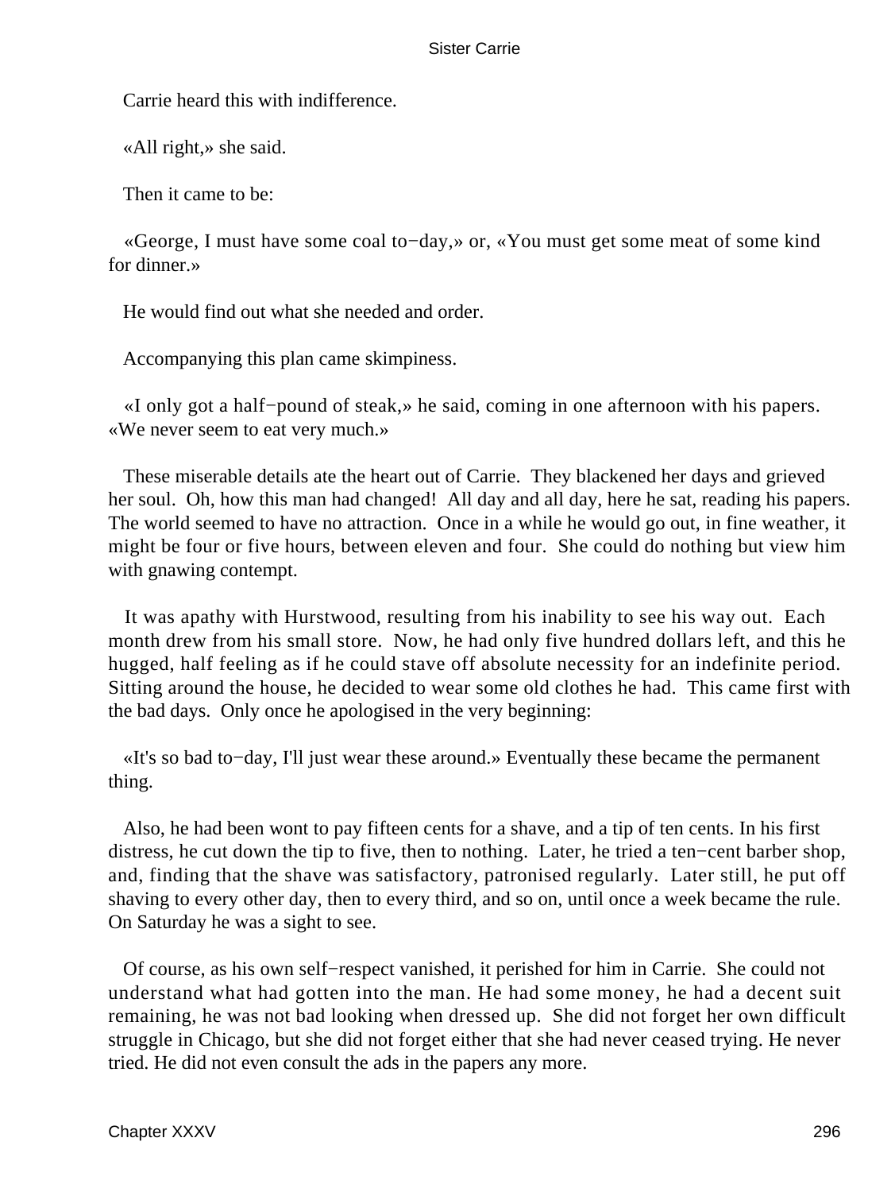Carrie heard this with indifference.

«All right,» she said.

Then it came to be:

«George, I must have some coal to−day,» or, «You must get some meat of some kind for dinner.»

He would find out what she needed and order.

Accompanying this plan came skimpiness.

«I only got a half−pound of steak,» he said, coming in one afternoon with his papers. «We never seem to eat very much.»

These miserable details ate the heart out of Carrie. They blackened her days and grieved her soul. Oh, how this man had changed! All day and all day, here he sat, reading his papers. The world seemed to have no attraction. Once in a while he would go out, in fine weather, it might be four or five hours, between eleven and four. She could do nothing but view him with gnawing contempt.

It was apathy with Hurstwood, resulting from his inability to see his way out. Each month drew from his small store. Now, he had only five hundred dollars left, and this he hugged, half feeling as if he could stave off absolute necessity for an indefinite period. Sitting around the house, he decided to wear some old clothes he had. This came first with the bad days. Only once he apologised in the very beginning:

«It's so bad to−day, I'll just wear these around.» Eventually these became the permanent thing.

Also, he had been wont to pay fifteen cents for a shave, and a tip of ten cents. In his first distress, he cut down the tip to five, then to nothing. Later, he tried a ten−cent barber shop, and, finding that the shave was satisfactory, patronised regularly. Later still, he put off shaving to every other day, then to every third, and so on, until once a week became the rule. On Saturday he was a sight to see.

Of course, as his own self−respect vanished, it perished for him in Carrie. She could not understand what had gotten into the man. He had some money, he had a decent suit remaining, he was not bad looking when dressed up. She did not forget her own difficult struggle in Chicago, but she did not forget either that she had never ceased trying. He never tried. He did not even consult the ads in the papers any more.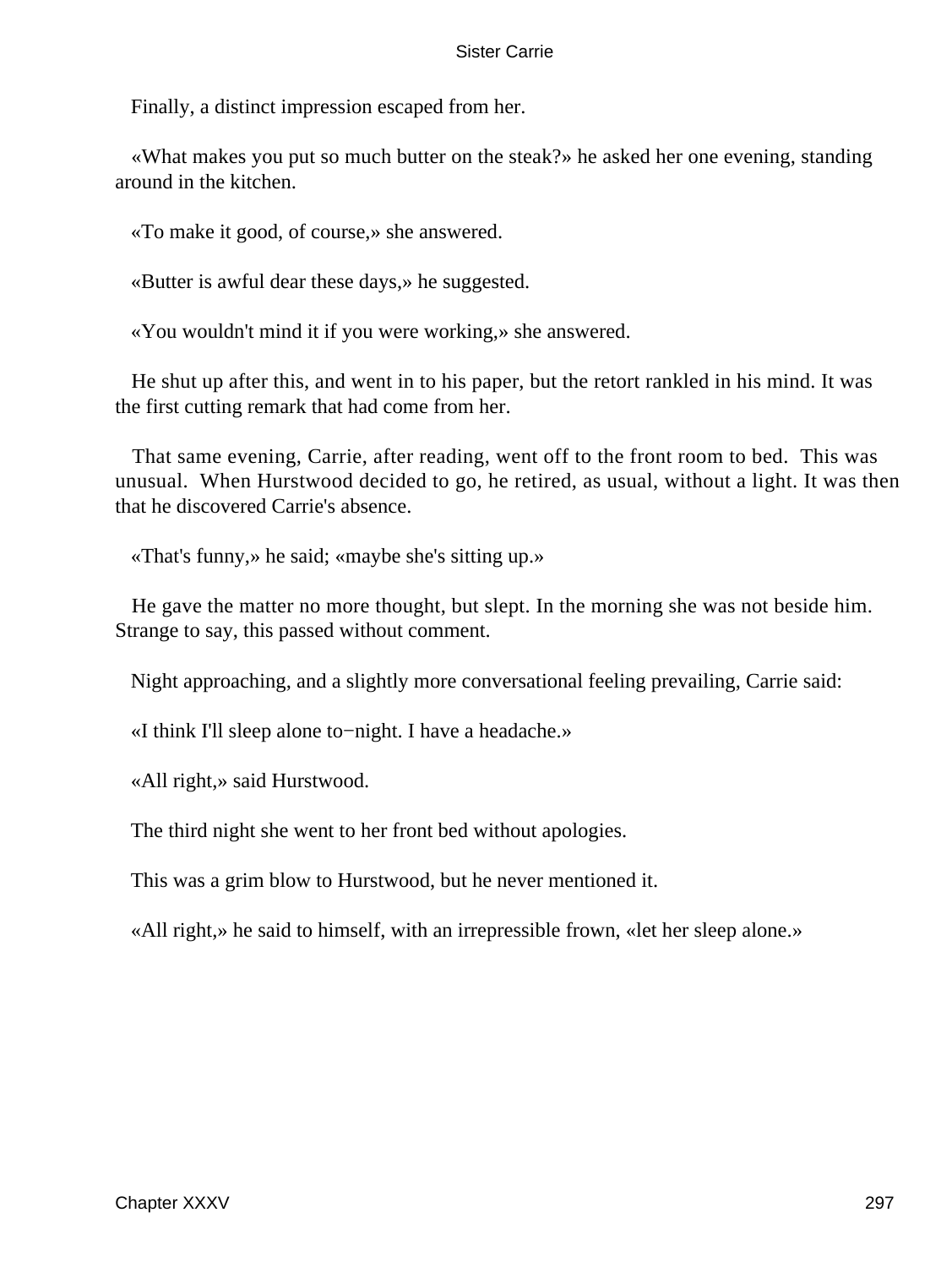Finally, a distinct impression escaped from her.

«What makes you put so much butter on the steak?» he asked her one evening, standing around in the kitchen.

«To make it good, of course,» she answered.

«Butter is awful dear these days,» he suggested.

«You wouldn't mind it if you were working,» she answered.

He shut up after this, and went in to his paper, but the retort rankled in his mind. It was the first cutting remark that had come from her.

That same evening, Carrie, after reading, went off to the front room to bed. This was unusual. When Hurstwood decided to go, he retired, as usual, without a light. It was then that he discovered Carrie's absence.

«That's funny,» he said; «maybe she's sitting up.»

He gave the matter no more thought, but slept. In the morning she was not beside him. Strange to say, this passed without comment.

Night approaching, and a slightly more conversational feeling prevailing, Carrie said:

«I think I'll sleep alone to−night. I have a headache.»

«All right,» said Hurstwood.

The third night she went to her front bed without apologies.

This was a grim blow to Hurstwood, but he never mentioned it.

«All right,» he said to himself, with an irrepressible frown, «let her sleep alone.»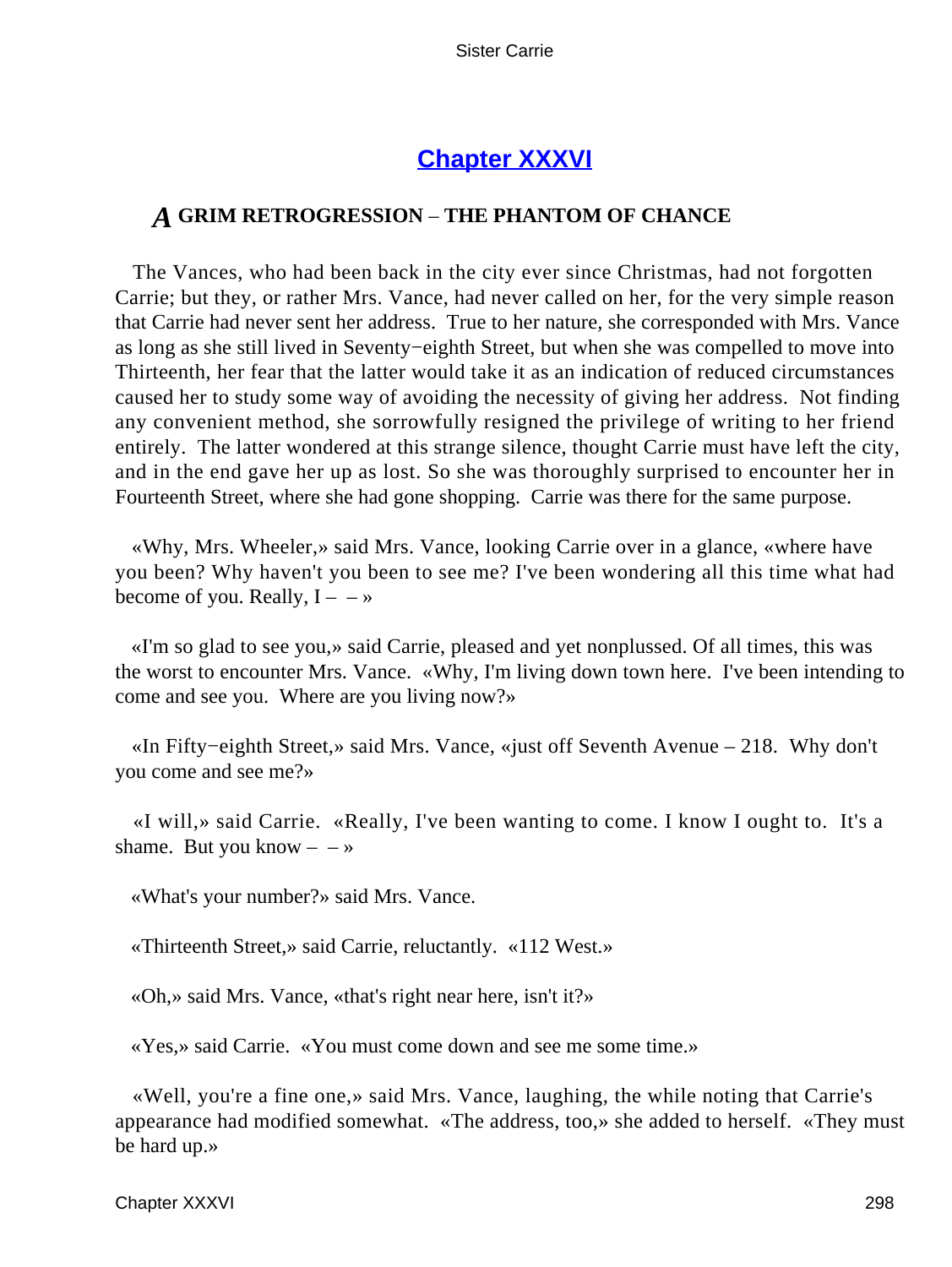## Chapter XXXVI

### *A* GRIM RETROGRESSION – THE PHANTOM OF CHANCE

The Vances, who had been back in the city ever since Christmas, had not forgotten Carrie; but they, or rather Mrs. Vance, had never called on her, for the very simple reason that Carrie had never sent her address. True to her nature, she corresponded with Mrs. Vance as long as she still lived in Seventy−eighth Street, but when she was compelled to move into Thirteenth, her fear that the latter would take it as an indication of reduced circumstances caused her to study some way of avoiding the necessity of giving her address. Not finding any convenient method, she sorrowfully resigned the privilege of writing to her friend entirely. The latter wondered at this strange silence, thought Carrie must have left the city, and in the end gave her up as lost. So she was thoroughly surprised to encounter her in Fourteenth Street, where she had gone shopping. Carrie was there for the same purpose.

«Why, Mrs. Wheeler,» said Mrs. Vance, looking Carrie over in a glance, «where have you been? Why haven't you been to see me? I've been wondering all this time what had become of you. Really, I – – »

«I'm so glad to see you,» said Carrie, pleased and yet nonplussed. Of all times, this was the worst to encounter Mrs. Vance. «Why, I'm living down town here. I've been intending to come and see you. Where are you living now?»

«In Fifty−eighth Street,» said Mrs. Vance, «just off Seventh Avenue – 218. Why don't you come and see me?»

«I will,» said Carrie. «Really, I've been wanting to come. I know I ought to. It's a shame. But you know – – »

«What's your number?» said Mrs. Vance.

«Thirteenth Street,» said Carrie, reluctantly. «112 West.»

«Oh,» said Mrs. Vance, «that's right near here, isn't it?»

«Yes,» said Carrie. «You must come down and see me some time.»

«Well, you're a fine one,» said Mrs. Vance, laughing, the while noting that Carrie's appearance had modified somewhat. «The address, too,» she added to herself. «They must be hard up.»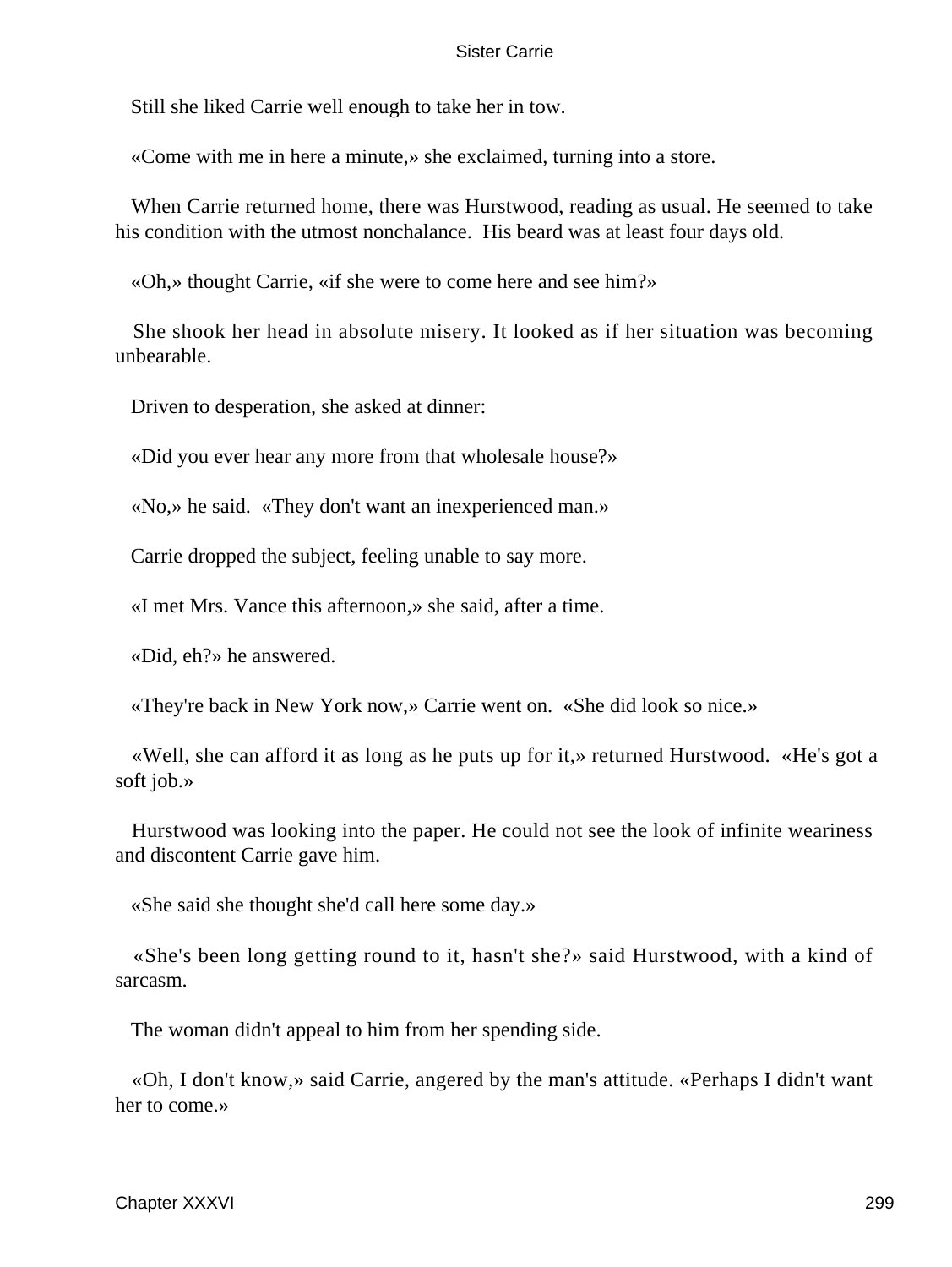Still she liked Carrie well enough to take her in tow.

«Come with me in here a minute,» she exclaimed, turning into a store.

When Carrie returned home, there was Hurstwood, reading as usual. He seemed to take his condition with the utmost nonchalance. His beard was at least four days old.

«Oh,» thought Carrie, «if she were to come here and see him?»

She shook her head in absolute misery. It looked as if her situation was becoming unbearable.

Driven to desperation, she asked at dinner:

«Did you ever hear any more from that wholesale house?»

«No,» he said. «They don't want an inexperienced man.»

Carrie dropped the subject, feeling unable to say more.

«I met Mrs. Vance this afternoon,» she said, after a time.

«Did, eh?» he answered.

«They're back in New York now,» Carrie went on. «She did look so nice.»

«Well, she can afford it as long as he puts up for it,» returned Hurstwood. «He's got a soft job.»

Hurstwood was looking into the paper. He could not see the look of infinite weariness and discontent Carrie gave him.

«She said she thought she'd call here some day.»

«She's been long getting round to it, hasn't she?» said Hurstwood, with a kind of sarcasm.

The woman didn't appeal to him from her spending side.

«Oh, I don't know,» said Carrie, angered by the man's attitude. «Perhaps I didn't want her to come.»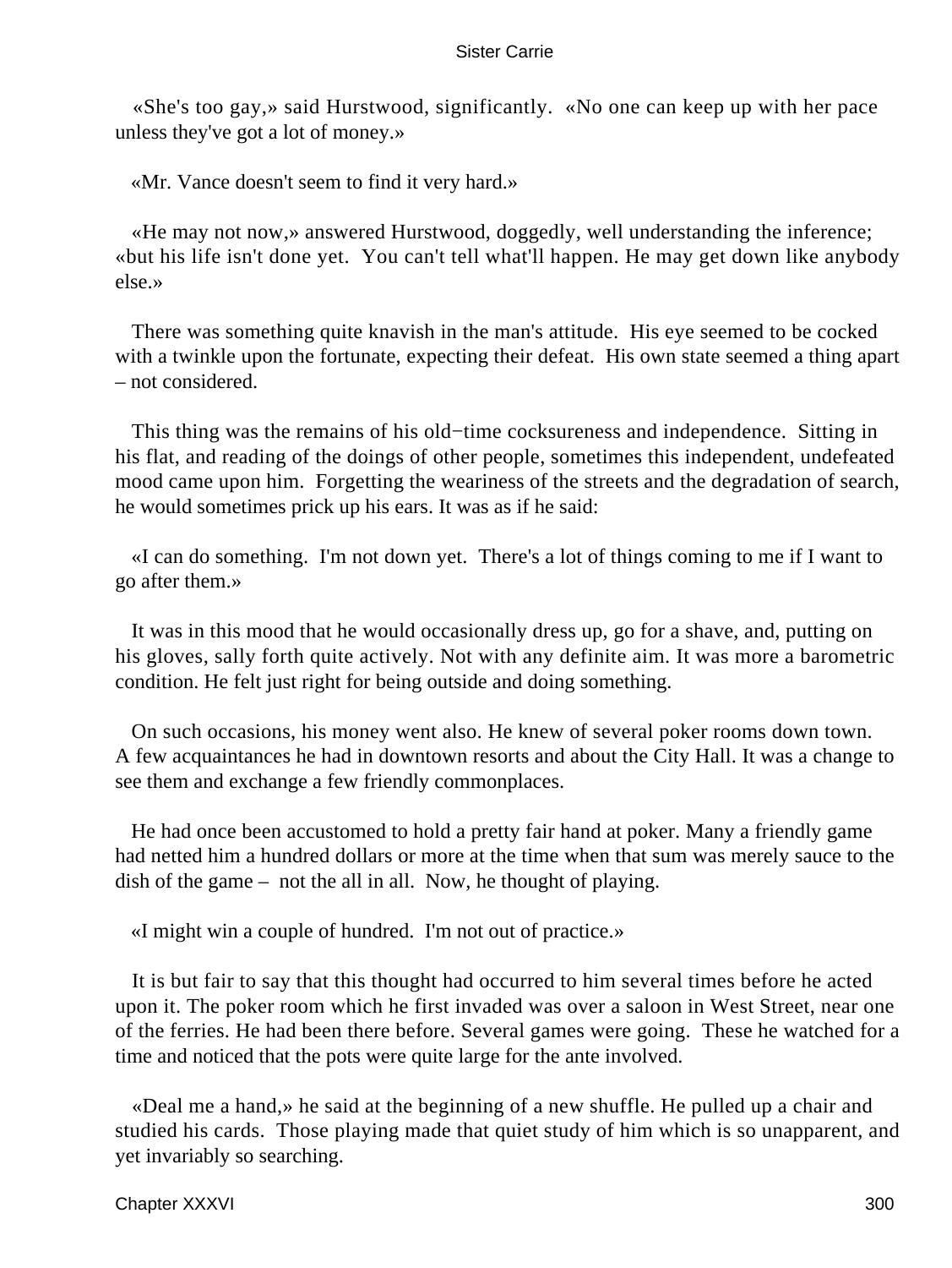«She's too gay,» said Hurstwood, significantly. «No one can keep up with her pace unless they've got a lot of money.»

«Mr. Vance doesn't seem to find it very hard.»

«He may not now,» answered Hurstwood, doggedly, well understanding the inference; «but his life isn't done yet. You can't tell what'll happen. He may get down like anybody else.»

There was something quite knavish in the man's attitude. His eye seemed to be cocked with a twinkle upon the fortunate, expecting their defeat. His own state seemed a thing apart – not considered.

This thing was the remains of his old−time cocksureness and independence. Sitting in his flat, and reading of the doings of other people, sometimes this independent, undefeated mood came upon him. Forgetting the weariness of the streets and the degradation of search, he would sometimes prick up his ears. It was as if he said:

«I can do something. I'm not down yet. There's a lot of things coming to me if I want to go after them.»

It was in this mood that he would occasionally dress up, go for a shave, and, putting on his gloves, sally forth quite actively. Not with any definite aim. It was more a barometric condition. He felt just right for being outside and doing something.

On such occasions, his money went also. He knew of several poker rooms down town. A few acquaintances he had in downtown resorts and about the City Hall. It was a change to see them and exchange a few friendly commonplaces.

He had once been accustomed to hold a pretty fair hand at poker. Many a friendly game had netted him a hundred dollars or more at the time when that sum was merely sauce to the dish of the game – not the all in all. Now, he thought of playing.

«I might win a couple of hundred. I'm not out of practice.»

It is but fair to say that this thought had occurred to him several times before he acted upon it. The poker room which he first invaded was over a saloon in West Street, near one of the ferries. He had been there before. Several games were going. These he watched for a time and noticed that the pots were quite large for the ante involved.

«Deal me a hand,» he said at the beginning of a new shuffle. He pulled up a chair and studied his cards. Those playing made that quiet study of him which is so unapparent, and yet invariably so searching.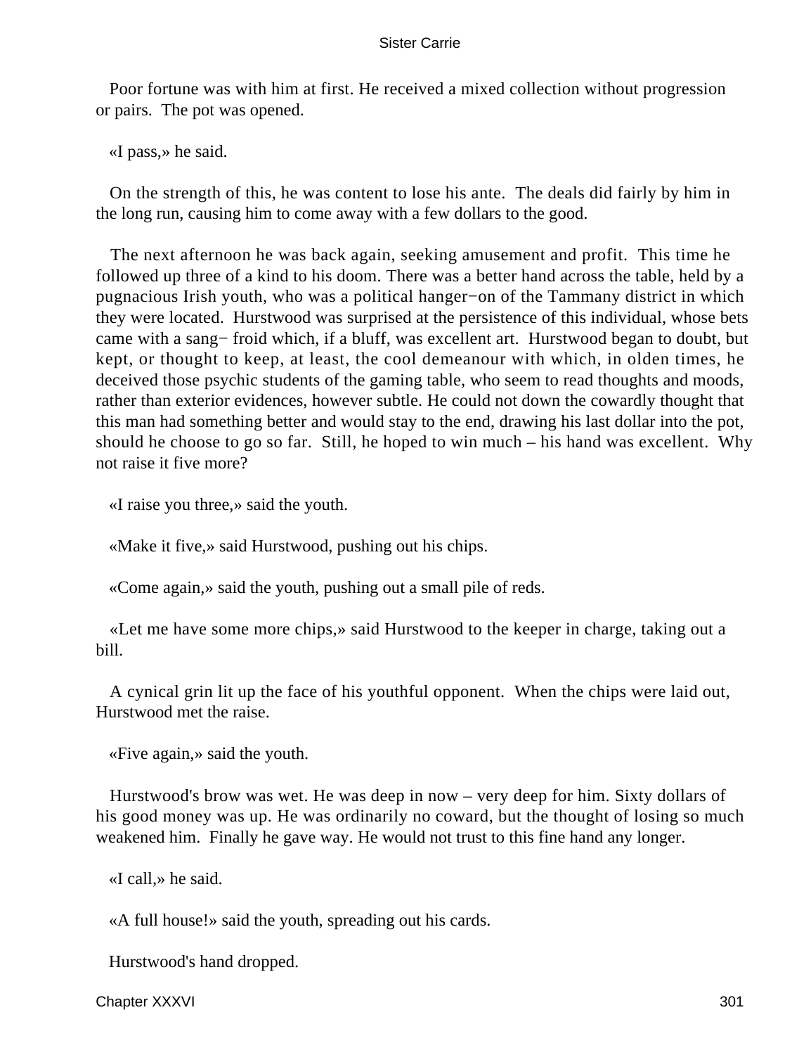Poor fortune was with him at first. He received a mixed collection without progression or pairs. The pot was opened.

«I pass,» he said.

On the strength of this, he was content to lose his ante. The deals did fairly by him in the long run, causing him to come away with a few dollars to the good.

The next afternoon he was back again, seeking amusement and profit. This time he followed up three of a kind to his doom. There was a better hand across the table, held by a pugnacious Irish youth, who was a political hanger−on of the Tammany district in which they were located. Hurstwood was surprised at the persistence of this individual, whose bets came with a sang− froid which, if a bluff, was excellent art. Hurstwood began to doubt, but kept, or thought to keep, at least, the cool demeanour with which, in olden times, he deceived those psychic students of the gaming table, who seem to read thoughts and moods, rather than exterior evidences, however subtle. He could not down the cowardly thought that this man had something better and would stay to the end, drawing his last dollar into the pot, should he choose to go so far. Still, he hoped to win much – his hand was excellent. Why not raise it five more?

«I raise you three,» said the youth.

«Make it five,» said Hurstwood, pushing out his chips.

«Come again,» said the youth, pushing out a small pile of reds.

«Let me have some more chips,» said Hurstwood to the keeper in charge, taking out a bill.

A cynical grin lit up the face of his youthful opponent. When the chips were laid out, Hurstwood met the raise.

«Five again,» said the youth.

Hurstwood's brow was wet. He was deep in now – very deep for him. Sixty dollars of his good money was up. He was ordinarily no coward, but the thought of losing so much weakened him. Finally he gave way. He would not trust to this fine hand any longer.

«I call,» he said.

«A full house!» said the youth, spreading out his cards.

Hurstwood's hand dropped.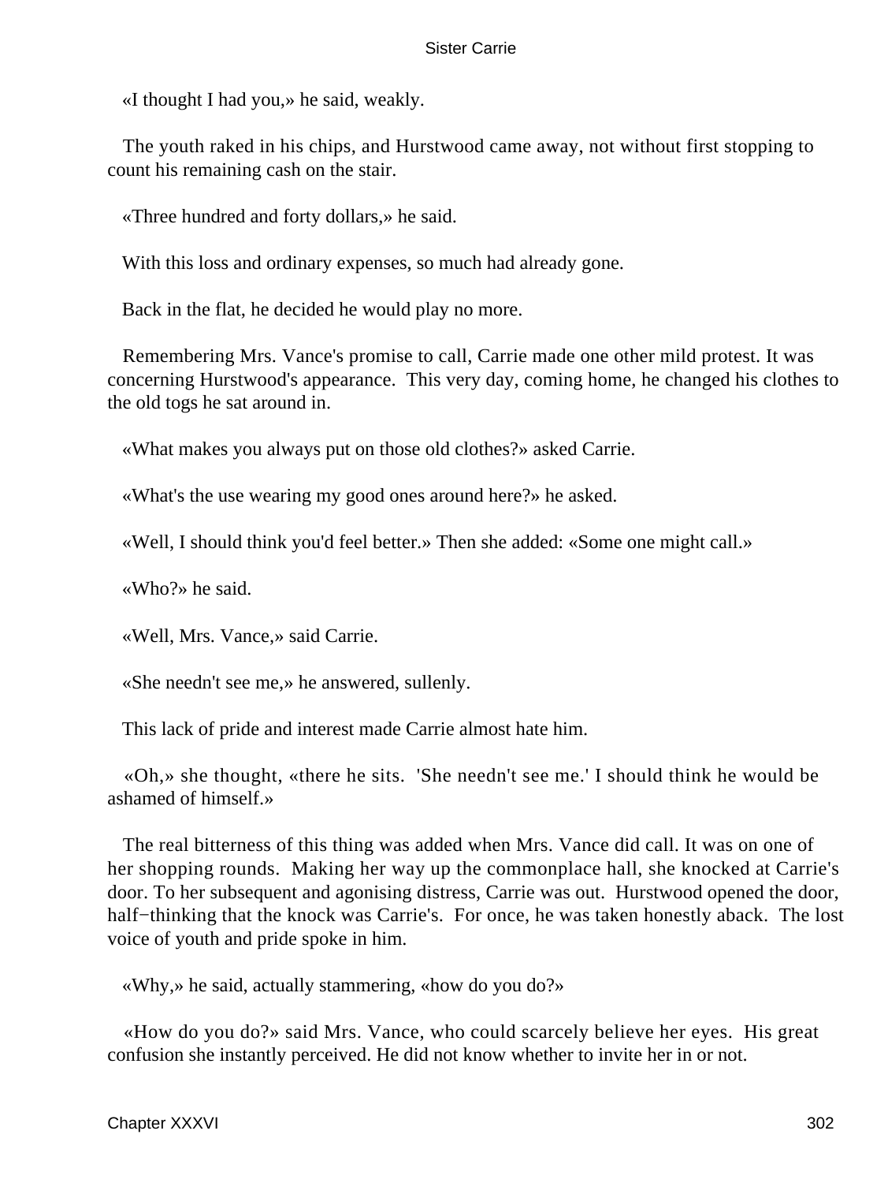«I thought I had you,» he said, weakly.

The youth raked in his chips, and Hurstwood came away, not without first stopping to count his remaining cash on the stair.

«Three hundred and forty dollars,» he said.

With this loss and ordinary expenses, so much had already gone.

Back in the flat, he decided he would play no more.

Remembering Mrs. Vance's promise to call, Carrie made one other mild protest. It was concerning Hurstwood's appearance. This very day, coming home, he changed his clothes to the old togs he sat around in.

«What makes you always put on those old clothes?» asked Carrie.

«What's the use wearing my good ones around here?» he asked.

«Well, I should think you'd feel better.» Then she added: «Some one might call.»

«Who?» he said.

«Well, Mrs. Vance,» said Carrie.

«She needn't see me,» he answered, sullenly.

This lack of pride and interest made Carrie almost hate him.

«Oh,» she thought, «there he sits. 'She needn't see me.' I should think he would be ashamed of himself.»

The real bitterness of this thing was added when Mrs. Vance did call. It was on one of her shopping rounds. Making her way up the commonplace hall, she knocked at Carrie's door. To her subsequent and agonising distress, Carrie was out. Hurstwood opened the door, half−thinking that the knock was Carrie's. For once, he was taken honestly aback. The lost voice of youth and pride spoke in him.

«Why,» he said, actually stammering, «how do you do?»

«How do you do?» said Mrs. Vance, who could scarcely believe her eyes. His great confusion she instantly perceived. He did not know whether to invite her in or not.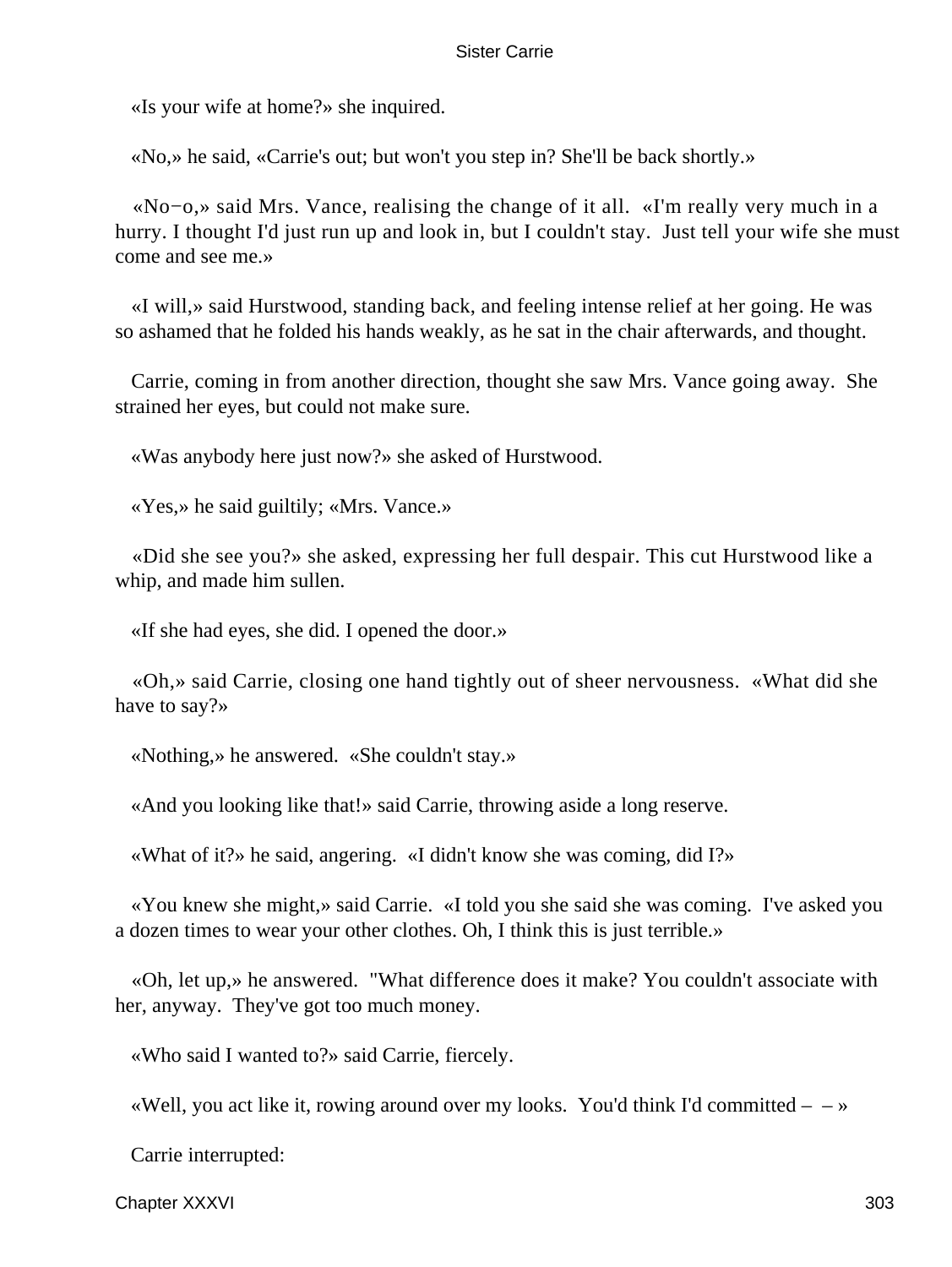«Is your wife at home?» she inquired.

«No,» he said, «Carrie's out; but won't you step in? She'll be back shortly.»

«No−o,» said Mrs. Vance, realising the change of it all. «I'm really very much in a hurry. I thought I'd just run up and look in, but I couldn't stay. Just tell your wife she must come and see me.»

«I will,» said Hurstwood, standing back, and feeling intense relief at her going. He was so ashamed that he folded his hands weakly, as he sat in the chair afterwards, and thought.

Carrie, coming in from another direction, thought she saw Mrs. Vance going away. She strained her eyes, but could not make sure.

«Was anybody here just now?» she asked of Hurstwood.

«Yes,» he said guiltily; «Mrs. Vance.»

«Did she see you?» she asked, expressing her full despair. This cut Hurstwood like a whip, and made him sullen.

«If she had eyes, she did. I opened the door.»

«Oh,» said Carrie, closing one hand tightly out of sheer nervousness. «What did she have to say?»

«Nothing,» he answered. «She couldn't stay.»

«And you looking like that!» said Carrie, throwing aside a long reserve.

«What of it?» he said, angering. «I didn't know she was coming, did I?»

«You knew she might,» said Carrie. «I told you she said she was coming. I've asked you a dozen times to wear your other clothes. Oh, I think this is just terrible.»

«Oh, let up,» he answered. "What difference does it make? You couldn't associate with her, anyway. They've got too much money.

«Who said I wanted to?» said Carrie, fiercely.

«Well, you act like it, rowing around over my looks. You'd think I'd committed – – »

Carrie interrupted: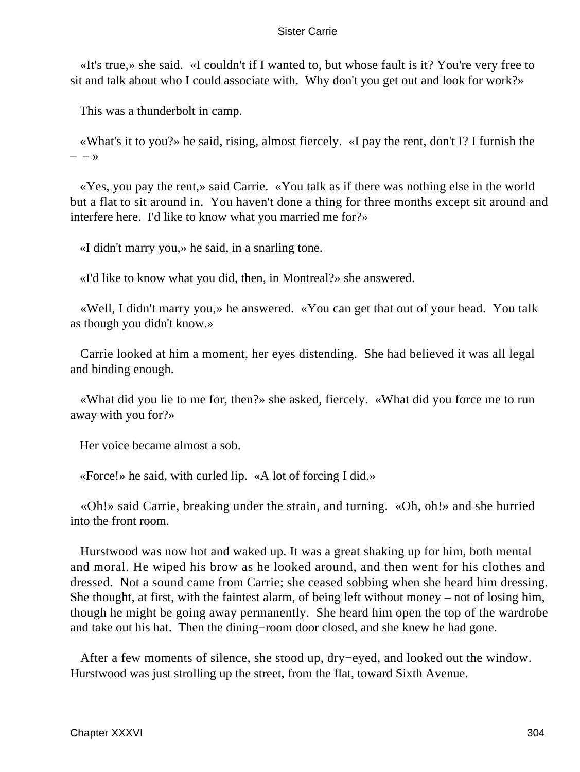«It's true,» she said. «I couldn't if I wanted to, but whose fault is it? You're very free to sit and talk about who I could associate with. Why don't you get out and look for work?»

This was a thunderbolt in camp.

«What's it to you?» he said, rising, almost fiercely. «I pay the rent, don't I? I furnish the – –»

«Yes, you pay the rent,» said Carrie. «You talk as if there was nothing else in the world but a flat to sit around in. You haven't done a thing for three months except sit around and interfere here. I'd like to know what you married me for?»

«I didn't marry you,» he said, in a snarling tone.

«I'd like to know what you did, then, in Montreal?» she answered.

«Well, I didn't marry you,» he answered. «You can get that out of your head. You talk as though you didn't know.»

Carrie looked at him a moment, her eyes distending. She had believed it was all legal and binding enough.

«What did you lie to me for, then?» she asked, fiercely. «What did you force me to run away with you for?»

Her voice became almost a sob.

«Force!» he said, with curled lip. «A lot of forcing I did.»

«Oh!» said Carrie, breaking under the strain, and turning. «Oh, oh!» and she hurried into the front room.

Hurstwood was now hot and waked up. It was a great shaking up for him, both mental and moral. He wiped his brow as he looked around, and then went for his clothes and dressed. Not a sound came from Carrie; she ceased sobbing when she heard him dressing. She thought, at first, with the faintest alarm, of being left without money – not of losing him, though he might be going away permanently. She heard him open the top of the wardrobe and take out his hat. Then the dining−room door closed, and she knew he had gone.

After a few moments of silence, she stood up, dry−eyed, and looked out the window. Hurstwood was just strolling up the street, from the flat, toward Sixth Avenue.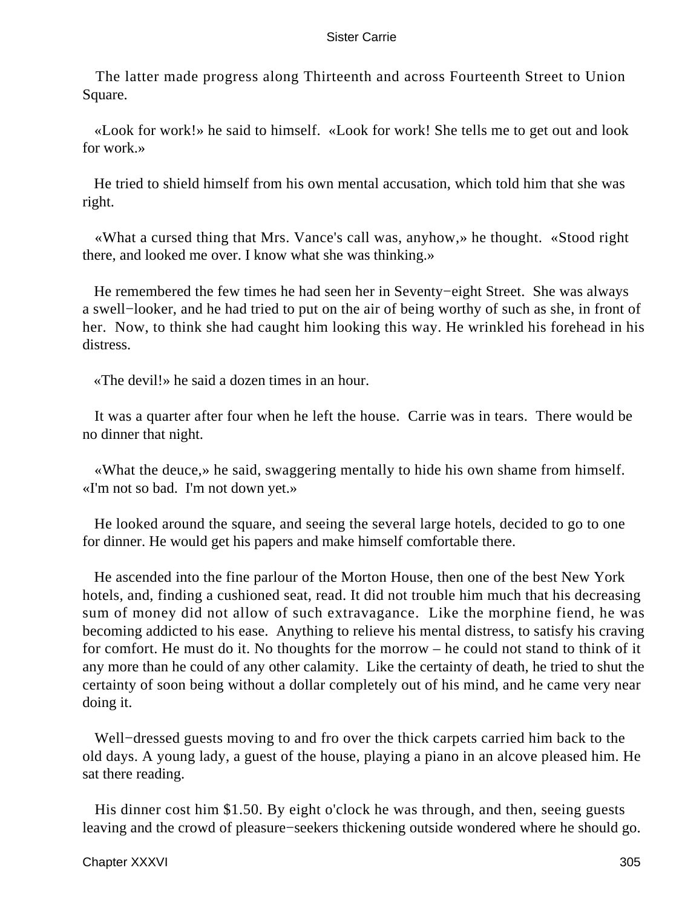The latter made progress along Thirteenth and across Fourteenth Street to Union Square.

«Look for work!» he said to himself. «Look for work! She tells me to get out and look for work.»

He tried to shield himself from his own mental accusation, which told him that she was right.

«What a cursed thing that Mrs. Vance's call was, anyhow,» he thought. «Stood right there, and looked me over. I know what she was thinking.»

He remembered the few times he had seen her in Seventy−eight Street. She was always a swell−looker, and he had tried to put on the air of being worthy of such as she, in front of her. Now, to think she had caught him looking this way. He wrinkled his forehead in his distress.

«The devil!» he said a dozen times in an hour.

It was a quarter after four when he left the house. Carrie was in tears. There would be no dinner that night.

«What the deuce,» he said, swaggering mentally to hide his own shame from himself. «I'm not so bad. I'm not down yet.»

He looked around the square, and seeing the several large hotels, decided to go to one for dinner. He would get his papers and make himself comfortable there.

He ascended into the fine parlour of the Morton House, then one of the best New York hotels, and, finding a cushioned seat, read. It did not trouble him much that his decreasing sum of money did not allow of such extravagance. Like the morphine fiend, he was becoming addicted to his ease. Anything to relieve his mental distress, to satisfy his craving for comfort. He must do it. No thoughts for the morrow – he could not stand to think of it any more than he could of any other calamity. Like the certainty of death, he tried to shut the certainty of soon being without a dollar completely out of his mind, and he came very near doing it.

Well−dressed guests moving to and fro over the thick carpets carried him back to the old days. A young lady, a guest of the house, playing a piano in an alcove pleased him. He sat there reading.

His dinner cost him $1.50. By eight o'clock he was through, and then, seeing guests leaving and the crowd of pleasure−seekers thickening outside wondered where he should go.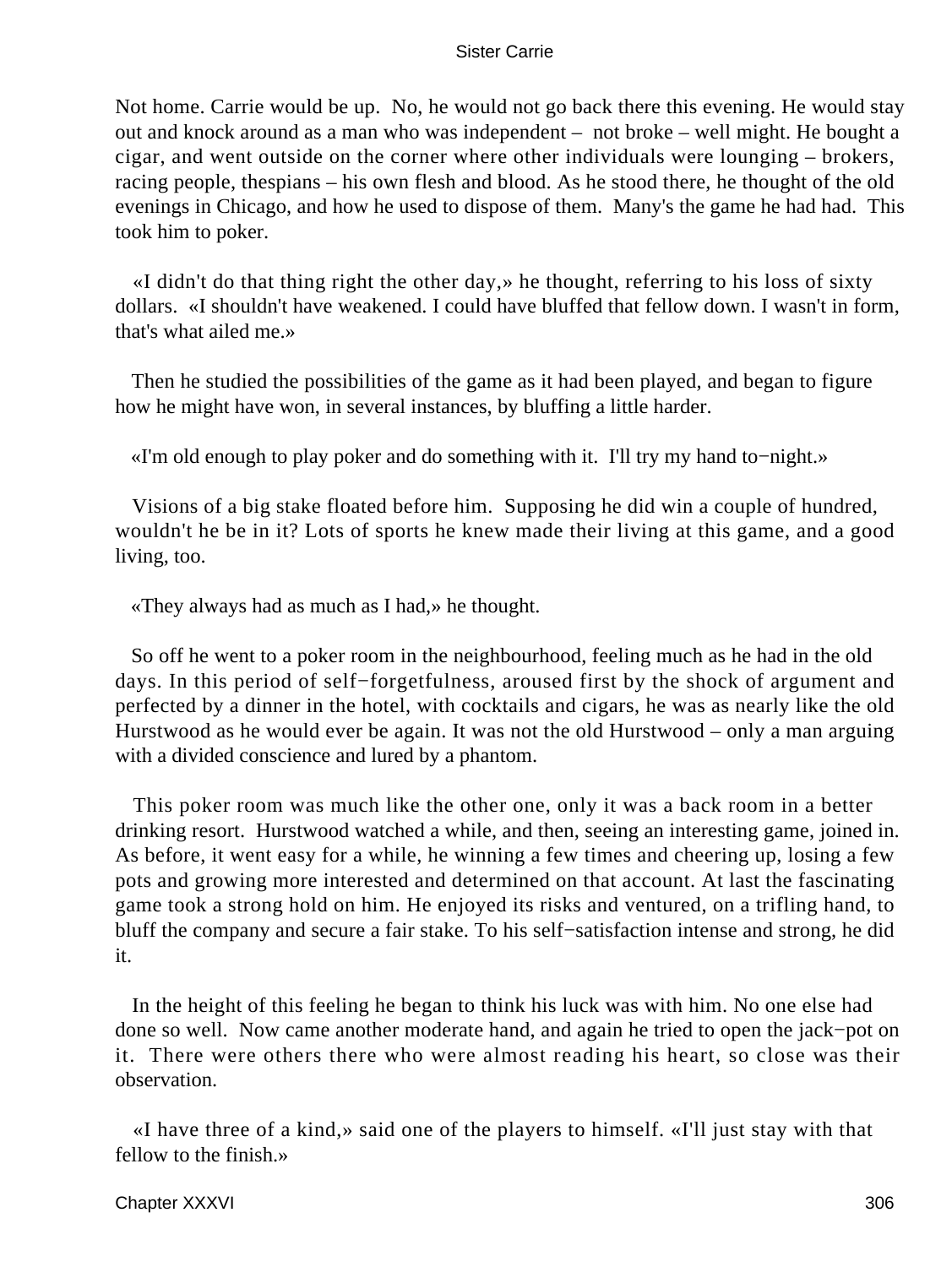Not home. Carrie would be up. No, he would not go back there this evening. He would stay out and knock around as a man who was independent – not broke – well might. He bought a cigar, and went outside on the corner where other individuals were lounging – brokers, racing people, thespians – his own flesh and blood. As he stood there, he thought of the old evenings in Chicago, and how he used to dispose of them. Many's the game he had had. This took him to poker.

«I didn't do that thing right the other day,» he thought, referring to his loss of sixty dollars. «I shouldn't have weakened. I could have bluffed that fellow down. I wasn't in form, that's what ailed me.»

Then he studied the possibilities of the game as it had been played, and began to figure how he might have won, in several instances, by bluffing a little harder.

«I'm old enough to play poker and do something with it. I'll try my hand to−night.»

Visions of a big stake floated before him. Supposing he did win a couple of hundred, wouldn't he be in it? Lots of sports he knew made their living at this game, and a good living, too.

«They always had as much as I had,» he thought.

So off he went to a poker room in the neighbourhood, feeling much as he had in the old days. In this period of self−forgetfulness, aroused first by the shock of argument and perfected by a dinner in the hotel, with cocktails and cigars, he was as nearly like the old Hurstwood as he would ever be again. It was not the old Hurstwood – only a man arguing with a divided conscience and lured by a phantom.

This poker room was much like the other one, only it was a back room in a better drinking resort. Hurstwood watched a while, and then, seeing an interesting game, joined in. As before, it went easy for a while, he winning a few times and cheering up, losing a few pots and growing more interested and determined on that account. At last the fascinating game took a strong hold on him. He enjoyed its risks and ventured, on a trifling hand, to bluff the company and secure a fair stake. To his self−satisfaction intense and strong, he did it.

In the height of this feeling he began to think his luck was with him. No one else had done so well. Now came another moderate hand, and again he tried to open the jack−pot on it. There were others there who were almost reading his heart, so close was their observation.

«I have three of a kind,» said one of the players to himself. «I'll just stay with that fellow to the finish.»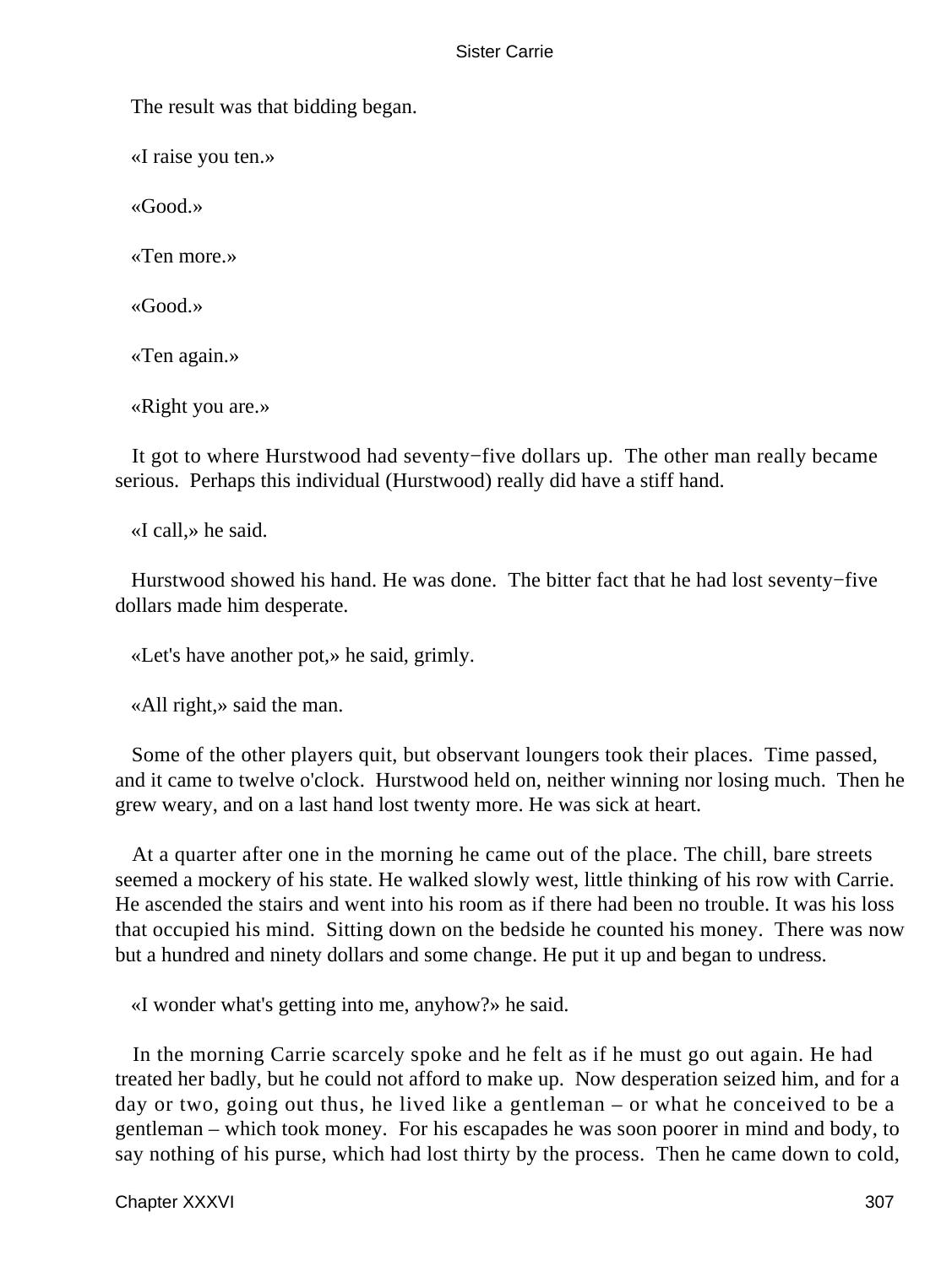The result was that bidding began.

«I raise you ten.»

«Good.»

«Ten more.»

«Good.»

«Ten again.»

«Right you are.»

It got to where Hurstwood had seventy−five dollars up. The other man really became serious. Perhaps this individual (Hurstwood) really did have a stiff hand.

«I call,» he said.

Hurstwood showed his hand. He was done. The bitter fact that he had lost seventy−five dollars made him desperate.

«Let's have another pot,» he said, grimly.

«All right,» said the man.

Some of the other players quit, but observant loungers took their places. Time passed, and it came to twelve o'clock. Hurstwood held on, neither winning nor losing much. Then he grew weary, and on a last hand lost twenty more. He was sick at heart.

At a quarter after one in the morning he came out of the place. The chill, bare streets seemed a mockery of his state. He walked slowly west, little thinking of his row with Carrie. He ascended the stairs and went into his room as if there had been no trouble. It was his loss that occupied his mind. Sitting down on the bedside he counted his money. There was now but a hundred and ninety dollars and some change. He put it up and began to undress.

«I wonder what's getting into me, anyhow?» he said.

In the morning Carrie scarcely spoke and he felt as if he must go out again. He had treated her badly, but he could not afford to make up. Now desperation seized him, and for a day or two, going out thus, he lived like a gentleman – or what he conceived to be a gentleman – which took money. For his escapades he was soon poorer in mind and body, to say nothing of his purse, which had lost thirty by the process. Then he came down to cold,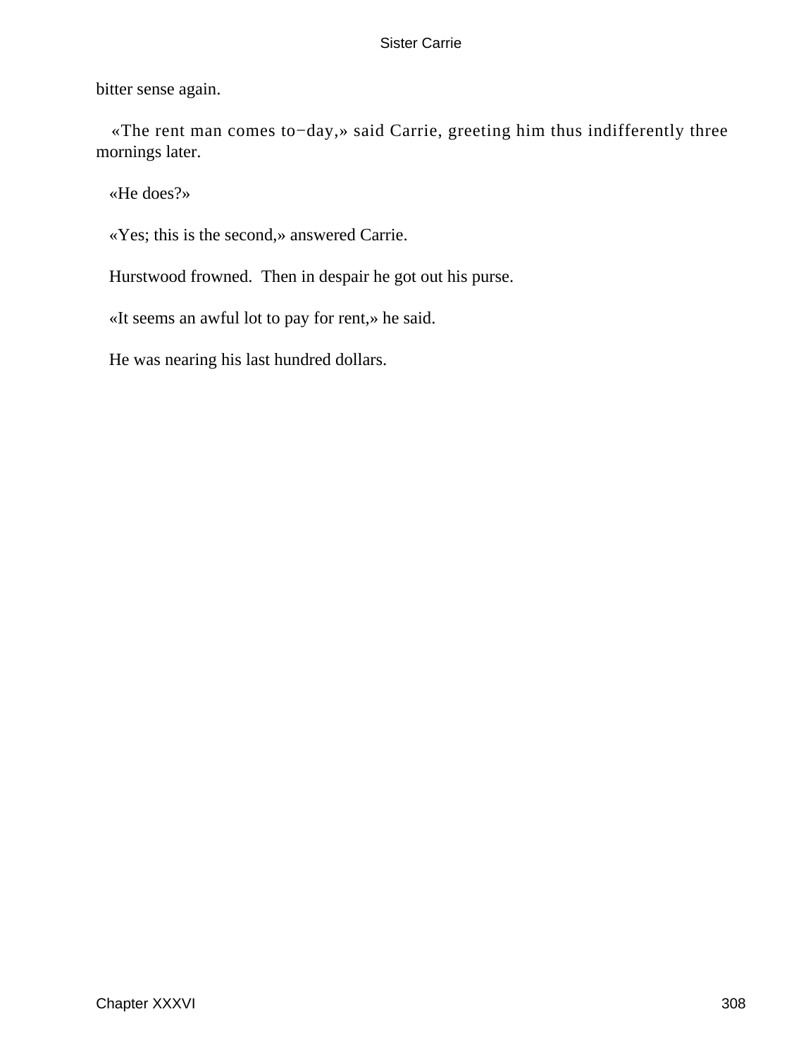bitter sense again.

«The rent man comes to−day,» said Carrie, greeting him thus indifferently three mornings later.

«He does?»

«Yes; this is the second,» answered Carrie.

Hurstwood frowned. Then in despair he got out his purse.

«It seems an awful lot to pay for rent,» he said.

He was nearing his last hundred dollars.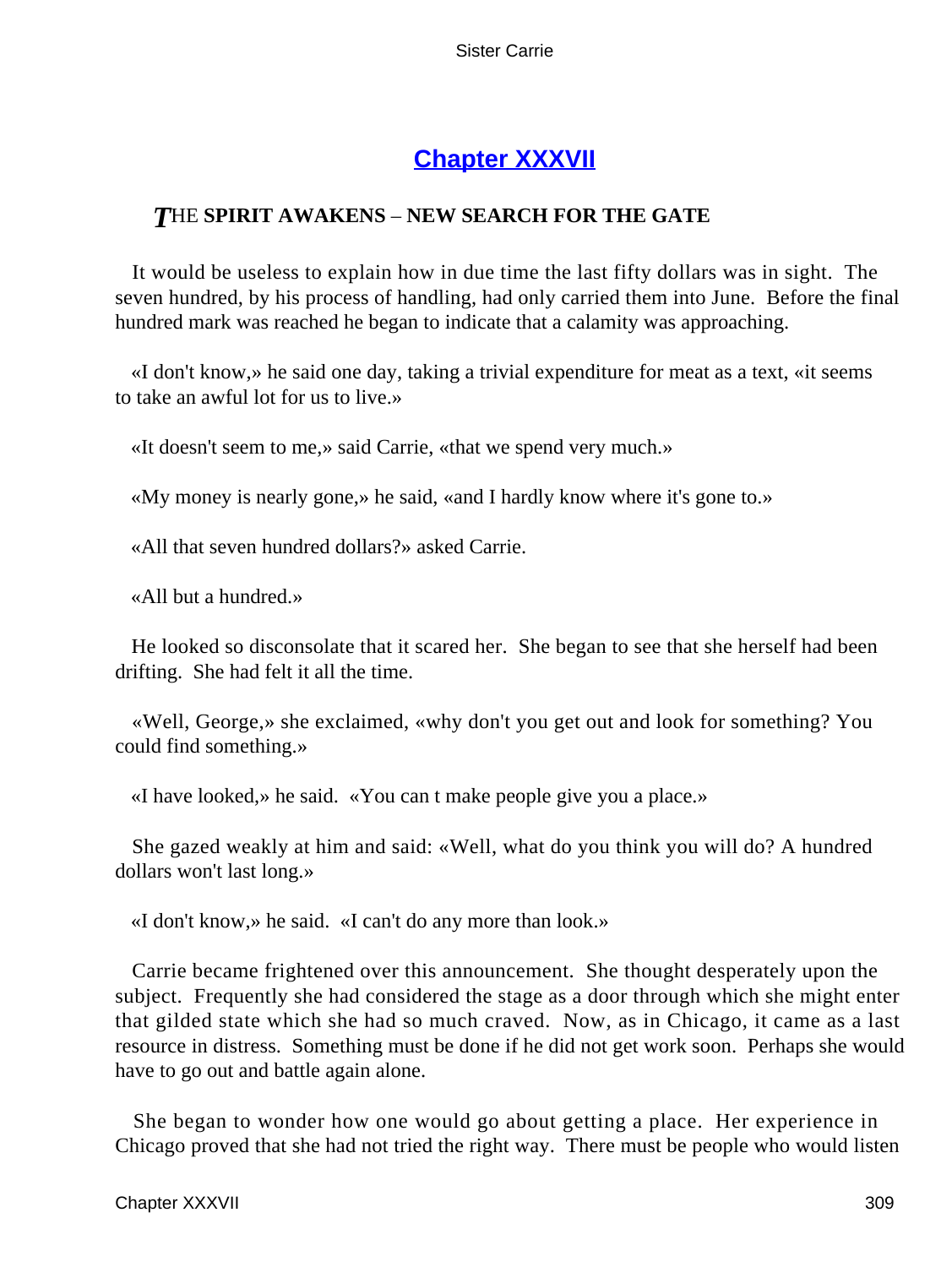## [Chapter XXXVII](#)

### *T*HE **SPIRIT AWAKENS – NEW SEARCH FOR THE GATE**

It would be useless to explain how in due time the last fifty dollars was in sight. The seven hundred, by his process of handling, had only carried them into June. Before the final hundred mark was reached he began to indicate that a calamity was approaching.

«I don't know,» he said one day, taking a trivial expenditure for meat as a text, «it seems to take an awful lot for us to live.»

«It doesn't seem to me,» said Carrie, «that we spend very much.»

«My money is nearly gone,» he said, «and I hardly know where it's gone to.»

«All that seven hundred dollars?» asked Carrie.

«All but a hundred.»

He looked so disconsolate that it scared her. She began to see that she herself had been drifting. She had felt it all the time.

«Well, George,» she exclaimed, «why don't you get out and look for something? You could find something.»

«I have looked,» he said. «You can t make people give you a place.»

She gazed weakly at him and said: «Well, what do you think you will do? A hundred dollars won't last long.»

«I don't know,» he said. «I can't do any more than look.»

Carrie became frightened over this announcement. She thought desperately upon the subject. Frequently she had considered the stage as a door through which she might enter that gilded state which she had so much craved. Now, as in Chicago, it came as a last resource in distress. Something must be done if he did not get work soon. Perhaps she would have to go out and battle again alone.

She began to wonder how one would go about getting a place. Her experience in Chicago proved that she had not tried the right way. There must be people who would listen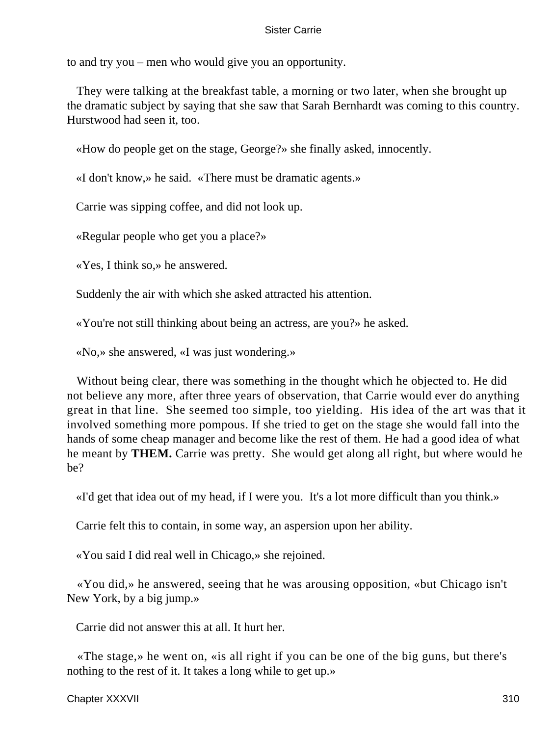to and try you – men who would give you an opportunity.

They were talking at the breakfast table, a morning or two later, when she brought up the dramatic subject by saying that she saw that Sarah Bernhardt was coming to this country. Hurstwood had seen it, too.

«How do people get on the stage, George?» she finally asked, innocently.

«I don't know,» he said. «There must be dramatic agents.»

Carrie was sipping coffee, and did not look up.

«Regular people who get you a place?»

«Yes, I think so,» he answered.

Suddenly the air with which she asked attracted his attention.

«You're not still thinking about being an actress, are you?» he asked.

«No,» she answered, «I was just wondering.»

Without being clear, there was something in the thought which he objected to. He did not believe any more, after three years of observation, that Carrie would ever do anything great in that line. She seemed too simple, too yielding. His idea of the art was that it involved something more pompous. If she tried to get on the stage she would fall into the hands of some cheap manager and become like the rest of them. He had a good idea of what he meant by **THEM.** Carrie was pretty. She would get along all right, but where would he be?

«I'd get that idea out of my head, if I were you. It's a lot more difficult than you think.»

Carrie felt this to contain, in some way, an aspersion upon her ability.

«You said I did real well in Chicago,» she rejoined.

«You did,» he answered, seeing that he was arousing opposition, «but Chicago isn't New York, by a big jump.»

Carrie did not answer this at all. It hurt her.

«The stage,» he went on, «is all right if you can be one of the big guns, but there's nothing to the rest of it. It takes a long while to get up.»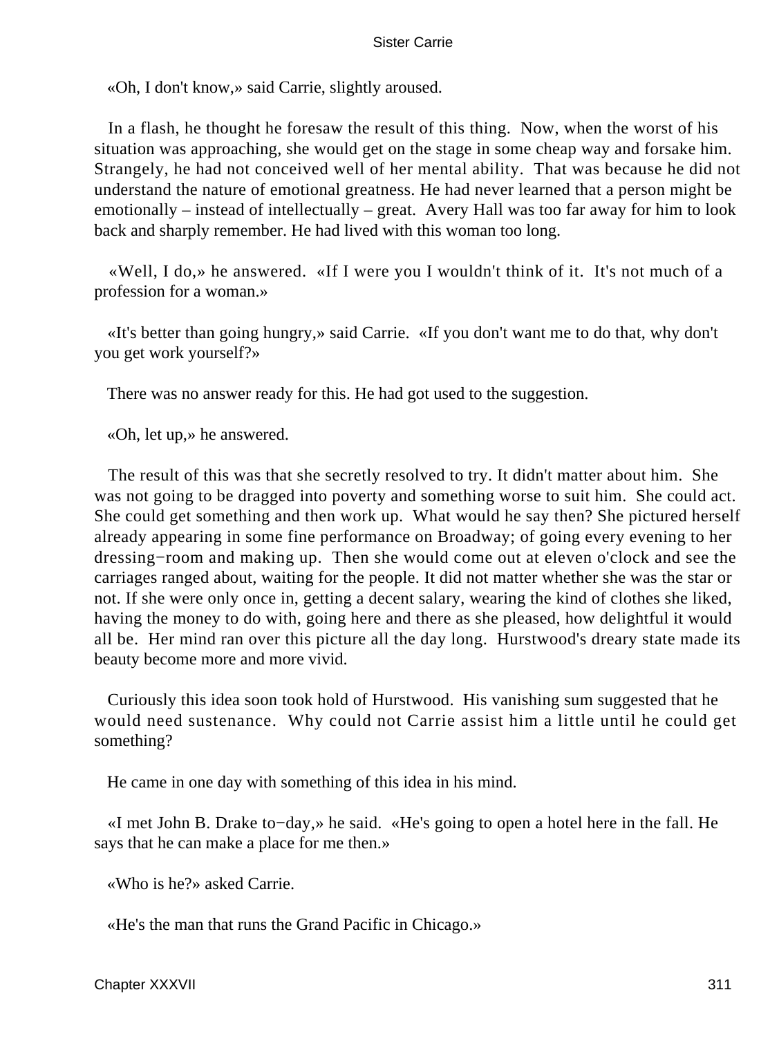«Oh, I don't know,» said Carrie, slightly aroused.

In a flash, he thought he foresaw the result of this thing. Now, when the worst of his situation was approaching, she would get on the stage in some cheap way and forsake him. Strangely, he had not conceived well of her mental ability. That was because he did not understand the nature of emotional greatness. He had never learned that a person might be emotionally – instead of intellectually – great. Avery Hall was too far away for him to look back and sharply remember. He had lived with this woman too long.

«Well, I do,» he answered. «If I were you I wouldn't think of it. It's not much of a profession for a woman.»

«It's better than going hungry,» said Carrie. «If you don't want me to do that, why don't you get work yourself?»

There was no answer ready for this. He had got used to the suggestion.

«Oh, let up,» he answered.

The result of this was that she secretly resolved to try. It didn't matter about him. She was not going to be dragged into poverty and something worse to suit him. She could act. She could get something and then work up. What would he say then? She pictured herself already appearing in some fine performance on Broadway; of going every evening to her dressing−room and making up. Then she would come out at eleven o'clock and see the carriages ranged about, waiting for the people. It did not matter whether she was the star or not. If she were only once in, getting a decent salary, wearing the kind of clothes she liked, having the money to do with, going here and there as she pleased, how delightful it would all be. Her mind ran over this picture all the day long. Hurstwood's dreary state made its beauty become more and more vivid.

Curiously this idea soon took hold of Hurstwood. His vanishing sum suggested that he would need sustenance. Why could not Carrie assist him a little until he could get something?

He came in one day with something of this idea in his mind.

«I met John B. Drake to−day,» he said. «He's going to open a hotel here in the fall. He says that he can make a place for me then.»

«Who is he?» asked Carrie.

«He's the man that runs the Grand Pacific in Chicago.»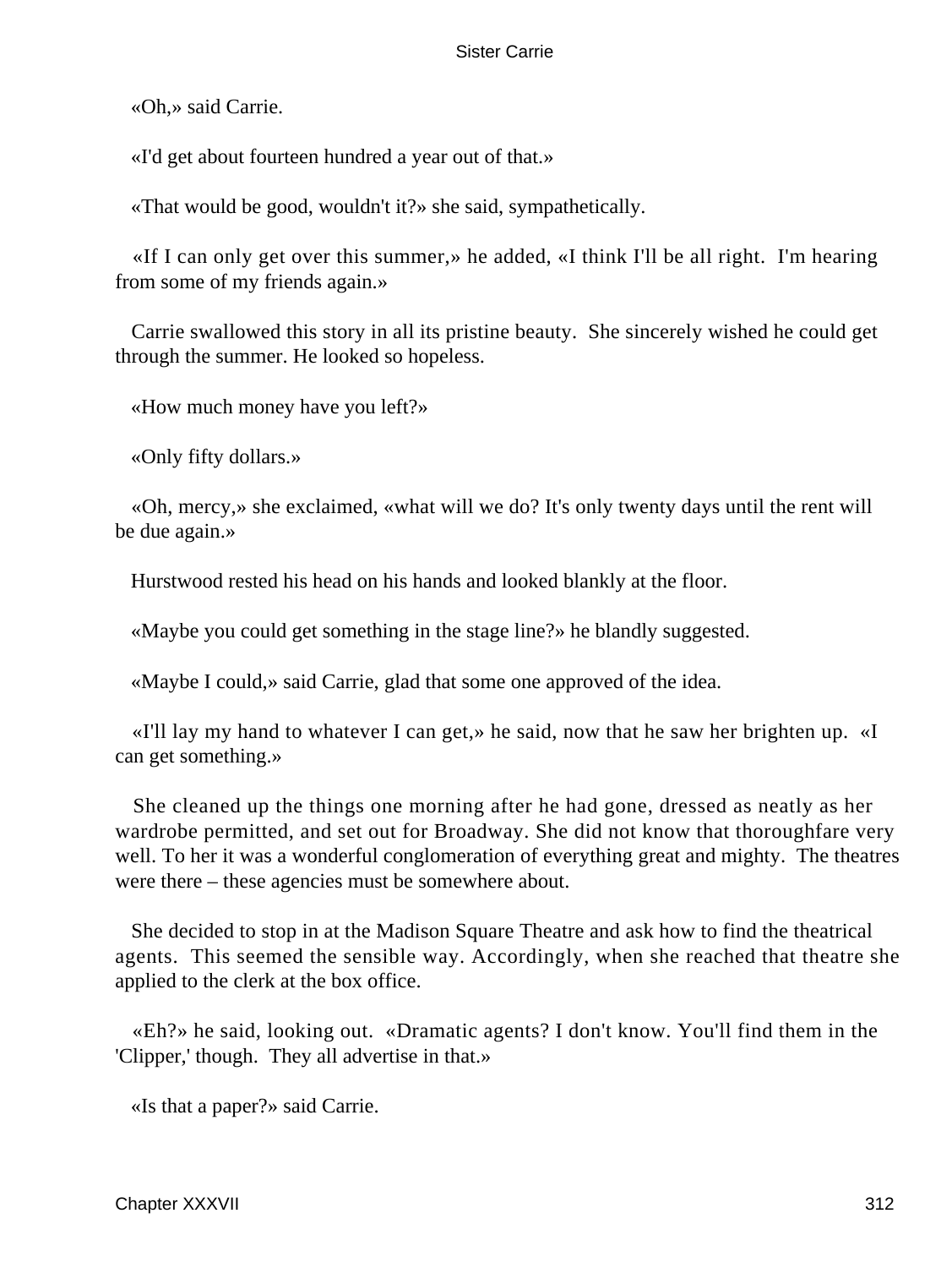«Oh,» said Carrie.

«I'd get about fourteen hundred a year out of that.»

«That would be good, wouldn't it?» she said, sympathetically.

«If I can only get over this summer,» he added, «I think I'll be all right. I'm hearing from some of my friends again.»

Carrie swallowed this story in all its pristine beauty. She sincerely wished he could get through the summer. He looked so hopeless.

«How much money have you left?»

«Only fifty dollars.»

«Oh, mercy,» she exclaimed, «what will we do? It's only twenty days until the rent will be due again.»

Hurstwood rested his head on his hands and looked blankly at the floor.

«Maybe you could get something in the stage line?» he blandly suggested.

«Maybe I could,» said Carrie, glad that some one approved of the idea.

«I'll lay my hand to whatever I can get,» he said, now that he saw her brighten up. «I can get something.»

She cleaned up the things one morning after he had gone, dressed as neatly as her wardrobe permitted, and set out for Broadway. She did not know that thoroughfare very well. To her it was a wonderful conglomeration of everything great and mighty. The theatres were there – these agencies must be somewhere about.

She decided to stop in at the Madison Square Theatre and ask how to find the theatrical agents. This seemed the sensible way. Accordingly, when she reached that theatre she applied to the clerk at the box office.

«Eh?» he said, looking out. «Dramatic agents? I don't know. You'll find them in the 'Clipper,' though. They all advertise in that.»

«Is that a paper?» said Carrie.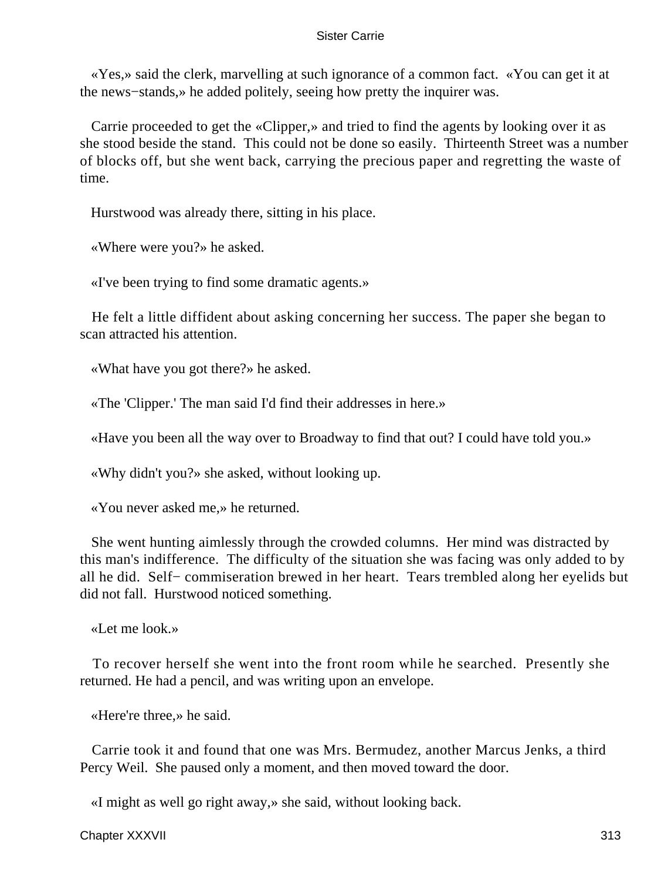«Yes,» said the clerk, marvelling at such ignorance of a common fact. «You can get it at the news−stands,» he added politely, seeing how pretty the inquirer was.

Carrie proceeded to get the «Clipper,» and tried to find the agents by looking over it as she stood beside the stand. This could not be done so easily. Thirteenth Street was a number of blocks off, but she went back, carrying the precious paper and regretting the waste of time.

Hurstwood was already there, sitting in his place.

«Where were you?» he asked.

«I've been trying to find some dramatic agents.»

He felt a little diffident about asking concerning her success. The paper she began to scan attracted his attention.

«What have you got there?» he asked.

«The 'Clipper.' The man said I'd find their addresses in here.»

«Have you been all the way over to Broadway to find that out? I could have told you.»

«Why didn't you?» she asked, without looking up.

«You never asked me,» he returned.

She went hunting aimlessly through the crowded columns. Her mind was distracted by this man's indifference. The difficulty of the situation she was facing was only added to by all he did. Self− commiseration brewed in her heart. Tears trembled along her eyelids but did not fall. Hurstwood noticed something.

«Let me look.»

To recover herself she went into the front room while he searched. Presently she returned. He had a pencil, and was writing upon an envelope.

«Here're three,» he said.

Carrie took it and found that one was Mrs. Bermudez, another Marcus Jenks, a third Percy Weil. She paused only a moment, and then moved toward the door.

«I might as well go right away,» she said, without looking back.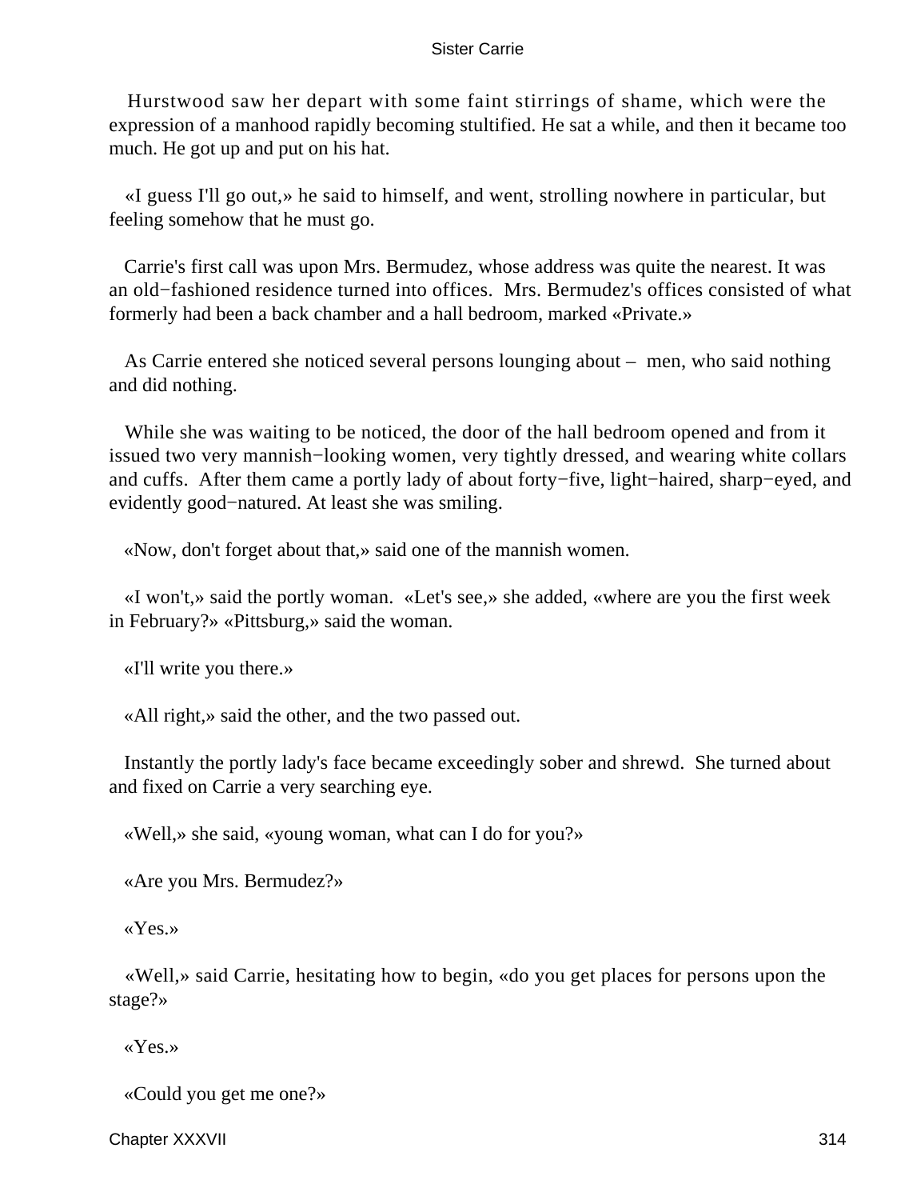Hurstwood saw her depart with some faint stirrings of shame, which were the expression of a manhood rapidly becoming stultified. He sat a while, and then it became too much. He got up and put on his hat.

«I guess I'll go out,» he said to himself, and went, strolling nowhere in particular, but feeling somehow that he must go.

Carrie's first call was upon Mrs. Bermudez, whose address was quite the nearest. It was an old−fashioned residence turned into offices. Mrs. Bermudez's offices consisted of what formerly had been a back chamber and a hall bedroom, marked «Private.»

As Carrie entered she noticed several persons lounging about – men, who said nothing and did nothing.

While she was waiting to be noticed, the door of the hall bedroom opened and from it issued two very mannish−looking women, very tightly dressed, and wearing white collars and cuffs. After them came a portly lady of about forty−five, light−haired, sharp−eyed, and evidently good−natured. At least she was smiling.

«Now, don't forget about that,» said one of the mannish women.

«I won't,» said the portly woman. «Let's see,» she added, «where are you the first week in February?» «Pittsburg,» said the woman.

«I'll write you there.»

«All right,» said the other, and the two passed out.

Instantly the portly lady's face became exceedingly sober and shrewd. She turned about and fixed on Carrie a very searching eye.

«Well,» she said, «young woman, what can I do for you?»

«Are you Mrs. Bermudez?»

«Yes.»

«Well,» said Carrie, hesitating how to begin, «do you get places for persons upon the stage?»

«Yes.»

«Could you get me one?»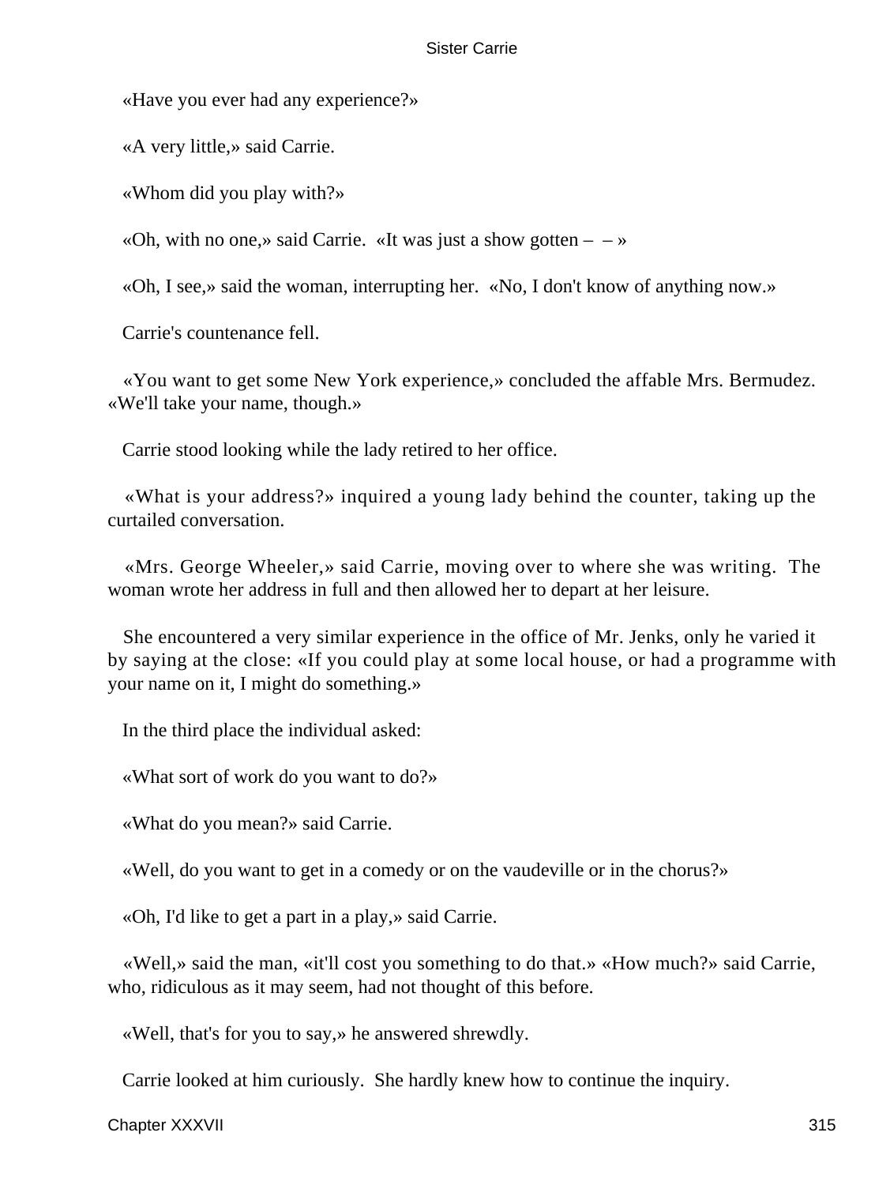«Have you ever had any experience?»

«A very little,» said Carrie.

«Whom did you play with?»

«Oh, with no one,» said Carrie. «It was just a show gotten – – »

«Oh, I see,» said the woman, interrupting her. «No, I don't know of anything now.»

Carrie's countenance fell.

«You want to get some New York experience,» concluded the affable Mrs. Bermudez. «We'll take your name, though.»

Carrie stood looking while the lady retired to her office.

«What is your address?» inquired a young lady behind the counter, taking up the curtailed conversation.

«Mrs. George Wheeler,» said Carrie, moving over to where she was writing. The woman wrote her address in full and then allowed her to depart at her leisure.

She encountered a very similar experience in the office of Mr. Jenks, only he varied it by saying at the close: «If you could play at some local house, or had a programme with your name on it, I might do something.»

In the third place the individual asked:

«What sort of work do you want to do?»

«What do you mean?» said Carrie.

«Well, do you want to get in a comedy or on the vaudeville or in the chorus?»

«Oh, I'd like to get a part in a play,» said Carrie.

«Well,» said the man, «it'll cost you something to do that.» «How much?» said Carrie, who, ridiculous as it may seem, had not thought of this before.

«Well, that's for you to say,» he answered shrewdly.

Carrie looked at him curiously. She hardly knew how to continue the inquiry.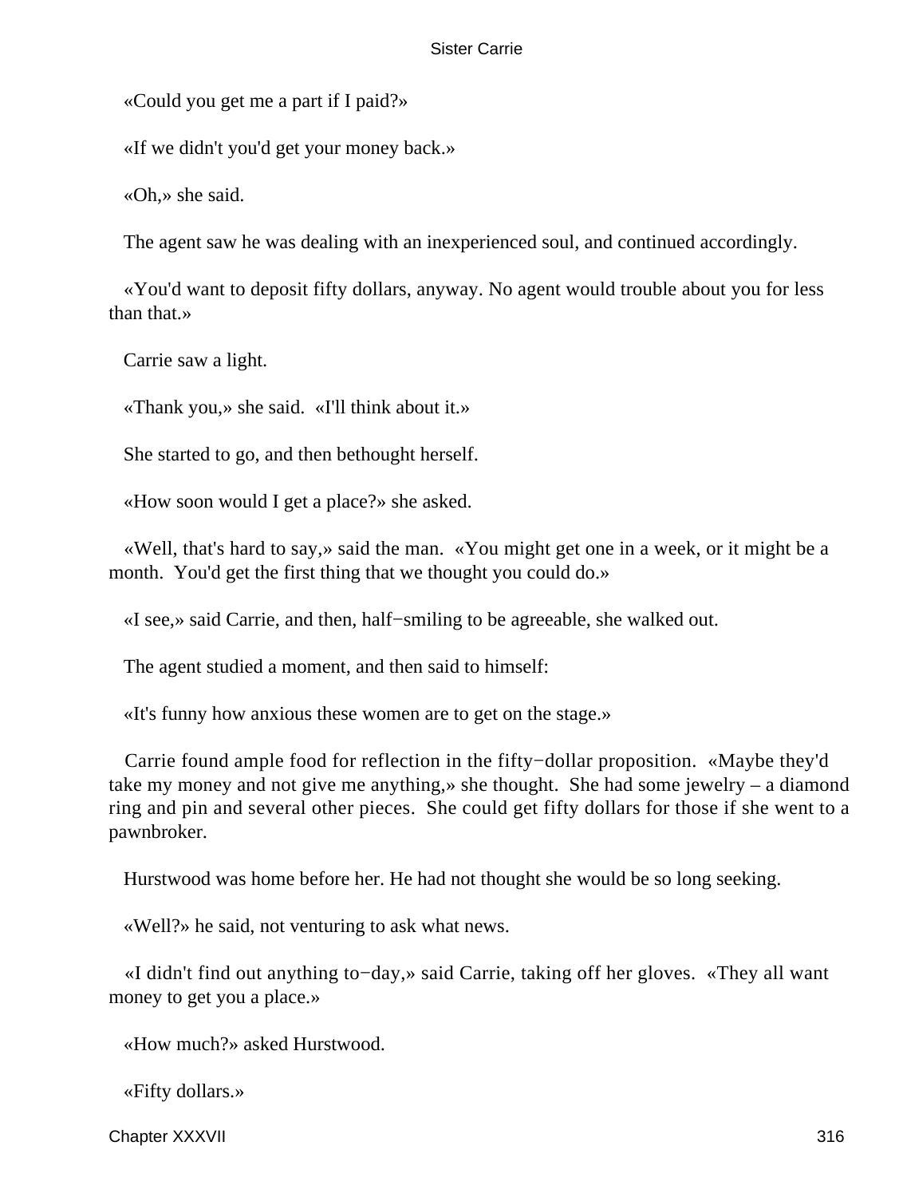«Could you get me a part if I paid?»

«If we didn't you'd get your money back.»

«Oh,» she said.

The agent saw he was dealing with an inexperienced soul, and continued accordingly.

«You'd want to deposit fifty dollars, anyway. No agent would trouble about you for less than that.»

Carrie saw a light.

«Thank you,» she said. «I'll think about it.»

She started to go, and then bethought herself.

«How soon would I get a place?» she asked.

«Well, that's hard to say,» said the man. «You might get one in a week, or it might be a month. You'd get the first thing that we thought you could do.»

«I see,» said Carrie, and then, half−smiling to be agreeable, she walked out.

The agent studied a moment, and then said to himself:

«It's funny how anxious these women are to get on the stage.»

Carrie found ample food for reflection in the fifty−dollar proposition. «Maybe they'd take my money and not give me anything,» she thought. She had some jewelry – a diamond ring and pin and several other pieces. She could get fifty dollars for those if she went to a pawnbroker.

Hurstwood was home before her. He had not thought she would be so long seeking.

«Well?» he said, not venturing to ask what news.

«I didn't find out anything to−day,» said Carrie, taking off her gloves. «They all want money to get you a place.»

«How much?» asked Hurstwood.

«Fifty dollars.»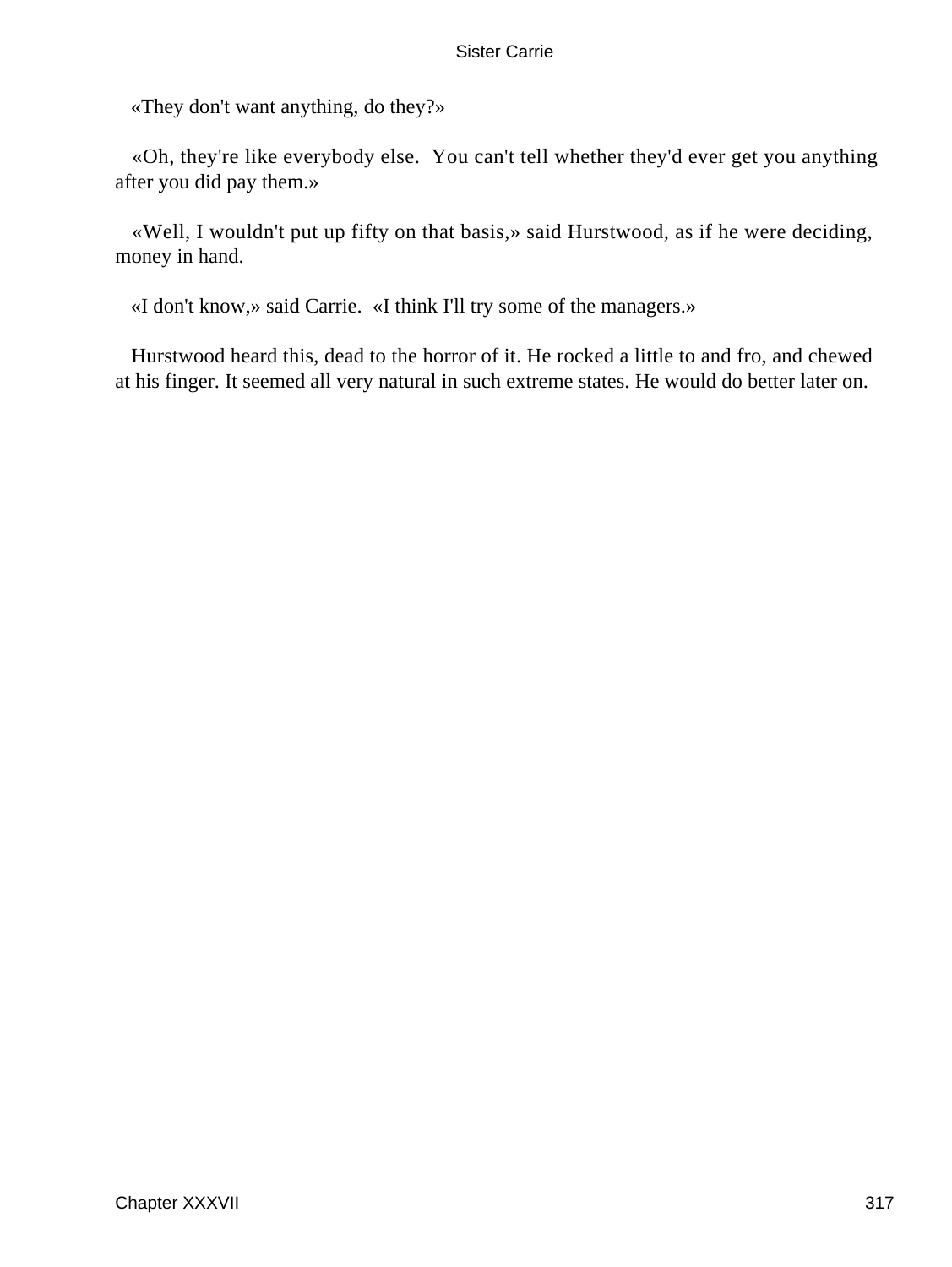«They don't want anything, do they?»

«Oh, they're like everybody else. You can't tell whether they'd ever get you anything after you did pay them.»

«Well, I wouldn't put up fifty on that basis,» said Hurstwood, as if he were deciding, money in hand.

«I don't know,» said Carrie. «I think I'll try some of the managers.»

Hurstwood heard this, dead to the horror of it. He rocked a little to and fro, and chewed at his finger. It seemed all very natural in such extreme states. He would do better later on.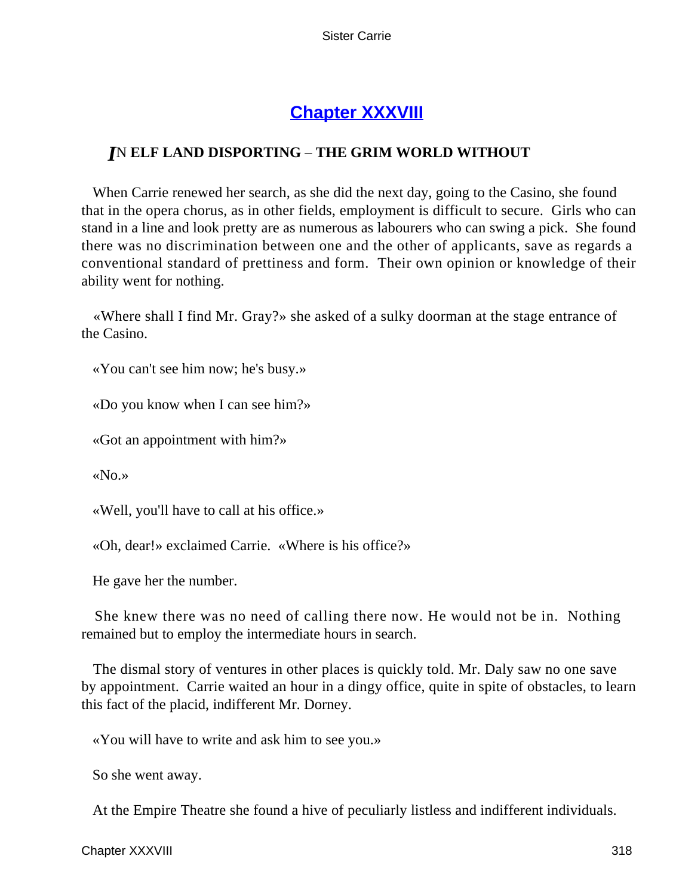## Chapter XXXVIII

### *I*N ELF LAND DISPORTING – THE GRIM WORLD WITHOUT

When Carrie renewed her search, as she did the next day, going to the Casino, she found that in the opera chorus, as in other fields, employment is difficult to secure. Girls who can stand in a line and look pretty are as numerous as labourers who can swing a pick. She found there was no discrimination between one and the other of applicants, save as regards a conventional standard of prettiness and form. Their own opinion or knowledge of their ability went for nothing.

«Where shall I find Mr. Gray?» she asked of a sulky doorman at the stage entrance of the Casino.

«You can't see him now; he's busy.»

«Do you know when I can see him?»

«Got an appointment with him?»

«No.»

«Well, you'll have to call at his office.»

«Oh, dear!» exclaimed Carrie. «Where is his office?»

He gave her the number.

She knew there was no need of calling there now. He would not be in. Nothing remained but to employ the intermediate hours in search.

The dismal story of ventures in other places is quickly told. Mr. Daly saw no one save by appointment. Carrie waited an hour in a dingy office, quite in spite of obstacles, to learn this fact of the placid, indifferent Mr. Dorney.

«You will have to write and ask him to see you.»

So she went away.

At the Empire Theatre she found a hive of peculiarly listless and indifferent individuals.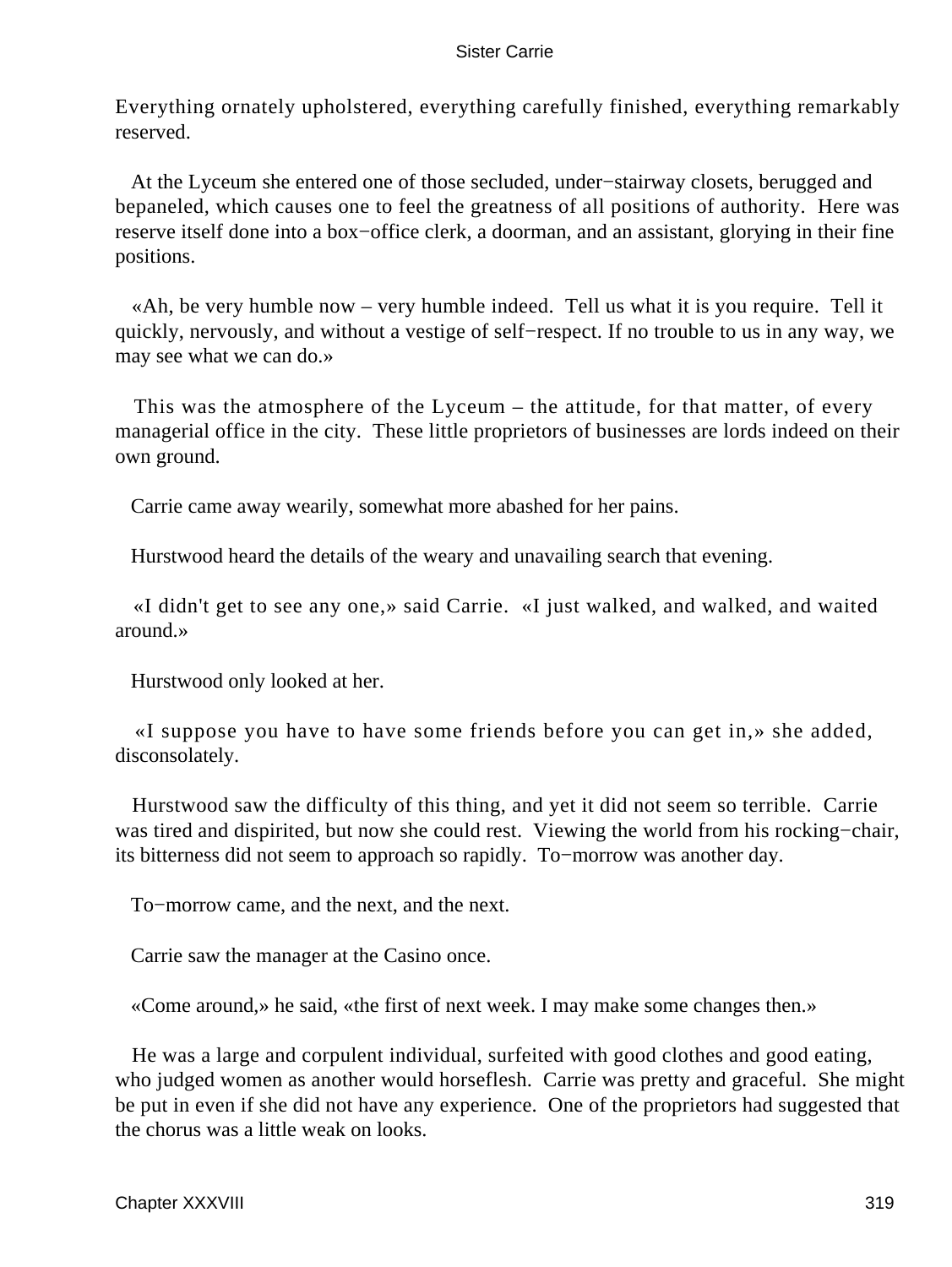Everything ornately upholstered, everything carefully finished, everything remarkably reserved.

At the Lyceum she entered one of those secluded, under−stairway closets, berugged and bepaneled, which causes one to feel the greatness of all positions of authority. Here was reserve itself done into a box−office clerk, a doorman, and an assistant, glorying in their fine positions.

«Ah, be very humble now – very humble indeed. Tell us what it is you require. Tell it quickly, nervously, and without a vestige of self−respect. If no trouble to us in any way, we may see what we can do.»

This was the atmosphere of the Lyceum – the attitude, for that matter, of every managerial office in the city. These little proprietors of businesses are lords indeed on their own ground.

Carrie came away wearily, somewhat more abashed for her pains.

Hurstwood heard the details of the weary and unavailing search that evening.

«I didn't get to see any one,» said Carrie. «I just walked, and walked, and waited around.»

Hurstwood only looked at her.

«I suppose you have to have some friends before you can get in,» she added, disconsolately.

Hurstwood saw the difficulty of this thing, and yet it did not seem so terrible. Carrie was tired and dispirited, but now she could rest. Viewing the world from his rocking−chair, its bitterness did not seem to approach so rapidly. To−morrow was another day.

To−morrow came, and the next, and the next.

Carrie saw the manager at the Casino once.

«Come around,» he said, «the first of next week. I may make some changes then.»

He was a large and corpulent individual, surfeited with good clothes and good eating, who judged women as another would horseflesh. Carrie was pretty and graceful. She might be put in even if she did not have any experience. One of the proprietors had suggested that the chorus was a little weak on looks.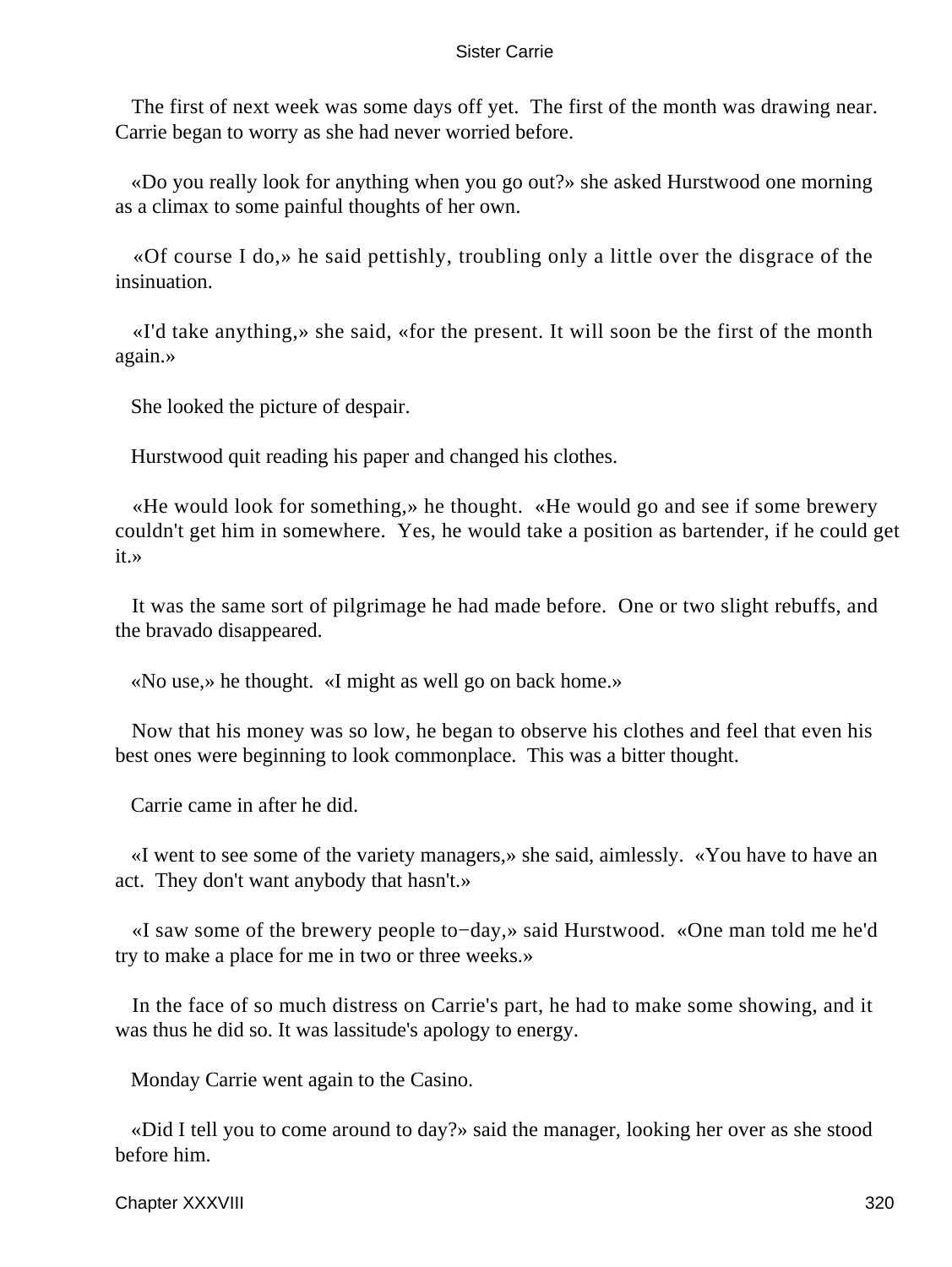The first of next week was some days off yet. The first of the month was drawing near. Carrie began to worry as she had never worried before.

«Do you really look for anything when you go out?» she asked Hurstwood one morning as a climax to some painful thoughts of her own.

«Of course I do,» he said pettishly, troubling only a little over the disgrace of the insinuation.

«I'd take anything,» she said, «for the present. It will soon be the first of the month again.»

She looked the picture of despair.

Hurstwood quit reading his paper and changed his clothes.

«He would look for something,» he thought. «He would go and see if some brewery couldn't get him in somewhere. Yes, he would take a position as bartender, if he could get it.»

It was the same sort of pilgrimage he had made before. One or two slight rebuffs, and the bravado disappeared.

«No use,» he thought. «I might as well go on back home.»

Now that his money was so low, he began to observe his clothes and feel that even his best ones were beginning to look commonplace. This was a bitter thought.

Carrie came in after he did.

«I went to see some of the variety managers,» she said, aimlessly. «You have to have an act. They don't want anybody that hasn't.»

«I saw some of the brewery people to−day,» said Hurstwood. «One man told me he'd try to make a place for me in two or three weeks.»

In the face of so much distress on Carrie's part, he had to make some showing, and it was thus he did so. It was lassitude's apology to energy.

Monday Carrie went again to the Casino.

«Did I tell you to come around to day?» said the manager, looking her over as she stood before him.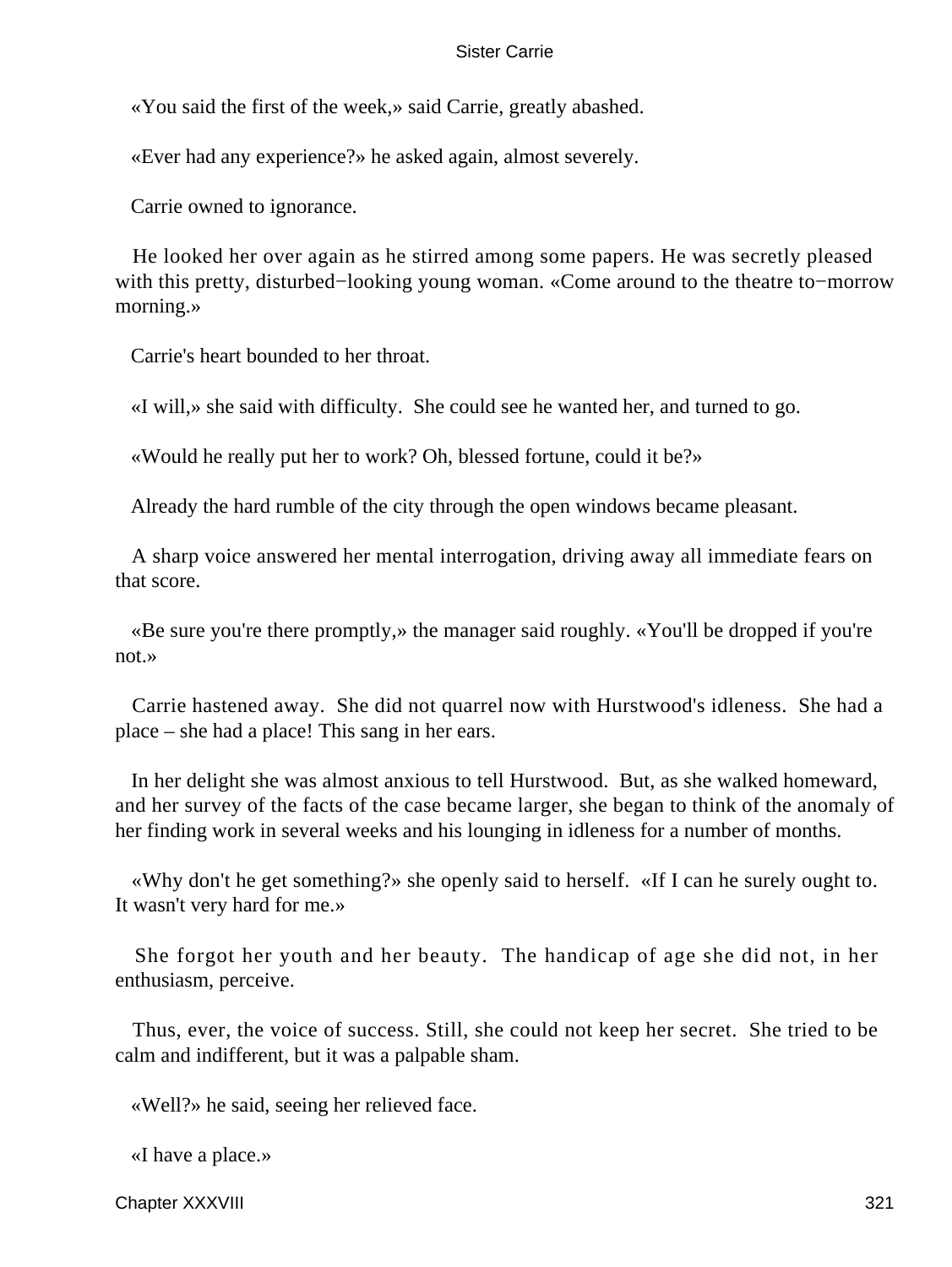«You said the first of the week,» said Carrie, greatly abashed.

«Ever had any experience?» he asked again, almost severely.

Carrie owned to ignorance.

He looked her over again as he stirred among some papers. He was secretly pleased with this pretty, disturbed−looking young woman. «Come around to the theatre to−morrow morning.»

Carrie's heart bounded to her throat.

«I will,» she said with difficulty. She could see he wanted her, and turned to go.

«Would he really put her to work? Oh, blessed fortune, could it be?»

Already the hard rumble of the city through the open windows became pleasant.

A sharp voice answered her mental interrogation, driving away all immediate fears on that score.

«Be sure you're there promptly,» the manager said roughly. «You'll be dropped if you're not.»

Carrie hastened away. She did not quarrel now with Hurstwood's idleness. She had a place – she had a place! This sang in her ears.

In her delight she was almost anxious to tell Hurstwood. But, as she walked homeward, and her survey of the facts of the case became larger, she began to think of the anomaly of her finding work in several weeks and his lounging in idleness for a number of months.

«Why don't he get something?» she openly said to herself. «If I can he surely ought to. It wasn't very hard for me.»

She forgot her youth and her beauty. The handicap of age she did not, in her enthusiasm, perceive.

Thus, ever, the voice of success. Still, she could not keep her secret. She tried to be calm and indifferent, but it was a palpable sham.

«Well?» he said, seeing her relieved face.

«I have a place.»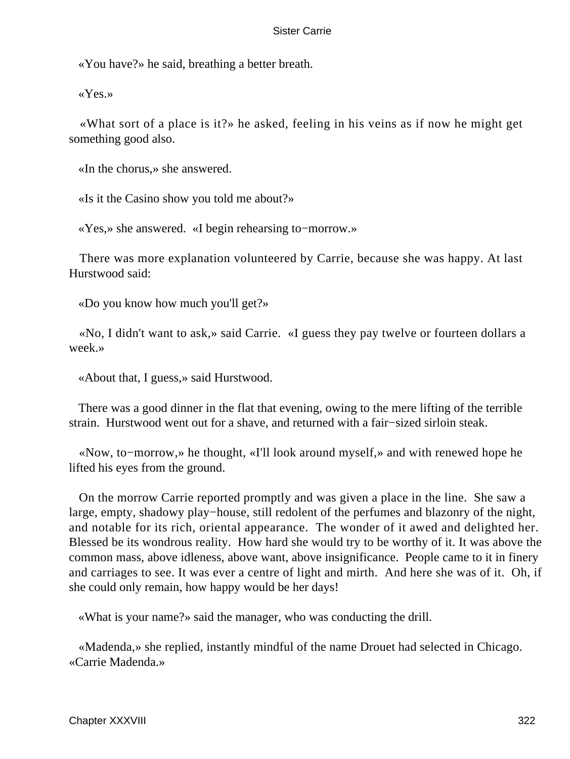«You have?» he said, breathing a better breath.

«Yes.»

«What sort of a place is it?» he asked, feeling in his veins as if now he might get something good also.

«In the chorus,» she answered.

«Is it the Casino show you told me about?»

«Yes,» she answered. «I begin rehearsing to−morrow.»

There was more explanation volunteered by Carrie, because she was happy. At last Hurstwood said:

«Do you know how much you'll get?»

«No, I didn't want to ask,» said Carrie. «I guess they pay twelve or fourteen dollars a week.»

«About that, I guess,» said Hurstwood.

There was a good dinner in the flat that evening, owing to the mere lifting of the terrible strain. Hurstwood went out for a shave, and returned with a fair−sized sirloin steak.

«Now, to−morrow,» he thought, «I'll look around myself,» and with renewed hope he lifted his eyes from the ground.

On the morrow Carrie reported promptly and was given a place in the line. She saw a large, empty, shadowy play−house, still redolent of the perfumes and blazonry of the night, and notable for its rich, oriental appearance. The wonder of it awed and delighted her. Blessed be its wondrous reality. How hard she would try to be worthy of it. It was above the common mass, above idleness, above want, above insignificance. People came to it in finery and carriages to see. It was ever a centre of light and mirth. And here she was of it. Oh, if she could only remain, how happy would be her days!

«What is your name?» said the manager, who was conducting the drill.

«Madenda,» she replied, instantly mindful of the name Drouet had selected in Chicago. «Carrie Madenda.»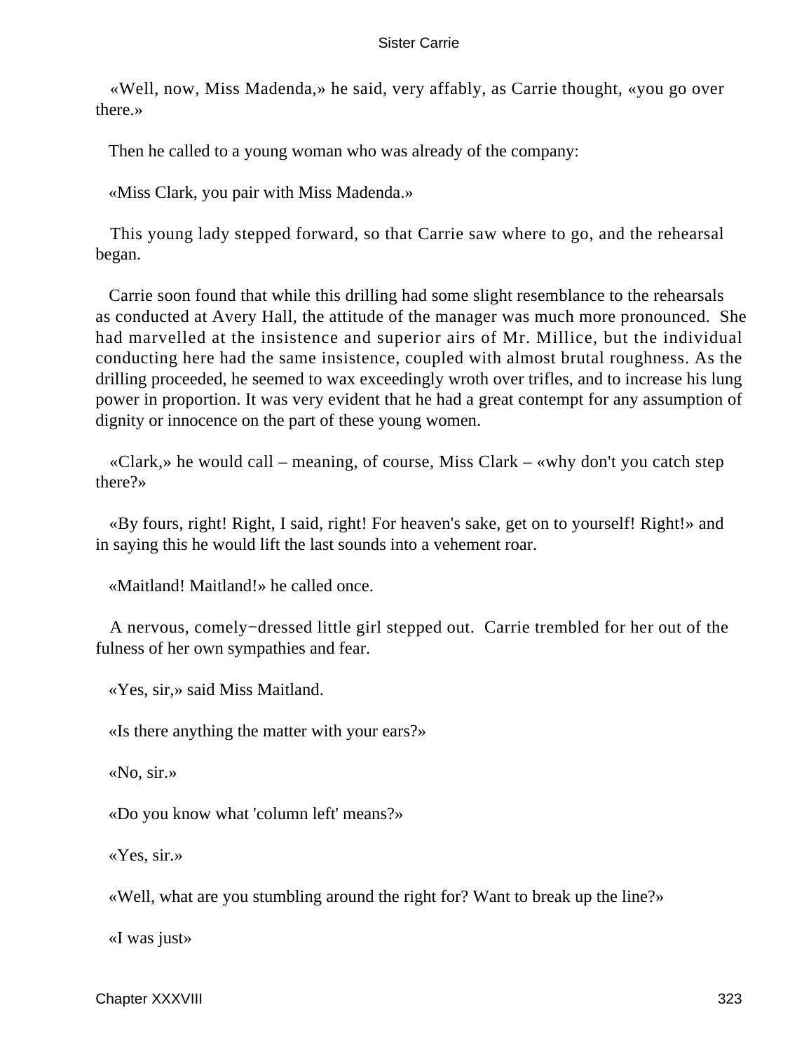«Well, now, Miss Madenda,» he said, very affably, as Carrie thought, «you go over there.»

Then he called to a young woman who was already of the company:

«Miss Clark, you pair with Miss Madenda.»

This young lady stepped forward, so that Carrie saw where to go, and the rehearsal began.

Carrie soon found that while this drilling had some slight resemblance to the rehearsals as conducted at Avery Hall, the attitude of the manager was much more pronounced. She had marvelled at the insistence and superior airs of Mr. Millice, but the individual conducting here had the same insistence, coupled with almost brutal roughness. As the drilling proceeded, he seemed to wax exceedingly wroth over trifles, and to increase his lung power in proportion. It was very evident that he had a great contempt for any assumption of dignity or innocence on the part of these young women.

«Clark,» he would call – meaning, of course, Miss Clark – «why don't you catch step there?»

«By fours, right! Right, I said, right! For heaven's sake, get on to yourself! Right!» and in saying this he would lift the last sounds into a vehement roar.

«Maitland! Maitland!» he called once.

A nervous, comely−dressed little girl stepped out. Carrie trembled for her out of the fulness of her own sympathies and fear.

«Yes, sir,» said Miss Maitland.

«Is there anything the matter with your ears?»

«No, sir.»

«Do you know what 'column left' means?»

«Yes, sir.»

«Well, what are you stumbling around the right for? Want to break up the line?»

«I was just»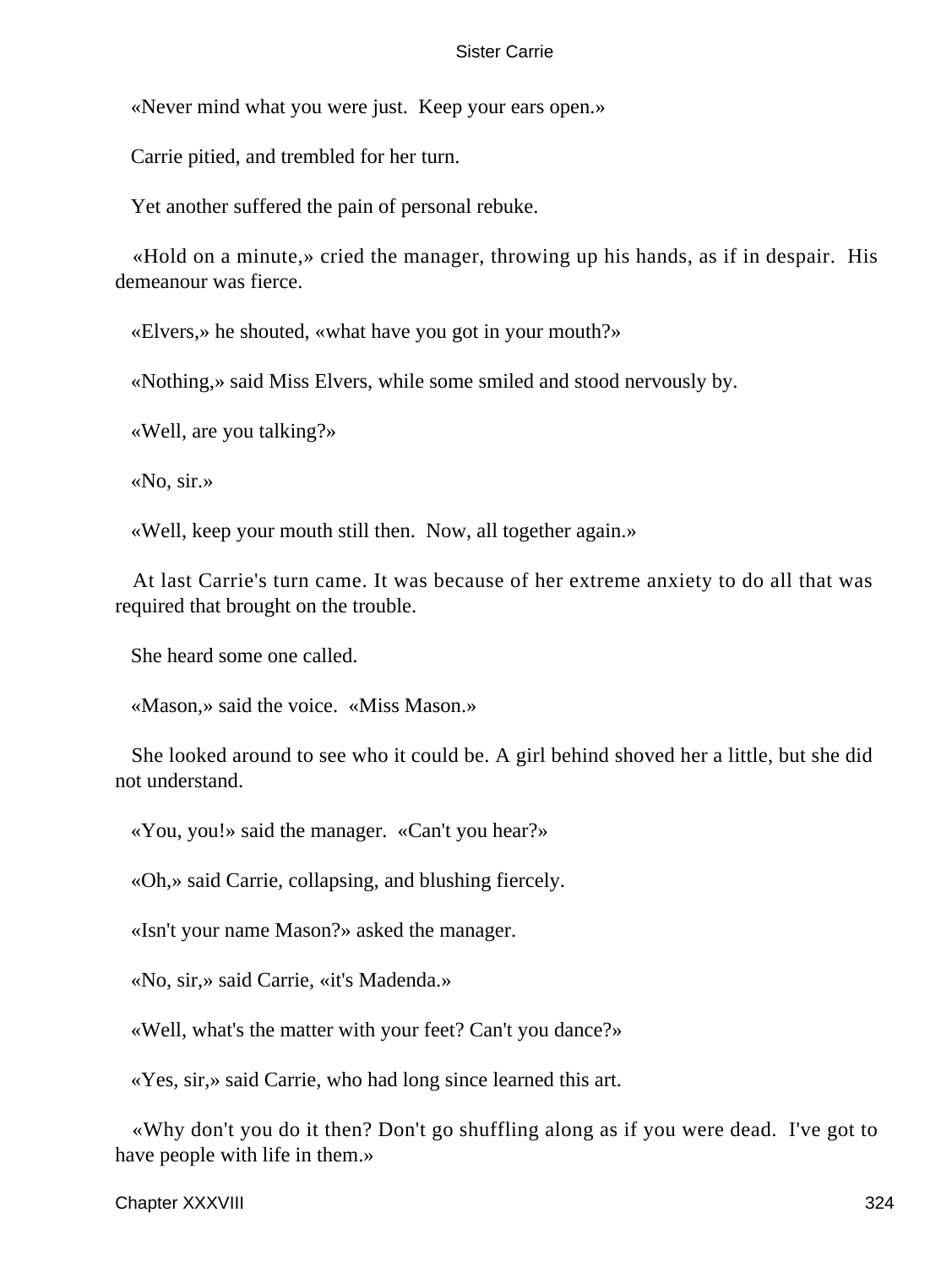«Never mind what you were just.  Keep your ears open.»

Carrie pitied, and trembled for her turn.

Yet another suffered the pain of personal rebuke.

«Hold on a minute,» cried the manager, throwing up his hands, as if in despair.  His demeanour was fierce.

«Elvers,» he shouted, «what have you got in your mouth?»

«Nothing,» said Miss Elvers, while some smiled and stood nervously by.

«Well, are you talking?»

«No, sir.»

«Well, keep your mouth still then.  Now, all together again.»

At last Carrie's turn came. It was because of her extreme anxiety to do all that was required that brought on the trouble.

She heard some one called.

«Mason,» said the voice.  «Miss Mason.»

She looked around to see who it could be. A girl behind shoved her a little, but she did not understand.

«You, you!» said the manager.  «Can't you hear?»

«Oh,» said Carrie, collapsing, and blushing fiercely.

«Isn't your name Mason?» asked the manager.

«No, sir,» said Carrie, «it's Madenda.»

«Well, what's the matter with your feet? Can't you dance?»

«Yes, sir,» said Carrie, who had long since learned this art.

«Why don't you do it then? Don't go shuffling along as if you were dead.  I've got to have people with life in them.»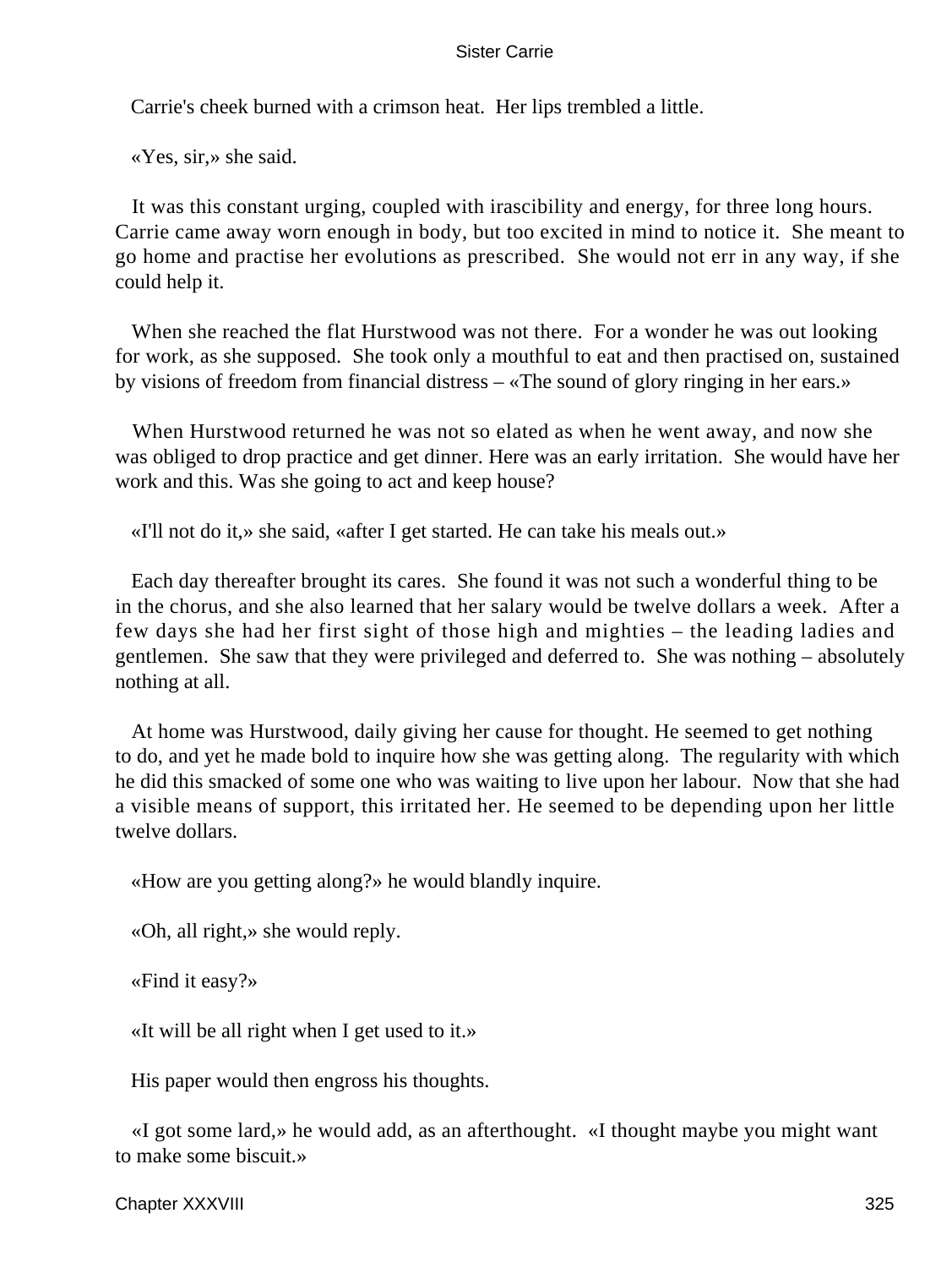Carrie's cheek burned with a crimson heat. Her lips trembled a little.

«Yes, sir,» she said.

It was this constant urging, coupled with irascibility and energy, for three long hours. Carrie came away worn enough in body, but too excited in mind to notice it. She meant to go home and practise her evolutions as prescribed. She would not err in any way, if she could help it.

When she reached the flat Hurstwood was not there. For a wonder he was out looking for work, as she supposed. She took only a mouthful to eat and then practised on, sustained by visions of freedom from financial distress – «The sound of glory ringing in her ears.»

When Hurstwood returned he was not so elated as when he went away, and now she was obliged to drop practice and get dinner. Here was an early irritation. She would have her work and this. Was she going to act and keep house?

«I'll not do it,» she said, «after I get started. He can take his meals out.»

Each day thereafter brought its cares. She found it was not such a wonderful thing to be in the chorus, and she also learned that her salary would be twelve dollars a week. After a few days she had her first sight of those high and mighties – the leading ladies and gentlemen. She saw that they were privileged and deferred to. She was nothing – absolutely nothing at all.

At home was Hurstwood, daily giving her cause for thought. He seemed to get nothing to do, and yet he made bold to inquire how she was getting along. The regularity with which he did this smacked of some one who was waiting to live upon her labour. Now that she had a visible means of support, this irritated her. He seemed to be depending upon her little twelve dollars.

«How are you getting along?» he would blandly inquire.

«Oh, all right,» she would reply.

«Find it easy?»

«It will be all right when I get used to it.»

His paper would then engross his thoughts.

«I got some lard,» he would add, as an afterthought. «I thought maybe you might want to make some biscuit.»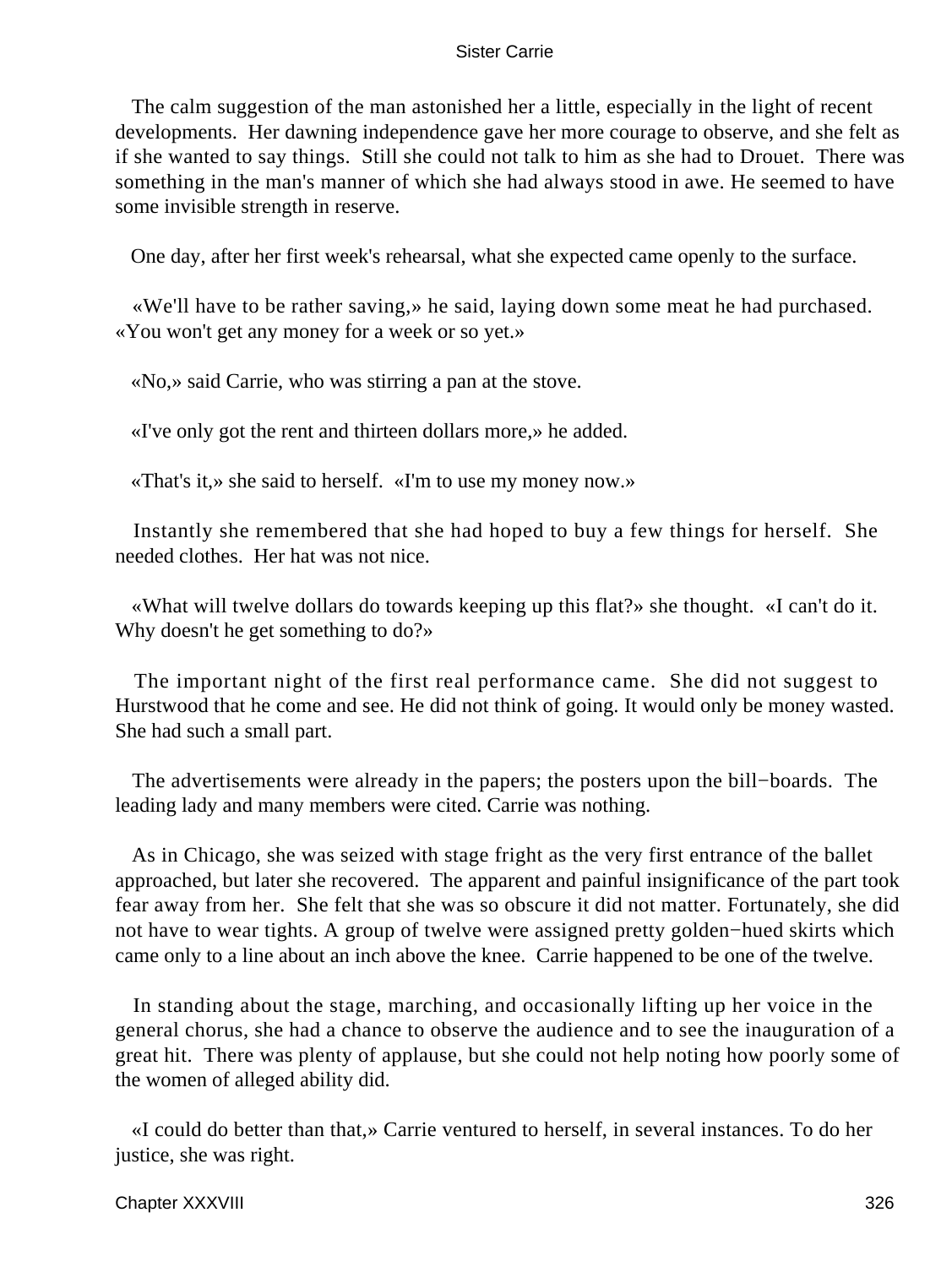The calm suggestion of the man astonished her a little, especially in the light of recent developments. Her dawning independence gave her more courage to observe, and she felt as if she wanted to say things. Still she could not talk to him as she had to Drouet. There was something in the man's manner of which she had always stood in awe. He seemed to have some invisible strength in reserve.

One day, after her first week's rehearsal, what she expected came openly to the surface.

«We'll have to be rather saving,» he said, laying down some meat he had purchased. «You won't get any money for a week or so yet.»

«No,» said Carrie, who was stirring a pan at the stove.

«I've only got the rent and thirteen dollars more,» he added.

«That's it,» she said to herself. «I'm to use my money now.»

Instantly she remembered that she had hoped to buy a few things for herself. She needed clothes. Her hat was not nice.

«What will twelve dollars do towards keeping up this flat?» she thought. «I can't do it. Why doesn't he get something to do?»

The important night of the first real performance came. She did not suggest to Hurstwood that he come and see. He did not think of going. It would only be money wasted. She had such a small part.

The advertisements were already in the papers; the posters upon the bill−boards. The leading lady and many members were cited. Carrie was nothing.

As in Chicago, she was seized with stage fright as the very first entrance of the ballet approached, but later she recovered. The apparent and painful insignificance of the part took fear away from her. She felt that she was so obscure it did not matter. Fortunately, she did not have to wear tights. A group of twelve were assigned pretty golden−hued skirts which came only to a line about an inch above the knee. Carrie happened to be one of the twelve.

In standing about the stage, marching, and occasionally lifting up her voice in the general chorus, she had a chance to observe the audience and to see the inauguration of a great hit. There was plenty of applause, but she could not help noting how poorly some of the women of alleged ability did.

«I could do better than that,» Carrie ventured to herself, in several instances. To do her justice, she was right.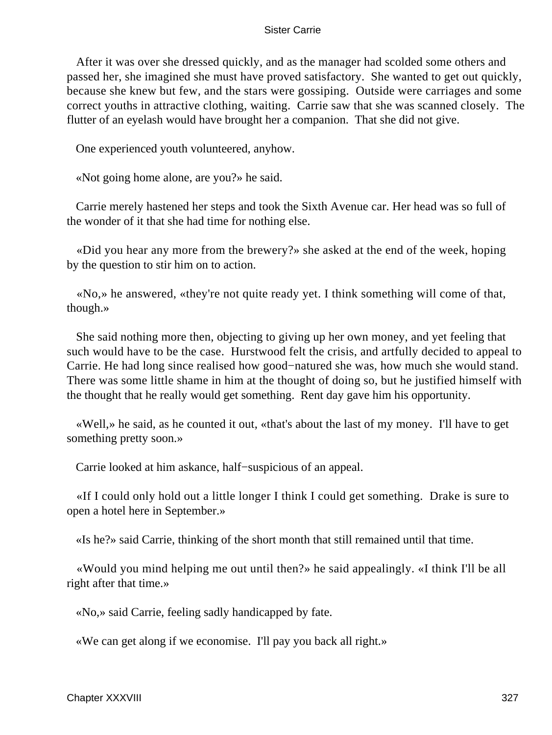After it was over she dressed quickly, and as the manager had scolded some others and passed her, she imagined she must have proved satisfactory. She wanted to get out quickly, because she knew but few, and the stars were gossiping. Outside were carriages and some correct youths in attractive clothing, waiting. Carrie saw that she was scanned closely. The flutter of an eyelash would have brought her a companion. That she did not give.

One experienced youth volunteered, anyhow.

«Not going home alone, are you?» he said.

Carrie merely hastened her steps and took the Sixth Avenue car. Her head was so full of the wonder of it that she had time for nothing else.

«Did you hear any more from the brewery?» she asked at the end of the week, hoping by the question to stir him on to action.

«No,» he answered, «they're not quite ready yet. I think something will come of that, though.»

She said nothing more then, objecting to giving up her own money, and yet feeling that such would have to be the case. Hurstwood felt the crisis, and artfully decided to appeal to Carrie. He had long since realised how good−natured she was, how much she would stand. There was some little shame in him at the thought of doing so, but he justified himself with the thought that he really would get something. Rent day gave him his opportunity.

«Well,» he said, as he counted it out, «that's about the last of my money. I'll have to get something pretty soon.»

Carrie looked at him askance, half−suspicious of an appeal.

«If I could only hold out a little longer I think I could get something. Drake is sure to open a hotel here in September.»

«Is he?» said Carrie, thinking of the short month that still remained until that time.

«Would you mind helping me out until then?» he said appealingly. «I think I'll be all right after that time.»

«No,» said Carrie, feeling sadly handicapped by fate.

«We can get along if we economise. I'll pay you back all right.»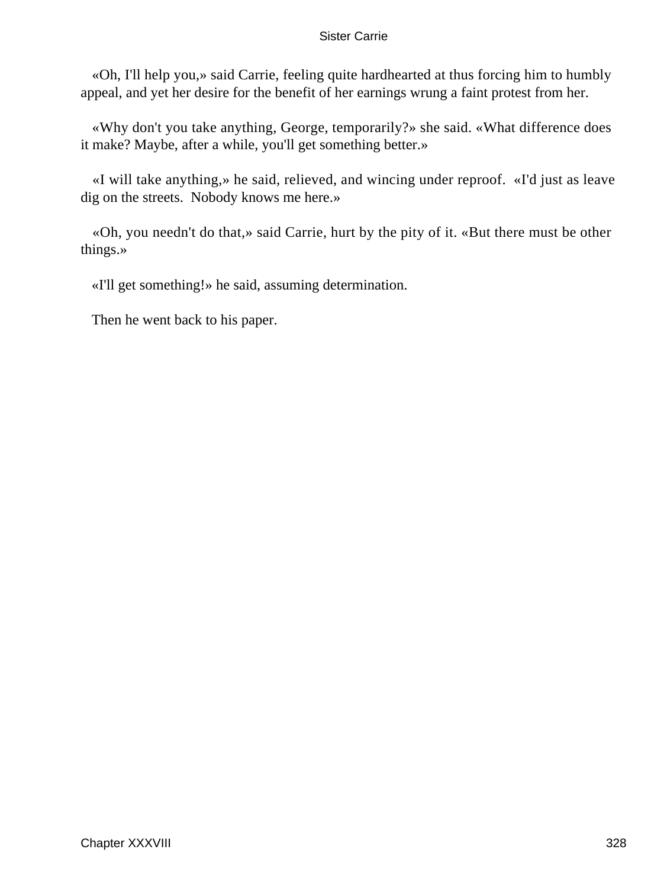«Oh, I'll help you,» said Carrie, feeling quite hardhearted at thus forcing him to humbly appeal, and yet her desire for the benefit of her earnings wrung a faint protest from her.

«Why don't you take anything, George, temporarily?» she said. «What difference does it make? Maybe, after a while, you'll get something better.»

«I will take anything,» he said, relieved, and wincing under reproof. «I'd just as leave dig on the streets. Nobody knows me here.»

«Oh, you needn't do that,» said Carrie, hurt by the pity of it. «But there must be other things.»

«I'll get something!» he said, assuming determination.

Then he went back to his paper.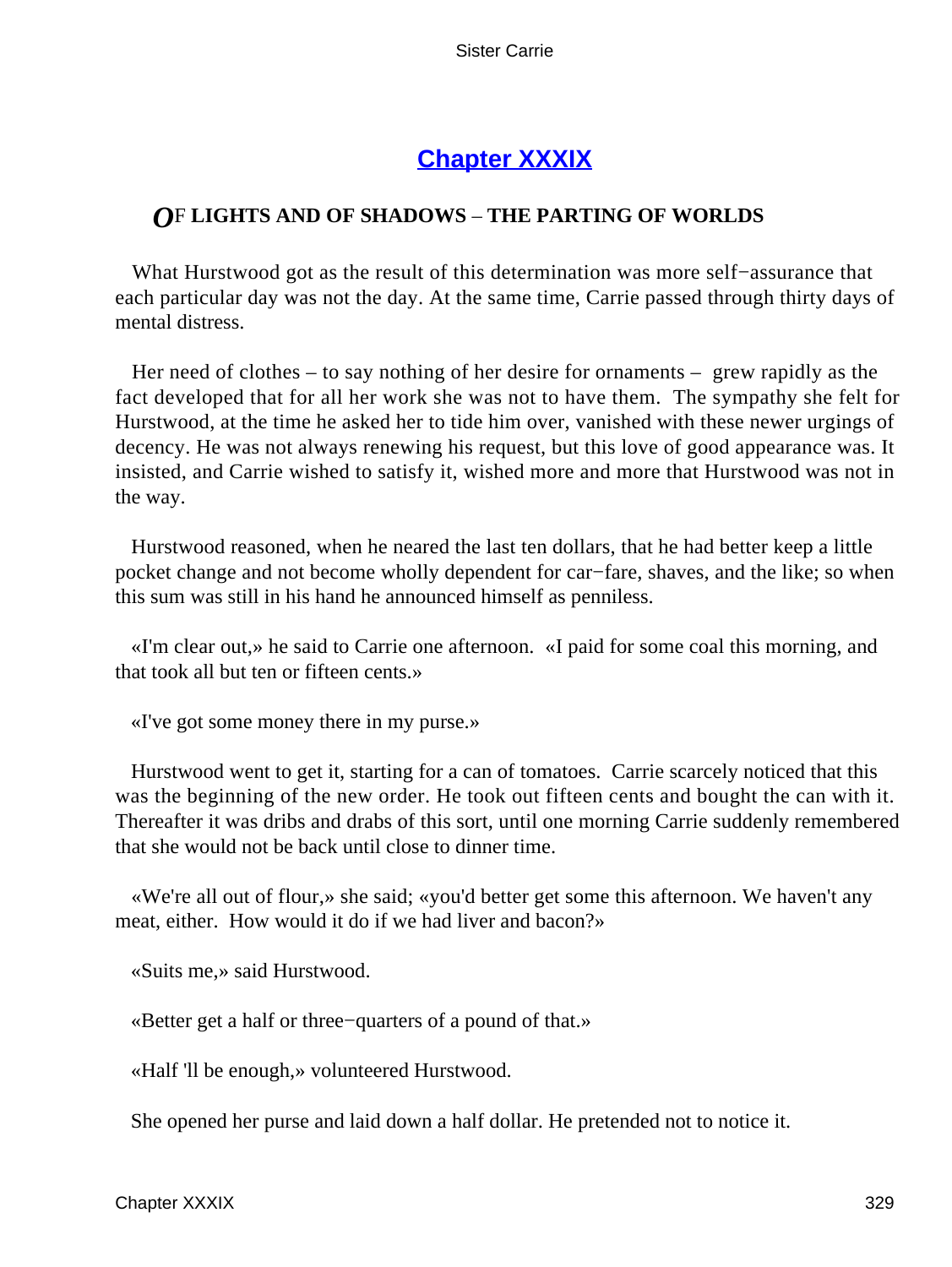## Chapter XXXIX

### *O*F LIGHTS AND OF SHADOWS – THE PARTING OF WORLDS

What Hurstwood got as the result of this determination was more self−assurance that each particular day was not the day. At the same time, Carrie passed through thirty days of mental distress.

Her need of clothes – to say nothing of her desire for ornaments – grew rapidly as the fact developed that for all her work she was not to have them. The sympathy she felt for Hurstwood, at the time he asked her to tide him over, vanished with these newer urgings of decency. He was not always renewing his request, but this love of good appearance was. It insisted, and Carrie wished to satisfy it, wished more and more that Hurstwood was not in the way.

Hurstwood reasoned, when he neared the last ten dollars, that he had better keep a little pocket change and not become wholly dependent for car−fare, shaves, and the like; so when this sum was still in his hand he announced himself as penniless.

«I'm clear out,» he said to Carrie one afternoon. «I paid for some coal this morning, and that took all but ten or fifteen cents.»

«I've got some money there in my purse.»

Hurstwood went to get it, starting for a can of tomatoes. Carrie scarcely noticed that this was the beginning of the new order. He took out fifteen cents and bought the can with it. Thereafter it was dribs and drabs of this sort, until one morning Carrie suddenly remembered that she would not be back until close to dinner time.

«We're all out of flour,» she said; «you'd better get some this afternoon. We haven't any meat, either. How would it do if we had liver and bacon?»

«Suits me,» said Hurstwood.

«Better get a half or three−quarters of a pound of that.»

«Half 'll be enough,» volunteered Hurstwood.

She opened her purse and laid down a half dollar. He pretended not to notice it.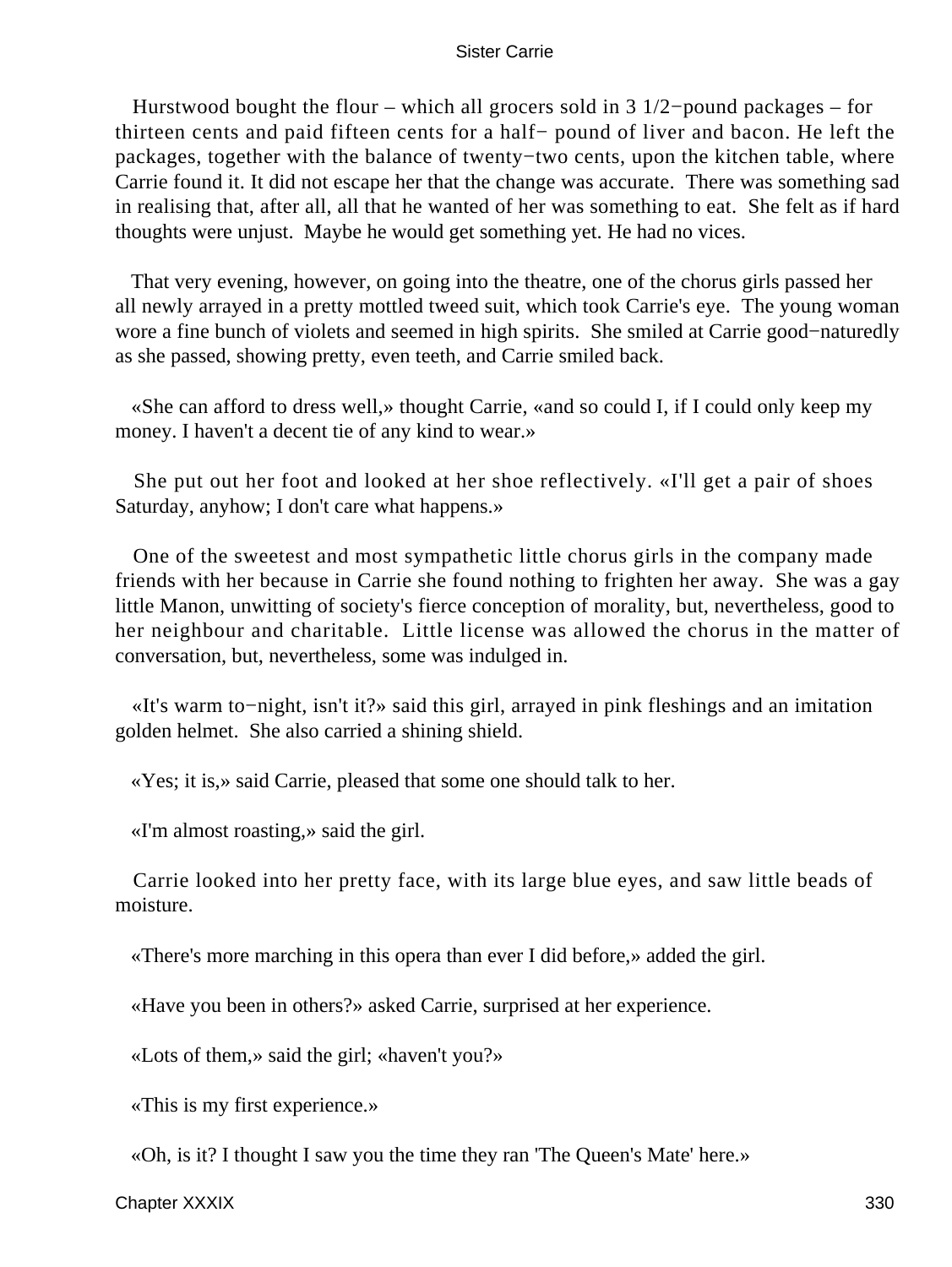Hurstwood bought the flour – which all grocers sold in 3 1/2−pound packages – for thirteen cents and paid fifteen cents for a half− pound of liver and bacon. He left the packages, together with the balance of twenty−two cents, upon the kitchen table, where Carrie found it. It did not escape her that the change was accurate. There was something sad in realising that, after all, all that he wanted of her was something to eat. She felt as if hard thoughts were unjust. Maybe he would get something yet. He had no vices.

That very evening, however, on going into the theatre, one of the chorus girls passed her all newly arrayed in a pretty mottled tweed suit, which took Carrie's eye. The young woman wore a fine bunch of violets and seemed in high spirits. She smiled at Carrie good−naturedly as she passed, showing pretty, even teeth, and Carrie smiled back.

«She can afford to dress well,» thought Carrie, «and so could I, if I could only keep my money. I haven't a decent tie of any kind to wear.»

She put out her foot and looked at her shoe reflectively. «I'll get a pair of shoes Saturday, anyhow; I don't care what happens.»

One of the sweetest and most sympathetic little chorus girls in the company made friends with her because in Carrie she found nothing to frighten her away. She was a gay little Manon, unwitting of society's fierce conception of morality, but, nevertheless, good to her neighbour and charitable. Little license was allowed the chorus in the matter of conversation, but, nevertheless, some was indulged in.

«It's warm to−night, isn't it?» said this girl, arrayed in pink fleshings and an imitation golden helmet. She also carried a shining shield.

«Yes; it is,» said Carrie, pleased that some one should talk to her.

«I'm almost roasting,» said the girl.

Carrie looked into her pretty face, with its large blue eyes, and saw little beads of moisture.

«There's more marching in this opera than ever I did before,» added the girl.

«Have you been in others?» asked Carrie, surprised at her experience.

«Lots of them,» said the girl; «haven't you?»

«This is my first experience.»

«Oh, is it? I thought I saw you the time they ran 'The Queen's Mate' here.»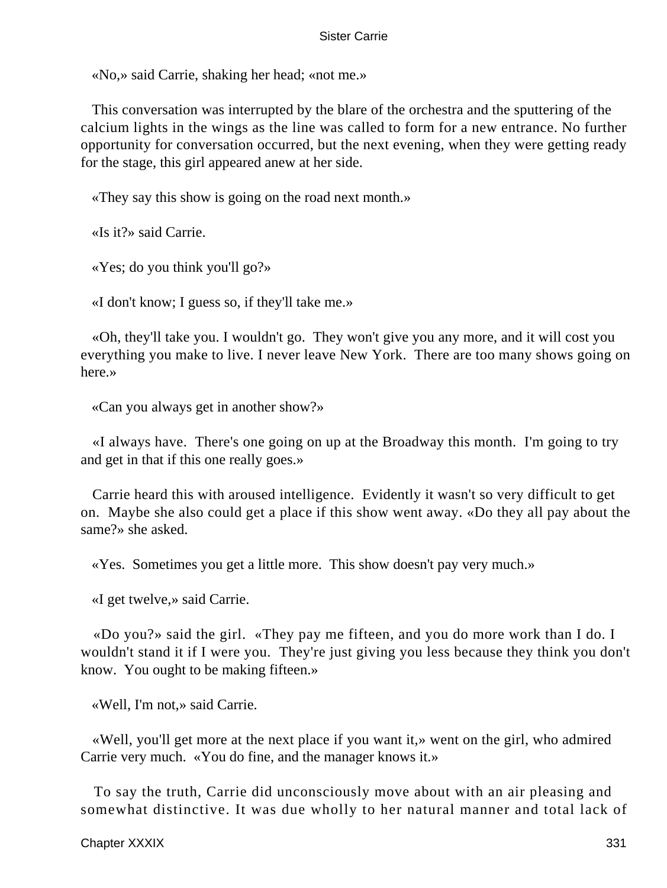«No,» said Carrie, shaking her head; «not me.»

This conversation was interrupted by the blare of the orchestra and the sputtering of the calcium lights in the wings as the line was called to form for a new entrance. No further opportunity for conversation occurred, but the next evening, when they were getting ready for the stage, this girl appeared anew at her side.

«They say this show is going on the road next month.»

«Is it?» said Carrie.

«Yes; do you think you'll go?»

«I don't know; I guess so, if they'll take me.»

«Oh, they'll take you. I wouldn't go. They won't give you any more, and it will cost you everything you make to live. I never leave New York. There are too many shows going on here.»

«Can you always get in another show?»

«I always have. There's one going on up at the Broadway this month. I'm going to try and get in that if this one really goes.»

Carrie heard this with aroused intelligence. Evidently it wasn't so very difficult to get on. Maybe she also could get a place if this show went away. «Do they all pay about the same?» she asked.

«Yes. Sometimes you get a little more. This show doesn't pay very much.»

«I get twelve,» said Carrie.

«Do you?» said the girl. «They pay me fifteen, and you do more work than I do. I wouldn't stand it if I were you. They're just giving you less because they think you don't know. You ought to be making fifteen.»

«Well, I'm not,» said Carrie.

«Well, you'll get more at the next place if you want it,» went on the girl, who admired Carrie very much. «You do fine, and the manager knows it.»

To say the truth, Carrie did unconsciously move about with an air pleasing and somewhat distinctive. It was due wholly to her natural manner and total lack of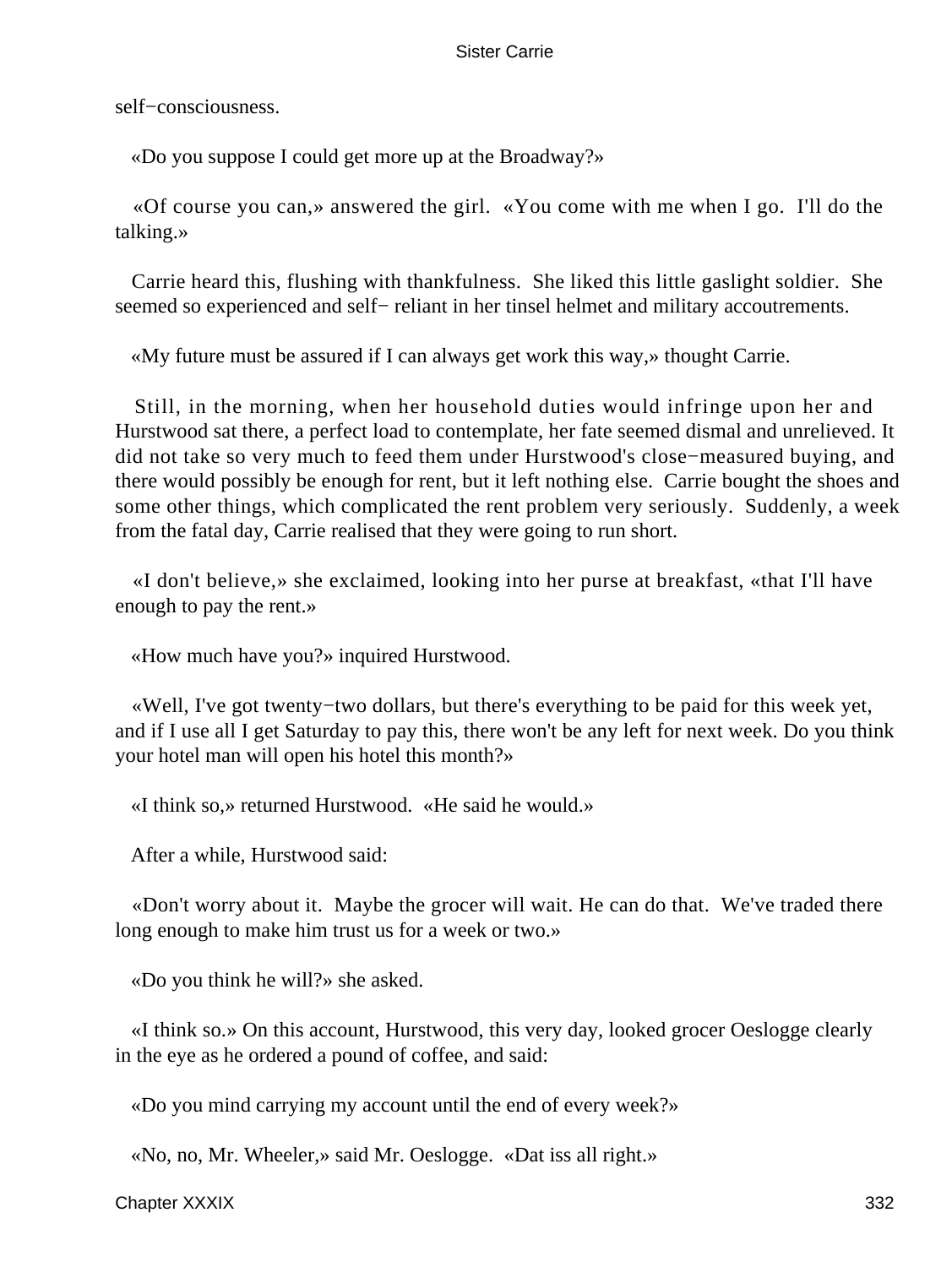self−consciousness.

«Do you suppose I could get more up at the Broadway?»

«Of course you can,» answered the girl. «You come with me when I go. I'll do the talking.»

Carrie heard this, flushing with thankfulness. She liked this little gaslight soldier. She seemed so experienced and self− reliant in her tinsel helmet and military accoutrements.

«My future must be assured if I can always get work this way,» thought Carrie.

Still, in the morning, when her household duties would infringe upon her and Hurstwood sat there, a perfect load to contemplate, her fate seemed dismal and unrelieved. It did not take so very much to feed them under Hurstwood's close−measured buying, and there would possibly be enough for rent, but it left nothing else. Carrie bought the shoes and some other things, which complicated the rent problem very seriously. Suddenly, a week from the fatal day, Carrie realised that they were going to run short.

«I don't believe,» she exclaimed, looking into her purse at breakfast, «that I'll have enough to pay the rent.»

«How much have you?» inquired Hurstwood.

«Well, I've got twenty−two dollars, but there's everything to be paid for this week yet, and if I use all I get Saturday to pay this, there won't be any left for next week. Do you think your hotel man will open his hotel this month?»

«I think so,» returned Hurstwood. «He said he would.»

After a while, Hurstwood said:

«Don't worry about it. Maybe the grocer will wait. He can do that. We've traded there long enough to make him trust us for a week or two.»

«Do you think he will?» she asked.

«I think so.» On this account, Hurstwood, this very day, looked grocer Oeslogge clearly in the eye as he ordered a pound of coffee, and said:

«Do you mind carrying my account until the end of every week?»

«No, no, Mr. Wheeler,» said Mr. Oeslogge. «Dat iss all right.»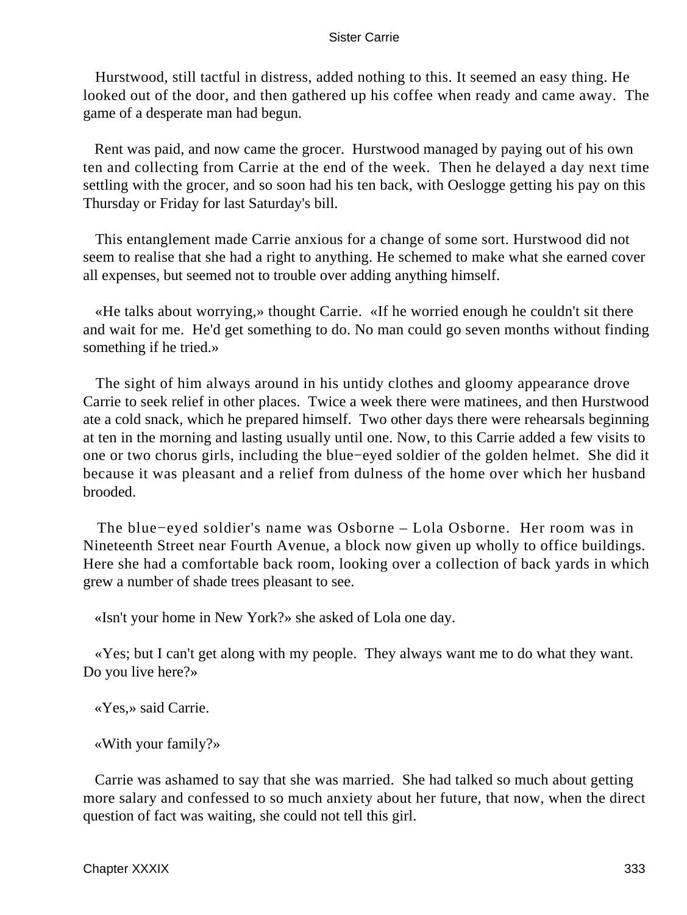Hurstwood, still tactful in distress, added nothing to this. It seemed an easy thing. He looked out of the door, and then gathered up his coffee when ready and came away. The game of a desperate man had begun.

Rent was paid, and now came the grocer. Hurstwood managed by paying out of his own ten and collecting from Carrie at the end of the week. Then he delayed a day next time settling with the grocer, and so soon had his ten back, with Oeslogge getting his pay on this Thursday or Friday for last Saturday's bill.

This entanglement made Carrie anxious for a change of some sort. Hurstwood did not seem to realise that she had a right to anything. He schemed to make what she earned cover all expenses, but seemed not to trouble over adding anything himself.

«He talks about worrying,» thought Carrie. «If he worried enough he couldn't sit there and wait for me. He'd get something to do. No man could go seven months without finding something if he tried.»

The sight of him always around in his untidy clothes and gloomy appearance drove Carrie to seek relief in other places. Twice a week there were matinees, and then Hurstwood ate a cold snack, which he prepared himself. Two other days there were rehearsals beginning at ten in the morning and lasting usually until one. Now, to this Carrie added a few visits to one or two chorus girls, including the blue−eyed soldier of the golden helmet. She did it because it was pleasant and a relief from dulness of the home over which her husband brooded.

The blue−eyed soldier's name was Osborne – Lola Osborne. Her room was in Nineteenth Street near Fourth Avenue, a block now given up wholly to office buildings. Here she had a comfortable back room, looking over a collection of back yards in which grew a number of shade trees pleasant to see.

«Isn't your home in New York?» she asked of Lola one day.

«Yes; but I can't get along with my people. They always want me to do what they want. Do you live here?»

«Yes,» said Carrie.

«With your family?»

Carrie was ashamed to say that she was married. She had talked so much about getting more salary and confessed to so much anxiety about her future, that now, when the direct question of fact was waiting, she could not tell this girl.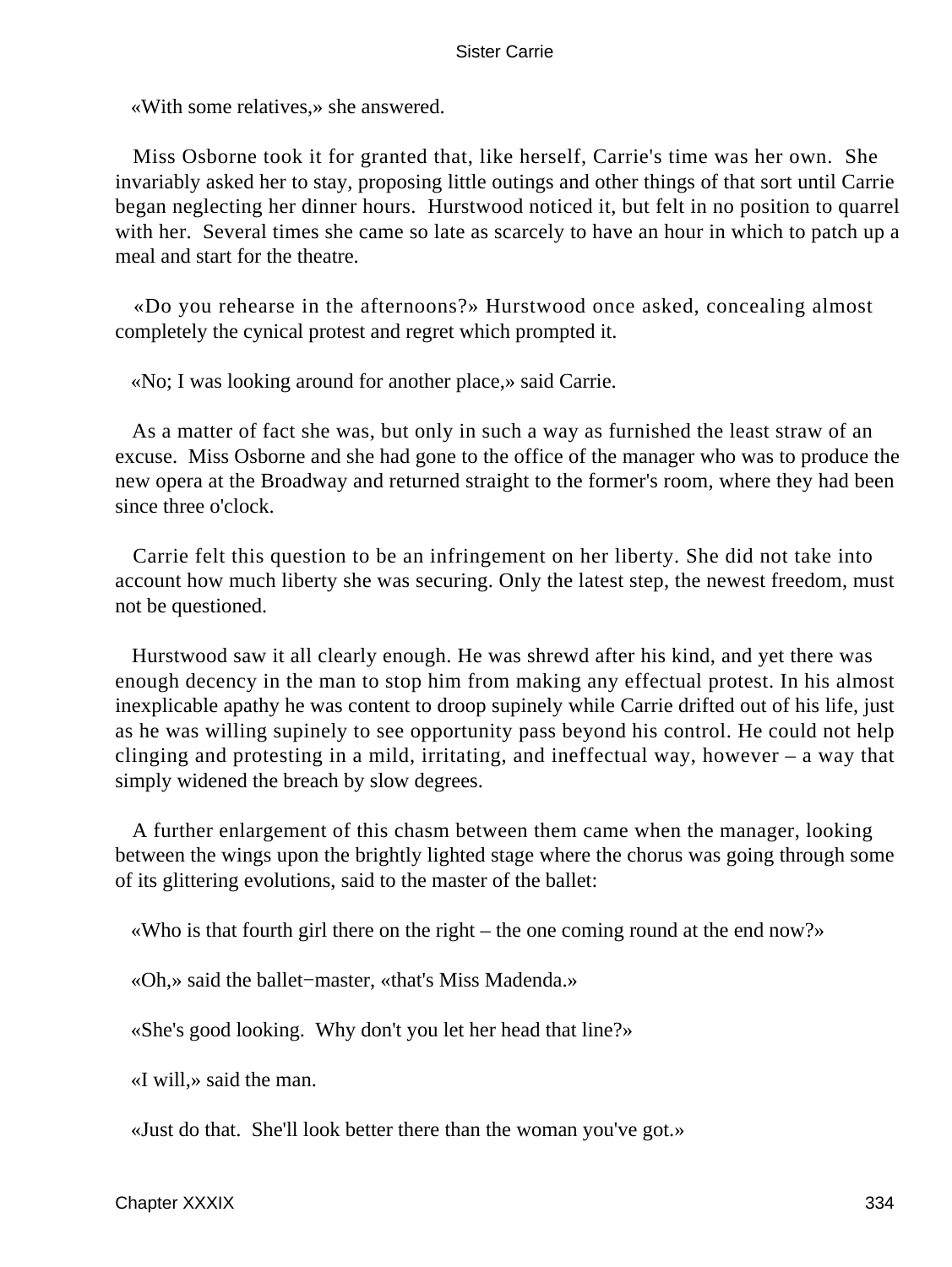«With some relatives,» she answered.

Miss Osborne took it for granted that, like herself, Carrie's time was her own. She invariably asked her to stay, proposing little outings and other things of that sort until Carrie began neglecting her dinner hours. Hurstwood noticed it, but felt in no position to quarrel with her. Several times she came so late as scarcely to have an hour in which to patch up a meal and start for the theatre.

«Do you rehearse in the afternoons?» Hurstwood once asked, concealing almost completely the cynical protest and regret which prompted it.

«No; I was looking around for another place,» said Carrie.

As a matter of fact she was, but only in such a way as furnished the least straw of an excuse. Miss Osborne and she had gone to the office of the manager who was to produce the new opera at the Broadway and returned straight to the former's room, where they had been since three o'clock.

Carrie felt this question to be an infringement on her liberty. She did not take into account how much liberty she was securing. Only the latest step, the newest freedom, must not be questioned.

Hurstwood saw it all clearly enough. He was shrewd after his kind, and yet there was enough decency in the man to stop him from making any effectual protest. In his almost inexplicable apathy he was content to droop supinely while Carrie drifted out of his life, just as he was willing supinely to see opportunity pass beyond his control. He could not help clinging and protesting in a mild, irritating, and ineffectual way, however – a way that simply widened the breach by slow degrees.

A further enlargement of this chasm between them came when the manager, looking between the wings upon the brightly lighted stage where the chorus was going through some of its glittering evolutions, said to the master of the ballet:

«Who is that fourth girl there on the right – the one coming round at the end now?»

«Oh,» said the ballet−master, «that's Miss Madenda.»

«She's good looking. Why don't you let her head that line?»

«I will,» said the man.

«Just do that. She'll look better there than the woman you've got.»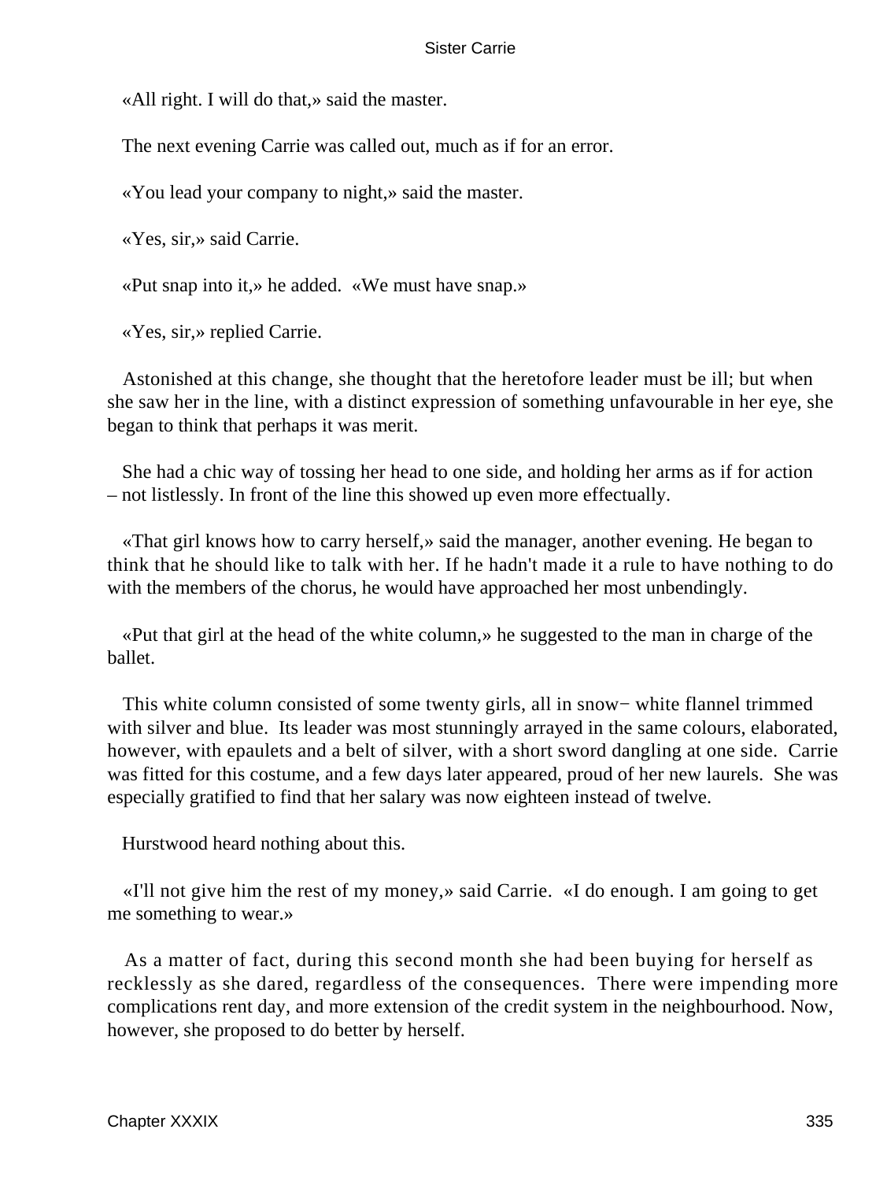«All right. I will do that,» said the master.

The next evening Carrie was called out, much as if for an error.

«You lead your company to night,» said the master.

«Yes, sir,» said Carrie.

«Put snap into it,» he added. «We must have snap.»

«Yes, sir,» replied Carrie.

Astonished at this change, she thought that the heretofore leader must be ill; but when she saw her in the line, with a distinct expression of something unfavourable in her eye, she began to think that perhaps it was merit.

She had a chic way of tossing her head to one side, and holding her arms as if for action – not listlessly. In front of the line this showed up even more effectually.

«That girl knows how to carry herself,» said the manager, another evening. He began to think that he should like to talk with her. If he hadn't made it a rule to have nothing to do with the members of the chorus, he would have approached her most unbendingly.

«Put that girl at the head of the white column,» he suggested to the man in charge of the ballet.

This white column consisted of some twenty girls, all in snow− white flannel trimmed with silver and blue. Its leader was most stunningly arrayed in the same colours, elaborated, however, with epaulets and a belt of silver, with a short sword dangling at one side. Carrie was fitted for this costume, and a few days later appeared, proud of her new laurels. She was especially gratified to find that her salary was now eighteen instead of twelve.

Hurstwood heard nothing about this.

«I'll not give him the rest of my money,» said Carrie. «I do enough. I am going to get me something to wear.»

As a matter of fact, during this second month she had been buying for herself as recklessly as she dared, regardless of the consequences. There were impending more complications rent day, and more extension of the credit system in the neighbourhood. Now, however, she proposed to do better by herself.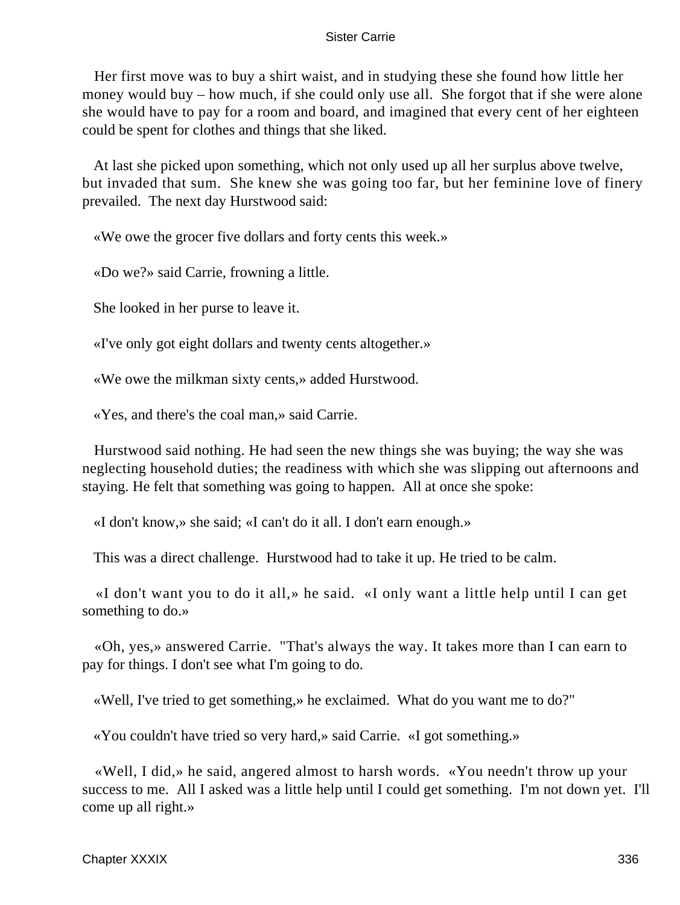Her first move was to buy a shirt waist, and in studying these she found how little her money would buy – how much, if she could only use all. She forgot that if she were alone she would have to pay for a room and board, and imagined that every cent of her eighteen could be spent for clothes and things that she liked.

At last she picked upon something, which not only used up all her surplus above twelve, but invaded that sum. She knew she was going too far, but her feminine love of finery prevailed. The next day Hurstwood said:

«We owe the grocer five dollars and forty cents this week.»

«Do we?» said Carrie, frowning a little.

She looked in her purse to leave it.

«I've only got eight dollars and twenty cents altogether.»

«We owe the milkman sixty cents,» added Hurstwood.

«Yes, and there's the coal man,» said Carrie.

Hurstwood said nothing. He had seen the new things she was buying; the way she was neglecting household duties; the readiness with which she was slipping out afternoons and staying. He felt that something was going to happen. All at once she spoke:

«I don't know,» she said; «I can't do it all. I don't earn enough.»

This was a direct challenge. Hurstwood had to take it up. He tried to be calm.

«I don't want you to do it all,» he said. «I only want a little help until I can get something to do.»

«Oh, yes,» answered Carrie. "That's always the way. It takes more than I can earn to pay for things. I don't see what I'm going to do.

«Well, I've tried to get something,» he exclaimed. What do you want me to do?"

«You couldn't have tried so very hard,» said Carrie. «I got something.»

«Well, I did,» he said, angered almost to harsh words. «You needn't throw up your success to me. All I asked was a little help until I could get something. I'm not down yet. I'll come up all right.»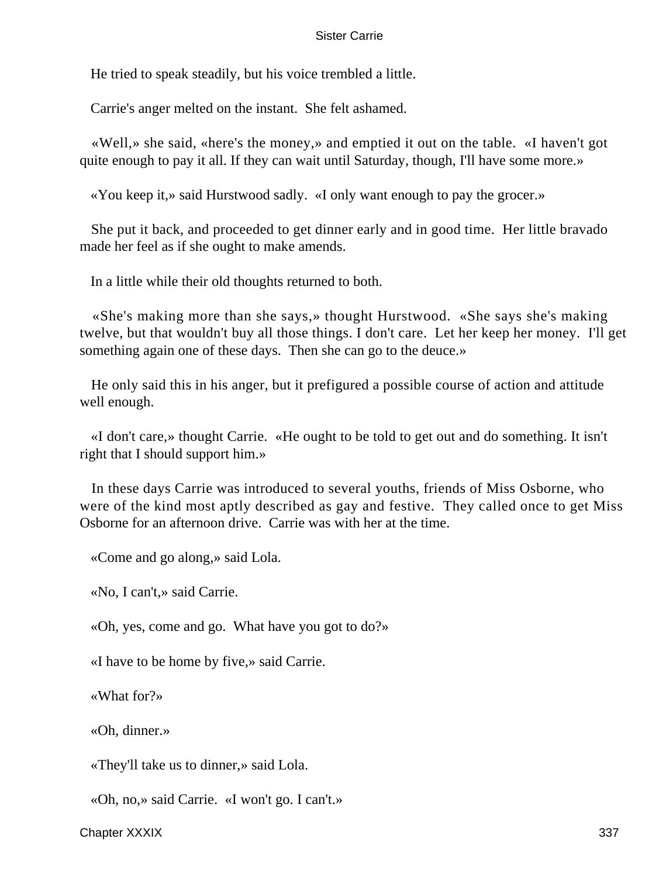He tried to speak steadily, but his voice trembled a little.

Carrie's anger melted on the instant. She felt ashamed.

«Well,» she said, «here's the money,» and emptied it out on the table. «I haven't got quite enough to pay it all. If they can wait until Saturday, though, I'll have some more.»

«You keep it,» said Hurstwood sadly. «I only want enough to pay the grocer.»

She put it back, and proceeded to get dinner early and in good time. Her little bravado made her feel as if she ought to make amends.

In a little while their old thoughts returned to both.

«She's making more than she says,» thought Hurstwood. «She says she's making twelve, but that wouldn't buy all those things. I don't care. Let her keep her money. I'll get something again one of these days. Then she can go to the deuce.»

He only said this in his anger, but it prefigured a possible course of action and attitude well enough.

«I don't care,» thought Carrie. «He ought to be told to get out and do something. It isn't right that I should support him.»

In these days Carrie was introduced to several youths, friends of Miss Osborne, who were of the kind most aptly described as gay and festive. They called once to get Miss Osborne for an afternoon drive. Carrie was with her at the time.

«Come and go along,» said Lola.

«No, I can't,» said Carrie.

«Oh, yes, come and go. What have you got to do?»

«I have to be home by five,» said Carrie.

«What for?»

«Oh, dinner.»

«They'll take us to dinner,» said Lola.

«Oh, no,» said Carrie. «I won't go. I can't.»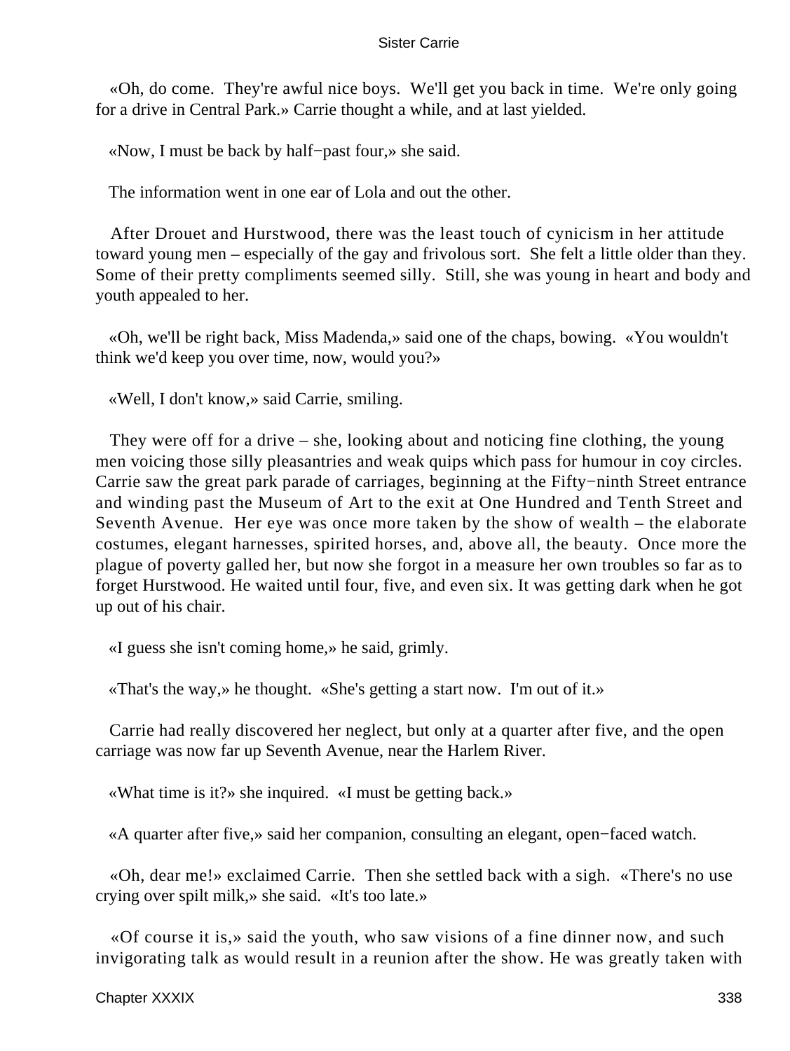«Oh, do come. They're awful nice boys. We'll get you back in time. We're only going for a drive in Central Park.» Carrie thought a while, and at last yielded.

«Now, I must be back by half−past four,» she said.

The information went in one ear of Lola and out the other.

After Drouet and Hurstwood, there was the least touch of cynicism in her attitude toward young men – especially of the gay and frivolous sort. She felt a little older than they. Some of their pretty compliments seemed silly. Still, she was young in heart and body and youth appealed to her.

«Oh, we'll be right back, Miss Madenda,» said one of the chaps, bowing. «You wouldn't think we'd keep you over time, now, would you?»

«Well, I don't know,» said Carrie, smiling.

They were off for a drive – she, looking about and noticing fine clothing, the young men voicing those silly pleasantries and weak quips which pass for humour in coy circles. Carrie saw the great park parade of carriages, beginning at the Fifty−ninth Street entrance and winding past the Museum of Art to the exit at One Hundred and Tenth Street and Seventh Avenue. Her eye was once more taken by the show of wealth – the elaborate costumes, elegant harnesses, spirited horses, and, above all, the beauty. Once more the plague of poverty galled her, but now she forgot in a measure her own troubles so far as to forget Hurstwood. He waited until four, five, and even six. It was getting dark when he got up out of his chair.

«I guess she isn't coming home,» he said, grimly.

«That's the way,» he thought. «She's getting a start now. I'm out of it.»

Carrie had really discovered her neglect, but only at a quarter after five, and the open carriage was now far up Seventh Avenue, near the Harlem River.

«What time is it?» she inquired. «I must be getting back.»

«A quarter after five,» said her companion, consulting an elegant, open−faced watch.

«Oh, dear me!» exclaimed Carrie. Then she settled back with a sigh. «There's no use crying over spilt milk,» she said. «It's too late.»

«Of course it is,» said the youth, who saw visions of a fine dinner now, and such invigorating talk as would result in a reunion after the show. He was greatly taken with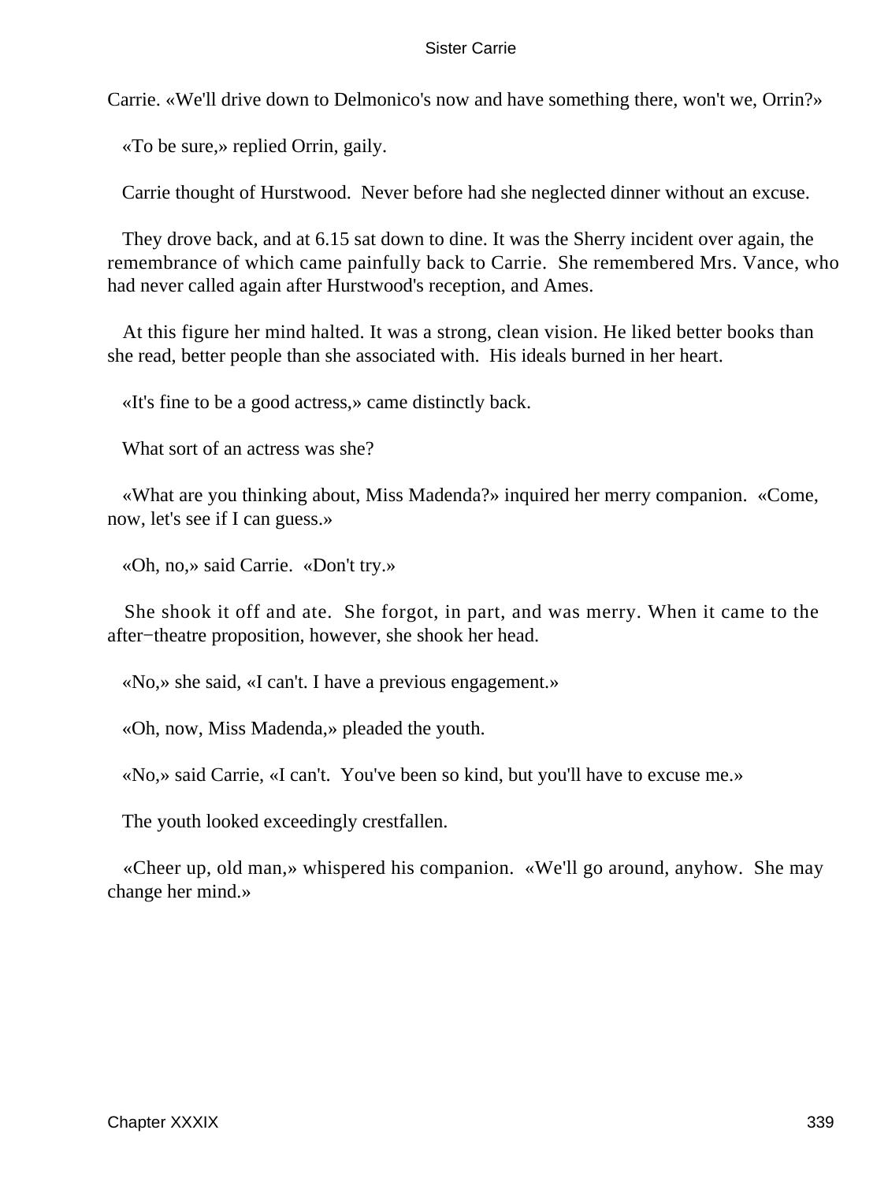Carrie. «We'll drive down to Delmonico's now and have something there, won't we, Orrin?»

«To be sure,» replied Orrin, gaily.

Carrie thought of Hurstwood. Never before had she neglected dinner without an excuse.

They drove back, and at 6.15 sat down to dine. It was the Sherry incident over again, the remembrance of which came painfully back to Carrie. She remembered Mrs. Vance, who had never called again after Hurstwood's reception, and Ames.

At this figure her mind halted. It was a strong, clean vision. He liked better books than she read, better people than she associated with. His ideals burned in her heart.

«It's fine to be a good actress,» came distinctly back.

What sort of an actress was she?

«What are you thinking about, Miss Madenda?» inquired her merry companion. «Come, now, let's see if I can guess.»

«Oh, no,» said Carrie. «Don't try.»

She shook it off and ate. She forgot, in part, and was merry. When it came to the after−theatre proposition, however, she shook her head.

«No,» she said, «I can't. I have a previous engagement.»

«Oh, now, Miss Madenda,» pleaded the youth.

«No,» said Carrie, «I can't. You've been so kind, but you'll have to excuse me.»

The youth looked exceedingly crestfallen.

«Cheer up, old man,» whispered his companion. «We'll go around, anyhow. She may change her mind.»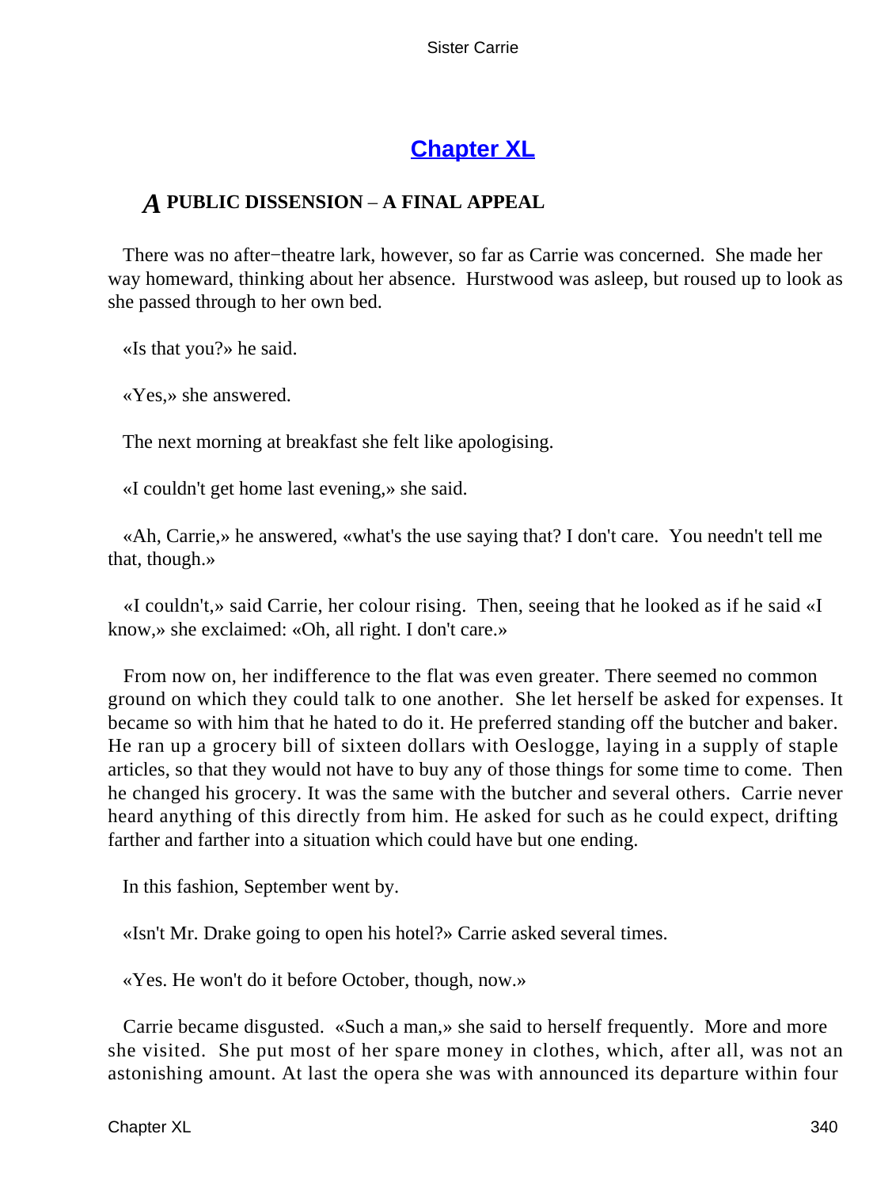# Chapter XL

## *A* PUBLIC DISSENSION – A FINAL APPEAL

There was no after−theatre lark, however, so far as Carrie was concerned. She made her way homeward, thinking about her absence. Hurstwood was asleep, but roused up to look as she passed through to her own bed.

«Is that you?» he said.

«Yes,» she answered.

The next morning at breakfast she felt like apologising.

«I couldn't get home last evening,» she said.

«Ah, Carrie,» he answered, «what's the use saying that? I don't care. You needn't tell me that, though.»

«I couldn't,» said Carrie, her colour rising. Then, seeing that he looked as if he said «I know,» she exclaimed: «Oh, all right. I don't care.»

From now on, her indifference to the flat was even greater. There seemed no common ground on which they could talk to one another. She let herself be asked for expenses. It became so with him that he hated to do it. He preferred standing off the butcher and baker. He ran up a grocery bill of sixteen dollars with Oeslogge, laying in a supply of staple articles, so that they would not have to buy any of those things for some time to come. Then he changed his grocery. It was the same with the butcher and several others. Carrie never heard anything of this directly from him. He asked for such as he could expect, drifting farther and farther into a situation which could have but one ending.

In this fashion, September went by.

«Isn't Mr. Drake going to open his hotel?» Carrie asked several times.

«Yes. He won't do it before October, though, now.»

Carrie became disgusted. «Such a man,» she said to herself frequently. More and more she visited. She put most of her spare money in clothes, which, after all, was not an astonishing amount. At last the opera she was with announced its departure within four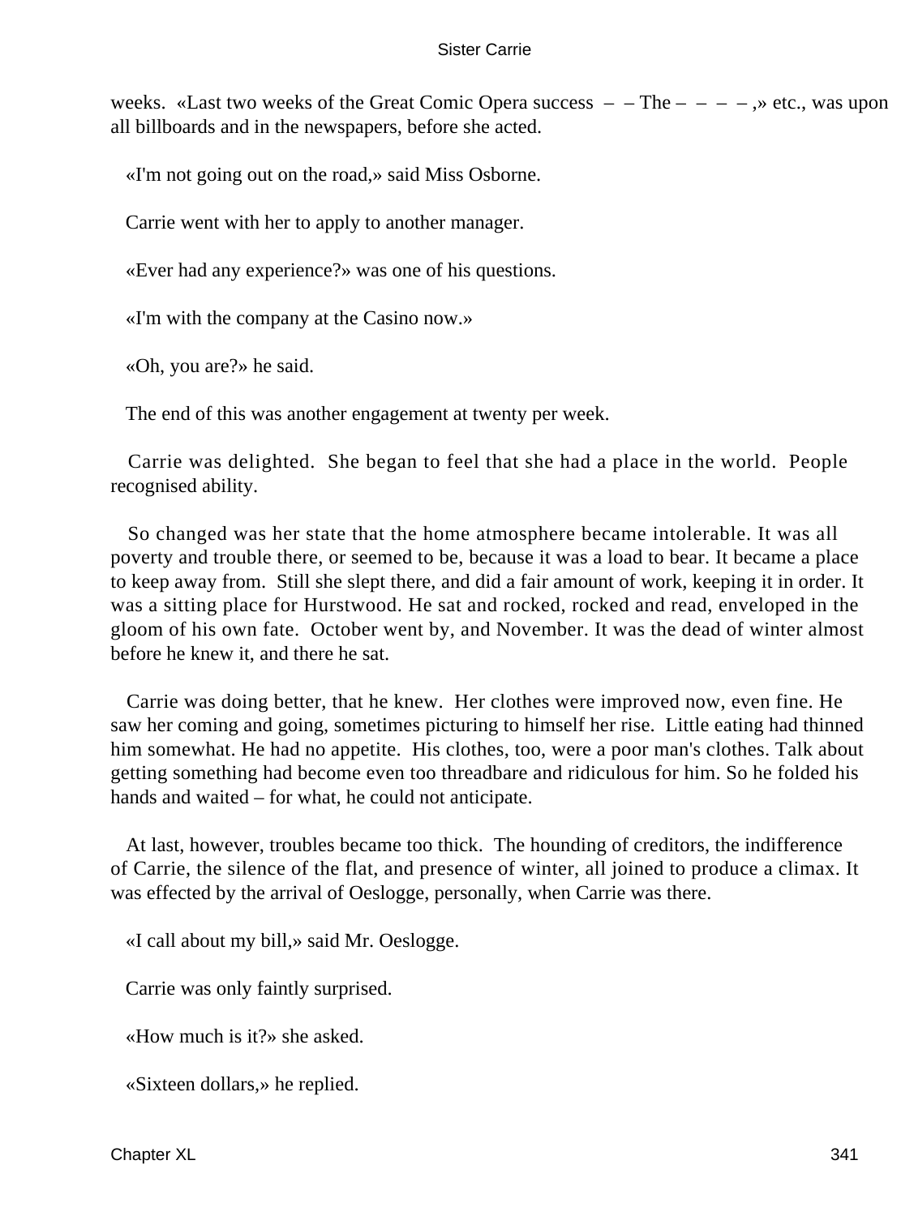weeks. «Last two weeks of the Great Comic Opera success – – The – – – – ,» etc., was upon all billboards and in the newspapers, before she acted.

«I'm not going out on the road,» said Miss Osborne.

Carrie went with her to apply to another manager.

«Ever had any experience?» was one of his questions.

«I'm with the company at the Casino now.»

«Oh, you are?» he said.

The end of this was another engagement at twenty per week.

Carrie was delighted. She began to feel that she had a place in the world. People recognised ability.

So changed was her state that the home atmosphere became intolerable. It was all poverty and trouble there, or seemed to be, because it was a load to bear. It became a place to keep away from. Still she slept there, and did a fair amount of work, keeping it in order. It was a sitting place for Hurstwood. He sat and rocked, rocked and read, enveloped in the gloom of his own fate. October went by, and November. It was the dead of winter almost before he knew it, and there he sat.

Carrie was doing better, that he knew. Her clothes were improved now, even fine. He saw her coming and going, sometimes picturing to himself her rise. Little eating had thinned him somewhat. He had no appetite. His clothes, too, were a poor man's clothes. Talk about getting something had become even too threadbare and ridiculous for him. So he folded his hands and waited – for what, he could not anticipate.

At last, however, troubles became too thick. The hounding of creditors, the indifference of Carrie, the silence of the flat, and presence of winter, all joined to produce a climax. It was effected by the arrival of Oeslogge, personally, when Carrie was there.

«I call about my bill,» said Mr. Oeslogge.

Carrie was only faintly surprised.

«How much is it?» she asked.

«Sixteen dollars,» he replied.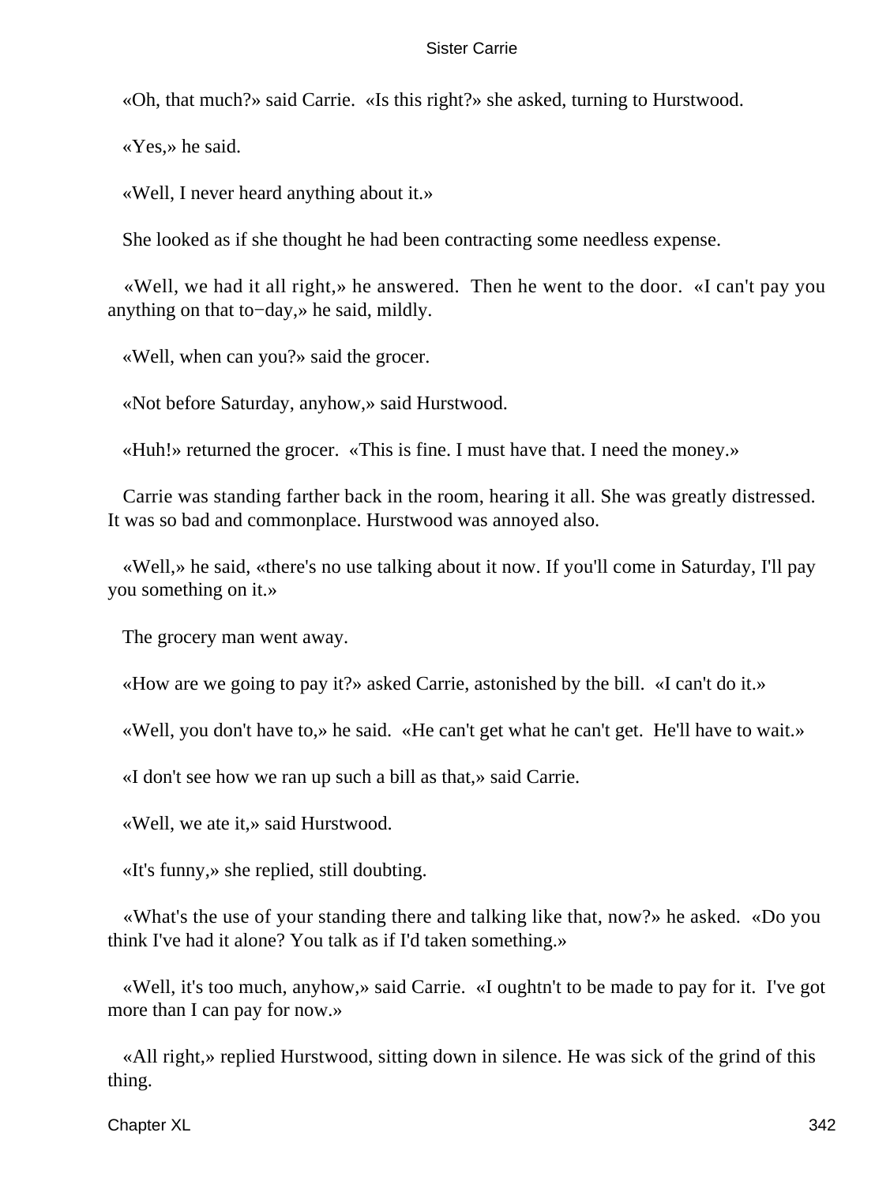«Oh, that much?» said Carrie. «Is this right?» she asked, turning to Hurstwood.

«Yes,» he said.

«Well, I never heard anything about it.»

She looked as if she thought he had been contracting some needless expense.

«Well, we had it all right,» he answered. Then he went to the door. «I can't pay you anything on that to−day,» he said, mildly.

«Well, when can you?» said the grocer.

«Not before Saturday, anyhow,» said Hurstwood.

«Huh!» returned the grocer. «This is fine. I must have that. I need the money.»

Carrie was standing farther back in the room, hearing it all. She was greatly distressed. It was so bad and commonplace. Hurstwood was annoyed also.

«Well,» he said, «there's no use talking about it now. If you'll come in Saturday, I'll pay you something on it.»

The grocery man went away.

«How are we going to pay it?» asked Carrie, astonished by the bill. «I can't do it.»

«Well, you don't have to,» he said. «He can't get what he can't get. He'll have to wait.»

«I don't see how we ran up such a bill as that,» said Carrie.

«Well, we ate it,» said Hurstwood.

«It's funny,» she replied, still doubting.

«What's the use of your standing there and talking like that, now?» he asked. «Do you think I've had it alone? You talk as if I'd taken something.»

«Well, it's too much, anyhow,» said Carrie. «I oughtn't to be made to pay for it. I've got more than I can pay for now.»

«All right,» replied Hurstwood, sitting down in silence. He was sick of the grind of this thing.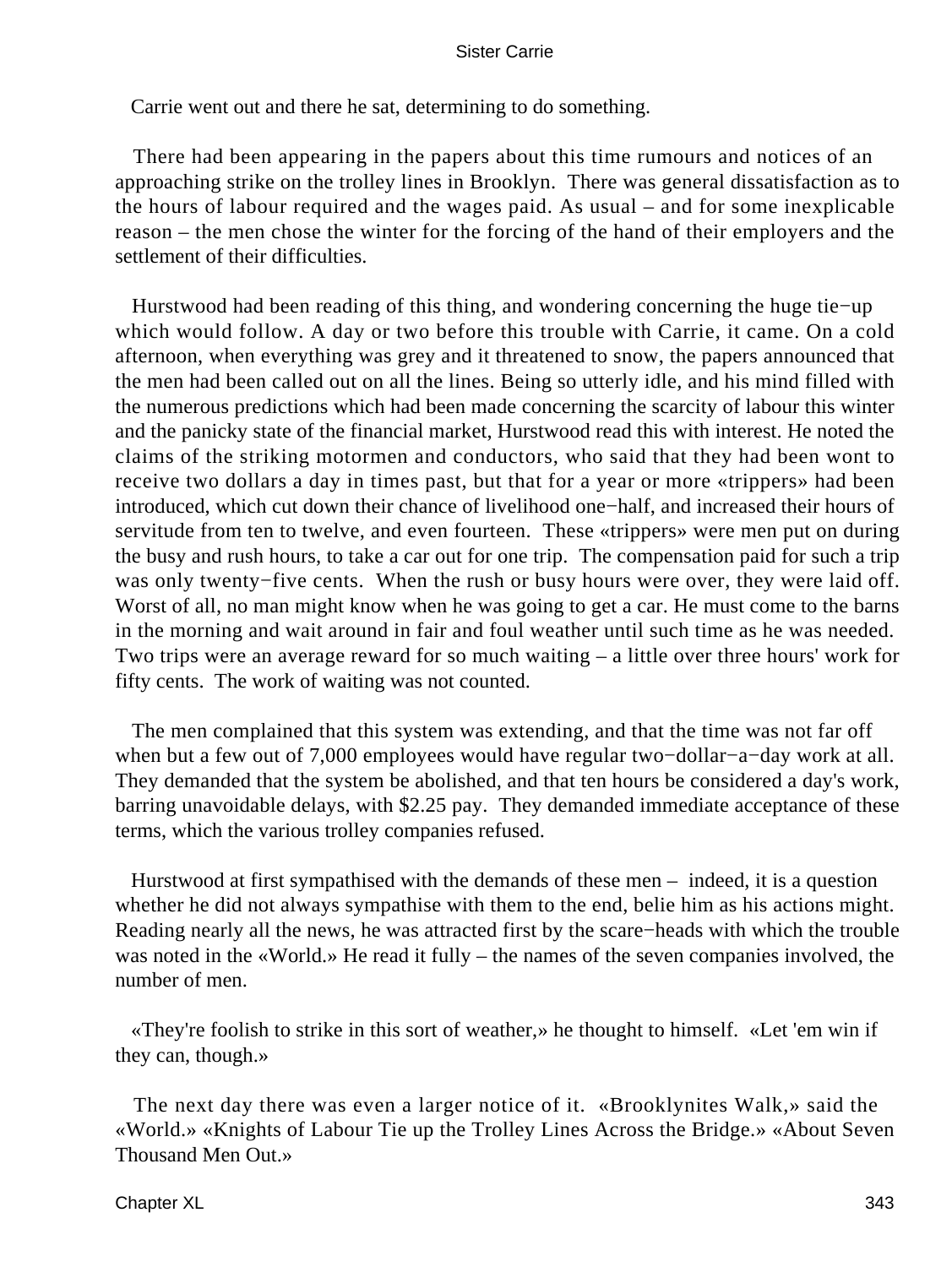Carrie went out and there he sat, determining to do something.

There had been appearing in the papers about this time rumours and notices of an approaching strike on the trolley lines in Brooklyn. There was general dissatisfaction as to the hours of labour required and the wages paid. As usual – and for some inexplicable reason – the men chose the winter for the forcing of the hand of their employers and the settlement of their difficulties.

Hurstwood had been reading of this thing, and wondering concerning the huge tie−up which would follow. A day or two before this trouble with Carrie, it came. On a cold afternoon, when everything was grey and it threatened to snow, the papers announced that the men had been called out on all the lines. Being so utterly idle, and his mind filled with the numerous predictions which had been made concerning the scarcity of labour this winter and the panicky state of the financial market, Hurstwood read this with interest. He noted the claims of the striking motormen and conductors, who said that they had been wont to receive two dollars a day in times past, but that for a year or more «trippers» had been introduced, which cut down their chance of livelihood one−half, and increased their hours of servitude from ten to twelve, and even fourteen. These «trippers» were men put on during the busy and rush hours, to take a car out for one trip. The compensation paid for such a trip was only twenty−five cents. When the rush or busy hours were over, they were laid off. Worst of all, no man might know when he was going to get a car. He must come to the barns in the morning and wait around in fair and foul weather until such time as he was needed. Two trips were an average reward for so much waiting – a little over three hours' work for fifty cents. The work of waiting was not counted.

The men complained that this system was extending, and that the time was not far off when but a few out of 7,000 employees would have regular two−dollar−a−day work at all. They demanded that the system be abolished, and that ten hours be considered a day's work, barring unavoidable delays, with $2.25 pay. They demanded immediate acceptance of these terms, which the various trolley companies refused.

Hurstwood at first sympathised with the demands of these men – indeed, it is a question whether he did not always sympathise with them to the end, belie him as his actions might. Reading nearly all the news, he was attracted first by the scare−heads with which the trouble was noted in the «World.» He read it fully – the names of the seven companies involved, the number of men.

«They're foolish to strike in this sort of weather,» he thought to himself. «Let 'em win if they can, though.»

The next day there was even a larger notice of it. «Brooklynites Walk,» said the «World.» «Knights of Labour Tie up the Trolley Lines Across the Bridge.» «About Seven Thousand Men Out.»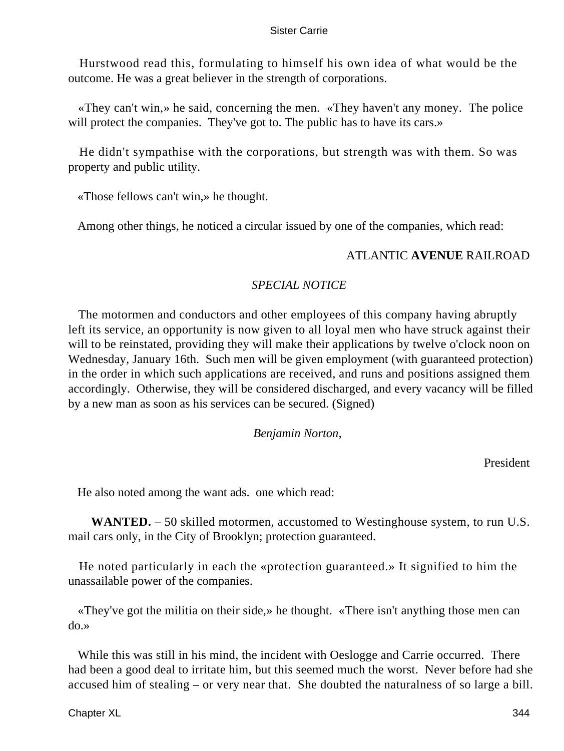Hurstwood read this, formulating to himself his own idea of what would be the outcome. He was a great believer in the strength of corporations.

«They can't win,» he said, concerning the men. «They haven't any money. The police will protect the companies. They've got to. The public has to have its cars.»

He didn't sympathise with the corporations, but strength was with them. So was property and public utility.

«Those fellows can't win,» he thought.

Among other things, he noticed a circular issued by one of the companies, which read:

ATLANTIC **AVENUE** RAILROAD

*SPECIAL NOTICE*

The motormen and conductors and other employees of this company having abruptly left its service, an opportunity is now given to all loyal men who have struck against their will to be reinstated, providing they will make their applications by twelve o'clock noon on Wednesday, January 16th. Such men will be given employment (with guaranteed protection) in the order in which such applications are received, and runs and positions assigned them accordingly. Otherwise, they will be considered discharged, and every vacancy will be filled by a new man as soon as his services can be secured. (Signed)

*Benjamin Norton,*

President

He also noted among the want ads. one which read:

**WANTED.** – 50 skilled motormen, accustomed to Westinghouse system, to run U.S. mail cars only, in the City of Brooklyn; protection guaranteed.

He noted particularly in each the «protection guaranteed.» It signified to him the unassailable power of the companies.

«They've got the militia on their side,» he thought. «There isn't anything those men can do.»

While this was still in his mind, the incident with Oeslogge and Carrie occurred. There had been a good deal to irritate him, but this seemed much the worst. Never before had she accused him of stealing – or very near that. She doubted the naturalness of so large a bill.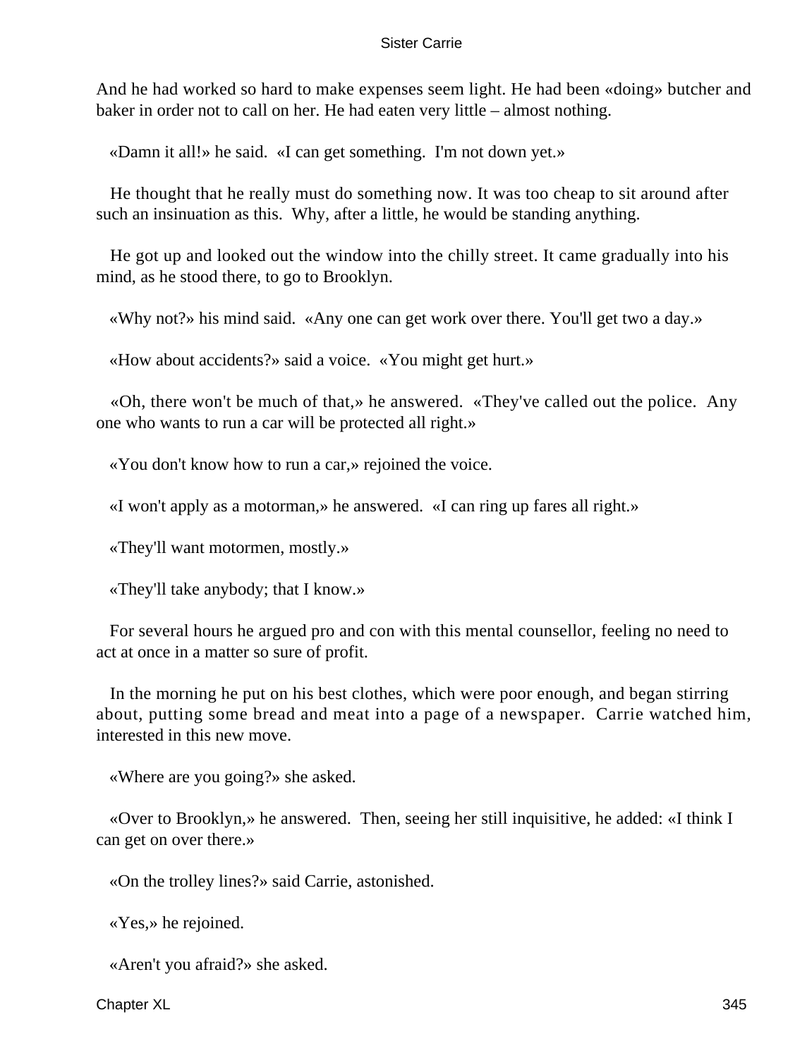And he had worked so hard to make expenses seem light. He had been «doing» butcher and baker in order not to call on her. He had eaten very little – almost nothing.

«Damn it all!» he said. «I can get something. I'm not down yet.»

He thought that he really must do something now. It was too cheap to sit around after such an insinuation as this. Why, after a little, he would be standing anything.

He got up and looked out the window into the chilly street. It came gradually into his mind, as he stood there, to go to Brooklyn.

«Why not?» his mind said. «Any one can get work over there. You'll get two a day.»

«How about accidents?» said a voice. «You might get hurt.»

«Oh, there won't be much of that,» he answered. «They've called out the police. Any one who wants to run a car will be protected all right.»

«You don't know how to run a car,» rejoined the voice.

«I won't apply as a motorman,» he answered. «I can ring up fares all right.»

«They'll want motormen, mostly.»

«They'll take anybody; that I know.»

For several hours he argued pro and con with this mental counsellor, feeling no need to act at once in a matter so sure of profit.

In the morning he put on his best clothes, which were poor enough, and began stirring about, putting some bread and meat into a page of a newspaper. Carrie watched him, interested in this new move.

«Where are you going?» she asked.

«Over to Brooklyn,» he answered. Then, seeing her still inquisitive, he added: «I think I can get on over there.»

«On the trolley lines?» said Carrie, astonished.

«Yes,» he rejoined.

«Aren't you afraid?» she asked.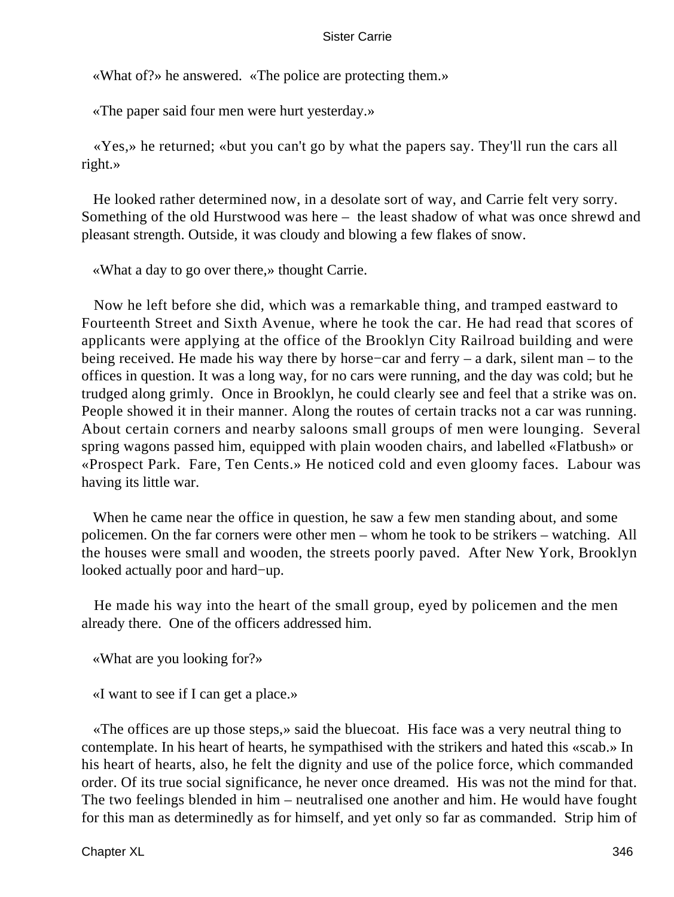«What of?» he answered. «The police are protecting them.»

«The paper said four men were hurt yesterday.»

«Yes,» he returned; «but you can't go by what the papers say. They'll run the cars all right.»

He looked rather determined now, in a desolate sort of way, and Carrie felt very sorry. Something of the old Hurstwood was here – the least shadow of what was once shrewd and pleasant strength. Outside, it was cloudy and blowing a few flakes of snow.

«What a day to go over there,» thought Carrie.

Now he left before she did, which was a remarkable thing, and tramped eastward to Fourteenth Street and Sixth Avenue, where he took the car. He had read that scores of applicants were applying at the office of the Brooklyn City Railroad building and were being received. He made his way there by horse−car and ferry – a dark, silent man – to the offices in question. It was a long way, for no cars were running, and the day was cold; but he trudged along grimly. Once in Brooklyn, he could clearly see and feel that a strike was on. People showed it in their manner. Along the routes of certain tracks not a car was running. About certain corners and nearby saloons small groups of men were lounging. Several spring wagons passed him, equipped with plain wooden chairs, and labelled «Flatbush» or «Prospect Park. Fare, Ten Cents.» He noticed cold and even gloomy faces. Labour was having its little war.

When he came near the office in question, he saw a few men standing about, and some policemen. On the far corners were other men – whom he took to be strikers – watching. All the houses were small and wooden, the streets poorly paved. After New York, Brooklyn looked actually poor and hard−up.

He made his way into the heart of the small group, eyed by policemen and the men already there. One of the officers addressed him.

«What are you looking for?»

«I want to see if I can get a place.»

«The offices are up those steps,» said the bluecoat. His face was a very neutral thing to contemplate. In his heart of hearts, he sympathised with the strikers and hated this «scab.» In his heart of hearts, also, he felt the dignity and use of the police force, which commanded order. Of its true social significance, he never once dreamed. His was not the mind for that. The two feelings blended in him – neutralised one another and him. He would have fought for this man as determinedly as for himself, and yet only so far as commanded. Strip him of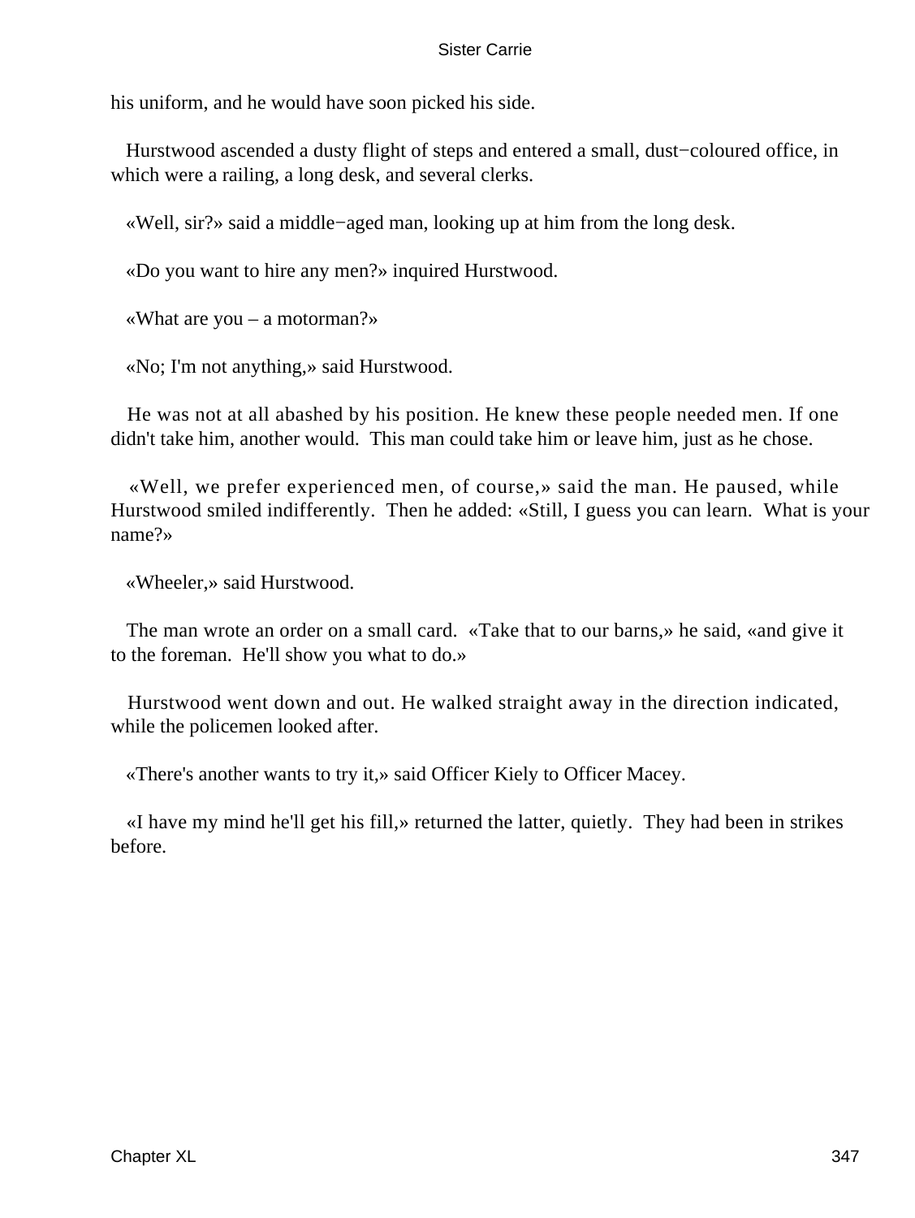his uniform, and he would have soon picked his side.

Hurstwood ascended a dusty flight of steps and entered a small, dust−coloured office, in which were a railing, a long desk, and several clerks.

«Well, sir?» said a middle−aged man, looking up at him from the long desk.

«Do you want to hire any men?» inquired Hurstwood.

«What are you – a motorman?»

«No; I'm not anything,» said Hurstwood.

He was not at all abashed by his position. He knew these people needed men. If one didn't take him, another would. This man could take him or leave him, just as he chose.

«Well, we prefer experienced men, of course,» said the man. He paused, while Hurstwood smiled indifferently. Then he added: «Still, I guess you can learn. What is your name?»

«Wheeler,» said Hurstwood.

The man wrote an order on a small card. «Take that to our barns,» he said, «and give it to the foreman. He'll show you what to do.»

Hurstwood went down and out. He walked straight away in the direction indicated, while the policemen looked after.

«There's another wants to try it,» said Officer Kiely to Officer Macey.

«I have my mind he'll get his fill,» returned the latter, quietly. They had been in strikes before.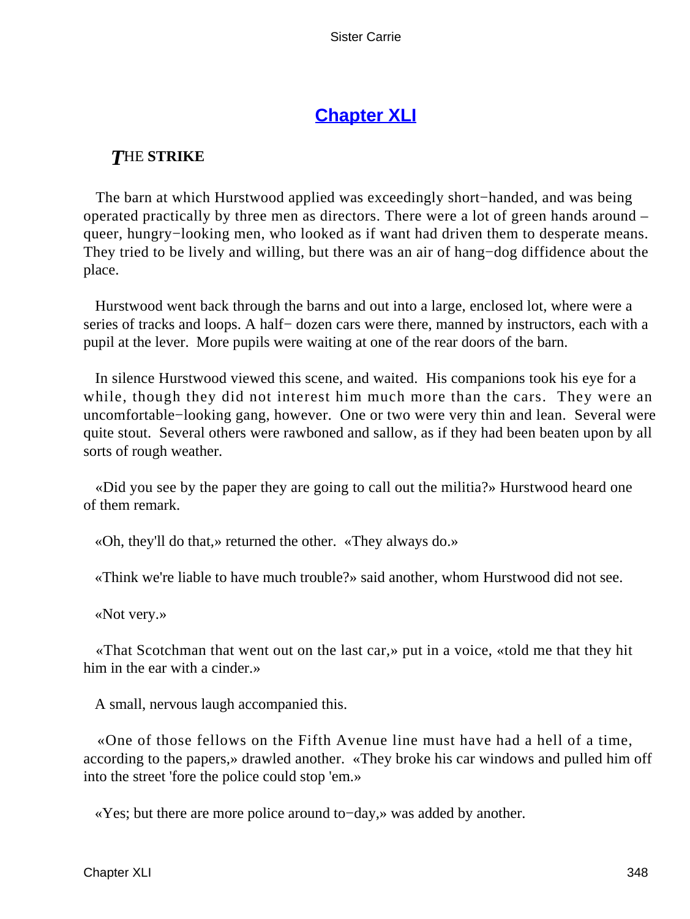## [Chapter XLI](#)

***T*HE STRIKE**

The barn at which Hurstwood applied was exceedingly short−handed, and was being operated practically by three men as directors. There were a lot of green hands around – queer, hungry−looking men, who looked as if want had driven them to desperate means. They tried to be lively and willing, but there was an air of hang−dog diffidence about the place.

Hurstwood went back through the barns and out into a large, enclosed lot, where were a series of tracks and loops. A half− dozen cars were there, manned by instructors, each with a pupil at the lever. More pupils were waiting at one of the rear doors of the barn.

In silence Hurstwood viewed this scene, and waited. His companions took his eye for a while, though they did not interest him much more than the cars. They were an uncomfortable−looking gang, however. One or two were very thin and lean. Several were quite stout. Several others were rawboned and sallow, as if they had been beaten upon by all sorts of rough weather.

«Did you see by the paper they are going to call out the militia?» Hurstwood heard one of them remark.

«Oh, they'll do that,» returned the other. «They always do.»

«Think we're liable to have much trouble?» said another, whom Hurstwood did not see.

«Not very.»

«That Scotchman that went out on the last car,» put in a voice, «told me that they hit him in the ear with a cinder.»

A small, nervous laugh accompanied this.

«One of those fellows on the Fifth Avenue line must have had a hell of a time, according to the papers,» drawled another. «They broke his car windows and pulled him off into the street 'fore the police could stop 'em.»

«Yes; but there are more police around to−day,» was added by another.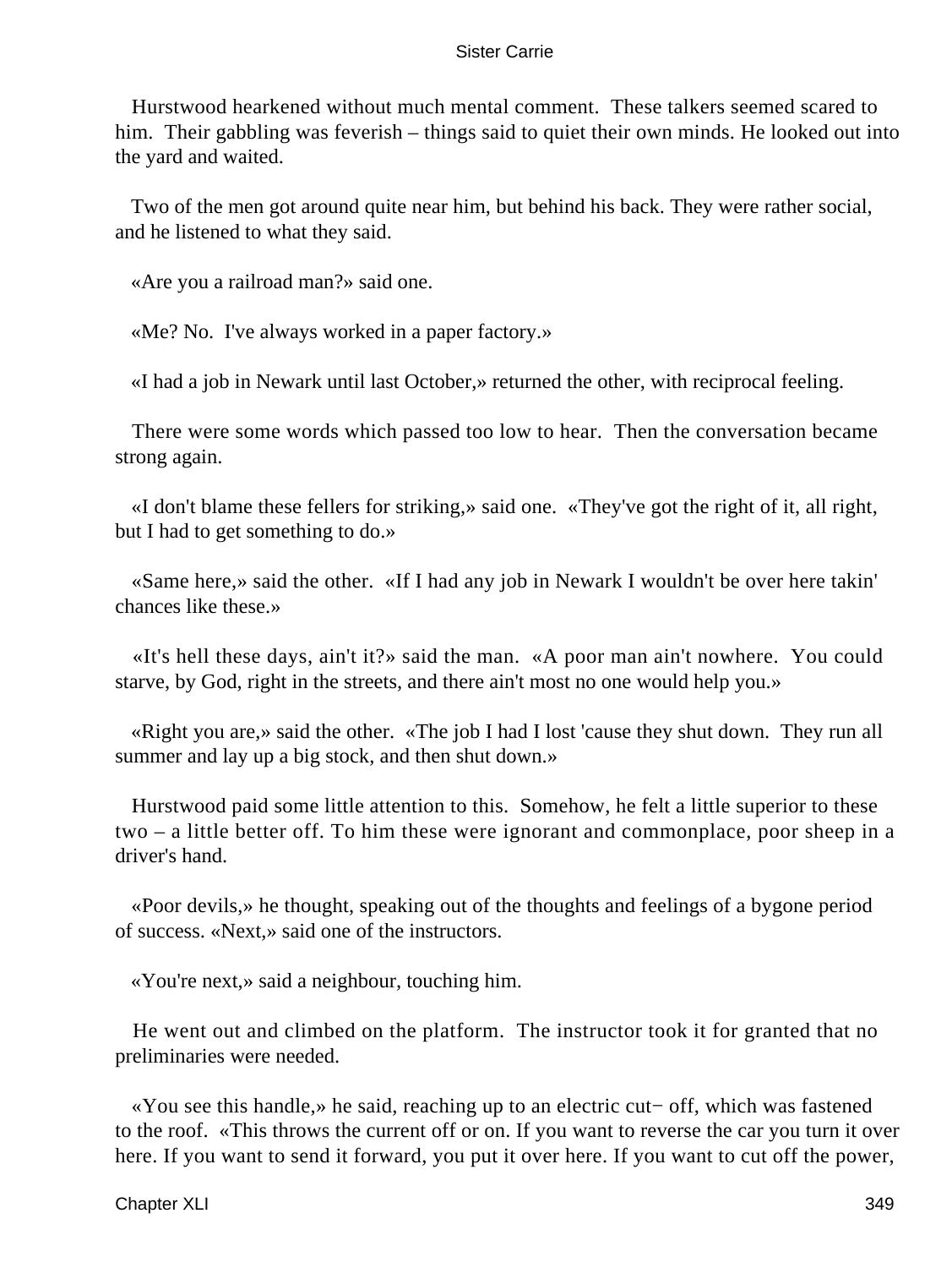Hurstwood hearkened without much mental comment. These talkers seemed scared to him. Their gabbling was feverish – things said to quiet their own minds. He looked out into the yard and waited.

Two of the men got around quite near him, but behind his back. They were rather social, and he listened to what they said.

«Are you a railroad man?» said one.

«Me? No. I've always worked in a paper factory.»

«I had a job in Newark until last October,» returned the other, with reciprocal feeling.

There were some words which passed too low to hear. Then the conversation became strong again.

«I don't blame these fellers for striking,» said one. «They've got the right of it, all right, but I had to get something to do.»

«Same here,» said the other. «If I had any job in Newark I wouldn't be over here takin' chances like these.»

«It's hell these days, ain't it?» said the man. «A poor man ain't nowhere. You could starve, by God, right in the streets, and there ain't most no one would help you.»

«Right you are,» said the other. «The job I had I lost 'cause they shut down. They run all summer and lay up a big stock, and then shut down.»

Hurstwood paid some little attention to this. Somehow, he felt a little superior to these two – a little better off. To him these were ignorant and commonplace, poor sheep in a driver's hand.

«Poor devils,» he thought, speaking out of the thoughts and feelings of a bygone period of success. «Next,» said one of the instructors.

«You're next,» said a neighbour, touching him.

He went out and climbed on the platform. The instructor took it for granted that no preliminaries were needed.

«You see this handle,» he said, reaching up to an electric cut− off, which was fastened to the roof. «This throws the current off or on. If you want to reverse the car you turn it over here. If you want to send it forward, you put it over here. If you want to cut off the power,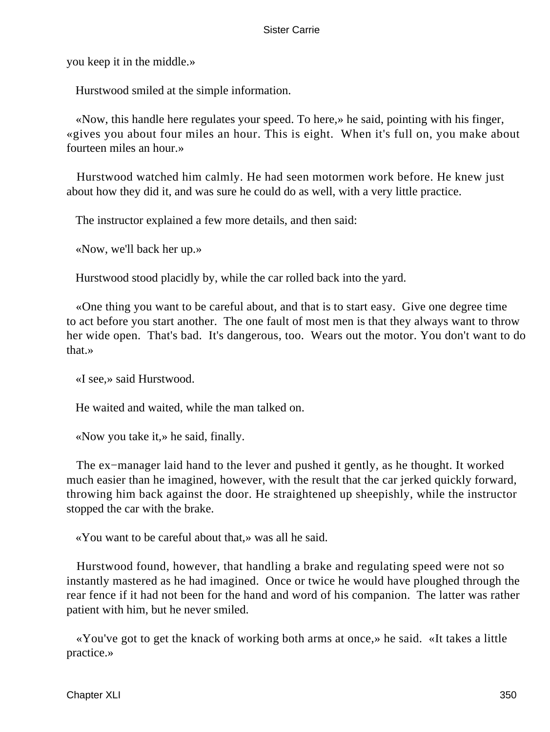you keep it in the middle.»

Hurstwood smiled at the simple information.

«Now, this handle here regulates your speed. To here,» he said, pointing with his finger, «gives you about four miles an hour. This is eight. When it's full on, you make about fourteen miles an hour.»

Hurstwood watched him calmly. He had seen motormen work before. He knew just about how they did it, and was sure he could do as well, with a very little practice.

The instructor explained a few more details, and then said:

«Now, we'll back her up.»

Hurstwood stood placidly by, while the car rolled back into the yard.

«One thing you want to be careful about, and that is to start easy. Give one degree time to act before you start another. The one fault of most men is that they always want to throw her wide open. That's bad. It's dangerous, too. Wears out the motor. You don't want to do that.»

«I see,» said Hurstwood.

He waited and waited, while the man talked on.

«Now you take it,» he said, finally.

The ex−manager laid hand to the lever and pushed it gently, as he thought. It worked much easier than he imagined, however, with the result that the car jerked quickly forward, throwing him back against the door. He straightened up sheepishly, while the instructor stopped the car with the brake.

«You want to be careful about that,» was all he said.

Hurstwood found, however, that handling a brake and regulating speed were not so instantly mastered as he had imagined. Once or twice he would have ploughed through the rear fence if it had not been for the hand and word of his companion. The latter was rather patient with him, but he never smiled.

«You've got to get the knack of working both arms at once,» he said. «It takes a little practice.»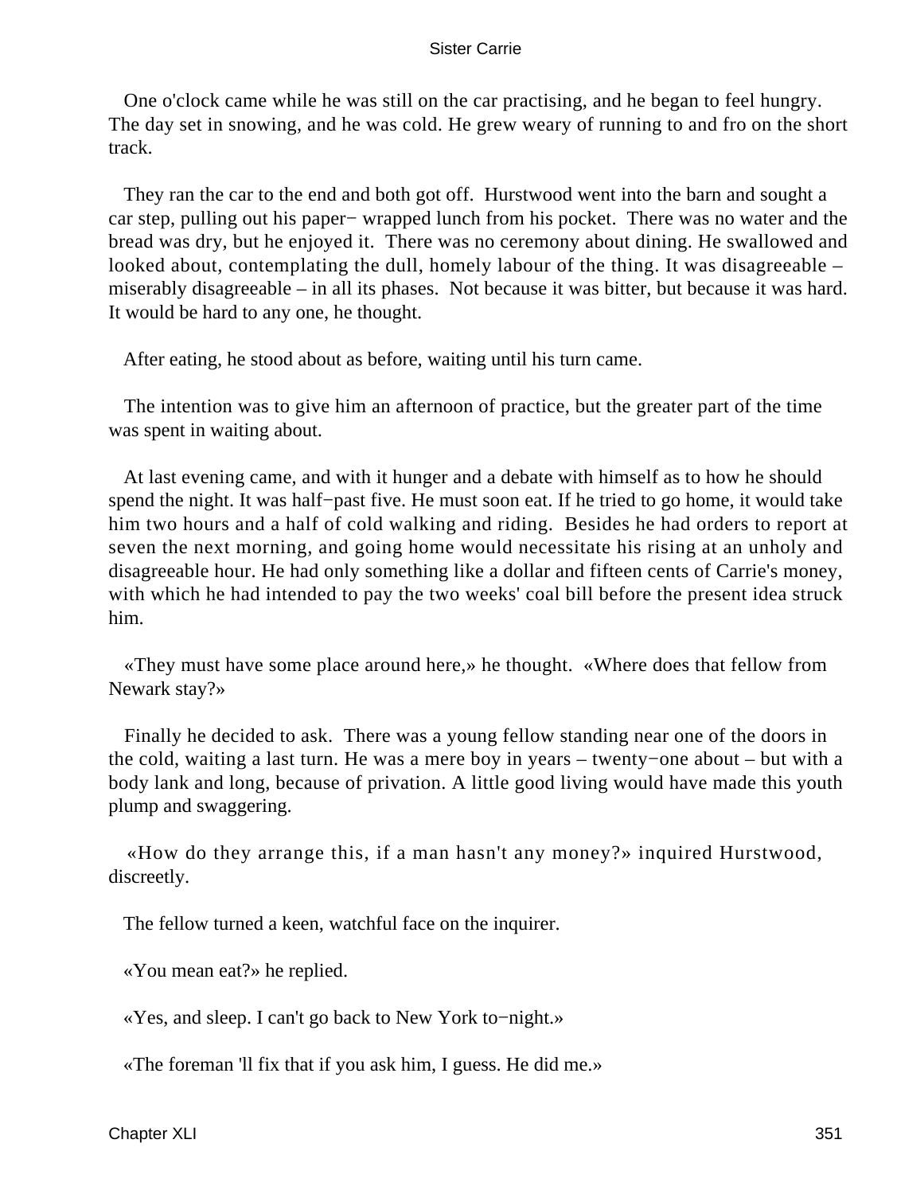One o'clock came while he was still on the car practising, and he began to feel hungry. The day set in snowing, and he was cold. He grew weary of running to and fro on the short track.

They ran the car to the end and both got off. Hurstwood went into the barn and sought a car step, pulling out his paper− wrapped lunch from his pocket. There was no water and the bread was dry, but he enjoyed it. There was no ceremony about dining. He swallowed and looked about, contemplating the dull, homely labour of the thing. It was disagreeable – miserably disagreeable – in all its phases. Not because it was bitter, but because it was hard. It would be hard to any one, he thought.

After eating, he stood about as before, waiting until his turn came.

The intention was to give him an afternoon of practice, but the greater part of the time was spent in waiting about.

At last evening came, and with it hunger and a debate with himself as to how he should spend the night. It was half−past five. He must soon eat. If he tried to go home, it would take him two hours and a half of cold walking and riding. Besides he had orders to report at seven the next morning, and going home would necessitate his rising at an unholy and disagreeable hour. He had only something like a dollar and fifteen cents of Carrie's money, with which he had intended to pay the two weeks' coal bill before the present idea struck him.

«They must have some place around here,» he thought. «Where does that fellow from Newark stay?»

Finally he decided to ask. There was a young fellow standing near one of the doors in the cold, waiting a last turn. He was a mere boy in years – twenty−one about – but with a body lank and long, because of privation. A little good living would have made this youth plump and swaggering.

«How do they arrange this, if a man hasn't any money?» inquired Hurstwood, discreetly.

The fellow turned a keen, watchful face on the inquirer.

«You mean eat?» he replied.

«Yes, and sleep. I can't go back to New York to−night.»

«The foreman 'll fix that if you ask him, I guess. He did me.»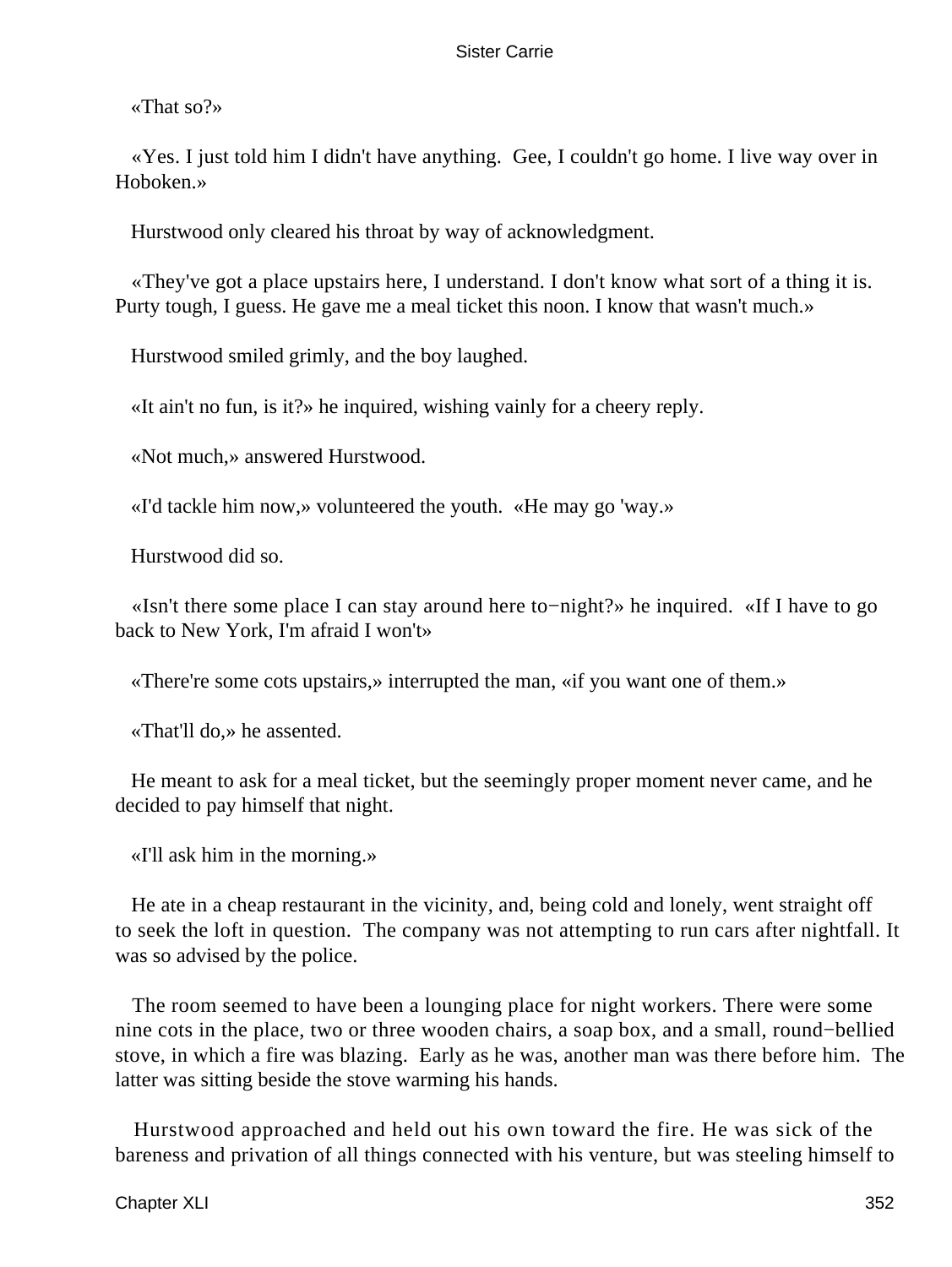«That so?»

«Yes. I just told him I didn't have anything. Gee, I couldn't go home. I live way over in Hoboken.»

Hurstwood only cleared his throat by way of acknowledgment.

«They've got a place upstairs here, I understand. I don't know what sort of a thing it is. Purty tough, I guess. He gave me a meal ticket this noon. I know that wasn't much.»

Hurstwood smiled grimly, and the boy laughed.

«It ain't no fun, is it?» he inquired, wishing vainly for a cheery reply.

«Not much,» answered Hurstwood.

«I'd tackle him now,» volunteered the youth. «He may go 'way.»

Hurstwood did so.

«Isn't there some place I can stay around here to−night?» he inquired. «If I have to go back to New York, I'm afraid I won't»

«There're some cots upstairs,» interrupted the man, «if you want one of them.»

«That'll do,» he assented.

He meant to ask for a meal ticket, but the seemingly proper moment never came, and he decided to pay himself that night.

«I'll ask him in the morning.»

He ate in a cheap restaurant in the vicinity, and, being cold and lonely, went straight off to seek the loft in question. The company was not attempting to run cars after nightfall. It was so advised by the police.

The room seemed to have been a lounging place for night workers. There were some nine cots in the place, two or three wooden chairs, a soap box, and a small, round−bellied stove, in which a fire was blazing. Early as he was, another man was there before him. The latter was sitting beside the stove warming his hands.

Hurstwood approached and held out his own toward the fire. He was sick of the bareness and privation of all things connected with his venture, but was steeling himself to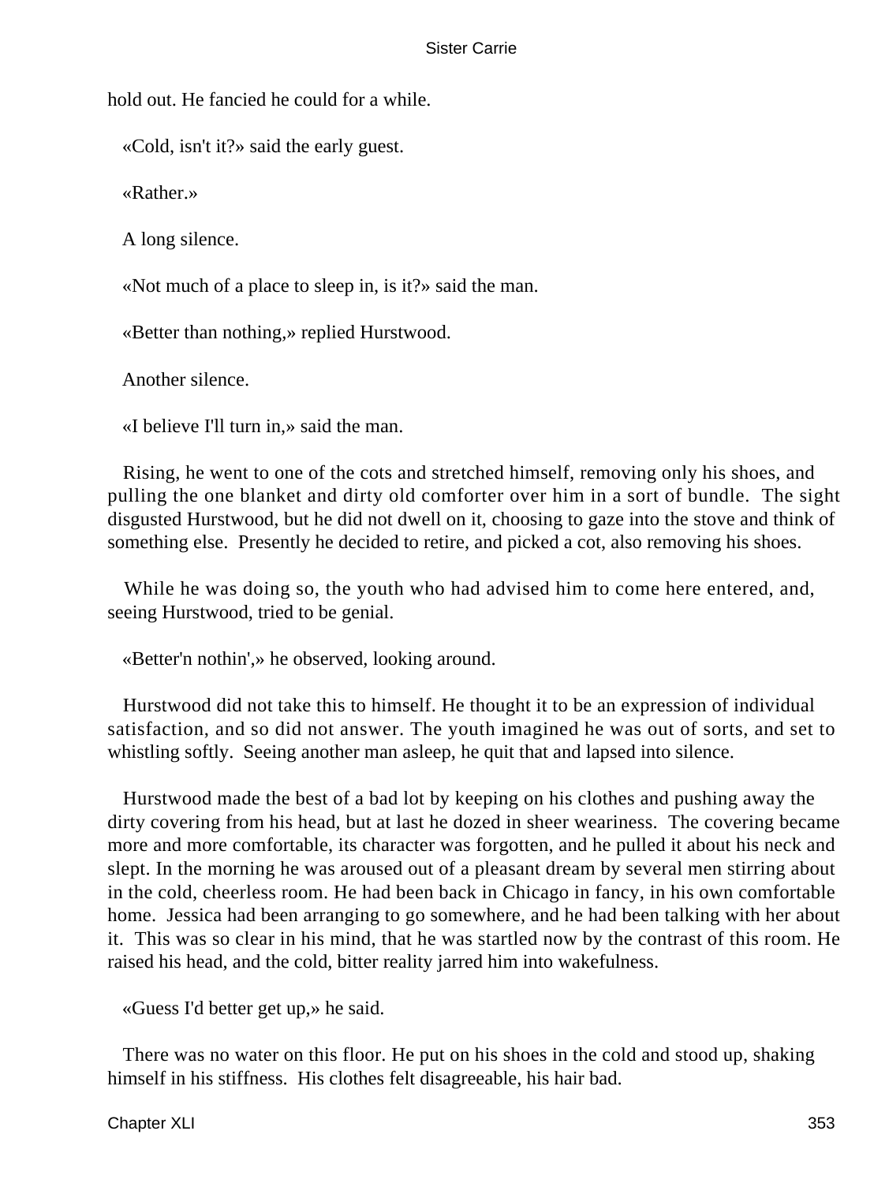hold out. He fancied he could for a while.

«Cold, isn't it?» said the early guest.

«Rather.»

A long silence.

«Not much of a place to sleep in, is it?» said the man.

«Better than nothing,» replied Hurstwood.

Another silence.

«I believe I'll turn in,» said the man.

Rising, he went to one of the cots and stretched himself, removing only his shoes, and pulling the one blanket and dirty old comforter over him in a sort of bundle. The sight disgusted Hurstwood, but he did not dwell on it, choosing to gaze into the stove and think of something else. Presently he decided to retire, and picked a cot, also removing his shoes.

While he was doing so, the youth who had advised him to come here entered, and, seeing Hurstwood, tried to be genial.

«Better'n nothin',» he observed, looking around.

Hurstwood did not take this to himself. He thought it to be an expression of individual satisfaction, and so did not answer. The youth imagined he was out of sorts, and set to whistling softly. Seeing another man asleep, he quit that and lapsed into silence.

Hurstwood made the best of a bad lot by keeping on his clothes and pushing away the dirty covering from his head, but at last he dozed in sheer weariness. The covering became more and more comfortable, its character was forgotten, and he pulled it about his neck and slept. In the morning he was aroused out of a pleasant dream by several men stirring about in the cold, cheerless room. He had been back in Chicago in fancy, in his own comfortable home. Jessica had been arranging to go somewhere, and he had been talking with her about it. This was so clear in his mind, that he was startled now by the contrast of this room. He raised his head, and the cold, bitter reality jarred him into wakefulness.

«Guess I'd better get up,» he said.

There was no water on this floor. He put on his shoes in the cold and stood up, shaking himself in his stiffness. His clothes felt disagreeable, his hair bad.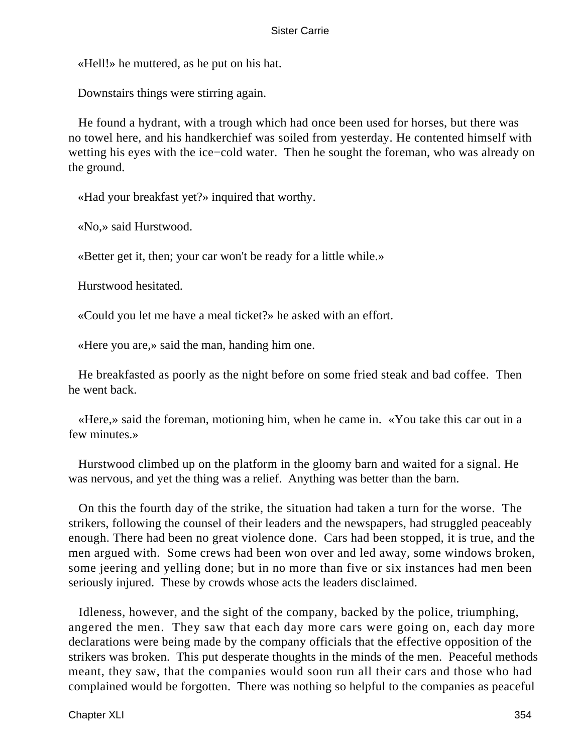«Hell!» he muttered, as he put on his hat.

Downstairs things were stirring again.

He found a hydrant, with a trough which had once been used for horses, but there was no towel here, and his handkerchief was soiled from yesterday. He contented himself with wetting his eyes with the ice−cold water. Then he sought the foreman, who was already on the ground.

«Had your breakfast yet?» inquired that worthy.

«No,» said Hurstwood.

«Better get it, then; your car won't be ready for a little while.»

Hurstwood hesitated.

«Could you let me have a meal ticket?» he asked with an effort.

«Here you are,» said the man, handing him one.

He breakfasted as poorly as the night before on some fried steak and bad coffee. Then he went back.

«Here,» said the foreman, motioning him, when he came in. «You take this car out in a few minutes.»

Hurstwood climbed up on the platform in the gloomy barn and waited for a signal. He was nervous, and yet the thing was a relief. Anything was better than the barn.

On this the fourth day of the strike, the situation had taken a turn for the worse. The strikers, following the counsel of their leaders and the newspapers, had struggled peaceably enough. There had been no great violence done. Cars had been stopped, it is true, and the men argued with. Some crews had been won over and led away, some windows broken, some jeering and yelling done; but in no more than five or six instances had men been seriously injured. These by crowds whose acts the leaders disclaimed.

Idleness, however, and the sight of the company, backed by the police, triumphing, angered the men. They saw that each day more cars were going on, each day more declarations were being made by the company officials that the effective opposition of the strikers was broken. This put desperate thoughts in the minds of the men. Peaceful methods meant, they saw, that the companies would soon run all their cars and those who had complained would be forgotten. There was nothing so helpful to the companies as peaceful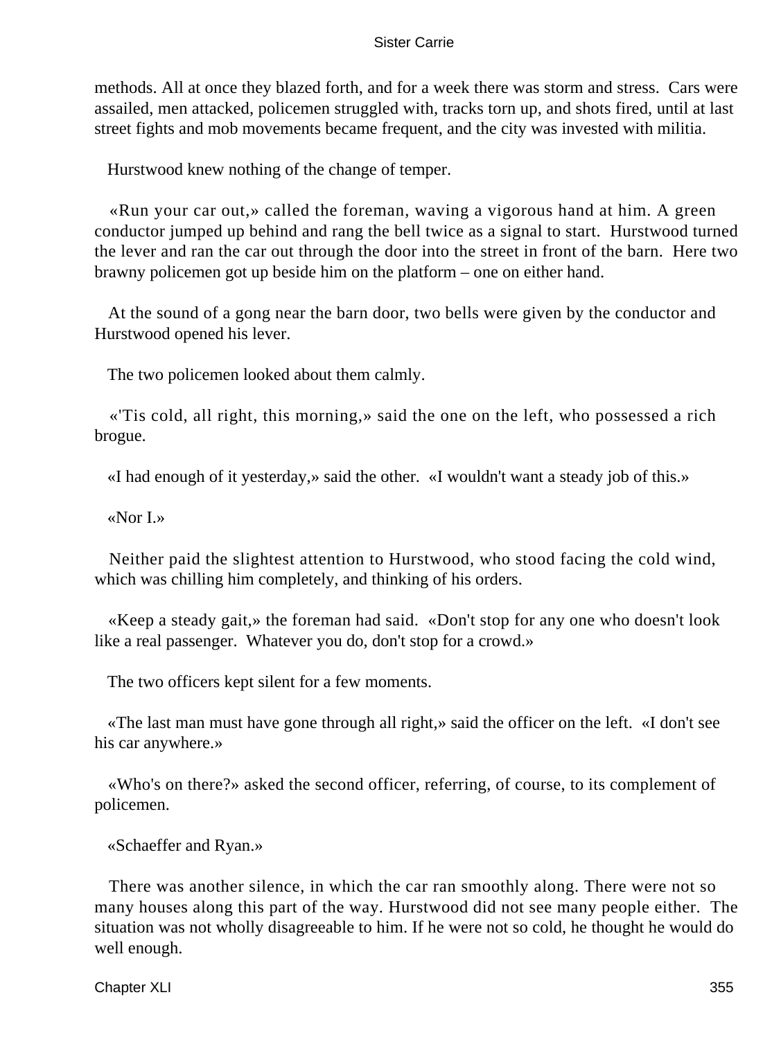methods. All at once they blazed forth, and for a week there was storm and stress. Cars were assailed, men attacked, policemen struggled with, tracks torn up, and shots fired, until at last street fights and mob movements became frequent, and the city was invested with militia.

Hurstwood knew nothing of the change of temper.

«Run your car out,» called the foreman, waving a vigorous hand at him. A green conductor jumped up behind and rang the bell twice as a signal to start. Hurstwood turned the lever and ran the car out through the door into the street in front of the barn. Here two brawny policemen got up beside him on the platform – one on either hand.

At the sound of a gong near the barn door, two bells were given by the conductor and Hurstwood opened his lever.

The two policemen looked about them calmly.

«'Tis cold, all right, this morning,» said the one on the left, who possessed a rich brogue.

«I had enough of it yesterday,» said the other. «I wouldn't want a steady job of this.»

«Nor I.»

Neither paid the slightest attention to Hurstwood, who stood facing the cold wind, which was chilling him completely, and thinking of his orders.

«Keep a steady gait,» the foreman had said. «Don't stop for any one who doesn't look like a real passenger. Whatever you do, don't stop for a crowd.»

The two officers kept silent for a few moments.

«The last man must have gone through all right,» said the officer on the left. «I don't see his car anywhere.»

«Who's on there?» asked the second officer, referring, of course, to its complement of policemen.

«Schaeffer and Ryan.»

There was another silence, in which the car ran smoothly along. There were not so many houses along this part of the way. Hurstwood did not see many people either. The situation was not wholly disagreeable to him. If he were not so cold, he thought he would do well enough.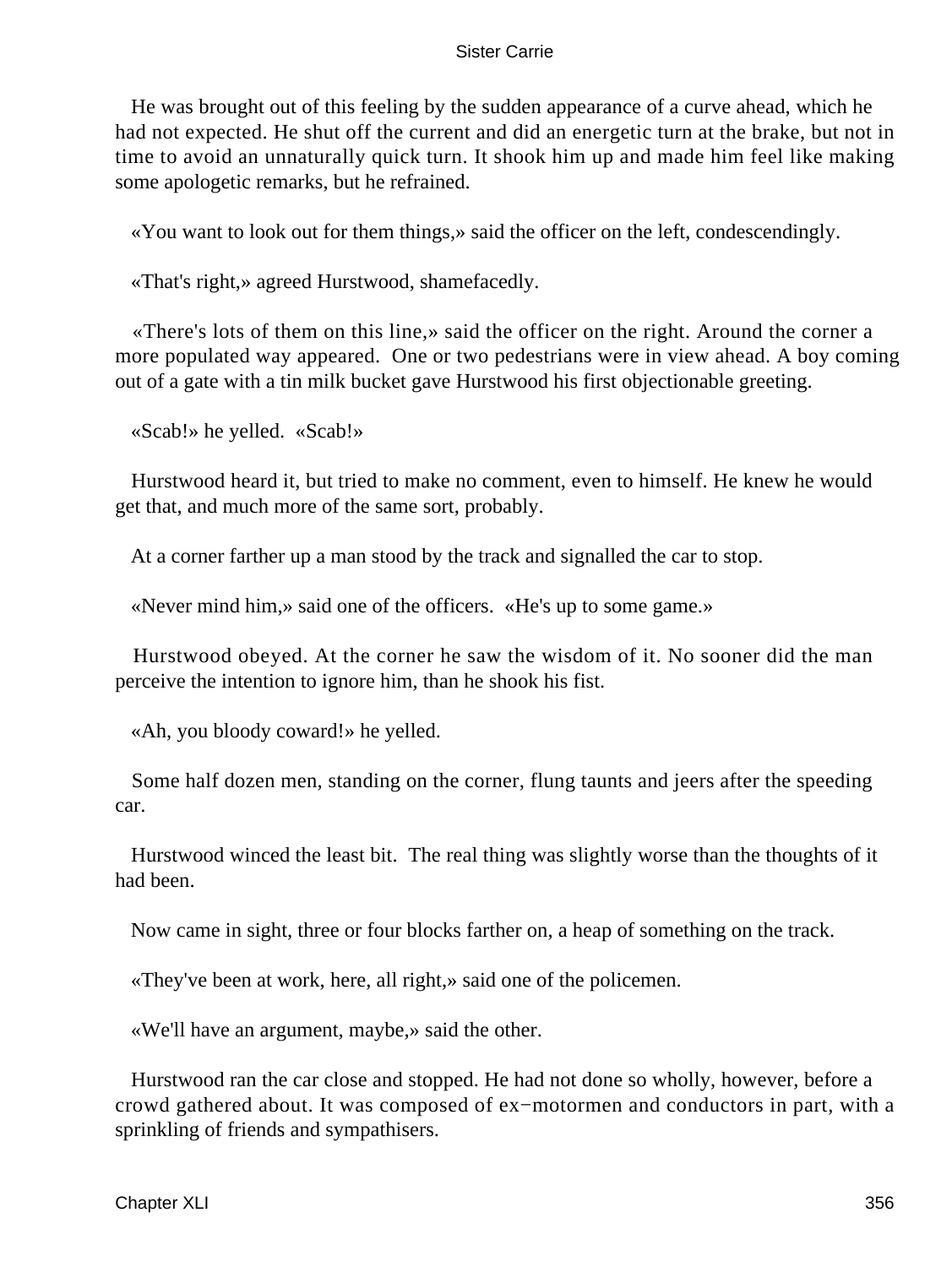He was brought out of this feeling by the sudden appearance of a curve ahead, which he had not expected. He shut off the current and did an energetic turn at the brake, but not in time to avoid an unnaturally quick turn. It shook him up and made him feel like making some apologetic remarks, but he refrained.

«You want to look out for them things,» said the officer on the left, condescendingly.

«That's right,» agreed Hurstwood, shamefacedly.

«There's lots of them on this line,» said the officer on the right. Around the corner a more populated way appeared. One or two pedestrians were in view ahead. A boy coming out of a gate with a tin milk bucket gave Hurstwood his first objectionable greeting.

«Scab!» he yelled. «Scab!»

Hurstwood heard it, but tried to make no comment, even to himself. He knew he would get that, and much more of the same sort, probably.

At a corner farther up a man stood by the track and signalled the car to stop.

«Never mind him,» said one of the officers. «He's up to some game.»

Hurstwood obeyed. At the corner he saw the wisdom of it. No sooner did the man perceive the intention to ignore him, than he shook his fist.

«Ah, you bloody coward!» he yelled.

Some half dozen men, standing on the corner, flung taunts and jeers after the speeding car.

Hurstwood winced the least bit. The real thing was slightly worse than the thoughts of it had been.

Now came in sight, three or four blocks farther on, a heap of something on the track.

«They've been at work, here, all right,» said one of the policemen.

«We'll have an argument, maybe,» said the other.

Hurstwood ran the car close and stopped. He had not done so wholly, however, before a crowd gathered about. It was composed of ex−motormen and conductors in part, with a sprinkling of friends and sympathisers.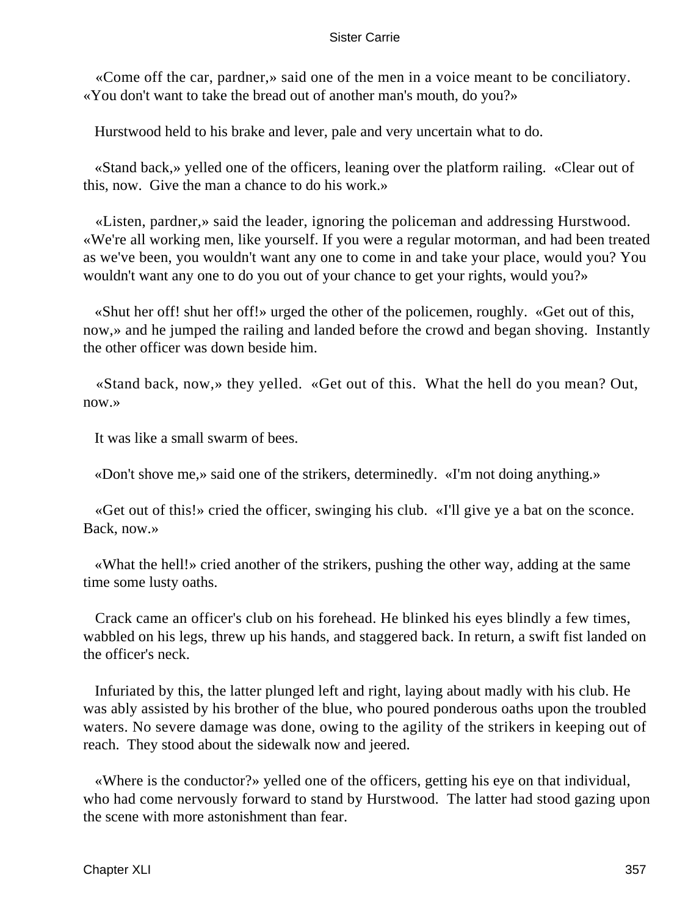«Come off the car, pardner,» said one of the men in a voice meant to be conciliatory. «You don't want to take the bread out of another man's mouth, do you?»

Hurstwood held to his brake and lever, pale and very uncertain what to do.

«Stand back,» yelled one of the officers, leaning over the platform railing. «Clear out of this, now. Give the man a chance to do his work.»

«Listen, pardner,» said the leader, ignoring the policeman and addressing Hurstwood. «We're all working men, like yourself. If you were a regular motorman, and had been treated as we've been, you wouldn't want any one to come in and take your place, would you? You wouldn't want any one to do you out of your chance to get your rights, would you?»

«Shut her off! shut her off!» urged the other of the policemen, roughly. «Get out of this, now,» and he jumped the railing and landed before the crowd and began shoving. Instantly the other officer was down beside him.

«Stand back, now,» they yelled. «Get out of this. What the hell do you mean? Out, now.»

It was like a small swarm of bees.

«Don't shove me,» said one of the strikers, determinedly. «I'm not doing anything.»

«Get out of this!» cried the officer, swinging his club. «I'll give ye a bat on the sconce. Back, now.»

«What the hell!» cried another of the strikers, pushing the other way, adding at the same time some lusty oaths.

Crack came an officer's club on his forehead. He blinked his eyes blindly a few times, wabbled on his legs, threw up his hands, and staggered back. In return, a swift fist landed on the officer's neck.

Infuriated by this, the latter plunged left and right, laying about madly with his club. He was ably assisted by his brother of the blue, who poured ponderous oaths upon the troubled waters. No severe damage was done, owing to the agility of the strikers in keeping out of reach. They stood about the sidewalk now and jeered.

«Where is the conductor?» yelled one of the officers, getting his eye on that individual, who had come nervously forward to stand by Hurstwood. The latter had stood gazing upon the scene with more astonishment than fear.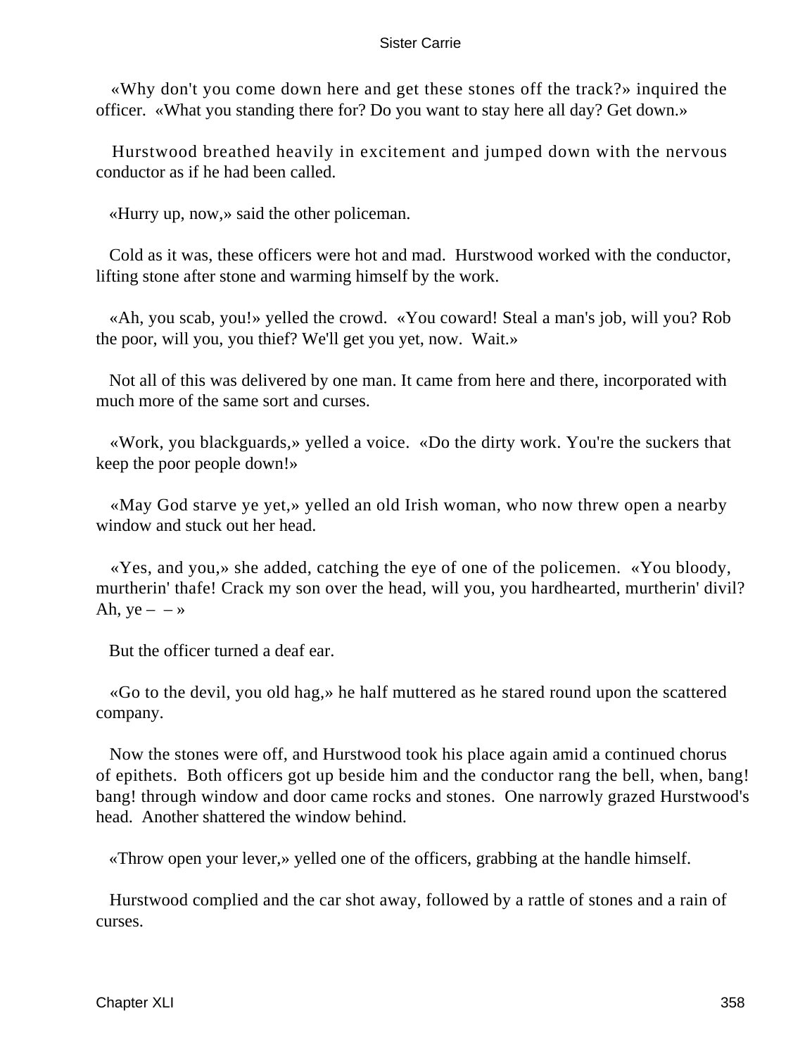«Why don't you come down here and get these stones off the track?» inquired the officer. «What you standing there for? Do you want to stay here all day? Get down.»

Hurstwood breathed heavily in excitement and jumped down with the nervous conductor as if he had been called.

«Hurry up, now,» said the other policeman.

Cold as it was, these officers were hot and mad. Hurstwood worked with the conductor, lifting stone after stone and warming himself by the work.

«Ah, you scab, you!» yelled the crowd. «You coward! Steal a man's job, will you? Rob the poor, will you, you thief? We'll get you yet, now. Wait.»

Not all of this was delivered by one man. It came from here and there, incorporated with much more of the same sort and curses.

«Work, you blackguards,» yelled a voice. «Do the dirty work. You're the suckers that keep the poor people down!»

«May God starve ye yet,» yelled an old Irish woman, who now threw open a nearby window and stuck out her head.

«Yes, and you,» she added, catching the eye of one of the policemen. «You bloody, murtherin' thafe! Crack my son over the head, will you, you hardhearted, murtherin' divil? Ah, ye – – »

But the officer turned a deaf ear.

«Go to the devil, you old hag,» he half muttered as he stared round upon the scattered company.

Now the stones were off, and Hurstwood took his place again amid a continued chorus of epithets. Both officers got up beside him and the conductor rang the bell, when, bang! bang! through window and door came rocks and stones. One narrowly grazed Hurstwood's head. Another shattered the window behind.

«Throw open your lever,» yelled one of the officers, grabbing at the handle himself.

Hurstwood complied and the car shot away, followed by a rattle of stones and a rain of curses.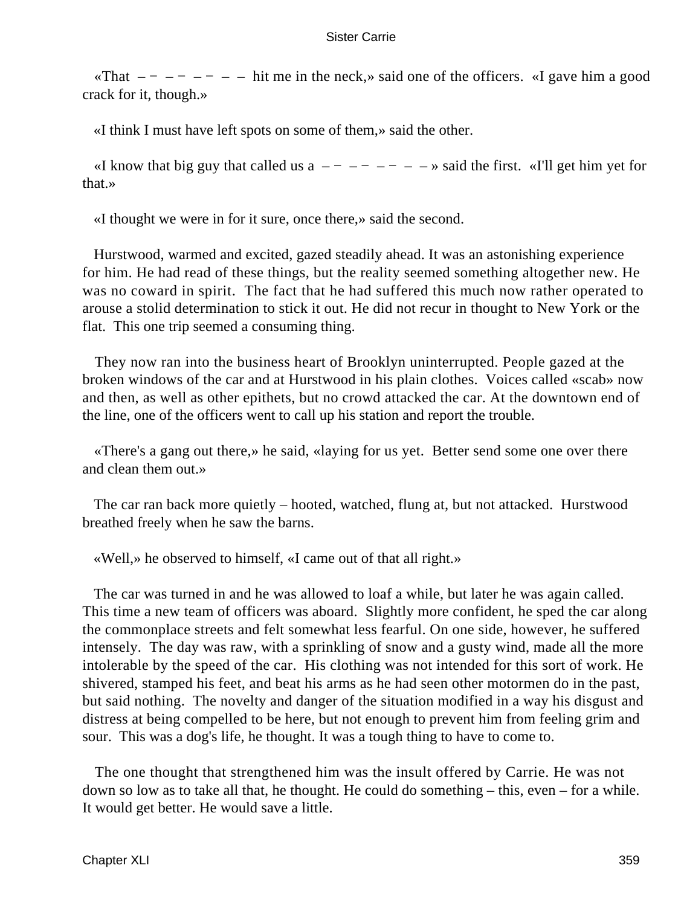«That – − – − – − – – hit me in the neck,» said one of the officers. «I gave him a good crack for it, though.»

«I think I must have left spots on some of them,» said the other.

«I know that big guy that called us a – − – − – − – – » said the first. «I'll get him yet for that.»

«I thought we were in for it sure, once there,» said the second.

Hurstwood, warmed and excited, gazed steadily ahead. It was an astonishing experience for him. He had read of these things, but the reality seemed something altogether new. He was no coward in spirit. The fact that he had suffered this much now rather operated to arouse a stolid determination to stick it out. He did not recur in thought to New York or the flat. This one trip seemed a consuming thing.

They now ran into the business heart of Brooklyn uninterrupted. People gazed at the broken windows of the car and at Hurstwood in his plain clothes. Voices called «scab» now and then, as well as other epithets, but no crowd attacked the car. At the downtown end of the line, one of the officers went to call up his station and report the trouble.

«There's a gang out there,» he said, «laying for us yet. Better send some one over there and clean them out.»

The car ran back more quietly – hooted, watched, flung at, but not attacked. Hurstwood breathed freely when he saw the barns.

«Well,» he observed to himself, «I came out of that all right.»

The car was turned in and he was allowed to loaf a while, but later he was again called. This time a new team of officers was aboard. Slightly more confident, he sped the car along the commonplace streets and felt somewhat less fearful. On one side, however, he suffered intensely. The day was raw, with a sprinkling of snow and a gusty wind, made all the more intolerable by the speed of the car. His clothing was not intended for this sort of work. He shivered, stamped his feet, and beat his arms as he had seen other motormen do in the past, but said nothing. The novelty and danger of the situation modified in a way his disgust and distress at being compelled to be here, but not enough to prevent him from feeling grim and sour. This was a dog's life, he thought. It was a tough thing to have to come to.

The one thought that strengthened him was the insult offered by Carrie. He was not down so low as to take all that, he thought. He could do something – this, even – for a while. It would get better. He would save a little.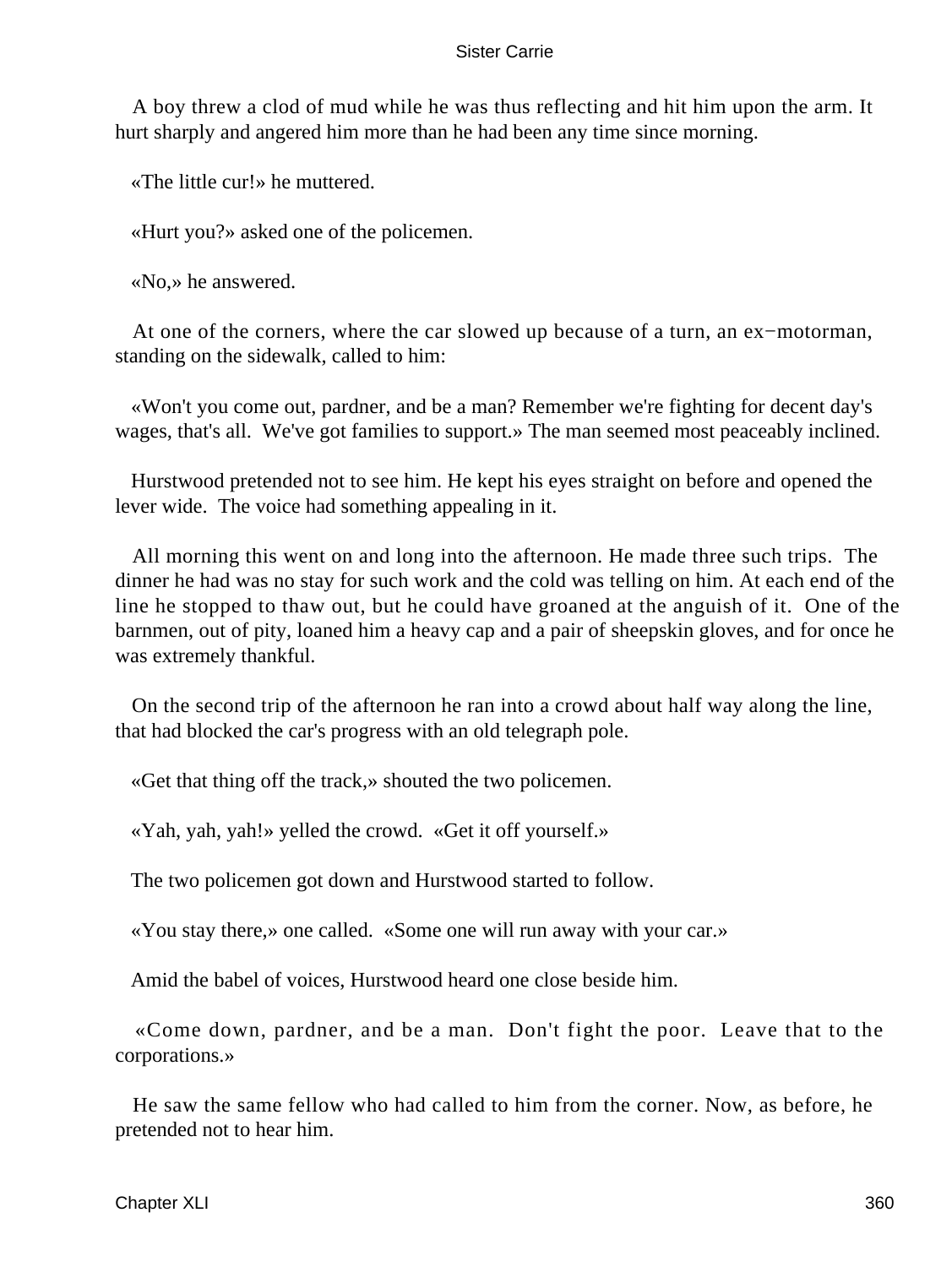A boy threw a clod of mud while he was thus reflecting and hit him upon the arm. It hurt sharply and angered him more than he had been any time since morning.

«The little cur!» he muttered.

«Hurt you?» asked one of the policemen.

«No,» he answered.

At one of the corners, where the car slowed up because of a turn, an ex−motorman, standing on the sidewalk, called to him:

«Won't you come out, pardner, and be a man? Remember we're fighting for decent day's wages, that's all. We've got families to support.» The man seemed most peaceably inclined.

Hurstwood pretended not to see him. He kept his eyes straight on before and opened the lever wide. The voice had something appealing in it.

All morning this went on and long into the afternoon. He made three such trips. The dinner he had was no stay for such work and the cold was telling on him. At each end of the line he stopped to thaw out, but he could have groaned at the anguish of it. One of the barnmen, out of pity, loaned him a heavy cap and a pair of sheepskin gloves, and for once he was extremely thankful.

On the second trip of the afternoon he ran into a crowd about half way along the line, that had blocked the car's progress with an old telegraph pole.

«Get that thing off the track,» shouted the two policemen.

«Yah, yah, yah!» yelled the crowd. «Get it off yourself.»

The two policemen got down and Hurstwood started to follow.

«You stay there,» one called. «Some one will run away with your car.»

Amid the babel of voices, Hurstwood heard one close beside him.

«Come down, pardner, and be a man. Don't fight the poor. Leave that to the corporations.»

He saw the same fellow who had called to him from the corner. Now, as before, he pretended not to hear him.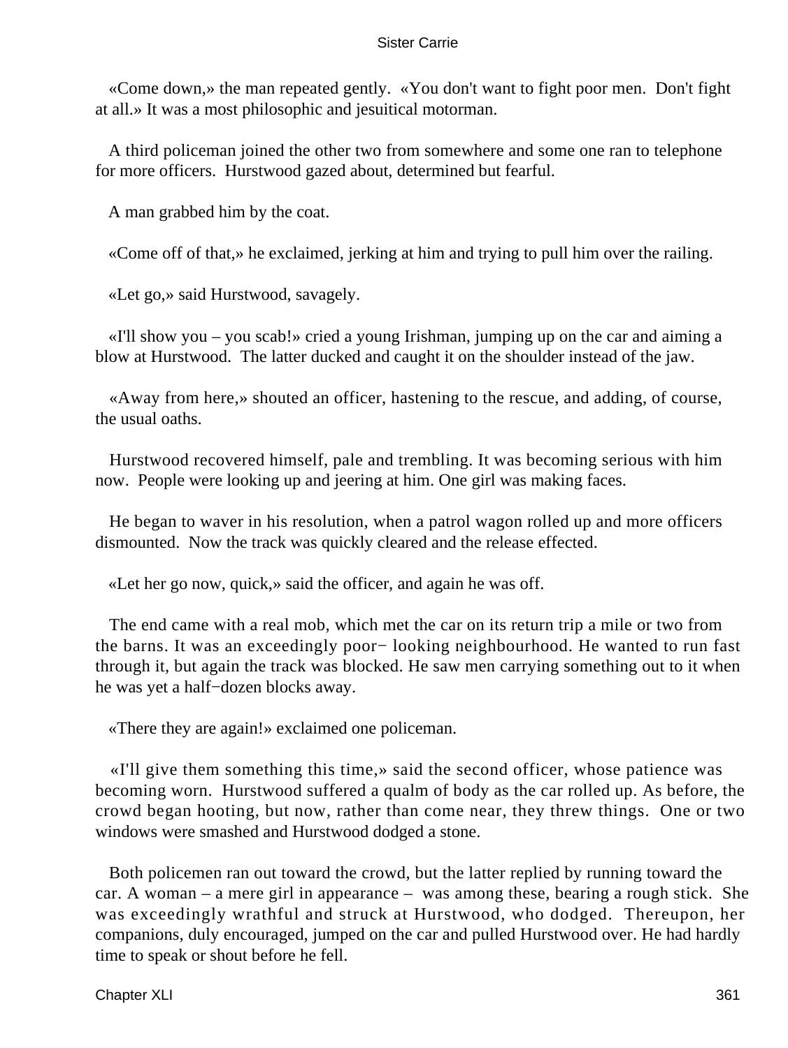«Come down,» the man repeated gently. «You don't want to fight poor men. Don't fight at all.» It was a most philosophic and jesuitical motorman.

A third policeman joined the other two from somewhere and some one ran to telephone for more officers. Hurstwood gazed about, determined but fearful.

A man grabbed him by the coat.

«Come off of that,» he exclaimed, jerking at him and trying to pull him over the railing.

«Let go,» said Hurstwood, savagely.

«I'll show you – you scab!» cried a young Irishman, jumping up on the car and aiming a blow at Hurstwood. The latter ducked and caught it on the shoulder instead of the jaw.

«Away from here,» shouted an officer, hastening to the rescue, and adding, of course, the usual oaths.

Hurstwood recovered himself, pale and trembling. It was becoming serious with him now. People were looking up and jeering at him. One girl was making faces.

He began to waver in his resolution, when a patrol wagon rolled up and more officers dismounted. Now the track was quickly cleared and the release effected.

«Let her go now, quick,» said the officer, and again he was off.

The end came with a real mob, which met the car on its return trip a mile or two from the barns. It was an exceedingly poor− looking neighbourhood. He wanted to run fast through it, but again the track was blocked. He saw men carrying something out to it when he was yet a half−dozen blocks away.

«There they are again!» exclaimed one policeman.

«I'll give them something this time,» said the second officer, whose patience was becoming worn. Hurstwood suffered a qualm of body as the car rolled up. As before, the crowd began hooting, but now, rather than come near, they threw things. One or two windows were smashed and Hurstwood dodged a stone.

Both policemen ran out toward the crowd, but the latter replied by running toward the car. A woman – a mere girl in appearance – was among these, bearing a rough stick. She was exceedingly wrathful and struck at Hurstwood, who dodged. Thereupon, her companions, duly encouraged, jumped on the car and pulled Hurstwood over. He had hardly time to speak or shout before he fell.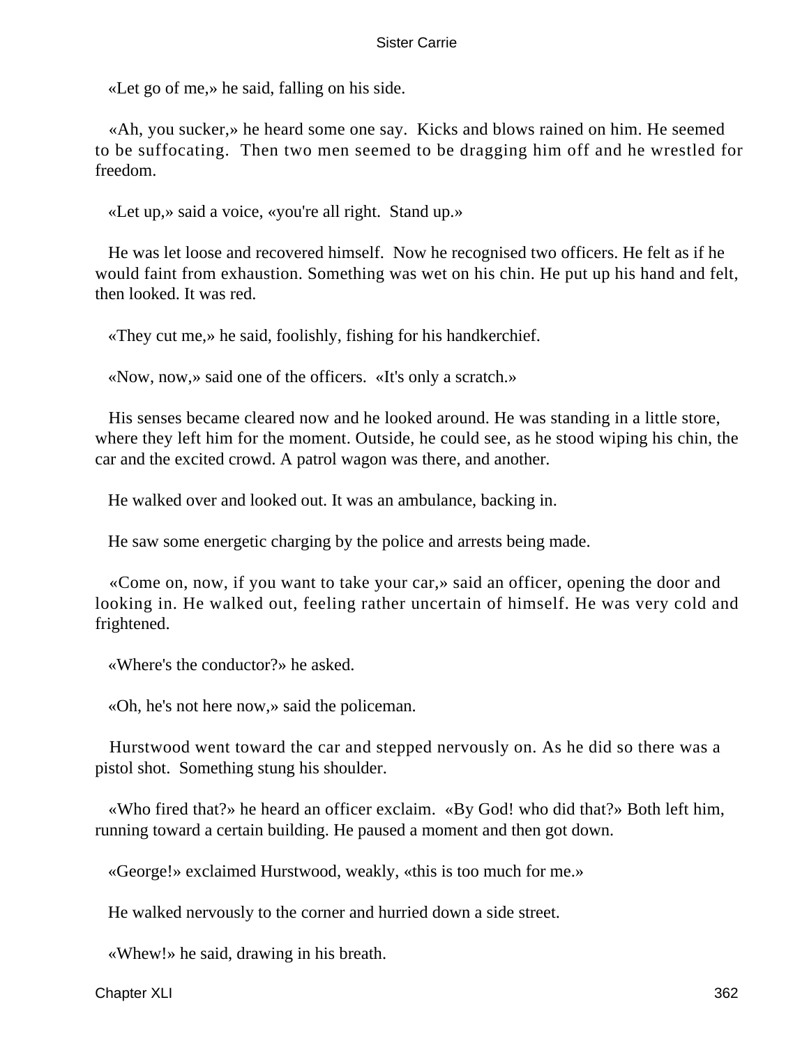«Let go of me,» he said, falling on his side.

«Ah, you sucker,» he heard some one say. Kicks and blows rained on him. He seemed to be suffocating. Then two men seemed to be dragging him off and he wrestled for freedom.

«Let up,» said a voice, «you're all right. Stand up.»

He was let loose and recovered himself. Now he recognised two officers. He felt as if he would faint from exhaustion. Something was wet on his chin. He put up his hand and felt, then looked. It was red.

«They cut me,» he said, foolishly, fishing for his handkerchief.

«Now, now,» said one of the officers. «It's only a scratch.»

His senses became cleared now and he looked around. He was standing in a little store, where they left him for the moment. Outside, he could see, as he stood wiping his chin, the car and the excited crowd. A patrol wagon was there, and another.

He walked over and looked out. It was an ambulance, backing in.

He saw some energetic charging by the police and arrests being made.

«Come on, now, if you want to take your car,» said an officer, opening the door and looking in. He walked out, feeling rather uncertain of himself. He was very cold and frightened.

«Where's the conductor?» he asked.

«Oh, he's not here now,» said the policeman.

Hurstwood went toward the car and stepped nervously on. As he did so there was a pistol shot. Something stung his shoulder.

«Who fired that?» he heard an officer exclaim. «By God! who did that?» Both left him, running toward a certain building. He paused a moment and then got down.

«George!» exclaimed Hurstwood, weakly, «this is too much for me.»

He walked nervously to the corner and hurried down a side street.

«Whew!» he said, drawing in his breath.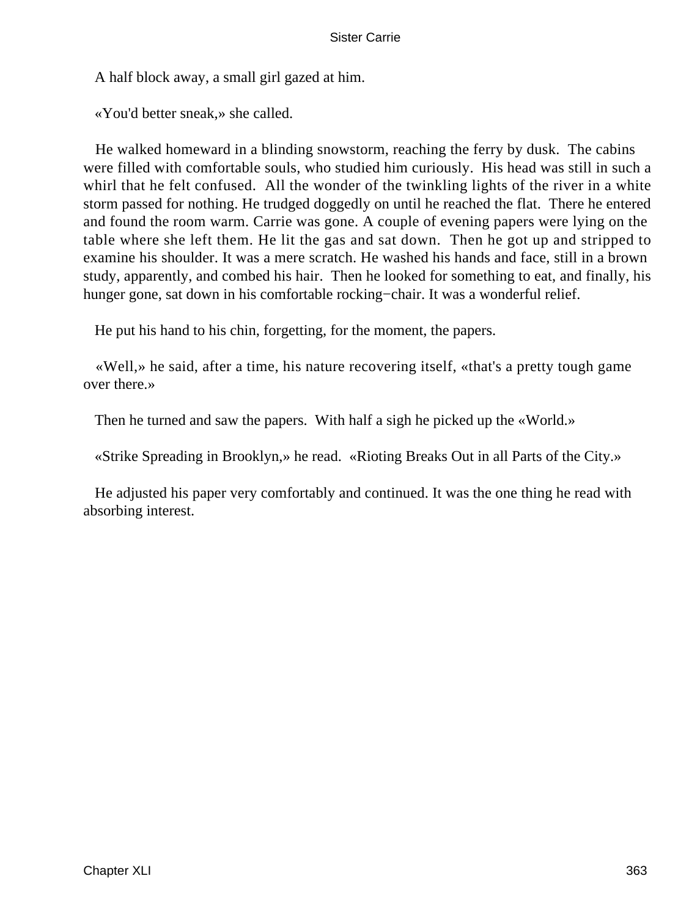A half block away, a small girl gazed at him.

«You'd better sneak,» she called.

He walked homeward in a blinding snowstorm, reaching the ferry by dusk. The cabins were filled with comfortable souls, who studied him curiously. His head was still in such a whirl that he felt confused. All the wonder of the twinkling lights of the river in a white storm passed for nothing. He trudged doggedly on until he reached the flat. There he entered and found the room warm. Carrie was gone. A couple of evening papers were lying on the table where she left them. He lit the gas and sat down. Then he got up and stripped to examine his shoulder. It was a mere scratch. He washed his hands and face, still in a brown study, apparently, and combed his hair. Then he looked for something to eat, and finally, his hunger gone, sat down in his comfortable rocking−chair. It was a wonderful relief.

He put his hand to his chin, forgetting, for the moment, the papers.

«Well,» he said, after a time, his nature recovering itself, «that's a pretty tough game over there.»

Then he turned and saw the papers. With half a sigh he picked up the «World.»

«Strike Spreading in Brooklyn,» he read. «Rioting Breaks Out in all Parts of the City.»

He adjusted his paper very comfortably and continued. It was the one thing he read with absorbing interest.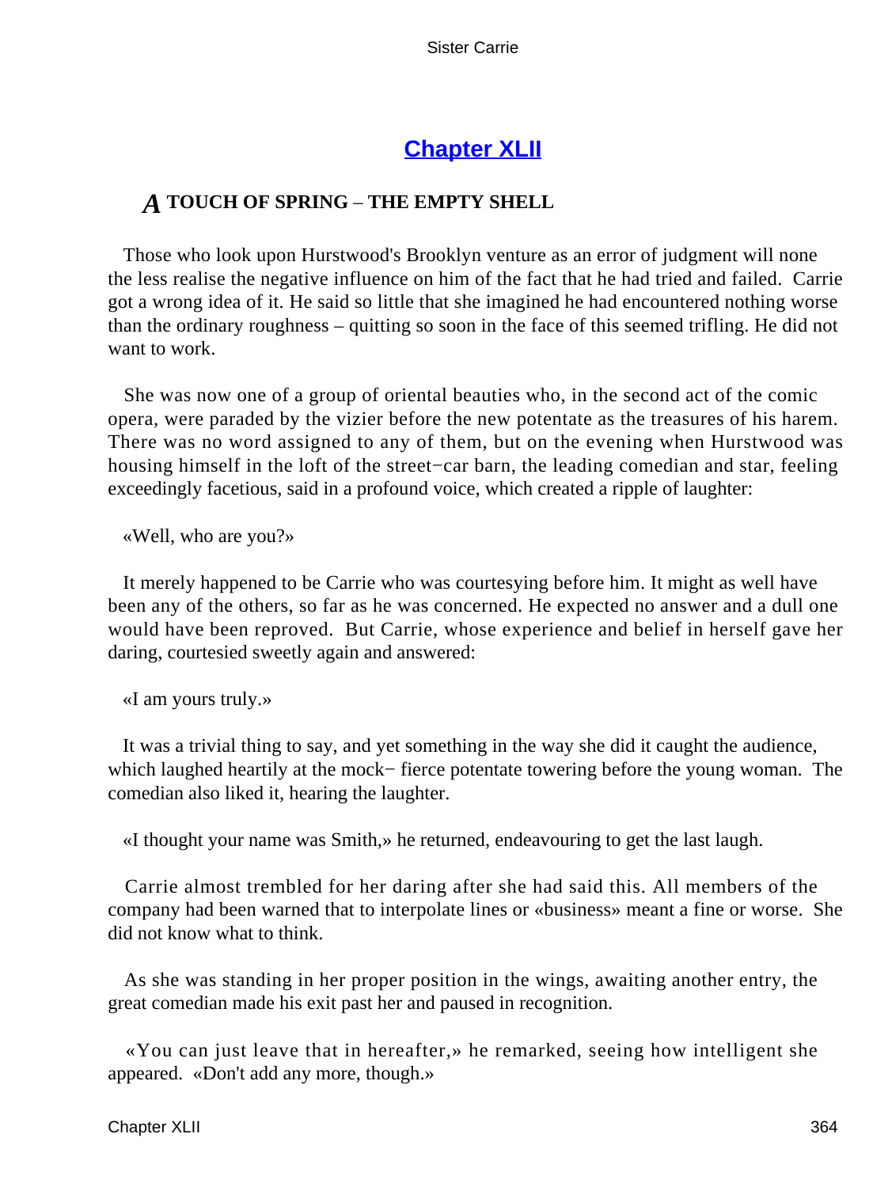# Chapter XLII

## *A* TOUCH OF SPRING – THE EMPTY SHELL

Those who look upon Hurstwood's Brooklyn venture as an error of judgment will none the less realise the negative influence on him of the fact that he had tried and failed. Carrie got a wrong idea of it. He said so little that she imagined he had encountered nothing worse than the ordinary roughness – quitting so soon in the face of this seemed trifling. He did not want to work.

She was now one of a group of oriental beauties who, in the second act of the comic opera, were paraded by the vizier before the new potentate as the treasures of his harem. There was no word assigned to any of them, but on the evening when Hurstwood was housing himself in the loft of the street−car barn, the leading comedian and star, feeling exceedingly facetious, said in a profound voice, which created a ripple of laughter:

«Well, who are you?»

It merely happened to be Carrie who was courtesying before him. It might as well have been any of the others, so far as he was concerned. He expected no answer and a dull one would have been reproved. But Carrie, whose experience and belief in herself gave her daring, courtesied sweetly again and answered:

«I am yours truly.»

It was a trivial thing to say, and yet something in the way she did it caught the audience, which laughed heartily at the mock− fierce potentate towering before the young woman. The comedian also liked it, hearing the laughter.

«I thought your name was Smith,» he returned, endeavouring to get the last laugh.

Carrie almost trembled for her daring after she had said this. All members of the company had been warned that to interpolate lines or «business» meant a fine or worse. She did not know what to think.

As she was standing in her proper position in the wings, awaiting another entry, the great comedian made his exit past her and paused in recognition.

«You can just leave that in hereafter,» he remarked, seeing how intelligent she appeared. «Don't add any more, though.»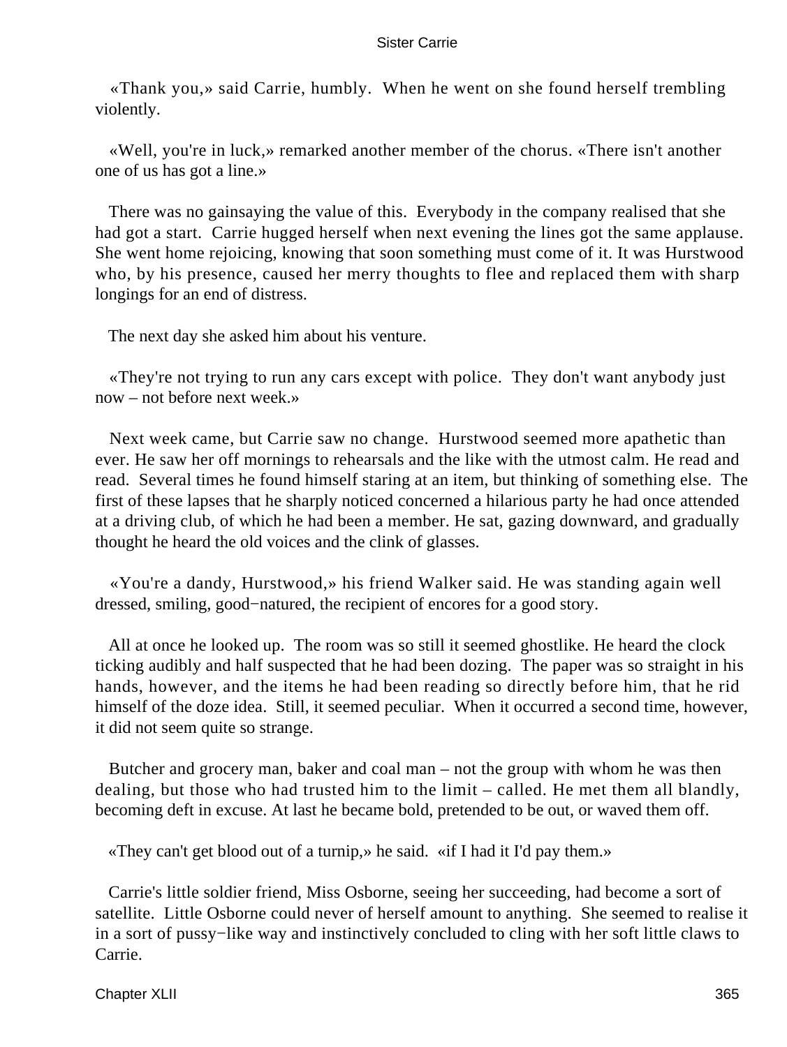«Thank you,» said Carrie, humbly. When he went on she found herself trembling violently.

«Well, you're in luck,» remarked another member of the chorus. «There isn't another one of us has got a line.»

There was no gainsaying the value of this. Everybody in the company realised that she had got a start. Carrie hugged herself when next evening the lines got the same applause. She went home rejoicing, knowing that soon something must come of it. It was Hurstwood who, by his presence, caused her merry thoughts to flee and replaced them with sharp longings for an end of distress.

The next day she asked him about his venture.

«They're not trying to run any cars except with police. They don't want anybody just now – not before next week.»

Next week came, but Carrie saw no change. Hurstwood seemed more apathetic than ever. He saw her off mornings to rehearsals and the like with the utmost calm. He read and read. Several times he found himself staring at an item, but thinking of something else. The first of these lapses that he sharply noticed concerned a hilarious party he had once attended at a driving club, of which he had been a member. He sat, gazing downward, and gradually thought he heard the old voices and the clink of glasses.

«You're a dandy, Hurstwood,» his friend Walker said. He was standing again well dressed, smiling, good−natured, the recipient of encores for a good story.

All at once he looked up. The room was so still it seemed ghostlike. He heard the clock ticking audibly and half suspected that he had been dozing. The paper was so straight in his hands, however, and the items he had been reading so directly before him, that he rid himself of the doze idea. Still, it seemed peculiar. When it occurred a second time, however, it did not seem quite so strange.

Butcher and grocery man, baker and coal man – not the group with whom he was then dealing, but those who had trusted him to the limit – called. He met them all blandly, becoming deft in excuse. At last he became bold, pretended to be out, or waved them off.

«They can't get blood out of a turnip,» he said. «if I had it I'd pay them.»

Carrie's little soldier friend, Miss Osborne, seeing her succeeding, had become a sort of satellite. Little Osborne could never of herself amount to anything. She seemed to realise it in a sort of pussy−like way and instinctively concluded to cling with her soft little claws to Carrie.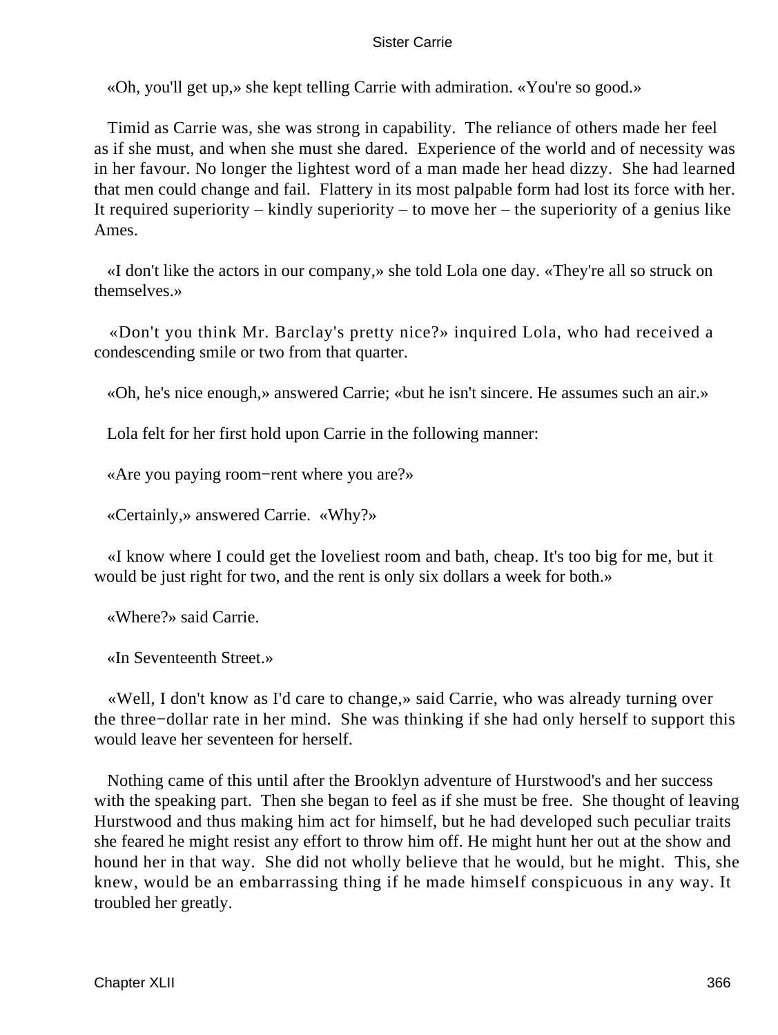«Oh, you'll get up,» she kept telling Carrie with admiration. «You're so good.»

Timid as Carrie was, she was strong in capability. The reliance of others made her feel as if she must, and when she must she dared. Experience of the world and of necessity was in her favour. No longer the lightest word of a man made her head dizzy. She had learned that men could change and fail. Flattery in its most palpable form had lost its force with her. It required superiority – kindly superiority – to move her – the superiority of a genius like Ames.

«I don't like the actors in our company,» she told Lola one day. «They're all so struck on themselves.»

«Don't you think Mr. Barclay's pretty nice?» inquired Lola, who had received a condescending smile or two from that quarter.

«Oh, he's nice enough,» answered Carrie; «but he isn't sincere. He assumes such an air.»

Lola felt for her first hold upon Carrie in the following manner:

«Are you paying room−rent where you are?»

«Certainly,» answered Carrie. «Why?»

«I know where I could get the loveliest room and bath, cheap. It's too big for me, but it would be just right for two, and the rent is only six dollars a week for both.»

«Where?» said Carrie.

«In Seventeenth Street.»

«Well, I don't know as I'd care to change,» said Carrie, who was already turning over the three−dollar rate in her mind. She was thinking if she had only herself to support this would leave her seventeen for herself.

Nothing came of this until after the Brooklyn adventure of Hurstwood's and her success with the speaking part. Then she began to feel as if she must be free. She thought of leaving Hurstwood and thus making him act for himself, but he had developed such peculiar traits she feared he might resist any effort to throw him off. He might hunt her out at the show and hound her in that way. She did not wholly believe that he would, but he might. This, she knew, would be an embarrassing thing if he made himself conspicuous in any way. It troubled her greatly.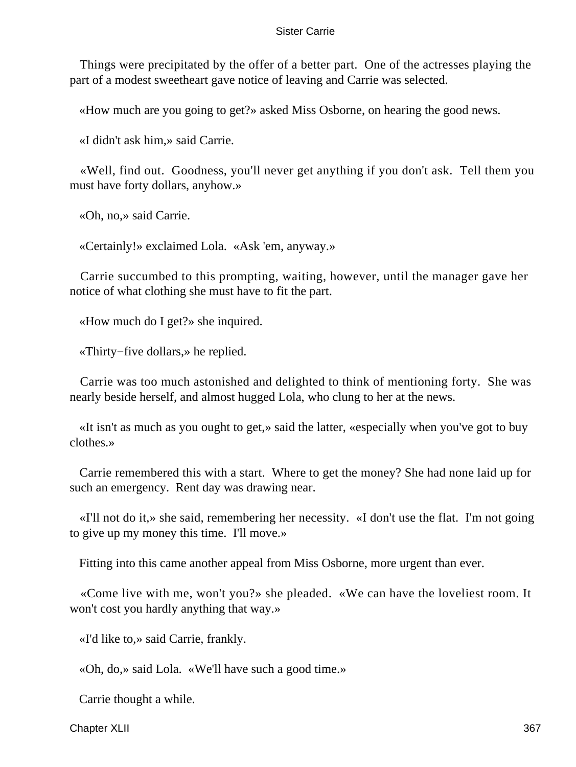Things were precipitated by the offer of a better part. One of the actresses playing the part of a modest sweetheart gave notice of leaving and Carrie was selected.

«How much are you going to get?» asked Miss Osborne, on hearing the good news.

«I didn't ask him,» said Carrie.

«Well, find out. Goodness, you'll never get anything if you don't ask. Tell them you must have forty dollars, anyhow.»

«Oh, no,» said Carrie.

«Certainly!» exclaimed Lola. «Ask 'em, anyway.»

Carrie succumbed to this prompting, waiting, however, until the manager gave her notice of what clothing she must have to fit the part.

«How much do I get?» she inquired.

«Thirty−five dollars,» he replied.

Carrie was too much astonished and delighted to think of mentioning forty. She was nearly beside herself, and almost hugged Lola, who clung to her at the news.

«It isn't as much as you ought to get,» said the latter, «especially when you've got to buy clothes.»

Carrie remembered this with a start. Where to get the money? She had none laid up for such an emergency. Rent day was drawing near.

«I'll not do it,» she said, remembering her necessity. «I don't use the flat. I'm not going to give up my money this time. I'll move.»

Fitting into this came another appeal from Miss Osborne, more urgent than ever.

«Come live with me, won't you?» she pleaded. «We can have the loveliest room. It won't cost you hardly anything that way.»

«I'd like to,» said Carrie, frankly.

«Oh, do,» said Lola. «We'll have such a good time.»

Carrie thought a while.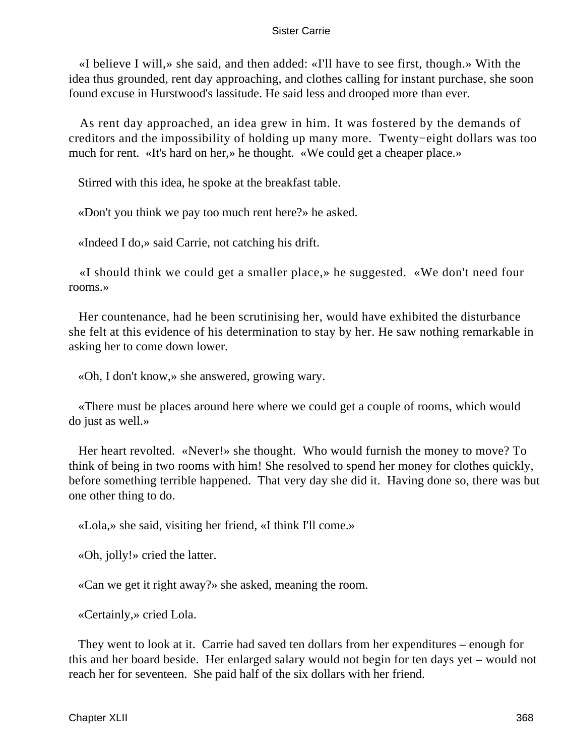«I believe I will,» she said, and then added: «I'll have to see first, though.» With the idea thus grounded, rent day approaching, and clothes calling for instant purchase, she soon found excuse in Hurstwood's lassitude. He said less and drooped more than ever.

As rent day approached, an idea grew in him. It was fostered by the demands of creditors and the impossibility of holding up many more. Twenty−eight dollars was too much for rent. «It's hard on her,» he thought. «We could get a cheaper place.»

Stirred with this idea, he spoke at the breakfast table.

«Don't you think we pay too much rent here?» he asked.

«Indeed I do,» said Carrie, not catching his drift.

«I should think we could get a smaller place,» he suggested. «We don't need four rooms.»

Her countenance, had he been scrutinising her, would have exhibited the disturbance she felt at this evidence of his determination to stay by her. He saw nothing remarkable in asking her to come down lower.

«Oh, I don't know,» she answered, growing wary.

«There must be places around here where we could get a couple of rooms, which would do just as well.»

Her heart revolted. «Never!» she thought. Who would furnish the money to move? To think of being in two rooms with him! She resolved to spend her money for clothes quickly, before something terrible happened. That very day she did it. Having done so, there was but one other thing to do.

«Lola,» she said, visiting her friend, «I think I'll come.»

«Oh, jolly!» cried the latter.

«Can we get it right away?» she asked, meaning the room.

«Certainly,» cried Lola.

They went to look at it. Carrie had saved ten dollars from her expenditures – enough for this and her board beside. Her enlarged salary would not begin for ten days yet – would not reach her for seventeen. She paid half of the six dollars with her friend.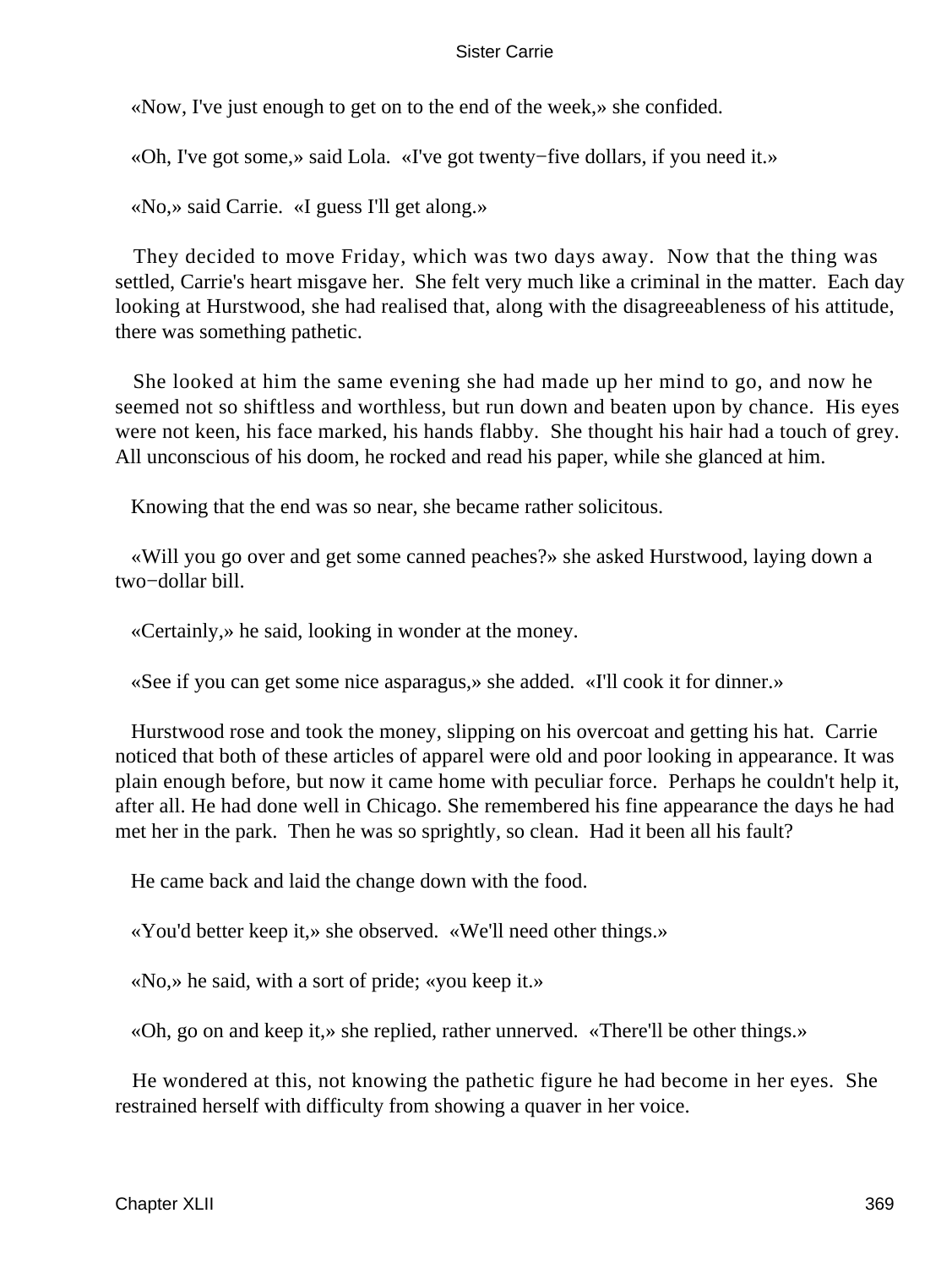«Now, I've just enough to get on to the end of the week,» she confided.

«Oh, I've got some,» said Lola. «I've got twenty−five dollars, if you need it.»

«No,» said Carrie. «I guess I'll get along.»

They decided to move Friday, which was two days away. Now that the thing was settled, Carrie's heart misgave her. She felt very much like a criminal in the matter. Each day looking at Hurstwood, she had realised that, along with the disagreeableness of his attitude, there was something pathetic.

She looked at him the same evening she had made up her mind to go, and now he seemed not so shiftless and worthless, but run down and beaten upon by chance. His eyes were not keen, his face marked, his hands flabby. She thought his hair had a touch of grey. All unconscious of his doom, he rocked and read his paper, while she glanced at him.

Knowing that the end was so near, she became rather solicitous.

«Will you go over and get some canned peaches?» she asked Hurstwood, laying down a two−dollar bill.

«Certainly,» he said, looking in wonder at the money.

«See if you can get some nice asparagus,» she added. «I'll cook it for dinner.»

Hurstwood rose and took the money, slipping on his overcoat and getting his hat. Carrie noticed that both of these articles of apparel were old and poor looking in appearance. It was plain enough before, but now it came home with peculiar force. Perhaps he couldn't help it, after all. He had done well in Chicago. She remembered his fine appearance the days he had met her in the park. Then he was so sprightly, so clean. Had it been all his fault?

He came back and laid the change down with the food.

«You'd better keep it,» she observed. «We'll need other things.»

«No,» he said, with a sort of pride; «you keep it.»

«Oh, go on and keep it,» she replied, rather unnerved. «There'll be other things.»

He wondered at this, not knowing the pathetic figure he had become in her eyes. She restrained herself with difficulty from showing a quaver in her voice.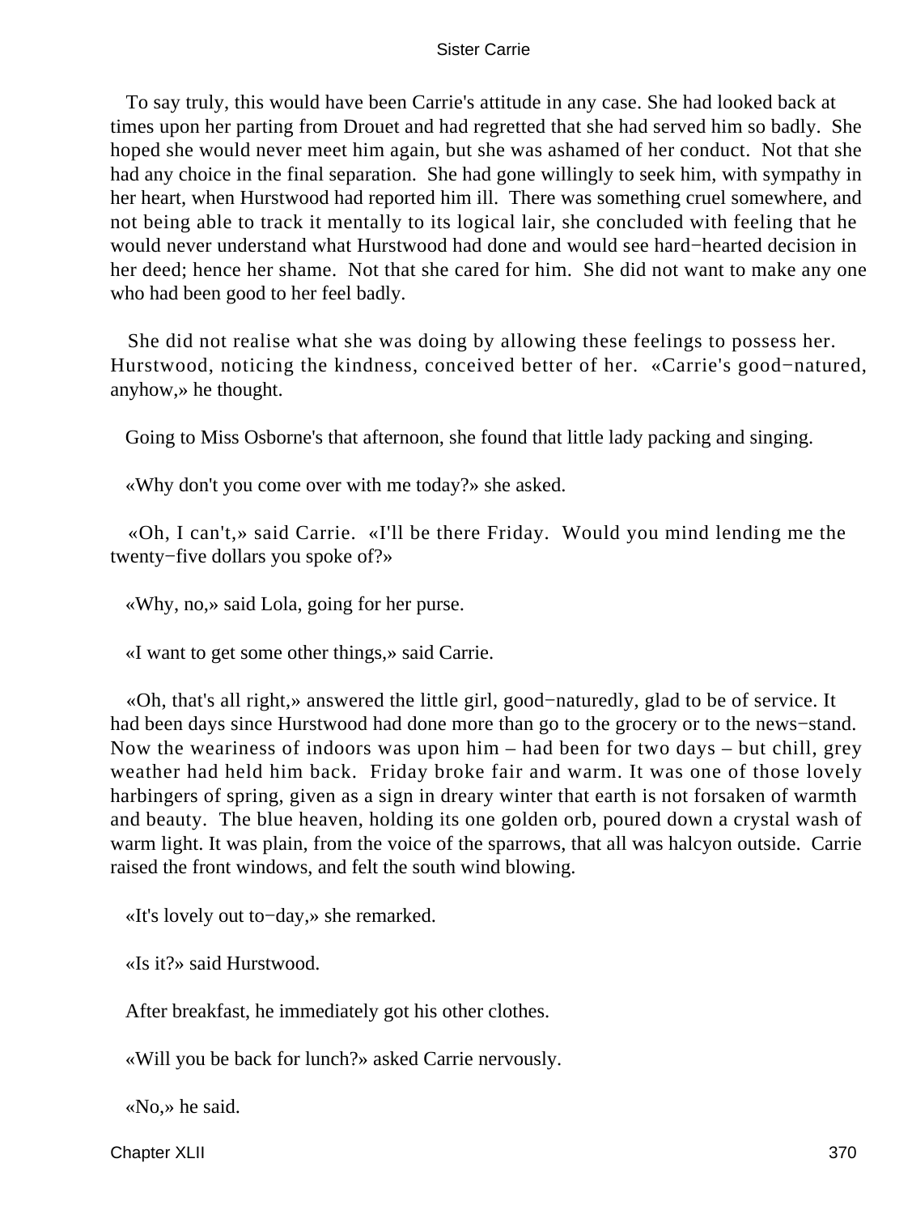To say truly, this would have been Carrie's attitude in any case. She had looked back at times upon her parting from Drouet and had regretted that she had served him so badly. She hoped she would never meet him again, but she was ashamed of her conduct. Not that she had any choice in the final separation. She had gone willingly to seek him, with sympathy in her heart, when Hurstwood had reported him ill. There was something cruel somewhere, and not being able to track it mentally to its logical lair, she concluded with feeling that he would never understand what Hurstwood had done and would see hard−hearted decision in her deed; hence her shame. Not that she cared for him. She did not want to make any one who had been good to her feel badly.

She did not realise what she was doing by allowing these feelings to possess her. Hurstwood, noticing the kindness, conceived better of her. «Carrie's good−natured, anyhow,» he thought.

Going to Miss Osborne's that afternoon, she found that little lady packing and singing.

«Why don't you come over with me today?» she asked.

«Oh, I can't,» said Carrie. «I'll be there Friday. Would you mind lending me the twenty−five dollars you spoke of?»

«Why, no,» said Lola, going for her purse.

«I want to get some other things,» said Carrie.

«Oh, that's all right,» answered the little girl, good−naturedly, glad to be of service. It had been days since Hurstwood had done more than go to the grocery or to the news−stand. Now the weariness of indoors was upon him – had been for two days – but chill, grey weather had held him back. Friday broke fair and warm. It was one of those lovely harbingers of spring, given as a sign in dreary winter that earth is not forsaken of warmth and beauty. The blue heaven, holding its one golden orb, poured down a crystal wash of warm light. It was plain, from the voice of the sparrows, that all was halcyon outside. Carrie raised the front windows, and felt the south wind blowing.

«It's lovely out to−day,» she remarked.

«Is it?» said Hurstwood.

After breakfast, he immediately got his other clothes.

«Will you be back for lunch?» asked Carrie nervously.

«No,» he said.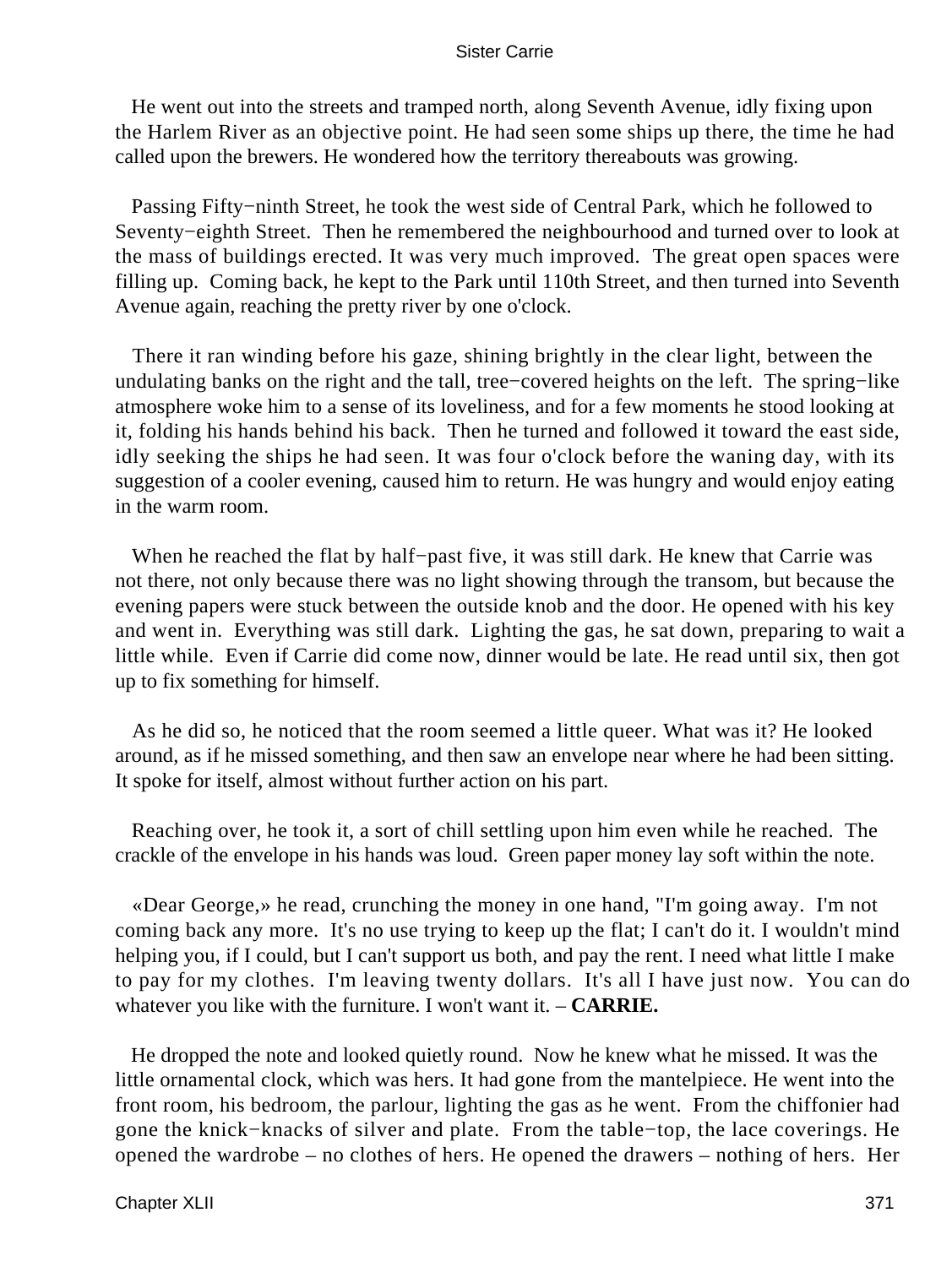He went out into the streets and tramped north, along Seventh Avenue, idly fixing upon the Harlem River as an objective point. He had seen some ships up there, the time he had called upon the brewers. He wondered how the territory thereabouts was growing.

Passing Fifty−ninth Street, he took the west side of Central Park, which he followed to Seventy−eighth Street. Then he remembered the neighbourhood and turned over to look at the mass of buildings erected. It was very much improved. The great open spaces were filling up. Coming back, he kept to the Park until 110th Street, and then turned into Seventh Avenue again, reaching the pretty river by one o'clock.

There it ran winding before his gaze, shining brightly in the clear light, between the undulating banks on the right and the tall, tree−covered heights on the left. The spring−like atmosphere woke him to a sense of its loveliness, and for a few moments he stood looking at it, folding his hands behind his back. Then he turned and followed it toward the east side, idly seeking the ships he had seen. It was four o'clock before the waning day, with its suggestion of a cooler evening, caused him to return. He was hungry and would enjoy eating in the warm room.

When he reached the flat by half−past five, it was still dark. He knew that Carrie was not there, not only because there was no light showing through the transom, but because the evening papers were stuck between the outside knob and the door. He opened with his key and went in. Everything was still dark. Lighting the gas, he sat down, preparing to wait a little while. Even if Carrie did come now, dinner would be late. He read until six, then got up to fix something for himself.

As he did so, he noticed that the room seemed a little queer. What was it? He looked around, as if he missed something, and then saw an envelope near where he had been sitting. It spoke for itself, almost without further action on his part.

Reaching over, he took it, a sort of chill settling upon him even while he reached. The crackle of the envelope in his hands was loud. Green paper money lay soft within the note.

«Dear George,» he read, crunching the money in one hand, "I'm going away. I'm not coming back any more. It's no use trying to keep up the flat; I can't do it. I wouldn't mind helping you, if I could, but I can't support us both, and pay the rent. I need what little I make to pay for my clothes. I'm leaving twenty dollars. It's all I have just now. You can do whatever you like with the furniture. I won't want it. – **CARRIE.**

He dropped the note and looked quietly round. Now he knew what he missed. It was the little ornamental clock, which was hers. It had gone from the mantelpiece. He went into the front room, his bedroom, the parlour, lighting the gas as he went. From the chiffonier had gone the knick−knacks of silver and plate. From the table−top, the lace coverings. He opened the wardrobe – no clothes of hers. He opened the drawers – nothing of hers. Her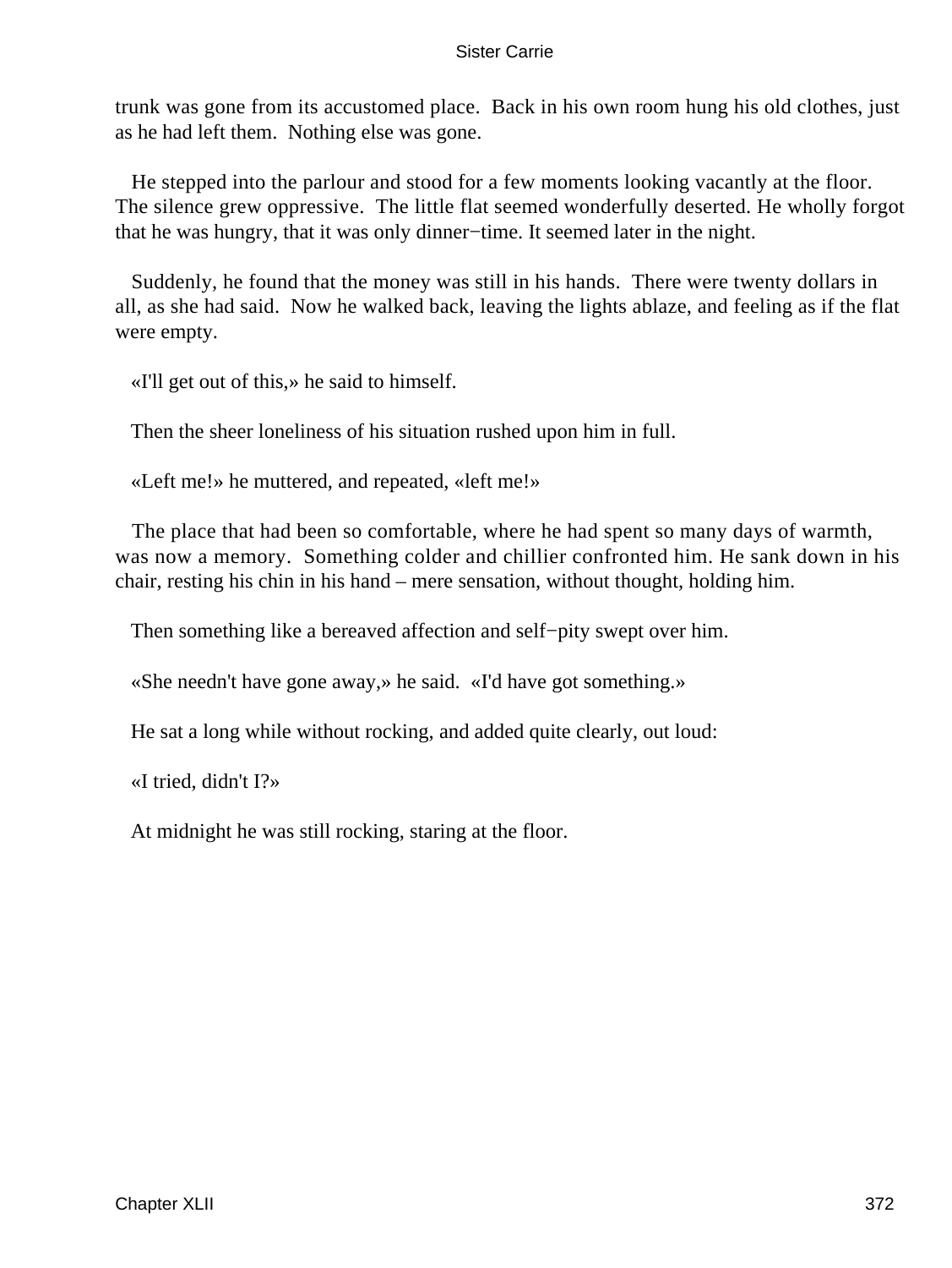trunk was gone from its accustomed place. Back in his own room hung his old clothes, just as he had left them. Nothing else was gone.

He stepped into the parlour and stood for a few moments looking vacantly at the floor. The silence grew oppressive. The little flat seemed wonderfully deserted. He wholly forgot that he was hungry, that it was only dinner−time. It seemed later in the night.

Suddenly, he found that the money was still in his hands. There were twenty dollars in all, as she had said. Now he walked back, leaving the lights ablaze, and feeling as if the flat were empty.

«I'll get out of this,» he said to himself.

Then the sheer loneliness of his situation rushed upon him in full.

«Left me!» he muttered, and repeated, «left me!»

The place that had been so comfortable, where he had spent so many days of warmth, was now a memory. Something colder and chillier confronted him. He sank down in his chair, resting his chin in his hand – mere sensation, without thought, holding him.

Then something like a bereaved affection and self−pity swept over him.

«She needn't have gone away,» he said. «I'd have got something.»

He sat a long while without rocking, and added quite clearly, out loud:

«I tried, didn't I?»

At midnight he was still rocking, staring at the floor.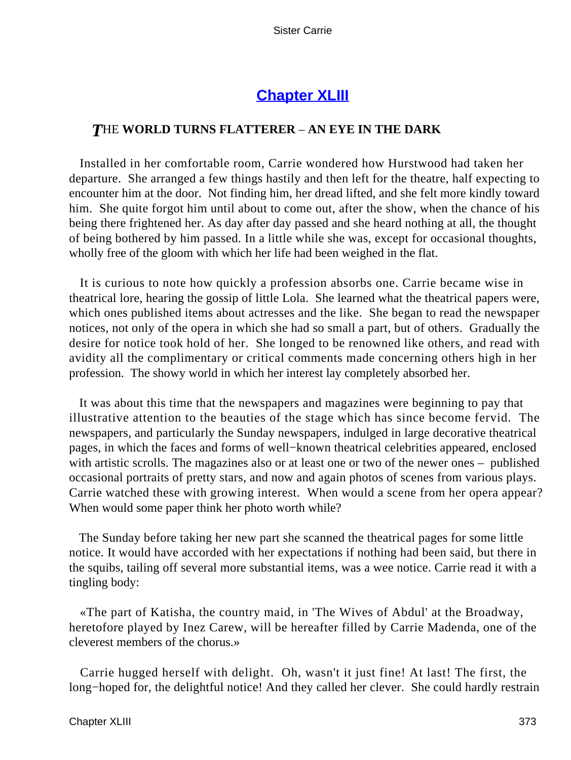## [Chapter XLIII](#)

### *T*HE WORLD TURNS FLATTERER – AN EYE IN THE DARK

Installed in her comfortable room, Carrie wondered how Hurstwood had taken her departure. She arranged a few things hastily and then left for the theatre, half expecting to encounter him at the door. Not finding him, her dread lifted, and she felt more kindly toward him. She quite forgot him until about to come out, after the show, when the chance of his being there frightened her. As day after day passed and she heard nothing at all, the thought of being bothered by him passed. In a little while she was, except for occasional thoughts, wholly free of the gloom with which her life had been weighed in the flat.

It is curious to note how quickly a profession absorbs one. Carrie became wise in theatrical lore, hearing the gossip of little Lola. She learned what the theatrical papers were, which ones published items about actresses and the like. She began to read the newspaper notices, not only of the opera in which she had so small a part, but of others. Gradually the desire for notice took hold of her. She longed to be renowned like others, and read with avidity all the complimentary or critical comments made concerning others high in her profession. The showy world in which her interest lay completely absorbed her.

It was about this time that the newspapers and magazines were beginning to pay that illustrative attention to the beauties of the stage which has since become fervid. The newspapers, and particularly the Sunday newspapers, indulged in large decorative theatrical pages, in which the faces and forms of well−known theatrical celebrities appeared, enclosed with artistic scrolls. The magazines also or at least one or two of the newer ones – published occasional portraits of pretty stars, and now and again photos of scenes from various plays. Carrie watched these with growing interest. When would a scene from her opera appear? When would some paper think her photo worth while?

The Sunday before taking her new part she scanned the theatrical pages for some little notice. It would have accorded with her expectations if nothing had been said, but there in the squibs, tailing off several more substantial items, was a wee notice. Carrie read it with a tingling body:

«The part of Katisha, the country maid, in 'The Wives of Abdul' at the Broadway, heretofore played by Inez Carew, will be hereafter filled by Carrie Madenda, one of the cleverest members of the chorus.»

Carrie hugged herself with delight. Oh, wasn't it just fine! At last! The first, the long−hoped for, the delightful notice! And they called her clever. She could hardly restrain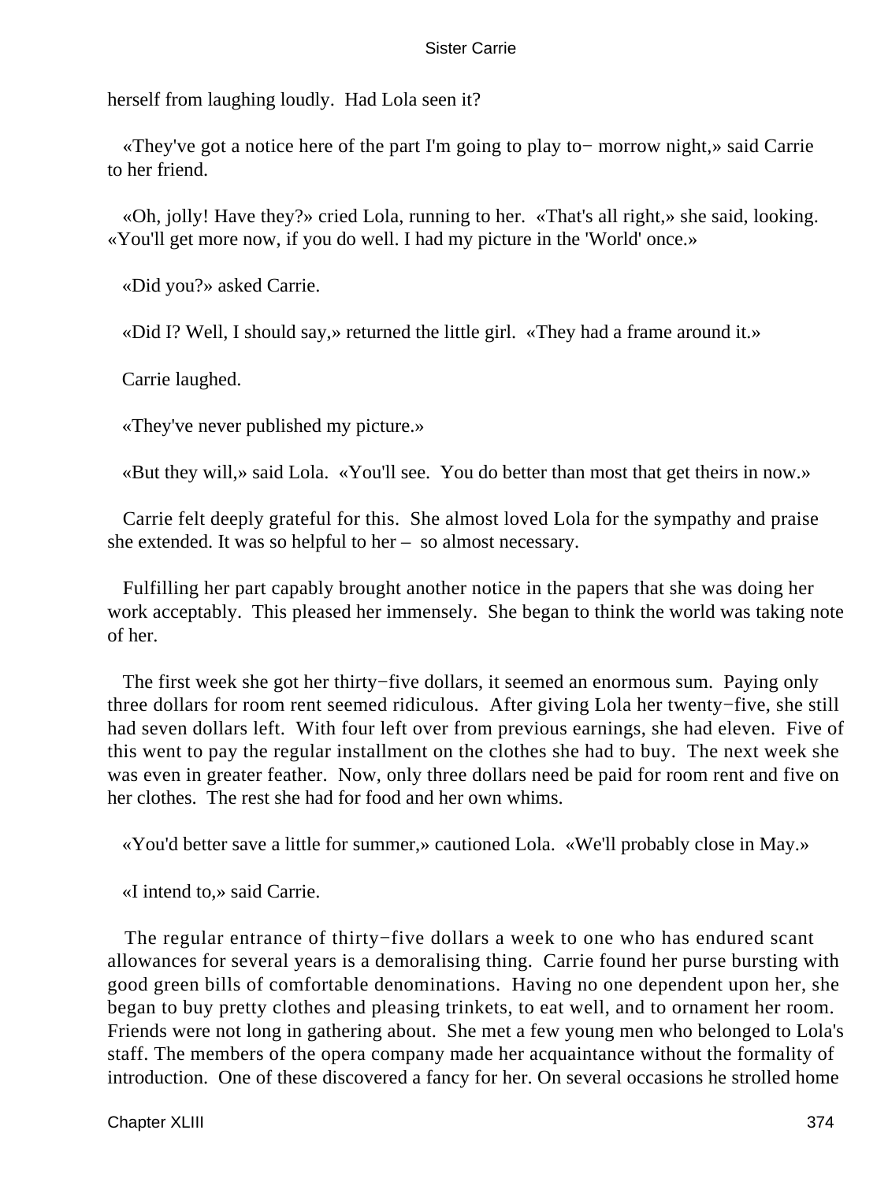herself from laughing loudly. Had Lola seen it?

«They've got a notice here of the part I'm going to play to− morrow night,» said Carrie to her friend.

«Oh, jolly! Have they?» cried Lola, running to her. «That's all right,» she said, looking. «You'll get more now, if you do well. I had my picture in the 'World' once.»

«Did you?» asked Carrie.

«Did I? Well, I should say,» returned the little girl. «They had a frame around it.»

Carrie laughed.

«They've never published my picture.»

«But they will,» said Lola. «You'll see. You do better than most that get theirs in now.»

Carrie felt deeply grateful for this. She almost loved Lola for the sympathy and praise she extended. It was so helpful to her – so almost necessary.

Fulfilling her part capably brought another notice in the papers that she was doing her work acceptably. This pleased her immensely. She began to think the world was taking note of her.

The first week she got her thirty−five dollars, it seemed an enormous sum. Paying only three dollars for room rent seemed ridiculous. After giving Lola her twenty−five, she still had seven dollars left. With four left over from previous earnings, she had eleven. Five of this went to pay the regular installment on the clothes she had to buy. The next week she was even in greater feather. Now, only three dollars need be paid for room rent and five on her clothes. The rest she had for food and her own whims.

«You'd better save a little for summer,» cautioned Lola. «We'll probably close in May.»

«I intend to,» said Carrie.

The regular entrance of thirty−five dollars a week to one who has endured scant allowances for several years is a demoralising thing. Carrie found her purse bursting with good green bills of comfortable denominations. Having no one dependent upon her, she began to buy pretty clothes and pleasing trinkets, to eat well, and to ornament her room. Friends were not long in gathering about. She met a few young men who belonged to Lola's staff. The members of the opera company made her acquaintance without the formality of introduction. One of these discovered a fancy for her. On several occasions he strolled home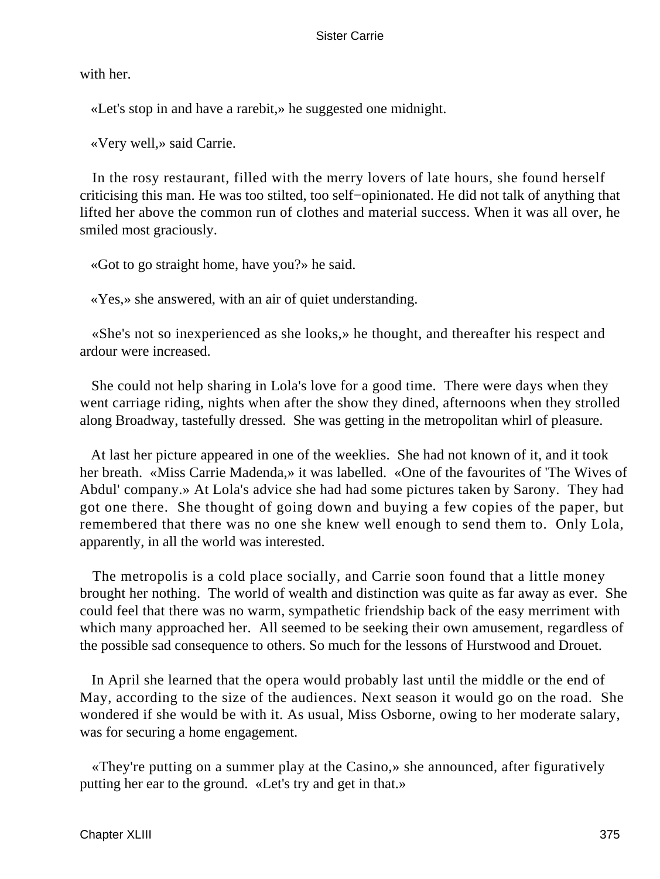with her.

«Let's stop in and have a rarebit,» he suggested one midnight.

«Very well,» said Carrie.

In the rosy restaurant, filled with the merry lovers of late hours, she found herself criticising this man. He was too stilted, too self−opinionated. He did not talk of anything that lifted her above the common run of clothes and material success. When it was all over, he smiled most graciously.

«Got to go straight home, have you?» he said.

«Yes,» she answered, with an air of quiet understanding.

«She's not so inexperienced as she looks,» he thought, and thereafter his respect and ardour were increased.

She could not help sharing in Lola's love for a good time. There were days when they went carriage riding, nights when after the show they dined, afternoons when they strolled along Broadway, tastefully dressed. She was getting in the metropolitan whirl of pleasure.

At last her picture appeared in one of the weeklies. She had not known of it, and it took her breath. «Miss Carrie Madenda,» it was labelled. «One of the favourites of 'The Wives of Abdul' company.» At Lola's advice she had had some pictures taken by Sarony. They had got one there. She thought of going down and buying a few copies of the paper, but remembered that there was no one she knew well enough to send them to. Only Lola, apparently, in all the world was interested.

The metropolis is a cold place socially, and Carrie soon found that a little money brought her nothing. The world of wealth and distinction was quite as far away as ever. She could feel that there was no warm, sympathetic friendship back of the easy merriment with which many approached her. All seemed to be seeking their own amusement, regardless of the possible sad consequence to others. So much for the lessons of Hurstwood and Drouet.

In April she learned that the opera would probably last until the middle or the end of May, according to the size of the audiences. Next season it would go on the road. She wondered if she would be with it. As usual, Miss Osborne, owing to her moderate salary, was for securing a home engagement.

«They're putting on a summer play at the Casino,» she announced, after figuratively putting her ear to the ground. «Let's try and get in that.»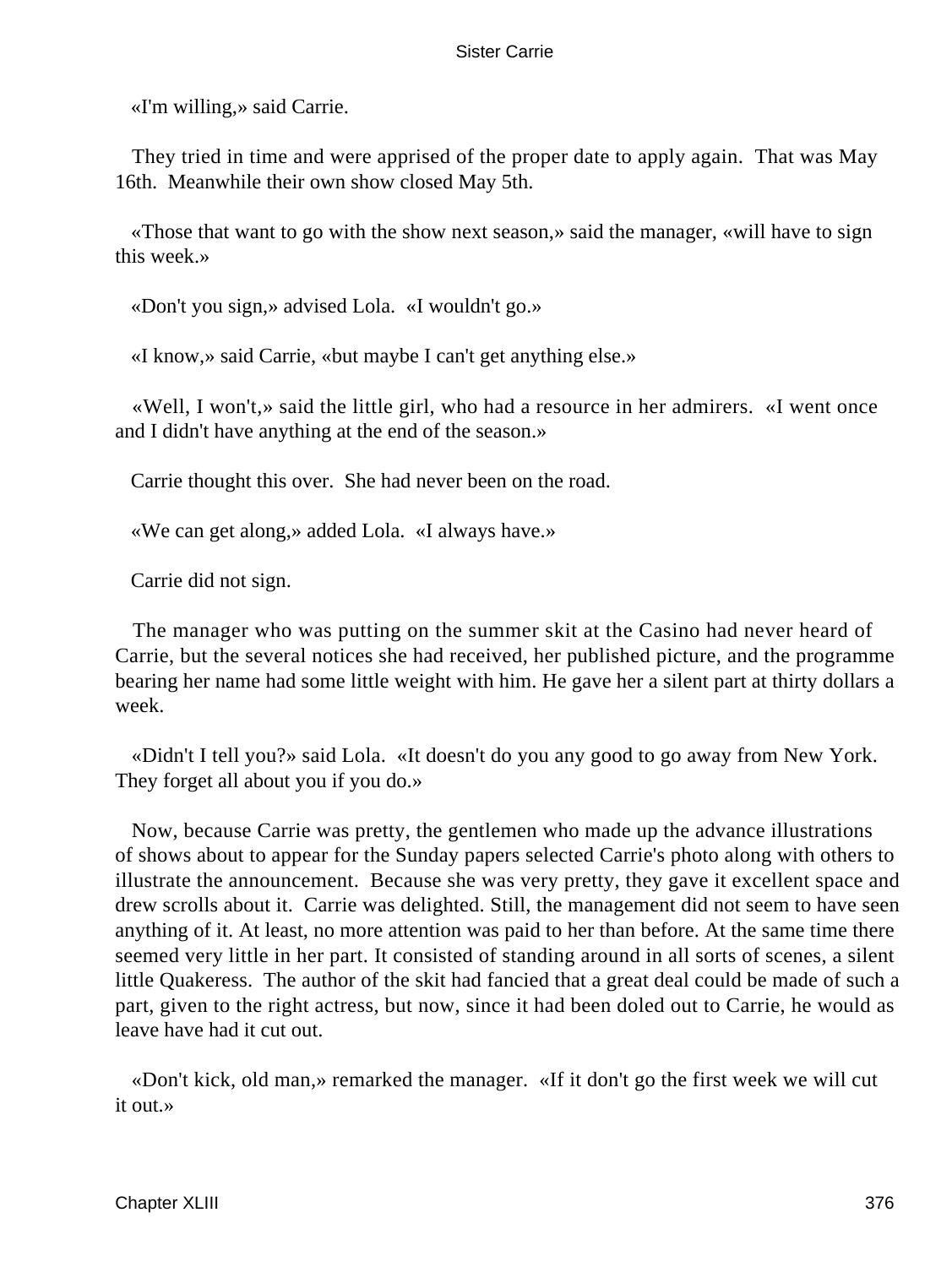«I'm willing,» said Carrie.

They tried in time and were apprised of the proper date to apply again. That was May 16th. Meanwhile their own show closed May 5th.

«Those that want to go with the show next season,» said the manager, «will have to sign this week.»

«Don't you sign,» advised Lola. «I wouldn't go.»

«I know,» said Carrie, «but maybe I can't get anything else.»

«Well, I won't,» said the little girl, who had a resource in her admirers. «I went once and I didn't have anything at the end of the season.»

Carrie thought this over. She had never been on the road.

«We can get along,» added Lola. «I always have.»

Carrie did not sign.

The manager who was putting on the summer skit at the Casino had never heard of Carrie, but the several notices she had received, her published picture, and the programme bearing her name had some little weight with him. He gave her a silent part at thirty dollars a week.

«Didn't I tell you?» said Lola. «It doesn't do you any good to go away from New York. They forget all about you if you do.»

Now, because Carrie was pretty, the gentlemen who made up the advance illustrations of shows about to appear for the Sunday papers selected Carrie's photo along with others to illustrate the announcement. Because she was very pretty, they gave it excellent space and drew scrolls about it. Carrie was delighted. Still, the management did not seem to have seen anything of it. At least, no more attention was paid to her than before. At the same time there seemed very little in her part. It consisted of standing around in all sorts of scenes, a silent little Quakeress. The author of the skit had fancied that a great deal could be made of such a part, given to the right actress, but now, since it had been doled out to Carrie, he would as leave have had it cut out.

«Don't kick, old man,» remarked the manager. «If it don't go the first week we will cut it out.»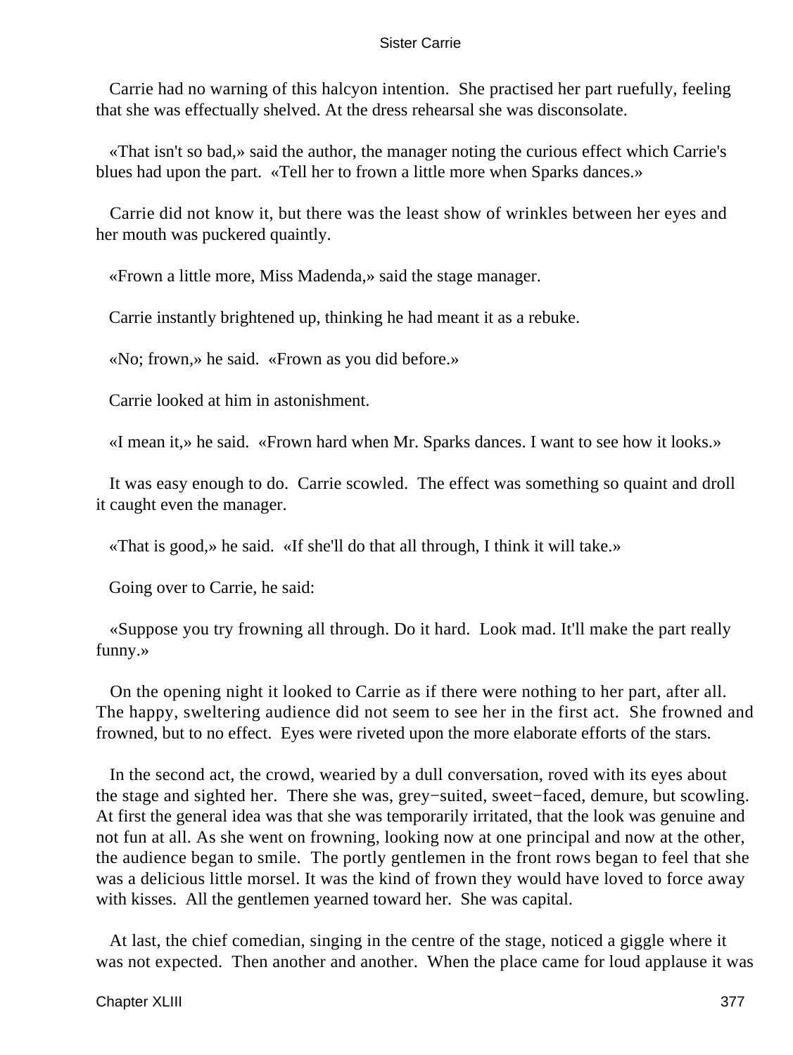Carrie had no warning of this halcyon intention. She practised her part ruefully, feeling that she was effectually shelved. At the dress rehearsal she was disconsolate.

«That isn't so bad,» said the author, the manager noting the curious effect which Carrie's blues had upon the part. «Tell her to frown a little more when Sparks dances.»

Carrie did not know it, but there was the least show of wrinkles between her eyes and her mouth was puckered quaintly.

«Frown a little more, Miss Madenda,» said the stage manager.

Carrie instantly brightened up, thinking he had meant it as a rebuke.

«No; frown,» he said. «Frown as you did before.»

Carrie looked at him in astonishment.

«I mean it,» he said. «Frown hard when Mr. Sparks dances. I want to see how it looks.»

It was easy enough to do. Carrie scowled. The effect was something so quaint and droll it caught even the manager.

«That is good,» he said. «If she'll do that all through, I think it will take.»

Going over to Carrie, he said:

«Suppose you try frowning all through. Do it hard. Look mad. It'll make the part really funny.»

On the opening night it looked to Carrie as if there were nothing to her part, after all. The happy, sweltering audience did not seem to see her in the first act. She frowned and frowned, but to no effect. Eyes were riveted upon the more elaborate efforts of the stars.

In the second act, the crowd, wearied by a dull conversation, roved with its eyes about the stage and sighted her. There she was, grey−suited, sweet−faced, demure, but scowling. At first the general idea was that she was temporarily irritated, that the look was genuine and not fun at all. As she went on frowning, looking now at one principal and now at the other, the audience began to smile. The portly gentlemen in the front rows began to feel that she was a delicious little morsel. It was the kind of frown they would have loved to force away with kisses. All the gentlemen yearned toward her. She was capital.

At last, the chief comedian, singing in the centre of the stage, noticed a giggle where it was not expected. Then another and another. When the place came for loud applause it was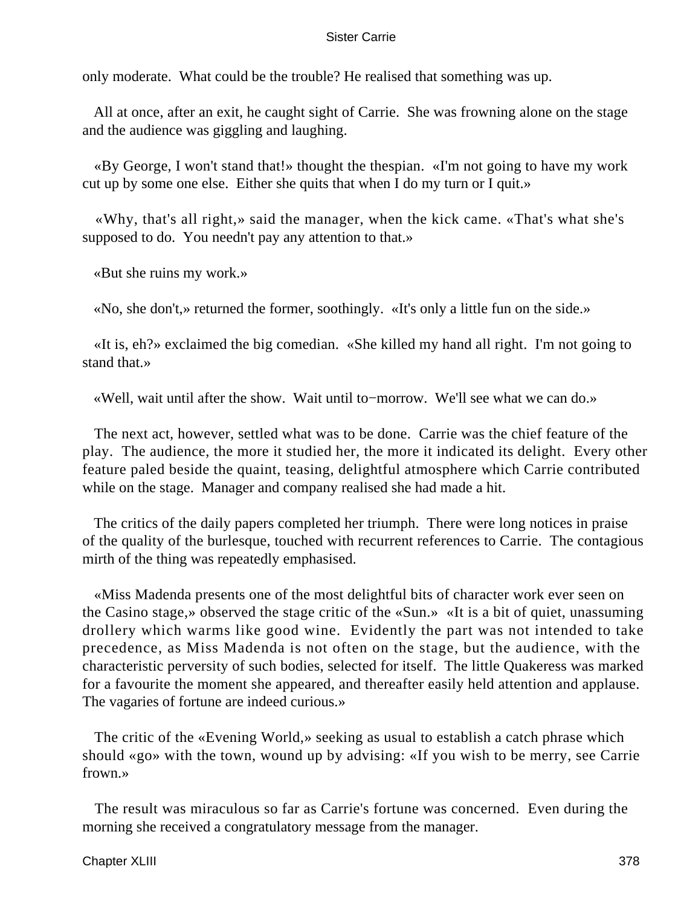only moderate. What could be the trouble? He realised that something was up.

All at once, after an exit, he caught sight of Carrie. She was frowning alone on the stage and the audience was giggling and laughing.

«By George, I won't stand that!» thought the thespian. «I'm not going to have my work cut up by some one else. Either she quits that when I do my turn or I quit.»

«Why, that's all right,» said the manager, when the kick came. «That's what she's supposed to do. You needn't pay any attention to that.»

«But she ruins my work.»

«No, she don't,» returned the former, soothingly. «It's only a little fun on the side.»

«It is, eh?» exclaimed the big comedian. «She killed my hand all right. I'm not going to stand that.»

«Well, wait until after the show. Wait until to−morrow. We'll see what we can do.»

The next act, however, settled what was to be done. Carrie was the chief feature of the play. The audience, the more it studied her, the more it indicated its delight. Every other feature paled beside the quaint, teasing, delightful atmosphere which Carrie contributed while on the stage. Manager and company realised she had made a hit.

The critics of the daily papers completed her triumph. There were long notices in praise of the quality of the burlesque, touched with recurrent references to Carrie. The contagious mirth of the thing was repeatedly emphasised.

«Miss Madenda presents one of the most delightful bits of character work ever seen on the Casino stage,» observed the stage critic of the «Sun.» «It is a bit of quiet, unassuming drollery which warms like good wine. Evidently the part was not intended to take precedence, as Miss Madenda is not often on the stage, but the audience, with the characteristic perversity of such bodies, selected for itself. The little Quakeress was marked for a favourite the moment she appeared, and thereafter easily held attention and applause. The vagaries of fortune are indeed curious.»

The critic of the «Evening World,» seeking as usual to establish a catch phrase which should «go» with the town, wound up by advising: «If you wish to be merry, see Carrie frown.»

The result was miraculous so far as Carrie's fortune was concerned. Even during the morning she received a congratulatory message from the manager.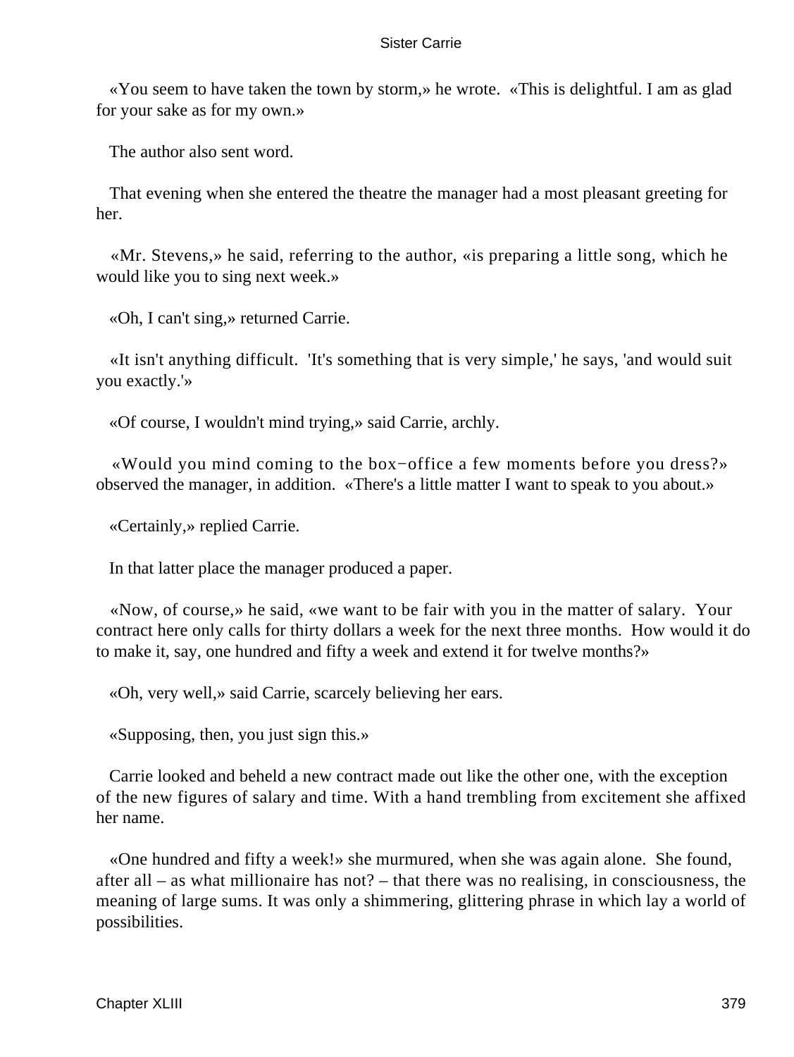«You seem to have taken the town by storm,» he wrote. «This is delightful. I am as glad for your sake as for my own.»

The author also sent word.

That evening when she entered the theatre the manager had a most pleasant greeting for her.

«Mr. Stevens,» he said, referring to the author, «is preparing a little song, which he would like you to sing next week.»

«Oh, I can't sing,» returned Carrie.

«It isn't anything difficult. 'It's something that is very simple,' he says, 'and would suit you exactly.'»

«Of course, I wouldn't mind trying,» said Carrie, archly.

«Would you mind coming to the box−office a few moments before you dress?» observed the manager, in addition. «There's a little matter I want to speak to you about.»

«Certainly,» replied Carrie.

In that latter place the manager produced a paper.

«Now, of course,» he said, «we want to be fair with you in the matter of salary. Your contract here only calls for thirty dollars a week for the next three months. How would it do to make it, say, one hundred and fifty a week and extend it for twelve months?»

«Oh, very well,» said Carrie, scarcely believing her ears.

«Supposing, then, you just sign this.»

Carrie looked and beheld a new contract made out like the other one, with the exception of the new figures of salary and time. With a hand trembling from excitement she affixed her name.

«One hundred and fifty a week!» she murmured, when she was again alone. She found, after all – as what millionaire has not? – that there was no realising, in consciousness, the meaning of large sums. It was only a shimmering, glittering phrase in which lay a world of possibilities.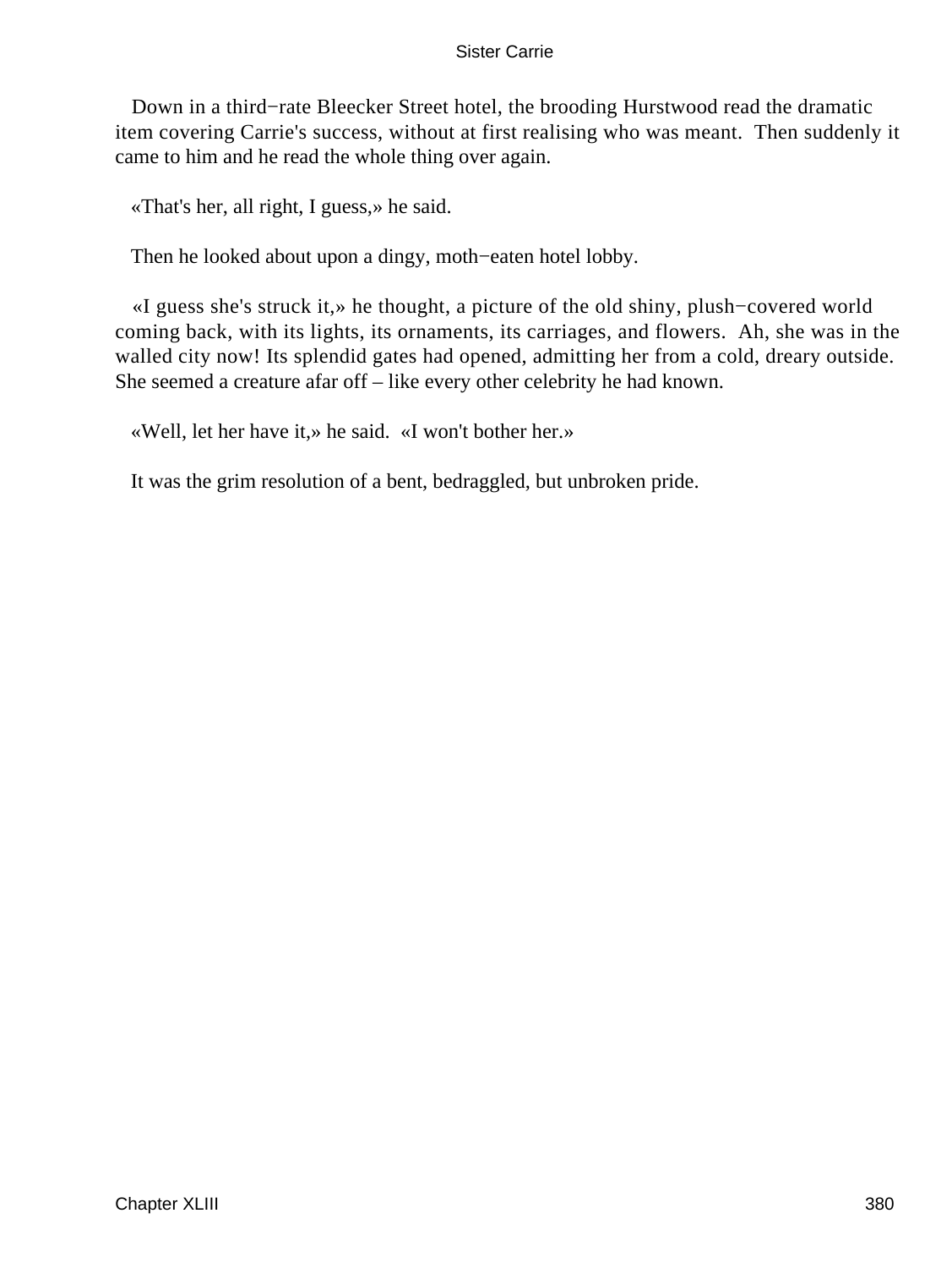Down in a third−rate Bleecker Street hotel, the brooding Hurstwood read the dramatic item covering Carrie's success, without at first realising who was meant. Then suddenly it came to him and he read the whole thing over again.

«That's her, all right, I guess,» he said.

Then he looked about upon a dingy, moth−eaten hotel lobby.

«I guess she's struck it,» he thought, a picture of the old shiny, plush−covered world coming back, with its lights, its ornaments, its carriages, and flowers. Ah, she was in the walled city now! Its splendid gates had opened, admitting her from a cold, dreary outside. She seemed a creature afar off – like every other celebrity he had known.

«Well, let her have it,» he said. «I won't bother her.»

It was the grim resolution of a bent, bedraggled, but unbroken pride.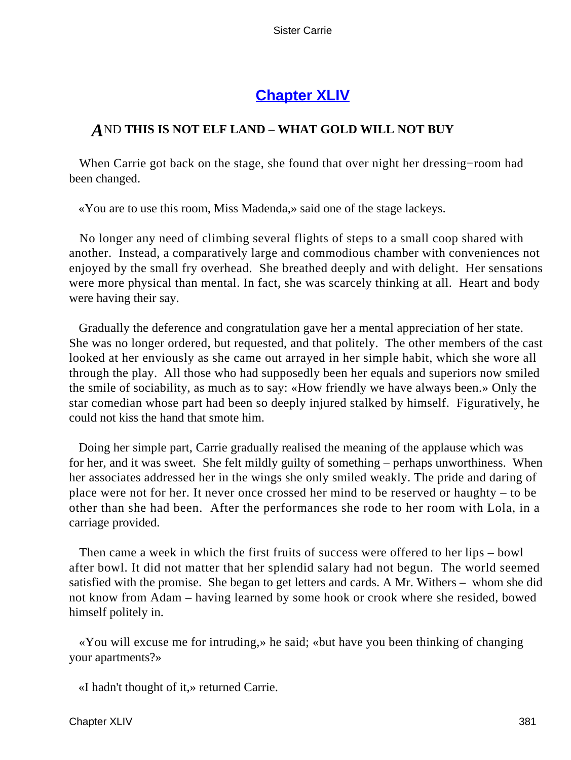## Chapter XLIV

### *A*ND THIS IS NOT ELF LAND – WHAT GOLD WILL NOT BUY

When Carrie got back on the stage, she found that over night her dressing−room had been changed.

«You are to use this room, Miss Madenda,» said one of the stage lackeys.

No longer any need of climbing several flights of steps to a small coop shared with another. Instead, a comparatively large and commodious chamber with conveniences not enjoyed by the small fry overhead. She breathed deeply and with delight. Her sensations were more physical than mental. In fact, she was scarcely thinking at all. Heart and body were having their say.

Gradually the deference and congratulation gave her a mental appreciation of her state. She was no longer ordered, but requested, and that politely. The other members of the cast looked at her enviously as she came out arrayed in her simple habit, which she wore all through the play. All those who had supposedly been her equals and superiors now smiled the smile of sociability, as much as to say: «How friendly we have always been.» Only the star comedian whose part had been so deeply injured stalked by himself. Figuratively, he could not kiss the hand that smote him.

Doing her simple part, Carrie gradually realised the meaning of the applause which was for her, and it was sweet. She felt mildly guilty of something – perhaps unworthiness. When her associates addressed her in the wings she only smiled weakly. The pride and daring of place were not for her. It never once crossed her mind to be reserved or haughty – to be other than she had been. After the performances she rode to her room with Lola, in a carriage provided.

Then came a week in which the first fruits of success were offered to her lips – bowl after bowl. It did not matter that her splendid salary had not begun. The world seemed satisfied with the promise. She began to get letters and cards. A Mr. Withers – whom she did not know from Adam – having learned by some hook or crook where she resided, bowed himself politely in.

«You will excuse me for intruding,» he said; «but have you been thinking of changing your apartments?»

«I hadn't thought of it,» returned Carrie.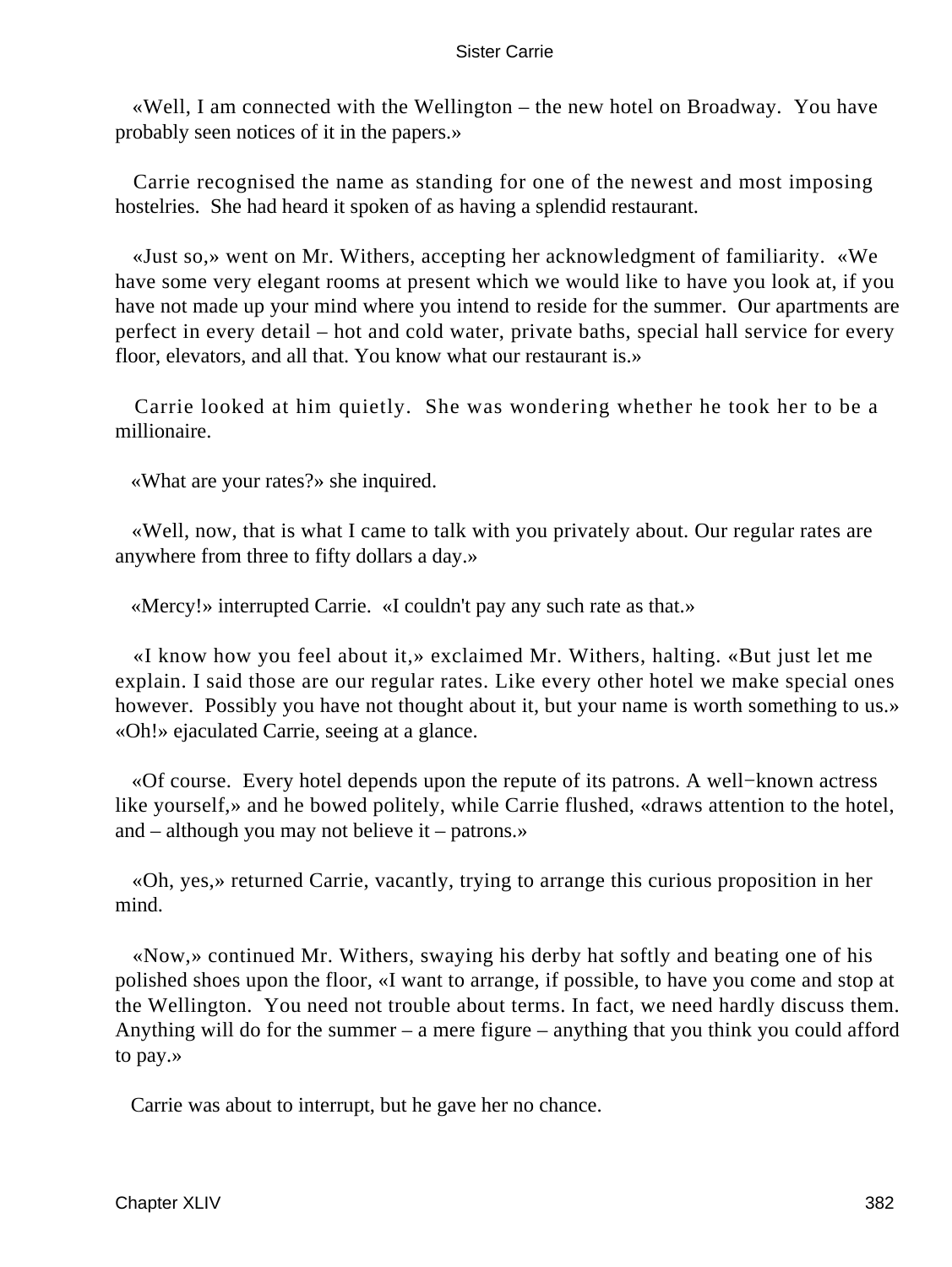«Well, I am connected with the Wellington – the new hotel on Broadway. You have probably seen notices of it in the papers.»

Carrie recognised the name as standing for one of the newest and most imposing hostelries. She had heard it spoken of as having a splendid restaurant.

«Just so,» went on Mr. Withers, accepting her acknowledgment of familiarity. «We have some very elegant rooms at present which we would like to have you look at, if you have not made up your mind where you intend to reside for the summer. Our apartments are perfect in every detail – hot and cold water, private baths, special hall service for every floor, elevators, and all that. You know what our restaurant is.»

Carrie looked at him quietly. She was wondering whether he took her to be a millionaire.

«What are your rates?» she inquired.

«Well, now, that is what I came to talk with you privately about. Our regular rates are anywhere from three to fifty dollars a day.»

«Mercy!» interrupted Carrie. «I couldn't pay any such rate as that.»

«I know how you feel about it,» exclaimed Mr. Withers, halting. «But just let me explain. I said those are our regular rates. Like every other hotel we make special ones however. Possibly you have not thought about it, but your name is worth something to us.» «Oh!» ejaculated Carrie, seeing at a glance.

«Of course. Every hotel depends upon the repute of its patrons. A well−known actress like yourself,» and he bowed politely, while Carrie flushed, «draws attention to the hotel, and – although you may not believe it – patrons.»

«Oh, yes,» returned Carrie, vacantly, trying to arrange this curious proposition in her mind.

«Now,» continued Mr. Withers, swaying his derby hat softly and beating one of his polished shoes upon the floor, «I want to arrange, if possible, to have you come and stop at the Wellington. You need not trouble about terms. In fact, we need hardly discuss them. Anything will do for the summer – a mere figure – anything that you think you could afford to pay.»

Carrie was about to interrupt, but he gave her no chance.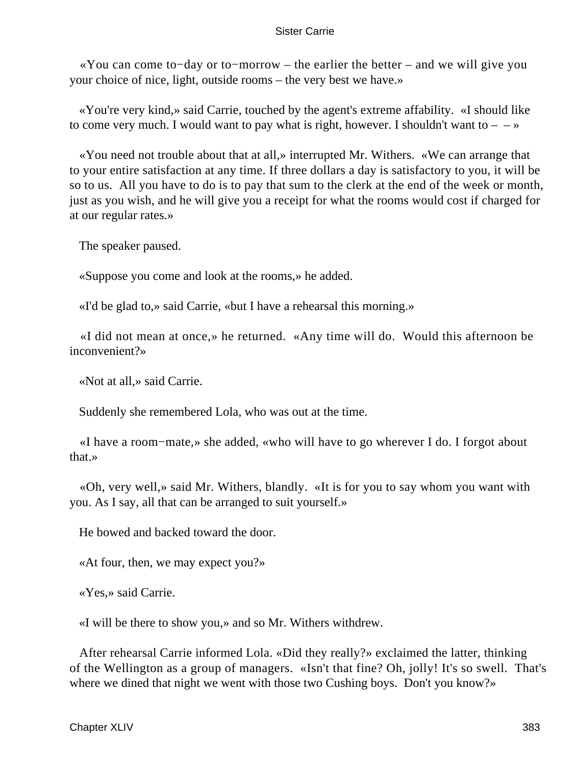«You can come to−day or to−morrow – the earlier the better – and we will give you your choice of nice, light, outside rooms – the very best we have.»

«You're very kind,» said Carrie, touched by the agent's extreme affability. «I should like to come very much. I would want to pay what is right, however. I shouldn't want to – – »

«You need not trouble about that at all,» interrupted Mr. Withers. «We can arrange that to your entire satisfaction at any time. If three dollars a day is satisfactory to you, it will be so to us. All you have to do is to pay that sum to the clerk at the end of the week or month, just as you wish, and he will give you a receipt for what the rooms would cost if charged for at our regular rates.»

The speaker paused.

«Suppose you come and look at the rooms,» he added.

«I'd be glad to,» said Carrie, «but I have a rehearsal this morning.»

«I did not mean at once,» he returned. «Any time will do. Would this afternoon be inconvenient?»

«Not at all,» said Carrie.

Suddenly she remembered Lola, who was out at the time.

«I have a room−mate,» she added, «who will have to go wherever I do. I forgot about that.»

«Oh, very well,» said Mr. Withers, blandly. «It is for you to say whom you want with you. As I say, all that can be arranged to suit yourself.»

He bowed and backed toward the door.

«At four, then, we may expect you?»

«Yes,» said Carrie.

«I will be there to show you,» and so Mr. Withers withdrew.

After rehearsal Carrie informed Lola. «Did they really?» exclaimed the latter, thinking of the Wellington as a group of managers. «Isn't that fine? Oh, jolly! It's so swell. That's where we dined that night we went with those two Cushing boys. Don't you know?»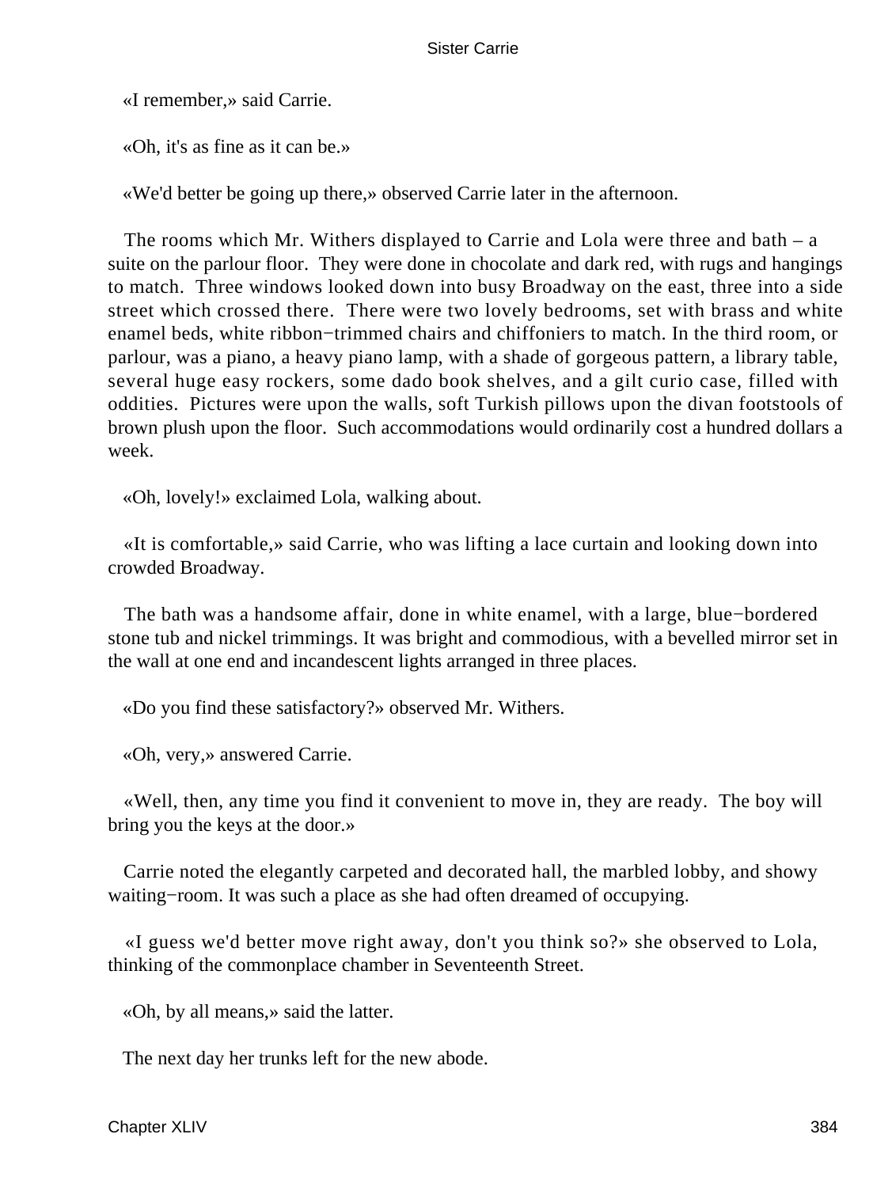«I remember,» said Carrie.

«Oh, it's as fine as it can be.»

«We'd better be going up there,» observed Carrie later in the afternoon.

The rooms which Mr. Withers displayed to Carrie and Lola were three and bath – a suite on the parlour floor. They were done in chocolate and dark red, with rugs and hangings to match. Three windows looked down into busy Broadway on the east, three into a side street which crossed there. There were two lovely bedrooms, set with brass and white enamel beds, white ribbon−trimmed chairs and chiffoniers to match. In the third room, or parlour, was a piano, a heavy piano lamp, with a shade of gorgeous pattern, a library table, several huge easy rockers, some dado book shelves, and a gilt curio case, filled with oddities. Pictures were upon the walls, soft Turkish pillows upon the divan footstools of brown plush upon the floor. Such accommodations would ordinarily cost a hundred dollars a week.

«Oh, lovely!» exclaimed Lola, walking about.

«It is comfortable,» said Carrie, who was lifting a lace curtain and looking down into crowded Broadway.

The bath was a handsome affair, done in white enamel, with a large, blue−bordered stone tub and nickel trimmings. It was bright and commodious, with a bevelled mirror set in the wall at one end and incandescent lights arranged in three places.

«Do you find these satisfactory?» observed Mr. Withers.

«Oh, very,» answered Carrie.

«Well, then, any time you find it convenient to move in, they are ready. The boy will bring you the keys at the door.»

Carrie noted the elegantly carpeted and decorated hall, the marbled lobby, and showy waiting−room. It was such a place as she had often dreamed of occupying.

«I guess we'd better move right away, don't you think so?» she observed to Lola, thinking of the commonplace chamber in Seventeenth Street.

«Oh, by all means,» said the latter.

The next day her trunks left for the new abode.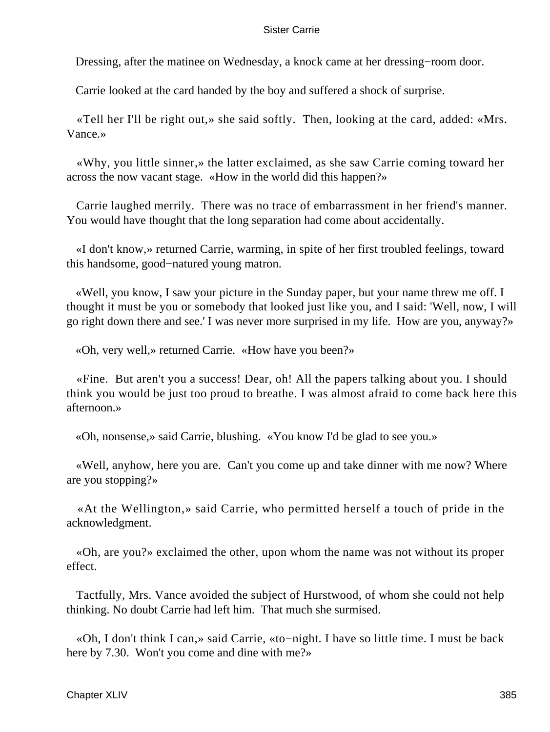Dressing, after the matinee on Wednesday, a knock came at her dressing−room door.

Carrie looked at the card handed by the boy and suffered a shock of surprise.

«Tell her I'll be right out,» she said softly. Then, looking at the card, added: «Mrs. Vance.»

«Why, you little sinner,» the latter exclaimed, as she saw Carrie coming toward her across the now vacant stage. «How in the world did this happen?»

Carrie laughed merrily. There was no trace of embarrassment in her friend's manner. You would have thought that the long separation had come about accidentally.

«I don't know,» returned Carrie, warming, in spite of her first troubled feelings, toward this handsome, good−natured young matron.

«Well, you know, I saw your picture in the Sunday paper, but your name threw me off. I thought it must be you or somebody that looked just like you, and I said: 'Well, now, I will go right down there and see.' I was never more surprised in my life. How are you, anyway?»

«Oh, very well,» returned Carrie. «How have you been?»

«Fine. But aren't you a success! Dear, oh! All the papers talking about you. I should think you would be just too proud to breathe. I was almost afraid to come back here this afternoon.»

«Oh, nonsense,» said Carrie, blushing. «You know I'd be glad to see you.»

«Well, anyhow, here you are. Can't you come up and take dinner with me now? Where are you stopping?»

«At the Wellington,» said Carrie, who permitted herself a touch of pride in the acknowledgment.

«Oh, are you?» exclaimed the other, upon whom the name was not without its proper effect.

Tactfully, Mrs. Vance avoided the subject of Hurstwood, of whom she could not help thinking. No doubt Carrie had left him. That much she surmised.

«Oh, I don't think I can,» said Carrie, «to−night. I have so little time. I must be back here by 7.30. Won't you come and dine with me?»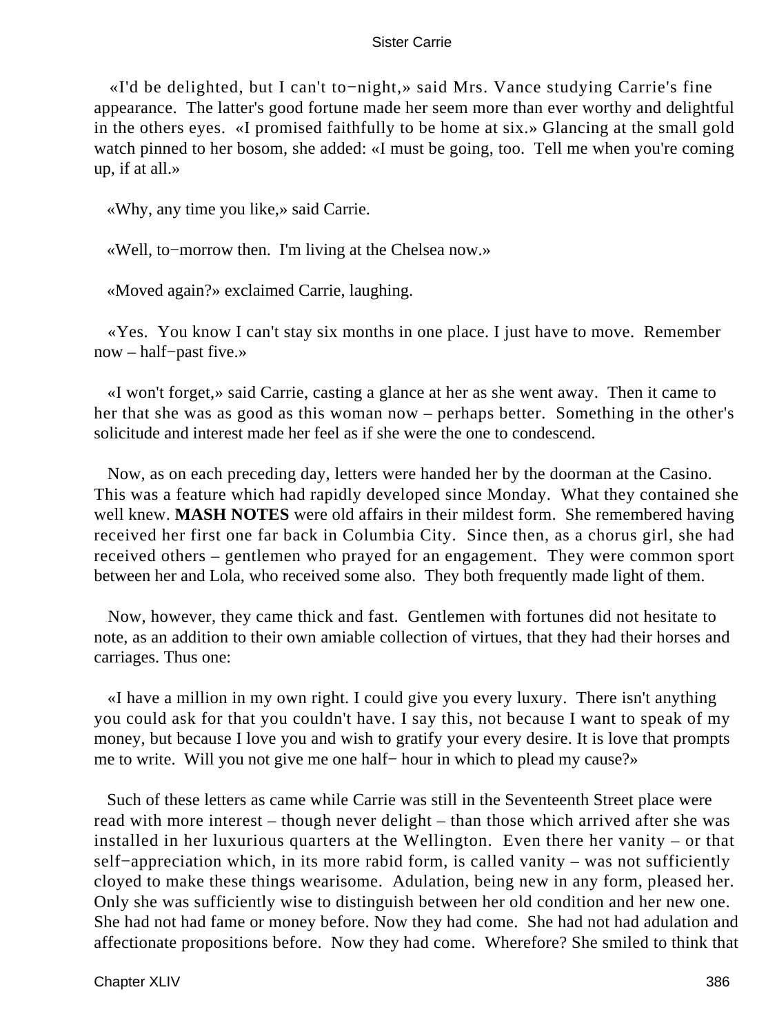«I'd be delighted, but I can't to−night,» said Mrs. Vance studying Carrie's fine appearance. The latter's good fortune made her seem more than ever worthy and delightful in the others eyes. «I promised faithfully to be home at six.» Glancing at the small gold watch pinned to her bosom, she added: «I must be going, too. Tell me when you're coming up, if at all.»

«Why, any time you like,» said Carrie.

«Well, to−morrow then. I'm living at the Chelsea now.»

«Moved again?» exclaimed Carrie, laughing.

«Yes. You know I can't stay six months in one place. I just have to move. Remember now – half−past five.»

«I won't forget,» said Carrie, casting a glance at her as she went away. Then it came to her that she was as good as this woman now – perhaps better. Something in the other's solicitude and interest made her feel as if she were the one to condescend.

Now, as on each preceding day, letters were handed her by the doorman at the Casino. This was a feature which had rapidly developed since Monday. What they contained she well knew. **MASH NOTES** were old affairs in their mildest form. She remembered having received her first one far back in Columbia City. Since then, as a chorus girl, she had received others – gentlemen who prayed for an engagement. They were common sport between her and Lola, who received some also. They both frequently made light of them.

Now, however, they came thick and fast. Gentlemen with fortunes did not hesitate to note, as an addition to their own amiable collection of virtues, that they had their horses and carriages. Thus one:

«I have a million in my own right. I could give you every luxury. There isn't anything you could ask for that you couldn't have. I say this, not because I want to speak of my money, but because I love you and wish to gratify your every desire. It is love that prompts me to write. Will you not give me one half− hour in which to plead my cause?»

Such of these letters as came while Carrie was still in the Seventeenth Street place were read with more interest – though never delight – than those which arrived after she was installed in her luxurious quarters at the Wellington. Even there her vanity – or that self−appreciation which, in its more rabid form, is called vanity – was not sufficiently cloyed to make these things wearisome. Adulation, being new in any form, pleased her. Only she was sufficiently wise to distinguish between her old condition and her new one. She had not had fame or money before. Now they had come. She had not had adulation and affectionate propositions before. Now they had come. Wherefore? She smiled to think that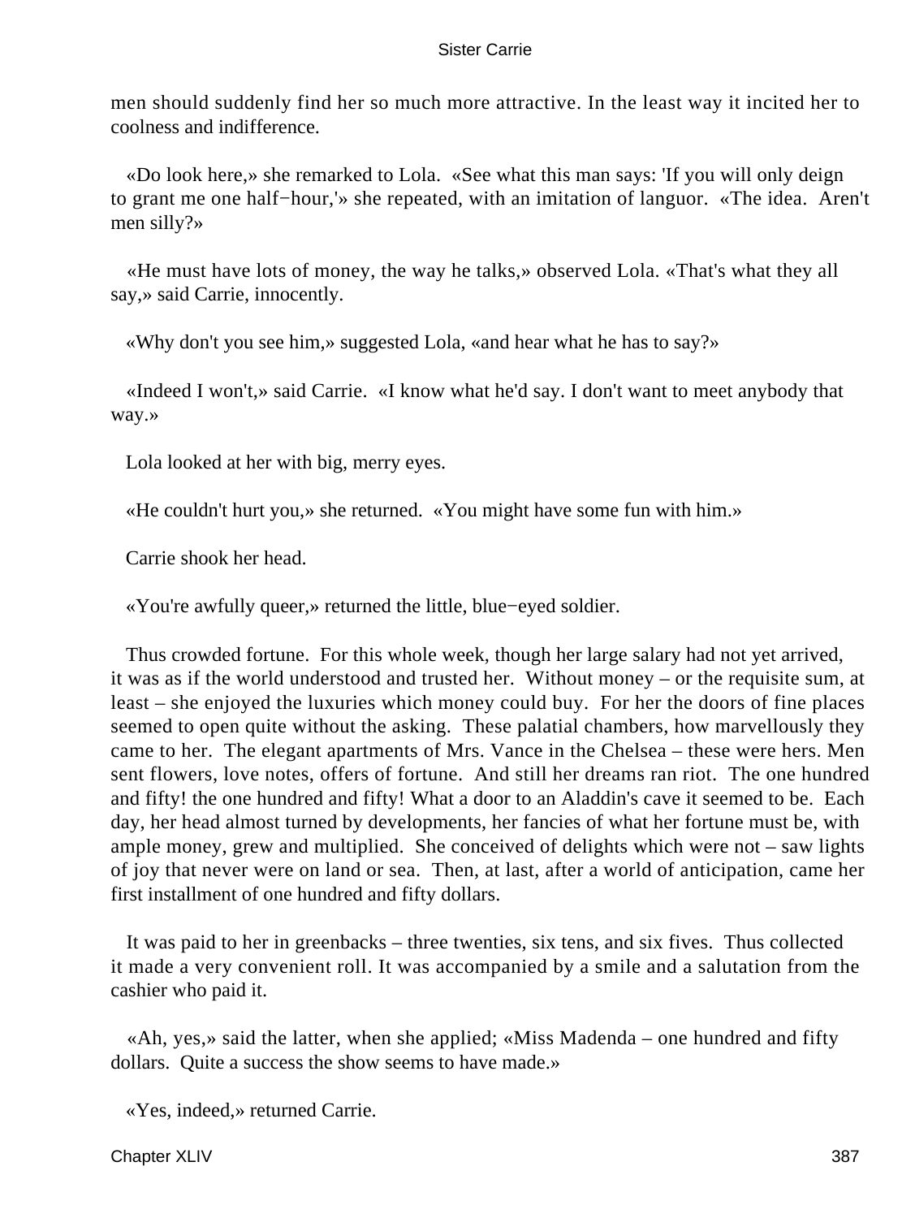men should suddenly find her so much more attractive. In the least way it incited her to coolness and indifference.

«Do look here,» she remarked to Lola. «See what this man says: 'If you will only deign to grant me one half−hour,'» she repeated, with an imitation of languor. «The idea. Aren't men silly?»

«He must have lots of money, the way he talks,» observed Lola. «That's what they all say,» said Carrie, innocently.

«Why don't you see him,» suggested Lola, «and hear what he has to say?»

«Indeed I won't,» said Carrie. «I know what he'd say. I don't want to meet anybody that way.»

Lola looked at her with big, merry eyes.

«He couldn't hurt you,» she returned. «You might have some fun with him.»

Carrie shook her head.

«You're awfully queer,» returned the little, blue−eyed soldier.

Thus crowded fortune. For this whole week, though her large salary had not yet arrived, it was as if the world understood and trusted her. Without money – or the requisite sum, at least – she enjoyed the luxuries which money could buy. For her the doors of fine places seemed to open quite without the asking. These palatial chambers, how marvellously they came to her. The elegant apartments of Mrs. Vance in the Chelsea – these were hers. Men sent flowers, love notes, offers of fortune. And still her dreams ran riot. The one hundred and fifty! the one hundred and fifty! What a door to an Aladdin's cave it seemed to be. Each day, her head almost turned by developments, her fancies of what her fortune must be, with ample money, grew and multiplied. She conceived of delights which were not – saw lights of joy that never were on land or sea. Then, at last, after a world of anticipation, came her first installment of one hundred and fifty dollars.

It was paid to her in greenbacks – three twenties, six tens, and six fives. Thus collected it made a very convenient roll. It was accompanied by a smile and a salutation from the cashier who paid it.

«Ah, yes,» said the latter, when she applied; «Miss Madenda – one hundred and fifty dollars. Quite a success the show seems to have made.»

«Yes, indeed,» returned Carrie.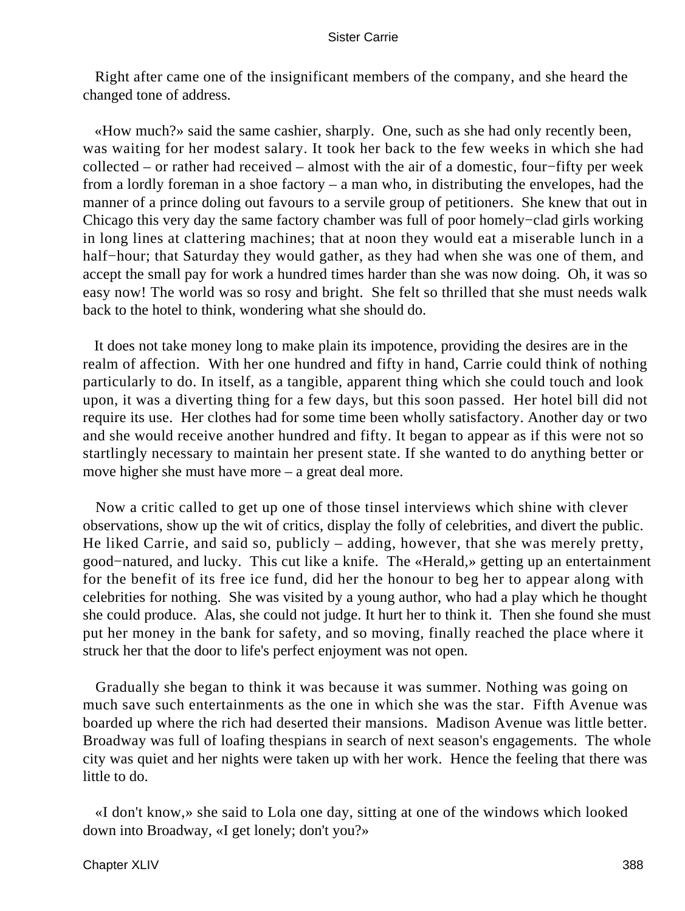Right after came one of the insignificant members of the company, and she heard the changed tone of address.

«How much?» said the same cashier, sharply. One, such as she had only recently been, was waiting for her modest salary. It took her back to the few weeks in which she had collected – or rather had received – almost with the air of a domestic, four−fifty per week from a lordly foreman in a shoe factory – a man who, in distributing the envelopes, had the manner of a prince doling out favours to a servile group of petitioners. She knew that out in Chicago this very day the same factory chamber was full of poor homely−clad girls working in long lines at clattering machines; that at noon they would eat a miserable lunch in a half−hour; that Saturday they would gather, as they had when she was one of them, and accept the small pay for work a hundred times harder than she was now doing. Oh, it was so easy now! The world was so rosy and bright. She felt so thrilled that she must needs walk back to the hotel to think, wondering what she should do.

It does not take money long to make plain its impotence, providing the desires are in the realm of affection. With her one hundred and fifty in hand, Carrie could think of nothing particularly to do. In itself, as a tangible, apparent thing which she could touch and look upon, it was a diverting thing for a few days, but this soon passed. Her hotel bill did not require its use. Her clothes had for some time been wholly satisfactory. Another day or two and she would receive another hundred and fifty. It began to appear as if this were not so startlingly necessary to maintain her present state. If she wanted to do anything better or move higher she must have more – a great deal more.

Now a critic called to get up one of those tinsel interviews which shine with clever observations, show up the wit of critics, display the folly of celebrities, and divert the public. He liked Carrie, and said so, publicly – adding, however, that she was merely pretty, good−natured, and lucky. This cut like a knife. The «Herald,» getting up an entertainment for the benefit of its free ice fund, did her the honour to beg her to appear along with celebrities for nothing. She was visited by a young author, who had a play which he thought she could produce. Alas, she could not judge. It hurt her to think it. Then she found she must put her money in the bank for safety, and so moving, finally reached the place where it struck her that the door to life's perfect enjoyment was not open.

Gradually she began to think it was because it was summer. Nothing was going on much save such entertainments as the one in which she was the star. Fifth Avenue was boarded up where the rich had deserted their mansions. Madison Avenue was little better. Broadway was full of loafing thespians in search of next season's engagements. The whole city was quiet and her nights were taken up with her work. Hence the feeling that there was little to do.

«I don't know,» she said to Lola one day, sitting at one of the windows which looked down into Broadway, «I get lonely; don't you?»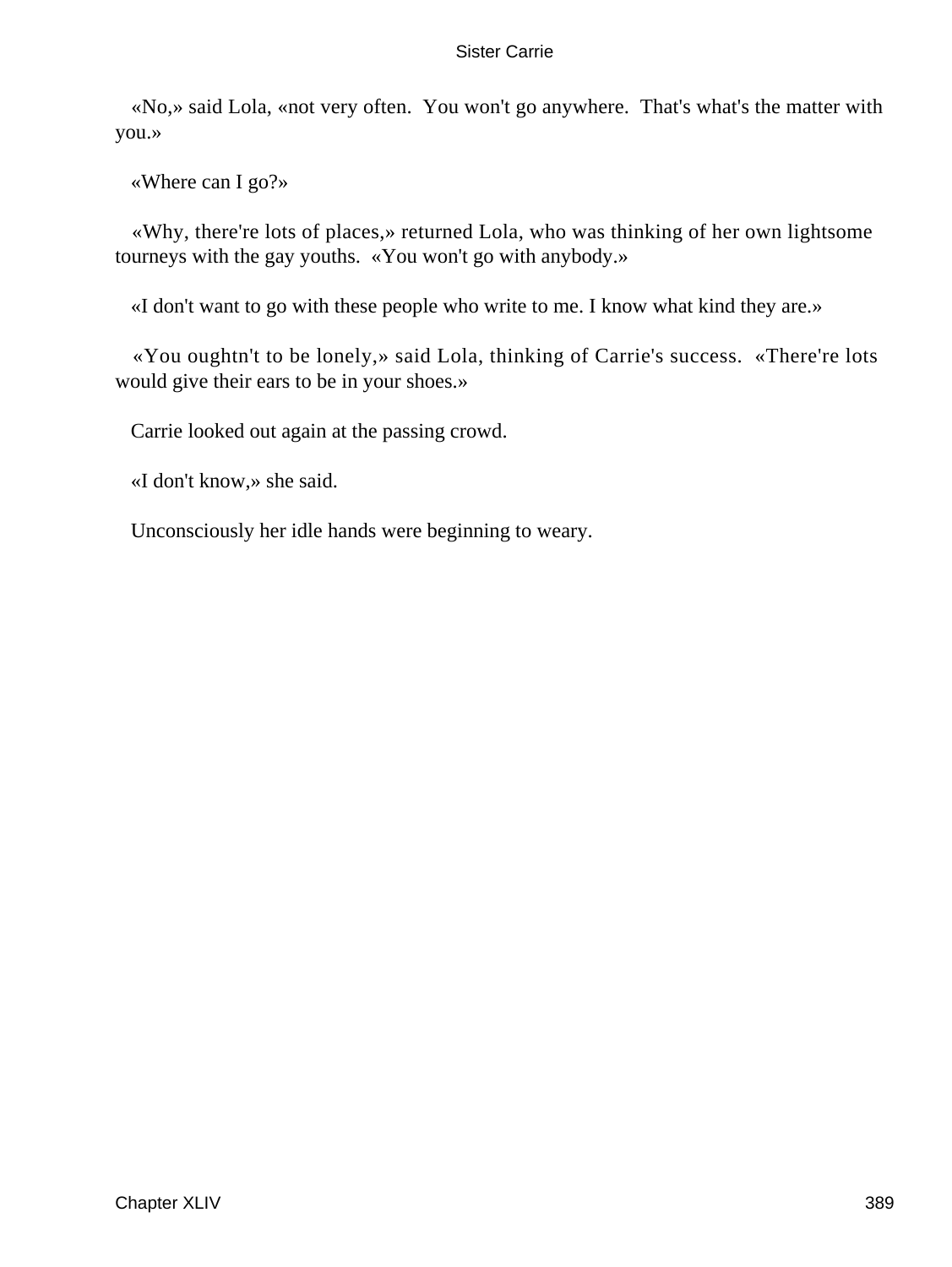«No,» said Lola, «not very often. You won't go anywhere. That's what's the matter with you.»

«Where can I go?»

«Why, there're lots of places,» returned Lola, who was thinking of her own lightsome tourneys with the gay youths. «You won't go with anybody.»

«I don't want to go with these people who write to me. I know what kind they are.»

«You oughtn't to be lonely,» said Lola, thinking of Carrie's success. «There're lots would give their ears to be in your shoes.»

Carrie looked out again at the passing crowd.

«I don't know,» she said.

Unconsciously her idle hands were beginning to weary.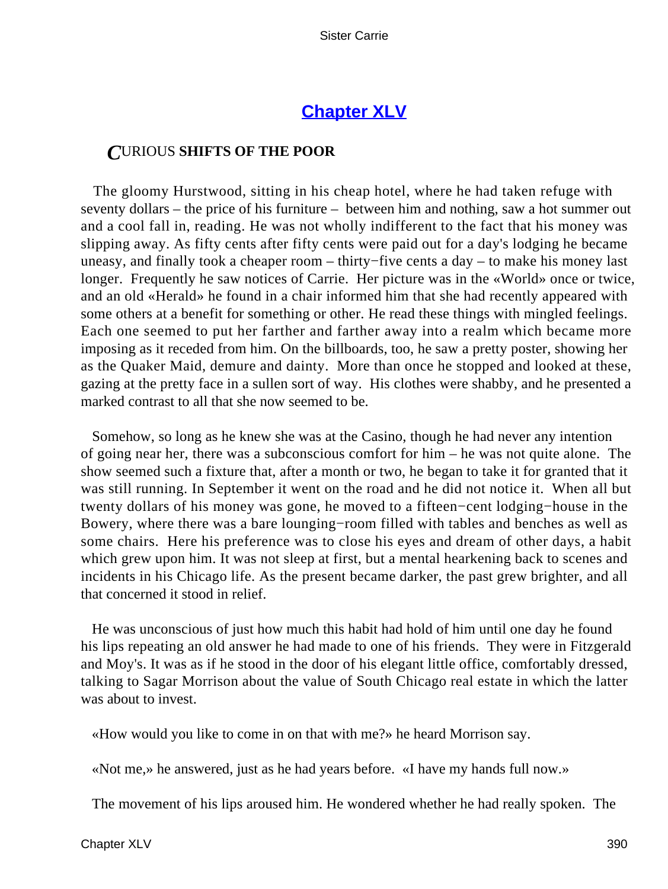## Chapter XLV

### *C*URIOUS **SHIFTS OF THE POOR**

The gloomy Hurstwood, sitting in his cheap hotel, where he had taken refuge with seventy dollars – the price of his furniture – between him and nothing, saw a hot summer out and a cool fall in, reading. He was not wholly indifferent to the fact that his money was slipping away. As fifty cents after fifty cents were paid out for a day's lodging he became uneasy, and finally took a cheaper room – thirty−five cents a day – to make his money last longer. Frequently he saw notices of Carrie. Her picture was in the «World» once or twice, and an old «Herald» he found in a chair informed him that she had recently appeared with some others at a benefit for something or other. He read these things with mingled feelings. Each one seemed to put her farther and farther away into a realm which became more imposing as it receded from him. On the billboards, too, he saw a pretty poster, showing her as the Quaker Maid, demure and dainty. More than once he stopped and looked at these, gazing at the pretty face in a sullen sort of way. His clothes were shabby, and he presented a marked contrast to all that she now seemed to be.

Somehow, so long as he knew she was at the Casino, though he had never any intention of going near her, there was a subconscious comfort for him – he was not quite alone. The show seemed such a fixture that, after a month or two, he began to take it for granted that it was still running. In September it went on the road and he did not notice it. When all but twenty dollars of his money was gone, he moved to a fifteen−cent lodging−house in the Bowery, where there was a bare lounging−room filled with tables and benches as well as some chairs. Here his preference was to close his eyes and dream of other days, a habit which grew upon him. It was not sleep at first, but a mental hearkening back to scenes and incidents in his Chicago life. As the present became darker, the past grew brighter, and all that concerned it stood in relief.

He was unconscious of just how much this habit had hold of him until one day he found his lips repeating an old answer he had made to one of his friends. They were in Fitzgerald and Moy's. It was as if he stood in the door of his elegant little office, comfortably dressed, talking to Sagar Morrison about the value of South Chicago real estate in which the latter was about to invest.

«How would you like to come in on that with me?» he heard Morrison say.

«Not me,» he answered, just as he had years before. «I have my hands full now.»

The movement of his lips aroused him. He wondered whether he had really spoken. The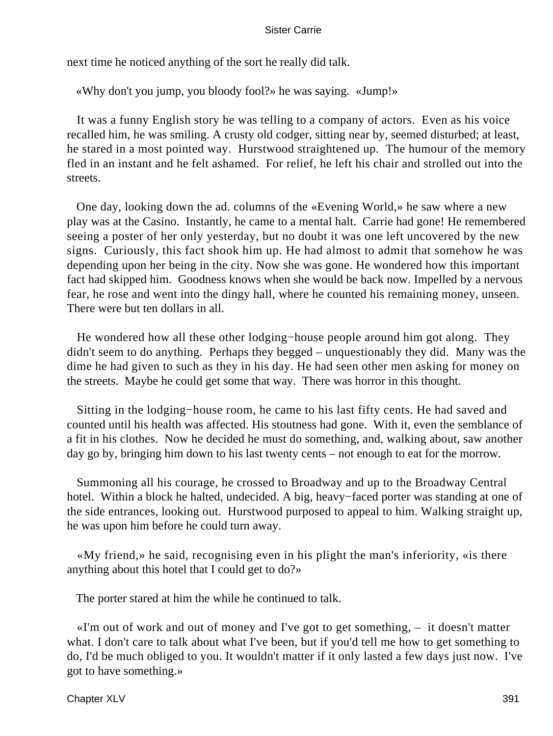next time he noticed anything of the sort he really did talk.

«Why don't you jump, you bloody fool?» he was saying. «Jump!»

It was a funny English story he was telling to a company of actors. Even as his voice recalled him, he was smiling. A crusty old codger, sitting near by, seemed disturbed; at least, he stared in a most pointed way. Hurstwood straightened up. The humour of the memory fled in an instant and he felt ashamed. For relief, he left his chair and strolled out into the streets.

One day, looking down the ad. columns of the «Evening World,» he saw where a new play was at the Casino. Instantly, he came to a mental halt. Carrie had gone! He remembered seeing a poster of her only yesterday, but no doubt it was one left uncovered by the new signs. Curiously, this fact shook him up. He had almost to admit that somehow he was depending upon her being in the city. Now she was gone. He wondered how this important fact had skipped him. Goodness knows when she would be back now. Impelled by a nervous fear, he rose and went into the dingy hall, where he counted his remaining money, unseen. There were but ten dollars in all.

He wondered how all these other lodging−house people around him got along. They didn't seem to do anything. Perhaps they begged – unquestionably they did. Many was the dime he had given to such as they in his day. He had seen other men asking for money on the streets. Maybe he could get some that way. There was horror in this thought.

Sitting in the lodging−house room, he came to his last fifty cents. He had saved and counted until his health was affected. His stoutness had gone. With it, even the semblance of a fit in his clothes. Now he decided he must do something, and, walking about, saw another day go by, bringing him down to his last twenty cents – not enough to eat for the morrow.

Summoning all his courage, he crossed to Broadway and up to the Broadway Central hotel. Within a block he halted, undecided. A big, heavy−faced porter was standing at one of the side entrances, looking out. Hurstwood purposed to appeal to him. Walking straight up, he was upon him before he could turn away.

«My friend,» he said, recognising even in his plight the man's inferiority, «is there anything about this hotel that I could get to do?»

The porter stared at him the while he continued to talk.

«I'm out of work and out of money and I've got to get something, – it doesn't matter what. I don't care to talk about what I've been, but if you'd tell me how to get something to do, I'd be much obliged to you. It wouldn't matter if it only lasted a few days just now. I've got to have something.»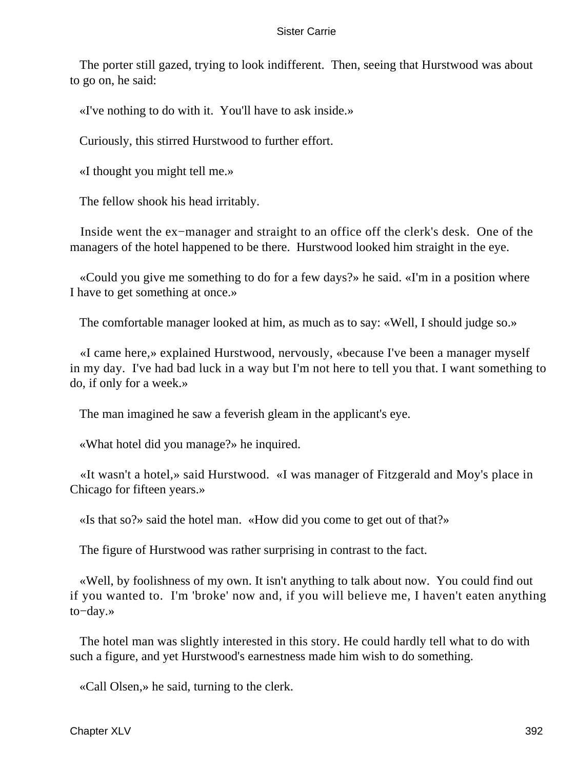The porter still gazed, trying to look indifferent. Then, seeing that Hurstwood was about to go on, he said:

«I've nothing to do with it. You'll have to ask inside.»

Curiously, this stirred Hurstwood to further effort.

«I thought you might tell me.»

The fellow shook his head irritably.

Inside went the ex−manager and straight to an office off the clerk's desk. One of the managers of the hotel happened to be there. Hurstwood looked him straight in the eye.

«Could you give me something to do for a few days?» he said. «I'm in a position where I have to get something at once.»

The comfortable manager looked at him, as much as to say: «Well, I should judge so.»

«I came here,» explained Hurstwood, nervously, «because I've been a manager myself in my day. I've had bad luck in a way but I'm not here to tell you that. I want something to do, if only for a week.»

The man imagined he saw a feverish gleam in the applicant's eye.

«What hotel did you manage?» he inquired.

«It wasn't a hotel,» said Hurstwood. «I was manager of Fitzgerald and Moy's place in Chicago for fifteen years.»

«Is that so?» said the hotel man. «How did you come to get out of that?»

The figure of Hurstwood was rather surprising in contrast to the fact.

«Well, by foolishness of my own. It isn't anything to talk about now. You could find out if you wanted to. I'm 'broke' now and, if you will believe me, I haven't eaten anything to−day.»

The hotel man was slightly interested in this story. He could hardly tell what to do with such a figure, and yet Hurstwood's earnestness made him wish to do something.

«Call Olsen,» he said, turning to the clerk.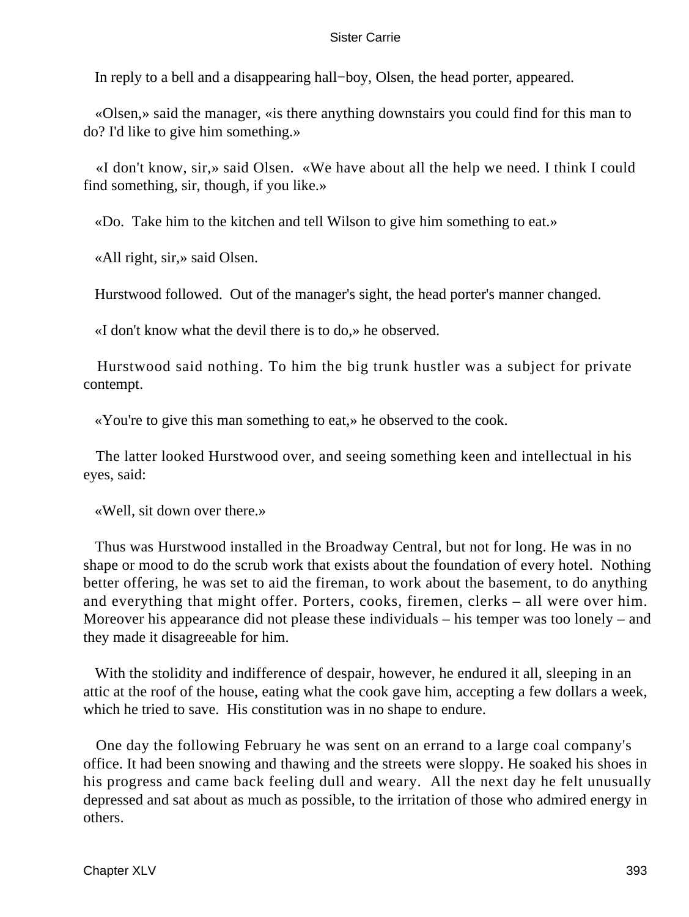In reply to a bell and a disappearing hall−boy, Olsen, the head porter, appeared.

«Olsen,» said the manager, «is there anything downstairs you could find for this man to do? I'd like to give him something.»

«I don't know, sir,» said Olsen. «We have about all the help we need. I think I could find something, sir, though, if you like.»

«Do. Take him to the kitchen and tell Wilson to give him something to eat.»

«All right, sir,» said Olsen.

Hurstwood followed. Out of the manager's sight, the head porter's manner changed.

«I don't know what the devil there is to do,» he observed.

Hurstwood said nothing. To him the big trunk hustler was a subject for private contempt.

«You're to give this man something to eat,» he observed to the cook.

The latter looked Hurstwood over, and seeing something keen and intellectual in his eyes, said:

«Well, sit down over there.»

Thus was Hurstwood installed in the Broadway Central, but not for long. He was in no shape or mood to do the scrub work that exists about the foundation of every hotel. Nothing better offering, he was set to aid the fireman, to work about the basement, to do anything and everything that might offer. Porters, cooks, firemen, clerks – all were over him. Moreover his appearance did not please these individuals – his temper was too lonely – and they made it disagreeable for him.

With the stolidity and indifference of despair, however, he endured it all, sleeping in an attic at the roof of the house, eating what the cook gave him, accepting a few dollars a week, which he tried to save. His constitution was in no shape to endure.

One day the following February he was sent on an errand to a large coal company's office. It had been snowing and thawing and the streets were sloppy. He soaked his shoes in his progress and came back feeling dull and weary. All the next day he felt unusually depressed and sat about as much as possible, to the irritation of those who admired energy in others.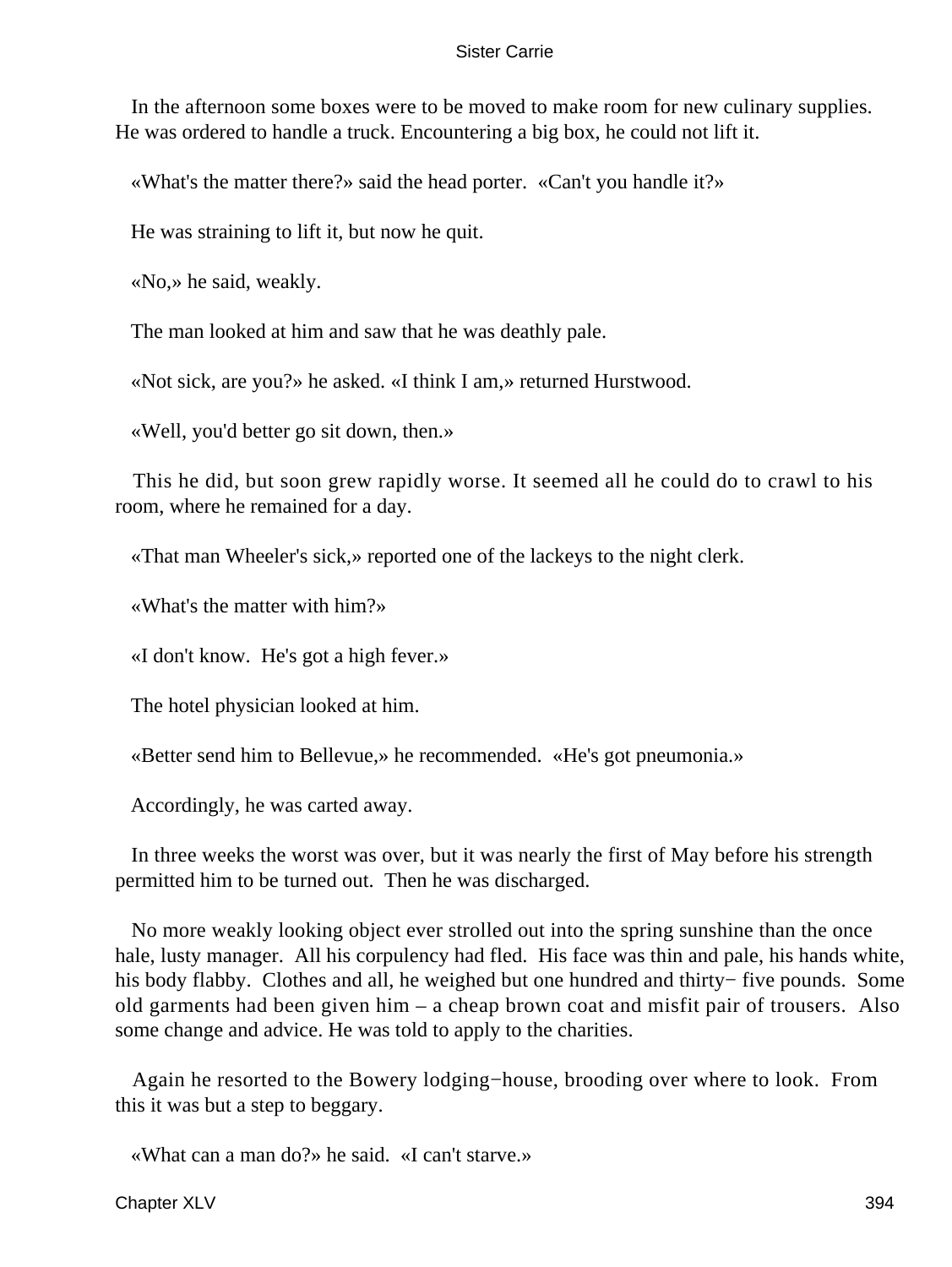In the afternoon some boxes were to be moved to make room for new culinary supplies. He was ordered to handle a truck. Encountering a big box, he could not lift it.

«What's the matter there?» said the head porter. «Can't you handle it?»

He was straining to lift it, but now he quit.

«No,» he said, weakly.

The man looked at him and saw that he was deathly pale.

«Not sick, are you?» he asked. «I think I am,» returned Hurstwood.

«Well, you'd better go sit down, then.»

This he did, but soon grew rapidly worse. It seemed all he could do to crawl to his room, where he remained for a day.

«That man Wheeler's sick,» reported one of the lackeys to the night clerk.

«What's the matter with him?»

«I don't know. He's got a high fever.»

The hotel physician looked at him.

«Better send him to Bellevue,» he recommended. «He's got pneumonia.»

Accordingly, he was carted away.

In three weeks the worst was over, but it was nearly the first of May before his strength permitted him to be turned out. Then he was discharged.

No more weakly looking object ever strolled out into the spring sunshine than the once hale, lusty manager. All his corpulency had fled. His face was thin and pale, his hands white, his body flabby. Clothes and all, he weighed but one hundred and thirty−five pounds. Some old garments had been given him – a cheap brown coat and misfit pair of trousers. Also some change and advice. He was told to apply to the charities.

Again he resorted to the Bowery lodging−house, brooding over where to look. From this it was but a step to beggary.

«What can a man do?» he said. «I can't starve.»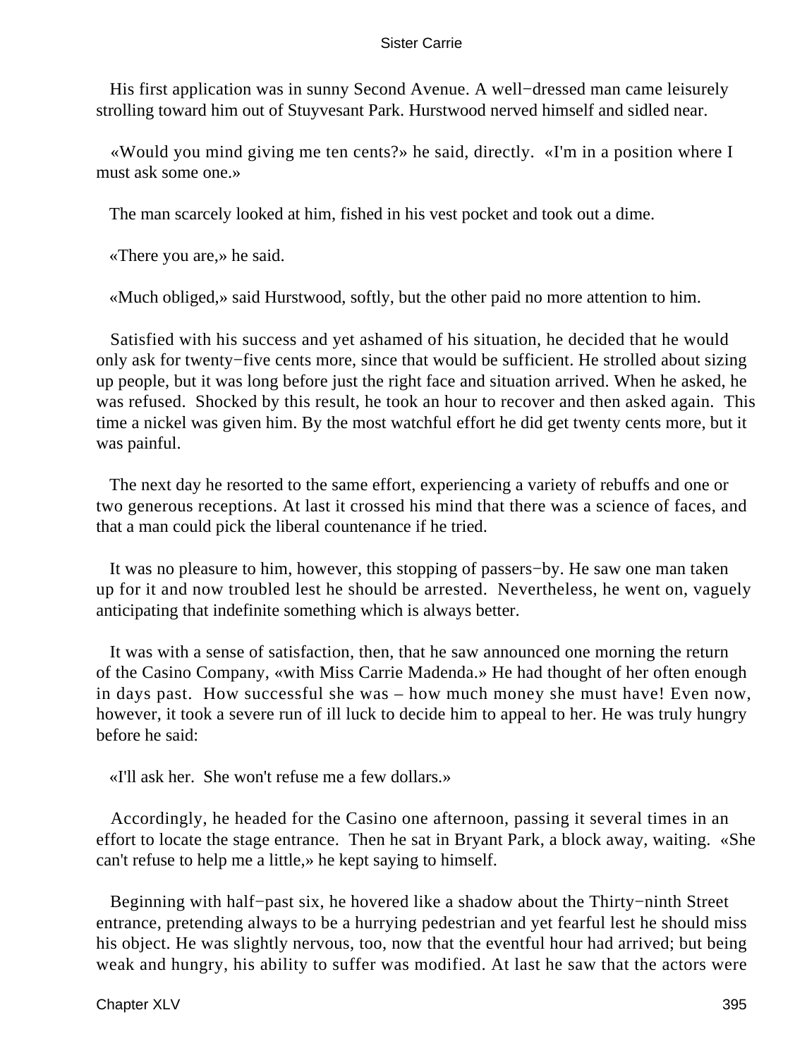His first application was in sunny Second Avenue. A well−dressed man came leisurely strolling toward him out of Stuyvesant Park. Hurstwood nerved himself and sidled near.

«Would you mind giving me ten cents?» he said, directly. «I'm in a position where I must ask some one.»

The man scarcely looked at him, fished in his vest pocket and took out a dime.

«There you are,» he said.

«Much obliged,» said Hurstwood, softly, but the other paid no more attention to him.

Satisfied with his success and yet ashamed of his situation, he decided that he would only ask for twenty−five cents more, since that would be sufficient. He strolled about sizing up people, but it was long before just the right face and situation arrived. When he asked, he was refused. Shocked by this result, he took an hour to recover and then asked again. This time a nickel was given him. By the most watchful effort he did get twenty cents more, but it was painful.

The next day he resorted to the same effort, experiencing a variety of rebuffs and one or two generous receptions. At last it crossed his mind that there was a science of faces, and that a man could pick the liberal countenance if he tried.

It was no pleasure to him, however, this stopping of passers−by. He saw one man taken up for it and now troubled lest he should be arrested. Nevertheless, he went on, vaguely anticipating that indefinite something which is always better.

It was with a sense of satisfaction, then, that he saw announced one morning the return of the Casino Company, «with Miss Carrie Madenda.» He had thought of her often enough in days past. How successful she was – how much money she must have! Even now, however, it took a severe run of ill luck to decide him to appeal to her. He was truly hungry before he said:

«I'll ask her. She won't refuse me a few dollars.»

Accordingly, he headed for the Casino one afternoon, passing it several times in an effort to locate the stage entrance. Then he sat in Bryant Park, a block away, waiting. «She can't refuse to help me a little,» he kept saying to himself.

Beginning with half−past six, he hovered like a shadow about the Thirty−ninth Street entrance, pretending always to be a hurrying pedestrian and yet fearful lest he should miss his object. He was slightly nervous, too, now that the eventful hour had arrived; but being weak and hungry, his ability to suffer was modified. At last he saw that the actors were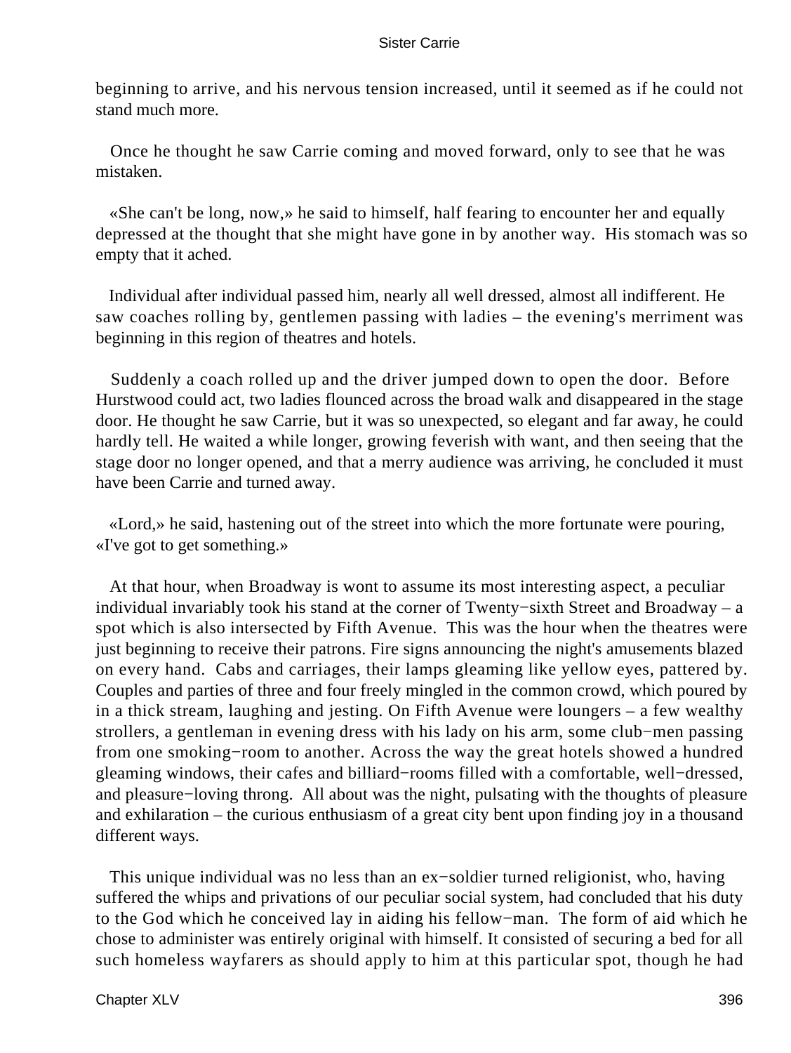beginning to arrive, and his nervous tension increased, until it seemed as if he could not stand much more.

Once he thought he saw Carrie coming and moved forward, only to see that he was mistaken.

«She can't be long, now,» he said to himself, half fearing to encounter her and equally depressed at the thought that she might have gone in by another way. His stomach was so empty that it ached.

Individual after individual passed him, nearly all well dressed, almost all indifferent. He saw coaches rolling by, gentlemen passing with ladies – the evening's merriment was beginning in this region of theatres and hotels.

Suddenly a coach rolled up and the driver jumped down to open the door. Before Hurstwood could act, two ladies flounced across the broad walk and disappeared in the stage door. He thought he saw Carrie, but it was so unexpected, so elegant and far away, he could hardly tell. He waited a while longer, growing feverish with want, and then seeing that the stage door no longer opened, and that a merry audience was arriving, he concluded it must have been Carrie and turned away.

«Lord,» he said, hastening out of the street into which the more fortunate were pouring, «I've got to get something.»

At that hour, when Broadway is wont to assume its most interesting aspect, a peculiar individual invariably took his stand at the corner of Twenty−sixth Street and Broadway – a spot which is also intersected by Fifth Avenue. This was the hour when the theatres were just beginning to receive their patrons. Fire signs announcing the night's amusements blazed on every hand. Cabs and carriages, their lamps gleaming like yellow eyes, pattered by. Couples and parties of three and four freely mingled in the common crowd, which poured by in a thick stream, laughing and jesting. On Fifth Avenue were loungers – a few wealthy strollers, a gentleman in evening dress with his lady on his arm, some club−men passing from one smoking−room to another. Across the way the great hotels showed a hundred gleaming windows, their cafes and billiard−rooms filled with a comfortable, well−dressed, and pleasure−loving throng. All about was the night, pulsating with the thoughts of pleasure and exhilaration – the curious enthusiasm of a great city bent upon finding joy in a thousand different ways.

This unique individual was no less than an ex−soldier turned religionist, who, having suffered the whips and privations of our peculiar social system, had concluded that his duty to the God which he conceived lay in aiding his fellow−man. The form of aid which he chose to administer was entirely original with himself. It consisted of securing a bed for all such homeless wayfarers as should apply to him at this particular spot, though he had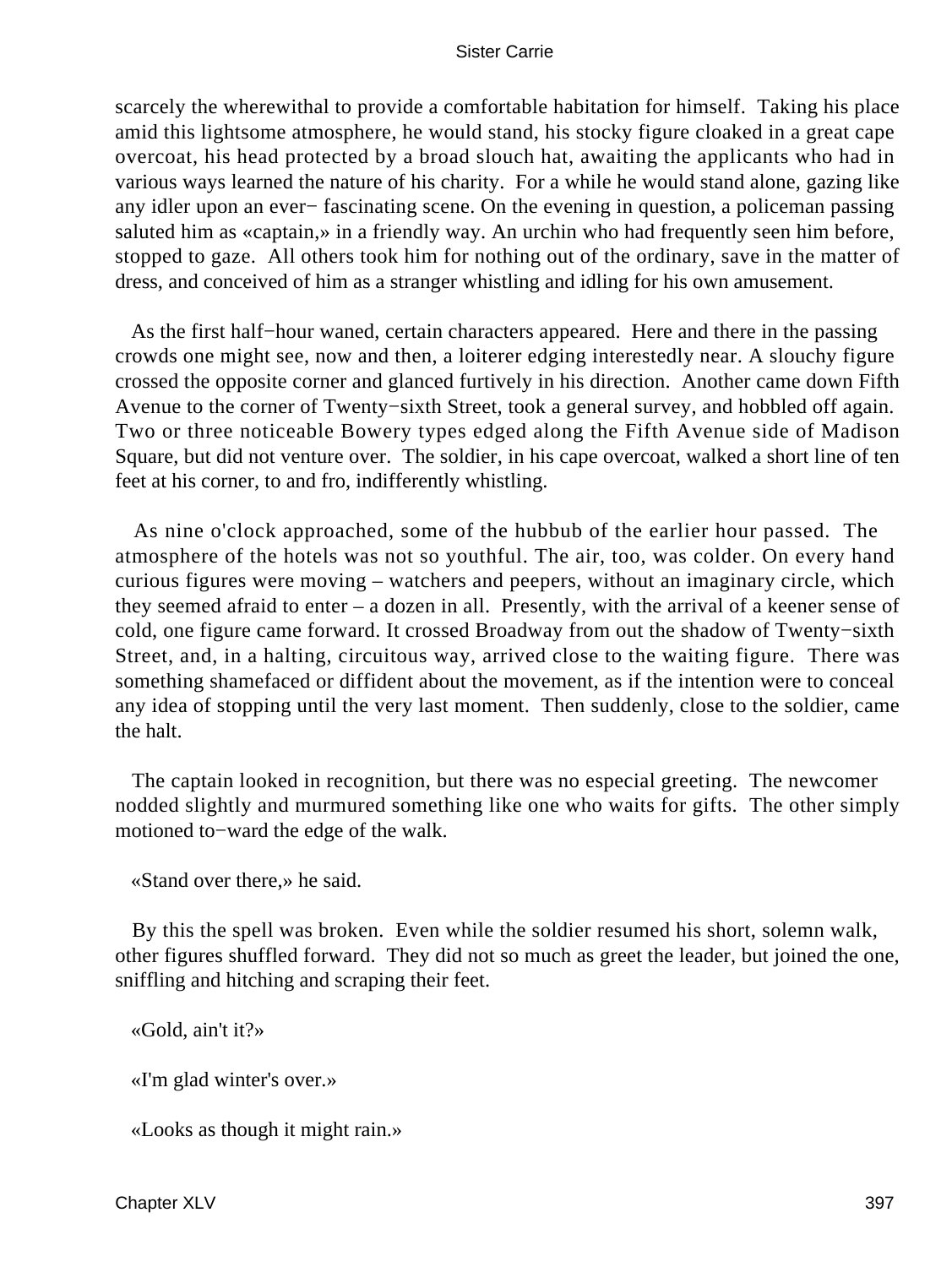scarcely the wherewithal to provide a comfortable habitation for himself. Taking his place amid this lightsome atmosphere, he would stand, his stocky figure cloaked in a great cape overcoat, his head protected by a broad slouch hat, awaiting the applicants who had in various ways learned the nature of his charity. For a while he would stand alone, gazing like any idler upon an ever− fascinating scene. On the evening in question, a policeman passing saluted him as «captain,» in a friendly way. An urchin who had frequently seen him before, stopped to gaze. All others took him for nothing out of the ordinary, save in the matter of dress, and conceived of him as a stranger whistling and idling for his own amusement.

As the first half−hour waned, certain characters appeared. Here and there in the passing crowds one might see, now and then, a loiterer edging interestedly near. A slouchy figure crossed the opposite corner and glanced furtively in his direction. Another came down Fifth Avenue to the corner of Twenty−sixth Street, took a general survey, and hobbled off again. Two or three noticeable Bowery types edged along the Fifth Avenue side of Madison Square, but did not venture over. The soldier, in his cape overcoat, walked a short line of ten feet at his corner, to and fro, indifferently whistling.

As nine o'clock approached, some of the hubbub of the earlier hour passed. The atmosphere of the hotels was not so youthful. The air, too, was colder. On every hand curious figures were moving – watchers and peepers, without an imaginary circle, which they seemed afraid to enter – a dozen in all. Presently, with the arrival of a keener sense of cold, one figure came forward. It crossed Broadway from out the shadow of Twenty−sixth Street, and, in a halting, circuitous way, arrived close to the waiting figure. There was something shamefaced or diffident about the movement, as if the intention were to conceal any idea of stopping until the very last moment. Then suddenly, close to the soldier, came the halt.

The captain looked in recognition, but there was no especial greeting. The newcomer nodded slightly and murmured something like one who waits for gifts. The other simply motioned to−ward the edge of the walk.

«Stand over there,» he said.

By this the spell was broken. Even while the soldier resumed his short, solemn walk, other figures shuffled forward. They did not so much as greet the leader, but joined the one, sniffling and hitching and scraping their feet.

«Gold, ain't it?»

«I'm glad winter's over.»

«Looks as though it might rain.»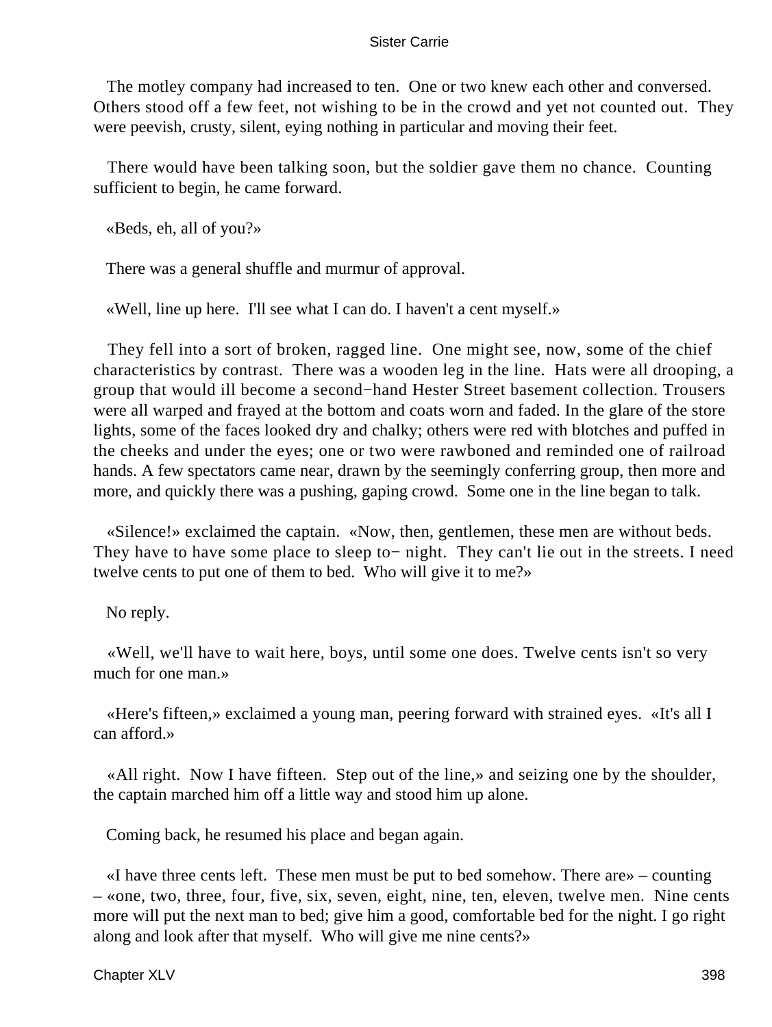The motley company had increased to ten. One or two knew each other and conversed. Others stood off a few feet, not wishing to be in the crowd and yet not counted out. They were peevish, crusty, silent, eying nothing in particular and moving their feet.

There would have been talking soon, but the soldier gave them no chance. Counting sufficient to begin, he came forward.

«Beds, eh, all of you?»

There was a general shuffle and murmur of approval.

«Well, line up here. I'll see what I can do. I haven't a cent myself.»

They fell into a sort of broken, ragged line. One might see, now, some of the chief characteristics by contrast. There was a wooden leg in the line. Hats were all drooping, a group that would ill become a second−hand Hester Street basement collection. Trousers were all warped and frayed at the bottom and coats worn and faded. In the glare of the store lights, some of the faces looked dry and chalky; others were red with blotches and puffed in the cheeks and under the eyes; one or two were rawboned and reminded one of railroad hands. A few spectators came near, drawn by the seemingly conferring group, then more and more, and quickly there was a pushing, gaping crowd. Some one in the line began to talk.

«Silence!» exclaimed the captain. «Now, then, gentlemen, these men are without beds. They have to have some place to sleep to− night. They can't lie out in the streets. I need twelve cents to put one of them to bed. Who will give it to me?»

No reply.

«Well, we'll have to wait here, boys, until some one does. Twelve cents isn't so very much for one man.»

«Here's fifteen,» exclaimed a young man, peering forward with strained eyes. «It's all I can afford.»

«All right. Now I have fifteen. Step out of the line,» and seizing one by the shoulder, the captain marched him off a little way and stood him up alone.

Coming back, he resumed his place and began again.

«I have three cents left. These men must be put to bed somehow. There are» – counting – «one, two, three, four, five, six, seven, eight, nine, ten, eleven, twelve men. Nine cents more will put the next man to bed; give him a good, comfortable bed for the night. I go right along and look after that myself. Who will give me nine cents?»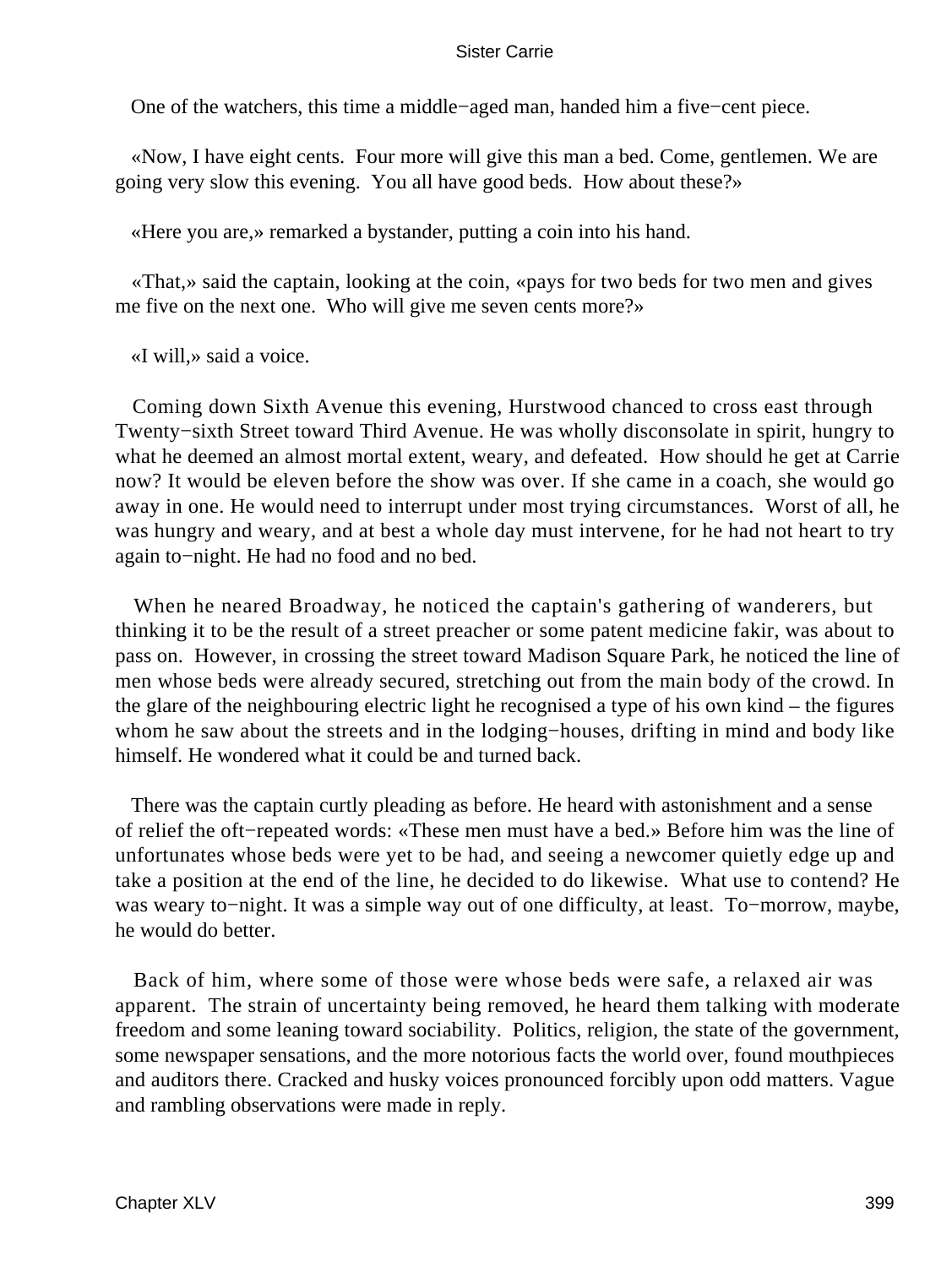One of the watchers, this time a middle−aged man, handed him a five−cent piece.

«Now, I have eight cents. Four more will give this man a bed. Come, gentlemen. We are going very slow this evening. You all have good beds. How about these?»

«Here you are,» remarked a bystander, putting a coin into his hand.

«That,» said the captain, looking at the coin, «pays for two beds for two men and gives me five on the next one. Who will give me seven cents more?»

«I will,» said a voice.

Coming down Sixth Avenue this evening, Hurstwood chanced to cross east through Twenty−sixth Street toward Third Avenue. He was wholly disconsolate in spirit, hungry to what he deemed an almost mortal extent, weary, and defeated. How should he get at Carrie now? It would be eleven before the show was over. If she came in a coach, she would go away in one. He would need to interrupt under most trying circumstances. Worst of all, he was hungry and weary, and at best a whole day must intervene, for he had not heart to try again to−night. He had no food and no bed.

When he neared Broadway, he noticed the captain's gathering of wanderers, but thinking it to be the result of a street preacher or some patent medicine fakir, was about to pass on. However, in crossing the street toward Madison Square Park, he noticed the line of men whose beds were already secured, stretching out from the main body of the crowd. In the glare of the neighbouring electric light he recognised a type of his own kind – the figures whom he saw about the streets and in the lodging−houses, drifting in mind and body like himself. He wondered what it could be and turned back.

There was the captain curtly pleading as before. He heard with astonishment and a sense of relief the oft−repeated words: «These men must have a bed.» Before him was the line of unfortunates whose beds were yet to be had, and seeing a newcomer quietly edge up and take a position at the end of the line, he decided to do likewise. What use to contend? He was weary to−night. It was a simple way out of one difficulty, at least. To−morrow, maybe, he would do better.

Back of him, where some of those were whose beds were safe, a relaxed air was apparent. The strain of uncertainty being removed, he heard them talking with moderate freedom and some leaning toward sociability. Politics, religion, the state of the government, some newspaper sensations, and the more notorious facts the world over, found mouthpieces and auditors there. Cracked and husky voices pronounced forcibly upon odd matters. Vague and rambling observations were made in reply.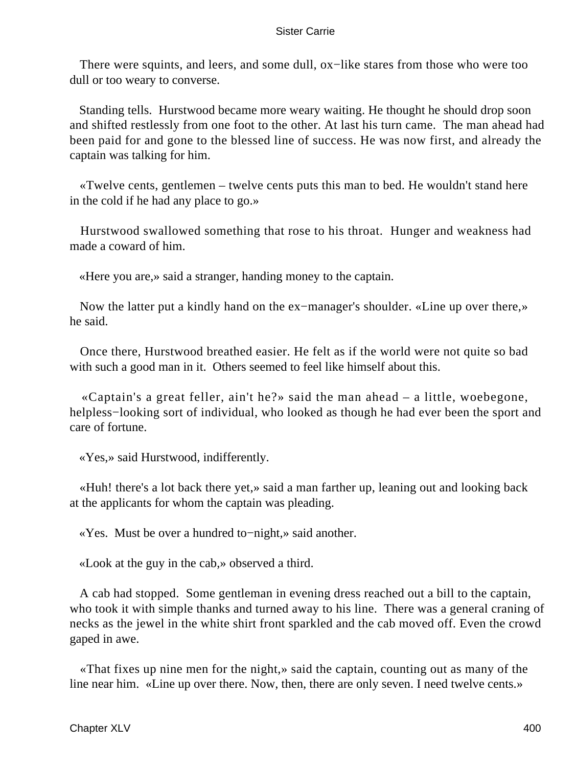There were squints, and leers, and some dull, ox−like stares from those who were too dull or too weary to converse.

Standing tells. Hurstwood became more weary waiting. He thought he should drop soon and shifted restlessly from one foot to the other. At last his turn came. The man ahead had been paid for and gone to the blessed line of success. He was now first, and already the captain was talking for him.

«Twelve cents, gentlemen – twelve cents puts this man to bed. He wouldn't stand here in the cold if he had any place to go.»

Hurstwood swallowed something that rose to his throat. Hunger and weakness had made a coward of him.

«Here you are,» said a stranger, handing money to the captain.

Now the latter put a kindly hand on the ex−manager's shoulder. «Line up over there,» he said.

Once there, Hurstwood breathed easier. He felt as if the world were not quite so bad with such a good man in it. Others seemed to feel like himself about this.

«Captain's a great feller, ain't he?» said the man ahead – a little, woebegone, helpless−looking sort of individual, who looked as though he had ever been the sport and care of fortune.

«Yes,» said Hurstwood, indifferently.

«Huh! there's a lot back there yet,» said a man farther up, leaning out and looking back at the applicants for whom the captain was pleading.

«Yes. Must be over a hundred to−night,» said another.

«Look at the guy in the cab,» observed a third.

A cab had stopped. Some gentleman in evening dress reached out a bill to the captain, who took it with simple thanks and turned away to his line. There was a general craning of necks as the jewel in the white shirt front sparkled and the cab moved off. Even the crowd gaped in awe.

«That fixes up nine men for the night,» said the captain, counting out as many of the line near him. «Line up over there. Now, then, there are only seven. I need twelve cents.»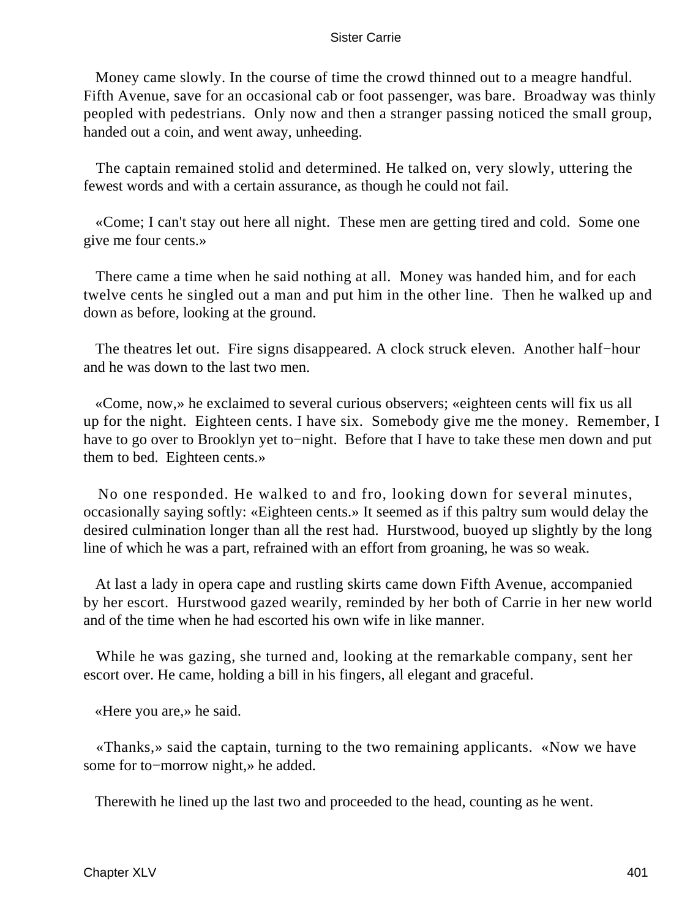Money came slowly. In the course of time the crowd thinned out to a meagre handful. Fifth Avenue, save for an occasional cab or foot passenger, was bare. Broadway was thinly peopled with pedestrians. Only now and then a stranger passing noticed the small group, handed out a coin, and went away, unheeding.

The captain remained stolid and determined. He talked on, very slowly, uttering the fewest words and with a certain assurance, as though he could not fail.

«Come; I can't stay out here all night. These men are getting tired and cold. Some one give me four cents.»

There came a time when he said nothing at all. Money was handed him, and for each twelve cents he singled out a man and put him in the other line. Then he walked up and down as before, looking at the ground.

The theatres let out. Fire signs disappeared. A clock struck eleven. Another half−hour and he was down to the last two men.

«Come, now,» he exclaimed to several curious observers; «eighteen cents will fix us all up for the night. Eighteen cents. I have six. Somebody give me the money. Remember, I have to go over to Brooklyn yet to−night. Before that I have to take these men down and put them to bed. Eighteen cents.»

No one responded. He walked to and fro, looking down for several minutes, occasionally saying softly: «Eighteen cents.» It seemed as if this paltry sum would delay the desired culmination longer than all the rest had. Hurstwood, buoyed up slightly by the long line of which he was a part, refrained with an effort from groaning, he was so weak.

At last a lady in opera cape and rustling skirts came down Fifth Avenue, accompanied by her escort. Hurstwood gazed wearily, reminded by her both of Carrie in her new world and of the time when he had escorted his own wife in like manner.

While he was gazing, she turned and, looking at the remarkable company, sent her escort over. He came, holding a bill in his fingers, all elegant and graceful.

«Here you are,» he said.

«Thanks,» said the captain, turning to the two remaining applicants. «Now we have some for to−morrow night,» he added.

Therewith he lined up the last two and proceeded to the head, counting as he went.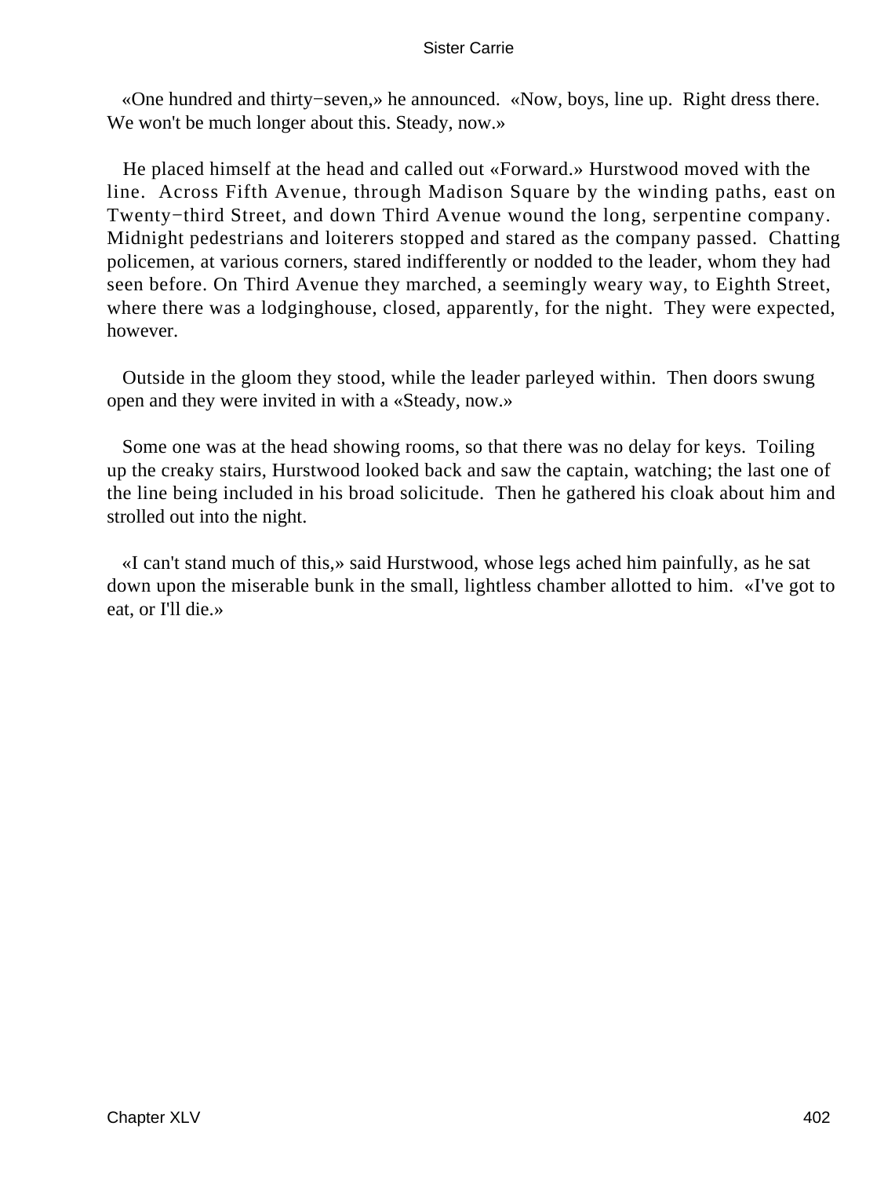«One hundred and thirty−seven,» he announced. «Now, boys, line up. Right dress there. We won't be much longer about this. Steady, now.»

He placed himself at the head and called out «Forward.» Hurstwood moved with the line. Across Fifth Avenue, through Madison Square by the winding paths, east on Twenty−third Street, and down Third Avenue wound the long, serpentine company. Midnight pedestrians and loiterers stopped and stared as the company passed. Chatting policemen, at various corners, stared indifferently or nodded to the leader, whom they had seen before. On Third Avenue they marched, a seemingly weary way, to Eighth Street, where there was a lodginghouse, closed, apparently, for the night. They were expected, however.

Outside in the gloom they stood, while the leader parleyed within. Then doors swung open and they were invited in with a «Steady, now.»

Some one was at the head showing rooms, so that there was no delay for keys. Toiling up the creaky stairs, Hurstwood looked back and saw the captain, watching; the last one of the line being included in his broad solicitude. Then he gathered his cloak about him and strolled out into the night.

«I can't stand much of this,» said Hurstwood, whose legs ached him painfully, as he sat down upon the miserable bunk in the small, lightless chamber allotted to him. «I've got to eat, or I'll die.»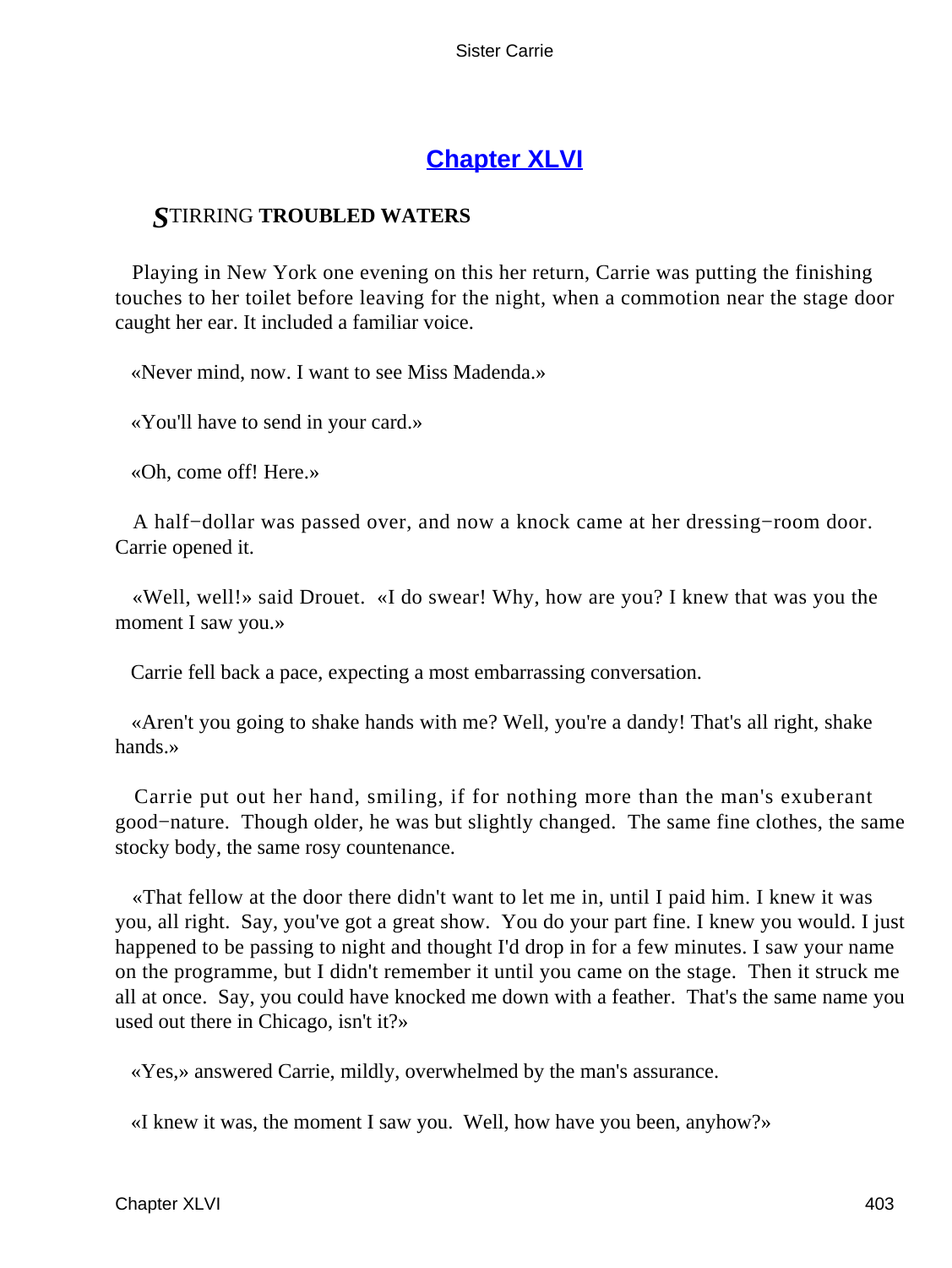# [Chapter XLVI](#)

## *S*TIRRING **TROUBLED WATERS**

Playing in New York one evening on this her return, Carrie was putting the finishing touches to her toilet before leaving for the night, when a commotion near the stage door caught her ear. It included a familiar voice.

«Never mind, now. I want to see Miss Madenda.»

«You'll have to send in your card.»

«Oh, come off! Here.»

A half−dollar was passed over, and now a knock came at her dressing−room door. Carrie opened it.

«Well, well!» said Drouet. «I do swear! Why, how are you? I knew that was you the moment I saw you.»

Carrie fell back a pace, expecting a most embarrassing conversation.

«Aren't you going to shake hands with me? Well, you're a dandy! That's all right, shake hands.»

Carrie put out her hand, smiling, if for nothing more than the man's exuberant good−nature. Though older, he was but slightly changed. The same fine clothes, the same stocky body, the same rosy countenance.

«That fellow at the door there didn't want to let me in, until I paid him. I knew it was you, all right. Say, you've got a great show. You do your part fine. I knew you would. I just happened to be passing to night and thought I'd drop in for a few minutes. I saw your name on the programme, but I didn't remember it until you came on the stage. Then it struck me all at once. Say, you could have knocked me down with a feather. That's the same name you used out there in Chicago, isn't it?»

«Yes,» answered Carrie, mildly, overwhelmed by the man's assurance.

«I knew it was, the moment I saw you. Well, how have you been, anyhow?»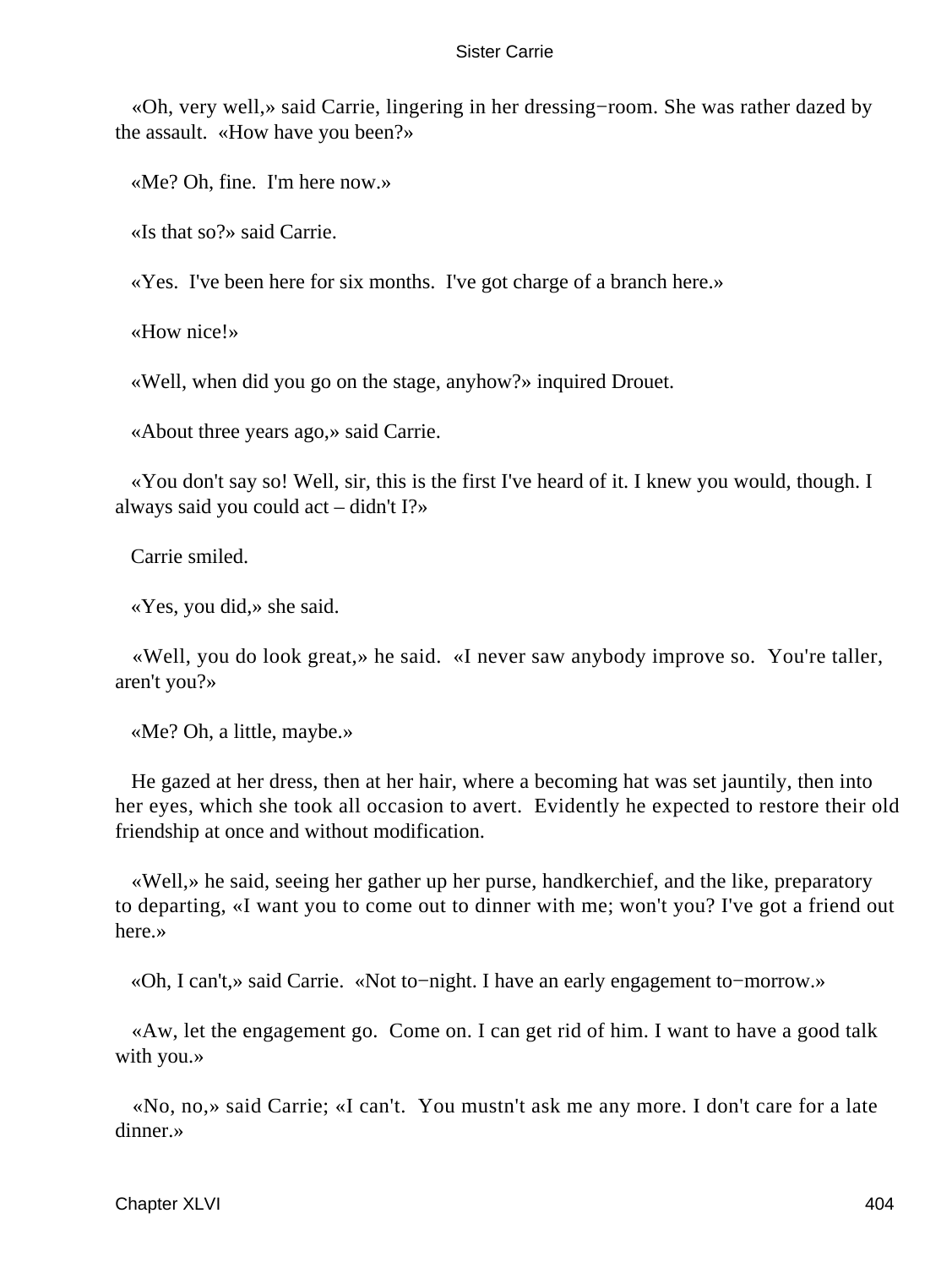«Oh, very well,» said Carrie, lingering in her dressing−room. She was rather dazed by the assault. «How have you been?»

«Me? Oh, fine. I'm here now.»

«Is that so?» said Carrie.

«Yes. I've been here for six months. I've got charge of a branch here.»

«How nice!»

«Well, when did you go on the stage, anyhow?» inquired Drouet.

«About three years ago,» said Carrie.

«You don't say so! Well, sir, this is the first I've heard of it. I knew you would, though. I always said you could act – didn't I?»

Carrie smiled.

«Yes, you did,» she said.

«Well, you do look great,» he said. «I never saw anybody improve so. You're taller, aren't you?»

«Me? Oh, a little, maybe.»

He gazed at her dress, then at her hair, where a becoming hat was set jauntily, then into her eyes, which she took all occasion to avert. Evidently he expected to restore their old friendship at once and without modification.

«Well,» he said, seeing her gather up her purse, handkerchief, and the like, preparatory to departing, «I want you to come out to dinner with me; won't you? I've got a friend out here.»

«Oh, I can't,» said Carrie. «Not to−night. I have an early engagement to−morrow.»

«Aw, let the engagement go. Come on. I can get rid of him. I want to have a good talk with you.»

«No, no,» said Carrie; «I can't. You mustn't ask me any more. I don't care for a late dinner.»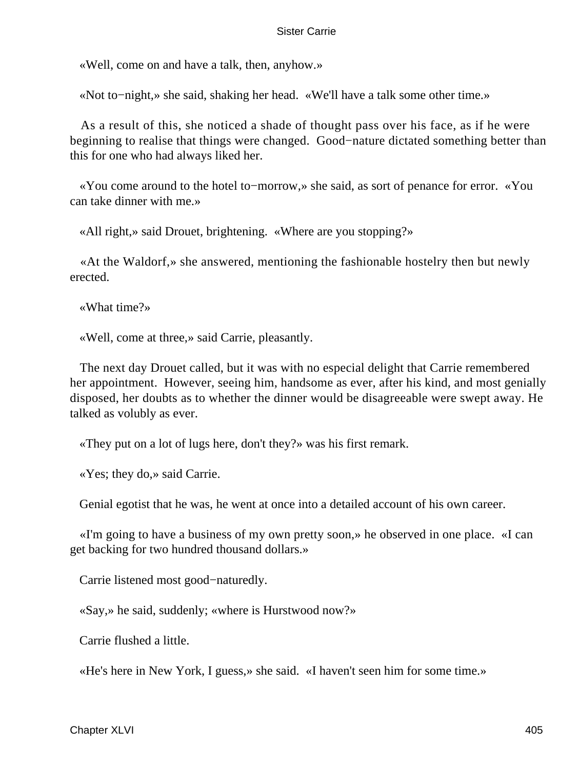«Well, come on and have a talk, then, anyhow.»

«Not to−night,» she said, shaking her head. «We'll have a talk some other time.»

As a result of this, she noticed a shade of thought pass over his face, as if he were beginning to realise that things were changed. Good−nature dictated something better than this for one who had always liked her.

«You come around to the hotel to−morrow,» she said, as sort of penance for error. «You can take dinner with me.»

«All right,» said Drouet, brightening. «Where are you stopping?»

«At the Waldorf,» she answered, mentioning the fashionable hostelry then but newly erected.

«What time?»

«Well, come at three,» said Carrie, pleasantly.

The next day Drouet called, but it was with no especial delight that Carrie remembered her appointment. However, seeing him, handsome as ever, after his kind, and most genially disposed, her doubts as to whether the dinner would be disagreeable were swept away. He talked as volubly as ever.

«They put on a lot of lugs here, don't they?» was his first remark.

«Yes; they do,» said Carrie.

Genial egotist that he was, he went at once into a detailed account of his own career.

«I'm going to have a business of my own pretty soon,» he observed in one place. «I can get backing for two hundred thousand dollars.»

Carrie listened most good−naturedly.

«Say,» he said, suddenly; «where is Hurstwood now?»

Carrie flushed a little.

«He's here in New York, I guess,» she said. «I haven't seen him for some time.»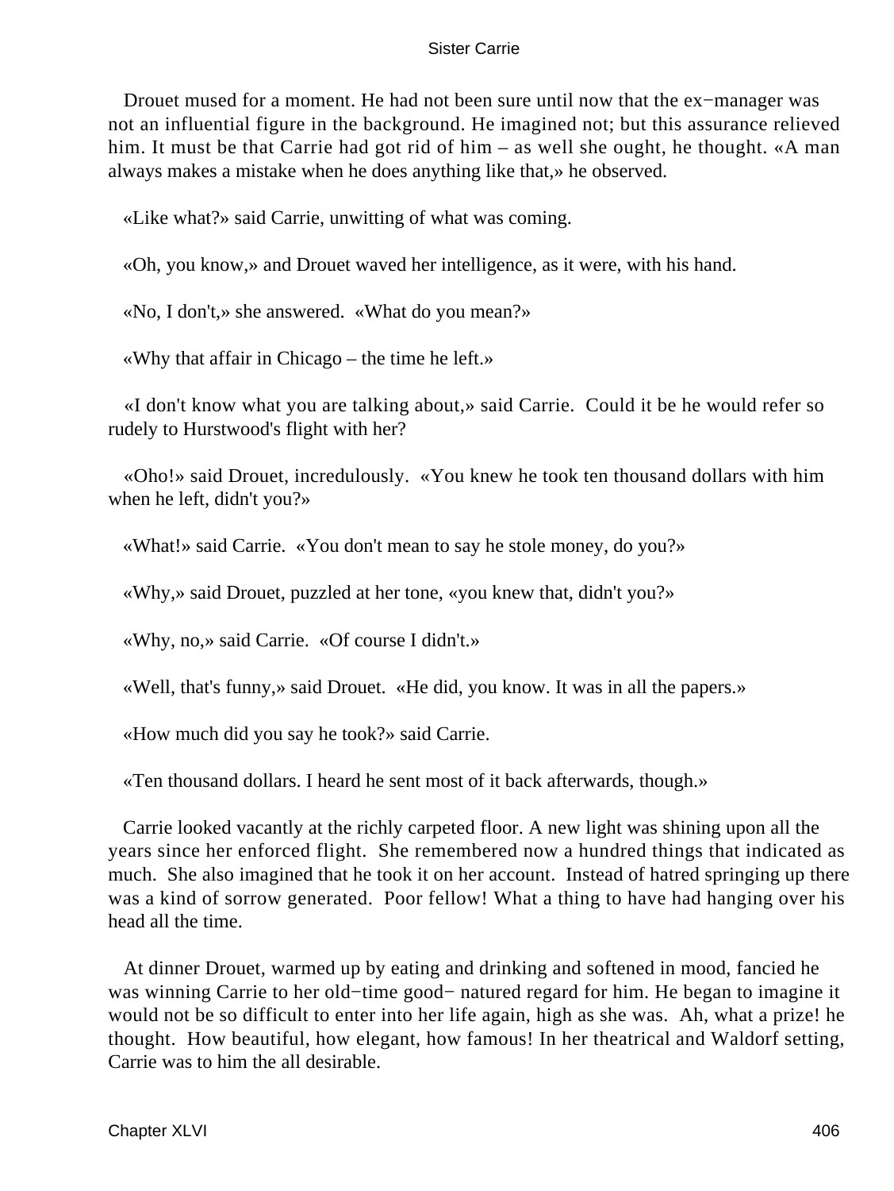Drouet mused for a moment. He had not been sure until now that the ex−manager was not an influential figure in the background. He imagined not; but this assurance relieved him. It must be that Carrie had got rid of him – as well she ought, he thought. «A man always makes a mistake when he does anything like that,» he observed.

«Like what?» said Carrie, unwitting of what was coming.

«Oh, you know,» and Drouet waved her intelligence, as it were, with his hand.

«No, I don't,» she answered. «What do you mean?»

«Why that affair in Chicago – the time he left.»

«I don't know what you are talking about,» said Carrie. Could it be he would refer so rudely to Hurstwood's flight with her?

«Oho!» said Drouet, incredulously. «You knew he took ten thousand dollars with him when he left, didn't you?»

«What!» said Carrie. «You don't mean to say he stole money, do you?»

«Why,» said Drouet, puzzled at her tone, «you knew that, didn't you?»

«Why, no,» said Carrie. «Of course I didn't.»

«Well, that's funny,» said Drouet. «He did, you know. It was in all the papers.»

«How much did you say he took?» said Carrie.

«Ten thousand dollars. I heard he sent most of it back afterwards, though.»

Carrie looked vacantly at the richly carpeted floor. A new light was shining upon all the years since her enforced flight. She remembered now a hundred things that indicated as much. She also imagined that he took it on her account. Instead of hatred springing up there was a kind of sorrow generated. Poor fellow! What a thing to have had hanging over his head all the time.

At dinner Drouet, warmed up by eating and drinking and softened in mood, fancied he was winning Carrie to her old−time good− natured regard for him. He began to imagine it would not be so difficult to enter into her life again, high as she was. Ah, what a prize! he thought. How beautiful, how elegant, how famous! In her theatrical and Waldorf setting, Carrie was to him the all desirable.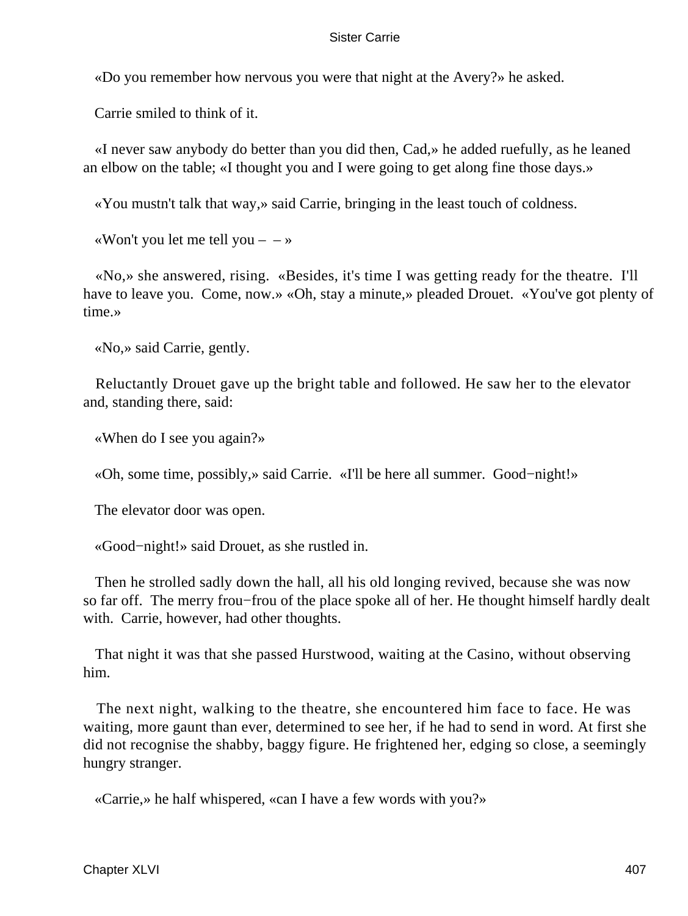«Do you remember how nervous you were that night at the Avery?» he asked.

Carrie smiled to think of it.

«I never saw anybody do better than you did then, Cad,» he added ruefully, as he leaned an elbow on the table; «I thought you and I were going to get along fine those days.»

«You mustn't talk that way,» said Carrie, bringing in the least touch of coldness.

«Won't you let me tell you – – »

«No,» she answered, rising. «Besides, it's time I was getting ready for the theatre. I'll have to leave you. Come, now.» «Oh, stay a minute,» pleaded Drouet. «You've got plenty of time.»

«No,» said Carrie, gently.

Reluctantly Drouet gave up the bright table and followed. He saw her to the elevator and, standing there, said:

«When do I see you again?»

«Oh, some time, possibly,» said Carrie. «I'll be here all summer. Good−night!»

The elevator door was open.

«Good−night!» said Drouet, as she rustled in.

Then he strolled sadly down the hall, all his old longing revived, because she was now so far off. The merry frou−frou of the place spoke all of her. He thought himself hardly dealt with. Carrie, however, had other thoughts.

That night it was that she passed Hurstwood, waiting at the Casino, without observing him.

The next night, walking to the theatre, she encountered him face to face. He was waiting, more gaunt than ever, determined to see her, if he had to send in word. At first she did not recognise the shabby, baggy figure. He frightened her, edging so close, a seemingly hungry stranger.

«Carrie,» he half whispered, «can I have a few words with you?»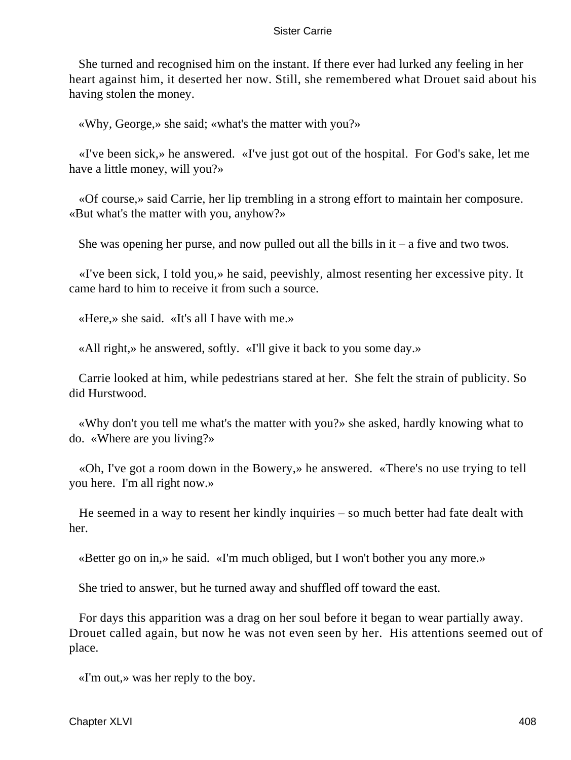She turned and recognised him on the instant. If there ever had lurked any feeling in her heart against him, it deserted her now. Still, she remembered what Drouet said about his having stolen the money.

«Why, George,» she said; «what's the matter with you?»

«I've been sick,» he answered. «I've just got out of the hospital. For God's sake, let me have a little money, will you?»

«Of course,» said Carrie, her lip trembling in a strong effort to maintain her composure. «But what's the matter with you, anyhow?»

She was opening her purse, and now pulled out all the bills in it – a five and two twos.

«I've been sick, I told you,» he said, peevishly, almost resenting her excessive pity. It came hard to him to receive it from such a source.

«Here,» she said. «It's all I have with me.»

«All right,» he answered, softly. «I'll give it back to you some day.»

Carrie looked at him, while pedestrians stared at her. She felt the strain of publicity. So did Hurstwood.

«Why don't you tell me what's the matter with you?» she asked, hardly knowing what to do. «Where are you living?»

«Oh, I've got a room down in the Bowery,» he answered. «There's no use trying to tell you here. I'm all right now.»

He seemed in a way to resent her kindly inquiries – so much better had fate dealt with her.

«Better go on in,» he said. «I'm much obliged, but I won't bother you any more.»

She tried to answer, but he turned away and shuffled off toward the east.

For days this apparition was a drag on her soul before it began to wear partially away. Drouet called again, but now he was not even seen by her. His attentions seemed out of place.

«I'm out,» was her reply to the boy.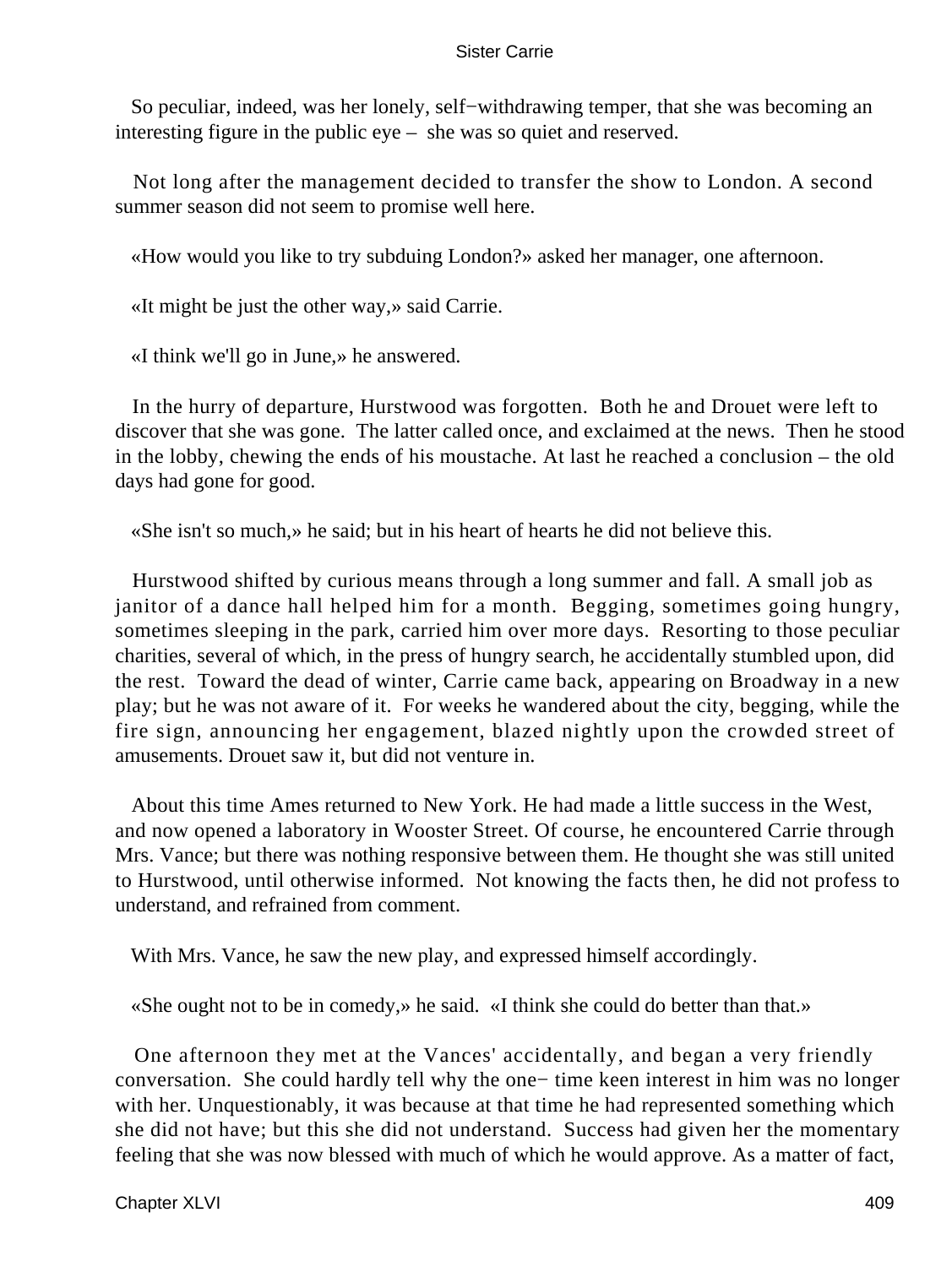So peculiar, indeed, was her lonely, self−withdrawing temper, that she was becoming an interesting figure in the public eye – she was so quiet and reserved.

Not long after the management decided to transfer the show to London. A second summer season did not seem to promise well here.

«How would you like to try subduing London?» asked her manager, one afternoon.

«It might be just the other way,» said Carrie.

«I think we'll go in June,» he answered.

In the hurry of departure, Hurstwood was forgotten. Both he and Drouet were left to discover that she was gone. The latter called once, and exclaimed at the news. Then he stood in the lobby, chewing the ends of his moustache. At last he reached a conclusion – the old days had gone for good.

«She isn't so much,» he said; but in his heart of hearts he did not believe this.

Hurstwood shifted by curious means through a long summer and fall. A small job as janitor of a dance hall helped him for a month. Begging, sometimes going hungry, sometimes sleeping in the park, carried him over more days. Resorting to those peculiar charities, several of which, in the press of hungry search, he accidentally stumbled upon, did the rest. Toward the dead of winter, Carrie came back, appearing on Broadway in a new play; but he was not aware of it. For weeks he wandered about the city, begging, while the fire sign, announcing her engagement, blazed nightly upon the crowded street of amusements. Drouet saw it, but did not venture in.

About this time Ames returned to New York. He had made a little success in the West, and now opened a laboratory in Wooster Street. Of course, he encountered Carrie through Mrs. Vance; but there was nothing responsive between them. He thought she was still united to Hurstwood, until otherwise informed. Not knowing the facts then, he did not profess to understand, and refrained from comment.

With Mrs. Vance, he saw the new play, and expressed himself accordingly.

«She ought not to be in comedy,» he said. «I think she could do better than that.»

One afternoon they met at the Vances' accidentally, and began a very friendly conversation. She could hardly tell why the one− time keen interest in him was no longer with her. Unquestionably, it was because at that time he had represented something which she did not have; but this she did not understand. Success had given her the momentary feeling that she was now blessed with much of which he would approve. As a matter of fact,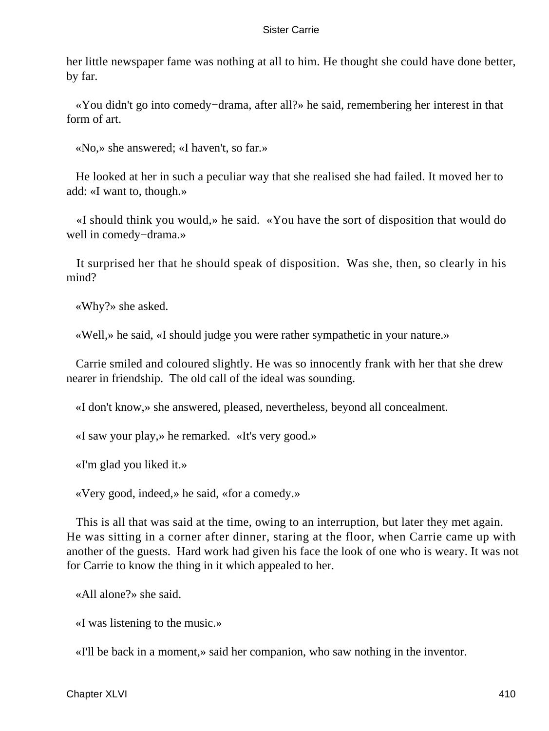her little newspaper fame was nothing at all to him. He thought she could have done better, by far.

«You didn't go into comedy−drama, after all?» he said, remembering her interest in that form of art.

«No,» she answered; «I haven't, so far.»

He looked at her in such a peculiar way that she realised she had failed. It moved her to add: «I want to, though.»

«I should think you would,» he said. «You have the sort of disposition that would do well in comedy−drama.»

It surprised her that he should speak of disposition. Was she, then, so clearly in his mind?

«Why?» she asked.

«Well,» he said, «I should judge you were rather sympathetic in your nature.»

Carrie smiled and coloured slightly. He was so innocently frank with her that she drew nearer in friendship. The old call of the ideal was sounding.

«I don't know,» she answered, pleased, nevertheless, beyond all concealment.

«I saw your play,» he remarked. «It's very good.»

«I'm glad you liked it.»

«Very good, indeed,» he said, «for a comedy.»

This is all that was said at the time, owing to an interruption, but later they met again. He was sitting in a corner after dinner, staring at the floor, when Carrie came up with another of the guests. Hard work had given his face the look of one who is weary. It was not for Carrie to know the thing in it which appealed to her.

«All alone?» she said.

«I was listening to the music.»

«I'll be back in a moment,» said her companion, who saw nothing in the inventor.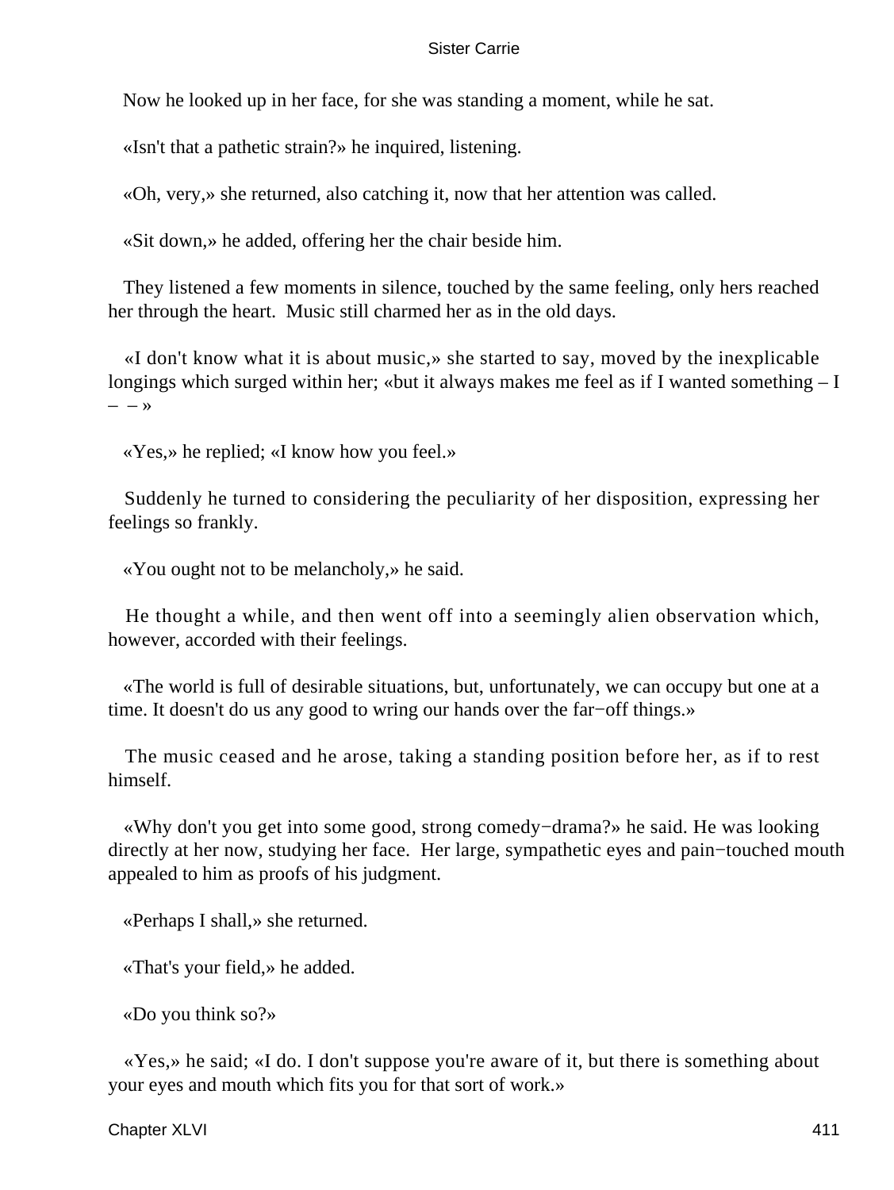Now he looked up in her face, for she was standing a moment, while he sat.

«Isn't that a pathetic strain?» he inquired, listening.

«Oh, very,» she returned, also catching it, now that her attention was called.

«Sit down,» he added, offering her the chair beside him.

They listened a few moments in silence, touched by the same feeling, only hers reached her through the heart. Music still charmed her as in the old days.

«I don't know what it is about music,» she started to say, moved by the inexplicable longings which surged within her; «but it always makes me feel as if I wanted something – I – – »

«Yes,» he replied; «I know how you feel.»

Suddenly he turned to considering the peculiarity of her disposition, expressing her feelings so frankly.

«You ought not to be melancholy,» he said.

He thought a while, and then went off into a seemingly alien observation which, however, accorded with their feelings.

«The world is full of desirable situations, but, unfortunately, we can occupy but one at a time. It doesn't do us any good to wring our hands over the far−off things.»

The music ceased and he arose, taking a standing position before her, as if to rest himself.

«Why don't you get into some good, strong comedy−drama?» he said. He was looking directly at her now, studying her face. Her large, sympathetic eyes and pain−touched mouth appealed to him as proofs of his judgment.

«Perhaps I shall,» she returned.

«That's your field,» he added.

«Do you think so?»

«Yes,» he said; «I do. I don't suppose you're aware of it, but there is something about your eyes and mouth which fits you for that sort of work.»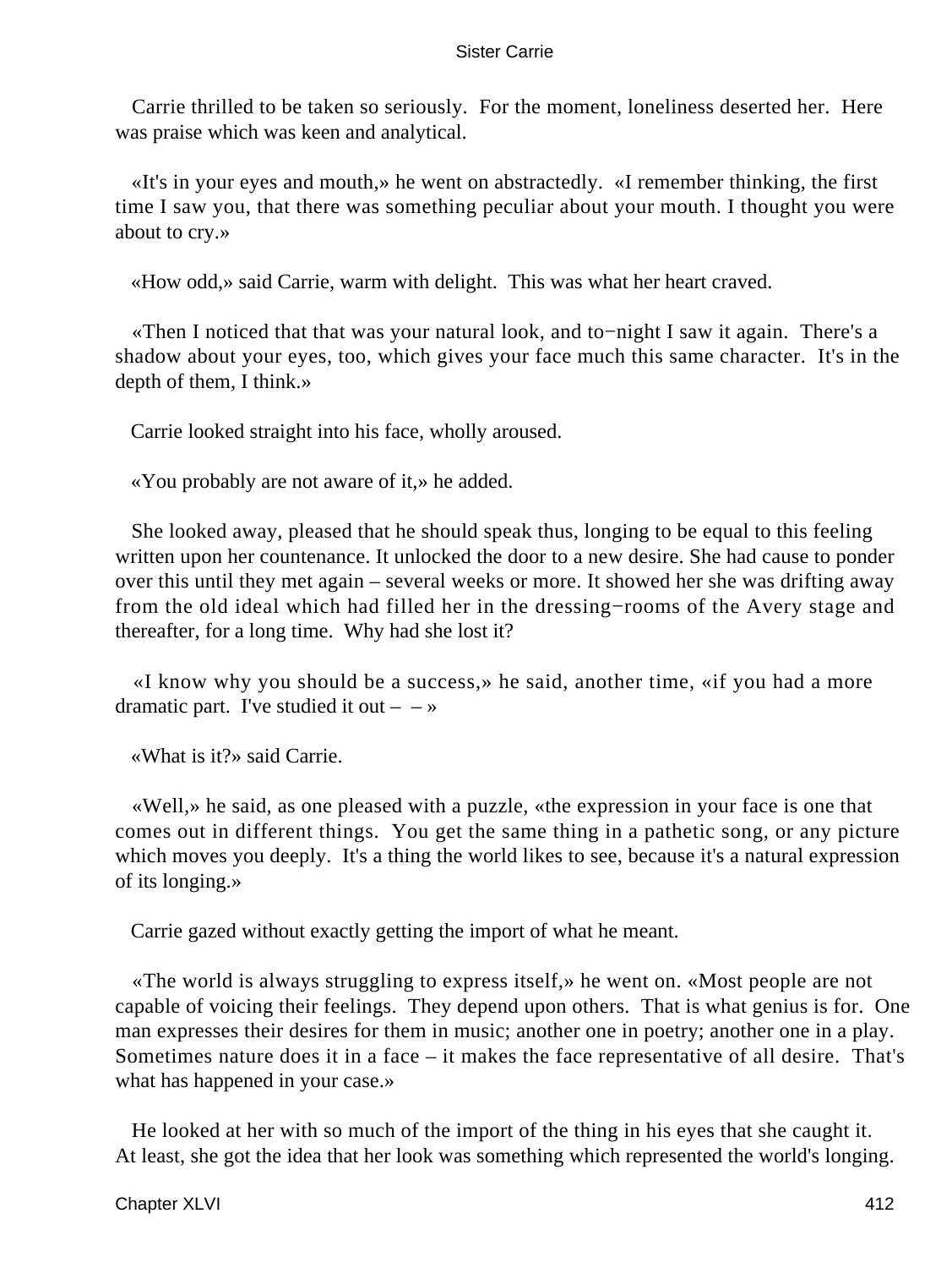Carrie thrilled to be taken so seriously. For the moment, loneliness deserted her. Here was praise which was keen and analytical.

«It's in your eyes and mouth,» he went on abstractedly. «I remember thinking, the first time I saw you, that there was something peculiar about your mouth. I thought you were about to cry.»

«How odd,» said Carrie, warm with delight. This was what her heart craved.

«Then I noticed that that was your natural look, and to−night I saw it again. There's a shadow about your eyes, too, which gives your face much this same character. It's in the depth of them, I think.»

Carrie looked straight into his face, wholly aroused.

«You probably are not aware of it,» he added.

She looked away, pleased that he should speak thus, longing to be equal to this feeling written upon her countenance. It unlocked the door to a new desire. She had cause to ponder over this until they met again – several weeks or more. It showed her she was drifting away from the old ideal which had filled her in the dressing−rooms of the Avery stage and thereafter, for a long time. Why had she lost it?

«I know why you should be a success,» he said, another time, «if you had a more dramatic part. I've studied it out – – »

«What is it?» said Carrie.

«Well,» he said, as one pleased with a puzzle, «the expression in your face is one that comes out in different things. You get the same thing in a pathetic song, or any picture which moves you deeply. It's a thing the world likes to see, because it's a natural expression of its longing.»

Carrie gazed without exactly getting the import of what he meant.

«The world is always struggling to express itself,» he went on. «Most people are not capable of voicing their feelings. They depend upon others. That is what genius is for. One man expresses their desires for them in music; another one in poetry; another one in a play. Sometimes nature does it in a face – it makes the face representative of all desire. That's what has happened in your case.»

He looked at her with so much of the import of the thing in his eyes that she caught it. At least, she got the idea that her look was something which represented the world's longing.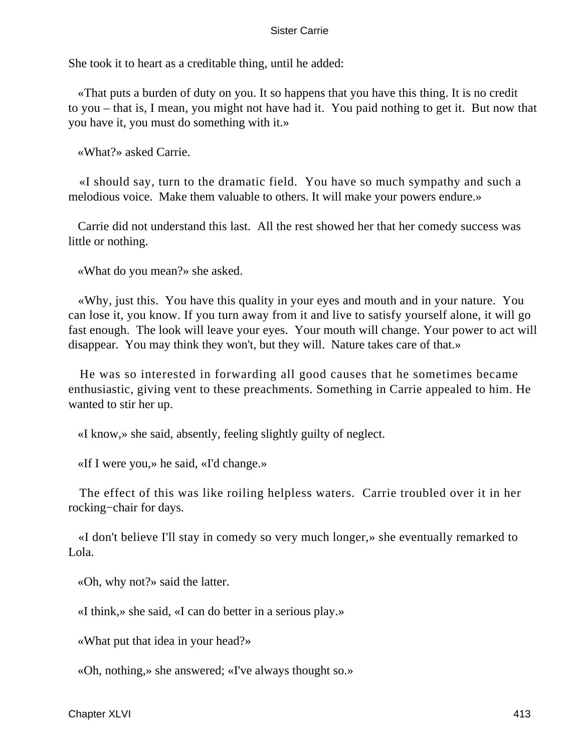She took it to heart as a creditable thing, until he added:

«That puts a burden of duty on you. It so happens that you have this thing. It is no credit to you – that is, I mean, you might not have had it. You paid nothing to get it. But now that you have it, you must do something with it.»

«What?» asked Carrie.

«I should say, turn to the dramatic field. You have so much sympathy and such a melodious voice. Make them valuable to others. It will make your powers endure.»

Carrie did not understand this last. All the rest showed her that her comedy success was little or nothing.

«What do you mean?» she asked.

«Why, just this. You have this quality in your eyes and mouth and in your nature. You can lose it, you know. If you turn away from it and live to satisfy yourself alone, it will go fast enough. The look will leave your eyes. Your mouth will change. Your power to act will disappear. You may think they won't, but they will. Nature takes care of that.»

He was so interested in forwarding all good causes that he sometimes became enthusiastic, giving vent to these preachments. Something in Carrie appealed to him. He wanted to stir her up.

«I know,» she said, absently, feeling slightly guilty of neglect.

«If I were you,» he said, «I'd change.»

The effect of this was like roiling helpless waters. Carrie troubled over it in her rocking−chair for days.

«I don't believe I'll stay in comedy so very much longer,» she eventually remarked to Lola.

«Oh, why not?» said the latter.

«I think,» she said, «I can do better in a serious play.»

«What put that idea in your head?»

«Oh, nothing,» she answered; «I've always thought so.»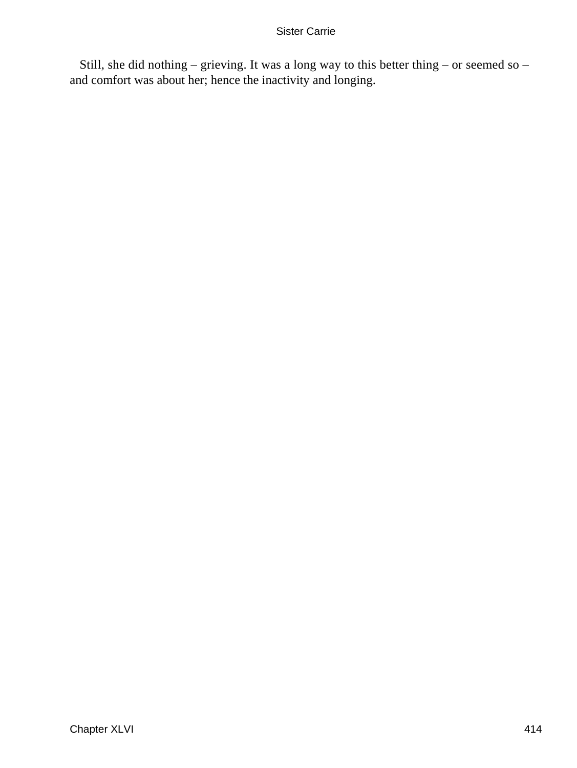Still, she did nothing – grieving. It was a long way to this better thing – or seemed so – and comfort was about her; hence the inactivity and longing.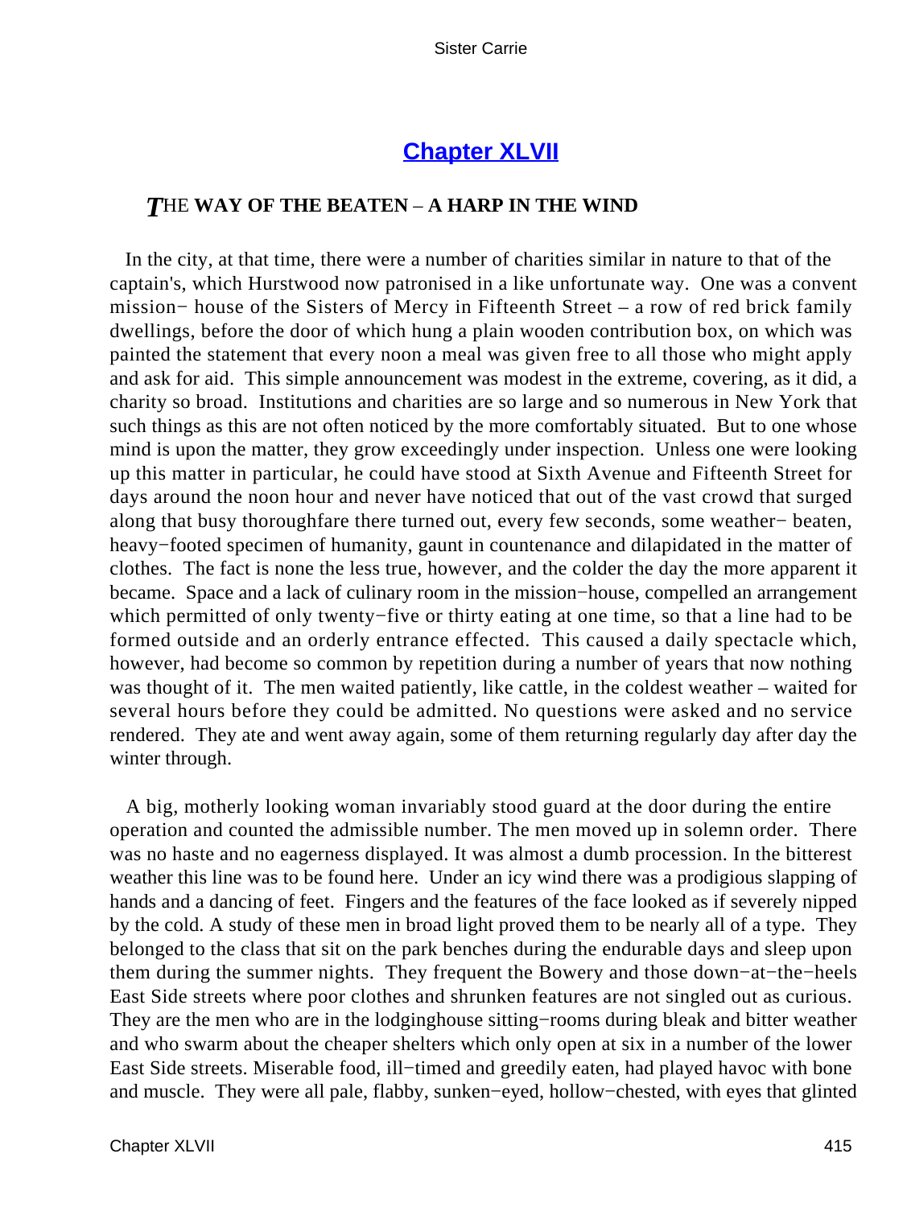## [Chapter XLVII](#)

### *T*HE WAY OF THE BEATEN – A HARP IN THE WIND

In the city, at that time, there were a number of charities similar in nature to that of the captain's, which Hurstwood now patronised in a like unfortunate way. One was a convent mission− house of the Sisters of Mercy in Fifteenth Street – a row of red brick family dwellings, before the door of which hung a plain wooden contribution box, on which was painted the statement that every noon a meal was given free to all those who might apply and ask for aid. This simple announcement was modest in the extreme, covering, as it did, a charity so broad. Institutions and charities are so large and so numerous in New York that such things as this are not often noticed by the more comfortably situated. But to one whose mind is upon the matter, they grow exceedingly under inspection. Unless one were looking up this matter in particular, he could have stood at Sixth Avenue and Fifteenth Street for days around the noon hour and never have noticed that out of the vast crowd that surged along that busy thoroughfare there turned out, every few seconds, some weather− beaten, heavy−footed specimen of humanity, gaunt in countenance and dilapidated in the matter of clothes. The fact is none the less true, however, and the colder the day the more apparent it became. Space and a lack of culinary room in the mission−house, compelled an arrangement which permitted of only twenty−five or thirty eating at one time, so that a line had to be formed outside and an orderly entrance effected. This caused a daily spectacle which, however, had become so common by repetition during a number of years that now nothing was thought of it. The men waited patiently, like cattle, in the coldest weather – waited for several hours before they could be admitted. No questions were asked and no service rendered. They ate and went away again, some of them returning regularly day after day the winter through.

A big, motherly looking woman invariably stood guard at the door during the entire operation and counted the admissible number. The men moved up in solemn order. There was no haste and no eagerness displayed. It was almost a dumb procession. In the bitterest weather this line was to be found here. Under an icy wind there was a prodigious slapping of hands and a dancing of feet. Fingers and the features of the face looked as if severely nipped by the cold. A study of these men in broad light proved them to be nearly all of a type. They belonged to the class that sit on the park benches during the endurable days and sleep upon them during the summer nights. They frequent the Bowery and those down−at−the−heels East Side streets where poor clothes and shrunken features are not singled out as curious. They are the men who are in the lodginghouse sitting−rooms during bleak and bitter weather and who swarm about the cheaper shelters which only open at six in a number of the lower East Side streets. Miserable food, ill−timed and greedily eaten, had played havoc with bone and muscle. They were all pale, flabby, sunken−eyed, hollow−chested, with eyes that glinted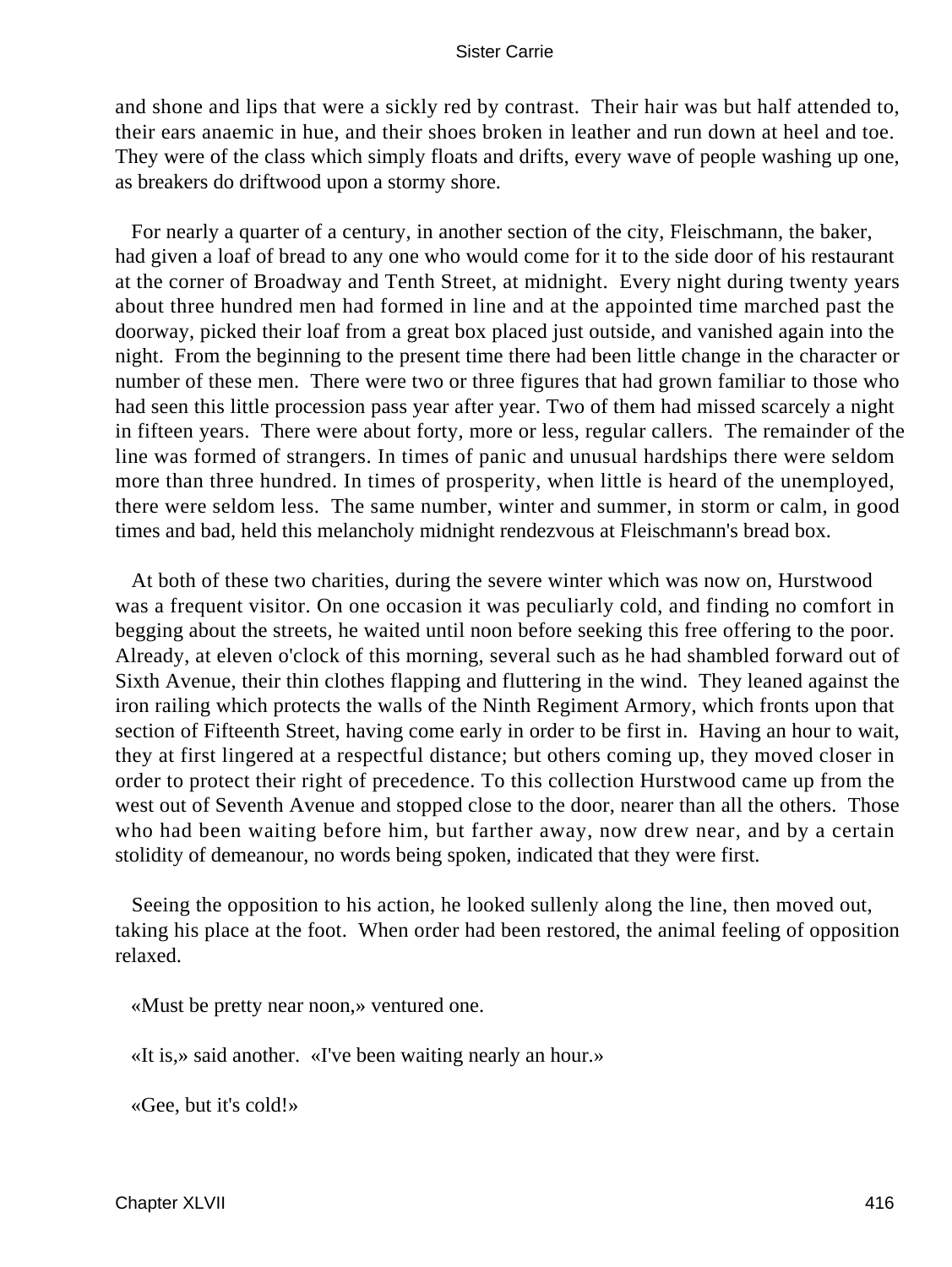and shone and lips that were a sickly red by contrast. Their hair was but half attended to, their ears anaemic in hue, and their shoes broken in leather and run down at heel and toe. They were of the class which simply floats and drifts, every wave of people washing up one, as breakers do driftwood upon a stormy shore.

For nearly a quarter of a century, in another section of the city, Fleischmann, the baker, had given a loaf of bread to any one who would come for it to the side door of his restaurant at the corner of Broadway and Tenth Street, at midnight. Every night during twenty years about three hundred men had formed in line and at the appointed time marched past the doorway, picked their loaf from a great box placed just outside, and vanished again into the night. From the beginning to the present time there had been little change in the character or number of these men. There were two or three figures that had grown familiar to those who had seen this little procession pass year after year. Two of them had missed scarcely a night in fifteen years. There were about forty, more or less, regular callers. The remainder of the line was formed of strangers. In times of panic and unusual hardships there were seldom more than three hundred. In times of prosperity, when little is heard of the unemployed, there were seldom less. The same number, winter and summer, in storm or calm, in good times and bad, held this melancholy midnight rendezvous at Fleischmann's bread box.

At both of these two charities, during the severe winter which was now on, Hurstwood was a frequent visitor. On one occasion it was peculiarly cold, and finding no comfort in begging about the streets, he waited until noon before seeking this free offering to the poor. Already, at eleven o'clock of this morning, several such as he had shambled forward out of Sixth Avenue, their thin clothes flapping and fluttering in the wind. They leaned against the iron railing which protects the walls of the Ninth Regiment Armory, which fronts upon that section of Fifteenth Street, having come early in order to be first in. Having an hour to wait, they at first lingered at a respectful distance; but others coming up, they moved closer in order to protect their right of precedence. To this collection Hurstwood came up from the west out of Seventh Avenue and stopped close to the door, nearer than all the others. Those who had been waiting before him, but farther away, now drew near, and by a certain stolidity of demeanour, no words being spoken, indicated that they were first.

Seeing the opposition to his action, he looked sullenly along the line, then moved out, taking his place at the foot. When order had been restored, the animal feeling of opposition relaxed.

«Must be pretty near noon,» ventured one.

«It is,» said another. «I've been waiting nearly an hour.»

«Gee, but it's cold!»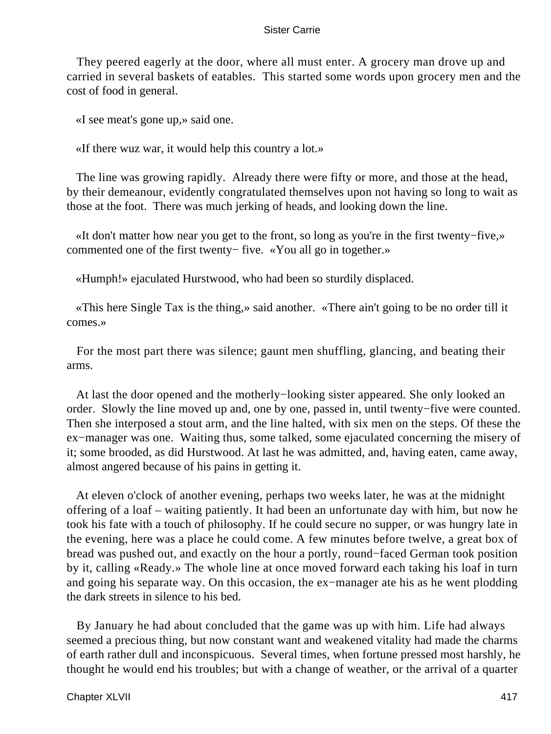They peered eagerly at the door, where all must enter. A grocery man drove up and carried in several baskets of eatables. This started some words upon grocery men and the cost of food in general.

«I see meat's gone up,» said one.

«If there wuz war, it would help this country a lot.»

The line was growing rapidly. Already there were fifty or more, and those at the head, by their demeanour, evidently congratulated themselves upon not having so long to wait as those at the foot. There was much jerking of heads, and looking down the line.

«It don't matter how near you get to the front, so long as you're in the first twenty−five,» commented one of the first twenty− five. «You all go in together.»

«Humph!» ejaculated Hurstwood, who had been so sturdily displaced.

«This here Single Tax is the thing,» said another. «There ain't going to be no order till it comes.»

For the most part there was silence; gaunt men shuffling, glancing, and beating their arms.

At last the door opened and the motherly−looking sister appeared. She only looked an order. Slowly the line moved up and, one by one, passed in, until twenty−five were counted. Then she interposed a stout arm, and the line halted, with six men on the steps. Of these the ex−manager was one. Waiting thus, some talked, some ejaculated concerning the misery of it; some brooded, as did Hurstwood. At last he was admitted, and, having eaten, came away, almost angered because of his pains in getting it.

At eleven o'clock of another evening, perhaps two weeks later, he was at the midnight offering of a loaf – waiting patiently. It had been an unfortunate day with him, but now he took his fate with a touch of philosophy. If he could secure no supper, or was hungry late in the evening, here was a place he could come. A few minutes before twelve, a great box of bread was pushed out, and exactly on the hour a portly, round−faced German took position by it, calling «Ready.» The whole line at once moved forward each taking his loaf in turn and going his separate way. On this occasion, the ex−manager ate his as he went plodding the dark streets in silence to his bed.

By January he had about concluded that the game was up with him. Life had always seemed a precious thing, but now constant want and weakened vitality had made the charms of earth rather dull and inconspicuous. Several times, when fortune pressed most harshly, he thought he would end his troubles; but with a change of weather, or the arrival of a quarter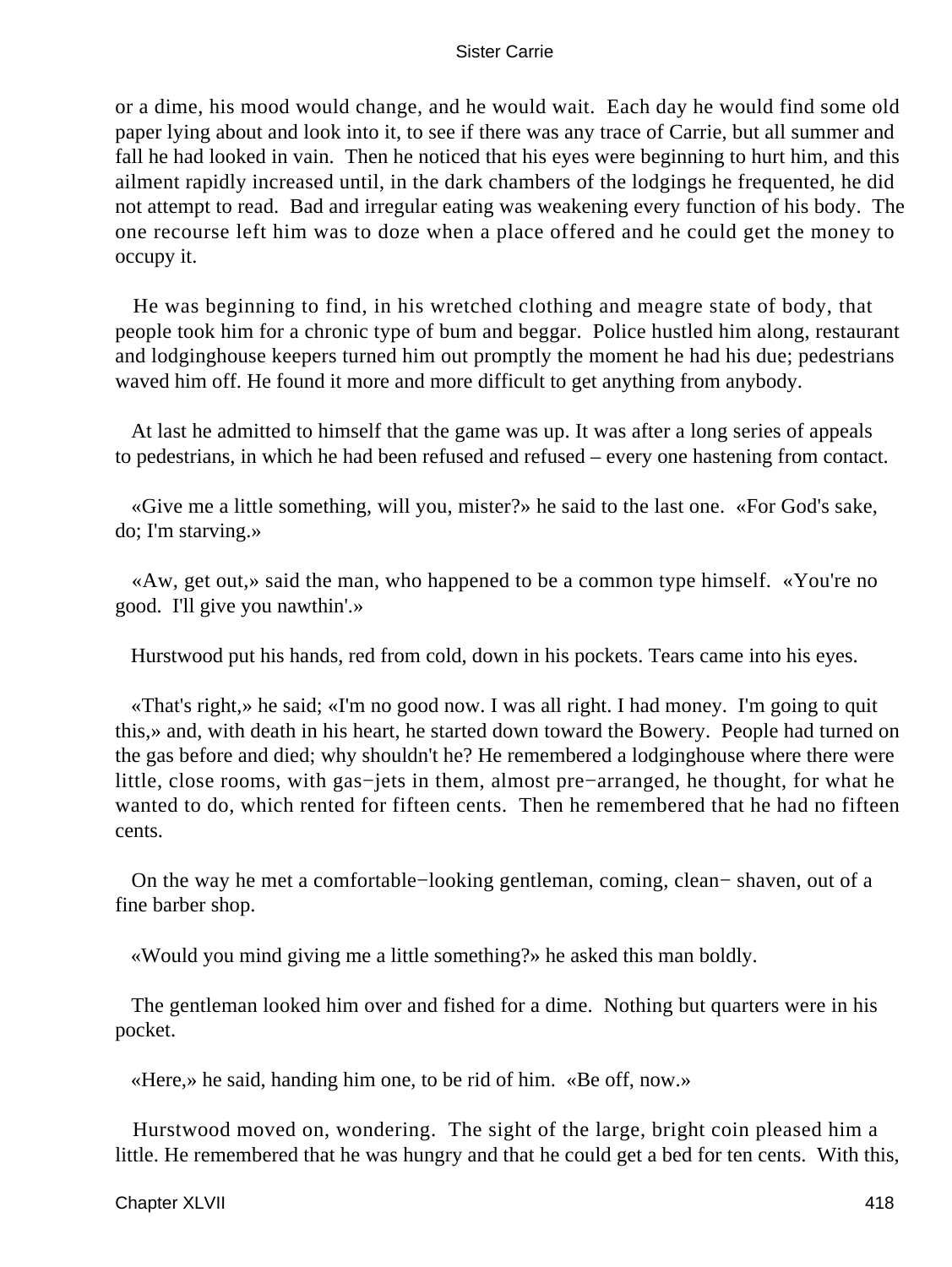or a dime, his mood would change, and he would wait. Each day he would find some old paper lying about and look into it, to see if there was any trace of Carrie, but all summer and fall he had looked in vain. Then he noticed that his eyes were beginning to hurt him, and this ailment rapidly increased until, in the dark chambers of the lodgings he frequented, he did not attempt to read. Bad and irregular eating was weakening every function of his body. The one recourse left him was to doze when a place offered and he could get the money to occupy it.

He was beginning to find, in his wretched clothing and meagre state of body, that people took him for a chronic type of bum and beggar. Police hustled him along, restaurant and lodginghouse keepers turned him out promptly the moment he had his due; pedestrians waved him off. He found it more and more difficult to get anything from anybody.

At last he admitted to himself that the game was up. It was after a long series of appeals to pedestrians, in which he had been refused and refused – every one hastening from contact.

«Give me a little something, will you, mister?» he said to the last one. «For God's sake, do; I'm starving.»

«Aw, get out,» said the man, who happened to be a common type himself. «You're no good. I'll give you nawthin'.»

Hurstwood put his hands, red from cold, down in his pockets. Tears came into his eyes.

«That's right,» he said; «I'm no good now. I was all right. I had money. I'm going to quit this,» and, with death in his heart, he started down toward the Bowery. People had turned on the gas before and died; why shouldn't he? He remembered a lodginghouse where there were little, close rooms, with gas−jets in them, almost pre−arranged, he thought, for what he wanted to do, which rented for fifteen cents. Then he remembered that he had no fifteen cents.

On the way he met a comfortable−looking gentleman, coming, clean− shaven, out of a fine barber shop.

«Would you mind giving me a little something?» he asked this man boldly.

The gentleman looked him over and fished for a dime. Nothing but quarters were in his pocket.

«Here,» he said, handing him one, to be rid of him. «Be off, now.»

Hurstwood moved on, wondering. The sight of the large, bright coin pleased him a little. He remembered that he was hungry and that he could get a bed for ten cents. With this,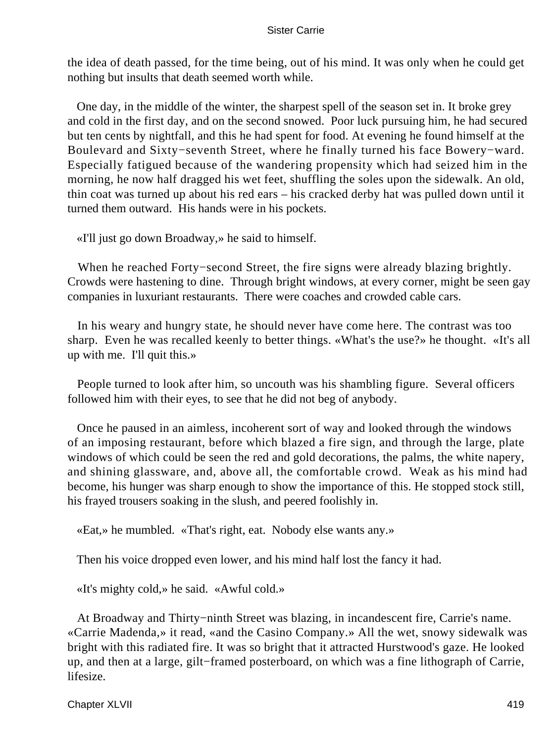the idea of death passed, for the time being, out of his mind. It was only when he could get nothing but insults that death seemed worth while.

One day, in the middle of the winter, the sharpest spell of the season set in. It broke grey and cold in the first day, and on the second snowed. Poor luck pursuing him, he had secured but ten cents by nightfall, and this he had spent for food. At evening he found himself at the Boulevard and Sixty−seventh Street, where he finally turned his face Bowery−ward. Especially fatigued because of the wandering propensity which had seized him in the morning, he now half dragged his wet feet, shuffling the soles upon the sidewalk. An old, thin coat was turned up about his red ears – his cracked derby hat was pulled down until it turned them outward. His hands were in his pockets.

«I'll just go down Broadway,» he said to himself.

When he reached Forty−second Street, the fire signs were already blazing brightly. Crowds were hastening to dine. Through bright windows, at every corner, might be seen gay companies in luxuriant restaurants. There were coaches and crowded cable cars.

In his weary and hungry state, he should never have come here. The contrast was too sharp. Even he was recalled keenly to better things. «What's the use?» he thought. «It's all up with me. I'll quit this.»

People turned to look after him, so uncouth was his shambling figure. Several officers followed him with their eyes, to see that he did not beg of anybody.

Once he paused in an aimless, incoherent sort of way and looked through the windows of an imposing restaurant, before which blazed a fire sign, and through the large, plate windows of which could be seen the red and gold decorations, the palms, the white napery, and shining glassware, and, above all, the comfortable crowd. Weak as his mind had become, his hunger was sharp enough to show the importance of this. He stopped stock still, his frayed trousers soaking in the slush, and peered foolishly in.

«Eat,» he mumbled. «That's right, eat. Nobody else wants any.»

Then his voice dropped even lower, and his mind half lost the fancy it had.

«It's mighty cold,» he said. «Awful cold.»

At Broadway and Thirty−ninth Street was blazing, in incandescent fire, Carrie's name. «Carrie Madenda,» it read, «and the Casino Company.» All the wet, snowy sidewalk was bright with this radiated fire. It was so bright that it attracted Hurstwood's gaze. He looked up, and then at a large, gilt−framed posterboard, on which was a fine lithograph of Carrie, lifesize.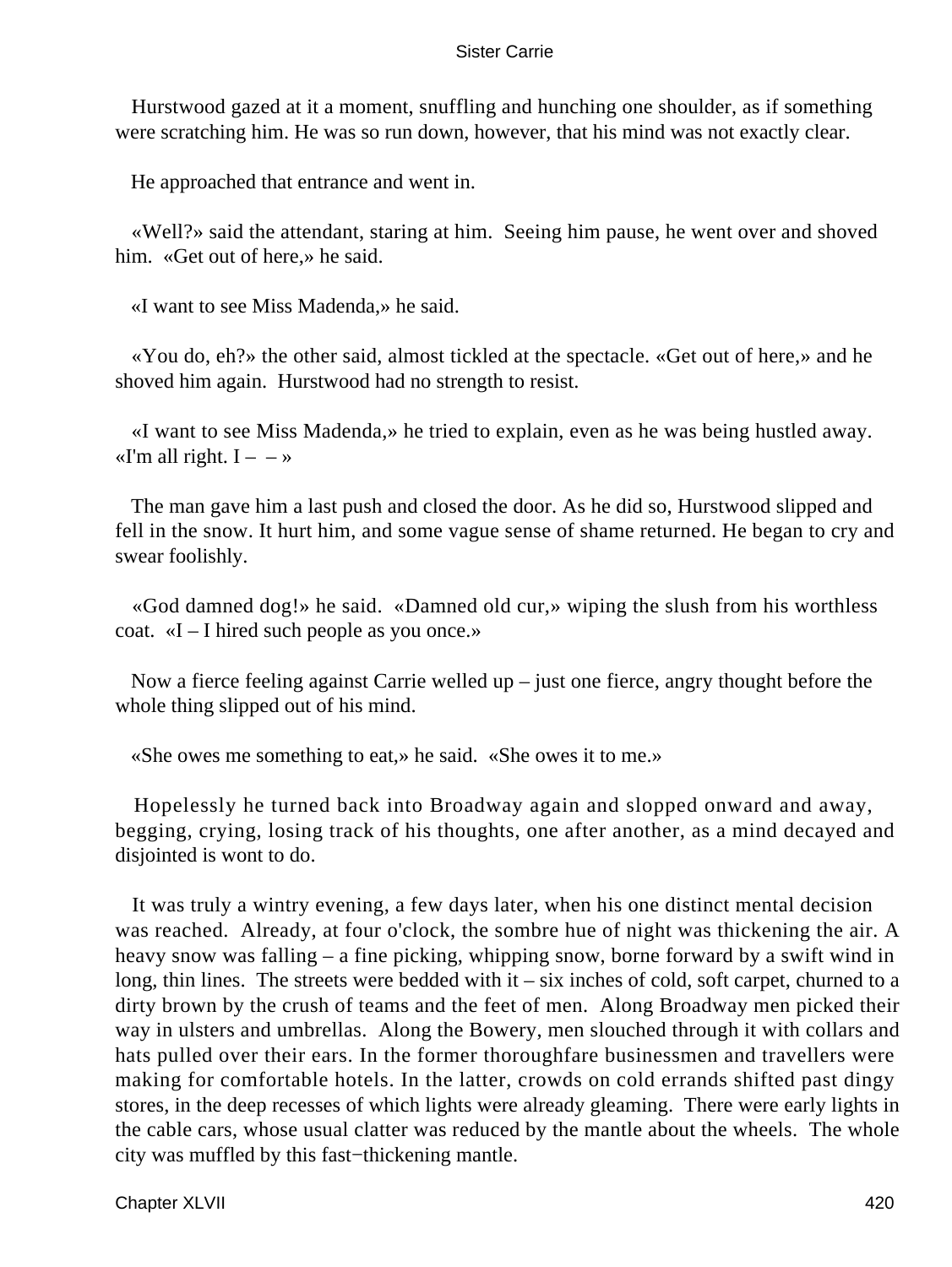Hurstwood gazed at it a moment, snuffling and hunching one shoulder, as if something were scratching him. He was so run down, however, that his mind was not exactly clear.

He approached that entrance and went in.

«Well?» said the attendant, staring at him. Seeing him pause, he went over and shoved him. «Get out of here,» he said.

«I want to see Miss Madenda,» he said.

«You do, eh?» the other said, almost tickled at the spectacle. «Get out of here,» and he shoved him again. Hurstwood had no strength to resist.

«I want to see Miss Madenda,» he tried to explain, even as he was being hustled away. «I'm all right. I – – »

The man gave him a last push and closed the door. As he did so, Hurstwood slipped and fell in the snow. It hurt him, and some vague sense of shame returned. He began to cry and swear foolishly.

«God damned dog!» he said. «Damned old cur,» wiping the slush from his worthless coat. «I – I hired such people as you once.»

Now a fierce feeling against Carrie welled up – just one fierce, angry thought before the whole thing slipped out of his mind.

«She owes me something to eat,» he said. «She owes it to me.»

Hopelessly he turned back into Broadway again and slopped onward and away, begging, crying, losing track of his thoughts, one after another, as a mind decayed and disjointed is wont to do.

It was truly a wintry evening, a few days later, when his one distinct mental decision was reached. Already, at four o'clock, the sombre hue of night was thickening the air. A heavy snow was falling – a fine picking, whipping snow, borne forward by a swift wind in long, thin lines. The streets were bedded with it – six inches of cold, soft carpet, churned to a dirty brown by the crush of teams and the feet of men. Along Broadway men picked their way in ulsters and umbrellas. Along the Bowery, men slouched through it with collars and hats pulled over their ears. In the former thoroughfare businessmen and travellers were making for comfortable hotels. In the latter, crowds on cold errands shifted past dingy stores, in the deep recesses of which lights were already gleaming. There were early lights in the cable cars, whose usual clatter was reduced by the mantle about the wheels. The whole city was muffled by this fast−thickening mantle.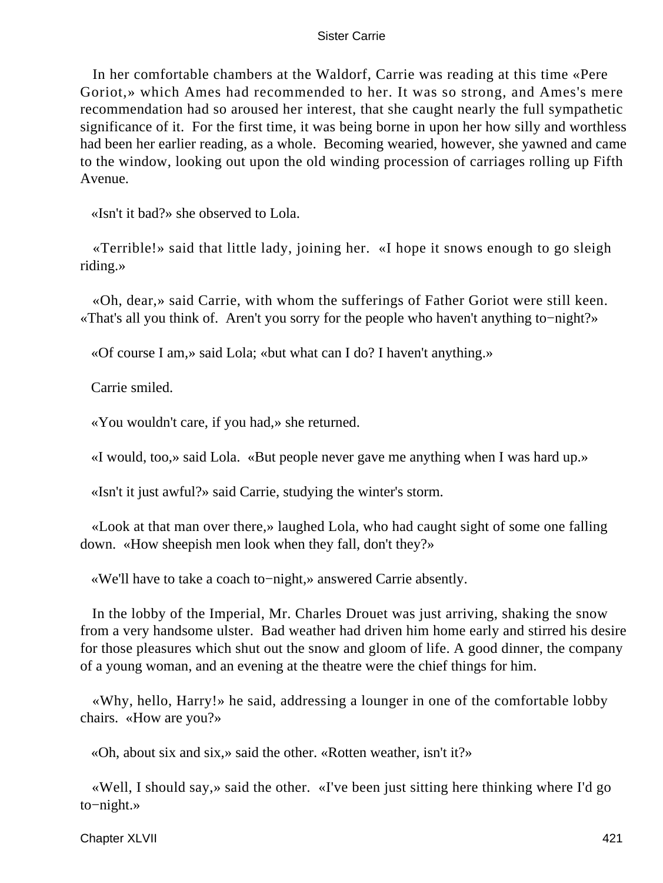In her comfortable chambers at the Waldorf, Carrie was reading at this time «Pere Goriot,» which Ames had recommended to her. It was so strong, and Ames's mere recommendation had so aroused her interest, that she caught nearly the full sympathetic significance of it. For the first time, it was being borne in upon her how silly and worthless had been her earlier reading, as a whole. Becoming wearied, however, she yawned and came to the window, looking out upon the old winding procession of carriages rolling up Fifth Avenue.

«Isn't it bad?» she observed to Lola.

«Terrible!» said that little lady, joining her. «I hope it snows enough to go sleigh riding.»

«Oh, dear,» said Carrie, with whom the sufferings of Father Goriot were still keen. «That's all you think of. Aren't you sorry for the people who haven't anything to−night?»

«Of course I am,» said Lola; «but what can I do? I haven't anything.»

Carrie smiled.

«You wouldn't care, if you had,» she returned.

«I would, too,» said Lola. «But people never gave me anything when I was hard up.»

«Isn't it just awful?» said Carrie, studying the winter's storm.

«Look at that man over there,» laughed Lola, who had caught sight of some one falling down. «How sheepish men look when they fall, don't they?»

«We'll have to take a coach to−night,» answered Carrie absently.

In the lobby of the Imperial, Mr. Charles Drouet was just arriving, shaking the snow from a very handsome ulster. Bad weather had driven him home early and stirred his desire for those pleasures which shut out the snow and gloom of life. A good dinner, the company of a young woman, and an evening at the theatre were the chief things for him.

«Why, hello, Harry!» he said, addressing a lounger in one of the comfortable lobby chairs. «How are you?»

«Oh, about six and six,» said the other. «Rotten weather, isn't it?»

«Well, I should say,» said the other. «I've been just sitting here thinking where I'd go to−night.»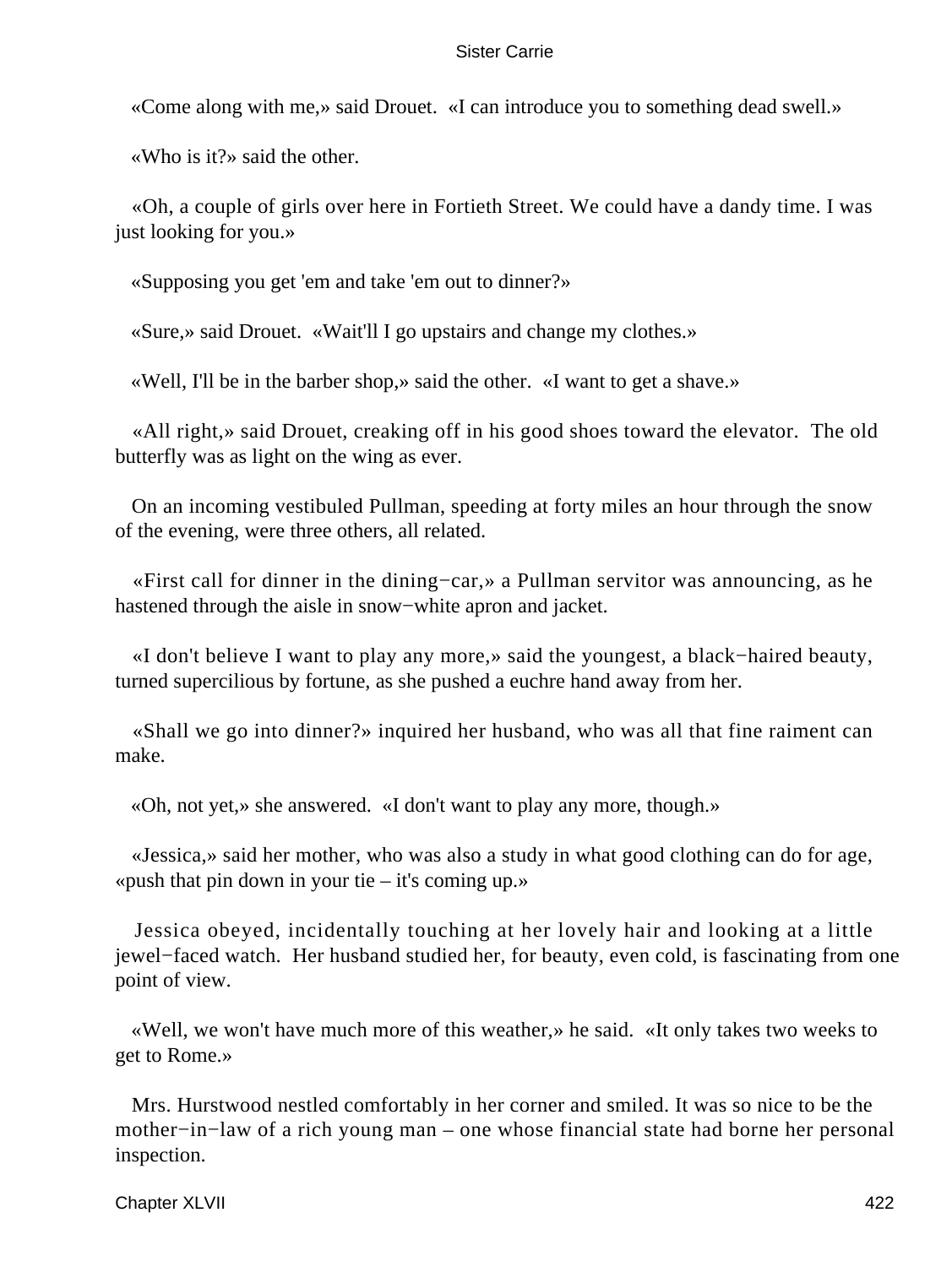«Come along with me,» said Drouet. «I can introduce you to something dead swell.»

«Who is it?» said the other.

«Oh, a couple of girls over here in Fortieth Street. We could have a dandy time. I was just looking for you.»

«Supposing you get 'em and take 'em out to dinner?»

«Sure,» said Drouet. «Wait'll I go upstairs and change my clothes.»

«Well, I'll be in the barber shop,» said the other. «I want to get a shave.»

«All right,» said Drouet, creaking off in his good shoes toward the elevator. The old butterfly was as light on the wing as ever.

On an incoming vestibuled Pullman, speeding at forty miles an hour through the snow of the evening, were three others, all related.

«First call for dinner in the dining−car,» a Pullman servitor was announcing, as he hastened through the aisle in snow−white apron and jacket.

«I don't believe I want to play any more,» said the youngest, a black−haired beauty, turned supercilious by fortune, as she pushed a euchre hand away from her.

«Shall we go into dinner?» inquired her husband, who was all that fine raiment can make.

«Oh, not yet,» she answered. «I don't want to play any more, though.»

«Jessica,» said her mother, who was also a study in what good clothing can do for age, «push that pin down in your tie – it's coming up.»

Jessica obeyed, incidentally touching at her lovely hair and looking at a little jewel−faced watch. Her husband studied her, for beauty, even cold, is fascinating from one point of view.

«Well, we won't have much more of this weather,» he said. «It only takes two weeks to get to Rome.»

Mrs. Hurstwood nestled comfortably in her corner and smiled. It was so nice to be the mother−in−law of a rich young man – one whose financial state had borne her personal inspection.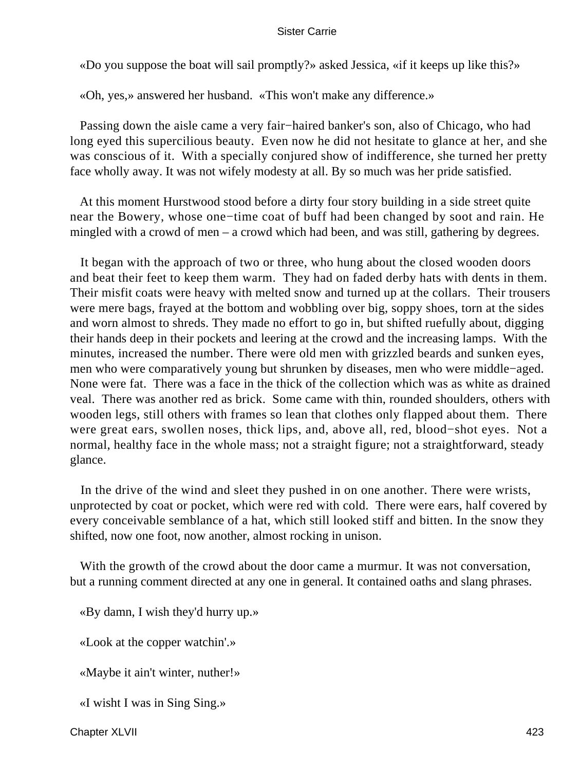«Do you suppose the boat will sail promptly?» asked Jessica, «if it keeps up like this?»

«Oh, yes,» answered her husband. «This won't make any difference.»

Passing down the aisle came a very fair−haired banker's son, also of Chicago, who had long eyed this supercilious beauty. Even now he did not hesitate to glance at her, and she was conscious of it. With a specially conjured show of indifference, she turned her pretty face wholly away. It was not wifely modesty at all. By so much was her pride satisfied.

At this moment Hurstwood stood before a dirty four story building in a side street quite near the Bowery, whose one−time coat of buff had been changed by soot and rain. He mingled with a crowd of men – a crowd which had been, and was still, gathering by degrees.

It began with the approach of two or three, who hung about the closed wooden doors and beat their feet to keep them warm. They had on faded derby hats with dents in them. Their misfit coats were heavy with melted snow and turned up at the collars. Their trousers were mere bags, frayed at the bottom and wobbling over big, soppy shoes, torn at the sides and worn almost to shreds. They made no effort to go in, but shifted ruefully about, digging their hands deep in their pockets and leering at the crowd and the increasing lamps. With the minutes, increased the number. There were old men with grizzled beards and sunken eyes, men who were comparatively young but shrunken by diseases, men who were middle−aged. None were fat. There was a face in the thick of the collection which was as white as drained veal. There was another red as brick. Some came with thin, rounded shoulders, others with wooden legs, still others with frames so lean that clothes only flapped about them. There were great ears, swollen noses, thick lips, and, above all, red, blood−shot eyes. Not a normal, healthy face in the whole mass; not a straight figure; not a straightforward, steady glance.

In the drive of the wind and sleet they pushed in on one another. There were wrists, unprotected by coat or pocket, which were red with cold. There were ears, half covered by every conceivable semblance of a hat, which still looked stiff and bitten. In the snow they shifted, now one foot, now another, almost rocking in unison.

With the growth of the crowd about the door came a murmur. It was not conversation, but a running comment directed at any one in general. It contained oaths and slang phrases.

«By damn, I wish they'd hurry up.»

«Look at the copper watchin'.»

«Maybe it ain't winter, nuther!»

«I wisht I was in Sing Sing.»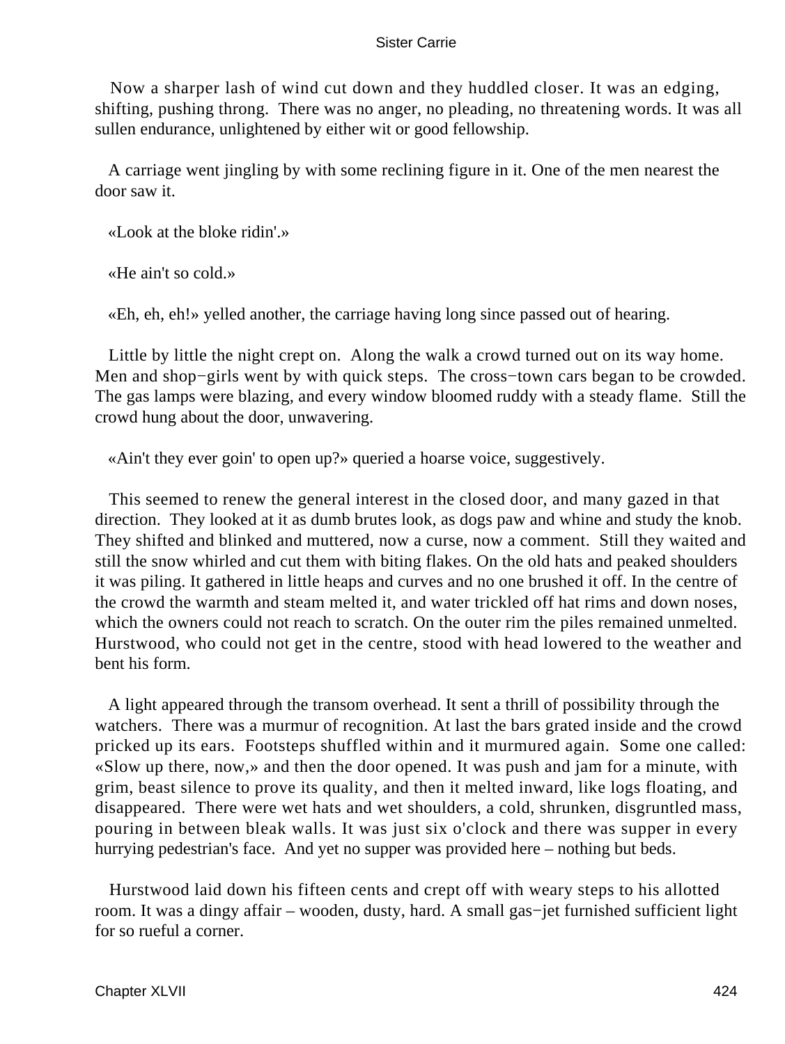Now a sharper lash of wind cut down and they huddled closer. It was an edging, shifting, pushing throng. There was no anger, no pleading, no threatening words. It was all sullen endurance, unlightened by either wit or good fellowship.

A carriage went jingling by with some reclining figure in it. One of the men nearest the door saw it.

«Look at the bloke ridin'.»

«He ain't so cold.»

«Eh, eh, eh!» yelled another, the carriage having long since passed out of hearing.

Little by little the night crept on. Along the walk a crowd turned out on its way home. Men and shop−girls went by with quick steps. The cross−town cars began to be crowded. The gas lamps were blazing, and every window bloomed ruddy with a steady flame. Still the crowd hung about the door, unwavering.

«Ain't they ever goin' to open up?» queried a hoarse voice, suggestively.

This seemed to renew the general interest in the closed door, and many gazed in that direction. They looked at it as dumb brutes look, as dogs paw and whine and study the knob. They shifted and blinked and muttered, now a curse, now a comment. Still they waited and still the snow whirled and cut them with biting flakes. On the old hats and peaked shoulders it was piling. It gathered in little heaps and curves and no one brushed it off. In the centre of the crowd the warmth and steam melted it, and water trickled off hat rims and down noses, which the owners could not reach to scratch. On the outer rim the piles remained unmelted. Hurstwood, who could not get in the centre, stood with head lowered to the weather and bent his form.

A light appeared through the transom overhead. It sent a thrill of possibility through the watchers. There was a murmur of recognition. At last the bars grated inside and the crowd pricked up its ears. Footsteps shuffled within and it murmured again. Some one called: «Slow up there, now,» and then the door opened. It was push and jam for a minute, with grim, beast silence to prove its quality, and then it melted inward, like logs floating, and disappeared. There were wet hats and wet shoulders, a cold, shrunken, disgruntled mass, pouring in between bleak walls. It was just six o'clock and there was supper in every hurrying pedestrian's face. And yet no supper was provided here – nothing but beds.

Hurstwood laid down his fifteen cents and crept off with weary steps to his allotted room. It was a dingy affair – wooden, dusty, hard. A small gas−jet furnished sufficient light for so rueful a corner.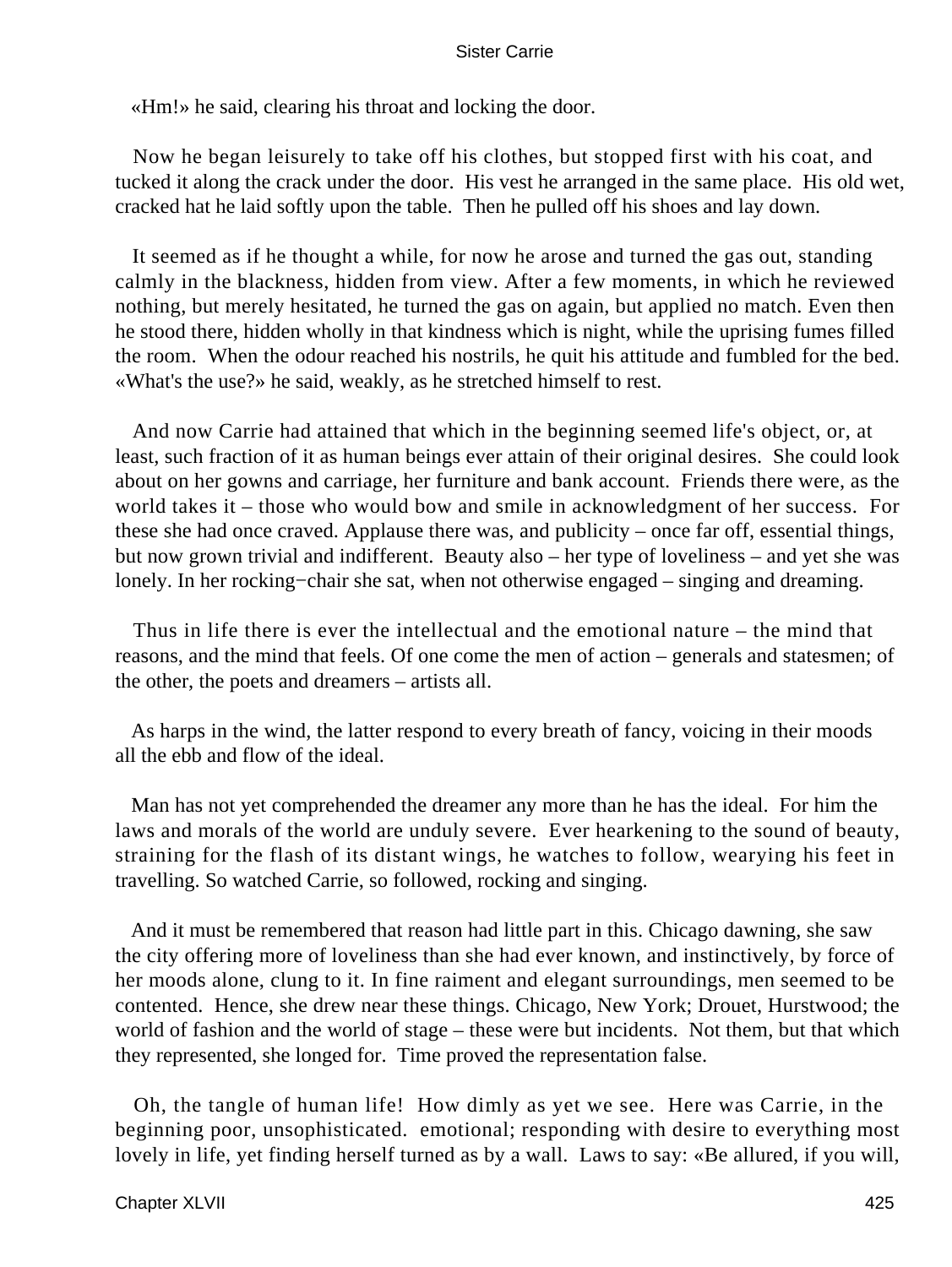«Hm!» he said, clearing his throat and locking the door.

Now he began leisurely to take off his clothes, but stopped first with his coat, and tucked it along the crack under the door. His vest he arranged in the same place. His old wet, cracked hat he laid softly upon the table. Then he pulled off his shoes and lay down.

It seemed as if he thought a while, for now he arose and turned the gas out, standing calmly in the blackness, hidden from view. After a few moments, in which he reviewed nothing, but merely hesitated, he turned the gas on again, but applied no match. Even then he stood there, hidden wholly in that kindness which is night, while the uprising fumes filled the room. When the odour reached his nostrils, he quit his attitude and fumbled for the bed. «What's the use?» he said, weakly, as he stretched himself to rest.

And now Carrie had attained that which in the beginning seemed life's object, or, at least, such fraction of it as human beings ever attain of their original desires. She could look about on her gowns and carriage, her furniture and bank account. Friends there were, as the world takes it – those who would bow and smile in acknowledgment of her success. For these she had once craved. Applause there was, and publicity – once far off, essential things, but now grown trivial and indifferent. Beauty also – her type of loveliness – and yet she was lonely. In her rocking−chair she sat, when not otherwise engaged – singing and dreaming.

Thus in life there is ever the intellectual and the emotional nature – the mind that reasons, and the mind that feels. Of one come the men of action – generals and statesmen; of the other, the poets and dreamers – artists all.

As harps in the wind, the latter respond to every breath of fancy, voicing in their moods all the ebb and flow of the ideal.

Man has not yet comprehended the dreamer any more than he has the ideal. For him the laws and morals of the world are unduly severe. Ever hearkening to the sound of beauty, straining for the flash of its distant wings, he watches to follow, wearying his feet in travelling. So watched Carrie, so followed, rocking and singing.

And it must be remembered that reason had little part in this. Chicago dawning, she saw the city offering more of loveliness than she had ever known, and instinctively, by force of her moods alone, clung to it. In fine raiment and elegant surroundings, men seemed to be contented. Hence, she drew near these things. Chicago, New York; Drouet, Hurstwood; the world of fashion and the world of stage – these were but incidents. Not them, but that which they represented, she longed for. Time proved the representation false.

Oh, the tangle of human life! How dimly as yet we see. Here was Carrie, in the beginning poor, unsophisticated. emotional; responding with desire to everything most lovely in life, yet finding herself turned as by a wall. Laws to say: «Be allured, if you will,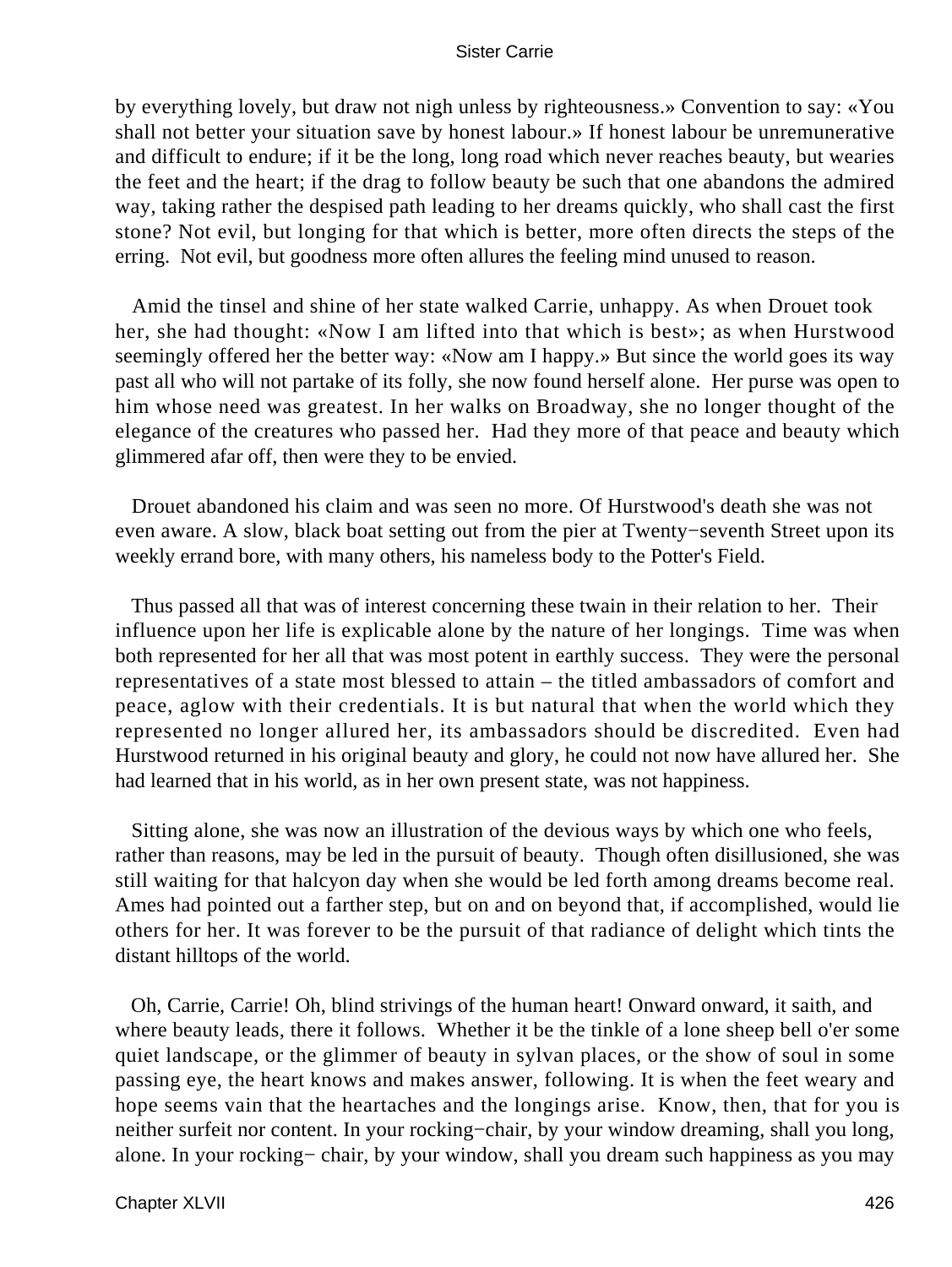by everything lovely, but draw not nigh unless by righteousness.» Convention to say: «You shall not better your situation save by honest labour.» If honest labour be unremunerative and difficult to endure; if it be the long, long road which never reaches beauty, but wearies the feet and the heart; if the drag to follow beauty be such that one abandons the admired way, taking rather the despised path leading to her dreams quickly, who shall cast the first stone? Not evil, but longing for that which is better, more often directs the steps of the erring. Not evil, but goodness more often allures the feeling mind unused to reason.

Amid the tinsel and shine of her state walked Carrie, unhappy. As when Drouet took her, she had thought: «Now I am lifted into that which is best»; as when Hurstwood seemingly offered her the better way: «Now am I happy.» But since the world goes its way past all who will not partake of its folly, she now found herself alone. Her purse was open to him whose need was greatest. In her walks on Broadway, she no longer thought of the elegance of the creatures who passed her. Had they more of that peace and beauty which glimmered afar off, then were they to be envied.

Drouet abandoned his claim and was seen no more. Of Hurstwood's death she was not even aware. A slow, black boat setting out from the pier at Twenty−seventh Street upon its weekly errand bore, with many others, his nameless body to the Potter's Field.

Thus passed all that was of interest concerning these twain in their relation to her. Their influence upon her life is explicable alone by the nature of her longings. Time was when both represented for her all that was most potent in earthly success. They were the personal representatives of a state most blessed to attain – the titled ambassadors of comfort and peace, aglow with their credentials. It is but natural that when the world which they represented no longer allured her, its ambassadors should be discredited. Even had Hurstwood returned in his original beauty and glory, he could not now have allured her. She had learned that in his world, as in her own present state, was not happiness.

Sitting alone, she was now an illustration of the devious ways by which one who feels, rather than reasons, may be led in the pursuit of beauty. Though often disillusioned, she was still waiting for that halcyon day when she would be led forth among dreams become real. Ames had pointed out a farther step, but on and on beyond that, if accomplished, would lie others for her. It was forever to be the pursuit of that radiance of delight which tints the distant hilltops of the world.

Oh, Carrie, Carrie! Oh, blind strivings of the human heart! Onward onward, it saith, and where beauty leads, there it follows. Whether it be the tinkle of a lone sheep bell o'er some quiet landscape, or the glimmer of beauty in sylvan places, or the show of soul in some passing eye, the heart knows and makes answer, following. It is when the feet weary and hope seems vain that the heartaches and the longings arise. Know, then, that for you is neither surfeit nor content. In your rocking−chair, by your window dreaming, shall you long, alone. In your rocking− chair, by your window, shall you dream such happiness as you may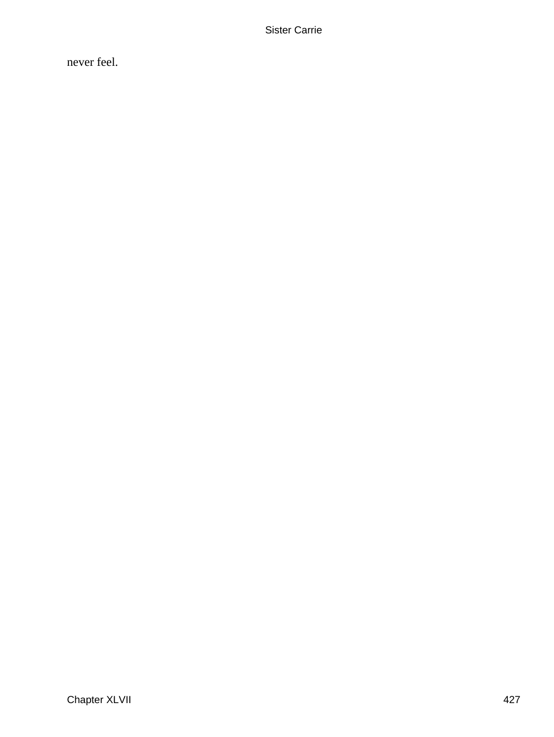never feel.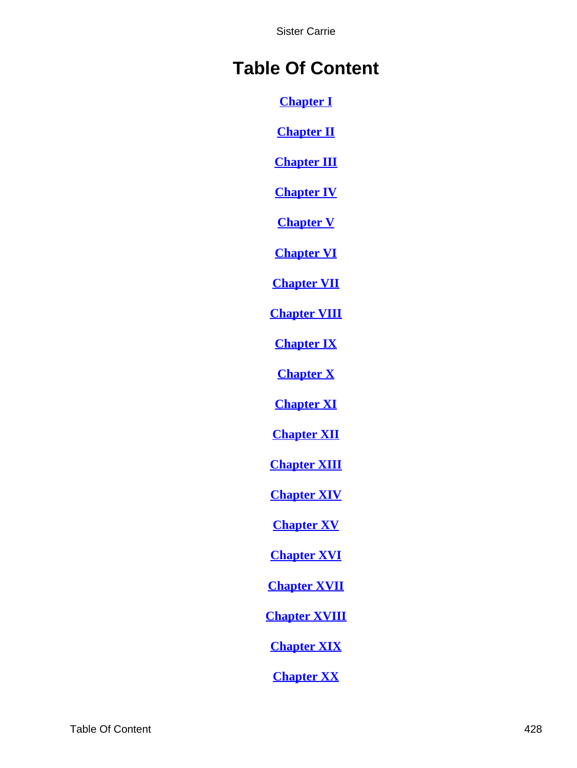# Table Of Content

[Chapter I]

[Chapter II]

[Chapter III]

[Chapter IV]

[Chapter V]

[Chapter VI]

[Chapter VII]

[Chapter VIII]

[Chapter IX]

[Chapter X]

[Chapter XI]

[Chapter XII]

[Chapter XIII]

[Chapter XIV]

[Chapter XV]

[Chapter XVI]

[Chapter XVII]

[Chapter XVIII]

[Chapter XIX]

[Chapter XX]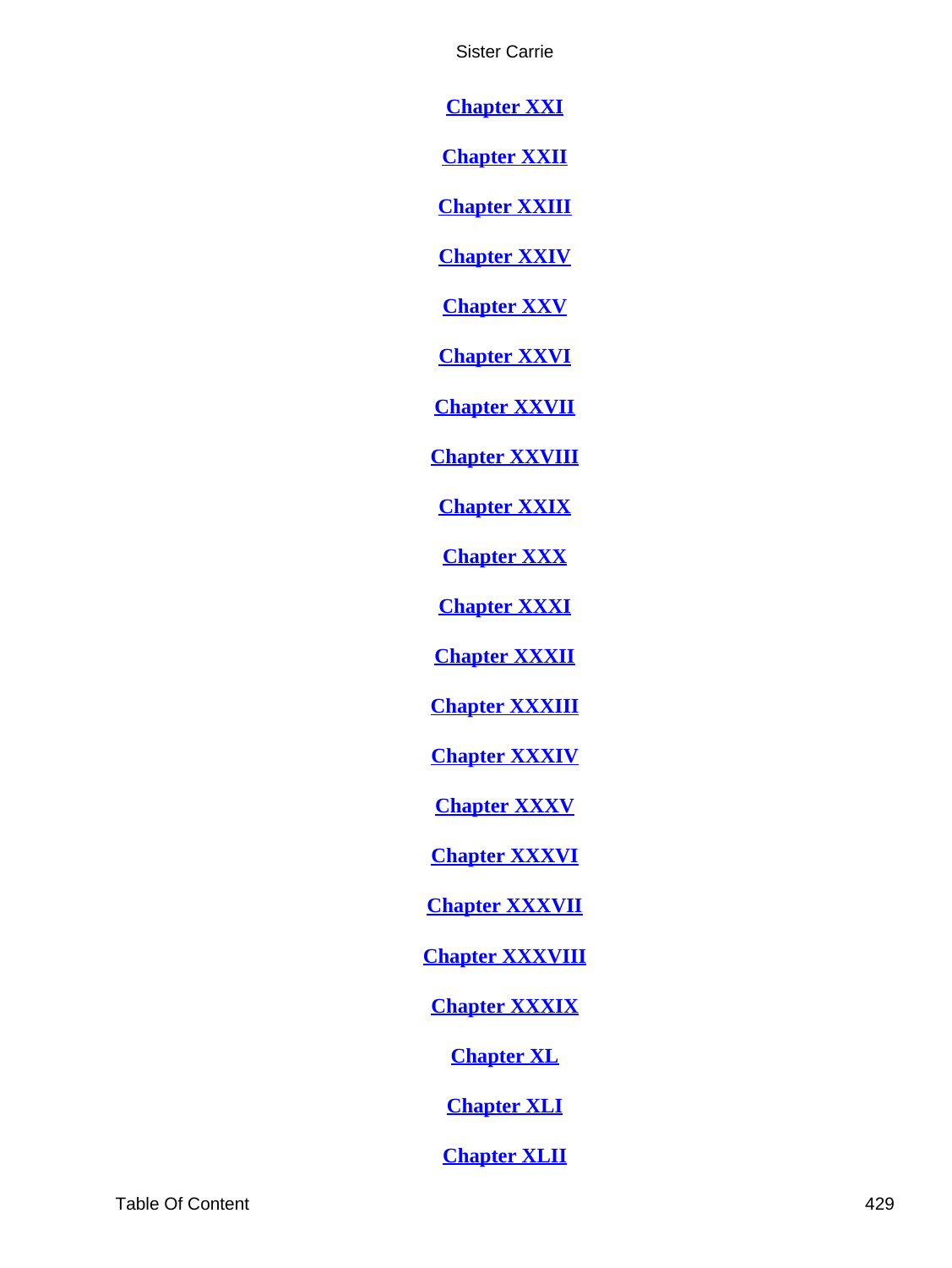[Chapter XXI]

[Chapter XXII]

[Chapter XXIII]

[Chapter XXIV]

[Chapter XXV]

[Chapter XXVI]

[Chapter XXVII]

[Chapter XXVIII]

[Chapter XXIX]

[Chapter XXX]

[Chapter XXXI]

[Chapter XXXII]

[Chapter XXXIII]

[Chapter XXXIV]

[Chapter XXXV]

[Chapter XXXVI]

[Chapter XXXVII]

[Chapter XXXVIII]

[Chapter XXXIX]

[Chapter XL]

[Chapter XLI]

[Chapter XLII]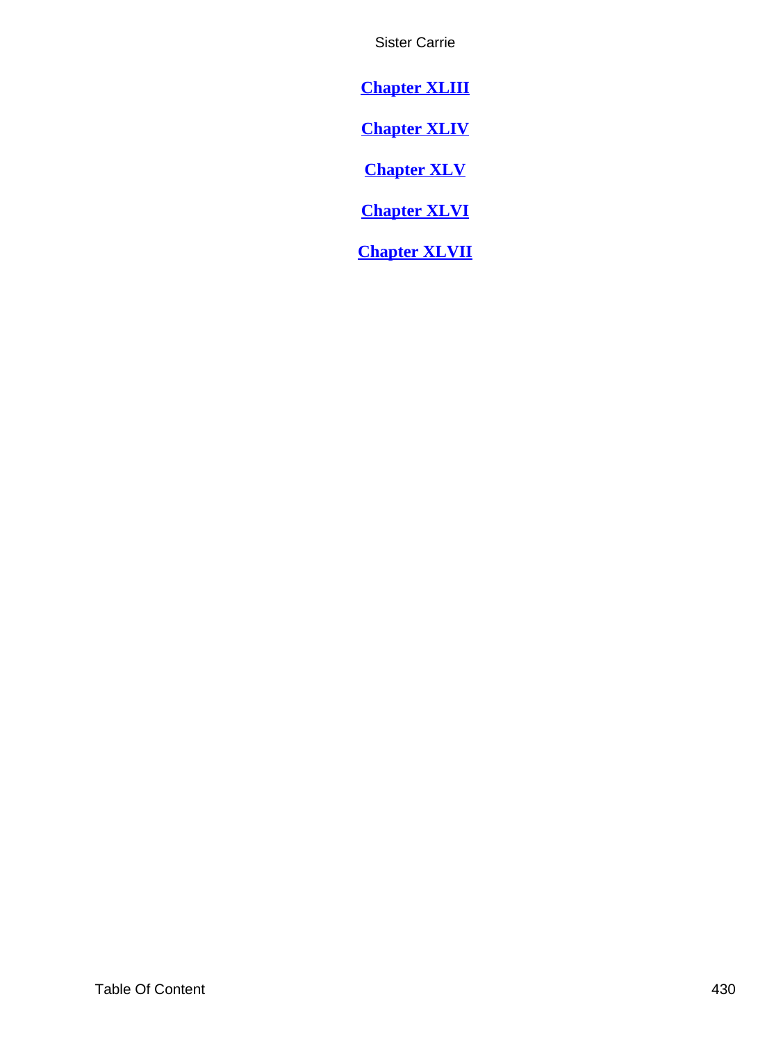**Chapter XLIII**

**Chapter XLIV**

**Chapter XLV**

**Chapter XLVI**

**Chapter XLVII**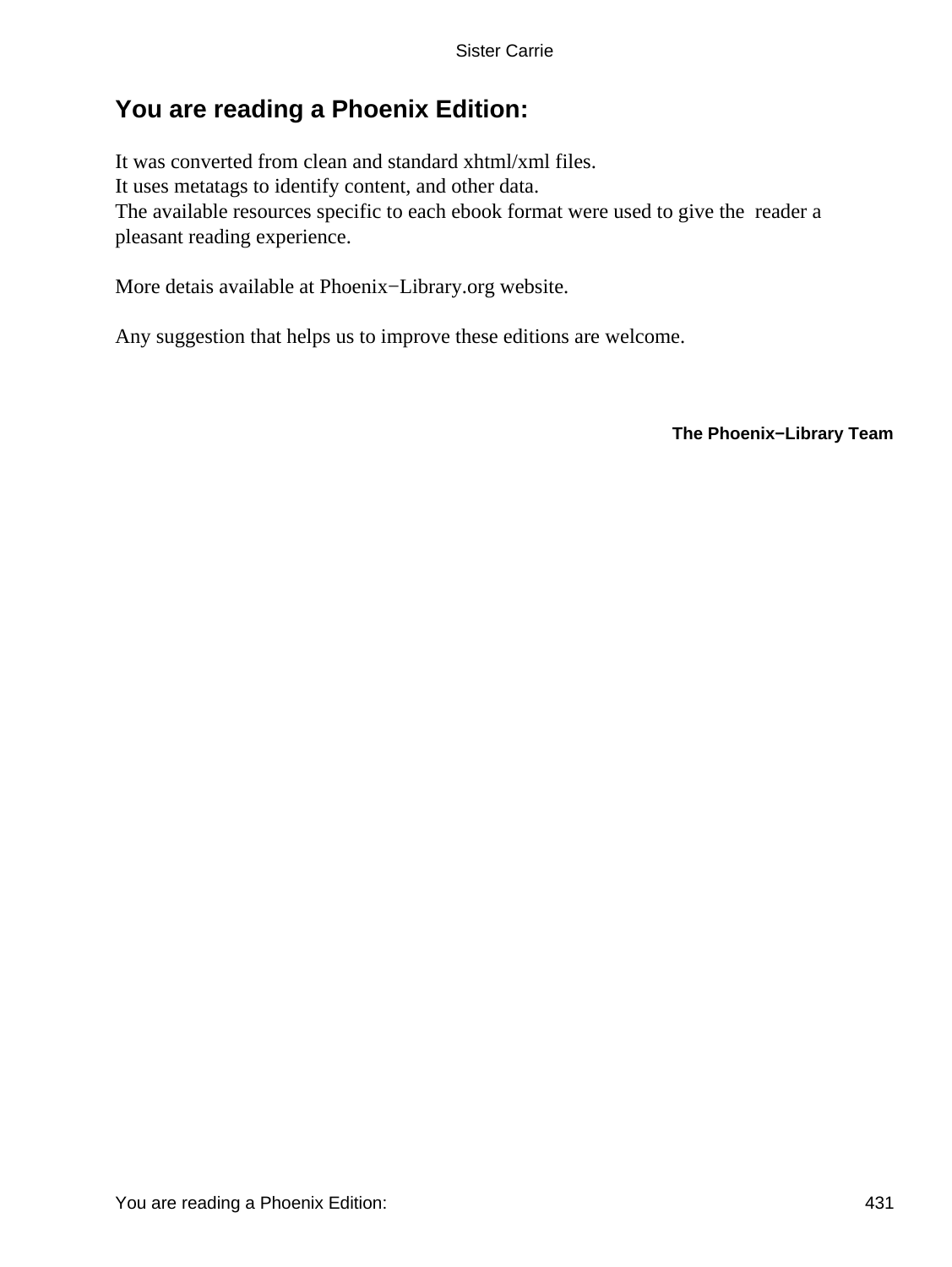# You are reading a Phoenix Edition:

It was converted from clean and standard xhtml/xml files.
It uses metatags to identify content, and other data.
The available resources specific to each ebook format were used to give the reader a pleasant reading experience.

More detais available at Phoenix−Library.org website.

Any suggestion that helps us to improve these editions are welcome.

**The Phoenix−Library Team**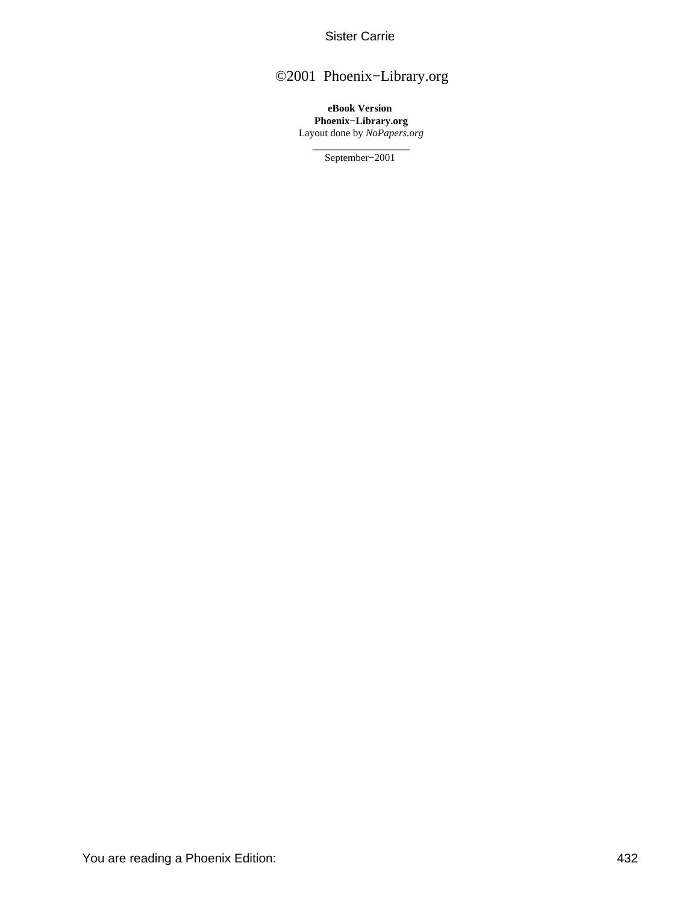©2001 Phoenix−Library.org

**eBook Version**
**Phoenix−Library.org**
Layout done by *NoPapers.org*

___________________

September−2001